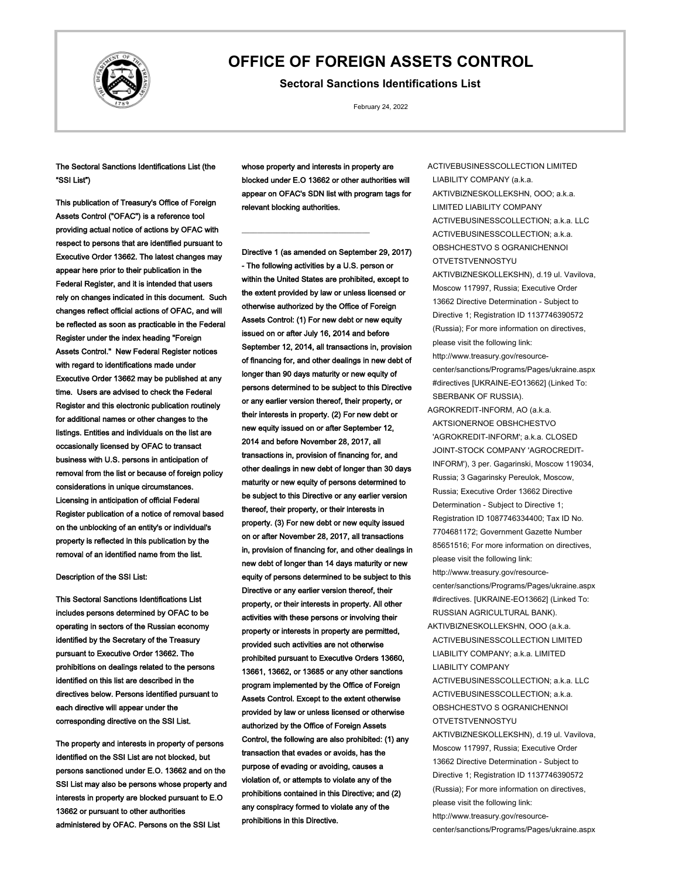# OFFICE OF FOREIGN ASSETS CONTROL

## Sectoral Sanctions Identifications List

February 24, 2022

**The Sectoral Sanctions Identifications List (the "SSI List")**

**This publication of Treasury's Office of Foreign Assets Control ("OFAC") is a reference tool providing actual notice of actions by OFAC with respect to persons that are identified pursuant to Executive Order 13662. The latest changes may appear here prior to their publication in the Federal Register, and it is intended that users rely on changes indicated in this document. Such changes reflect official actions of OFAC, and will be reflected as soon as practicable in the Federal Register under the index heading "Foreign Assets Control." New Federal Register notices with regard to identifications made under Executive Order 13662 may be published at any time. Users are advised to check the Federal Register and this electronic publication routinely for additional names or other changes to the listings. Entities and individuals on the list are occasionally licensed by OFAC to transact business with U.S. persons in anticipation of removal from the list or because of foreign policy considerations in unique circumstances. Licensing in anticipation of official Federal Register publication of a notice of removal based on the unblocking of an entity's or individual's property is reflected in this publication by the removal of an identified name from the list.**

**Description of the SSI List:**

**This Sectoral Sanctions Identifications List includes persons determined by OFAC to be operating in sectors of the Russian economy identified by the Secretary of the Treasury pursuant to Executive Order 13662. The prohibitions on dealings related to the persons identified on this list are described in the directives below. Persons identified pursuant to each directive will appear under the corresponding directive on the SSI List.**

**The property and interests in property of persons identified on the SSI List are not blocked, but persons sanctioned under E.O. 13662 and on the SSI List may also be persons whose property and interests in property are blocked pursuant to E.O 13662 or pursuant to other authorities administered by OFAC. Persons on the SSI List whose property and interests in property are blocked under E.O 13662 or other authorities will appear on OFAC's SDN list with program tags for relevant blocking authorities.**

---

**Directive 1 (as amended on September 29, 2017) - The following activities by a U.S. person or within the United States are prohibited, except to the extent provided by law or unless licensed or otherwise authorized by the Office of Foreign Assets Control: (1) For new debt or new equity issued on or after July 16, 2014 and before September 12, 2014, all transactions in, provision of financing for, and other dealings in new debt of longer than 90 days maturity or new equity of persons determined to be subject to this Directive or any earlier version thereof, their property, or their interests in property. (2) For new debt or new equity issued on or after September 12, 2014 and before November 28, 2017, all transactions in, provision of financing for, and other dealings in new debt of longer than 30 days maturity or new equity of persons determined to be subject to this Directive or any earlier version thereof, their property, or their interests in property. (3) For new debt or new equity issued on or after November 28, 2017, all transactions in, provision of financing for, and other dealings in new debt of longer than 14 days maturity or new equity of persons determined to be subject to this Directive or any earlier version thereof, their property, or their interests in property. All other activities with these persons or involving their property or interests in property are permitted, provided such activities are not otherwise prohibited pursuant to Executive Orders 13660, 13661, 13662, or 13685 or any other sanctions program implemented by the Office of Foreign Assets Control. Except to the extent otherwise provided by law or unless licensed or otherwise authorized by the Office of Foreign Assets Control, the following are also prohibited: (1) any transaction that evades or avoids, has the purpose of evading or avoiding, causes a violation of, or attempts to violate any of the prohibitions contained in this Directive; and (2) any conspiracy formed to violate any of the prohibitions in this Directive.**

ACTIVEBUSINESSCOLLECTION LIMITED LIABILITY COMPANY (a.k.a. AKTIVBIZNESKOLLEKSHN, OOO; a.k.a. LIMITED LIABILITY COMPANY ACTIVEBUSINESSCOLLECTION; a.k.a. LLC ACTIVEBUSINESSCOLLECTION; a.k.a. OBSHCHESTVO S OGRANICHENNOI OTVETSTVENNOSTYU AKTIVBIZNESKOLLEKSHN), d.19 ul. Vavilova, Moscow 117997, Russia; Executive Order 13662 Directive Determination - Subject to Directive 1; Registration ID 1137746390572 (Russia); For more information on directives, please visit the following link: http://www.treasury.gov/resource-center/sanctions/Programs/Pages/ukraine.aspx#directives [UKRAINE-EO13662] (Linked To: SBERBANK OF RUSSIA).

AGROKREDIT-INFORM, AO (a.k.a. AKTSIONERNOE OBSHCHESTVO 'AGROKREDIT-INFORM'; a.k.a. CLOSED JOINT-STOCK COMPANY 'AGROCREDIT-INFORM'), 3 per. Gagarinski, Moscow 119034, Russia; 3 Gagarinsky Pereulok, Moscow, Russia; Executive Order 13662 Directive Determination - Subject to Directive 1; Registration ID 1087746334400; Tax ID No. 7704681172; Government Gazette Number 85651516; For more information on directives, please visit the following link: http://www.treasury.gov/resource-center/sanctions/Programs/Pages/ukraine.aspx#directives. [UKRAINE-EO13662] (Linked To: RUSSIAN AGRICULTURAL BANK).

AKTIVBIZNESKOLLEKSHN, OOO (a.k.a. ACTIVEBUSINESSCOLLECTION LIMITED LIABILITY COMPANY; a.k.a. LIMITED LIABILITY COMPANY ACTIVEBUSINESSCOLLECTION; a.k.a. LLC ACTIVEBUSINESSCOLLECTION; a.k.a. OBSHCHESTVO S OGRANICHENNOI OTVETSTVENNOSTYU AKTIVBIZNESKOLLEKSHN), d.19 ul. Vavilova, Moscow 117997, Russia; Executive Order 13662 Directive Determination - Subject to Directive 1; Registration ID 1137746390572 (Russia); For more information on directives, please visit the following link: http://www.treasury.gov/resource-center/sanctions/Programs/Pages/ukraine.aspx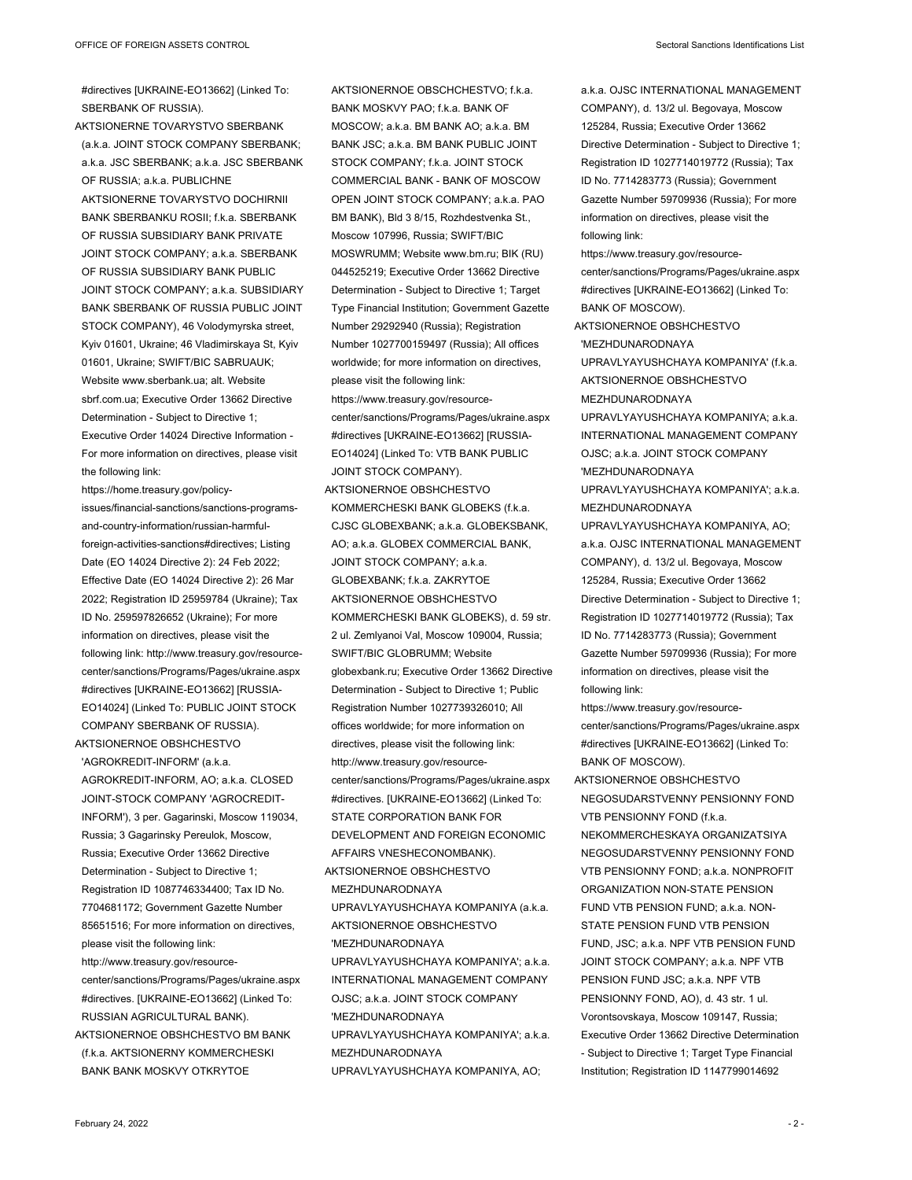#directives [UKRAINE-EO13662] (Linked To: SBERBANK OF RUSSIA).

AKTSIONERNE TOVARYSTVO SBERBANK (a.k.a. JOINT STOCK COMPANY SBERBANK; a.k.a. JSC SBERBANK; a.k.a. JSC SBERBANK OF RUSSIA; a.k.a. PUBLICHNE AKTSIONERNE TOVARYSTVO DOCHIRNII BANK SBERBANKU ROSII; f.k.a. SBERBANK OF RUSSIA SUBSIDIARY BANK PRIVATE JOINT STOCK COMPANY; a.k.a. SBERBANK OF RUSSIA SUBSIDIARY BANK PUBLIC JOINT STOCK COMPANY; a.k.a. SUBSIDIARY BANK SBERBANK OF RUSSIA PUBLIC JOINT STOCK COMPANY), 46 Volodymyrska street, Kyiv 01601, Ukraine; 46 Vladimirskaya St, Kyiv 01601, Ukraine; SWIFT/BIC SABRUAUK; Website www.sberbank.ua; alt. Website sbrf.com.ua; Executive Order 13662 Directive Determination - Subject to Directive 1; Executive Order 14024 Directive Information - For more information on directives, please visit the following link: https://home.treasury.gov/policy-issues/financial-sanctions/sanctions-programs-and-country-information/russian-harmful-foreign-activities-sanctions#directives; Listing Date (EO 14024 Directive 2): 24 Feb 2022; Effective Date (EO 14024 Directive 2): 26 Mar 2022; Registration ID 25959784 (Ukraine); Tax ID No. 259597826652 (Ukraine); For more information on directives, please visit the following link: http://www.treasury.gov/resource-center/sanctions/Programs/Pages/ukraine.aspx #directives [UKRAINE-EO13662] [RUSSIA-EO14024] (Linked To: PUBLIC JOINT STOCK COMPANY SBERBANK OF RUSSIA).

AKTSIONERNOE OBSHCHESTVO 'AGROKREDIT-INFORM' (a.k.a. AGROKREDIT-INFORM, AO; a.k.a. CLOSED JOINT-STOCK COMPANY 'AGROCREDIT-INFORM'), 3 per. Gagarinski, Moscow 119034, Russia; 3 Gagarinsky Pereulok, Moscow, Russia; Executive Order 13662 Directive Determination - Subject to Directive 1; Registration ID 1087746334400; Tax ID No. 7704681172; Government Gazette Number 85651516; For more information on directives, please visit the following link: http://www.treasury.gov/resource-center/sanctions/Programs/Pages/ukraine.aspx #directives. [UKRAINE-EO13662] (Linked To: RUSSIAN AGRICULTURAL BANK).

AKTSIONERNOE OBSHCHESTVO BM BANK (f.k.a. AKTSIONERNY KOMMERCHESKI BANK BANK MOSKVY OTKRYTOE AKTSIONERNOE OBSCHCHESTVO; f.k.a. BANK MOSKVY PAO; f.k.a. BANK OF MOSCOW; a.k.a. BM BANK AO; a.k.a. BM BANK JSC; a.k.a. BM BANK PUBLIC JOINT STOCK COMPANY; f.k.a. JOINT STOCK COMMERCIAL BANK - BANK OF MOSCOW OPEN JOINT STOCK COMPANY; a.k.a. PAO BM BANK), Bld 3 8/15, Rozhdestvenka St., Moscow 107996, Russia; SWIFT/BIC MOSWRUMM; Website www.bm.ru; BIK (RU) 044525219; Executive Order 13662 Directive Determination - Subject to Directive 1; Target Type Financial Institution; Government Gazette Number 29292940 (Russia); Registration Number 1027700159497 (Russia); All offices worldwide; for more information on directives, please visit the following link: https://www.treasury.gov/resource-center/sanctions/Programs/Pages/ukraine.aspx #directives [UKRAINE-EO13662] [RUSSIA-EO14024] (Linked To: VTB BANK PUBLIC JOINT STOCK COMPANY).

AKTSIONERNOE OBSHCHESTVO KOMMERCHESKI BANK GLOBEKS (f.k.a. CJSC GLOBEXBANK; a.k.a. GLOBEKSBANK, AO; a.k.a. GLOBEX COMMERCIAL BANK, JOINT STOCK COMPANY; a.k.a. GLOBEXBANK; f.k.a. ZAKRYTOE AKTSIONERNOE OBSHCHESTVO KOMMERCHESKI BANK GLOBEKS), d. 59 str. 2 ul. Zemlyanoi Val, Moscow 109004, Russia; SWIFT/BIC GLOBRUMM; Website globexbank.ru; Executive Order 13662 Directive Determination - Subject to Directive 1; Public Registration Number 1027739326010; All offices worldwide; for more information on directives, please visit the following link: http://www.treasury.gov/resource-center/sanctions/Programs/Pages/ukraine.aspx #directives. [UKRAINE-EO13662] (Linked To: STATE CORPORATION BANK FOR DEVELOPMENT AND FOREIGN ECONOMIC AFFAIRS VNESHECONOMBANK).

AKTSIONERNOE OBSHCHESTVO MEZHDUNARODNAYA UPRAVLYAYUSHCHAYA KOMPANIYA (a.k.a. AKTSIONERNOE OBSHCHESTVO 'MEZHDUNARODNAYA UPRAVLYAYUSHCHAYA KOMPANIYA'; a.k.a. INTERNATIONAL MANAGEMENT COMPANY OJSC; a.k.a. JOINT STOCK COMPANY 'MEZHDUNARODNAYA UPRAVLYAYUSHCHAYA KOMPANIYA'; a.k.a. MEZHDUNARODNAYA UPRAVLYAYUSHCHAYA KOMPANIYA, AO; a.k.a. OJSC INTERNATIONAL MANAGEMENT COMPANY), d. 13/2 ul. Begovaya, Moscow 125284, Russia; Executive Order 13662 Directive Determination - Subject to Directive 1; Registration ID 1027714019772 (Russia); Tax ID No. 7714283773 (Russia); Government Gazette Number 59709936 (Russia); For more information on directives, please visit the following link: https://www.treasury.gov/resource-center/sanctions/Programs/Pages/ukraine.aspx #directives [UKRAINE-EO13662] (Linked To: BANK OF MOSCOW).

AKTSIONERNOE OBSHCHESTVO 'MEZHDUNARODNAYA UPRAVLYAYUSHCHAYA KOMPANIYA' (f.k.a. AKTSIONERNOE OBSHCHESTVO MEZHDUNARODNAYA UPRAVLYAYUSHCHAYA KOMPANIYA; a.k.a. INTERNATIONAL MANAGEMENT COMPANY OJSC; a.k.a. JOINT STOCK COMPANY 'MEZHDUNARODNAYA UPRAVLYAYUSHCHAYA KOMPANIYA'; a.k.a. MEZHDUNARODNAYA UPRAVLYAYUSHCHAYA KOMPANIYA, AO; a.k.a. OJSC INTERNATIONAL MANAGEMENT COMPANY), d. 13/2 ul. Begovaya, Moscow 125284, Russia; Executive Order 13662 Directive Determination - Subject to Directive 1; Registration ID 1027714019772 (Russia); Tax ID No. 7714283773 (Russia); Government Gazette Number 59709936 (Russia); For more information on directives, please visit the following link: https://www.treasury.gov/resource-center/sanctions/Programs/Pages/ukraine.aspx #directives [UKRAINE-EO13662] (Linked To: BANK OF MOSCOW).

AKTSIONERNOE OBSHCHESTVO NEGOSUDARSTVENNY PENSIONNY FOND VTB PENSIONNY FOND (f.k.a. NEKOMMERCHESKAYA ORGANIZATSIYA NEGOSUDARSTVENNY PENSIONNY FOND VTB PENSIONNY FOND; a.k.a. NONPROFIT ORGANIZATION NON-STATE PENSION FUND VTB PENSION FUND; a.k.a. NON-STATE PENSION FUND VTB PENSION FUND, JSC; a.k.a. NPF VTB PENSION FUND JOINT STOCK COMPANY; a.k.a. NPF VTB PENSION FUND JSC; a.k.a. NPF VTB PENSIONNY FOND, AO), d. 43 str. 1 ul. Vorontsovskaya, Moscow 109147, Russia; Executive Order 13662 Directive Determination - Subject to Directive 1; Target Type Financial Institution; Registration ID 1147799014692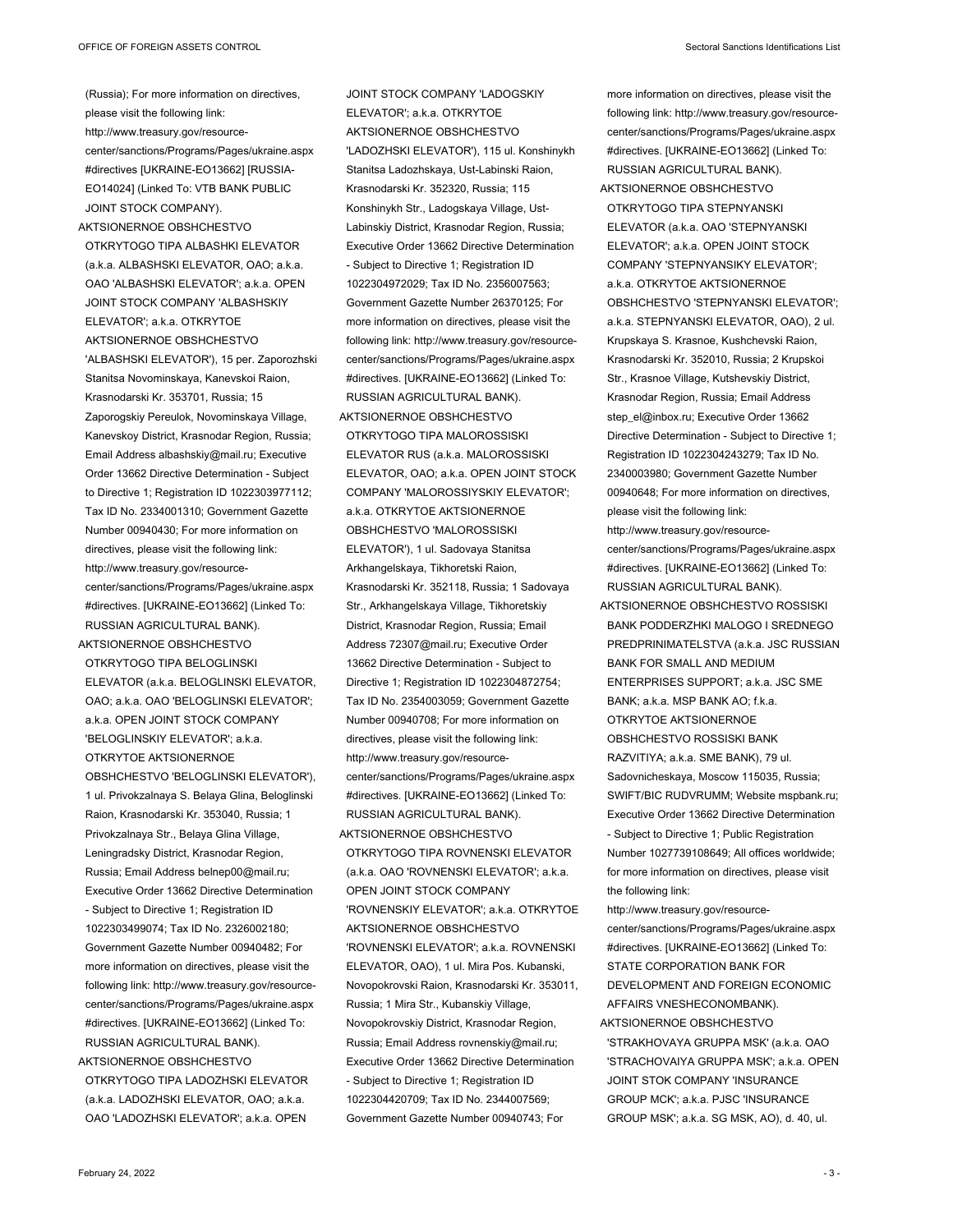(Russia); For more information on directives, please visit the following link: http://www.treasury.gov/resource-center/sanctions/Programs/Pages/ukraine.aspx#directives [UKRAINE-EO13662] [RUSSIA-EO14024] (Linked To: VTB BANK PUBLIC JOINT STOCK COMPANY).

AKTSIONERNOE OBSHCHESTVO OTKRYTOGO TIPA ALBASHKI ELEVATOR (a.k.a. ALBASHSKI ELEVATOR, OAO; a.k.a. OAO 'ALBASHSKI ELEVATOR'; a.k.a. OPEN JOINT STOCK COMPANY 'ALBASHSKIY ELEVATOR'; a.k.a. OTKRYTOE AKTSIONERNOE OBSHCHESTVO 'ALBASHSKI ELEVATOR'), 15 per. Zaporozhski Stanitsa Novominskaya, Kanevskoi Raion, Krasnodarski Kr. 353701, Russia; 15 Zaporogskiy Pereulok, Novominskaya Village, Kanevskoy District, Krasnodar Region, Russia; Email Address albashskiy@mail.ru; Executive Order 13662 Directive Determination - Subject to Directive 1; Registration ID 1022303977112; Tax ID No. 2334001310; Government Gazette Number 00940430; For more information on directives, please visit the following link: http://www.treasury.gov/resource-center/sanctions/Programs/Pages/ukraine.aspx#directives. [UKRAINE-EO13662] (Linked To: RUSSIAN AGRICULTURAL BANK).

AKTSIONERNOE OBSHCHESTVO OTKRYTOGO TIPA BELOGLINSKI ELEVATOR (a.k.a. BELOGLINSKI ELEVATOR, OAO; a.k.a. OAO 'BELOGLINSKI ELEVATOR'; a.k.a. OPEN JOINT STOCK COMPANY 'BELOGLINSKIY ELEVATOR'; a.k.a. OTKRYTOE AKTSIONERNOE OBSHCHESTVO 'BELOGLINSKI ELEVATOR'), 1 ul. Privokzalnaya S. Belaya Glina, Beloglinski Raion, Krasnodarski Kr. 353040, Russia; 1 Privokzalnaya Str., Belaya Glina Village, Leningradsky District, Krasnodar Region, Russia; Email Address belnep00@mail.ru; Executive Order 13662 Directive Determination - Subject to Directive 1; Registration ID 1022303499074; Tax ID No. 2326002180; Government Gazette Number 00940482; For more information on directives, please visit the following link: http://www.treasury.gov/resource-center/sanctions/Programs/Pages/ukraine.aspx#directives. [UKRAINE-EO13662] (Linked To: RUSSIAN AGRICULTURAL BANK).

AKTSIONERNOE OBSHCHESTVO OTKRYTOGO TIPA LADOZHSKI ELEVATOR (a.k.a. LADOZHSKI ELEVATOR, OAO; a.k.a. OAO 'LADOZHSKI ELEVATOR'; a.k.a. OPEN JOINT STOCK COMPANY 'LADOGSKIY ELEVATOR'; a.k.a. OTKRYTOE AKTSIONERNOE OBSHCHESTVO 'LADOZHSKI ELEVATOR'), 115 ul. Konshinykh Stanitsa Ladozhskaya, Ust-Labinski Raion, Krasnodarski Kr. 352320, Russia; 115 Konshinykh Str., Ladogskaya Village, Ust-Labinskiy District, Krasnodar Region, Russia; Executive Order 13662 Directive Determination - Subject to Directive 1; Registration ID 1022304972029; Tax ID No. 2356007563; Government Gazette Number 26370125; For more information on directives, please visit the following link: http://www.treasury.gov/resource-center/sanctions/Programs/Pages/ukraine.aspx#directives. [UKRAINE-EO13662] (Linked To: RUSSIAN AGRICULTURAL BANK).

AKTSIONERNOE OBSHCHESTVO OTKRYTOGO TIPA MALOROSSISKI ELEVATOR RUS (a.k.a. MALOROSSISKI ELEVATOR, OAO; a.k.a. OPEN JOINT STOCK COMPANY 'MALOROSSIYSKIY ELEVATOR'; a.k.a. OTKRYTOE AKTSIONERNOE OBSHCHESTVO 'MALOROSSISKI ELEVATOR'), 1 ul. Sadovaya Stanitsa Arkhangelskaya, Tikhoretski Raion, Krasnodarski Kr. 352118, Russia; 1 Sadovaya Str., Arkhangelskaya Village, Tikhoretskiy District, Krasnodar Region, Russia; Email Address 72307@mail.ru; Executive Order 13662 Directive Determination - Subject to Directive 1; Registration ID 1022304872754; Tax ID No. 2354003059; Government Gazette Number 00940708; For more information on directives, please visit the following link: http://www.treasury.gov/resource-center/sanctions/Programs/Pages/ukraine.aspx#directives. [UKRAINE-EO13662] (Linked To: RUSSIAN AGRICULTURAL BANK).

AKTSIONERNOE OBSHCHESTVO OTKRYTOGO TIPA ROVNENSKI ELEVATOR (a.k.a. OAO 'ROVNENSKI ELEVATOR'; a.k.a. OPEN JOINT STOCK COMPANY 'ROVNENSKIY ELEVATOR'; a.k.a. OTKRYTOE AKTSIONERNOE OBSHCHESTVO 'ROVNENSKI ELEVATOR'; a.k.a. ROVNENSKI ELEVATOR, OAO), 1 ul. Mira Pos. Kubanski, Novopokrovski Raion, Krasnodarski Kr. 353011, Russia; 1 Mira Str., Kubanskiy Village, Novopokrovskiy District, Krasnodar Region, Russia; Email Address rovnenskiy@mail.ru; Executive Order 13662 Directive Determination - Subject to Directive 1; Registration ID 1022304420709; Tax ID No. 2344007569; Government Gazette Number 00940743; For more information on directives, please visit the following link: http://www.treasury.gov/resource-center/sanctions/Programs/Pages/ukraine.aspx#directives. [UKRAINE-EO13662] (Linked To: RUSSIAN AGRICULTURAL BANK).

AKTSIONERNOE OBSHCHESTVO OTKRYTOGO TIPA STEPNYANSKI ELEVATOR (a.k.a. OAO 'STEPNYANSKI ELEVATOR'; a.k.a. OPEN JOINT STOCK COMPANY 'STEPNYANSIKY ELEVATOR'; a.k.a. OTKRYTOE AKTSIONERNOE OBSHCHESTVO 'STEPNYANSKI ELEVATOR'; a.k.a. STEPNYANSKI ELEVATOR, OAO), 2 ul. Krupskaya S. Krasnoe, Kushchevski Raion, Krasnodarski Kr. 352010, Russia; 2 Krupskoi Str., Krasnoe Village, Kutshevskiy District, Krasnodar Region, Russia; Email Address step_el@inbox.ru; Executive Order 13662 Directive Determination - Subject to Directive 1; Registration ID 1022304243279; Tax ID No. 2340003980; Government Gazette Number 00940648; For more information on directives, please visit the following link: http://www.treasury.gov/resource-center/sanctions/Programs/Pages/ukraine.aspx#directives. [UKRAINE-EO13662] (Linked To: RUSSIAN AGRICULTURAL BANK).

AKTSIONERNOE OBSHCHESTVO ROSSISKI BANK PODDERZHKI MALOGO I SREDNEGO PREDPRINIMATELSTVA (a.k.a. JSC RUSSIAN BANK FOR SMALL AND MEDIUM ENTERPRISES SUPPORT; a.k.a. JSC SME BANK; a.k.a. MSP BANK AO; f.k.a. OTKRYTOE AKTSIONERNOE OBSHCHESTVO ROSSISKI BANK RAZVITIYA; a.k.a. SME BANK), 79 ul. Sadovnicheskaya, Moscow 115035, Russia; SWIFT/BIC RUDVRUMM; Website mspbank.ru; Executive Order 13662 Directive Determination - Subject to Directive 1; Public Registration Number 1027739108649; All offices worldwide; for more information on directives, please visit the following link: http://www.treasury.gov/resource-center/sanctions/Programs/Pages/ukraine.aspx#directives. [UKRAINE-EO13662] (Linked To: STATE CORPORATION BANK FOR DEVELOPMENT AND FOREIGN ECONOMIC AFFAIRS VNESHECONOMBANK).

AKTSIONERNOE OBSHCHESTVO 'STRAKHOVAYA GRUPPA MSK' (a.k.a. OAO 'STRACHOVAIYA GRUPPA MSK'; a.k.a. OPEN JOINT STOK COMPANY 'INSURANCE GROUP MCK'; a.k.a. PJSC 'INSURANCE GROUP MSK'; a.k.a. SG MSK, AO), d. 40, ul.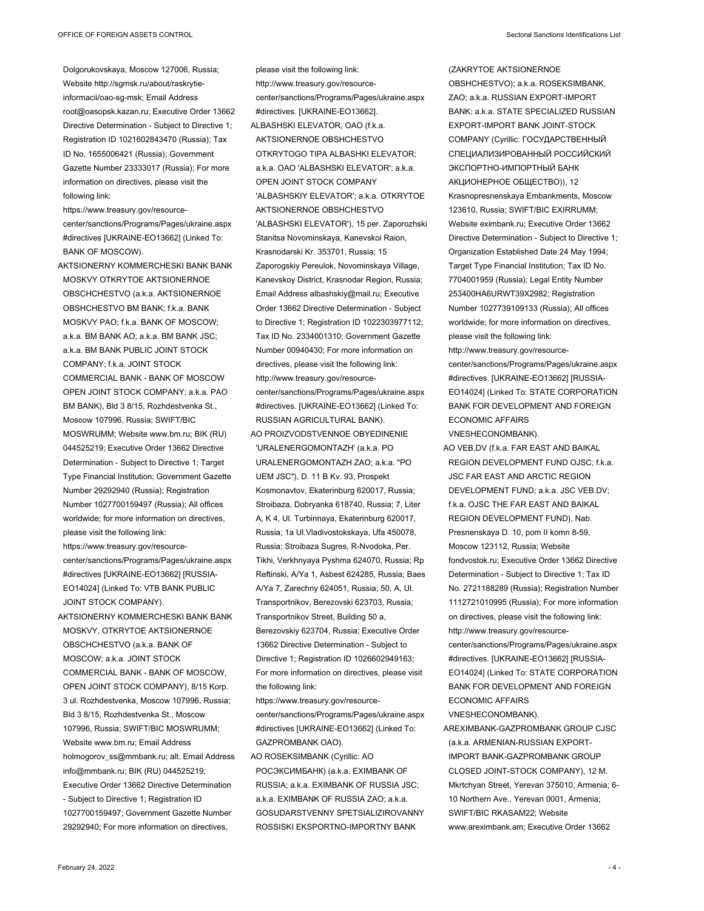Dolgorukovskaya, Moscow 127006, Russia; Website http://sgmsk.ru/about/raskrytie-informacii/oao-sg-msk; Email Address root@oasopsk.kazan.ru; Executive Order 13662 Directive Determination - Subject to Directive 1; Registration ID 1021602843470 (Russia); Tax ID No. 1655006421 (Russia); Government Gazette Number 23333017 (Russia); For more information on directives, please visit the following link: https://www.treasury.gov/resource-center/sanctions/Programs/Pages/ukraine.aspx#directives [UKRAINE-EO13662] (Linked To: BANK OF MOSCOW).

AKTSIONERNY KOMMERCHESKI BANK BANK MOSKVY OTKRYTOE AKTSIONERNOE OBSCHCHESTVO (a.k.a. AKTSIONERNOE OBSHCHESTVO BM BANK; f.k.a. BANK MOSKVY PAO; f.k.a. BANK OF MOSCOW; a.k.a. BM BANK AO; a.k.a. BM BANK JSC; a.k.a. BM BANK PUBLIC JOINT STOCK COMPANY; f.k.a. JOINT STOCK COMMERCIAL BANK - BANK OF MOSCOW OPEN JOINT STOCK COMPANY; a.k.a. PAO BM BANK), Bld 3 8/15, Rozhdestvenka St., Moscow 107996, Russia; SWIFT/BIC MOSWRUMM; Website www.bm.ru; BIK (RU) 044525219; Executive Order 13662 Directive Determination - Subject to Directive 1; Target Type Financial Institution; Government Gazette Number 29292940 (Russia); Registration Number 1027700159497 (Russia); All offices worldwide; for more information on directives, please visit the following link: https://www.treasury.gov/resource-center/sanctions/Programs/Pages/ukraine.aspx#directives [UKRAINE-EO13662] [RUSSIA-EO14024] (Linked To: VTB BANK PUBLIC JOINT STOCK COMPANY).

AKTSIONERNY KOMMERCHESKI BANK BANK MOSKVY, OTKRYTOE AKTSIONERNOE OBSCHCHESTVO (a.k.a. BANK OF MOSCOW; a.k.a. JOINT STOCK COMMERCIAL BANK - BANK OF MOSCOW, OPEN JOINT STOCK COMPANY), 8/15 Korp. 3 ul. Rozhdestvenka, Moscow 107996, Russia; Bld 3 8/15, Rozhdestvenka St., Moscow 107996, Russia; SWIFT/BIC MOSWRUMM; Website www.bm.ru; Email Address holmogorov_ss@mmbank.ru; alt. Email Address info@mmbank.ru; BIK (RU) 044525219; Executive Order 13662 Directive Determination - Subject to Directive 1; Registration ID 1027700159497; Government Gazette Number 29292940; For more information on directives, please visit the following link: http://www.treasury.gov/resource-center/sanctions/Programs/Pages/ukraine.aspx#directives. [UKRAINE-EO13662].

ALBASHSKI ELEVATOR, OAO (f.k.a. AKTSIONERNOE OBSHCHESTVO OTKRYTOGO TIPA ALBASHKI ELEVATOR; a.k.a. OAO 'ALBASHSKI ELEVATOR'; a.k.a. OPEN JOINT STOCK COMPANY 'ALBASHSKIY ELEVATOR'; a.k.a. OTKRYTOE AKTSIONERNOE OBSHCHESTVO 'ALBASHSKI ELEVATOR'), 15 per. Zaporozhski Stanitsa Novominskaya, Kanevskoi Raion, Krasnodarski Kr. 353701, Russia; 15 Zaporogskiy Pereulok, Novominskaya Village, Kanevskoy District, Krasnodar Region, Russia; Email Address albashskiy@mail.ru; Executive Order 13662 Directive Determination - Subject to Directive 1; Registration ID 1022303977112; Tax ID No. 2334001310; Government Gazette Number 00940430; For more information on directives, please visit the following link: http://www.treasury.gov/resource-center/sanctions/Programs/Pages/ukraine.aspx#directives. [UKRAINE-EO13662] (Linked To: RUSSIAN AGRICULTURAL BANK).

AO PROIZVODSTVENNOE OBYEDINENIE 'URALENERGOMONTAZH' (a.k.a. PO URALENERGOMONTAZH ZAO; a.k.a. "PO UEM JSC"), D. 11 B Kv. 93, Prospekt Kosmonavtov, Ekaterinburg 620017, Russia; Stroibaza, Dobryanka 618740, Russia; 7, Liter A, K 4, Ul. Turbinnaya, Ekaterinburg 620017, Russia; 1a Ul.Vladivostokskaya, Ufa 450078, Russia; Stroibaza Sugres, R-Nvodoka, Per. Tikhi, Verkhnyaya Pyshma 624070, Russia; Rp Reftinski, A/Ya 1, Asbest 624285, Russia; Baes A/Ya 7, Zarechny 624051, Russia; 50, A, Ul. Transportnikov, Berezovski 623703, Russia; Transportnikov Street, Building 50 a, Berezovskiy 623704, Russia; Executive Order 13662 Directive Determination - Subject to Directive 1; Registration ID 1026602949163; For more information on directives, please visit the following link: https://www.treasury.gov/resource-center/sanctions/Programs/Pages/ukraine.aspx#directives [UKRAINE-EO13662] (Linked To: GAZPROMBANK OAO).

AO ROSEKSIMBANK (Cyrillic: АО РОСЭКСИМБАНК) (a.k.a. EXIMBANK OF RUSSIA; a.k.a. EXIMBANK OF RUSSIA JSC; a.k.a. EXIMBANK OF RUSSIA ZAO; a.k.a. GOSUDARSTVENNY SPETSIALIZIROVANNY ROSSISKI EKSPORTNO-IMPORTNY BANK (ZAKRYTOE AKTSIONERNOE OBSHCHESTVO); a.k.a. ROSEKSIMBANK, ZAO; a.k.a. RUSSIAN EXPORT-IMPORT BANK; a.k.a. STATE SPECIALIZED RUSSIAN EXPORT-IMPORT BANK JOINT-STOCK COMPANY (Cyrillic: ГОСУДАРСТВЕННЫЙ СПЕЦИАЛИЗИРОВАННЫЙ РОССИЙСКИЙ ЭКСПОРТНО-ИМПОРТНЫЙ БАНК АКЦИОНЕРНОЕ ОБЩЕСТВО)), 12 Krasnopresnenskaya Embankments, Moscow 123610, Russia; SWIFT/BIC EXIRRUMM; Website eximbank.ru; Executive Order 13662 Directive Determination - Subject to Directive 1; Organization Established Date 24 May 1994; Target Type Financial Institution; Tax ID No. 7704001959 (Russia); Legal Entity Number 253400HA6URWT39X2982; Registration Number 1027739109133 (Russia); All offices worldwide; for more information on directives, please visit the following link: http://www.treasury.gov/resource-center/sanctions/Programs/Pages/ukraine.aspx#directives. [UKRAINE-EO13662] [RUSSIA-EO14024] (Linked To: STATE CORPORATION BANK FOR DEVELOPMENT AND FOREIGN ECONOMIC AFFAIRS VNESHECONOMBANK).

AO VEB.DV (f.k.a. FAR EAST AND BAIKAL REGION DEVELOPMENT FUND OJSC; f.k.a. JSC FAR EAST AND ARCTIC REGION DEVELOPMENT FUND; a.k.a. JSC VEB.DV; f.k.a. OJSC THE FAR EAST AND BAIKAL REGION DEVELOPMENT FUND), Nab. Presnenskaya D. 10, pom II komn 8-59, Moscow 123112, Russia; Website fondvostok.ru; Executive Order 13662 Directive Determination - Subject to Directive 1; Tax ID No. 2721188289 (Russia); Registration Number 1112721010995 (Russia); For more information on directives, please visit the following link: http://www.treasury.gov/resource-center/sanctions/Programs/Pages/ukraine.aspx#directives. [UKRAINE-EO13662] [RUSSIA-EO14024] (Linked To: STATE CORPORATION BANK FOR DEVELOPMENT AND FOREIGN ECONOMIC AFFAIRS VNESHECONOMBANK).

AREXIMBANK-GAZPROMBANK GROUP CJSC (a.k.a. ARMENIAN-RUSSIAN EXPORT-IMPORT BANK-GAZPROMBANK GROUP CLOSED JOINT-STOCK COMPANY), 12 M. Mkrtchyan Street, Yerevan 375010, Armenia; 6-10 Northern Ave., Yerevan 0001, Armenia; SWIFT/BIC RKASAM22; Website www.areximbank.am; Executive Order 13662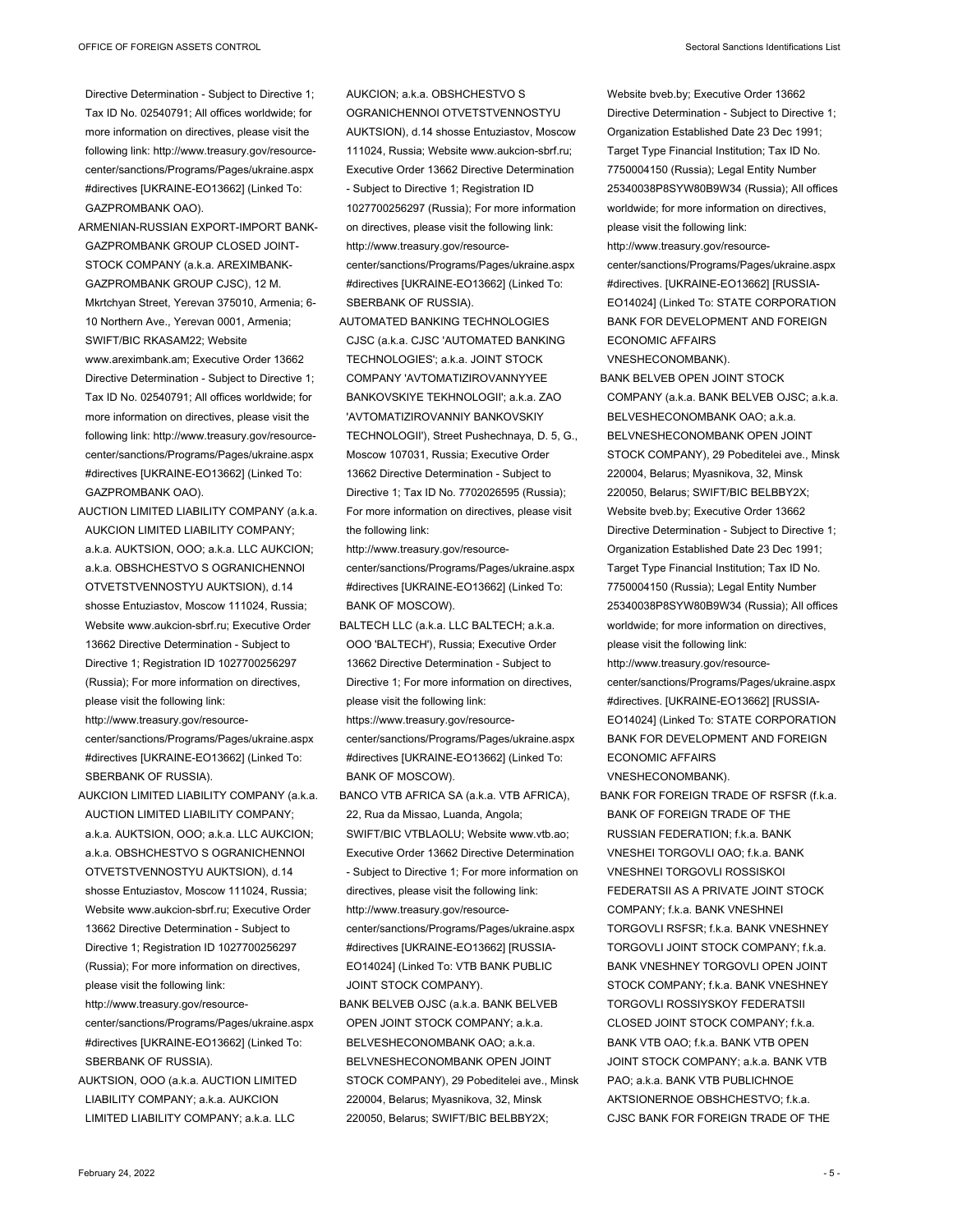Directive Determination - Subject to Directive 1; Tax ID No. 02540791; All offices worldwide; for more information on directives, please visit the following link: http://www.treasury.gov/resource-center/sanctions/Programs/Pages/ukraine.aspx #directives [UKRAINE-EO13662] (Linked To: GAZPROMBANK OAO).

ARMENIAN-RUSSIAN EXPORT-IMPORT BANK-GAZPROMBANK GROUP CLOSED JOINT-STOCK COMPANY (a.k.a. AREXIMBANK-GAZPROMBANK GROUP CJSC), 12 M. Mkrtchyan Street, Yerevan 375010, Armenia; 6-10 Northern Ave., Yerevan 0001, Armenia; SWIFT/BIC RKASAM22; Website www.areximbank.am; Executive Order 13662 Directive Determination - Subject to Directive 1; Tax ID No. 02540791; All offices worldwide; for more information on directives, please visit the following link: http://www.treasury.gov/resource-center/sanctions/Programs/Pages/ukraine.aspx #directives [UKRAINE-EO13662] (Linked To: GAZPROMBANK OAO).

AUCTION LIMITED LIABILITY COMPANY (a.k.a. AUKCION LIMITED LIABILITY COMPANY; a.k.a. AUKTSION, OOO; a.k.a. LLC AUKCION; a.k.a. OBSHCHESTVO S OGRANICHENNOI OTVETSTVENNOSTYU AUKTSION), d.14 shosse Entuziastov, Moscow 111024, Russia; Website www.aukcion-sbrf.ru; Executive Order 13662 Directive Determination - Subject to Directive 1; Registration ID 1027700256297 (Russia); For more information on directives, please visit the following link: http://www.treasury.gov/resource-center/sanctions/Programs/Pages/ukraine.aspx #directives [UKRAINE-EO13662] (Linked To: SBERBANK OF RUSSIA).

AUKCION LIMITED LIABILITY COMPANY (a.k.a. AUCTION LIMITED LIABILITY COMPANY; a.k.a. AUKTSION, OOO; a.k.a. LLC AUKCION; a.k.a. OBSHCHESTVO S OGRANICHENNOI OTVETSTVENNOSTYU AUKTSION), d.14 shosse Entuziastov, Moscow 111024, Russia; Website www.aukcion-sbrf.ru; Executive Order 13662 Directive Determination - Subject to Directive 1; Registration ID 1027700256297 (Russia); For more information on directives, please visit the following link: http://www.treasury.gov/resource-center/sanctions/Programs/Pages/ukraine.aspx #directives [UKRAINE-EO13662] (Linked To: SBERBANK OF RUSSIA).

AUKTSION, OOO (a.k.a. AUCTION LIMITED LIABILITY COMPANY; a.k.a. AUKCION LIMITED LIABILITY COMPANY; a.k.a. LLC AUKCION; a.k.a. OBSHCHESTVO S OGRANICHENNOI OTVETSTVENNOSTYU AUKTSION), d.14 shosse Entuziastov, Moscow 111024, Russia; Website www.aukcion-sbrf.ru; Executive Order 13662 Directive Determination - Subject to Directive 1; Registration ID 1027700256297 (Russia); For more information on directives, please visit the following link: http://www.treasury.gov/resource-center/sanctions/Programs/Pages/ukraine.aspx #directives [UKRAINE-EO13662] (Linked To: SBERBANK OF RUSSIA).

AUTOMATED BANKING TECHNOLOGIES CJSC (a.k.a. CJSC 'AUTOMATED BANKING TECHNOLOGIES'; a.k.a. JOINT STOCK COMPANY 'AVTOMATIZIROVANNYYEE BANKOVSKIYE TEKHNOLOGII'; a.k.a. ZAO 'AVTOMATIZIROVANNIY BANKOVSKIY TECHNOLOGII'), Street Pushechnaya, D. 5, G., Moscow 107031, Russia; Executive Order 13662 Directive Determination - Subject to Directive 1; Tax ID No. 7702026595 (Russia); For more information on directives, please visit the following link: http://www.treasury.gov/resource-center/sanctions/Programs/Pages/ukraine.aspx #directives [UKRAINE-EO13662] (Linked To: BANK OF MOSCOW).

BALTECH LLC (a.k.a. LLC BALTECH; a.k.a. OOO 'BALTECH'), Russia; Executive Order 13662 Directive Determination - Subject to Directive 1; For more information on directives, please visit the following link: https://www.treasury.gov/resource-center/sanctions/Programs/Pages/ukraine.aspx #directives [UKRAINE-EO13662] (Linked To: BANK OF MOSCOW).

BANCO VTB AFRICA SA (a.k.a. VTB AFRICA), 22, Rua da Missao, Luanda, Angola; SWIFT/BIC VTBLAOLU; Website www.vtb.ao; Executive Order 13662 Directive Determination - Subject to Directive 1; For more information on directives, please visit the following link: http://www.treasury.gov/resource-center/sanctions/Programs/Pages/ukraine.aspx #directives [UKRAINE-EO13662] [RUSSIA-EO14024] (Linked To: VTB BANK PUBLIC JOINT STOCK COMPANY).

BANK BELVEB OJSC (a.k.a. BANK BELVEB OPEN JOINT STOCK COMPANY; a.k.a. BELVESHECONOMBANK OAO; a.k.a. BELVNESHECONOMBANK OPEN JOINT STOCK COMPANY), 29 Pobeditelei ave., Minsk 220004, Belarus; Myasnikova, 32, Minsk 220050, Belarus; SWIFT/BIC BELBBY2X; Website bveb.by; Executive Order 13662 Directive Determination - Subject to Directive 1; Organization Established Date 23 Dec 1991; Target Type Financial Institution; Tax ID No. 7750004150 (Russia); Legal Entity Number 25340038P8SYW80B9W34 (Russia); All offices worldwide; for more information on directives, please visit the following link: http://www.treasury.gov/resource-center/sanctions/Programs/Pages/ukraine.aspx #directives. [UKRAINE-EO13662] [RUSSIA-EO14024] (Linked To: STATE CORPORATION BANK FOR DEVELOPMENT AND FOREIGN ECONOMIC AFFAIRS VNESHECONOMBANK).

BANK BELVEB OPEN JOINT STOCK COMPANY (a.k.a. BANK BELVEB OJSC; a.k.a. BELVESHECONOMBANK OAO; a.k.a. BELVNESHECONOMBANK OPEN JOINT STOCK COMPANY), 29 Pobeditelei ave., Minsk 220004, Belarus; Myasnikova, 32, Minsk 220050, Belarus; SWIFT/BIC BELBBY2X; Website bveb.by; Executive Order 13662 Directive Determination - Subject to Directive 1; Organization Established Date 23 Dec 1991; Target Type Financial Institution; Tax ID No. 7750004150 (Russia); Legal Entity Number 25340038P8SYW80B9W34 (Russia); All offices worldwide; for more information on directives, please visit the following link: http://www.treasury.gov/resource-center/sanctions/Programs/Pages/ukraine.aspx #directives. [UKRAINE-EO13662] [RUSSIA-EO14024] (Linked To: STATE CORPORATION BANK FOR DEVELOPMENT AND FOREIGN ECONOMIC AFFAIRS VNESHECONOMBANK).

BANK FOR FOREIGN TRADE OF RSFSR (f.k.a. BANK OF FOREIGN TRADE OF THE RUSSIAN FEDERATION; f.k.a. BANK VNESHEI TORGOVLI OAO; f.k.a. BANK VNESHNEI TORGOVLI ROSSISKOI FEDERATSII AS A PRIVATE JOINT STOCK COMPANY; f.k.a. BANK VNESHNEI TORGOVLI RSFSR; f.k.a. BANK VNESHNEY TORGOVLI JOINT STOCK COMPANY; f.k.a. BANK VNESHNEY TORGOVLI OPEN JOINT STOCK COMPANY; f.k.a. BANK VNESHNEY TORGOVLI ROSSIYSKOY FEDERATSII CLOSED JOINT STOCK COMPANY; f.k.a. BANK VTB OAO; f.k.a. BANK VTB OPEN JOINT STOCK COMPANY; a.k.a. BANK VTB PAO; a.k.a. BANK VTB PUBLICHNOE AKTSIONERNOE OBSHCHESTVO; f.k.a. CJSC BANK FOR FOREIGN TRADE OF THE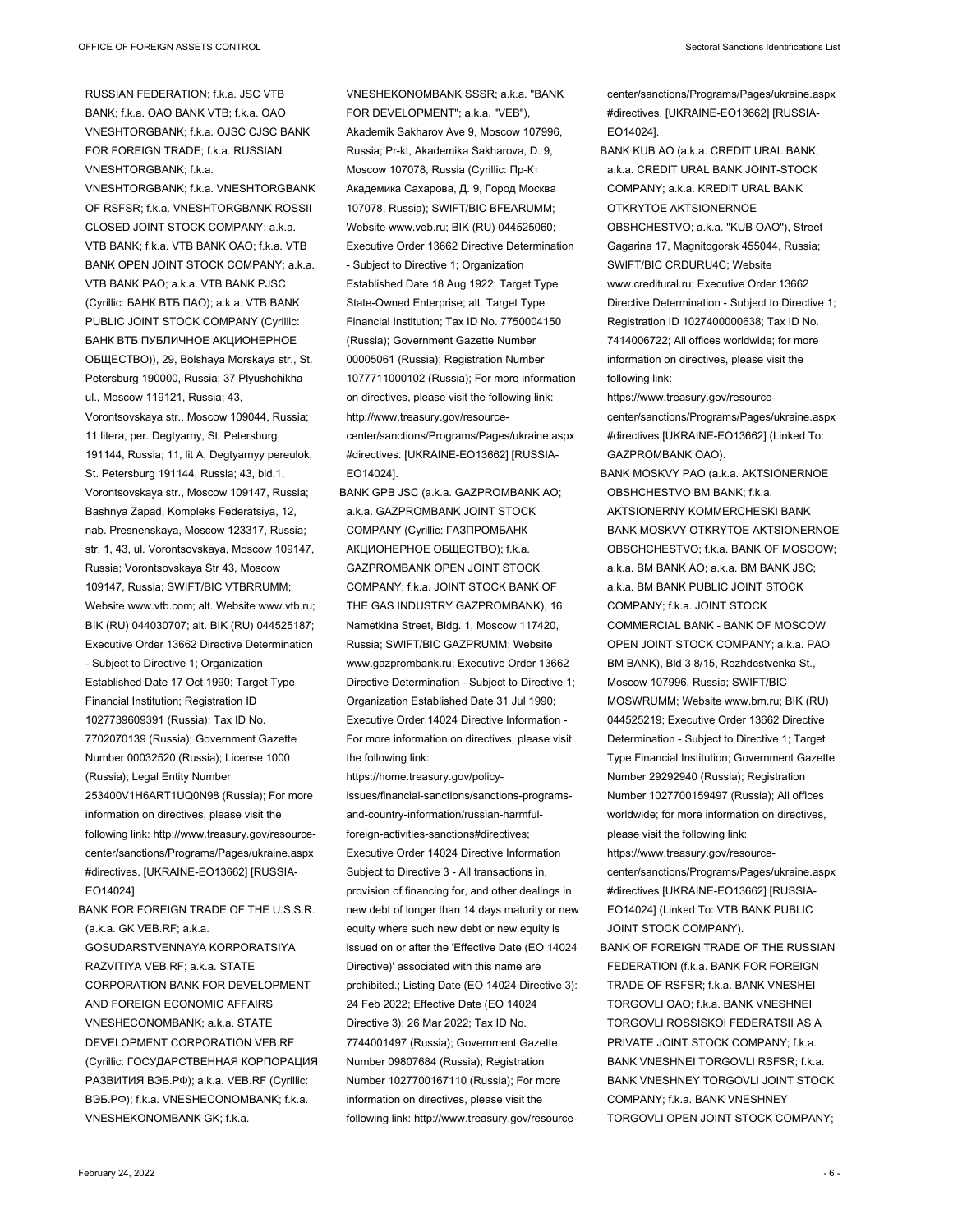RUSSIAN FEDERATION; f.k.a. JSC VTB BANK; f.k.a. OAO BANK VTB; f.k.a. OAO VNESHTORGBANK; f.k.a. OJSC CJSC BANK FOR FOREIGN TRADE; f.k.a. RUSSIAN VNESHTORGBANK; f.k.a. VNESHTORGBANK; f.k.a. VNESHTORGBANK OF RSFSR; f.k.a. VNESHTORGBANK ROSSII CLOSED JOINT STOCK COMPANY; a.k.a. VTB BANK; f.k.a. VTB BANK OAO; f.k.a. VTB BANK OPEN JOINT STOCK COMPANY; a.k.a. VTB BANK PAO; a.k.a. VTB BANK PJSC (Cyrillic: БАНК ВТБ ПАО); a.k.a. VTB BANK PUBLIC JOINT STOCK COMPANY (Cyrillic: БАНК ВТБ ПУБЛИЧНОЕ АКЦИОНЕРНОЕ ОБЩЕСТВО)), 29, Bolshaya Morskaya str., St. Petersburg 190000, Russia; 37 Plyushchikha ul., Moscow 119121, Russia; 43, Vorontsovskaya str., Moscow 109044, Russia; 11 litera, per. Degtyarny, St. Petersburg 191144, Russia; 11, lit A, Degtyarnyy pereulok, St. Petersburg 191144, Russia; 43, bld.1, Vorontsovskaya str., Moscow 109147, Russia; Bashnya Zapad, Kompleks Federatsiya, 12, nab. Presnenskaya, Moscow 123317, Russia; str. 1, 43, ul. Vorontsovskaya, Moscow 109147, Russia; Vorontsovskaya Str 43, Moscow 109147, Russia; SWIFT/BIC VTBRRUMM; Website www.vtb.com; alt. Website www.vtb.ru; BIK (RU) 044030707; alt. BIK (RU) 044525187; Executive Order 13662 Directive Determination - Subject to Directive 1; Organization Established Date 17 Oct 1990; Target Type Financial Institution; Registration ID 1027739609391 (Russia); Tax ID No. 7702070139 (Russia); Government Gazette Number 00032520 (Russia); License 1000 (Russia); Legal Entity Number 253400V1H6ART1UQ0N98 (Russia); For more information on directives, please visit the following link: http://www.treasury.gov/resource-center/sanctions/Programs/Pages/ukraine.aspx #directives. [UKRAINE-EO13662] [RUSSIA-EO14024].

BANK FOR FOREIGN TRADE OF THE U.S.S.R. (a.k.a. GK VEB.RF; a.k.a. GOSUDARSTVENNAYA KORPORATSIYA RAZVITIYA VEB.RF; a.k.a. STATE CORPORATION BANK FOR DEVELOPMENT AND FOREIGN ECONOMIC AFFAIRS VNESHECONOMBANK; a.k.a. STATE DEVELOPMENT CORPORATION VEB.RF (Cyrillic: ГОСУДАРСТВЕННАЯ КОРПОРАЦИЯ РАЗВИТИЯ ВЭБ.РФ); a.k.a. VEB.RF (Cyrillic: ВЭБ.РФ); f.k.a. VNESHECONOMBANK; f.k.a. VNESHEKONOMBANK GK; f.k.a. VNESHEKONOMBANK SSSR; a.k.a. "BANK FOR DEVELOPMENT"; a.k.a. "VEB"), Akademik Sakharov Ave 9, Moscow 107996, Russia; Pr-kt, Akademika Sakharova, D. 9, Moscow 107078, Russia (Cyrillic: Пр-Кт Академика Сахарова, Д. 9, Город Москва 107078, Russia); SWIFT/BIC BFEARUMM; Website www.veb.ru; BIK (RU) 044525060; Executive Order 13662 Directive Determination - Subject to Directive 1; Organization Established Date 18 Aug 1922; Target Type State-Owned Enterprise; alt. Target Type Financial Institution; Tax ID No. 7750004150 (Russia); Government Gazette Number 00005061 (Russia); Registration Number 1077711000102 (Russia); For more information on directives, please visit the following link: http://www.treasury.gov/resource-center/sanctions/Programs/Pages/ukraine.aspx #directives. [UKRAINE-EO13662] [RUSSIA-EO14024].

BANK GPB JSC (a.k.a. GAZPROMBANK AO; a.k.a. GAZPROMBANK JOINT STOCK COMPANY (Cyrillic: ГАЗПРОМБАНК АКЦИОНЕРНОЕ ОБЩЕСТВО); f.k.a. GAZPROMBANK OPEN JOINT STOCK COMPANY; f.k.a. JOINT STOCK BANK OF THE GAS INDUSTRY GAZPROMBANK), 16 Nametkina Street, Bldg. 1, Moscow 117420, Russia; SWIFT/BIC GAZPRUMM; Website www.gazprombank.ru; Executive Order 13662 Directive Determination - Subject to Directive 1; Organization Established Date 31 Jul 1990; Executive Order 14024 Directive Information - For more information on directives, please visit the following link: https://home.treasury.gov/policy-issues/financial-sanctions/sanctions-programs-and-country-information/russian-harmful-foreign-activities-sanctions#directives; Executive Order 14024 Directive Information Subject to Directive 3 - All transactions in, provision of financing for, and other dealings in new debt of longer than 14 days maturity or new equity where such new debt or new equity is issued on or after the 'Effective Date (EO 14024 Directive)' associated with this name are prohibited.; Listing Date (EO 14024 Directive 3): 24 Feb 2022; Effective Date (EO 14024 Directive 3): 26 Mar 2022; Tax ID No. 7744001497 (Russia); Government Gazette Number 09807684 (Russia); Registration Number 1027700167110 (Russia); For more information on directives, please visit the following link: http://www.treasury.gov/resource-center/sanctions/Programs/Pages/ukraine.aspx #directives. [UKRAINE-EO13662] [RUSSIA-EO14024].

BANK KUB AO (a.k.a. CREDIT URAL BANK; a.k.a. CREDIT URAL BANK JOINT-STOCK COMPANY; a.k.a. KREDIT URAL BANK OTKRYTOE AKTSIONERNOE OBSHCHESTVO; a.k.a. "KUB OAO"), Street Gagarina 17, Magnitogorsk 455044, Russia; SWIFT/BIC CRDURU4C; Website www.creditural.ru; Executive Order 13662 Directive Determination - Subject to Directive 1; Registration ID 1027400000638; Tax ID No. 7414006722; All offices worldwide; for more information on directives, please visit the following link: https://www.treasury.gov/resource-center/sanctions/Programs/Pages/ukraine.aspx #directives [UKRAINE-EO13662] (Linked To: GAZPROMBANK OAO).

BANK MOSKVY PAO (a.k.a. AKTSIONERNOE OBSHCHESTVO BM BANK; f.k.a. AKTSIONERNY KOMMERCHESKI BANK BANK MOSKVY OTKRYTOE AKTSIONERNOE OBSCHCHESTVO; f.k.a. BANK OF MOSCOW; a.k.a. BM BANK AO; a.k.a. BM BANK JSC; a.k.a. BM BANK PUBLIC JOINT STOCK COMPANY; f.k.a. JOINT STOCK COMMERCIAL BANK - BANK OF MOSCOW OPEN JOINT STOCK COMPANY; a.k.a. PAO BM BANK), Bld 3 8/15, Rozhdestvenka St., Moscow 107996, Russia; SWIFT/BIC MOSWRUMM; Website www.bm.ru; BIK (RU) 044525219; Executive Order 13662 Directive Determination - Subject to Directive 1; Target Type Financial Institution; Government Gazette Number 29292940 (Russia); Registration Number 1027700159497 (Russia); All offices worldwide; for more information on directives, please visit the following link: https://www.treasury.gov/resource-center/sanctions/Programs/Pages/ukraine.aspx #directives [UKRAINE-EO13662] [RUSSIA-EO14024] (Linked To: VTB BANK PUBLIC JOINT STOCK COMPANY).

BANK OF FOREIGN TRADE OF THE RUSSIAN FEDERATION (f.k.a. BANK FOR FOREIGN TRADE OF RSFSR; f.k.a. BANK VNESHEI TORGOVLI OAO; f.k.a. BANK VNESHNEI TORGOVLI ROSSISKOI FEDERATSII AS A PRIVATE JOINT STOCK COMPANY; f.k.a. BANK VNESHNEI TORGOVLI RSFSR; f.k.a. BANK VNESHNEY TORGOVLI JOINT STOCK COMPANY; f.k.a. BANK VNESHNEY TORGOVLI OPEN JOINT STOCK COMPANY;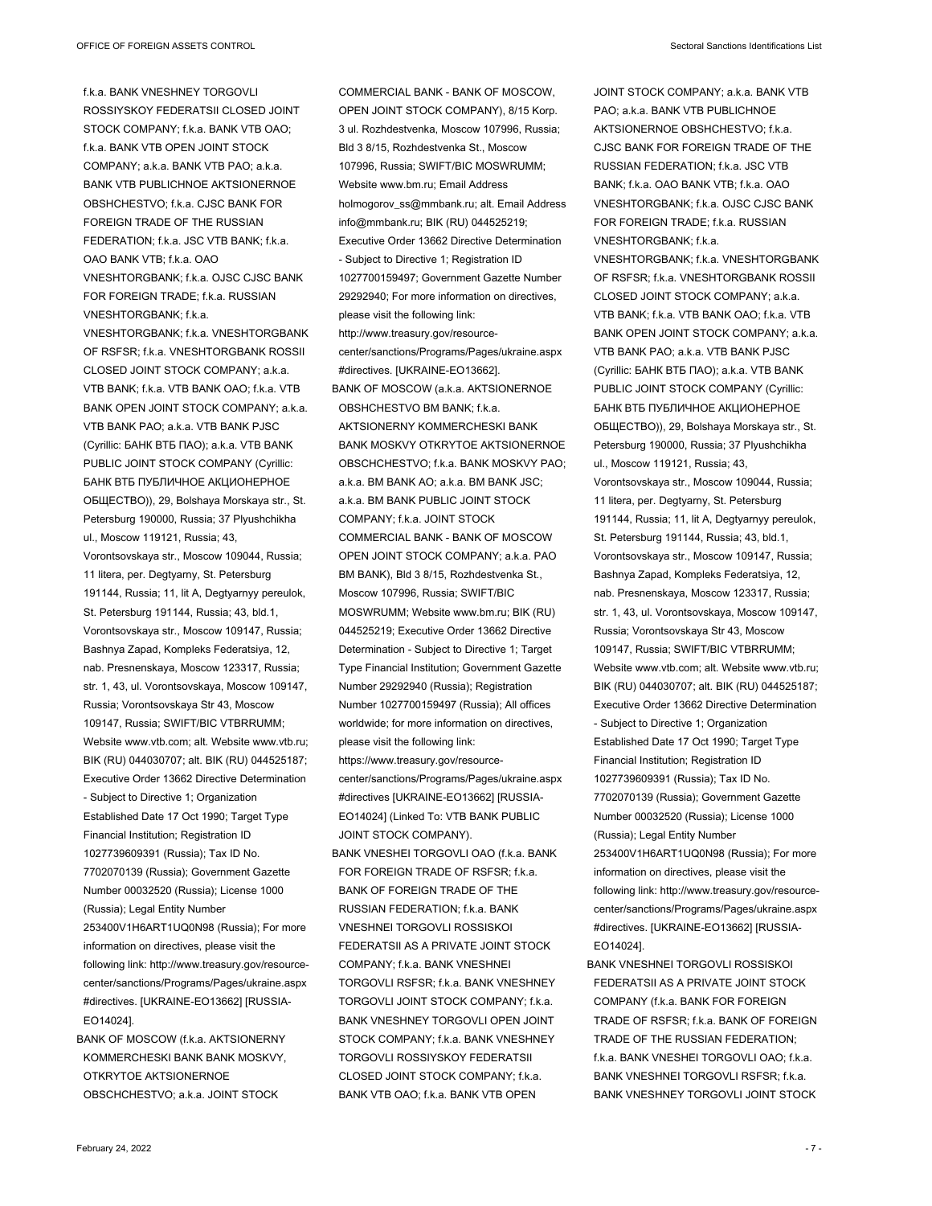f.k.a. BANK VNESHNEY TORGOVLI ROSSIYSKOY FEDERATSII CLOSED JOINT STOCK COMPANY; f.k.a. BANK VTB OAO; f.k.a. BANK VTB OPEN JOINT STOCK COMPANY; a.k.a. BANK VTB PAO; a.k.a. BANK VTB PUBLICHNOE AKTSIONERNOE OBSHCHESTVO; f.k.a. CJSC BANK FOR FOREIGN TRADE OF THE RUSSIAN FEDERATION; f.k.a. JSC VTB BANK; f.k.a. OAO BANK VTB; f.k.a. OAO VNESHTORGBANK; f.k.a. OJSC CJSC BANK FOR FOREIGN TRADE; f.k.a. RUSSIAN VNESHTORGBANK; f.k.a. VNESHTORGBANK; f.k.a. VNESHTORGBANK OF RSFSR; f.k.a. VNESHTORGBANK ROSSII CLOSED JOINT STOCK COMPANY; a.k.a. VTB BANK; f.k.a. VTB BANK OAO; f.k.a. VTB BANK OPEN JOINT STOCK COMPANY; a.k.a. VTB BANK PAO; a.k.a. VTB BANK PJSC (Cyrillic: БАНК ВТБ ПАО); a.k.a. VTB BANK PUBLIC JOINT STOCK COMPANY (Cyrillic: БАНК ВТБ ПУБЛИЧНОЕ АКЦИОНЕРНОЕ ОБЩЕСТВО)), 29, Bolshaya Morskaya str., St. Petersburg 190000, Russia; 37 Plyushchikha ul., Moscow 119121, Russia; 43, Vorontsovskaya str., Moscow 109044, Russia; 11 litera, per. Degtyarny, St. Petersburg 191144, Russia; 11, lit A, Degtyarnyy pereulok, St. Petersburg 191144, Russia; 43, bld.1, Vorontsovskaya str., Moscow 109147, Russia; Bashnya Zapad, Kompleks Federatsiya, 12, nab. Presnenskaya, Moscow 123317, Russia; str. 1, 43, ul. Vorontsovskaya, Moscow 109147, Russia; Vorontsovskaya Str 43, Moscow 109147, Russia; SWIFT/BIC VTBRRUMM; Website www.vtb.com; alt. Website www.vtb.ru; BIK (RU) 044030707; alt. BIK (RU) 044525187; Executive Order 13662 Directive Determination - Subject to Directive 1; Organization Established Date 17 Oct 1990; Target Type Financial Institution; Registration ID 1027739609391 (Russia); Tax ID No. 7702070139 (Russia); Government Gazette Number 00032520 (Russia); License 1000 (Russia); Legal Entity Number 253400V1H6ART1UQ0N98 (Russia); For more information on directives, please visit the following link: http://www.treasury.gov/resource-center/sanctions/Programs/Pages/ukraine.aspx#directives. [UKRAINE-EO13662] [RUSSIA-EO14024].

BANK OF MOSCOW (f.k.a. AKTSIONERNY KOMMERCHESKI BANK BANK MOSKVY, OTKRYTOE AKTSIONERNOE OBSCHCHESTVO; a.k.a. JOINT STOCK COMMERCIAL BANK - BANK OF MOSCOW, OPEN JOINT STOCK COMPANY), 8/15 Korp. 3 ul. Rozhdestvenka, Moscow 107996, Russia; Bld 3 8/15, Rozhdestvenka St., Moscow 107996, Russia; SWIFT/BIC MOSWRUMM; Website www.bm.ru; Email Address holmogorov_ss@mmbank.ru; alt. Email Address info@mmbank.ru; BIK (RU) 044525219; Executive Order 13662 Directive Determination - Subject to Directive 1; Registration ID 1027700159497; Government Gazette Number 29292940; For more information on directives, please visit the following link: http://www.treasury.gov/resource-center/sanctions/Programs/Pages/ukraine.aspx#directives. [UKRAINE-EO13662].

BANK OF MOSCOW (a.k.a. AKTSIONERNOE OBSHCHESTVO BM BANK; f.k.a. AKTSIONERNY KOMMERCHESKI BANK BANK MOSKVY OTKRYTOE AKTSIONERNOE OBSCHCHESTVO; f.k.a. BANK MOSKVY PAO; a.k.a. BM BANK AO; a.k.a. BM BANK JSC; a.k.a. BM BANK PUBLIC JOINT STOCK COMPANY; f.k.a. JOINT STOCK COMMERCIAL BANK - BANK OF MOSCOW OPEN JOINT STOCK COMPANY; a.k.a. PAO BM BANK), Bld 3 8/15, Rozhdestvenka St., Moscow 107996, Russia; SWIFT/BIC MOSWRUMM; Website www.bm.ru; BIK (RU) 044525219; Executive Order 13662 Directive Determination - Subject to Directive 1; Target Type Financial Institution; Government Gazette Number 29292940 (Russia); Registration Number 1027700159497 (Russia); All offices worldwide; for more information on directives, please visit the following link: https://www.treasury.gov/resource-center/sanctions/Programs/Pages/ukraine.aspx#directives [UKRAINE-EO13662] [RUSSIA-EO14024] (Linked To: VTB BANK PUBLIC JOINT STOCK COMPANY).

BANK VNESHEI TORGOVLI OAO (f.k.a. BANK FOR FOREIGN TRADE OF RSFSR; f.k.a. BANK OF FOREIGN TRADE OF THE RUSSIAN FEDERATION; f.k.a. BANK VNESHNEI TORGOVLI ROSSISKOI FEDERATSII AS A PRIVATE JOINT STOCK COMPANY; f.k.a. BANK VNESHNEI TORGOVLI RSFSR; f.k.a. BANK VNESHNEY TORGOVLI JOINT STOCK COMPANY; f.k.a. BANK VNESHNEY TORGOVLI OPEN JOINT STOCK COMPANY; f.k.a. BANK VNESHNEY TORGOVLI ROSSIYSKOY FEDERATSII CLOSED JOINT STOCK COMPANY; f.k.a. BANK VTB OAO; f.k.a. BANK VTB OPEN JOINT STOCK COMPANY; a.k.a. BANK VTB PAO; a.k.a. BANK VTB PUBLICHNOE AKTSIONERNOE OBSHCHESTVO; f.k.a. CJSC BANK FOR FOREIGN TRADE OF THE RUSSIAN FEDERATION; f.k.a. JSC VTB BANK; f.k.a. OAO BANK VTB; f.k.a. OAO VNESHTORGBANK; f.k.a. OJSC CJSC BANK FOR FOREIGN TRADE; f.k.a. RUSSIAN VNESHTORGBANK; f.k.a. VNESHTORGBANK; f.k.a. VNESHTORGBANK OF RSFSR; f.k.a. VNESHTORGBANK ROSSII CLOSED JOINT STOCK COMPANY; a.k.a. VTB BANK; f.k.a. VTB BANK OAO; f.k.a. VTB BANK OPEN JOINT STOCK COMPANY; a.k.a. VTB BANK PAO; a.k.a. VTB BANK PJSC (Cyrillic: БАНК ВТБ ПАО); a.k.a. VTB BANK PUBLIC JOINT STOCK COMPANY (Cyrillic: БАНК ВТБ ПУБЛИЧНОЕ АКЦИОНЕРНОЕ ОБЩЕСТВО)), 29, Bolshaya Morskaya str., St. Petersburg 190000, Russia; 37 Plyushchikha ul., Moscow 119121, Russia; 43, Vorontsovskaya str., Moscow 109044, Russia; 11 litera, per. Degtyarny, St. Petersburg 191144, Russia; 11, lit A, Degtyarnyy pereulok, St. Petersburg 191144, Russia; 43, bld.1, Vorontsovskaya str., Moscow 109147, Russia; Bashnya Zapad, Kompleks Federatsiya, 12, nab. Presnenskaya, Moscow 123317, Russia; str. 1, 43, ul. Vorontsovskaya, Moscow 109147, Russia; Vorontsovskaya Str 43, Moscow 109147, Russia; SWIFT/BIC VTBRRUMM; Website www.vtb.com; alt. Website www.vtb.ru; BIK (RU) 044030707; alt. BIK (RU) 044525187; Executive Order 13662 Directive Determination - Subject to Directive 1; Organization Established Date 17 Oct 1990; Target Type Financial Institution; Registration ID 1027739609391 (Russia); Tax ID No. 7702070139 (Russia); Government Gazette Number 00032520 (Russia); License 1000 (Russia); Legal Entity Number 253400V1H6ART1UQ0N98 (Russia); For more information on directives, please visit the following link: http://www.treasury.gov/resource-center/sanctions/Programs/Pages/ukraine.aspx#directives. [UKRAINE-EO13662] [RUSSIA-EO14024].

BANK VNESHNEI TORGOVLI ROSSISKOI FEDERATSII AS A PRIVATE JOINT STOCK COMPANY (f.k.a. BANK FOR FOREIGN TRADE OF RSFSR; f.k.a. BANK OF FOREIGN TRADE OF THE RUSSIAN FEDERATION; f.k.a. BANK VNESHEI TORGOVLI OAO; f.k.a. BANK VNESHNEI TORGOVLI RSFSR; f.k.a. BANK VNESHNEY TORGOVLI JOINT STOCK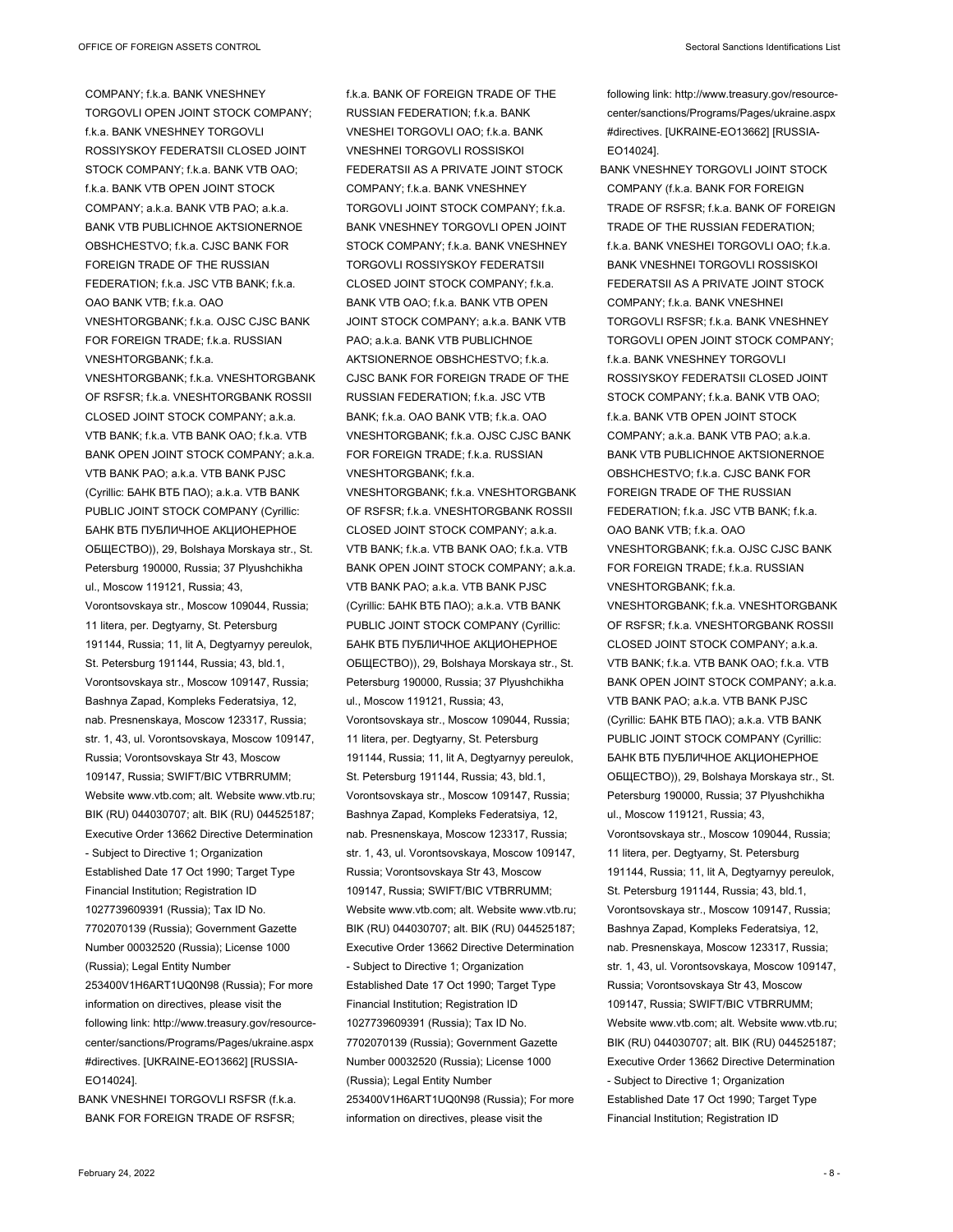COMPANY; f.k.a. BANK VNESHNEY TORGOVLI OPEN JOINT STOCK COMPANY; f.k.a. BANK VNESHNEY TORGOVLI ROSSIYSKOY FEDERATSII CLOSED JOINT STOCK COMPANY; f.k.a. BANK VTB OAO; f.k.a. BANK VTB OPEN JOINT STOCK COMPANY; a.k.a. BANK VTB PAO; a.k.a. BANK VTB PUBLICHNOE AKTSIONERNOE OBSHCHESTVO; f.k.a. CJSC BANK FOR FOREIGN TRADE OF THE RUSSIAN FEDERATION; f.k.a. JSC VTB BANK; f.k.a. OAO BANK VTB; f.k.a. OAO VNESHTORGBANK; f.k.a. OJSC CJSC BANK FOR FOREIGN TRADE; f.k.a. RUSSIAN VNESHTORGBANK; f.k.a. VNESHTORGBANK; f.k.a. VNESHTORGBANK OF RSFSR; f.k.a. VNESHTORGBANK ROSSII CLOSED JOINT STOCK COMPANY; a.k.a. VTB BANK; f.k.a. VTB BANK OAO; f.k.a. VTB BANK OPEN JOINT STOCK COMPANY; a.k.a. VTB BANK PAO; a.k.a. VTB BANK PJSC (Cyrillic: БАНК ВТБ ПАО); a.k.a. VTB BANK PUBLIC JOINT STOCK COMPANY (Cyrillic: БАНК ВТБ ПУБЛИЧНОЕ АКЦИОНЕРНОЕ ОБЩЕСТВО)), 29, Bolshaya Morskaya str., St. Petersburg 190000, Russia; 37 Plyushchikha ul., Moscow 119121, Russia; 43, Vorontsovskaya str., Moscow 109044, Russia; 11 litera, per. Degtyarny, St. Petersburg 191144, Russia; 11, lit A, Degtyarnyy pereulok, St. Petersburg 191144, Russia; 43, bld.1, Vorontsovskaya str., Moscow 109147, Russia; Bashnya Zapad, Kompleks Federatsiya, 12, nab. Presnenskaya, Moscow 123317, Russia; str. 1, 43, ul. Vorontsovskaya, Moscow 109147, Russia; Vorontsovskaya Str 43, Moscow 109147, Russia; SWIFT/BIC VTBRRUMM; Website www.vtb.com; alt. Website www.vtb.ru; BIK (RU) 044030707; alt. BIK (RU) 044525187; Executive Order 13662 Directive Determination - Subject to Directive 1; Organization Established Date 17 Oct 1990; Target Type Financial Institution; Registration ID 1027739609391 (Russia); Tax ID No. 7702070139 (Russia); Government Gazette Number 00032520 (Russia); License 1000 (Russia); Legal Entity Number 253400V1H6ART1UQ0N98 (Russia); For more information on directives, please visit the following link: http://www.treasury.gov/resource-center/sanctions/Programs/Pages/ukraine.aspx#directives. [UKRAINE-EO13662] [RUSSIA-EO14024].

BANK VNESHNEI TORGOVLI RSFSR (f.k.a. BANK FOR FOREIGN TRADE OF RSFSR; f.k.a. BANK OF FOREIGN TRADE OF THE RUSSIAN FEDERATION; f.k.a. BANK VNESHEI TORGOVLI OAO; f.k.a. BANK VNESHNEI TORGOVLI ROSSISKOI FEDERATSII AS A PRIVATE JOINT STOCK COMPANY; f.k.a. BANK VNESHNEY TORGOVLI JOINT STOCK COMPANY; f.k.a. BANK VNESHNEY TORGOVLI OPEN JOINT STOCK COMPANY; f.k.a. BANK VNESHNEY TORGOVLI ROSSIYSKOY FEDERATSII CLOSED JOINT STOCK COMPANY; f.k.a. BANK VTB OAO; f.k.a. BANK VTB OPEN JOINT STOCK COMPANY; a.k.a. BANK VTB PAO; a.k.a. BANK VTB PUBLICHNOE AKTSIONERNOE OBSHCHESTVO; f.k.a. CJSC BANK FOR FOREIGN TRADE OF THE RUSSIAN FEDERATION; f.k.a. JSC VTB BANK; f.k.a. OAO BANK VTB; f.k.a. OAO VNESHTORGBANK; f.k.a. OJSC CJSC BANK FOR FOREIGN TRADE; f.k.a. RUSSIAN VNESHTORGBANK; f.k.a. VNESHTORGBANK; f.k.a. VNESHTORGBANK OF RSFSR; f.k.a. VNESHTORGBANK ROSSII CLOSED JOINT STOCK COMPANY; a.k.a. VTB BANK; f.k.a. VTB BANK OAO; f.k.a. VTB BANK OPEN JOINT STOCK COMPANY; a.k.a. VTB BANK PAO; a.k.a. VTB BANK PJSC (Cyrillic: БАНК ВТБ ПАО); a.k.a. VTB BANK PUBLIC JOINT STOCK COMPANY (Cyrillic: БАНК ВТБ ПУБЛИЧНОЕ АКЦИОНЕРНОЕ ОБЩЕСТВО)), 29, Bolshaya Morskaya str., St. Petersburg 190000, Russia; 37 Plyushchikha ul., Moscow 119121, Russia; 43, Vorontsovskaya str., Moscow 109044, Russia; 11 litera, per. Degtyarny, St. Petersburg 191144, Russia; 11, lit A, Degtyarnyy pereulok, St. Petersburg 191144, Russia; 43, bld.1, Vorontsovskaya str., Moscow 109147, Russia; Bashnya Zapad, Kompleks Federatsiya, 12, nab. Presnenskaya, Moscow 123317, Russia; str. 1, 43, ul. Vorontsovskaya, Moscow 109147, Russia; Vorontsovskaya Str 43, Moscow 109147, Russia; SWIFT/BIC VTBRRUMM; Website www.vtb.com; alt. Website www.vtb.ru; BIK (RU) 044030707; alt. BIK (RU) 044525187; Executive Order 13662 Directive Determination - Subject to Directive 1; Organization Established Date 17 Oct 1990; Target Type Financial Institution; Registration ID 1027739609391 (Russia); Tax ID No. 7702070139 (Russia); Government Gazette Number 00032520 (Russia); License 1000 (Russia); Legal Entity Number 253400V1H6ART1UQ0N98 (Russia); For more information on directives, please visit the following link: http://www.treasury.gov/resource-center/sanctions/Programs/Pages/ukraine.aspx#directives. [UKRAINE-EO13662] [RUSSIA-EO14024].

BANK VNESHNEY TORGOVLI JOINT STOCK COMPANY (f.k.a. BANK FOR FOREIGN TRADE OF RSFSR; f.k.a. BANK OF FOREIGN TRADE OF THE RUSSIAN FEDERATION; f.k.a. BANK VNESHEI TORGOVLI OAO; f.k.a. BANK VNESHNEI TORGOVLI ROSSISKOI FEDERATSII AS A PRIVATE JOINT STOCK COMPANY; f.k.a. BANK VNESHNEI TORGOVLI RSFSR; f.k.a. BANK VNESHNEY TORGOVLI OPEN JOINT STOCK COMPANY; f.k.a. BANK VNESHNEY TORGOVLI ROSSIYSKOY FEDERATSII CLOSED JOINT STOCK COMPANY; f.k.a. BANK VTB OAO; f.k.a. BANK VTB OPEN JOINT STOCK COMPANY; a.k.a. BANK VTB PAO; a.k.a. BANK VTB PUBLICHNOE AKTSIONERNOE OBSHCHESTVO; f.k.a. CJSC BANK FOR FOREIGN TRADE OF THE RUSSIAN FEDERATION; f.k.a. JSC VTB BANK; f.k.a. OAO BANK VTB; f.k.a. OAO VNESHTORGBANK; f.k.a. OJSC CJSC BANK FOR FOREIGN TRADE; f.k.a. RUSSIAN VNESHTORGBANK; f.k.a. VNESHTORGBANK; f.k.a. VNESHTORGBANK OF RSFSR; f.k.a. VNESHTORGBANK ROSSII CLOSED JOINT STOCK COMPANY; a.k.a. VTB BANK; f.k.a. VTB BANK OAO; f.k.a. VTB BANK OPEN JOINT STOCK COMPANY; a.k.a. VTB BANK PAO; a.k.a. VTB BANK PJSC (Cyrillic: БАНК ВТБ ПАО); a.k.a. VTB BANK PUBLIC JOINT STOCK COMPANY (Cyrillic: БАНК ВТБ ПУБЛИЧНОЕ АКЦИОНЕРНОЕ ОБЩЕСТВО)), 29, Bolshaya Morskaya str., St. Petersburg 190000, Russia; 37 Plyushchikha ul., Moscow 119121, Russia; 43, Vorontsovskaya str., Moscow 109044, Russia; 11 litera, per. Degtyarny, St. Petersburg 191144, Russia; 11, lit A, Degtyarnyy pereulok, St. Petersburg 191144, Russia; 43, bld.1, Vorontsovskaya str., Moscow 109147, Russia; Bashnya Zapad, Kompleks Federatsiya, 12, nab. Presnenskaya, Moscow 123317, Russia; str. 1, 43, ul. Vorontsovskaya, Moscow 109147, Russia; Vorontsovskaya Str 43, Moscow 109147, Russia; SWIFT/BIC VTBRRUMM; Website www.vtb.com; alt. Website www.vtb.ru; BIK (RU) 044030707; alt. BIK (RU) 044525187; Executive Order 13662 Directive Determination - Subject to Directive 1; Organization Established Date 17 Oct 1990; Target Type Financial Institution; Registration ID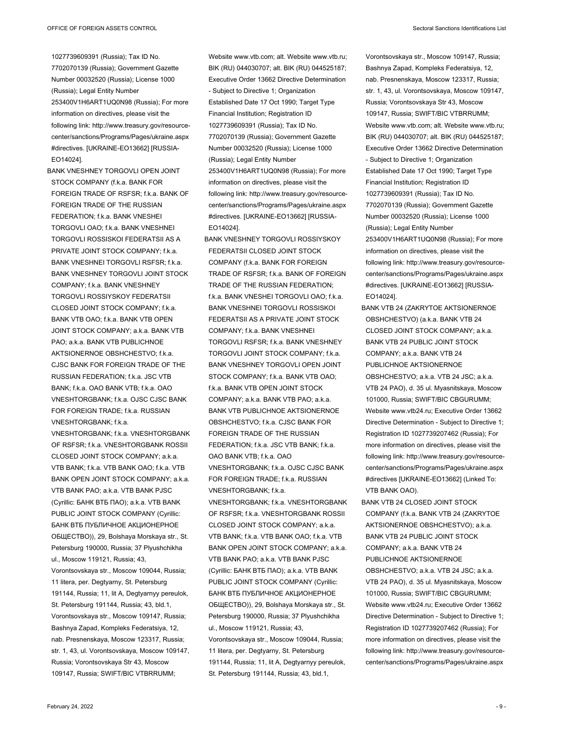1027739609391 (Russia); Tax ID No. 7702070139 (Russia); Government Gazette Number 00032520 (Russia); License 1000 (Russia); Legal Entity Number 253400V1H6ART1UQ0N98 (Russia); For more information on directives, please visit the following link: http://www.treasury.gov/resource-center/sanctions/Programs/Pages/ukraine.aspx #directives. [UKRAINE-EO13662] [RUSSIA-EO14024].

BANK VNESHNEY TORGOVLI OPEN JOINT STOCK COMPANY (f.k.a. BANK FOR FOREIGN TRADE OF RSFSR; f.k.a. BANK OF FOREIGN TRADE OF THE RUSSIAN FEDERATION; f.k.a. BANK VNESHEI TORGOVLI OAO; f.k.a. BANK VNESHNEI TORGOVLI ROSSISKOI FEDERATSII AS A PRIVATE JOINT STOCK COMPANY; f.k.a. BANK VNESHNEI TORGOVLI RSFSR; f.k.a. BANK VNESHNEY TORGOVLI JOINT STOCK COMPANY; f.k.a. BANK VNESHNEY TORGOVLI ROSSIYSKOY FEDERATSII CLOSED JOINT STOCK COMPANY; f.k.a. BANK VTB OAO; f.k.a. BANK VTB OPEN JOINT STOCK COMPANY; a.k.a. BANK VTB PAO; a.k.a. BANK VTB PUBLICHNOE AKTSIONERNOE OBSHCHESTVO; f.k.a. CJSC BANK FOR FOREIGN TRADE OF THE RUSSIAN FEDERATION; f.k.a. JSC VTB BANK; f.k.a. OAO BANK VTB; f.k.a. OAO VNESHTORGBANK; f.k.a. OJSC CJSC BANK FOR FOREIGN TRADE; f.k.a. RUSSIAN VNESHTORGBANK; f.k.a. VNESHTORGBANK; f.k.a. VNESHTORGBANK OF RSFSR; f.k.a. VNESHTORGBANK ROSSII CLOSED JOINT STOCK COMPANY; a.k.a. VTB BANK; f.k.a. VTB BANK OAO; f.k.a. VTB BANK OPEN JOINT STOCK COMPANY; a.k.a. VTB BANK PAO; a.k.a. VTB BANK PJSC (Cyrillic: БАНК ВТБ ПАО); a.k.a. VTB BANK PUBLIC JOINT STOCK COMPANY (Cyrillic: БАНК ВТБ ПУБЛИЧНОЕ АКЦИОНЕРНОЕ ОБЩЕСТВО)), 29, Bolshaya Morskaya str., St. Petersburg 190000, Russia; 37 Plyushchikha ul., Moscow 119121, Russia; 43, Vorontsovskaya str., Moscow 109044, Russia; 11 litera, per. Degtyarny, St. Petersburg 191144, Russia; 11, lit A, Degtyarnyy pereulok, St. Petersburg 191144, Russia; 43, bld.1, Vorontsovskaya str., Moscow 109147, Russia; Bashnya Zapad, Kompleks Federatsiya, 12, nab. Presnenskaya, Moscow 123317, Russia; str. 1, 43, ul. Vorontsovskaya, Moscow 109147, Russia; Vorontsovskaya Str 43, Moscow 109147, Russia; SWIFT/BIC VTBRRUMM; Website www.vtb.com; alt. Website www.vtb.ru; BIK (RU) 044030707; alt. BIK (RU) 044525187; Executive Order 13662 Directive Determination - Subject to Directive 1; Organization Established Date 17 Oct 1990; Target Type Financial Institution; Registration ID 1027739609391 (Russia); Tax ID No. 7702070139 (Russia); Government Gazette Number 00032520 (Russia); License 1000 (Russia); Legal Entity Number 253400V1H6ART1UQ0N98 (Russia); For more information on directives, please visit the following link: http://www.treasury.gov/resource-center/sanctions/Programs/Pages/ukraine.aspx #directives. [UKRAINE-EO13662] [RUSSIA-EO14024].

BANK VNESHNEY TORGOVLI ROSSIYSKOY FEDERATSII CLOSED JOINT STOCK COMPANY (f.k.a. BANK FOR FOREIGN TRADE OF RSFSR; f.k.a. BANK OF FOREIGN TRADE OF THE RUSSIAN FEDERATION; f.k.a. BANK VNESHEI TORGOVLI OAO; f.k.a. BANK VNESHNEI TORGOVLI ROSSISKOI FEDERATSII AS A PRIVATE JOINT STOCK COMPANY; f.k.a. BANK VNESHNEI TORGOVLI RSFSR; f.k.a. BANK VNESHNEY TORGOVLI JOINT STOCK COMPANY; f.k.a. BANK VNESHNEY TORGOVLI OPEN JOINT STOCK COMPANY; f.k.a. BANK VTB OAO; f.k.a. BANK VTB OPEN JOINT STOCK COMPANY; a.k.a. BANK VTB PAO; a.k.a. BANK VTB PUBLICHNOE AKTSIONERNOE OBSHCHESTVO; f.k.a. CJSC BANK FOR FOREIGN TRADE OF THE RUSSIAN FEDERATION; f.k.a. JSC VTB BANK; f.k.a. OAO BANK VTB; f.k.a. OAO VNESHTORGBANK; f.k.a. OJSC CJSC BANK FOR FOREIGN TRADE; f.k.a. RUSSIAN VNESHTORGBANK; f.k.a. VNESHTORGBANK; f.k.a. VNESHTORGBANK OF RSFSR; f.k.a. VNESHTORGBANK ROSSII CLOSED JOINT STOCK COMPANY; a.k.a. VTB BANK; f.k.a. VTB BANK OAO; f.k.a. VTB BANK OPEN JOINT STOCK COMPANY; a.k.a. VTB BANK PAO; a.k.a. VTB BANK PJSC (Cyrillic: БАНК ВТБ ПАО); a.k.a. VTB BANK PUBLIC JOINT STOCK COMPANY (Cyrillic: БАНК ВТБ ПУБЛИЧНОЕ АКЦИОНЕРНОЕ ОБЩЕСТВО)), 29, Bolshaya Morskaya str., St. Petersburg 190000, Russia; 37 Plyushchikha ul., Moscow 119121, Russia; 43, Vorontsovskaya str., Moscow 109044, Russia; 11 litera, per. Degtyarny, St. Petersburg 191144, Russia; 11, lit A, Degtyarnyy pereulok, St. Petersburg 191144, Russia; 43, bld.1, Vorontsovskaya str., Moscow 109147, Russia; Bashnya Zapad, Kompleks Federatsiya, 12, nab. Presnenskaya, Moscow 123317, Russia; str. 1, 43, ul. Vorontsovskaya, Moscow 109147, Russia; Vorontsovskaya Str 43, Moscow 109147, Russia; SWIFT/BIC VTBRRUMM; Website www.vtb.com; alt. Website www.vtb.ru; BIK (RU) 044030707; alt. BIK (RU) 044525187; Executive Order 13662 Directive Determination - Subject to Directive 1; Organization Established Date 17 Oct 1990; Target Type Financial Institution; Registration ID 1027739609391 (Russia); Tax ID No. 7702070139 (Russia); Government Gazette Number 00032520 (Russia); License 1000 (Russia); Legal Entity Number 253400V1H6ART1UQ0N98 (Russia); For more information on directives, please visit the following link: http://www.treasury.gov/resource-center/sanctions/Programs/Pages/ukraine.aspx #directives. [UKRAINE-EO13662] [RUSSIA-EO14024].

BANK VTB 24 (ZAKRYTOE AKTSIONERNOE OBSHCHESTVO) (a.k.a. BANK VTB 24 CLOSED JOINT STOCK COMPANY; a.k.a. BANK VTB 24 PUBLIC JOINT STOCK COMPANY; a.k.a. BANK VTB 24 PUBLICHNOE AKTSIONERNOE OBSHCHESTVO; a.k.a. VTB 24 JSC; a.k.a. VTB 24 PAO), d. 35 ul. Myasnitskaya, Moscow 101000, Russia; SWIFT/BIC CBGURUMM; Website www.vtb24.ru; Executive Order 13662 Directive Determination - Subject to Directive 1; Registration ID 1027739207462 (Russia); For more information on directives, please visit the following link: http://www.treasury.gov/resource-center/sanctions/Programs/Pages/ukraine.aspx #directives [UKRAINE-EO13662] (Linked To: VTB BANK OAO).

BANK VTB 24 CLOSED JOINT STOCK COMPANY (f.k.a. BANK VTB 24 (ZAKRYTOE AKTSIONERNOE OBSHCHESTVO); a.k.a. BANK VTB 24 PUBLIC JOINT STOCK COMPANY; a.k.a. BANK VTB 24 PUBLICHNOE AKTSIONERNOE OBSHCHESTVO; a.k.a. VTB 24 JSC; a.k.a. VTB 24 PAO), d. 35 ul. Myasnitskaya, Moscow 101000, Russia; SWIFT/BIC CBGURUMM; Website www.vtb24.ru; Executive Order 13662 Directive Determination - Subject to Directive 1; Registration ID 1027739207462 (Russia); For more information on directives, please visit the following link: http://www.treasury.gov/resource-center/sanctions/Programs/Pages/ukraine.aspx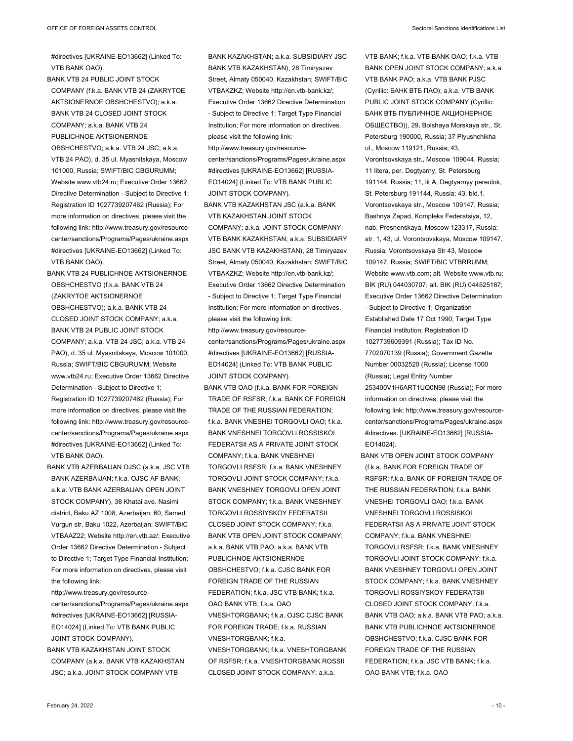#directives [UKRAINE-EO13662] (Linked To: VTB BANK OAO).

BANK VTB 24 PUBLIC JOINT STOCK COMPANY (f.k.a. BANK VTB 24 (ZAKRYTOE AKTSIONERNOE OBSHCHESTVO); a.k.a. BANK VTB 24 CLOSED JOINT STOCK COMPANY; a.k.a. BANK VTB 24 PUBLICHNOE AKTSIONERNOE OBSHCHESTVO; a.k.a. VTB 24 JSC; a.k.a. VTB 24 PAO), d. 35 ul. Myasnitskaya, Moscow 101000, Russia; SWIFT/BIC CBGURUMM; Website www.vtb24.ru; Executive Order 13662 Directive Determination - Subject to Directive 1; Registration ID 1027739207462 (Russia); For more information on directives, please visit the following link: http://www.treasury.gov/resource-center/sanctions/Programs/Pages/ukraine.aspx #directives [UKRAINE-EO13662] (Linked To: VTB BANK OAO).

BANK VTB 24 PUBLICHNOE AKTSIONERNOE OBSHCHESTVO (f.k.a. BANK VTB 24 (ZAKRYTOE AKTSIONERNOE OBSHCHESTVO); a.k.a. BANK VTB 24 CLOSED JOINT STOCK COMPANY; a.k.a. BANK VTB 24 PUBLIC JOINT STOCK COMPANY; a.k.a. VTB 24 JSC; a.k.a. VTB 24 PAO), d. 35 ul. Myasnitskaya, Moscow 101000, Russia; SWIFT/BIC CBGURUMM; Website www.vtb24.ru; Executive Order 13662 Directive Determination - Subject to Directive 1; Registration ID 1027739207462 (Russia); For more information on directives, please visit the following link: http://www.treasury.gov/resource-center/sanctions/Programs/Pages/ukraine.aspx #directives [UKRAINE-EO13662] (Linked To: VTB BANK OAO).

BANK VTB AZERBAIJAN OJSC (a.k.a. JSC VTB BANK AZERBAIJAN; f.k.a. OJSC AF BANK; a.k.a. VTB BANK AZERBAIJAN OPEN JOINT STOCK COMPANY), 38 Khatai ave. Nasimi district, Baku AZ 1008, Azerbaijan; 60, Samed Vurgun str, Baku 1022, Azerbaijan; SWIFT/BIC VTBAAZ22; Website http://en.vtb.az/; Executive Order 13662 Directive Determination - Subject to Directive 1; Target Type Financial Institution; For more information on directives, please visit the following link: http://www.treasury.gov/resource-center/sanctions/Programs/Pages/ukraine.aspx #directives [UKRAINE-EO13662] [RUSSIA-EO14024] (Linked To: VTB BANK PUBLIC JOINT STOCK COMPANY).

BANK VTB KAZAKHSTAN JOINT STOCK COMPANY (a.k.a. BANK VTB KAZAKHSTAN JSC; a.k.a. JOINT STOCK COMPANY VTB BANK KAZAKHSTAN; a.k.a. SUBSIDIARY JSC BANK VTB KAZAKHSTAN), 28 Timiryazev Street, Almaty 050040, Kazakhstan; SWIFT/BIC VTBAKZKZ; Website http://en.vtb-bank.kz/; Executive Order 13662 Directive Determination - Subject to Directive 1; Target Type Financial Institution; For more information on directives, please visit the following link: http://www.treasury.gov/resource-center/sanctions/Programs/Pages/ukraine.aspx #directives [UKRAINE-EO13662] [RUSSIA-EO14024] (Linked To: VTB BANK PUBLIC JOINT STOCK COMPANY).

BANK VTB KAZAKHSTAN JSC (a.k.a. BANK VTB KAZAKHSTAN JOINT STOCK COMPANY; a.k.a. JOINT STOCK COMPANY VTB BANK KAZAKHSTAN; a.k.a. SUBSIDIARY JSC BANK VTB KAZAKHSTAN), 28 Timiryazev Street, Almaty 050040, Kazakhstan; SWIFT/BIC VTBAKZKZ; Website http://en.vtb-bank.kz/; Executive Order 13662 Directive Determination - Subject to Directive 1; Target Type Financial Institution; For more information on directives, please visit the following link: http://www.treasury.gov/resource-center/sanctions/Programs/Pages/ukraine.aspx #directives [UKRAINE-EO13662] [RUSSIA-EO14024] (Linked To: VTB BANK PUBLIC JOINT STOCK COMPANY).

BANK VTB OAO (f.k.a. BANK FOR FOREIGN TRADE OF RSFSR; f.k.a. BANK OF FOREIGN TRADE OF THE RUSSIAN FEDERATION; f.k.a. BANK VNESHEI TORGOVLI OAO; f.k.a. BANK VNESHNEI TORGOVLI ROSSISKOI FEDERATSII AS A PRIVATE JOINT STOCK COMPANY; f.k.a. BANK VNESHNEI TORGOVLI RSFSR; f.k.a. BANK VNESHNEY TORGOVLI JOINT STOCK COMPANY; f.k.a. BANK VNESHNEY TORGOVLI OPEN JOINT STOCK COMPANY; f.k.a. BANK VNESHNEY TORGOVLI ROSSIYSKOY FEDERATSII CLOSED JOINT STOCK COMPANY; f.k.a. BANK VTB OPEN JOINT STOCK COMPANY; a.k.a. BANK VTB PAO; a.k.a. BANK VTB PUBLICHNOE AKTSIONERNOE OBSHCHESTVO; f.k.a. CJSC BANK FOR FOREIGN TRADE OF THE RUSSIAN FEDERATION; f.k.a. JSC VTB BANK; f.k.a. OAO BANK VTB; f.k.a. OAO VNESHTORGBANK; f.k.a. OJSC CJSC BANK FOR FOREIGN TRADE; f.k.a. RUSSIAN VNESHTORGBANK; f.k.a. VNESHTORGBANK; f.k.a. VNESHTORGBANK OF RSFSR; f.k.a. VNESHTORGBANK ROSSII CLOSED JOINT STOCK COMPANY; a.k.a. VTB BANK; f.k.a. VTB BANK OAO; f.k.a. VTB BANK OPEN JOINT STOCK COMPANY; a.k.a. VTB BANK PAO; a.k.a. VTB BANK PJSC (Cyrillic: БАНК ВТБ ПАО); a.k.a. VTB BANK PUBLIC JOINT STOCK COMPANY (Cyrillic: БАНК ВТБ ПУБЛИЧНОЕ АКЦИОНЕРНОЕ ОБЩЕСТВО)), 29, Bolshaya Morskaya str., St. Petersburg 190000, Russia; 37 Plyushchikha ul., Moscow 119121, Russia; 43, Vorontsovskaya str., Moscow 109044, Russia; 11 litera, per. Degtyarny, St. Petersburg 191144, Russia; 11, lit A, Degtyarnyy pereulok, St. Petersburg 191144, Russia; 43, bld.1, Vorontsovskaya str., Moscow 109147, Russia; Bashnya Zapad, Kompleks Federatsiya, 12, nab. Presnenskaya, Moscow 123317, Russia; str. 1, 43, ul. Vorontsovskaya, Moscow 109147, Russia; Vorontsovskaya Str 43, Moscow 109147, Russia; SWIFT/BIC VTBRRUMM; Website www.vtb.com; alt. Website www.vtb.ru; BIK (RU) 044030707; alt. BIK (RU) 044525187; Executive Order 13662 Directive Determination - Subject to Directive 1; Organization Established Date 17 Oct 1990; Target Type Financial Institution; Registration ID 1027739609391 (Russia); Tax ID No. 7702070139 (Russia); Government Gazette Number 00032520 (Russia); License 1000 (Russia); Legal Entity Number 253400V1H6ART1UQ0N98 (Russia); For more information on directives, please visit the following link: http://www.treasury.gov/resource-center/sanctions/Programs/Pages/ukraine.aspx #directives. [UKRAINE-EO13662] [RUSSIA-EO14024].

BANK VTB OPEN JOINT STOCK COMPANY (f.k.a. BANK FOR FOREIGN TRADE OF RSFSR; f.k.a. BANK OF FOREIGN TRADE OF THE RUSSIAN FEDERATION; f.k.a. BANK VNESHEI TORGOVLI OAO; f.k.a. BANK VNESHNEI TORGOVLI ROSSISKOI FEDERATSII AS A PRIVATE JOINT STOCK COMPANY; f.k.a. BANK VNESHNEI TORGOVLI RSFSR; f.k.a. BANK VNESHNEY TORGOVLI JOINT STOCK COMPANY; f.k.a. BANK VNESHNEY TORGOVLI OPEN JOINT STOCK COMPANY; f.k.a. BANK VNESHNEY TORGOVLI ROSSIYSKOY FEDERATSII CLOSED JOINT STOCK COMPANY; f.k.a. BANK VTB OAO; a.k.a. BANK VTB PAO; a.k.a. BANK VTB PUBLICHNOE AKTSIONERNOE OBSHCHESTVO; f.k.a. CJSC BANK FOR FOREIGN TRADE OF THE RUSSIAN FEDERATION; f.k.a. JSC VTB BANK; f.k.a. OAO BANK VTB; f.k.a. OAO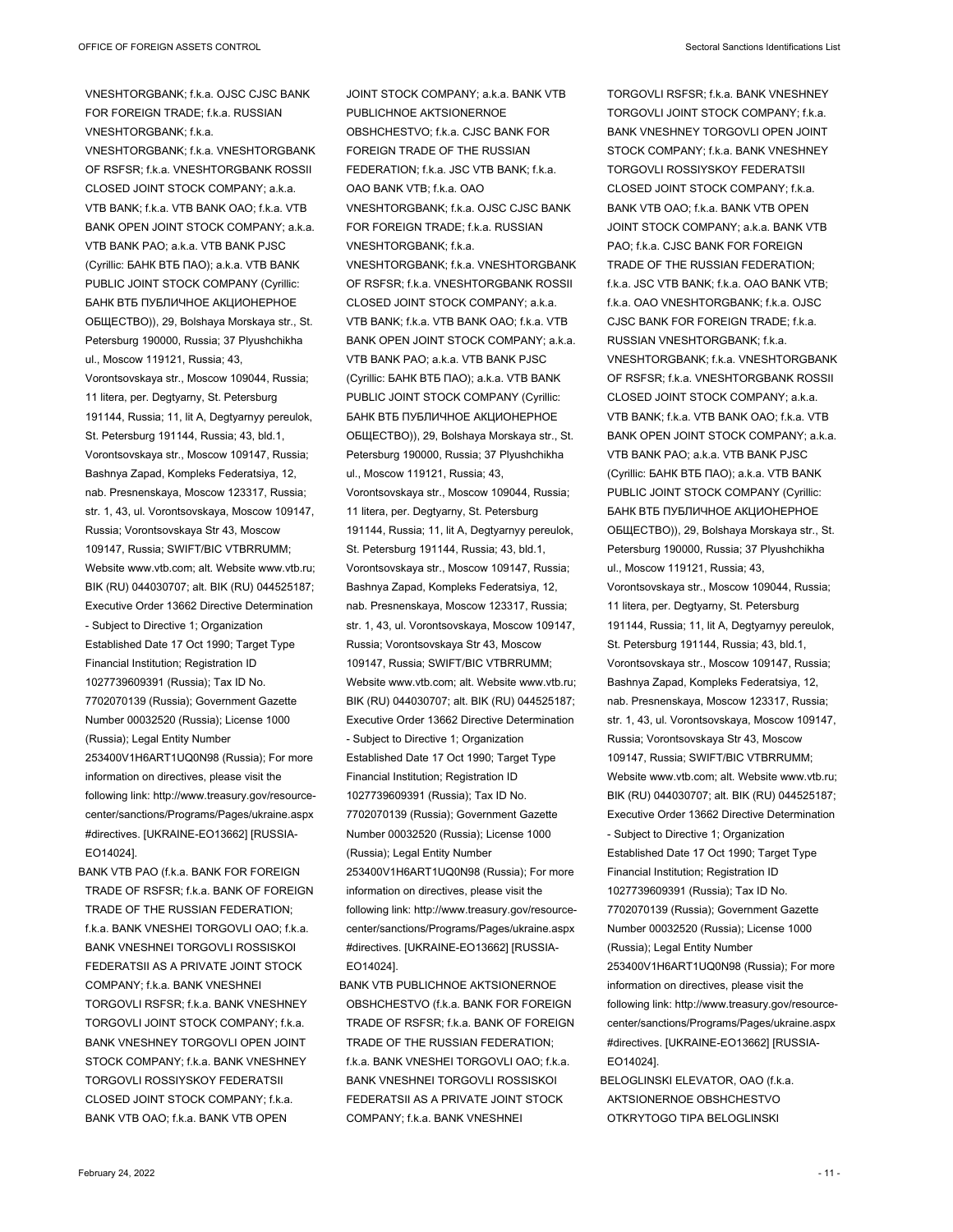VNESHTORGBANK; f.k.a. OJSC CJSC BANK FOR FOREIGN TRADE; f.k.a. RUSSIAN VNESHTORGBANK; f.k.a. VNESHTORGBANK; f.k.a. VNESHTORGBANK OF RSFSR; f.k.a. VNESHTORGBANK ROSSII CLOSED JOINT STOCK COMPANY; a.k.a. VTB BANK; f.k.a. VTB BANK OAO; f.k.a. VTB BANK OPEN JOINT STOCK COMPANY; a.k.a. VTB BANK PAO; a.k.a. VTB BANK PJSC (Cyrillic: БАНК ВТБ ПАО); a.k.a. VTB BANK PUBLIC JOINT STOCK COMPANY (Cyrillic: БАНК ВТБ ПУБЛИЧНОЕ АКЦИОНЕРНОЕ ОБЩЕСТВО)), 29, Bolshaya Morskaya str., St. Petersburg 190000, Russia; 37 Plyushchikha ul., Moscow 119121, Russia; 43, Vorontsovskaya str., Moscow 109044, Russia; 11 litera, per. Degtyarny, St. Petersburg 191144, Russia; 11, lit A, Degtyarnyy pereulok, St. Petersburg 191144, Russia; 43, bld.1, Vorontsovskaya str., Moscow 109147, Russia; Bashnya Zapad, Kompleks Federatsiya, 12, nab. Presnenskaya, Moscow 123317, Russia; str. 1, 43, ul. Vorontsovskaya, Moscow 109147, Russia; Vorontsovskaya Str 43, Moscow 109147, Russia; SWIFT/BIC VTBRRUMM; Website www.vtb.com; alt. Website www.vtb.ru; BIK (RU) 044030707; alt. BIK (RU) 044525187; Executive Order 13662 Directive Determination - Subject to Directive 1; Organization Established Date 17 Oct 1990; Target Type Financial Institution; Registration ID 1027739609391 (Russia); Tax ID No. 7702070139 (Russia); Government Gazette Number 00032520 (Russia); License 1000 (Russia); Legal Entity Number 253400V1H6ART1UQ0N98 (Russia); For more information on directives, please visit the following link: http://www.treasury.gov/resource-center/sanctions/Programs/Pages/ukraine.aspx#directives. [UKRAINE-EO13662] [RUSSIA-EO14024].

BANK VTB PAO (f.k.a. BANK FOR FOREIGN TRADE OF RSFSR; f.k.a. BANK OF FOREIGN TRADE OF THE RUSSIAN FEDERATION; f.k.a. BANK VNESHEI TORGOVLI OAO; f.k.a. BANK VNESHNEI TORGOVLI ROSSISKOI FEDERATSII AS A PRIVATE JOINT STOCK COMPANY; f.k.a. BANK VNESHNEI TORGOVLI RSFSR; f.k.a. BANK VNESHNEY TORGOVLI JOINT STOCK COMPANY; f.k.a. BANK VNESHNEY TORGOVLI OPEN JOINT STOCK COMPANY; f.k.a. BANK VNESHNEY TORGOVLI ROSSIYSKOY FEDERATSII CLOSED JOINT STOCK COMPANY; f.k.a. BANK VTB OAO; f.k.a. BANK VTB OPEN JOINT STOCK COMPANY; a.k.a. BANK VTB PUBLICHNOE AKTSIONERNOE OBSHCHESTVO; f.k.a. CJSC BANK FOR FOREIGN TRADE OF THE RUSSIAN FEDERATION; f.k.a. JSC VTB BANK; f.k.a. OAO BANK VTB; f.k.a. OAO VNESHTORGBANK; f.k.a. OJSC CJSC BANK FOR FOREIGN TRADE; f.k.a. RUSSIAN VNESHTORGBANK; f.k.a. VNESHTORGBANK; f.k.a. VNESHTORGBANK OF RSFSR; f.k.a. VNESHTORGBANK ROSSII CLOSED JOINT STOCK COMPANY; a.k.a. VTB BANK; f.k.a. VTB BANK OAO; f.k.a. VTB BANK OPEN JOINT STOCK COMPANY; a.k.a. VTB BANK PAO; a.k.a. VTB BANK PJSC (Cyrillic: БАНК ВТБ ПАО); a.k.a. VTB BANK PUBLIC JOINT STOCK COMPANY (Cyrillic: БАНК ВТБ ПУБЛИЧНОЕ АКЦИОНЕРНОЕ ОБЩЕСТВО)), 29, Bolshaya Morskaya str., St. Petersburg 190000, Russia; 37 Plyushchikha ul., Moscow 119121, Russia; 43, Vorontsovskaya str., Moscow 109044, Russia; 11 litera, per. Degtyarny, St. Petersburg 191144, Russia; 11, lit A, Degtyarnyy pereulok, St. Petersburg 191144, Russia; 43, bld.1, Vorontsovskaya str., Moscow 109147, Russia; Bashnya Zapad, Kompleks Federatsiya, 12, nab. Presnenskaya, Moscow 123317, Russia; str. 1, 43, ul. Vorontsovskaya, Moscow 109147, Russia; Vorontsovskaya Str 43, Moscow 109147, Russia; SWIFT/BIC VTBRRUMM; Website www.vtb.com; alt. Website www.vtb.ru; BIK (RU) 044030707; alt. BIK (RU) 044525187; Executive Order 13662 Directive Determination - Subject to Directive 1; Organization Established Date 17 Oct 1990; Target Type Financial Institution; Registration ID 1027739609391 (Russia); Tax ID No. 7702070139 (Russia); Government Gazette Number 00032520 (Russia); License 1000 (Russia); Legal Entity Number 253400V1H6ART1UQ0N98 (Russia); For more information on directives, please visit the following link: http://www.treasury.gov/resource-center/sanctions/Programs/Pages/ukraine.aspx#directives. [UKRAINE-EO13662] [RUSSIA-EO14024].

BANK VTB PUBLICHNOE AKTSIONERNOE OBSHCHESTVO (f.k.a. BANK FOR FOREIGN TRADE OF RSFSR; f.k.a. BANK OF FOREIGN TRADE OF THE RUSSIAN FEDERATION; f.k.a. BANK VNESHEI TORGOVLI OAO; f.k.a. BANK VNESHNEI TORGOVLI ROSSISKOI FEDERATSII AS A PRIVATE JOINT STOCK COMPANY; f.k.a. BANK VNESHNEI TORGOVLI RSFSR; f.k.a. BANK VNESHNEY TORGOVLI JOINT STOCK COMPANY; f.k.a. BANK VNESHNEY TORGOVLI OPEN JOINT STOCK COMPANY; f.k.a. BANK VNESHNEY TORGOVLI ROSSIYSKOY FEDERATSII CLOSED JOINT STOCK COMPANY; f.k.a. BANK VTB OAO; f.k.a. BANK VTB OPEN JOINT STOCK COMPANY; a.k.a. BANK VTB PAO; f.k.a. CJSC BANK FOR FOREIGN TRADE OF THE RUSSIAN FEDERATION; f.k.a. JSC VTB BANK; f.k.a. OAO BANK VTB; f.k.a. OAO VNESHTORGBANK; f.k.a. OJSC CJSC BANK FOR FOREIGN TRADE; f.k.a. RUSSIAN VNESHTORGBANK; f.k.a. VNESHTORGBANK; f.k.a. VNESHTORGBANK OF RSFSR; f.k.a. VNESHTORGBANK ROSSII CLOSED JOINT STOCK COMPANY; a.k.a. VTB BANK; f.k.a. VTB BANK OAO; f.k.a. VTB BANK OPEN JOINT STOCK COMPANY; a.k.a. VTB BANK PAO; a.k.a. VTB BANK PJSC (Cyrillic: БАНК ВТБ ПАО); a.k.a. VTB BANK PUBLIC JOINT STOCK COMPANY (Cyrillic: БАНК ВТБ ПУБЛИЧНОЕ АКЦИОНЕРНОЕ ОБЩЕСТВО)), 29, Bolshaya Morskaya str., St. Petersburg 190000, Russia; 37 Plyushchikha ul., Moscow 119121, Russia; 43, Vorontsovskaya str., Moscow 109044, Russia; 11 litera, per. Degtyarny, St. Petersburg 191144, Russia; 11, lit A, Degtyarnyy pereulok, St. Petersburg 191144, Russia; 43, bld.1, Vorontsovskaya str., Moscow 109147, Russia; Bashnya Zapad, Kompleks Federatsiya, 12, nab. Presnenskaya, Moscow 123317, Russia; str. 1, 43, ul. Vorontsovskaya, Moscow 109147, Russia; Vorontsovskaya Str 43, Moscow 109147, Russia; SWIFT/BIC VTBRRUMM; Website www.vtb.com; alt. Website www.vtb.ru; BIK (RU) 044030707; alt. BIK (RU) 044525187; Executive Order 13662 Directive Determination - Subject to Directive 1; Organization Established Date 17 Oct 1990; Target Type Financial Institution; Registration ID 1027739609391 (Russia); Tax ID No. 7702070139 (Russia); Government Gazette Number 00032520 (Russia); License 1000 (Russia); Legal Entity Number 253400V1H6ART1UQ0N98 (Russia); For more information on directives, please visit the following link: http://www.treasury.gov/resource-center/sanctions/Programs/Pages/ukraine.aspx#directives. [UKRAINE-EO13662] [RUSSIA-EO14024].

BELOGLINSKI ELEVATOR, OAO (f.k.a. AKTSIONERNOE OBSHCHESTVO OTKRYTOGO TIPA BELOGLINSKI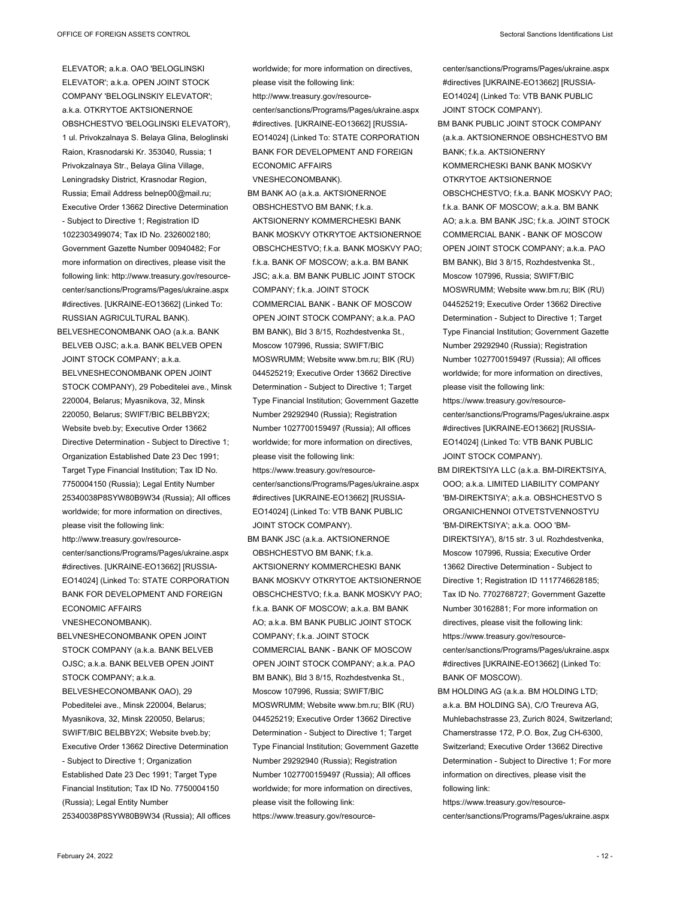ELEVATOR; a.k.a. OAO 'BELOGLINSKI ELEVATOR'; a.k.a. OPEN JOINT STOCK COMPANY 'BELOGLINSKIY ELEVATOR'; a.k.a. OTKRYTOE AKTSIONERNOE OBSHCHESTVO 'BELOGLINSKI ELEVATOR'), 1 ul. Privokzalnaya S. Belaya Glina, Beloglinski Raion, Krasnodarski Kr. 353040, Russia; 1 Privokzalnaya Str., Belaya Glina Village, Leningradsky District, Krasnodar Region, Russia; Email Address belnep00@mail.ru; Executive Order 13662 Directive Determination - Subject to Directive 1; Registration ID 1022303499074; Tax ID No. 2326002180; Government Gazette Number 00940482; For more information on directives, please visit the following link: http://www.treasury.gov/resource-center/sanctions/Programs/Pages/ukraine.aspx #directives. [UKRAINE-EO13662] (Linked To: RUSSIAN AGRICULTURAL BANK).

BELVESHECONOMBANK OAO (a.k.a. BANK BELVEB OJSC; a.k.a. BANK BELVEB OPEN JOINT STOCK COMPANY; a.k.a. BELVNESHECONOMBANK OPEN JOINT STOCK COMPANY), 29 Pobeditelei ave., Minsk 220004, Belarus; Myasnikova, 32, Minsk 220050, Belarus; SWIFT/BIC BELBBY2X; Website bveb.by; Executive Order 13662 Directive Determination - Subject to Directive 1; Organization Established Date 23 Dec 1991; Target Type Financial Institution; Tax ID No. 7750004150 (Russia); Legal Entity Number 25340038P8SYW80B9W34 (Russia); All offices worldwide; for more information on directives, please visit the following link: http://www.treasury.gov/resource-center/sanctions/Programs/Pages/ukraine.aspx #directives. [UKRAINE-EO13662] [RUSSIA-EO14024] (Linked To: STATE CORPORATION BANK FOR DEVELOPMENT AND FOREIGN ECONOMIC AFFAIRS VNESHECONOMBANK).

BELVNESHECONOMBANK OPEN JOINT STOCK COMPANY (a.k.a. BANK BELVEB OJSC; a.k.a. BANK BELVEB OPEN JOINT STOCK COMPANY; a.k.a. BELVESHECONOMBANK OAO), 29 Pobeditelei ave., Minsk 220004, Belarus; Myasnikova, 32, Minsk 220050, Belarus; SWIFT/BIC BELBBY2X; Website bveb.by; Executive Order 13662 Directive Determination - Subject to Directive 1; Organization Established Date 23 Dec 1991; Target Type Financial Institution; Tax ID No. 7750004150 (Russia); Legal Entity Number 25340038P8SYW80B9W34 (Russia); All offices worldwide; for more information on directives, please visit the following link: http://www.treasury.gov/resource-center/sanctions/Programs/Pages/ukraine.aspx #directives. [UKRAINE-EO13662] [RUSSIA-EO14024] (Linked To: STATE CORPORATION BANK FOR DEVELOPMENT AND FOREIGN ECONOMIC AFFAIRS VNESHECONOMBANK).

BM BANK AO (a.k.a. AKTSIONERNOE OBSHCHESTVO BM BANK; f.k.a. AKTSIONERNY KOMMERCHESKI BANK BANK MOSKVY OTKRYTOE AKTSIONERNOE OBSCHCHESTVO; f.k.a. BANK MOSKVY PAO; f.k.a. BANK OF MOSCOW; a.k.a. BM BANK JSC; a.k.a. BM BANK PUBLIC JOINT STOCK COMPANY; f.k.a. JOINT STOCK COMMERCIAL BANK - BANK OF MOSCOW OPEN JOINT STOCK COMPANY; a.k.a. PAO BM BANK), Bld 3 8/15, Rozhdestvenka St., Moscow 107996, Russia; SWIFT/BIC MOSWRUMM; Website www.bm.ru; BIK (RU) 044525219; Executive Order 13662 Directive Determination - Subject to Directive 1; Target Type Financial Institution; Government Gazette Number 29292940 (Russia); Registration Number 1027700159497 (Russia); All offices worldwide; for more information on directives, please visit the following link: https://www.treasury.gov/resource-center/sanctions/Programs/Pages/ukraine.aspx #directives [UKRAINE-EO13662] [RUSSIA-EO14024] (Linked To: VTB BANK PUBLIC JOINT STOCK COMPANY).

BM BANK JSC (a.k.a. AKTSIONERNOE OBSHCHESTVO BM BANK; f.k.a. AKTSIONERNY KOMMERCHESKI BANK BANK MOSKVY OTKRYTOE AKTSIONERNOE OBSCHCHESTVO; f.k.a. BANK MOSKVY PAO; f.k.a. BANK OF MOSCOW; a.k.a. BM BANK AO; a.k.a. BM BANK PUBLIC JOINT STOCK COMPANY; f.k.a. JOINT STOCK COMMERCIAL BANK - BANK OF MOSCOW OPEN JOINT STOCK COMPANY; a.k.a. PAO BM BANK), Bld 3 8/15, Rozhdestvenka St., Moscow 107996, Russia; SWIFT/BIC MOSWRUMM; Website www.bm.ru; BIK (RU) 044525219; Executive Order 13662 Directive Determination - Subject to Directive 1; Target Type Financial Institution; Government Gazette Number 29292940 (Russia); Registration Number 1027700159497 (Russia); All offices worldwide; for more information on directives, please visit the following link: https://www.treasury.gov/resource-center/sanctions/Programs/Pages/ukraine.aspx #directives [UKRAINE-EO13662] [RUSSIA-EO14024] (Linked To: VTB BANK PUBLIC JOINT STOCK COMPANY).

BM BANK PUBLIC JOINT STOCK COMPANY (a.k.a. AKTSIONERNOE OBSHCHESTVO BM BANK; f.k.a. AKTSIONERNY KOMMERCHESKI BANK BANK MOSKVY OTKRYTOE AKTSIONERNOE OBSCHCHESTVO; f.k.a. BANK MOSKVY PAO; f.k.a. BANK OF MOSCOW; a.k.a. BM BANK AO; a.k.a. BM BANK JSC; f.k.a. JOINT STOCK COMMERCIAL BANK - BANK OF MOSCOW OPEN JOINT STOCK COMPANY; a.k.a. PAO BM BANK), Bld 3 8/15, Rozhdestvenka St., Moscow 107996, Russia; SWIFT/BIC MOSWRUMM; Website www.bm.ru; BIK (RU) 044525219; Executive Order 13662 Directive Determination - Subject to Directive 1; Target Type Financial Institution; Government Gazette Number 29292940 (Russia); Registration Number 1027700159497 (Russia); All offices worldwide; for more information on directives, please visit the following link: https://www.treasury.gov/resource-center/sanctions/Programs/Pages/ukraine.aspx #directives [UKRAINE-EO13662] [RUSSIA-EO14024] (Linked To: VTB BANK PUBLIC JOINT STOCK COMPANY).

BM DIREKTSIYA LLC (a.k.a. BM-DIREKTSIYA, OOO; a.k.a. LIMITED LIABILITY COMPANY 'BM-DIREKTSIYA'; a.k.a. OBSHCHESTVO S ORGANICHENNOI OTVETSTVENNOSTYU 'BM-DIREKTSIYA'; a.k.a. OOO 'BM-DIREKTSIYA'), 8/15 str. 3 ul. Rozhdestvenka, Moscow 107996, Russia; Executive Order 13662 Directive Determination - Subject to Directive 1; Registration ID 1117746628185; Tax ID No. 7702768727; Government Gazette Number 30162881; For more information on directives, please visit the following link: https://www.treasury.gov/resource-center/sanctions/Programs/Pages/ukraine.aspx #directives [UKRAINE-EO13662] (Linked To: BANK OF MOSCOW).

BM HOLDING AG (a.k.a. BM HOLDING LTD; a.k.a. BM HOLDING SA), C/O Treureva AG, Muhlebachstrasse 23, Zurich 8024, Switzerland; Chamerstrasse 172, P.O. Box, Zug CH-6300, Switzerland; Executive Order 13662 Directive Determination - Subject to Directive 1; For more information on directives, please visit the following link: https://www.treasury.gov/resource-center/sanctions/Programs/Pages/ukraine.aspx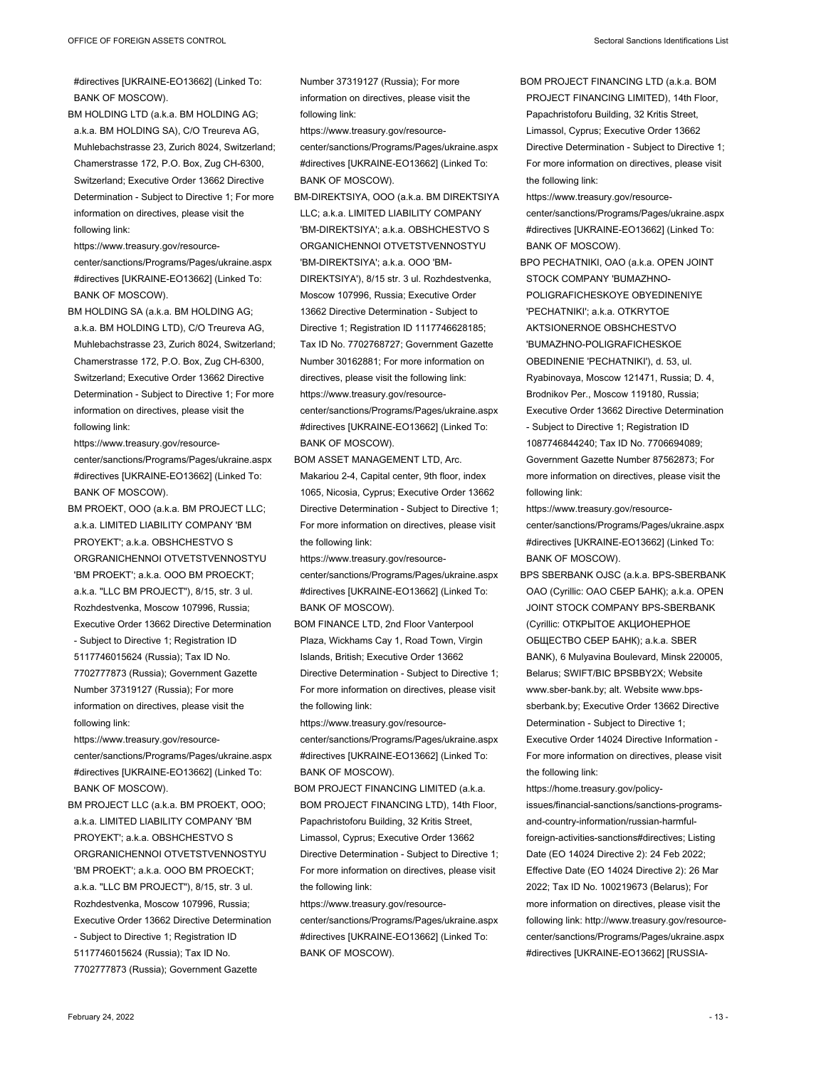#directives [UKRAINE-EO13662] (Linked To: BANK OF MOSCOW).

BM HOLDING LTD (a.k.a. BM HOLDING AG; a.k.a. BM HOLDING SA), C/O Treureva AG, Muhlebachstrasse 23, Zurich 8024, Switzerland; Chamerstrasse 172, P.O. Box, Zug CH-6300, Switzerland; Executive Order 13662 Directive Determination - Subject to Directive 1; For more information on directives, please visit the following link: https://www.treasury.gov/resource-center/sanctions/Programs/Pages/ukraine.aspx#directives [UKRAINE-EO13662] (Linked To: BANK OF MOSCOW).

BM HOLDING SA (a.k.a. BM HOLDING AG; a.k.a. BM HOLDING LTD), C/O Treureva AG, Muhlebachstrasse 23, Zurich 8024, Switzerland; Chamerstrasse 172, P.O. Box, Zug CH-6300, Switzerland; Executive Order 13662 Directive Determination - Subject to Directive 1; For more information on directives, please visit the following link: https://www.treasury.gov/resource-center/sanctions/Programs/Pages/ukraine.aspx#directives [UKRAINE-EO13662] (Linked To: BANK OF MOSCOW).

BM PROEKT, OOO (a.k.a. BM PROJECT LLC; a.k.a. LIMITED LIABILITY COMPANY 'BM PROYEKT'; a.k.a. OBSHCHESTVO S ORGRANICHENNOI OTVETSTVENNOSTYU 'BM PROEKT'; a.k.a. OOO BM PROECKT; a.k.a. "LLC BM PROJECT"), 8/15, str. 3 ul. Rozhdestvenka, Moscow 107996, Russia; Executive Order 13662 Directive Determination - Subject to Directive 1; Registration ID 5117746015624 (Russia); Tax ID No. 7702777873 (Russia); Government Gazette Number 37319127 (Russia); For more information on directives, please visit the following link: https://www.treasury.gov/resource-center/sanctions/Programs/Pages/ukraine.aspx#directives [UKRAINE-EO13662] (Linked To: BANK OF MOSCOW).

BM PROJECT LLC (a.k.a. BM PROEKT, OOO; a.k.a. LIMITED LIABILITY COMPANY 'BM PROYEKT'; a.k.a. OBSHCHESTVO S ORGRANICHENNOI OTVETSTVENNOSTYU 'BM PROEKT'; a.k.a. OOO BM PROECKT; a.k.a. "LLC BM PROJECT"), 8/15, str. 3 ul. Rozhdestvenka, Moscow 107996, Russia; Executive Order 13662 Directive Determination - Subject to Directive 1; Registration ID 5117746015624 (Russia); Tax ID No. 7702777873 (Russia); Government Gazette Number 37319127 (Russia); For more information on directives, please visit the following link: https://www.treasury.gov/resource-center/sanctions/Programs/Pages/ukraine.aspx#directives [UKRAINE-EO13662] (Linked To: BANK OF MOSCOW).

BM-DIREKTSIYA, OOO (a.k.a. BM DIREKTSIYA LLC; a.k.a. LIMITED LIABILITY COMPANY 'BM-DIREKTSIYA'; a.k.a. OBSHCHESTVO S ORGANICHENNOI OTVETSTVENNOSTYU 'BM-DIREKTSIYA'; a.k.a. OOO 'BM-DIREKTSIYA'), 8/15 str. 3 ul. Rozhdestvenka, Moscow 107996, Russia; Executive Order 13662 Directive Determination - Subject to Directive 1; Registration ID 1117746628185; Tax ID No. 7702768727; Government Gazette Number 30162881; For more information on directives, please visit the following link: https://www.treasury.gov/resource-center/sanctions/Programs/Pages/ukraine.aspx#directives [UKRAINE-EO13662] (Linked To: BANK OF MOSCOW).

BOM ASSET MANAGEMENT LTD, Arc. Makariou 2-4, Capital center, 9th floor, index 1065, Nicosia, Cyprus; Executive Order 13662 Directive Determination - Subject to Directive 1; For more information on directives, please visit the following link: https://www.treasury.gov/resource-center/sanctions/Programs/Pages/ukraine.aspx#directives [UKRAINE-EO13662] (Linked To: BANK OF MOSCOW).

BOM FINANCE LTD, 2nd Floor Vanterpool Plaza, Wickhams Cay 1, Road Town, Virgin Islands, British; Executive Order 13662 Directive Determination - Subject to Directive 1; For more information on directives, please visit the following link: https://www.treasury.gov/resource-center/sanctions/Programs/Pages/ukraine.aspx#directives [UKRAINE-EO13662] (Linked To: BANK OF MOSCOW).

BOM PROJECT FINANCING LIMITED (a.k.a. BOM PROJECT FINANCING LTD), 14th Floor, Papachristoforu Building, 32 Kritis Street, Limassol, Cyprus; Executive Order 13662 Directive Determination - Subject to Directive 1; For more information on directives, please visit the following link: https://www.treasury.gov/resource-center/sanctions/Programs/Pages/ukraine.aspx#directives [UKRAINE-EO13662] (Linked To: BANK OF MOSCOW).

BOM PROJECT FINANCING LTD (a.k.a. BOM PROJECT FINANCING LIMITED), 14th Floor, Papachristoforu Building, 32 Kritis Street, Limassol, Cyprus; Executive Order 13662 Directive Determination - Subject to Directive 1; For more information on directives, please visit the following link: https://www.treasury.gov/resource-center/sanctions/Programs/Pages/ukraine.aspx#directives [UKRAINE-EO13662] (Linked To: BANK OF MOSCOW).

BPO PECHATNIKI, OAO (a.k.a. OPEN JOINT STOCK COMPANY 'BUMAZHNO-POLIGRAFICHESKOYE OBYEDINENIYE 'PECHATNIKI'; a.k.a. OTKRYTOE AKTSIONERNOE OBSHCHESTVO 'BUMAZHNO-POLIGRAFICHESKOE OBEDINENIE 'PECHATNIKI'), d. 53, ul. Ryabinovaya, Moscow 121471, Russia; D. 4, Brodnikov Per., Moscow 119180, Russia; Executive Order 13662 Directive Determination - Subject to Directive 1; Registration ID 1087746844240; Tax ID No. 7706694089; Government Gazette Number 87562873; For more information on directives, please visit the following link: https://www.treasury.gov/resource-center/sanctions/Programs/Pages/ukraine.aspx#directives [UKRAINE-EO13662] (Linked To: BANK OF MOSCOW).

BPS SBERBANK OJSC (a.k.a. BPS-SBERBANK OAO (Cyrillic: ОАО СБЕР БАНК); a.k.a. OPEN JOINT STOCK COMPANY BPS-SBERBANK (Cyrillic: ОТКРЫТОЕ АКЦИОНЕРНОЕ ОБЩЕСТВО СБЕР БАНК); a.k.a. SBER BANK), 6 Mulyavina Boulevard, Minsk 220005, Belarus; SWIFT/BIC BPSBBY2X; Website www.sber-bank.by; alt. Website www.bps-sberbank.by; Executive Order 13662 Directive Determination - Subject to Directive 1; Executive Order 14024 Directive Information - For more information on directives, please visit the following link: https://home.treasury.gov/policy-issues/financial-sanctions/sanctions-programs-and-country-information/russian-harmful-foreign-activities-sanctions#directives; Listing Date (EO 14024 Directive 2): 24 Feb 2022; Effective Date (EO 14024 Directive 2): 26 Mar 2022; Tax ID No. 100219673 (Belarus); For more information on directives, please visit the following link: http://www.treasury.gov/resource-center/sanctions/Programs/Pages/ukraine.aspx#directives [UKRAINE-EO13662] [RUSSIA-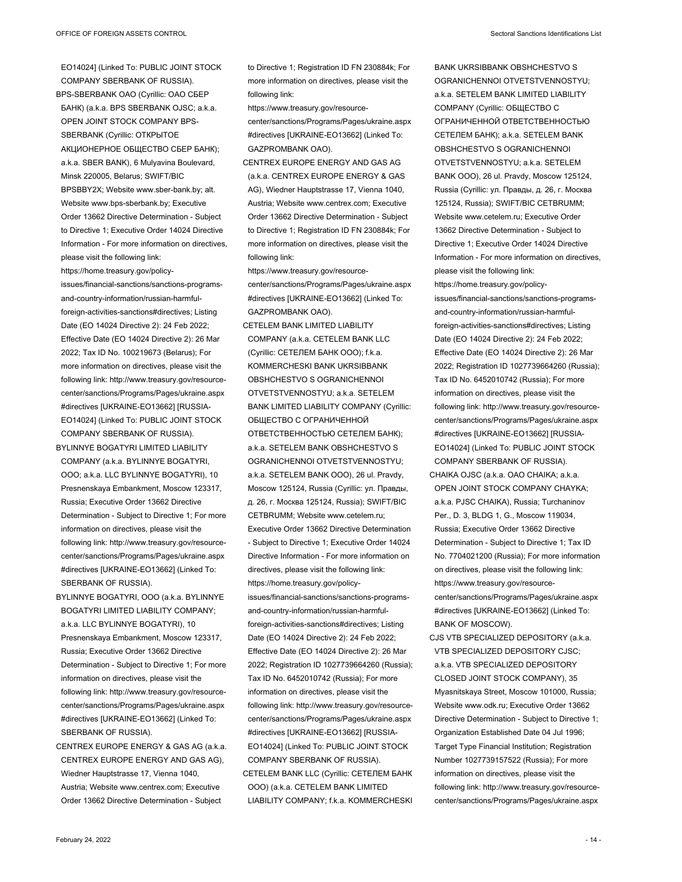EO14024] (Linked To: PUBLIC JOINT STOCK COMPANY SBERBANK OF RUSSIA).

BPS-SBERBANK OAO (Cyrillic: ОАО СБЕР БАНК) (a.k.a. BPS SBERBANK OJSC; a.k.a. OPEN JOINT STOCK COMPANY BPS-SBERBANK (Cyrillic: ОТКРЫТОЕ АКЦИОНЕРНОЕ ОБЩЕСТВО СБЕР БАНК); a.k.a. SBER BANK), 6 Mulyavina Boulevard, Minsk 220005, Belarus; SWIFT/BIC BPSBBY2X; Website www.sber-bank.by; alt. Website www.bps-sberbank.by; Executive Order 13662 Directive Determination - Subject to Directive 1; Executive Order 14024 Directive Information - For more information on directives, please visit the following link: https://home.treasury.gov/policy-issues/financial-sanctions/sanctions-programs-and-country-information/russian-harmful-foreign-activities-sanctions#directives; Listing Date (EO 14024 Directive 2): 24 Feb 2022; Effective Date (EO 14024 Directive 2): 26 Mar 2022; Tax ID No. 100219673 (Belarus); For more information on directives, please visit the following link: http://www.treasury.gov/resource-center/sanctions/Programs/Pages/ukraine.aspx#directives [UKRAINE-EO13662] [RUSSIA-EO14024] (Linked To: PUBLIC JOINT STOCK COMPANY SBERBANK OF RUSSIA).

BYLINNYE BOGATYRI LIMITED LIABILITY COMPANY (a.k.a. BYLINNYE BOGATYRI, OOO; a.k.a. LLC BYLINNYE BOGATYRI), 10 Presnenskaya Embankment, Moscow 123317, Russia; Executive Order 13662 Directive Determination - Subject to Directive 1; For more information on directives, please visit the following link: http://www.treasury.gov/resource-center/sanctions/Programs/Pages/ukraine.aspx#directives [UKRAINE-EO13662] (Linked To: SBERBANK OF RUSSIA).

BYLINNYE BOGATYRI, OOO (a.k.a. BYLINNYE BOGATYRI LIMITED LIABILITY COMPANY; a.k.a. LLC BYLINNYE BOGATYRI), 10 Presnenskaya Embankment, Moscow 123317, Russia; Executive Order 13662 Directive Determination - Subject to Directive 1; For more information on directives, please visit the following link: http://www.treasury.gov/resource-center/sanctions/Programs/Pages/ukraine.aspx#directives [UKRAINE-EO13662] (Linked To: SBERBANK OF RUSSIA).

CENTREX EUROPE ENERGY & GAS AG (a.k.a. CENTREX EUROPE ENERGY AND GAS AG), Wiedner Hauptstrasse 17, Vienna 1040, Austria; Website www.centrex.com; Executive Order 13662 Directive Determination - Subject to Directive 1; Registration ID FN 230884k; For more information on directives, please visit the following link: https://www.treasury.gov/resource-center/sanctions/Programs/Pages/ukraine.aspx#directives [UKRAINE-EO13662] (Linked To: GAZPROMBANK OAO).

CENTREX EUROPE ENERGY AND GAS AG (a.k.a. CENTREX EUROPE ENERGY & GAS AG), Wiedner Hauptstrasse 17, Vienna 1040, Austria; Website www.centrex.com; Executive Order 13662 Directive Determination - Subject to Directive 1; Registration ID FN 230884k; For more information on directives, please visit the following link: https://www.treasury.gov/resource-center/sanctions/Programs/Pages/ukraine.aspx#directives [UKRAINE-EO13662] (Linked To: GAZPROMBANK OAO).

CETELEM BANK LIMITED LIABILITY COMPANY (a.k.a. CETELEM BANK LLC (Cyrillic: СЕТЕЛЕМ БАНК ООО); f.k.a. KOMMERCHESKI BANK UKRSIBBANK OBSHCHESTVO S OGRANICHENNOI OTVETSTVENNOSTYU; a.k.a. SETELEM BANK LIMITED LIABILITY COMPANY (Cyrillic: ОБЩЕСТВО С ОГРАНИЧЕННОЙ ОТВЕТСТВЕННОСТЬЮ СЕТЕЛЕМ БАНК); a.k.a. SETELEM BANK OBSHCHESTVO S OGRANICHENNOI OTVETSTVENNOSTYU; a.k.a. SETELEM BANK OOO), 26 ul. Pravdy, Moscow 125124, Russia (Cyrillic: ул. Правды, д. 26, г. Москва 125124, Russia); SWIFT/BIC CETBRUMM; Website www.cetelem.ru; Executive Order 13662 Directive Determination - Subject to Directive 1; Executive Order 14024 Directive Information - For more information on directives, please visit the following link: https://home.treasury.gov/policy-issues/financial-sanctions/sanctions-programs-and-country-information/russian-harmful-foreign-activities-sanctions#directives; Listing Date (EO 14024 Directive 2): 24 Feb 2022; Effective Date (EO 14024 Directive 2): 26 Mar 2022; Registration ID 1027739664260 (Russia); Tax ID No. 6452010742 (Russia); For more information on directives, please visit the following link: http://www.treasury.gov/resource-center/sanctions/Programs/Pages/ukraine.aspx#directives [UKRAINE-EO13662] [RUSSIA-EO14024] (Linked To: PUBLIC JOINT STOCK COMPANY SBERBANK OF RUSSIA).

CETELEM BANK LLC (Cyrillic: СЕТЕЛЕМ БАНК ООО) (a.k.a. CETELEM BANK LIMITED LIABILITY COMPANY; f.k.a. KOMMERCHESKI BANK UKRSIBBANK OBSHCHESTVO S OGRANICHENNOI OTVETSTVENNOSTYU; a.k.a. SETELEM BANK LIMITED LIABILITY COMPANY (Cyrillic: ОБЩЕСТВО С ОГРАНИЧЕННОЙ ОТВЕТСТВЕННОСТЬЮ СЕТЕЛЕМ БАНК); a.k.a. SETELEM BANK OBSHCHESTVO S OGRANICHENNOI OTVETSTVENNOSTYU; a.k.a. SETELEM BANK OOO), 26 ul. Pravdy, Moscow 125124, Russia (Cyrillic: ул. Правды, д. 26, г. Москва 125124, Russia); SWIFT/BIC CETBRUMM; Website www.cetelem.ru; Executive Order 13662 Directive Determination - Subject to Directive 1; Executive Order 14024 Directive Information - For more information on directives, please visit the following link: https://home.treasury.gov/policy-issues/financial-sanctions/sanctions-programs-and-country-information/russian-harmful-foreign-activities-sanctions#directives; Listing Date (EO 14024 Directive 2): 24 Feb 2022; Effective Date (EO 14024 Directive 2): 26 Mar 2022; Registration ID 1027739664260 (Russia); Tax ID No. 6452010742 (Russia); For more information on directives, please visit the following link: http://www.treasury.gov/resource-center/sanctions/Programs/Pages/ukraine.aspx#directives [UKRAINE-EO13662] [RUSSIA-EO14024] (Linked To: PUBLIC JOINT STOCK COMPANY SBERBANK OF RUSSIA).

CHAIKA OJSC (a.k.a. OAO CHAIKA; a.k.a. OPEN JOINT STOCK COMPANY CHAYKA; a.k.a. PJSC CHAIKA), Russia; Turchaninov Per., D. 3, BLDG 1, G., Moscow 119034, Russia; Executive Order 13662 Directive Determination - Subject to Directive 1; Tax ID No. 7704021200 (Russia); For more information on directives, please visit the following link: https://www.treasury.gov/resource-center/sanctions/Programs/Pages/ukraine.aspx#directives [UKRAINE-EO13662] (Linked To: BANK OF MOSCOW).

CJS VTB SPECIALIZED DEPOSITORY (a.k.a. VTB SPECIALIZED DEPOSITORY CJSC; a.k.a. VTB SPECIALIZED DEPOSITORY CLOSED JOINT STOCK COMPANY), 35 Myasnitskaya Street, Moscow 101000, Russia; Website www.odk.ru; Executive Order 13662 Directive Determination - Subject to Directive 1; Organization Established Date 04 Jul 1996; Target Type Financial Institution; Registration Number 1027739157522 (Russia); For more information on directives, please visit the following link: http://www.treasury.gov/resource-center/sanctions/Programs/Pages/ukraine.aspx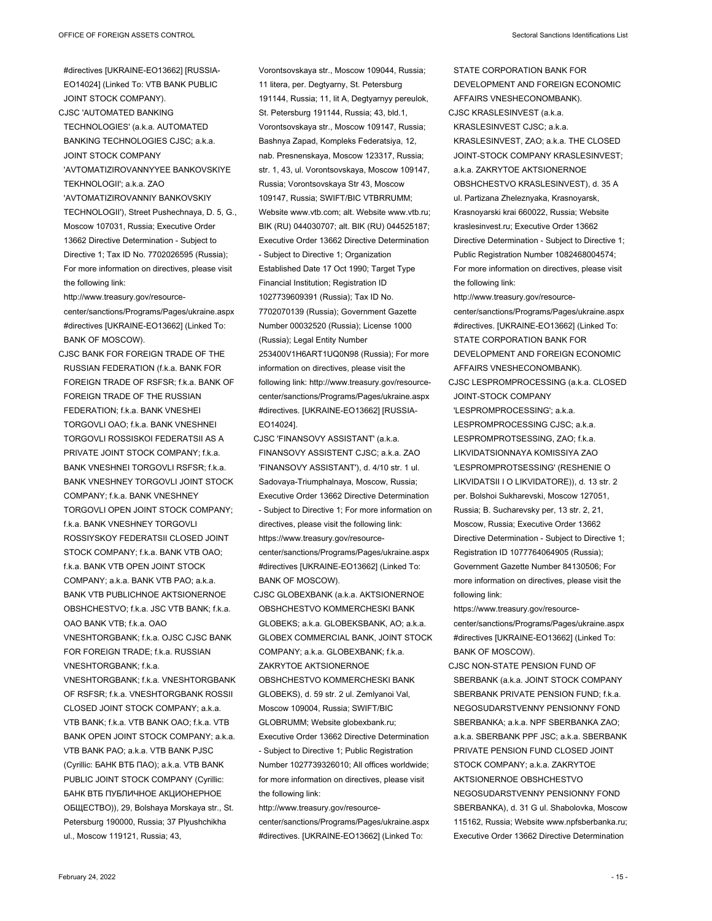#directives [UKRAINE-EO13662] [RUSSIA-EO14024] (Linked To: VTB BANK PUBLIC JOINT STOCK COMPANY).

CJSC 'AUTOMATED BANKING TECHNOLOGIES' (a.k.a. AUTOMATED BANKING TECHNOLOGIES CJSC; a.k.a. JOINT STOCK COMPANY 'AVTOMATIZIROVANNYYEE BANKOVSKIYE TEKHNOLOGII'; a.k.a. ZAO 'AVTOMATIZIROVANNIY BANKOVSKIY TECHNOLOGII'), Street Pushechnaya, D. 5, G., Moscow 107031, Russia; Executive Order 13662 Directive Determination - Subject to Directive 1; Tax ID No. 7702026595 (Russia); For more information on directives, please visit the following link: http://www.treasury.gov/resource-center/sanctions/Programs/Pages/ukraine.aspx #directives [UKRAINE-EO13662] (Linked To: BANK OF MOSCOW).

CJSC BANK FOR FOREIGN TRADE OF THE RUSSIAN FEDERATION (f.k.a. BANK FOR FOREIGN TRADE OF RSFSR; f.k.a. BANK OF FOREIGN TRADE OF THE RUSSIAN FEDERATION; f.k.a. BANK VNESHEI TORGOVLI OAO; f.k.a. BANK VNESHNEI TORGOVLI ROSSISKOI FEDERATSII AS A PRIVATE JOINT STOCK COMPANY; f.k.a. BANK VNESHNEI TORGOVLI RSFSR; f.k.a. BANK VNESHNEY TORGOVLI JOINT STOCK COMPANY; f.k.a. BANK VNESHNEY TORGOVLI OPEN JOINT STOCK COMPANY; f.k.a. BANK VNESHNEY TORGOVLI ROSSIYSKOY FEDERATSII CLOSED JOINT STOCK COMPANY; f.k.a. BANK VTB OAO; f.k.a. BANK VTB OPEN JOINT STOCK COMPANY; a.k.a. BANK VTB PAO; a.k.a. BANK VTB PUBLICHNOE AKTSIONERNOE OBSHCHESTVO; f.k.a. JSC VTB BANK; f.k.a. OAO BANK VTB; f.k.a. OAO VNESHTORGBANK; f.k.a. OJSC CJSC BANK FOR FOREIGN TRADE; f.k.a. RUSSIAN VNESHTORGBANK; f.k.a. VNESHTORGBANK; f.k.a. VNESHTORGBANK OF RSFSR; f.k.a. VNESHTORGBANK ROSSII CLOSED JOINT STOCK COMPANY; a.k.a. VTB BANK; f.k.a. VTB BANK OAO; f.k.a. VTB BANK OPEN JOINT STOCK COMPANY; a.k.a. VTB BANK PAO; a.k.a. VTB BANK PJSC (Cyrillic: БАНК ВТБ ПАО); a.k.a. VTB BANK PUBLIC JOINT STOCK COMPANY (Cyrillic: БАНК ВТБ ПУБЛИЧНОЕ АКЦИОНЕРНОЕ ОБЩЕСТВО)), 29, Bolshaya Morskaya str., St. Petersburg 190000, Russia; 37 Plyushchikha ul., Moscow 119121, Russia; 43, Vorontsovskaya str., Moscow 109044, Russia; 11 litera, per. Degtyarny, St. Petersburg 191144, Russia; 11, lit A, Degtyarnyy pereulok, St. Petersburg 191144, Russia; 43, bld.1, Vorontsovskaya str., Moscow 109147, Russia; Bashnya Zapad, Kompleks Federatsiya, 12, nab. Presnenskaya, Moscow 123317, Russia; str. 1, 43, ul. Vorontsovskaya, Moscow 109147, Russia; Vorontsovskaya Str 43, Moscow 109147, Russia; SWIFT/BIC VTBRRUMM; Website www.vtb.com; alt. Website www.vtb.ru; BIK (RU) 044030707; alt. BIK (RU) 044525187; Executive Order 13662 Directive Determination - Subject to Directive 1; Organization Established Date 17 Oct 1990; Target Type Financial Institution; Registration ID 1027739609391 (Russia); Tax ID No. 7702070139 (Russia); Government Gazette Number 00032520 (Russia); License 1000 (Russia); Legal Entity Number 253400V1H6ART1UQ0N98 (Russia); For more information on directives, please visit the following link: http://www.treasury.gov/resource-center/sanctions/Programs/Pages/ukraine.aspx #directives. [UKRAINE-EO13662] [RUSSIA-EO14024].

CJSC 'FINANSOVY ASSISTANT' (a.k.a. FINANSOVY ASSISTENT CJSC; a.k.a. ZAO 'FINANSOVY ASSISTANT'), d. 4/10 str. 1 ul. Sadovaya-Triumphalnaya, Moscow, Russia; Executive Order 13662 Directive Determination - Subject to Directive 1; For more information on directives, please visit the following link: https://www.treasury.gov/resource-center/sanctions/Programs/Pages/ukraine.aspx #directives [UKRAINE-EO13662] (Linked To: BANK OF MOSCOW).

CJSC GLOBEXBANK (a.k.a. AKTSIONERNOE OBSHCHESTVO KOMMERCHESKI BANK GLOBEKS; a.k.a. GLOBEKSBANK, AO; a.k.a. GLOBEX COMMERCIAL BANK, JOINT STOCK COMPANY; a.k.a. GLOBEXBANK; f.k.a. ZAKRYTOE AKTSIONERNOE OBSHCHESTVO KOMMERCHESKI BANK GLOBEKS), d. 59 str. 2 ul. Zemlyanoi Val, Moscow 109004, Russia; SWIFT/BIC GLOBRUMM; Website globexbank.ru; Executive Order 13662 Directive Determination - Subject to Directive 1; Public Registration Number 1027739326010; All offices worldwide; for more information on directives, please visit the following link: http://www.treasury.gov/resource-center/sanctions/Programs/Pages/ukraine.aspx #directives. [UKRAINE-EO13662] (Linked To: STATE CORPORATION BANK FOR DEVELOPMENT AND FOREIGN ECONOMIC AFFAIRS VNESHECONOMBANK).

CJSC KRASLESINVEST (a.k.a. KRASLESINVEST CJSC; a.k.a. KRASLESINVEST, ZAO; a.k.a. THE CLOSED JOINT-STOCK COMPANY KRASLESINVEST; a.k.a. ZAKRYTOE AKTSIONERNOE OBSHCHESTVO KRASLESINVEST), d. 35 A ul. Partizana Zheleznyaka, Krasnoyarsk, Krasnoyarski krai 660022, Russia; Website kraslesinvest.ru; Executive Order 13662 Directive Determination - Subject to Directive 1; Public Registration Number 1082468004574; For more information on directives, please visit the following link: http://www.treasury.gov/resource-center/sanctions/Programs/Pages/ukraine.aspx #directives. [UKRAINE-EO13662] (Linked To: STATE CORPORATION BANK FOR DEVELOPMENT AND FOREIGN ECONOMIC AFFAIRS VNESHECONOMBANK).

CJSC LESPROMPROCESSING (a.k.a. CLOSED JOINT-STOCK COMPANY 'LESPROMPROCESSING'; a.k.a. LESPROMPROCESSING CJSC; a.k.a. LESPROMPROTSESSING, ZAO; f.k.a. LIKVIDATSIONNAYA KOMISSIYA ZAO 'LESPROMPROTSESSING' (RESHENIE O LIKVIDATSII I O LIKVIDATORE)), d. 13 str. 2 per. Bolshoi Sukharevski, Moscow 127051, Russia; B. Sucharevsky per, 13 str. 2, 21, Moscow, Russia; Executive Order 13662 Directive Determination - Subject to Directive 1; Registration ID 1077764064905 (Russia); Government Gazette Number 84130506; For more information on directives, please visit the following link: https://www.treasury.gov/resource-center/sanctions/Programs/Pages/ukraine.aspx #directives [UKRAINE-EO13662] (Linked To: BANK OF MOSCOW).

CJSC NON-STATE PENSION FUND OF SBERBANK (a.k.a. JOINT STOCK COMPANY SBERBANK PRIVATE PENSION FUND; f.k.a. NEGOSUDARSTVENNY PENSIONNY FOND SBERBANKA; a.k.a. NPF SBERBANKA ZAO; a.k.a. SBERBANK PPF JSC; a.k.a. SBERBANK PRIVATE PENSION FUND CLOSED JOINT STOCK COMPANY; a.k.a. ZAKRYTOE AKTSIONERNOE OBSHCHESTVO NEGOSUDARSTVENNY PENSIONNY FOND SBERBANKA), d. 31 G ul. Shabolovka, Moscow 115162, Russia; Website www.npfsberbanka.ru; Executive Order 13662 Directive Determination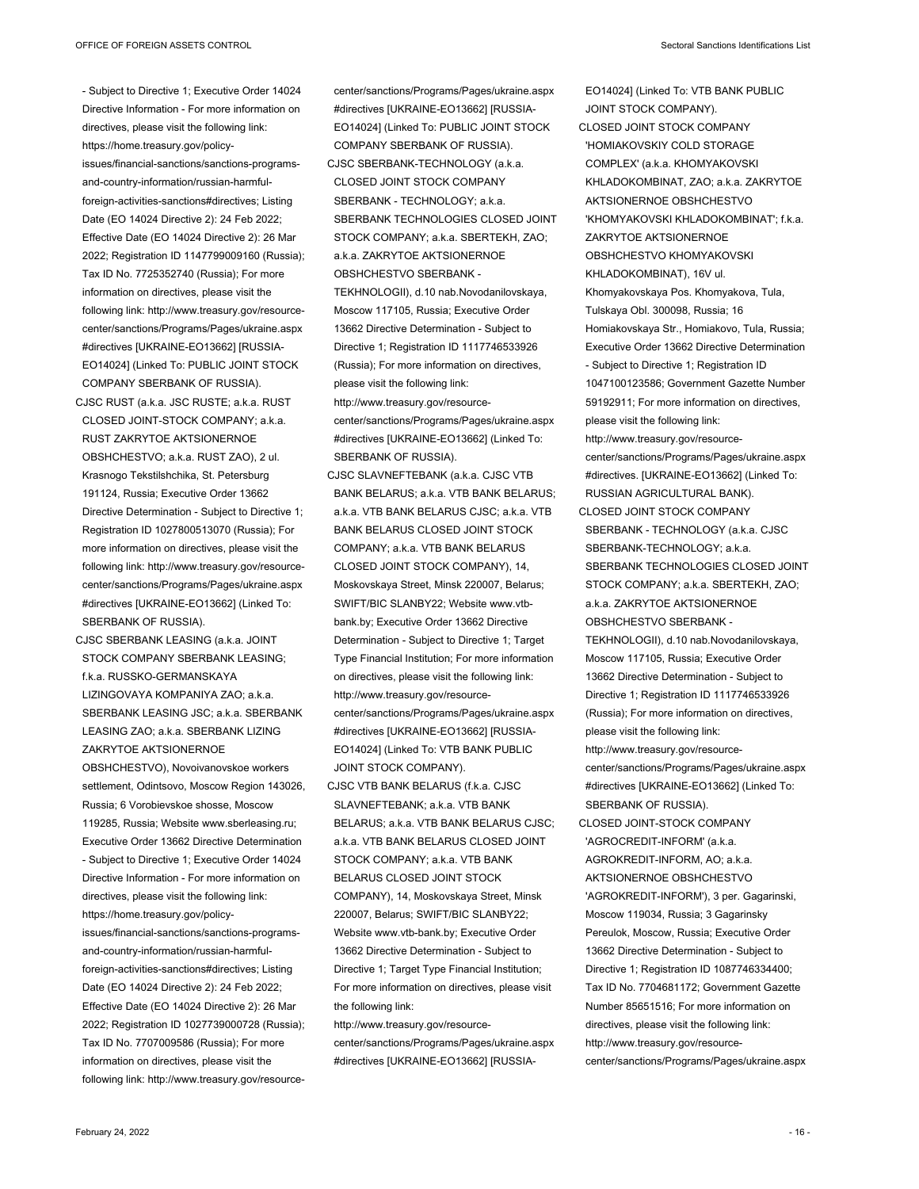- Subject to Directive 1; Executive Order 14024 Directive Information - For more information on directives, please visit the following link: https://home.treasury.gov/policy-issues/financial-sanctions/sanctions-programs-and-country-information/russian-harmful-foreign-activities-sanctions#directives; Listing Date (EO 14024 Directive 2): 24 Feb 2022; Effective Date (EO 14024 Directive 2): 26 Mar 2022; Registration ID 1147799009160 (Russia); Tax ID No. 7725352740 (Russia); For more information on directives, please visit the following link: http://www.treasury.gov/resource-center/sanctions/Programs/Pages/ukraine.aspx#directives [UKRAINE-EO13662] [RUSSIA-EO14024] (Linked To: PUBLIC JOINT STOCK COMPANY SBERBANK OF RUSSIA).

CJSC RUST (a.k.a. JSC RUSTE; a.k.a. RUST CLOSED JOINT-STOCK COMPANY; a.k.a. RUST ZAKRYTOE AKTSIONERNOE OBSHCHESTVO; a.k.a. RUST ZAO), 2 ul. Krasnogo Tekstilshchika, St. Petersburg 191124, Russia; Executive Order 13662 Directive Determination - Subject to Directive 1; Registration ID 1027800513070 (Russia); For more information on directives, please visit the following link: http://www.treasury.gov/resource-center/sanctions/Programs/Pages/ukraine.aspx#directives [UKRAINE-EO13662] (Linked To: SBERBANK OF RUSSIA).

CJSC SBERBANK LEASING (a.k.a. JOINT STOCK COMPANY SBERBANK LEASING; f.k.a. RUSSKO-GERMANSKAYA LIZINGOVAYA KOMPANIYA ZAO; a.k.a. SBERBANK LEASING JSC; a.k.a. SBERBANK LEASING ZAO; a.k.a. SBERBANK LIZING ZAKRYTOE AKTSIONERNOE OBSHCHESTVO), Novoivanovskoe workers settlement, Odintsovo, Moscow Region 143026, Russia; 6 Vorobievskoe shosse, Moscow 119285, Russia; Website www.sberleasing.ru; Executive Order 13662 Directive Determination - Subject to Directive 1; Executive Order 14024 Directive Information - For more information on directives, please visit the following link: https://home.treasury.gov/policy-issues/financial-sanctions/sanctions-programs-and-country-information/russian-harmful-foreign-activities-sanctions#directives; Listing Date (EO 14024 Directive 2): 24 Feb 2022; Effective Date (EO 14024 Directive 2): 26 Mar 2022; Registration ID 1027739000728 (Russia); Tax ID No. 7707009586 (Russia); For more information on directives, please visit the following link: http://www.treasury.gov/resource-center/sanctions/Programs/Pages/ukraine.aspx#directives [UKRAINE-EO13662] [RUSSIA-EO14024] (Linked To: PUBLIC JOINT STOCK COMPANY SBERBANK OF RUSSIA).

CJSC SBERBANK-TECHNOLOGY (a.k.a. CLOSED JOINT STOCK COMPANY SBERBANK - TECHNOLOGY; a.k.a. SBERBANK TECHNOLOGIES CLOSED JOINT STOCK COMPANY; a.k.a. SBERTEKH, ZAO; a.k.a. ZAKRYTOE AKTSIONERNOE OBSHCHESTVO SBERBANK - TEKHNOLOGII), d.10 nab.Novodanilovskaya, Moscow 117105, Russia; Executive Order 13662 Directive Determination - Subject to Directive 1; Registration ID 1117746533926 (Russia); For more information on directives, please visit the following link: http://www.treasury.gov/resource-center/sanctions/Programs/Pages/ukraine.aspx#directives [UKRAINE-EO13662] (Linked To: SBERBANK OF RUSSIA).

CJSC SLAVNEFTEBANK (a.k.a. CJSC VTB BANK BELARUS; a.k.a. VTB BANK BELARUS; a.k.a. VTB BANK BELARUS CJSC; a.k.a. VTB BANK BELARUS CLOSED JOINT STOCK COMPANY; a.k.a. VTB BANK BELARUS CLOSED JOINT STOCK COMPANY), 14, Moskovskaya Street, Minsk 220007, Belarus; SWIFT/BIC SLANBY22; Website www.vtb-bank.by; Executive Order 13662 Directive Determination - Subject to Directive 1; Target Type Financial Institution; For more information on directives, please visit the following link: http://www.treasury.gov/resource-center/sanctions/Programs/Pages/ukraine.aspx#directives [UKRAINE-EO13662] [RUSSIA-EO14024] (Linked To: VTB BANK PUBLIC JOINT STOCK COMPANY).

CJSC VTB BANK BELARUS (f.k.a. CJSC SLAVNEFTEBANK; a.k.a. VTB BANK BELARUS; a.k.a. VTB BANK BELARUS CJSC; a.k.a. VTB BANK BELARUS CLOSED JOINT STOCK COMPANY; a.k.a. VTB BANK BELARUS CLOSED JOINT STOCK COMPANY), 14, Moskovskaya Street, Minsk 220007, Belarus; SWIFT/BIC SLANBY22; Website www.vtb-bank.by; Executive Order 13662 Directive Determination - Subject to Directive 1; Target Type Financial Institution; For more information on directives, please visit the following link: http://www.treasury.gov/resource-center/sanctions/Programs/Pages/ukraine.aspx#directives [UKRAINE-EO13662] [RUSSIA-EO14024] (Linked To: VTB BANK PUBLIC JOINT STOCK COMPANY).

CLOSED JOINT STOCK COMPANY 'HOMIAKOVSKIY COLD STORAGE COMPLEX' (a.k.a. KHOMYAKOVSKI KHLADOKOMBINAT, ZAO; a.k.a. ZAKRYTOE AKTSIONERNOE OBSHCHESTVO 'KHOMYAKOVSKI KHLADOKOMBINAT'; f.k.a. ZAKRYTOE AKTSIONERNOE OBSHCHESTVO KHOMYAKOVSKI KHLADOKOMBINAT), 16V ul. Khomyakovskaya Pos. Khomyakova, Tula, Tulskaya Obl. 300098, Russia; 16 Homiakovskaya Str., Homiakovo, Tula, Russia; Executive Order 13662 Directive Determination - Subject to Directive 1; Registration ID 1047100123586; Government Gazette Number 59192911; For more information on directives, please visit the following link: http://www.treasury.gov/resource-center/sanctions/Programs/Pages/ukraine.aspx#directives. [UKRAINE-EO13662] (Linked To: RUSSIAN AGRICULTURAL BANK).

CLOSED JOINT STOCK COMPANY SBERBANK - TECHNOLOGY (a.k.a. CJSC SBERBANK-TECHNOLOGY; a.k.a. SBERBANK TECHNOLOGIES CLOSED JOINT STOCK COMPANY; a.k.a. SBERTEKH, ZAO; a.k.a. ZAKRYTOE AKTSIONERNOE OBSHCHESTVO SBERBANK - TEKHNOLOGII), d.10 nab.Novodanilovskaya, Moscow 117105, Russia; Executive Order 13662 Directive Determination - Subject to Directive 1; Registration ID 1117746533926 (Russia); For more information on directives, please visit the following link: http://www.treasury.gov/resource-center/sanctions/Programs/Pages/ukraine.aspx#directives [UKRAINE-EO13662] (Linked To: SBERBANK OF RUSSIA).

CLOSED JOINT-STOCK COMPANY 'AGROCREDIT-INFORM' (a.k.a. AGROKREDIT-INFORM, AO; a.k.a. AKTSIONERNOE OBSHCHESTVO 'AGROKREDIT-INFORM'), 3 per. Gagarinski, Moscow 119034, Russia; 3 Gagarinsky Pereulok, Moscow, Russia; Executive Order 13662 Directive Determination - Subject to Directive 1; Registration ID 1087746334400; Tax ID No. 7704681172; Government Gazette Number 85651516; For more information on directives, please visit the following link: http://www.treasury.gov/resource-center/sanctions/Programs/Pages/ukraine.aspx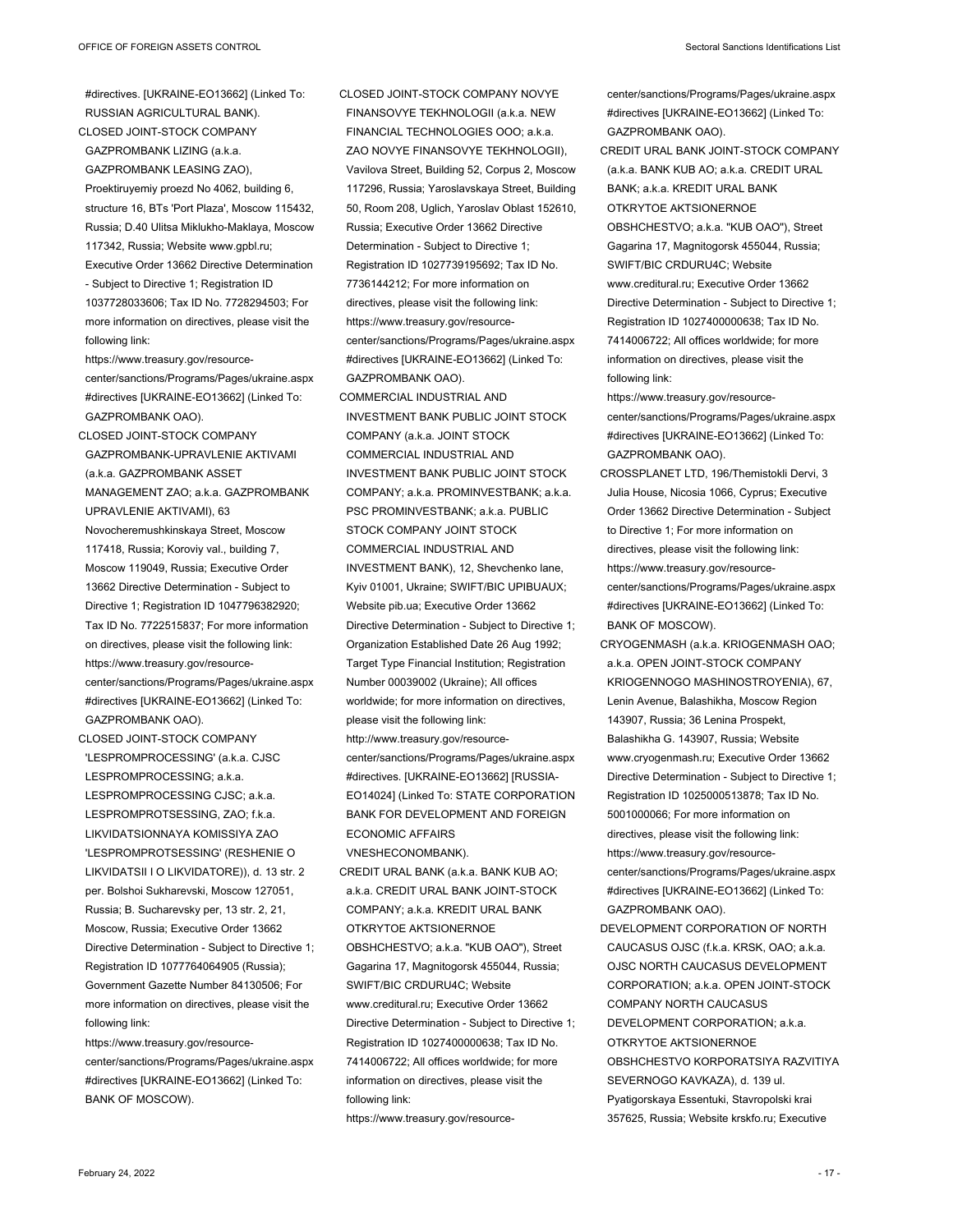#directives. [UKRAINE-EO13662] (Linked To: RUSSIAN AGRICULTURAL BANK).

CLOSED JOINT-STOCK COMPANY GAZPROMBANK LIZING (a.k.a. GAZPROMBANK LEASING ZAO), Proektiruyemiy proezd No 4062, building 6, structure 16, BTs 'Port Plaza', Moscow 115432, Russia; D.40 Ulitsa Miklukho-Maklaya, Moscow 117342, Russia; Website www.gpbl.ru; Executive Order 13662 Directive Determination - Subject to Directive 1; Registration ID 1037728033606; Tax ID No. 7728294503; For more information on directives, please visit the following link: https://www.treasury.gov/resource-center/sanctions/Programs/Pages/ukraine.aspx #directives [UKRAINE-EO13662] (Linked To: GAZPROMBANK OAO).

CLOSED JOINT-STOCK COMPANY GAZPROMBANK-UPRAVLENIE AKTIVAMI (a.k.a. GAZPROMBANK ASSET MANAGEMENT ZAO; a.k.a. GAZPROMBANK UPRAVLENIE AKTIVAMI), 63 Novocheremushkinskaya Street, Moscow 117418, Russia; Koroviy val., building 7, Moscow 119049, Russia; Executive Order 13662 Directive Determination - Subject to Directive 1; Registration ID 1047796382920; Tax ID No. 7722515837; For more information on directives, please visit the following link: https://www.treasury.gov/resource-center/sanctions/Programs/Pages/ukraine.aspx #directives [UKRAINE-EO13662] (Linked To: GAZPROMBANK OAO).

CLOSED JOINT-STOCK COMPANY 'LESPROMPROCESSING' (a.k.a. CJSC LESPROMPROCESSING; a.k.a. LESPROMPROCESSING CJSC; a.k.a. LESPROMPROTSESSING, ZAO; f.k.a. LIKVIDATSIONNAYA KOMISSIYA ZAO 'LESPROMPROTSESSING' (RESHENIE O LIKVIDATSII I O LIKVIDATORE)), d. 13 str. 2 per. Bolshoi Sukharevski, Moscow 127051, Russia; B. Sucharevsky per, 13 str. 2, 21, Moscow, Russia; Executive Order 13662 Directive Determination - Subject to Directive 1; Registration ID 1077764064905 (Russia); Government Gazette Number 84130506; For more information on directives, please visit the following link: https://www.treasury.gov/resource-center/sanctions/Programs/Pages/ukraine.aspx #directives [UKRAINE-EO13662] (Linked To: BANK OF MOSCOW).

CLOSED JOINT-STOCK COMPANY NOVYE FINANSOVYE TEKHNOLOGII (a.k.a. NEW FINANCIAL TECHNOLOGIES OOO; a.k.a. ZAO NOVYE FINANSOVYE TEKHNOLOGII), Vavilova Street, Building 52, Corpus 2, Moscow 117296, Russia; Yaroslavskaya Street, Building 50, Room 208, Uglich, Yaroslav Oblast 152610, Russia; Executive Order 13662 Directive Determination - Subject to Directive 1; Registration ID 1027739195692; Tax ID No. 7736144212; For more information on directives, please visit the following link: https://www.treasury.gov/resource-center/sanctions/Programs/Pages/ukraine.aspx #directives [UKRAINE-EO13662] (Linked To: GAZPROMBANK OAO).

COMMERCIAL INDUSTRIAL AND INVESTMENT BANK PUBLIC JOINT STOCK COMPANY (a.k.a. JOINT STOCK COMMERCIAL INDUSTRIAL AND INVESTMENT BANK PUBLIC JOINT STOCK COMPANY; a.k.a. PROMINVESTBANK; a.k.a. PSC PROMINVESTBANK; a.k.a. PUBLIC STOCK COMPANY JOINT STOCK COMMERCIAL INDUSTRIAL AND INVESTMENT BANK), 12, Shevchenko lane, Kyiv 01001, Ukraine; SWIFT/BIC UPIBUAUX; Website pib.ua; Executive Order 13662 Directive Determination - Subject to Directive 1; Organization Established Date 26 Aug 1992; Target Type Financial Institution; Registration Number 00039002 (Ukraine); All offices worldwide; for more information on directives, please visit the following link: http://www.treasury.gov/resource-center/sanctions/Programs/Pages/ukraine.aspx #directives. [UKRAINE-EO13662] [RUSSIA-EO14024] (Linked To: STATE CORPORATION BANK FOR DEVELOPMENT AND FOREIGN ECONOMIC AFFAIRS VNESHECONOMBANK).

CREDIT URAL BANK (a.k.a. BANK KUB AO; a.k.a. CREDIT URAL BANK JOINT-STOCK COMPANY; a.k.a. KREDIT URAL BANK OTKRYTOE AKTSIONERNOE OBSHCHESTVO; a.k.a. "KUB OAO"), Street Gagarina 17, Magnitogorsk 455044, Russia; SWIFT/BIC CRDURU4C; Website www.creditural.ru; Executive Order 13662 Directive Determination - Subject to Directive 1; Registration ID 1027400000638; Tax ID No. 7414006722; All offices worldwide; for more information on directives, please visit the following link: https://www.treasury.gov/resource-center/sanctions/Programs/Pages/ukraine.aspx #directives [UKRAINE-EO13662] (Linked To: GAZPROMBANK OAO).

CREDIT URAL BANK JOINT-STOCK COMPANY (a.k.a. BANK KUB AO; a.k.a. CREDIT URAL BANK; a.k.a. KREDIT URAL BANK OTKRYTOE AKTSIONERNOE OBSHCHESTVO; a.k.a. "KUB OAO"), Street Gagarina 17, Magnitogorsk 455044, Russia; SWIFT/BIC CRDURU4C; Website www.creditural.ru; Executive Order 13662 Directive Determination - Subject to Directive 1; Registration ID 1027400000638; Tax ID No. 7414006722; All offices worldwide; for more information on directives, please visit the following link: https://www.treasury.gov/resource-center/sanctions/Programs/Pages/ukraine.aspx #directives [UKRAINE-EO13662] (Linked To: GAZPROMBANK OAO).

CROSSPLANET LTD, 196/Themistokli Dervi, 3 Julia House, Nicosia 1066, Cyprus; Executive Order 13662 Directive Determination - Subject to Directive 1; For more information on directives, please visit the following link: https://www.treasury.gov/resource-center/sanctions/Programs/Pages/ukraine.aspx #directives [UKRAINE-EO13662] (Linked To: BANK OF MOSCOW).

CRYOGENMASH (a.k.a. KRIOGENMASH OAO; a.k.a. OPEN JOINT-STOCK COMPANY KRIOGENNOGO MASHINOSTROYENIA), 67, Lenin Avenue, Balashikha, Moscow Region 143907, Russia; 36 Lenina Prospekt, Balashikha G. 143907, Russia; Website www.cryogenmash.ru; Executive Order 13662 Directive Determination - Subject to Directive 1; Registration ID 1025000513878; Tax ID No. 5001000066; For more information on directives, please visit the following link: https://www.treasury.gov/resource-center/sanctions/Programs/Pages/ukraine.aspx #directives [UKRAINE-EO13662] (Linked To: GAZPROMBANK OAO).

DEVELOPMENT CORPORATION OF NORTH CAUCASUS OJSC (f.k.a. KRSK, OAO; a.k.a. OJSC NORTH CAUCASUS DEVELOPMENT CORPORATION; a.k.a. OPEN JOINT-STOCK COMPANY NORTH CAUCASUS DEVELOPMENT CORPORATION; a.k.a. OTKRYTOE AKTSIONERNOE OBSHCHESTVO KORPORATSIYA RAZVITIYA SEVERNOGO KAVKAZA), d. 139 ul. Pyatigorskaya Essentuki, Stavropolski krai 357625, Russia; Website krskfo.ru; Executive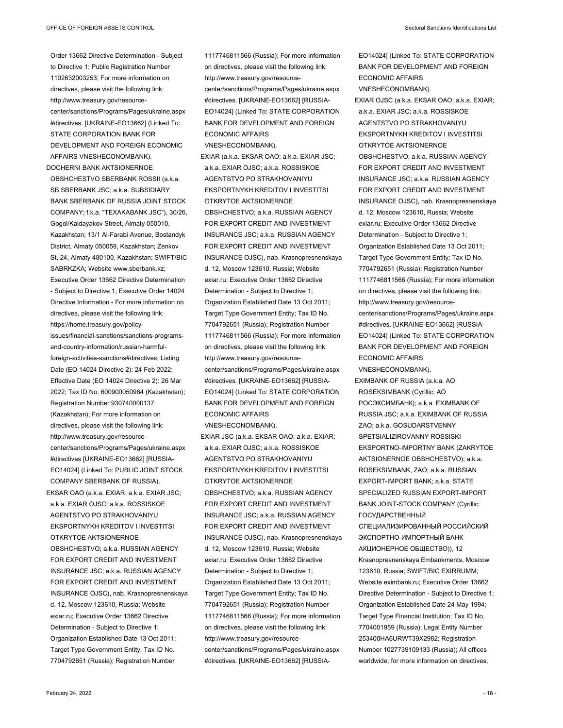Order 13662 Directive Determination - Subject to Directive 1; Public Registration Number 1102632003253; For more information on directives, please visit the following link: http://www.treasury.gov/resource-center/sanctions/Programs/Pages/ukraine.aspx#directives. [UKRAINE-EO13662] (Linked To: STATE CORPORATION BANK FOR DEVELOPMENT AND FOREIGN ECONOMIC AFFAIRS VNESHECONOMBANK).

DOCHERNI BANK AKTSIONERNOE OBSHCHESTVO SBERBANK ROSSII (a.k.a. SB SBERBANK JSC; a.k.a. SUBSIDIARY BANK SBERBANK OF RUSSIA JOINT STOCK COMPANY; f.k.a. "TEXAKABANK JSC"), 30/26, Gogol/Kaldayakov Street, Almaty 050010, Kazakhstan; 13/1 Al-Farabi Avenue, Bostandyk District, Almaty 050059, Kazakhstan; Zenkov St, 24, Almaty 480100, Kazakhstan; SWIFT/BIC SABRKZKA; Website www.sberbank.kz; Executive Order 13662 Directive Determination - Subject to Directive 1; Executive Order 14024 Directive Information - For more information on directives, please visit the following link: https://home.treasury.gov/policy-issues/financial-sanctions/sanctions-programs-and-country-information/russian-harmful-foreign-activities-sanctions#directives; Listing Date (EO 14024 Directive 2): 24 Feb 2022; Effective Date (EO 14024 Directive 2): 26 Mar 2022; Tax ID No. 600900050984 (Kazakhstan); Registration Number 930740000137 (Kazakhstan); For more information on directives, please visit the following link: http://www.treasury.gov/resource-center/sanctions/Programs/Pages/ukraine.aspx#directives [UKRAINE-EO13662] [RUSSIA-EO14024] (Linked To: PUBLIC JOINT STOCK COMPANY SBERBANK OF RUSSIA).

EKSAR OAO (a.k.a. EXIAR; a.k.a. EXIAR JSC; a.k.a. EXIAR OJSC; a.k.a. ROSSISKOE AGENTSTVO PO STRAKHOVANIYU EKSPORTNYKH KREDITOV I INVESTITSI OTKRYTOE AKTSIONERNOE OBSHCHESTVO; a.k.a. RUSSIAN AGENCY FOR EXPORT CREDIT AND INVESTMENT INSURANCE JSC; a.k.a. RUSSIAN AGENCY FOR EXPORT CREDIT AND INVESTMENT INSURANCE OJSC), nab. Krasnopresnenskaya d. 12, Moscow 123610, Russia; Website exiar.ru; Executive Order 13662 Directive Determination - Subject to Directive 1; Organization Established Date 13 Oct 2011; Target Type Government Entity; Tax ID No. 7704792651 (Russia); Registration Number 1117746811566 (Russia); For more information on directives, please visit the following link: http://www.treasury.gov/resource-center/sanctions/Programs/Pages/ukraine.aspx#directives. [UKRAINE-EO13662] [RUSSIA-EO14024] (Linked To: STATE CORPORATION BANK FOR DEVELOPMENT AND FOREIGN ECONOMIC AFFAIRS VNESHECONOMBANK).

EXIAR (a.k.a. EKSAR OAO; a.k.a. EXIAR JSC; a.k.a. EXIAR OJSC; a.k.a. ROSSISKOE AGENTSTVO PO STRAKHOVANIYU EKSPORTNYKH KREDITOV I INVESTITSI OTKRYTOE AKTSIONERNOE OBSHCHESTVO; a.k.a. RUSSIAN AGENCY FOR EXPORT CREDIT AND INVESTMENT INSURANCE JSC; a.k.a. RUSSIAN AGENCY FOR EXPORT CREDIT AND INVESTMENT INSURANCE OJSC), nab. Krasnopresnenskaya d. 12, Moscow 123610, Russia; Website exiar.ru; Executive Order 13662 Directive Determination - Subject to Directive 1; Organization Established Date 13 Oct 2011; Target Type Government Entity; Tax ID No. 7704792651 (Russia); Registration Number 1117746811566 (Russia); For more information on directives, please visit the following link: http://www.treasury.gov/resource-center/sanctions/Programs/Pages/ukraine.aspx#directives. [UKRAINE-EO13662] [RUSSIA-EO14024] (Linked To: STATE CORPORATION BANK FOR DEVELOPMENT AND FOREIGN ECONOMIC AFFAIRS VNESHECONOMBANK).

EXIAR JSC (a.k.a. EKSAR OAO; a.k.a. EXIAR; a.k.a. EXIAR OJSC; a.k.a. ROSSISKOE AGENTSTVO PO STRAKHOVANIYU EKSPORTNYKH KREDITOV I INVESTITSI OTKRYTOE AKTSIONERNOE OBSHCHESTVO; a.k.a. RUSSIAN AGENCY FOR EXPORT CREDIT AND INVESTMENT INSURANCE JSC; a.k.a. RUSSIAN AGENCY FOR EXPORT CREDIT AND INVESTMENT INSURANCE OJSC), nab. Krasnopresnenskaya d. 12, Moscow 123610, Russia; Website exiar.ru; Executive Order 13662 Directive Determination - Subject to Directive 1; Organization Established Date 13 Oct 2011; Target Type Government Entity; Tax ID No. 7704792651 (Russia); Registration Number 1117746811566 (Russia); For more information on directives, please visit the following link: http://www.treasury.gov/resource-center/sanctions/Programs/Pages/ukraine.aspx#directives. [UKRAINE-EO13662] [RUSSIA-EO14024] (Linked To: STATE CORPORATION BANK FOR DEVELOPMENT AND FOREIGN ECONOMIC AFFAIRS VNESHECONOMBANK).

EXIAR OJSC (a.k.a. EKSAR OAO; a.k.a. EXIAR; a.k.a. EXIAR JSC; a.k.a. ROSSISKOE AGENTSTVO PO STRAKHOVANIYU EKSPORTNYKH KREDITOV I INVESTITSI OTKRYTOE AKTSIONERNOE OBSHCHESTVO; a.k.a. RUSSIAN AGENCY FOR EXPORT CREDIT AND INVESTMENT INSURANCE JSC; a.k.a. RUSSIAN AGENCY FOR EXPORT CREDIT AND INVESTMENT INSURANCE OJSC), nab. Krasnopresnenskaya d. 12, Moscow 123610, Russia; Website exiar.ru; Executive Order 13662 Directive Determination - Subject to Directive 1; Organization Established Date 13 Oct 2011; Target Type Government Entity; Tax ID No. 7704792651 (Russia); Registration Number 1117746811566 (Russia); For more information on directives, please visit the following link: http://www.treasury.gov/resource-center/sanctions/Programs/Pages/ukraine.aspx#directives. [UKRAINE-EO13662] [RUSSIA-EO14024] (Linked To: STATE CORPORATION BANK FOR DEVELOPMENT AND FOREIGN ECONOMIC AFFAIRS VNESHECONOMBANK).

EXIMBANK OF RUSSIA (a.k.a. AO ROSEKSIMBANK (Cyrillic: АО РОСЭКСИМБАНК); a.k.a. EXIMBANK OF RUSSIA JSC; a.k.a. EXIMBANK OF RUSSIA ZAO; a.k.a. GOSUDARSTVENNY SPETSIALIZIROVANNY ROSSISKI EKSPORTNO-IMPORTNY BANK (ZAKRYTOE AKTSIONERNOE OBSHCHESTVO); a.k.a. ROSEKSIMBANK, ZAO; a.k.a. RUSSIAN EXPORT-IMPORT BANK; a.k.a. STATE SPECIALIZED RUSSIAN EXPORT-IMPORT BANK JOINT-STOCK COMPANY (Cyrillic: ГОСУДАРСТВЕННЫЙ СПЕЦИАЛИЗИРОВАННЫЙ РОССИЙСКИЙ ЭКСПОРТНО-ИМПОРТНЫЙ БАНК АКЦИОНЕРНОЕ ОБЩЕСТВО)), 12 Krasnopresnenskaya Embankments, Moscow 123610, Russia; SWIFT/BIC EXIRRUMM; Website eximbank.ru; Executive Order 13662 Directive Determination - Subject to Directive 1; Organization Established Date 24 May 1994; Target Type Financial Institution; Tax ID No. 7704001959 (Russia); Legal Entity Number 253400HA6URWT39X2982; Registration Number 1027739109133 (Russia); All offices worldwide; for more information on directives,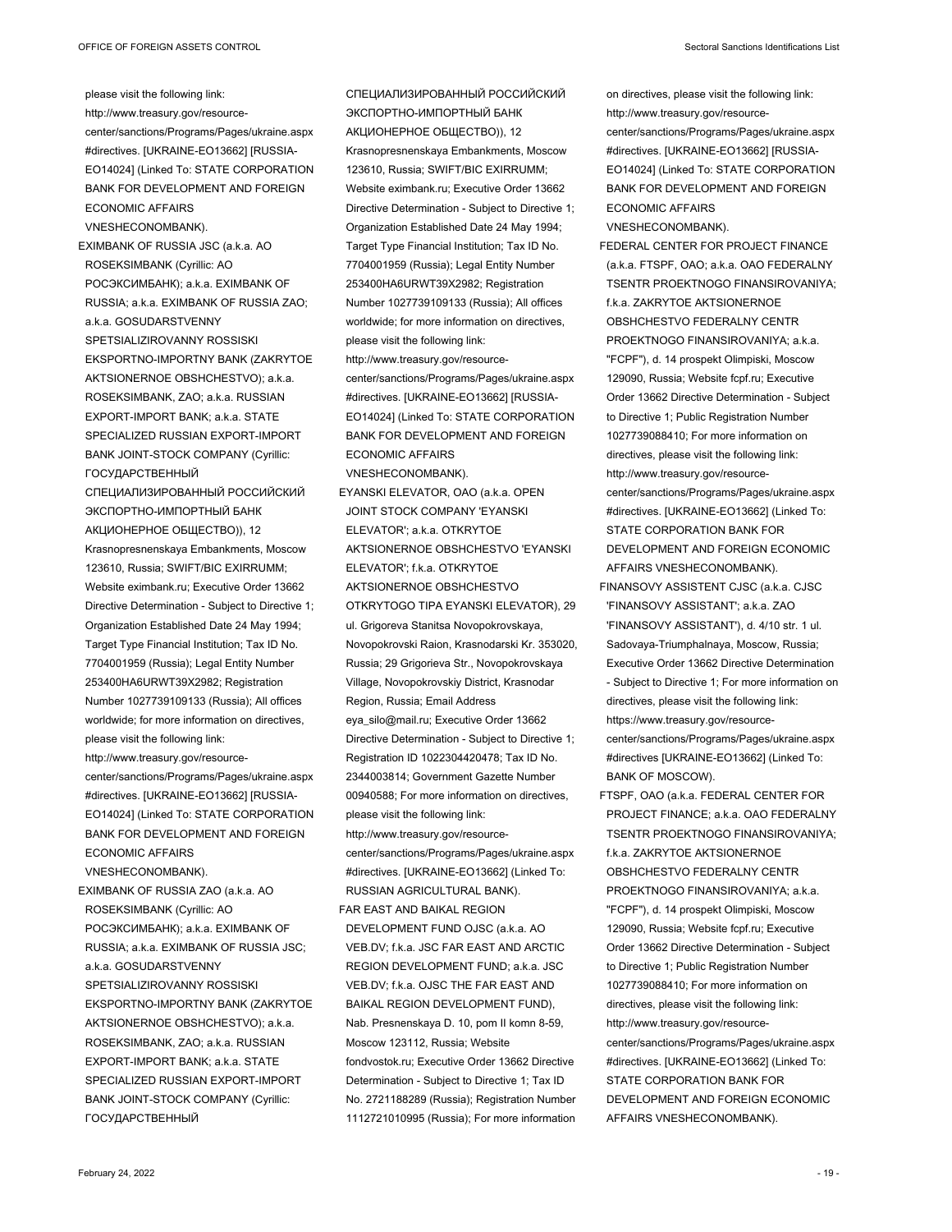please visit the following link: http://www.treasury.gov/resource-center/sanctions/Programs/Pages/ukraine.aspx#directives. [UKRAINE-EO13662] [RUSSIA-EO14024] (Linked To: STATE CORPORATION BANK FOR DEVELOPMENT AND FOREIGN ECONOMIC AFFAIRS VNESHECONOMBANK).

EXIMBANK OF RUSSIA JSC (a.k.a. AO ROSEKSIMBANK (Cyrillic: АО РОСЭКСИМБАНК); a.k.a. EXIMBANK OF RUSSIA; a.k.a. EXIMBANK OF RUSSIA ZAO; a.k.a. GOSUDARSTVENNY SPETSIALIZIROVANNY ROSSISKI EKSPORTNO-IMPORTNY BANK (ZAKRYTOE AKTSIONERNOE OBSHCHESTVO); a.k.a. ROSEKSIMBANK, ZAO; a.k.a. RUSSIAN EXPORT-IMPORT BANK; a.k.a. STATE SPECIALIZED RUSSIAN EXPORT-IMPORT BANK JOINT-STOCK COMPANY (Cyrillic: ГОСУДАРСТВЕННЫЙ СПЕЦИАЛИЗИРОВАННЫЙ РОССИЙСКИЙ ЭКСПОРТНО-ИМПОРТНЫЙ БАНК АКЦИОНЕРНОЕ ОБЩЕСТВО)), 12 Krasnopresnenskaya Embankments, Moscow 123610, Russia; SWIFT/BIC EXIRRUMM; Website eximbank.ru; Executive Order 13662 Directive Determination - Subject to Directive 1; Organization Established Date 24 May 1994; Target Type Financial Institution; Tax ID No. 7704001959 (Russia); Legal Entity Number 253400HA6URWT39X2982; Registration Number 1027739109133 (Russia); All offices worldwide; for more information on directives, please visit the following link: http://www.treasury.gov/resource-center/sanctions/Programs/Pages/ukraine.aspx#directives. [UKRAINE-EO13662] [RUSSIA-EO14024] (Linked To: STATE CORPORATION BANK FOR DEVELOPMENT AND FOREIGN ECONOMIC AFFAIRS VNESHECONOMBANK).

EXIMBANK OF RUSSIA ZAO (a.k.a. AO ROSEKSIMBANK (Cyrillic: АО РОСЭКСИМБАНК); a.k.a. EXIMBANK OF RUSSIA; a.k.a. EXIMBANK OF RUSSIA JSC; a.k.a. GOSUDARSTVENNY SPETSIALIZIROVANNY ROSSISKI EKSPORTNO-IMPORTNY BANK (ZAKRYTOE AKTSIONERNOE OBSHCHESTVO); a.k.a. ROSEKSIMBANK, ZAO; a.k.a. RUSSIAN EXPORT-IMPORT BANK; a.k.a. STATE SPECIALIZED RUSSIAN EXPORT-IMPORT BANK JOINT-STOCK COMPANY (Cyrillic: ГОСУДАРСТВЕННЫЙ СПЕЦИАЛИЗИРОВАННЫЙ РОССИЙСКИЙ ЭКСПОРТНО-ИМПОРТНЫЙ БАНК АКЦИОНЕРНОЕ ОБЩЕСТВО)), 12 Krasnopresnenskaya Embankments, Moscow 123610, Russia; SWIFT/BIC EXIRRUMM; Website eximbank.ru; Executive Order 13662 Directive Determination - Subject to Directive 1; Organization Established Date 24 May 1994; Target Type Financial Institution; Tax ID No. 7704001959 (Russia); Legal Entity Number 253400HA6URWT39X2982; Registration Number 1027739109133 (Russia); All offices worldwide; for more information on directives, please visit the following link: http://www.treasury.gov/resource-center/sanctions/Programs/Pages/ukraine.aspx#directives. [UKRAINE-EO13662] [RUSSIA-EO14024] (Linked To: STATE CORPORATION BANK FOR DEVELOPMENT AND FOREIGN ECONOMIC AFFAIRS VNESHECONOMBANK).

EYANSKI ELEVATOR, OAO (a.k.a. OPEN JOINT STOCK COMPANY 'EYANSKI ELEVATOR'; a.k.a. OTKRYTOE AKTSIONERNOE OBSHCHESTVO 'EYANSKI ELEVATOR'; f.k.a. OTKRYTOE AKTSIONERNOE OBSHCHESTVO OTKRYTOGO TIPA EYANSKI ELEVATOR), 29 ul. Grigoreva Stanitsa Novopokrovskaya, Novopokrovski Raion, Krasnodarski Kr. 353020, Russia; 29 Grigorieva Str., Novopokrovskaya Village, Novopokrovskiy District, Krasnodar Region, Russia; Email Address eya_silo@mail.ru; Executive Order 13662 Directive Determination - Subject to Directive 1; Registration ID 1022304420478; Tax ID No. 2344003814; Government Gazette Number 00940588; For more information on directives, please visit the following link: http://www.treasury.gov/resource-center/sanctions/Programs/Pages/ukraine.aspx#directives. [UKRAINE-EO13662] (Linked To: RUSSIAN AGRICULTURAL BANK).

FAR EAST AND BAIKAL REGION DEVELOPMENT FUND OJSC (a.k.a. AO VEB.DV; f.k.a. JSC FAR EAST AND ARCTIC REGION DEVELOPMENT FUND; a.k.a. JSC VEB.DV; f.k.a. OJSC THE FAR EAST AND BAIKAL REGION DEVELOPMENT FUND), Nab. Presnenskaya D. 10, pom II komn 8-59, Moscow 123112, Russia; Website fondvostok.ru; Executive Order 13662 Directive Determination - Subject to Directive 1; Tax ID No. 2721188289 (Russia); Registration Number 1112721010995 (Russia); For more information on directives, please visit the following link: http://www.treasury.gov/resource-center/sanctions/Programs/Pages/ukraine.aspx#directives. [UKRAINE-EO13662] [RUSSIA-EO14024] (Linked To: STATE CORPORATION BANK FOR DEVELOPMENT AND FOREIGN ECONOMIC AFFAIRS VNESHECONOMBANK).

FEDERAL CENTER FOR PROJECT FINANCE (a.k.a. FTSPF, OAO; a.k.a. OAO FEDERALNY TSENTR PROEKTNOGO FINANSIROVANIYA; f.k.a. ZAKRYTOE AKTSIONERNOE OBSHCHESTVO FEDERALNY CENTR PROEKTNOGO FINANSIROVANIYA; a.k.a. "FCPF"), d. 14 prospekt Olimpiski, Moscow 129090, Russia; Website fcpf.ru; Executive Order 13662 Directive Determination - Subject to Directive 1; Public Registration Number 1027739088410; For more information on directives, please visit the following link: http://www.treasury.gov/resource-center/sanctions/Programs/Pages/ukraine.aspx#directives. [UKRAINE-EO13662] (Linked To: STATE CORPORATION BANK FOR DEVELOPMENT AND FOREIGN ECONOMIC AFFAIRS VNESHECONOMBANK).

FINANSOVY ASSISTENT CJSC (a.k.a. CJSC 'FINANSOVY ASSISTANT'; a.k.a. ZAO 'FINANSOVY ASSISTANT'), d. 4/10 str. 1 ul. Sadovaya-Triumphalnaya, Moscow, Russia; Executive Order 13662 Directive Determination - Subject to Directive 1; For more information on directives, please visit the following link: https://www.treasury.gov/resource-center/sanctions/Programs/Pages/ukraine.aspx#directives [UKRAINE-EO13662] (Linked To: BANK OF MOSCOW).

FTSPF, OAO (a.k.a. FEDERAL CENTER FOR PROJECT FINANCE; a.k.a. OAO FEDERALNY TSENTR PROEKTNOGO FINANSIROVANIYA; f.k.a. ZAKRYTOE AKTSIONERNOE OBSHCHESTVO FEDERALNY CENTR PROEKTNOGO FINANSIROVANIYA; a.k.a. "FCPF"), d. 14 prospekt Olimpiski, Moscow 129090, Russia; Website fcpf.ru; Executive Order 13662 Directive Determination - Subject to Directive 1; Public Registration Number 1027739088410; For more information on directives, please visit the following link: http://www.treasury.gov/resource-center/sanctions/Programs/Pages/ukraine.aspx#directives. [UKRAINE-EO13662] (Linked To: STATE CORPORATION BANK FOR DEVELOPMENT AND FOREIGN ECONOMIC AFFAIRS VNESHECONOMBANK).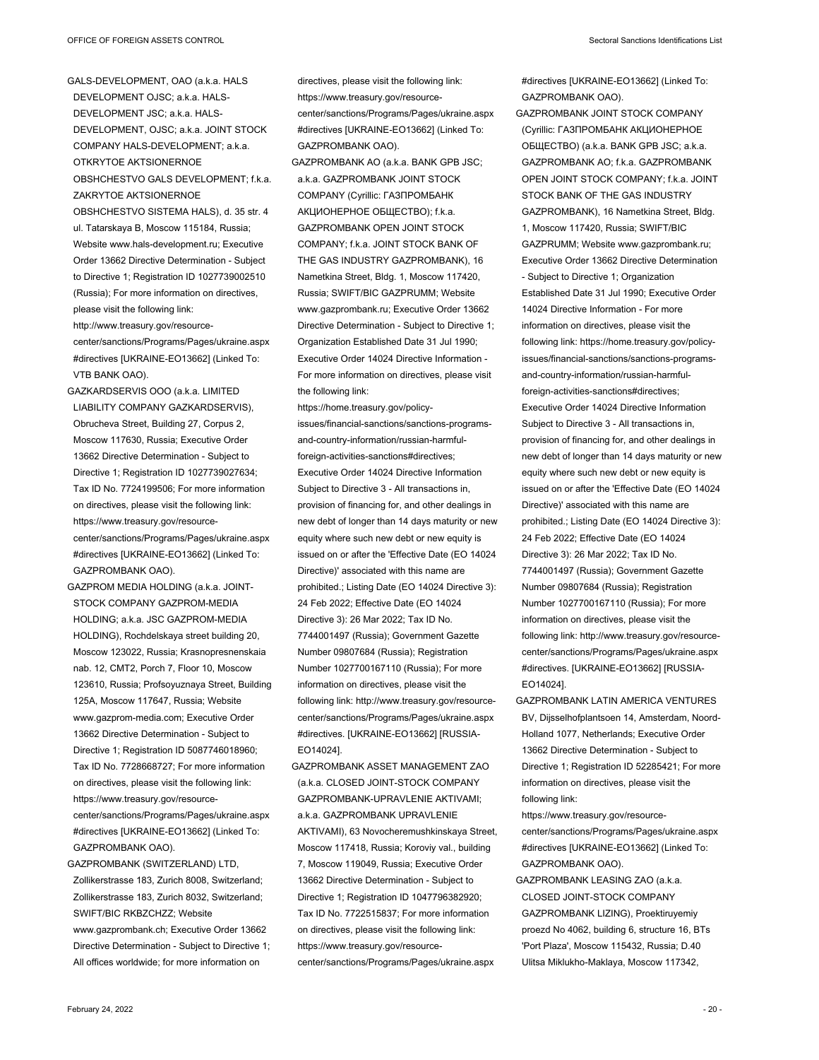GALS-DEVELOPMENT, OAO (a.k.a. HALS DEVELOPMENT OJSC; a.k.a. HALS-DEVELOPMENT JSC; a.k.a. HALS-DEVELOPMENT, OJSC; a.k.a. JOINT STOCK COMPANY HALS-DEVELOPMENT; a.k.a. OTKRYTOE AKTSIONERNOE OBSHCHESTVO GALS DEVELOPMENT; f.k.a. ZAKRYTOE AKTSIONERNOE OBSHCHESTVO SISTEMA HALS), d. 35 str. 4 ul. Tatarskaya B, Moscow 115184, Russia; Website www.hals-development.ru; Executive Order 13662 Directive Determination - Subject to Directive 1; Registration ID 1027739002510 (Russia); For more information on directives, please visit the following link: http://www.treasury.gov/resource-center/sanctions/Programs/Pages/ukraine.aspx#directives [UKRAINE-EO13662] (Linked To: VTB BANK OAO).

GAZKARDSERVIS OOO (a.k.a. LIMITED LIABILITY COMPANY GAZKARDSERVIS), Obrucheva Street, Building 27, Corpus 2, Moscow 117630, Russia; Executive Order 13662 Directive Determination - Subject to Directive 1; Registration ID 1027739027634; Tax ID No. 7724199506; For more information on directives, please visit the following link: https://www.treasury.gov/resource-center/sanctions/Programs/Pages/ukraine.aspx#directives [UKRAINE-EO13662] (Linked To: GAZPROMBANK OAO).

GAZPROM MEDIA HOLDING (a.k.a. JOINT-STOCK COMPANY GAZPROM-MEDIA HOLDING; a.k.a. JSC GAZPROM-MEDIA HOLDING), Rochdelskaya street building 20, Moscow 123022, Russia; Krasnopresnenskaia nab. 12, CMT2, Porch 7, Floor 10, Moscow 123610, Russia; Profsoyuznaya Street, Building 125A, Moscow 117647, Russia; Website www.gazprom-media.com; Executive Order 13662 Directive Determination - Subject to Directive 1; Registration ID 5087746018960; Tax ID No. 7728668727; For more information on directives, please visit the following link: https://www.treasury.gov/resource-center/sanctions/Programs/Pages/ukraine.aspx#directives [UKRAINE-EO13662] (Linked To: GAZPROMBANK OAO).

GAZPROMBANK (SWITZERLAND) LTD, Zollikerstrasse 183, Zurich 8008, Switzerland; Zollikerstrasse 183, Zurich 8032, Switzerland; SWIFT/BIC RKBZCHZZ; Website www.gazprombank.ch; Executive Order 13662 Directive Determination - Subject to Directive 1; All offices worldwide; for more information on directives, please visit the following link: https://www.treasury.gov/resource-center/sanctions/Programs/Pages/ukraine.aspx#directives [UKRAINE-EO13662] (Linked To: GAZPROMBANK OAO).

GAZPROMBANK AO (a.k.a. BANK GPB JSC; a.k.a. GAZPROMBANK JOINT STOCK COMPANY (Cyrillic: ГАЗПРОМБАНК АКЦИОНЕРНОЕ ОБЩЕСТВО); f.k.a. GAZPROMBANK OPEN JOINT STOCK COMPANY; f.k.a. JOINT STOCK BANK OF THE GAS INDUSTRY GAZPROMBANK), 16 Nametkina Street, Bldg. 1, Moscow 117420, Russia; SWIFT/BIC GAZPRUMM; Website www.gazprombank.ru; Executive Order 13662 Directive Determination - Subject to Directive 1; Organization Established Date 31 Jul 1990; Executive Order 14024 Directive Information - For more information on directives, please visit the following link: https://home.treasury.gov/policy-issues/financial-sanctions/sanctions-programs-and-country-information/russian-harmful-foreign-activities-sanctions#directives; Executive Order 14024 Directive Information Subject to Directive 3 - All transactions in, provision of financing for, and other dealings in new debt of longer than 14 days maturity or new equity where such new debt or new equity is issued on or after the 'Effective Date (EO 14024 Directive)' associated with this name are prohibited.; Listing Date (EO 14024 Directive 3): 24 Feb 2022; Effective Date (EO 14024 Directive 3): 26 Mar 2022; Tax ID No. 7744001497 (Russia); Government Gazette Number 09807684 (Russia); Registration Number 1027700167110 (Russia); For more information on directives, please visit the following link: http://www.treasury.gov/resource-center/sanctions/Programs/Pages/ukraine.aspx#directives. [UKRAINE-EO13662] [RUSSIA-EO14024].

GAZPROMBANK ASSET MANAGEMENT ZAO (a.k.a. CLOSED JOINT-STOCK COMPANY GAZPROMBANK-UPRAVLENIE AKTIVAMI; a.k.a. GAZPROMBANK UPRAVLENIE AKTIVAMI), 63 Novocheremushkinskaya Street, Moscow 117418, Russia; Koroviy val., building 7, Moscow 119049, Russia; Executive Order 13662 Directive Determination - Subject to Directive 1; Registration ID 1047796382920; Tax ID No. 7722515837; For more information on directives, please visit the following link: https://www.treasury.gov/resource-center/sanctions/Programs/Pages/ukraine.aspx#directives [UKRAINE-EO13662] (Linked To: GAZPROMBANK OAO).

GAZPROMBANK JOINT STOCK COMPANY (Cyrillic: ГАЗПРОМБАНК АКЦИОНЕРНОЕ ОБЩЕСТВО) (a.k.a. BANK GPB JSC; a.k.a. GAZPROMBANK AO; f.k.a. GAZPROMBANK OPEN JOINT STOCK COMPANY; f.k.a. JOINT STOCK BANK OF THE GAS INDUSTRY GAZPROMBANK), 16 Nametkina Street, Bldg. 1, Moscow 117420, Russia; SWIFT/BIC GAZPRUMM; Website www.gazprombank.ru; Executive Order 13662 Directive Determination - Subject to Directive 1; Organization Established Date 31 Jul 1990; Executive Order 14024 Directive Information - For more information on directives, please visit the following link: https://home.treasury.gov/policy-issues/financial-sanctions/sanctions-programs-and-country-information/russian-harmful-foreign-activities-sanctions#directives; Executive Order 14024 Directive Information Subject to Directive 3 - All transactions in, provision of financing for, and other dealings in new debt of longer than 14 days maturity or new equity where such new debt or new equity is issued on or after the 'Effective Date (EO 14024 Directive)' associated with this name are prohibited.; Listing Date (EO 14024 Directive 3): 24 Feb 2022; Effective Date (EO 14024 Directive 3): 26 Mar 2022; Tax ID No. 7744001497 (Russia); Government Gazette Number 09807684 (Russia); Registration Number 1027700167110 (Russia); For more information on directives, please visit the following link: http://www.treasury.gov/resource-center/sanctions/Programs/Pages/ukraine.aspx#directives. [UKRAINE-EO13662] [RUSSIA-EO14024].

GAZPROMBANK LATIN AMERICA VENTURES BV, Dijsselhofplantsoen 14, Amsterdam, Noord-Holland 1077, Netherlands; Executive Order 13662 Directive Determination - Subject to Directive 1; Registration ID 52285421; For more information on directives, please visit the following link: https://www.treasury.gov/resource-center/sanctions/Programs/Pages/ukraine.aspx#directives [UKRAINE-EO13662] (Linked To: GAZPROMBANK OAO).

GAZPROMBANK LEASING ZAO (a.k.a. CLOSED JOINT-STOCK COMPANY GAZPROMBANK LIZING), Proektiruyemiy proezd No 4062, building 6, structure 16, BTs 'Port Plaza', Moscow 115432, Russia; D.40 Ulitsa Miklukho-Maklaya, Moscow 117342,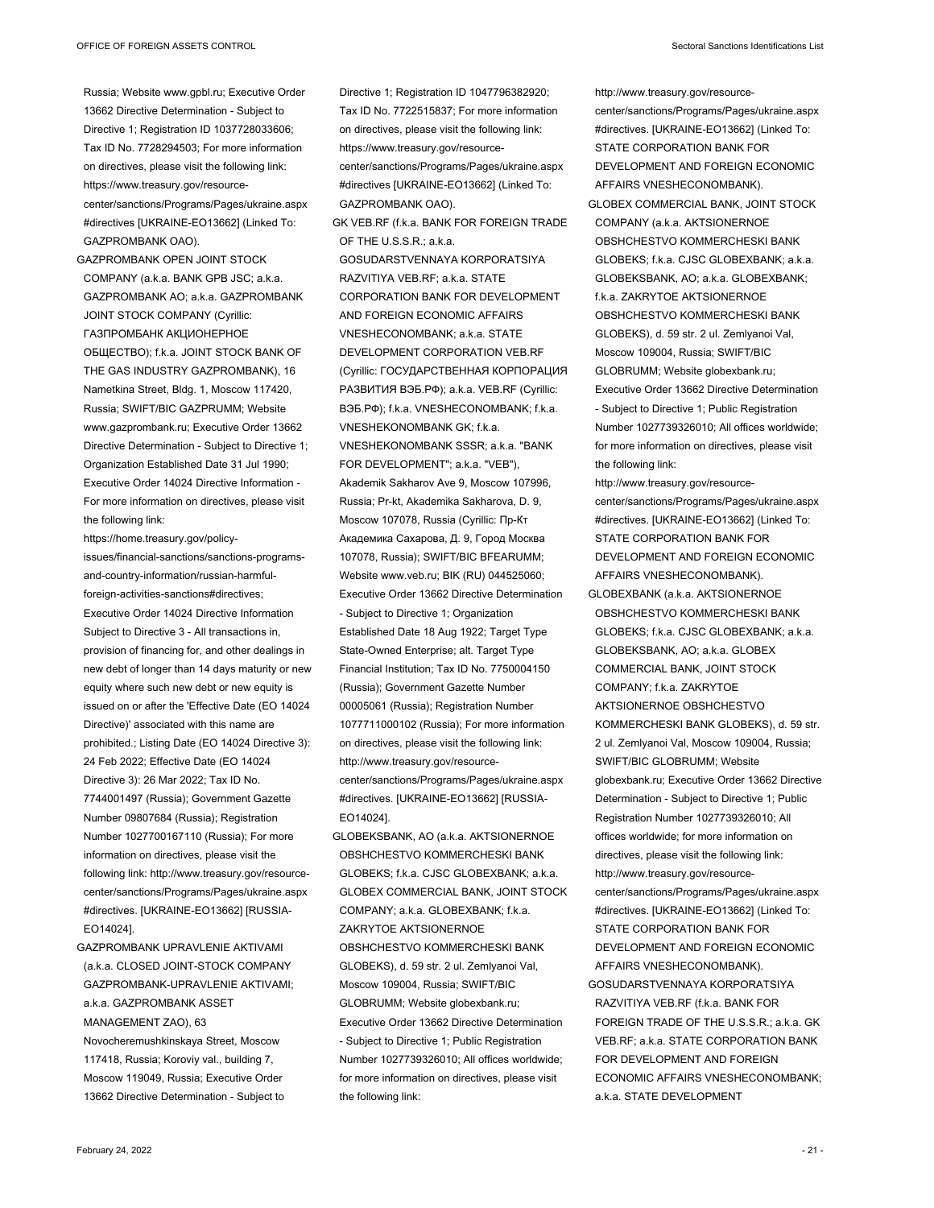Russia; Website www.gpbl.ru; Executive Order 13662 Directive Determination - Subject to Directive 1; Registration ID 1037728033606; Tax ID No. 7728294503; For more information on directives, please visit the following link: https://www.treasury.gov/resource-center/sanctions/Programs/Pages/ukraine.aspx#directives [UKRAINE-EO13662] (Linked To: GAZPROMBANK OAO).

GAZPROMBANK OPEN JOINT STOCK COMPANY (a.k.a. BANK GPB JSC; a.k.a. GAZPROMBANK AO; a.k.a. GAZPROMBANK JOINT STOCK COMPANY (Cyrillic: ГАЗПРОМБАНК АКЦИОНЕРНОЕ ОБЩЕСТВО); f.k.a. JOINT STOCK BANK OF THE GAS INDUSTRY GAZPROMBANK), 16 Nametkina Street, Bldg. 1, Moscow 117420, Russia; SWIFT/BIC GAZPRUMM; Website www.gazprombank.ru; Executive Order 13662 Directive Determination - Subject to Directive 1; Organization Established Date 31 Jul 1990; Executive Order 14024 Directive Information - For more information on directives, please visit the following link: https://home.treasury.gov/policy-issues/financial-sanctions/sanctions-programs-and-country-information/russian-harmful-foreign-activities-sanctions#directives; Executive Order 14024 Directive Information Subject to Directive 3 - All transactions in, provision of financing for, and other dealings in new debt of longer than 14 days maturity or new equity where such new debt or new equity is issued on or after the 'Effective Date (EO 14024 Directive)' associated with this name are prohibited.; Listing Date (EO 14024 Directive 3): 24 Feb 2022; Effective Date (EO 14024 Directive 3): 26 Mar 2022; Tax ID No. 7744001497 (Russia); Government Gazette Number 09807684 (Russia); Registration Number 1027700167110 (Russia); For more information on directives, please visit the following link: http://www.treasury.gov/resource-center/sanctions/Programs/Pages/ukraine.aspx#directives. [UKRAINE-EO13662] [RUSSIA-EO14024].

GAZPROMBANK UPRAVLENIE AKTIVAMI (a.k.a. CLOSED JOINT-STOCK COMPANY GAZPROMBANK-UPRAVLENIE AKTIVAMI; a.k.a. GAZPROMBANK ASSET MANAGEMENT ZAO), 63 Novocheremushkinskaya Street, Moscow 117418, Russia; Koroviy val., building 7, Moscow 119049, Russia; Executive Order 13662 Directive Determination - Subject to Directive 1; Registration ID 1047796382920; Tax ID No. 7722515837; For more information on directives, please visit the following link: https://www.treasury.gov/resource-center/sanctions/Programs/Pages/ukraine.aspx#directives [UKRAINE-EO13662] (Linked To: GAZPROMBANK OAO).

GK VEB.RF (f.k.a. BANK FOR FOREIGN TRADE OF THE U.S.S.R.; a.k.a. GOSUDARSTVENNAYA KORPORATSIYA RAZVITIYA VEB.RF; a.k.a. STATE CORPORATION BANK FOR DEVELOPMENT AND FOREIGN ECONOMIC AFFAIRS VNESHECONOMBANK; a.k.a. STATE DEVELOPMENT CORPORATION VEB.RF (Cyrillic: ГОСУДАРСТВЕННАЯ КОРПОРАЦИЯ РАЗВИТИЯ ВЭБ.РФ); a.k.a. VEB.RF (Cyrillic: ВЭБ.РФ); f.k.a. VNESHECONOMBANK; f.k.a. VNESHEKONOMBANK GK; f.k.a. VNESHEKONOMBANK SSSR; a.k.a. "BANK FOR DEVELOPMENT"; a.k.a. "VEB"), Akademik Sakharov Ave 9, Moscow 107996, Russia; Pr-kt, Akademika Sakharova, D. 9, Moscow 107078, Russia (Cyrillic: Пр-Кт Академика Сахарова, Д. 9, Город Москва 107078, Russia); SWIFT/BIC BFEARUMM; Website www.veb.ru; BIK (RU) 044525060; Executive Order 13662 Directive Determination - Subject to Directive 1; Organization Established Date 18 Aug 1922; Target Type State-Owned Enterprise; alt. Target Type Financial Institution; Tax ID No. 7750004150 (Russia); Government Gazette Number 00005061 (Russia); Registration Number 1077711000102 (Russia); For more information on directives, please visit the following link: http://www.treasury.gov/resource-center/sanctions/Programs/Pages/ukraine.aspx#directives. [UKRAINE-EO13662] [RUSSIA-EO14024].

GLOBEKSBANK, AO (a.k.a. AKTSIONERNOE OBSHCHESTVO KOMMERCHESKI BANK GLOBEKS; f.k.a. CJSC GLOBEXBANK; a.k.a. GLOBEX COMMERCIAL BANK, JOINT STOCK COMPANY; a.k.a. GLOBEXBANK; f.k.a. ZAKRYTOE AKTSIONERNOE OBSHCHESTVO KOMMERCHESKI BANK GLOBEKS), d. 59 str. 2 ul. Zemlyanoi Val, Moscow 109004, Russia; SWIFT/BIC GLOBRUMM; Website globexbank.ru; Executive Order 13662 Directive Determination - Subject to Directive 1; Public Registration Number 1027739326010; All offices worldwide; for more information on directives, please visit the following link: http://www.treasury.gov/resource-center/sanctions/Programs/Pages/ukraine.aspx#directives. [UKRAINE-EO13662] (Linked To: STATE CORPORATION BANK FOR DEVELOPMENT AND FOREIGN ECONOMIC AFFAIRS VNESHECONOMBANK).

GLOBEX COMMERCIAL BANK, JOINT STOCK COMPANY (a.k.a. AKTSIONERNOE OBSHCHESTVO KOMMERCHESKI BANK GLOBEKS; f.k.a. CJSC GLOBEXBANK; a.k.a. GLOBEKSBANK, AO; a.k.a. GLOBEXBANK; f.k.a. ZAKRYTOE AKTSIONERNOE OBSHCHESTVO KOMMERCHESKI BANK GLOBEKS), d. 59 str. 2 ul. Zemlyanoi Val, Moscow 109004, Russia; SWIFT/BIC GLOBRUMM; Website globexbank.ru; Executive Order 13662 Directive Determination - Subject to Directive 1; Public Registration Number 1027739326010; All offices worldwide; for more information on directives, please visit the following link: http://www.treasury.gov/resource-center/sanctions/Programs/Pages/ukraine.aspx#directives. [UKRAINE-EO13662] (Linked To: STATE CORPORATION BANK FOR DEVELOPMENT AND FOREIGN ECONOMIC AFFAIRS VNESHECONOMBANK).

GLOBEXBANK (a.k.a. AKTSIONERNOE OBSHCHESTVO KOMMERCHESKI BANK GLOBEKS; f.k.a. CJSC GLOBEXBANK; a.k.a. GLOBEKSBANK, AO; a.k.a. GLOBEX COMMERCIAL BANK, JOINT STOCK COMPANY; f.k.a. ZAKRYTOE AKTSIONERNOE OBSHCHESTVO KOMMERCHESKI BANK GLOBEKS), d. 59 str. 2 ul. Zemlyanoi Val, Moscow 109004, Russia; SWIFT/BIC GLOBRUMM; Website globexbank.ru; Executive Order 13662 Directive Determination - Subject to Directive 1; Public Registration Number 1027739326010; All offices worldwide; for more information on directives, please visit the following link: http://www.treasury.gov/resource-center/sanctions/Programs/Pages/ukraine.aspx#directives. [UKRAINE-EO13662] (Linked To: STATE CORPORATION BANK FOR DEVELOPMENT AND FOREIGN ECONOMIC AFFAIRS VNESHECONOMBANK).

GOSUDARSTVENNAYA KORPORATSIYA RAZVITIYA VEB.RF (f.k.a. BANK FOR FOREIGN TRADE OF THE U.S.S.R.; a.k.a. GK VEB.RF; a.k.a. STATE CORPORATION BANK FOR DEVELOPMENT AND FOREIGN ECONOMIC AFFAIRS VNESHECONOMBANK; a.k.a. STATE DEVELOPMENT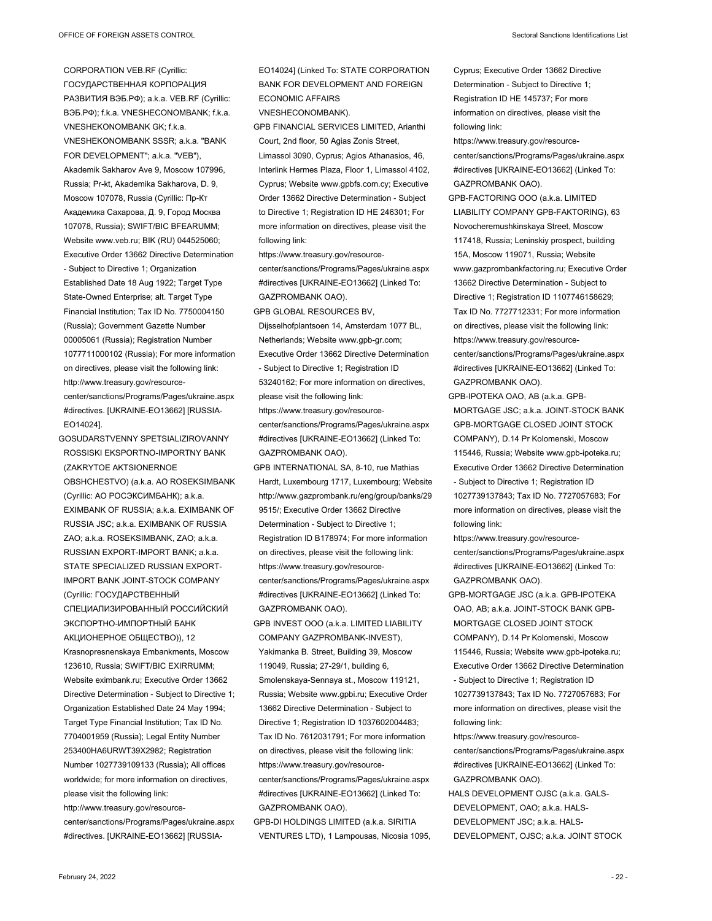CORPORATION VEB.RF (Cyrillic: ГОСУДАРСТВЕННАЯ КОРПОРАЦИЯ РАЗВИТИЯ ВЭБ.РФ); a.k.a. VEB.RF (Cyrillic: ВЭБ.РФ); f.k.a. VNESHECONOMBANK; f.k.a. VNESHEKONOMBANK GK; f.k.a. VNESHEKONOMBANK SSSR; a.k.a. "BANK FOR DEVELOPMENT"; a.k.a. "VEB"), Akademik Sakharov Ave 9, Moscow 107996, Russia; Pr-kt, Akademika Sakharova, D. 9, Moscow 107078, Russia (Cyrillic: Пр-Кт Академика Сахарова, Д. 9, Город Москва 107078, Russia); SWIFT/BIC BFEARUMM; Website www.veb.ru; BIK (RU) 044525060; Executive Order 13662 Directive Determination - Subject to Directive 1; Organization Established Date 18 Aug 1922; Target Type State-Owned Enterprise; alt. Target Type Financial Institution; Tax ID No. 7750004150 (Russia); Government Gazette Number 00005061 (Russia); Registration Number 1077711000102 (Russia); For more information on directives, please visit the following link: http://www.treasury.gov/resource-center/sanctions/Programs/Pages/ukraine.aspx #directives. [UKRAINE-EO13662] [RUSSIA-EO14024].

GOSUDARSTVENNY SPETSIALIZIROVANNY ROSSISKI EKSPORTNO-IMPORTNY BANK (ZAKRYTOE AKTSIONERNOE OBSHCHESTVO) (a.k.a. AO ROSEKSIMBANK (Cyrillic: АО РОСЭКСИМБАНК); a.k.a. EXIMBANK OF RUSSIA; a.k.a. EXIMBANK OF RUSSIA JSC; a.k.a. EXIMBANK OF RUSSIA ZAO; a.k.a. ROSEKSIMBANK, ZAO; a.k.a. RUSSIAN EXPORT-IMPORT BANK; a.k.a. STATE SPECIALIZED RUSSIAN EXPORT-IMPORT BANK JOINT-STOCK COMPANY (Cyrillic: ГОСУДАРСТВЕННЫЙ СПЕЦИАЛИЗИРОВАННЫЙ РОССИЙСКИЙ ЭКСПОРТНО-ИМПОРТНЫЙ БАНК АКЦИОНЕРНОЕ ОБЩЕСТВО)), 12 Krasnopresnenskaya Embankments, Moscow 123610, Russia; SWIFT/BIC EXIRRUMM; Website eximbank.ru; Executive Order 13662 Directive Determination - Subject to Directive 1; Organization Established Date 24 May 1994; Target Type Financial Institution; Tax ID No. 7704001959 (Russia); Legal Entity Number 253400HA6URWT39X2982; Registration Number 1027739109133 (Russia); All offices worldwide; for more information on directives, please visit the following link: http://www.treasury.gov/resource-center/sanctions/Programs/Pages/ukraine.aspx #directives. [UKRAINE-EO13662] [RUSSIA-EO14024] (Linked To: STATE CORPORATION BANK FOR DEVELOPMENT AND FOREIGN ECONOMIC AFFAIRS VNESHECONOMBANK).

GPB FINANCIAL SERVICES LIMITED, Arianthi Court, 2nd floor, 50 Agias Zonis Street, Limassol 3090, Cyprus; Agios Athanasios, 46, Interlink Hermes Plaza, Floor 1, Limassol 4102, Cyprus; Website www.gpbfs.com.cy; Executive Order 13662 Directive Determination - Subject to Directive 1; Registration ID HE 246301; For more information on directives, please visit the following link: https://www.treasury.gov/resource-center/sanctions/Programs/Pages/ukraine.aspx #directives [UKRAINE-EO13662] (Linked To: GAZPROMBANK OAO).

GPB GLOBAL RESOURCES BV, Dijsselhofplantsoen 14, Amsterdam 1077 BL, Netherlands; Website www.gpb-gr.com; Executive Order 13662 Directive Determination - Subject to Directive 1; Registration ID 53240162; For more information on directives, please visit the following link: https://www.treasury.gov/resource-center/sanctions/Programs/Pages/ukraine.aspx #directives [UKRAINE-EO13662] (Linked To: GAZPROMBANK OAO).

GPB INTERNATIONAL SA, 8-10, rue Mathias Hardt, Luxembourg 1717, Luxembourg; Website http://www.gazprombank.ru/eng/group/banks/29 9515/; Executive Order 13662 Directive Determination - Subject to Directive 1; Registration ID B178974; For more information on directives, please visit the following link: https://www.treasury.gov/resource-center/sanctions/Programs/Pages/ukraine.aspx #directives [UKRAINE-EO13662] (Linked To: GAZPROMBANK OAO).

GPB INVEST OOO (a.k.a. LIMITED LIABILITY COMPANY GAZPROMBANK-INVEST), Yakimanka B. Street, Building 39, Moscow 119049, Russia; 27-29/1, building 6, Smolenskaya-Sennaya st., Moscow 119121, Russia; Website www.gpbi.ru; Executive Order 13662 Directive Determination - Subject to Directive 1; Registration ID 1037602004483; Tax ID No. 7612031791; For more information on directives, please visit the following link: https://www.treasury.gov/resource-center/sanctions/Programs/Pages/ukraine.aspx #directives [UKRAINE-EO13662] (Linked To: GAZPROMBANK OAO).

GPB-DI HOLDINGS LIMITED (a.k.a. SIRITIA VENTURES LTD), 1 Lampousas, Nicosia 1095, Cyprus; Executive Order 13662 Directive Determination - Subject to Directive 1; Registration ID HE 145737; For more information on directives, please visit the following link: https://www.treasury.gov/resource-center/sanctions/Programs/Pages/ukraine.aspx #directives [UKRAINE-EO13662] (Linked To: GAZPROMBANK OAO).

GPB-FACTORING OOO (a.k.a. LIMITED LIABILITY COMPANY GPB-FAKTORING), 63 Novocheremushkinskaya Street, Moscow 117418, Russia; Leninskiy prospect, building 15A, Moscow 119071, Russia; Website www.gazprombankfactoring.ru; Executive Order 13662 Directive Determination - Subject to Directive 1; Registration ID 1107746158629; Tax ID No. 7727712331; For more information on directives, please visit the following link: https://www.treasury.gov/resource-center/sanctions/Programs/Pages/ukraine.aspx #directives [UKRAINE-EO13662] (Linked To: GAZPROMBANK OAO).

GPB-IPOTEKA OAO, AB (a.k.a. GPB-MORTGAGE JSC; a.k.a. JOINT-STOCK BANK GPB-MORTGAGE CLOSED JOINT STOCK COMPANY), D.14 Pr Kolomenski, Moscow 115446, Russia; Website www.gpb-ipoteka.ru; Executive Order 13662 Directive Determination - Subject to Directive 1; Registration ID 1027739137843; Tax ID No. 7727057683; For more information on directives, please visit the following link: https://www.treasury.gov/resource-center/sanctions/Programs/Pages/ukraine.aspx #directives [UKRAINE-EO13662] (Linked To: GAZPROMBANK OAO).

GPB-MORTGAGE JSC (a.k.a. GPB-IPOTEKA OAO, AB; a.k.a. JOINT-STOCK BANK GPB-MORTGAGE CLOSED JOINT STOCK COMPANY), D.14 Pr Kolomenski, Moscow 115446, Russia; Website www.gpb-ipoteka.ru; Executive Order 13662 Directive Determination - Subject to Directive 1; Registration ID 1027739137843; Tax ID No. 7727057683; For more information on directives, please visit the following link: https://www.treasury.gov/resource-center/sanctions/Programs/Pages/ukraine.aspx #directives [UKRAINE-EO13662] (Linked To: GAZPROMBANK OAO).

HALS DEVELOPMENT OJSC (a.k.a. GALS-DEVELOPMENT, OAO; a.k.a. HALS-DEVELOPMENT JSC; a.k.a. HALS-DEVELOPMENT, OJSC; a.k.a. JOINT STOCK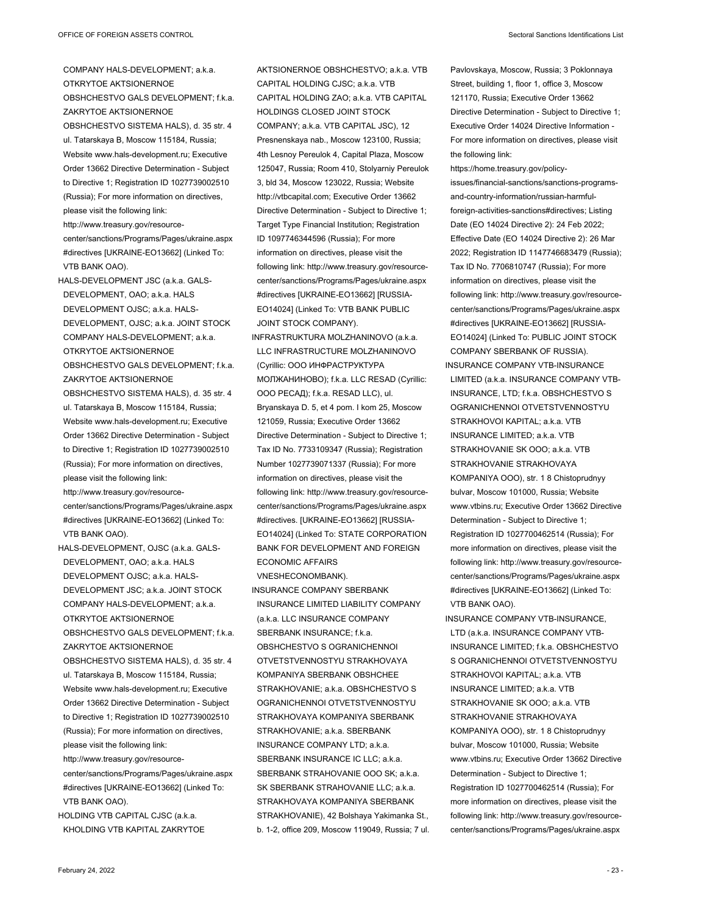COMPANY HALS-DEVELOPMENT; a.k.a. OTKRYTOE AKTSIONERNOE OBSHCHESTVO GALS DEVELOPMENT; f.k.a. ZAKRYTOE AKTSIONERNOE OBSHCHESTVO SISTEMA HALS), d. 35 str. 4 ul. Tatarskaya B, Moscow 115184, Russia; Website www.hals-development.ru; Executive Order 13662 Directive Determination - Subject to Directive 1; Registration ID 1027739002510 (Russia); For more information on directives, please visit the following link: http://www.treasury.gov/resource-center/sanctions/Programs/Pages/ukraine.aspx#directives [UKRAINE-EO13662] (Linked To: VTB BANK OAO).

HALS-DEVELOPMENT JSC (a.k.a. GALS-DEVELOPMENT, OAO; a.k.a. HALS DEVELOPMENT OJSC; a.k.a. HALS-DEVELOPMENT, OJSC; a.k.a. JOINT STOCK COMPANY HALS-DEVELOPMENT; a.k.a. OTKRYTOE AKTSIONERNOE OBSHCHESTVO GALS DEVELOPMENT; f.k.a. ZAKRYTOE AKTSIONERNOE OBSHCHESTVO SISTEMA HALS), d. 35 str. 4 ul. Tatarskaya B, Moscow 115184, Russia; Website www.hals-development.ru; Executive Order 13662 Directive Determination - Subject to Directive 1; Registration ID 1027739002510 (Russia); For more information on directives, please visit the following link: http://www.treasury.gov/resource-center/sanctions/Programs/Pages/ukraine.aspx#directives [UKRAINE-EO13662] (Linked To: VTB BANK OAO).

HALS-DEVELOPMENT, OJSC (a.k.a. GALS-DEVELOPMENT, OAO; a.k.a. HALS DEVELOPMENT OJSC; a.k.a. HALS-DEVELOPMENT JSC; a.k.a. JOINT STOCK COMPANY HALS-DEVELOPMENT; a.k.a. OTKRYTOE AKTSIONERNOE OBSHCHESTVO GALS DEVELOPMENT; f.k.a. ZAKRYTOE AKTSIONERNOE OBSHCHESTVO SISTEMA HALS), d. 35 str. 4 ul. Tatarskaya B, Moscow 115184, Russia; Website www.hals-development.ru; Executive Order 13662 Directive Determination - Subject to Directive 1; Registration ID 1027739002510 (Russia); For more information on directives, please visit the following link: http://www.treasury.gov/resource-center/sanctions/Programs/Pages/ukraine.aspx#directives [UKRAINE-EO13662] (Linked To: VTB BANK OAO).

HOLDING VTB CAPITAL CJSC (a.k.a. KHOLDING VTB KAPITAL ZAKRYTOE AKTSIONERNOE OBSHCHESTVO; a.k.a. VTB CAPITAL HOLDING CJSC; a.k.a. VTB CAPITAL HOLDING ZAO; a.k.a. VTB CAPITAL HOLDINGS CLOSED JOINT STOCK COMPANY; a.k.a. VTB CAPITAL JSC), 12 Presnenskaya nab., Moscow 123100, Russia; 4th Lesnoy Pereulok 4, Capital Plaza, Moscow 125047, Russia; Room 410, Stolyarniy Pereulok 3, bld 34, Moscow 123022, Russia; Website http://vtbcapital.com; Executive Order 13662 Directive Determination - Subject to Directive 1; Target Type Financial Institution; Registration ID 1097746344596 (Russia); For more information on directives, please visit the following link: http://www.treasury.gov/resource-center/sanctions/Programs/Pages/ukraine.aspx#directives [UKRAINE-EO13662] [RUSSIA-EO14024] (Linked To: VTB BANK PUBLIC JOINT STOCK COMPANY).

INFRASTRUKTURA MOLZHANINOVO (a.k.a. LLC INFRASTRUCTURE MOLZHANINOVO (Cyrillic: ООО ИНФРАСТРУКТУРА МОЛЖАНИНОВО); f.k.a. LLC RESAD (Cyrillic: ООО РЕСАД); f.k.a. RESAD LLC), ul. Bryanskaya D. 5, et 4 pom. I kom 25, Moscow 121059, Russia; Executive Order 13662 Directive Determination - Subject to Directive 1; Tax ID No. 7733109347 (Russia); Registration Number 1027739071337 (Russia); For more information on directives, please visit the following link: http://www.treasury.gov/resource-center/sanctions/Programs/Pages/ukraine.aspx#directives. [UKRAINE-EO13662] [RUSSIA-EO14024] (Linked To: STATE CORPORATION BANK FOR DEVELOPMENT AND FOREIGN ECONOMIC AFFAIRS VNESHECONOMBANK).

INSURANCE COMPANY SBERBANK INSURANCE LIMITED LIABILITY COMPANY (a.k.a. LLC INSURANCE COMPANY SBERBANK INSURANCE; f.k.a. OBSHCHESTVO S OGRANICHENNOI OTVETSTVENNOSTYU STRAKHOVAYA KOMPANIYA SBERBANK OBSHCHEE STRAKHOVANIE; a.k.a. OBSHCHESTVO S OGRANICHENNOI OTVETSTVENNOSTYU STRAKHOVAYA KOMPANIYA SBERBANK STRAKHOVANIE; a.k.a. SBERBANK INSURANCE COMPANY LTD; a.k.a. SBERBANK INSURANCE IC LLC; a.k.a. SBERBANK STRAHOVANIE OOO SK; a.k.a. SK SBERBANK STRAHOVANIE LLC; a.k.a. STRAKHOVAYA KOMPANIYA SBERBANK STRAKHOVANIE), 42 Bolshaya Yakimanka St., b. 1-2, office 209, Moscow 119049, Russia; 7 ul. Pavlovskaya, Moscow, Russia; 3 Poklonnaya Street, building 1, floor 1, office 3, Moscow 121170, Russia; Executive Order 13662 Directive Determination - Subject to Directive 1; Executive Order 14024 Directive Information - For more information on directives, please visit the following link: https://home.treasury.gov/policy-issues/financial-sanctions/sanctions-programs-and-country-information/russian-harmful-foreign-activities-sanctions#directives; Listing Date (EO 14024 Directive 2): 24 Feb 2022; Effective Date (EO 14024 Directive 2): 26 Mar 2022; Registration ID 1147746683479 (Russia); Tax ID No. 7706810747 (Russia); For more information on directives, please visit the following link: http://www.treasury.gov/resource-center/sanctions/Programs/Pages/ukraine.aspx#directives [UKRAINE-EO13662] [RUSSIA-EO14024] (Linked To: PUBLIC JOINT STOCK COMPANY SBERBANK OF RUSSIA).

INSURANCE COMPANY VTB-INSURANCE LIMITED (a.k.a. INSURANCE COMPANY VTB-INSURANCE, LTD; f.k.a. OBSHCHESTVO S OGRANICHENNOI OTVETSTVENNOSTYU STRAKHOVOI KAPITAL; a.k.a. VTB INSURANCE LIMITED; a.k.a. VTB STRAKHOVANIE SK OOO; a.k.a. VTB STRAKHOVANIE STRAKHOVAYA KOMPANIYA OOO), str. 1 8 Chistoprudnyy bulvar, Moscow 101000, Russia; Website www.vtbins.ru; Executive Order 13662 Directive Determination - Subject to Directive 1; Registration ID 1027700462514 (Russia); For more information on directives, please visit the following link: http://www.treasury.gov/resource-center/sanctions/Programs/Pages/ukraine.aspx#directives [UKRAINE-EO13662] (Linked To: VTB BANK OAO).

INSURANCE COMPANY VTB-INSURANCE, LTD (a.k.a. INSURANCE COMPANY VTB-INSURANCE LIMITED; f.k.a. OBSHCHESTVO S OGRANICHENNOI OTVETSTVENNOSTYU STRAKHOVOI KAPITAL; a.k.a. VTB INSURANCE LIMITED; a.k.a. VTB STRAKHOVANIE SK OOO; a.k.a. VTB STRAKHOVANIE STRAKHOVAYA KOMPANIYA OOO), str. 1 8 Chistoprudnyy bulvar, Moscow 101000, Russia; Website www.vtbins.ru; Executive Order 13662 Directive Determination - Subject to Directive 1; Registration ID 1027700462514 (Russia); For more information on directives, please visit the following link: http://www.treasury.gov/resource-center/sanctions/Programs/Pages/ukraine.aspx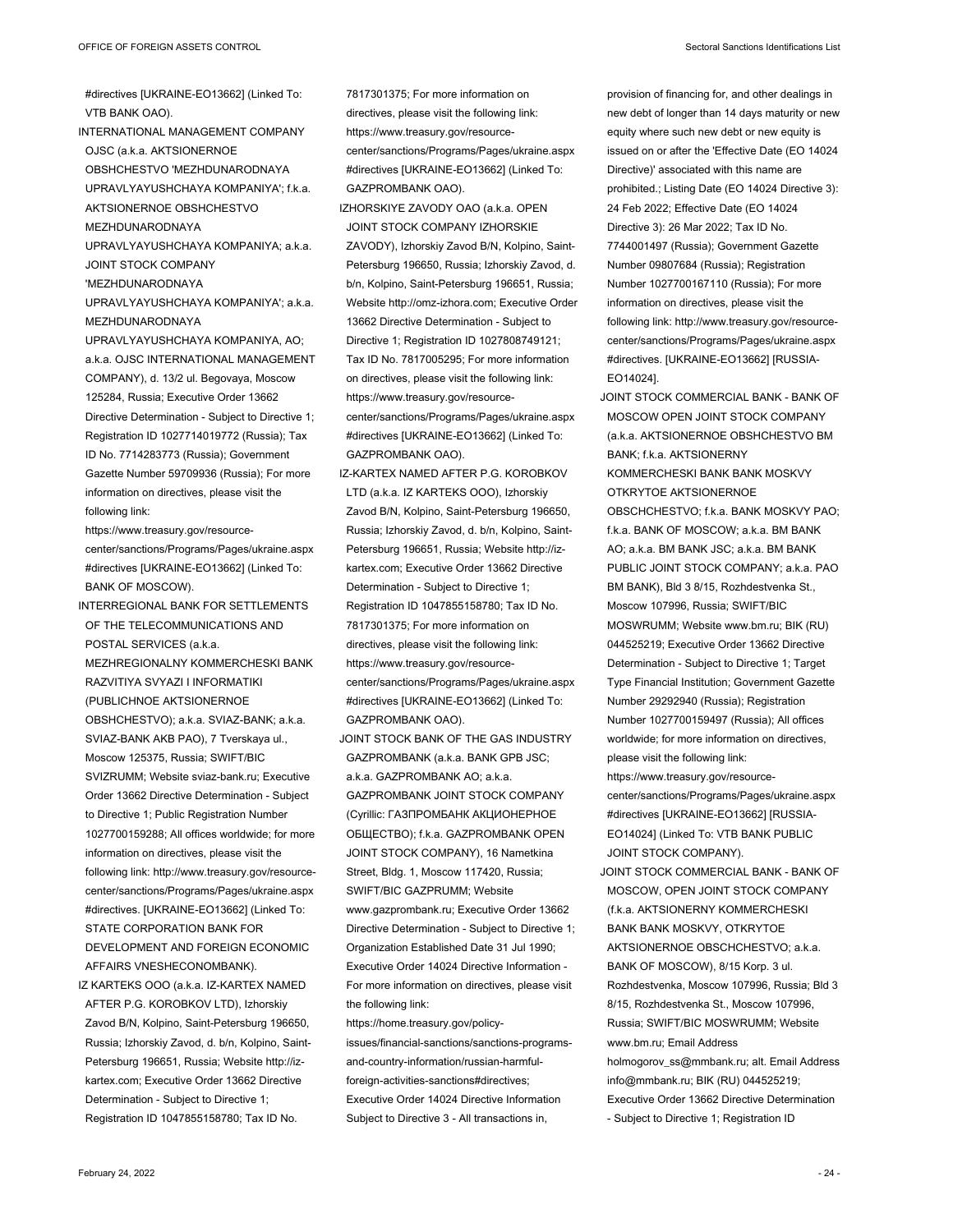#directives [UKRAINE-EO13662] (Linked To: VTB BANK OAO).

INTERNATIONAL MANAGEMENT COMPANY OJSC (a.k.a. AKTSIONERNOE OBSHCHESTVO 'MEZHDUNARODNAYA UPRAVLYAYUSHCHAYA KOMPANIYA'; f.k.a. AKTSIONERNOE OBSHCHESTVO MEZHDUNARODNAYA UPRAVLYAYUSHCHAYA KOMPANIYA; a.k.a. JOINT STOCK COMPANY 'MEZHDUNARODNAYA UPRAVLYAYUSHCHAYA KOMPANIYA'; a.k.a. MEZHDUNARODNAYA UPRAVLYAYUSHCHAYA KOMPANIYA, AO; a.k.a. OJSC INTERNATIONAL MANAGEMENT COMPANY), d. 13/2 ul. Begovaya, Moscow 125284, Russia; Executive Order 13662 Directive Determination - Subject to Directive 1; Registration ID 1027714019772 (Russia); Tax ID No. 7714283773 (Russia); Government Gazette Number 59709936 (Russia); For more information on directives, please visit the following link: https://www.treasury.gov/resource-center/sanctions/Programs/Pages/ukraine.aspx#directives [UKRAINE-EO13662] (Linked To: BANK OF MOSCOW).

INTERREGIONAL BANK FOR SETTLEMENTS OF THE TELECOMMUNICATIONS AND POSTAL SERVICES (a.k.a. MEZHREGIONALNY KOMMERCHESKI BANK RAZVITIYA SVYAZI I INFORMATIKI (PUBLICHNOE AKTSIONERNOE OBSHCHESTVO); a.k.a. SVIAZ-BANK; a.k.a. SVIAZ-BANK AKB PAO), 7 Tverskaya ul., Moscow 125375, Russia; SWIFT/BIC SVIZRUMM; Website sviaz-bank.ru; Executive Order 13662 Directive Determination - Subject to Directive 1; Public Registration Number 1027700159288; All offices worldwide; for more information on directives, please visit the following link: http://www.treasury.gov/resource-center/sanctions/Programs/Pages/ukraine.aspx#directives. [UKRAINE-EO13662] (Linked To: STATE CORPORATION BANK FOR DEVELOPMENT AND FOREIGN ECONOMIC AFFAIRS VNESHECONOMBANK).

IZ KARTEKS OOO (a.k.a. IZ-KARTEX NAMED AFTER P.G. KOROBKOV LTD), Izhorskiy Zavod B/N, Kolpino, Saint-Petersburg 196650, Russia; Izhorskiy Zavod, d. b/n, Kolpino, Saint-Petersburg 196651, Russia; Website http://iz-kartex.com; Executive Order 13662 Directive Determination - Subject to Directive 1; Registration ID 1047855158780; Tax ID No. 7817301375; For more information on directives, please visit the following link: https://www.treasury.gov/resource-center/sanctions/Programs/Pages/ukraine.aspx#directives [UKRAINE-EO13662] (Linked To: GAZPROMBANK OAO).

IZHORSKIYE ZAVODY OAO (a.k.a. OPEN JOINT STOCK COMPANY IZHORSKIE ZAVODY), Izhorskiy Zavod B/N, Kolpino, Saint-Petersburg 196650, Russia; Izhorskiy Zavod, d. b/n, Kolpino, Saint-Petersburg 196651, Russia; Website http://omz-izhora.com; Executive Order 13662 Directive Determination - Subject to Directive 1; Registration ID 1027808749121; Tax ID No. 7817005295; For more information on directives, please visit the following link: https://www.treasury.gov/resource-center/sanctions/Programs/Pages/ukraine.aspx#directives [UKRAINE-EO13662] (Linked To: GAZPROMBANK OAO).

IZ-KARTEX NAMED AFTER P.G. KOROBKOV LTD (a.k.a. IZ KARTEKS OOO), Izhorskiy Zavod B/N, Kolpino, Saint-Petersburg 196650, Russia; Izhorskiy Zavod, d. b/n, Kolpino, Saint-Petersburg 196651, Russia; Website http://iz-kartex.com; Executive Order 13662 Directive Determination - Subject to Directive 1; Registration ID 1047855158780; Tax ID No. 7817301375; For more information on directives, please visit the following link: https://www.treasury.gov/resource-center/sanctions/Programs/Pages/ukraine.aspx#directives [UKRAINE-EO13662] (Linked To: GAZPROMBANK OAO).

JOINT STOCK BANK OF THE GAS INDUSTRY GAZPROMBANK (a.k.a. BANK GPB JSC; a.k.a. GAZPROMBANK AO; a.k.a. GAZPROMBANK JOINT STOCK COMPANY (Cyrillic: ГАЗПРОМБАНК АКЦИОНЕРНОЕ ОБЩЕСТВО); f.k.a. GAZPROMBANK OPEN JOINT STOCK COMPANY), 16 Nametkina Street, Bldg. 1, Moscow 117420, Russia; SWIFT/BIC GAZPRUMM; Website www.gazprombank.ru; Executive Order 13662 Directive Determination - Subject to Directive 1; Organization Established Date 31 Jul 1990; Executive Order 14024 Directive Information - For more information on directives, please visit the following link: https://home.treasury.gov/policy-issues/financial-sanctions/sanctions-programs-and-country-information/russian-harmful-foreign-activities-sanctions#directives; Executive Order 14024 Directive Information Subject to Directive 3 - All transactions in, provision of financing for, and other dealings in new debt of longer than 14 days maturity or new equity where such new debt or new equity is issued on or after the 'Effective Date (EO 14024 Directive)' associated with this name are prohibited.; Listing Date (EO 14024 Directive 3): 24 Feb 2022; Effective Date (EO 14024 Directive 3): 26 Mar 2022; Tax ID No. 7744001497 (Russia); Government Gazette Number 09807684 (Russia); Registration Number 1027700167110 (Russia); For more information on directives, please visit the following link: http://www.treasury.gov/resource-center/sanctions/Programs/Pages/ukraine.aspx#directives. [UKRAINE-EO13662] [RUSSIA-EO14024].

JOINT STOCK COMMERCIAL BANK - BANK OF MOSCOW OPEN JOINT STOCK COMPANY (a.k.a. AKTSIONERNOE OBSHCHESTVO BM BANK; f.k.a. AKTSIONERNY KOMMERCHESKI BANK BANK MOSKVY OTKRYTOE AKTSIONERNOE OBSCHCHESTVO; f.k.a. BANK MOSKVY PAO; f.k.a. BANK OF MOSCOW; a.k.a. BM BANK AO; a.k.a. BM BANK JSC; a.k.a. BM BANK PUBLIC JOINT STOCK COMPANY; a.k.a. PAO BM BANK), Bld 3 8/15, Rozhdestvenka St., Moscow 107996, Russia; SWIFT/BIC MOSWRUMM; Website www.bm.ru; BIK (RU) 044525219; Executive Order 13662 Directive Determination - Subject to Directive 1; Target Type Financial Institution; Government Gazette Number 29292940 (Russia); Registration Number 1027700159497 (Russia); All offices worldwide; for more information on directives, please visit the following link: https://www.treasury.gov/resource-center/sanctions/Programs/Pages/ukraine.aspx#directives [UKRAINE-EO13662] [RUSSIA-EO14024] (Linked To: VTB BANK PUBLIC JOINT STOCK COMPANY).

JOINT STOCK COMMERCIAL BANK - BANK OF MOSCOW, OPEN JOINT STOCK COMPANY (f.k.a. AKTSIONERNY KOMMERCHESKI BANK BANK MOSKVY, OTKRYTOE AKTSIONERNOE OBSCHCHESTVO; a.k.a. BANK OF MOSCOW), 8/15 Korp. 3 ul. Rozhdestvenka, Moscow 107996, Russia; Bld 3 8/15, Rozhdestvenka St., Moscow 107996, Russia; SWIFT/BIC MOSWRUMM; Website www.bm.ru; Email Address holmogorov_ss@mmbank.ru; alt. Email Address info@mmbank.ru; BIK (RU) 044525219; Executive Order 13662 Directive Determination - Subject to Directive 1; Registration ID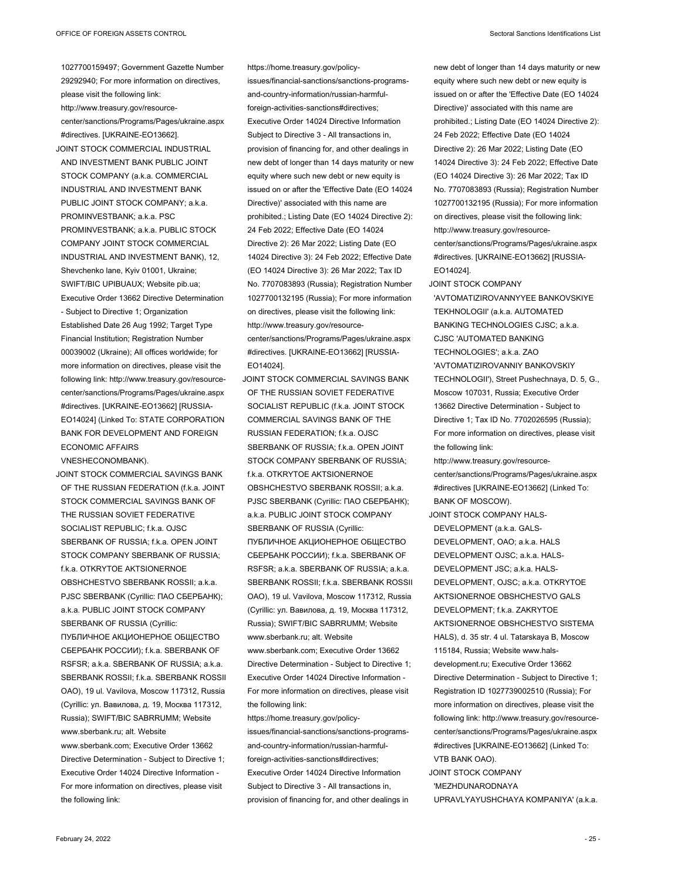1027700159497; Government Gazette Number 29292940; For more information on directives, please visit the following link: http://www.treasury.gov/resource-center/sanctions/Programs/Pages/ukraine.aspx#directives. [UKRAINE-EO13662].

JOINT STOCK COMMERCIAL INDUSTRIAL AND INVESTMENT BANK PUBLIC JOINT STOCK COMPANY (a.k.a. COMMERCIAL INDUSTRIAL AND INVESTMENT BANK PUBLIC JOINT STOCK COMPANY; a.k.a. PROMINVESTBANK; a.k.a. PSC PROMINVESTBANK; a.k.a. PUBLIC STOCK COMPANY JOINT STOCK COMMERCIAL INDUSTRIAL AND INVESTMENT BANK), 12, Shevchenko lane, Kyiv 01001, Ukraine; SWIFT/BIC UPIBUAUX; Website pib.ua; Executive Order 13662 Directive Determination - Subject to Directive 1; Organization Established Date 26 Aug 1992; Target Type Financial Institution; Registration Number 00039002 (Ukraine); All offices worldwide; for more information on directives, please visit the following link: http://www.treasury.gov/resource-center/sanctions/Programs/Pages/ukraine.aspx#directives. [UKRAINE-EO13662] [RUSSIA-EO14024] (Linked To: STATE CORPORATION BANK FOR DEVELOPMENT AND FOREIGN ECONOMIC AFFAIRS VNESHECONOMBANK).

JOINT STOCK COMMERCIAL SAVINGS BANK OF THE RUSSIAN FEDERATION (f.k.a. JOINT STOCK COMMERCIAL SAVINGS BANK OF THE RUSSIAN SOVIET FEDERATIVE SOCIALIST REPUBLIC; f.k.a. OJSC SBERBANK OF RUSSIA; f.k.a. OPEN JOINT STOCK COMPANY SBERBANK OF RUSSIA; f.k.a. OTKRYTOE AKTSIONERNOE OBSHCHESTVO SBERBANK ROSSII; a.k.a. PJSC SBERBANK (Cyrillic: ПАО СБЕРБАНК); a.k.a. PUBLIC JOINT STOCK COMPANY SBERBANK OF RUSSIA (Cyrillic: ПУБЛИЧНОЕ АКЦИОНЕРНОЕ ОБЩЕСТВО СБЕРБАНК РОССИИ); f.k.a. SBERBANK OF RSFSR; a.k.a. SBERBANK OF RUSSIA; a.k.a. SBERBANK ROSSII; f.k.a. SBERBANK ROSSII OAO), 19 ul. Vavilova, Moscow 117312, Russia (Cyrillic: ул. Вавилова, д. 19, Москва 117312, Russia); SWIFT/BIC SABRRUMM; Website www.sberbank.ru; alt. Website www.sberbank.com; Executive Order 13662 Directive Determination - Subject to Directive 1; Executive Order 14024 Directive Information - For more information on directives, please visit the following link: https://home.treasury.gov/policy-issues/financial-sanctions/sanctions-programs-and-country-information/russian-harmful-foreign-activities-sanctions#directives; Executive Order 14024 Directive Information Subject to Directive 3 - All transactions in, provision of financing for, and other dealings in new debt of longer than 14 days maturity or new equity where such new debt or new equity is issued on or after the 'Effective Date (EO 14024 Directive)' associated with this name are prohibited.; Listing Date (EO 14024 Directive 2): 24 Feb 2022; Effective Date (EO 14024 Directive 2): 26 Mar 2022; Listing Date (EO 14024 Directive 3): 24 Feb 2022; Effective Date (EO 14024 Directive 3): 26 Mar 2022; Tax ID No. 7707083893 (Russia); Registration Number 1027700132195 (Russia); For more information on directives, please visit the following link: http://www.treasury.gov/resource-center/sanctions/Programs/Pages/ukraine.aspx#directives. [UKRAINE-EO13662] [RUSSIA-EO14024].

JOINT STOCK COMMERCIAL SAVINGS BANK OF THE RUSSIAN SOVIET FEDERATIVE SOCIALIST REPUBLIC (f.k.a. JOINT STOCK COMMERCIAL SAVINGS BANK OF THE RUSSIAN FEDERATION; f.k.a. OJSC SBERBANK OF RUSSIA; f.k.a. OPEN JOINT STOCK COMPANY SBERBANK OF RUSSIA; f.k.a. OTKRYTOE AKTSIONERNOE OBSHCHESTVO SBERBANK ROSSII; a.k.a. PJSC SBERBANK (Cyrillic: ПАО СБЕРБАНК); a.k.a. PUBLIC JOINT STOCK COMPANY SBERBANK OF RUSSIA (Cyrillic: ПУБЛИЧНОЕ АКЦИОНЕРНОЕ ОБЩЕСТВО СБЕРБАНК РОССИИ); f.k.a. SBERBANK OF RSFSR; a.k.a. SBERBANK OF RUSSIA; a.k.a. SBERBANK ROSSII; f.k.a. SBERBANK ROSSII OAO), 19 ul. Vavilova, Moscow 117312, Russia (Cyrillic: ул. Вавилова, д. 19, Москва 117312, Russia); SWIFT/BIC SABRRUMM; Website www.sberbank.ru; alt. Website www.sberbank.com; Executive Order 13662 Directive Determination - Subject to Directive 1; Executive Order 14024 Directive Information - For more information on directives, please visit the following link: https://home.treasury.gov/policy-issues/financial-sanctions/sanctions-programs-and-country-information/russian-harmful-foreign-activities-sanctions#directives; Executive Order 14024 Directive Information Subject to Directive 3 - All transactions in, provision of financing for, and other dealings in new debt of longer than 14 days maturity or new equity where such new debt or new equity is issued on or after the 'Effective Date (EO 14024 Directive)' associated with this name are prohibited.; Listing Date (EO 14024 Directive 2): 24 Feb 2022; Effective Date (EO 14024 Directive 2): 26 Mar 2022; Listing Date (EO 14024 Directive 3): 24 Feb 2022; Effective Date (EO 14024 Directive 3): 26 Mar 2022; Tax ID No. 7707083893 (Russia); Registration Number 1027700132195 (Russia); For more information on directives, please visit the following link: http://www.treasury.gov/resource-center/sanctions/Programs/Pages/ukraine.aspx#directives. [UKRAINE-EO13662] [RUSSIA-EO14024].

JOINT STOCK COMPANY 'AVTOMATIZIROVANNYYEE BANKOVSKIYE TEKHNOLOGII' (a.k.a. AUTOMATED BANKING TECHNOLOGIES CJSC; a.k.a. CJSC 'AUTOMATED BANKING TECHNOLOGIES'; a.k.a. ZAO 'AVTOMATIZIROVANNIY BANKOVSKIY TECHNOLOGII'), Street Pushechnaya, D. 5, G., Moscow 107031, Russia; Executive Order 13662 Directive Determination - Subject to Directive 1; Tax ID No. 7702026595 (Russia); For more information on directives, please visit the following link: http://www.treasury.gov/resource-center/sanctions/Programs/Pages/ukraine.aspx#directives [UKRAINE-EO13662] (Linked To: BANK OF MOSCOW).

JOINT STOCK COMPANY HALS-DEVELOPMENT (a.k.a. GALS-DEVELOPMENT, OAO; a.k.a. HALS DEVELOPMENT OJSC; a.k.a. HALS-DEVELOPMENT JSC; a.k.a. HALS-DEVELOPMENT, OJSC; a.k.a. OTKRYTOE AKTSIONERNOE OBSHCHESTVO GALS DEVELOPMENT; f.k.a. ZAKRYTOE AKTSIONERNOE OBSHCHESTVO SISTEMA HALS), d. 35 str. 4 ul. Tatarskaya B, Moscow 115184, Russia; Website www.hals-development.ru; Executive Order 13662 Directive Determination - Subject to Directive 1; Registration ID 1027739002510 (Russia); For more information on directives, please visit the following link: http://www.treasury.gov/resource-center/sanctions/Programs/Pages/ukraine.aspx#directives [UKRAINE-EO13662] (Linked To: VTB BANK OAO).

JOINT STOCK COMPANY 'MEZHDUNARODNAYA UPRAVLYAYUSHCHAYA KOMPANIYA' (a.k.a.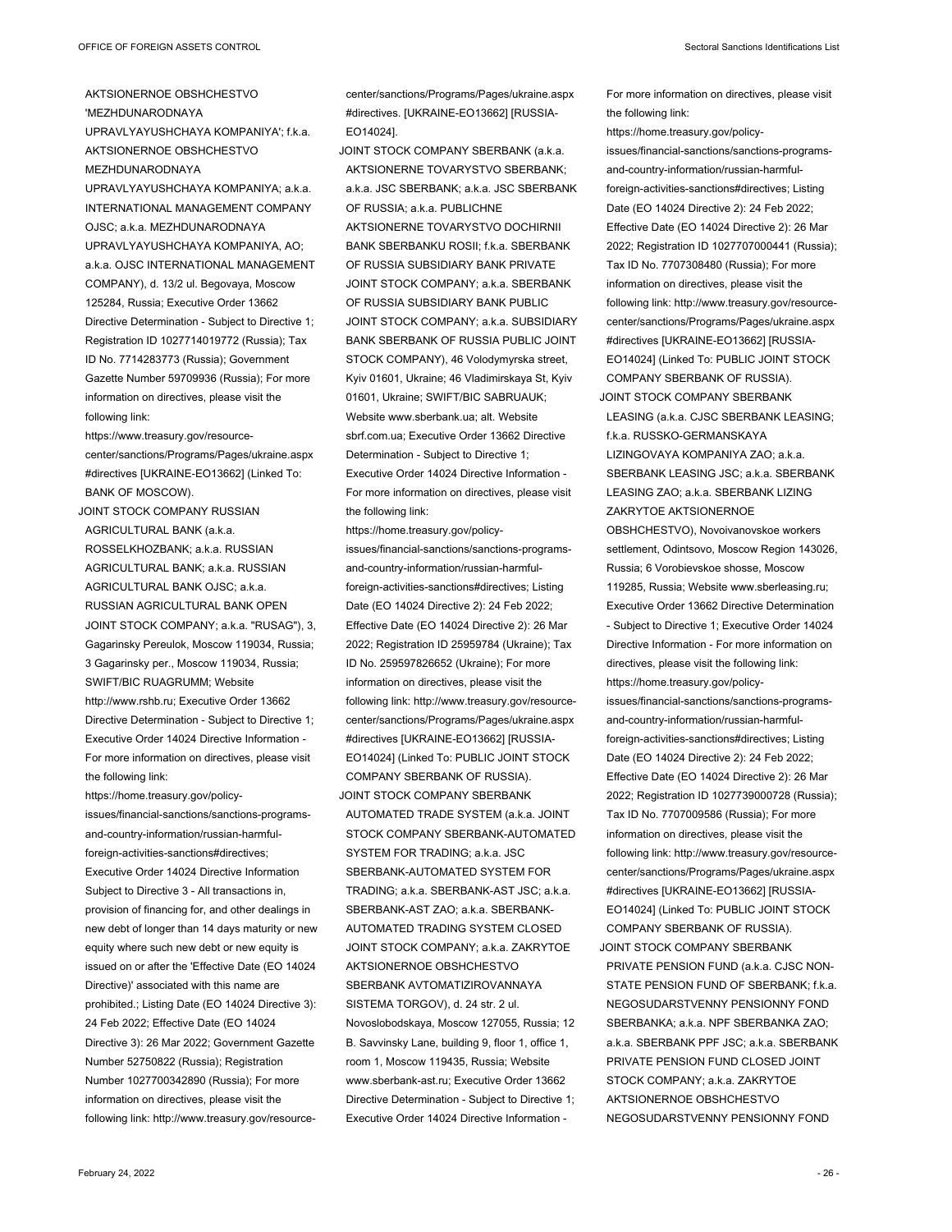AKTSIONERNOE OBSHCHESTVO 'MEZHDUNARODNAYA UPRAVLYAYUSHCHAYA KOMPANIYA'; f.k.a. AKTSIONERNOE OBSHCHESTVO MEZHDUNARODNAYA UPRAVLYAYUSHCHAYA KOMPANIYA; a.k.a. INTERNATIONAL MANAGEMENT COMPANY OJSC; a.k.a. MEZHDUNARODNAYA UPRAVLYAYUSHCHAYA KOMPANIYA, AO; a.k.a. OJSC INTERNATIONAL MANAGEMENT COMPANY), d. 13/2 ul. Begovaya, Moscow 125284, Russia; Executive Order 13662 Directive Determination - Subject to Directive 1; Registration ID 1027714019772 (Russia); Tax ID No. 7714283773 (Russia); Government Gazette Number 59709936 (Russia); For more information on directives, please visit the following link: https://www.treasury.gov/resource-center/sanctions/Programs/Pages/ukraine.aspx #directives [UKRAINE-EO13662] (Linked To: BANK OF MOSCOW).

JOINT STOCK COMPANY RUSSIAN AGRICULTURAL BANK (a.k.a. ROSSELKHOZBANK; a.k.a. RUSSIAN AGRICULTURAL BANK; a.k.a. RUSSIAN AGRICULTURAL BANK OJSC; a.k.a. RUSSIAN AGRICULTURAL BANK OPEN JOINT STOCK COMPANY; a.k.a. "RUSAG"), 3, Gagarinsky Pereulok, Moscow 119034, Russia; 3 Gagarinsky per., Moscow 119034, Russia; SWIFT/BIC RUAGRUMM; Website http://www.rshb.ru; Executive Order 13662 Directive Determination - Subject to Directive 1; Executive Order 14024 Directive Information - For more information on directives, please visit the following link: https://home.treasury.gov/policy-issues/financial-sanctions/sanctions-programs-and-country-information/russian-harmful-foreign-activities-sanctions#directives; Executive Order 14024 Directive Information Subject to Directive 3 - All transactions in, provision of financing for, and other dealings in new debt of longer than 14 days maturity or new equity where such new debt or new equity is issued on or after the 'Effective Date (EO 14024 Directive)' associated with this name are prohibited.; Listing Date (EO 14024 Directive 3): 24 Feb 2022; Effective Date (EO 14024 Directive 3): 26 Mar 2022; Government Gazette Number 52750822 (Russia); Registration Number 1027700342890 (Russia); For more information on directives, please visit the following link: http://www.treasury.gov/resource-center/sanctions/Programs/Pages/ukraine.aspx #directives. [UKRAINE-EO13662] [RUSSIA-EO14024].

JOINT STOCK COMPANY SBERBANK (a.k.a. AKTSIONERNE TOVARYSTVO SBERBANK; a.k.a. JSC SBERBANK; a.k.a. JSC SBERBANK OF RUSSIA; a.k.a. PUBLICHNE AKTSIONERNE TOVARYSTVO DOCHIRNII BANK SBERBANKU ROSII; f.k.a. SBERBANK OF RUSSIA SUBSIDIARY BANK PRIVATE JOINT STOCK COMPANY; a.k.a. SBERBANK OF RUSSIA SUBSIDIARY BANK PUBLIC JOINT STOCK COMPANY; a.k.a. SUBSIDIARY BANK SBERBANK OF RUSSIA PUBLIC JOINT STOCK COMPANY), 46 Volodymyrska street, Kyiv 01601, Ukraine; 46 Vladimirskaya St, Kyiv 01601, Ukraine; SWIFT/BIC SABRUAUK; Website www.sberbank.ua; alt. Website sbrf.com.ua; Executive Order 13662 Directive Determination - Subject to Directive 1; Executive Order 14024 Directive Information - For more information on directives, please visit the following link: https://home.treasury.gov/policy-issues/financial-sanctions/sanctions-programs-and-country-information/russian-harmful-foreign-activities-sanctions#directives; Listing Date (EO 14024 Directive 2): 24 Feb 2022; Effective Date (EO 14024 Directive 2): 26 Mar 2022; Registration ID 25959784 (Ukraine); Tax ID No. 259597826652 (Ukraine); For more information on directives, please visit the following link: http://www.treasury.gov/resource-center/sanctions/Programs/Pages/ukraine.aspx #directives [UKRAINE-EO13662] [RUSSIA-EO14024] (Linked To: PUBLIC JOINT STOCK COMPANY SBERBANK OF RUSSIA).

JOINT STOCK COMPANY SBERBANK AUTOMATED TRADE SYSTEM (a.k.a. JOINT STOCK COMPANY SBERBANK-AUTOMATED SYSTEM FOR TRADING; a.k.a. JSC SBERBANK-AUTOMATED SYSTEM FOR TRADING; a.k.a. SBERBANK-AST JSC; a.k.a. SBERBANK-AST ZAO; a.k.a. SBERBANK-AUTOMATED TRADING SYSTEM CLOSED JOINT STOCK COMPANY; a.k.a. ZAKRYTOE AKTSIONERNOE OBSHCHESTVO SBERBANK AVTOMATIZIROVANNAYA SISTEMA TORGOV), d. 24 str. 2 ul. Novoslobodskaya, Moscow 127055, Russia; 12 B. Savvinsky Lane, building 9, floor 1, office 1, room 1, Moscow 119435, Russia; Website www.sberbank-ast.ru; Executive Order 13662 Directive Determination - Subject to Directive 1; Executive Order 14024 Directive Information - For more information on directives, please visit the following link: https://home.treasury.gov/policy-issues/financial-sanctions/sanctions-programs-and-country-information/russian-harmful-foreign-activities-sanctions#directives; Listing Date (EO 14024 Directive 2): 24 Feb 2022; Effective Date (EO 14024 Directive 2): 26 Mar 2022; Registration ID 1027707000441 (Russia); Tax ID No. 7707308480 (Russia); For more information on directives, please visit the following link: http://www.treasury.gov/resource-center/sanctions/Programs/Pages/ukraine.aspx #directives [UKRAINE-EO13662] [RUSSIA-EO14024] (Linked To: PUBLIC JOINT STOCK COMPANY SBERBANK OF RUSSIA).

JOINT STOCK COMPANY SBERBANK LEASING (a.k.a. CJSC SBERBANK LEASING; f.k.a. RUSSKO-GERMANSKAYA LIZINGOVAYA KOMPANIYA ZAO; a.k.a. SBERBANK LEASING JSC; a.k.a. SBERBANK LEASING ZAO; a.k.a. SBERBANK LIZING ZAKRYTOE AKTSIONERNOE OBSHCHESTVO), Novoivanovskoe workers settlement, Odintsovo, Moscow Region 143026, Russia; 6 Vorobievskoe shosse, Moscow 119285, Russia; Website www.sberleasing.ru; Executive Order 13662 Directive Determination - Subject to Directive 1; Executive Order 14024 Directive Information - For more information on directives, please visit the following link: https://home.treasury.gov/policy-issues/financial-sanctions/sanctions-programs-and-country-information/russian-harmful-foreign-activities-sanctions#directives; Listing Date (EO 14024 Directive 2): 24 Feb 2022; Effective Date (EO 14024 Directive 2): 26 Mar 2022; Registration ID 1027739000728 (Russia); Tax ID No. 7707009586 (Russia); For more information on directives, please visit the following link: http://www.treasury.gov/resource-center/sanctions/Programs/Pages/ukraine.aspx #directives [UKRAINE-EO13662] [RUSSIA-EO14024] (Linked To: PUBLIC JOINT STOCK COMPANY SBERBANK OF RUSSIA).

JOINT STOCK COMPANY SBERBANK PRIVATE PENSION FUND (a.k.a. CJSC NON-STATE PENSION FUND OF SBERBANK; f.k.a. NEGOSUDARSTVENNY PENSIONNY FOND SBERBANKA; a.k.a. NPF SBERBANKA ZAO; a.k.a. SBERBANK PPF JSC; a.k.a. SBERBANK PRIVATE PENSION FUND CLOSED JOINT STOCK COMPANY; a.k.a. ZAKRYTOE AKTSIONERNOE OBSHCHESTVO NEGOSUDARSTVENNY PENSIONNY FOND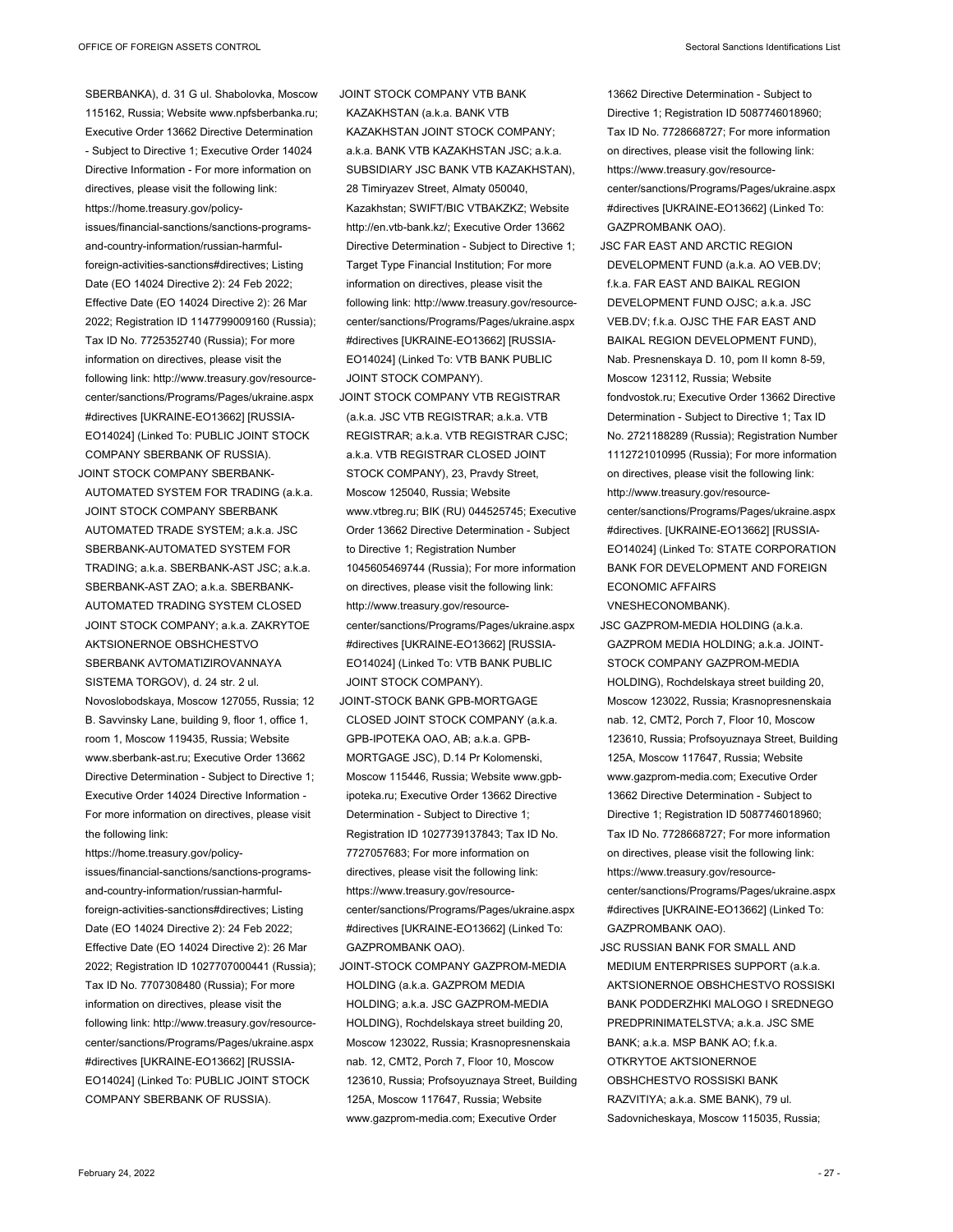SBERBANKA), d. 31 G ul. Shabolovka, Moscow 115162, Russia; Website www.npfsberbanka.ru; Executive Order 13662 Directive Determination - Subject to Directive 1; Executive Order 14024 Directive Information - For more information on directives, please visit the following link: https://home.treasury.gov/policy-issues/financial-sanctions/sanctions-programs-and-country-information/russian-harmful-foreign-activities-sanctions#directives; Listing Date (EO 14024 Directive 2): 24 Feb 2022; Effective Date (EO 14024 Directive 2): 26 Mar 2022; Registration ID 1147799009160 (Russia); Tax ID No. 7725352740 (Russia); For more information on directives, please visit the following link: http://www.treasury.gov/resource-center/sanctions/Programs/Pages/ukraine.aspx#directives [UKRAINE-EO13662] [RUSSIA-EO14024] (Linked To: PUBLIC JOINT STOCK COMPANY SBERBANK OF RUSSIA).

JOINT STOCK COMPANY SBERBANK-AUTOMATED SYSTEM FOR TRADING (a.k.a. JOINT STOCK COMPANY SBERBANK AUTOMATED TRADE SYSTEM; a.k.a. JSC SBERBANK-AUTOMATED SYSTEM FOR TRADING; a.k.a. SBERBANK-AST JSC; a.k.a. SBERBANK-AST ZAO; a.k.a. SBERBANK-AUTOMATED TRADING SYSTEM CLOSED JOINT STOCK COMPANY; a.k.a. ZAKRYTOE AKTSIONERNOE OBSHCHESTVO SBERBANK AVTOMATIZIROVANNAYA SISTEMA TORGOV), d. 24 str. 2 ul. Novoslobodskaya, Moscow 127055, Russia; 12 B. Savvinsky Lane, building 9, floor 1, office 1, room 1, Moscow 119435, Russia; Website www.sberbank-ast.ru; Executive Order 13662 Directive Determination - Subject to Directive 1; Executive Order 14024 Directive Information - For more information on directives, please visit the following link: https://home.treasury.gov/policy-issues/financial-sanctions/sanctions-programs-and-country-information/russian-harmful-foreign-activities-sanctions#directives; Listing Date (EO 14024 Directive 2): 24 Feb 2022; Effective Date (EO 14024 Directive 2): 26 Mar 2022; Registration ID 1027707000441 (Russia); Tax ID No. 7707308480 (Russia); For more information on directives, please visit the following link: http://www.treasury.gov/resource-center/sanctions/Programs/Pages/ukraine.aspx#directives [UKRAINE-EO13662] [RUSSIA-EO14024] (Linked To: PUBLIC JOINT STOCK COMPANY SBERBANK OF RUSSIA).

JOINT STOCK COMPANY VTB BANK KAZAKHSTAN (a.k.a. BANK VTB KAZAKHSTAN JOINT STOCK COMPANY; a.k.a. BANK VTB KAZAKHSTAN JSC; a.k.a. SUBSIDIARY JSC BANK VTB KAZAKHSTAN), 28 Timiryazev Street, Almaty 050040, Kazakhstan; SWIFT/BIC VTBAKZKZ; Website http://en.vtb-bank.kz/; Executive Order 13662 Directive Determination - Subject to Directive 1; Target Type Financial Institution; For more information on directives, please visit the following link: http://www.treasury.gov/resource-center/sanctions/Programs/Pages/ukraine.aspx#directives [UKRAINE-EO13662] [RUSSIA-EO14024] (Linked To: VTB BANK PUBLIC JOINT STOCK COMPANY).

JOINT STOCK COMPANY VTB REGISTRAR (a.k.a. JSC VTB REGISTRAR; a.k.a. VTB REGISTRAR; a.k.a. VTB REGISTRAR CJSC; a.k.a. VTB REGISTRAR CLOSED JOINT STOCK COMPANY), 23, Pravdy Street, Moscow 125040, Russia; Website www.vtbreg.ru; BIK (RU) 044525745; Executive Order 13662 Directive Determination - Subject to Directive 1; Registration Number 1045605469744 (Russia); For more information on directives, please visit the following link: http://www.treasury.gov/resource-center/sanctions/Programs/Pages/ukraine.aspx#directives [UKRAINE-EO13662] [RUSSIA-EO14024] (Linked To: VTB BANK PUBLIC JOINT STOCK COMPANY).

JOINT-STOCK BANK GPB-MORTGAGE CLOSED JOINT STOCK COMPANY (a.k.a. GPB-IPOTEKA OAO, AB; a.k.a. GPB-MORTGAGE JSC), D.14 Pr Kolomenski, Moscow 115446, Russia; Website www.gpb-ipoteka.ru; Executive Order 13662 Directive Determination - Subject to Directive 1; Registration ID 1027739137843; Tax ID No. 7727057683; For more information on directives, please visit the following link: https://www.treasury.gov/resource-center/sanctions/Programs/Pages/ukraine.aspx#directives [UKRAINE-EO13662] (Linked To: GAZPROMBANK OAO).

JOINT-STOCK COMPANY GAZPROM-MEDIA HOLDING (a.k.a. GAZPROM MEDIA HOLDING; a.k.a. JSC GAZPROM-MEDIA HOLDING), Rochdelskaya street building 20, Moscow 123022, Russia; Krasnopresnenskaia nab. 12, CMT2, Porch 7, Floor 10, Moscow 123610, Russia; Profsoyuznaya Street, Building 125A, Moscow 117647, Russia; Website www.gazprom-media.com; Executive Order 13662 Directive Determination - Subject to Directive 1; Registration ID 5087746018960; Tax ID No. 7728668727; For more information on directives, please visit the following link: https://www.treasury.gov/resource-center/sanctions/Programs/Pages/ukraine.aspx#directives [UKRAINE-EO13662] (Linked To: GAZPROMBANK OAO).

JSC FAR EAST AND ARCTIC REGION DEVELOPMENT FUND (a.k.a. AO VEB.DV; f.k.a. FAR EAST AND BAIKAL REGION DEVELOPMENT FUND OJSC; a.k.a. JSC VEB.DV; f.k.a. OJSC THE FAR EAST AND BAIKAL REGION DEVELOPMENT FUND), Nab. Presnenskaya D. 10, pom II komn 8-59, Moscow 123112, Russia; Website fondvostok.ru; Executive Order 13662 Directive Determination - Subject to Directive 1; Tax ID No. 2721188289 (Russia); Registration Number 1112721010995 (Russia); For more information on directives, please visit the following link: http://www.treasury.gov/resource-center/sanctions/Programs/Pages/ukraine.aspx#directives. [UKRAINE-EO13662] [RUSSIA-EO14024] (Linked To: STATE CORPORATION BANK FOR DEVELOPMENT AND FOREIGN ECONOMIC AFFAIRS VNESHECONOMBANK).

JSC GAZPROM-MEDIA HOLDING (a.k.a. GAZPROM MEDIA HOLDING; a.k.a. JOINT-STOCK COMPANY GAZPROM-MEDIA HOLDING), Rochdelskaya street building 20, Moscow 123022, Russia; Krasnopresnenskaia nab. 12, CMT2, Porch 7, Floor 10, Moscow 123610, Russia; Profsoyuznaya Street, Building 125A, Moscow 117647, Russia; Website www.gazprom-media.com; Executive Order 13662 Directive Determination - Subject to Directive 1; Registration ID 5087746018960; Tax ID No. 7728668727; For more information on directives, please visit the following link: https://www.treasury.gov/resource-center/sanctions/Programs/Pages/ukraine.aspx#directives [UKRAINE-EO13662] (Linked To: GAZPROMBANK OAO).

JSC RUSSIAN BANK FOR SMALL AND MEDIUM ENTERPRISES SUPPORT (a.k.a. AKTSIONERNOE OBSHCHESTVO ROSSISKI BANK PODDERZHKI MALOGO I SREDNEGO PREDPRINIMATELSTVA; a.k.a. JSC SME BANK; a.k.a. MSP BANK AO; f.k.a. OTKRYTOE AKTSIONERNOE OBSHCHESTVO ROSSISKI BANK RAZVITIYA; a.k.a. SME BANK), 79 ul. Sadovnicheskaya, Moscow 115035, Russia;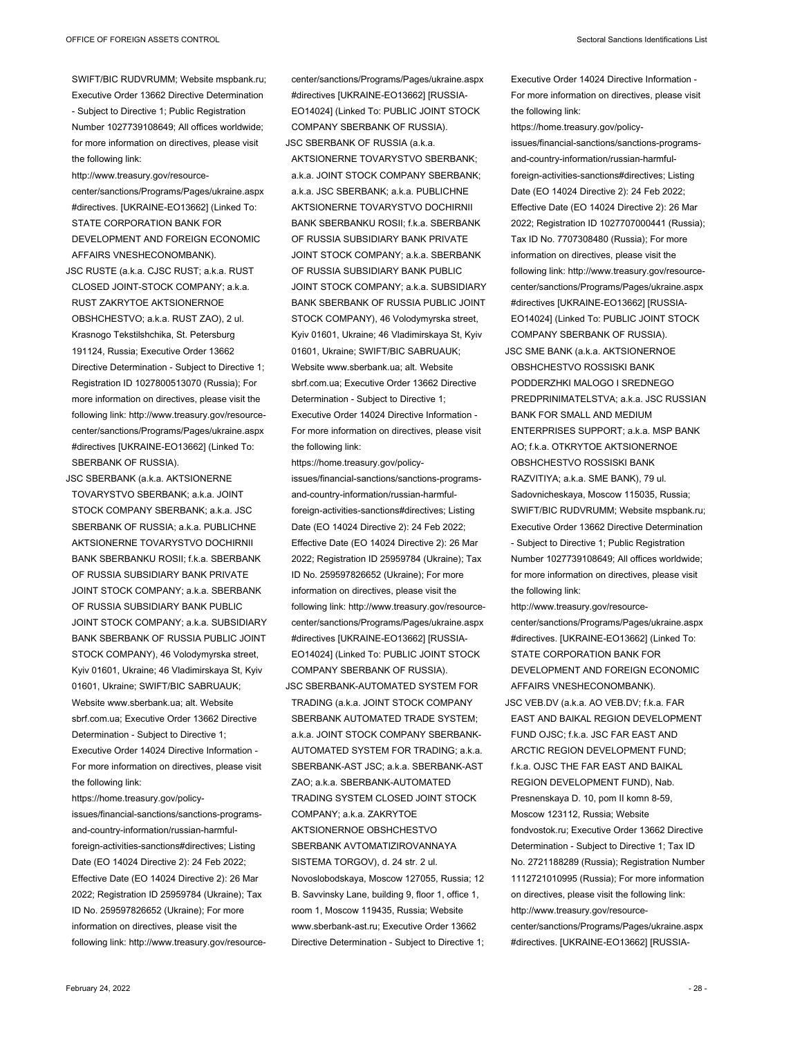SWIFT/BIC RUDVRUMM; Website mspbank.ru; Executive Order 13662 Directive Determination - Subject to Directive 1; Public Registration Number 1027739108649; All offices worldwide; for more information on directives, please visit the following link: http://www.treasury.gov/resource-center/sanctions/Programs/Pages/ukraine.aspx#directives. [UKRAINE-EO13662] (Linked To: STATE CORPORATION BANK FOR DEVELOPMENT AND FOREIGN ECONOMIC AFFAIRS VNESHECONOMBANK).

JSC RUSTE (a.k.a. CJSC RUST; a.k.a. RUST CLOSED JOINT-STOCK COMPANY; a.k.a. RUST ZAKRYTOE AKTSIONERNOE OBSHCHESTVO; a.k.a. RUST ZAO), 2 ul. Krasnogo Tekstilshchika, St. Petersburg 191124, Russia; Executive Order 13662 Directive Determination - Subject to Directive 1; Registration ID 1027800513070 (Russia); For more information on directives, please visit the following link: http://www.treasury.gov/resource-center/sanctions/Programs/Pages/ukraine.aspx#directives [UKRAINE-EO13662] (Linked To: SBERBANK OF RUSSIA).

JSC SBERBANK (a.k.a. AKTSIONERNE TOVARYSTVO SBERBANK; a.k.a. JOINT STOCK COMPANY SBERBANK; a.k.a. JSC SBERBANK OF RUSSIA; a.k.a. PUBLICHNE AKTSIONERNE TOVARYSTVO DOCHIRNII BANK SBERBANKU ROSII; f.k.a. SBERBANK OF RUSSIA SUBSIDIARY BANK PRIVATE JOINT STOCK COMPANY; a.k.a. SBERBANK OF RUSSIA SUBSIDIARY BANK PUBLIC JOINT STOCK COMPANY; a.k.a. SUBSIDIARY BANK SBERBANK OF RUSSIA PUBLIC JOINT STOCK COMPANY), 46 Volodymyrska street, Kyiv 01601, Ukraine; 46 Vladimirskaya St, Kyiv 01601, Ukraine; SWIFT/BIC SABRUAUK; Website www.sberbank.ua; alt. Website sbrf.com.ua; Executive Order 13662 Directive Determination - Subject to Directive 1; Executive Order 14024 Directive Information - For more information on directives, please visit the following link: https://home.treasury.gov/policy-issues/financial-sanctions/sanctions-programs-and-country-information/russian-harmful-foreign-activities-sanctions#directives; Listing Date (EO 14024 Directive 2): 24 Feb 2022; Effective Date (EO 14024 Directive 2): 26 Mar 2022; Registration ID 25959784 (Ukraine); Tax ID No. 259597826652 (Ukraine); For more information on directives, please visit the following link: http://www.treasury.gov/resource-center/sanctions/Programs/Pages/ukraine.aspx#directives [UKRAINE-EO13662] [RUSSIA-EO14024] (Linked To: PUBLIC JOINT STOCK COMPANY SBERBANK OF RUSSIA).

JSC SBERBANK OF RUSSIA (a.k.a. AKTSIONERNE TOVARYSTVO SBERBANK; a.k.a. JOINT STOCK COMPANY SBERBANK; a.k.a. JSC SBERBANK; a.k.a. PUBLICHNE AKTSIONERNE TOVARYSTVO DOCHIRNII BANK SBERBANKU ROSII; f.k.a. SBERBANK OF RUSSIA SUBSIDIARY BANK PRIVATE JOINT STOCK COMPANY; a.k.a. SBERBANK OF RUSSIA SUBSIDIARY BANK PUBLIC JOINT STOCK COMPANY; a.k.a. SUBSIDIARY BANK SBERBANK OF RUSSIA PUBLIC JOINT STOCK COMPANY), 46 Volodymyrska street, Kyiv 01601, Ukraine; 46 Vladimirskaya St, Kyiv 01601, Ukraine; SWIFT/BIC SABRUAUK; Website www.sberbank.ua; alt. Website sbrf.com.ua; Executive Order 13662 Directive Determination - Subject to Directive 1; Executive Order 14024 Directive Information - For more information on directives, please visit the following link: https://home.treasury.gov/policy-issues/financial-sanctions/sanctions-programs-and-country-information/russian-harmful-foreign-activities-sanctions#directives; Listing Date (EO 14024 Directive 2): 24 Feb 2022; Effective Date (EO 14024 Directive 2): 26 Mar 2022; Registration ID 25959784 (Ukraine); Tax ID No. 259597826652 (Ukraine); For more information on directives, please visit the following link: http://www.treasury.gov/resource-center/sanctions/Programs/Pages/ukraine.aspx#directives [UKRAINE-EO13662] [RUSSIA-EO14024] (Linked To: PUBLIC JOINT STOCK COMPANY SBERBANK OF RUSSIA).

JSC SBERBANK-AUTOMATED SYSTEM FOR TRADING (a.k.a. JOINT STOCK COMPANY SBERBANK AUTOMATED TRADE SYSTEM; a.k.a. JOINT STOCK COMPANY SBERBANK-AUTOMATED SYSTEM FOR TRADING; a.k.a. SBERBANK-AST JSC; a.k.a. SBERBANK-AST ZAO; a.k.a. SBERBANK-AUTOMATED TRADING SYSTEM CLOSED JOINT STOCK COMPANY; a.k.a. ZAKRYTOE AKTSIONERNOE OBSHCHESTVO SBERBANK AVTOMATIZIROVANNAYA SISTEMA TORGOV), d. 24 str. 2 ul. Novoslobodskaya, Moscow 127055, Russia; 12 B. Savvinsky Lane, building 9, floor 1, office 1, room 1, Moscow 119435, Russia; Website www.sberbank-ast.ru; Executive Order 13662 Directive Determination - Subject to Directive 1; Executive Order 14024 Directive Information - For more information on directives, please visit the following link: https://home.treasury.gov/policy-issues/financial-sanctions/sanctions-programs-and-country-information/russian-harmful-foreign-activities-sanctions#directives; Listing Date (EO 14024 Directive 2): 24 Feb 2022; Effective Date (EO 14024 Directive 2): 26 Mar 2022; Registration ID 1027707000441 (Russia); Tax ID No. 7707308480 (Russia); For more information on directives, please visit the following link: http://www.treasury.gov/resource-center/sanctions/Programs/Pages/ukraine.aspx#directives [UKRAINE-EO13662] [RUSSIA-EO14024] (Linked To: PUBLIC JOINT STOCK COMPANY SBERBANK OF RUSSIA).

JSC SME BANK (a.k.a. AKTSIONERNOE OBSHCHESTVO ROSSISKI BANK PODDERZHKI MALOGO I SREDNEGO PREDPRINIMATELSTVA; a.k.a. JSC RUSSIAN BANK FOR SMALL AND MEDIUM ENTERPRISES SUPPORT; a.k.a. MSP BANK AO; f.k.a. OTKRYTOE AKTSIONERNOE OBSHCHESTVO ROSSISKI BANK RAZVITIYA; a.k.a. SME BANK), 79 ul. Sadovnicheskaya, Moscow 115035, Russia; SWIFT/BIC RUDVRUMM; Website mspbank.ru; Executive Order 13662 Directive Determination - Subject to Directive 1; Public Registration Number 1027739108649; All offices worldwide; for more information on directives, please visit the following link: http://www.treasury.gov/resource-center/sanctions/Programs/Pages/ukraine.aspx#directives. [UKRAINE-EO13662] (Linked To: STATE CORPORATION BANK FOR DEVELOPMENT AND FOREIGN ECONOMIC AFFAIRS VNESHECONOMBANK).

JSC VEB.DV (a.k.a. AO VEB.DV; f.k.a. FAR EAST AND BAIKAL REGION DEVELOPMENT FUND OJSC; f.k.a. JSC FAR EAST AND ARCTIC REGION DEVELOPMENT FUND; f.k.a. OJSC THE FAR EAST AND BAIKAL REGION DEVELOPMENT FUND), Nab. Presnenskaya D. 10, pom II komn 8-59, Moscow 123112, Russia; Website fondvostok.ru; Executive Order 13662 Directive Determination - Subject to Directive 1; Tax ID No. 2721188289 (Russia); Registration Number 1112721010995 (Russia); For more information on directives, please visit the following link: http://www.treasury.gov/resource-center/sanctions/Programs/Pages/ukraine.aspx#directives. [UKRAINE-EO13662] [RUSSIA-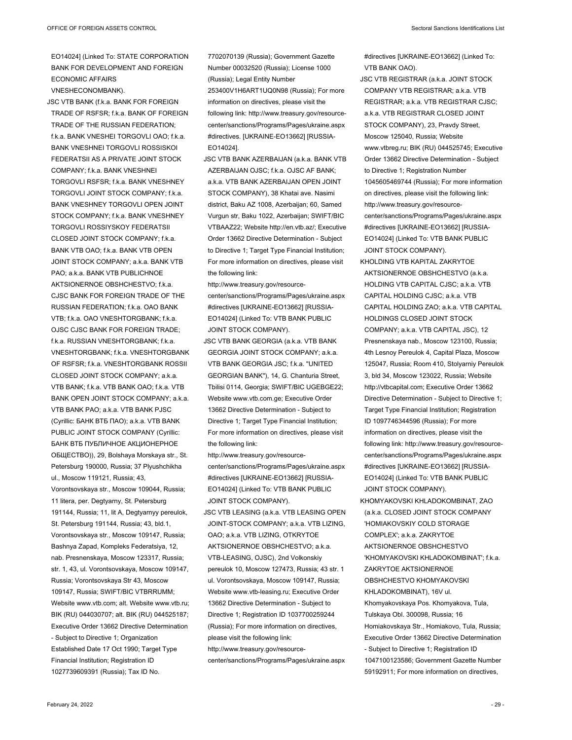EO14024] (Linked To: STATE CORPORATION BANK FOR DEVELOPMENT AND FOREIGN ECONOMIC AFFAIRS VNESHECONOMBANK).

JSC VTB BANK (f.k.a. BANK FOR FOREIGN TRADE OF RSFSR; f.k.a. BANK OF FOREIGN TRADE OF THE RUSSIAN FEDERATION; f.k.a. BANK VNESHEI TORGOVLI OAO; f.k.a. BANK VNESHNEI TORGOVLI ROSSISKOI FEDERATSII AS A PRIVATE JOINT STOCK COMPANY; f.k.a. BANK VNESHNEI TORGOVLI RSFSR; f.k.a. BANK VNESHNEY TORGOVLI JOINT STOCK COMPANY; f.k.a. BANK VNESHNEY TORGOVLI OPEN JOINT STOCK COMPANY; f.k.a. BANK VNESHNEY TORGOVLI ROSSIYSKOY FEDERATSII CLOSED JOINT STOCK COMPANY; f.k.a. BANK VTB OAO; f.k.a. BANK VTB OPEN JOINT STOCK COMPANY; a.k.a. BANK VTB PAO; a.k.a. BANK VTB PUBLICHNOE AKTSIONERNOE OBSHCHESTVO; f.k.a. CJSC BANK FOR FOREIGN TRADE OF THE RUSSIAN FEDERATION; f.k.a. OAO BANK VTB; f.k.a. OAO VNESHTORGBANK; f.k.a. OJSC CJSC BANK FOR FOREIGN TRADE; f.k.a. RUSSIAN VNESHTORGBANK; f.k.a. VNESHTORGBANK; f.k.a. VNESHTORGBANK OF RSFSR; f.k.a. VNESHTORGBANK ROSSII CLOSED JOINT STOCK COMPANY; a.k.a. VTB BANK; f.k.a. VTB BANK OAO; f.k.a. VTB BANK OPEN JOINT STOCK COMPANY; a.k.a. VTB BANK PAO; a.k.a. VTB BANK PJSC (Cyrillic: БАНК ВТБ ПАО); a.k.a. VTB BANK PUBLIC JOINT STOCK COMPANY (Cyrillic: БАНК ВТБ ПУБЛИЧНОЕ АКЦИОНЕРНОЕ ОБЩЕСТВО)), 29, Bolshaya Morskaya str., St. Petersburg 190000, Russia; 37 Plyushchikha ul., Moscow 119121, Russia; 43, Vorontsovskaya str., Moscow 109044, Russia; 11 litera, per. Degtyarny, St. Petersburg 191144, Russia; 11, lit A, Degtyarnyy pereulok, St. Petersburg 191144, Russia; 43, bld.1, Vorontsovskaya str., Moscow 109147, Russia; Bashnya Zapad, Kompleks Federatsiya, 12, nab. Presnenskaya, Moscow 123317, Russia; str. 1, 43, ul. Vorontsovskaya, Moscow 109147, Russia; Vorontsovskaya Str 43, Moscow 109147, Russia; SWIFT/BIC VTBRRUMM; Website www.vtb.com; alt. Website www.vtb.ru; BIK (RU) 044030707; alt. BIK (RU) 044525187; Executive Order 13662 Directive Determination - Subject to Directive 1; Organization Established Date 17 Oct 1990; Target Type Financial Institution; Registration ID 1027739609391 (Russia); Tax ID No. 7702070139 (Russia); Government Gazette Number 00032520 (Russia); License 1000 (Russia); Legal Entity Number 253400V1H6ART1UQ0N98 (Russia); For more information on directives, please visit the following link: http://www.treasury.gov/resource-center/sanctions/Programs/Pages/ukraine.aspx#directives. [UKRAINE-EO13662] [RUSSIA-EO14024].

JSC VTB BANK AZERBAIJAN (a.k.a. BANK VTB AZERBAIJAN OJSC; f.k.a. OJSC AF BANK; a.k.a. VTB BANK AZERBAIJAN OPEN JOINT STOCK COMPANY), 38 Khatai ave. Nasimi district, Baku AZ 1008, Azerbaijan; 60, Samed Vurgun str, Baku 1022, Azerbaijan; SWIFT/BIC VTBAAZ22; Website http://en.vtb.az/; Executive Order 13662 Directive Determination - Subject to Directive 1; Target Type Financial Institution; For more information on directives, please visit the following link: http://www.treasury.gov/resource-center/sanctions/Programs/Pages/ukraine.aspx#directives [UKRAINE-EO13662] [RUSSIA-EO14024] (Linked To: VTB BANK PUBLIC JOINT STOCK COMPANY).

JSC VTB BANK GEORGIA (a.k.a. VTB BANK GEORGIA JOINT STOCK COMPANY; a.k.a. VTB BANK GEORGIA JSC; f.k.a. "UNITED GEORGIAN BANK"), 14, G. Chanturia Street, Tbilisi 0114, Georgia; SWIFT/BIC UGEBGE22; Website www.vtb.com.ge; Executive Order 13662 Directive Determination - Subject to Directive 1; Target Type Financial Institution; For more information on directives, please visit the following link: http://www.treasury.gov/resource-center/sanctions/Programs/Pages/ukraine.aspx#directives [UKRAINE-EO13662] [RUSSIA-EO14024] (Linked To: VTB BANK PUBLIC JOINT STOCK COMPANY).

JSC VTB LEASING (a.k.a. VTB LEASING OPEN JOINT-STOCK COMPANY; a.k.a. VTB LIZING, OAO; a.k.a. VTB LIZING, OTKRYTOE AKTSIONERNOE OBSHCHESTVO; a.k.a. VTB-LEASING, OJSC), 2nd Volkonskiy pereulok 10, Moscow 127473, Russia; 43 str. 1 ul. Vorontsovskaya, Moscow 109147, Russia; Website www.vtb-leasing.ru; Executive Order 13662 Directive Determination - Subject to Directive 1; Registration ID 1037700259244 (Russia); For more information on directives, please visit the following link: http://www.treasury.gov/resource-center/sanctions/Programs/Pages/ukraine.aspx#directives [UKRAINE-EO13662] (Linked To: VTB BANK OAO).

JSC VTB REGISTRAR (a.k.a. JOINT STOCK COMPANY VTB REGISTRAR; a.k.a. VTB REGISTRAR; a.k.a. VTB REGISTRAR CJSC; a.k.a. VTB REGISTRAR CLOSED JOINT STOCK COMPANY), 23, Pravdy Street, Moscow 125040, Russia; Website www.vtbreg.ru; BIK (RU) 044525745; Executive Order 13662 Directive Determination - Subject to Directive 1; Registration Number 1045605469744 (Russia); For more information on directives, please visit the following link: http://www.treasury.gov/resource-center/sanctions/Programs/Pages/ukraine.aspx#directives [UKRAINE-EO13662] [RUSSIA-EO14024] (Linked To: VTB BANK PUBLIC JOINT STOCK COMPANY).

KHOLDING VTB KAPITAL ZAKRYTOE AKTSIONERNOE OBSHCHESTVO (a.k.a. HOLDING VTB CAPITAL CJSC; a.k.a. VTB CAPITAL HOLDING CJSC; a.k.a. VTB CAPITAL HOLDING ZAO; a.k.a. VTB CAPITAL HOLDINGS CLOSED JOINT STOCK COMPANY; a.k.a. VTB CAPITAL JSC), 12 Presnenskaya nab., Moscow 123100, Russia; 4th Lesnoy Pereulok 4, Capital Plaza, Moscow 125047, Russia; Room 410, Stolyarniy Pereulok 3, bld 34, Moscow 123022, Russia; Website http://vtbcapital.com; Executive Order 13662 Directive Determination - Subject to Directive 1; Target Type Financial Institution; Registration ID 1097746344596 (Russia); For more information on directives, please visit the following link: http://www.treasury.gov/resource-center/sanctions/Programs/Pages/ukraine.aspx#directives [UKRAINE-EO13662] [RUSSIA-EO14024] (Linked To: VTB BANK PUBLIC JOINT STOCK COMPANY).

KHOMYAKOVSKI KHLADOKOMBINAT, ZAO (a.k.a. CLOSED JOINT STOCK COMPANY 'HOMIAKOVSKIY COLD STORAGE COMPLEX'; a.k.a. ZAKRYTOE AKTSIONERNOE OBSHCHESTVO 'KHOMYAKOVSKI KHLADOKOMBINAT'; f.k.a. ZAKRYTOE AKTSIONERNOE OBSHCHESTVO KHOMYAKOVSKI KHLADOKOMBINAT), 16V ul. Khomyakovskaya Pos. Khomyakova, Tula, Tulskaya Obl. 300098, Russia; 16 Homiakovskaya Str., Homiakovo, Tula, Russia; Executive Order 13662 Directive Determination - Subject to Directive 1; Registration ID 1047100123586; Government Gazette Number 59192911; For more information on directives,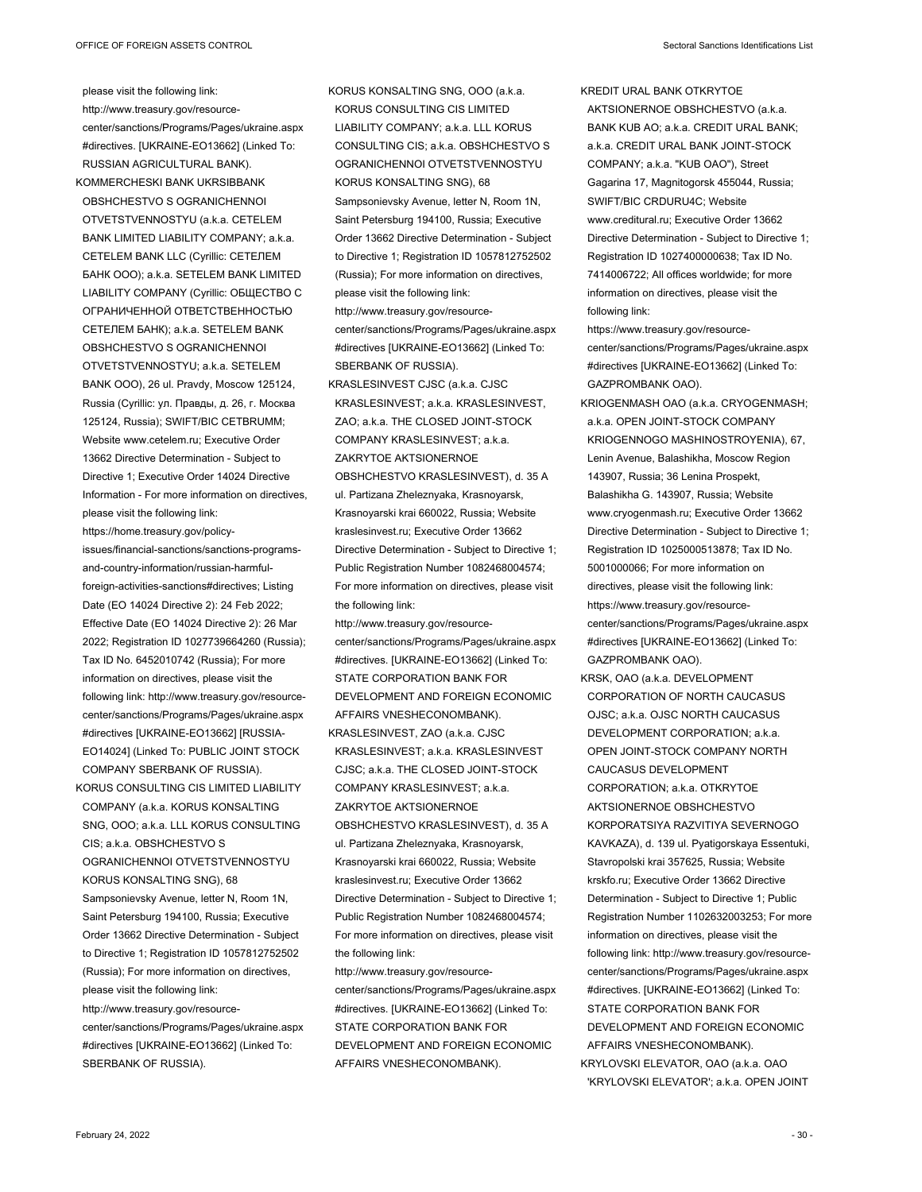please visit the following link: http://www.treasury.gov/resource-center/sanctions/Programs/Pages/ukraine.aspx #directives. [UKRAINE-EO13662] (Linked To: RUSSIAN AGRICULTURAL BANK).

KOMMERCHESKI BANK UKRSIBBANK OBSHCHESTVO S OGRANICHENNOI OTVETSTVENNOSTYU (a.k.a. CETELEM BANK LIMITED LIABILITY COMPANY; a.k.a. CETELEM BANK LLC (Cyrillic: СЕТЕЛЕМ БАНК ООО); a.k.a. SETELEM BANK LIMITED LIABILITY COMPANY (Cyrillic: ОБЩЕСТВО С ОГРАНИЧЕННОЙ ОТВЕТСТВЕННОСТЬЮ СЕТЕЛЕМ БАНК); a.k.a. SETELEM BANK OBSHCHESTVO S OGRANICHENNOI OTVETSTVENNOSTYU; a.k.a. SETELEM BANK OOO), 26 ul. Pravdy, Moscow 125124, Russia (Cyrillic: ул. Правды, д. 26, г. Москва 125124, Russia); SWIFT/BIC CETBRUMM; Website www.cetelem.ru; Executive Order 13662 Directive Determination - Subject to Directive 1; Executive Order 14024 Directive Information - For more information on directives, please visit the following link: https://home.treasury.gov/policy-issues/financial-sanctions/sanctions-programs-and-country-information/russian-harmful-foreign-activities-sanctions#directives; Listing Date (EO 14024 Directive 2): 24 Feb 2022; Effective Date (EO 14024 Directive 2): 26 Mar 2022; Registration ID 1027739664260 (Russia); Tax ID No. 6452010742 (Russia); For more information on directives, please visit the following link: http://www.treasury.gov/resource-center/sanctions/Programs/Pages/ukraine.aspx #directives [UKRAINE-EO13662] [RUSSIA-EO14024] (Linked To: PUBLIC JOINT STOCK COMPANY SBERBANK OF RUSSIA).

KORUS CONSULTING CIS LIMITED LIABILITY COMPANY (a.k.a. KORUS KONSALTING SNG, OOO; a.k.a. LLL KORUS CONSULTING CIS; a.k.a. OBSHCHESTVO S OGRANICHENNOI OTVETSTVENNOSTYU KORUS KONSALTING SNG), 68 Sampsonievsky Avenue, letter N, Room 1N, Saint Petersburg 194100, Russia; Executive Order 13662 Directive Determination - Subject to Directive 1; Registration ID 1057812752502 (Russia); For more information on directives, please visit the following link: http://www.treasury.gov/resource-center/sanctions/Programs/Pages/ukraine.aspx #directives [UKRAINE-EO13662] (Linked To: SBERBANK OF RUSSIA).

KORUS KONSALTING SNG, OOO (a.k.a. KORUS CONSULTING CIS LIMITED LIABILITY COMPANY; a.k.a. LLL KORUS CONSULTING CIS; a.k.a. OBSHCHESTVO S OGRANICHENNOI OTVETSTVENNOSTYU KORUS KONSALTING SNG), 68 Sampsonievsky Avenue, letter N, Room 1N, Saint Petersburg 194100, Russia; Executive Order 13662 Directive Determination - Subject to Directive 1; Registration ID 1057812752502 (Russia); For more information on directives, please visit the following link: http://www.treasury.gov/resource-center/sanctions/Programs/Pages/ukraine.aspx #directives [UKRAINE-EO13662] (Linked To: SBERBANK OF RUSSIA).

KRASLESINVEST CJSC (a.k.a. CJSC KRASLESINVEST; a.k.a. KRASLESINVEST, ZAO; a.k.a. THE CLOSED JOINT-STOCK COMPANY KRASLESINVEST; a.k.a. ZAKRYTOE AKTSIONERNOE OBSHCHESTVO KRASLESINVEST), d. 35 A ul. Partizana Zheleznyaka, Krasnoyarsk, Krasnoyarski krai 660022, Russia; Website kraslesinvest.ru; Executive Order 13662 Directive Determination - Subject to Directive 1; Public Registration Number 1082468004574; For more information on directives, please visit the following link: http://www.treasury.gov/resource-center/sanctions/Programs/Pages/ukraine.aspx #directives. [UKRAINE-EO13662] (Linked To: STATE CORPORATION BANK FOR DEVELOPMENT AND FOREIGN ECONOMIC AFFAIRS VNESHECONOMBANK).

KRASLESINVEST, ZAO (a.k.a. CJSC KRASLESINVEST; a.k.a. KRASLESINVEST CJSC; a.k.a. THE CLOSED JOINT-STOCK COMPANY KRASLESINVEST; a.k.a. ZAKRYTOE AKTSIONERNOE OBSHCHESTVO KRASLESINVEST), d. 35 A ul. Partizana Zheleznyaka, Krasnoyarsk, Krasnoyarski krai 660022, Russia; Website kraslesinvest.ru; Executive Order 13662 Directive Determination - Subject to Directive 1; Public Registration Number 1082468004574; For more information on directives, please visit the following link: http://www.treasury.gov/resource-center/sanctions/Programs/Pages/ukraine.aspx #directives. [UKRAINE-EO13662] (Linked To: STATE CORPORATION BANK FOR DEVELOPMENT AND FOREIGN ECONOMIC AFFAIRS VNESHECONOMBANK).

KREDIT URAL BANK OTKRYTOE AKTSIONERNOE OBSHCHESTVO (a.k.a. BANK KUB AO; a.k.a. CREDIT URAL BANK; a.k.a. CREDIT URAL BANK JOINT-STOCK COMPANY; a.k.a. "KUB OAO"), Street Gagarina 17, Magnitogorsk 455044, Russia; SWIFT/BIC CRDURU4C; Website www.creditural.ru; Executive Order 13662 Directive Determination - Subject to Directive 1; Registration ID 1027400000638; Tax ID No. 7414006722; All offices worldwide; for more information on directives, please visit the following link: https://www.treasury.gov/resource-center/sanctions/Programs/Pages/ukraine.aspx #directives [UKRAINE-EO13662] (Linked To: GAZPROMBANK OAO).

KRIOGENMASH OAO (a.k.a. CRYOGENMASH; a.k.a. OPEN JOINT-STOCK COMPANY KRIOGENNOGO MASHINOSTROYENIA), 67, Lenin Avenue, Balashikha, Moscow Region 143907, Russia; 36 Lenina Prospekt, Balashikha G. 143907, Russia; Website www.cryogenmash.ru; Executive Order 13662 Directive Determination - Subject to Directive 1; Registration ID 1025000513878; Tax ID No. 5001000066; For more information on directives, please visit the following link: https://www.treasury.gov/resource-center/sanctions/Programs/Pages/ukraine.aspx #directives [UKRAINE-EO13662] (Linked To: GAZPROMBANK OAO).

KRSK, OAO (a.k.a. DEVELOPMENT CORPORATION OF NORTH CAUCASUS OJSC; a.k.a. OJSC NORTH CAUCASUS DEVELOPMENT CORPORATION; a.k.a. OPEN JOINT-STOCK COMPANY NORTH CAUCASUS DEVELOPMENT CORPORATION; a.k.a. OTKRYTOE AKTSIONERNOE OBSHCHESTVO KORPORATSIYA RAZVITIYA SEVERNOGO KAVKAZA), d. 139 ul. Pyatigorskaya Essentuki, Stavropolski krai 357625, Russia; Website krskfo.ru; Executive Order 13662 Directive Determination - Subject to Directive 1; Public Registration Number 1102632003253; For more information on directives, please visit the following link: http://www.treasury.gov/resource-center/sanctions/Programs/Pages/ukraine.aspx #directives. [UKRAINE-EO13662] (Linked To: STATE CORPORATION BANK FOR DEVELOPMENT AND FOREIGN ECONOMIC AFFAIRS VNESHECONOMBANK).

KRYLOVSKI ELEVATOR, OAO (a.k.a. OAO 'KRYLOVSKI ELEVATOR'; a.k.a. OPEN JOINT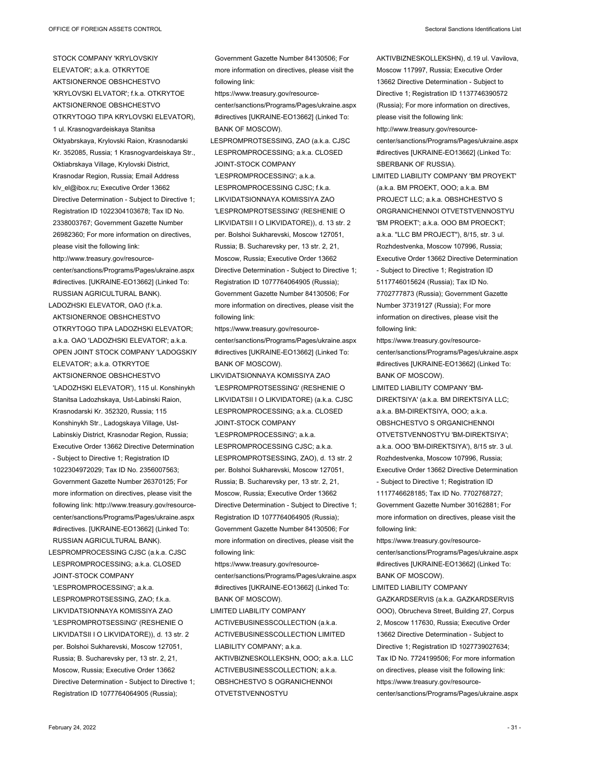STOCK COMPANY 'KRYLOVSKIY ELEVATOR'; a.k.a. OTKRYTOE AKTSIONERNOE OBSHCHESTVO 'KRYLOVSKI ELVATOR'; f.k.a. OTKRYTOE AKTSIONERNOE OBSHCHESTVO OTKRYTOGO TIPA KRYLOVSKI ELEVATOR), 1 ul. Krasnogvardeiskaya Stanitsa Oktyabrskaya, Krylovski Raion, Krasnodarski Kr. 352085, Russia; 1 Krasnogvardeiskaya Str., Oktiabrskaya Village, Krylovski District, Krasnodar Region, Russia; Email Address klv_el@ibox.ru; Executive Order 13662 Directive Determination - Subject to Directive 1; Registration ID 1022304103678; Tax ID No. 2338003767; Government Gazette Number 26982360; For more information on directives, please visit the following link: http://www.treasury.gov/resource-center/sanctions/Programs/Pages/ukraine.aspx#directives. [UKRAINE-EO13662] (Linked To: RUSSIAN AGRICULTURAL BANK).

LADOZHSKI ELEVATOR, OAO (f.k.a. AKTSIONERNOE OBSHCHESTVO OTKRYTOGO TIPA LADOZHSKI ELEVATOR; a.k.a. OAO 'LADOZHSKI ELEVATOR'; a.k.a. OPEN JOINT STOCK COMPANY 'LADOGSKIY ELEVATOR'; a.k.a. OTKRYTOE AKTSIONERNOE OBSHCHESTVO 'LADOZHSKI ELEVATOR'), 115 ul. Konshinykh Stanitsa Ladozhskaya, Ust-Labinski Raion, Krasnodarski Kr. 352320, Russia; 115 Konshinykh Str., Ladogskaya Village, Ust-Labinskiy District, Krasnodar Region, Russia; Executive Order 13662 Directive Determination - Subject to Directive 1; Registration ID 1022304972029; Tax ID No. 2356007563; Government Gazette Number 26370125; For more information on directives, please visit the following link: http://www.treasury.gov/resource-center/sanctions/Programs/Pages/ukraine.aspx#directives. [UKRAINE-EO13662] (Linked To: RUSSIAN AGRICULTURAL BANK).

LESPROMPROCESSING CJSC (a.k.a. CJSC LESPROMPROCESSING; a.k.a. CLOSED JOINT-STOCK COMPANY 'LESPROMPROCESSING'; a.k.a. LESPROMPROTSESSING, ZAO; f.k.a. LIKVIDATSIONNAYA KOMISSIYA ZAO 'LESPROMPROTSESSING' (RESHENIE O LIKVIDATSII I O LIKVIDATORE)), d. 13 str. 2 per. Bolshoi Sukharevski, Moscow 127051, Russia; B. Sucharevsky per, 13 str. 2, 21, Moscow, Russia; Executive Order 13662 Directive Determination - Subject to Directive 1; Registration ID 1077764064905 (Russia); Government Gazette Number 84130506; For more information on directives, please visit the following link: https://www.treasury.gov/resource-center/sanctions/Programs/Pages/ukraine.aspx#directives [UKRAINE-EO13662] (Linked To: BANK OF MOSCOW).

LESPROMPROTSESSING, ZAO (a.k.a. CJSC LESPROMPROCESSING; a.k.a. CLOSED JOINT-STOCK COMPANY 'LESPROMPROCESSING'; a.k.a. LESPROMPROCESSING CJSC; f.k.a. LIKVIDATSIONNAYA KOMISSIYA ZAO 'LESPROMPROTSESSING' (RESHENIE O LIKVIDATSII I O LIKVIDATORE)), d. 13 str. 2 per. Bolshoi Sukharevski, Moscow 127051, Russia; B. Sucharevsky per, 13 str. 2, 21, Moscow, Russia; Executive Order 13662 Directive Determination - Subject to Directive 1; Registration ID 1077764064905 (Russia); Government Gazette Number 84130506; For more information on directives, please visit the following link: https://www.treasury.gov/resource-center/sanctions/Programs/Pages/ukraine.aspx#directives [UKRAINE-EO13662] (Linked To: BANK OF MOSCOW).

LIKVIDATSIONNAYA KOMISSIYA ZAO 'LESPROMPROTSESSING' (RESHENIE O LIKVIDATSII I O LIKVIDATORE) (a.k.a. CJSC LESPROMPROCESSING; a.k.a. CLOSED JOINT-STOCK COMPANY 'LESPROMPROCESSING'; a.k.a. LESPROMPROCESSING CJSC; a.k.a. LESPROMPROTSESSING, ZAO), d. 13 str. 2 per. Bolshoi Sukharevski, Moscow 127051, Russia; B. Sucharevsky per, 13 str. 2, 21, Moscow, Russia; Executive Order 13662 Directive Determination - Subject to Directive 1; Registration ID 1077764064905 (Russia); Government Gazette Number 84130506; For more information on directives, please visit the following link: https://www.treasury.gov/resource-center/sanctions/Programs/Pages/ukraine.aspx#directives [UKRAINE-EO13662] (Linked To: BANK OF MOSCOW).

LIMITED LIABILITY COMPANY ACTIVEBUSINESSCOLLECTION (a.k.a. ACTIVEBUSINESSCOLLECTION LIMITED LIABILITY COMPANY; a.k.a. AKTIVBIZNESKOLLEKSHN, OOO; a.k.a. LLC ACTIVEBUSINESSCOLLECTION; a.k.a. OBSHCHESTVO S OGRANICHENNOI OTVETSTVENNOSTYU AKTIVBIZNESKOLLEKSHN), d.19 ul. Vavilova, Moscow 117997, Russia; Executive Order 13662 Directive Determination - Subject to Directive 1; Registration ID 1137746390572 (Russia); For more information on directives, please visit the following link: http://www.treasury.gov/resource-center/sanctions/Programs/Pages/ukraine.aspx#directives [UKRAINE-EO13662] (Linked To: SBERBANK OF RUSSIA).

LIMITED LIABILITY COMPANY 'BM PROYEKT' (a.k.a. BM PROEKT, OOO; a.k.a. BM PROJECT LLC; a.k.a. OBSHCHESTVO S ORGRANICHENNOI OTVETSTVENNOSTYU 'BM PROEKT'; a.k.a. OOO BM PROECKT; a.k.a. "LLC BM PROJECT"), 8/15, str. 3 ul. Rozhdestvenka, Moscow 107996, Russia; Executive Order 13662 Directive Determination - Subject to Directive 1; Registration ID 5117746015624 (Russia); Tax ID No. 7702777873 (Russia); Government Gazette Number 37319127 (Russia); For more information on directives, please visit the following link: https://www.treasury.gov/resource-center/sanctions/Programs/Pages/ukraine.aspx#directives [UKRAINE-EO13662] (Linked To: BANK OF MOSCOW).

LIMITED LIABILITY COMPANY 'BM-DIREKTSIYA' (a.k.a. BM DIREKTSIYA LLC; a.k.a. BM-DIREKTSIYA, OOO; a.k.a. OBSHCHESTVO S ORGANICHENNOI OTVETSTVENNOSTYU 'BM-DIREKTSIYA'; a.k.a. OOO 'BM-DIREKTSIYA'), 8/15 str. 3 ul. Rozhdestvenka, Moscow 107996, Russia; Executive Order 13662 Directive Determination - Subject to Directive 1; Registration ID 1117746628185; Tax ID No. 7702768727; Government Gazette Number 30162881; For more information on directives, please visit the following link: https://www.treasury.gov/resource-center/sanctions/Programs/Pages/ukraine.aspx#directives [UKRAINE-EO13662] (Linked To: BANK OF MOSCOW).

LIMITED LIABILITY COMPANY GAZKARDSERVIS (a.k.a. GAZKARDSERVIS OOO), Obrucheva Street, Building 27, Corpus 2, Moscow 117630, Russia; Executive Order 13662 Directive Determination - Subject to Directive 1; Registration ID 1027739027634; Tax ID No. 7724199506; For more information on directives, please visit the following link: https://www.treasury.gov/resource-center/sanctions/Programs/Pages/ukraine.aspx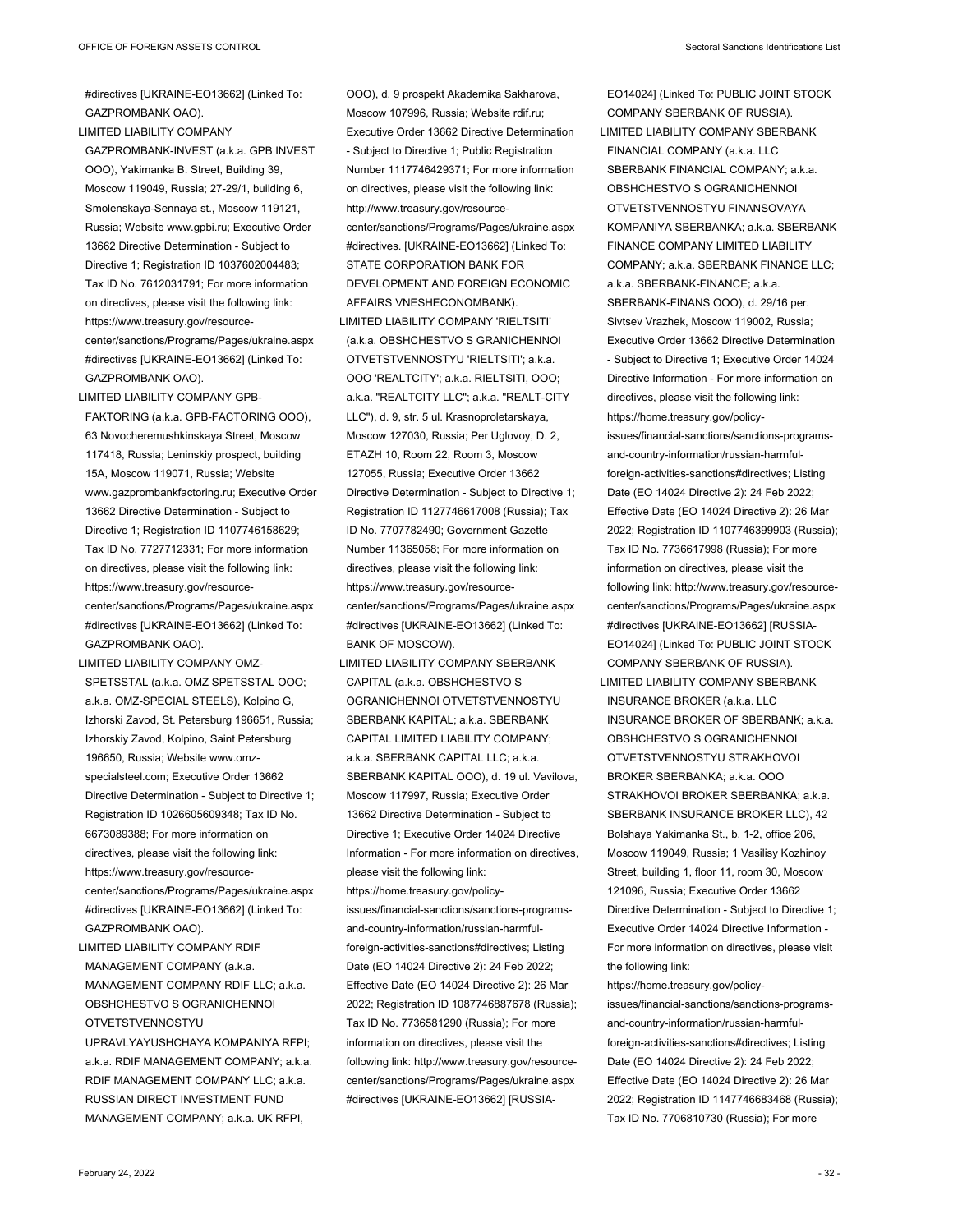#directives [UKRAINE-EO13662] (Linked To: GAZPROMBANK OAO).

LIMITED LIABILITY COMPANY GAZPROMBANK-INVEST (a.k.a. GPB INVEST OOO), Yakimanka B. Street, Building 39, Moscow 119049, Russia; 27-29/1, building 6, Smolenskaya-Sennaya st., Moscow 119121, Russia; Website www.gpbi.ru; Executive Order 13662 Directive Determination - Subject to Directive 1; Registration ID 1037602004483; Tax ID No. 7612031791; For more information on directives, please visit the following link: https://www.treasury.gov/resource-center/sanctions/Programs/Pages/ukraine.aspx#directives [UKRAINE-EO13662] (Linked To: GAZPROMBANK OAO).

LIMITED LIABILITY COMPANY GPB-FAKTORING (a.k.a. GPB-FACTORING OOO), 63 Novocheremushkinskaya Street, Moscow 117418, Russia; Leninskiy prospect, building 15A, Moscow 119071, Russia; Website www.gazprombankfactoring.ru; Executive Order 13662 Directive Determination - Subject to Directive 1; Registration ID 1107746158629; Tax ID No. 7727712331; For more information on directives, please visit the following link: https://www.treasury.gov/resource-center/sanctions/Programs/Pages/ukraine.aspx#directives [UKRAINE-EO13662] (Linked To: GAZPROMBANK OAO).

LIMITED LIABILITY COMPANY OMZ-SPETSSTAL (a.k.a. OMZ SPETSSTAL OOO; a.k.a. OMZ-SPECIAL STEELS), Kolpino G, Izhorski Zavod, St. Petersburg 196651, Russia; Izhorskiy Zavod, Kolpino, Saint Petersburg 196650, Russia; Website www.omz-specialsteel.com; Executive Order 13662 Directive Determination - Subject to Directive 1; Registration ID 1026605609348; Tax ID No. 6673089388; For more information on directives, please visit the following link: https://www.treasury.gov/resource-center/sanctions/Programs/Pages/ukraine.aspx#directives [UKRAINE-EO13662] (Linked To: GAZPROMBANK OAO).

LIMITED LIABILITY COMPANY RDIF MANAGEMENT COMPANY (a.k.a. MANAGEMENT COMPANY RDIF LLC; a.k.a. OBSHCHESTVO S OGRANICHENNOI OTVETSTVENNOSTYU UPRAVLYAYUSHCHAYA KOMPANIYA RFPI; a.k.a. RDIF MANAGEMENT COMPANY; a.k.a. RDIF MANAGEMENT COMPANY LLC; a.k.a. RUSSIAN DIRECT INVESTMENT FUND MANAGEMENT COMPANY; a.k.a. UK RFPI, OOO), d. 9 prospekt Akademika Sakharova, Moscow 107996, Russia; Website rdif.ru; Executive Order 13662 Directive Determination - Subject to Directive 1; Public Registration Number 1117746429371; For more information on directives, please visit the following link: http://www.treasury.gov/resource-center/sanctions/Programs/Pages/ukraine.aspx#directives. [UKRAINE-EO13662] (Linked To: STATE CORPORATION BANK FOR DEVELOPMENT AND FOREIGN ECONOMIC AFFAIRS VNESHECONOMBANK).

LIMITED LIABILITY COMPANY 'RIELTSITI' (a.k.a. OBSHCHESTVO S GRANICHENNOI OTVETSTVENNOSTYU 'RIELTSITI'; a.k.a. OOO 'REALTCITY'; a.k.a. RIELTSITI, OOO; a.k.a. "REALTCITY LLC"; a.k.a. "REALT-CITY LLC"), d. 9, str. 5 ul. Krasnoproletarskaya, Moscow 127030, Russia; Per Uglovoy, D. 2, ETAZH 10, Room 22, Room 3, Moscow 127055, Russia; Executive Order 13662 Directive Determination - Subject to Directive 1; Registration ID 1127746617008 (Russia); Tax ID No. 7707782490; Government Gazette Number 11365058; For more information on directives, please visit the following link: https://www.treasury.gov/resource-center/sanctions/Programs/Pages/ukraine.aspx#directives [UKRAINE-EO13662] (Linked To: BANK OF MOSCOW).

LIMITED LIABILITY COMPANY SBERBANK CAPITAL (a.k.a. OBSHCHESTVO S OGRANICHENNOI OTVETSTVENNOSTYU SBERBANK KAPITAL; a.k.a. SBERBANK CAPITAL LIMITED LIABILITY COMPANY; a.k.a. SBERBANK CAPITAL LLC; a.k.a. SBERBANK KAPITAL OOO), d. 19 ul. Vavilova, Moscow 117997, Russia; Executive Order 13662 Directive Determination - Subject to Directive 1; Executive Order 14024 Directive Information - For more information on directives, please visit the following link: https://home.treasury.gov/policy-issues/financial-sanctions/sanctions-programs-and-country-information/russian-harmful-foreign-activities-sanctions#directives; Listing Date (EO 14024 Directive 2): 24 Feb 2022; Effective Date (EO 14024 Directive 2): 26 Mar 2022; Registration ID 1087746887678 (Russia); Tax ID No. 7736581290 (Russia); For more information on directives, please visit the following link: http://www.treasury.gov/resource-center/sanctions/Programs/Pages/ukraine.aspx#directives [UKRAINE-EO13662] [RUSSIA-EO14024] (Linked To: PUBLIC JOINT STOCK COMPANY SBERBANK OF RUSSIA).

LIMITED LIABILITY COMPANY SBERBANK FINANCIAL COMPANY (a.k.a. LLC SBERBANK FINANCIAL COMPANY; a.k.a. OBSHCHESTVO S OGRANICHENNOI OTVETSTVENNOSTYU FINANSOVAYA KOMPANIYA SBERBANKA; a.k.a. SBERBANK FINANCE COMPANY LIMITED LIABILITY COMPANY; a.k.a. SBERBANK FINANCE LLC; a.k.a. SBERBANK-FINANCE; a.k.a. SBERBANK-FINANS OOO), d. 29/16 per. Sivtsev Vrazhek, Moscow 119002, Russia; Executive Order 13662 Directive Determination - Subject to Directive 1; Executive Order 14024 Directive Information - For more information on directives, please visit the following link: https://home.treasury.gov/policy-issues/financial-sanctions/sanctions-programs-and-country-information/russian-harmful-foreign-activities-sanctions#directives; Listing Date (EO 14024 Directive 2): 24 Feb 2022; Effective Date (EO 14024 Directive 2): 26 Mar 2022; Registration ID 1107746399903 (Russia); Tax ID No. 7736617998 (Russia); For more information on directives, please visit the following link: http://www.treasury.gov/resource-center/sanctions/Programs/Pages/ukraine.aspx#directives [UKRAINE-EO13662] [RUSSIA-EO14024] (Linked To: PUBLIC JOINT STOCK COMPANY SBERBANK OF RUSSIA).

LIMITED LIABILITY COMPANY SBERBANK INSURANCE BROKER (a.k.a. LLC INSURANCE BROKER OF SBERBANK; a.k.a. OBSHCHESTVO S OGRANICHENNOI OTVETSTVENNOSTYU STRAKHOVOI BROKER SBERBANKA; a.k.a. OOO STRAKHOVOI BROKER SBERBANKA; a.k.a. SBERBANK INSURANCE BROKER LLC), 42 Bolshaya Yakimanka St., b. 1-2, office 206, Moscow 119049, Russia; 1 Vasilisy Kozhinoy Street, building 1, floor 11, room 30, Moscow 121096, Russia; Executive Order 13662 Directive Determination - Subject to Directive 1; Executive Order 14024 Directive Information - For more information on directives, please visit the following link: https://home.treasury.gov/policy-issues/financial-sanctions/sanctions-programs-and-country-information/russian-harmful-foreign-activities-sanctions#directives; Listing Date (EO 14024 Directive 2): 24 Feb 2022; Effective Date (EO 14024 Directive 2): 26 Mar 2022; Registration ID 1147746683468 (Russia); Tax ID No. 7706810730 (Russia); For more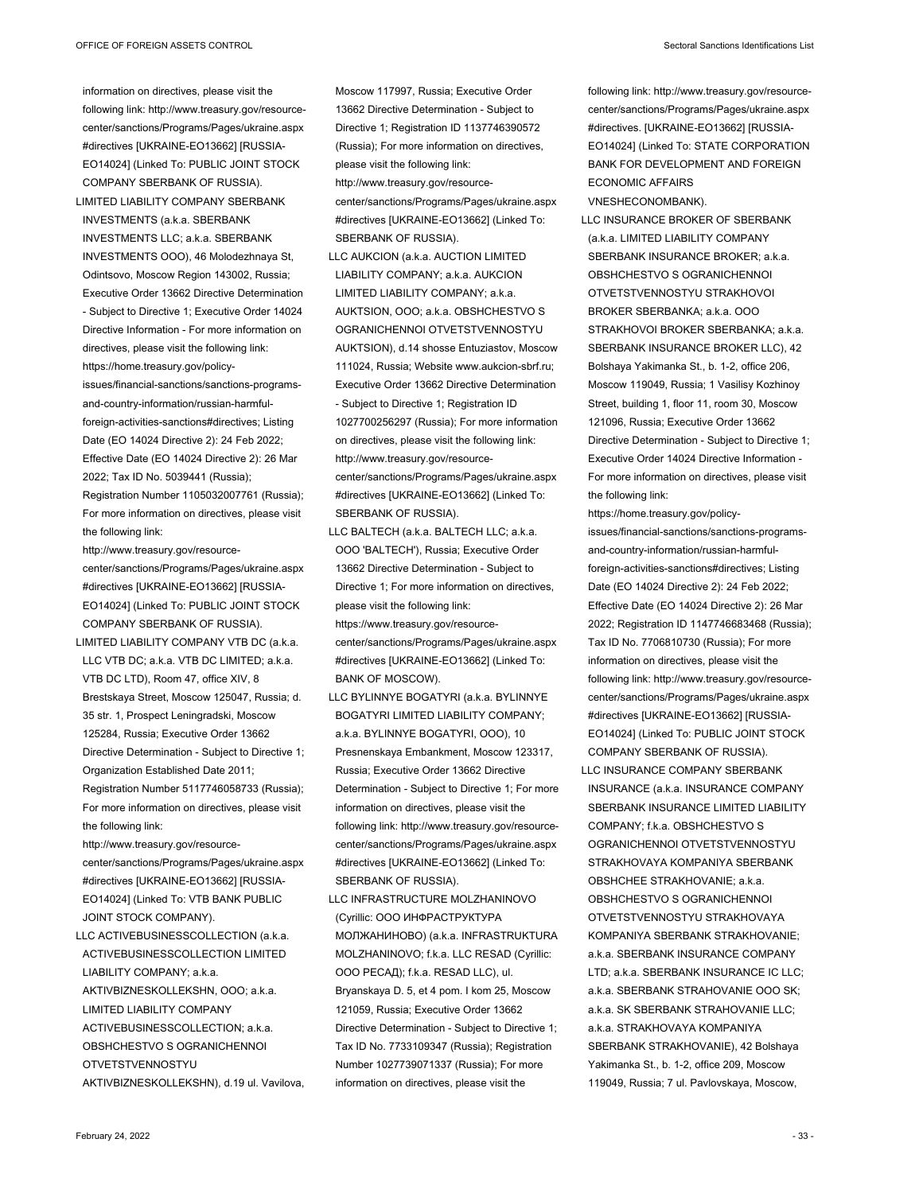information on directives, please visit the following link: http://www.treasury.gov/resource-center/sanctions/Programs/Pages/ukraine.aspx #directives [UKRAINE-EO13662] [RUSSIA-EO14024] (Linked To: PUBLIC JOINT STOCK COMPANY SBERBANK OF RUSSIA).

LIMITED LIABILITY COMPANY SBERBANK INVESTMENTS (a.k.a. SBERBANK INVESTMENTS LLC; a.k.a. SBERBANK INVESTMENTS OOO), 46 Molodezhnaya St, Odintsovo, Moscow Region 143002, Russia; Executive Order 13662 Directive Determination - Subject to Directive 1; Executive Order 14024 Directive Information - For more information on directives, please visit the following link: https://home.treasury.gov/policy-issues/financial-sanctions/sanctions-programs-and-country-information/russian-harmful-foreign-activities-sanctions#directives; Listing Date (EO 14024 Directive 2): 24 Feb 2022; Effective Date (EO 14024 Directive 2): 26 Mar 2022; Tax ID No. 5039441 (Russia); Registration Number 1105032007761 (Russia); For more information on directives, please visit the following link: http://www.treasury.gov/resource-center/sanctions/Programs/Pages/ukraine.aspx #directives [UKRAINE-EO13662] [RUSSIA-EO14024] (Linked To: PUBLIC JOINT STOCK COMPANY SBERBANK OF RUSSIA).

LIMITED LIABILITY COMPANY VTB DC (a.k.a. LLC VTB DC; a.k.a. VTB DC LIMITED; a.k.a. VTB DC LTD), Room 47, office XIV, 8 Brestskaya Street, Moscow 125047, Russia; d. 35 str. 1, Prospect Leningradski, Moscow 125284, Russia; Executive Order 13662 Directive Determination - Subject to Directive 1; Organization Established Date 2011; Registration Number 5117746058733 (Russia); For more information on directives, please visit the following link: http://www.treasury.gov/resource-center/sanctions/Programs/Pages/ukraine.aspx #directives [UKRAINE-EO13662] [RUSSIA-EO14024] (Linked To: VTB BANK PUBLIC JOINT STOCK COMPANY).

LLC ACTIVEBUSINESSCOLLECTION (a.k.a. ACTIVEBUSINESSCOLLECTION LIMITED LIABILITY COMPANY; a.k.a. AKTIVBIZNESKOLLEKSHN, OOO; a.k.a. LIMITED LIABILITY COMPANY ACTIVEBUSINESSCOLLECTION; a.k.a. OBSHCHESTVO S OGRANICHENNOI OTVETSTVENNOSTYU AKTIVBIZNESKOLLEKSHN), d.19 ul. Vavilova, Moscow 117997, Russia; Executive Order 13662 Directive Determination - Subject to Directive 1; Registration ID 1137746390572 (Russia); For more information on directives, please visit the following link: http://www.treasury.gov/resource-center/sanctions/Programs/Pages/ukraine.aspx #directives [UKRAINE-EO13662] (Linked To: SBERBANK OF RUSSIA).

LLC AUKCION (a.k.a. AUCTION LIMITED LIABILITY COMPANY; a.k.a. AUKCION LIMITED LIABILITY COMPANY; a.k.a. AUKTSION, OOO; a.k.a. OBSHCHESTVO S OGRANICHENNOI OTVETSTVENNOSTYU AUKTSION), d.14 shosse Entuziastov, Moscow 111024, Russia; Website www.aukcion-sbrf.ru; Executive Order 13662 Directive Determination - Subject to Directive 1; Registration ID 1027700256297 (Russia); For more information on directives, please visit the following link: http://www.treasury.gov/resource-center/sanctions/Programs/Pages/ukraine.aspx #directives [UKRAINE-EO13662] (Linked To: SBERBANK OF RUSSIA).

LLC BALTECH (a.k.a. BALTECH LLC; a.k.a. OOO 'BALTECH'), Russia; Executive Order 13662 Directive Determination - Subject to Directive 1; For more information on directives, please visit the following link: https://www.treasury.gov/resource-center/sanctions/Programs/Pages/ukraine.aspx #directives [UKRAINE-EO13662] (Linked To: BANK OF MOSCOW).

LLC BYLINNYE BOGATYRI (a.k.a. BYLINNYE BOGATYRI LIMITED LIABILITY COMPANY; a.k.a. BYLINNYE BOGATYRI, OOO), 10 Presnenskaya Embankment, Moscow 123317, Russia; Executive Order 13662 Directive Determination - Subject to Directive 1; For more information on directives, please visit the following link: http://www.treasury.gov/resource-center/sanctions/Programs/Pages/ukraine.aspx #directives [UKRAINE-EO13662] (Linked To: SBERBANK OF RUSSIA).

LLC INFRASTRUCTURE MOLZHANINOVO (Cyrillic: ООО ИНФРАСТРУКТУРА МОЛЖАНИНОВО) (a.k.a. INFRASTRUKTURA MOLZHANINOVO; f.k.a. LLC RESAD (Cyrillic: ООО РЕСАД); f.k.a. RESAD LLC), ul. Bryanskaya D. 5, et 4 pom. I kom 25, Moscow 121059, Russia; Executive Order 13662 Directive Determination - Subject to Directive 1; Tax ID No. 7733109347 (Russia); Registration Number 1027739071337 (Russia); For more information on directives, please visit the following link: http://www.treasury.gov/resource-center/sanctions/Programs/Pages/ukraine.aspx #directives. [UKRAINE-EO13662] [RUSSIA-EO14024] (Linked To: STATE CORPORATION BANK FOR DEVELOPMENT AND FOREIGN ECONOMIC AFFAIRS VNESHECONOMBANK).

LLC INSURANCE BROKER OF SBERBANK (a.k.a. LIMITED LIABILITY COMPANY SBERBANK INSURANCE BROKER; a.k.a. OBSHCHESTVO S OGRANICHENNOI OTVETSTVENNOSTYU STRAKHOVOI BROKER SBERBANKA; a.k.a. OOO STRAKHOVOI BROKER SBERBANKA; a.k.a. SBERBANK INSURANCE BROKER LLC), 42 Bolshaya Yakimanka St., b. 1-2, office 206, Moscow 119049, Russia; 1 Vasilisy Kozhinoy Street, building 1, floor 11, room 30, Moscow 121096, Russia; Executive Order 13662 Directive Determination - Subject to Directive 1; Executive Order 14024 Directive Information - For more information on directives, please visit the following link: https://home.treasury.gov/policy-issues/financial-sanctions/sanctions-programs-and-country-information/russian-harmful-foreign-activities-sanctions#directives; Listing Date (EO 14024 Directive 2): 24 Feb 2022; Effective Date (EO 14024 Directive 2): 26 Mar 2022; Registration ID 1147746683468 (Russia); Tax ID No. 7706810730 (Russia); For more information on directives, please visit the following link: http://www.treasury.gov/resource-center/sanctions/Programs/Pages/ukraine.aspx #directives [UKRAINE-EO13662] [RUSSIA-EO14024] (Linked To: PUBLIC JOINT STOCK COMPANY SBERBANK OF RUSSIA).

LLC INSURANCE COMPANY SBERBANK INSURANCE (a.k.a. INSURANCE COMPANY SBERBANK INSURANCE LIMITED LIABILITY COMPANY; f.k.a. OBSHCHESTVO S OGRANICHENNOI OTVETSTVENNOSTYU STRAKHOVAYA KOMPANIYA SBERBANK OBSHCHEE STRAKHOVANIE; a.k.a. OBSHCHESTVO S OGRANICHENNOI OTVETSTVENNOSTYU STRAKHOVAYA KOMPANIYA SBERBANK STRAKHOVANIE; a.k.a. SBERBANK INSURANCE COMPANY LTD; a.k.a. SBERBANK INSURANCE IC LLC; a.k.a. SBERBANK STRAHOVANIE OOO SK; a.k.a. SK SBERBANK STRAHOVANIE LLC; a.k.a. STRAKHOVAYA KOMPANIYA SBERBANK STRAKHOVANIE), 42 Bolshaya Yakimanka St., b. 1-2, office 209, Moscow 119049, Russia; 7 ul. Pavlovskaya, Moscow,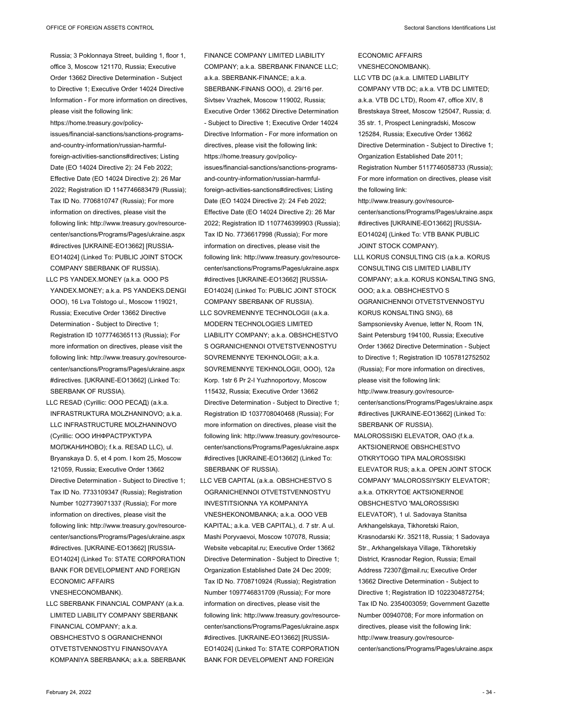Russia; 3 Poklonnaya Street, building 1, floor 1, office 3, Moscow 121170, Russia; Executive Order 13662 Directive Determination - Subject to Directive 1; Executive Order 14024 Directive Information - For more information on directives, please visit the following link: https://home.treasury.gov/policy-issues/financial-sanctions/sanctions-programs-and-country-information/russian-harmful-foreign-activities-sanctions#directives; Listing Date (EO 14024 Directive 2): 24 Feb 2022; Effective Date (EO 14024 Directive 2): 26 Mar 2022; Registration ID 1147746683479 (Russia); Tax ID No. 7706810747 (Russia); For more information on directives, please visit the following link: http://www.treasury.gov/resource-center/sanctions/Programs/Pages/ukraine.aspx#directives [UKRAINE-EO13662] [RUSSIA-EO14024] (Linked To: PUBLIC JOINT STOCK COMPANY SBERBANK OF RUSSIA).

LLC PS YANDEX.MONEY (a.k.a. OOO PS YANDEX.MONEY; a.k.a. PS YANDEKS.DENGI OOO), 16 Lva Tolstogo ul., Moscow 119021, Russia; Executive Order 13662 Directive Determination - Subject to Directive 1; Registration ID 1077746365113 (Russia); For more information on directives, please visit the following link: http://www.treasury.gov/resource-center/sanctions/Programs/Pages/ukraine.aspx#directives. [UKRAINE-EO13662] (Linked To: SBERBANK OF RUSSIA).

LLC RESAD (Cyrillic: ООО РЕСАД) (a.k.a. INFRASTRUKTURA MOLZHANINOVO; a.k.a. LLC INFRASTRUCTURE MOLZHANINOVO (Cyrillic: ООО ИНФРАСТРУКТУРА МОЛЖАНИНОВО); f.k.a. RESAD LLC), ul. Bryanskaya D. 5, et 4 pom. I kom 25, Moscow 121059, Russia; Executive Order 13662 Directive Determination - Subject to Directive 1; Tax ID No. 7733109347 (Russia); Registration Number 1027739071337 (Russia); For more information on directives, please visit the following link: http://www.treasury.gov/resource-center/sanctions/Programs/Pages/ukraine.aspx#directives. [UKRAINE-EO13662] [RUSSIA-EO14024] (Linked To: STATE CORPORATION BANK FOR DEVELOPMENT AND FOREIGN ECONOMIC AFFAIRS VNESHECONOMBANK).

LLC SBERBANK FINANCIAL COMPANY (a.k.a. LIMITED LIABILITY COMPANY SBERBANK FINANCIAL COMPANY; a.k.a. OBSHCHESTVO S OGRANICHENNOI OTVETSTVENNOSTYU FINANSOVAYA KOMPANIYA SBERBANKA; a.k.a. SBERBANK FINANCE COMPANY LIMITED LIABILITY COMPANY; a.k.a. SBERBANK FINANCE LLC; a.k.a. SBERBANK-FINANCE; a.k.a. SBERBANK-FINANS OOO), d. 29/16 per. Sivtsev Vrazhek, Moscow 119002, Russia; Executive Order 13662 Directive Determination - Subject to Directive 1; Executive Order 14024 Directive Information - For more information on directives, please visit the following link: https://home.treasury.gov/policy-issues/financial-sanctions/sanctions-programs-and-country-information/russian-harmful-foreign-activities-sanctions#directives; Listing Date (EO 14024 Directive 2): 24 Feb 2022; Effective Date (EO 14024 Directive 2): 26 Mar 2022; Registration ID 1107746399903 (Russia); Tax ID No. 7736617998 (Russia); For more information on directives, please visit the following link: http://www.treasury.gov/resource-center/sanctions/Programs/Pages/ukraine.aspx#directives [UKRAINE-EO13662] [RUSSIA-EO14024] (Linked To: PUBLIC JOINT STOCK COMPANY SBERBANK OF RUSSIA).

LLC SOVREMENNYE TECHNOLOGII (a.k.a. MODERN TECHNOLOGIES LIMITED LIABILITY COMPANY; a.k.a. OBSHCHESTVO S OGRANICHENNOI OTVETSTVENNOSTYU SOVREMENNYE TEKHNOLOGII; a.k.a. SOVREMENNYE TEKHNOLOGII, OOO), 12a Korp. 1str 6 Pr 2-I Yuzhnoportovy, Moscow 115432, Russia; Executive Order 13662 Directive Determination - Subject to Directive 1; Registration ID 1037708040468 (Russia); For more information on directives, please visit the following link: http://www.treasury.gov/resource-center/sanctions/Programs/Pages/ukraine.aspx#directives [UKRAINE-EO13662] (Linked To: SBERBANK OF RUSSIA).

LLC VEB CAPITAL (a.k.a. OBSHCHESTVO S OGRANICHENNOI OTVETSTVENNOSTYU INVESTITSIONNA YA KOMPANIYA VNESHEKONOMBANKA; a.k.a. OOO VEB KAPITAL; a.k.a. VEB CAPITAL), d. 7 str. A ul. Mashi Poryvaevoi, Moscow 107078, Russia; Website vebcapital.ru; Executive Order 13662 Directive Determination - Subject to Directive 1; Organization Established Date 24 Dec 2009; Tax ID No. 7708710924 (Russia); Registration Number 1097746831709 (Russia); For more information on directives, please visit the following link: http://www.treasury.gov/resource-center/sanctions/Programs/Pages/ukraine.aspx#directives. [UKRAINE-EO13662] [RUSSIA-EO14024] (Linked To: STATE CORPORATION BANK FOR DEVELOPMENT AND FOREIGN ECONOMIC AFFAIRS VNESHECONOMBANK).

LLC VTB DC (a.k.a. LIMITED LIABILITY COMPANY VTB DC; a.k.a. VTB DC LIMITED; a.k.a. VTB DC LTD), Room 47, office XIV, 8 Brestskaya Street, Moscow 125047, Russia; d. 35 str. 1, Prospect Leningradski, Moscow 125284, Russia; Executive Order 13662 Directive Determination - Subject to Directive 1; Organization Established Date 2011; Registration Number 5117746058733 (Russia); For more information on directives, please visit the following link: http://www.treasury.gov/resource-center/sanctions/Programs/Pages/ukraine.aspx#directives [UKRAINE-EO13662] [RUSSIA-EO14024] (Linked To: VTB BANK PUBLIC JOINT STOCK COMPANY).

LLL KORUS CONSULTING CIS (a.k.a. KORUS CONSULTING CIS LIMITED LIABILITY COMPANY; a.k.a. KORUS KONSALTING SNG, OOO; a.k.a. OBSHCHESTVO S OGRANICHENNOI OTVETSTVENNOSTYU KORUS KONSALTING SNG), 68 Sampsonievsky Avenue, letter N, Room 1N, Saint Petersburg 194100, Russia; Executive Order 13662 Directive Determination - Subject to Directive 1; Registration ID 1057812752502 (Russia); For more information on directives, please visit the following link: http://www.treasury.gov/resource-center/sanctions/Programs/Pages/ukraine.aspx#directives [UKRAINE-EO13662] (Linked To: SBERBANK OF RUSSIA).

MALOROSSISKI ELEVATOR, OAO (f.k.a. AKTSIONERNOE OBSHCHESTVO OTKRYTOGO TIPA MALOROSSISKI ELEVATOR RUS; a.k.a. OPEN JOINT STOCK COMPANY 'MALOROSSIYSKIY ELEVATOR'; a.k.a. OTKRYTOE AKTSIONERNOE OBSHCHESTVO 'MALOROSSISKI ELEVATOR'), 1 ul. Sadovaya Stanitsa Arkhangelskaya, Tikhoretski Raion, Krasnodarski Kr. 352118, Russia; 1 Sadovaya Str., Arkhangelskaya Village, Tikhoretskiy District, Krasnodar Region, Russia; Email Address 72307@mail.ru; Executive Order 13662 Directive Determination - Subject to Directive 1; Registration ID 1022304872754; Tax ID No. 2354003059; Government Gazette Number 00940708; For more information on directives, please visit the following link: http://www.treasury.gov/resource-center/sanctions/Programs/Pages/ukraine.aspx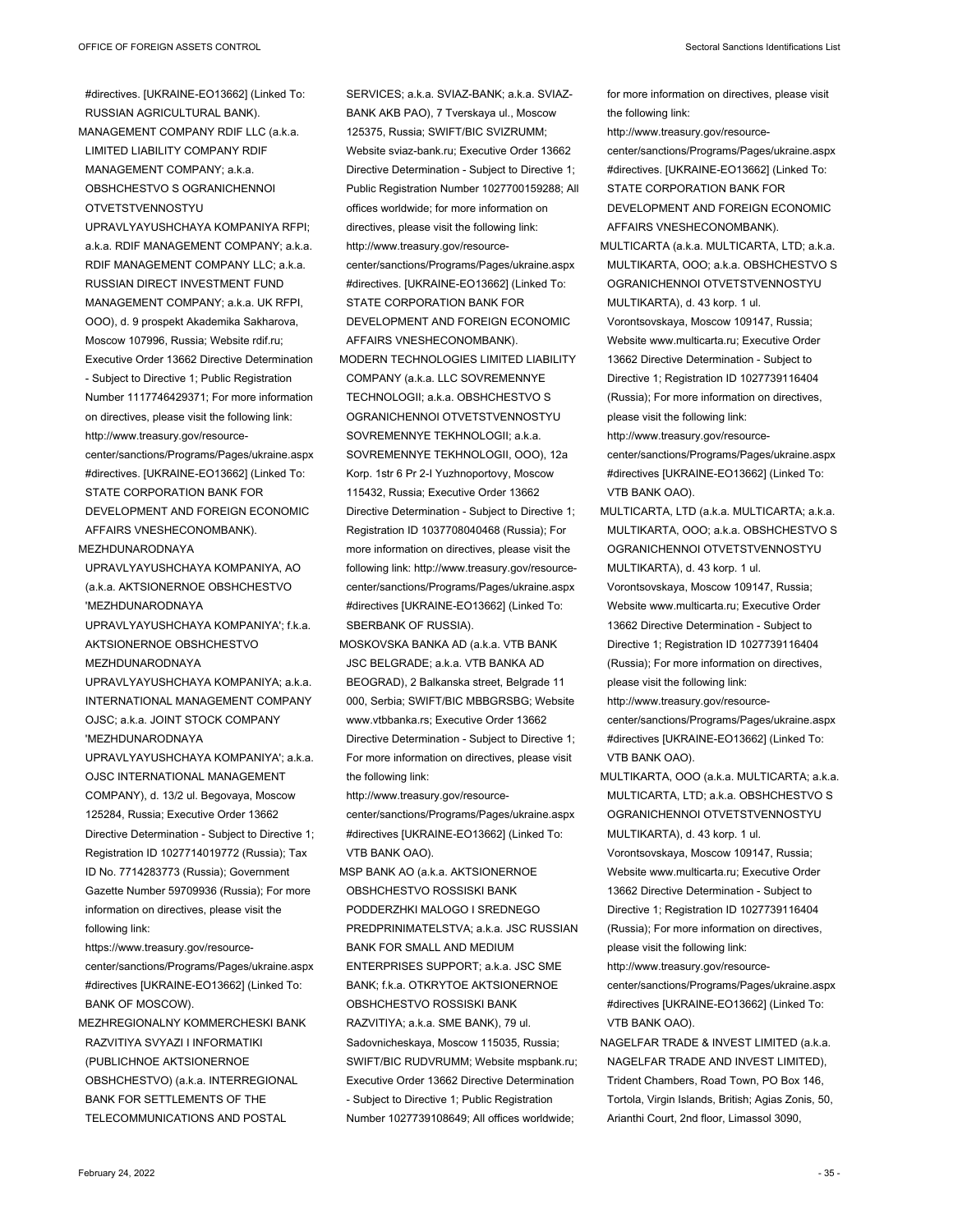#directives. [UKRAINE-EO13662] (Linked To: RUSSIAN AGRICULTURAL BANK).

MANAGEMENT COMPANY RDIF LLC (a.k.a. LIMITED LIABILITY COMPANY RDIF MANAGEMENT COMPANY; a.k.a. OBSHCHESTVO S OGRANICHENNOI OTVETSTVENNOSTYU UPRAVLYAYUSHCHAYA KOMPANIYA RFPI; a.k.a. RDIF MANAGEMENT COMPANY; a.k.a. RDIF MANAGEMENT COMPANY LLC; a.k.a. RUSSIAN DIRECT INVESTMENT FUND MANAGEMENT COMPANY; a.k.a. UK RFPI, OOO), d. 9 prospekt Akademika Sakharova, Moscow 107996, Russia; Website rdif.ru; Executive Order 13662 Directive Determination - Subject to Directive 1; Public Registration Number 1117746429371; For more information on directives, please visit the following link: http://www.treasury.gov/resource-center/sanctions/Programs/Pages/ukraine.aspx #directives. [UKRAINE-EO13662] (Linked To: STATE CORPORATION BANK FOR DEVELOPMENT AND FOREIGN ECONOMIC AFFAIRS VNESHECONOMBANK).

MEZHDUNARODNAYA UPRAVLYAYUSHCHAYA KOMPANIYA, AO (a.k.a. AKTSIONERNOE OBSHCHESTVO 'MEZHDUNARODNAYA UPRAVLYAYUSHCHAYA KOMPANIYA'; f.k.a. AKTSIONERNOE OBSHCHESTVO MEZHDUNARODNAYA UPRAVLYAYUSHCHAYA KOMPANIYA; a.k.a. INTERNATIONAL MANAGEMENT COMPANY OJSC; a.k.a. JOINT STOCK COMPANY 'MEZHDUNARODNAYA UPRAVLYAYUSHCHAYA KOMPANIYA'; a.k.a. OJSC INTERNATIONAL MANAGEMENT COMPANY), d. 13/2 ul. Begovaya, Moscow 125284, Russia; Executive Order 13662 Directive Determination - Subject to Directive 1; Registration ID 1027714019772 (Russia); Tax ID No. 7714283773 (Russia); Government Gazette Number 59709936 (Russia); For more information on directives, please visit the following link: https://www.treasury.gov/resource-center/sanctions/Programs/Pages/ukraine.aspx #directives [UKRAINE-EO13662] (Linked To: BANK OF MOSCOW).

MEZHREGIONALNY KOMMERCHESKI BANK RAZVITIYA SVYAZI I INFORMATIKI (PUBLICHNOE AKTSIONERNOE OBSHCHESTVO) (a.k.a. INTERREGIONAL BANK FOR SETTLEMENTS OF THE TELECOMMUNICATIONS AND POSTAL SERVICES; a.k.a. SVIAZ-BANK; a.k.a. SVIAZ-BANK AKB PAO), 7 Tverskaya ul., Moscow 125375, Russia; SWIFT/BIC SVIZRUMM; Website sviaz-bank.ru; Executive Order 13662 Directive Determination - Subject to Directive 1; Public Registration Number 1027700159288; All offices worldwide; for more information on directives, please visit the following link: http://www.treasury.gov/resource-center/sanctions/Programs/Pages/ukraine.aspx #directives. [UKRAINE-EO13662] (Linked To: STATE CORPORATION BANK FOR DEVELOPMENT AND FOREIGN ECONOMIC AFFAIRS VNESHECONOMBANK).

MODERN TECHNOLOGIES LIMITED LIABILITY COMPANY (a.k.a. LLC SOVREMENNYE TECHNOLOGII; a.k.a. OBSHCHESTVO S OGRANICHENNOI OTVETSTVENNOSTYU SOVREMENNYE TEKHNOLOGII; a.k.a. SOVREMENNYE TEKHNOLOGII, OOO), 12a Korp. 1str 6 Pr 2-I Yuzhnoportovy, Moscow 115432, Russia; Executive Order 13662 Directive Determination - Subject to Directive 1; Registration ID 1037708040468 (Russia); For more information on directives, please visit the following link: http://www.treasury.gov/resource-center/sanctions/Programs/Pages/ukraine.aspx #directives [UKRAINE-EO13662] (Linked To: SBERBANK OF RUSSIA).

MOSKOVSKA BANKA AD (a.k.a. VTB BANK JSC BELGRADE; a.k.a. VTB BANKA AD BEOGRAD), 2 Balkanska street, Belgrade 11 000, Serbia; SWIFT/BIC MBBGRSBG; Website www.vtbbanka.rs; Executive Order 13662 Directive Determination - Subject to Directive 1; For more information on directives, please visit the following link: http://www.treasury.gov/resource-center/sanctions/Programs/Pages/ukraine.aspx #directives [UKRAINE-EO13662] (Linked To: VTB BANK OAO).

MSP BANK AO (a.k.a. AKTSIONERNOE OBSHCHESTVO ROSSISKI BANK PODDERZHKI MALOGO I SREDNEGO PREDPRINIMATELSTVA; a.k.a. JSC RUSSIAN BANK FOR SMALL AND MEDIUM ENTERPRISES SUPPORT; a.k.a. JSC SME BANK; f.k.a. OTKRYTOE AKTSIONERNOE OBSHCHESTVO ROSSISKI BANK RAZVITIYA; a.k.a. SME BANK), 79 ul. Sadovnicheskaya, Moscow 115035, Russia; SWIFT/BIC RUDVRUMM; Website mspbank.ru; Executive Order 13662 Directive Determination - Subject to Directive 1; Public Registration Number 1027739108649; All offices worldwide; for more information on directives, please visit the following link: http://www.treasury.gov/resource-center/sanctions/Programs/Pages/ukraine.aspx #directives. [UKRAINE-EO13662] (Linked To: STATE CORPORATION BANK FOR DEVELOPMENT AND FOREIGN ECONOMIC AFFAIRS VNESHECONOMBANK).

MULTICARTA (a.k.a. MULTICARTA, LTD; a.k.a. MULTIKARTA, OOO; a.k.a. OBSHCHESTVO S OGRANICHENNOI OTVETSTVENNOSTYU MULTIKARTA), d. 43 korp. 1 ul. Vorontsovskaya, Moscow 109147, Russia; Website www.multicarta.ru; Executive Order 13662 Directive Determination - Subject to Directive 1; Registration ID 1027739116404 (Russia); For more information on directives, please visit the following link: http://www.treasury.gov/resource-center/sanctions/Programs/Pages/ukraine.aspx #directives [UKRAINE-EO13662] (Linked To: VTB BANK OAO).

MULTICARTA, LTD (a.k.a. MULTICARTA; a.k.a. MULTIKARTA, OOO; a.k.a. OBSHCHESTVO S OGRANICHENNOI OTVETSTVENNOSTYU MULTIKARTA), d. 43 korp. 1 ul. Vorontsovskaya, Moscow 109147, Russia; Website www.multicarta.ru; Executive Order 13662 Directive Determination - Subject to Directive 1; Registration ID 1027739116404 (Russia); For more information on directives, please visit the following link: http://www.treasury.gov/resource-center/sanctions/Programs/Pages/ukraine.aspx #directives [UKRAINE-EO13662] (Linked To: VTB BANK OAO).

MULTIKARTA, OOO (a.k.a. MULTICARTA; a.k.a. MULTICARTA, LTD; a.k.a. OBSHCHESTVO S OGRANICHENNOI OTVETSTVENNOSTYU MULTIKARTA), d. 43 korp. 1 ul. Vorontsovskaya, Moscow 109147, Russia; Website www.multicarta.ru; Executive Order 13662 Directive Determination - Subject to Directive 1; Registration ID 1027739116404 (Russia); For more information on directives, please visit the following link: http://www.treasury.gov/resource-center/sanctions/Programs/Pages/ukraine.aspx #directives [UKRAINE-EO13662] (Linked To: VTB BANK OAO).

NAGELFAR TRADE & INVEST LIMITED (a.k.a. NAGELFAR TRADE AND INVEST LIMITED), Trident Chambers, Road Town, PO Box 146, Tortola, Virgin Islands, British; Agias Zonis, 50, Arianthi Court, 2nd floor, Limassol 3090,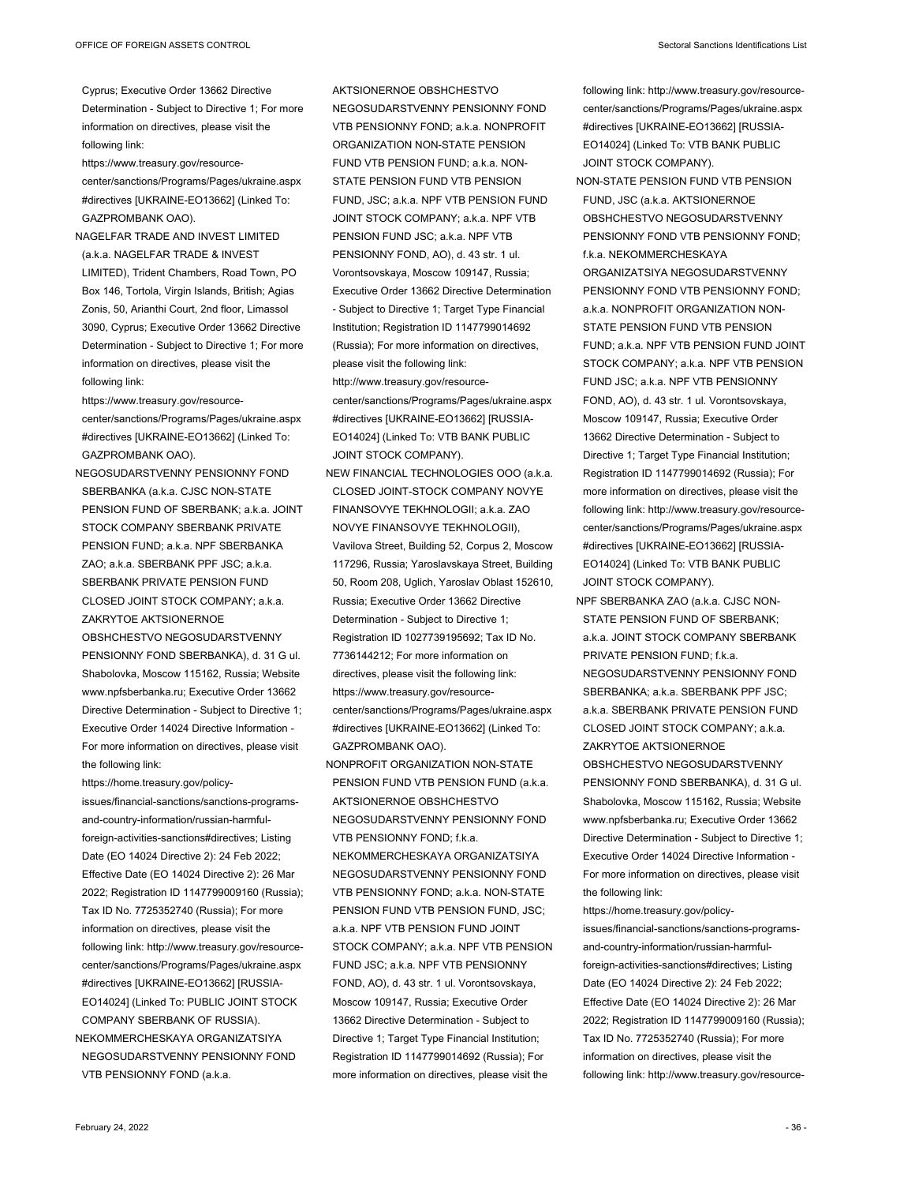Cyprus; Executive Order 13662 Directive Determination - Subject to Directive 1; For more information on directives, please visit the following link: https://www.treasury.gov/resource-center/sanctions/Programs/Pages/ukraine.aspx#directives [UKRAINE-EO13662] (Linked To: GAZPROMBANK OAO).

NAGELFAR TRADE AND INVEST LIMITED (a.k.a. NAGELFAR TRADE & INVEST LIMITED), Trident Chambers, Road Town, PO Box 146, Tortola, Virgin Islands, British; Agias Zonis, 50, Arianthi Court, 2nd floor, Limassol 3090, Cyprus; Executive Order 13662 Directive Determination - Subject to Directive 1; For more information on directives, please visit the following link: https://www.treasury.gov/resource-center/sanctions/Programs/Pages/ukraine.aspx#directives [UKRAINE-EO13662] (Linked To: GAZPROMBANK OAO).

NEGOSUDARSTVENNY PENSIONNY FOND SBERBANKA (a.k.a. CJSC NON-STATE PENSION FUND OF SBERBANK; a.k.a. JOINT STOCK COMPANY SBERBANK PRIVATE PENSION FUND; a.k.a. NPF SBERBANKA ZAO; a.k.a. SBERBANK PPF JSC; a.k.a. SBERBANK PRIVATE PENSION FUND CLOSED JOINT STOCK COMPANY; a.k.a. ZAKRYTOE AKTSIONERNOE OBSHCHESTVO NEGOSUDARSTVENNY PENSIONNY FOND SBERBANKA), d. 31 G ul. Shabolovka, Moscow 115162, Russia; Website www.npfsberbanka.ru; Executive Order 13662 Directive Determination - Subject to Directive 1; Executive Order 14024 Directive Information - For more information on directives, please visit the following link: https://home.treasury.gov/policy-issues/financial-sanctions/sanctions-programs-and-country-information/russian-harmful-foreign-activities-sanctions#directives; Listing Date (EO 14024 Directive 2): 24 Feb 2022; Effective Date (EO 14024 Directive 2): 26 Mar 2022; Registration ID 1147799009160 (Russia); Tax ID No. 7725352740 (Russia); For more information on directives, please visit the following link: http://www.treasury.gov/resource-center/sanctions/Programs/Pages/ukraine.aspx#directives [UKRAINE-EO13662] [RUSSIA-EO14024] (Linked To: PUBLIC JOINT STOCK COMPANY SBERBANK OF RUSSIA).

NEKOMMERCHESKAYA ORGANIZATSIYA NEGOSUDARSTVENNY PENSIONNY FOND VTB PENSIONNY FOND (a.k.a. AKTSIONERNOE OBSHCHESTVO NEGOSUDARSTVENNY PENSIONNY FOND VTB PENSIONNY FOND; a.k.a. NONPROFIT ORGANIZATION NON-STATE PENSION FUND VTB PENSION FUND; a.k.a. NON-STATE PENSION FUND VTB PENSION FUND, JSC; a.k.a. NPF VTB PENSION FUND JOINT STOCK COMPANY; a.k.a. NPF VTB PENSION FUND JSC; a.k.a. NPF VTB PENSIONNY FOND, AO), d. 43 str. 1 ul. Vorontsovskaya, Moscow 109147, Russia; Executive Order 13662 Directive Determination - Subject to Directive 1; Target Type Financial Institution; Registration ID 1147799014692 (Russia); For more information on directives, please visit the following link: http://www.treasury.gov/resource-center/sanctions/Programs/Pages/ukraine.aspx#directives [UKRAINE-EO13662] [RUSSIA-EO14024] (Linked To: VTB BANK PUBLIC JOINT STOCK COMPANY).

NEW FINANCIAL TECHNOLOGIES OOO (a.k.a. CLOSED JOINT-STOCK COMPANY NOVYE FINANSOVYE TEKHNOLOGII; a.k.a. ZAO NOVYE FINANSOVYE TEKHNOLOGII), Vavilova Street, Building 52, Corpus 2, Moscow 117296, Russia; Yaroslavskaya Street, Building 50, Room 208, Uglich, Yaroslav Oblast 152610, Russia; Executive Order 13662 Directive Determination - Subject to Directive 1; Registration ID 1027739195692; Tax ID No. 7736144212; For more information on directives, please visit the following link: https://www.treasury.gov/resource-center/sanctions/Programs/Pages/ukraine.aspx#directives [UKRAINE-EO13662] (Linked To: GAZPROMBANK OAO).

NONPROFIT ORGANIZATION NON-STATE PENSION FUND VTB PENSION FUND (a.k.a. AKTSIONERNOE OBSHCHESTVO NEGOSUDARSTVENNY PENSIONNY FOND VTB PENSIONNY FOND; f.k.a. NEKOMMERCHESKAYA ORGANIZATSIYA NEGOSUDARSTVENNY PENSIONNY FOND VTB PENSIONNY FOND; a.k.a. NON-STATE PENSION FUND VTB PENSION FUND, JSC; a.k.a. NPF VTB PENSION FUND JOINT STOCK COMPANY; a.k.a. NPF VTB PENSION FUND JSC; a.k.a. NPF VTB PENSIONNY FOND, AO), d. 43 str. 1 ul. Vorontsovskaya, Moscow 109147, Russia; Executive Order 13662 Directive Determination - Subject to Directive 1; Target Type Financial Institution; Registration ID 1147799014692 (Russia); For more information on directives, please visit the following link: http://www.treasury.gov/resource-center/sanctions/Programs/Pages/ukraine.aspx#directives [UKRAINE-EO13662] [RUSSIA-EO14024] (Linked To: VTB BANK PUBLIC JOINT STOCK COMPANY).

NON-STATE PENSION FUND VTB PENSION FUND, JSC (a.k.a. AKTSIONERNOE OBSHCHESTVO NEGOSUDARSTVENNY PENSIONNY FOND VTB PENSIONNY FOND; f.k.a. NEKOMMERCHESKAYA ORGANIZATSIYA NEGOSUDARSTVENNY PENSIONNY FOND VTB PENSIONNY FOND; a.k.a. NONPROFIT ORGANIZATION NON-STATE PENSION FUND VTB PENSION FUND; a.k.a. NPF VTB PENSION FUND JOINT STOCK COMPANY; a.k.a. NPF VTB PENSION FUND JSC; a.k.a. NPF VTB PENSIONNY FOND, AO), d. 43 str. 1 ul. Vorontsovskaya, Moscow 109147, Russia; Executive Order 13662 Directive Determination - Subject to Directive 1; Target Type Financial Institution; Registration ID 1147799014692 (Russia); For more information on directives, please visit the following link: http://www.treasury.gov/resource-center/sanctions/Programs/Pages/ukraine.aspx#directives [UKRAINE-EO13662] [RUSSIA-EO14024] (Linked To: VTB BANK PUBLIC JOINT STOCK COMPANY).

NPF SBERBANKA ZAO (a.k.a. CJSC NON-STATE PENSION FUND OF SBERBANK; a.k.a. JOINT STOCK COMPANY SBERBANK PRIVATE PENSION FUND; f.k.a. NEGOSUDARSTVENNY PENSIONNY FOND SBERBANKA; a.k.a. SBERBANK PPF JSC; a.k.a. SBERBANK PRIVATE PENSION FUND CLOSED JOINT STOCK COMPANY; a.k.a. ZAKRYTOE AKTSIONERNOE OBSHCHESTVO NEGOSUDARSTVENNY PENSIONNY FOND SBERBANKA), d. 31 G ul. Shabolovka, Moscow 115162, Russia; Website www.npfsberbanka.ru; Executive Order 13662 Directive Determination - Subject to Directive 1; Executive Order 14024 Directive Information - For more information on directives, please visit the following link: https://home.treasury.gov/policy-issues/financial-sanctions/sanctions-programs-and-country-information/russian-harmful-foreign-activities-sanctions#directives; Listing Date (EO 14024 Directive 2): 24 Feb 2022; Effective Date (EO 14024 Directive 2): 26 Mar 2022; Registration ID 1147799009160 (Russia); Tax ID No. 7725352740 (Russia); For more information on directives, please visit the following link: http://www.treasury.gov/resource-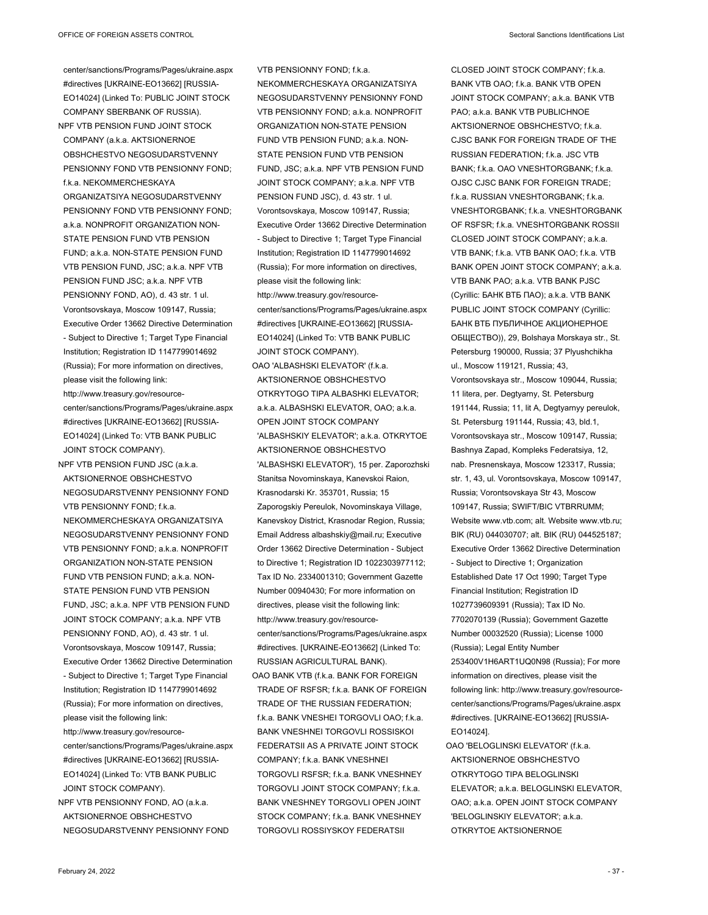center/sanctions/Programs/Pages/ukraine.aspx #directives [UKRAINE-EO13662] [RUSSIA-EO14024] (Linked To: PUBLIC JOINT STOCK COMPANY SBERBANK OF RUSSIA).

NPF VTB PENSION FUND JOINT STOCK COMPANY (a.k.a. AKTSIONERNOE OBSHCHESTVO NEGOSUDARSTVENNY PENSIONNY FOND VTB PENSIONNY FOND; f.k.a. NEKOMMERCHESKAYA ORGANIZATSIYA NEGOSUDARSTVENNY PENSIONNY FOND VTB PENSIONNY FOND; a.k.a. NONPROFIT ORGANIZATION NON-STATE PENSION FUND VTB PENSION FUND; a.k.a. NON-STATE PENSION FUND VTB PENSION FUND, JSC; a.k.a. NPF VTB PENSION FUND JSC; a.k.a. NPF VTB PENSIONNY FOND, AO), d. 43 str. 1 ul. Vorontsovskaya, Moscow 109147, Russia; Executive Order 13662 Directive Determination - Subject to Directive 1; Target Type Financial Institution; Registration ID 1147799014692 (Russia); For more information on directives, please visit the following link: http://www.treasury.gov/resource-center/sanctions/Programs/Pages/ukraine.aspx #directives [UKRAINE-EO13662] [RUSSIA-EO14024] (Linked To: VTB BANK PUBLIC JOINT STOCK COMPANY).

NPF VTB PENSION FUND JSC (a.k.a. AKTSIONERNOE OBSHCHESTVO NEGOSUDARSTVENNY PENSIONNY FOND VTB PENSIONNY FOND; f.k.a. NEKOMMERCHESKAYA ORGANIZATSIYA NEGOSUDARSTVENNY PENSIONNY FOND VTB PENSIONNY FOND; a.k.a. NONPROFIT ORGANIZATION NON-STATE PENSION FUND VTB PENSION FUND; a.k.a. NON-STATE PENSION FUND VTB PENSION FUND, JSC; a.k.a. NPF VTB PENSION FUND JOINT STOCK COMPANY; a.k.a. NPF VTB PENSIONNY FOND, AO), d. 43 str. 1 ul. Vorontsovskaya, Moscow 109147, Russia; Executive Order 13662 Directive Determination - Subject to Directive 1; Target Type Financial Institution; Registration ID 1147799014692 (Russia); For more information on directives, please visit the following link: http://www.treasury.gov/resource-center/sanctions/Programs/Pages/ukraine.aspx #directives [UKRAINE-EO13662] [RUSSIA-EO14024] (Linked To: VTB BANK PUBLIC JOINT STOCK COMPANY).

NPF VTB PENSIONNY FOND, AO (a.k.a. AKTSIONERNOE OBSHCHESTVO NEGOSUDARSTVENNY PENSIONNY FOND VTB PENSIONNY FOND; f.k.a. NEKOMMERCHESKAYA ORGANIZATSIYA NEGOSUDARSTVENNY PENSIONNY FOND VTB PENSIONNY FOND; a.k.a. NONPROFIT ORGANIZATION NON-STATE PENSION FUND VTB PENSION FUND; a.k.a. NON-STATE PENSION FUND VTB PENSION FUND, JSC; a.k.a. NPF VTB PENSION FUND JOINT STOCK COMPANY; a.k.a. NPF VTB PENSION FUND JSC), d. 43 str. 1 ul. Vorontsovskaya, Moscow 109147, Russia; Executive Order 13662 Directive Determination - Subject to Directive 1; Target Type Financial Institution; Registration ID 1147799014692 (Russia); For more information on directives, please visit the following link: http://www.treasury.gov/resource-center/sanctions/Programs/Pages/ukraine.aspx #directives [UKRAINE-EO13662] [RUSSIA-EO14024] (Linked To: VTB BANK PUBLIC JOINT STOCK COMPANY).

OAO 'ALBASHSKI ELEVATOR' (f.k.a. AKTSIONERNOE OBSHCHESTVO OTKRYTOGO TIPA ALBASHKI ELEVATOR; a.k.a. ALBASHSKI ELEVATOR, OAO; a.k.a. OPEN JOINT STOCK COMPANY 'ALBASHSKIY ELEVATOR'; a.k.a. OTKRYTOE AKTSIONERNOE OBSHCHESTVO 'ALBASHSKI ELEVATOR'), 15 per. Zaporozhski Stanitsa Novominskaya, Kanevskoi Raion, Krasnodarski Kr. 353701, Russia; 15 Zaporogskiy Pereulok, Novominskaya Village, Kanevskoy District, Krasnodar Region, Russia; Email Address albashskiy@mail.ru; Executive Order 13662 Directive Determination - Subject to Directive 1; Registration ID 1022303977112; Tax ID No. 2334001310; Government Gazette Number 00940430; For more information on directives, please visit the following link: http://www.treasury.gov/resource-center/sanctions/Programs/Pages/ukraine.aspx #directives. [UKRAINE-EO13662] (Linked To: RUSSIAN AGRICULTURAL BANK).

OAO BANK VTB (f.k.a. BANK FOR FOREIGN TRADE OF RSFSR; f.k.a. BANK OF FOREIGN TRADE OF THE RUSSIAN FEDERATION; f.k.a. BANK VNESHEI TORGOVLI OAO; f.k.a. BANK VNESHNEI TORGOVLI ROSSISKOI FEDERATSII AS A PRIVATE JOINT STOCK COMPANY; f.k.a. BANK VNESHNEI TORGOVLI RSFSR; f.k.a. BANK VNESHNEY TORGOVLI JOINT STOCK COMPANY; f.k.a. BANK VNESHNEY TORGOVLI OPEN JOINT STOCK COMPANY; f.k.a. BANK VNESHNEY TORGOVLI ROSSIYSKOY FEDERATSII CLOSED JOINT STOCK COMPANY; f.k.a. BANK VTB OAO; f.k.a. BANK VTB OPEN JOINT STOCK COMPANY; a.k.a. BANK VTB PAO; a.k.a. BANK VTB PUBLICHNOE AKTSIONERNOE OBSHCHESTVO; f.k.a. CJSC BANK FOR FOREIGN TRADE OF THE RUSSIAN FEDERATION; f.k.a. JSC VTB BANK; f.k.a. OAO VNESHTORGBANK; f.k.a. OJSC CJSC BANK FOR FOREIGN TRADE; f.k.a. RUSSIAN VNESHTORGBANK; f.k.a. VNESHTORGBANK; f.k.a. VNESHTORGBANK OF RSFSR; f.k.a. VNESHTORGBANK ROSSII CLOSED JOINT STOCK COMPANY; a.k.a. VTB BANK; f.k.a. VTB BANK OAO; f.k.a. VTB BANK OPEN JOINT STOCK COMPANY; a.k.a. VTB BANK PAO; a.k.a. VTB BANK PJSC (Cyrillic: БАНК ВТБ ПАО); a.k.a. VTB BANK PUBLIC JOINT STOCK COMPANY (Cyrillic: БАНК ВТБ ПУБЛИЧНОЕ АКЦИОНЕРНОЕ ОБЩЕСТВО)), 29, Bolshaya Morskaya str., St. Petersburg 190000, Russia; 37 Plyushchikha ul., Moscow 119121, Russia; 43, Vorontsovskaya str., Moscow 109044, Russia; 11 litera, per. Degtyarny, St. Petersburg 191144, Russia; 11, lit A, Degtyarnyy pereulok, St. Petersburg 191144, Russia; 43, bld.1, Vorontsovskaya str., Moscow 109147, Russia; Bashnya Zapad, Kompleks Federatsiya, 12, nab. Presnenskaya, Moscow 123317, Russia; str. 1, 43, ul. Vorontsovskaya, Moscow 109147, Russia; Vorontsovskaya Str 43, Moscow 109147, Russia; SWIFT/BIC VTBRRUMM; Website www.vtb.com; alt. Website www.vtb.ru; BIK (RU) 044030707; alt. BIK (RU) 044525187; Executive Order 13662 Directive Determination - Subject to Directive 1; Organization Established Date 17 Oct 1990; Target Type Financial Institution; Registration ID 1027739609391 (Russia); Tax ID No. 7702070139 (Russia); Government Gazette Number 00032520 (Russia); License 1000 (Russia); Legal Entity Number 253400V1H6ART1UQ0N98 (Russia); For more information on directives, please visit the following link: http://www.treasury.gov/resource-center/sanctions/Programs/Pages/ukraine.aspx #directives. [UKRAINE-EO13662] [RUSSIA-EO14024].

OAO 'BELOGLINSKI ELEVATOR' (f.k.a. AKTSIONERNOE OBSHCHESTVO OTKRYTOGO TIPA BELOGLINSKI ELEVATOR; a.k.a. BELOGLINSKI ELEVATOR, OAO; a.k.a. OPEN JOINT STOCK COMPANY 'BELOGLINSKIY ELEVATOR'; a.k.a. OTKRYTOE AKTSIONERNOE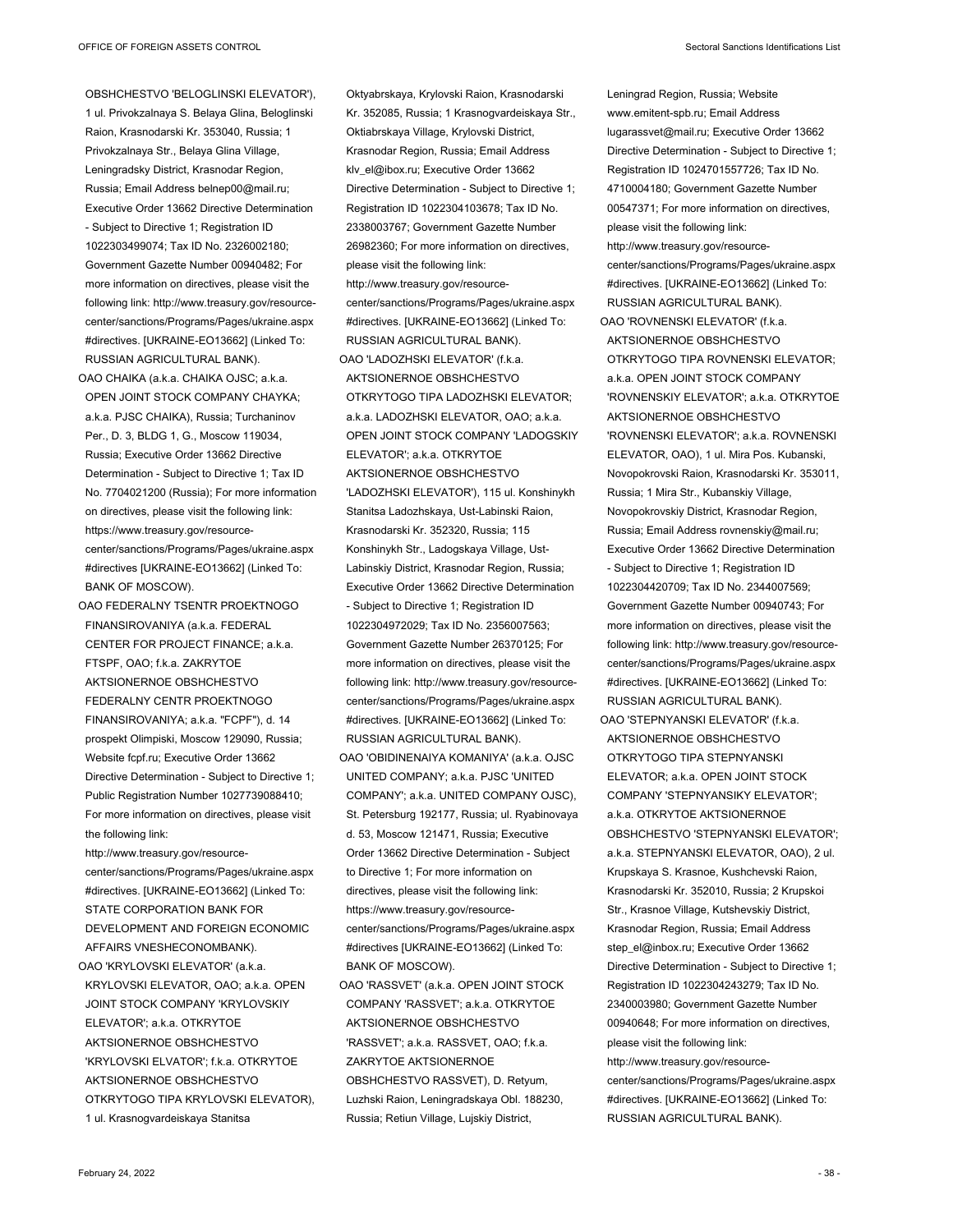OBSHCHESTVO 'BELOGLINSKI ELEVATOR'), 1 ul. Privokzalnaya S. Belaya Glina, Beloglinski Raion, Krasnodarski Kr. 353040, Russia; 1 Privokzalnaya Str., Belaya Glina Village, Leningradsky District, Krasnodar Region, Russia; Email Address belnep00@mail.ru; Executive Order 13662 Directive Determination - Subject to Directive 1; Registration ID 1022303499074; Tax ID No. 2326002180; Government Gazette Number 00940482; For more information on directives, please visit the following link: http://www.treasury.gov/resource-center/sanctions/Programs/Pages/ukraine.aspx #directives. [UKRAINE-EO13662] (Linked To: RUSSIAN AGRICULTURAL BANK).

OAO CHAIKA (a.k.a. CHAIKA OJSC; a.k.a. OPEN JOINT STOCK COMPANY CHAYKA; a.k.a. PJSC CHAIKA), Russia; Turchaninov Per., D. 3, BLDG 1, G., Moscow 119034, Russia; Executive Order 13662 Directive Determination - Subject to Directive 1; Tax ID No. 7704021200 (Russia); For more information on directives, please visit the following link: https://www.treasury.gov/resource-center/sanctions/Programs/Pages/ukraine.aspx #directives [UKRAINE-EO13662] (Linked To: BANK OF MOSCOW).

OAO FEDERALNY TSENTR PROEKTNOGO FINANSIROVANIYA (a.k.a. FEDERAL CENTER FOR PROJECT FINANCE; a.k.a. FTSPF, OAO; f.k.a. ZAKRYTOE AKTSIONERNOE OBSHCHESTVO FEDERALNY CENTR PROEKTNOGO FINANSIROVANIYA; a.k.a. "FCPF"), d. 14 prospekt Olimpiski, Moscow 129090, Russia; Website fcpf.ru; Executive Order 13662 Directive Determination - Subject to Directive 1; Public Registration Number 1027739088410; For more information on directives, please visit the following link: http://www.treasury.gov/resource-center/sanctions/Programs/Pages/ukraine.aspx #directives. [UKRAINE-EO13662] (Linked To: STATE CORPORATION BANK FOR DEVELOPMENT AND FOREIGN ECONOMIC AFFAIRS VNESHECONOMBANK).

OAO 'KRYLOVSKI ELEVATOR' (a.k.a. KRYLOVSKI ELEVATOR, OAO; a.k.a. OPEN JOINT STOCK COMPANY 'KRYLOVSKIY ELEVATOR'; a.k.a. OTKRYTOE AKTSIONERNOE OBSHCHESTVO 'KRYLOVSKI ELVATOR'; f.k.a. OTKRYTOE AKTSIONERNOE OBSHCHESTVO OTKRYTOGO TIPA KRYLOVSKI ELEVATOR), 1 ul. Krasnogvardeiskaya Stanitsa Oktyabrskaya, Krylovski Raion, Krasnodarski Kr. 352085, Russia; 1 Krasnogvardeiskaya Str., Oktiabrskaya Village, Krylovski District, Krasnodar Region, Russia; Email Address klv_el@ibox.ru; Executive Order 13662 Directive Determination - Subject to Directive 1; Registration ID 1022304103678; Tax ID No. 2338003767; Government Gazette Number 26982360; For more information on directives, please visit the following link: http://www.treasury.gov/resource-center/sanctions/Programs/Pages/ukraine.aspx #directives. [UKRAINE-EO13662] (Linked To: RUSSIAN AGRICULTURAL BANK).

OAO 'LADOZHSKI ELEVATOR' (f.k.a. AKTSIONERNOE OBSHCHESTVO OTKRYTOGO TIPA LADOZHSKI ELEVATOR; a.k.a. LADOZHSKI ELEVATOR, OAO; a.k.a. OPEN JOINT STOCK COMPANY 'LADOGSKIY ELEVATOR'; a.k.a. OTKRYTOE AKTSIONERNOE OBSHCHESTVO 'LADOZHSKI ELEVATOR'), 115 ul. Konshinykh Stanitsa Ladozhskaya, Ust-Labinski Raion, Krasnodarski Kr. 352320, Russia; 115 Konshinykh Str., Ladogskaya Village, Ust-Labinskiy District, Krasnodar Region, Russia; Executive Order 13662 Directive Determination - Subject to Directive 1; Registration ID 1022304972029; Tax ID No. 2356007563; Government Gazette Number 26370125; For more information on directives, please visit the following link: http://www.treasury.gov/resource-center/sanctions/Programs/Pages/ukraine.aspx #directives. [UKRAINE-EO13662] (Linked To: RUSSIAN AGRICULTURAL BANK).

OAO 'OBIDINENAIYA KOMANIYA' (a.k.a. OJSC UNITED COMPANY; a.k.a. PJSC 'UNITED COMPANY'; a.k.a. UNITED COMPANY OJSC), St. Petersburg 192177, Russia; ul. Ryabinovaya d. 53, Moscow 121471, Russia; Executive Order 13662 Directive Determination - Subject to Directive 1; For more information on directives, please visit the following link: https://www.treasury.gov/resource-center/sanctions/Programs/Pages/ukraine.aspx #directives [UKRAINE-EO13662] (Linked To: BANK OF MOSCOW).

OAO 'RASSVET' (a.k.a. OPEN JOINT STOCK COMPANY 'RASSVET'; a.k.a. OTKRYTOE AKTSIONERNOE OBSHCHESTVO 'RASSVET'; a.k.a. RASSVET, OAO; f.k.a. ZAKRYTOE AKTSIONERNOE OBSHCHESTVO RASSVET), D. Retyum, Luzhski Raion, Leningradskaya Obl. 188230, Russia; Retiun Village, Lujskiy District, Leningrad Region, Russia; Website www.emitent-spb.ru; Email Address lugarassvet@mail.ru; Executive Order 13662 Directive Determination - Subject to Directive 1; Registration ID 1024701557726; Tax ID No. 4710004180; Government Gazette Number 00547371; For more information on directives, please visit the following link: http://www.treasury.gov/resource-center/sanctions/Programs/Pages/ukraine.aspx #directives. [UKRAINE-EO13662] (Linked To: RUSSIAN AGRICULTURAL BANK).

OAO 'ROVNENSKI ELEVATOR' (f.k.a. AKTSIONERNOE OBSHCHESTVO OTKRYTOGO TIPA ROVNENSKI ELEVATOR; a.k.a. OPEN JOINT STOCK COMPANY 'ROVNENSKIY ELEVATOR'; a.k.a. OTKRYTOE AKTSIONERNOE OBSHCHESTVO 'ROVNENSKI ELEVATOR'; a.k.a. ROVNENSKI ELEVATOR, OAO), 1 ul. Mira Pos. Kubanski, Novopokrovski Raion, Krasnodarski Kr. 353011, Russia; 1 Mira Str., Kubanskiy Village, Novopokrovskiy District, Krasnodar Region, Russia; Email Address rovnenskiy@mail.ru; Executive Order 13662 Directive Determination - Subject to Directive 1; Registration ID 1022304420709; Tax ID No. 2344007569; Government Gazette Number 00940743; For more information on directives, please visit the following link: http://www.treasury.gov/resource-center/sanctions/Programs/Pages/ukraine.aspx #directives. [UKRAINE-EO13662] (Linked To: RUSSIAN AGRICULTURAL BANK).

OAO 'STEPNYANSKI ELEVATOR' (f.k.a. AKTSIONERNOE OBSHCHESTVO OTKRYTOGO TIPA STEPNYANSKI ELEVATOR; a.k.a. OPEN JOINT STOCK COMPANY 'STEPNYANSIKY ELEVATOR'; a.k.a. OTKRYTOE AKTSIONERNOE OBSHCHESTVO 'STEPNYANSKI ELEVATOR'; a.k.a. STEPNYANSKI ELEVATOR, OAO), 2 ul. Krupskaya S. Krasnoe, Kushchevski Raion, Krasnodarski Kr. 352010, Russia; 2 Krupskoi Str., Krasnoe Village, Kutshevskiy District, Krasnodar Region, Russia; Email Address step_el@inbox.ru; Executive Order 13662 Directive Determination - Subject to Directive 1; Registration ID 1022304243279; Tax ID No. 2340003980; Government Gazette Number 00940648; For more information on directives, please visit the following link: http://www.treasury.gov/resource-center/sanctions/Programs/Pages/ukraine.aspx #directives. [UKRAINE-EO13662] (Linked To: RUSSIAN AGRICULTURAL BANK).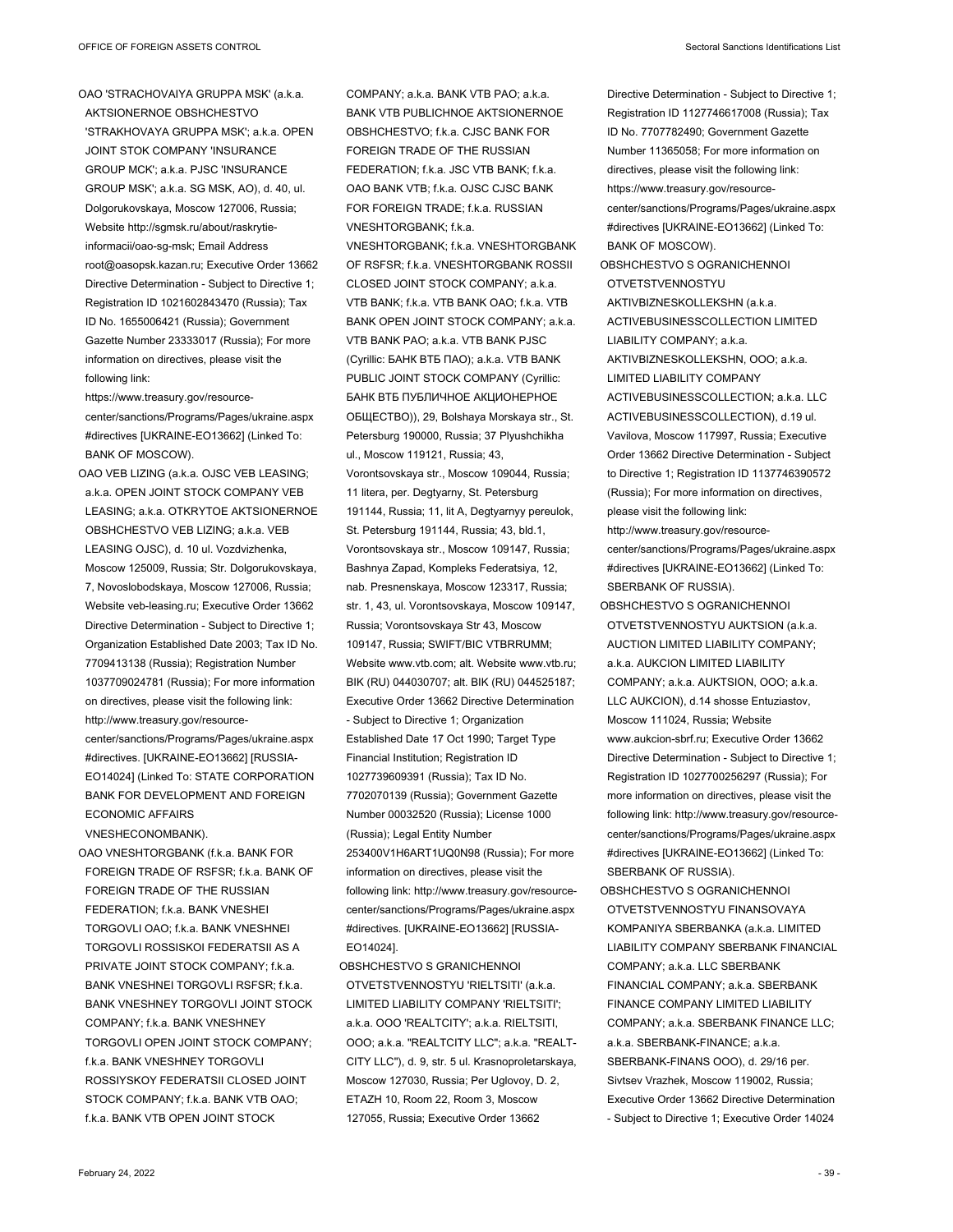OAO 'STRACHOVAIYA GRUPPA MSK' (a.k.a. AKTSIONERNOE OBSHCHESTVO 'STRAKHOVAYA GRUPPA MSK'; a.k.a. OPEN JOINT STOK COMPANY 'INSURANCE GROUP MCK'; a.k.a. PJSC 'INSURANCE GROUP MSK'; a.k.a. SG MSK, AO), d. 40, ul. Dolgorukovskaya, Moscow 127006, Russia; Website http://sgmsk.ru/about/raskrytie-informacii/oao-sg-msk; Email Address root@oasopsk.kazan.ru; Executive Order 13662 Directive Determination - Subject to Directive 1; Registration ID 1021602843470 (Russia); Tax ID No. 1655006421 (Russia); Government Gazette Number 23333017 (Russia); For more information on directives, please visit the following link: https://www.treasury.gov/resource-center/sanctions/Programs/Pages/ukraine.aspx#directives [UKRAINE-EO13662] (Linked To: BANK OF MOSCOW).

OAO VEB LIZING (a.k.a. OJSC VEB LEASING; a.k.a. OPEN JOINT STOCK COMPANY VEB LEASING; a.k.a. OTKRYTOE AKTSIONERNOE OBSHCHESTVO VEB LIZING; a.k.a. VEB LEASING OJSC), d. 10 ul. Vozdvizhenka, Moscow 125009, Russia; Str. Dolgorukovskaya, 7, Novoslobodskaya, Moscow 127006, Russia; Website veb-leasing.ru; Executive Order 13662 Directive Determination - Subject to Directive 1; Organization Established Date 2003; Tax ID No. 7709413138 (Russia); Registration Number 1037709024781 (Russia); For more information on directives, please visit the following link: http://www.treasury.gov/resource-center/sanctions/Programs/Pages/ukraine.aspx#directives. [UKRAINE-EO13662] [RUSSIA-EO14024] (Linked To: STATE CORPORATION BANK FOR DEVELOPMENT AND FOREIGN ECONOMIC AFFAIRS VNESHECONOMBANK).

OAO VNESHTORGBANK (f.k.a. BANK FOR FOREIGN TRADE OF RSFSR; f.k.a. BANK OF FOREIGN TRADE OF THE RUSSIAN FEDERATION; f.k.a. BANK VNESHEI TORGOVLI OAO; f.k.a. BANK VNESHNEI TORGOVLI ROSSISKOI FEDERATSII AS A PRIVATE JOINT STOCK COMPANY; f.k.a. BANK VNESHNEI TORGOVLI RSFSR; f.k.a. BANK VNESHNEY TORGOVLI JOINT STOCK COMPANY; f.k.a. BANK VNESHNEY TORGOVLI OPEN JOINT STOCK COMPANY; f.k.a. BANK VNESHNEY TORGOVLI ROSSIYSKOY FEDERATSII CLOSED JOINT STOCK COMPANY; f.k.a. BANK VTB OAO; f.k.a. BANK VTB OPEN JOINT STOCK COMPANY; a.k.a. BANK VTB PAO; a.k.a. BANK VTB PUBLICHNOE AKTSIONERNOE OBSHCHESTVO; f.k.a. CJSC BANK FOR FOREIGN TRADE OF THE RUSSIAN FEDERATION; f.k.a. JSC VTB BANK; f.k.a. OAO BANK VTB; f.k.a. OJSC CJSC BANK FOR FOREIGN TRADE; f.k.a. RUSSIAN VNESHTORGBANK; f.k.a. VNESHTORGBANK; f.k.a. VNESHTORGBANK OF RSFSR; f.k.a. VNESHTORGBANK ROSSII CLOSED JOINT STOCK COMPANY; a.k.a. VTB BANK; f.k.a. VTB BANK OAO; f.k.a. VTB BANK OPEN JOINT STOCK COMPANY; a.k.a. VTB BANK PAO; a.k.a. VTB BANK PJSC (Cyrillic: БАНК ВТБ ПАО); a.k.a. VTB BANK PUBLIC JOINT STOCK COMPANY (Cyrillic: БАНК ВТБ ПУБЛИЧНОЕ АКЦИОНЕРНОЕ ОБЩЕСТВО)), 29, Bolshaya Morskaya str., St. Petersburg 190000, Russia; 37 Plyushchikha ul., Moscow 119121, Russia; 43, Vorontsovskaya str., Moscow 109044, Russia; 11 litera, per. Degtyarny, St. Petersburg 191144, Russia; 11, lit A, Degtyarnyy pereulok, St. Petersburg 191144, Russia; 43, bld.1, Vorontsovskaya str., Moscow 109147, Russia; Bashnya Zapad, Kompleks Federatsiya, 12, nab. Presnenskaya, Moscow 123317, Russia; str. 1, 43, ul. Vorontsovskaya, Moscow 109147, Russia; Vorontsovskaya Str 43, Moscow 109147, Russia; SWIFT/BIC VTBRRUMM; Website www.vtb.com; alt. Website www.vtb.ru; BIK (RU) 044030707; alt. BIK (RU) 044525187; Executive Order 13662 Directive Determination - Subject to Directive 1; Organization Established Date 17 Oct 1990; Target Type Financial Institution; Registration ID 1027739609391 (Russia); Tax ID No. 7702070139 (Russia); Government Gazette Number 00032520 (Russia); License 1000 (Russia); Legal Entity Number 253400V1H6ART1UQ0N98 (Russia); For more information on directives, please visit the following link: http://www.treasury.gov/resource-center/sanctions/Programs/Pages/ukraine.aspx#directives. [UKRAINE-EO13662] [RUSSIA-EO14024].

OBSHCHESTVO S GRANICHENNOI OTVETSTVENNOSTYU 'RIELTSITI' (a.k.a. LIMITED LIABILITY COMPANY 'RIELTSITI'; a.k.a. OOO 'REALTCITY'; a.k.a. RIELTSITI, OOO; a.k.a. "REALTCITY LLC"; a.k.a. "REALT-CITY LLC"), d. 9, str. 5 ul. Krasnoproletarskaya, Moscow 127030, Russia; Per Uglovoy, D. 2, ETAZH 10, Room 22, Room 3, Moscow 127055, Russia; Executive Order 13662 Directive Determination - Subject to Directive 1; Registration ID 1127746617008 (Russia); Tax ID No. 7707782490; Government Gazette Number 11365058; For more information on directives, please visit the following link: https://www.treasury.gov/resource-center/sanctions/Programs/Pages/ukraine.aspx#directives [UKRAINE-EO13662] (Linked To: BANK OF MOSCOW).

OBSHCHESTVO S OGRANICHENNOI OTVETSTVENNOSTYU AKTIVBIZNESKOLLEKSHN (a.k.a. ACTIVEBUSINESSCOLLECTION LIMITED LIABILITY COMPANY; a.k.a. AKTIVBIZNESKOLLEKSHN, OOO; a.k.a. LIMITED LIABILITY COMPANY ACTIVEBUSINESSCOLLECTION; a.k.a. LLC ACTIVEBUSINESSCOLLECTION), d.19 ul. Vavilova, Moscow 117997, Russia; Executive Order 13662 Directive Determination - Subject to Directive 1; Registration ID 1137746390572 (Russia); For more information on directives, please visit the following link: http://www.treasury.gov/resource-center/sanctions/Programs/Pages/ukraine.aspx#directives [UKRAINE-EO13662] (Linked To: SBERBANK OF RUSSIA).

OBSHCHESTVO S OGRANICHENNOI OTVETSTVENNOSTYU AUKTSION (a.k.a. AUCTION LIMITED LIABILITY COMPANY; a.k.a. AUKCION LIMITED LIABILITY COMPANY; a.k.a. AUKTSION, OOO; a.k.a. LLC AUKCION), d.14 shosse Entuziastov, Moscow 111024, Russia; Website www.aukcion-sbrf.ru; Executive Order 13662 Directive Determination - Subject to Directive 1; Registration ID 1027700256297 (Russia); For more information on directives, please visit the following link: http://www.treasury.gov/resource-center/sanctions/Programs/Pages/ukraine.aspx#directives [UKRAINE-EO13662] (Linked To: SBERBANK OF RUSSIA).

OBSHCHESTVO S OGRANICHENNOI OTVETSTVENNOSTYU FINANSOVAYA KOMPANIYA SBERBANKA (a.k.a. LIMITED LIABILITY COMPANY SBERBANK FINANCIAL COMPANY; a.k.a. LLC SBERBANK FINANCIAL COMPANY; a.k.a. SBERBANK FINANCE COMPANY LIMITED LIABILITY COMPANY; a.k.a. SBERBANK FINANCE LLC; a.k.a. SBERBANK-FINANCE; a.k.a. SBERBANK-FINANS OOO), d. 29/16 per. Sivtsev Vrazhek, Moscow 119002, Russia; Executive Order 13662 Directive Determination - Subject to Directive 1; Executive Order 14024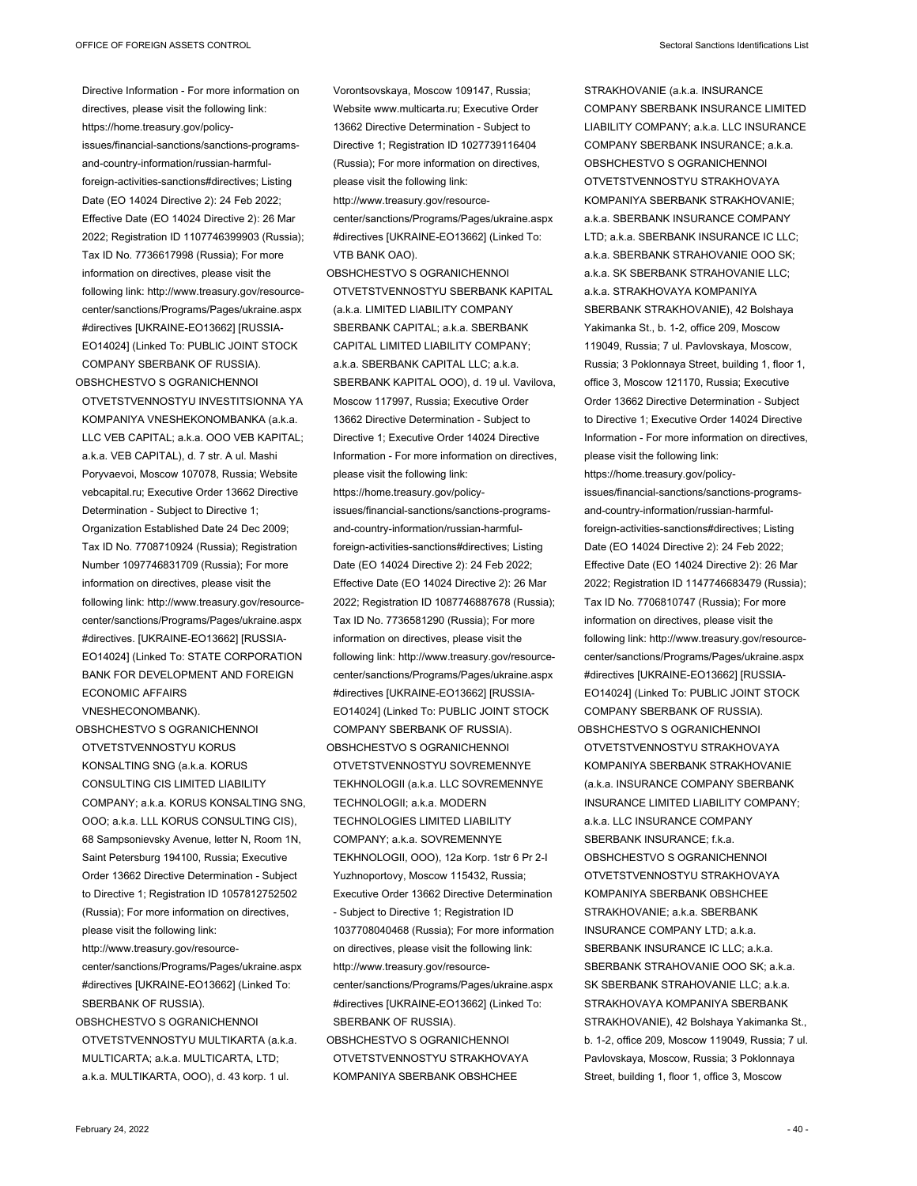Directive Information - For more information on directives, please visit the following link: https://home.treasury.gov/policy-issues/financial-sanctions/sanctions-programs-and-country-information/russian-harmful-foreign-activities-sanctions#directives; Listing Date (EO 14024 Directive 2): 24 Feb 2022; Effective Date (EO 14024 Directive 2): 26 Mar 2022; Registration ID 1107746399903 (Russia); Tax ID No. 7736617998 (Russia); For more information on directives, please visit the following link: http://www.treasury.gov/resource-center/sanctions/Programs/Pages/ukraine.aspx#directives [UKRAINE-EO13662] [RUSSIA-EO14024] (Linked To: PUBLIC JOINT STOCK COMPANY SBERBANK OF RUSSIA).

OBSHCHESTVO S OGRANICHENNOI OTVETSTVENNOSTYU INVESTITSIONNA YA KOMPANIYA VNESHEKONOMBANKA (a.k.a. LLC VEB CAPITAL; a.k.a. OOO VEB KAPITAL; a.k.a. VEB CAPITAL), d. 7 str. A ul. Mashi Poryvaevoi, Moscow 107078, Russia; Website vebcapital.ru; Executive Order 13662 Directive Determination - Subject to Directive 1; Organization Established Date 24 Dec 2009; Tax ID No. 7708710924 (Russia); Registration Number 1097746831709 (Russia); For more information on directives, please visit the following link: http://www.treasury.gov/resource-center/sanctions/Programs/Pages/ukraine.aspx#directives. [UKRAINE-EO13662] [RUSSIA-EO14024] (Linked To: STATE CORPORATION BANK FOR DEVELOPMENT AND FOREIGN ECONOMIC AFFAIRS VNESHECONOMBANK).

OBSHCHESTVO S OGRANICHENNOI OTVETSTVENNOSTYU KORUS KONSALTING SNG (a.k.a. KORUS CONSULTING CIS LIMITED LIABILITY COMPANY; a.k.a. KORUS KONSALTING SNG, OOO; a.k.a. LLL KORUS CONSULTING CIS), 68 Sampsonievsky Avenue, letter N, Room 1N, Saint Petersburg 194100, Russia; Executive Order 13662 Directive Determination - Subject to Directive 1; Registration ID 1057812752502 (Russia); For more information on directives, please visit the following link: http://www.treasury.gov/resource-center/sanctions/Programs/Pages/ukraine.aspx#directives [UKRAINE-EO13662] (Linked To: SBERBANK OF RUSSIA).

OBSHCHESTVO S OGRANICHENNOI OTVETSTVENNOSTYU MULTIKARTA (a.k.a. MULTICARTA; a.k.a. MULTICARTA, LTD; a.k.a. MULTIKARTA, OOO), d. 43 korp. 1 ul. Vorontsovskaya, Moscow 109147, Russia; Website www.multicarta.ru; Executive Order 13662 Directive Determination - Subject to Directive 1; Registration ID 1027739116404 (Russia); For more information on directives, please visit the following link: http://www.treasury.gov/resource-center/sanctions/Programs/Pages/ukraine.aspx#directives [UKRAINE-EO13662] (Linked To: VTB BANK OAO).

OBSHCHESTVO S OGRANICHENNOI OTVETSTVENNOSTYU SBERBANK KAPITAL (a.k.a. LIMITED LIABILITY COMPANY SBERBANK CAPITAL; a.k.a. SBERBANK CAPITAL LIMITED LIABILITY COMPANY; a.k.a. SBERBANK CAPITAL LLC; a.k.a. SBERBANK KAPITAL OOO), d. 19 ul. Vavilova, Moscow 117997, Russia; Executive Order 13662 Directive Determination - Subject to Directive 1; Executive Order 14024 Directive Information - For more information on directives, please visit the following link: https://home.treasury.gov/policy-issues/financial-sanctions/sanctions-programs-and-country-information/russian-harmful-foreign-activities-sanctions#directives; Listing Date (EO 14024 Directive 2): 24 Feb 2022; Effective Date (EO 14024 Directive 2): 26 Mar 2022; Registration ID 1087746887678 (Russia); Tax ID No. 7736581290 (Russia); For more information on directives, please visit the following link: http://www.treasury.gov/resource-center/sanctions/Programs/Pages/ukraine.aspx#directives [UKRAINE-EO13662] [RUSSIA-EO14024] (Linked To: PUBLIC JOINT STOCK COMPANY SBERBANK OF RUSSIA).

OBSHCHESTVO S OGRANICHENNOI OTVETSTVENNOSTYU SOVREMENNYE TEKHNOLOGII (a.k.a. LLC SOVREMENNYE TECHNOLOGII; a.k.a. MODERN TECHNOLOGIES LIMITED LIABILITY COMPANY; a.k.a. SOVREMENNYE TEKHNOLOGII, OOO), 12a Korp. 1str 6 Pr 2-I Yuzhnoportovy, Moscow 115432, Russia; Executive Order 13662 Directive Determination - Subject to Directive 1; Registration ID 1037708040468 (Russia); For more information on directives, please visit the following link: http://www.treasury.gov/resource-center/sanctions/Programs/Pages/ukraine.aspx#directives [UKRAINE-EO13662] (Linked To: SBERBANK OF RUSSIA).

OBSHCHESTVO S OGRANICHENNOI OTVETSTVENNOSTYU STRAKHOVAYA KOMPANIYA SBERBANK OBSHCHEE STRAKHOVANIE (a.k.a. INSURANCE COMPANY SBERBANK INSURANCE LIMITED LIABILITY COMPANY; a.k.a. LLC INSURANCE COMPANY SBERBANK INSURANCE; a.k.a. OBSHCHESTVO S OGRANICHENNOI OTVETSTVENNOSTYU STRAKHOVAYA KOMPANIYA SBERBANK STRAKHOVANIE; a.k.a. SBERBANK INSURANCE COMPANY LTD; a.k.a. SBERBANK INSURANCE IC LLC; a.k.a. SBERBANK STRAHOVANIE OOO SK; a.k.a. SK SBERBANK STRAHOVANIE LLC; a.k.a. STRAKHOVAYA KOMPANIYA SBERBANK STRAKHOVANIE), 42 Bolshaya Yakimanka St., b. 1-2, office 209, Moscow 119049, Russia; 7 ul. Pavlovskaya, Moscow, Russia; 3 Poklonnaya Street, building 1, floor 1, office 3, Moscow 121170, Russia; Executive Order 13662 Directive Determination - Subject to Directive 1; Executive Order 14024 Directive Information - For more information on directives, please visit the following link: https://home.treasury.gov/policy-issues/financial-sanctions/sanctions-programs-and-country-information/russian-harmful-foreign-activities-sanctions#directives; Listing Date (EO 14024 Directive 2): 24 Feb 2022; Effective Date (EO 14024 Directive 2): 26 Mar 2022; Registration ID 1147746683479 (Russia); Tax ID No. 7706810747 (Russia); For more information on directives, please visit the following link: http://www.treasury.gov/resource-center/sanctions/Programs/Pages/ukraine.aspx#directives [UKRAINE-EO13662] [RUSSIA-EO14024] (Linked To: PUBLIC JOINT STOCK COMPANY SBERBANK OF RUSSIA).

OBSHCHESTVO S OGRANICHENNOI OTVETSTVENNOSTYU STRAKHOVAYA KOMPANIYA SBERBANK STRAKHOVANIE (a.k.a. INSURANCE COMPANY SBERBANK INSURANCE LIMITED LIABILITY COMPANY; a.k.a. LLC INSURANCE COMPANY SBERBANK INSURANCE; f.k.a. OBSHCHESTVO S OGRANICHENNOI OTVETSTVENNOSTYU STRAKHOVAYA KOMPANIYA SBERBANK OBSHCHEE STRAKHOVANIE; a.k.a. SBERBANK INSURANCE COMPANY LTD; a.k.a. SBERBANK INSURANCE IC LLC; a.k.a. SBERBANK STRAHOVANIE OOO SK; a.k.a. SK SBERBANK STRAHOVANIE LLC; a.k.a. STRAKHOVAYA KOMPANIYA SBERBANK STRAKHOVANIE), 42 Bolshaya Yakimanka St., b. 1-2, office 209, Moscow 119049, Russia; 7 ul. Pavlovskaya, Moscow, Russia; 3 Poklonnaya Street, building 1, floor 1, office 3, Moscow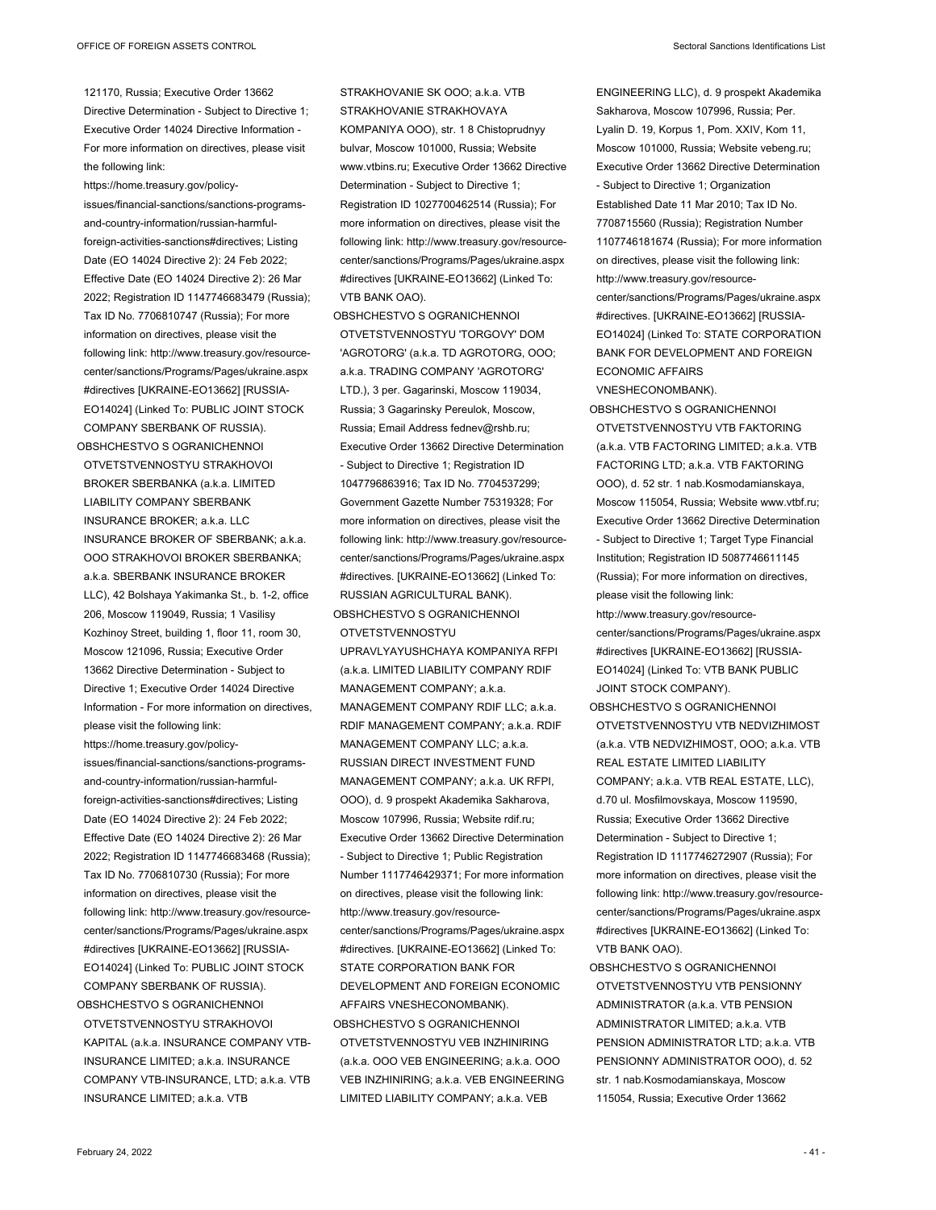121170, Russia; Executive Order 13662 Directive Determination - Subject to Directive 1; Executive Order 14024 Directive Information - For more information on directives, please visit the following link: https://home.treasury.gov/policy-issues/financial-sanctions/sanctions-programs-and-country-information/russian-harmful-foreign-activities-sanctions#directives; Listing Date (EO 14024 Directive 2): 24 Feb 2022; Effective Date (EO 14024 Directive 2): 26 Mar 2022; Registration ID 1147746683479 (Russia); Tax ID No. 7706810747 (Russia); For more information on directives, please visit the following link: http://www.treasury.gov/resource-center/sanctions/Programs/Pages/ukraine.aspx#directives [UKRAINE-EO13662] [RUSSIA-EO14024] (Linked To: PUBLIC JOINT STOCK COMPANY SBERBANK OF RUSSIA).

OBSHCHESTVO S OGRANICHENNOI OTVETSTVENNOSTYU STRAKHOVOI BROKER SBERBANKA (a.k.a. LIMITED LIABILITY COMPANY SBERBANK INSURANCE BROKER; a.k.a. LLC INSURANCE BROKER OF SBERBANK; a.k.a. OOO STRAKHOVOI BROKER SBERBANKA; a.k.a. SBERBANK INSURANCE BROKER LLC), 42 Bolshaya Yakimanka St., b. 1-2, office 206, Moscow 119049, Russia; 1 Vasilisy Kozhinoy Street, building 1, floor 11, room 30, Moscow 121096, Russia; Executive Order 13662 Directive Determination - Subject to Directive 1; Executive Order 14024 Directive Information - For more information on directives, please visit the following link: https://home.treasury.gov/policy-issues/financial-sanctions/sanctions-programs-and-country-information/russian-harmful-foreign-activities-sanctions#directives; Listing Date (EO 14024 Directive 2): 24 Feb 2022; Effective Date (EO 14024 Directive 2): 26 Mar 2022; Registration ID 1147746683468 (Russia); Tax ID No. 7706810730 (Russia); For more information on directives, please visit the following link: http://www.treasury.gov/resource-center/sanctions/Programs/Pages/ukraine.aspx#directives [UKRAINE-EO13662] [RUSSIA-EO14024] (Linked To: PUBLIC JOINT STOCK COMPANY SBERBANK OF RUSSIA).

OBSHCHESTVO S OGRANICHENNOI OTVETSTVENNOSTYU STRAKHOVOI KAPITAL (a.k.a. INSURANCE COMPANY VTB-INSURANCE LIMITED; a.k.a. INSURANCE COMPANY VTB-INSURANCE, LTD; a.k.a. VTB INSURANCE LIMITED; a.k.a. VTB STRAKHOVANIE SK OOO; a.k.a. VTB STRAKHOVANIE STRAKHOVAYA KOMPANIYA OOO), str. 1 8 Chistoprudnyy bulvar, Moscow 101000, Russia; Website www.vtbins.ru; Executive Order 13662 Directive Determination - Subject to Directive 1; Registration ID 1027700462514 (Russia); For more information on directives, please visit the following link: http://www.treasury.gov/resource-center/sanctions/Programs/Pages/ukraine.aspx#directives [UKRAINE-EO13662] (Linked To: VTB BANK OAO).

OBSHCHESTVO S OGRANICHENNOI OTVETSTVENNOSTYU 'TORGOVY' DOM 'AGROTORG' (a.k.a. TD AGROTORG, OOO; a.k.a. TRADING COMPANY 'AGROTORG' LTD.), 3 per. Gagarinski, Moscow 119034, Russia; 3 Gagarinsky Pereulok, Moscow, Russia; Email Address fednev@rshb.ru; Executive Order 13662 Directive Determination - Subject to Directive 1; Registration ID 1047796863916; Tax ID No. 7704537299; Government Gazette Number 75319328; For more information on directives, please visit the following link: http://www.treasury.gov/resource-center/sanctions/Programs/Pages/ukraine.aspx#directives. [UKRAINE-EO13662] (Linked To: RUSSIAN AGRICULTURAL BANK).

OBSHCHESTVO S OGRANICHENNOI OTVETSTVENNOSTYU UPRAVLYAYUSHCHAYA KOMPANIYA RFPI (a.k.a. LIMITED LIABILITY COMPANY RDIF MANAGEMENT COMPANY; a.k.a. MANAGEMENT COMPANY RDIF LLC; a.k.a. RDIF MANAGEMENT COMPANY; a.k.a. RDIF MANAGEMENT COMPANY LLC; a.k.a. RUSSIAN DIRECT INVESTMENT FUND MANAGEMENT COMPANY; a.k.a. UK RFPI, OOO), d. 9 prospekt Akademika Sakharova, Moscow 107996, Russia; Website rdif.ru; Executive Order 13662 Directive Determination - Subject to Directive 1; Public Registration Number 1117746429371; For more information on directives, please visit the following link: http://www.treasury.gov/resource-center/sanctions/Programs/Pages/ukraine.aspx#directives. [UKRAINE-EO13662] (Linked To: STATE CORPORATION BANK FOR DEVELOPMENT AND FOREIGN ECONOMIC AFFAIRS VNESHECONOMBANK).

OBSHCHESTVO S OGRANICHENNOI OTVETSTVENNOSTYU VEB INZHINIRING (a.k.a. OOO VEB ENGINEERING; a.k.a. OOO VEB INZHINIRING; a.k.a. VEB ENGINEERING LIMITED LIABILITY COMPANY; a.k.a. VEB ENGINEERING LLC), d. 9 prospekt Akademika Sakharova, Moscow 107996, Russia; Per. Lyalin D. 19, Korpus 1, Pom. XXIV, Kom 11, Moscow 101000, Russia; Website vebeng.ru; Executive Order 13662 Directive Determination - Subject to Directive 1; Organization Established Date 11 Mar 2010; Tax ID No. 7708715560 (Russia); Registration Number 1107746181674 (Russia); For more information on directives, please visit the following link: http://www.treasury.gov/resource-center/sanctions/Programs/Pages/ukraine.aspx#directives. [UKRAINE-EO13662] [RUSSIA-EO14024] (Linked To: STATE CORPORATION BANK FOR DEVELOPMENT AND FOREIGN ECONOMIC AFFAIRS VNESHECONOMBANK).

OBSHCHESTVO S OGRANICHENNOI OTVETSTVENNOSTYU VTB FAKTORING (a.k.a. VTB FACTORING LIMITED; a.k.a. VTB FACTORING LTD; a.k.a. VTB FAKTORING OOO), d. 52 str. 1 nab.Kosmodamianskaya, Moscow 115054, Russia; Website www.vtbf.ru; Executive Order 13662 Directive Determination - Subject to Directive 1; Target Type Financial Institution; Registration ID 5087746611145 (Russia); For more information on directives, please visit the following link: http://www.treasury.gov/resource-center/sanctions/Programs/Pages/ukraine.aspx#directives [UKRAINE-EO13662] [RUSSIA-EO14024] (Linked To: VTB BANK PUBLIC JOINT STOCK COMPANY).

OBSHCHESTVO S OGRANICHENNOI OTVETSTVENNOSTYU VTB NEDVIZHIMOST (a.k.a. VTB NEDVIZHIMOST, OOO; a.k.a. VTB REAL ESTATE LIMITED LIABILITY COMPANY; a.k.a. VTB REAL ESTATE, LLC), d.70 ul. Mosfilmovskaya, Moscow 119590, Russia; Executive Order 13662 Directive Determination - Subject to Directive 1; Registration ID 1117746272907 (Russia); For more information on directives, please visit the following link: http://www.treasury.gov/resource-center/sanctions/Programs/Pages/ukraine.aspx#directives [UKRAINE-EO13662] (Linked To: VTB BANK OAO).

OBSHCHESTVO S OGRANICHENNOI OTVETSTVENNOSTYU VTB PENSIONNY ADMINISTRATOR (a.k.a. VTB PENSION ADMINISTRATOR LIMITED; a.k.a. VTB PENSION ADMINISTRATOR LTD; a.k.a. VTB PENSIONNY ADMINISTRATOR OOO), d. 52 str. 1 nab.Kosmodamianskaya, Moscow 115054, Russia; Executive Order 13662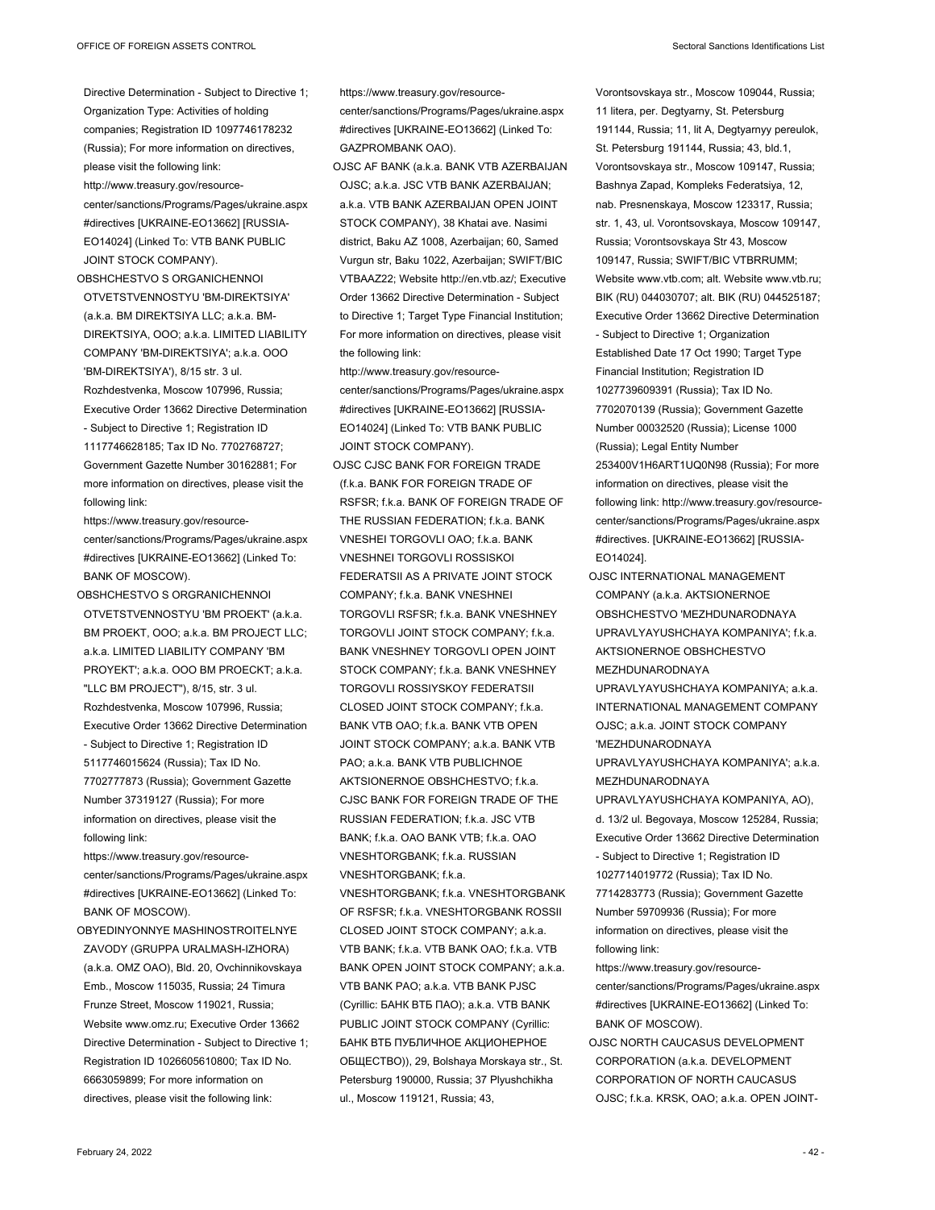Directive Determination - Subject to Directive 1; Organization Type: Activities of holding companies; Registration ID 1097746178232 (Russia); For more information on directives, please visit the following link: http://www.treasury.gov/resource-center/sanctions/Programs/Pages/ukraine.aspx #directives [UKRAINE-EO13662] [RUSSIA-EO14024] (Linked To: VTB BANK PUBLIC JOINT STOCK COMPANY).

OBSHCHESTVO S ORGANICHENNOI OTVETSTVENNOSTYU 'BM-DIREKTSIYA' (a.k.a. BM DIREKTSIYA LLC; a.k.a. BM-DIREKTSIYA, OOO; a.k.a. LIMITED LIABILITY COMPANY 'BM-DIREKTSIYA'; a.k.a. OOO 'BM-DIREKTSIYA'), 8/15 str. 3 ul. Rozhdestvenka, Moscow 107996, Russia; Executive Order 13662 Directive Determination - Subject to Directive 1; Registration ID 1117746628185; Tax ID No. 7702768727; Government Gazette Number 30162881; For more information on directives, please visit the following link: https://www.treasury.gov/resource-center/sanctions/Programs/Pages/ukraine.aspx #directives [UKRAINE-EO13662] (Linked To: BANK OF MOSCOW).

OBSHCHESTVO S ORGRANICHENNOI OTVETSTVENNOSTYU 'BM PROEKT' (a.k.a. BM PROEKT, OOO; a.k.a. BM PROJECT LLC; a.k.a. LIMITED LIABILITY COMPANY 'BM PROYEKT'; a.k.a. OOO BM PROECKT; a.k.a. "LLC BM PROJECT"), 8/15, str. 3 ul. Rozhdestvenka, Moscow 107996, Russia; Executive Order 13662 Directive Determination - Subject to Directive 1; Registration ID 5117746015624 (Russia); Tax ID No. 7702777873 (Russia); Government Gazette Number 37319127 (Russia); For more information on directives, please visit the following link: https://www.treasury.gov/resource-center/sanctions/Programs/Pages/ukraine.aspx #directives [UKRAINE-EO13662] (Linked To: BANK OF MOSCOW).

OBYEDINYONNYE MASHINOSTROITELNYE ZAVODY (GRUPPA URALMASH-IZHORA) (a.k.a. OMZ OAO), Bld. 20, Ovchinnikovskaya Emb., Moscow 115035, Russia; 24 Timura Frunze Street, Moscow 119021, Russia; Website www.omz.ru; Executive Order 13662 Directive Determination - Subject to Directive 1; Registration ID 1026605610800; Tax ID No. 6663059899; For more information on directives, please visit the following link: https://www.treasury.gov/resource-center/sanctions/Programs/Pages/ukraine.aspx #directives [UKRAINE-EO13662] (Linked To: GAZPROMBANK OAO).

OJSC AF BANK (a.k.a. BANK VTB AZERBAIJAN OJSC; a.k.a. JSC VTB BANK AZERBAIJAN; a.k.a. VTB BANK AZERBAIJAN OPEN JOINT STOCK COMPANY), 38 Khatai ave. Nasimi district, Baku AZ 1008, Azerbaijan; 60, Samed Vurgun str, Baku 1022, Azerbaijan; SWIFT/BIC VTBAAZ22; Website http://en.vtb.az/; Executive Order 13662 Directive Determination - Subject to Directive 1; Target Type Financial Institution; For more information on directives, please visit the following link: http://www.treasury.gov/resource-center/sanctions/Programs/Pages/ukraine.aspx #directives [UKRAINE-EO13662] [RUSSIA-EO14024] (Linked To: VTB BANK PUBLIC JOINT STOCK COMPANY).

OJSC CJSC BANK FOR FOREIGN TRADE (f.k.a. BANK FOR FOREIGN TRADE OF RSFSR; f.k.a. BANK OF FOREIGN TRADE OF THE RUSSIAN FEDERATION; f.k.a. BANK VNESHEI TORGOVLI OAO; f.k.a. BANK VNESHNEI TORGOVLI ROSSISKOI FEDERATSII AS A PRIVATE JOINT STOCK COMPANY; f.k.a. BANK VNESHNEI TORGOVLI RSFSR; f.k.a. BANK VNESHNEY TORGOVLI JOINT STOCK COMPANY; f.k.a. BANK VNESHNEY TORGOVLI OPEN JOINT STOCK COMPANY; f.k.a. BANK VNESHNEY TORGOVLI ROSSIYSKOY FEDERATSII CLOSED JOINT STOCK COMPANY; f.k.a. BANK VTB OAO; f.k.a. BANK VTB OPEN JOINT STOCK COMPANY; a.k.a. BANK VTB PAO; a.k.a. BANK VTB PUBLICHNOE AKTSIONERNOE OBSHCHESTVO; f.k.a. CJSC BANK FOR FOREIGN TRADE OF THE RUSSIAN FEDERATION; f.k.a. JSC VTB BANK; f.k.a. OAO BANK VTB; f.k.a. OAO VNESHTORGBANK; f.k.a. RUSSIAN VNESHTORGBANK; f.k.a. VNESHTORGBANK; f.k.a. VNESHTORGBANK OF RSFSR; f.k.a. VNESHTORGBANK ROSSII CLOSED JOINT STOCK COMPANY; a.k.a. VTB BANK; f.k.a. VTB BANK OAO; f.k.a. VTB BANK OPEN JOINT STOCK COMPANY; a.k.a. VTB BANK PAO; a.k.a. VTB BANK PJSC (Cyrillic: БАНК ВТБ ПАО); a.k.a. VTB BANK PUBLIC JOINT STOCK COMPANY (Cyrillic: БАНК ВТБ ПУБЛИЧНОЕ АКЦИОНЕРНОЕ ОБЩЕСТВО)), 29, Bolshaya Morskaya str., St. Petersburg 190000, Russia; 37 Plyushchikha ul., Moscow 119121, Russia; 43, Vorontsovskaya str., Moscow 109044, Russia; 11 litera, per. Degtyarny, St. Petersburg 191144, Russia; 11, lit A, Degtyarnyy pereulok, St. Petersburg 191144, Russia; 43, bld.1, Vorontsovskaya str., Moscow 109147, Russia; Bashnya Zapad, Kompleks Federatsiya, 12, nab. Presnenskaya, Moscow 123317, Russia; str. 1, 43, ul. Vorontsovskaya, Moscow 109147, Russia; Vorontsovskaya Str 43, Moscow 109147, Russia; SWIFT/BIC VTBRRUMM; Website www.vtb.com; alt. Website www.vtb.ru; BIK (RU) 044030707; alt. BIK (RU) 044525187; Executive Order 13662 Directive Determination - Subject to Directive 1; Organization Established Date 17 Oct 1990; Target Type Financial Institution; Registration ID 1027739609391 (Russia); Tax ID No. 7702070139 (Russia); Government Gazette Number 00032520 (Russia); License 1000 (Russia); Legal Entity Number 253400V1H6ART1UQ0N98 (Russia); For more information on directives, please visit the following link: http://www.treasury.gov/resource-center/sanctions/Programs/Pages/ukraine.aspx #directives. [UKRAINE-EO13662] [RUSSIA-EO14024].

OJSC INTERNATIONAL MANAGEMENT COMPANY (a.k.a. AKTSIONERNOE OBSHCHESTVO 'MEZHDUNARODNAYA UPRAVLYAYUSHCHAYA KOMPANIYA'; f.k.a. AKTSIONERNOE OBSHCHESTVO MEZHDUNARODNAYA UPRAVLYAYUSHCHAYA KOMPANIYA; a.k.a. INTERNATIONAL MANAGEMENT COMPANY OJSC; a.k.a. JOINT STOCK COMPANY 'MEZHDUNARODNAYA UPRAVLYAYUSHCHAYA KOMPANIYA'; a.k.a. MEZHDUNARODNAYA UPRAVLYAYUSHCHAYA KOMPANIYA, AO), d. 13/2 ul. Begovaya, Moscow 125284, Russia; Executive Order 13662 Directive Determination - Subject to Directive 1; Registration ID 1027714019772 (Russia); Tax ID No. 7714283773 (Russia); Government Gazette Number 59709936 (Russia); For more information on directives, please visit the following link: https://www.treasury.gov/resource-center/sanctions/Programs/Pages/ukraine.aspx #directives [UKRAINE-EO13662] (Linked To: BANK OF MOSCOW).

OJSC NORTH CAUCASUS DEVELOPMENT CORPORATION (a.k.a. DEVELOPMENT CORPORATION OF NORTH CAUCASUS OJSC; f.k.a. KRSK, OAO; a.k.a. OPEN JOINT-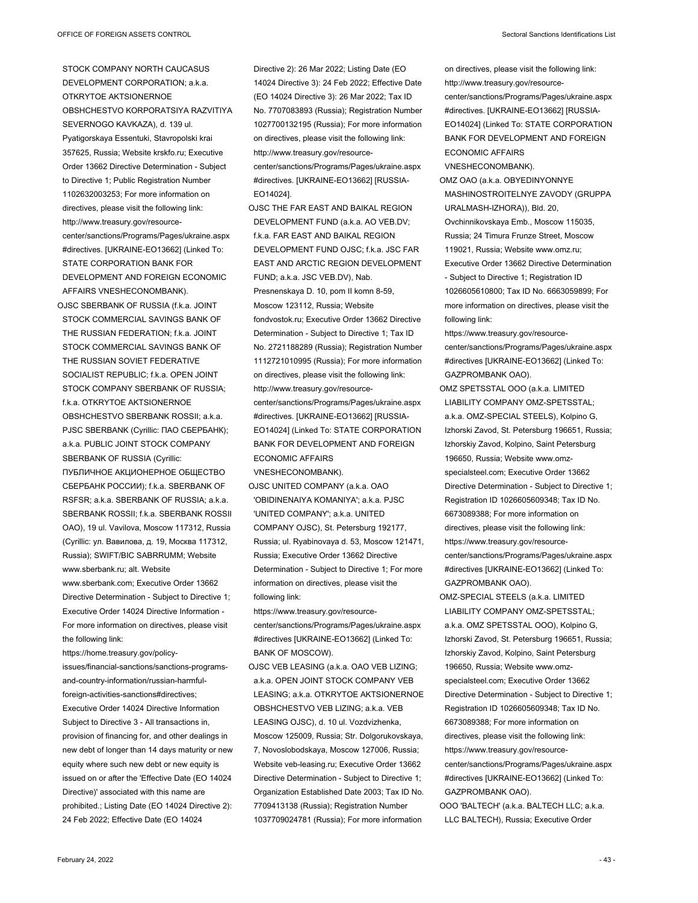STOCK COMPANY NORTH CAUCASUS DEVELOPMENT CORPORATION; a.k.a. OTKRYTOE AKTSIONERNOE OBSHCHESTVO KORPORATSIYA RAZVITIYA SEVERNOGO KAVKAZA), d. 139 ul. Pyatigorskaya Essentuki, Stavropolski krai 357625, Russia; Website krskfo.ru; Executive Order 13662 Directive Determination - Subject to Directive 1; Public Registration Number 1102632003253; For more information on directives, please visit the following link: http://www.treasury.gov/resource-center/sanctions/Programs/Pages/ukraine.aspx#directives. [UKRAINE-EO13662] (Linked To: STATE CORPORATION BANK FOR DEVELOPMENT AND FOREIGN ECONOMIC AFFAIRS VNESHECONOMBANK).

OJSC SBERBANK OF RUSSIA (f.k.a. JOINT STOCK COMMERCIAL SAVINGS BANK OF THE RUSSIAN FEDERATION; f.k.a. JOINT STOCK COMMERCIAL SAVINGS BANK OF THE RUSSIAN SOVIET FEDERATIVE SOCIALIST REPUBLIC; f.k.a. OPEN JOINT STOCK COMPANY SBERBANK OF RUSSIA; f.k.a. OTKRYTOE AKTSIONERNOE OBSHCHESTVO SBERBANK ROSSII; a.k.a. PJSC SBERBANK (Cyrillic: ПАО СБЕРБАНК); a.k.a. PUBLIC JOINT STOCK COMPANY SBERBANK OF RUSSIA (Cyrillic: ПУБЛИЧНОЕ АКЦИОНЕРНОЕ ОБЩЕСТВО СБЕРБАНК РОССИИ); f.k.a. SBERBANK OF RSFSR; a.k.a. SBERBANK OF RUSSIA; a.k.a. SBERBANK ROSSII; f.k.a. SBERBANK ROSSII OAO), 19 ul. Vavilova, Moscow 117312, Russia (Cyrillic: ул. Вавилова, д. 19, Москва 117312, Russia); SWIFT/BIC SABRRUMM; Website www.sberbank.ru; alt. Website www.sberbank.com; Executive Order 13662 Directive Determination - Subject to Directive 1; Executive Order 14024 Directive Information - For more information on directives, please visit the following link: https://home.treasury.gov/policy-issues/financial-sanctions/sanctions-programs-and-country-information/russian-harmful-foreign-activities-sanctions#directives; Executive Order 14024 Directive Information Subject to Directive 3 - All transactions in, provision of financing for, and other dealings in new debt of longer than 14 days maturity or new equity where such new debt or new equity is issued on or after the 'Effective Date (EO 14024 Directive)' associated with this name are prohibited.; Listing Date (EO 14024 Directive 2): 24 Feb 2022; Effective Date (EO 14024 Directive 2): 26 Mar 2022; Listing Date (EO 14024 Directive 3): 24 Feb 2022; Effective Date (EO 14024 Directive 3): 26 Mar 2022; Tax ID No. 7707083893 (Russia); Registration Number 1027700132195 (Russia); For more information on directives, please visit the following link: http://www.treasury.gov/resource-center/sanctions/Programs/Pages/ukraine.aspx#directives. [UKRAINE-EO13662] [RUSSIA-EO14024].

OJSC THE FAR EAST AND BAIKAL REGION DEVELOPMENT FUND (a.k.a. AO VEB.DV; f.k.a. FAR EAST AND BAIKAL REGION DEVELOPMENT FUND OJSC; f.k.a. JSC FAR EAST AND ARCTIC REGION DEVELOPMENT FUND; a.k.a. JSC VEB.DV), Nab. Presnenskaya D. 10, pom II komn 8-59, Moscow 123112, Russia; Website fondvostok.ru; Executive Order 13662 Directive Determination - Subject to Directive 1; Tax ID No. 2721188289 (Russia); Registration Number 1112721010995 (Russia); For more information on directives, please visit the following link: http://www.treasury.gov/resource-center/sanctions/Programs/Pages/ukraine.aspx#directives. [UKRAINE-EO13662] [RUSSIA-EO14024] (Linked To: STATE CORPORATION BANK FOR DEVELOPMENT AND FOREIGN ECONOMIC AFFAIRS VNESHECONOMBANK).

OJSC UNITED COMPANY (a.k.a. OAO 'OBIDINENAIYA KOMANIYA'; a.k.a. PJSC 'UNITED COMPANY'; a.k.a. UNITED COMPANY OJSC), St. Petersburg 192177, Russia; ul. Ryabinovaya d. 53, Moscow 121471, Russia; Executive Order 13662 Directive Determination - Subject to Directive 1; For more information on directives, please visit the following link: https://www.treasury.gov/resource-center/sanctions/Programs/Pages/ukraine.aspx#directives [UKRAINE-EO13662] (Linked To: BANK OF MOSCOW).

OJSC VEB LEASING (a.k.a. OAO VEB LIZING; a.k.a. OPEN JOINT STOCK COMPANY VEB LEASING; a.k.a. OTKRYTOE AKTSIONERNOE OBSHCHESTVO VEB LIZING; a.k.a. VEB LEASING OJSC), d. 10 ul. Vozdvizhenka, Moscow 125009, Russia; Str. Dolgorukovskaya, 7, Novoslobodskaya, Moscow 127006, Russia; Website veb-leasing.ru; Executive Order 13662 Directive Determination - Subject to Directive 1; Organization Established Date 2003; Tax ID No. 7709413138 (Russia); Registration Number 1037709024781 (Russia); For more information on directives, please visit the following link: http://www.treasury.gov/resource-center/sanctions/Programs/Pages/ukraine.aspx#directives. [UKRAINE-EO13662] [RUSSIA-EO14024] (Linked To: STATE CORPORATION BANK FOR DEVELOPMENT AND FOREIGN ECONOMIC AFFAIRS VNESHECONOMBANK).

OMZ OAO (a.k.a. OBYEDINYONNYE MASHINOSTROITELNYE ZAVODY (GRUPPA URALMASH-IZHORA)), Bld. 20, Ovchinnikovskaya Emb., Moscow 115035, Russia; 24 Timura Frunze Street, Moscow 119021, Russia; Website www.omz.ru; Executive Order 13662 Directive Determination - Subject to Directive 1; Registration ID 1026605610800; Tax ID No. 6663059899; For more information on directives, please visit the following link: https://www.treasury.gov/resource-center/sanctions/Programs/Pages/ukraine.aspx#directives [UKRAINE-EO13662] (Linked To: GAZPROMBANK OAO).

OMZ SPETSSTAL OOO (a.k.a. LIMITED LIABILITY COMPANY OMZ-SPETSSTAL; a.k.a. OMZ-SPECIAL STEELS), Kolpino G, Izhorski Zavod, St. Petersburg 196651, Russia; Izhorskiy Zavod, Kolpino, Saint Petersburg 196650, Russia; Website www.omz-specialsteel.com; Executive Order 13662 Directive Determination - Subject to Directive 1; Registration ID 1026605609348; Tax ID No. 6673089388; For more information on directives, please visit the following link: https://www.treasury.gov/resource-center/sanctions/Programs/Pages/ukraine.aspx#directives [UKRAINE-EO13662] (Linked To: GAZPROMBANK OAO).

OMZ-SPECIAL STEELS (a.k.a. LIMITED LIABILITY COMPANY OMZ-SPETSSTAL; a.k.a. OMZ SPETSSTAL OOO), Kolpino G, Izhorski Zavod, St. Petersburg 196651, Russia; Izhorskiy Zavod, Kolpino, Saint Petersburg 196650, Russia; Website www.omz-specialsteel.com; Executive Order 13662 Directive Determination - Subject to Directive 1; Registration ID 1026605609348; Tax ID No. 6673089388; For more information on directives, please visit the following link: https://www.treasury.gov/resource-center/sanctions/Programs/Pages/ukraine.aspx#directives [UKRAINE-EO13662] (Linked To: GAZPROMBANK OAO).

OOO 'BALTECH' (a.k.a. BALTECH LLC; a.k.a. LLC BALTECH), Russia; Executive Order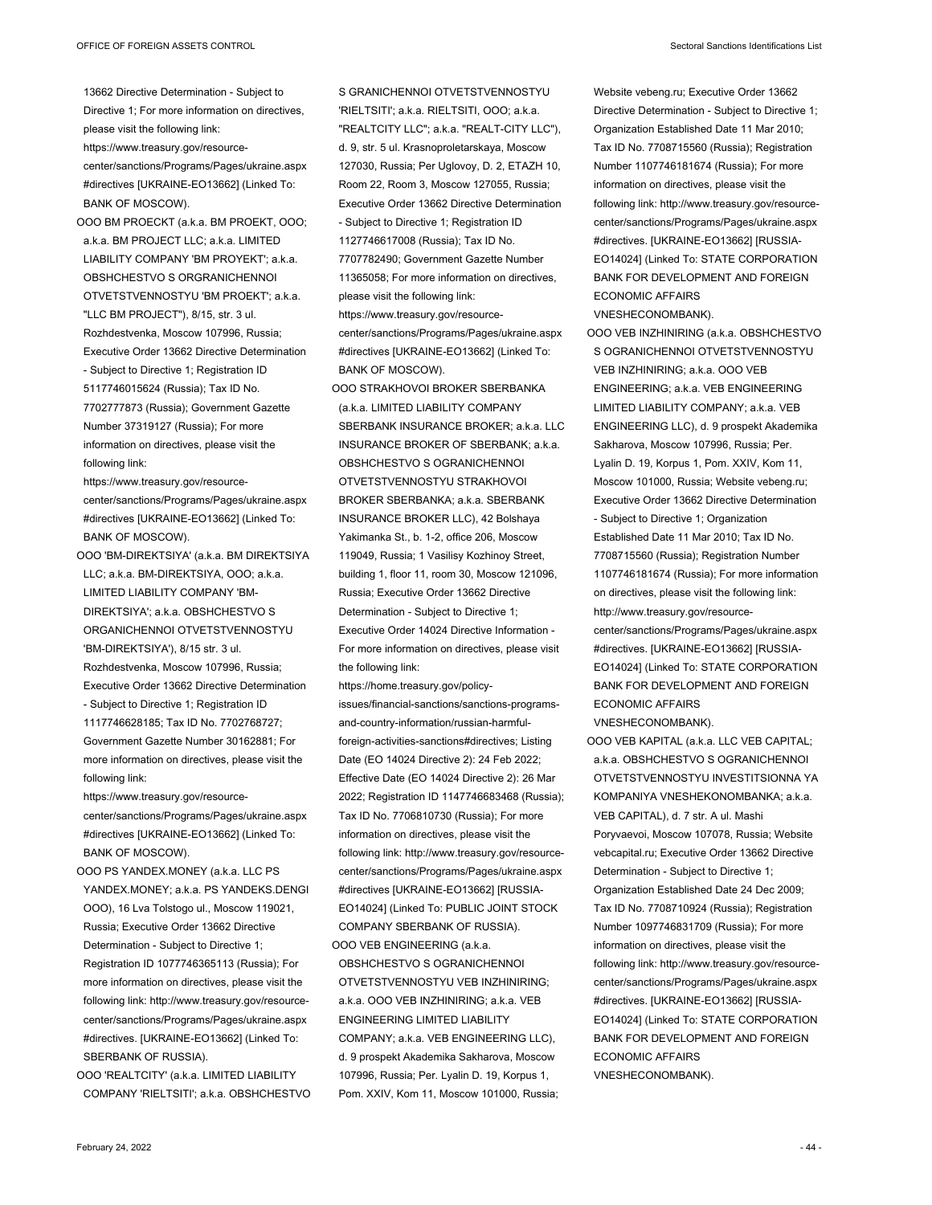13662 Directive Determination - Subject to Directive 1; For more information on directives, please visit the following link: https://www.treasury.gov/resource-center/sanctions/Programs/Pages/ukraine.aspx #directives [UKRAINE-EO13662] (Linked To: BANK OF MOSCOW).

OOO BM PROECKT (a.k.a. BM PROEKT, OOO; a.k.a. BM PROJECT LLC; a.k.a. LIMITED LIABILITY COMPANY 'BM PROYEKT'; a.k.a. OBSHCHESTVO S ORGRANICHENNOI OTVETSTVENNOSTYU 'BM PROEKT'; a.k.a. "LLC BM PROJECT"), 8/15, str. 3 ul. Rozhdestvenka, Moscow 107996, Russia; Executive Order 13662 Directive Determination - Subject to Directive 1; Registration ID 5117746015624 (Russia); Tax ID No. 7702777873 (Russia); Government Gazette Number 37319127 (Russia); For more information on directives, please visit the following link: https://www.treasury.gov/resource-center/sanctions/Programs/Pages/ukraine.aspx #directives [UKRAINE-EO13662] (Linked To: BANK OF MOSCOW).

OOO 'BM-DIREKTSIYA' (a.k.a. BM DIREKTSIYA LLC; a.k.a. BM-DIREKTSIYA, OOO; a.k.a. LIMITED LIABILITY COMPANY 'BM-DIREKTSIYA'; a.k.a. OBSHCHESTVO S ORGANICHENNOI OTVETSTVENNOSTYU 'BM-DIREKTSIYA'), 8/15 str. 3 ul. Rozhdestvenka, Moscow 107996, Russia; Executive Order 13662 Directive Determination - Subject to Directive 1; Registration ID 1117746628185; Tax ID No. 7702768727; Government Gazette Number 30162881; For more information on directives, please visit the following link: https://www.treasury.gov/resource-center/sanctions/Programs/Pages/ukraine.aspx #directives [UKRAINE-EO13662] (Linked To: BANK OF MOSCOW).

OOO PS YANDEX.MONEY (a.k.a. LLC PS YANDEX.MONEY; a.k.a. PS YANDEKS.DENGI OOO), 16 Lva Tolstogo ul., Moscow 119021, Russia; Executive Order 13662 Directive Determination - Subject to Directive 1; Registration ID 1077746365113 (Russia); For more information on directives, please visit the following link: http://www.treasury.gov/resource-center/sanctions/Programs/Pages/ukraine.aspx #directives. [UKRAINE-EO13662] (Linked To: SBERBANK OF RUSSIA).

OOO 'REALTCITY' (a.k.a. LIMITED LIABILITY COMPANY 'RIELTSITI'; a.k.a. OBSHCHESTVO S GRANICHENNOI OTVETSTVENNOSTYU 'RIELTSITI'; a.k.a. RIELTSITI, OOO; a.k.a. "REALTCITY LLC"; a.k.a. "REALT-CITY LLC"), d. 9, str. 5 ul. Krasnoproletarskaya, Moscow 127030, Russia; Per Uglovoy, D. 2, ETAZH 10, Room 22, Room 3, Moscow 127055, Russia; Executive Order 13662 Directive Determination - Subject to Directive 1; Registration ID 1127746617008 (Russia); Tax ID No. 7707782490; Government Gazette Number 11365058; For more information on directives, please visit the following link: https://www.treasury.gov/resource-center/sanctions/Programs/Pages/ukraine.aspx #directives [UKRAINE-EO13662] (Linked To: BANK OF MOSCOW).

OOO STRAKHOVOI BROKER SBERBANKA (a.k.a. LIMITED LIABILITY COMPANY SBERBANK INSURANCE BROKER; a.k.a. LLC INSURANCE BROKER OF SBERBANK; a.k.a. OBSHCHESTVO S OGRANICHENNOI OTVETSTVENNOSTYU STRAKHOVOI BROKER SBERBANKA; a.k.a. SBERBANK INSURANCE BROKER LLC), 42 Bolshaya Yakimanka St., b. 1-2, office 206, Moscow 119049, Russia; 1 Vasilisy Kozhinoy Street, building 1, floor 11, room 30, Moscow 121096, Russia; Executive Order 13662 Directive Determination - Subject to Directive 1; Executive Order 14024 Directive Information - For more information on directives, please visit the following link: https://home.treasury.gov/policy-issues/financial-sanctions/sanctions-programs-and-country-information/russian-harmful-foreign-activities-sanctions#directives; Listing Date (EO 14024 Directive 2): 24 Feb 2022; Effective Date (EO 14024 Directive 2): 26 Mar 2022; Registration ID 1147746683468 (Russia); Tax ID No. 7706810730 (Russia); For more information on directives, please visit the following link: http://www.treasury.gov/resource-center/sanctions/Programs/Pages/ukraine.aspx #directives [UKRAINE-EO13662] [RUSSIA-EO14024] (Linked To: PUBLIC JOINT STOCK COMPANY SBERBANK OF RUSSIA).

OOO VEB ENGINEERING (a.k.a. OBSHCHESTVO S OGRANICHENNOI OTVETSTVENNOSTYU VEB INZHINIRING; a.k.a. OOO VEB INZHINIRING; a.k.a. VEB ENGINEERING LIMITED LIABILITY COMPANY; a.k.a. VEB ENGINEERING LLC), d. 9 prospekt Akademika Sakharova, Moscow 107996, Russia; Per. Lyalin D. 19, Korpus 1, Pom. XXIV, Kom 11, Moscow 101000, Russia; Website vebeng.ru; Executive Order 13662 Directive Determination - Subject to Directive 1; Organization Established Date 11 Mar 2010; Tax ID No. 7708715560 (Russia); Registration Number 1107746181674 (Russia); For more information on directives, please visit the following link: http://www.treasury.gov/resource-center/sanctions/Programs/Pages/ukraine.aspx #directives. [UKRAINE-EO13662] [RUSSIA-EO14024] (Linked To: STATE CORPORATION BANK FOR DEVELOPMENT AND FOREIGN ECONOMIC AFFAIRS VNESHECONOMBANK).

OOO VEB INZHINIRING (a.k.a. OBSHCHESTVO S OGRANICHENNOI OTVETSTVENNOSTYU VEB INZHINIRING; a.k.a. OOO VEB ENGINEERING; a.k.a. VEB ENGINEERING LIMITED LIABILITY COMPANY; a.k.a. VEB ENGINEERING LLC), d. 9 prospekt Akademika Sakharova, Moscow 107996, Russia; Per. Lyalin D. 19, Korpus 1, Pom. XXIV, Kom 11, Moscow 101000, Russia; Website vebeng.ru; Executive Order 13662 Directive Determination - Subject to Directive 1; Organization Established Date 11 Mar 2010; Tax ID No. 7708715560 (Russia); Registration Number 1107746181674 (Russia); For more information on directives, please visit the following link: http://www.treasury.gov/resource-center/sanctions/Programs/Pages/ukraine.aspx #directives. [UKRAINE-EO13662] [RUSSIA-EO14024] (Linked To: STATE CORPORATION BANK FOR DEVELOPMENT AND FOREIGN ECONOMIC AFFAIRS VNESHECONOMBANK).

OOO VEB KAPITAL (a.k.a. LLC VEB CAPITAL; a.k.a. OBSHCHESTVO S OGRANICHENNOI OTVETSTVENNOSTYU INVESTITSIONNA YA KOMPANIYA VNESHEKONOMBANKA; a.k.a. VEB CAPITAL), d. 7 str. A ul. Mashi Poryvaevoi, Moscow 107078, Russia; Website vebcapital.ru; Executive Order 13662 Directive Determination - Subject to Directive 1; Organization Established Date 24 Dec 2009; Tax ID No. 7708710924 (Russia); Registration Number 1097746831709 (Russia); For more information on directives, please visit the following link: http://www.treasury.gov/resource-center/sanctions/Programs/Pages/ukraine.aspx #directives. [UKRAINE-EO13662] [RUSSIA-EO14024] (Linked To: STATE CORPORATION BANK FOR DEVELOPMENT AND FOREIGN ECONOMIC AFFAIRS VNESHECONOMBANK).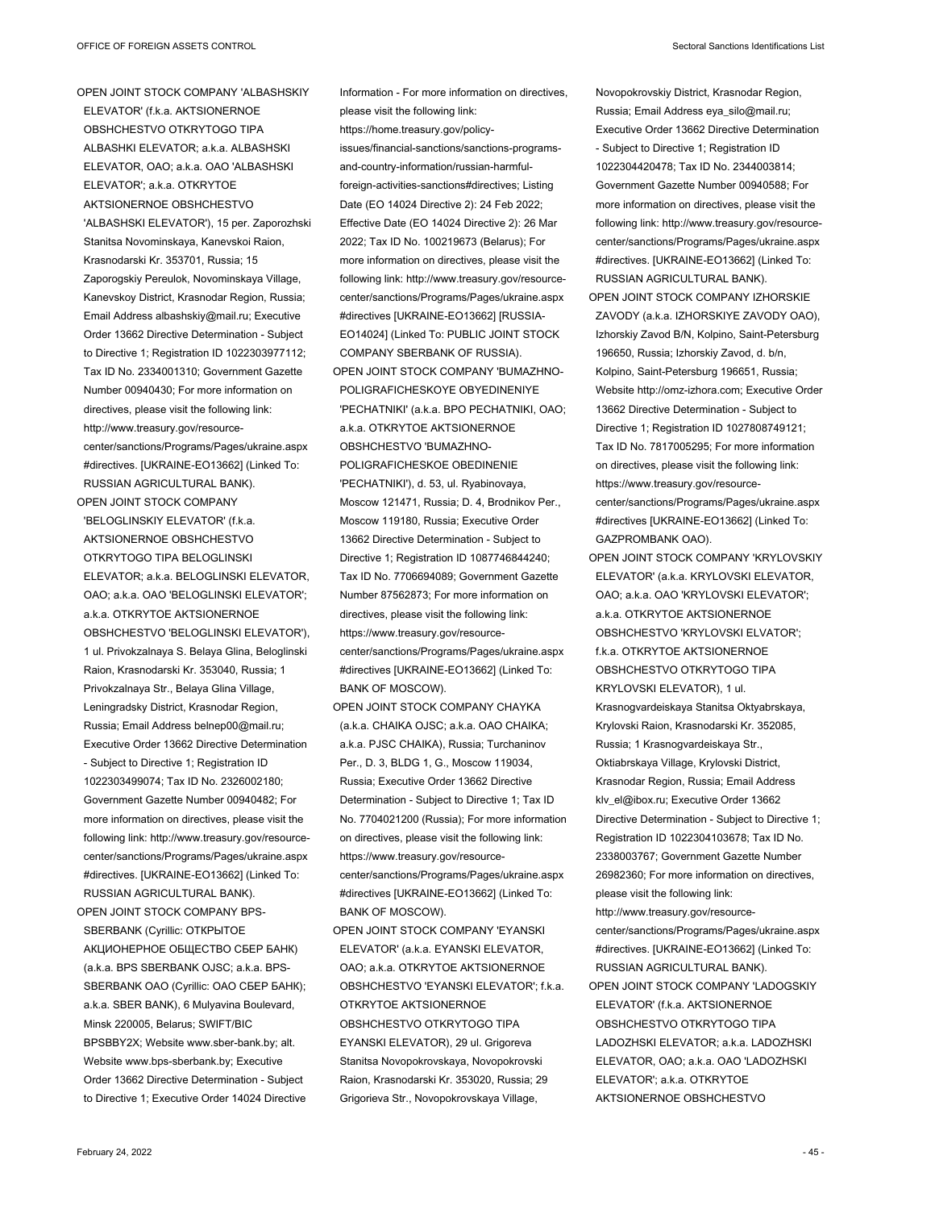OPEN JOINT STOCK COMPANY 'ALBASHSKIY ELEVATOR' (f.k.a. AKTSIONERNOE OBSHCHESTVO OTKRYTOGO TIPA ALBASHKI ELEVATOR; a.k.a. ALBASHSKI ELEVATOR, OAO; a.k.a. OAO 'ALBASHSKI ELEVATOR'; a.k.a. OTKRYTOE AKTSIONERNOE OBSHCHESTVO 'ALBASHSKI ELEVATOR'), 15 per. Zaporozhski Stanitsa Novominskaya, Kanevskoi Raion, Krasnodarski Kr. 353701, Russia; 15 Zaporogskiy Pereulok, Novominskaya Village, Kanevskoy District, Krasnodar Region, Russia; Email Address albashskiy@mail.ru; Executive Order 13662 Directive Determination - Subject to Directive 1; Registration ID 1022303977112; Tax ID No. 2334001310; Government Gazette Number 00940430; For more information on directives, please visit the following link: http://www.treasury.gov/resource-center/sanctions/Programs/Pages/ukraine.aspx#directives. [UKRAINE-EO13662] (Linked To: RUSSIAN AGRICULTURAL BANK).

OPEN JOINT STOCK COMPANY 'BELOGLINSKIY ELEVATOR' (f.k.a. AKTSIONERNOE OBSHCHESTVO OTKRYTOGO TIPA BELOGLINSKI ELEVATOR; a.k.a. BELOGLINSKI ELEVATOR, OAO; a.k.a. OAO 'BELOGLINSKI ELEVATOR'; a.k.a. OTKRYTOE AKTSIONERNOE OBSHCHESTVO 'BELOGLINSKI ELEVATOR'), 1 ul. Privokzalnaya S. Belaya Glina, Beloglinski Raion, Krasnodarski Kr. 353040, Russia; 1 Privokzalnaya Str., Belaya Glina Village, Leningradsky District, Krasnodar Region, Russia; Email Address belnep00@mail.ru; Executive Order 13662 Directive Determination - Subject to Directive 1; Registration ID 1022303499074; Tax ID No. 2326002180; Government Gazette Number 00940482; For more information on directives, please visit the following link: http://www.treasury.gov/resource-center/sanctions/Programs/Pages/ukraine.aspx#directives. [UKRAINE-EO13662] (Linked To: RUSSIAN AGRICULTURAL BANK).

OPEN JOINT STOCK COMPANY BPS-SBERBANK (Cyrillic: ОТКРЫТОЕ АКЦИОНЕРНОЕ ОБЩЕСТВО СБЕР БАНК) (a.k.a. BPS SBERBANK OJSC; a.k.a. BPS-SBERBANK OAO (Cyrillic: ОАО СБЕР БАНК); a.k.a. SBER BANK), 6 Mulyavina Boulevard, Minsk 220005, Belarus; SWIFT/BIC BPSBBY2X; Website www.sber-bank.by; alt. Website www.bps-sberbank.by; Executive Order 13662 Directive Determination - Subject to Directive 1; Executive Order 14024 Directive Information - For more information on directives, please visit the following link: https://home.treasury.gov/policy-issues/financial-sanctions/sanctions-programs-and-country-information/russian-harmful-foreign-activities-sanctions#directives; Listing Date (EO 14024 Directive 2): 24 Feb 2022; Effective Date (EO 14024 Directive 2): 26 Mar 2022; Tax ID No. 100219673 (Belarus); For more information on directives, please visit the following link: http://www.treasury.gov/resource-center/sanctions/Programs/Pages/ukraine.aspx#directives [UKRAINE-EO13662] [RUSSIA-EO14024] (Linked To: PUBLIC JOINT STOCK COMPANY SBERBANK OF RUSSIA).

OPEN JOINT STOCK COMPANY 'BUMAZHNO-POLIGRAFICHESKOYE OBYEDINENIYE 'PECHATNIKI' (a.k.a. BPO PECHATNIKI, OAO; a.k.a. OTKRYTOE AKTSIONERNOE OBSHCHESTVO 'BUMAZHNO-POLIGRAFICHESKOE OBEDINENIE 'PECHATNIKI'), d. 53, ul. Ryabinovaya, Moscow 121471, Russia; D. 4, Brodnikov Per., Moscow 119180, Russia; Executive Order 13662 Directive Determination - Subject to Directive 1; Registration ID 1087746844240; Tax ID No. 7706694089; Government Gazette Number 87562873; For more information on directives, please visit the following link: https://www.treasury.gov/resource-center/sanctions/Programs/Pages/ukraine.aspx#directives [UKRAINE-EO13662] (Linked To: BANK OF MOSCOW).

OPEN JOINT STOCK COMPANY CHAYKA (a.k.a. CHAIKA OJSC; a.k.a. OAO CHAIKA; a.k.a. PJSC CHAIKA), Russia; Turchaninov Per., D. 3, BLDG 1, G., Moscow 119034, Russia; Executive Order 13662 Directive Determination - Subject to Directive 1; Tax ID No. 7704021200 (Russia); For more information on directives, please visit the following link: https://www.treasury.gov/resource-center/sanctions/Programs/Pages/ukraine.aspx#directives [UKRAINE-EO13662] (Linked To: BANK OF MOSCOW).

OPEN JOINT STOCK COMPANY 'EYANSKI ELEVATOR' (a.k.a. EYANSKI ELEVATOR, OAO; a.k.a. OTKRYTOE AKTSIONERNOE OBSHCHESTVO 'EYANSKI ELEVATOR'; f.k.a. OTKRYTOE AKTSIONERNOE OBSHCHESTVO OTKRYTOGO TIPA EYANSKI ELEVATOR), 29 ul. Grigoreva Stanitsa Novopokrovskaya, Novopokrovski Raion, Krasnodarski Kr. 353020, Russia; 29 Grigorieva Str., Novopokrovskaya Village, Novopokrovskiy District, Krasnodar Region, Russia; Email Address eya_silo@mail.ru; Executive Order 13662 Directive Determination - Subject to Directive 1; Registration ID 1022304420478; Tax ID No. 2344003814; Government Gazette Number 00940588; For more information on directives, please visit the following link: http://www.treasury.gov/resource-center/sanctions/Programs/Pages/ukraine.aspx#directives. [UKRAINE-EO13662] (Linked To: RUSSIAN AGRICULTURAL BANK).

OPEN JOINT STOCK COMPANY IZHORSKIE ZAVODY (a.k.a. IZHORSKIYE ZAVODY OAO), Izhorskiy Zavod B/N, Kolpino, Saint-Petersburg 196650, Russia; Izhorskiy Zavod, d. b/n, Kolpino, Saint-Petersburg 196651, Russia; Website http://omz-izhora.com; Executive Order 13662 Directive Determination - Subject to Directive 1; Registration ID 1027808749121; Tax ID No. 7817005295; For more information on directives, please visit the following link: https://www.treasury.gov/resource-center/sanctions/Programs/Pages/ukraine.aspx#directives [UKRAINE-EO13662] (Linked To: GAZPROMBANK OAO).

OPEN JOINT STOCK COMPANY 'KRYLOVSKIY ELEVATOR' (a.k.a. KRYLOVSKI ELEVATOR, OAO; a.k.a. OAO 'KRYLOVSKI ELEVATOR'; a.k.a. OTKRYTOE AKTSIONERNOE OBSHCHESTVO 'KRYLOVSKI ELVATOR'; f.k.a. OTKRYTOE AKTSIONERNOE OBSHCHESTVO OTKRYTOGO TIPA KRYLOVSKI ELEVATOR), 1 ul. Krasnogvardeiskaya Stanitsa Oktyabrskaya, Krylovski Raion, Krasnodarski Kr. 352085, Russia; 1 Krasnogvardeiskaya Str., Oktiabrskaya Village, Krylovski District, Krasnodar Region, Russia; Email Address klv_el@ibox.ru; Executive Order 13662 Directive Determination - Subject to Directive 1; Registration ID 1022304103678; Tax ID No. 2338003767; Government Gazette Number 26982360; For more information on directives, please visit the following link: http://www.treasury.gov/resource-center/sanctions/Programs/Pages/ukraine.aspx#directives. [UKRAINE-EO13662] (Linked To: RUSSIAN AGRICULTURAL BANK).

OPEN JOINT STOCK COMPANY 'LADOGSKIY ELEVATOR' (f.k.a. AKTSIONERNOE OBSHCHESTVO OTKRYTOGO TIPA LADOZHSKI ELEVATOR; a.k.a. LADOZHSKI ELEVATOR, OAO; a.k.a. OAO 'LADOZHSKI ELEVATOR'; a.k.a. OTKRYTOE AKTSIONERNOE OBSHCHESTVO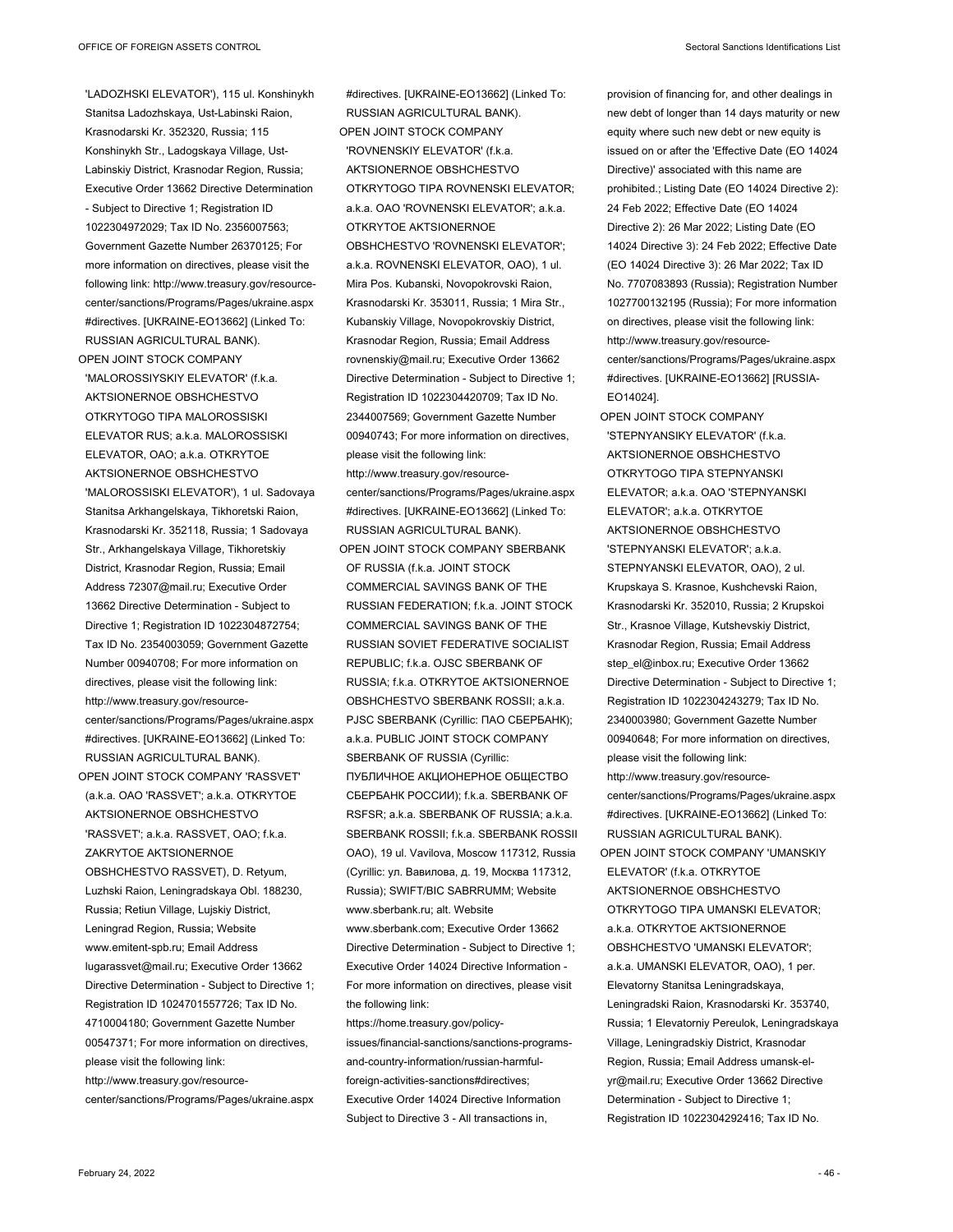'LADOZHSKI ELEVATOR'), 115 ul. Konshinykh Stanitsa Ladozhskaya, Ust-Labinski Raion, Krasnodarski Kr. 352320, Russia; 115 Konshinykh Str., Ladogskaya Village, Ust-Labinskiy District, Krasnodar Region, Russia; Executive Order 13662 Directive Determination - Subject to Directive 1; Registration ID 1022304972029; Tax ID No. 2356007563; Government Gazette Number 26370125; For more information on directives, please visit the following link: http://www.treasury.gov/resource-center/sanctions/Programs/Pages/ukraine.aspx#directives. [UKRAINE-EO13662] (Linked To: RUSSIAN AGRICULTURAL BANK).

OPEN JOINT STOCK COMPANY 'MALOROSSIYSKIY ELEVATOR' (f.k.a. AKTSIONERNOE OBSHCHESTVO OTKRYTOGO TIPA MALOROSSISKI ELEVATOR RUS; a.k.a. MALOROSSISKI ELEVATOR, OAO; a.k.a. OTKRYTOE AKTSIONERNOE OBSHCHESTVO 'MALOROSSISKI ELEVATOR'), 1 ul. Sadovaya Stanitsa Arkhangelskaya, Tikhoretski Raion, Krasnodarski Kr. 352118, Russia; 1 Sadovaya Str., Arkhangelskaya Village, Tikhoretskiy District, Krasnodar Region, Russia; Email Address 72307@mail.ru; Executive Order 13662 Directive Determination - Subject to Directive 1; Registration ID 1022304872754; Tax ID No. 2354003059; Government Gazette Number 00940708; For more information on directives, please visit the following link: http://www.treasury.gov/resource-center/sanctions/Programs/Pages/ukraine.aspx#directives. [UKRAINE-EO13662] (Linked To: RUSSIAN AGRICULTURAL BANK).

OPEN JOINT STOCK COMPANY 'RASSVET' (a.k.a. OAO 'RASSVET'; a.k.a. OTKRYTOE AKTSIONERNOE OBSHCHESTVO 'RASSVET'; a.k.a. RASSVET, OAO; f.k.a. ZAKRYTOE AKTSIONERNOE OBSHCHESTVO RASSVET), D. Retyum, Luzhski Raion, Leningradskaya Obl. 188230, Russia; Retiun Village, Lujskiy District, Leningrad Region, Russia; Website www.emitent-spb.ru; Email Address lugarassvet@mail.ru; Executive Order 13662 Directive Determination - Subject to Directive 1; Registration ID 1024701557726; Tax ID No. 4710004180; Government Gazette Number 00547371; For more information on directives, please visit the following link: http://www.treasury.gov/resource-center/sanctions/Programs/Pages/ukraine.aspx#directives. [UKRAINE-EO13662] (Linked To: RUSSIAN AGRICULTURAL BANK).

OPEN JOINT STOCK COMPANY 'ROVNENSKIY ELEVATOR' (f.k.a. AKTSIONERNOE OBSHCHESTVO OTKRYTOGO TIPA ROVNENSKI ELEVATOR; a.k.a. OAO 'ROVNENSKI ELEVATOR'; a.k.a. OTKRYTOE AKTSIONERNOE OBSHCHESTVO 'ROVNENSKI ELEVATOR'; a.k.a. ROVNENSKI ELEVATOR, OAO), 1 ul. Mira Pos. Kubanski, Novopokrovski Raion, Krasnodarski Kr. 353011, Russia; 1 Mira Str., Kubanskiy Village, Novopokrovskiy District, Krasnodar Region, Russia; Email Address rovnenskiy@mail.ru; Executive Order 13662 Directive Determination - Subject to Directive 1; Registration ID 1022304420709; Tax ID No. 2344007569; Government Gazette Number 00940743; For more information on directives, please visit the following link: http://www.treasury.gov/resource-center/sanctions/Programs/Pages/ukraine.aspx#directives. [UKRAINE-EO13662] (Linked To: RUSSIAN AGRICULTURAL BANK).

OPEN JOINT STOCK COMPANY SBERBANK OF RUSSIA (f.k.a. JOINT STOCK COMMERCIAL SAVINGS BANK OF THE RUSSIAN FEDERATION; f.k.a. JOINT STOCK COMMERCIAL SAVINGS BANK OF THE RUSSIAN SOVIET FEDERATIVE SOCIALIST REPUBLIC; f.k.a. OJSC SBERBANK OF RUSSIA; f.k.a. OTKRYTOE AKTSIONERNOE OBSHCHESTVO SBERBANK ROSSII; a.k.a. PJSC SBERBANK (Cyrillic: ПАО СБЕРБАНК); a.k.a. PUBLIC JOINT STOCK COMPANY SBERBANK OF RUSSIA (Cyrillic: ПУБЛИЧНОЕ АКЦИОНЕРНОЕ ОБЩЕСТВО СБЕРБАНК РОССИИ); f.k.a. SBERBANK OF RSFSR; a.k.a. SBERBANK OF RUSSIA; a.k.a. SBERBANK ROSSII; f.k.a. SBERBANK ROSSII OAO), 19 ul. Vavilova, Moscow 117312, Russia (Cyrillic: ул. Вавилова, д. 19, Москва 117312, Russia); SWIFT/BIC SABRRUMM; Website www.sberbank.ru; alt. Website www.sberbank.com; Executive Order 13662 Directive Determination - Subject to Directive 1; Executive Order 14024 Directive Information - For more information on directives, please visit the following link: https://home.treasury.gov/policy-issues/financial-sanctions/sanctions-programs-and-country-information/russian-harmful-foreign-activities-sanctions#directives; Executive Order 14024 Directive Information Subject to Directive 3 - All transactions in, provision of financing for, and other dealings in new debt of longer than 14 days maturity or new equity where such new debt or new equity is issued on or after the 'Effective Date (EO 14024 Directive)' associated with this name are prohibited.; Listing Date (EO 14024 Directive 2): 24 Feb 2022; Effective Date (EO 14024 Directive 2): 26 Mar 2022; Listing Date (EO 14024 Directive 3): 24 Feb 2022; Effective Date (EO 14024 Directive 3): 26 Mar 2022; Tax ID No. 7707083893 (Russia); Registration Number 1027700132195 (Russia); For more information on directives, please visit the following link: http://www.treasury.gov/resource-center/sanctions/Programs/Pages/ukraine.aspx#directives. [UKRAINE-EO13662] [RUSSIA-EO14024].

OPEN JOINT STOCK COMPANY 'STEPNYANSIKY ELEVATOR' (f.k.a. AKTSIONERNOE OBSHCHESTVO OTKRYTOGO TIPA STEPNYANSKI ELEVATOR; a.k.a. OAO 'STEPNYANSKI ELEVATOR'; a.k.a. OTKRYTOE AKTSIONERNOE OBSHCHESTVO 'STEPNYANSKI ELEVATOR'; a.k.a. STEPNYANSKI ELEVATOR, OAO), 2 ul. Krupskaya S. Krasnoe, Kushchevski Raion, Krasnodarski Kr. 352010, Russia; 2 Krupskoi Str., Krasnoe Village, Kutshevskiy District, Krasnodar Region, Russia; Email Address step_el@inbox.ru; Executive Order 13662 Directive Determination - Subject to Directive 1; Registration ID 1022304243279; Tax ID No. 2340003980; Government Gazette Number 00940648; For more information on directives, please visit the following link: http://www.treasury.gov/resource-center/sanctions/Programs/Pages/ukraine.aspx#directives. [UKRAINE-EO13662] (Linked To: RUSSIAN AGRICULTURAL BANK).

OPEN JOINT STOCK COMPANY 'UMANSKIY ELEVATOR' (f.k.a. OTKRYTOE AKTSIONERNOE OBSHCHESTVO OTKRYTOGO TIPA UMANSKI ELEVATOR; a.k.a. OTKRYTOE AKTSIONERNOE OBSHCHESTVO 'UMANSKI ELEVATOR'; a.k.a. UMANSKI ELEVATOR, OAO), 1 per. Elevatorny Stanitsa Leningradskaya, Leningradski Raion, Krasnodarski Kr. 353740, Russia; 1 Elevatorniy Pereulok, Leningradskaya Village, Leningradskiy District, Krasnodar Region, Russia; Email Address umansk-el-yr@mail.ru; Executive Order 13662 Directive Determination - Subject to Directive 1; Registration ID 1022304292416; Tax ID No.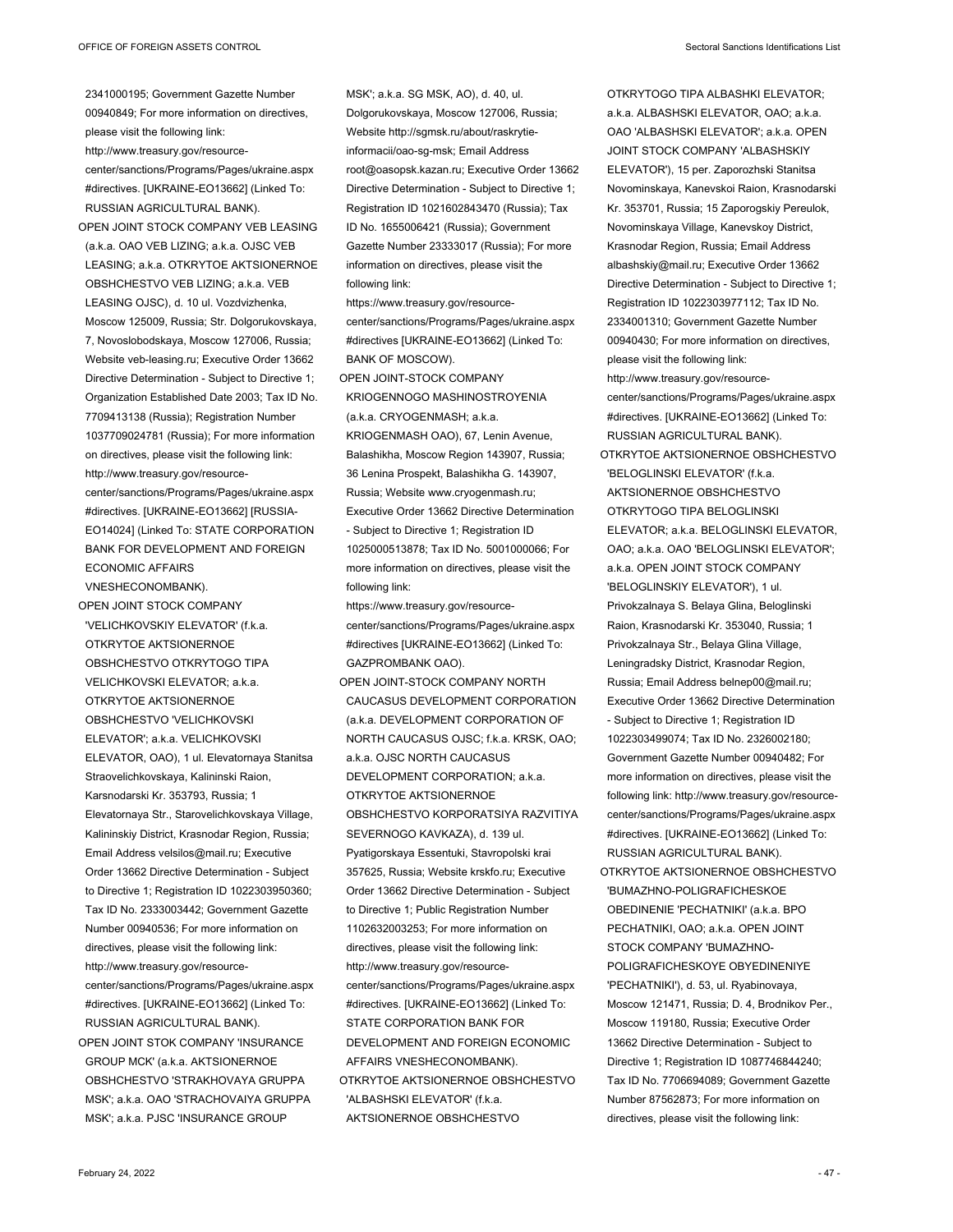2341000195; Government Gazette Number 00940849; For more information on directives, please visit the following link: http://www.treasury.gov/resource-center/sanctions/Programs/Pages/ukraine.aspx #directives. [UKRAINE-EO13662] (Linked To: RUSSIAN AGRICULTURAL BANK).

OPEN JOINT STOCK COMPANY VEB LEASING (a.k.a. OAO VEB LIZING; a.k.a. OJSC VEB LEASING; a.k.a. OTKRYTOE AKTSIONERNOE OBSHCHESTVO VEB LIZING; a.k.a. VEB LEASING OJSC), d. 10 ul. Vozdvizhenka, Moscow 125009, Russia; Str. Dolgorukovskaya, 7, Novoslobodskaya, Moscow 127006, Russia; Website veb-leasing.ru; Executive Order 13662 Directive Determination - Subject to Directive 1; Organization Established Date 2003; Tax ID No. 7709413138 (Russia); Registration Number 1037709024781 (Russia); For more information on directives, please visit the following link: http://www.treasury.gov/resource-center/sanctions/Programs/Pages/ukraine.aspx #directives. [UKRAINE-EO13662] [RUSSIA-EO14024] (Linked To: STATE CORPORATION BANK FOR DEVELOPMENT AND FOREIGN ECONOMIC AFFAIRS VNESHECONOMBANK).

OPEN JOINT STOCK COMPANY 'VELICHKOVSKIY ELEVATOR' (f.k.a. OTKRYTOE AKTSIONERNOE OBSHCHESTVO OTKRYTOGO TIPA VELICHKOVSKI ELEVATOR; a.k.a. OTKRYTOE AKTSIONERNOE OBSHCHESTVO 'VELICHKOVSKI ELEVATOR'; a.k.a. VELICHKOVSKI ELEVATOR, OAO), 1 ul. Elevatornaya Stanitsa Straovelichkovskaya, Kalininski Raion, Karsnodarski Kr. 353793, Russia; 1 Elevatornaya Str., Starovelichkovskaya Village, Kalininskiy District, Krasnodar Region, Russia; Email Address velsilos@mail.ru; Executive Order 13662 Directive Determination - Subject to Directive 1; Registration ID 1022303950360; Tax ID No. 2333003442; Government Gazette Number 00940536; For more information on directives, please visit the following link: http://www.treasury.gov/resource-center/sanctions/Programs/Pages/ukraine.aspx #directives. [UKRAINE-EO13662] (Linked To: RUSSIAN AGRICULTURAL BANK).

OPEN JOINT STOK COMPANY 'INSURANCE GROUP MCK' (a.k.a. AKTSIONERNOE OBSHCHESTVO 'STRAKHOVAYA GRUPPA MSK'; a.k.a. OAO 'STRACHOVAIYA GRUPPA MSK'; a.k.a. PJSC 'INSURANCE GROUP MSK'; a.k.a. SG MSK, AO), d. 40, ul. Dolgorukovskaya, Moscow 127006, Russia; Website http://sgmsk.ru/about/raskrytie-informacii/oao-sg-msk; Email Address root@oasopsk.kazan.ru; Executive Order 13662 Directive Determination - Subject to Directive 1; Registration ID 1021602843470 (Russia); Tax ID No. 1655006421 (Russia); Government Gazette Number 23333017 (Russia); For more information on directives, please visit the following link: https://www.treasury.gov/resource-center/sanctions/Programs/Pages/ukraine.aspx #directives [UKRAINE-EO13662] (Linked To: BANK OF MOSCOW).

OPEN JOINT-STOCK COMPANY KRIOGENNOGO MASHINOSTROYENIA (a.k.a. CRYOGENMASH; a.k.a. KRIOGENMASH OAO), 67, Lenin Avenue, Balashikha, Moscow Region 143907, Russia; 36 Lenina Prospekt, Balashikha G. 143907, Russia; Website www.cryogenmash.ru; Executive Order 13662 Directive Determination - Subject to Directive 1; Registration ID 1025000513878; Tax ID No. 5001000066; For more information on directives, please visit the following link: https://www.treasury.gov/resource-center/sanctions/Programs/Pages/ukraine.aspx #directives [UKRAINE-EO13662] (Linked To: GAZPROMBANK OAO).

OPEN JOINT-STOCK COMPANY NORTH CAUCASUS DEVELOPMENT CORPORATION (a.k.a. DEVELOPMENT CORPORATION OF NORTH CAUCASUS OJSC; f.k.a. KRSK, OAO; a.k.a. OJSC NORTH CAUCASUS DEVELOPMENT CORPORATION; a.k.a. OTKRYTOE AKTSIONERNOE OBSHCHESTVO KORPORATSIYA RAZVITIYA SEVERNOGO KAVKAZA), d. 139 ul. Pyatigorskaya Essentuki, Stavropolski krai 357625, Russia; Website krskfo.ru; Executive Order 13662 Directive Determination - Subject to Directive 1; Public Registration Number 1102632003253; For more information on directives, please visit the following link: http://www.treasury.gov/resource-center/sanctions/Programs/Pages/ukraine.aspx #directives. [UKRAINE-EO13662] (Linked To: STATE CORPORATION BANK FOR DEVELOPMENT AND FOREIGN ECONOMIC AFFAIRS VNESHECONOMBANK).

OTKRYTOE AKTSIONERNOE OBSHCHESTVO 'ALBASHSKI ELEVATOR' (f.k.a. AKTSIONERNOE OBSHCHESTVO OTKRYTOGO TIPA ALBASHKI ELEVATOR; a.k.a. ALBASHSKI ELEVATOR, OAO; a.k.a. OAO 'ALBASHSKI ELEVATOR'; a.k.a. OPEN JOINT STOCK COMPANY 'ALBASHSKIY ELEVATOR'), 15 per. Zaporozhski Stanitsa Novominskaya, Kanevskoi Raion, Krasnodarski Kr. 353701, Russia; 15 Zaporogskiy Pereulok, Novominskaya Village, Kanevskoy District, Krasnodar Region, Russia; Email Address albashskiy@mail.ru; Executive Order 13662 Directive Determination - Subject to Directive 1; Registration ID 1022303977112; Tax ID No. 2334001310; Government Gazette Number 00940430; For more information on directives, please visit the following link: http://www.treasury.gov/resource-center/sanctions/Programs/Pages/ukraine.aspx #directives. [UKRAINE-EO13662] (Linked To: RUSSIAN AGRICULTURAL BANK).

OTKRYTOE AKTSIONERNOE OBSHCHESTVO 'BELOGLINSKI ELEVATOR' (f.k.a. AKTSIONERNOE OBSHCHESTVO OTKRYTOGO TIPA BELOGLINSKI ELEVATOR; a.k.a. BELOGLINSKI ELEVATOR, OAO; a.k.a. OAO 'BELOGLINSKI ELEVATOR'; a.k.a. OPEN JOINT STOCK COMPANY 'BELOGLINSKIY ELEVATOR'), 1 ul. Privokzalnaya S. Belaya Glina, Beloglinski Raion, Krasnodarski Kr. 353040, Russia; 1 Privokzalnaya Str., Belaya Glina Village, Leningradsky District, Krasnodar Region, Russia; Email Address belnep00@mail.ru; Executive Order 13662 Directive Determination - Subject to Directive 1; Registration ID 1022303499074; Tax ID No. 2326002180; Government Gazette Number 00940482; For more information on directives, please visit the following link: http://www.treasury.gov/resource-center/sanctions/Programs/Pages/ukraine.aspx #directives. [UKRAINE-EO13662] (Linked To: RUSSIAN AGRICULTURAL BANK).

OTKRYTOE AKTSIONERNOE OBSHCHESTVO 'BUMAZHNO-POLIGRAFICHESKOE OBEDINENIE 'PECHATNIKI' (a.k.a. BPO PECHATNIKI, OAO; a.k.a. OPEN JOINT STOCK COMPANY 'BUMAZHNO-POLIGRAFICHESKOYE OBYEDINENIYE 'PECHATNIKI'), d. 53, ul. Ryabinovaya, Moscow 121471, Russia; D. 4, Brodnikov Per., Moscow 119180, Russia; Executive Order 13662 Directive Determination - Subject to Directive 1; Registration ID 1087746844240; Tax ID No. 7706694089; Government Gazette Number 87562873; For more information on directives, please visit the following link: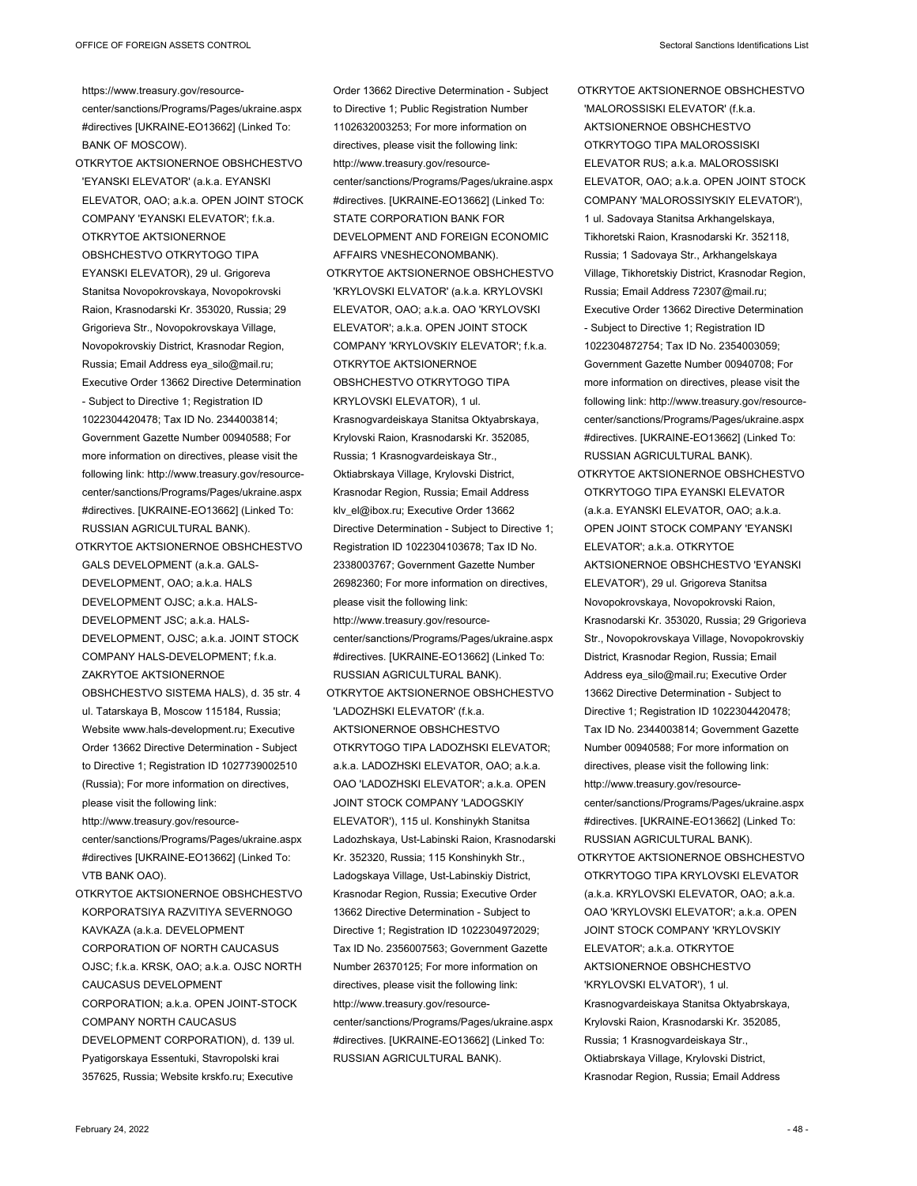https://www.treasury.gov/resource-center/sanctions/Programs/Pages/ukraine.aspx#directives [UKRAINE-EO13662] (Linked To: BANK OF MOSCOW).

OTKRYTOE AKTSIONERNOE OBSHCHESTVO 'EYANSKI ELEVATOR' (a.k.a. EYANSKI ELEVATOR, OAO; a.k.a. OPEN JOINT STOCK COMPANY 'EYANSKI ELEVATOR'; f.k.a. OTKRYTOE AKTSIONERNOE OBSHCHESTVO OTKRYTOGO TIPA EYANSKI ELEVATOR), 29 ul. Grigoreva Stanitsa Novopokrovskaya, Novopokrovski Raion, Krasnodarski Kr. 353020, Russia; 29 Grigorieva Str., Novopokrovskaya Village, Novopokrovskiy District, Krasnodar Region, Russia; Email Address eya_silo@mail.ru; Executive Order 13662 Directive Determination - Subject to Directive 1; Registration ID 1022304420478; Tax ID No. 2344003814; Government Gazette Number 00940588; For more information on directives, please visit the following link: http://www.treasury.gov/resource-center/sanctions/Programs/Pages/ukraine.aspx#directives. [UKRAINE-EO13662] (Linked To: RUSSIAN AGRICULTURAL BANK).

OTKRYTOE AKTSIONERNOE OBSHCHESTVO GALS DEVELOPMENT (a.k.a. GALS-DEVELOPMENT, OAO; a.k.a. HALS DEVELOPMENT OJSC; a.k.a. HALS-DEVELOPMENT JSC; a.k.a. HALS-DEVELOPMENT, OJSC; a.k.a. JOINT STOCK COMPANY HALS-DEVELOPMENT; f.k.a. ZAKRYTOE AKTSIONERNOE OBSHCHESTVO SISTEMA HALS), d. 35 str. 4 ul. Tatarskaya B, Moscow 115184, Russia; Website www.hals-development.ru; Executive Order 13662 Directive Determination - Subject to Directive 1; Registration ID 1027739002510 (Russia); For more information on directives, please visit the following link: http://www.treasury.gov/resource-center/sanctions/Programs/Pages/ukraine.aspx#directives [UKRAINE-EO13662] (Linked To: VTB BANK OAO).

OTKRYTOE AKTSIONERNOE OBSHCHESTVO KORPORATSIYA RAZVITIYA SEVERNOGO KAVKAZA (a.k.a. DEVELOPMENT CORPORATION OF NORTH CAUCASUS OJSC; f.k.a. KRSK, OAO; a.k.a. OJSC NORTH CAUCASUS DEVELOPMENT CORPORATION; a.k.a. OPEN JOINT-STOCK COMPANY NORTH CAUCASUS DEVELOPMENT CORPORATION), d. 139 ul. Pyatigorskaya Essentuki, Stavropolski krai 357625, Russia; Website krskfo.ru; Executive Order 13662 Directive Determination - Subject to Directive 1; Public Registration Number 1102632003253; For more information on directives, please visit the following link: http://www.treasury.gov/resource-center/sanctions/Programs/Pages/ukraine.aspx#directives. [UKRAINE-EO13662] (Linked To: STATE CORPORATION BANK FOR DEVELOPMENT AND FOREIGN ECONOMIC AFFAIRS VNESHECONOMBANK).

OTKRYTOE AKTSIONERNOE OBSHCHESTVO 'KRYLOVSKI ELVATOR' (a.k.a. KRYLOVSKI ELEVATOR, OAO; a.k.a. OAO 'KRYLOVSKI ELEVATOR'; a.k.a. OPEN JOINT STOCK COMPANY 'KRYLOVSKIY ELEVATOR'; f.k.a. OTKRYTOE AKTSIONERNOE OBSHCHESTVO OTKRYTOGO TIPA KRYLOVSKI ELEVATOR), 1 ul. Krasnogvardeiskaya Stanitsa Oktyabrskaya, Krylovski Raion, Krasnodarski Kr. 352085, Russia; 1 Krasnogvardeiskaya Str., Oktiabrskaya Village, Krylovski District, Krasnodar Region, Russia; Email Address klv_el@ibox.ru; Executive Order 13662 Directive Determination - Subject to Directive 1; Registration ID 1022304103678; Tax ID No. 2338003767; Government Gazette Number 26982360; For more information on directives, please visit the following link: http://www.treasury.gov/resource-center/sanctions/Programs/Pages/ukraine.aspx#directives. [UKRAINE-EO13662] (Linked To: RUSSIAN AGRICULTURAL BANK).

OTKRYTOE AKTSIONERNOE OBSHCHESTVO 'LADOZHSKI ELEVATOR' (f.k.a. AKTSIONERNOE OBSHCHESTVO OTKRYTOGO TIPA LADOZHSKI ELEVATOR; a.k.a. LADOZHSKI ELEVATOR, OAO; a.k.a. OAO 'LADOZHSKI ELEVATOR'; a.k.a. OPEN JOINT STOCK COMPANY 'LADOGSKIY ELEVATOR'), 115 ul. Konshinykh Stanitsa Ladozhskaya, Ust-Labinski Raion, Krasnodarski Kr. 352320, Russia; 115 Konshinykh Str., Ladogskaya Village, Ust-Labinskiy District, Krasnodar Region, Russia; Executive Order 13662 Directive Determination - Subject to Directive 1; Registration ID 1022304972029; Tax ID No. 2356007563; Government Gazette Number 26370125; For more information on directives, please visit the following link: http://www.treasury.gov/resource-center/sanctions/Programs/Pages/ukraine.aspx#directives. [UKRAINE-EO13662] (Linked To: RUSSIAN AGRICULTURAL BANK).

OTKRYTOE AKTSIONERNOE OBSHCHESTVO 'MALOROSSISKI ELEVATOR' (f.k.a. AKTSIONERNOE OBSHCHESTVO OTKRYTOGO TIPA MALOROSSISKI ELEVATOR RUS; a.k.a. MALOROSSISKI ELEVATOR, OAO; a.k.a. OPEN JOINT STOCK COMPANY 'MALOROSSIYSKIY ELEVATOR'), 1 ul. Sadovaya Stanitsa Arkhangelskaya, Tikhoretski Raion, Krasnodarski Kr. 352118, Russia; 1 Sadovaya Str., Arkhangelskaya Village, Tikhoretskiy District, Krasnodar Region, Russia; Email Address 72307@mail.ru; Executive Order 13662 Directive Determination - Subject to Directive 1; Registration ID 1022304872754; Tax ID No. 2354003059; Government Gazette Number 00940708; For more information on directives, please visit the following link: http://www.treasury.gov/resource-center/sanctions/Programs/Pages/ukraine.aspx#directives. [UKRAINE-EO13662] (Linked To: RUSSIAN AGRICULTURAL BANK).

OTKRYTOE AKTSIONERNOE OBSHCHESTVO OTKRYTOGO TIPA EYANSKI ELEVATOR (a.k.a. EYANSKI ELEVATOR, OAO; a.k.a. OPEN JOINT STOCK COMPANY 'EYANSKI ELEVATOR'; a.k.a. OTKRYTOE AKTSIONERNOE OBSHCHESTVO 'EYANSKI ELEVATOR'), 29 ul. Grigoreva Stanitsa Novopokrovskaya, Novopokrovski Raion, Krasnodarski Kr. 353020, Russia; 29 Grigorieva Str., Novopokrovskaya Village, Novopokrovskiy District, Krasnodar Region, Russia; Email Address eya_silo@mail.ru; Executive Order 13662 Directive Determination - Subject to Directive 1; Registration ID 1022304420478; Tax ID No. 2344003814; Government Gazette Number 00940588; For more information on directives, please visit the following link: http://www.treasury.gov/resource-center/sanctions/Programs/Pages/ukraine.aspx#directives. [UKRAINE-EO13662] (Linked To: RUSSIAN AGRICULTURAL BANK).

OTKRYTOE AKTSIONERNOE OBSHCHESTVO OTKRYTOGO TIPA KRYLOVSKI ELEVATOR (a.k.a. KRYLOVSKI ELEVATOR, OAO; a.k.a. OAO 'KRYLOVSKI ELEVATOR'; a.k.a. OPEN JOINT STOCK COMPANY 'KRYLOVSKIY ELEVATOR'; a.k.a. OTKRYTOE AKTSIONERNOE OBSHCHESTVO 'KRYLOVSKI ELVATOR'), 1 ul. Krasnogvardeiskaya Stanitsa Oktyabrskaya, Krylovski Raion, Krasnodarski Kr. 352085, Russia; 1 Krasnogvardeiskaya Str., Oktiabrskaya Village, Krylovski District, Krasnodar Region, Russia; Email Address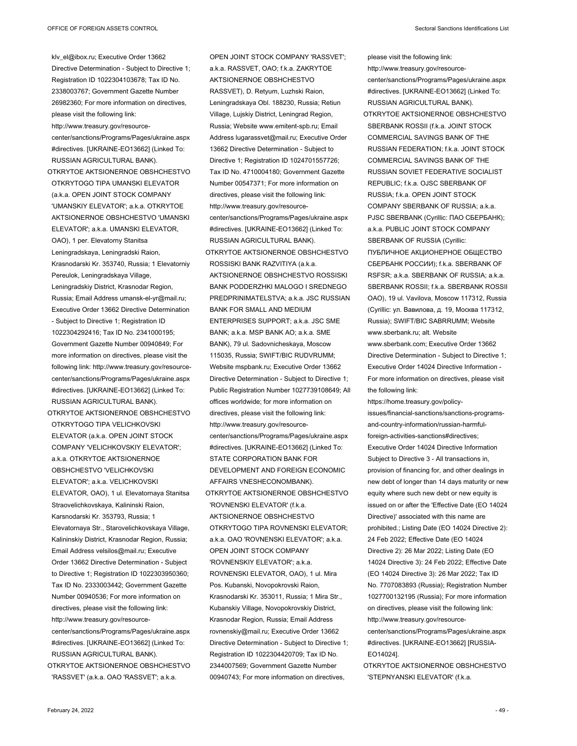klv_el@ibox.ru; Executive Order 13662 Directive Determination - Subject to Directive 1; Registration ID 1022304103678; Tax ID No. 2338003767; Government Gazette Number 26982360; For more information on directives, please visit the following link: http://www.treasury.gov/resource-center/sanctions/Programs/Pages/ukraine.aspx#directives. [UKRAINE-EO13662] (Linked To: RUSSIAN AGRICULTURAL BANK).

OTKRYTOE AKTSIONERNOE OBSHCHESTVO OTKRYTOGO TIPA UMANSKI ELEVATOR (a.k.a. OPEN JOINT STOCK COMPANY 'UMANSKIY ELEVATOR'; a.k.a. OTKRYTOE AKTSIONERNOE OBSHCHESTVO 'UMANSKI ELEVATOR'; a.k.a. UMANSKI ELEVATOR, OAO), 1 per. Elevatorny Stanitsa Leningradskaya, Leningradski Raion, Krasnodarski Kr. 353740, Russia; 1 Elevatorniy Pereulok, Leningradskaya Village, Leningradskiy District, Krasnodar Region, Russia; Email Address umansk-el-yr@mail.ru; Executive Order 13662 Directive Determination - Subject to Directive 1; Registration ID 1022304292416; Tax ID No. 2341000195; Government Gazette Number 00940849; For more information on directives, please visit the following link: http://www.treasury.gov/resource-center/sanctions/Programs/Pages/ukraine.aspx#directives. [UKRAINE-EO13662] (Linked To: RUSSIAN AGRICULTURAL BANK).

OTKRYTOE AKTSIONERNOE OBSHCHESTVO OTKRYTOGO TIPA VELICHKOVSKI ELEVATOR (a.k.a. OPEN JOINT STOCK COMPANY 'VELICHKOVSKIY ELEVATOR'; a.k.a. OTKRYTOE AKTSIONERNOE OBSHCHESTVO 'VELICHKOVSKI ELEVATOR'; a.k.a. VELICHKOVSKI ELEVATOR, OAO), 1 ul. Elevatornaya Stanitsa Straovelichkovskaya, Kalininski Raion, Karsnodarski Kr. 353793, Russia; 1 Elevatornaya Str., Starovelichkovskaya Village, Kalininskiy District, Krasnodar Region, Russia; Email Address velsilos@mail.ru; Executive Order 13662 Directive Determination - Subject to Directive 1; Registration ID 1022303950360; Tax ID No. 2333003442; Government Gazette Number 00940536; For more information on directives, please visit the following link: http://www.treasury.gov/resource-center/sanctions/Programs/Pages/ukraine.aspx#directives. [UKRAINE-EO13662] (Linked To: RUSSIAN AGRICULTURAL BANK).

OTKRYTOE AKTSIONERNOE OBSHCHESTVO 'RASSVET' (a.k.a. OAO 'RASSVET'; a.k.a. OPEN JOINT STOCK COMPANY 'RASSVET'; a.k.a. RASSVET, OAO; f.k.a. ZAKRYTOE AKTSIONERNOE OBSHCHESTVO RASSVET), D. Retyum, Luzhski Raion, Leningradskaya Obl. 188230, Russia; Retiun Village, Lujskiy District, Leningrad Region, Russia; Website www.emitent-spb.ru; Email Address lugarassvet@mail.ru; Executive Order 13662 Directive Determination - Subject to Directive 1; Registration ID 1024701557726; Tax ID No. 4710004180; Government Gazette Number 00547371; For more information on directives, please visit the following link: http://www.treasury.gov/resource-center/sanctions/Programs/Pages/ukraine.aspx#directives. [UKRAINE-EO13662] (Linked To: RUSSIAN AGRICULTURAL BANK).

OTKRYTOE AKTSIONERNOE OBSHCHESTVO ROSSISKI BANK RAZVITIYA (a.k.a. AKTSIONERNOE OBSHCHESTVO ROSSISKI BANK PODDERZHKI MALOGO I SREDNEGO PREDPRINIMATELSTVA; a.k.a. JSC RUSSIAN BANK FOR SMALL AND MEDIUM ENTERPRISES SUPPORT; a.k.a. JSC SME BANK; a.k.a. MSP BANK AO; a.k.a. SME BANK), 79 ul. Sadovnicheskaya, Moscow 115035, Russia; SWIFT/BIC RUDVRUMM; Website mspbank.ru; Executive Order 13662 Directive Determination - Subject to Directive 1; Public Registration Number 1027739108649; All offices worldwide; for more information on directives, please visit the following link: http://www.treasury.gov/resource-center/sanctions/Programs/Pages/ukraine.aspx#directives. [UKRAINE-EO13662] (Linked To: STATE CORPORATION BANK FOR DEVELOPMENT AND FOREIGN ECONOMIC AFFAIRS VNESHECONOMBANK).

OTKRYTOE AKTSIONERNOE OBSHCHESTVO 'ROVNENSKI ELEVATOR' (f.k.a. AKTSIONERNOE OBSHCHESTVO OTKRYTOGO TIPA ROVNENSKI ELEVATOR; a.k.a. OAO 'ROVNENSKI ELEVATOR'; a.k.a. OPEN JOINT STOCK COMPANY 'ROVNENSKIY ELEVATOR'; a.k.a. ROVNENSKI ELEVATOR, OAO), 1 ul. Mira Pos. Kubanski, Novopokrovski Raion, Krasnodarski Kr. 353011, Russia; 1 Mira Str., Kubanskiy Village, Novopokrovskiy District, Krasnodar Region, Russia; Email Address rovnenskiy@mail.ru; Executive Order 13662 Directive Determination - Subject to Directive 1; Registration ID 1022304420709; Tax ID No. 2344007569; Government Gazette Number 00940743; For more information on directives, please visit the following link: http://www.treasury.gov/resource-center/sanctions/Programs/Pages/ukraine.aspx#directives. [UKRAINE-EO13662] (Linked To: RUSSIAN AGRICULTURAL BANK).

OTKRYTOE AKTSIONERNOE OBSHCHESTVO SBERBANK ROSSII (f.k.a. JOINT STOCK COMMERCIAL SAVINGS BANK OF THE RUSSIAN FEDERATION; f.k.a. JOINT STOCK COMMERCIAL SAVINGS BANK OF THE RUSSIAN SOVIET FEDERATIVE SOCIALIST REPUBLIC; f.k.a. OJSC SBERBANK OF RUSSIA; f.k.a. OPEN JOINT STOCK COMPANY SBERBANK OF RUSSIA; a.k.a. PJSC SBERBANK (Cyrillic: ПАО СБЕРБАНК); a.k.a. PUBLIC JOINT STOCK COMPANY SBERBANK OF RUSSIA (Cyrillic: ПУБЛИЧНОЕ АКЦИОНЕРНОЕ ОБЩЕСТВО СБЕРБАНК РОССИИ); f.k.a. SBERBANK OF RSFSR; a.k.a. SBERBANK OF RUSSIA; a.k.a. SBERBANK ROSSII; f.k.a. SBERBANK ROSSII OAO), 19 ul. Vavilova, Moscow 117312, Russia (Cyrillic: ул. Вавилова, д. 19, Москва 117312, Russia); SWIFT/BIC SABRRUMM; Website www.sberbank.ru; alt. Website www.sberbank.com; Executive Order 13662 Directive Determination - Subject to Directive 1; Executive Order 14024 Directive Information - For more information on directives, please visit the following link: https://home.treasury.gov/policy-issues/financial-sanctions/sanctions-programs-and-country-information/russian-harmful-foreign-activities-sanctions#directives; Executive Order 14024 Directive Information Subject to Directive 3 - All transactions in, provision of financing for, and other dealings in new debt of longer than 14 days maturity or new equity where such new debt or new equity is issued on or after the 'Effective Date (EO 14024 Directive)' associated with this name are prohibited.; Listing Date (EO 14024 Directive 2): 24 Feb 2022; Effective Date (EO 14024 Directive 2): 26 Mar 2022; Listing Date (EO 14024 Directive 3): 24 Feb 2022; Effective Date (EO 14024 Directive 3): 26 Mar 2022; Tax ID No. 7707083893 (Russia); Registration Number 1027700132195 (Russia); For more information on directives, please visit the following link: http://www.treasury.gov/resource-center/sanctions/Programs/Pages/ukraine.aspx#directives. [UKRAINE-EO13662] [RUSSIA-EO14024].

OTKRYTOE AKTSIONERNOE OBSHCHESTVO 'STEPNYANSKI ELEVATOR' (f.k.a.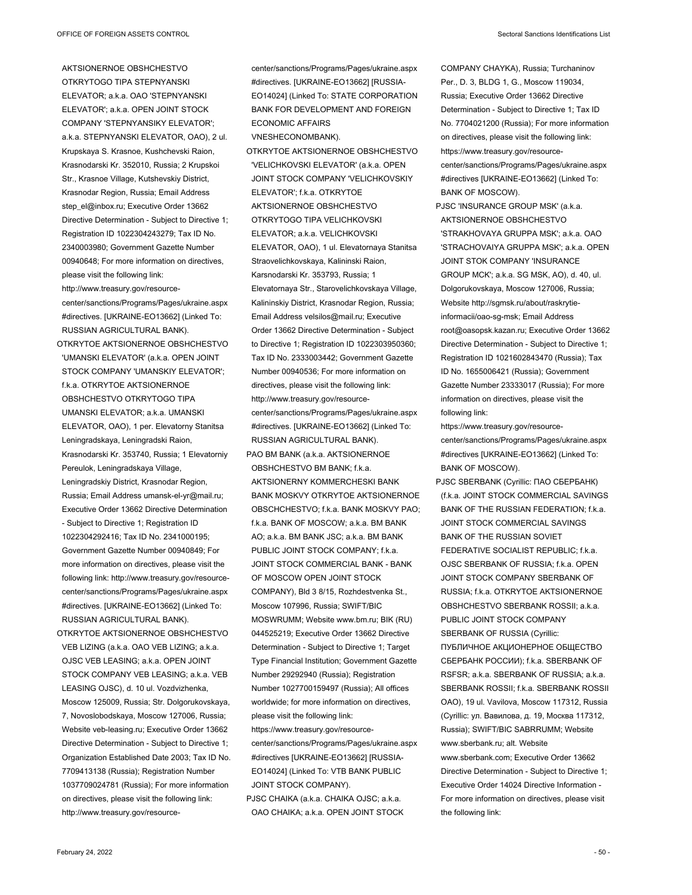AKTSIONERNOE OBSHCHESTVO OTKRYTOGO TIPA STEPNYANSKI ELEVATOR; a.k.a. OAO 'STEPNYANSKI ELEVATOR'; a.k.a. OPEN JOINT STOCK COMPANY 'STEPNYANSIKY ELEVATOR'; a.k.a. STEPNYANSKI ELEVATOR, OAO), 2 ul. Krupskaya S. Krasnoe, Kushchevski Raion, Krasnodarski Kr. 352010, Russia; 2 Krupskoi Str., Krasnoe Village, Kutshevskiy District, Krasnodar Region, Russia; Email Address step_el@inbox.ru; Executive Order 13662 Directive Determination - Subject to Directive 1; Registration ID 1022304243279; Tax ID No. 2340003980; Government Gazette Number 00940648; For more information on directives, please visit the following link: http://www.treasury.gov/resource-center/sanctions/Programs/Pages/ukraine.aspx#directives. [UKRAINE-EO13662] (Linked To: RUSSIAN AGRICULTURAL BANK).

OTKRYTOE AKTSIONERNOE OBSHCHESTVO 'UMANSKI ELEVATOR' (a.k.a. OPEN JOINT STOCK COMPANY 'UMANSKIY ELEVATOR'; f.k.a. OTKRYTOE AKTSIONERNOE OBSHCHESTVO OTKRYTOGO TIPA UMANSKI ELEVATOR; a.k.a. UMANSKI ELEVATOR, OAO), 1 per. Elevatorny Stanitsa Leningradskaya, Leningradski Raion, Krasnodarski Kr. 353740, Russia; 1 Elevatorniy Pereulok, Leningradskaya Village, Leningradskiy District, Krasnodar Region, Russia; Email Address umansk-el-yr@mail.ru; Executive Order 13662 Directive Determination - Subject to Directive 1; Registration ID 1022304292416; Tax ID No. 2341000195; Government Gazette Number 00940849; For more information on directives, please visit the following link: http://www.treasury.gov/resource-center/sanctions/Programs/Pages/ukraine.aspx#directives. [UKRAINE-EO13662] (Linked To: RUSSIAN AGRICULTURAL BANK).

OTKRYTOE AKTSIONERNOE OBSHCHESTVO VEB LIZING (a.k.a. OAO VEB LIZING; a.k.a. OJSC VEB LEASING; a.k.a. OPEN JOINT STOCK COMPANY VEB LEASING; a.k.a. VEB LEASING OJSC), d. 10 ul. Vozdvizhenka, Moscow 125009, Russia; Str. Dolgorukovskaya, 7, Novoslobodskaya, Moscow 127006, Russia; Website veb-leasing.ru; Executive Order 13662 Directive Determination - Subject to Directive 1; Organization Established Date 2003; Tax ID No. 7709413138 (Russia); Registration Number 1037709024781 (Russia); For more information on directives, please visit the following link: http://www.treasury.gov/resource-center/sanctions/Programs/Pages/ukraine.aspx#directives. [UKRAINE-EO13662] [RUSSIA-EO14024] (Linked To: STATE CORPORATION BANK FOR DEVELOPMENT AND FOREIGN ECONOMIC AFFAIRS VNESHECONOMBANK).

OTKRYTOE AKTSIONERNOE OBSHCHESTVO 'VELICHKOVSKI ELEVATOR' (a.k.a. OPEN JOINT STOCK COMPANY 'VELICHKOVSKIY ELEVATOR'; f.k.a. OTKRYTOE AKTSIONERNOE OBSHCHESTVO OTKRYTOGO TIPA VELICHKOVSKI ELEVATOR; a.k.a. VELICHKOVSKI ELEVATOR, OAO), 1 ul. Elevatornaya Stanitsa Straovelichkovskaya, Kalininski Raion, Karsnodarski Kr. 353793, Russia; 1 Elevatornaya Str., Starovelichkovskaya Village, Kalininskiy District, Krasnodar Region, Russia; Email Address velsilos@mail.ru; Executive Order 13662 Directive Determination - Subject to Directive 1; Registration ID 1022303950360; Tax ID No. 2333003442; Government Gazette Number 00940536; For more information on directives, please visit the following link: http://www.treasury.gov/resource-center/sanctions/Programs/Pages/ukraine.aspx#directives. [UKRAINE-EO13662] (Linked To: RUSSIAN AGRICULTURAL BANK).

PAO BM BANK (a.k.a. AKTSIONERNOE OBSHCHESTVO BM BANK; f.k.a. AKTSIONERNY KOMMERCHESKI BANK BANK MOSKVY OTKRYTOE AKTSIONERNOE OBSCHCHESTVO; f.k.a. BANK MOSKVY PAO; f.k.a. BANK OF MOSCOW; a.k.a. BM BANK AO; a.k.a. BM BANK JSC; a.k.a. BM BANK PUBLIC JOINT STOCK COMPANY; f.k.a. JOINT STOCK COMMERCIAL BANK - BANK OF MOSCOW OPEN JOINT STOCK COMPANY), Bld 3 8/15, Rozhdestvenka St., Moscow 107996, Russia; SWIFT/BIC MOSWRUMM; Website www.bm.ru; BIK (RU) 044525219; Executive Order 13662 Directive Determination - Subject to Directive 1; Target Type Financial Institution; Government Gazette Number 29292940 (Russia); Registration Number 1027700159497 (Russia); All offices worldwide; for more information on directives, please visit the following link: https://www.treasury.gov/resource-center/sanctions/Programs/Pages/ukraine.aspx#directives [UKRAINE-EO13662] [RUSSIA-EO14024] (Linked To: VTB BANK PUBLIC JOINT STOCK COMPANY).

PJSC CHAIKA (a.k.a. CHAIKA OJSC; a.k.a. OAO CHAIKA; a.k.a. OPEN JOINT STOCK COMPANY CHAYKA), Russia; Turchaninov Per., D. 3, BLDG 1, G., Moscow 119034, Russia; Executive Order 13662 Directive Determination - Subject to Directive 1; Tax ID No. 7704021200 (Russia); For more information on directives, please visit the following link: https://www.treasury.gov/resource-center/sanctions/Programs/Pages/ukraine.aspx#directives [UKRAINE-EO13662] (Linked To: BANK OF MOSCOW).

PJSC 'INSURANCE GROUP MSK' (a.k.a. AKTSIONERNOE OBSHCHESTVO 'STRAKHOVAYA GRUPPA MSK'; a.k.a. OAO 'STRACHOVAIYA GRUPPA MSK'; a.k.a. OPEN JOINT STOK COMPANY 'INSURANCE GROUP MCK'; a.k.a. SG MSK, AO), d. 40, ul. Dolgorukovskaya, Moscow 127006, Russia; Website http://sgmsk.ru/about/raskrytie-informacii/oao-sg-msk; Email Address root@oasopsk.kazan.ru; Executive Order 13662 Directive Determination - Subject to Directive 1; Registration ID 1021602843470 (Russia); Tax ID No. 1655006421 (Russia); Government Gazette Number 23333017 (Russia); For more information on directives, please visit the following link: https://www.treasury.gov/resource-center/sanctions/Programs/Pages/ukraine.aspx#directives [UKRAINE-EO13662] (Linked To: BANK OF MOSCOW).

PJSC SBERBANK (Cyrillic: ПАО СБЕРБАНК) (f.k.a. JOINT STOCK COMMERCIAL SAVINGS BANK OF THE RUSSIAN FEDERATION; f.k.a. JOINT STOCK COMMERCIAL SAVINGS BANK OF THE RUSSIAN SOVIET FEDERATIVE SOCIALIST REPUBLIC; f.k.a. OJSC SBERBANK OF RUSSIA; f.k.a. OPEN JOINT STOCK COMPANY SBERBANK OF RUSSIA; f.k.a. OTKRYTOE AKTSIONERNOE OBSHCHESTVO SBERBANK ROSSII; a.k.a. PUBLIC JOINT STOCK COMPANY SBERBANK OF RUSSIA (Cyrillic: ПУБЛИЧНОЕ АКЦИОНЕРНОЕ ОБЩЕСТВО СБЕРБАНК РОССИИ); f.k.a. SBERBANK OF RSFSR; a.k.a. SBERBANK OF RUSSIA; a.k.a. SBERBANK ROSSII; f.k.a. SBERBANK ROSSII OAO), 19 ul. Vavilova, Moscow 117312, Russia (Cyrillic: ул. Вавилова, д. 19, Москва 117312, Russia); SWIFT/BIC SABRRUMM; Website www.sberbank.ru; alt. Website www.sberbank.com; Executive Order 13662 Directive Determination - Subject to Directive 1; Executive Order 14024 Directive Information - For more information on directives, please visit the following link: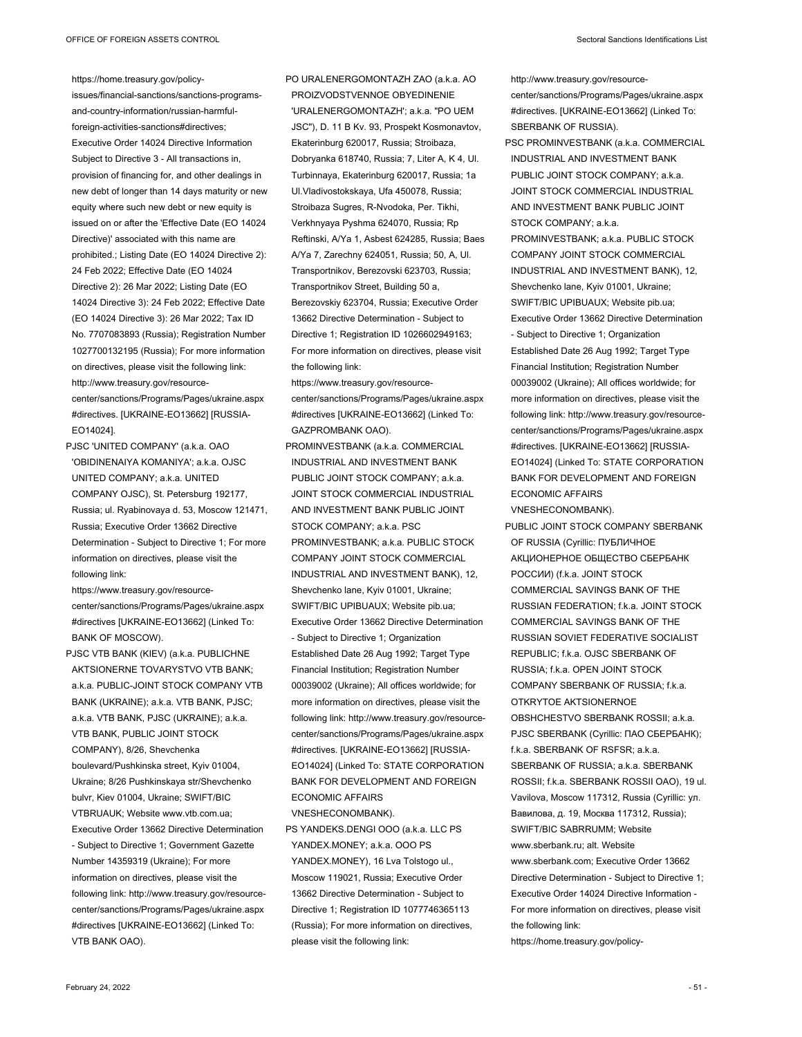https://home.treasury.gov/policy-issues/financial-sanctions/sanctions-programs-and-country-information/russian-harmful-foreign-activities-sanctions#directives; Executive Order 14024 Directive Information Subject to Directive 3 - All transactions in, provision of financing for, and other dealings in new debt of longer than 14 days maturity or new equity where such new debt or new equity is issued on or after the 'Effective Date (EO 14024 Directive)' associated with this name are prohibited.; Listing Date (EO 14024 Directive 2): 24 Feb 2022; Effective Date (EO 14024 Directive 2): 26 Mar 2022; Listing Date (EO 14024 Directive 3): 24 Feb 2022; Effective Date (EO 14024 Directive 3): 26 Mar 2022; Tax ID No. 7707083893 (Russia); Registration Number 1027700132195 (Russia); For more information on directives, please visit the following link: http://www.treasury.gov/resource-center/sanctions/Programs/Pages/ukraine.aspx#directives. [UKRAINE-EO13662] [RUSSIA-EO14024].

PJSC 'UNITED COMPANY' (a.k.a. OAO 'OBIDINENAIYA KOMANIYA'; a.k.a. OJSC UNITED COMPANY; a.k.a. UNITED COMPANY OJSC), St. Petersburg 192177, Russia; ul. Ryabinovaya d. 53, Moscow 121471, Russia; Executive Order 13662 Directive Determination - Subject to Directive 1; For more information on directives, please visit the following link: https://www.treasury.gov/resource-center/sanctions/Programs/Pages/ukraine.aspx#directives [UKRAINE-EO13662] (Linked To: BANK OF MOSCOW).

PJSC VTB BANK (KIEV) (a.k.a. PUBLICHNE AKTSIONERNE TOVARYSTVO VTB BANK; a.k.a. PUBLIC-JOINT STOCK COMPANY VTB BANK (UKRAINE); a.k.a. VTB BANK, PJSC; a.k.a. VTB BANK, PJSC (UKRAINE); a.k.a. VTB BANK, PUBLIC JOINT STOCK COMPANY), 8/26, Shevchenka boulevard/Pushkinska street, Kyiv 01004, Ukraine; 8/26 Pushkinskaya str/Shevchenko bulvr, Kiev 01004, Ukraine; SWIFT/BIC VTBRUAUK; Website www.vtb.com.ua; Executive Order 13662 Directive Determination - Subject to Directive 1; Government Gazette Number 14359319 (Ukraine); For more information on directives, please visit the following link: http://www.treasury.gov/resource-center/sanctions/Programs/Pages/ukraine.aspx#directives [UKRAINE-EO13662] (Linked To: VTB BANK OAO).

PO URALENERGOMONTAZH ZAO (a.k.a. AO PROIZVODSTVENNOE OBYEDINENIE 'URALENERGOMONTAZH'; a.k.a. "PO UEM JSC"), D. 11 B Kv. 93, Prospekt Kosmonavtov, Ekaterinburg 620017, Russia; Stroibaza, Dobryanka 618740, Russia; 7, Liter A, K 4, Ul. Turbinnaya, Ekaterinburg 620017, Russia; 1a Ul.Vladivostokskaya, Ufa 450078, Russia; Stroibaza Sugres, R-Nvodoka, Per. Tikhi, Verkhnyaya Pyshma 624070, Russia; Rp Reftinski, A/Ya 1, Asbest 624285, Russia; Baes A/Ya 7, Zarechny 624051, Russia; 50, A, Ul. Transportnikov, Berezovski 623703, Russia; Transportnikov Street, Building 50 a, Berezovskiy 623704, Russia; Executive Order 13662 Directive Determination - Subject to Directive 1; Registration ID 1026602949163; For more information on directives, please visit the following link: https://www.treasury.gov/resource-center/sanctions/Programs/Pages/ukraine.aspx#directives [UKRAINE-EO13662] (Linked To: GAZPROMBANK OAO).

PROMINVESTBANK (a.k.a. COMMERCIAL INDUSTRIAL AND INVESTMENT BANK PUBLIC JOINT STOCK COMPANY; a.k.a. JOINT STOCK COMMERCIAL INDUSTRIAL AND INVESTMENT BANK PUBLIC JOINT STOCK COMPANY; a.k.a. PSC PROMINVESTBANK; a.k.a. PUBLIC STOCK COMPANY JOINT STOCK COMMERCIAL INDUSTRIAL AND INVESTMENT BANK), 12, Shevchenko lane, Kyiv 01001, Ukraine; SWIFT/BIC UPIBUAUX; Website pib.ua; Executive Order 13662 Directive Determination - Subject to Directive 1; Organization Established Date 26 Aug 1992; Target Type Financial Institution; Registration Number 00039002 (Ukraine); All offices worldwide; for more information on directives, please visit the following link: http://www.treasury.gov/resource-center/sanctions/Programs/Pages/ukraine.aspx#directives. [UKRAINE-EO13662] [RUSSIA-EO14024] (Linked To: STATE CORPORATION BANK FOR DEVELOPMENT AND FOREIGN ECONOMIC AFFAIRS VNESHECONOMBANK).

PS YANDEKS.DENGI OOO (a.k.a. LLC PS YANDEX.MONEY; a.k.a. OOO PS YANDEX.MONEY), 16 Lva Tolstogo ul., Moscow 119021, Russia; Executive Order 13662 Directive Determination - Subject to Directive 1; Registration ID 1077746365113 (Russia); For more information on directives, please visit the following link: http://www.treasury.gov/resource-center/sanctions/Programs/Pages/ukraine.aspx#directives. [UKRAINE-EO13662] (Linked To: SBERBANK OF RUSSIA).

PSC PROMINVESTBANK (a.k.a. COMMERCIAL INDUSTRIAL AND INVESTMENT BANK PUBLIC JOINT STOCK COMPANY; a.k.a. JOINT STOCK COMMERCIAL INDUSTRIAL AND INVESTMENT BANK PUBLIC JOINT STOCK COMPANY; a.k.a. PROMINVESTBANK; a.k.a. PUBLIC STOCK COMPANY JOINT STOCK COMMERCIAL INDUSTRIAL AND INVESTMENT BANK), 12, Shevchenko lane, Kyiv 01001, Ukraine; SWIFT/BIC UPIBUAUX; Website pib.ua; Executive Order 13662 Directive Determination - Subject to Directive 1; Organization Established Date 26 Aug 1992; Target Type Financial Institution; Registration Number 00039002 (Ukraine); All offices worldwide; for more information on directives, please visit the following link: http://www.treasury.gov/resource-center/sanctions/Programs/Pages/ukraine.aspx#directives. [UKRAINE-EO13662] [RUSSIA-EO14024] (Linked To: STATE CORPORATION BANK FOR DEVELOPMENT AND FOREIGN ECONOMIC AFFAIRS VNESHECONOMBANK).

PUBLIC JOINT STOCK COMPANY SBERBANK OF RUSSIA (Cyrillic: ПУБЛИЧНОЕ АКЦИОНЕРНОЕ ОБЩЕСТВО СБЕРБАНК РОССИИ) (f.k.a. JOINT STOCK COMMERCIAL SAVINGS BANK OF THE RUSSIAN FEDERATION; f.k.a. JOINT STOCK COMMERCIAL SAVINGS BANK OF THE RUSSIAN SOVIET FEDERATIVE SOCIALIST REPUBLIC; f.k.a. OJSC SBERBANK OF RUSSIA; f.k.a. OPEN JOINT STOCK COMPANY SBERBANK OF RUSSIA; f.k.a. OTKRYTOE AKTSIONERNOE OBSHCHESTVO SBERBANK ROSSII; a.k.a. PJSC SBERBANK (Cyrillic: ПАО СБЕРБАНК); f.k.a. SBERBANK OF RSFSR; a.k.a. SBERBANK OF RUSSIA; a.k.a. SBERBANK ROSSII; f.k.a. SBERBANK ROSSII OAO), 19 ul. Vavilova, Moscow 117312, Russia (Cyrillic: ул. Вавилова, д. 19, Москва 117312, Russia); SWIFT/BIC SABRRUMM; Website www.sberbank.ru; alt. Website www.sberbank.com; Executive Order 13662 Directive Determination - Subject to Directive 1; Executive Order 14024 Directive Information - For more information on directives, please visit the following link: https://home.treasury.gov/policy-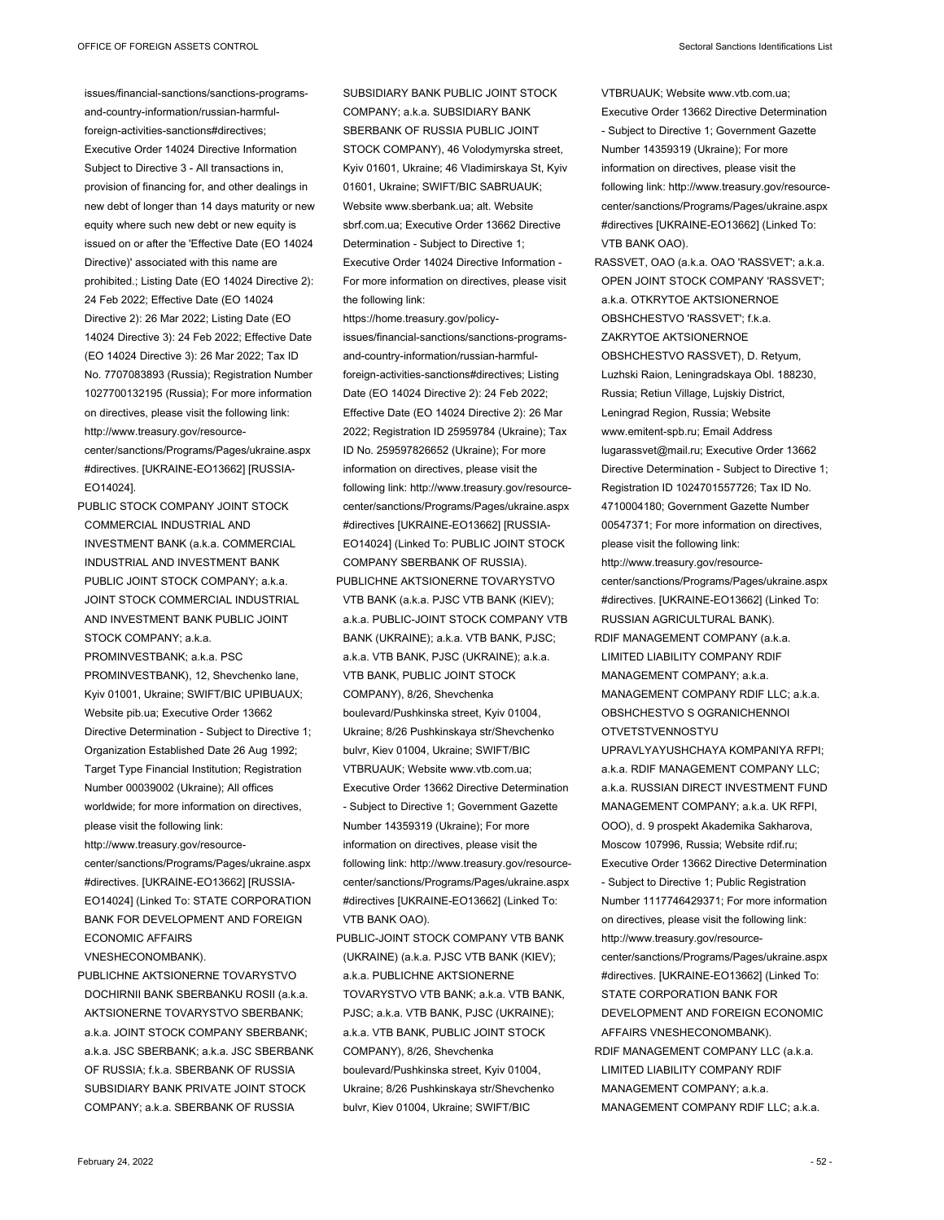issues/financial-sanctions/sanctions-programs-and-country-information/russian-harmful-foreign-activities-sanctions#directives; Executive Order 14024 Directive Information Subject to Directive 3 - All transactions in, provision of financing for, and other dealings in new debt of longer than 14 days maturity or new equity where such new debt or new equity is issued on or after the 'Effective Date (EO 14024 Directive)' associated with this name are prohibited.; Listing Date (EO 14024 Directive 2): 24 Feb 2022; Effective Date (EO 14024 Directive 2): 26 Mar 2022; Listing Date (EO 14024 Directive 3): 24 Feb 2022; Effective Date (EO 14024 Directive 3): 26 Mar 2022; Tax ID No. 7707083893 (Russia); Registration Number 1027700132195 (Russia); For more information on directives, please visit the following link: http://www.treasury.gov/resource-center/sanctions/Programs/Pages/ukraine.aspx#directives. [UKRAINE-EO13662] [RUSSIA-EO14024].

PUBLIC STOCK COMPANY JOINT STOCK COMMERCIAL INDUSTRIAL AND INVESTMENT BANK (a.k.a. COMMERCIAL INDUSTRIAL AND INVESTMENT BANK PUBLIC JOINT STOCK COMPANY; a.k.a. JOINT STOCK COMMERCIAL INDUSTRIAL AND INVESTMENT BANK PUBLIC JOINT STOCK COMPANY; a.k.a. PROMINVESTBANK; a.k.a. PSC PROMINVESTBANK), 12, Shevchenko lane, Kyiv 01001, Ukraine; SWIFT/BIC UPIBUAUX; Website pib.ua; Executive Order 13662 Directive Determination - Subject to Directive 1; Organization Established Date 26 Aug 1992; Target Type Financial Institution; Registration Number 00039002 (Ukraine); All offices worldwide; for more information on directives, please visit the following link: http://www.treasury.gov/resource-center/sanctions/Programs/Pages/ukraine.aspx#directives. [UKRAINE-EO13662] [RUSSIA-EO14024] (Linked To: STATE CORPORATION BANK FOR DEVELOPMENT AND FOREIGN ECONOMIC AFFAIRS VNESHECONOMBANK).

PUBLICHNE AKTSIONERNE TOVARYSTVO DOCHIRNII BANK SBERBANKU ROSII (a.k.a. AKTSIONERNE TOVARYSTVO SBERBANK; a.k.a. JOINT STOCK COMPANY SBERBANK; a.k.a. JSC SBERBANK; a.k.a. JSC SBERBANK OF RUSSIA; f.k.a. SBERBANK OF RUSSIA SUBSIDIARY BANK PRIVATE JOINT STOCK COMPANY; a.k.a. SBERBANK OF RUSSIA SUBSIDIARY BANK PUBLIC JOINT STOCK COMPANY; a.k.a. SUBSIDIARY BANK SBERBANK OF RUSSIA PUBLIC JOINT STOCK COMPANY), 46 Volodymyrska street, Kyiv 01601, Ukraine; 46 Vladimirskaya St, Kyiv 01601, Ukraine; SWIFT/BIC SABRUAUK; Website www.sberbank.ua; alt. Website sbrf.com.ua; Executive Order 13662 Directive Determination - Subject to Directive 1; Executive Order 14024 Directive Information - For more information on directives, please visit the following link: https://home.treasury.gov/policy-issues/financial-sanctions/sanctions-programs-and-country-information/russian-harmful-foreign-activities-sanctions#directives; Listing Date (EO 14024 Directive 2): 24 Feb 2022; Effective Date (EO 14024 Directive 2): 26 Mar 2022; Registration ID 25959784 (Ukraine); Tax ID No. 259597826652 (Ukraine); For more information on directives, please visit the following link: http://www.treasury.gov/resource-center/sanctions/Programs/Pages/ukraine.aspx#directives [UKRAINE-EO13662] [RUSSIA-EO14024] (Linked To: PUBLIC JOINT STOCK COMPANY SBERBANK OF RUSSIA).

PUBLICHNE AKTSIONERNE TOVARYSTVO VTB BANK (a.k.a. PJSC VTB BANK (KIEV); a.k.a. PUBLIC-JOINT STOCK COMPANY VTB BANK (UKRAINE); a.k.a. VTB BANK, PJSC; a.k.a. VTB BANK, PJSC (UKRAINE); a.k.a. VTB BANK, PUBLIC JOINT STOCK COMPANY), 8/26, Shevchenka boulevard/Pushkinska street, Kyiv 01004, Ukraine; 8/26 Pushkinskaya str/Shevchenko bulvr, Kiev 01004, Ukraine; SWIFT/BIC VTBRUAUK; Website www.vtb.com.ua; Executive Order 13662 Directive Determination - Subject to Directive 1; Government Gazette Number 14359319 (Ukraine); For more information on directives, please visit the following link: http://www.treasury.gov/resource-center/sanctions/Programs/Pages/ukraine.aspx#directives [UKRAINE-EO13662] (Linked To: VTB BANK OAO).

PUBLIC-JOINT STOCK COMPANY VTB BANK (UKRAINE) (a.k.a. PJSC VTB BANK (KIEV); a.k.a. PUBLICHNE AKTSIONERNE TOVARYSTVO VTB BANK; a.k.a. VTB BANK, PJSC; a.k.a. VTB BANK, PJSC (UKRAINE); a.k.a. VTB BANK, PUBLIC JOINT STOCK COMPANY), 8/26, Shevchenka boulevard/Pushkinska street, Kyiv 01004, Ukraine; 8/26 Pushkinskaya str/Shevchenko bulvr, Kiev 01004, Ukraine; SWIFT/BIC VTBRUAUK; Website www.vtb.com.ua; Executive Order 13662 Directive Determination - Subject to Directive 1; Government Gazette Number 14359319 (Ukraine); For more information on directives, please visit the following link: http://www.treasury.gov/resource-center/sanctions/Programs/Pages/ukraine.aspx#directives [UKRAINE-EO13662] (Linked To: VTB BANK OAO).

RASSVET, OAO (a.k.a. OAO 'RASSVET'; a.k.a. OPEN JOINT STOCK COMPANY 'RASSVET'; a.k.a. OTKRYTOE AKTSIONERNOE OBSHCHESTVO 'RASSVET'; f.k.a. ZAKRYTOE AKTSIONERNOE OBSHCHESTVO RASSVET), D. Retyum, Luzhski Raion, Leningradskaya Obl. 188230, Russia; Retiun Village, Lujskiy District, Leningrad Region, Russia; Website www.emitent-spb.ru; Email Address lugarassvet@mail.ru; Executive Order 13662 Directive Determination - Subject to Directive 1; Registration ID 1024701557726; Tax ID No. 4710004180; Government Gazette Number 00547371; For more information on directives, please visit the following link: http://www.treasury.gov/resource-center/sanctions/Programs/Pages/ukraine.aspx#directives. [UKRAINE-EO13662] (Linked To: RUSSIAN AGRICULTURAL BANK).

RDIF MANAGEMENT COMPANY (a.k.a. LIMITED LIABILITY COMPANY RDIF MANAGEMENT COMPANY; a.k.a. MANAGEMENT COMPANY RDIF LLC; a.k.a. OBSHCHESTVO S OGRANICHENNOI OTVETSTVENNOSTYU UPRAVLYAYUSHCHAYA KOMPANIYA RFPI; a.k.a. RDIF MANAGEMENT COMPANY LLC; a.k.a. RUSSIAN DIRECT INVESTMENT FUND MANAGEMENT COMPANY; a.k.a. UK RFPI, OOO), d. 9 prospekt Akademika Sakharova, Moscow 107996, Russia; Website rdif.ru; Executive Order 13662 Directive Determination - Subject to Directive 1; Public Registration Number 1117746429371; For more information on directives, please visit the following link: http://www.treasury.gov/resource-center/sanctions/Programs/Pages/ukraine.aspx#directives. [UKRAINE-EO13662] (Linked To: STATE CORPORATION BANK FOR DEVELOPMENT AND FOREIGN ECONOMIC AFFAIRS VNESHECONOMBANK).

RDIF MANAGEMENT COMPANY LLC (a.k.a. LIMITED LIABILITY COMPANY RDIF MANAGEMENT COMPANY; a.k.a. MANAGEMENT COMPANY RDIF LLC; a.k.a.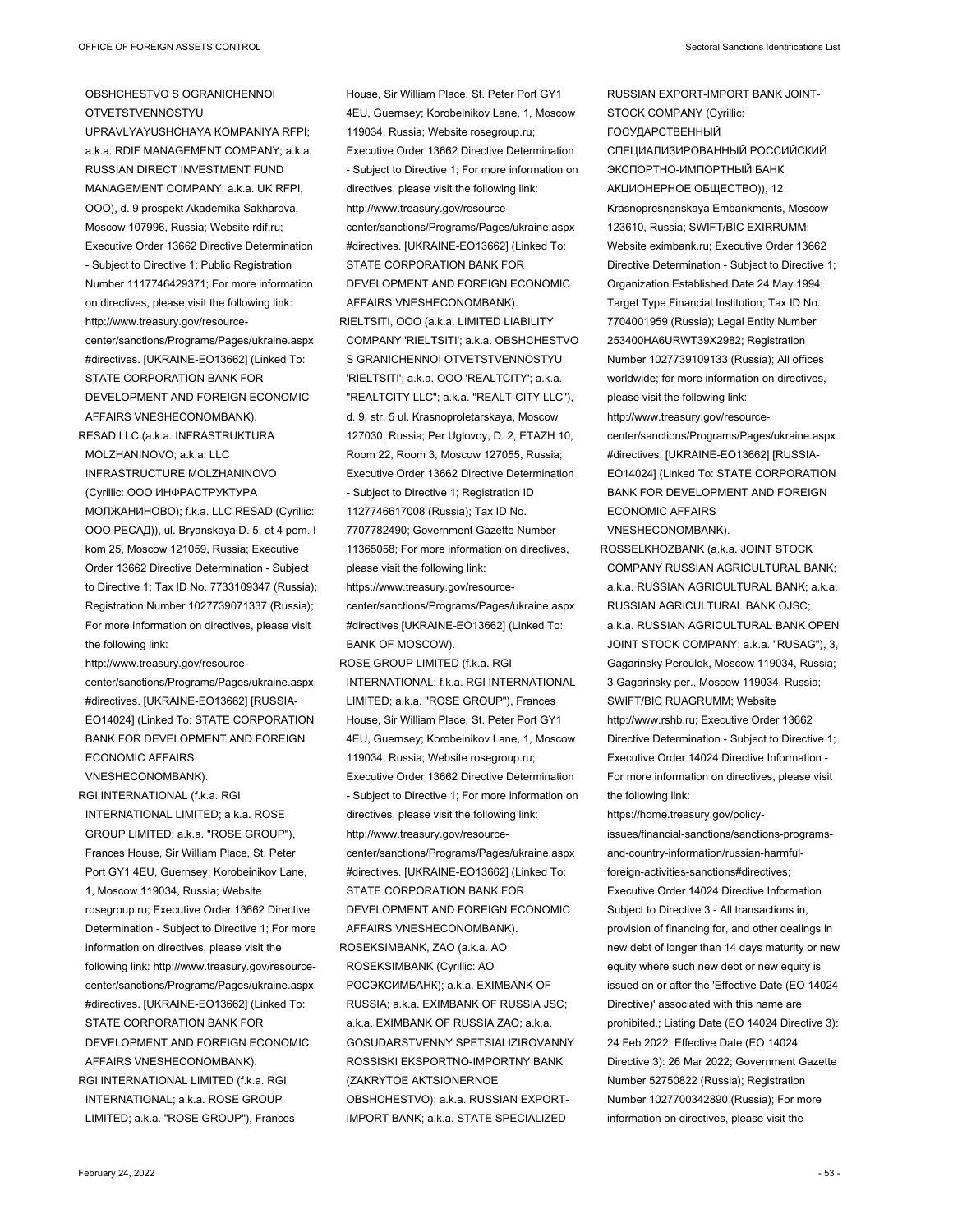OBSHCHESTVO S OGRANICHENNOI OTVETSTVENNOSTYU UPRAVLYAYUSHCHAYA KOMPANIYA RFPI; a.k.a. RDIF MANAGEMENT COMPANY; a.k.a. RUSSIAN DIRECT INVESTMENT FUND MANAGEMENT COMPANY; a.k.a. UK RFPI, OOO), d. 9 prospekt Akademika Sakharova, Moscow 107996, Russia; Website rdif.ru; Executive Order 13662 Directive Determination - Subject to Directive 1; Public Registration Number 1117746429371; For more information on directives, please visit the following link: http://www.treasury.gov/resource-center/sanctions/Programs/Pages/ukraine.aspx#directives. [UKRAINE-EO13662] (Linked To: STATE CORPORATION BANK FOR DEVELOPMENT AND FOREIGN ECONOMIC AFFAIRS VNESHECONOMBANK).

RESAD LLC (a.k.a. INFRASTRUKTURA MOLZHANINOVO; a.k.a. LLC INFRASTRUCTURE MOLZHANINOVO (Cyrillic: ООО ИНФРАСТРУКТУРА МОЛЖАНИНОВО); f.k.a. LLC RESAD (Cyrillic: ООО РЕСАД)), ul. Bryanskaya D. 5, et 4 pom. I kom 25, Moscow 121059, Russia; Executive Order 13662 Directive Determination - Subject to Directive 1; Tax ID No. 7733109347 (Russia); Registration Number 1027739071337 (Russia); For more information on directives, please visit the following link: http://www.treasury.gov/resource-center/sanctions/Programs/Pages/ukraine.aspx#directives. [UKRAINE-EO13662] [RUSSIA-EO14024] (Linked To: STATE CORPORATION BANK FOR DEVELOPMENT AND FOREIGN ECONOMIC AFFAIRS VNESHECONOMBANK).

RGI INTERNATIONAL (f.k.a. RGI INTERNATIONAL LIMITED; a.k.a. ROSE GROUP LIMITED; a.k.a. "ROSE GROUP"), Frances House, Sir William Place, St. Peter Port GY1 4EU, Guernsey; Korobeinikov Lane, 1, Moscow 119034, Russia; Website rosegroup.ru; Executive Order 13662 Directive Determination - Subject to Directive 1; For more information on directives, please visit the following link: http://www.treasury.gov/resource-center/sanctions/Programs/Pages/ukraine.aspx#directives. [UKRAINE-EO13662] (Linked To: STATE CORPORATION BANK FOR DEVELOPMENT AND FOREIGN ECONOMIC AFFAIRS VNESHECONOMBANK).

RGI INTERNATIONAL LIMITED (f.k.a. RGI INTERNATIONAL; a.k.a. ROSE GROUP LIMITED; a.k.a. "ROSE GROUP"), Frances House, Sir William Place, St. Peter Port GY1 4EU, Guernsey; Korobeinikov Lane, 1, Moscow 119034, Russia; Website rosegroup.ru; Executive Order 13662 Directive Determination - Subject to Directive 1; For more information on directives, please visit the following link: http://www.treasury.gov/resource-center/sanctions/Programs/Pages/ukraine.aspx#directives. [UKRAINE-EO13662] (Linked To: STATE CORPORATION BANK FOR DEVELOPMENT AND FOREIGN ECONOMIC AFFAIRS VNESHECONOMBANK).

RIELTSITI, OOO (a.k.a. LIMITED LIABILITY COMPANY 'RIELTSITI'; a.k.a. OBSHCHESTVO S GRANICHENNOI OTVETSTVENNOSTYU 'RIELTSITI'; a.k.a. OOO 'REALTCITY'; a.k.a. "REALTCITY LLC"; a.k.a. "REALT-CITY LLC"), d. 9, str. 5 ul. Krasnoproletarskaya, Moscow 127030, Russia; Per Uglovoy, D. 2, ETAZH 10, Room 22, Room 3, Moscow 127055, Russia; Executive Order 13662 Directive Determination - Subject to Directive 1; Registration ID 1127746617008 (Russia); Tax ID No. 7707782490; Government Gazette Number 11365058; For more information on directives, please visit the following link: https://www.treasury.gov/resource-center/sanctions/Programs/Pages/ukraine.aspx#directives [UKRAINE-EO13662] (Linked To: BANK OF MOSCOW).

ROSE GROUP LIMITED (f.k.a. RGI INTERNATIONAL; f.k.a. RGI INTERNATIONAL LIMITED; a.k.a. "ROSE GROUP"), Frances House, Sir William Place, St. Peter Port GY1 4EU, Guernsey; Korobeinikov Lane, 1, Moscow 119034, Russia; Website rosegroup.ru; Executive Order 13662 Directive Determination - Subject to Directive 1; For more information on directives, please visit the following link: http://www.treasury.gov/resource-center/sanctions/Programs/Pages/ukraine.aspx#directives. [UKRAINE-EO13662] (Linked To: STATE CORPORATION BANK FOR DEVELOPMENT AND FOREIGN ECONOMIC AFFAIRS VNESHECONOMBANK).

ROSEKSIMBANK, ZAO (a.k.a. AO ROSEKSIMBANK (Cyrillic: АО РОСЭКСИМБАНК); a.k.a. EXIMBANK OF RUSSIA; a.k.a. EXIMBANK OF RUSSIA JSC; a.k.a. EXIMBANK OF RUSSIA ZAO; a.k.a. GOSUDARSTVENNY SPETSIALIZIROVANNY ROSSISKI EKSPORTNO-IMPORTNY BANK (ZAKRYTOE AKTSIONERNOE OBSHCHESTVO); a.k.a. RUSSIAN EXPORT-IMPORT BANK; a.k.a. STATE SPECIALIZED RUSSIAN EXPORT-IMPORT BANK JOINT-STOCK COMPANY (Cyrillic: ГОСУДАРСТВЕННЫЙ СПЕЦИАЛИЗИРОВАННЫЙ РОССИЙСКИЙ ЭКСПОРТНО-ИМПОРТНЫЙ БАНК АКЦИОНЕРНОЕ ОБЩЕСТВО)), 12 Krasnopresnenskaya Embankments, Moscow 123610, Russia; SWIFT/BIC EXIRRUMM; Website eximbank.ru; Executive Order 13662 Directive Determination - Subject to Directive 1; Organization Established Date 24 May 1994; Target Type Financial Institution; Tax ID No. 7704001959 (Russia); Legal Entity Number 253400HA6URWT39X2982; Registration Number 1027739109133 (Russia); All offices worldwide; for more information on directives, please visit the following link: http://www.treasury.gov/resource-center/sanctions/Programs/Pages/ukraine.aspx#directives. [UKRAINE-EO13662] [RUSSIA-EO14024] (Linked To: STATE CORPORATION BANK FOR DEVELOPMENT AND FOREIGN ECONOMIC AFFAIRS VNESHECONOMBANK).

ROSSELKHOZBANK (a.k.a. JOINT STOCK COMPANY RUSSIAN AGRICULTURAL BANK; a.k.a. RUSSIAN AGRICULTURAL BANK; a.k.a. RUSSIAN AGRICULTURAL BANK OJSC; a.k.a. RUSSIAN AGRICULTURAL BANK OPEN JOINT STOCK COMPANY; a.k.a. "RUSAG"), 3, Gagarinsky Pereulok, Moscow 119034, Russia; 3 Gagarinsky per., Moscow 119034, Russia; SWIFT/BIC RUAGRUMM; Website http://www.rshb.ru; Executive Order 13662 Directive Determination - Subject to Directive 1; Executive Order 14024 Directive Information - For more information on directives, please visit the following link: https://home.treasury.gov/policy-issues/financial-sanctions/sanctions-programs-and-country-information/russian-harmful-foreign-activities-sanctions#directives; Executive Order 14024 Directive Information Subject to Directive 3 - All transactions in, provision of financing for, and other dealings in new debt of longer than 14 days maturity or new equity where such new debt or new equity is issued on or after the 'Effective Date (EO 14024 Directive)' associated with this name are prohibited.; Listing Date (EO 14024 Directive 3): 24 Feb 2022; Effective Date (EO 14024 Directive 3): 26 Mar 2022; Government Gazette Number 52750822 (Russia); Registration Number 1027700342890 (Russia); For more information on directives, please visit the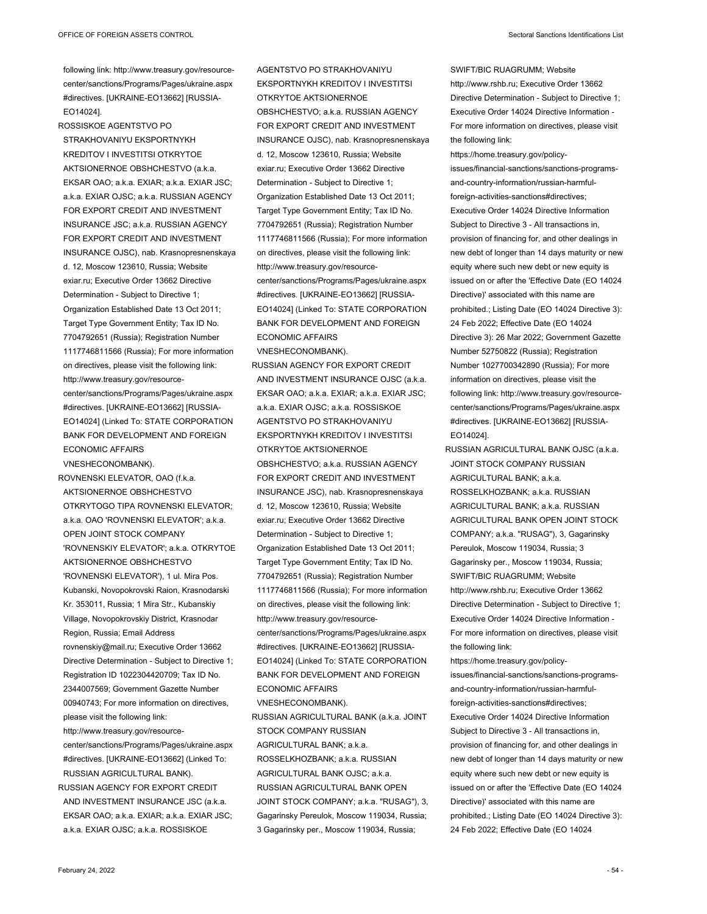following link: http://www.treasury.gov/resource-center/sanctions/Programs/Pages/ukraine.aspx #directives. [UKRAINE-EO13662] [RUSSIA-EO14024].

ROSSISKOE AGENTSTVO PO STRAKHOVANIYU EKSPORTNYKH KREDITOV I INVESTITSI OTKRYTOE AKTSIONERNOE OBSHCHESTVO (a.k.a. EKSAR OAO; a.k.a. EXIAR; a.k.a. EXIAR JSC; a.k.a. EXIAR OJSC; a.k.a. RUSSIAN AGENCY FOR EXPORT CREDIT AND INVESTMENT INSURANCE JSC; a.k.a. RUSSIAN AGENCY FOR EXPORT CREDIT AND INVESTMENT INSURANCE OJSC), nab. Krasnopresnenskaya d. 12, Moscow 123610, Russia; Website exiar.ru; Executive Order 13662 Directive Determination - Subject to Directive 1; Organization Established Date 13 Oct 2011; Target Type Government Entity; Tax ID No. 7704792651 (Russia); Registration Number 1117746811566 (Russia); For more information on directives, please visit the following link: http://www.treasury.gov/resource-center/sanctions/Programs/Pages/ukraine.aspx #directives. [UKRAINE-EO13662] [RUSSIA-EO14024] (Linked To: STATE CORPORATION BANK FOR DEVELOPMENT AND FOREIGN ECONOMIC AFFAIRS VNESHECONOMBANK).

ROVNENSKI ELEVATOR, OAO (f.k.a. AKTSIONERNOE OBSHCHESTVO OTKRYTOGO TIPA ROVNENSKI ELEVATOR; a.k.a. OAO 'ROVNENSKI ELEVATOR'; a.k.a. OPEN JOINT STOCK COMPANY 'ROVNENSKIY ELEVATOR'; a.k.a. OTKRYTOE AKTSIONERNOE OBSHCHESTVO 'ROVNENSKI ELEVATOR'), 1 ul. Mira Pos. Kubanski, Novopokrovski Raion, Krasnodarski Kr. 353011, Russia; 1 Mira Str., Kubanskiy Village, Novopokrovskiy District, Krasnodar Region, Russia; Email Address rovnenskiy@mail.ru; Executive Order 13662 Directive Determination - Subject to Directive 1; Registration ID 1022304420709; Tax ID No. 2344007569; Government Gazette Number 00940743; For more information on directives, please visit the following link: http://www.treasury.gov/resource-center/sanctions/Programs/Pages/ukraine.aspx #directives. [UKRAINE-EO13662] (Linked To: RUSSIAN AGRICULTURAL BANK).

RUSSIAN AGENCY FOR EXPORT CREDIT AND INVESTMENT INSURANCE JSC (a.k.a. EKSAR OAO; a.k.a. EXIAR; a.k.a. EXIAR JSC; a.k.a. EXIAR OJSC; a.k.a. ROSSISKOE AGENTSTVO PO STRAKHOVANIYU EKSPORTNYKH KREDITOV I INVESTITSI OTKRYTOE AKTSIONERNOE OBSHCHESTVO; a.k.a. RUSSIAN AGENCY FOR EXPORT CREDIT AND INVESTMENT INSURANCE OJSC), nab. Krasnopresnenskaya d. 12, Moscow 123610, Russia; Website exiar.ru; Executive Order 13662 Directive Determination - Subject to Directive 1; Organization Established Date 13 Oct 2011; Target Type Government Entity; Tax ID No. 7704792651 (Russia); Registration Number 1117746811566 (Russia); For more information on directives, please visit the following link: http://www.treasury.gov/resource-center/sanctions/Programs/Pages/ukraine.aspx #directives. [UKRAINE-EO13662] [RUSSIA-EO14024] (Linked To: STATE CORPORATION BANK FOR DEVELOPMENT AND FOREIGN ECONOMIC AFFAIRS VNESHECONOMBANK).

RUSSIAN AGENCY FOR EXPORT CREDIT AND INVESTMENT INSURANCE OJSC (a.k.a. EKSAR OAO; a.k.a. EXIAR; a.k.a. EXIAR JSC; a.k.a. EXIAR OJSC; a.k.a. ROSSISKOE AGENTSTVO PO STRAKHOVANIYU EKSPORTNYKH KREDITOV I INVESTITSI OTKRYTOE AKTSIONERNOE OBSHCHESTVO; a.k.a. RUSSIAN AGENCY FOR EXPORT CREDIT AND INVESTMENT INSURANCE JSC), nab. Krasnopresnenskaya d. 12, Moscow 123610, Russia; Website exiar.ru; Executive Order 13662 Directive Determination - Subject to Directive 1; Organization Established Date 13 Oct 2011; Target Type Government Entity; Tax ID No. 7704792651 (Russia); Registration Number 1117746811566 (Russia); For more information on directives, please visit the following link: http://www.treasury.gov/resource-center/sanctions/Programs/Pages/ukraine.aspx #directives. [UKRAINE-EO13662] [RUSSIA-EO14024] (Linked To: STATE CORPORATION BANK FOR DEVELOPMENT AND FOREIGN ECONOMIC AFFAIRS VNESHECONOMBANK).

RUSSIAN AGRICULTURAL BANK (a.k.a. JOINT STOCK COMPANY RUSSIAN AGRICULTURAL BANK; a.k.a. ROSSELKHOZBANK; a.k.a. RUSSIAN AGRICULTURAL BANK OJSC; a.k.a. RUSSIAN AGRICULTURAL BANK OPEN JOINT STOCK COMPANY; a.k.a. "RUSAG"), 3, Gagarinsky Pereulok, Moscow 119034, Russia; 3 Gagarinsky per., Moscow 119034, Russia; SWIFT/BIC RUAGRUMM; Website http://www.rshb.ru; Executive Order 13662 Directive Determination - Subject to Directive 1; Executive Order 14024 Directive Information - For more information on directives, please visit the following link: https://home.treasury.gov/policy-issues/financial-sanctions/sanctions-programs-and-country-information/russian-harmful-foreign-activities-sanctions#directives; Executive Order 14024 Directive Information Subject to Directive 3 - All transactions in, provision of financing for, and other dealings in new debt of longer than 14 days maturity or new equity where such new debt or new equity is issued on or after the 'Effective Date (EO 14024 Directive)' associated with this name are prohibited.; Listing Date (EO 14024 Directive 3): 24 Feb 2022; Effective Date (EO 14024 Directive 3): 26 Mar 2022; Government Gazette Number 52750822 (Russia); Registration Number 1027700342890 (Russia); For more information on directives, please visit the following link: http://www.treasury.gov/resource-center/sanctions/Programs/Pages/ukraine.aspx #directives. [UKRAINE-EO13662] [RUSSIA-EO14024].

RUSSIAN AGRICULTURAL BANK OJSC (a.k.a. JOINT STOCK COMPANY RUSSIAN AGRICULTURAL BANK; a.k.a. ROSSELKHOZBANK; a.k.a. RUSSIAN AGRICULTURAL BANK; a.k.a. RUSSIAN AGRICULTURAL BANK OPEN JOINT STOCK COMPANY; a.k.a. "RUSAG"), 3, Gagarinsky Pereulok, Moscow 119034, Russia; 3 Gagarinsky per., Moscow 119034, Russia; SWIFT/BIC RUAGRUMM; Website http://www.rshb.ru; Executive Order 13662 Directive Determination - Subject to Directive 1; Executive Order 14024 Directive Information - For more information on directives, please visit the following link: https://home.treasury.gov/policy-issues/financial-sanctions/sanctions-programs-and-country-information/russian-harmful-foreign-activities-sanctions#directives; Executive Order 14024 Directive Information Subject to Directive 3 - All transactions in, provision of financing for, and other dealings in new debt of longer than 14 days maturity or new equity where such new debt or new equity is issued on or after the 'Effective Date (EO 14024 Directive)' associated with this name are prohibited.; Listing Date (EO 14024 Directive 3): 24 Feb 2022; Effective Date (EO 14024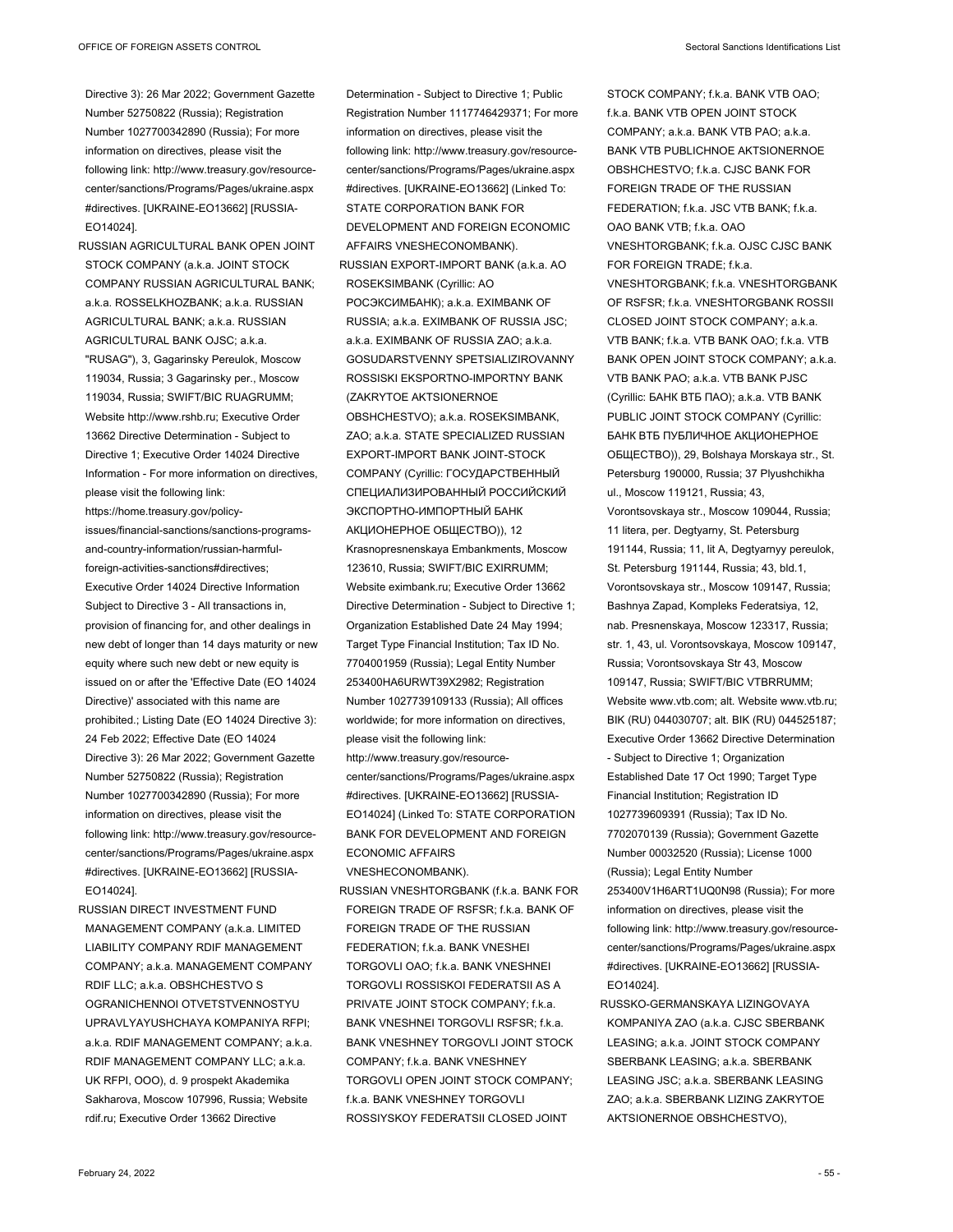Directive 3): 26 Mar 2022; Government Gazette Number 52750822 (Russia); Registration Number 1027700342890 (Russia); For more information on directives, please visit the following link: http://www.treasury.gov/resource-center/sanctions/Programs/Pages/ukraine.aspx #directives. [UKRAINE-EO13662] [RUSSIA-EO14024].

RUSSIAN AGRICULTURAL BANK OPEN JOINT STOCK COMPANY (a.k.a. JOINT STOCK COMPANY RUSSIAN AGRICULTURAL BANK; a.k.a. ROSSELKHOZBANK; a.k.a. RUSSIAN AGRICULTURAL BANK; a.k.a. RUSSIAN AGRICULTURAL BANK OJSC; a.k.a. "RUSAG"), 3, Gagarinsky Pereulok, Moscow 119034, Russia; 3 Gagarinsky per., Moscow 119034, Russia; SWIFT/BIC RUAGRUMM; Website http://www.rshb.ru; Executive Order 13662 Directive Determination - Subject to Directive 1; Executive Order 14024 Directive Information - For more information on directives, please visit the following link: https://home.treasury.gov/policy-issues/financial-sanctions/sanctions-programs-and-country-information/russian-harmful-foreign-activities-sanctions#directives; Executive Order 14024 Directive Information Subject to Directive 3 - All transactions in, provision of financing for, and other dealings in new debt of longer than 14 days maturity or new equity where such new debt or new equity is issued on or after the 'Effective Date (EO 14024 Directive)' associated with this name are prohibited.; Listing Date (EO 14024 Directive 3): 24 Feb 2022; Effective Date (EO 14024 Directive 3): 26 Mar 2022; Government Gazette Number 52750822 (Russia); Registration Number 1027700342890 (Russia); For more information on directives, please visit the following link: http://www.treasury.gov/resource-center/sanctions/Programs/Pages/ukraine.aspx #directives. [UKRAINE-EO13662] [RUSSIA-EO14024].

RUSSIAN DIRECT INVESTMENT FUND MANAGEMENT COMPANY (a.k.a. LIMITED LIABILITY COMPANY RDIF MANAGEMENT COMPANY; a.k.a. MANAGEMENT COMPANY RDIF LLC; a.k.a. OBSHCHESTVO S OGRANICHENNOI OTVETSTVENNOSTYU UPRAVLYAYUSHCHAYA KOMPANIYA RFPI; a.k.a. RDIF MANAGEMENT COMPANY; a.k.a. RDIF MANAGEMENT COMPANY LLC; a.k.a. UK RFPI, OOO), d. 9 prospekt Akademika Sakharova, Moscow 107996, Russia; Website rdif.ru; Executive Order 13662 Directive Determination - Subject to Directive 1; Public Registration Number 1117746429371; For more information on directives, please visit the following link: http://www.treasury.gov/resource-center/sanctions/Programs/Pages/ukraine.aspx #directives. [UKRAINE-EO13662] (Linked To: STATE CORPORATION BANK FOR DEVELOPMENT AND FOREIGN ECONOMIC AFFAIRS VNESHECONOMBANK).

RUSSIAN EXPORT-IMPORT BANK (a.k.a. AO ROSEKSIMBANK (Cyrillic: АО РОСЭКСИМБАНК); a.k.a. EXIMBANK OF RUSSIA; a.k.a. EXIMBANK OF RUSSIA JSC; a.k.a. EXIMBANK OF RUSSIA ZAO; a.k.a. GOSUDARSTVENNY SPETSIALIZIROVANNY ROSSISKI EKSPORTNO-IMPORTNY BANK (ZAKRYTOE AKTSIONERNOE OBSHCHESTVO); a.k.a. ROSEKSIMBANK, ZAO; a.k.a. STATE SPECIALIZED RUSSIAN EXPORT-IMPORT BANK JOINT-STOCK COMPANY (Cyrillic: ГОСУДАРСТВЕННЫЙ СПЕЦИАЛИЗИРОВАННЫЙ РОССИЙСКИЙ ЭКСПОРТНО-ИМПОРТНЫЙ БАНК АКЦИОНЕРНОЕ ОБЩЕСТВО)), 12 Krasnopresnenskaya Embankments, Moscow 123610, Russia; SWIFT/BIC EXIRRUMM; Website eximbank.ru; Executive Order 13662 Directive Determination - Subject to Directive 1; Organization Established Date 24 May 1994; Target Type Financial Institution; Tax ID No. 7704001959 (Russia); Legal Entity Number 253400HA6URWT39X2982; Registration Number 1027739109133 (Russia); All offices worldwide; for more information on directives, please visit the following link: http://www.treasury.gov/resource-center/sanctions/Programs/Pages/ukraine.aspx #directives. [UKRAINE-EO13662] [RUSSIA-EO14024] (Linked To: STATE CORPORATION BANK FOR DEVELOPMENT AND FOREIGN ECONOMIC AFFAIRS VNESHECONOMBANK).

RUSSIAN VNESHTORGBANK (f.k.a. BANK FOR FOREIGN TRADE OF RSFSR; f.k.a. BANK OF FOREIGN TRADE OF THE RUSSIAN FEDERATION; f.k.a. BANK VNESHEI TORGOVLI OAO; f.k.a. BANK VNESHNEI TORGOVLI ROSSISKOI FEDERATSII AS A PRIVATE JOINT STOCK COMPANY; f.k.a. BANK VNESHNEI TORGOVLI RSFSR; f.k.a. BANK VNESHNEY TORGOVLI JOINT STOCK COMPANY; f.k.a. BANK VNESHNEY TORGOVLI OPEN JOINT STOCK COMPANY; f.k.a. BANK VNESHNEY TORGOVLI ROSSIYSKOY FEDERATSII CLOSED JOINT STOCK COMPANY; f.k.a. BANK VTB OAO; f.k.a. BANK VTB OPEN JOINT STOCK COMPANY; a.k.a. BANK VTB PAO; a.k.a. BANK VTB PUBLICHNOE AKTSIONERNOE OBSHCHESTVO; f.k.a. CJSC BANK FOR FOREIGN TRADE OF THE RUSSIAN FEDERATION; f.k.a. JSC VTB BANK; f.k.a. OAO BANK VTB; f.k.a. OAO VNESHTORGBANK; f.k.a. OJSC CJSC BANK FOR FOREIGN TRADE; f.k.a. VNESHTORGBANK; f.k.a. VNESHTORGBANK OF RSFSR; f.k.a. VNESHTORGBANK ROSSII CLOSED JOINT STOCK COMPANY; a.k.a. VTB BANK; f.k.a. VTB BANK OAO; f.k.a. VTB BANK OPEN JOINT STOCK COMPANY; a.k.a. VTB BANK PAO; a.k.a. VTB BANK PJSC (Cyrillic: БАНК ВТБ ПАО); a.k.a. VTB BANK PUBLIC JOINT STOCK COMPANY (Cyrillic: БАНК ВТБ ПУБЛИЧНОЕ АКЦИОНЕРНОЕ ОБЩЕСТВО)), 29, Bolshaya Morskaya str., St. Petersburg 190000, Russia; 37 Plyushchikha ul., Moscow 119121, Russia; 43, Vorontsovskaya str., Moscow 109044, Russia; 11 litera, per. Degtyarny, St. Petersburg 191144, Russia; 11, lit A, Degtyarnyy pereulok, St. Petersburg 191144, Russia; 43, bld.1, Vorontsovskaya str., Moscow 109147, Russia; Bashnya Zapad, Kompleks Federatsiya, 12, nab. Presnenskaya, Moscow 123317, Russia; str. 1, 43, ul. Vorontsovskaya, Moscow 109147, Russia; Vorontsovskaya Str 43, Moscow 109147, Russia; SWIFT/BIC VTBRRUMM; Website www.vtb.com; alt. Website www.vtb.ru; BIK (RU) 044030707; alt. BIK (RU) 044525187; Executive Order 13662 Directive Determination - Subject to Directive 1; Organization Established Date 17 Oct 1990; Target Type Financial Institution; Registration ID 1027739609391 (Russia); Tax ID No. 7702070139 (Russia); Government Gazette Number 00032520 (Russia); License 1000 (Russia); Legal Entity Number 253400V1H6ART1UQ0N98 (Russia); For more information on directives, please visit the following link: http://www.treasury.gov/resource-center/sanctions/Programs/Pages/ukraine.aspx #directives. [UKRAINE-EO13662] [RUSSIA-EO14024].

RUSSKO-GERMANSKAYA LIZINGOVAYA KOMPANIYA ZAO (a.k.a. CJSC SBERBANK LEASING; a.k.a. JOINT STOCK COMPANY SBERBANK LEASING; a.k.a. SBERBANK LEASING JSC; a.k.a. SBERBANK LEASING ZAO; a.k.a. SBERBANK LIZING ZAKRYTOE AKTSIONERNOE OBSHCHESTVO),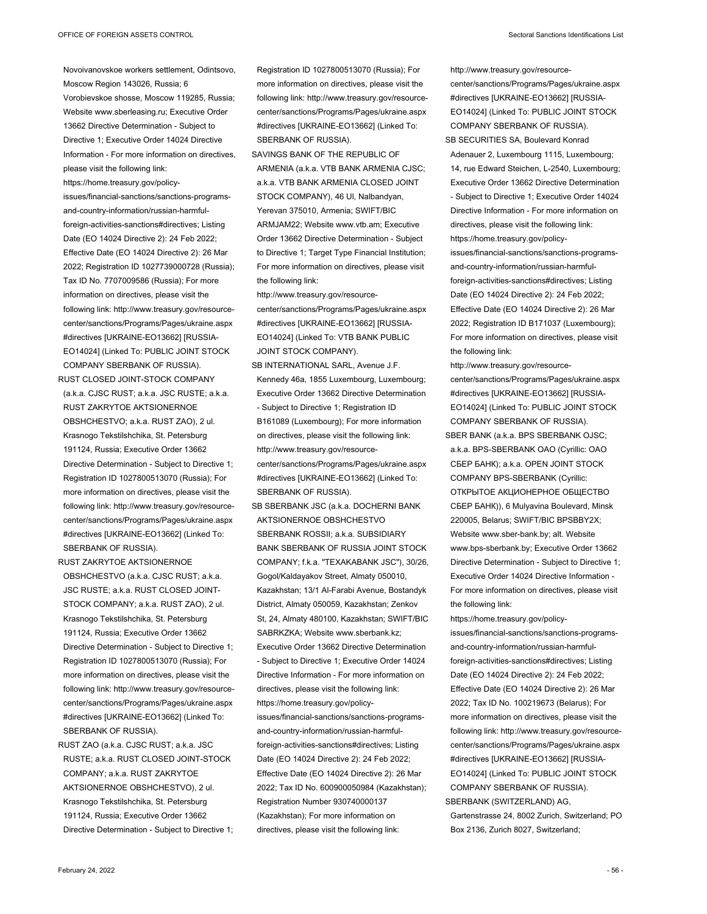Novoivanovskoe workers settlement, Odintsovo, Moscow Region 143026, Russia; 6 Vorobievskoe shosse, Moscow 119285, Russia; Website www.sberleasing.ru; Executive Order 13662 Directive Determination - Subject to Directive 1; Executive Order 14024 Directive Information - For more information on directives, please visit the following link: https://home.treasury.gov/policy-issues/financial-sanctions/sanctions-programs-and-country-information/russian-harmful-foreign-activities-sanctions#directives; Listing Date (EO 14024 Directive 2): 24 Feb 2022; Effective Date (EO 14024 Directive 2): 26 Mar 2022; Registration ID 1027739000728 (Russia); Tax ID No. 7707009586 (Russia); For more information on directives, please visit the following link: http://www.treasury.gov/resource-center/sanctions/Programs/Pages/ukraine.aspx#directives [UKRAINE-EO13662] [RUSSIA-EO14024] (Linked To: PUBLIC JOINT STOCK COMPANY SBERBANK OF RUSSIA).

RUST CLOSED JOINT-STOCK COMPANY (a.k.a. CJSC RUST; a.k.a. JSC RUSTE; a.k.a. RUST ZAKRYTOE AKTSIONERNOE OBSHCHESTVO; a.k.a. RUST ZAO), 2 ul. Krasnogo Tekstilshchika, St. Petersburg 191124, Russia; Executive Order 13662 Directive Determination - Subject to Directive 1; Registration ID 1027800513070 (Russia); For more information on directives, please visit the following link: http://www.treasury.gov/resource-center/sanctions/Programs/Pages/ukraine.aspx#directives [UKRAINE-EO13662] (Linked To: SBERBANK OF RUSSIA).

RUST ZAKRYTOE AKTSIONERNOE OBSHCHESTVO (a.k.a. CJSC RUST; a.k.a. JSC RUSTE; a.k.a. RUST CLOSED JOINT-STOCK COMPANY; a.k.a. RUST ZAO), 2 ul. Krasnogo Tekstilshchika, St. Petersburg 191124, Russia; Executive Order 13662 Directive Determination - Subject to Directive 1; Registration ID 1027800513070 (Russia); For more information on directives, please visit the following link: http://www.treasury.gov/resource-center/sanctions/Programs/Pages/ukraine.aspx#directives [UKRAINE-EO13662] (Linked To: SBERBANK OF RUSSIA).

RUST ZAO (a.k.a. CJSC RUST; a.k.a. JSC RUSTE; a.k.a. RUST CLOSED JOINT-STOCK COMPANY; a.k.a. RUST ZAKRYTOE AKTSIONERNOE OBSHCHESTVO), 2 ul. Krasnogo Tekstilshchika, St. Petersburg 191124, Russia; Executive Order 13662 Directive Determination - Subject to Directive 1; Registration ID 1027800513070 (Russia); For more information on directives, please visit the following link: http://www.treasury.gov/resource-center/sanctions/Programs/Pages/ukraine.aspx#directives [UKRAINE-EO13662] (Linked To: SBERBANK OF RUSSIA).

SAVINGS BANK OF THE REPUBLIC OF ARMENIA (a.k.a. VTB BANK ARMENIA CJSC; a.k.a. VTB BANK ARMENIA CLOSED JOINT STOCK COMPANY), 46 Ul, Nalbandyan, Yerevan 375010, Armenia; SWIFT/BIC ARMJAM22; Website www.vtb.am; Executive Order 13662 Directive Determination - Subject to Directive 1; Target Type Financial Institution; For more information on directives, please visit the following link: http://www.treasury.gov/resource-center/sanctions/Programs/Pages/ukraine.aspx#directives [UKRAINE-EO13662] [RUSSIA-EO14024] (Linked To: VTB BANK PUBLIC JOINT STOCK COMPANY).

SB INTERNATIONAL SARL, Avenue J.F. Kennedy 46a, 1855 Luxembourg, Luxembourg; Executive Order 13662 Directive Determination - Subject to Directive 1; Registration ID B161089 (Luxembourg); For more information on directives, please visit the following link: http://www.treasury.gov/resource-center/sanctions/Programs/Pages/ukraine.aspx#directives [UKRAINE-EO13662] (Linked To: SBERBANK OF RUSSIA).

SB SBERBANK JSC (a.k.a. DOCHERNI BANK AKTSIONERNOE OBSHCHESTVO SBERBANK ROSSII; a.k.a. SUBSIDIARY BANK SBERBANK OF RUSSIA JOINT STOCK COMPANY; f.k.a. "TEXAKABANK JSC"), 30/26, Gogol/Kaldayakov Street, Almaty 050010, Kazakhstan; 13/1 Al-Farabi Avenue, Bostandyk District, Almaty 050059, Kazakhstan; Zenkov St, 24, Almaty 480100, Kazakhstan; SWIFT/BIC SABRKZKA; Website www.sberbank.kz; Executive Order 13662 Directive Determination - Subject to Directive 1; Executive Order 14024 Directive Information - For more information on directives, please visit the following link: https://home.treasury.gov/policy-issues/financial-sanctions/sanctions-programs-and-country-information/russian-harmful-foreign-activities-sanctions#directives; Listing Date (EO 14024 Directive 2): 24 Feb 2022; Effective Date (EO 14024 Directive 2): 26 Mar 2022; Tax ID No. 600900050984 (Kazakhstan); Registration Number 930740000137 (Kazakhstan); For more information on directives, please visit the following link: http://www.treasury.gov/resource-center/sanctions/Programs/Pages/ukraine.aspx#directives [UKRAINE-EO13662] [RUSSIA-EO14024] (Linked To: PUBLIC JOINT STOCK COMPANY SBERBANK OF RUSSIA).

SB SECURITIES SA, Boulevard Konrad Adenauer 2, Luxembourg 1115, Luxembourg; 14, rue Edward Steichen, L-2540, Luxembourg; Executive Order 13662 Directive Determination - Subject to Directive 1; Executive Order 14024 Directive Information - For more information on directives, please visit the following link: https://home.treasury.gov/policy-issues/financial-sanctions/sanctions-programs-and-country-information/russian-harmful-foreign-activities-sanctions#directives; Listing Date (EO 14024 Directive 2): 24 Feb 2022; Effective Date (EO 14024 Directive 2): 26 Mar 2022; Registration ID B171037 (Luxembourg); For more information on directives, please visit the following link: http://www.treasury.gov/resource-center/sanctions/Programs/Pages/ukraine.aspx#directives [UKRAINE-EO13662] [RUSSIA-EO14024] (Linked To: PUBLIC JOINT STOCK COMPANY SBERBANK OF RUSSIA).

SBER BANK (a.k.a. BPS SBERBANK OJSC; a.k.a. BPS-SBERBANK OAO (Cyrillic: ОАО СБЕР БАНК); a.k.a. OPEN JOINT STOCK COMPANY BPS-SBERBANK (Cyrillic: ОТКРЫТОЕ АКЦИОНЕРНОЕ ОБЩЕСТВО СБЕР БАНК)), 6 Mulyavina Boulevard, Minsk 220005, Belarus; SWIFT/BIC BPSBBY2X; Website www.sber-bank.by; alt. Website www.bps-sberbank.by; Executive Order 13662 Directive Determination - Subject to Directive 1; Executive Order 14024 Directive Information - For more information on directives, please visit the following link: https://home.treasury.gov/policy-issues/financial-sanctions/sanctions-programs-and-country-information/russian-harmful-foreign-activities-sanctions#directives; Listing Date (EO 14024 Directive 2): 24 Feb 2022; Effective Date (EO 14024 Directive 2): 26 Mar 2022; Tax ID No. 100219673 (Belarus); For more information on directives, please visit the following link: http://www.treasury.gov/resource-center/sanctions/Programs/Pages/ukraine.aspx#directives [UKRAINE-EO13662] [RUSSIA-EO14024] (Linked To: PUBLIC JOINT STOCK COMPANY SBERBANK OF RUSSIA).

SBERBANK (SWITZERLAND) AG, Gartenstrasse 24, 8002 Zurich, Switzerland; PO Box 2136, Zurich 8027, Switzerland;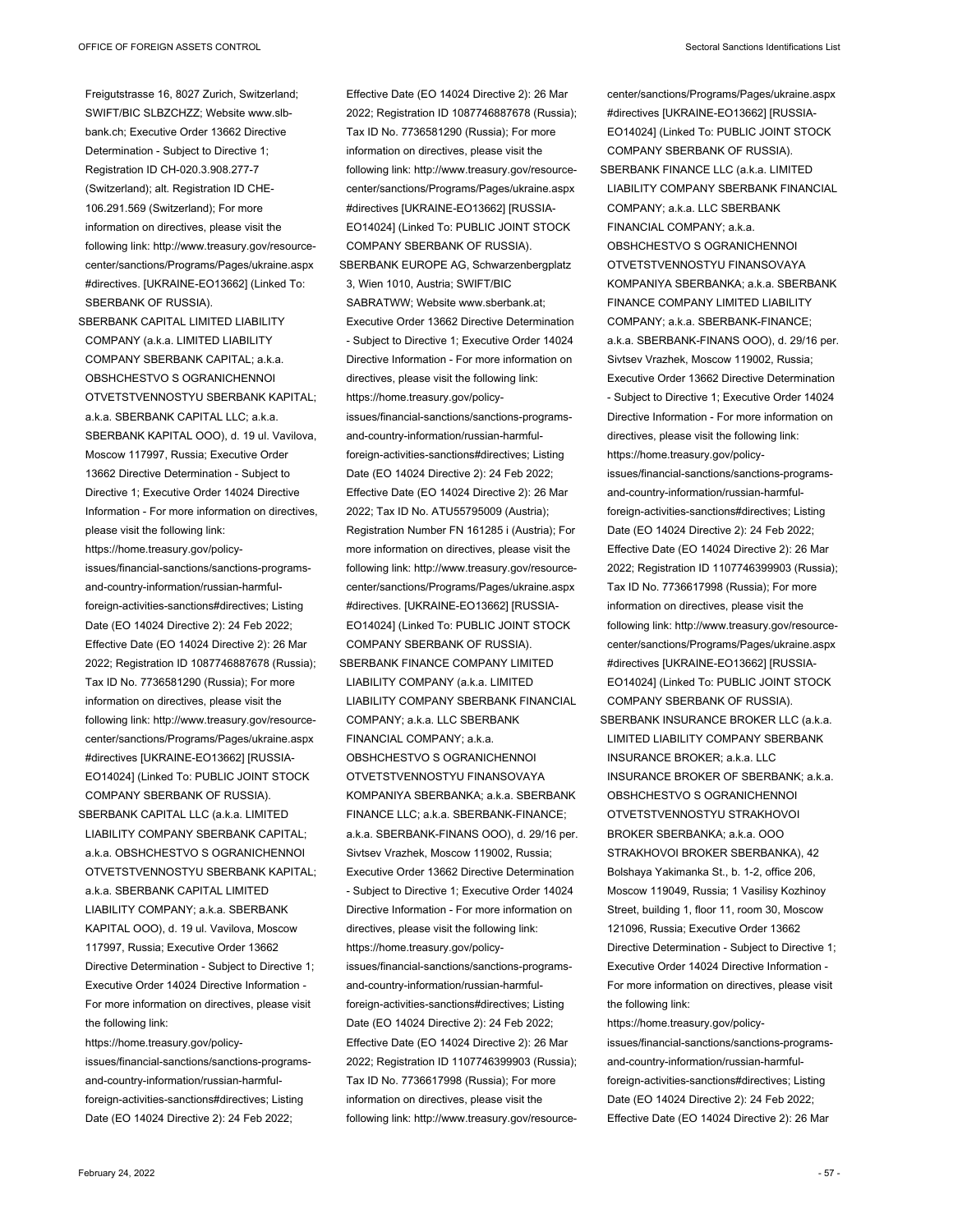Freigutstrasse 16, 8027 Zurich, Switzerland; SWIFT/BIC SLBZCHZZ; Website www.slb-bank.ch; Executive Order 13662 Directive Determination - Subject to Directive 1; Registration ID CH-020.3.908.277-7 (Switzerland); alt. Registration ID CHE-106.291.569 (Switzerland); For more information on directives, please visit the following link: http://www.treasury.gov/resource-center/sanctions/Programs/Pages/ukraine.aspx #directives. [UKRAINE-EO13662] (Linked To: SBERBANK OF RUSSIA).

SBERBANK CAPITAL LIMITED LIABILITY COMPANY (a.k.a. LIMITED LIABILITY COMPANY SBERBANK CAPITAL; a.k.a. OBSHCHESTVO S OGRANICHENNOI OTVETSTVENNOSTYU SBERBANK KAPITAL; a.k.a. SBERBANK CAPITAL LLC; a.k.a. SBERBANK KAPITAL OOO), d. 19 ul. Vavilova, Moscow 117997, Russia; Executive Order 13662 Directive Determination - Subject to Directive 1; Executive Order 14024 Directive Information - For more information on directives, please visit the following link: https://home.treasury.gov/policy-issues/financial-sanctions/sanctions-programs-and-country-information/russian-harmful-foreign-activities-sanctions#directives; Listing Date (EO 14024 Directive 2): 24 Feb 2022; Effective Date (EO 14024 Directive 2): 26 Mar 2022; Registration ID 1087746887678 (Russia); Tax ID No. 7736581290 (Russia); For more information on directives, please visit the following link: http://www.treasury.gov/resource-center/sanctions/Programs/Pages/ukraine.aspx #directives [UKRAINE-EO13662] [RUSSIA-EO14024] (Linked To: PUBLIC JOINT STOCK COMPANY SBERBANK OF RUSSIA).

SBERBANK CAPITAL LLC (a.k.a. LIMITED LIABILITY COMPANY SBERBANK CAPITAL; a.k.a. OBSHCHESTVO S OGRANICHENNOI OTVETSTVENNOSTYU SBERBANK KAPITAL; a.k.a. SBERBANK CAPITAL LIMITED LIABILITY COMPANY; a.k.a. SBERBANK KAPITAL OOO), d. 19 ul. Vavilova, Moscow 117997, Russia; Executive Order 13662 Directive Determination - Subject to Directive 1; Executive Order 14024 Directive Information - For more information on directives, please visit the following link: https://home.treasury.gov/policy-issues/financial-sanctions/sanctions-programs-and-country-information/russian-harmful-foreign-activities-sanctions#directives; Listing Date (EO 14024 Directive 2): 24 Feb 2022; Effective Date (EO 14024 Directive 2): 26 Mar 2022; Registration ID 1087746887678 (Russia); Tax ID No. 7736581290 (Russia); For more information on directives, please visit the following link: http://www.treasury.gov/resource-center/sanctions/Programs/Pages/ukraine.aspx #directives [UKRAINE-EO13662] [RUSSIA-EO14024] (Linked To: PUBLIC JOINT STOCK COMPANY SBERBANK OF RUSSIA).

SBERBANK EUROPE AG, Schwarzenbergplatz 3, Wien 1010, Austria; SWIFT/BIC SABRATWW; Website www.sberbank.at; Executive Order 13662 Directive Determination - Subject to Directive 1; Executive Order 14024 Directive Information - For more information on directives, please visit the following link: https://home.treasury.gov/policy-issues/financial-sanctions/sanctions-programs-and-country-information/russian-harmful-foreign-activities-sanctions#directives; Listing Date (EO 14024 Directive 2): 24 Feb 2022; Effective Date (EO 14024 Directive 2): 26 Mar 2022; Tax ID No. ATU55795009 (Austria); Registration Number FN 161285 i (Austria); For more information on directives, please visit the following link: http://www.treasury.gov/resource-center/sanctions/Programs/Pages/ukraine.aspx #directives. [UKRAINE-EO13662] [RUSSIA-EO14024] (Linked To: PUBLIC JOINT STOCK COMPANY SBERBANK OF RUSSIA).

SBERBANK FINANCE COMPANY LIMITED LIABILITY COMPANY (a.k.a. LIMITED LIABILITY COMPANY SBERBANK FINANCIAL COMPANY; a.k.a. LLC SBERBANK FINANCIAL COMPANY; a.k.a. OBSHCHESTVO S OGRANICHENNOI OTVETSTVENNOSTYU FINANSOVAYA KOMPANIYA SBERBANKA; a.k.a. SBERBANK FINANCE LLC; a.k.a. SBERBANK-FINANCE; a.k.a. SBERBANK-FINANS OOO), d. 29/16 per. Sivtsev Vrazhek, Moscow 119002, Russia; Executive Order 13662 Directive Determination - Subject to Directive 1; Executive Order 14024 Directive Information - For more information on directives, please visit the following link: https://home.treasury.gov/policy-issues/financial-sanctions/sanctions-programs-and-country-information/russian-harmful-foreign-activities-sanctions#directives; Listing Date (EO 14024 Directive 2): 24 Feb 2022; Effective Date (EO 14024 Directive 2): 26 Mar 2022; Registration ID 1107746399903 (Russia); Tax ID No. 7736617998 (Russia); For more information on directives, please visit the following link: http://www.treasury.gov/resource-center/sanctions/Programs/Pages/ukraine.aspx #directives [UKRAINE-EO13662] [RUSSIA-EO14024] (Linked To: PUBLIC JOINT STOCK COMPANY SBERBANK OF RUSSIA).

SBERBANK FINANCE LLC (a.k.a. LIMITED LIABILITY COMPANY SBERBANK FINANCIAL COMPANY; a.k.a. LLC SBERBANK FINANCIAL COMPANY; a.k.a. OBSHCHESTVO S OGRANICHENNOI OTVETSTVENNOSTYU FINANSOVAYA KOMPANIYA SBERBANKA; a.k.a. SBERBANK FINANCE COMPANY LIMITED LIABILITY COMPANY; a.k.a. SBERBANK-FINANCE; a.k.a. SBERBANK-FINANS OOO), d. 29/16 per. Sivtsev Vrazhek, Moscow 119002, Russia; Executive Order 13662 Directive Determination - Subject to Directive 1; Executive Order 14024 Directive Information - For more information on directives, please visit the following link: https://home.treasury.gov/policy-issues/financial-sanctions/sanctions-programs-and-country-information/russian-harmful-foreign-activities-sanctions#directives; Listing Date (EO 14024 Directive 2): 24 Feb 2022; Effective Date (EO 14024 Directive 2): 26 Mar 2022; Registration ID 1107746399903 (Russia); Tax ID No. 7736617998 (Russia); For more information on directives, please visit the following link: http://www.treasury.gov/resource-center/sanctions/Programs/Pages/ukraine.aspx #directives [UKRAINE-EO13662] [RUSSIA-EO14024] (Linked To: PUBLIC JOINT STOCK COMPANY SBERBANK OF RUSSIA).

SBERBANK INSURANCE BROKER LLC (a.k.a. LIMITED LIABILITY COMPANY SBERBANK INSURANCE BROKER; a.k.a. LLC INSURANCE BROKER OF SBERBANK; a.k.a. OBSHCHESTVO S OGRANICHENNOI OTVETSTVENNOSTYU STRAKHOVOI BROKER SBERBANKA; a.k.a. OOO STRAKHOVOI BROKER SBERBANKA), 42 Bolshaya Yakimanka St., b. 1-2, office 206, Moscow 119049, Russia; 1 Vasilisy Kozhinoy Street, building 1, floor 11, room 30, Moscow 121096, Russia; Executive Order 13662 Directive Determination - Subject to Directive 1; Executive Order 14024 Directive Information - For more information on directives, please visit the following link: https://home.treasury.gov/policy-issues/financial-sanctions/sanctions-programs-and-country-information/russian-harmful-foreign-activities-sanctions#directives; Listing Date (EO 14024 Directive 2): 24 Feb 2022; Effective Date (EO 14024 Directive 2): 26 Mar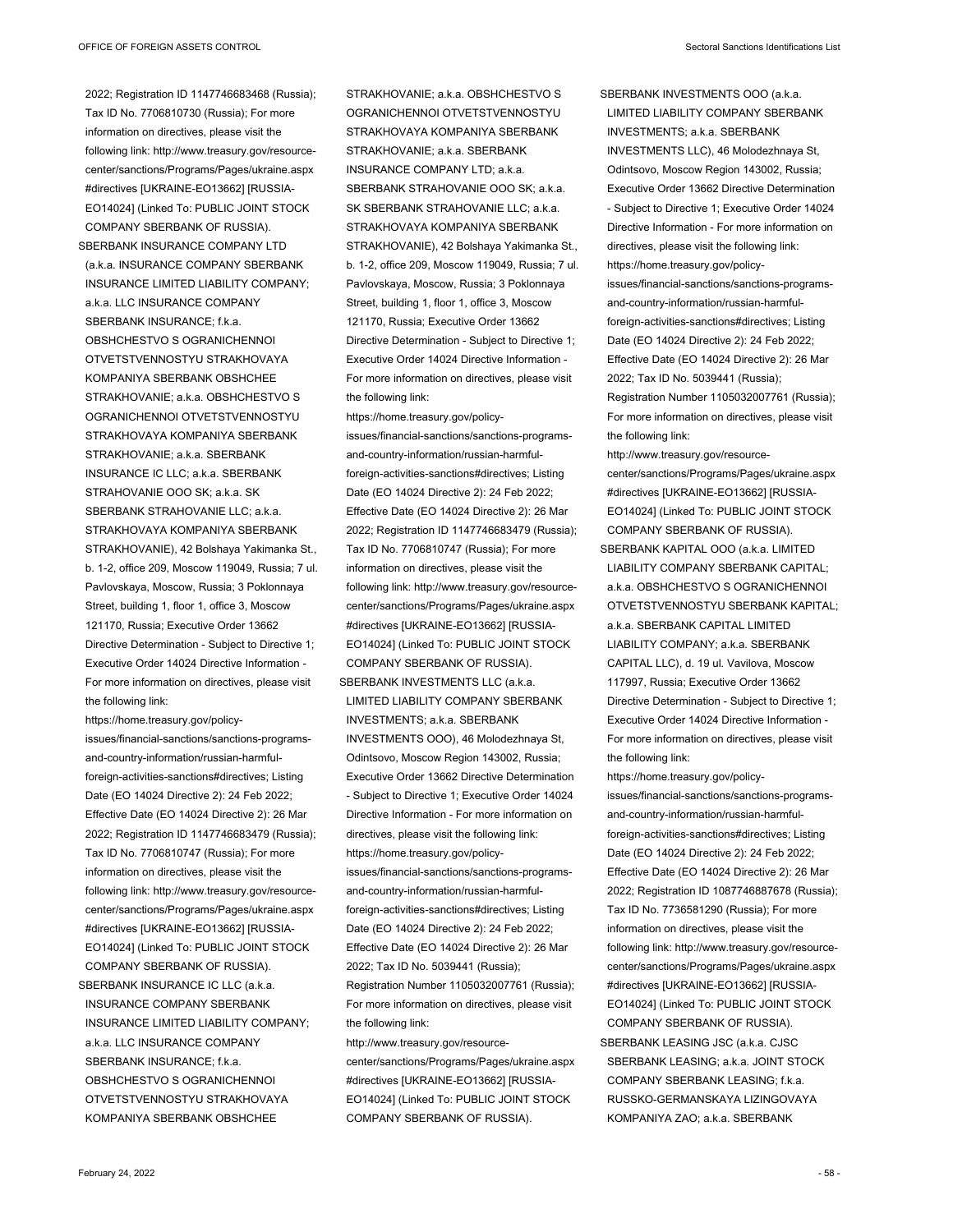2022; Registration ID 1147746683468 (Russia); Tax ID No. 7706810730 (Russia); For more information on directives, please visit the following link: http://www.treasury.gov/resource-center/sanctions/Programs/Pages/ukraine.aspx #directives [UKRAINE-EO13662] [RUSSIA-EO14024] (Linked To: PUBLIC JOINT STOCK COMPANY SBERBANK OF RUSSIA).

SBERBANK INSURANCE COMPANY LTD (a.k.a. INSURANCE COMPANY SBERBANK INSURANCE LIMITED LIABILITY COMPANY; a.k.a. LLC INSURANCE COMPANY SBERBANK INSURANCE; f.k.a. OBSHCHESTVO S OGRANICHENNOI OTVETSTVENNOSTYU STRAKHOVAYA KOMPANIYA SBERBANK OBSHCHEE STRAKHOVANIE; a.k.a. OBSHCHESTVO S OGRANICHENNOI OTVETSTVENNOSTYU STRAKHOVAYA KOMPANIYA SBERBANK STRAKHOVANIE; a.k.a. SBERBANK INSURANCE IC LLC; a.k.a. SBERBANK STRAHOVANIE OOO SK; a.k.a. SK SBERBANK STRAHOVANIE LLC; a.k.a. STRAKHOVAYA KOMPANIYA SBERBANK STRAKHOVANIE), 42 Bolshaya Yakimanka St., b. 1-2, office 209, Moscow 119049, Russia; 7 ul. Pavlovskaya, Moscow, Russia; 3 Poklonnaya Street, building 1, floor 1, office 3, Moscow 121170, Russia; Executive Order 13662 Directive Determination - Subject to Directive 1; Executive Order 14024 Directive Information - For more information on directives, please visit the following link: https://home.treasury.gov/policy-issues/financial-sanctions/sanctions-programs-and-country-information/russian-harmful-foreign-activities-sanctions#directives; Listing Date (EO 14024 Directive 2): 24 Feb 2022; Effective Date (EO 14024 Directive 2): 26 Mar 2022; Registration ID 1147746683479 (Russia); Tax ID No. 7706810747 (Russia); For more information on directives, please visit the following link: http://www.treasury.gov/resource-center/sanctions/Programs/Pages/ukraine.aspx #directives [UKRAINE-EO13662] [RUSSIA-EO14024] (Linked To: PUBLIC JOINT STOCK COMPANY SBERBANK OF RUSSIA).

SBERBANK INSURANCE IC LLC (a.k.a. INSURANCE COMPANY SBERBANK INSURANCE LIMITED LIABILITY COMPANY; a.k.a. LLC INSURANCE COMPANY SBERBANK INSURANCE; f.k.a. OBSHCHESTVO S OGRANICHENNOI OTVETSTVENNOSTYU STRAKHOVAYA KOMPANIYA SBERBANK OBSHCHEE STRAKHOVANIE; a.k.a. OBSHCHESTVO S OGRANICHENNOI OTVETSTVENNOSTYU STRAKHOVAYA KOMPANIYA SBERBANK STRAKHOVANIE; a.k.a. SBERBANK INSURANCE COMPANY LTD; a.k.a. SBERBANK STRAHOVANIE OOO SK; a.k.a. SK SBERBANK STRAHOVANIE LLC; a.k.a. STRAKHOVAYA KOMPANIYA SBERBANK STRAKHOVANIE), 42 Bolshaya Yakimanka St., b. 1-2, office 209, Moscow 119049, Russia; 7 ul. Pavlovskaya, Moscow, Russia; 3 Poklonnaya Street, building 1, floor 1, office 3, Moscow 121170, Russia; Executive Order 13662 Directive Determination - Subject to Directive 1; Executive Order 14024 Directive Information - For more information on directives, please visit the following link: https://home.treasury.gov/policy-issues/financial-sanctions/sanctions-programs-and-country-information/russian-harmful-foreign-activities-sanctions#directives; Listing Date (EO 14024 Directive 2): 24 Feb 2022; Effective Date (EO 14024 Directive 2): 26 Mar 2022; Registration ID 1147746683479 (Russia); Tax ID No. 7706810747 (Russia); For more information on directives, please visit the following link: http://www.treasury.gov/resource-center/sanctions/Programs/Pages/ukraine.aspx #directives [UKRAINE-EO13662] [RUSSIA-EO14024] (Linked To: PUBLIC JOINT STOCK COMPANY SBERBANK OF RUSSIA).

SBERBANK INVESTMENTS LLC (a.k.a. LIMITED LIABILITY COMPANY SBERBANK INVESTMENTS; a.k.a. SBERBANK INVESTMENTS OOO), 46 Molodezhnaya St, Odintsovo, Moscow Region 143002, Russia; Executive Order 13662 Directive Determination - Subject to Directive 1; Executive Order 14024 Directive Information - For more information on directives, please visit the following link: https://home.treasury.gov/policy-issues/financial-sanctions/sanctions-programs-and-country-information/russian-harmful-foreign-activities-sanctions#directives; Listing Date (EO 14024 Directive 2): 24 Feb 2022; Effective Date (EO 14024 Directive 2): 26 Mar 2022; Tax ID No. 5039441 (Russia); Registration Number 1105032007761 (Russia); For more information on directives, please visit the following link: http://www.treasury.gov/resource-center/sanctions/Programs/Pages/ukraine.aspx #directives [UKRAINE-EO13662] [RUSSIA-EO14024] (Linked To: PUBLIC JOINT STOCK COMPANY SBERBANK OF RUSSIA).

SBERBANK INVESTMENTS OOO (a.k.a. LIMITED LIABILITY COMPANY SBERBANK INVESTMENTS; a.k.a. SBERBANK INVESTMENTS LLC), 46 Molodezhnaya St, Odintsovo, Moscow Region 143002, Russia; Executive Order 13662 Directive Determination - Subject to Directive 1; Executive Order 14024 Directive Information - For more information on directives, please visit the following link: https://home.treasury.gov/policy-issues/financial-sanctions/sanctions-programs-and-country-information/russian-harmful-foreign-activities-sanctions#directives; Listing Date (EO 14024 Directive 2): 24 Feb 2022; Effective Date (EO 14024 Directive 2): 26 Mar 2022; Tax ID No. 5039441 (Russia); Registration Number 1105032007761 (Russia); For more information on directives, please visit the following link: http://www.treasury.gov/resource-center/sanctions/Programs/Pages/ukraine.aspx #directives [UKRAINE-EO13662] [RUSSIA-EO14024] (Linked To: PUBLIC JOINT STOCK COMPANY SBERBANK OF RUSSIA).

SBERBANK KAPITAL OOO (a.k.a. LIMITED LIABILITY COMPANY SBERBANK CAPITAL; a.k.a. OBSHCHESTVO S OGRANICHENNOI OTVETSTVENNOSTYU SBERBANK KAPITAL; a.k.a. SBERBANK CAPITAL LIMITED LIABILITY COMPANY; a.k.a. SBERBANK CAPITAL LLC), d. 19 ul. Vavilova, Moscow 117997, Russia; Executive Order 13662 Directive Determination - Subject to Directive 1; Executive Order 14024 Directive Information - For more information on directives, please visit the following link: https://home.treasury.gov/policy-issues/financial-sanctions/sanctions-programs-and-country-information/russian-harmful-foreign-activities-sanctions#directives; Listing Date (EO 14024 Directive 2): 24 Feb 2022; Effective Date (EO 14024 Directive 2): 26 Mar 2022; Registration ID 1087746887678 (Russia); Tax ID No. 7736581290 (Russia); For more information on directives, please visit the following link: http://www.treasury.gov/resource-center/sanctions/Programs/Pages/ukraine.aspx #directives [UKRAINE-EO13662] [RUSSIA-EO14024] (Linked To: PUBLIC JOINT STOCK COMPANY SBERBANK OF RUSSIA).

SBERBANK LEASING JSC (a.k.a. CJSC SBERBANK LEASING; a.k.a. JOINT STOCK COMPANY SBERBANK LEASING; f.k.a. RUSSKO-GERMANSKAYA LIZINGOVAYA KOMPANIYA ZAO; a.k.a. SBERBANK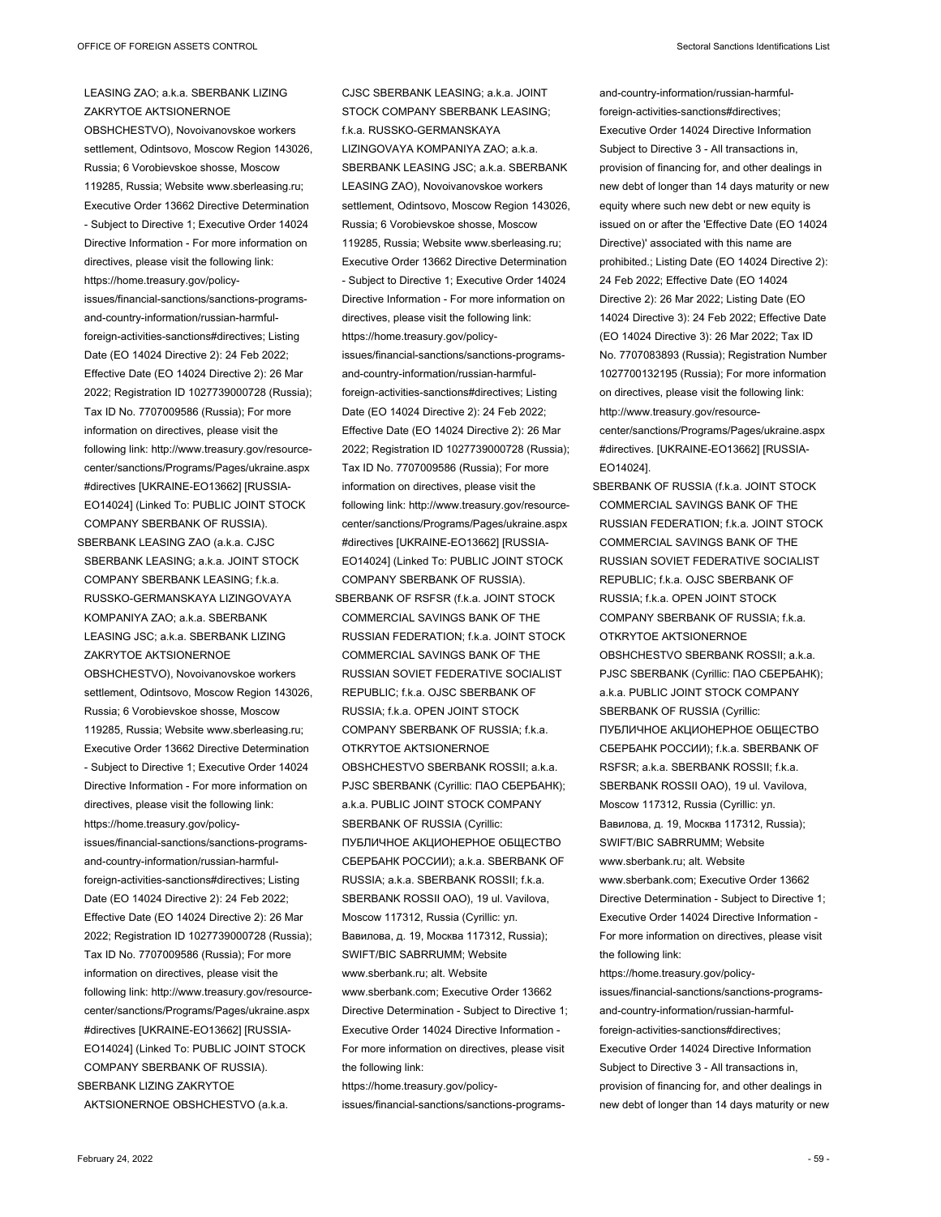LEASING ZAO; a.k.a. SBERBANK LIZING ZAKRYTOE AKTSIONERNOE OBSHCHESTVO), Novoivanovskoe workers settlement, Odintsovo, Moscow Region 143026, Russia; 6 Vorobievskoe shosse, Moscow 119285, Russia; Website www.sberleasing.ru; Executive Order 13662 Directive Determination - Subject to Directive 1; Executive Order 14024 Directive Information - For more information on directives, please visit the following link: https://home.treasury.gov/policy-issues/financial-sanctions/sanctions-programs-and-country-information/russian-harmful-foreign-activities-sanctions#directives; Listing Date (EO 14024 Directive 2): 24 Feb 2022; Effective Date (EO 14024 Directive 2): 26 Mar 2022; Registration ID 1027739000728 (Russia); Tax ID No. 7707009586 (Russia); For more information on directives, please visit the following link: http://www.treasury.gov/resource-center/sanctions/Programs/Pages/ukraine.aspx#directives [UKRAINE-EO13662] [RUSSIA-EO14024] (Linked To: PUBLIC JOINT STOCK COMPANY SBERBANK OF RUSSIA).

SBERBANK LEASING ZAO (a.k.a. CJSC SBERBANK LEASING; a.k.a. JOINT STOCK COMPANY SBERBANK LEASING; f.k.a. RUSSKO-GERMANSKAYA LIZINGOVAYA KOMPANIYA ZAO; a.k.a. SBERBANK LEASING JSC; a.k.a. SBERBANK LIZING ZAKRYTOE AKTSIONERNOE OBSHCHESTVO), Novoivanovskoe workers settlement, Odintsovo, Moscow Region 143026, Russia; 6 Vorobievskoe shosse, Moscow 119285, Russia; Website www.sberleasing.ru; Executive Order 13662 Directive Determination - Subject to Directive 1; Executive Order 14024 Directive Information - For more information on directives, please visit the following link: https://home.treasury.gov/policy-issues/financial-sanctions/sanctions-programs-and-country-information/russian-harmful-foreign-activities-sanctions#directives; Listing Date (EO 14024 Directive 2): 24 Feb 2022; Effective Date (EO 14024 Directive 2): 26 Mar 2022; Registration ID 1027739000728 (Russia); Tax ID No. 7707009586 (Russia); For more information on directives, please visit the following link: http://www.treasury.gov/resource-center/sanctions/Programs/Pages/ukraine.aspx#directives [UKRAINE-EO13662] [RUSSIA-EO14024] (Linked To: PUBLIC JOINT STOCK COMPANY SBERBANK OF RUSSIA).

SBERBANK LIZING ZAKRYTOE AKTSIONERNOE OBSHCHESTVO (a.k.a. CJSC SBERBANK LEASING; a.k.a. JOINT STOCK COMPANY SBERBANK LEASING; f.k.a. RUSSKO-GERMANSKAYA LIZINGOVAYA KOMPANIYA ZAO; a.k.a. SBERBANK LEASING JSC; a.k.a. SBERBANK LEASING ZAO), Novoivanovskoe workers settlement, Odintsovo, Moscow Region 143026, Russia; 6 Vorobievskoe shosse, Moscow 119285, Russia; Website www.sberleasing.ru; Executive Order 13662 Directive Determination - Subject to Directive 1; Executive Order 14024 Directive Information - For more information on directives, please visit the following link: https://home.treasury.gov/policy-issues/financial-sanctions/sanctions-programs-and-country-information/russian-harmful-foreign-activities-sanctions#directives; Listing Date (EO 14024 Directive 2): 24 Feb 2022; Effective Date (EO 14024 Directive 2): 26 Mar 2022; Registration ID 1027739000728 (Russia); Tax ID No. 7707009586 (Russia); For more information on directives, please visit the following link: http://www.treasury.gov/resource-center/sanctions/Programs/Pages/ukraine.aspx#directives [UKRAINE-EO13662] [RUSSIA-EO14024] (Linked To: PUBLIC JOINT STOCK COMPANY SBERBANK OF RUSSIA).

SBERBANK OF RSFSR (f.k.a. JOINT STOCK COMMERCIAL SAVINGS BANK OF THE RUSSIAN FEDERATION; f.k.a. JOINT STOCK COMMERCIAL SAVINGS BANK OF THE RUSSIAN SOVIET FEDERATIVE SOCIALIST REPUBLIC; f.k.a. OJSC SBERBANK OF RUSSIA; f.k.a. OPEN JOINT STOCK COMPANY SBERBANK OF RUSSIA; f.k.a. OTKRYTOE AKTSIONERNOE OBSHCHESTVO SBERBANK ROSSII; a.k.a. PJSC SBERBANK (Cyrillic: ПАО СБЕРБАНК); a.k.a. PUBLIC JOINT STOCK COMPANY SBERBANK OF RUSSIA (Cyrillic: ПУБЛИЧНОЕ АКЦИОНЕРНОЕ ОБЩЕСТВО СБЕРБАНК РОССИИ); a.k.a. SBERBANK OF RUSSIA; a.k.a. SBERBANK ROSSII; f.k.a. SBERBANK ROSSII OAO), 19 ul. Vavilova, Moscow 117312, Russia (Cyrillic: ул. Вавилова, д. 19, Москва 117312, Russia); SWIFT/BIC SABRRUMM; Website www.sberbank.ru; alt. Website www.sberbank.com; Executive Order 13662 Directive Determination - Subject to Directive 1; Executive Order 14024 Directive Information - For more information on directives, please visit the following link: https://home.treasury.gov/policy-issues/financial-sanctions/sanctions-programs-and-country-information/russian-harmful-foreign-activities-sanctions#directives; Executive Order 14024 Directive Information Subject to Directive 3 - All transactions in, provision of financing for, and other dealings in new debt of longer than 14 days maturity or new equity where such new debt or new equity is issued on or after the 'Effective Date (EO 14024 Directive)' associated with this name are prohibited.; Listing Date (EO 14024 Directive 2): 24 Feb 2022; Effective Date (EO 14024 Directive 2): 26 Mar 2022; Listing Date (EO 14024 Directive 3): 24 Feb 2022; Effective Date (EO 14024 Directive 3): 26 Mar 2022; Tax ID No. 7707083893 (Russia); Registration Number 1027700132195 (Russia); For more information on directives, please visit the following link: http://www.treasury.gov/resource-center/sanctions/Programs/Pages/ukraine.aspx#directives. [UKRAINE-EO13662] [RUSSIA-EO14024].

SBERBANK OF RUSSIA (f.k.a. JOINT STOCK COMMERCIAL SAVINGS BANK OF THE RUSSIAN FEDERATION; f.k.a. JOINT STOCK COMMERCIAL SAVINGS BANK OF THE RUSSIAN SOVIET FEDERATIVE SOCIALIST REPUBLIC; f.k.a. OJSC SBERBANK OF RUSSIA; f.k.a. OPEN JOINT STOCK COMPANY SBERBANK OF RUSSIA; f.k.a. OTKRYTOE AKTSIONERNOE OBSHCHESTVO SBERBANK ROSSII; a.k.a. PJSC SBERBANK (Cyrillic: ПАО СБЕРБАНК); a.k.a. PUBLIC JOINT STOCK COMPANY SBERBANK OF RUSSIA (Cyrillic: ПУБЛИЧНОЕ АКЦИОНЕРНОЕ ОБЩЕСТВО СБЕРБАНК РОССИИ); f.k.a. SBERBANK OF RSFSR; a.k.a. SBERBANK ROSSII; f.k.a. SBERBANK ROSSII OAO), 19 ul. Vavilova, Moscow 117312, Russia (Cyrillic: ул. Вавилова, д. 19, Москва 117312, Russia); SWIFT/BIC SABRRUMM; Website www.sberbank.ru; alt. Website www.sberbank.com; Executive Order 13662 Directive Determination - Subject to Directive 1; Executive Order 14024 Directive Information - For more information on directives, please visit the following link: https://home.treasury.gov/policy-issues/financial-sanctions/sanctions-programs-and-country-information/russian-harmful-foreign-activities-sanctions#directives; Executive Order 14024 Directive Information Subject to Directive 3 - All transactions in, provision of financing for, and other dealings in new debt of longer than 14 days maturity or new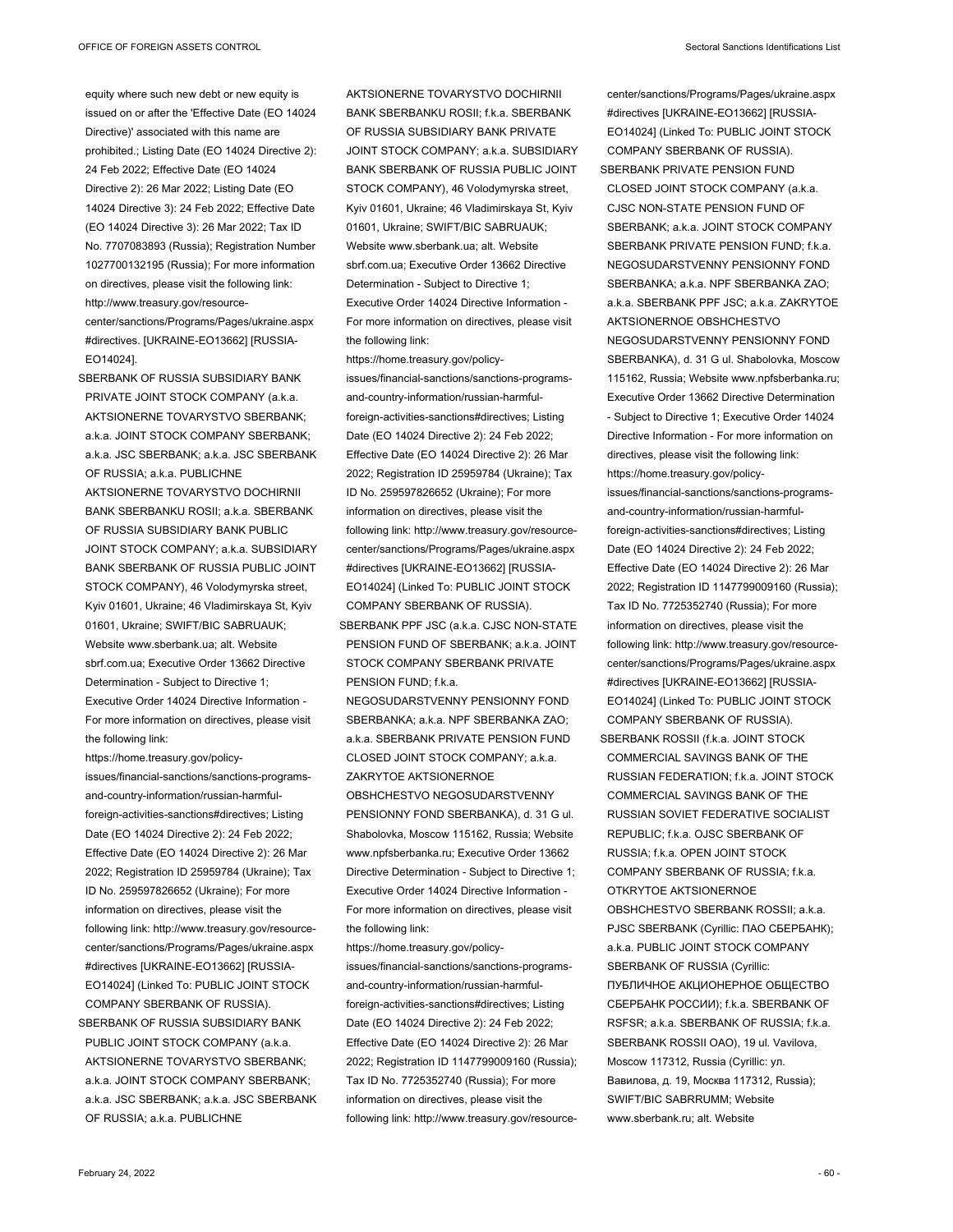equity where such new debt or new equity is issued on or after the 'Effective Date (EO 14024 Directive)' associated with this name are prohibited.; Listing Date (EO 14024 Directive 2): 24 Feb 2022; Effective Date (EO 14024 Directive 2): 26 Mar 2022; Listing Date (EO 14024 Directive 3): 24 Feb 2022; Effective Date (EO 14024 Directive 3): 26 Mar 2022; Tax ID No. 7707083893 (Russia); Registration Number 1027700132195 (Russia); For more information on directives, please visit the following link: http://www.treasury.gov/resource-center/sanctions/Programs/Pages/ukraine.aspx#directives. [UKRAINE-EO13662] [RUSSIA-EO14024].

SBERBANK OF RUSSIA SUBSIDIARY BANK PRIVATE JOINT STOCK COMPANY (a.k.a. AKTSIONERNE TOVARYSTVO SBERBANK; a.k.a. JOINT STOCK COMPANY SBERBANK; a.k.a. JSC SBERBANK; a.k.a. JSC SBERBANK OF RUSSIA; a.k.a. PUBLICHNE AKTSIONERNE TOVARYSTVO DOCHIRNII BANK SBERBANKU ROSII; a.k.a. SBERBANK OF RUSSIA SUBSIDIARY BANK PUBLIC JOINT STOCK COMPANY; a.k.a. SUBSIDIARY BANK SBERBANK OF RUSSIA PUBLIC JOINT STOCK COMPANY), 46 Volodymyrska street, Kyiv 01601, Ukraine; 46 Vladimirskaya St, Kyiv 01601, Ukraine; SWIFT/BIC SABRUAUK; Website www.sberbank.ua; alt. Website sbrf.com.ua; Executive Order 13662 Directive Determination - Subject to Directive 1; Executive Order 14024 Directive Information - For more information on directives, please visit the following link: https://home.treasury.gov/policy-issues/financial-sanctions/sanctions-programs-and-country-information/russian-harmful-foreign-activities-sanctions#directives; Listing Date (EO 14024 Directive 2): 24 Feb 2022; Effective Date (EO 14024 Directive 2): 26 Mar 2022; Registration ID 25959784 (Ukraine); Tax ID No. 259597826652 (Ukraine); For more information on directives, please visit the following link: http://www.treasury.gov/resource-center/sanctions/Programs/Pages/ukraine.aspx#directives [UKRAINE-EO13662] [RUSSIA-EO14024] (Linked To: PUBLIC JOINT STOCK COMPANY SBERBANK OF RUSSIA).

SBERBANK OF RUSSIA SUBSIDIARY BANK PUBLIC JOINT STOCK COMPANY (a.k.a. AKTSIONERNE TOVARYSTVO SBERBANK; a.k.a. JOINT STOCK COMPANY SBERBANK; a.k.a. JSC SBERBANK; a.k.a. JSC SBERBANK OF RUSSIA; a.k.a. PUBLICHNE AKTSIONERNE TOVARYSTVO DOCHIRNII BANK SBERBANKU ROSII; f.k.a. SBERBANK OF RUSSIA SUBSIDIARY BANK PRIVATE JOINT STOCK COMPANY; a.k.a. SUBSIDIARY BANK SBERBANK OF RUSSIA PUBLIC JOINT STOCK COMPANY), 46 Volodymyrska street, Kyiv 01601, Ukraine; 46 Vladimirskaya St, Kyiv 01601, Ukraine; SWIFT/BIC SABRUAUK; Website www.sberbank.ua; alt. Website sbrf.com.ua; Executive Order 13662 Directive Determination - Subject to Directive 1; Executive Order 14024 Directive Information - For more information on directives, please visit the following link: https://home.treasury.gov/policy-issues/financial-sanctions/sanctions-programs-and-country-information/russian-harmful-foreign-activities-sanctions#directives; Listing Date (EO 14024 Directive 2): 24 Feb 2022; Effective Date (EO 14024 Directive 2): 26 Mar 2022; Registration ID 25959784 (Ukraine); Tax ID No. 259597826652 (Ukraine); For more information on directives, please visit the following link: http://www.treasury.gov/resource-center/sanctions/Programs/Pages/ukraine.aspx#directives [UKRAINE-EO13662] [RUSSIA-EO14024] (Linked To: PUBLIC JOINT STOCK COMPANY SBERBANK OF RUSSIA).

SBERBANK PPF JSC (a.k.a. CJSC NON-STATE PENSION FUND OF SBERBANK; a.k.a. JOINT STOCK COMPANY SBERBANK PRIVATE PENSION FUND; f.k.a. NEGOSUDARSTVENNY PENSIONNY FOND SBERBANKA; a.k.a. NPF SBERBANKA ZAO; a.k.a. SBERBANK PRIVATE PENSION FUND CLOSED JOINT STOCK COMPANY; a.k.a. ZAKRYTOE AKTSIONERNOE OBSHCHESTVO NEGOSUDARSTVENNY PENSIONNY FOND SBERBANKA), d. 31 G ul. Shabolovka, Moscow 115162, Russia; Website www.npfsberbanka.ru; Executive Order 13662 Directive Determination - Subject to Directive 1; Executive Order 14024 Directive Information - For more information on directives, please visit the following link: https://home.treasury.gov/policy-issues/financial-sanctions/sanctions-programs-and-country-information/russian-harmful-foreign-activities-sanctions#directives; Listing Date (EO 14024 Directive 2): 24 Feb 2022; Effective Date (EO 14024 Directive 2): 26 Mar 2022; Registration ID 1147799009160 (Russia); Tax ID No. 7725352740 (Russia); For more information on directives, please visit the following link: http://www.treasury.gov/resource-center/sanctions/Programs/Pages/ukraine.aspx#directives [UKRAINE-EO13662] [RUSSIA-EO14024] (Linked To: PUBLIC JOINT STOCK COMPANY SBERBANK OF RUSSIA).

SBERBANK PRIVATE PENSION FUND CLOSED JOINT STOCK COMPANY (a.k.a. CJSC NON-STATE PENSION FUND OF SBERBANK; a.k.a. JOINT STOCK COMPANY SBERBANK PRIVATE PENSION FUND; f.k.a. NEGOSUDARSTVENNY PENSIONNY FOND SBERBANKA; a.k.a. NPF SBERBANKA ZAO; a.k.a. SBERBANK PPF JSC; a.k.a. ZAKRYTOE AKTSIONERNOE OBSHCHESTVO NEGOSUDARSTVENNY PENSIONNY FOND SBERBANKA), d. 31 G ul. Shabolovka, Moscow 115162, Russia; Website www.npfsberbanka.ru; Executive Order 13662 Directive Determination - Subject to Directive 1; Executive Order 14024 Directive Information - For more information on directives, please visit the following link: https://home.treasury.gov/policy-issues/financial-sanctions/sanctions-programs-and-country-information/russian-harmful-foreign-activities-sanctions#directives; Listing Date (EO 14024 Directive 2): 24 Feb 2022; Effective Date (EO 14024 Directive 2): 26 Mar 2022; Registration ID 1147799009160 (Russia); Tax ID No. 7725352740 (Russia); For more information on directives, please visit the following link: http://www.treasury.gov/resource-center/sanctions/Programs/Pages/ukraine.aspx#directives [UKRAINE-EO13662] [RUSSIA-EO14024] (Linked To: PUBLIC JOINT STOCK COMPANY SBERBANK OF RUSSIA).

SBERBANK ROSSII (f.k.a. JOINT STOCK COMMERCIAL SAVINGS BANK OF THE RUSSIAN FEDERATION; f.k.a. JOINT STOCK COMMERCIAL SAVINGS BANK OF THE RUSSIAN SOVIET FEDERATIVE SOCIALIST REPUBLIC; f.k.a. OJSC SBERBANK OF RUSSIA; f.k.a. OPEN JOINT STOCK COMPANY SBERBANK OF RUSSIA; f.k.a. OTKRYTOE AKTSIONERNOE OBSHCHESTVO SBERBANK ROSSII; a.k.a. PJSC SBERBANK (Cyrillic: ПАО СБЕРБАНК); a.k.a. PUBLIC JOINT STOCK COMPANY SBERBANK OF RUSSIA (Cyrillic: ПУБЛИЧНОЕ АКЦИОНЕРНОЕ ОБЩЕСТВО СБЕРБАНК РОССИИ); f.k.a. SBERBANK OF RSFSR; a.k.a. SBERBANK OF RUSSIA; f.k.a. SBERBANK ROSSII OAO), 19 ul. Vavilova, Moscow 117312, Russia (Cyrillic: ул. Вавилова, д. 19, Москва 117312, Russia); SWIFT/BIC SABRRUMM; Website www.sberbank.ru; alt. Website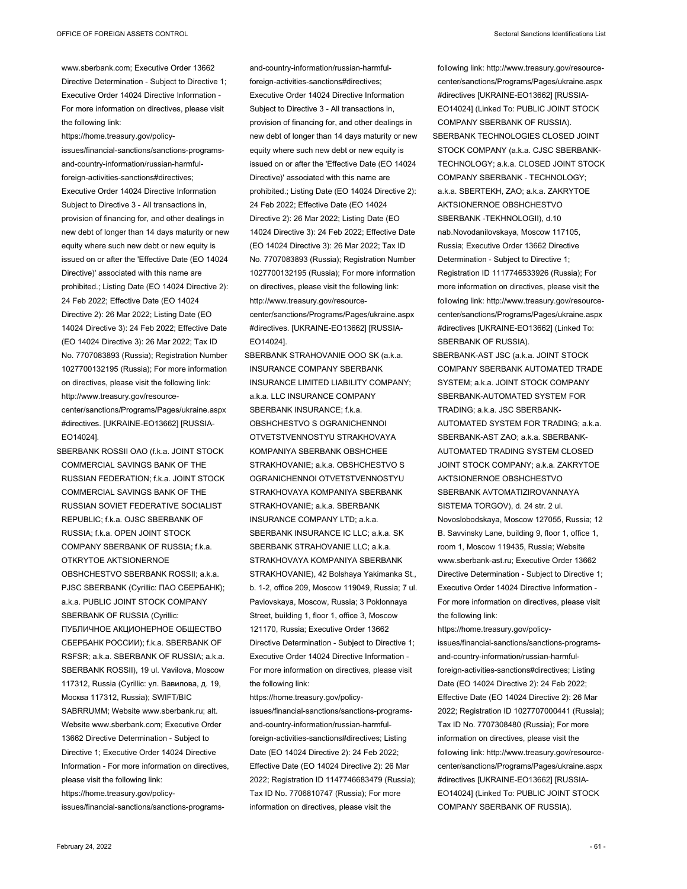www.sberbank.com; Executive Order 13662 Directive Determination - Subject to Directive 1; Executive Order 14024 Directive Information - For more information on directives, please visit the following link: https://home.treasury.gov/policy-issues/financial-sanctions/sanctions-programs-and-country-information/russian-harmful-foreign-activities-sanctions#directives; Executive Order 14024 Directive Information Subject to Directive 3 - All transactions in, provision of financing for, and other dealings in new debt of longer than 14 days maturity or new equity where such new debt or new equity is issued on or after the 'Effective Date (EO 14024 Directive)' associated with this name are prohibited.; Listing Date (EO 14024 Directive 2): 24 Feb 2022; Effective Date (EO 14024 Directive 2): 26 Mar 2022; Listing Date (EO 14024 Directive 3): 24 Feb 2022; Effective Date (EO 14024 Directive 3): 26 Mar 2022; Tax ID No. 7707083893 (Russia); Registration Number 1027700132195 (Russia); For more information on directives, please visit the following link: http://www.treasury.gov/resource-center/sanctions/Programs/Pages/ukraine.aspx#directives. [UKRAINE-EO13662] [RUSSIA-EO14024].

SBERBANK ROSSII OAO (f.k.a. JOINT STOCK COMMERCIAL SAVINGS BANK OF THE RUSSIAN FEDERATION; f.k.a. JOINT STOCK COMMERCIAL SAVINGS BANK OF THE RUSSIAN SOVIET FEDERATIVE SOCIALIST REPUBLIC; f.k.a. OJSC SBERBANK OF RUSSIA; f.k.a. OPEN JOINT STOCK COMPANY SBERBANK OF RUSSIA; f.k.a. OTKRYTOE AKTSIONERNOE OBSHCHESTVO SBERBANK ROSSII; a.k.a. PJSC SBERBANK (Cyrillic: ПАО СБЕРБАНК); a.k.a. PUBLIC JOINT STOCK COMPANY SBERBANK OF RUSSIA (Cyrillic: ПУБЛИЧНОЕ АКЦИОНЕРНОЕ ОБЩЕСТВО СБЕРБАНК РОССИИ); f.k.a. SBERBANK OF RSFSR; a.k.a. SBERBANK OF RUSSIA; a.k.a. SBERBANK ROSSII), 19 ul. Vavilova, Moscow 117312, Russia (Cyrillic: ул. Вавилова, д. 19, Москва 117312, Russia); SWIFT/BIC SABRRUMM; Website www.sberbank.ru; alt. Website www.sberbank.com; Executive Order 13662 Directive Determination - Subject to Directive 1; Executive Order 14024 Directive Information - For more information on directives, please visit the following link: https://home.treasury.gov/policy-issues/financial-sanctions/sanctions-programs-and-country-information/russian-harmful-foreign-activities-sanctions#directives; Executive Order 14024 Directive Information Subject to Directive 3 - All transactions in, provision of financing for, and other dealings in new debt of longer than 14 days maturity or new equity where such new debt or new equity is issued on or after the 'Effective Date (EO 14024 Directive)' associated with this name are prohibited.; Listing Date (EO 14024 Directive 2): 24 Feb 2022; Effective Date (EO 14024 Directive 2): 26 Mar 2022; Listing Date (EO 14024 Directive 3): 24 Feb 2022; Effective Date (EO 14024 Directive 3): 26 Mar 2022; Tax ID No. 7707083893 (Russia); Registration Number 1027700132195 (Russia); For more information on directives, please visit the following link: http://www.treasury.gov/resource-center/sanctions/Programs/Pages/ukraine.aspx#directives. [UKRAINE-EO13662] [RUSSIA-EO14024].

SBERBANK STRAHOVANIE OOO SK (a.k.a. INSURANCE COMPANY SBERBANK INSURANCE LIMITED LIABILITY COMPANY; a.k.a. LLC INSURANCE COMPANY SBERBANK INSURANCE; f.k.a. OBSHCHESTVO S OGRANICHENNOI OTVETSTVENNOSTYU STRAKHOVAYA KOMPANIYA SBERBANK OBSHCHEE STRAKHOVANIE; a.k.a. OBSHCHESTVO S OGRANICHENNOI OTVETSTVENNOSTYU STRAKHOVAYA KOMPANIYA SBERBANK STRAKHOVANIE; a.k.a. SBERBANK INSURANCE COMPANY LTD; a.k.a. SBERBANK INSURANCE IC LLC; a.k.a. SK SBERBANK STRAHOVANIE LLC; a.k.a. STRAKHOVAYA KOMPANIYA SBERBANK STRAKHOVANIE), 42 Bolshaya Yakimanka St., b. 1-2, office 209, Moscow 119049, Russia; 7 ul. Pavlovskaya, Moscow, Russia; 3 Poklonnaya Street, building 1, floor 1, office 3, Moscow 121170, Russia; Executive Order 13662 Directive Determination - Subject to Directive 1; Executive Order 14024 Directive Information - For more information on directives, please visit the following link: https://home.treasury.gov/policy-issues/financial-sanctions/sanctions-programs-and-country-information/russian-harmful-foreign-activities-sanctions#directives; Listing Date (EO 14024 Directive 2): 24 Feb 2022; Effective Date (EO 14024 Directive 2): 26 Mar 2022; Registration ID 1147746683479 (Russia); Tax ID No. 7706810747 (Russia); For more information on directives, please visit the following link: http://www.treasury.gov/resource-center/sanctions/Programs/Pages/ukraine.aspx#directives [UKRAINE-EO13662] [RUSSIA-EO14024] (Linked To: PUBLIC JOINT STOCK COMPANY SBERBANK OF RUSSIA).

SBERBANK TECHNOLOGIES CLOSED JOINT STOCK COMPANY (a.k.a. CJSC SBERBANK-TECHNOLOGY; a.k.a. CLOSED JOINT STOCK COMPANY SBERBANK - TECHNOLOGY; a.k.a. SBERTEKH, ZAO; a.k.a. ZAKRYTOE AKTSIONERNOE OBSHCHESTVO SBERBANK -TEKHNOLOGII), d.10 nab.Novodanilovskaya, Moscow 117105, Russia; Executive Order 13662 Directive Determination - Subject to Directive 1; Registration ID 1117746533926 (Russia); For more information on directives, please visit the following link: http://www.treasury.gov/resource-center/sanctions/Programs/Pages/ukraine.aspx#directives [UKRAINE-EO13662] (Linked To: SBERBANK OF RUSSIA).

SBERBANK-AST JSC (a.k.a. JOINT STOCK COMPANY SBERBANK AUTOMATED TRADE SYSTEM; a.k.a. JOINT STOCK COMPANY SBERBANK-AUTOMATED SYSTEM FOR TRADING; a.k.a. JSC SBERBANK-AUTOMATED SYSTEM FOR TRADING; a.k.a. SBERBANK-AST ZAO; a.k.a. SBERBANK-AUTOMATED TRADING SYSTEM CLOSED JOINT STOCK COMPANY; a.k.a. ZAKRYTOE AKTSIONERNOE OBSHCHESTVO SBERBANK AVTOMATIZIROVANNAYA SISTEMA TORGOV), d. 24 str. 2 ul. Novoslobodskaya, Moscow 127055, Russia; 12 B. Savvinsky Lane, building 9, floor 1, office 1, room 1, Moscow 119435, Russia; Website www.sberbank-ast.ru; Executive Order 13662 Directive Determination - Subject to Directive 1; Executive Order 14024 Directive Information - For more information on directives, please visit the following link: https://home.treasury.gov/policy-issues/financial-sanctions/sanctions-programs-and-country-information/russian-harmful-foreign-activities-sanctions#directives; Listing Date (EO 14024 Directive 2): 24 Feb 2022; Effective Date (EO 14024 Directive 2): 26 Mar 2022; Registration ID 1027707000441 (Russia); Tax ID No. 7707308480 (Russia); For more information on directives, please visit the following link: http://www.treasury.gov/resource-center/sanctions/Programs/Pages/ukraine.aspx#directives [UKRAINE-EO13662] [RUSSIA-EO14024] (Linked To: PUBLIC JOINT STOCK COMPANY SBERBANK OF RUSSIA).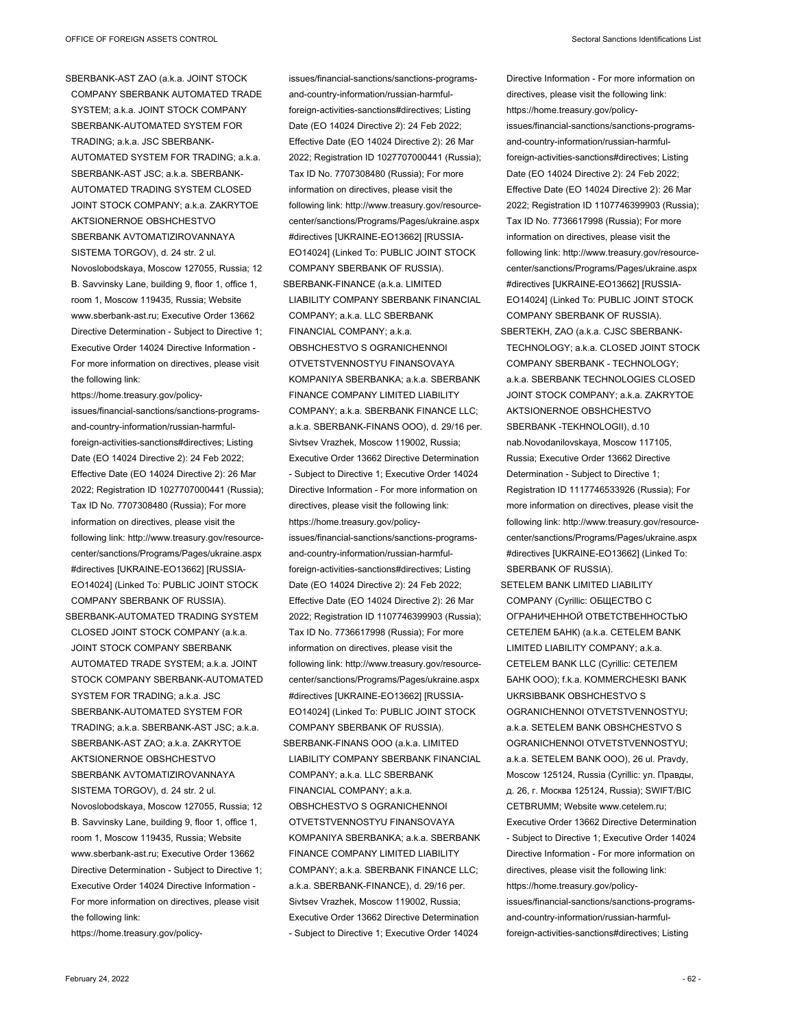SBERBANK-AST ZAO (a.k.a. JOINT STOCK COMPANY SBERBANK AUTOMATED TRADE SYSTEM; a.k.a. JOINT STOCK COMPANY SBERBANK-AUTOMATED SYSTEM FOR TRADING; a.k.a. JSC SBERBANK-AUTOMATED SYSTEM FOR TRADING; a.k.a. SBERBANK-AST JSC; a.k.a. SBERBANK-AUTOMATED TRADING SYSTEM CLOSED JOINT STOCK COMPANY; a.k.a. ZAKRYTOE AKTSIONERNOE OBSHCHESTVO SBERBANK AVTOMATIZIROVANNAYA SISTEMA TORGOV), d. 24 str. 2 ul. Novoslobodskaya, Moscow 127055, Russia; 12 B. Savvinsky Lane, building 9, floor 1, office 1, room 1, Moscow 119435, Russia; Website www.sberbank-ast.ru; Executive Order 13662 Directive Determination - Subject to Directive 1; Executive Order 14024 Directive Information - For more information on directives, please visit the following link: https://home.treasury.gov/policy-issues/financial-sanctions/sanctions-programs-and-country-information/russian-harmful-foreign-activities-sanctions#directives; Listing Date (EO 14024 Directive 2): 24 Feb 2022; Effective Date (EO 14024 Directive 2): 26 Mar 2022; Registration ID 1027707000441 (Russia); Tax ID No. 7707308480 (Russia); For more information on directives, please visit the following link: http://www.treasury.gov/resource-center/sanctions/Programs/Pages/ukraine.aspx#directives [UKRAINE-EO13662] [RUSSIA-EO14024] (Linked To: PUBLIC JOINT STOCK COMPANY SBERBANK OF RUSSIA).

SBERBANK-AUTOMATED TRADING SYSTEM CLOSED JOINT STOCK COMPANY (a.k.a. JOINT STOCK COMPANY SBERBANK AUTOMATED TRADE SYSTEM; a.k.a. JOINT STOCK COMPANY SBERBANK-AUTOMATED SYSTEM FOR TRADING; a.k.a. JSC SBERBANK-AUTOMATED SYSTEM FOR TRADING; a.k.a. SBERBANK-AST JSC; a.k.a. SBERBANK-AST ZAO; a.k.a. ZAKRYTOE AKTSIONERNOE OBSHCHESTVO SBERBANK AVTOMATIZIROVANNAYA SISTEMA TORGOV), d. 24 str. 2 ul. Novoslobodskaya, Moscow 127055, Russia; 12 B. Savvinsky Lane, building 9, floor 1, office 1, room 1, Moscow 119435, Russia; Website www.sberbank-ast.ru; Executive Order 13662 Directive Determination - Subject to Directive 1; Executive Order 14024 Directive Information - For more information on directives, please visit the following link: https://home.treasury.gov/policy-issues/financial-sanctions/sanctions-programs-and-country-information/russian-harmful-foreign-activities-sanctions#directives; Listing Date (EO 14024 Directive 2): 24 Feb 2022; Effective Date (EO 14024 Directive 2): 26 Mar 2022; Registration ID 1027707000441 (Russia); Tax ID No. 7707308480 (Russia); For more information on directives, please visit the following link: http://www.treasury.gov/resource-center/sanctions/Programs/Pages/ukraine.aspx#directives [UKRAINE-EO13662] [RUSSIA-EO14024] (Linked To: PUBLIC JOINT STOCK COMPANY SBERBANK OF RUSSIA).

SBERBANK-FINANCE (a.k.a. LIMITED LIABILITY COMPANY SBERBANK FINANCIAL COMPANY; a.k.a. LLC SBERBANK FINANCIAL COMPANY; a.k.a. OBSHCHESTVO S OGRANICHENNOI OTVETSTVENNOSTYU FINANSOVAYA KOMPANIYA SBERBANKA; a.k.a. SBERBANK FINANCE COMPANY LIMITED LIABILITY COMPANY; a.k.a. SBERBANK FINANCE LLC; a.k.a. SBERBANK-FINANS OOO), d. 29/16 per. Sivtsev Vrazhek, Moscow 119002, Russia; Executive Order 13662 Directive Determination - Subject to Directive 1; Executive Order 14024 Directive Information - For more information on directives, please visit the following link: https://home.treasury.gov/policy-issues/financial-sanctions/sanctions-programs-and-country-information/russian-harmful-foreign-activities-sanctions#directives; Listing Date (EO 14024 Directive 2): 24 Feb 2022; Effective Date (EO 14024 Directive 2): 26 Mar 2022; Registration ID 1107746399903 (Russia); Tax ID No. 7736617998 (Russia); For more information on directives, please visit the following link: http://www.treasury.gov/resource-center/sanctions/Programs/Pages/ukraine.aspx#directives [UKRAINE-EO13662] [RUSSIA-EO14024] (Linked To: PUBLIC JOINT STOCK COMPANY SBERBANK OF RUSSIA).

SBERBANK-FINANS OOO (a.k.a. LIMITED LIABILITY COMPANY SBERBANK FINANCIAL COMPANY; a.k.a. LLC SBERBANK FINANCIAL COMPANY; a.k.a. OBSHCHESTVO S OGRANICHENNOI OTVETSTVENNOSTYU FINANSOVAYA KOMPANIYA SBERBANKA; a.k.a. SBERBANK FINANCE COMPANY LIMITED LIABILITY COMPANY; a.k.a. SBERBANK FINANCE LLC; a.k.a. SBERBANK-FINANCE), d. 29/16 per. Sivtsev Vrazhek, Moscow 119002, Russia; Executive Order 13662 Directive Determination - Subject to Directive 1; Executive Order 14024 Directive Information - For more information on directives, please visit the following link: https://home.treasury.gov/policy-issues/financial-sanctions/sanctions-programs-and-country-information/russian-harmful-foreign-activities-sanctions#directives; Listing Date (EO 14024 Directive 2): 24 Feb 2022; Effective Date (EO 14024 Directive 2): 26 Mar 2022; Registration ID 1107746399903 (Russia); Tax ID No. 7736617998 (Russia); For more information on directives, please visit the following link: http://www.treasury.gov/resource-center/sanctions/Programs/Pages/ukraine.aspx#directives [UKRAINE-EO13662] [RUSSIA-EO14024] (Linked To: PUBLIC JOINT STOCK COMPANY SBERBANK OF RUSSIA).

SBERTEKH, ZAO (a.k.a. CJSC SBERBANK-TECHNOLOGY; a.k.a. CLOSED JOINT STOCK COMPANY SBERBANK - TECHNOLOGY; a.k.a. SBERBANK TECHNOLOGIES CLOSED JOINT STOCK COMPANY; a.k.a. ZAKRYTOE AKTSIONERNOE OBSHCHESTVO SBERBANK -TEKHNOLOGII), d.10 nab.Novodanilovskaya, Moscow 117105, Russia; Executive Order 13662 Directive Determination - Subject to Directive 1; Registration ID 1117746533926 (Russia); For more information on directives, please visit the following link: http://www.treasury.gov/resource-center/sanctions/Programs/Pages/ukraine.aspx#directives [UKRAINE-EO13662] (Linked To: SBERBANK OF RUSSIA).

SETELEM BANK LIMITED LIABILITY COMPANY (Cyrillic: ОБЩЕСТВО С ОГРАНИЧЕННОЙ ОТВЕТСТВЕННОСТЬЮ СЕТЕЛЕМ БАНК) (a.k.a. CETELEM BANK LIMITED LIABILITY COMPANY; a.k.a. CETELEM BANK LLC (Cyrillic: СЕТЕЛЕМ БАНК ООО); f.k.a. KOMMERCHESKI BANK UKRSIBBANK OBSHCHESTVO S OGRANICHENNOI OTVETSTVENNOSTYU; a.k.a. SETELEM BANK OBSHCHESTVO S OGRANICHENNOI OTVETSTVENNOSTYU; a.k.a. SETELEM BANK OOO), 26 ul. Pravdy, Moscow 125124, Russia (Cyrillic: ул. Правды, д. 26, г. Москва 125124, Russia); SWIFT/BIC CETBRUMM; Website www.cetelem.ru; Executive Order 13662 Directive Determination - Subject to Directive 1; Executive Order 14024 Directive Information - For more information on directives, please visit the following link: https://home.treasury.gov/policy-issues/financial-sanctions/sanctions-programs-and-country-information/russian-harmful-foreign-activities-sanctions#directives; Listing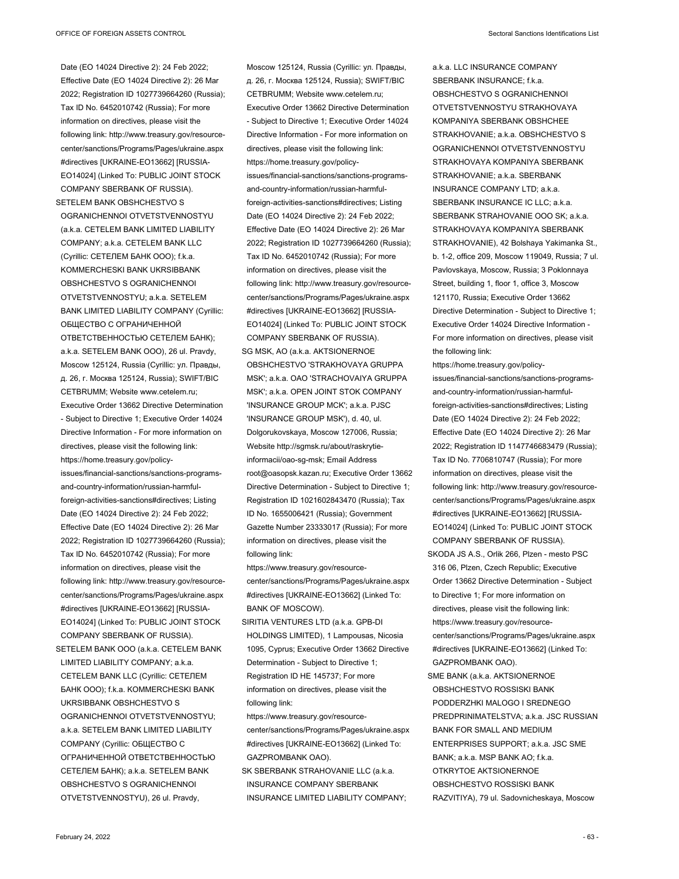Date (EO 14024 Directive 2): 24 Feb 2022; Effective Date (EO 14024 Directive 2): 26 Mar 2022; Registration ID 1027739664260 (Russia); Tax ID No. 6452010742 (Russia); For more information on directives, please visit the following link: http://www.treasury.gov/resource-center/sanctions/Programs/Pages/ukraine.aspx#directives [UKRAINE-EO13662] [RUSSIA-EO14024] (Linked To: PUBLIC JOINT STOCK COMPANY SBERBANK OF RUSSIA).

SETELEM BANK OBSHCHESTVO S OGRANICHENNOI OTVETSTVENNOSTYU (a.k.a. CETELEM BANK LIMITED LIABILITY COMPANY; a.k.a. CETELEM BANK LLC (Cyrillic: СЕТЕЛЕМ БАНК ООО); f.k.a. KOMMERCHESKI BANK UKRSIBBANK OBSHCHESTVO S OGRANICHENNOI OTVETSTVENNOSTYU; a.k.a. SETELEM BANK LIMITED LIABILITY COMPANY (Cyrillic: ОБЩЕСТВО С ОГРАНИЧЕННОЙ ОТВЕТСТВЕННОСТЬЮ СЕТЕЛЕМ БАНК); a.k.a. SETELEM BANK OOO), 26 ul. Pravdy, Moscow 125124, Russia (Cyrillic: ул. Правды, д. 26, г. Москва 125124, Russia); SWIFT/BIC CETBRUMM; Website www.cetelem.ru; Executive Order 13662 Directive Determination - Subject to Directive 1; Executive Order 14024 Directive Information - For more information on directives, please visit the following link: https://home.treasury.gov/policy-issues/financial-sanctions/sanctions-programs-and-country-information/russian-harmful-foreign-activities-sanctions#directives; Listing Date (EO 14024 Directive 2): 24 Feb 2022; Effective Date (EO 14024 Directive 2): 26 Mar 2022; Registration ID 1027739664260 (Russia); Tax ID No. 6452010742 (Russia); For more information on directives, please visit the following link: http://www.treasury.gov/resource-center/sanctions/Programs/Pages/ukraine.aspx#directives [UKRAINE-EO13662] [RUSSIA-EO14024] (Linked To: PUBLIC JOINT STOCK COMPANY SBERBANK OF RUSSIA).

SETELEM BANK OOO (a.k.a. CETELEM BANK LIMITED LIABILITY COMPANY; a.k.a. CETELEM BANK LLC (Cyrillic: СЕТЕЛЕМ БАНК ООО); f.k.a. KOMMERCHESKI BANK UKRSIBBANK OBSHCHESTVO S OGRANICHENNOI OTVETSTVENNOSTYU; a.k.a. SETELEM BANK LIMITED LIABILITY COMPANY (Cyrillic: ОБЩЕСТВО С ОГРАНИЧЕННОЙ ОТВЕТСТВЕННОСТЬЮ СЕТЕЛЕМ БАНК); a.k.a. SETELEM BANK OBSHCHESTVO S OGRANICHENNOI OTVETSTVENNOSTYU), 26 ul. Pravdy, Moscow 125124, Russia (Cyrillic: ул. Правды, д. 26, г. Москва 125124, Russia); SWIFT/BIC CETBRUMM; Website www.cetelem.ru; Executive Order 13662 Directive Determination - Subject to Directive 1; Executive Order 14024 Directive Information - For more information on directives, please visit the following link: https://home.treasury.gov/policy-issues/financial-sanctions/sanctions-programs-and-country-information/russian-harmful-foreign-activities-sanctions#directives; Listing Date (EO 14024 Directive 2): 24 Feb 2022; Effective Date (EO 14024 Directive 2): 26 Mar 2022; Registration ID 1027739664260 (Russia); Tax ID No. 6452010742 (Russia); For more information on directives, please visit the following link: http://www.treasury.gov/resource-center/sanctions/Programs/Pages/ukraine.aspx#directives [UKRAINE-EO13662] [RUSSIA-EO14024] (Linked To: PUBLIC JOINT STOCK COMPANY SBERBANK OF RUSSIA).

SG MSK, AO (a.k.a. AKTSIONERNOE OBSHCHESTVO 'STRAKHOVAYA GRUPPA MSK'; a.k.a. OAO 'STRACHOVAIYA GRUPPA MSK'; a.k.a. OPEN JOINT STOK COMPANY 'INSURANCE GROUP MCK'; a.k.a. PJSC 'INSURANCE GROUP MSK'), d. 40, ul. Dolgorukovskaya, Moscow 127006, Russia; Website http://sgmsk.ru/about/raskrytie-informacii/oao-sg-msk; Email Address root@oasopsk.kazan.ru; Executive Order 13662 Directive Determination - Subject to Directive 1; Registration ID 1021602843470 (Russia); Tax ID No. 1655006421 (Russia); Government Gazette Number 23333017 (Russia); For more information on directives, please visit the following link: https://www.treasury.gov/resource-center/sanctions/Programs/Pages/ukraine.aspx#directives [UKRAINE-EO13662] (Linked To: BANK OF MOSCOW).

SIRITIA VENTURES LTD (a.k.a. GPB-DI HOLDINGS LIMITED), 1 Lampousas, Nicosia 1095, Cyprus; Executive Order 13662 Directive Determination - Subject to Directive 1; Registration ID HE 145737; For more information on directives, please visit the following link: https://www.treasury.gov/resource-center/sanctions/Programs/Pages/ukraine.aspx#directives [UKRAINE-EO13662] (Linked To: GAZPROMBANK OAO).

SK SBERBANK STRAHOVANIE LLC (a.k.a. INSURANCE COMPANY SBERBANK INSURANCE LIMITED LIABILITY COMPANY; a.k.a. LLC INSURANCE COMPANY SBERBANK INSURANCE; f.k.a. OBSHCHESTVO S OGRANICHENNOI OTVETSTVENNOSTYU STRAKHOVAYA KOMPANIYA SBERBANK OBSHCHEE STRAKHOVANIE; a.k.a. OBSHCHESTVO S OGRANICHENNOI OTVETSTVENNOSTYU STRAKHOVAYA KOMPANIYA SBERBANK STRAKHOVANIE; a.k.a. SBERBANK INSURANCE COMPANY LTD; a.k.a. SBERBANK INSURANCE IC LLC; a.k.a. SBERBANK STRAHOVANIE OOO SK; a.k.a. STRAKHOVAYA KOMPANIYA SBERBANK STRAKHOVANIE), 42 Bolshaya Yakimanka St., b. 1-2, office 209, Moscow 119049, Russia; 7 ul. Pavlovskaya, Moscow, Russia; 3 Poklonnaya Street, building 1, floor 1, office 3, Moscow 121170, Russia; Executive Order 13662 Directive Determination - Subject to Directive 1; Executive Order 14024 Directive Information - For more information on directives, please visit the following link: https://home.treasury.gov/policy-issues/financial-sanctions/sanctions-programs-and-country-information/russian-harmful-foreign-activities-sanctions#directives; Listing Date (EO 14024 Directive 2): 24 Feb 2022; Effective Date (EO 14024 Directive 2): 26 Mar 2022; Registration ID 1147746683479 (Russia); Tax ID No. 7706810747 (Russia); For more information on directives, please visit the following link: http://www.treasury.gov/resource-center/sanctions/Programs/Pages/ukraine.aspx#directives [UKRAINE-EO13662] [RUSSIA-EO14024] (Linked To: PUBLIC JOINT STOCK COMPANY SBERBANK OF RUSSIA).

SKODA JS A.S., Orlik 266, Plzen - mesto PSC 316 06, Plzen, Czech Republic; Executive Order 13662 Directive Determination - Subject to Directive 1; For more information on directives, please visit the following link: https://www.treasury.gov/resource-center/sanctions/Programs/Pages/ukraine.aspx#directives [UKRAINE-EO13662] (Linked To: GAZPROMBANK OAO).

SME BANK (a.k.a. AKTSIONERNOE OBSHCHESTVO ROSSISKI BANK PODDERZHKI MALOGO I SREDNEGO PREDPRINIMATELSTVA; a.k.a. JSC RUSSIAN BANK FOR SMALL AND MEDIUM ENTERPRISES SUPPORT; a.k.a. JSC SME BANK; a.k.a. MSP BANK AO; f.k.a. OTKRYTOE AKTSIONERNOE OBSHCHESTVO ROSSISKI BANK RAZVITIYA), 79 ul. Sadovnicheskaya, Moscow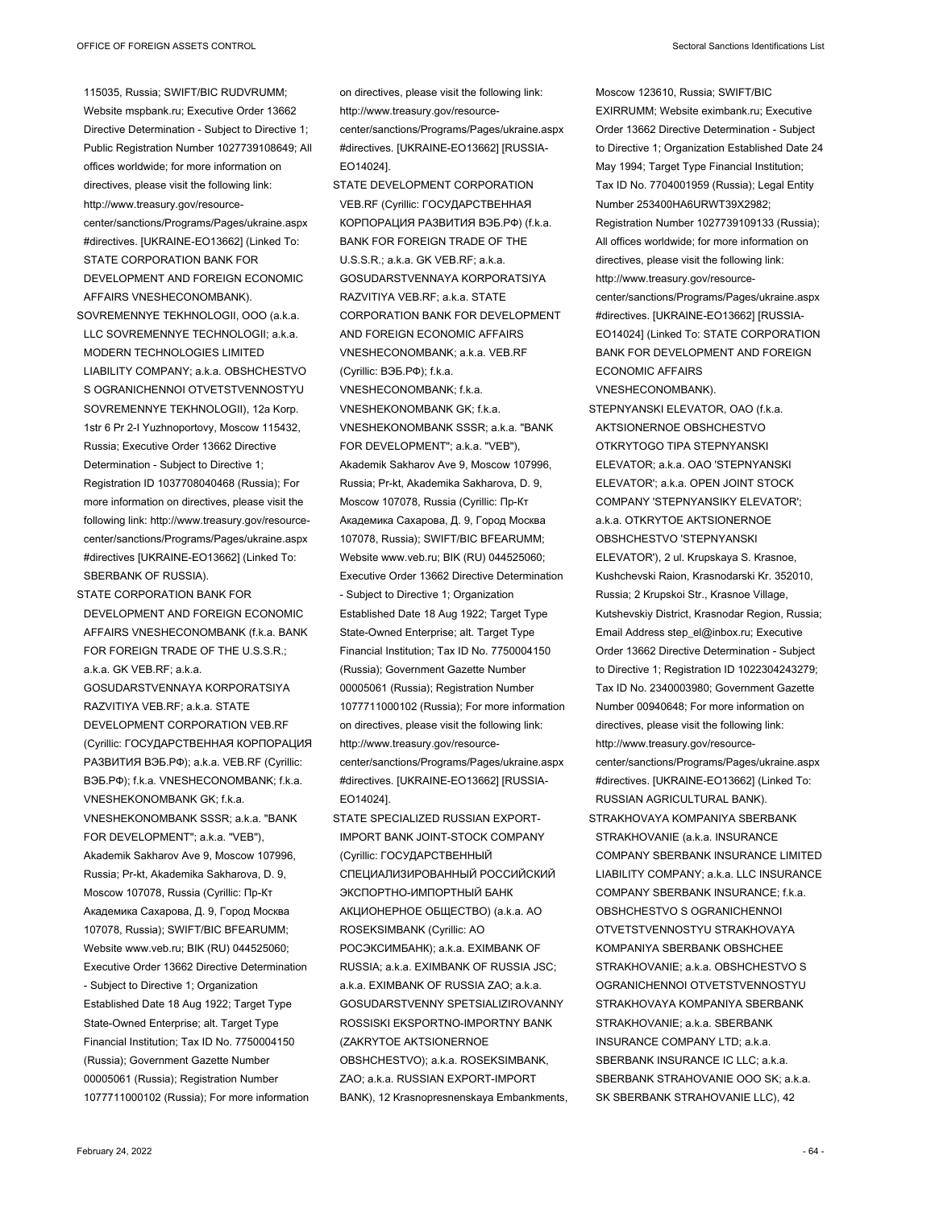115035, Russia; SWIFT/BIC RUDVRUMM; Website mspbank.ru; Executive Order 13662 Directive Determination - Subject to Directive 1; Public Registration Number 1027739108649; All offices worldwide; for more information on directives, please visit the following link: http://www.treasury.gov/resource-center/sanctions/Programs/Pages/ukraine.aspx #directives. [UKRAINE-EO13662] (Linked To: STATE CORPORATION BANK FOR DEVELOPMENT AND FOREIGN ECONOMIC AFFAIRS VNESHECONOMBANK).

SOVREMENNYE TEKHNOLOGII, OOO (a.k.a. LLC SOVREMENNYE TECHNOLOGII; a.k.a. MODERN TECHNOLOGIES LIMITED LIABILITY COMPANY; a.k.a. OBSHCHESTVO S OGRANICHENNOI OTVETSTVENNOSTYU SOVREMENNYE TEKHNOLOGII), 12a Korp. 1str 6 Pr 2-I Yuzhnoportovy, Moscow 115432, Russia; Executive Order 13662 Directive Determination - Subject to Directive 1; Registration ID 1037708040468 (Russia); For more information on directives, please visit the following link: http://www.treasury.gov/resource-center/sanctions/Programs/Pages/ukraine.aspx #directives [UKRAINE-EO13662] (Linked To: SBERBANK OF RUSSIA).

STATE CORPORATION BANK FOR DEVELOPMENT AND FOREIGN ECONOMIC AFFAIRS VNESHECONOMBANK (f.k.a. BANK FOR FOREIGN TRADE OF THE U.S.S.R.; a.k.a. GK VEB.RF; a.k.a. GOSUDARSTVENNAYA KORPORATSIYA RAZVITIYA VEB.RF; a.k.a. STATE DEVELOPMENT CORPORATION VEB.RF (Cyrillic: ГОСУДАРСТВЕННАЯ КОРПОРАЦИЯ РАЗВИТИЯ ВЭБ.РФ); a.k.a. VEB.RF (Cyrillic: ВЭБ.РФ); f.k.a. VNESHECONOMBANK; f.k.a. VNESHEKONOMBANK GK; f.k.a. VNESHEKONOMBANK SSSR; a.k.a. "BANK FOR DEVELOPMENT"; a.k.a. "VEB"), Akademik Sakharov Ave 9, Moscow 107996, Russia; Pr-kt, Akademika Sakharova, D. 9, Moscow 107078, Russia (Cyrillic: Пр-Кт Академика Сахарова, Д. 9, Город Москва 107078, Russia); SWIFT/BIC BFEARUMM; Website www.veb.ru; BIK (RU) 044525060; Executive Order 13662 Directive Determination - Subject to Directive 1; Organization Established Date 18 Aug 1922; Target Type State-Owned Enterprise; alt. Target Type Financial Institution; Tax ID No. 7750004150 (Russia); Government Gazette Number 00005061 (Russia); Registration Number 1077711000102 (Russia); For more information on directives, please visit the following link: http://www.treasury.gov/resource-center/sanctions/Programs/Pages/ukraine.aspx #directives. [UKRAINE-EO13662] [RUSSIA-EO14024].

STATE DEVELOPMENT CORPORATION VEB.RF (Cyrillic: ГОСУДАРСТВЕННАЯ КОРПОРАЦИЯ РАЗВИТИЯ ВЭБ.РФ) (f.k.a. BANK FOR FOREIGN TRADE OF THE U.S.S.R.; a.k.a. GK VEB.RF; a.k.a. GOSUDARSTVENNAYA KORPORATSIYA RAZVITIYA VEB.RF; a.k.a. STATE CORPORATION BANK FOR DEVELOPMENT AND FOREIGN ECONOMIC AFFAIRS VNESHECONOMBANK; a.k.a. VEB.RF (Cyrillic: ВЭБ.РФ); f.k.a. VNESHECONOMBANK; f.k.a. VNESHEKONOMBANK GK; f.k.a. VNESHEKONOMBANK SSSR; a.k.a. "BANK FOR DEVELOPMENT"; a.k.a. "VEB"), Akademik Sakharov Ave 9, Moscow 107996, Russia; Pr-kt, Akademika Sakharova, D. 9, Moscow 107078, Russia (Cyrillic: Пр-Кт Академика Сахарова, Д. 9, Город Москва 107078, Russia); SWIFT/BIC BFEARUMM; Website www.veb.ru; BIK (RU) 044525060; Executive Order 13662 Directive Determination - Subject to Directive 1; Organization Established Date 18 Aug 1922; Target Type State-Owned Enterprise; alt. Target Type Financial Institution; Tax ID No. 7750004150 (Russia); Government Gazette Number 00005061 (Russia); Registration Number 1077711000102 (Russia); For more information on directives, please visit the following link: http://www.treasury.gov/resource-center/sanctions/Programs/Pages/ukraine.aspx #directives. [UKRAINE-EO13662] [RUSSIA-EO14024].

STATE SPECIALIZED RUSSIAN EXPORT-IMPORT BANK JOINT-STOCK COMPANY (Cyrillic: ГОСУДАРСТВЕННЫЙ СПЕЦИАЛИЗИРОВАННЫЙ РОССИЙСКИЙ ЭКСПОРТНО-ИМПОРТНЫЙ БАНК АКЦИОНЕРНОЕ ОБЩЕСТВО) (a.k.a. AO ROSEKSIMBANK (Cyrillic: АО РОСЭКСИМБАНК); a.k.a. EXIMBANK OF RUSSIA; a.k.a. EXIMBANK OF RUSSIA JSC; a.k.a. EXIMBANK OF RUSSIA ZAO; a.k.a. GOSUDARSTVENNY SPETSIALIZIROVANNY ROSSISKI EKSPORTNO-IMPORTNY BANK (ZAKRYTOE AKTSIONERNOE OBSHCHESTVO); a.k.a. ROSEKSIMBANK, ZAO; a.k.a. RUSSIAN EXPORT-IMPORT BANK), 12 Krasnopresnenskaya Embankments, Moscow 123610, Russia; SWIFT/BIC EXIRRUMM; Website eximbank.ru; Executive Order 13662 Directive Determination - Subject to Directive 1; Organization Established Date 24 May 1994; Target Type Financial Institution; Tax ID No. 7704001959 (Russia); Legal Entity Number 253400HA6URWT39X2982; Registration Number 1027739109133 (Russia); All offices worldwide; for more information on directives, please visit the following link: http://www.treasury.gov/resource-center/sanctions/Programs/Pages/ukraine.aspx #directives. [UKRAINE-EO13662] [RUSSIA-EO14024] (Linked To: STATE CORPORATION BANK FOR DEVELOPMENT AND FOREIGN ECONOMIC AFFAIRS VNESHECONOMBANK).

STEPNYANSKI ELEVATOR, OAO (f.k.a. AKTSIONERNOE OBSHCHESTVO OTKRYTOGO TIPA STEPNYANSKI ELEVATOR; a.k.a. OAO 'STEPNYANSKI ELEVATOR'; a.k.a. OPEN JOINT STOCK COMPANY 'STEPNYANSIKY ELEVATOR'; a.k.a. OTKRYTOE AKTSIONERNOE OBSHCHESTVO 'STEPNYANSKI ELEVATOR'), 2 ul. Krupskaya S. Krasnoe, Kushchevski Raion, Krasnodarski Kr. 352010, Russia; 2 Krupskoi Str., Krasnoe Village, Kutshevskiy District, Krasnodar Region, Russia; Email Address step_el@inbox.ru; Executive Order 13662 Directive Determination - Subject to Directive 1; Registration ID 1022304243279; Tax ID No. 2340003980; Government Gazette Number 00940648; For more information on directives, please visit the following link: http://www.treasury.gov/resource-center/sanctions/Programs/Pages/ukraine.aspx #directives. [UKRAINE-EO13662] (Linked To: RUSSIAN AGRICULTURAL BANK).

STRAKHOVAYA KOMPANIYA SBERBANK STRAKHOVANIE (a.k.a. INSURANCE COMPANY SBERBANK INSURANCE LIMITED LIABILITY COMPANY; a.k.a. LLC INSURANCE COMPANY SBERBANK INSURANCE; f.k.a. OBSHCHESTVO S OGRANICHENNOI OTVETSTVENNOSTYU STRAKHOVAYA KOMPANIYA SBERBANK OBSHCHEE STRAKHOVANIE; a.k.a. OBSHCHESTVO S OGRANICHENNOI OTVETSTVENNOSTYU STRAKHOVAYA KOMPANIYA SBERBANK STRAKHOVANIE; a.k.a. SBERBANK INSURANCE COMPANY LTD; a.k.a. SBERBANK INSURANCE IC LLC; a.k.a. SBERBANK STRAHOVANIE OOO SK; a.k.a. SK SBERBANK STRAHOVANIE LLC), 42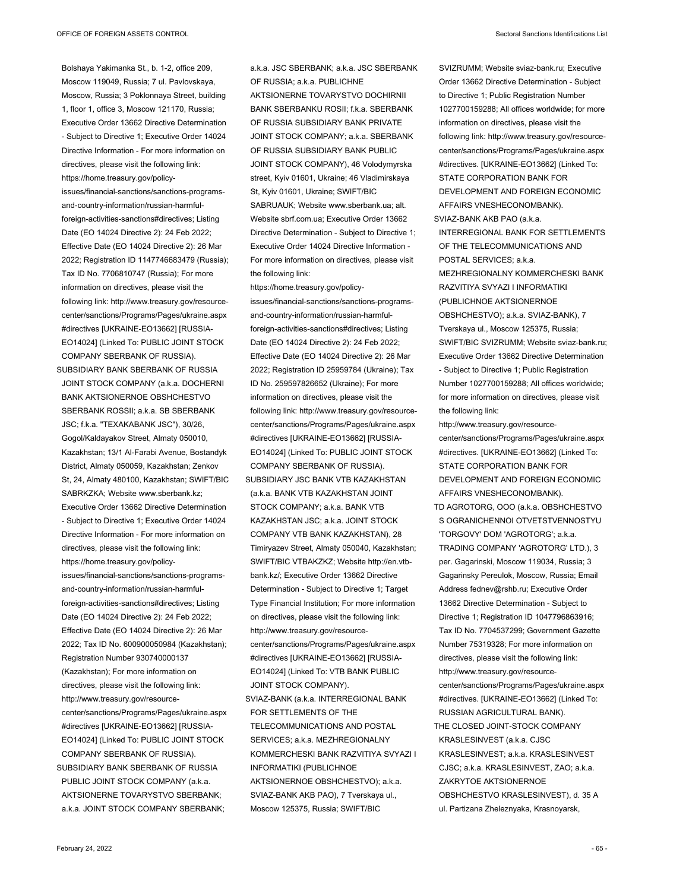Bolshaya Yakimanka St., b. 1-2, office 209, Moscow 119049, Russia; 7 ul. Pavlovskaya, Moscow, Russia; 3 Poklonnaya Street, building 1, floor 1, office 3, Moscow 121170, Russia; Executive Order 13662 Directive Determination - Subject to Directive 1; Executive Order 14024 Directive Information - For more information on directives, please visit the following link: https://home.treasury.gov/policy-issues/financial-sanctions/sanctions-programs-and-country-information/russian-harmful-foreign-activities-sanctions#directives; Listing Date (EO 14024 Directive 2): 24 Feb 2022; Effective Date (EO 14024 Directive 2): 26 Mar 2022; Registration ID 1147746683479 (Russia); Tax ID No. 7706810747 (Russia); For more information on directives, please visit the following link: http://www.treasury.gov/resource-center/sanctions/Programs/Pages/ukraine.aspx#directives [UKRAINE-EO13662] [RUSSIA-EO14024] (Linked To: PUBLIC JOINT STOCK COMPANY SBERBANK OF RUSSIA).

SUBSIDIARY BANK SBERBANK OF RUSSIA JOINT STOCK COMPANY (a.k.a. DOCHERNI BANK AKTSIONERNOE OBSHCHESTVO SBERBANK ROSSII; a.k.a. SB SBERBANK JSC; f.k.a. "TEXAKABANK JSC"), 30/26, Gogol/Kaldayakov Street, Almaty 050010, Kazakhstan; 13/1 Al-Farabi Avenue, Bostandyk District, Almaty 050059, Kazakhstan; Zenkov St, 24, Almaty 480100, Kazakhstan; SWIFT/BIC SABRKZKA; Website www.sberbank.kz; Executive Order 13662 Directive Determination - Subject to Directive 1; Executive Order 14024 Directive Information - For more information on directives, please visit the following link: https://home.treasury.gov/policy-issues/financial-sanctions/sanctions-programs-and-country-information/russian-harmful-foreign-activities-sanctions#directives; Listing Date (EO 14024 Directive 2): 24 Feb 2022; Effective Date (EO 14024 Directive 2): 26 Mar 2022; Tax ID No. 600900050984 (Kazakhstan); Registration Number 930740000137 (Kazakhstan); For more information on directives, please visit the following link: http://www.treasury.gov/resource-center/sanctions/Programs/Pages/ukraine.aspx#directives [UKRAINE-EO13662] [RUSSIA-EO14024] (Linked To: PUBLIC JOINT STOCK COMPANY SBERBANK OF RUSSIA).

SUBSIDIARY BANK SBERBANK OF RUSSIA PUBLIC JOINT STOCK COMPANY (a.k.a. AKTSIONERNE TOVARYSTVO SBERBANK; a.k.a. JOINT STOCK COMPANY SBERBANK; a.k.a. JSC SBERBANK; a.k.a. JSC SBERBANK OF RUSSIA; a.k.a. PUBLICHNE AKTSIONERNE TOVARYSTVO DOCHIRNII BANK SBERBANKU ROSII; f.k.a. SBERBANK OF RUSSIA SUBSIDIARY BANK PRIVATE JOINT STOCK COMPANY; a.k.a. SBERBANK OF RUSSIA SUBSIDIARY BANK PUBLIC JOINT STOCK COMPANY), 46 Volodymyrska street, Kyiv 01601, Ukraine; 46 Vladimirskaya St, Kyiv 01601, Ukraine; SWIFT/BIC SABRUAUK; Website www.sberbank.ua; alt. Website sbrf.com.ua; Executive Order 13662 Directive Determination - Subject to Directive 1; Executive Order 14024 Directive Information - For more information on directives, please visit the following link: https://home.treasury.gov/policy-issues/financial-sanctions/sanctions-programs-and-country-information/russian-harmful-foreign-activities-sanctions#directives; Listing Date (EO 14024 Directive 2): 24 Feb 2022; Effective Date (EO 14024 Directive 2): 26 Mar 2022; Registration ID 25959784 (Ukraine); Tax ID No. 259597826652 (Ukraine); For more information on directives, please visit the following link: http://www.treasury.gov/resource-center/sanctions/Programs/Pages/ukraine.aspx#directives [UKRAINE-EO13662] [RUSSIA-EO14024] (Linked To: PUBLIC JOINT STOCK COMPANY SBERBANK OF RUSSIA).

SUBSIDIARY JSC BANK VTB KAZAKHSTAN (a.k.a. BANK VTB KAZAKHSTAN JOINT STOCK COMPANY; a.k.a. BANK VTB KAZAKHSTAN JSC; a.k.a. JOINT STOCK COMPANY VTB BANK KAZAKHSTAN), 28 Timiryazev Street, Almaty 050040, Kazakhstan; SWIFT/BIC VTBAKZKZ; Website http://en.vtb-bank.kz/; Executive Order 13662 Directive Determination - Subject to Directive 1; Target Type Financial Institution; For more information on directives, please visit the following link: http://www.treasury.gov/resource-center/sanctions/Programs/Pages/ukraine.aspx#directives [UKRAINE-EO13662] [RUSSIA-EO14024] (Linked To: VTB BANK PUBLIC JOINT STOCK COMPANY).

SVIAZ-BANK (a.k.a. INTERREGIONAL BANK FOR SETTLEMENTS OF THE TELECOMMUNICATIONS AND POSTAL SERVICES; a.k.a. MEZHREGIONALNY KOMMERCHESKI BANK RAZVITIYA SVYAZI I INFORMATIKI (PUBLICHNOE AKTSIONERNOE OBSHCHESTVO); a.k.a. SVIAZ-BANK AKB PAO), 7 Tverskaya ul., Moscow 125375, Russia; SWIFT/BIC SVIZRUMM; Website sviaz-bank.ru; Executive Order 13662 Directive Determination - Subject to Directive 1; Public Registration Number 1027700159288; All offices worldwide; for more information on directives, please visit the following link: http://www.treasury.gov/resource-center/sanctions/Programs/Pages/ukraine.aspx#directives. [UKRAINE-EO13662] (Linked To: STATE CORPORATION BANK FOR DEVELOPMENT AND FOREIGN ECONOMIC AFFAIRS VNESHECONOMBANK).

SVIAZ-BANK AKB PAO (a.k.a. INTERREGIONAL BANK FOR SETTLEMENTS OF THE TELECOMMUNICATIONS AND POSTAL SERVICES; a.k.a. MEZHREGIONALNY KOMMERCHESKI BANK RAZVITIYA SVYAZI I INFORMATIKI (PUBLICHNOE AKTSIONERNOE OBSHCHESTVO); a.k.a. SVIAZ-BANK), 7 Tverskaya ul., Moscow 125375, Russia; SWIFT/BIC SVIZRUMM; Website sviaz-bank.ru; Executive Order 13662 Directive Determination - Subject to Directive 1; Public Registration Number 1027700159288; All offices worldwide; for more information on directives, please visit the following link: http://www.treasury.gov/resource-center/sanctions/Programs/Pages/ukraine.aspx#directives. [UKRAINE-EO13662] (Linked To: STATE CORPORATION BANK FOR DEVELOPMENT AND FOREIGN ECONOMIC AFFAIRS VNESHECONOMBANK).

TD AGROTORG, OOO (a.k.a. OBSHCHESTVO S OGRANICHENNOI OTVETSTVENNOSTYU 'TORGOVY' DOM 'AGROTORG'; a.k.a. TRADING COMPANY 'AGROTORG' LTD.), 3 per. Gagarinski, Moscow 119034, Russia; 3 Gagarinsky Pereulok, Moscow, Russia; Email Address fednev@rshb.ru; Executive Order 13662 Directive Determination - Subject to Directive 1; Registration ID 1047796863916; Tax ID No. 7704537299; Government Gazette Number 75319328; For more information on directives, please visit the following link: http://www.treasury.gov/resource-center/sanctions/Programs/Pages/ukraine.aspx#directives. [UKRAINE-EO13662] (Linked To: RUSSIAN AGRICULTURAL BANK).

THE CLOSED JOINT-STOCK COMPANY KRASLESINVEST (a.k.a. CJSC KRASLESINVEST; a.k.a. KRASLESINVEST CJSC; a.k.a. KRASLESINVEST, ZAO; a.k.a. ZAKRYTOE AKTSIONERNOE OBSHCHESTVO KRASLESINVEST), d. 35 A ul. Partizana Zheleznyaka, Krasnoyarsk,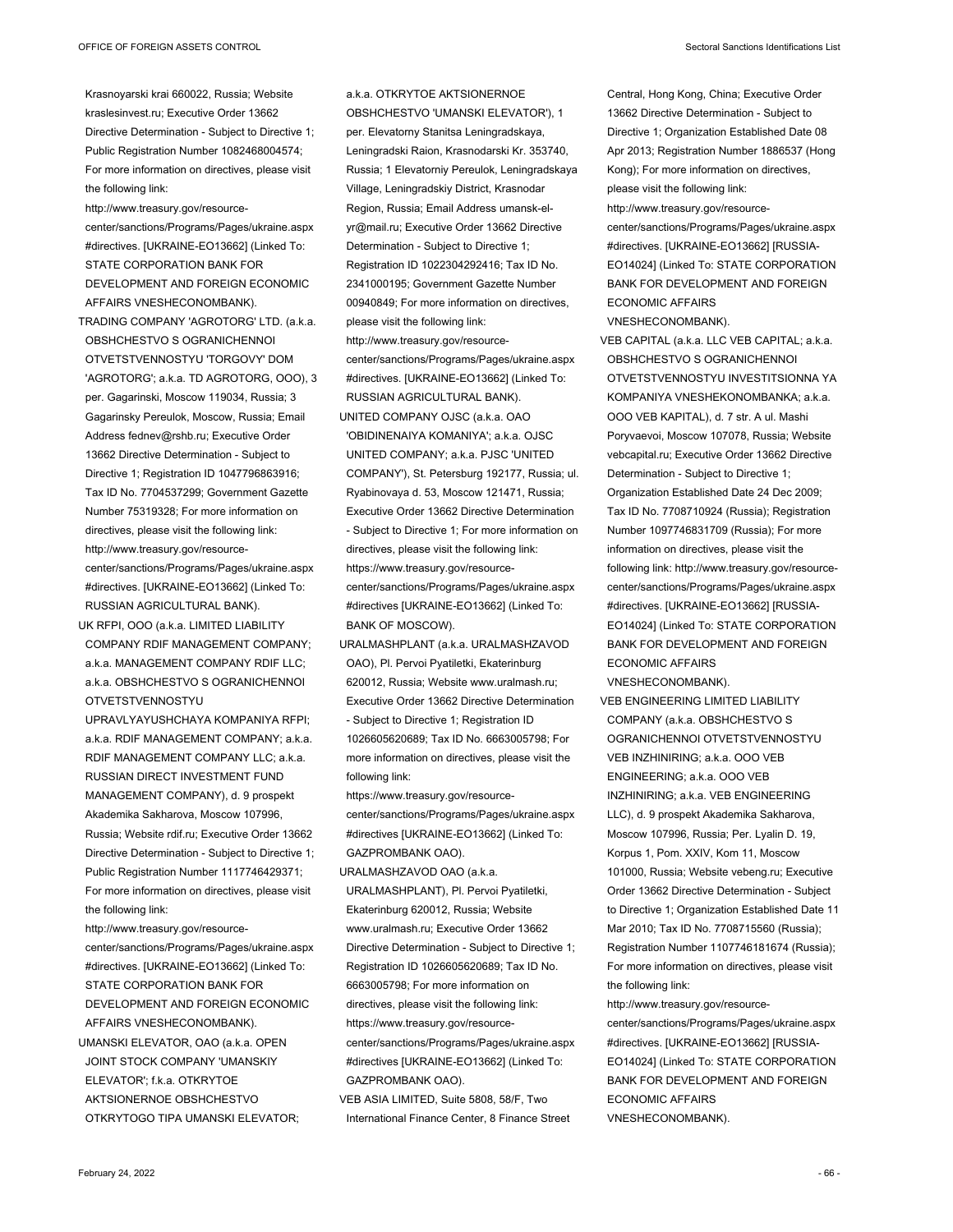Krasnoyarski krai 660022, Russia; Website kraslesinvest.ru; Executive Order 13662 Directive Determination - Subject to Directive 1; Public Registration Number 1082468004574; For more information on directives, please visit the following link: http://www.treasury.gov/resource-center/sanctions/Programs/Pages/ukraine.aspx #directives. [UKRAINE-EO13662] (Linked To: STATE CORPORATION BANK FOR DEVELOPMENT AND FOREIGN ECONOMIC AFFAIRS VNESHECONOMBANK).

TRADING COMPANY 'AGROTORG' LTD. (a.k.a. OBSHCHESTVO S OGRANICHENNOI OTVETSTVENNOSTYU 'TORGOVY' DOM 'AGROTORG'; a.k.a. TD AGROTORG, OOO), 3 per. Gagarinski, Moscow 119034, Russia; 3 Gagarinsky Pereulok, Moscow, Russia; Email Address fednev@rshb.ru; Executive Order 13662 Directive Determination - Subject to Directive 1; Registration ID 1047796863916; Tax ID No. 7704537299; Government Gazette Number 75319328; For more information on directives, please visit the following link: http://www.treasury.gov/resource-center/sanctions/Programs/Pages/ukraine.aspx #directives. [UKRAINE-EO13662] (Linked To: RUSSIAN AGRICULTURAL BANK).

UK RFPI, OOO (a.k.a. LIMITED LIABILITY COMPANY RDIF MANAGEMENT COMPANY; a.k.a. MANAGEMENT COMPANY RDIF LLC; a.k.a. OBSHCHESTVO S OGRANICHENNOI OTVETSTVENNOSTYU UPRAVLYAYUSHCHAYA KOMPANIYA RFPI; a.k.a. RDIF MANAGEMENT COMPANY; a.k.a. RDIF MANAGEMENT COMPANY LLC; a.k.a. RUSSIAN DIRECT INVESTMENT FUND MANAGEMENT COMPANY), d. 9 prospekt Akademika Sakharova, Moscow 107996, Russia; Website rdif.ru; Executive Order 13662 Directive Determination - Subject to Directive 1; Public Registration Number 1117746429371; For more information on directives, please visit the following link: http://www.treasury.gov/resource-center/sanctions/Programs/Pages/ukraine.aspx #directives. [UKRAINE-EO13662] (Linked To: STATE CORPORATION BANK FOR DEVELOPMENT AND FOREIGN ECONOMIC AFFAIRS VNESHECONOMBANK).

UMANSKI ELEVATOR, OAO (a.k.a. OPEN JOINT STOCK COMPANY 'UMANSKIY ELEVATOR'; f.k.a. OTKRYTOE AKTSIONERNOE OBSHCHESTVO OTKRYTOGO TIPA UMANSKI ELEVATOR; a.k.a. OTKRYTOE AKTSIONERNOE OBSHCHESTVO 'UMANSKI ELEVATOR'), 1 per. Elevatorny Stanitsa Leningradskaya, Leningradski Raion, Krasnodarski Kr. 353740, Russia; 1 Elevatorniy Pereulok, Leningradskaya Village, Leningradskiy District, Krasnodar Region, Russia; Email Address umansk-el-yr@mail.ru; Executive Order 13662 Directive Determination - Subject to Directive 1; Registration ID 1022304292416; Tax ID No. 2341000195; Government Gazette Number 00940849; For more information on directives, please visit the following link: http://www.treasury.gov/resource-center/sanctions/Programs/Pages/ukraine.aspx #directives. [UKRAINE-EO13662] (Linked To: RUSSIAN AGRICULTURAL BANK).

UNITED COMPANY OJSC (a.k.a. OAO 'OBIDINENAIYA KOMANIYA'; a.k.a. OJSC UNITED COMPANY; a.k.a. PJSC 'UNITED COMPANY'), St. Petersburg 192177, Russia; ul. Ryabinovaya d. 53, Moscow 121471, Russia; Executive Order 13662 Directive Determination - Subject to Directive 1; For more information on directives, please visit the following link: https://www.treasury.gov/resource-center/sanctions/Programs/Pages/ukraine.aspx #directives [UKRAINE-EO13662] (Linked To: BANK OF MOSCOW).

URALMASHPLANT (a.k.a. URALMASHZAVOD OAO), Pl. Pervoi Pyatiletki, Ekaterinburg 620012, Russia; Website www.uralmash.ru; Executive Order 13662 Directive Determination - Subject to Directive 1; Registration ID 1026605620689; Tax ID No. 6663005798; For more information on directives, please visit the following link: https://www.treasury.gov/resource-center/sanctions/Programs/Pages/ukraine.aspx #directives [UKRAINE-EO13662] (Linked To: GAZPROMBANK OAO).

URALMASHZAVOD OAO (a.k.a. URALMASHPLANT), Pl. Pervoi Pyatiletki, Ekaterinburg 620012, Russia; Website www.uralmash.ru; Executive Order 13662 Directive Determination - Subject to Directive 1; Registration ID 1026605620689; Tax ID No. 6663005798; For more information on directives, please visit the following link: https://www.treasury.gov/resource-center/sanctions/Programs/Pages/ukraine.aspx #directives [UKRAINE-EO13662] (Linked To: GAZPROMBANK OAO).

VEB ASIA LIMITED, Suite 5808, 58/F, Two International Finance Center, 8 Finance Street Central, Hong Kong, China; Executive Order 13662 Directive Determination - Subject to Directive 1; Organization Established Date 08 Apr 2013; Registration Number 1886537 (Hong Kong); For more information on directives, please visit the following link: http://www.treasury.gov/resource-center/sanctions/Programs/Pages/ukraine.aspx #directives. [UKRAINE-EO13662] [RUSSIA-EO14024] (Linked To: STATE CORPORATION BANK FOR DEVELOPMENT AND FOREIGN ECONOMIC AFFAIRS VNESHECONOMBANK).

VEB CAPITAL (a.k.a. LLC VEB CAPITAL; a.k.a. OBSHCHESTVO S OGRANICHENNOI OTVETSTVENNOSTYU INVESTITSIONNA YA KOMPANIYA VNESHEKONOMBANKA; a.k.a. OOO VEB KAPITAL), d. 7 str. A ul. Mashi Poryvaevoi, Moscow 107078, Russia; Website vebcapital.ru; Executive Order 13662 Directive Determination - Subject to Directive 1; Organization Established Date 24 Dec 2009; Tax ID No. 7708710924 (Russia); Registration Number 1097746831709 (Russia); For more information on directives, please visit the following link: http://www.treasury.gov/resource-center/sanctions/Programs/Pages/ukraine.aspx #directives. [UKRAINE-EO13662] [RUSSIA-EO14024] (Linked To: STATE CORPORATION BANK FOR DEVELOPMENT AND FOREIGN ECONOMIC AFFAIRS VNESHECONOMBANK).

VEB ENGINEERING LIMITED LIABILITY COMPANY (a.k.a. OBSHCHESTVO S OGRANICHENNOI OTVETSTVENNOSTYU VEB INZHINIRING; a.k.a. OOO VEB ENGINEERING; a.k.a. OOO VEB INZHINIRING; a.k.a. VEB ENGINEERING LLC), d. 9 prospekt Akademika Sakharova, Moscow 107996, Russia; Per. Lyalin D. 19, Korpus 1, Pom. XXIV, Kom 11, Moscow 101000, Russia; Website vebeng.ru; Executive Order 13662 Directive Determination - Subject to Directive 1; Organization Established Date 11 Mar 2010; Tax ID No. 7708715560 (Russia); Registration Number 1107746181674 (Russia); For more information on directives, please visit the following link: http://www.treasury.gov/resource-center/sanctions/Programs/Pages/ukraine.aspx #directives. [UKRAINE-EO13662] [RUSSIA-EO14024] (Linked To: STATE CORPORATION BANK FOR DEVELOPMENT AND FOREIGN ECONOMIC AFFAIRS VNESHECONOMBANK).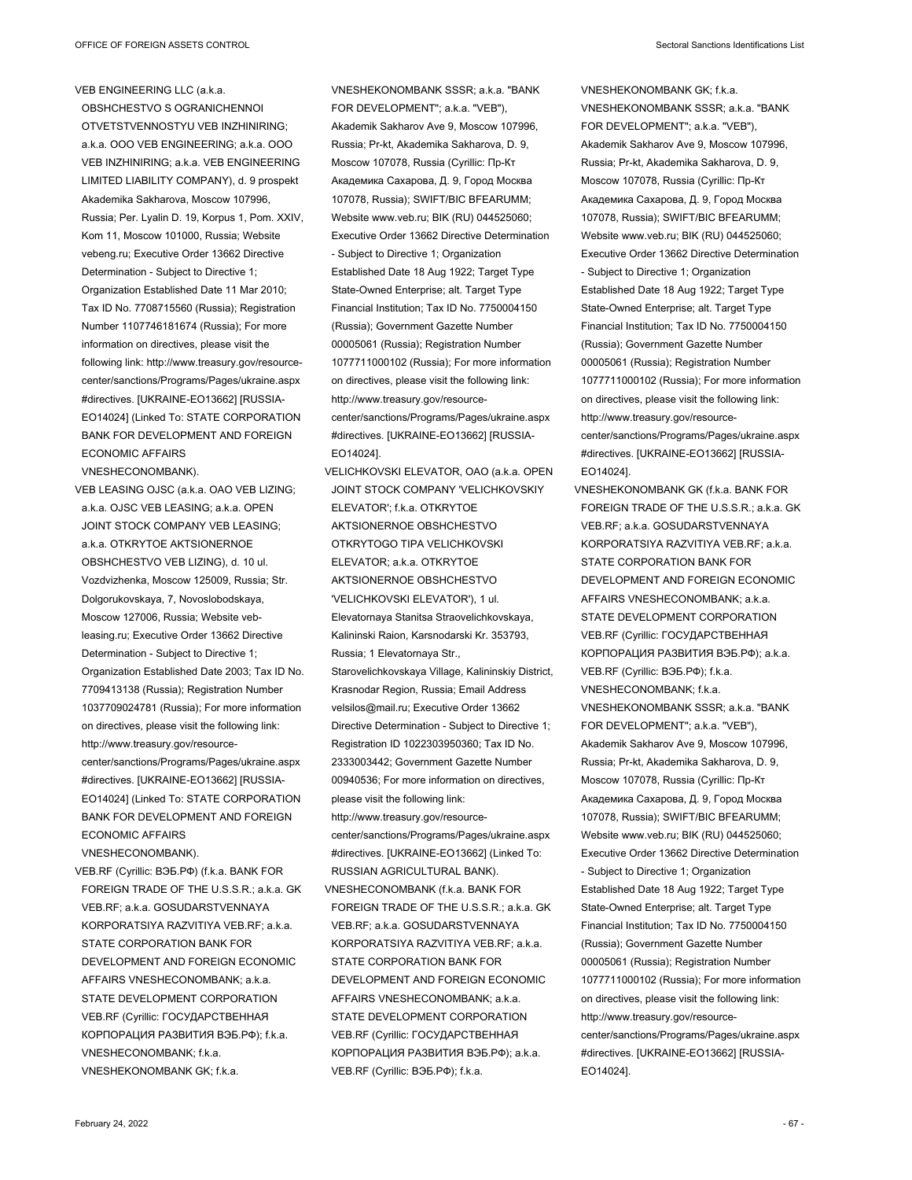VEB ENGINEERING LLC (a.k.a. OBSHCHESTVO S OGRANICHENNOI OTVETSTVENNOSTYU VEB INZHINIRING; a.k.a. OOO VEB ENGINEERING; a.k.a. OOO VEB INZHINIRING; a.k.a. VEB ENGINEERING LIMITED LIABILITY COMPANY), d. 9 prospekt Akademika Sakharova, Moscow 107996, Russia; Per. Lyalin D. 19, Korpus 1, Pom. XXIV, Kom 11, Moscow 101000, Russia; Website vebeng.ru; Executive Order 13662 Directive Determination - Subject to Directive 1; Organization Established Date 11 Mar 2010; Tax ID No. 7708715560 (Russia); Registration Number 1107746181674 (Russia); For more information on directives, please visit the following link: http://www.treasury.gov/resource-center/sanctions/Programs/Pages/ukraine.aspx #directives. [UKRAINE-EO13662] [RUSSIA-EO14024] (Linked To: STATE CORPORATION BANK FOR DEVELOPMENT AND FOREIGN ECONOMIC AFFAIRS VNESHECONOMBANK).

VEB LEASING OJSC (a.k.a. OAO VEB LIZING; a.k.a. OJSC VEB LEASING; a.k.a. OPEN JOINT STOCK COMPANY VEB LEASING; a.k.a. OTKRYTOE AKTSIONERNOE OBSHCHESTVO VEB LIZING), d. 10 ul. Vozdvizhenka, Moscow 125009, Russia; Str. Dolgorukovskaya, 7, Novoslobodskaya, Moscow 127006, Russia; Website veb-leasing.ru; Executive Order 13662 Directive Determination - Subject to Directive 1; Organization Established Date 2003; Tax ID No. 7709413138 (Russia); Registration Number 1037709024781 (Russia); For more information on directives, please visit the following link: http://www.treasury.gov/resource-center/sanctions/Programs/Pages/ukraine.aspx #directives. [UKRAINE-EO13662] [RUSSIA-EO14024] (Linked To: STATE CORPORATION BANK FOR DEVELOPMENT AND FOREIGN ECONOMIC AFFAIRS VNESHECONOMBANK).

VEB.RF (Cyrillic: ВЭБ.РФ) (f.k.a. BANK FOR FOREIGN TRADE OF THE U.S.S.R.; a.k.a. GK VEB.RF; a.k.a. GOSUDARSTVENNAYA KORPORATSIYA RAZVITIYA VEB.RF; a.k.a. STATE CORPORATION BANK FOR DEVELOPMENT AND FOREIGN ECONOMIC AFFAIRS VNESHECONOMBANK; a.k.a. STATE DEVELOPMENT CORPORATION VEB.RF (Cyrillic: ГОСУДАРСТВЕННАЯ КОРПОРАЦИЯ РАЗВИТИЯ ВЭБ.РФ); f.k.a. VNESHECONOMBANK; f.k.a. VNESHEKONOMBANK GK; f.k.a. VNESHEKONOMBANK SSSR; a.k.a. "BANK FOR DEVELOPMENT"; a.k.a. "VEB"), Akademik Sakharov Ave 9, Moscow 107996, Russia; Pr-kt, Akademika Sakharova, D. 9, Moscow 107078, Russia (Cyrillic: Пр-Кт Академика Сахарова, Д. 9, Город Москва 107078, Russia); SWIFT/BIC BFEARUMM; Website www.veb.ru; BIK (RU) 044525060; Executive Order 13662 Directive Determination - Subject to Directive 1; Organization Established Date 18 Aug 1922; Target Type State-Owned Enterprise; alt. Target Type Financial Institution; Tax ID No. 7750004150 (Russia); Government Gazette Number 00005061 (Russia); Registration Number 1077711000102 (Russia); For more information on directives, please visit the following link: http://www.treasury.gov/resource-center/sanctions/Programs/Pages/ukraine.aspx #directives. [UKRAINE-EO13662] [RUSSIA-EO14024].

VELICHKOVSKI ELEVATOR, OAO (a.k.a. OPEN JOINT STOCK COMPANY 'VELICHKOVSKIY ELEVATOR'; f.k.a. OTKRYTOE AKTSIONERNOE OBSHCHESTVO OTKRYTOGO TIPA VELICHKOVSKI ELEVATOR; a.k.a. OTKRYTOE AKTSIONERNOE OBSHCHESTVO 'VELICHKOVSKI ELEVATOR'), 1 ul. Elevatornaya Stanitsa Straovelichkovskaya, Kalininski Raion, Karsnodarski Kr. 353793, Russia; 1 Elevatornaya Str., Starovelichkovskaya Village, Kalininskiy District, Krasnodar Region, Russia; Email Address velsilos@mail.ru; Executive Order 13662 Directive Determination - Subject to Directive 1; Registration ID 1022303950360; Tax ID No. 2333003442; Government Gazette Number 00940536; For more information on directives, please visit the following link: http://www.treasury.gov/resource-center/sanctions/Programs/Pages/ukraine.aspx #directives. [UKRAINE-EO13662] (Linked To: RUSSIAN AGRICULTURAL BANK).

VNESHECONOMBANK (f.k.a. BANK FOR FOREIGN TRADE OF THE U.S.S.R.; a.k.a. GK VEB.RF; a.k.a. GOSUDARSTVENNAYA KORPORATSIYA RAZVITIYA VEB.RF; a.k.a. STATE CORPORATION BANK FOR DEVELOPMENT AND FOREIGN ECONOMIC AFFAIRS VNESHECONOMBANK; a.k.a. STATE DEVELOPMENT CORPORATION VEB.RF (Cyrillic: ГОСУДАРСТВЕННАЯ КОРПОРАЦИЯ РАЗВИТИЯ ВЭБ.РФ); a.k.a. VEB.RF (Cyrillic: ВЭБ.РФ); f.k.a. VNESHEKONOMBANK GK; f.k.a. VNESHEKONOMBANK SSSR; a.k.a. "BANK FOR DEVELOPMENT"; a.k.a. "VEB"), Akademik Sakharov Ave 9, Moscow 107996, Russia; Pr-kt, Akademika Sakharova, D. 9, Moscow 107078, Russia (Cyrillic: Пр-Кт Академика Сахарова, Д. 9, Город Москва 107078, Russia); SWIFT/BIC BFEARUMM; Website www.veb.ru; BIK (RU) 044525060; Executive Order 13662 Directive Determination - Subject to Directive 1; Organization Established Date 18 Aug 1922; Target Type State-Owned Enterprise; alt. Target Type Financial Institution; Tax ID No. 7750004150 (Russia); Government Gazette Number 00005061 (Russia); Registration Number 1077711000102 (Russia); For more information on directives, please visit the following link: http://www.treasury.gov/resource-center/sanctions/Programs/Pages/ukraine.aspx #directives. [UKRAINE-EO13662] [RUSSIA-EO14024].

VNESHEKONOMBANK GK (f.k.a. BANK FOR FOREIGN TRADE OF THE U.S.S.R.; a.k.a. GK VEB.RF; a.k.a. GOSUDARSTVENNAYA KORPORATSIYA RAZVITIYA VEB.RF; a.k.a. STATE CORPORATION BANK FOR DEVELOPMENT AND FOREIGN ECONOMIC AFFAIRS VNESHECONOMBANK; a.k.a. STATE DEVELOPMENT CORPORATION VEB.RF (Cyrillic: ГОСУДАРСТВЕННАЯ КОРПОРАЦИЯ РАЗВИТИЯ ВЭБ.РФ); a.k.a. VEB.RF (Cyrillic: ВЭБ.РФ); f.k.a. VNESHECONOMBANK; f.k.a. VNESHEKONOMBANK SSSR; a.k.a. "BANK FOR DEVELOPMENT"; a.k.a. "VEB"), Akademik Sakharov Ave 9, Moscow 107996, Russia; Pr-kt, Akademika Sakharova, D. 9, Moscow 107078, Russia (Cyrillic: Пр-Кт Академика Сахарова, Д. 9, Город Москва 107078, Russia); SWIFT/BIC BFEARUMM; Website www.veb.ru; BIK (RU) 044525060; Executive Order 13662 Directive Determination - Subject to Directive 1; Organization Established Date 18 Aug 1922; Target Type State-Owned Enterprise; alt. Target Type Financial Institution; Tax ID No. 7750004150 (Russia); Government Gazette Number 00005061 (Russia); Registration Number 1077711000102 (Russia); For more information on directives, please visit the following link: http://www.treasury.gov/resource-center/sanctions/Programs/Pages/ukraine.aspx #directives. [UKRAINE-EO13662] [RUSSIA-EO14024].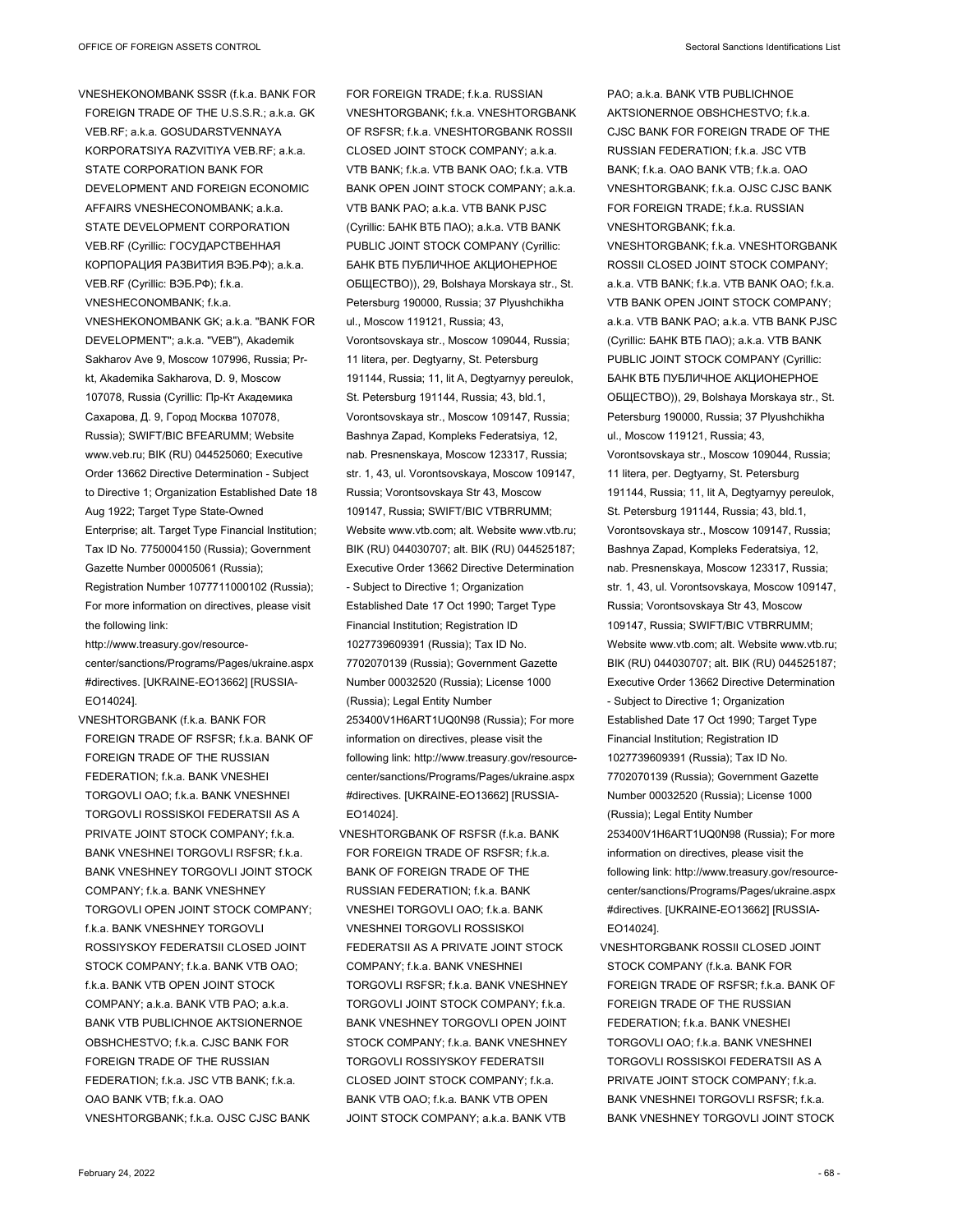VNESHEKONOMBANK SSSR (f.k.a. BANK FOR FOREIGN TRADE OF THE U.S.S.R.; a.k.a. GK VEB.RF; a.k.a. GOSUDARSTVENNAYA KORPORATSIYA RAZVITIYA VEB.RF; a.k.a. STATE CORPORATION BANK FOR DEVELOPMENT AND FOREIGN ECONOMIC AFFAIRS VNESHECONOMBANK; a.k.a. STATE DEVELOPMENT CORPORATION VEB.RF (Cyrillic: ГОСУДАРСТВЕННАЯ КОРПОРАЦИЯ РАЗВИТИЯ ВЭБ.РФ); a.k.a. VEB.RF (Cyrillic: ВЭБ.РФ); f.k.a. VNESHECONOMBANK; f.k.a. VNESHEKONOMBANK GK; a.k.a. "BANK FOR DEVELOPMENT"; a.k.a. "VEB"), Akademik Sakharov Ave 9, Moscow 107996, Russia; Pr-kt, Akademika Sakharova, D. 9, Moscow 107078, Russia (Cyrillic: Пр-Кт Академика Сахарова, Д. 9, Город Москва 107078, Russia); SWIFT/BIC BFEARUMM; Website www.veb.ru; BIK (RU) 044525060; Executive Order 13662 Directive Determination - Subject to Directive 1; Organization Established Date 18 Aug 1922; Target Type State-Owned Enterprise; alt. Target Type Financial Institution; Tax ID No. 7750004150 (Russia); Government Gazette Number 00005061 (Russia); Registration Number 1077711000102 (Russia); For more information on directives, please visit the following link: http://www.treasury.gov/resource-center/sanctions/Programs/Pages/ukraine.aspx#directives. [UKRAINE-EO13662] [RUSSIA-EO14024].

VNESHTORGBANK (f.k.a. BANK FOR FOREIGN TRADE OF RSFSR; f.k.a. BANK OF FOREIGN TRADE OF THE RUSSIAN FEDERATION; f.k.a. BANK VNESHEI TORGOVLI OAO; f.k.a. BANK VNESHNEI TORGOVLI ROSSISKOI FEDERATSII AS A PRIVATE JOINT STOCK COMPANY; f.k.a. BANK VNESHNEI TORGOVLI RSFSR; f.k.a. BANK VNESHNEY TORGOVLI JOINT STOCK COMPANY; f.k.a. BANK VNESHNEY TORGOVLI OPEN JOINT STOCK COMPANY; f.k.a. BANK VNESHNEY TORGOVLI ROSSIYSKOY FEDERATSII CLOSED JOINT STOCK COMPANY; f.k.a. BANK VTB OAO; f.k.a. BANK VTB OPEN JOINT STOCK COMPANY; a.k.a. BANK VTB PAO; a.k.a. BANK VTB PUBLICHNOE AKTSIONERNOE OBSHCHESTVO; f.k.a. CJSC BANK FOR FOREIGN TRADE OF THE RUSSIAN FEDERATION; f.k.a. JSC VTB BANK; f.k.a. OAO BANK VTB; f.k.a. OAO VNESHTORGBANK; f.k.a. OJSC CJSC BANK FOR FOREIGN TRADE; f.k.a. RUSSIAN VNESHTORGBANK; f.k.a. VNESHTORGBANK OF RSFSR; f.k.a. VNESHTORGBANK ROSSII CLOSED JOINT STOCK COMPANY; a.k.a. VTB BANK; f.k.a. VTB BANK OAO; f.k.a. VTB BANK OPEN JOINT STOCK COMPANY; a.k.a. VTB BANK PAO; a.k.a. VTB BANK PJSC (Cyrillic: БАНК ВТБ ПАО); a.k.a. VTB BANK PUBLIC JOINT STOCK COMPANY (Cyrillic: БАНК ВТБ ПУБЛИЧНОЕ АКЦИОНЕРНОЕ ОБЩЕСТВО)), 29, Bolshaya Morskaya str., St. Petersburg 190000, Russia; 37 Plyushchikha ul., Moscow 119121, Russia; 43, Vorontsovskaya str., Moscow 109044, Russia; 11 litera, per. Degtyarny, St. Petersburg 191144, Russia; 11, lit A, Degtyarnyy pereulok, St. Petersburg 191144, Russia; 43, bld.1, Vorontsovskaya str., Moscow 109147, Russia; Bashnya Zapad, Kompleks Federatsiya, 12, nab. Presnenskaya, Moscow 123317, Russia; str. 1, 43, ul. Vorontsovskaya, Moscow 109147, Russia; Vorontsovskaya Str 43, Moscow 109147, Russia; SWIFT/BIC VTBRRUMM; Website www.vtb.com; alt. Website www.vtb.ru; BIK (RU) 044030707; alt. BIK (RU) 044525187; Executive Order 13662 Directive Determination - Subject to Directive 1; Organization Established Date 17 Oct 1990; Target Type Financial Institution; Registration ID 1027739609391 (Russia); Tax ID No. 7702070139 (Russia); Government Gazette Number 00032520 (Russia); License 1000 (Russia); Legal Entity Number 253400V1H6ART1UQ0N98 (Russia); For more information on directives, please visit the following link: http://www.treasury.gov/resource-center/sanctions/Programs/Pages/ukraine.aspx#directives. [UKRAINE-EO13662] [RUSSIA-EO14024].

VNESHTORGBANK OF RSFSR (f.k.a. BANK FOR FOREIGN TRADE OF RSFSR; f.k.a. BANK OF FOREIGN TRADE OF THE RUSSIAN FEDERATION; f.k.a. BANK VNESHEI TORGOVLI OAO; f.k.a. BANK VNESHNEI TORGOVLI ROSSISKOI FEDERATSII AS A PRIVATE JOINT STOCK COMPANY; f.k.a. BANK VNESHNEI TORGOVLI RSFSR; f.k.a. BANK VNESHNEY TORGOVLI JOINT STOCK COMPANY; f.k.a. BANK VNESHNEY TORGOVLI OPEN JOINT STOCK COMPANY; f.k.a. BANK VNESHNEY TORGOVLI ROSSIYSKOY FEDERATSII CLOSED JOINT STOCK COMPANY; f.k.a. BANK VTB OAO; f.k.a. BANK VTB OPEN JOINT STOCK COMPANY; a.k.a. BANK VTB PAO; a.k.a. BANK VTB PUBLICHNOE AKTSIONERNOE OBSHCHESTVO; f.k.a. CJSC BANK FOR FOREIGN TRADE OF THE RUSSIAN FEDERATION; f.k.a. JSC VTB BANK; f.k.a. OAO BANK VTB; f.k.a. OAO VNESHTORGBANK; f.k.a. OJSC CJSC BANK FOR FOREIGN TRADE; f.k.a. RUSSIAN VNESHTORGBANK; f.k.a. VNESHTORGBANK; f.k.a. VNESHTORGBANK ROSSII CLOSED JOINT STOCK COMPANY; a.k.a. VTB BANK; f.k.a. VTB BANK OAO; f.k.a. VTB BANK OPEN JOINT STOCK COMPANY; a.k.a. VTB BANK PAO; a.k.a. VTB BANK PJSC (Cyrillic: БАНК ВТБ ПАО); a.k.a. VTB BANK PUBLIC JOINT STOCK COMPANY (Cyrillic: БАНК ВТБ ПУБЛИЧНОЕ АКЦИОНЕРНОЕ ОБЩЕСТВО)), 29, Bolshaya Morskaya str., St. Petersburg 190000, Russia; 37 Plyushchikha ul., Moscow 119121, Russia; 43, Vorontsovskaya str., Moscow 109044, Russia; 11 litera, per. Degtyarny, St. Petersburg 191144, Russia; 11, lit A, Degtyarnyy pereulok, St. Petersburg 191144, Russia; 43, bld.1, Vorontsovskaya str., Moscow 109147, Russia; Bashnya Zapad, Kompleks Federatsiya, 12, nab. Presnenskaya, Moscow 123317, Russia; str. 1, 43, ul. Vorontsovskaya, Moscow 109147, Russia; Vorontsovskaya Str 43, Moscow 109147, Russia; SWIFT/BIC VTBRRUMM; Website www.vtb.com; alt. Website www.vtb.ru; BIK (RU) 044030707; alt. BIK (RU) 044525187; Executive Order 13662 Directive Determination - Subject to Directive 1; Organization Established Date 17 Oct 1990; Target Type Financial Institution; Registration ID 1027739609391 (Russia); Tax ID No. 7702070139 (Russia); Government Gazette Number 00032520 (Russia); License 1000 (Russia); Legal Entity Number 253400V1H6ART1UQ0N98 (Russia); For more information on directives, please visit the following link: http://www.treasury.gov/resource-center/sanctions/Programs/Pages/ukraine.aspx#directives. [UKRAINE-EO13662] [RUSSIA-EO14024].

VNESHTORGBANK ROSSII CLOSED JOINT STOCK COMPANY (f.k.a. BANK FOR FOREIGN TRADE OF RSFSR; f.k.a. BANK OF FOREIGN TRADE OF THE RUSSIAN FEDERATION; f.k.a. BANK VNESHEI TORGOVLI OAO; f.k.a. BANK VNESHNEI TORGOVLI ROSSISKOI FEDERATSII AS A PRIVATE JOINT STOCK COMPANY; f.k.a. BANK VNESHNEI TORGOVLI RSFSR; f.k.a. BANK VNESHNEY TORGOVLI JOINT STOCK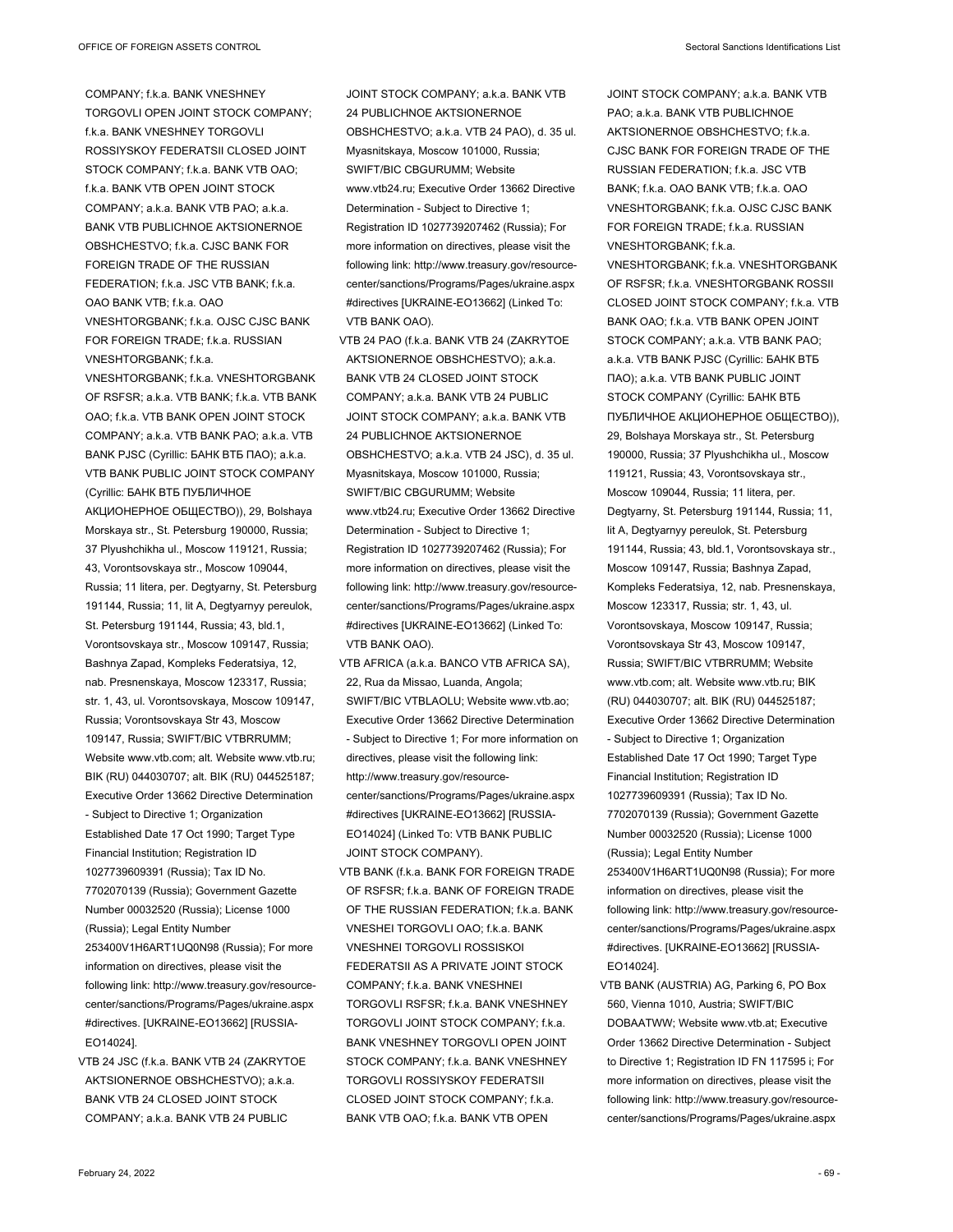COMPANY; f.k.a. BANK VNESHNEY TORGOVLI OPEN JOINT STOCK COMPANY; f.k.a. BANK VNESHNEY TORGOVLI ROSSIYSKOY FEDERATSII CLOSED JOINT STOCK COMPANY; f.k.a. BANK VTB OAO; f.k.a. BANK VTB OPEN JOINT STOCK COMPANY; a.k.a. BANK VTB PAO; a.k.a. BANK VTB PUBLICHNOE AKTSIONERNOE OBSHCHESTVO; f.k.a. CJSC BANK FOR FOREIGN TRADE OF THE RUSSIAN FEDERATION; f.k.a. JSC VTB BANK; f.k.a. OAO BANK VTB; f.k.a. OAO VNESHTORGBANK; f.k.a. OJSC CJSC BANK FOR FOREIGN TRADE; f.k.a. RUSSIAN VNESHTORGBANK; f.k.a. VNESHTORGBANK; f.k.a. VNESHTORGBANK OF RSFSR; a.k.a. VTB BANK; f.k.a. VTB BANK OAO; f.k.a. VTB BANK OPEN JOINT STOCK COMPANY; a.k.a. VTB BANK PAO; a.k.a. VTB BANK PJSC (Cyrillic: БАНК ВТБ ПАО); a.k.a. VTB BANK PUBLIC JOINT STOCK COMPANY (Cyrillic: БАНК ВТБ ПУБЛИЧНОЕ АКЦИОНЕРНОЕ ОБЩЕСТВО)), 29, Bolshaya Morskaya str., St. Petersburg 190000, Russia; 37 Plyushchikha ul., Moscow 119121, Russia; 43, Vorontsovskaya str., Moscow 109044, Russia; 11 litera, per. Degtyarny, St. Petersburg 191144, Russia; 11, lit A, Degtyarnyy pereulok, St. Petersburg 191144, Russia; 43, bld.1, Vorontsovskaya str., Moscow 109147, Russia; Bashnya Zapad, Kompleks Federatsiya, 12, nab. Presnenskaya, Moscow 123317, Russia; str. 1, 43, ul. Vorontsovskaya, Moscow 109147, Russia; Vorontsovskaya Str 43, Moscow 109147, Russia; SWIFT/BIC VTBRRUMM; Website www.vtb.com; alt. Website www.vtb.ru; BIK (RU) 044030707; alt. BIK (RU) 044525187; Executive Order 13662 Directive Determination - Subject to Directive 1; Organization Established Date 17 Oct 1990; Target Type Financial Institution; Registration ID 1027739609391 (Russia); Tax ID No. 7702070139 (Russia); Government Gazette Number 00032520 (Russia); License 1000 (Russia); Legal Entity Number 253400V1H6ART1UQ0N98 (Russia); For more information on directives, please visit the following link: http://www.treasury.gov/resource-center/sanctions/Programs/Pages/ukraine.aspx #directives. [UKRAINE-EO13662] [RUSSIA-EO14024].

VTB 24 JSC (f.k.a. BANK VTB 24 (ZAKRYTOE AKTSIONERNOE OBSHCHESTVO); a.k.a. BANK VTB 24 CLOSED JOINT STOCK COMPANY; a.k.a. BANK VTB 24 PUBLIC JOINT STOCK COMPANY; a.k.a. BANK VTB 24 PUBLICHNOE AKTSIONERNOE OBSHCHESTVO; a.k.a. VTB 24 PAO), d. 35 ul. Myasnitskaya, Moscow 101000, Russia; SWIFT/BIC CBGURUMM; Website www.vtb24.ru; Executive Order 13662 Directive Determination - Subject to Directive 1; Registration ID 1027739207462 (Russia); For more information on directives, please visit the following link: http://www.treasury.gov/resource-center/sanctions/Programs/Pages/ukraine.aspx #directives [UKRAINE-EO13662] (Linked To: VTB BANK OAO).

VTB 24 PAO (f.k.a. BANK VTB 24 (ZAKRYTOE AKTSIONERNOE OBSHCHESTVO); a.k.a. BANK VTB 24 CLOSED JOINT STOCK COMPANY; a.k.a. BANK VTB 24 PUBLIC JOINT STOCK COMPANY; a.k.a. BANK VTB 24 PUBLICHNOE AKTSIONERNOE OBSHCHESTVO; a.k.a. VTB 24 JSC), d. 35 ul. Myasnitskaya, Moscow 101000, Russia; SWIFT/BIC CBGURUMM; Website www.vtb24.ru; Executive Order 13662 Directive Determination - Subject to Directive 1; Registration ID 1027739207462 (Russia); For more information on directives, please visit the following link: http://www.treasury.gov/resource-center/sanctions/Programs/Pages/ukraine.aspx #directives [UKRAINE-EO13662] (Linked To: VTB BANK OAO).

VTB AFRICA (a.k.a. BANCO VTB AFRICA SA), 22, Rua da Missao, Luanda, Angola; SWIFT/BIC VTBLAOLU; Website www.vtb.ao; Executive Order 13662 Directive Determination - Subject to Directive 1; For more information on directives, please visit the following link: http://www.treasury.gov/resource-center/sanctions/Programs/Pages/ukraine.aspx #directives [UKRAINE-EO13662] [RUSSIA-EO14024] (Linked To: VTB BANK PUBLIC JOINT STOCK COMPANY).

VTB BANK (f.k.a. BANK FOR FOREIGN TRADE OF RSFSR; f.k.a. BANK OF FOREIGN TRADE OF THE RUSSIAN FEDERATION; f.k.a. BANK VNESHEI TORGOVLI OAO; f.k.a. BANK VNESHNEI TORGOVLI ROSSISKOI FEDERATSII AS A PRIVATE JOINT STOCK COMPANY; f.k.a. BANK VNESHNEI TORGOVLI RSFSR; f.k.a. BANK VNESHNEY TORGOVLI JOINT STOCK COMPANY; f.k.a. BANK VNESHNEY TORGOVLI OPEN JOINT STOCK COMPANY; f.k.a. BANK VNESHNEY TORGOVLI ROSSIYSKOY FEDERATSII CLOSED JOINT STOCK COMPANY; f.k.a. BANK VTB OAO; f.k.a. BANK VTB OPEN JOINT STOCK COMPANY; a.k.a. BANK VTB PAO; a.k.a. BANK VTB PUBLICHNOE AKTSIONERNOE OBSHCHESTVO; f.k.a. CJSC BANK FOR FOREIGN TRADE OF THE RUSSIAN FEDERATION; f.k.a. JSC VTB BANK; f.k.a. OAO BANK VTB; f.k.a. OAO VNESHTORGBANK; f.k.a. OJSC CJSC BANK FOR FOREIGN TRADE; f.k.a. RUSSIAN VNESHTORGBANK; f.k.a. VNESHTORGBANK; f.k.a. VNESHTORGBANK OF RSFSR; f.k.a. VNESHTORGBANK ROSSII CLOSED JOINT STOCK COMPANY; f.k.a. VTB BANK OAO; f.k.a. VTB BANK OPEN JOINT STOCK COMPANY; a.k.a. VTB BANK PAO; a.k.a. VTB BANK PJSC (Cyrillic: БАНК ВТБ ПАО); a.k.a. VTB BANK PUBLIC JOINT STOCK COMPANY (Cyrillic: БАНК ВТБ ПУБЛИЧНОЕ АКЦИОНЕРНОЕ ОБЩЕСТВО)), 29, Bolshaya Morskaya str., St. Petersburg 190000, Russia; 37 Plyushchikha ul., Moscow 119121, Russia; 43, Vorontsovskaya str., Moscow 109044, Russia; 11 litera, per. Degtyarny, St. Petersburg 191144, Russia; 11, lit A, Degtyarnyy pereulok, St. Petersburg 191144, Russia; 43, bld.1, Vorontsovskaya str., Moscow 109147, Russia; Bashnya Zapad, Kompleks Federatsiya, 12, nab. Presnenskaya, Moscow 123317, Russia; str. 1, 43, ul. Vorontsovskaya, Moscow 109147, Russia; Vorontsovskaya Str 43, Moscow 109147, Russia; SWIFT/BIC VTBRRUMM; Website www.vtb.com; alt. Website www.vtb.ru; BIK (RU) 044030707; alt. BIK (RU) 044525187; Executive Order 13662 Directive Determination - Subject to Directive 1; Organization Established Date 17 Oct 1990; Target Type Financial Institution; Registration ID 1027739609391 (Russia); Tax ID No. 7702070139 (Russia); Government Gazette Number 00032520 (Russia); License 1000 (Russia); Legal Entity Number 253400V1H6ART1UQ0N98 (Russia); For more information on directives, please visit the following link: http://www.treasury.gov/resource-center/sanctions/Programs/Pages/ukraine.aspx #directives. [UKRAINE-EO13662] [RUSSIA-EO14024].

VTB BANK (AUSTRIA) AG, Parking 6, PO Box 560, Vienna 1010, Austria; SWIFT/BIC DOBAATWW; Website www.vtb.at; Executive Order 13662 Directive Determination - Subject to Directive 1; Registration ID FN 117595 i; For more information on directives, please visit the following link: http://www.treasury.gov/resource-center/sanctions/Programs/Pages/ukraine.aspx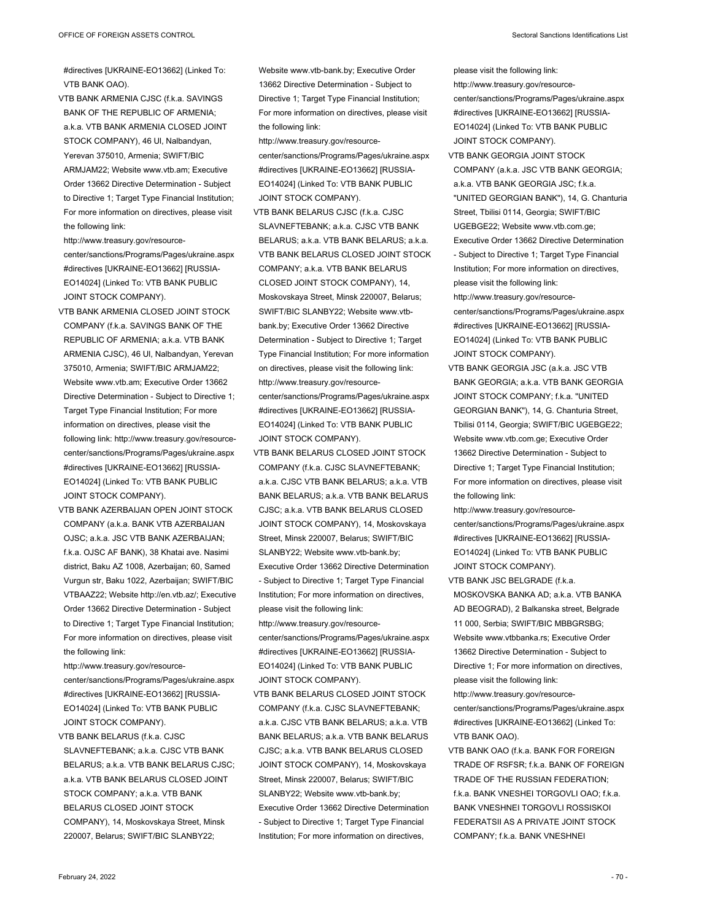#directives [UKRAINE-EO13662] (Linked To: VTB BANK OAO).

VTB BANK ARMENIA CJSC (f.k.a. SAVINGS BANK OF THE REPUBLIC OF ARMENIA; a.k.a. VTB BANK ARMENIA CLOSED JOINT STOCK COMPANY), 46 Ul, Nalbandyan, Yerevan 375010, Armenia; SWIFT/BIC ARMJAM22; Website www.vtb.am; Executive Order 13662 Directive Determination - Subject to Directive 1; Target Type Financial Institution; For more information on directives, please visit the following link: http://www.treasury.gov/resource-center/sanctions/Programs/Pages/ukraine.aspx#directives [UKRAINE-EO13662] [RUSSIA-EO14024] (Linked To: VTB BANK PUBLIC JOINT STOCK COMPANY).

VTB BANK ARMENIA CLOSED JOINT STOCK COMPANY (f.k.a. SAVINGS BANK OF THE REPUBLIC OF ARMENIA; a.k.a. VTB BANK ARMENIA CJSC), 46 Ul, Nalbandyan, Yerevan 375010, Armenia; SWIFT/BIC ARMJAM22; Website www.vtb.am; Executive Order 13662 Directive Determination - Subject to Directive 1; Target Type Financial Institution; For more information on directives, please visit the following link: http://www.treasury.gov/resource-center/sanctions/Programs/Pages/ukraine.aspx#directives [UKRAINE-EO13662] [RUSSIA-EO14024] (Linked To: VTB BANK PUBLIC JOINT STOCK COMPANY).

VTB BANK AZERBAIJAN OPEN JOINT STOCK COMPANY (a.k.a. BANK VTB AZERBAIJAN OJSC; a.k.a. JSC VTB BANK AZERBAIJAN; f.k.a. OJSC AF BANK), 38 Khatai ave. Nasimi district, Baku AZ 1008, Azerbaijan; 60, Samed Vurgun str, Baku 1022, Azerbaijan; SWIFT/BIC VTBAAZ22; Website http://en.vtb.az/; Executive Order 13662 Directive Determination - Subject to Directive 1; Target Type Financial Institution; For more information on directives, please visit the following link: http://www.treasury.gov/resource-center/sanctions/Programs/Pages/ukraine.aspx#directives [UKRAINE-EO13662] [RUSSIA-EO14024] (Linked To: VTB BANK PUBLIC JOINT STOCK COMPANY).

VTB BANK BELARUS (f.k.a. CJSC SLAVNEFTEBANK; a.k.a. CJSC VTB BANK BELARUS; a.k.a. VTB BANK BELARUS CJSC; a.k.a. VTB BANK BELARUS CLOSED JOINT STOCK COMPANY; a.k.a. VTB BANK BELARUS CLOSED JOINT STOCK COMPANY), 14, Moskovskaya Street, Minsk 220007, Belarus; SWIFT/BIC SLANBY22; Website www.vtb-bank.by; Executive Order 13662 Directive Determination - Subject to Directive 1; Target Type Financial Institution; For more information on directives, please visit the following link: http://www.treasury.gov/resource-center/sanctions/Programs/Pages/ukraine.aspx#directives [UKRAINE-EO13662] [RUSSIA-EO14024] (Linked To: VTB BANK PUBLIC JOINT STOCK COMPANY).

VTB BANK BELARUS CJSC (f.k.a. CJSC SLAVNEFTEBANK; a.k.a. CJSC VTB BANK BELARUS; a.k.a. VTB BANK BELARUS; a.k.a. VTB BANK BELARUS CLOSED JOINT STOCK COMPANY; a.k.a. VTB BANK BELARUS CLOSED JOINT STOCK COMPANY), 14, Moskovskaya Street, Minsk 220007, Belarus; SWIFT/BIC SLANBY22; Website www.vtb-bank.by; Executive Order 13662 Directive Determination - Subject to Directive 1; Target Type Financial Institution; For more information on directives, please visit the following link: http://www.treasury.gov/resource-center/sanctions/Programs/Pages/ukraine.aspx#directives [UKRAINE-EO13662] [RUSSIA-EO14024] (Linked To: VTB BANK PUBLIC JOINT STOCK COMPANY).

VTB BANK BELARUS CLOSED JOINT STOCK COMPANY (f.k.a. CJSC SLAVNEFTEBANK; a.k.a. CJSC VTB BANK BELARUS; a.k.a. VTB BANK BELARUS; a.k.a. VTB BANK BELARUS CJSC; a.k.a. VTB BANK BELARUS CLOSED JOINT STOCK COMPANY), 14, Moskovskaya Street, Minsk 220007, Belarus; SWIFT/BIC SLANBY22; Website www.vtb-bank.by; Executive Order 13662 Directive Determination - Subject to Directive 1; Target Type Financial Institution; For more information on directives, please visit the following link: http://www.treasury.gov/resource-center/sanctions/Programs/Pages/ukraine.aspx#directives [UKRAINE-EO13662] [RUSSIA-EO14024] (Linked To: VTB BANK PUBLIC JOINT STOCK COMPANY).

VTB BANK BELARUS CLOSED JOINT STOCK COMPANY (f.k.a. CJSC SLAVNEFTEBANK; a.k.a. CJSC VTB BANK BELARUS; a.k.a. VTB BANK BELARUS; a.k.a. VTB BANK BELARUS CJSC; a.k.a. VTB BANK BELARUS CLOSED JOINT STOCK COMPANY), 14, Moskovskaya Street, Minsk 220007, Belarus; SWIFT/BIC SLANBY22; Website www.vtb-bank.by; Executive Order 13662 Directive Determination - Subject to Directive 1; Target Type Financial Institution; For more information on directives, please visit the following link: http://www.treasury.gov/resource-center/sanctions/Programs/Pages/ukraine.aspx#directives [UKRAINE-EO13662] [RUSSIA-EO14024] (Linked To: VTB BANK PUBLIC JOINT STOCK COMPANY).

VTB BANK GEORGIA JOINT STOCK COMPANY (a.k.a. JSC VTB BANK GEORGIA; a.k.a. VTB BANK GEORGIA JSC; f.k.a. "UNITED GEORGIAN BANK"), 14, G. Chanturia Street, Tbilisi 0114, Georgia; SWIFT/BIC UGEBGE22; Website www.vtb.com.ge; Executive Order 13662 Directive Determination - Subject to Directive 1; Target Type Financial Institution; For more information on directives, please visit the following link: http://www.treasury.gov/resource-center/sanctions/Programs/Pages/ukraine.aspx#directives [UKRAINE-EO13662] [RUSSIA-EO14024] (Linked To: VTB BANK PUBLIC JOINT STOCK COMPANY).

VTB BANK GEORGIA JSC (a.k.a. JSC VTB BANK GEORGIA; a.k.a. VTB BANK GEORGIA JOINT STOCK COMPANY; f.k.a. "UNITED GEORGIAN BANK"), 14, G. Chanturia Street, Tbilisi 0114, Georgia; SWIFT/BIC UGEBGE22; Website www.vtb.com.ge; Executive Order 13662 Directive Determination - Subject to Directive 1; Target Type Financial Institution; For more information on directives, please visit the following link: http://www.treasury.gov/resource-center/sanctions/Programs/Pages/ukraine.aspx#directives [UKRAINE-EO13662] [RUSSIA-EO14024] (Linked To: VTB BANK PUBLIC JOINT STOCK COMPANY).

VTB BANK JSC BELGRADE (f.k.a. MOSKOVSKA BANKA AD; a.k.a. VTB BANKA AD BEOGRAD), 2 Balkanska street, Belgrade 11 000, Serbia; SWIFT/BIC MBBGRSBG; Website www.vtbbanka.rs; Executive Order 13662 Directive Determination - Subject to Directive 1; For more information on directives, please visit the following link: http://www.treasury.gov/resource-center/sanctions/Programs/Pages/ukraine.aspx#directives [UKRAINE-EO13662] (Linked To: VTB BANK OAO).

VTB BANK OAO (f.k.a. BANK FOR FOREIGN TRADE OF RSFSR; f.k.a. BANK OF FOREIGN TRADE OF THE RUSSIAN FEDERATION; f.k.a. BANK VNESHEI TORGOVLI OAO; f.k.a. BANK VNESHNEI TORGOVLI ROSSISKOI FEDERATSII AS A PRIVATE JOINT STOCK COMPANY; f.k.a. BANK VNESHNEI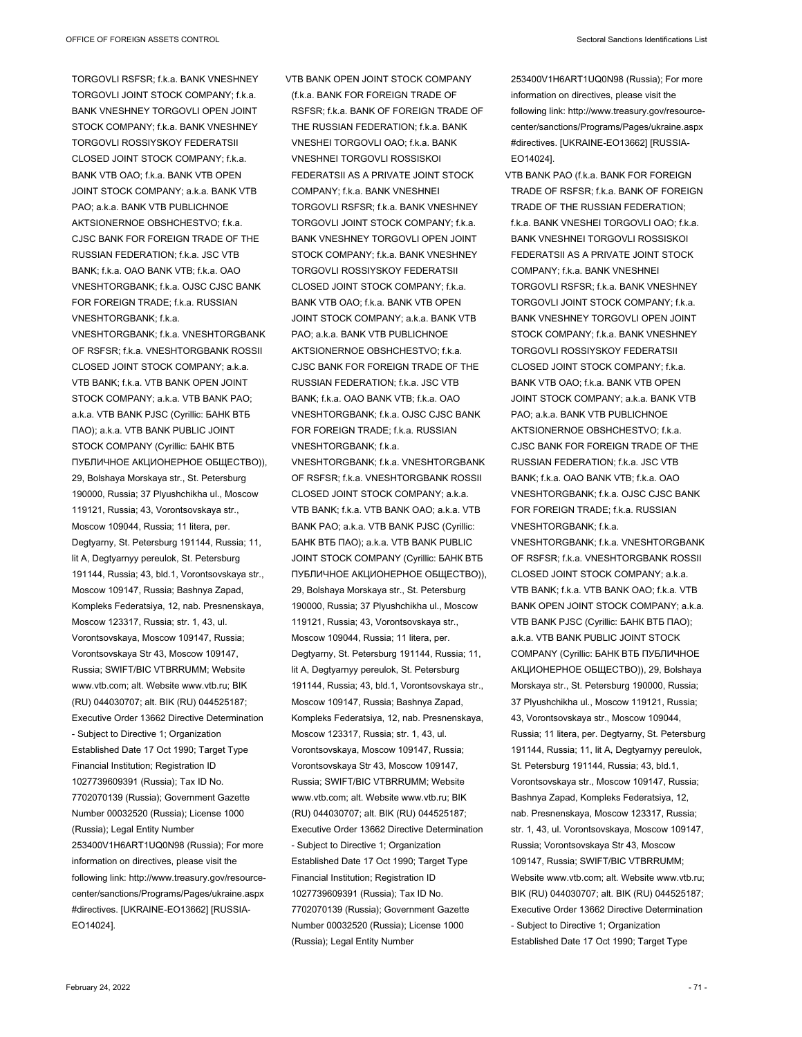TORGOVLI RSFSR; f.k.a. BANK VNESHNEY TORGOVLI JOINT STOCK COMPANY; f.k.a. BANK VNESHNEY TORGOVLI OPEN JOINT STOCK COMPANY; f.k.a. BANK VNESHNEY TORGOVLI ROSSIYSKOY FEDERATSII CLOSED JOINT STOCK COMPANY; f.k.a. BANK VTB OAO; f.k.a. BANK VTB OPEN JOINT STOCK COMPANY; a.k.a. BANK VTB PAO; a.k.a. BANK VTB PUBLICHNOE AKTSIONERNOE OBSHCHESTVO; f.k.a. CJSC BANK FOR FOREIGN TRADE OF THE RUSSIAN FEDERATION; f.k.a. JSC VTB BANK; f.k.a. OAO BANK VTB; f.k.a. OAO VNESHTORGBANK; f.k.a. OJSC CJSC BANK FOR FOREIGN TRADE; f.k.a. RUSSIAN VNESHTORGBANK; f.k.a. VNESHTORGBANK; f.k.a. VNESHTORGBANK OF RSFSR; f.k.a. VNESHTORGBANK ROSSII CLOSED JOINT STOCK COMPANY; a.k.a. VTB BANK; f.k.a. VTB BANK OPEN JOINT STOCK COMPANY; a.k.a. VTB BANK PAO; a.k.a. VTB BANK PJSC (Cyrillic: БАНК ВТБ ПАО); a.k.a. VTB BANK PUBLIC JOINT STOCK COMPANY (Cyrillic: БАНК ВТБ ПУБЛИЧНОЕ АКЦИОНЕРНОЕ ОБЩЕСТВО)), 29, Bolshaya Morskaya str., St. Petersburg 190000, Russia; 37 Plyushchikha ul., Moscow 119121, Russia; 43, Vorontsovskaya str., Moscow 109044, Russia; 11 litera, per. Degtyarny, St. Petersburg 191144, Russia; 11, lit A, Degtyarnyy pereulok, St. Petersburg 191144, Russia; 43, bld.1, Vorontsovskaya str., Moscow 109147, Russia; Bashnya Zapad, Kompleks Federatsiya, 12, nab. Presnenskaya, Moscow 123317, Russia; str. 1, 43, ul. Vorontsovskaya, Moscow 109147, Russia; Vorontsovskaya Str 43, Moscow 109147, Russia; SWIFT/BIC VTBRRUMM; Website www.vtb.com; alt. Website www.vtb.ru; BIK (RU) 044030707; alt. BIK (RU) 044525187; Executive Order 13662 Directive Determination - Subject to Directive 1; Organization Established Date 17 Oct 1990; Target Type Financial Institution; Registration ID 1027739609391 (Russia); Tax ID No. 7702070139 (Russia); Government Gazette Number 00032520 (Russia); License 1000 (Russia); Legal Entity Number 253400V1H6ART1UQ0N98 (Russia); For more information on directives, please visit the following link: http://www.treasury.gov/resource-center/sanctions/Programs/Pages/ukraine.aspx #directives. [UKRAINE-EO13662] [RUSSIA-EO14024].

VTB BANK OPEN JOINT STOCK COMPANY (f.k.a. BANK FOR FOREIGN TRADE OF RSFSR; f.k.a. BANK OF FOREIGN TRADE OF THE RUSSIAN FEDERATION; f.k.a. BANK VNESHEI TORGOVLI OAO; f.k.a. BANK VNESHNEI TORGOVLI ROSSISKOI FEDERATSII AS A PRIVATE JOINT STOCK COMPANY; f.k.a. BANK VNESHNEI TORGOVLI RSFSR; f.k.a. BANK VNESHNEY TORGOVLI JOINT STOCK COMPANY; f.k.a. BANK VNESHNEY TORGOVLI OPEN JOINT STOCK COMPANY; f.k.a. BANK VNESHNEY TORGOVLI ROSSIYSKOY FEDERATSII CLOSED JOINT STOCK COMPANY; f.k.a. BANK VTB OAO; f.k.a. BANK VTB OPEN JOINT STOCK COMPANY; a.k.a. BANK VTB PAO; a.k.a. BANK VTB PUBLICHNOE AKTSIONERNOE OBSHCHESTVO; f.k.a. CJSC BANK FOR FOREIGN TRADE OF THE RUSSIAN FEDERATION; f.k.a. JSC VTB BANK; f.k.a. OAO BANK VTB; f.k.a. OAO VNESHTORGBANK; f.k.a. OJSC CJSC BANK FOR FOREIGN TRADE; f.k.a. RUSSIAN VNESHTORGBANK; f.k.a. VNESHTORGBANK; f.k.a. VNESHTORGBANK OF RSFSR; f.k.a. VNESHTORGBANK ROSSII CLOSED JOINT STOCK COMPANY; a.k.a. VTB BANK; f.k.a. VTB BANK OAO; a.k.a. VTB BANK PAO; a.k.a. VTB BANK PJSC (Cyrillic: БАНК ВТБ ПАО); a.k.a. VTB BANK PUBLIC JOINT STOCK COMPANY (Cyrillic: БАНК ВТБ ПУБЛИЧНОЕ АКЦИОНЕРНОЕ ОБЩЕСТВО)), 29, Bolshaya Morskaya str., St. Petersburg 190000, Russia; 37 Plyushchikha ul., Moscow 119121, Russia; 43, Vorontsovskaya str., Moscow 109044, Russia; 11 litera, per. Degtyarny, St. Petersburg 191144, Russia; 11, lit A, Degtyarnyy pereulok, St. Petersburg 191144, Russia; 43, bld.1, Vorontsovskaya str., Moscow 109147, Russia; Bashnya Zapad, Kompleks Federatsiya, 12, nab. Presnenskaya, Moscow 123317, Russia; str. 1, 43, ul. Vorontsovskaya, Moscow 109147, Russia; Vorontsovskaya Str 43, Moscow 109147, Russia; SWIFT/BIC VTBRRUMM; Website www.vtb.com; alt. Website www.vtb.ru; BIK (RU) 044030707; alt. BIK (RU) 044525187; Executive Order 13662 Directive Determination - Subject to Directive 1; Organization Established Date 17 Oct 1990; Target Type Financial Institution; Registration ID 1027739609391 (Russia); Tax ID No. 7702070139 (Russia); Government Gazette Number 00032520 (Russia); License 1000 (Russia); Legal Entity Number 253400V1H6ART1UQ0N98 (Russia); For more information on directives, please visit the following link: http://www.treasury.gov/resource-center/sanctions/Programs/Pages/ukraine.aspx #directives. [UKRAINE-EO13662] [RUSSIA-EO14024].

VTB BANK PAO (f.k.a. BANK FOR FOREIGN TRADE OF RSFSR; f.k.a. BANK OF FOREIGN TRADE OF THE RUSSIAN FEDERATION; f.k.a. BANK VNESHEI TORGOVLI OAO; f.k.a. BANK VNESHNEI TORGOVLI ROSSISKOI FEDERATSII AS A PRIVATE JOINT STOCK COMPANY; f.k.a. BANK VNESHNEI TORGOVLI RSFSR; f.k.a. BANK VNESHNEY TORGOVLI JOINT STOCK COMPANY; f.k.a. BANK VNESHNEY TORGOVLI OPEN JOINT STOCK COMPANY; f.k.a. BANK VNESHNEY TORGOVLI ROSSIYSKOY FEDERATSII CLOSED JOINT STOCK COMPANY; f.k.a. BANK VTB OAO; f.k.a. BANK VTB OPEN JOINT STOCK COMPANY; a.k.a. BANK VTB PAO; a.k.a. BANK VTB PUBLICHNOE AKTSIONERNOE OBSHCHESTVO; f.k.a. CJSC BANK FOR FOREIGN TRADE OF THE RUSSIAN FEDERATION; f.k.a. JSC VTB BANK; f.k.a. OAO BANK VTB; f.k.a. OAO VNESHTORGBANK; f.k.a. OJSC CJSC BANK FOR FOREIGN TRADE; f.k.a. RUSSIAN VNESHTORGBANK; f.k.a. VNESHTORGBANK; f.k.a. VNESHTORGBANK OF RSFSR; f.k.a. VNESHTORGBANK ROSSII CLOSED JOINT STOCK COMPANY; a.k.a. VTB BANK; f.k.a. VTB BANK OAO; f.k.a. VTB BANK OPEN JOINT STOCK COMPANY; a.k.a. VTB BANK PJSC (Cyrillic: БАНК ВТБ ПАО); a.k.a. VTB BANK PUBLIC JOINT STOCK COMPANY (Cyrillic: БАНК ВТБ ПУБЛИЧНОЕ АКЦИОНЕРНОЕ ОБЩЕСТВО)), 29, Bolshaya Morskaya str., St. Petersburg 190000, Russia; 37 Plyushchikha ul., Moscow 119121, Russia; 43, Vorontsovskaya str., Moscow 109044, Russia; 11 litera, per. Degtyarny, St. Petersburg 191144, Russia; 11, lit A, Degtyarnyy pereulok, St. Petersburg 191144, Russia; 43, bld.1, Vorontsovskaya str., Moscow 109147, Russia; Bashnya Zapad, Kompleks Federatsiya, 12, nab. Presnenskaya, Moscow 123317, Russia; str. 1, 43, ul. Vorontsovskaya, Moscow 109147, Russia; Vorontsovskaya Str 43, Moscow 109147, Russia; SWIFT/BIC VTBRRUMM; Website www.vtb.com; alt. Website www.vtb.ru; BIK (RU) 044030707; alt. BIK (RU) 044525187; Executive Order 13662 Directive Determination - Subject to Directive 1; Organization Established Date 17 Oct 1990; Target Type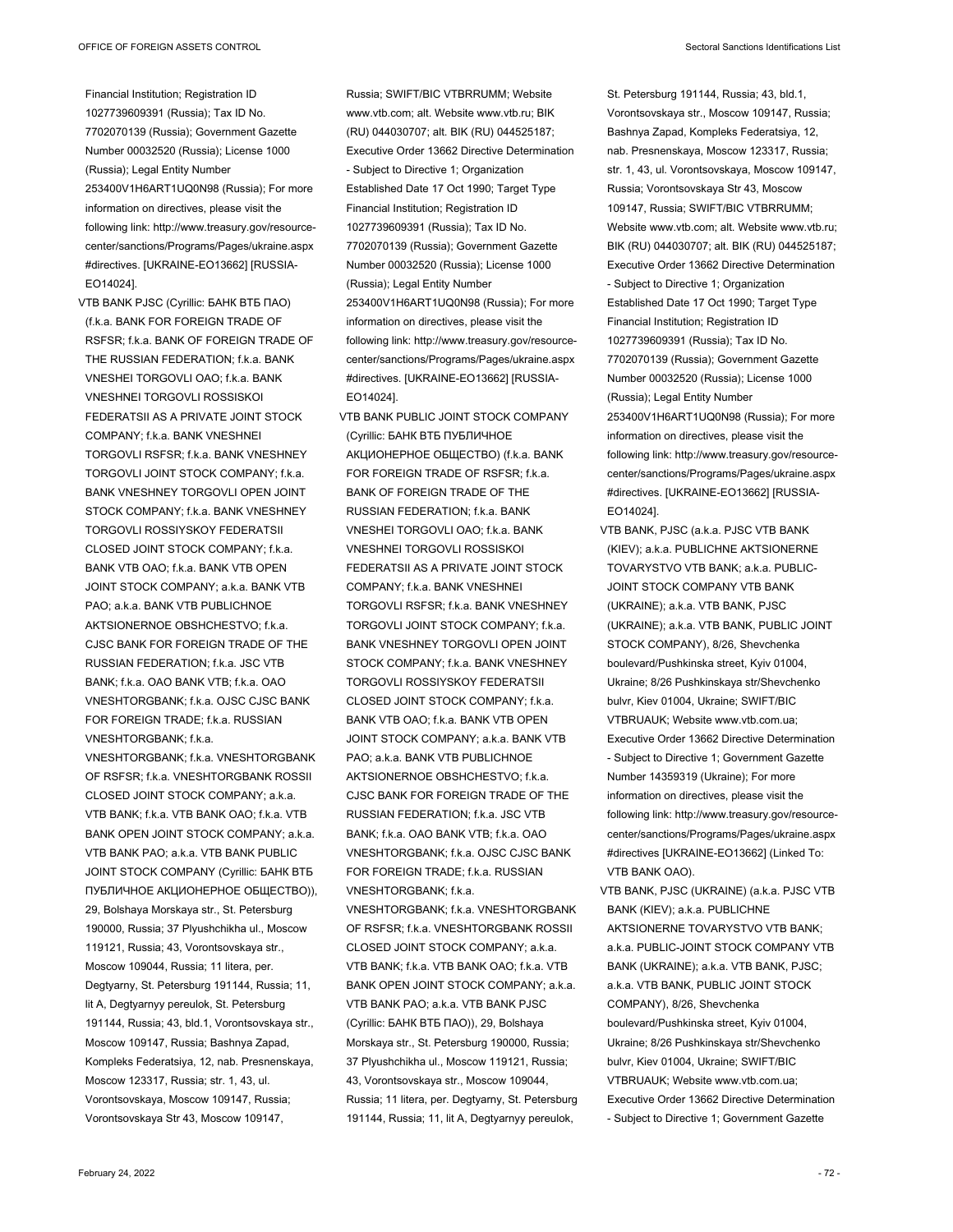Financial Institution; Registration ID 1027739609391 (Russia); Tax ID No. 7702070139 (Russia); Government Gazette Number 00032520 (Russia); License 1000 (Russia); Legal Entity Number 253400V1H6ART1UQ0N98 (Russia); For more information on directives, please visit the following link: http://www.treasury.gov/resource-center/sanctions/Programs/Pages/ukraine.aspx #directives. [UKRAINE-EO13662] [RUSSIA-EO14024].

VTB BANK PJSC (Cyrillic: БАНК ВТБ ПАО) (f.k.a. BANK FOR FOREIGN TRADE OF RSFSR; f.k.a. BANK OF FOREIGN TRADE OF THE RUSSIAN FEDERATION; f.k.a. BANK VNESHEI TORGOVLI OAO; f.k.a. BANK VNESHNEI TORGOVLI ROSSISKOI FEDERATSII AS A PRIVATE JOINT STOCK COMPANY; f.k.a. BANK VNESHNEI TORGOVLI RSFSR; f.k.a. BANK VNESHNEY TORGOVLI JOINT STOCK COMPANY; f.k.a. BANK VNESHNEY TORGOVLI OPEN JOINT STOCK COMPANY; f.k.a. BANK VNESHNEY TORGOVLI ROSSIYSKOY FEDERATSII CLOSED JOINT STOCK COMPANY; f.k.a. BANK VTB OAO; f.k.a. BANK VTB OPEN JOINT STOCK COMPANY; a.k.a. BANK VTB PAO; a.k.a. BANK VTB PUBLICHNOE AKTSIONERNOE OBSHCHESTVO; f.k.a. CJSC BANK FOR FOREIGN TRADE OF THE RUSSIAN FEDERATION; f.k.a. JSC VTB BANK; f.k.a. OAO BANK VTB; f.k.a. OAO VNESHTORGBANK; f.k.a. OJSC CJSC BANK FOR FOREIGN TRADE; f.k.a. RUSSIAN VNESHTORGBANK; f.k.a. VNESHTORGBANK; f.k.a. VNESHTORGBANK OF RSFSR; f.k.a. VNESHTORGBANK ROSSII CLOSED JOINT STOCK COMPANY; a.k.a. VTB BANK; f.k.a. VTB BANK OAO; f.k.a. VTB BANK OPEN JOINT STOCK COMPANY; a.k.a. VTB BANK PAO; a.k.a. VTB BANK PUBLIC JOINT STOCK COMPANY (Cyrillic: БАНК ВТБ ПУБЛИЧНОЕ АКЦИОНЕРНОЕ ОБЩЕСТВО)), 29, Bolshaya Morskaya str., St. Petersburg 190000, Russia; 37 Plyushchikha ul., Moscow 119121, Russia; 43, Vorontsovskaya str., Moscow 109044, Russia; 11 litera, per. Degtyarny, St. Petersburg 191144, Russia; 11, lit A, Degtyarnyy pereulok, St. Petersburg 191144, Russia; 43, bld.1, Vorontsovskaya str., Moscow 109147, Russia; Bashnya Zapad, Kompleks Federatsiya, 12, nab. Presnenskaya, Moscow 123317, Russia; str. 1, 43, ul. Vorontsovskaya, Moscow 109147, Russia; Vorontsovskaya Str 43, Moscow 109147, Russia; SWIFT/BIC VTBRRUMM; Website www.vtb.com; alt. Website www.vtb.ru; BIK (RU) 044030707; alt. BIK (RU) 044525187; Executive Order 13662 Directive Determination - Subject to Directive 1; Organization Established Date 17 Oct 1990; Target Type Financial Institution; Registration ID 1027739609391 (Russia); Tax ID No. 7702070139 (Russia); Government Gazette Number 00032520 (Russia); License 1000 (Russia); Legal Entity Number 253400V1H6ART1UQ0N98 (Russia); For more information on directives, please visit the following link: http://www.treasury.gov/resource-center/sanctions/Programs/Pages/ukraine.aspx #directives. [UKRAINE-EO13662] [RUSSIA-EO14024].

VTB BANK PUBLIC JOINT STOCK COMPANY (Cyrillic: БАНК ВТБ ПУБЛИЧНОЕ АКЦИОНЕРНОЕ ОБЩЕСТВО) (f.k.a. BANK FOR FOREIGN TRADE OF RSFSR; f.k.a. BANK OF FOREIGN TRADE OF THE RUSSIAN FEDERATION; f.k.a. BANK VNESHEI TORGOVLI OAO; f.k.a. BANK VNESHNEI TORGOVLI ROSSISKOI FEDERATSII AS A PRIVATE JOINT STOCK COMPANY; f.k.a. BANK VNESHNEI TORGOVLI RSFSR; f.k.a. BANK VNESHNEY TORGOVLI JOINT STOCK COMPANY; f.k.a. BANK VNESHNEY TORGOVLI OPEN JOINT STOCK COMPANY; f.k.a. BANK VNESHNEY TORGOVLI ROSSIYSKOY FEDERATSII CLOSED JOINT STOCK COMPANY; f.k.a. BANK VTB OAO; f.k.a. BANK VTB OPEN JOINT STOCK COMPANY; a.k.a. BANK VTB PAO; a.k.a. BANK VTB PUBLICHNOE AKTSIONERNOE OBSHCHESTVO; f.k.a. CJSC BANK FOR FOREIGN TRADE OF THE RUSSIAN FEDERATION; f.k.a. JSC VTB BANK; f.k.a. OAO BANK VTB; f.k.a. OAO VNESHTORGBANK; f.k.a. OJSC CJSC BANK FOR FOREIGN TRADE; f.k.a. RUSSIAN VNESHTORGBANK; f.k.a. VNESHTORGBANK; f.k.a. VNESHTORGBANK OF RSFSR; f.k.a. VNESHTORGBANK ROSSII CLOSED JOINT STOCK COMPANY; a.k.a. VTB BANK; f.k.a. VTB BANK OAO; f.k.a. VTB BANK OPEN JOINT STOCK COMPANY; a.k.a. VTB BANK PAO; a.k.a. VTB BANK PJSC (Cyrillic: БАНК ВТБ ПАО)), 29, Bolshaya Morskaya str., St. Petersburg 190000, Russia; 37 Plyushchikha ul., Moscow 119121, Russia; 43, Vorontsovskaya str., Moscow 109044, Russia; 11 litera, per. Degtyarny, St. Petersburg 191144, Russia; 11, lit A, Degtyarnyy pereulok, St. Petersburg 191144, Russia; 43, bld.1, Vorontsovskaya str., Moscow 109147, Russia; Bashnya Zapad, Kompleks Federatsiya, 12, nab. Presnenskaya, Moscow 123317, Russia; str. 1, 43, ul. Vorontsovskaya, Moscow 109147, Russia; Vorontsovskaya Str 43, Moscow 109147, Russia; SWIFT/BIC VTBRRUMM; Website www.vtb.com; alt. Website www.vtb.ru; BIK (RU) 044030707; alt. BIK (RU) 044525187; Executive Order 13662 Directive Determination - Subject to Directive 1; Organization Established Date 17 Oct 1990; Target Type Financial Institution; Registration ID 1027739609391 (Russia); Tax ID No. 7702070139 (Russia); Government Gazette Number 00032520 (Russia); License 1000 (Russia); Legal Entity Number 253400V1H6ART1UQ0N98 (Russia); For more information on directives, please visit the following link: http://www.treasury.gov/resource-center/sanctions/Programs/Pages/ukraine.aspx #directives. [UKRAINE-EO13662] [RUSSIA-EO14024].

VTB BANK, PJSC (a.k.a. PJSC VTB BANK (KIEV); a.k.a. PUBLICHNE AKTSIONERNE TOVARYSTVO VTB BANK; a.k.a. PUBLIC-JOINT STOCK COMPANY VTB BANK (UKRAINE); a.k.a. VTB BANK, PJSC (UKRAINE); a.k.a. VTB BANK, PUBLIC JOINT STOCK COMPANY), 8/26, Shevchenka boulevard/Pushkinska street, Kyiv 01004, Ukraine; 8/26 Pushkinskaya str/Shevchenko bulvr, Kiev 01004, Ukraine; SWIFT/BIC VTBRUAUK; Website www.vtb.com.ua; Executive Order 13662 Directive Determination - Subject to Directive 1; Government Gazette Number 14359319 (Ukraine); For more information on directives, please visit the following link: http://www.treasury.gov/resource-center/sanctions/Programs/Pages/ukraine.aspx #directives [UKRAINE-EO13662] (Linked To: VTB BANK OAO).

VTB BANK, PJSC (UKRAINE) (a.k.a. PJSC VTB BANK (KIEV); a.k.a. PUBLICHNE AKTSIONERNE TOVARYSTVO VTB BANK; a.k.a. PUBLIC-JOINT STOCK COMPANY VTB BANK (UKRAINE); a.k.a. VTB BANK, PJSC; a.k.a. VTB BANK, PUBLIC JOINT STOCK COMPANY), 8/26, Shevchenka boulevard/Pushkinska street, Kyiv 01004, Ukraine; 8/26 Pushkinskaya str/Shevchenko bulvr, Kiev 01004, Ukraine; SWIFT/BIC VTBRUAUK; Website www.vtb.com.ua; Executive Order 13662 Directive Determination - Subject to Directive 1; Government Gazette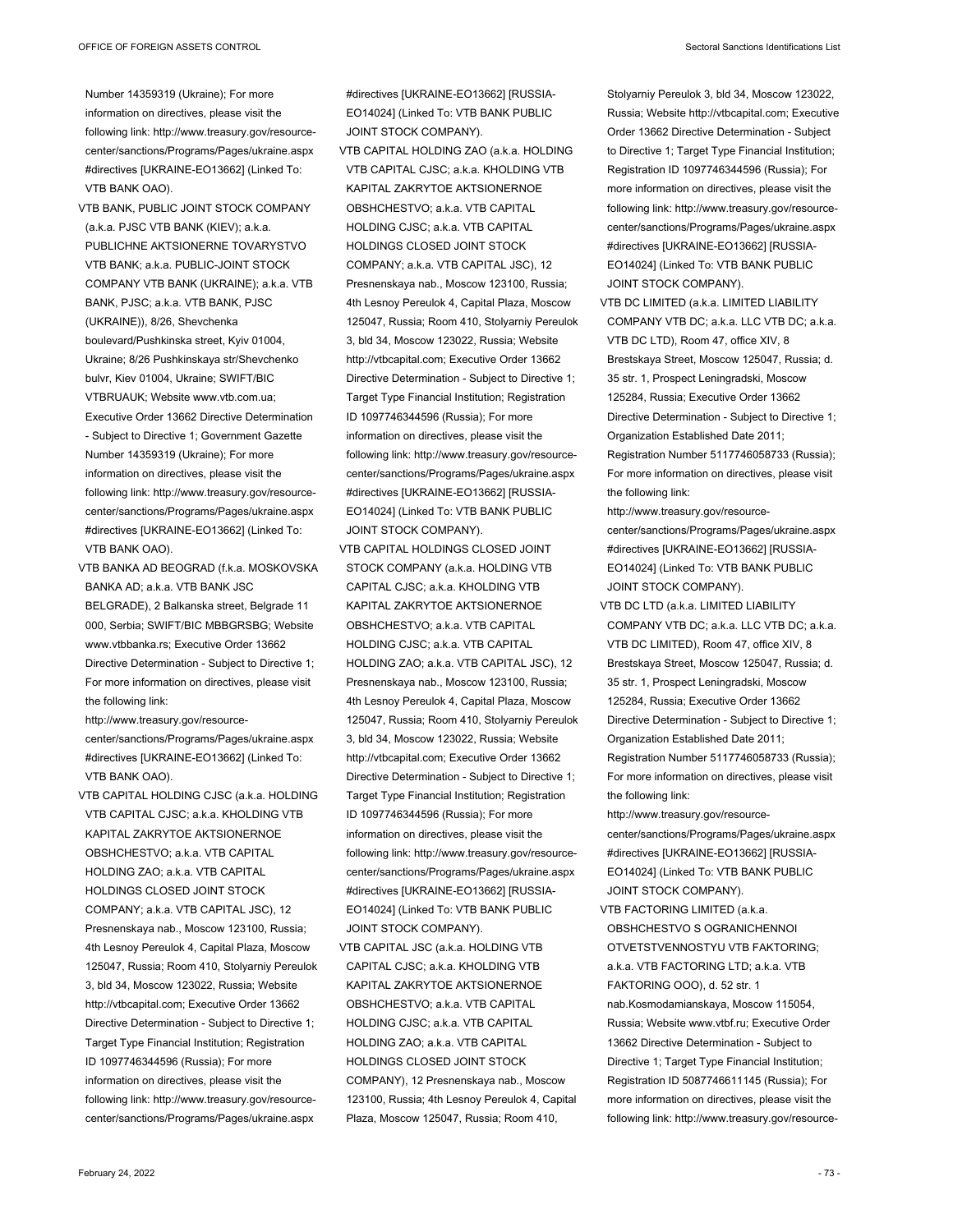Number 14359319 (Ukraine); For more information on directives, please visit the following link: http://www.treasury.gov/resource-center/sanctions/Programs/Pages/ukraine.aspx#directives [UKRAINE-EO13662] (Linked To: VTB BANK OAO).

VTB BANK, PUBLIC JOINT STOCK COMPANY (a.k.a. PJSC VTB BANK (KIEV); a.k.a. PUBLICHNE AKTSIONERNE TOVARYSTVO VTB BANK; a.k.a. PUBLIC-JOINT STOCK COMPANY VTB BANK (UKRAINE); a.k.a. VTB BANK, PJSC; a.k.a. VTB BANK, PJSC (UKRAINE)), 8/26, Shevchenka boulevard/Pushkinska street, Kyiv 01004, Ukraine; 8/26 Pushkinskaya str/Shevchenko bulvr, Kiev 01004, Ukraine; SWIFT/BIC VTBRUAUK; Website www.vtb.com.ua; Executive Order 13662 Directive Determination - Subject to Directive 1; Government Gazette Number 14359319 (Ukraine); For more information on directives, please visit the following link: http://www.treasury.gov/resource-center/sanctions/Programs/Pages/ukraine.aspx#directives [UKRAINE-EO13662] (Linked To: VTB BANK OAO).

VTB BANKA AD BEOGRAD (f.k.a. MOSKOVSKA BANKA AD; a.k.a. VTB BANK JSC BELGRADE), 2 Balkanska street, Belgrade 11 000, Serbia; SWIFT/BIC MBBGRSBG; Website www.vtbbanka.rs; Executive Order 13662 Directive Determination - Subject to Directive 1; For more information on directives, please visit the following link: http://www.treasury.gov/resource-center/sanctions/Programs/Pages/ukraine.aspx#directives [UKRAINE-EO13662] (Linked To: VTB BANK OAO).

VTB CAPITAL HOLDING CJSC (a.k.a. HOLDING VTB CAPITAL CJSC; a.k.a. KHOLDING VTB KAPITAL ZAKRYTOE AKTSIONERNOE OBSHCHESTVO; a.k.a. VTB CAPITAL HOLDING ZAO; a.k.a. VTB CAPITAL HOLDINGS CLOSED JOINT STOCK COMPANY; a.k.a. VTB CAPITAL JSC), 12 Presnenskaya nab., Moscow 123100, Russia; 4th Lesnoy Pereulok 4, Capital Plaza, Moscow 125047, Russia; Room 410, Stolyarniy Pereulok 3, bld 34, Moscow 123022, Russia; Website http://vtbcapital.com; Executive Order 13662 Directive Determination - Subject to Directive 1; Target Type Financial Institution; Registration ID 1097746344596 (Russia); For more information on directives, please visit the following link: http://www.treasury.gov/resource-center/sanctions/Programs/Pages/ukraine.aspx#directives [UKRAINE-EO13662] [RUSSIA-EO14024] (Linked To: VTB BANK PUBLIC JOINT STOCK COMPANY).

VTB CAPITAL HOLDING ZAO (a.k.a. HOLDING VTB CAPITAL CJSC; a.k.a. KHOLDING VTB KAPITAL ZAKRYTOE AKTSIONERNOE OBSHCHESTVO; a.k.a. VTB CAPITAL HOLDING CJSC; a.k.a. VTB CAPITAL HOLDINGS CLOSED JOINT STOCK COMPANY; a.k.a. VTB CAPITAL JSC), 12 Presnenskaya nab., Moscow 123100, Russia; 4th Lesnoy Pereulok 4, Capital Plaza, Moscow 125047, Russia; Room 410, Stolyarniy Pereulok 3, bld 34, Moscow 123022, Russia; Website http://vtbcapital.com; Executive Order 13662 Directive Determination - Subject to Directive 1; Target Type Financial Institution; Registration ID 1097746344596 (Russia); For more information on directives, please visit the following link: http://www.treasury.gov/resource-center/sanctions/Programs/Pages/ukraine.aspx#directives [UKRAINE-EO13662] [RUSSIA-EO14024] (Linked To: VTB BANK PUBLIC JOINT STOCK COMPANY).

VTB CAPITAL HOLDINGS CLOSED JOINT STOCK COMPANY (a.k.a. HOLDING VTB CAPITAL CJSC; a.k.a. KHOLDING VTB KAPITAL ZAKRYTOE AKTSIONERNOE OBSHCHESTVO; a.k.a. VTB CAPITAL HOLDING CJSC; a.k.a. VTB CAPITAL HOLDING ZAO; a.k.a. VTB CAPITAL JSC), 12 Presnenskaya nab., Moscow 123100, Russia; 4th Lesnoy Pereulok 4, Capital Plaza, Moscow 125047, Russia; Room 410, Stolyarniy Pereulok 3, bld 34, Moscow 123022, Russia; Website http://vtbcapital.com; Executive Order 13662 Directive Determination - Subject to Directive 1; Target Type Financial Institution; Registration ID 1097746344596 (Russia); For more information on directives, please visit the following link: http://www.treasury.gov/resource-center/sanctions/Programs/Pages/ukraine.aspx#directives [UKRAINE-EO13662] [RUSSIA-EO14024] (Linked To: VTB BANK PUBLIC JOINT STOCK COMPANY).

VTB CAPITAL JSC (a.k.a. HOLDING VTB CAPITAL CJSC; a.k.a. KHOLDING VTB KAPITAL ZAKRYTOE AKTSIONERNOE OBSHCHESTVO; a.k.a. VTB CAPITAL HOLDING CJSC; a.k.a. VTB CAPITAL HOLDING ZAO; a.k.a. VTB CAPITAL HOLDINGS CLOSED JOINT STOCK COMPANY), 12 Presnenskaya nab., Moscow 123100, Russia; 4th Lesnoy Pereulok 4, Capital Plaza, Moscow 125047, Russia; Room 410, Stolyarniy Pereulok 3, bld 34, Moscow 123022, Russia; Website http://vtbcapital.com; Executive Order 13662 Directive Determination - Subject to Directive 1; Target Type Financial Institution; Registration ID 1097746344596 (Russia); For more information on directives, please visit the following link: http://www.treasury.gov/resource-center/sanctions/Programs/Pages/ukraine.aspx#directives [UKRAINE-EO13662] [RUSSIA-EO14024] (Linked To: VTB BANK PUBLIC JOINT STOCK COMPANY).

VTB DC LIMITED (a.k.a. LIMITED LIABILITY COMPANY VTB DC; a.k.a. LLC VTB DC; a.k.a. VTB DC LTD), Room 47, office XIV, 8 Brestskaya Street, Moscow 125047, Russia; d. 35 str. 1, Prospect Leningradski, Moscow 125284, Russia; Executive Order 13662 Directive Determination - Subject to Directive 1; Organization Established Date 2011; Registration Number 5117746058733 (Russia); For more information on directives, please visit the following link: http://www.treasury.gov/resource-center/sanctions/Programs/Pages/ukraine.aspx#directives [UKRAINE-EO13662] [RUSSIA-EO14024] (Linked To: VTB BANK PUBLIC JOINT STOCK COMPANY).

VTB DC LTD (a.k.a. LIMITED LIABILITY COMPANY VTB DC; a.k.a. LLC VTB DC; a.k.a. VTB DC LIMITED), Room 47, office XIV, 8 Brestskaya Street, Moscow 125047, Russia; d. 35 str. 1, Prospect Leningradski, Moscow 125284, Russia; Executive Order 13662 Directive Determination - Subject to Directive 1; Organization Established Date 2011; Registration Number 5117746058733 (Russia); For more information on directives, please visit the following link: http://www.treasury.gov/resource-center/sanctions/Programs/Pages/ukraine.aspx#directives [UKRAINE-EO13662] [RUSSIA-EO14024] (Linked To: VTB BANK PUBLIC JOINT STOCK COMPANY).

VTB FACTORING LIMITED (a.k.a. OBSHCHESTVO S OGRANICHENNOI OTVETSTVENNOSTYU VTB FAKTORING; a.k.a. VTB FACTORING LTD; a.k.a. VTB FAKTORING OOO), d. 52 str. 1 nab.Kosmodamianskaya, Moscow 115054, Russia; Website www.vtbf.ru; Executive Order 13662 Directive Determination - Subject to Directive 1; Target Type Financial Institution; Registration ID 5087746611145 (Russia); For more information on directives, please visit the following link: http://www.treasury.gov/resource-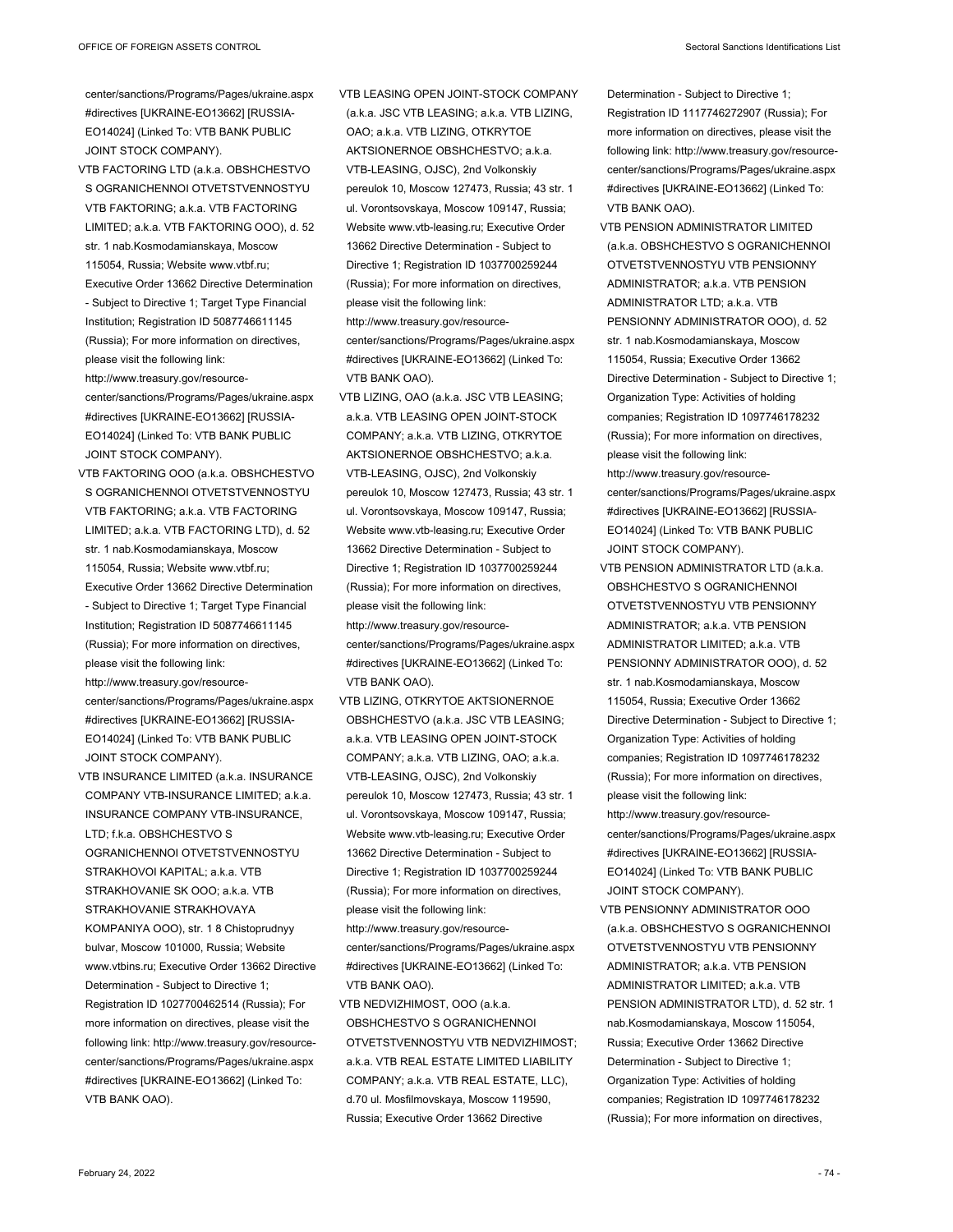center/sanctions/Programs/Pages/ukraine.aspx #directives [UKRAINE-EO13662] [RUSSIA-EO14024] (Linked To: VTB BANK PUBLIC JOINT STOCK COMPANY).

VTB FACTORING LTD (a.k.a. OBSHCHESTVO S OGRANICHENNOI OTVETSTVENNOSTYU VTB FAKTORING; a.k.a. VTB FACTORING LIMITED; a.k.a. VTB FAKTORING OOO), d. 52 str. 1 nab.Kosmodamianskaya, Moscow 115054, Russia; Website www.vtbf.ru; Executive Order 13662 Directive Determination - Subject to Directive 1; Target Type Financial Institution; Registration ID 5087746611145 (Russia); For more information on directives, please visit the following link: http://www.treasury.gov/resource-center/sanctions/Programs/Pages/ukraine.aspx #directives [UKRAINE-EO13662] [RUSSIA-EO14024] (Linked To: VTB BANK PUBLIC JOINT STOCK COMPANY).

VTB FAKTORING OOO (a.k.a. OBSHCHESTVO S OGRANICHENNOI OTVETSTVENNOSTYU VTB FAKTORING; a.k.a. VTB FACTORING LIMITED; a.k.a. VTB FACTORING LTD), d. 52 str. 1 nab.Kosmodamianskaya, Moscow 115054, Russia; Website www.vtbf.ru; Executive Order 13662 Directive Determination - Subject to Directive 1; Target Type Financial Institution; Registration ID 5087746611145 (Russia); For more information on directives, please visit the following link: http://www.treasury.gov/resource-center/sanctions/Programs/Pages/ukraine.aspx #directives [UKRAINE-EO13662] [RUSSIA-EO14024] (Linked To: VTB BANK PUBLIC JOINT STOCK COMPANY).

VTB INSURANCE LIMITED (a.k.a. INSURANCE COMPANY VTB-INSURANCE LIMITED; a.k.a. INSURANCE COMPANY VTB-INSURANCE, LTD; f.k.a. OBSHCHESTVO S OGRANICHENNOI OTVETSTVENNOSTYU STRAKHOVOI KAPITAL; a.k.a. VTB STRAKHOVANIE SK OOO; a.k.a. VTB STRAKHOVANIE STRAKHOVAYA KOMPANIYA OOO), str. 1 8 Chistoprudnyy bulvar, Moscow 101000, Russia; Website www.vtbins.ru; Executive Order 13662 Directive Determination - Subject to Directive 1; Registration ID 1027700462514 (Russia); For more information on directives, please visit the following link: http://www.treasury.gov/resource-center/sanctions/Programs/Pages/ukraine.aspx #directives [UKRAINE-EO13662] (Linked To: VTB BANK OAO).

VTB LEASING OPEN JOINT-STOCK COMPANY (a.k.a. JSC VTB LEASING; a.k.a. VTB LIZING, OAO; a.k.a. VTB LIZING, OTKRYTOE AKTSIONERNOE OBSHCHESTVO; a.k.a. VTB-LEASING, OJSC), 2nd Volkonskiy pereulok 10, Moscow 127473, Russia; 43 str. 1 ul. Vorontsovskaya, Moscow 109147, Russia; Website www.vtb-leasing.ru; Executive Order 13662 Directive Determination - Subject to Directive 1; Registration ID 1037700259244 (Russia); For more information on directives, please visit the following link: http://www.treasury.gov/resource-center/sanctions/Programs/Pages/ukraine.aspx #directives [UKRAINE-EO13662] (Linked To: VTB BANK OAO).

VTB LIZING, OAO (a.k.a. JSC VTB LEASING; a.k.a. VTB LEASING OPEN JOINT-STOCK COMPANY; a.k.a. VTB LIZING, OTKRYTOE AKTSIONERNOE OBSHCHESTVO; a.k.a. VTB-LEASING, OJSC), 2nd Volkonskiy pereulok 10, Moscow 127473, Russia; 43 str. 1 ul. Vorontsovskaya, Moscow 109147, Russia; Website www.vtb-leasing.ru; Executive Order 13662 Directive Determination - Subject to Directive 1; Registration ID 1037700259244 (Russia); For more information on directives, please visit the following link: http://www.treasury.gov/resource-center/sanctions/Programs/Pages/ukraine.aspx #directives [UKRAINE-EO13662] (Linked To: VTB BANK OAO).

VTB LIZING, OTKRYTOE AKTSIONERNOE OBSHCHESTVO (a.k.a. JSC VTB LEASING; a.k.a. VTB LEASING OPEN JOINT-STOCK COMPANY; a.k.a. VTB LIZING, OAO; a.k.a. VTB-LEASING, OJSC), 2nd Volkonskiy pereulok 10, Moscow 127473, Russia; 43 str. 1 ul. Vorontsovskaya, Moscow 109147, Russia; Website www.vtb-leasing.ru; Executive Order 13662 Directive Determination - Subject to Directive 1; Registration ID 1037700259244 (Russia); For more information on directives, please visit the following link: http://www.treasury.gov/resource-center/sanctions/Programs/Pages/ukraine.aspx #directives [UKRAINE-EO13662] (Linked To: VTB BANK OAO).

VTB NEDVIZHIMOST, OOO (a.k.a. OBSHCHESTVO S OGRANICHENNOI OTVETSTVENNOSTYU VTB NEDVIZHIMOST; a.k.a. VTB REAL ESTATE LIMITED LIABILITY COMPANY; a.k.a. VTB REAL ESTATE, LLC), d.70 ul. Mosfilmovskaya, Moscow 119590, Russia; Executive Order 13662 Directive Determination - Subject to Directive 1; Registration ID 1117746272907 (Russia); For more information on directives, please visit the following link: http://www.treasury.gov/resource-center/sanctions/Programs/Pages/ukraine.aspx #directives [UKRAINE-EO13662] (Linked To: VTB BANK OAO).

VTB PENSION ADMINISTRATOR LIMITED (a.k.a. OBSHCHESTVO S OGRANICHENNOI OTVETSTVENNOSTYU VTB PENSIONNY ADMINISTRATOR; a.k.a. VTB PENSION ADMINISTRATOR LTD; a.k.a. VTB PENSIONNY ADMINISTRATOR OOO), d. 52 str. 1 nab.Kosmodamianskaya, Moscow 115054, Russia; Executive Order 13662 Directive Determination - Subject to Directive 1; Organization Type: Activities of holding companies; Registration ID 1097746178232 (Russia); For more information on directives, please visit the following link: http://www.treasury.gov/resource-center/sanctions/Programs/Pages/ukraine.aspx #directives [UKRAINE-EO13662] [RUSSIA-EO14024] (Linked To: VTB BANK PUBLIC JOINT STOCK COMPANY).

VTB PENSION ADMINISTRATOR LTD (a.k.a. OBSHCHESTVO S OGRANICHENNOI OTVETSTVENNOSTYU VTB PENSIONNY ADMINISTRATOR; a.k.a. VTB PENSION ADMINISTRATOR LIMITED; a.k.a. VTB PENSIONNY ADMINISTRATOR OOO), d. 52 str. 1 nab.Kosmodamianskaya, Moscow 115054, Russia; Executive Order 13662 Directive Determination - Subject to Directive 1; Organization Type: Activities of holding companies; Registration ID 1097746178232 (Russia); For more information on directives, please visit the following link: http://www.treasury.gov/resource-center/sanctions/Programs/Pages/ukraine.aspx #directives [UKRAINE-EO13662] [RUSSIA-EO14024] (Linked To: VTB BANK PUBLIC JOINT STOCK COMPANY).

VTB PENSIONNY ADMINISTRATOR OOO (a.k.a. OBSHCHESTVO S OGRANICHENNOI OTVETSTVENNOSTYU VTB PENSIONNY ADMINISTRATOR; a.k.a. VTB PENSION ADMINISTRATOR LIMITED; a.k.a. VTB PENSION ADMINISTRATOR LTD), d. 52 str. 1 nab.Kosmodamianskaya, Moscow 115054, Russia; Executive Order 13662 Directive Determination - Subject to Directive 1; Organization Type: Activities of holding companies; Registration ID 1097746178232 (Russia); For more information on directives,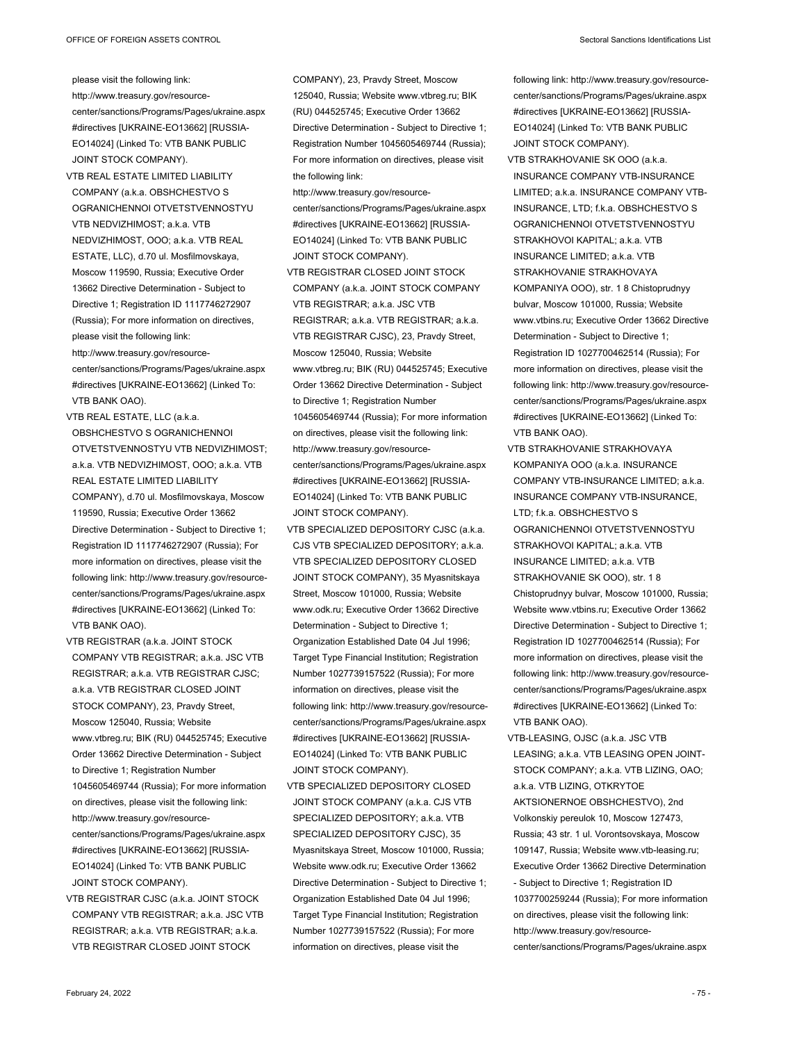please visit the following link: http://www.treasury.gov/resource-center/sanctions/Programs/Pages/ukraine.aspx #directives [UKRAINE-EO13662] [RUSSIA-EO14024] (Linked To: VTB BANK PUBLIC JOINT STOCK COMPANY).

VTB REAL ESTATE LIMITED LIABILITY COMPANY (a.k.a. OBSHCHESTVO S OGRANICHENNOI OTVETSTVENNOSTYU VTB NEDVIZHIMOST; a.k.a. VTB NEDVIZHIMOST, OOO; a.k.a. VTB REAL ESTATE, LLC), d.70 ul. Mosfilmovskaya, Moscow 119590, Russia; Executive Order 13662 Directive Determination - Subject to Directive 1; Registration ID 1117746272907 (Russia); For more information on directives, please visit the following link: http://www.treasury.gov/resource-center/sanctions/Programs/Pages/ukraine.aspx #directives [UKRAINE-EO13662] (Linked To: VTB BANK OAO).

VTB REAL ESTATE, LLC (a.k.a. OBSHCHESTVO S OGRANICHENNOI OTVETSTVENNOSTYU VTB NEDVIZHIMOST; a.k.a. VTB NEDVIZHIMOST, OOO; a.k.a. VTB REAL ESTATE LIMITED LIABILITY COMPANY), d.70 ul. Mosfilmovskaya, Moscow 119590, Russia; Executive Order 13662 Directive Determination - Subject to Directive 1; Registration ID 1117746272907 (Russia); For more information on directives, please visit the following link: http://www.treasury.gov/resource-center/sanctions/Programs/Pages/ukraine.aspx #directives [UKRAINE-EO13662] (Linked To: VTB BANK OAO).

VTB REGISTRAR (a.k.a. JOINT STOCK COMPANY VTB REGISTRAR; a.k.a. JSC VTB REGISTRAR; a.k.a. VTB REGISTRAR CJSC; a.k.a. VTB REGISTRAR CLOSED JOINT STOCK COMPANY), 23, Pravdy Street, Moscow 125040, Russia; Website www.vtbreg.ru; BIK (RU) 044525745; Executive Order 13662 Directive Determination - Subject to Directive 1; Registration Number 1045605469744 (Russia); For more information on directives, please visit the following link: http://www.treasury.gov/resource-center/sanctions/Programs/Pages/ukraine.aspx #directives [UKRAINE-EO13662] [RUSSIA-EO14024] (Linked To: VTB BANK PUBLIC JOINT STOCK COMPANY).

VTB REGISTRAR CJSC (a.k.a. JOINT STOCK COMPANY VTB REGISTRAR; a.k.a. JSC VTB REGISTRAR; a.k.a. VTB REGISTRAR; a.k.a. VTB REGISTRAR CLOSED JOINT STOCK COMPANY), 23, Pravdy Street, Moscow 125040, Russia; Website www.vtbreg.ru; BIK (RU) 044525745; Executive Order 13662 Directive Determination - Subject to Directive 1; Registration Number 1045605469744 (Russia); For more information on directives, please visit the following link: http://www.treasury.gov/resource-center/sanctions/Programs/Pages/ukraine.aspx #directives [UKRAINE-EO13662] [RUSSIA-EO14024] (Linked To: VTB BANK PUBLIC JOINT STOCK COMPANY).

VTB REGISTRAR CLOSED JOINT STOCK COMPANY (a.k.a. JOINT STOCK COMPANY VTB REGISTRAR; a.k.a. JSC VTB REGISTRAR; a.k.a. VTB REGISTRAR; a.k.a. VTB REGISTRAR CJSC), 23, Pravdy Street, Moscow 125040, Russia; Website www.vtbreg.ru; BIK (RU) 044525745; Executive Order 13662 Directive Determination - Subject to Directive 1; Registration Number 1045605469744 (Russia); For more information on directives, please visit the following link: http://www.treasury.gov/resource-center/sanctions/Programs/Pages/ukraine.aspx #directives [UKRAINE-EO13662] [RUSSIA-EO14024] (Linked To: VTB BANK PUBLIC JOINT STOCK COMPANY).

VTB SPECIALIZED DEPOSITORY CJSC (a.k.a. CJS VTB SPECIALIZED DEPOSITORY; a.k.a. VTB SPECIALIZED DEPOSITORY CLOSED JOINT STOCK COMPANY), 35 Myasnitskaya Street, Moscow 101000, Russia; Website www.odk.ru; Executive Order 13662 Directive Determination - Subject to Directive 1; Organization Established Date 04 Jul 1996; Target Type Financial Institution; Registration Number 1027739157522 (Russia); For more information on directives, please visit the following link: http://www.treasury.gov/resource-center/sanctions/Programs/Pages/ukraine.aspx #directives [UKRAINE-EO13662] [RUSSIA-EO14024] (Linked To: VTB BANK PUBLIC JOINT STOCK COMPANY).

VTB SPECIALIZED DEPOSITORY CLOSED JOINT STOCK COMPANY (a.k.a. CJS VTB SPECIALIZED DEPOSITORY; a.k.a. VTB SPECIALIZED DEPOSITORY CJSC), 35 Myasnitskaya Street, Moscow 101000, Russia; Website www.odk.ru; Executive Order 13662 Directive Determination - Subject to Directive 1; Organization Established Date 04 Jul 1996; Target Type Financial Institution; Registration Number 1027739157522 (Russia); For more information on directives, please visit the following link: http://www.treasury.gov/resource-center/sanctions/Programs/Pages/ukraine.aspx #directives [UKRAINE-EO13662] [RUSSIA-EO14024] (Linked To: VTB BANK PUBLIC JOINT STOCK COMPANY).

VTB STRAKHOVANIE SK OOO (a.k.a. INSURANCE COMPANY VTB-INSURANCE LIMITED; a.k.a. INSURANCE COMPANY VTB-INSURANCE, LTD; f.k.a. OBSHCHESTVO S OGRANICHENNOI OTVETSTVENNOSTYU STRAKHOVOI KAPITAL; a.k.a. VTB INSURANCE LIMITED; a.k.a. VTB STRAKHOVANIE STRAKHOVAYA KOMPANIYA OOO), str. 1 8 Chistoprudnyy bulvar, Moscow 101000, Russia; Website www.vtbins.ru; Executive Order 13662 Directive Determination - Subject to Directive 1; Registration ID 1027700462514 (Russia); For more information on directives, please visit the following link: http://www.treasury.gov/resource-center/sanctions/Programs/Pages/ukraine.aspx #directives [UKRAINE-EO13662] (Linked To: VTB BANK OAO).

VTB STRAKHOVANIE STRAKHOVAYA KOMPANIYA OOO (a.k.a. INSURANCE COMPANY VTB-INSURANCE LIMITED; a.k.a. INSURANCE COMPANY VTB-INSURANCE, LTD; f.k.a. OBSHCHESTVO S OGRANICHENNOI OTVETSTVENNOSTYU STRAKHOVOI KAPITAL; a.k.a. VTB INSURANCE LIMITED; a.k.a. VTB STRAKHOVANIE SK OOO), str. 1 8 Chistoprudnyy bulvar, Moscow 101000, Russia; Website www.vtbins.ru; Executive Order 13662 Directive Determination - Subject to Directive 1; Registration ID 1027700462514 (Russia); For more information on directives, please visit the following link: http://www.treasury.gov/resource-center/sanctions/Programs/Pages/ukraine.aspx #directives [UKRAINE-EO13662] (Linked To: VTB BANK OAO).

VTB-LEASING, OJSC (a.k.a. JSC VTB LEASING; a.k.a. VTB LEASING OPEN JOINT-STOCK COMPANY; a.k.a. VTB LIZING, OAO; a.k.a. VTB LIZING, OTKRYTOE AKTSIONERNOE OBSHCHESTVO), 2nd Volkonskiy pereulok 10, Moscow 127473, Russia; 43 str. 1 ul. Vorontsovskaya, Moscow 109147, Russia; Website www.vtb-leasing.ru; Executive Order 13662 Directive Determination - Subject to Directive 1; Registration ID 1037700259244 (Russia); For more information on directives, please visit the following link: http://www.treasury.gov/resource-center/sanctions/Programs/Pages/ukraine.aspx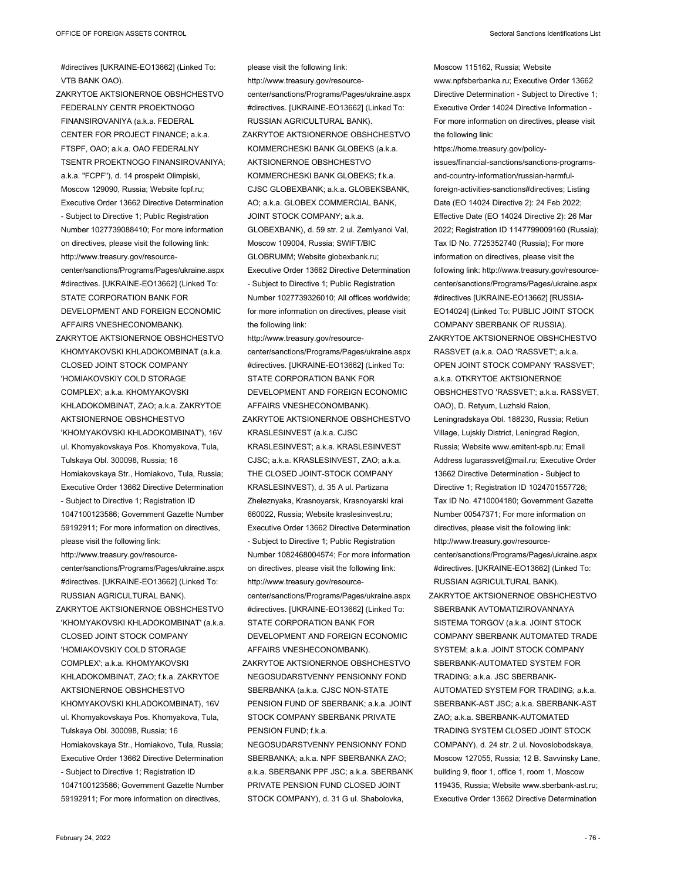#directives [UKRAINE-EO13662] (Linked To: VTB BANK OAO).

ZAKRYTOE AKTSIONERNOE OBSHCHESTVO FEDERALNY CENTR PROEKTNOGO FINANSIROVANIYA (a.k.a. FEDERAL CENTER FOR PROJECT FINANCE; a.k.a. FTSPF, OAO; a.k.a. OAO FEDERALNY TSENTR PROEKTNOGO FINANSIROVANIYA; a.k.a. "FCPF"), d. 14 prospekt Olimpiski, Moscow 129090, Russia; Website fcpf.ru; Executive Order 13662 Directive Determination - Subject to Directive 1; Public Registration Number 1027739088410; For more information on directives, please visit the following link: http://www.treasury.gov/resource-center/sanctions/Programs/Pages/ukraine.aspx #directives. [UKRAINE-EO13662] (Linked To: STATE CORPORATION BANK FOR DEVELOPMENT AND FOREIGN ECONOMIC AFFAIRS VNESHECONOMBANK).

ZAKRYTOE AKTSIONERNOE OBSHCHESTVO KHOMYAKOVSKI KHLADOKOMBINAT (a.k.a. CLOSED JOINT STOCK COMPANY 'HOMIAKOVSKIY COLD STORAGE COMPLEX'; a.k.a. KHOMYAKOVSKI KHLADOKOMBINAT, ZAO; a.k.a. ZAKRYTOE AKTSIONERNOE OBSHCHESTVO 'KHOMYAKOVSKI KHLADOKOMBINAT'), 16V ul. Khomyakovskaya Pos. Khomyakova, Tula, Tulskaya Obl. 300098, Russia; 16 Homiakovskaya Str., Homiakovo, Tula, Russia; Executive Order 13662 Directive Determination - Subject to Directive 1; Registration ID 1047100123586; Government Gazette Number 59192911; For more information on directives, please visit the following link: http://www.treasury.gov/resource-center/sanctions/Programs/Pages/ukraine.aspx #directives. [UKRAINE-EO13662] (Linked To: RUSSIAN AGRICULTURAL BANK).

ZAKRYTOE AKTSIONERNOE OBSHCHESTVO 'KHOMYAKOVSKI KHLADOKOMBINAT' (a.k.a. CLOSED JOINT STOCK COMPANY 'HOMIAKOVSKIY COLD STORAGE COMPLEX'; a.k.a. KHOMYAKOVSKI KHLADOKOMBINAT, ZAO; f.k.a. ZAKRYTOE AKTSIONERNOE OBSHCHESTVO KHOMYAKOVSKI KHLADOKOMBINAT), 16V ul. Khomyakovskaya Pos. Khomyakova, Tula, Tulskaya Obl. 300098, Russia; 16 Homiakovskaya Str., Homiakovo, Tula, Russia; Executive Order 13662 Directive Determination - Subject to Directive 1; Registration ID 1047100123586; Government Gazette Number 59192911; For more information on directives, please visit the following link: http://www.treasury.gov/resource-center/sanctions/Programs/Pages/ukraine.aspx #directives. [UKRAINE-EO13662] (Linked To: RUSSIAN AGRICULTURAL BANK).

ZAKRYTOE AKTSIONERNOE OBSHCHESTVO KOMMERCHESKI BANK GLOBEKS (a.k.a. AKTSIONERNOE OBSHCHESTVO KOMMERCHESKI BANK GLOBEKS; f.k.a. CJSC GLOBEXBANK; a.k.a. GLOBEKSBANK, AO; a.k.a. GLOBEX COMMERCIAL BANK, JOINT STOCK COMPANY; a.k.a. GLOBEXBANK), d. 59 str. 2 ul. Zemlyanoi Val, Moscow 109004, Russia; SWIFT/BIC GLOBRUMM; Website globexbank.ru; Executive Order 13662 Directive Determination - Subject to Directive 1; Public Registration Number 1027739326010; All offices worldwide; for more information on directives, please visit the following link: http://www.treasury.gov/resource-center/sanctions/Programs/Pages/ukraine.aspx #directives. [UKRAINE-EO13662] (Linked To: STATE CORPORATION BANK FOR DEVELOPMENT AND FOREIGN ECONOMIC AFFAIRS VNESHECONOMBANK).

ZAKRYTOE AKTSIONERNOE OBSHCHESTVO KRASLESINVEST (a.k.a. CJSC KRASLESINVEST; a.k.a. KRASLESINVEST CJSC; a.k.a. KRASLESINVEST, ZAO; a.k.a. THE CLOSED JOINT-STOCK COMPANY KRASLESINVEST), d. 35 A ul. Partizana Zheleznyaka, Krasnoyarsk, Krasnoyarski krai 660022, Russia; Website kraslesinvest.ru; Executive Order 13662 Directive Determination - Subject to Directive 1; Public Registration Number 1082468004574; For more information on directives, please visit the following link: http://www.treasury.gov/resource-center/sanctions/Programs/Pages/ukraine.aspx #directives. [UKRAINE-EO13662] (Linked To: STATE CORPORATION BANK FOR DEVELOPMENT AND FOREIGN ECONOMIC AFFAIRS VNESHECONOMBANK).

ZAKRYTOE AKTSIONERNOE OBSHCHESTVO NEGOSUDARSTVENNY PENSIONNY FOND SBERBANKA (a.k.a. CJSC NON-STATE PENSION FUND OF SBERBANK; a.k.a. JOINT STOCK COMPANY SBERBANK PRIVATE PENSION FUND; f.k.a. NEGOSUDARSTVENNY PENSIONNY FOND SBERBANKA; a.k.a. NPF SBERBANKA ZAO; a.k.a. SBERBANK PPF JSC; a.k.a. SBERBANK PRIVATE PENSION FUND CLOSED JOINT STOCK COMPANY), d. 31 G ul. Shabolovka, Moscow 115162, Russia; Website www.npfsberbanka.ru; Executive Order 13662 Directive Determination - Subject to Directive 1; Executive Order 14024 Directive Information - For more information on directives, please visit the following link: https://home.treasury.gov/policy-issues/financial-sanctions/sanctions-programs-and-country-information/russian-harmful-foreign-activities-sanctions#directives; Listing Date (EO 14024 Directive 2): 24 Feb 2022; Effective Date (EO 14024 Directive 2): 26 Mar 2022; Registration ID 1147799009160 (Russia); Tax ID No. 7725352740 (Russia); For more information on directives, please visit the following link: http://www.treasury.gov/resource-center/sanctions/Programs/Pages/ukraine.aspx #directives [UKRAINE-EO13662] [RUSSIA-EO14024] (Linked To: PUBLIC JOINT STOCK COMPANY SBERBANK OF RUSSIA).

ZAKRYTOE AKTSIONERNOE OBSHCHESTVO RASSVET (a.k.a. OAO 'RASSVET'; a.k.a. OPEN JOINT STOCK COMPANY 'RASSVET'; a.k.a. OTKRYTOE AKTSIONERNOE OBSHCHESTVO 'RASSVET'; a.k.a. RASSVET, OAO), D. Retyum, Luzhski Raion, Leningradskaya Obl. 188230, Russia; Retiun Village, Lujskiy District, Leningrad Region, Russia; Website www.emitent-spb.ru; Email Address lugarassvet@mail.ru; Executive Order 13662 Directive Determination - Subject to Directive 1; Registration ID 1024701557726; Tax ID No. 4710004180; Government Gazette Number 00547371; For more information on directives, please visit the following link: http://www.treasury.gov/resource-center/sanctions/Programs/Pages/ukraine.aspx #directives. [UKRAINE-EO13662] (Linked To: RUSSIAN AGRICULTURAL BANK).

ZAKRYTOE AKTSIONERNOE OBSHCHESTVO SBERBANK AVTOMATIZIROVANNAYA SISTEMA TORGOV (a.k.a. JOINT STOCK COMPANY SBERBANK AUTOMATED TRADE SYSTEM; a.k.a. JOINT STOCK COMPANY SBERBANK-AUTOMATED SYSTEM FOR TRADING; a.k.a. JSC SBERBANK-AUTOMATED SYSTEM FOR TRADING; a.k.a. SBERBANK-AST JSC; a.k.a. SBERBANK-AST ZAO; a.k.a. SBERBANK-AUTOMATED TRADING SYSTEM CLOSED JOINT STOCK COMPANY), d. 24 str. 2 ul. Novoslobodskaya, Moscow 127055, Russia; 12 B. Savvinsky Lane, building 9, floor 1, office 1, room 1, Moscow 119435, Russia; Website www.sberbank-ast.ru; Executive Order 13662 Directive Determination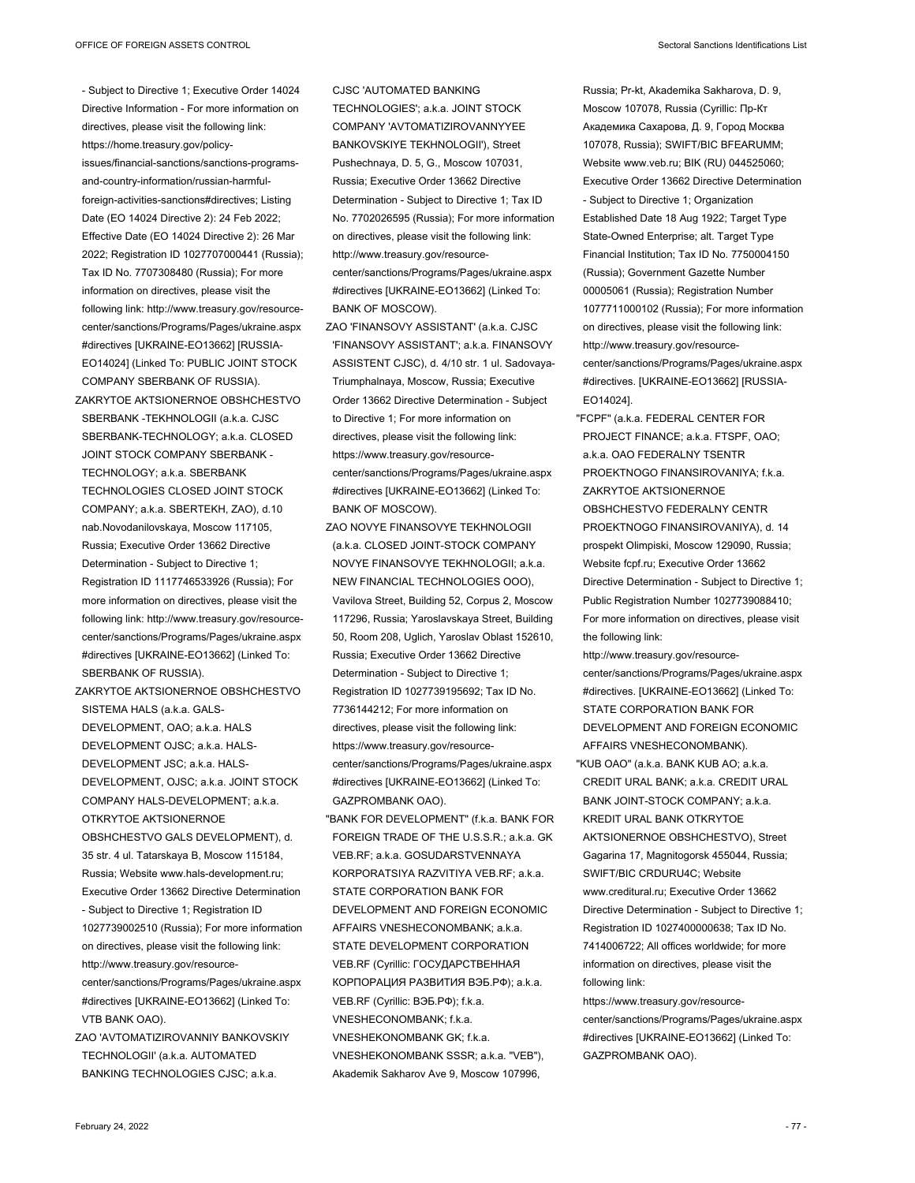- Subject to Directive 1; Executive Order 14024 Directive Information - For more information on directives, please visit the following link: https://home.treasury.gov/policy-issues/financial-sanctions/sanctions-programs-and-country-information/russian-harmful-foreign-activities-sanctions#directives; Listing Date (EO 14024 Directive 2): 24 Feb 2022; Effective Date (EO 14024 Directive 2): 26 Mar 2022; Registration ID 1027707000441 (Russia); Tax ID No. 7707308480 (Russia); For more information on directives, please visit the following link: http://www.treasury.gov/resource-center/sanctions/Programs/Pages/ukraine.aspx #directives [UKRAINE-EO13662] [RUSSIA-EO14024] (Linked To: PUBLIC JOINT STOCK COMPANY SBERBANK OF RUSSIA).

ZAKRYTOE AKTSIONERNOE OBSHCHESTVO SBERBANK -TEKHNOLOGII (a.k.a. CJSC SBERBANK-TECHNOLOGY; a.k.a. CLOSED JOINT STOCK COMPANY SBERBANK - TECHNOLOGY; a.k.a. SBERBANK TECHNOLOGIES CLOSED JOINT STOCK COMPANY; a.k.a. SBERTEKH, ZAO), d.10 nab.Novodanilovskaya, Moscow 117105, Russia; Executive Order 13662 Directive Determination - Subject to Directive 1; Registration ID 1117746533926 (Russia); For more information on directives, please visit the following link: http://www.treasury.gov/resource-center/sanctions/Programs/Pages/ukraine.aspx #directives [UKRAINE-EO13662] (Linked To: SBERBANK OF RUSSIA).

ZAKRYTOE AKTSIONERNOE OBSHCHESTVO SISTEMA HALS (a.k.a. GALS-DEVELOPMENT, OAO; a.k.a. HALS DEVELOPMENT OJSC; a.k.a. HALS-DEVELOPMENT JSC; a.k.a. HALS-DEVELOPMENT, OJSC; a.k.a. JOINT STOCK COMPANY HALS-DEVELOPMENT; a.k.a. OTKRYTOE AKTSIONERNOE OBSHCHESTVO GALS DEVELOPMENT), d. 35 str. 4 ul. Tatarskaya B, Moscow 115184, Russia; Website www.hals-development.ru; Executive Order 13662 Directive Determination - Subject to Directive 1; Registration ID 1027739002510 (Russia); For more information on directives, please visit the following link: http://www.treasury.gov/resource-center/sanctions/Programs/Pages/ukraine.aspx #directives [UKRAINE-EO13662] (Linked To: VTB BANK OAO).

ZAO 'AVTOMATIZIROVANNIY BANKOVSKIY TECHNOLOGII' (a.k.a. AUTOMATED BANKING TECHNOLOGIES CJSC; a.k.a. CJSC 'AUTOMATED BANKING TECHNOLOGIES'; a.k.a. JOINT STOCK COMPANY 'AVTOMATIZIROVANNYYEE BANKOVSKIYE TEKHNOLOGII'), Street Pushechnaya, D. 5, G., Moscow 107031, Russia; Executive Order 13662 Directive Determination - Subject to Directive 1; Tax ID No. 7702026595 (Russia); For more information on directives, please visit the following link: http://www.treasury.gov/resource-center/sanctions/Programs/Pages/ukraine.aspx #directives [UKRAINE-EO13662] (Linked To: BANK OF MOSCOW).

ZAO 'FINANSOVY ASSISTANT' (a.k.a. CJSC 'FINANSOVY ASSISTANT'; a.k.a. FINANSOVY ASSISTENT CJSC), d. 4/10 str. 1 ul. Sadovaya-Triumphalnaya, Moscow, Russia; Executive Order 13662 Directive Determination - Subject to Directive 1; For more information on directives, please visit the following link: https://www.treasury.gov/resource-center/sanctions/Programs/Pages/ukraine.aspx #directives [UKRAINE-EO13662] (Linked To: BANK OF MOSCOW).

ZAO NOVYE FINANSOVYE TEKHNOLOGII (a.k.a. CLOSED JOINT-STOCK COMPANY NOVYE FINANSOVYE TEKHNOLOGII; a.k.a. NEW FINANCIAL TECHNOLOGIES OOO), Vavilova Street, Building 52, Corpus 2, Moscow 117296, Russia; Yaroslavskaya Street, Building 50, Room 208, Uglich, Yaroslav Oblast 152610, Russia; Executive Order 13662 Directive Determination - Subject to Directive 1; Registration ID 1027739195692; Tax ID No. 7736144212; For more information on directives, please visit the following link: https://www.treasury.gov/resource-center/sanctions/Programs/Pages/ukraine.aspx #directives [UKRAINE-EO13662] (Linked To: GAZPROMBANK OAO).

"BANK FOR DEVELOPMENT" (f.k.a. BANK FOR FOREIGN TRADE OF THE U.S.S.R.; a.k.a. GK VEB.RF; a.k.a. GOSUDARSTVENNAYA KORPORATSIYA RAZVITIYA VEB.RF; a.k.a. STATE CORPORATION BANK FOR DEVELOPMENT AND FOREIGN ECONOMIC AFFAIRS VNESHECONOMBANK; a.k.a. STATE DEVELOPMENT CORPORATION VEB.RF (Cyrillic: ГОСУДАРСТВЕННАЯ КОРПОРАЦИЯ РАЗВИТИЯ ВЭБ.РФ); a.k.a. VEB.RF (Cyrillic: ВЭБ.РФ); f.k.a. VNESHECONOMBANK; f.k.a. VNESHEKONOMBANK GK; f.k.a. VNESHEKONOMBANK SSSR; a.k.a. "VEB"), Akademik Sakharov Ave 9, Moscow 107996, Russia; Pr-kt, Akademika Sakharova, D. 9, Moscow 107078, Russia (Cyrillic: Пр-Кт Академика Сахарова, Д. 9, Город Москва 107078, Russia); SWIFT/BIC BFEARUMM; Website www.veb.ru; BIK (RU) 044525060; Executive Order 13662 Directive Determination - Subject to Directive 1; Organization Established Date 18 Aug 1922; Target Type State-Owned Enterprise; alt. Target Type Financial Institution; Tax ID No. 7750004150 (Russia); Government Gazette Number 00005061 (Russia); Registration Number 1077711000102 (Russia); For more information on directives, please visit the following link: http://www.treasury.gov/resource-center/sanctions/Programs/Pages/ukraine.aspx #directives. [UKRAINE-EO13662] [RUSSIA-EO14024].

"FCPF" (a.k.a. FEDERAL CENTER FOR PROJECT FINANCE; a.k.a. FTSPF, OAO; a.k.a. OAO FEDERALNY TSENTR PROEKTNOGO FINANSIROVANIYA; f.k.a. ZAKRYTOE AKTSIONERNOE OBSHCHESTVO FEDERALNY CENTR PROEKTNOGO FINANSIROVANIYA), d. 14 prospekt Olimpiski, Moscow 129090, Russia; Website fcpf.ru; Executive Order 13662 Directive Determination - Subject to Directive 1; Public Registration Number 1027739088410; For more information on directives, please visit the following link: http://www.treasury.gov/resource-center/sanctions/Programs/Pages/ukraine.aspx #directives. [UKRAINE-EO13662] (Linked To: STATE CORPORATION BANK FOR DEVELOPMENT AND FOREIGN ECONOMIC AFFAIRS VNESHECONOMBANK).

"KUB OAO" (a.k.a. BANK KUB AO; a.k.a. CREDIT URAL BANK; a.k.a. CREDIT URAL BANK JOINT-STOCK COMPANY; a.k.a. KREDIT URAL BANK OTKRYTOE AKTSIONERNOE OBSHCHESTVO), Street Gagarina 17, Magnitogorsk 455044, Russia; SWIFT/BIC CRDURU4C; Website www.creditural.ru; Executive Order 13662 Directive Determination - Subject to Directive 1; Registration ID 1027400000638; Tax ID No. 7414006722; All offices worldwide; for more information on directives, please visit the following link: https://www.treasury.gov/resource-center/sanctions/Programs/Pages/ukraine.aspx #directives [UKRAINE-EO13662] (Linked To: GAZPROMBANK OAO).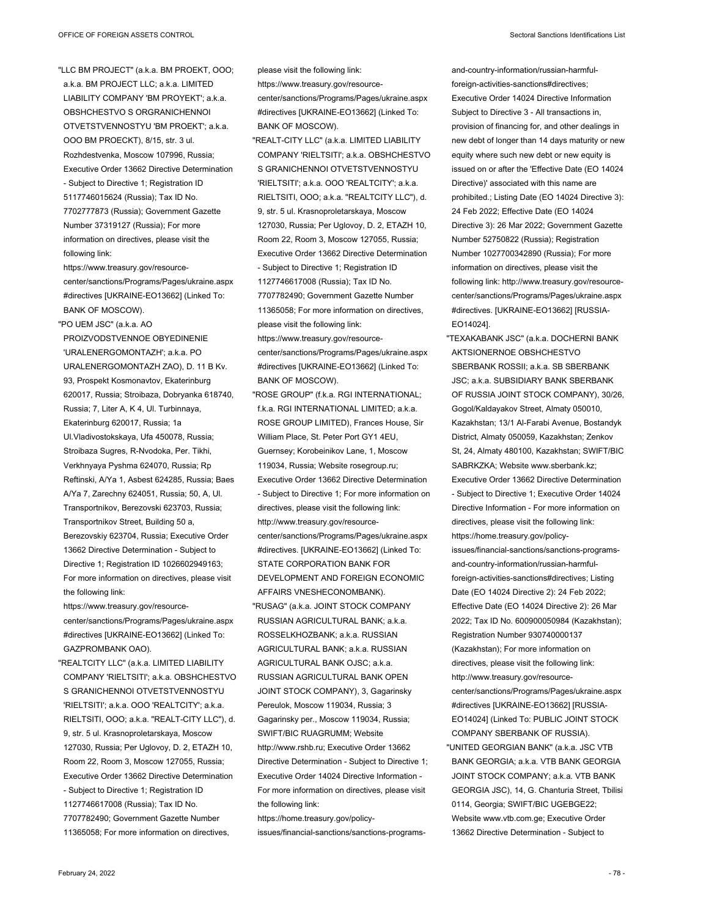"LLC BM PROJECT" (a.k.a. BM PROEKT, OOO; a.k.a. BM PROJECT LLC; a.k.a. LIMITED LIABILITY COMPANY 'BM PROYEKT'; a.k.a. OBSHCHESTVO S ORGRANICHENNOI OTVETSTVENNOSTYU 'BM PROEKT'; a.k.a. OOO BM PROECKT), 8/15, str. 3 ul. Rozhdestvenka, Moscow 107996, Russia; Executive Order 13662 Directive Determination - Subject to Directive 1; Registration ID 5117746015624 (Russia); Tax ID No. 7702777873 (Russia); Government Gazette Number 37319127 (Russia); For more information on directives, please visit the following link: https://www.treasury.gov/resource-center/sanctions/Programs/Pages/ukraine.aspx #directives [UKRAINE-EO13662] (Linked To: BANK OF MOSCOW).

"PO UEM JSC" (a.k.a. AO PROIZVODSTVENNOE OBYEDINENIE 'URALENERGOMONTAZH'; a.k.a. PO URALENERGOMONTAZH ZAO), D. 11 B Kv. 93, Prospekt Kosmonavtov, Ekaterinburg 620017, Russia; Stroibaza, Dobryanka 618740, Russia; 7, Liter A, K 4, Ul. Turbinnaya, Ekaterinburg 620017, Russia; 1a Ul.Vladivostokskaya, Ufa 450078, Russia; Stroibaza Sugres, R-Nvodoka, Per. Tikhi, Verkhnyaya Pyshma 624070, Russia; Rp Reftinski, A/Ya 1, Asbest 624285, Russia; Baes A/Ya 7, Zarechny 624051, Russia; 50, A, Ul. Transportnikov, Berezovski 623703, Russia; Transportnikov Street, Building 50 a, Berezovskiy 623704, Russia; Executive Order 13662 Directive Determination - Subject to Directive 1; Registration ID 1026602949163; For more information on directives, please visit the following link: https://www.treasury.gov/resource-center/sanctions/Programs/Pages/ukraine.aspx #directives [UKRAINE-EO13662] (Linked To: GAZPROMBANK OAO).

"REALTCITY LLC" (a.k.a. LIMITED LIABILITY COMPANY 'RIELTSITI'; a.k.a. OBSHCHESTVO S GRANICHENNOI OTVETSTVENNOSTYU 'RIELTSITI'; a.k.a. OOO 'REALTCITY'; a.k.a. RIELTSITI, OOO; a.k.a. "REALT-CITY LLC"), d. 9, str. 5 ul. Krasnoproletarskaya, Moscow 127030, Russia; Per Uglovoy, D. 2, ETAZH 10, Room 22, Room 3, Moscow 127055, Russia; Executive Order 13662 Directive Determination - Subject to Directive 1; Registration ID 1127746617008 (Russia); Tax ID No. 7707782490; Government Gazette Number 11365058; For more information on directives, please visit the following link: https://www.treasury.gov/resource-center/sanctions/Programs/Pages/ukraine.aspx #directives [UKRAINE-EO13662] (Linked To: BANK OF MOSCOW).

"REALT-CITY LLC" (a.k.a. LIMITED LIABILITY COMPANY 'RIELTSITI'; a.k.a. OBSHCHESTVO S GRANICHENNOI OTVETSTVENNOSTYU 'RIELTSITI'; a.k.a. OOO 'REALTCITY'; a.k.a. RIELTSITI, OOO; a.k.a. "REALTCITY LLC"), d. 9, str. 5 ul. Krasnoproletarskaya, Moscow 127030, Russia; Per Uglovoy, D. 2, ETAZH 10, Room 22, Room 3, Moscow 127055, Russia; Executive Order 13662 Directive Determination - Subject to Directive 1; Registration ID 1127746617008 (Russia); Tax ID No. 7707782490; Government Gazette Number 11365058; For more information on directives, please visit the following link: https://www.treasury.gov/resource-center/sanctions/Programs/Pages/ukraine.aspx #directives [UKRAINE-EO13662] (Linked To: BANK OF MOSCOW).

"ROSE GROUP" (f.k.a. RGI INTERNATIONAL; f.k.a. RGI INTERNATIONAL LIMITED; a.k.a. ROSE GROUP LIMITED), Frances House, Sir William Place, St. Peter Port GY1 4EU, Guernsey; Korobeinikov Lane, 1, Moscow 119034, Russia; Website rosegroup.ru; Executive Order 13662 Directive Determination - Subject to Directive 1; For more information on directives, please visit the following link: http://www.treasury.gov/resource-center/sanctions/Programs/Pages/ukraine.aspx #directives. [UKRAINE-EO13662] (Linked To: STATE CORPORATION BANK FOR DEVELOPMENT AND FOREIGN ECONOMIC AFFAIRS VNESHECONOMBANK).

"RUSAG" (a.k.a. JOINT STOCK COMPANY RUSSIAN AGRICULTURAL BANK; a.k.a. ROSSELKHOZBANK; a.k.a. RUSSIAN AGRICULTURAL BANK; a.k.a. RUSSIAN AGRICULTURAL BANK OJSC; a.k.a. RUSSIAN AGRICULTURAL BANK OPEN JOINT STOCK COMPANY), 3, Gagarinsky Pereulok, Moscow 119034, Russia; 3 Gagarinsky per., Moscow 119034, Russia; SWIFT/BIC RUAGRUMM; Website http://www.rshb.ru; Executive Order 13662 Directive Determination - Subject to Directive 1; Executive Order 14024 Directive Information - For more information on directives, please visit the following link: https://home.treasury.gov/policy-issues/financial-sanctions/sanctions-programs-and-country-information/russian-harmful-foreign-activities-sanctions#directives; Executive Order 14024 Directive Information Subject to Directive 3 - All transactions in, provision of financing for, and other dealings in new debt of longer than 14 days maturity or new equity where such new debt or new equity is issued on or after the 'Effective Date (EO 14024 Directive)' associated with this name are prohibited.; Listing Date (EO 14024 Directive 3): 24 Feb 2022; Effective Date (EO 14024 Directive 3): 26 Mar 2022; Government Gazette Number 52750822 (Russia); Registration Number 1027700342890 (Russia); For more information on directives, please visit the following link: http://www.treasury.gov/resource-center/sanctions/Programs/Pages/ukraine.aspx #directives. [UKRAINE-EO13662] [RUSSIA-EO14024].

"TEXAKABANK JSC" (a.k.a. DOCHERNI BANK AKTSIONERNOE OBSHCHESTVO SBERBANK ROSSII; a.k.a. SB SBERBANK JSC; a.k.a. SUBSIDIARY BANK SBERBANK OF RUSSIA JOINT STOCK COMPANY), 30/26, Gogol/Kaldayakov Street, Almaty 050010, Kazakhstan; 13/1 Al-Farabi Avenue, Bostandyk District, Almaty 050059, Kazakhstan; Zenkov St, 24, Almaty 480100, Kazakhstan; SWIFT/BIC SABRKZKA; Website www.sberbank.kz; Executive Order 13662 Directive Determination - Subject to Directive 1; Executive Order 14024 Directive Information - For more information on directives, please visit the following link: https://home.treasury.gov/policy-issues/financial-sanctions/sanctions-programs-and-country-information/russian-harmful-foreign-activities-sanctions#directives; Listing Date (EO 14024 Directive 2): 24 Feb 2022; Effective Date (EO 14024 Directive 2): 26 Mar 2022; Tax ID No. 600900050984 (Kazakhstan); Registration Number 930740000137 (Kazakhstan); For more information on directives, please visit the following link: http://www.treasury.gov/resource-center/sanctions/Programs/Pages/ukraine.aspx #directives [UKRAINE-EO13662] [RUSSIA-EO14024] (Linked To: PUBLIC JOINT STOCK COMPANY SBERBANK OF RUSSIA).

"UNITED GEORGIAN BANK" (a.k.a. JSC VTB BANK GEORGIA; a.k.a. VTB BANK GEORGIA JOINT STOCK COMPANY; a.k.a. VTB BANK GEORGIA JSC), 14, G. Chanturia Street, Tbilisi 0114, Georgia; SWIFT/BIC UGEBGE22; Website www.vtb.com.ge; Executive Order 13662 Directive Determination - Subject to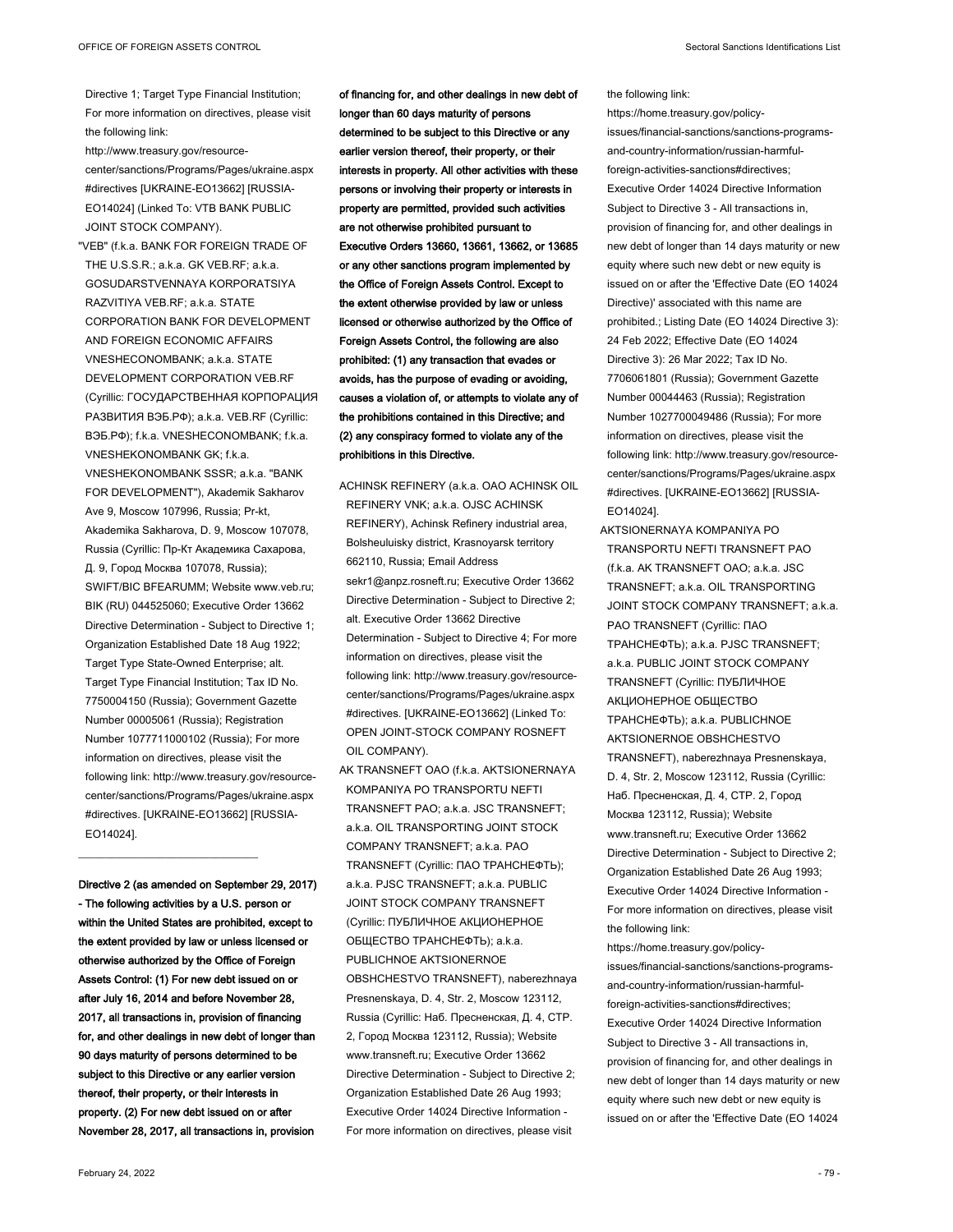Directive 1; Target Type Financial Institution; For more information on directives, please visit the following link: http://www.treasury.gov/resource-center/sanctions/Programs/Pages/ukraine.aspx #directives [UKRAINE-EO13662] [RUSSIA-EO14024] (Linked To: VTB BANK PUBLIC JOINT STOCK COMPANY).

"VEB" (f.k.a. BANK FOR FOREIGN TRADE OF THE U.S.S.R.; a.k.a. GK VEB.RF; a.k.a. GOSUDARSTVENNAYA KORPORATSIYA RAZVITIYA VEB.RF; a.k.a. STATE CORPORATION BANK FOR DEVELOPMENT AND FOREIGN ECONOMIC AFFAIRS VNESHECONOMBANK; a.k.a. STATE DEVELOPMENT CORPORATION VEB.RF (Cyrillic: ГОСУДАРСТВЕННАЯ КОРПОРАЦИЯ РАЗВИТИЯ ВЭБ.РФ); a.k.a. VEB.RF (Cyrillic: ВЭБ.РФ); f.k.a. VNESHECONOMBANK; f.k.a. VNESHEKONOMBANK GK; f.k.a. VNESHEKONOMBANK SSSR; a.k.a. "BANK FOR DEVELOPMENT"), Akademik Sakharov Ave 9, Moscow 107996, Russia; Pr-kt, Akademika Sakharova, D. 9, Moscow 107078, Russia (Cyrillic: Пр-Кт Академика Сахарова, Д. 9, Город Москва 107078, Russia); SWIFT/BIC BFEARUMM; Website www.veb.ru; BIK (RU) 044525060; Executive Order 13662 Directive Determination - Subject to Directive 1; Organization Established Date 18 Aug 1922; Target Type State-Owned Enterprise; alt. Target Type Financial Institution; Tax ID No. 7750004150 (Russia); Government Gazette Number 00005061 (Russia); Registration Number 1077711000102 (Russia); For more information on directives, please visit the following link: http://www.treasury.gov/resource-center/sanctions/Programs/Pages/ukraine.aspx #directives. [UKRAINE-EO13662] [RUSSIA-EO14024].

---

**Directive 2 (as amended on September 29, 2017) - The following activities by a U.S. person or within the United States are prohibited, except to the extent provided by law or unless licensed or otherwise authorized by the Office of Foreign Assets Control: (1) For new debt issued on or after July 16, 2014 and before November 28, 2017, all transactions in, provision of financing for, and other dealings in new debt of longer than 90 days maturity of persons determined to be subject to this Directive or any earlier version thereof, their property, or their interests in property. (2) For new debt issued on or after November 28, 2017, all transactions in, provision of financing for, and other dealings in new debt of longer than 60 days maturity of persons determined to be subject to this Directive or any earlier version thereof, their property, or their interests in property. All other activities with these persons or involving their property or interests in property are permitted, provided such activities are not otherwise prohibited pursuant to Executive Orders 13660, 13661, 13662, or 13685 or any other sanctions program implemented by the Office of Foreign Assets Control. Except to the extent otherwise provided by law or unless licensed or otherwise authorized by the Office of Foreign Assets Control, the following are also prohibited: (1) any transaction that evades or avoids, has the purpose of evading or avoiding, causes a violation of, or attempts to violate any of the prohibitions contained in this Directive; and (2) any conspiracy formed to violate any of the prohibitions in this Directive.**

ACHINSK REFINERY (a.k.a. OAO ACHINSK OIL REFINERY VNK; a.k.a. OJSC ACHINSK REFINERY), Achinsk Refinery industrial area, Bolsheuluisky district, Krasnoyarsk territory 662110, Russia; Email Address sekr1@anpz.rosneft.ru; Executive Order 13662 Directive Determination - Subject to Directive 2; alt. Executive Order 13662 Directive Determination - Subject to Directive 4; For more information on directives, please visit the following link: http://www.treasury.gov/resource-center/sanctions/Programs/Pages/ukraine.aspx #directives. [UKRAINE-EO13662] (Linked To: OPEN JOINT-STOCK COMPANY ROSNEFT OIL COMPANY).

AK TRANSNEFT OAO (f.k.a. AKTSIONERNAYA KOMPANIYA PO TRANSPORTU NEFTI TRANSNEFT PAO; a.k.a. JSC TRANSNEFT; a.k.a. OIL TRANSPORTING JOINT STOCK COMPANY TRANSNEFT; a.k.a. PAO TRANSNEFT (Cyrillic: ПАО ТРАНСНЕФТЬ); a.k.a. PJSC TRANSNEFT; a.k.a. PUBLIC JOINT STOCK COMPANY TRANSNEFT (Cyrillic: ПУБЛИЧНОЕ АКЦИОНЕРНОЕ ОБЩЕСТВО ТРАНСНЕФТЬ); a.k.a. PUBLICHNOE AKTSIONERNOE OBSHCHESTVO TRANSNEFT), naberezhnaya Presnenskaya, D. 4, Str. 2, Moscow 123112, Russia (Cyrillic: Наб. Пресненская, Д. 4, СТР. 2, Город Москва 123112, Russia); Website www.transneft.ru; Executive Order 13662 Directive Determination - Subject to Directive 2; Organization Established Date 26 Aug 1993; Executive Order 14024 Directive Information - For more information on directives, please visit the following link: https://home.treasury.gov/policy-issues/financial-sanctions/sanctions-programs-and-country-information/russian-harmful-foreign-activities-sanctions#directives; Executive Order 14024 Directive Information Subject to Directive 3 - All transactions in, provision of financing for, and other dealings in new debt of longer than 14 days maturity or new equity where such new debt or new equity is issued on or after the 'Effective Date (EO 14024 Directive)' associated with this name are prohibited.; Listing Date (EO 14024 Directive 3): 24 Feb 2022; Effective Date (EO 14024 Directive 3): 26 Mar 2022; Tax ID No. 7706061801 (Russia); Government Gazette Number 00044463 (Russia); Registration Number 1027700049486 (Russia); For more information on directives, please visit the following link: http://www.treasury.gov/resource-center/sanctions/Programs/Pages/ukraine.aspx #directives. [UKRAINE-EO13662] [RUSSIA-EO14024].

AKTSIONERNAYA KOMPANIYA PO TRANSPORTU NEFTI TRANSNEFT PAO (f.k.a. AK TRANSNEFT OAO; a.k.a. JSC TRANSNEFT; a.k.a. OIL TRANSPORTING JOINT STOCK COMPANY TRANSNEFT; a.k.a. PAO TRANSNEFT (Cyrillic: ПАО ТРАНСНЕФТЬ); a.k.a. PJSC TRANSNEFT; a.k.a. PUBLIC JOINT STOCK COMPANY TRANSNEFT (Cyrillic: ПУБЛИЧНОЕ АКЦИОНЕРНОЕ ОБЩЕСТВО ТРАНСНЕФТЬ); a.k.a. PUBLICHNOE AKTSIONERNOE OBSHCHESTVO TRANSNEFT), naberezhnaya Presnenskaya, D. 4, Str. 2, Moscow 123112, Russia (Cyrillic: Наб. Пресненская, Д. 4, СТР. 2, Город Москва 123112, Russia); Website www.transneft.ru; Executive Order 13662 Directive Determination - Subject to Directive 2; Organization Established Date 26 Aug 1993; Executive Order 14024 Directive Information - For more information on directives, please visit the following link: https://home.treasury.gov/policy-issues/financial-sanctions/sanctions-programs-and-country-information/russian-harmful-foreign-activities-sanctions#directives; Executive Order 14024 Directive Information Subject to Directive 3 - All transactions in, provision of financing for, and other dealings in new debt of longer than 14 days maturity or new equity where such new debt or new equity is issued on or after the 'Effective Date (EO 14024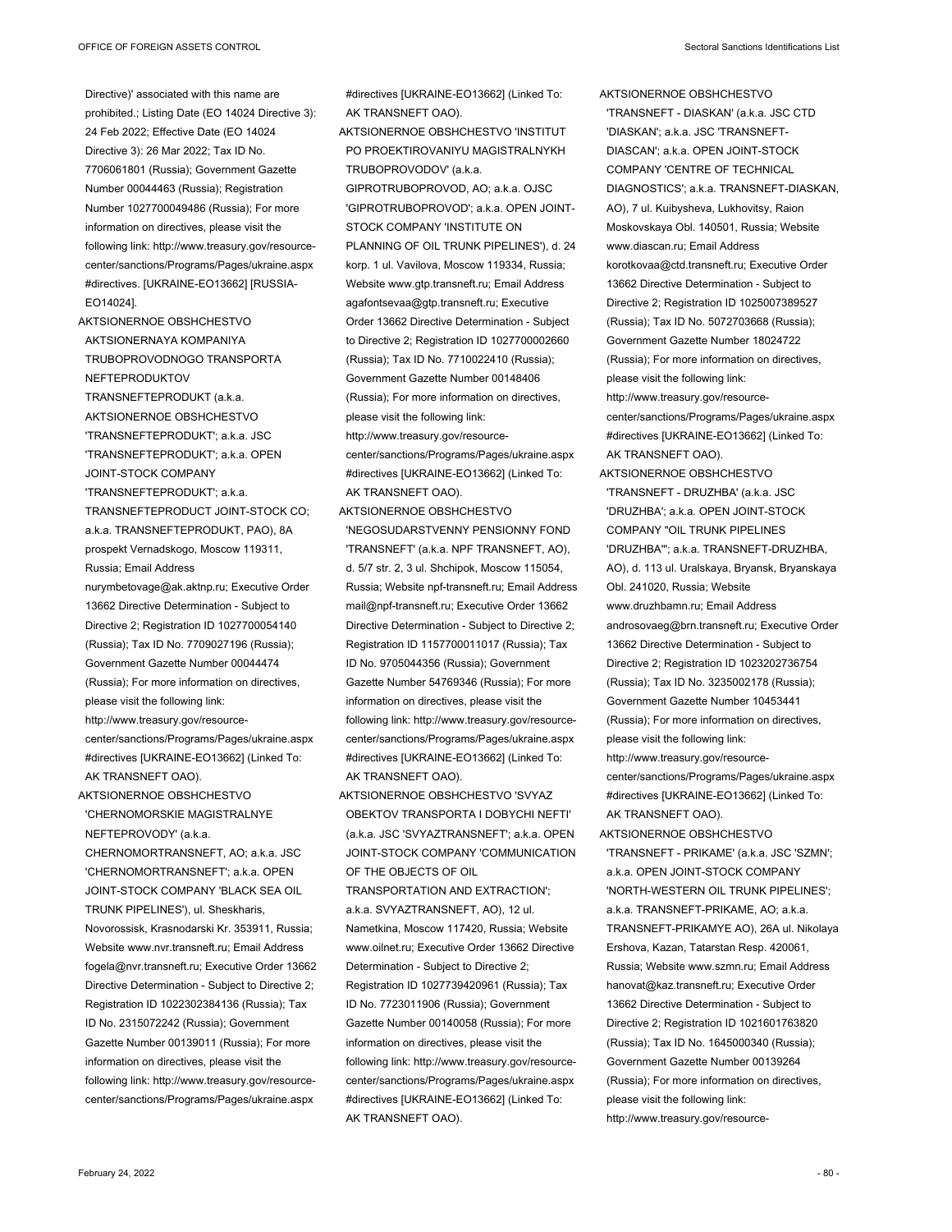Directive)' associated with this name are prohibited.; Listing Date (EO 14024 Directive 3): 24 Feb 2022; Effective Date (EO 14024 Directive 3): 26 Mar 2022; Tax ID No. 7706061801 (Russia); Government Gazette Number 00044463 (Russia); Registration Number 1027700049486 (Russia); For more information on directives, please visit the following link: http://www.treasury.gov/resource-center/sanctions/Programs/Pages/ukraine.aspx #directives. [UKRAINE-EO13662] [RUSSIA-EO14024].

AKTSIONERNOE OBSHCHESTVO AKTSIONERNAYA KOMPANIYA TRUBOPROVODNOGO TRANSPORTA NEFTEPRODUKTOV TRANSNEFTEPRODUKT (a.k.a. AKTSIONERNOE OBSHCHESTVO 'TRANSNEFTEPRODUKT'; a.k.a. JSC 'TRANSNEFTEPRODUKT'; a.k.a. OPEN JOINT-STOCK COMPANY 'TRANSNEFTEPRODUKT'; a.k.a. TRANSNEFTEPRODUCT JOINT-STOCK CO; a.k.a. TRANSNEFTEPRODUKT, PAO), 8A prospekt Vernadskogo, Moscow 119311, Russia; Email Address nurymbetovage@ak.aktnp.ru; Executive Order 13662 Directive Determination - Subject to Directive 2; Registration ID 1027700054140 (Russia); Tax ID No. 7709027196 (Russia); Government Gazette Number 00044474 (Russia); For more information on directives, please visit the following link: http://www.treasury.gov/resource-center/sanctions/Programs/Pages/ukraine.aspx #directives [UKRAINE-EO13662] (Linked To: AK TRANSNEFT OAO).

AKTSIONERNOE OBSHCHESTVO 'CHERNOMORSKIE MAGISTRALNYE NEFTEPROVODY' (a.k.a. CHERNOMORTRANSNEFT, AO; a.k.a. JSC 'CHERNOMORTRANSNEFT'; a.k.a. OPEN JOINT-STOCK COMPANY 'BLACK SEA OIL TRUNK PIPELINES'), ul. Sheskharis, Novorossisk, Krasnodarski Kr. 353911, Russia; Website www.nvr.transneft.ru; Email Address fogela@nvr.transneft.ru; Executive Order 13662 Directive Determination - Subject to Directive 2; Registration ID 1022302384136 (Russia); Tax ID No. 2315072242 (Russia); Government Gazette Number 00139011 (Russia); For more information on directives, please visit the following link: http://www.treasury.gov/resource-center/sanctions/Programs/Pages/ukraine.aspx #directives [UKRAINE-EO13662] (Linked To: AK TRANSNEFT OAO).

AKTSIONERNOE OBSHCHESTVO 'INSTITUT PO PROEKTIROVANIYU MAGISTRALNYKH TRUBOPROVODOV' (a.k.a. GIPROTRUBOPROVOD, AO; a.k.a. OJSC 'GIPROTRUBOPROVOD'; a.k.a. OPEN JOINT-STOCK COMPANY 'INSTITUTE ON PLANNING OF OIL TRUNK PIPELINES'), d. 24 korp. 1 ul. Vavilova, Moscow 119334, Russia; Website www.gtp.transneft.ru; Email Address agafontsevaa@gtp.transneft.ru; Executive Order 13662 Directive Determination - Subject to Directive 2; Registration ID 1027700002660 (Russia); Tax ID No. 7710022410 (Russia); Government Gazette Number 00148406 (Russia); For more information on directives, please visit the following link: http://www.treasury.gov/resource-center/sanctions/Programs/Pages/ukraine.aspx #directives [UKRAINE-EO13662] (Linked To: AK TRANSNEFT OAO).

AKTSIONERNOE OBSHCHESTVO 'NEGOSUDARSTVENNY PENSIONNY FOND 'TRANSNEFT' (a.k.a. NPF TRANSNEFT, AO), d. 5/7 str. 2, 3 ul. Shchipok, Moscow 115054, Russia; Website npf-transneft.ru; Email Address mail@npf-transneft.ru; Executive Order 13662 Directive Determination - Subject to Directive 2; Registration ID 1157700011017 (Russia); Tax ID No. 9705044356 (Russia); Government Gazette Number 54769346 (Russia); For more information on directives, please visit the following link: http://www.treasury.gov/resource-center/sanctions/Programs/Pages/ukraine.aspx #directives [UKRAINE-EO13662] (Linked To: AK TRANSNEFT OAO).

AKTSIONERNOE OBSHCHESTVO 'SVYAZ OBEKTOV TRANSPORTA I DOBYCHI NEFTI' (a.k.a. JSC 'SVYAZTRANSNEFT'; a.k.a. OPEN JOINT-STOCK COMPANY 'COMMUNICATION OF THE OBJECTS OF OIL TRANSPORTATION AND EXTRACTION'; a.k.a. SVYAZTRANSNEFT, AO), 12 ul. Nametkina, Moscow 117420, Russia; Website www.oilnet.ru; Executive Order 13662 Directive Determination - Subject to Directive 2; Registration ID 1027739420961 (Russia); Tax ID No. 7723011906 (Russia); Government Gazette Number 00140058 (Russia); For more information on directives, please visit the following link: http://www.treasury.gov/resource-center/sanctions/Programs/Pages/ukraine.aspx #directives [UKRAINE-EO13662] (Linked To: AK TRANSNEFT OAO).

AKTSIONERNOE OBSHCHESTVO 'TRANSNEFT - DIASKAN' (a.k.a. JSC CTD 'DIASKAN'; a.k.a. JSC 'TRANSNEFT-DIASCAN'; a.k.a. OPEN JOINT-STOCK COMPANY 'CENTRE OF TECHNICAL DIAGNOSTICS'; a.k.a. TRANSNEFT-DIASKAN, AO), 7 ul. Kuibysheva, Lukhovitsy, Raion Moskovskaya Obl. 140501, Russia; Website www.diascan.ru; Email Address korotkovaa@ctd.transneft.ru; Executive Order 13662 Directive Determination - Subject to Directive 2; Registration ID 1025007389527 (Russia); Tax ID No. 5072703668 (Russia); Government Gazette Number 18024722 (Russia); For more information on directives, please visit the following link: http://www.treasury.gov/resource-center/sanctions/Programs/Pages/ukraine.aspx #directives [UKRAINE-EO13662] (Linked To: AK TRANSNEFT OAO).

AKTSIONERNOE OBSHCHESTVO 'TRANSNEFT - DRUZHBA' (a.k.a. JSC 'DRUZHBA'; a.k.a. OPEN JOINT-STOCK COMPANY "OIL TRUNK PIPELINES 'DRUZHBA'"; a.k.a. TRANSNEFT-DRUZHBA, AO), d. 113 ul. Uralskaya, Bryansk, Bryanskaya Obl. 241020, Russia; Website www.druzhbamn.ru; Email Address androsovaeg@brn.transneft.ru; Executive Order 13662 Directive Determination - Subject to Directive 2; Registration ID 1023202736754 (Russia); Tax ID No. 3235002178 (Russia); Government Gazette Number 10453441 (Russia); For more information on directives, please visit the following link: http://www.treasury.gov/resource-center/sanctions/Programs/Pages/ukraine.aspx #directives [UKRAINE-EO13662] (Linked To: AK TRANSNEFT OAO).

AKTSIONERNOE OBSHCHESTVO 'TRANSNEFT - PRIKAME' (a.k.a. JSC 'SZMN'; a.k.a. OPEN JOINT-STOCK COMPANY 'NORTH-WESTERN OIL TRUNK PIPELINES'; a.k.a. TRANSNEFT-PRIKAME, AO; a.k.a. TRANSNEFT-PRIKAMYE AO), 26A ul. Nikolaya Ershova, Kazan, Tatarstan Resp. 420061, Russia; Website www.szmn.ru; Email Address hanovat@kaz.transneft.ru; Executive Order 13662 Directive Determination - Subject to Directive 2; Registration ID 1021601763820 (Russia); Tax ID No. 1645000340 (Russia); Government Gazette Number 00139264 (Russia); For more information on directives, please visit the following link: http://www.treasury.gov/resource-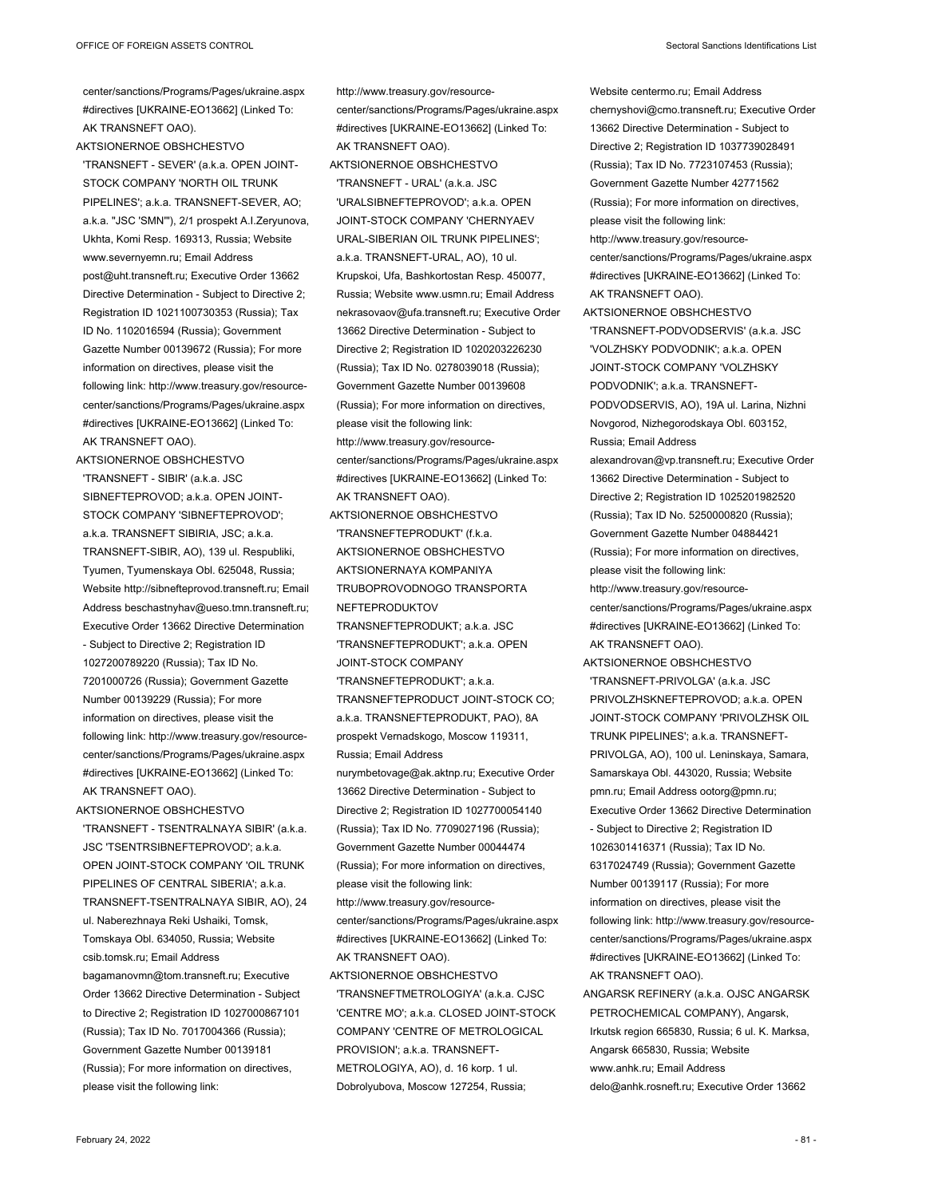center/sanctions/Programs/Pages/ukraine.aspx #directives [UKRAINE-EO13662] (Linked To: AK TRANSNEFT OAO).

AKTSIONERNOE OBSHCHESTVO 'TRANSNEFT - SEVER' (a.k.a. OPEN JOINT-STOCK COMPANY 'NORTH OIL TRUNK PIPELINES'; a.k.a. TRANSNEFT-SEVER, AO; a.k.a. "JSC 'SMN'"), 2/1 prospekt A.I.Zeryunova, Ukhta, Komi Resp. 169313, Russia; Website www.severnyemn.ru; Email Address post@uht.transneft.ru; Executive Order 13662 Directive Determination - Subject to Directive 2; Registration ID 1021100730353 (Russia); Tax ID No. 1102016594 (Russia); Government Gazette Number 00139672 (Russia); For more information on directives, please visit the following link: http://www.treasury.gov/resource-center/sanctions/Programs/Pages/ukraine.aspx #directives [UKRAINE-EO13662] (Linked To: AK TRANSNEFT OAO).

AKTSIONERNOE OBSHCHESTVO 'TRANSNEFT - SIBIR' (a.k.a. JSC SIBNEFTEPROVOD; a.k.a. OPEN JOINT-STOCK COMPANY 'SIBNEFTEPROVOD'; a.k.a. TRANSNEFT SIBIRIA, JSC; a.k.a. TRANSNEFT-SIBIR, AO), 139 ul. Respubliki, Tyumen, Tyumenskaya Obl. 625048, Russia; Website http://sibnefteprovod.transneft.ru; Email Address beschastnyhav@ueso.tmn.transneft.ru; Executive Order 13662 Directive Determination - Subject to Directive 2; Registration ID 1027200789220 (Russia); Tax ID No. 7201000726 (Russia); Government Gazette Number 00139229 (Russia); For more information on directives, please visit the following link: http://www.treasury.gov/resource-center/sanctions/Programs/Pages/ukraine.aspx #directives [UKRAINE-EO13662] (Linked To: AK TRANSNEFT OAO).

AKTSIONERNOE OBSHCHESTVO 'TRANSNEFT - TSENTRALNAYA SIBIR' (a.k.a. JSC 'TSENTRSIBNEFTEPROVOD'; a.k.a. OPEN JOINT-STOCK COMPANY 'OIL TRUNK PIPELINES OF CENTRAL SIBERIA'; a.k.a. TRANSNEFT-TSENTRALNAYA SIBIR, AO), 24 ul. Naberezhnaya Reki Ushaiki, Tomsk, Tomskaya Obl. 634050, Russia; Website csib.tomsk.ru; Email Address bagamanovmn@tom.transneft.ru; Executive Order 13662 Directive Determination - Subject to Directive 2; Registration ID 1027000867101 (Russia); Tax ID No. 7017004366 (Russia); Government Gazette Number 00139181 (Russia); For more information on directives, please visit the following link: http://www.treasury.gov/resource-center/sanctions/Programs/Pages/ukraine.aspx #directives [UKRAINE-EO13662] (Linked To: AK TRANSNEFT OAO).

AKTSIONERNOE OBSHCHESTVO 'TRANSNEFT - URAL' (a.k.a. JSC 'URALSIBNEFTEPROVOD'; a.k.a. OPEN JOINT-STOCK COMPANY 'CHERNYAEV URAL-SIBERIAN OIL TRUNK PIPELINES'; a.k.a. TRANSNEFT-URAL, AO), 10 ul. Krupskoi, Ufa, Bashkortostan Resp. 450077, Russia; Website www.usmn.ru; Email Address nekrasovaov@ufa.transneft.ru; Executive Order 13662 Directive Determination - Subject to Directive 2; Registration ID 1020203226230 (Russia); Tax ID No. 0278039018 (Russia); Government Gazette Number 00139608 (Russia); For more information on directives, please visit the following link: http://www.treasury.gov/resource-center/sanctions/Programs/Pages/ukraine.aspx #directives [UKRAINE-EO13662] (Linked To: AK TRANSNEFT OAO).

AKTSIONERNOE OBSHCHESTVO 'TRANSNEFTEPRODUKT' (f.k.a. AKTSIONERNOE OBSHCHESTVO AKTSIONERNAYA KOMPANIYA TRUBOPROVODNOGO TRANSPORTA NEFTEPRODUKTOV TRANSNEFTEPRODUKT; a.k.a. JSC 'TRANSNEFTEPRODUKT'; a.k.a. OPEN JOINT-STOCK COMPANY 'TRANSNEFTEPRODUKT'; a.k.a. TRANSNEFTEPRODUCT JOINT-STOCK CO; a.k.a. TRANSNEFTEPRODUKT, PAO), 8A prospekt Vernadskogo, Moscow 119311, Russia; Email Address nurymbetovage@ak.aktnp.ru; Executive Order 13662 Directive Determination - Subject to Directive 2; Registration ID 1027700054140 (Russia); Tax ID No. 7709027196 (Russia); Government Gazette Number 00044474 (Russia); For more information on directives, please visit the following link: http://www.treasury.gov/resource-center/sanctions/Programs/Pages/ukraine.aspx #directives [UKRAINE-EO13662] (Linked To: AK TRANSNEFT OAO).

AKTSIONERNOE OBSHCHESTVO 'TRANSNEFTMETROLOGIYA' (a.k.a. CJSC 'CENTRE MO'; a.k.a. CLOSED JOINT-STOCK COMPANY 'CENTRE OF METROLOGICAL PROVISION'; a.k.a. TRANSNEFT-METROLOGIYA, AO), d. 16 korp. 1 ul. Dobrolyubova, Moscow 127254, Russia; Website centermo.ru; Email Address chernyshovi@cmo.transneft.ru; Executive Order 13662 Directive Determination - Subject to Directive 2; Registration ID 1037739028491 (Russia); Tax ID No. 7723107453 (Russia); Government Gazette Number 42771562 (Russia); For more information on directives, please visit the following link: http://www.treasury.gov/resource-center/sanctions/Programs/Pages/ukraine.aspx #directives [UKRAINE-EO13662] (Linked To: AK TRANSNEFT OAO).

AKTSIONERNOE OBSHCHESTVO 'TRANSNEFT-PODVODSERVIS' (a.k.a. JSC 'VOLZHSKY PODVODNIK'; a.k.a. OPEN JOINT-STOCK COMPANY 'VOLZHSKY PODVODNIK'; a.k.a. TRANSNEFT-PODVODSERVIS, AO), 19A ul. Larina, Nizhni Novgorod, Nizhegorodskaya Obl. 603152, Russia; Email Address alexandrovan@vp.transneft.ru; Executive Order 13662 Directive Determination - Subject to Directive 2; Registration ID 1025201982520 (Russia); Tax ID No. 5250000820 (Russia); Government Gazette Number 04884421 (Russia); For more information on directives, please visit the following link: http://www.treasury.gov/resource-center/sanctions/Programs/Pages/ukraine.aspx #directives [UKRAINE-EO13662] (Linked To: AK TRANSNEFT OAO).

AKTSIONERNOE OBSHCHESTVO 'TRANSNEFT-PRIVOLGA' (a.k.a. JSC PRIVOLZHSKNEFTEPROVOD; a.k.a. OPEN JOINT-STOCK COMPANY 'PRIVOLZHSK OIL TRUNK PIPELINES'; a.k.a. TRANSNEFT-PRIVOLGA, AO), 100 ul. Leninskaya, Samara, Samarskaya Obl. 443020, Russia; Website pmn.ru; Email Address ootorg@pmn.ru; Executive Order 13662 Directive Determination - Subject to Directive 2; Registration ID 1026301416371 (Russia); Tax ID No. 6317024749 (Russia); Government Gazette Number 00139117 (Russia); For more information on directives, please visit the following link: http://www.treasury.gov/resource-center/sanctions/Programs/Pages/ukraine.aspx #directives [UKRAINE-EO13662] (Linked To: AK TRANSNEFT OAO).

ANGARSK REFINERY (a.k.a. OJSC ANGARSK PETROCHEMICAL COMPANY), Angarsk, Irkutsk region 665830, Russia; 6 ul. K. Marksa, Angarsk 665830, Russia; Website www.anhk.ru; Email Address delo@anhk.rosneft.ru; Executive Order 13662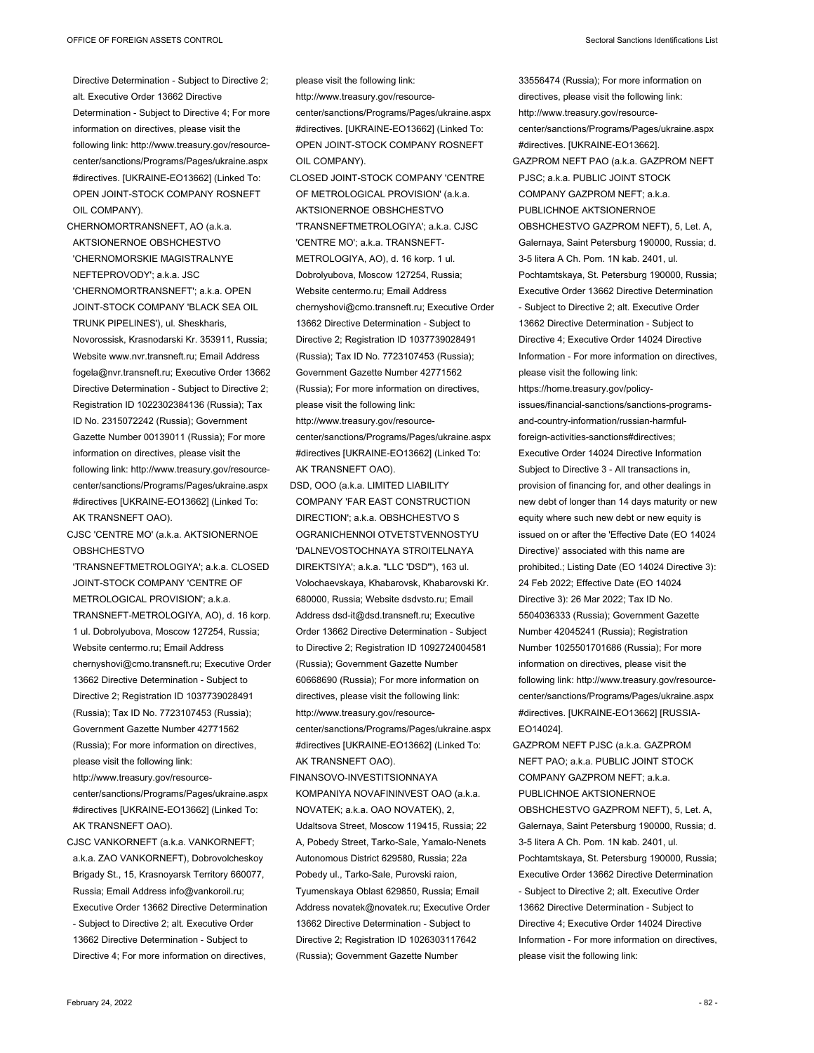Directive Determination - Subject to Directive 2; alt. Executive Order 13662 Directive Determination - Subject to Directive 4; For more information on directives, please visit the following link: http://www.treasury.gov/resource-center/sanctions/Programs/Pages/ukraine.aspx #directives. [UKRAINE-EO13662] (Linked To: OPEN JOINT-STOCK COMPANY ROSNEFT OIL COMPANY).

CHERNOMORTRANSNEFT, AO (a.k.a. AKTSIONERNOE OBSHCHESTVO 'CHERNOMORSKIE MAGISTRALNYE NEFTEPROVODY'; a.k.a. JSC 'CHERNOMORTRANSNEFT'; a.k.a. OPEN JOINT-STOCK COMPANY 'BLACK SEA OIL TRUNK PIPELINES'), ul. Sheskharis, Novorossisk, Krasnodarski Kr. 353911, Russia; Website www.nvr.transneft.ru; Email Address fogela@nvr.transneft.ru; Executive Order 13662 Directive Determination - Subject to Directive 2; Registration ID 1022302384136 (Russia); Tax ID No. 2315072242 (Russia); Government Gazette Number 00139011 (Russia); For more information on directives, please visit the following link: http://www.treasury.gov/resource-center/sanctions/Programs/Pages/ukraine.aspx #directives [UKRAINE-EO13662] (Linked To: AK TRANSNEFT OAO).

CJSC 'CENTRE MO' (a.k.a. AKTSIONERNOE OBSHCHESTVO 'TRANSNEFTMETROLOGIYA'; a.k.a. CLOSED JOINT-STOCK COMPANY 'CENTRE OF METROLOGICAL PROVISION'; a.k.a. TRANSNEFT-METROLOGIYA, AO), d. 16 korp. 1 ul. Dobrolyubova, Moscow 127254, Russia; Website centermo.ru; Email Address chernyshovi@cmo.transneft.ru; Executive Order 13662 Directive Determination - Subject to Directive 2; Registration ID 1037739028491 (Russia); Tax ID No. 7723107453 (Russia); Government Gazette Number 42771562 (Russia); For more information on directives, please visit the following link: http://www.treasury.gov/resource-center/sanctions/Programs/Pages/ukraine.aspx #directives [UKRAINE-EO13662] (Linked To: AK TRANSNEFT OAO).

CJSC VANKORNEFT (a.k.a. VANKORNEFT; a.k.a. ZAO VANKORNEFT), Dobrovolcheskoy Brigady St., 15, Krasnoyarsk Territory 660077, Russia; Email Address info@vankoroil.ru; Executive Order 13662 Directive Determination - Subject to Directive 2; alt. Executive Order 13662 Directive Determination - Subject to Directive 4; For more information on directives, please visit the following link: http://www.treasury.gov/resource-center/sanctions/Programs/Pages/ukraine.aspx #directives. [UKRAINE-EO13662] (Linked To: OPEN JOINT-STOCK COMPANY ROSNEFT OIL COMPANY).

CLOSED JOINT-STOCK COMPANY 'CENTRE OF METROLOGICAL PROVISION' (a.k.a. AKTSIONERNOE OBSHCHESTVO 'TRANSNEFTMETROLOGIYA'; a.k.a. CJSC 'CENTRE MO'; a.k.a. TRANSNEFT-METROLOGIYA, AO), d. 16 korp. 1 ul. Dobrolyubova, Moscow 127254, Russia; Website centermo.ru; Email Address chernyshovi@cmo.transneft.ru; Executive Order 13662 Directive Determination - Subject to Directive 2; Registration ID 1037739028491 (Russia); Tax ID No. 7723107453 (Russia); Government Gazette Number 42771562 (Russia); For more information on directives, please visit the following link: http://www.treasury.gov/resource-center/sanctions/Programs/Pages/ukraine.aspx #directives [UKRAINE-EO13662] (Linked To: AK TRANSNEFT OAO).

DSD, OOO (a.k.a. LIMITED LIABILITY COMPANY 'FAR EAST CONSTRUCTION DIRECTION'; a.k.a. OBSHCHESTVO S OGRANICHENNOI OTVETSTVENNOSTYU 'DALNEVOSTOCHNAYA STROITELNAYA DIREKTSIYA'; a.k.a. "LLC 'DSD'"), 163 ul. Volochaevskaya, Khabarovsk, Khabarovski Kr. 680000, Russia; Website dsdvsto.ru; Email Address dsd-it@dsd.transneft.ru; Executive Order 13662 Directive Determination - Subject to Directive 2; Registration ID 1092724004581 (Russia); Government Gazette Number 60668690 (Russia); For more information on directives, please visit the following link: http://www.treasury.gov/resource-center/sanctions/Programs/Pages/ukraine.aspx #directives [UKRAINE-EO13662] (Linked To: AK TRANSNEFT OAO).

FINANSOVO-INVESTITSIONNAYA KOMPANIYA NOVAFININVEST OAO (a.k.a. NOVATEK; a.k.a. OAO NOVATEK), 2, Udaltsova Street, Moscow 119415, Russia; 22 A, Pobedy Street, Tarko-Sale, Yamalo-Nenets Autonomous District 629580, Russia; 22a Pobedy ul., Tarko-Sale, Purovski raion, Tyumenskaya Oblast 629850, Russia; Email Address novatek@novatek.ru; Executive Order 13662 Directive Determination - Subject to Directive 2; Registration ID 1026303117642 (Russia); Government Gazette Number 33556474 (Russia); For more information on directives, please visit the following link: http://www.treasury.gov/resource-center/sanctions/Programs/Pages/ukraine.aspx #directives. [UKRAINE-EO13662].

GAZPROM NEFT PAO (a.k.a. GAZPROM NEFT PJSC; a.k.a. PUBLIC JOINT STOCK COMPANY GAZPROM NEFT; a.k.a. PUBLICHNOE AKTSIONERNOE OBSHCHESTVO GAZPROM NEFT), 5, Let. A, Galernaya, Saint Petersburg 190000, Russia; d. 3-5 litera A Ch. Pom. 1N kab. 2401, ul. Pochtamtskaya, St. Petersburg 190000, Russia; Executive Order 13662 Directive Determination - Subject to Directive 2; alt. Executive Order 13662 Directive Determination - Subject to Directive 4; Executive Order 14024 Directive Information - For more information on directives, please visit the following link: https://home.treasury.gov/policy-issues/financial-sanctions/sanctions-programs-and-country-information/russian-harmful-foreign-activities-sanctions#directives; Executive Order 14024 Directive Information Subject to Directive 3 - All transactions in, provision of financing for, and other dealings in new debt of longer than 14 days maturity or new equity where such new debt or new equity is issued on or after the 'Effective Date (EO 14024 Directive)' associated with this name are prohibited.; Listing Date (EO 14024 Directive 3): 24 Feb 2022; Effective Date (EO 14024 Directive 3): 26 Mar 2022; Tax ID No. 5504036333 (Russia); Government Gazette Number 42045241 (Russia); Registration Number 1025501701686 (Russia); For more information on directives, please visit the following link: http://www.treasury.gov/resource-center/sanctions/Programs/Pages/ukraine.aspx #directives. [UKRAINE-EO13662] [RUSSIA-EO14024].

GAZPROM NEFT PJSC (a.k.a. GAZPROM NEFT PAO; a.k.a. PUBLIC JOINT STOCK COMPANY GAZPROM NEFT; a.k.a. PUBLICHNOE AKTSIONERNOE OBSHCHESTVO GAZPROM NEFT), 5, Let. A, Galernaya, Saint Petersburg 190000, Russia; d. 3-5 litera A Ch. Pom. 1N kab. 2401, ul. Pochtamtskaya, St. Petersburg 190000, Russia; Executive Order 13662 Directive Determination - Subject to Directive 2; alt. Executive Order 13662 Directive Determination - Subject to Directive 4; Executive Order 14024 Directive Information - For more information on directives, please visit the following link: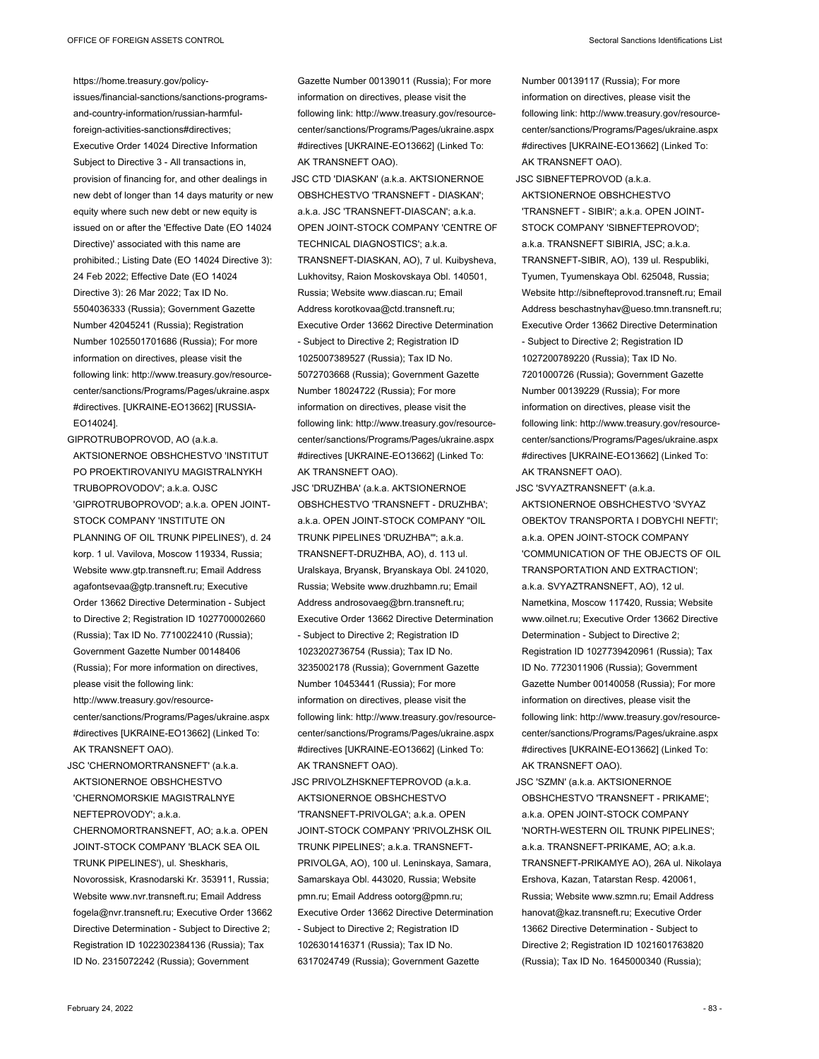https://home.treasury.gov/policy-issues/financial-sanctions/sanctions-programs-and-country-information/russian-harmful-foreign-activities-sanctions#directives; Executive Order 14024 Directive Information Subject to Directive 3 - All transactions in, provision of financing for, and other dealings in new debt of longer than 14 days maturity or new equity where such new debt or new equity is issued on or after the 'Effective Date (EO 14024 Directive)' associated with this name are prohibited.; Listing Date (EO 14024 Directive 3): 24 Feb 2022; Effective Date (EO 14024 Directive 3): 26 Mar 2022; Tax ID No. 5504036333 (Russia); Government Gazette Number 42045241 (Russia); Registration Number 1025501701686 (Russia); For more information on directives, please visit the following link: http://www.treasury.gov/resource-center/sanctions/Programs/Pages/ukraine.aspx#directives. [UKRAINE-EO13662] [RUSSIA-EO14024].

GIPROTRUBOPROVOD, AO (a.k.a. AKTSIONERNOE OBSHCHESTVO 'INSTITUT PO PROEKTIROVANIYU MAGISTRALNYKH TRUBOPROVODOV'; a.k.a. OJSC 'GIPROTRUBOPROVOD'; a.k.a. OPEN JOINT-STOCK COMPANY 'INSTITUTE ON PLANNING OF OIL TRUNK PIPELINES'), d. 24 korp. 1 ul. Vavilova, Moscow 119334, Russia; Website www.gtp.transneft.ru; Email Address agafontsevaa@gtp.transneft.ru; Executive Order 13662 Directive Determination - Subject to Directive 2; Registration ID 1027700002660 (Russia); Tax ID No. 7710022410 (Russia); Government Gazette Number 00148406 (Russia); For more information on directives, please visit the following link: http://www.treasury.gov/resource-center/sanctions/Programs/Pages/ukraine.aspx#directives [UKRAINE-EO13662] (Linked To: AK TRANSNEFT OAO).

JSC 'CHERNOMORTRANSNEFT' (a.k.a. AKTSIONERNOE OBSHCHESTVO 'CHERNOMORSKIE MAGISTRALNYE NEFTEPROVODY'; a.k.a. CHERNOMORTRANSNEFT, AO; a.k.a. OPEN JOINT-STOCK COMPANY 'BLACK SEA OIL TRUNK PIPELINES'), ul. Sheskharis, Novorossisk, Krasnodarski Kr. 353911, Russia; Website www.nvr.transneft.ru; Email Address fogela@nvr.transneft.ru; Executive Order 13662 Directive Determination - Subject to Directive 2; Registration ID 1022302384136 (Russia); Tax ID No. 2315072242 (Russia); Government Gazette Number 00139011 (Russia); For more information on directives, please visit the following link: http://www.treasury.gov/resource-center/sanctions/Programs/Pages/ukraine.aspx#directives [UKRAINE-EO13662] (Linked To: AK TRANSNEFT OAO).

JSC CTD 'DIASKAN' (a.k.a. AKTSIONERNOE OBSHCHESTVO 'TRANSNEFT - DIASKAN'; a.k.a. JSC 'TRANSNEFT-DIASCAN'; a.k.a. OPEN JOINT-STOCK COMPANY 'CENTRE OF TECHNICAL DIAGNOSTICS'; a.k.a. TRANSNEFT-DIASKAN, AO), 7 ul. Kuibysheva, Lukhovitsy, Raion Moskovskaya Obl. 140501, Russia; Website www.diascan.ru; Email Address korotkovaa@ctd.transneft.ru; Executive Order 13662 Directive Determination - Subject to Directive 2; Registration ID 1025007389527 (Russia); Tax ID No. 5072703668 (Russia); Government Gazette Number 18024722 (Russia); For more information on directives, please visit the following link: http://www.treasury.gov/resource-center/sanctions/Programs/Pages/ukraine.aspx#directives [UKRAINE-EO13662] (Linked To: AK TRANSNEFT OAO).

JSC 'DRUZHBA' (a.k.a. AKTSIONERNOE OBSHCHESTVO 'TRANSNEFT - DRUZHBA'; a.k.a. OPEN JOINT-STOCK COMPANY "OIL TRUNK PIPELINES 'DRUZHBA'"; a.k.a. TRANSNEFT-DRUZHBA, AO), d. 113 ul. Uralskaya, Bryansk, Bryanskaya Obl. 241020, Russia; Website www.druzhbamn.ru; Email Address androsovaeg@brn.transneft.ru; Executive Order 13662 Directive Determination - Subject to Directive 2; Registration ID 1023202736754 (Russia); Tax ID No. 3235002178 (Russia); Government Gazette Number 10453441 (Russia); For more information on directives, please visit the following link: http://www.treasury.gov/resource-center/sanctions/Programs/Pages/ukraine.aspx#directives [UKRAINE-EO13662] (Linked To: AK TRANSNEFT OAO).

JSC PRIVOLZHSKNEFTEPROVOD (a.k.a. AKTSIONERNOE OBSHCHESTVO 'TRANSNEFT-PRIVOLGA'; a.k.a. OPEN JOINT-STOCK COMPANY 'PRIVOLZHSK OIL TRUNK PIPELINES'; a.k.a. TRANSNEFT-PRIVOLGA, AO), 100 ul. Leninskaya, Samara, Samarskaya Obl. 443020, Russia; Website pmn.ru; Email Address ootorg@pmn.ru; Executive Order 13662 Directive Determination - Subject to Directive 2; Registration ID 1026301416371 (Russia); Tax ID No. 6317024749 (Russia); Government Gazette Number 00139117 (Russia); For more information on directives, please visit the following link: http://www.treasury.gov/resource-center/sanctions/Programs/Pages/ukraine.aspx#directives [UKRAINE-EO13662] (Linked To: AK TRANSNEFT OAO).

JSC SIBNEFTEPROVOD (a.k.a. AKTSIONERNOE OBSHCHESTVO 'TRANSNEFT - SIBIR'; a.k.a. OPEN JOINT-STOCK COMPANY 'SIBNEFTEPROVOD'; a.k.a. TRANSNEFT SIBIRIA, JSC; a.k.a. TRANSNEFT-SIBIR, AO), 139 ul. Respubliki, Tyumen, Tyumenskaya Obl. 625048, Russia; Website http://sibnefteprovod.transneft.ru; Email Address beschastnyhav@ueso.tmn.transneft.ru; Executive Order 13662 Directive Determination - Subject to Directive 2; Registration ID 1027200789220 (Russia); Tax ID No. 7201000726 (Russia); Government Gazette Number 00139229 (Russia); For more information on directives, please visit the following link: http://www.treasury.gov/resource-center/sanctions/Programs/Pages/ukraine.aspx#directives [UKRAINE-EO13662] (Linked To: AK TRANSNEFT OAO).

JSC 'SVYAZTRANSNEFT' (a.k.a. AKTSIONERNOE OBSHCHESTVO 'SVYAZ OBEKTOV TRANSPORTA I DOBYCHI NEFTI'; a.k.a. OPEN JOINT-STOCK COMPANY 'COMMUNICATION OF THE OBJECTS OF OIL TRANSPORTATION AND EXTRACTION'; a.k.a. SVYAZTRANSNEFT, AO), 12 ul. Nametkina, Moscow 117420, Russia; Website www.oilnet.ru; Executive Order 13662 Directive Determination - Subject to Directive 2; Registration ID 1027739420961 (Russia); Tax ID No. 7723011906 (Russia); Government Gazette Number 00140058 (Russia); For more information on directives, please visit the following link: http://www.treasury.gov/resource-center/sanctions/Programs/Pages/ukraine.aspx#directives [UKRAINE-EO13662] (Linked To: AK TRANSNEFT OAO).

JSC 'SZMN' (a.k.a. AKTSIONERNOE OBSHCHESTVO 'TRANSNEFT - PRIKAME'; a.k.a. OPEN JOINT-STOCK COMPANY 'NORTH-WESTERN OIL TRUNK PIPELINES'; a.k.a. TRANSNEFT-PRIKAME, AO; a.k.a. TRANSNEFT-PRIKAMYE AO), 26A ul. Nikolaya Ershova, Kazan, Tatarstan Resp. 420061, Russia; Website www.szmn.ru; Email Address hanovat@kaz.transneft.ru; Executive Order 13662 Directive Determination - Subject to Directive 2; Registration ID 1021601763820 (Russia); Tax ID No. 1645000340 (Russia);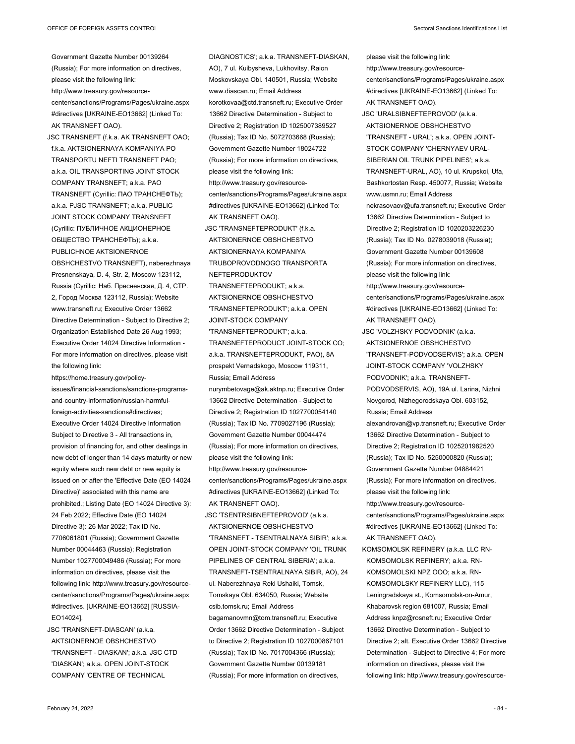Government Gazette Number 00139264 (Russia); For more information on directives, please visit the following link: http://www.treasury.gov/resource-center/sanctions/Programs/Pages/ukraine.aspx#directives [UKRAINE-EO13662] (Linked To: AK TRANSNEFT OAO).

JSC TRANSNEFT (f.k.a. AK TRANSNEFT OAO; f.k.a. AKTSIONERNAYA KOMPANIYA PO TRANSPORTU NEFTI TRANSNEFT PAO; a.k.a. OIL TRANSPORTING JOINT STOCK COMPANY TRANSNEFT; a.k.a. PAO TRANSNEFT (Cyrillic: ПАО ТРАНСНЕФТЬ); a.k.a. PJSC TRANSNEFT; a.k.a. PUBLIC JOINT STOCK COMPANY TRANSNEFT (Cyrillic: ПУБЛИЧНОЕ АКЦИОНЕРНОЕ ОБЩЕСТВО ТРАНСНЕФТЬ); a.k.a. PUBLICHNOE AKTSIONERNOE OBSHCHESTVO TRANSNEFT), naberezhnaya Presnenskaya, D. 4, Str. 2, Moscow 123112, Russia (Cyrillic: Наб. Пресненская, Д. 4, СТР. 2, Город Москва 123112, Russia); Website www.transneft.ru; Executive Order 13662 Directive Determination - Subject to Directive 2; Organization Established Date 26 Aug 1993; Executive Order 14024 Directive Information - For more information on directives, please visit the following link: https://home.treasury.gov/policy-issues/financial-sanctions/sanctions-programs-and-country-information/russian-harmful-foreign-activities-sanctions#directives; Executive Order 14024 Directive Information Subject to Directive 3 - All transactions in, provision of financing for, and other dealings in new debt of longer than 14 days maturity or new equity where such new debt or new equity is issued on or after the 'Effective Date (EO 14024 Directive)' associated with this name are prohibited.; Listing Date (EO 14024 Directive 3): 24 Feb 2022; Effective Date (EO 14024 Directive 3): 26 Mar 2022; Tax ID No. 7706061801 (Russia); Government Gazette Number 00044463 (Russia); Registration Number 1027700049486 (Russia); For more information on directives, please visit the following link: http://www.treasury.gov/resource-center/sanctions/Programs/Pages/ukraine.aspx#directives. [UKRAINE-EO13662] [RUSSIA-EO14024].

JSC 'TRANSNEFT-DIASCAN' (a.k.a. AKTSIONERNOE OBSHCHESTVO 'TRANSNEFT - DIASKAN'; a.k.a. JSC CTD 'DIASKAN'; a.k.a. OPEN JOINT-STOCK COMPANY 'CENTRE OF TECHNICAL DIAGNOSTICS'; a.k.a. TRANSNEFT-DIASKAN, AO), 7 ul. Kuibysheva, Lukhovitsy, Raion Moskovskaya Obl. 140501, Russia; Website www.diascan.ru; Email Address korotkovaa@ctd.transneft.ru; Executive Order 13662 Directive Determination - Subject to Directive 2; Registration ID 1025007389527 (Russia); Tax ID No. 5072703668 (Russia); Government Gazette Number 18024722 (Russia); For more information on directives, please visit the following link: http://www.treasury.gov/resource-center/sanctions/Programs/Pages/ukraine.aspx#directives [UKRAINE-EO13662] (Linked To: AK TRANSNEFT OAO).

JSC 'TRANSNEFTEPRODUKT' (f.k.a. AKTSIONERNOE OBSHCHESTVO AKTSIONERNAYA KOMPANIYA TRUBOPROVODNOGO TRANSPORTA NEFTEPRODUKTOV TRANSNEFTEPRODUKT; a.k.a. AKTSIONERNOE OBSHCHESTVO 'TRANSNEFTEPRODUKT'; a.k.a. OPEN JOINT-STOCK COMPANY 'TRANSNEFTEPRODUKT'; a.k.a. TRANSNEFTEPRODUCT JOINT-STOCK CO; a.k.a. TRANSNEFTEPRODUKT, PAO), 8A prospekt Vernadskogo, Moscow 119311, Russia; Email Address nurymbetovage@ak.aktnp.ru; Executive Order 13662 Directive Determination - Subject to Directive 2; Registration ID 1027700054140 (Russia); Tax ID No. 7709027196 (Russia); Government Gazette Number 00044474 (Russia); For more information on directives, please visit the following link: http://www.treasury.gov/resource-center/sanctions/Programs/Pages/ukraine.aspx#directives [UKRAINE-EO13662] (Linked To: AK TRANSNEFT OAO).

JSC 'TSENTRSIBNEFTEPROVOD' (a.k.a. AKTSIONERNOE OBSHCHESTVO 'TRANSNEFT - TSENTRALNAYA SIBIR'; a.k.a. OPEN JOINT-STOCK COMPANY 'OIL TRUNK PIPELINES OF CENTRAL SIBERIA'; a.k.a. TRANSNEFT-TSENTRALNAYA SIBIR, AO), 24 ul. Naberezhnaya Reki Ushaiki, Tomsk, Tomskaya Obl. 634050, Russia; Website csib.tomsk.ru; Email Address bagamanovmn@tom.transneft.ru; Executive Order 13662 Directive Determination - Subject to Directive 2; Registration ID 1027000867101 (Russia); Tax ID No. 7017004366 (Russia); Government Gazette Number 00139181 (Russia); For more information on directives, please visit the following link: http://www.treasury.gov/resource-center/sanctions/Programs/Pages/ukraine.aspx#directives [UKRAINE-EO13662] (Linked To: AK TRANSNEFT OAO).

JSC 'URALSIBNEFTEPROVOD' (a.k.a. AKTSIONERNOE OBSHCHESTVO 'TRANSNEFT - URAL'; a.k.a. OPEN JOINT-STOCK COMPANY 'CHERNYAEV URAL-SIBERIAN OIL TRUNK PIPELINES'; a.k.a. TRANSNEFT-URAL, AO), 10 ul. Krupskoi, Ufa, Bashkortostan Resp. 450077, Russia; Website www.usmn.ru; Email Address nekrasovaov@ufa.transneft.ru; Executive Order 13662 Directive Determination - Subject to Directive 2; Registration ID 1020203226230 (Russia); Tax ID No. 0278039018 (Russia); Government Gazette Number 00139608 (Russia); For more information on directives, please visit the following link: http://www.treasury.gov/resource-center/sanctions/Programs/Pages/ukraine.aspx#directives [UKRAINE-EO13662] (Linked To: AK TRANSNEFT OAO).

JSC 'VOLZHSKY PODVODNIK' (a.k.a. AKTSIONERNOE OBSHCHESTVO 'TRANSNEFT-PODVODSERVIS'; a.k.a. OPEN JOINT-STOCK COMPANY 'VOLZHSKY PODVODNIK'; a.k.a. TRANSNEFT-PODVODSERVIS, AO), 19A ul. Larina, Nizhni Novgorod, Nizhegorodskaya Obl. 603152, Russia; Email Address alexandrovan@vp.transneft.ru; Executive Order 13662 Directive Determination - Subject to Directive 2; Registration ID 1025201982520 (Russia); Tax ID No. 5250000820 (Russia); Government Gazette Number 04884421 (Russia); For more information on directives, please visit the following link: http://www.treasury.gov/resource-center/sanctions/Programs/Pages/ukraine.aspx#directives [UKRAINE-EO13662] (Linked To: AK TRANSNEFT OAO).

KOMSOMOLSK REFINERY (a.k.a. LLC RN-KOMSOMOLSK REFINERY; a.k.a. RN-KOMSOMOLSKI NPZ OOO; a.k.a. RN-KOMSOMOLSKY REFINERY LLC), 115 Leningradskaya st., Komsomolsk-on-Amur, Khabarovsk region 681007, Russia; Email Address knpz@rosneft.ru; Executive Order 13662 Directive Determination - Subject to Directive 2; alt. Executive Order 13662 Directive Determination - Subject to Directive 4; For more information on directives, please visit the following link: http://www.treasury.gov/resource-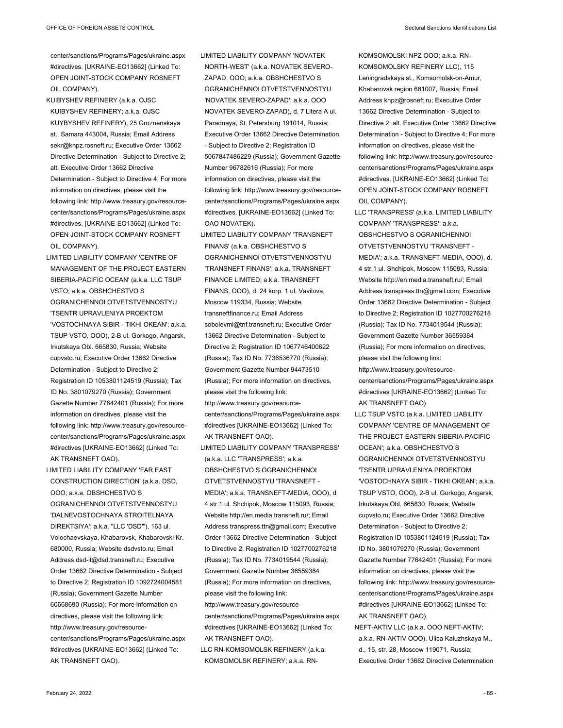center/sanctions/Programs/Pages/ukraine.aspx #directives. [UKRAINE-EO13662] (Linked To: OPEN JOINT-STOCK COMPANY ROSNEFT OIL COMPANY).

KUIBYSHEV REFINERY (a.k.a. OJSC KUIBYSHEV REFINERY; a.k.a. OJSC KUYBYSHEV REFINERY), 25 Groznenskaya st., Samara 443004, Russia; Email Address sekr@knpz.rosneft.ru; Executive Order 13662 Directive Determination - Subject to Directive 2; alt. Executive Order 13662 Directive Determination - Subject to Directive 4; For more information on directives, please visit the following link: http://www.treasury.gov/resource-center/sanctions/Programs/Pages/ukraine.aspx #directives. [UKRAINE-EO13662] (Linked To: OPEN JOINT-STOCK COMPANY ROSNEFT OIL COMPANY).

LIMITED LIABILITY COMPANY 'CENTRE OF MANAGEMENT OF THE PROJECT EASTERN SIBERIA-PACIFIC OCEAN' (a.k.a. LLC TSUP VSTO; a.k.a. OBSHCHESTVO S OGRANICHENNOI OTVETSTVENNOSTYU 'TSENTR UPRAVLENIYA PROEKTOM 'VOSTOCHNAYA SIBIR - TIKHI OKEAN'; a.k.a. TSUP VSTO, OOO), 2-B ul. Gorkogo, Angarsk, Irkutskaya Obl. 665830, Russia; Website cupvsto.ru; Executive Order 13662 Directive Determination - Subject to Directive 2; Registration ID 1053801124519 (Russia); Tax ID No. 3801079270 (Russia); Government Gazette Number 77642401 (Russia); For more information on directives, please visit the following link: http://www.treasury.gov/resource-center/sanctions/Programs/Pages/ukraine.aspx #directives [UKRAINE-EO13662] (Linked To: AK TRANSNEFT OAO).

LIMITED LIABILITY COMPANY 'FAR EAST CONSTRUCTION DIRECTION' (a.k.a. DSD, OOO; a.k.a. OBSHCHESTVO S OGRANICHENNOI OTVETSTVENNOSTYU 'DALNEVOSTOCHNAYA STROITELNAYA DIREKTSIYA'; a.k.a. "LLC 'DSD'"), 163 ul. Volochaevskaya, Khabarovsk, Khabarovski Kr. 680000, Russia; Website dsdvsto.ru; Email Address dsd-it@dsd.transneft.ru; Executive Order 13662 Directive Determination - Subject to Directive 2; Registration ID 1092724004581 (Russia); Government Gazette Number 60668690 (Russia); For more information on directives, please visit the following link: http://www.treasury.gov/resource-center/sanctions/Programs/Pages/ukraine.aspx #directives [UKRAINE-EO13662] (Linked To: AK TRANSNEFT OAO).

LIMITED LIABILITY COMPANY 'NOVATEK NORTH-WEST' (a.k.a. NOVATEK SEVERO-ZAPAD, OOO; a.k.a. OBSHCHESTVO S OGRANICHENNOI OTVETSTVENNOSTYU 'NOVATEK SEVERO-ZAPAD'; a.k.a. OOO NOVATEK SEVERO-ZAPAD), d. 7 Litera A ul. Paradnaya, St. Petersburg 191014, Russia; Executive Order 13662 Directive Determination - Subject to Directive 2; Registration ID 5067847486229 (Russia); Government Gazette Number 96782616 (Russia); For more information on directives, please visit the following link: http://www.treasury.gov/resource-center/sanctions/Programs/Pages/ukraine.aspx #directives. [UKRAINE-EO13662] (Linked To: OAO NOVATEK).

LIMITED LIABILITY COMPANY 'TRANSNEFT FINANS' (a.k.a. OBSHCHESTVO S OGRANICHENNOI OTVETSTVENNOSTYU 'TRANSNEFT FINANS'; a.k.a. TRANSNEFT FINANCE LIMITED; a.k.a. TRANSNEFT FINANS, OOO), d. 24 korp. 1 ul. Vavilova, Moscow 119334, Russia; Website transneftfinance.ru; Email Address sobolevmi@tnf.transneft.ru; Executive Order 13662 Directive Determination - Subject to Directive 2; Registration ID 1067746400622 (Russia); Tax ID No. 7736536770 (Russia); Government Gazette Number 94473510 (Russia); For more information on directives, please visit the following link: http://www.treasury.gov/resource-center/sanctions/Programs/Pages/ukraine.aspx #directives [UKRAINE-EO13662] (Linked To: AK TRANSNEFT OAO).

LIMITED LIABILITY COMPANY 'TRANSPRESS' (a.k.a. LLC 'TRANSPRESS'; a.k.a. OBSHCHESTVO S OGRANICHENNOI OTVETSTVENNOSTYU 'TRANSNEFT - MEDIA'; a.k.a. TRANSNEFT-MEDIA, OOO), d. 4 str.1 ul. Shchipok, Moscow 115093, Russia; Website http://en.media.transneft.ru/; Email Address transpress.ttn@gmail.com; Executive Order 13662 Directive Determination - Subject to Directive 2; Registration ID 1027700276218 (Russia); Tax ID No. 7734019544 (Russia); Government Gazette Number 36559384 (Russia); For more information on directives, please visit the following link: http://www.treasury.gov/resource-center/sanctions/Programs/Pages/ukraine.aspx #directives [UKRAINE-EO13662] (Linked To: AK TRANSNEFT OAO).

LLC RN-KOMSOMOLSK REFINERY (a.k.a. KOMSOMOLSK REFINERY; a.k.a. RN-KOMSOMOLSKI NPZ OOO; a.k.a. RN-KOMSOMOLSKY REFINERY LLC), 115 Leningradskaya st., Komsomolsk-on-Amur, Khabarovsk region 681007, Russia; Email Address knpz@rosneft.ru; Executive Order 13662 Directive Determination - Subject to Directive 2; alt. Executive Order 13662 Directive Determination - Subject to Directive 4; For more information on directives, please visit the following link: http://www.treasury.gov/resource-center/sanctions/Programs/Pages/ukraine.aspx #directives. [UKRAINE-EO13662] (Linked To: OPEN JOINT-STOCK COMPANY ROSNEFT OIL COMPANY).

LLC 'TRANSPRESS' (a.k.a. LIMITED LIABILITY COMPANY 'TRANSPRESS'; a.k.a. OBSHCHESTVO S OGRANICHENNOI OTVETSTVENNOSTYU 'TRANSNEFT - MEDIA'; a.k.a. TRANSNEFT-MEDIA, OOO), d. 4 str.1 ul. Shchipok, Moscow 115093, Russia; Website http://en.media.transneft.ru/; Email Address transpress.ttn@gmail.com; Executive Order 13662 Directive Determination - Subject to Directive 2; Registration ID 1027700276218 (Russia); Tax ID No. 7734019544 (Russia); Government Gazette Number 36559384 (Russia); For more information on directives, please visit the following link: http://www.treasury.gov/resource-center/sanctions/Programs/Pages/ukraine.aspx #directives [UKRAINE-EO13662] (Linked To: AK TRANSNEFT OAO).

LLC TSUP VSTO (a.k.a. LIMITED LIABILITY COMPANY 'CENTRE OF MANAGEMENT OF THE PROJECT EASTERN SIBERIA-PACIFIC OCEAN'; a.k.a. OBSHCHESTVO S OGRANICHENNOI OTVETSTVENNOSTYU 'TSENTR UPRAVLENIYA PROEKTOM 'VOSTOCHNAYA SIBIR - TIKHI OKEAN'; a.k.a. TSUP VSTO, OOO), 2-B ul. Gorkogo, Angarsk, Irkutskaya Obl. 665830, Russia; Website cupvsto.ru; Executive Order 13662 Directive Determination - Subject to Directive 2; Registration ID 1053801124519 (Russia); Tax ID No. 3801079270 (Russia); Government Gazette Number 77642401 (Russia); For more information on directives, please visit the following link: http://www.treasury.gov/resource-center/sanctions/Programs/Pages/ukraine.aspx #directives [UKRAINE-EO13662] (Linked To: AK TRANSNEFT OAO).

NEFT-AKTIV LLC (a.k.a. OOO NEFT-AKTIV; a.k.a. RN-AKTIV OOO), Ulica Kaluzhskaya M., d., 15, str. 28, Moscow 119071, Russia; Executive Order 13662 Directive Determination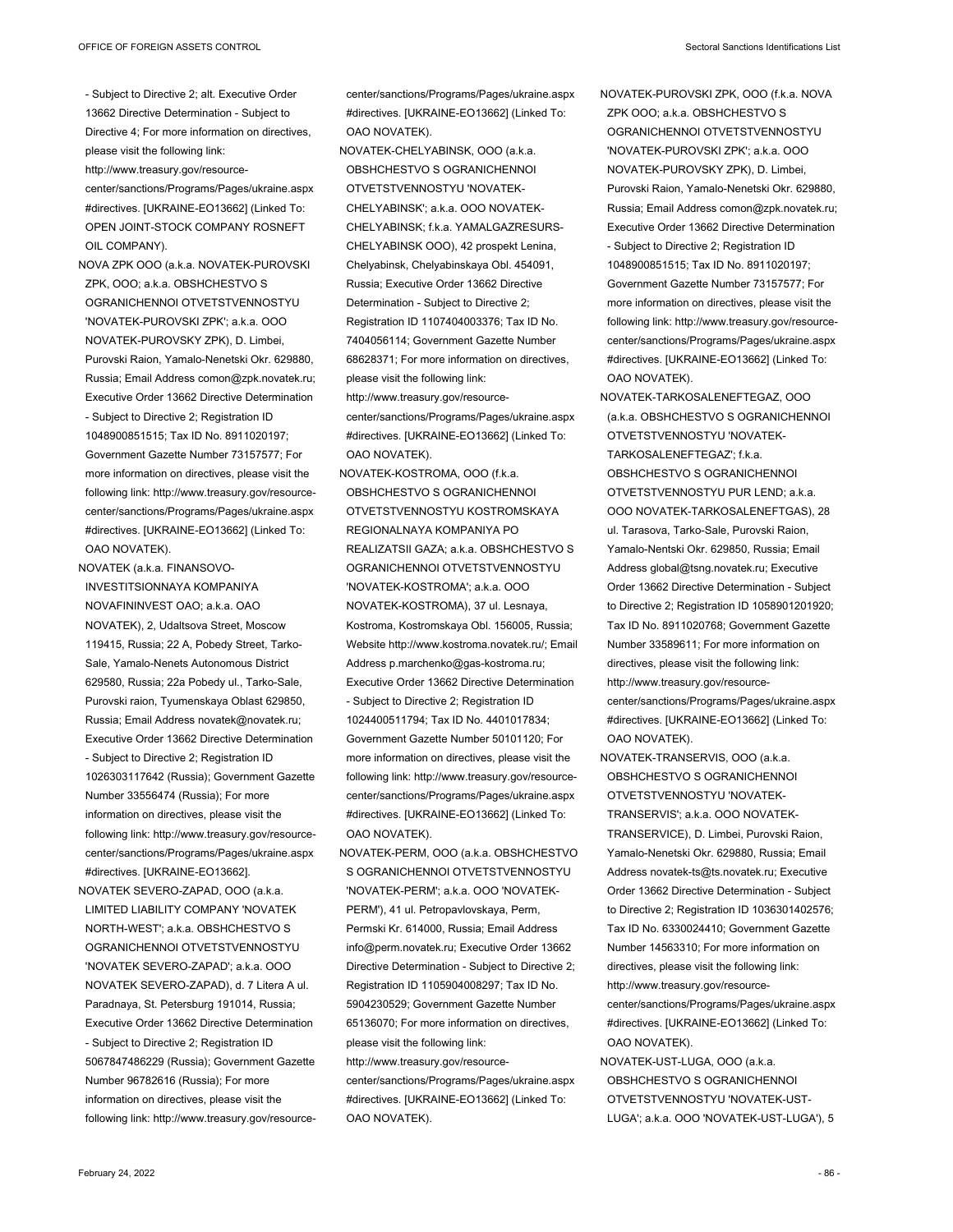- Subject to Directive 2; alt. Executive Order 13662 Directive Determination - Subject to Directive 4; For more information on directives, please visit the following link: http://www.treasury.gov/resource-center/sanctions/Programs/Pages/ukraine.aspx #directives. [UKRAINE-EO13662] (Linked To: OPEN JOINT-STOCK COMPANY ROSNEFT OIL COMPANY).

NOVA ZPK OOO (a.k.a. NOVATEK-PUROVSKI ZPK, OOO; a.k.a. OBSHCHESTVO S OGRANICHENNOI OTVETSTVENNOSTYU 'NOVATEK-PUROVSKI ZPK'; a.k.a. OOO NOVATEK-PUROVSKY ZPK), D. Limbei, Purovski Raion, Yamalo-Nenetski Okr. 629880, Russia; Email Address comon@zpk.novatek.ru; Executive Order 13662 Directive Determination - Subject to Directive 2; Registration ID 1048900851515; Tax ID No. 8911020197; Government Gazette Number 73157577; For more information on directives, please visit the following link: http://www.treasury.gov/resource-center/sanctions/Programs/Pages/ukraine.aspx #directives. [UKRAINE-EO13662] (Linked To: OAO NOVATEK).

NOVATEK (a.k.a. FINANSOVO-INVESTITSIONNAYA KOMPANIYA NOVAFININVEST OAO; a.k.a. OAO NOVATEK), 2, Udaltsova Street, Moscow 119415, Russia; 22 A, Pobedy Street, Tarko-Sale, Yamalo-Nenets Autonomous District 629580, Russia; 22a Pobedy ul., Tarko-Sale, Purovski raion, Tyumenskaya Oblast 629850, Russia; Email Address novatek@novatek.ru; Executive Order 13662 Directive Determination - Subject to Directive 2; Registration ID 1026303117642 (Russia); Government Gazette Number 33556474 (Russia); For more information on directives, please visit the following link: http://www.treasury.gov/resource-center/sanctions/Programs/Pages/ukraine.aspx #directives. [UKRAINE-EO13662].

NOVATEK SEVERO-ZAPAD, OOO (a.k.a. LIMITED LIABILITY COMPANY 'NOVATEK NORTH-WEST'; a.k.a. OBSHCHESTVO S OGRANICHENNOI OTVETSTVENNOSTYU 'NOVATEK SEVERO-ZAPAD'; a.k.a. OOO NOVATEK SEVERO-ZAPAD), d. 7 Litera A ul. Paradnaya, St. Petersburg 191014, Russia; Executive Order 13662 Directive Determination - Subject to Directive 2; Registration ID 5067847486229 (Russia); Government Gazette Number 96782616 (Russia); For more information on directives, please visit the following link: http://www.treasury.gov/resource-center/sanctions/Programs/Pages/ukraine.aspx #directives. [UKRAINE-EO13662] (Linked To: OAO NOVATEK).

NOVATEK-CHELYABINSK, OOO (a.k.a. OBSHCHESTVO S OGRANICHENNOI OTVETSTVENNOSTYU 'NOVATEK-CHELYABINSK'; a.k.a. OOO NOVATEK-CHELYABINSK; f.k.a. YAMALGAZRESURS-CHELYABINSK OOO), 42 prospekt Lenina, Chelyabinsk, Chelyabinskaya Obl. 454091, Russia; Executive Order 13662 Directive Determination - Subject to Directive 2; Registration ID 1107404003376; Tax ID No. 7404056114; Government Gazette Number 68628371; For more information on directives, please visit the following link: http://www.treasury.gov/resource-center/sanctions/Programs/Pages/ukraine.aspx #directives. [UKRAINE-EO13662] (Linked To: OAO NOVATEK).

NOVATEK-KOSTROMA, OOO (f.k.a. OBSHCHESTVO S OGRANICHENNOI OTVETSTVENNOSTYU KOSTROMSKAYA REGIONALNAYA KOMPANIYA PO REALIZATSII GAZA; a.k.a. OBSHCHESTVO S OGRANICHENNOI OTVETSTVENNOSTYU 'NOVATEK-KOSTROMA'; a.k.a. OOO NOVATEK-KOSTROMA), 37 ul. Lesnaya, Kostroma, Kostromskaya Obl. 156005, Russia; Website http://www.kostroma.novatek.ru/; Email Address p.marchenko@gas-kostroma.ru; Executive Order 13662 Directive Determination - Subject to Directive 2; Registration ID 1024400511794; Tax ID No. 4401017834; Government Gazette Number 50101120; For more information on directives, please visit the following link: http://www.treasury.gov/resource-center/sanctions/Programs/Pages/ukraine.aspx #directives. [UKRAINE-EO13662] (Linked To: OAO NOVATEK).

NOVATEK-PERM, OOO (a.k.a. OBSHCHESTVO S OGRANICHENNOI OTVETSTVENNOSTYU 'NOVATEK-PERM'; a.k.a. OOO 'NOVATEK-PERM'), 41 ul. Petropavlovskaya, Perm, Permski Kr. 614000, Russia; Email Address info@perm.novatek.ru; Executive Order 13662 Directive Determination - Subject to Directive 2; Registration ID 1105904008297; Tax ID No. 5904230529; Government Gazette Number 65136070; For more information on directives, please visit the following link: http://www.treasury.gov/resource-center/sanctions/Programs/Pages/ukraine.aspx #directives. [UKRAINE-EO13662] (Linked To: OAO NOVATEK).

NOVATEK-PUROVSKI ZPK, OOO (f.k.a. NOVA ZPK OOO; a.k.a. OBSHCHESTVO S OGRANICHENNOI OTVETSTVENNOSTYU 'NOVATEK-PUROVSKI ZPK'; a.k.a. OOO NOVATEK-PUROVSKY ZPK), D. Limbei, Purovski Raion, Yamalo-Nenetski Okr. 629880, Russia; Email Address comon@zpk.novatek.ru; Executive Order 13662 Directive Determination - Subject to Directive 2; Registration ID 1048900851515; Tax ID No. 8911020197; Government Gazette Number 73157577; For more information on directives, please visit the following link: http://www.treasury.gov/resource-center/sanctions/Programs/Pages/ukraine.aspx #directives. [UKRAINE-EO13662] (Linked To: OAO NOVATEK).

NOVATEK-TARKOSALENEFTEGAZ, OOO (a.k.a. OBSHCHESTVO S OGRANICHENNOI OTVETSTVENNOSTYU 'NOVATEK-TARKOSALENEFTEGAZ'; f.k.a. OBSHCHESTVO S OGRANICHENNOI OTVETSTVENNOSTYU PUR LEND; a.k.a. OOO NOVATEK-TARKOSALENEFTGAS), 28 ul. Tarasova, Tarko-Sale, Purovski Raion, Yamalo-Nentski Okr. 629850, Russia; Email Address global@tsng.novatek.ru; Executive Order 13662 Directive Determination - Subject to Directive 2; Registration ID 1058901201920; Tax ID No. 8911020768; Government Gazette Number 33589611; For more information on directives, please visit the following link: http://www.treasury.gov/resource-center/sanctions/Programs/Pages/ukraine.aspx #directives. [UKRAINE-EO13662] (Linked To: OAO NOVATEK).

NOVATEK-TRANSERVIS, OOO (a.k.a. OBSHCHESTVO S OGRANICHENNOI OTVETSTVENNOSTYU 'NOVATEK-TRANSERVIS'; a.k.a. OOO NOVATEK-TRANSERVICE), D. Limbei, Purovski Raion, Yamalo-Nenetski Okr. 629880, Russia; Email Address novatek-ts@ts.novatek.ru; Executive Order 13662 Directive Determination - Subject to Directive 2; Registration ID 1036301402576; Tax ID No. 6330024410; Government Gazette Number 14563310; For more information on directives, please visit the following link: http://www.treasury.gov/resource-center/sanctions/Programs/Pages/ukraine.aspx #directives. [UKRAINE-EO13662] (Linked To: OAO NOVATEK).

NOVATEK-UST-LUGA, OOO (a.k.a. OBSHCHESTVO S OGRANICHENNOI OTVETSTVENNOSTYU 'NOVATEK-UST-LUGA'; a.k.a. OOO 'NOVATEK-UST-LUGA'), 5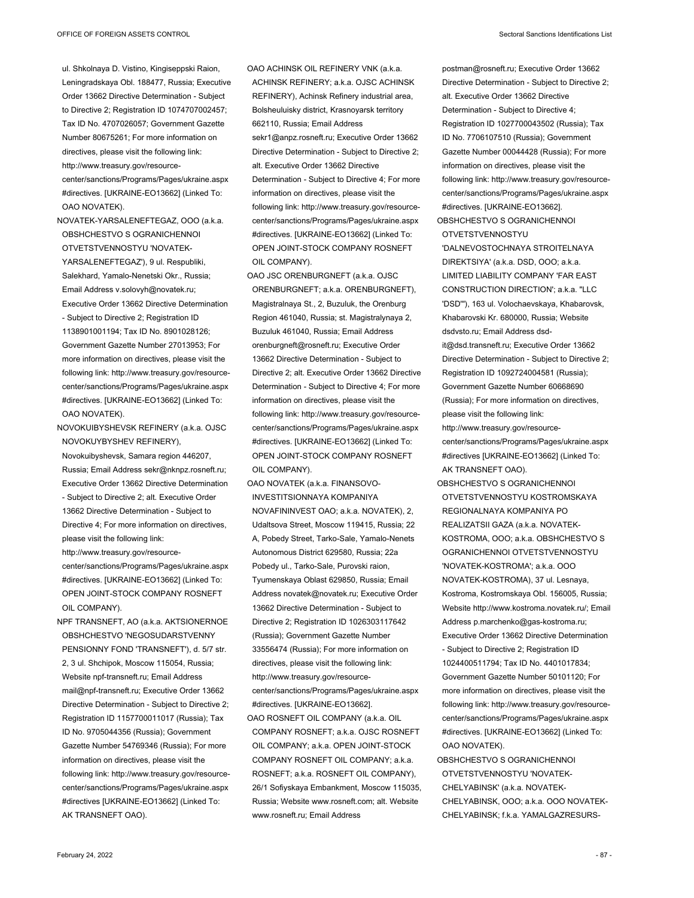ul. Shkolnaya D. Vistino, Kingiseppski Raion, Leningradskaya Obl. 188477, Russia; Executive Order 13662 Directive Determination - Subject to Directive 2; Registration ID 1074707002457; Tax ID No. 4707026057; Government Gazette Number 80675261; For more information on directives, please visit the following link: http://www.treasury.gov/resource-center/sanctions/Programs/Pages/ukraine.aspx#directives. [UKRAINE-EO13662] (Linked To: OAO NOVATEK).

NOVATEK-YARSALENEFTEGAZ, OOO (a.k.a. OBSHCHESTVO S OGRANICHENNOI OTVETSTVENNOSTYU 'NOVATEK-YARSALENEFTEGAZ'), 9 ul. Respubliki, Salekhard, Yamalo-Nenetski Okr., Russia; Email Address v.solovyh@novatek.ru; Executive Order 13662 Directive Determination - Subject to Directive 2; Registration ID 1138901001194; Tax ID No. 8901028126; Government Gazette Number 27013953; For more information on directives, please visit the following link: http://www.treasury.gov/resource-center/sanctions/Programs/Pages/ukraine.aspx#directives. [UKRAINE-EO13662] (Linked To: OAO NOVATEK).

NOVOKUIBYSHEVSK REFINERY (a.k.a. OJSC NOVOKUYBYSHEV REFINERY), Novokuibyshevsk, Samara region 446207, Russia; Email Address sekr@nknpz.rosneft.ru; Executive Order 13662 Directive Determination - Subject to Directive 2; alt. Executive Order 13662 Directive Determination - Subject to Directive 4; For more information on directives, please visit the following link: http://www.treasury.gov/resource-center/sanctions/Programs/Pages/ukraine.aspx#directives. [UKRAINE-EO13662] (Linked To: OPEN JOINT-STOCK COMPANY ROSNEFT OIL COMPANY).

NPF TRANSNEFT, AO (a.k.a. AKTSIONERNOE OBSHCHESTVO 'NEGOSUDARSTVENNY PENSIONNY FOND 'TRANSNEFT'), d. 5/7 str. 2, 3 ul. Shchipok, Moscow 115054, Russia; Website npf-transneft.ru; Email Address mail@npf-transneft.ru; Executive Order 13662 Directive Determination - Subject to Directive 2; Registration ID 1157700011017 (Russia); Tax ID No. 9705044356 (Russia); Government Gazette Number 54769346 (Russia); For more information on directives, please visit the following link: http://www.treasury.gov/resource-center/sanctions/Programs/Pages/ukraine.aspx#directives [UKRAINE-EO13662] (Linked To: AK TRANSNEFT OAO).

OAO ACHINSK OIL REFINERY VNK (a.k.a. ACHINSK REFINERY; a.k.a. OJSC ACHINSK REFINERY), Achinsk Refinery industrial area, Bolsheuluisky district, Krasnoyarsk territory 662110, Russia; Email Address sekr1@anpz.rosneft.ru; Executive Order 13662 Directive Determination - Subject to Directive 2; alt. Executive Order 13662 Directive Determination - Subject to Directive 4; For more information on directives, please visit the following link: http://www.treasury.gov/resource-center/sanctions/Programs/Pages/ukraine.aspx#directives. [UKRAINE-EO13662] (Linked To: OPEN JOINT-STOCK COMPANY ROSNEFT OIL COMPANY).

OAO JSC ORENBURGNEFT (a.k.a. OJSC ORENBURGNEFT; a.k.a. ORENBURGNEFT), Magistralnaya St., 2, Buzuluk, the Orenburg Region 461040, Russia; st. Magistralynaya 2, Buzuluk 461040, Russia; Email Address orenburgneft@rosneft.ru; Executive Order 13662 Directive Determination - Subject to Directive 2; alt. Executive Order 13662 Directive Determination - Subject to Directive 4; For more information on directives, please visit the following link: http://www.treasury.gov/resource-center/sanctions/Programs/Pages/ukraine.aspx#directives. [UKRAINE-EO13662] (Linked To: OPEN JOINT-STOCK COMPANY ROSNEFT OIL COMPANY).

OAO NOVATEK (a.k.a. FINANSOVO-INVESTITSIONNAYA KOMPANIYA NOVAFININVEST OAO; a.k.a. NOVATEK), 2, Udaltsova Street, Moscow 119415, Russia; 22 A, Pobedy Street, Tarko-Sale, Yamalo-Nenets Autonomous District 629580, Russia; 22a Pobedy ul., Tarko-Sale, Purovski raion, Tyumenskaya Oblast 629850, Russia; Email Address novatek@novatek.ru; Executive Order 13662 Directive Determination - Subject to Directive 2; Registration ID 1026303117642 (Russia); Government Gazette Number 33556474 (Russia); For more information on directives, please visit the following link: http://www.treasury.gov/resource-center/sanctions/Programs/Pages/ukraine.aspx#directives. [UKRAINE-EO13662].

OAO ROSNEFT OIL COMPANY (a.k.a. OIL COMPANY ROSNEFT; a.k.a. OJSC ROSNEFT OIL COMPANY; a.k.a. OPEN JOINT-STOCK COMPANY ROSNEFT OIL COMPANY; a.k.a. ROSNEFT; a.k.a. ROSNEFT OIL COMPANY), 26/1 Sofiyskaya Embankment, Moscow 115035, Russia; Website www.rosneft.com; alt. Website www.rosneft.ru; Email Address postman@rosneft.ru; Executive Order 13662 Directive Determination - Subject to Directive 2; alt. Executive Order 13662 Directive Determination - Subject to Directive 4; Registration ID 1027700043502 (Russia); Tax ID No. 7706107510 (Russia); Government Gazette Number 00044428 (Russia); For more information on directives, please visit the following link: http://www.treasury.gov/resource-center/sanctions/Programs/Pages/ukraine.aspx#directives. [UKRAINE-EO13662].

OBSHCHESTVO S OGRANICHENNOI OTVETSTVENNOSTYU 'DALNEVOSTOCHNAYA STROITELNAYA DIREKTSIYA' (a.k.a. DSD, OOO; a.k.a. LIMITED LIABILITY COMPANY 'FAR EAST CONSTRUCTION DIRECTION'; a.k.a. "LLC 'DSD'"), 163 ul. Volochaevskaya, Khabarovsk, Khabarovski Kr. 680000, Russia; Website dsdvsto.ru; Email Address dsd-it@dsd.transneft.ru; Executive Order 13662 Directive Determination - Subject to Directive 2; Registration ID 1092724004581 (Russia); Government Gazette Number 60668690 (Russia); For more information on directives, please visit the following link: http://www.treasury.gov/resource-center/sanctions/Programs/Pages/ukraine.aspx#directives [UKRAINE-EO13662] (Linked To: AK TRANSNEFT OAO).

OBSHCHESTVO S OGRANICHENNOI OTVETSTVENNOSTYU KOSTROMSKAYA REGIONALNAYA KOMPANIYA PO REALIZATSII GAZA (a.k.a. NOVATEK-KOSTROMA, OOO; a.k.a. OBSHCHESTVO S OGRANICHENNOI OTVETSTVENNOSTYU 'NOVATEK-KOSTROMA'; a.k.a. OOO NOVATEK-KOSTROMA), 37 ul. Lesnaya, Kostroma, Kostromskaya Obl. 156005, Russia; Website http://www.kostroma.novatek.ru/; Email Address p.marchenko@gas-kostroma.ru; Executive Order 13662 Directive Determination - Subject to Directive 2; Registration ID 1024400511794; Tax ID No. 4401017834; Government Gazette Number 50101120; For more information on directives, please visit the following link: http://www.treasury.gov/resource-center/sanctions/Programs/Pages/ukraine.aspx#directives. [UKRAINE-EO13662] (Linked To: OAO NOVATEK).

OBSHCHESTVO S OGRANICHENNOI OTVETSTVENNOSTYU 'NOVATEK-CHELYABINSK' (a.k.a. NOVATEK-CHELYABINSK, OOO; a.k.a. OOO NOVATEK-CHELYABINSK; f.k.a. YAMALGAZRESURS-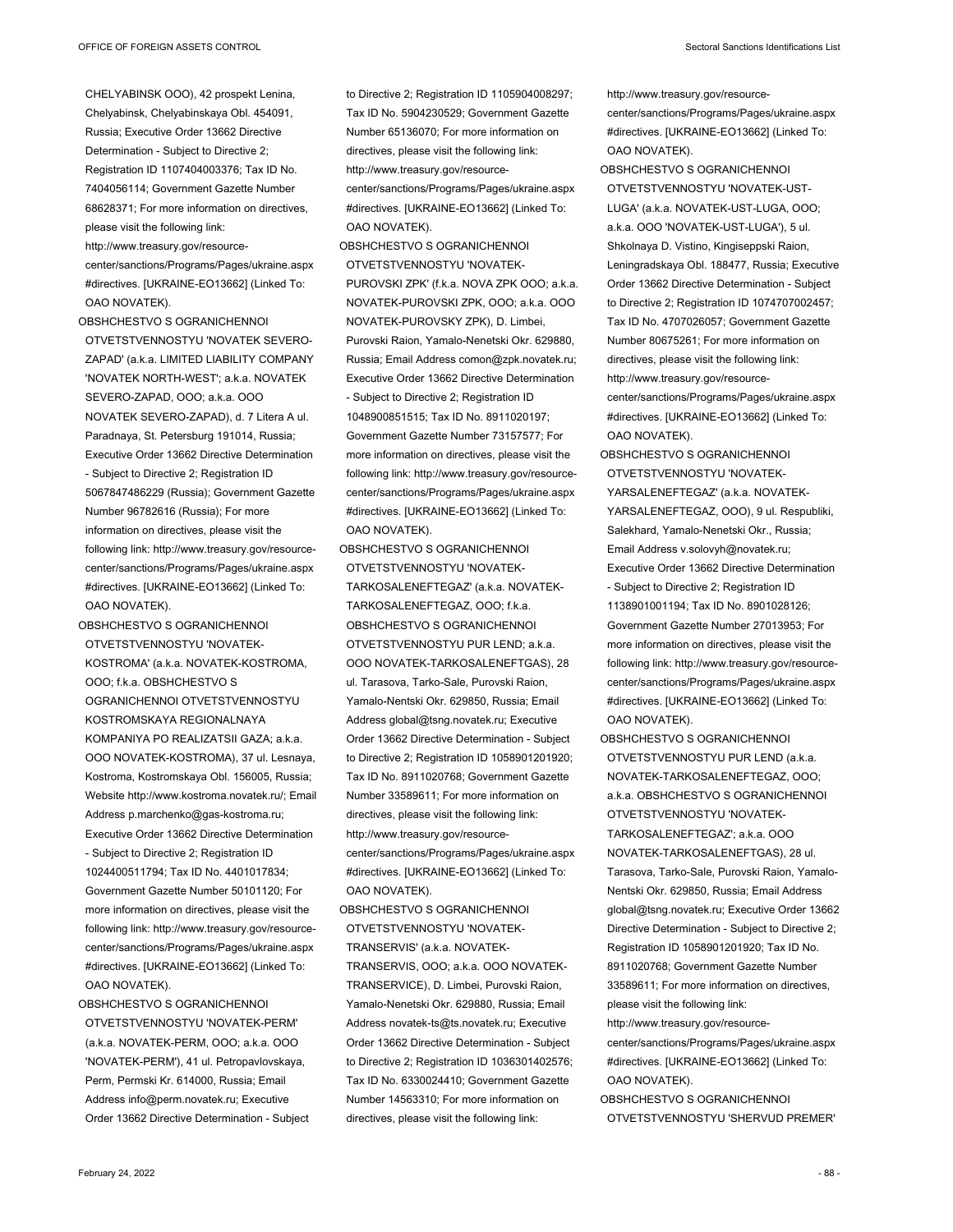CHELYABINSK OOO), 42 prospekt Lenina, Chelyabinsk, Chelyabinskaya Obl. 454091, Russia; Executive Order 13662 Directive Determination - Subject to Directive 2; Registration ID 1107404003376; Tax ID No. 7404056114; Government Gazette Number 68628371; For more information on directives, please visit the following link: http://www.treasury.gov/resource-center/sanctions/Programs/Pages/ukraine.aspx #directives. [UKRAINE-EO13662] (Linked To: OAO NOVATEK).

OBSHCHESTVO S OGRANICHENNOI OTVETSTVENNOSTYU 'NOVATEK SEVERO-ZAPAD' (a.k.a. LIMITED LIABILITY COMPANY 'NOVATEK NORTH-WEST'; a.k.a. NOVATEK SEVERO-ZAPAD, OOO; a.k.a. OOO NOVATEK SEVERO-ZAPAD), d. 7 Litera A ul. Paradnaya, St. Petersburg 191014, Russia; Executive Order 13662 Directive Determination - Subject to Directive 2; Registration ID 5067847486229 (Russia); Government Gazette Number 96782616 (Russia); For more information on directives, please visit the following link: http://www.treasury.gov/resource-center/sanctions/Programs/Pages/ukraine.aspx #directives. [UKRAINE-EO13662] (Linked To: OAO NOVATEK).

OBSHCHESTVO S OGRANICHENNOI OTVETSTVENNOSTYU 'NOVATEK-KOSTROMA' (a.k.a. NOVATEK-KOSTROMA, OOO; f.k.a. OBSHCHESTVO S OGRANICHENNOI OTVETSTVENNOSTYU KOSTROMSKAYA REGIONALNAYA KOMPANIYA PO REALIZATSII GAZA; a.k.a. OOO NOVATEK-KOSTROMA), 37 ul. Lesnaya, Kostroma, Kostromskaya Obl. 156005, Russia; Website http://www.kostroma.novatek.ru/; Email Address p.marchenko@gas-kostroma.ru; Executive Order 13662 Directive Determination - Subject to Directive 2; Registration ID 1024400511794; Tax ID No. 4401017834; Government Gazette Number 50101120; For more information on directives, please visit the following link: http://www.treasury.gov/resource-center/sanctions/Programs/Pages/ukraine.aspx #directives. [UKRAINE-EO13662] (Linked To: OAO NOVATEK).

OBSHCHESTVO S OGRANICHENNOI OTVETSTVENNOSTYU 'NOVATEK-PERM' (a.k.a. NOVATEK-PERM, OOO; a.k.a. OOO 'NOVATEK-PERM'), 41 ul. Petropavlovskaya, Perm, Permski Kr. 614000, Russia; Email Address info@perm.novatek.ru; Executive Order 13662 Directive Determination - Subject to Directive 2; Registration ID 1105904008297; Tax ID No. 5904230529; Government Gazette Number 65136070; For more information on directives, please visit the following link: http://www.treasury.gov/resource-center/sanctions/Programs/Pages/ukraine.aspx #directives. [UKRAINE-EO13662] (Linked To: OAO NOVATEK).

OBSHCHESTVO S OGRANICHENNOI OTVETSTVENNOSTYU 'NOVATEK-PUROVSKI ZPK' (f.k.a. NOVA ZPK OOO; a.k.a. NOVATEK-PUROVSKI ZPK, OOO; a.k.a. OOO NOVATEK-PUROVSKY ZPK), D. Limbei, Purovski Raion, Yamalo-Nenetski Okr. 629880, Russia; Email Address comon@zpk.novatek.ru; Executive Order 13662 Directive Determination - Subject to Directive 2; Registration ID 1048900851515; Tax ID No. 8911020197; Government Gazette Number 73157577; For more information on directives, please visit the following link: http://www.treasury.gov/resource-center/sanctions/Programs/Pages/ukraine.aspx #directives. [UKRAINE-EO13662] (Linked To: OAO NOVATEK).

OBSHCHESTVO S OGRANICHENNOI OTVETSTVENNOSTYU 'NOVATEK-TARKOSALENEFTEGAZ' (a.k.a. NOVATEK-TARKOSALENEFTEGAZ, OOO; f.k.a. OBSHCHESTVO S OGRANICHENNOI OTVETSTVENNOSTYU PUR LEND; a.k.a. OOO NOVATEK-TARKOSALENEFTGAS), 28 ul. Tarasova, Tarko-Sale, Purovski Raion, Yamalo-Nentski Okr. 629850, Russia; Email Address global@tsng.novatek.ru; Executive Order 13662 Directive Determination - Subject to Directive 2; Registration ID 1058901201920; Tax ID No. 8911020768; Government Gazette Number 33589611; For more information on directives, please visit the following link: http://www.treasury.gov/resource-center/sanctions/Programs/Pages/ukraine.aspx #directives. [UKRAINE-EO13662] (Linked To: OAO NOVATEK).

OBSHCHESTVO S OGRANICHENNOI OTVETSTVENNOSTYU 'NOVATEK-TRANSERVIS' (a.k.a. NOVATEK-TRANSERVIS, OOO; a.k.a. OOO NOVATEK-TRANSERVICE), D. Limbei, Purovski Raion, Yamalo-Nenetski Okr. 629880, Russia; Email Address novatek-ts@ts.novatek.ru; Executive Order 13662 Directive Determination - Subject to Directive 2; Registration ID 1036301402576; Tax ID No. 6330024410; Government Gazette Number 14563310; For more information on directives, please visit the following link: http://www.treasury.gov/resource-center/sanctions/Programs/Pages/ukraine.aspx #directives. [UKRAINE-EO13662] (Linked To: OAO NOVATEK).

OBSHCHESTVO S OGRANICHENNOI OTVETSTVENNOSTYU 'NOVATEK-UST-LUGA' (a.k.a. NOVATEK-UST-LUGA, OOO; a.k.a. OOO 'NOVATEK-UST-LUGA'), 5 ul. Shkolnaya D. Vistino, Kingiseppski Raion, Leningradskaya Obl. 188477, Russia; Executive Order 13662 Directive Determination - Subject to Directive 2; Registration ID 1074707002457; Tax ID No. 4707026057; Government Gazette Number 80675261; For more information on directives, please visit the following link: http://www.treasury.gov/resource-center/sanctions/Programs/Pages/ukraine.aspx #directives. [UKRAINE-EO13662] (Linked To: OAO NOVATEK).

OBSHCHESTVO S OGRANICHENNOI OTVETSTVENNOSTYU 'NOVATEK-YARSALENEFTEGAZ' (a.k.a. NOVATEK-YARSALENEFTEGAZ, OOO), 9 ul. Respubliki, Salekhard, Yamalo-Nenetski Okr., Russia; Email Address v.solovyh@novatek.ru; Executive Order 13662 Directive Determination - Subject to Directive 2; Registration ID 1138901001194; Tax ID No. 8901028126; Government Gazette Number 27013953; For more information on directives, please visit the following link: http://www.treasury.gov/resource-center/sanctions/Programs/Pages/ukraine.aspx #directives. [UKRAINE-EO13662] (Linked To: OAO NOVATEK).

OBSHCHESTVO S OGRANICHENNOI OTVETSTVENNOSTYU PUR LEND (a.k.a. NOVATEK-TARKOSALENEFTEGAZ, OOO; a.k.a. OBSHCHESTVO S OGRANICHENNOI OTVETSTVENNOSTYU 'NOVATEK-TARKOSALENEFTEGAZ'; a.k.a. OOO NOVATEK-TARKOSALENEFTGAS), 28 ul. Tarasova, Tarko-Sale, Purovski Raion, Yamalo-Nentski Okr. 629850, Russia; Email Address global@tsng.novatek.ru; Executive Order 13662 Directive Determination - Subject to Directive 2; Registration ID 1058901201920; Tax ID No. 8911020768; Government Gazette Number 33589611; For more information on directives, please visit the following link: http://www.treasury.gov/resource-center/sanctions/Programs/Pages/ukraine.aspx #directives. [UKRAINE-EO13662] (Linked To: OAO NOVATEK).

OBSHCHESTVO S OGRANICHENNOI OTVETSTVENNOSTYU 'SHERVUD PREMER'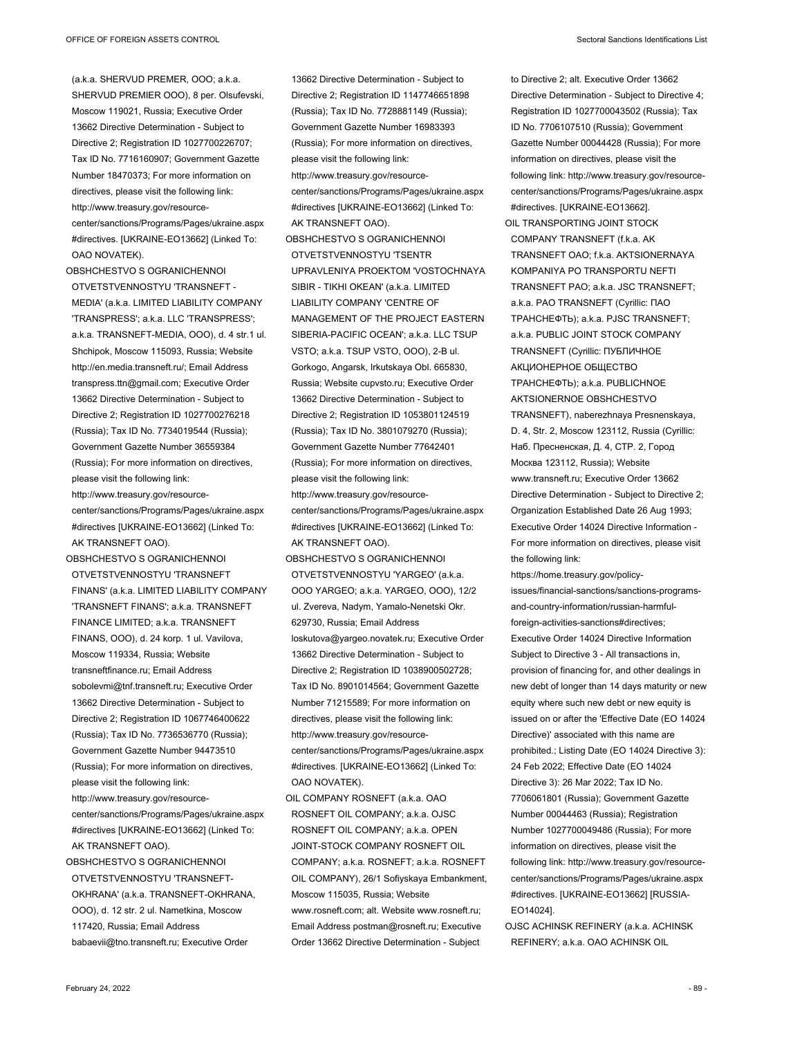(a.k.a. SHERVUD PREMER, OOO; a.k.a. SHERVUD PREMIER OOO), 8 per. Olsufevski, Moscow 119021, Russia; Executive Order 13662 Directive Determination - Subject to Directive 2; Registration ID 1027700226707; Tax ID No. 7716160907; Government Gazette Number 18470373; For more information on directives, please visit the following link: http://www.treasury.gov/resource-center/sanctions/Programs/Pages/ukraine.aspx#directives. [UKRAINE-EO13662] (Linked To: OAO NOVATEK).

OBSHCHESTVO S OGRANICHENNOI OTVETSTVENNOSTYU 'TRANSNEFT - MEDIA' (a.k.a. LIMITED LIABILITY COMPANY 'TRANSPRESS'; a.k.a. LLC 'TRANSPRESS'; a.k.a. TRANSNEFT-MEDIA, OOO), d. 4 str.1 ul. Shchipok, Moscow 115093, Russia; Website http://en.media.transneft.ru/; Email Address transpress.ttn@gmail.com; Executive Order 13662 Directive Determination - Subject to Directive 2; Registration ID 1027700276218 (Russia); Tax ID No. 7734019544 (Russia); Government Gazette Number 36559384 (Russia); For more information on directives, please visit the following link: http://www.treasury.gov/resource-center/sanctions/Programs/Pages/ukraine.aspx#directives [UKRAINE-EO13662] (Linked To: AK TRANSNEFT OAO).

OBSHCHESTVO S OGRANICHENNOI OTVETSTVENNOSTYU 'TRANSNEFT FINANS' (a.k.a. LIMITED LIABILITY COMPANY 'TRANSNEFT FINANS'; a.k.a. TRANSNEFT FINANCE LIMITED; a.k.a. TRANSNEFT FINANS, OOO), d. 24 korp. 1 ul. Vavilova, Moscow 119334, Russia; Website transneftfinance.ru; Email Address sobolevmi@tnf.transneft.ru; Executive Order 13662 Directive Determination - Subject to Directive 2; Registration ID 1067746400622 (Russia); Tax ID No. 7736536770 (Russia); Government Gazette Number 94473510 (Russia); For more information on directives, please visit the following link: http://www.treasury.gov/resource-center/sanctions/Programs/Pages/ukraine.aspx#directives [UKRAINE-EO13662] (Linked To: AK TRANSNEFT OAO).

OBSHCHESTVO S OGRANICHENNOI OTVETSTVENNOSTYU 'TRANSNEFT-OKHRANA' (a.k.a. TRANSNEFT-OKHRANA, OOO), d. 12 str. 2 ul. Nametkina, Moscow 117420, Russia; Email Address babaevii@tno.transneft.ru; Executive Order 13662 Directive Determination - Subject to Directive 2; Registration ID 1147746651898 (Russia); Tax ID No. 7728881149 (Russia); Government Gazette Number 16983393 (Russia); For more information on directives, please visit the following link: http://www.treasury.gov/resource-center/sanctions/Programs/Pages/ukraine.aspx#directives [UKRAINE-EO13662] (Linked To: AK TRANSNEFT OAO).

OBSHCHESTVO S OGRANICHENNOI OTVETSTVENNOSTYU 'TSENTR UPRAVLENIYA PROEKTOM 'VOSTOCHNAYA SIBIR - TIKHI OKEAN' (a.k.a. LIMITED LIABILITY COMPANY 'CENTRE OF MANAGEMENT OF THE PROJECT EASTERN SIBERIA-PACIFIC OCEAN'; a.k.a. LLC TSUP VSTO; a.k.a. TSUP VSTO, OOO), 2-B ul. Gorkogo, Angarsk, Irkutskaya Obl. 665830, Russia; Website cupvsto.ru; Executive Order 13662 Directive Determination - Subject to Directive 2; Registration ID 1053801124519 (Russia); Tax ID No. 3801079270 (Russia); Government Gazette Number 77642401 (Russia); For more information on directives, please visit the following link: http://www.treasury.gov/resource-center/sanctions/Programs/Pages/ukraine.aspx#directives [UKRAINE-EO13662] (Linked To: AK TRANSNEFT OAO).

OBSHCHESTVO S OGRANICHENNOI OTVETSTVENNOSTYU 'YARGEO' (a.k.a. OOO YARGEO; a.k.a. YARGEO, OOO), 12/2 ul. Zvereva, Nadym, Yamalo-Nenetski Okr. 629730, Russia; Email Address loskutova@yargeo.novatek.ru; Executive Order 13662 Directive Determination - Subject to Directive 2; Registration ID 1038900502728; Tax ID No. 8901014564; Government Gazette Number 71215589; For more information on directives, please visit the following link: http://www.treasury.gov/resource-center/sanctions/Programs/Pages/ukraine.aspx#directives. [UKRAINE-EO13662] (Linked To: OAO NOVATEK).

OIL COMPANY ROSNEFT (a.k.a. OAO ROSNEFT OIL COMPANY; a.k.a. OJSC ROSNEFT OIL COMPANY; a.k.a. OPEN JOINT-STOCK COMPANY ROSNEFT OIL COMPANY; a.k.a. ROSNEFT; a.k.a. ROSNEFT OIL COMPANY), 26/1 Sofiyskaya Embankment, Moscow 115035, Russia; Website www.rosneft.com; alt. Website www.rosneft.ru; Email Address postman@rosneft.ru; Executive Order 13662 Directive Determination - Subject to Directive 2; alt. Executive Order 13662 Directive Determination - Subject to Directive 4; Registration ID 1027700043502 (Russia); Tax ID No. 7706107510 (Russia); Government Gazette Number 00044428 (Russia); For more information on directives, please visit the following link: http://www.treasury.gov/resource-center/sanctions/Programs/Pages/ukraine.aspx#directives. [UKRAINE-EO13662].

OIL TRANSPORTING JOINT STOCK COMPANY TRANSNEFT (f.k.a. AK TRANSNEFT OAO; f.k.a. AKTSIONERNAYA KOMPANIYA PO TRANSPORTU NEFTI TRANSNEFT PAO; a.k.a. JSC TRANSNEFT; a.k.a. PAO TRANSNEFT (Cyrillic: ПАО ТРАНСНЕФТЬ); a.k.a. PJSC TRANSNEFT; a.k.a. PUBLIC JOINT STOCK COMPANY TRANSNEFT (Cyrillic: ПУБЛИЧНОЕ АКЦИОНЕРНОЕ ОБЩЕСТВО ТРАНСНЕФТЬ); a.k.a. PUBLICHNOE AKTSIONERNOE OBSHCHESTVO TRANSNEFT), naberezhnaya Presnenskaya, D. 4, Str. 2, Moscow 123112, Russia (Cyrillic: Наб. Пресненская, Д. 4, СТР. 2, Город Москва 123112, Russia); Website www.transneft.ru; Executive Order 13662 Directive Determination - Subject to Directive 2; Organization Established Date 26 Aug 1993; Executive Order 14024 Directive Information - For more information on directives, please visit the following link: https://home.treasury.gov/policy-issues/financial-sanctions/sanctions-programs-and-country-information/russian-harmful-foreign-activities-sanctions#directives; Executive Order 14024 Directive Information Subject to Directive 3 - All transactions in, provision of financing for, and other dealings in new debt of longer than 14 days maturity or new equity where such new debt or new equity is issued on or after the 'Effective Date (EO 14024 Directive)' associated with this name are prohibited.; Listing Date (EO 14024 Directive 3): 24 Feb 2022; Effective Date (EO 14024 Directive 3): 26 Mar 2022; Tax ID No. 7706061801 (Russia); Government Gazette Number 00044463 (Russia); Registration Number 1027700049486 (Russia); For more information on directives, please visit the following link: http://www.treasury.gov/resource-center/sanctions/Programs/Pages/ukraine.aspx#directives. [UKRAINE-EO13662] [RUSSIA-EO14024].

OJSC ACHINSK REFINERY (a.k.a. ACHINSK REFINERY; a.k.a. OAO ACHINSK OIL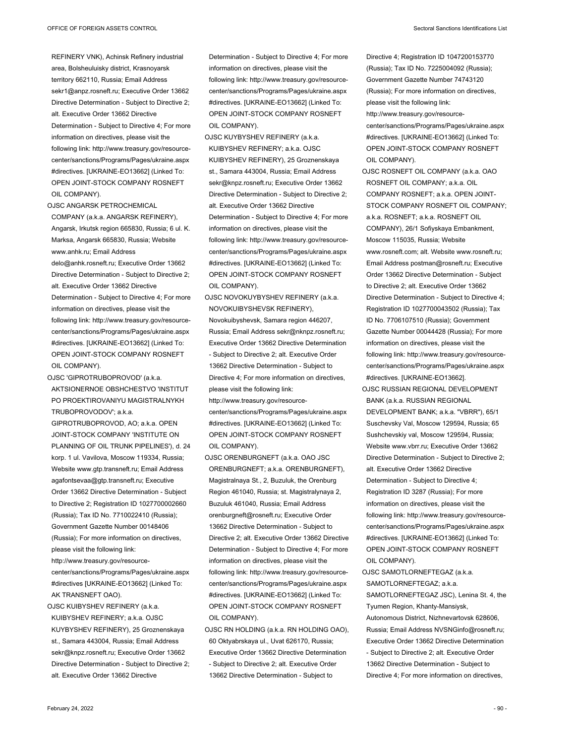REFINERY VNK), Achinsk Refinery industrial area, Bolsheuluisky district, Krasnoyarsk territory 662110, Russia; Email Address sekr1@anpz.rosneft.ru; Executive Order 13662 Directive Determination - Subject to Directive 2; alt. Executive Order 13662 Directive Determination - Subject to Directive 4; For more information on directives, please visit the following link: http://www.treasury.gov/resource-center/sanctions/Programs/Pages/ukraine.aspx #directives. [UKRAINE-EO13662] (Linked To: OPEN JOINT-STOCK COMPANY ROSNEFT OIL COMPANY).

OJSC ANGARSK PETROCHEMICAL COMPANY (a.k.a. ANGARSK REFINERY), Angarsk, Irkutsk region 665830, Russia; 6 ul. K. Marksa, Angarsk 665830, Russia; Website www.anhk.ru; Email Address delo@anhk.rosneft.ru; Executive Order 13662 Directive Determination - Subject to Directive 2; alt. Executive Order 13662 Directive Determination - Subject to Directive 4; For more information on directives, please visit the following link: http://www.treasury.gov/resource-center/sanctions/Programs/Pages/ukraine.aspx #directives. [UKRAINE-EO13662] (Linked To: OPEN JOINT-STOCK COMPANY ROSNEFT OIL COMPANY).

OJSC 'GIPROTRUBOPROVOD' (a.k.a. AKTSIONERNOE OBSHCHESTVO 'INSTITUT PO PROEKTIROVANIYU MAGISTRALNYKH TRUBOPROVODOV'; a.k.a. GIPROTRUBOPROVOD, AO; a.k.a. OPEN JOINT-STOCK COMPANY 'INSTITUTE ON PLANNING OF OIL TRUNK PIPELINES'), d. 24 korp. 1 ul. Vavilova, Moscow 119334, Russia; Website www.gtp.transneft.ru; Email Address agafontsevaa@gtp.transneft.ru; Executive Order 13662 Directive Determination - Subject to Directive 2; Registration ID 1027700002660 (Russia); Tax ID No. 7710022410 (Russia); Government Gazette Number 00148406 (Russia); For more information on directives, please visit the following link: http://www.treasury.gov/resource-center/sanctions/Programs/Pages/ukraine.aspx #directives [UKRAINE-EO13662] (Linked To: AK TRANSNEFT OAO).

OJSC KUIBYSHEV REFINERY (a.k.a. KUIBYSHEV REFINERY; a.k.a. OJSC KUYBYSHEV REFINERY), 25 Groznenskaya st., Samara 443004, Russia; Email Address sekr@knpz.rosneft.ru; Executive Order 13662 Directive Determination - Subject to Directive 2; alt. Executive Order 13662 Directive Determination - Subject to Directive 4; For more information on directives, please visit the following link: http://www.treasury.gov/resource-center/sanctions/Programs/Pages/ukraine.aspx #directives. [UKRAINE-EO13662] (Linked To: OPEN JOINT-STOCK COMPANY ROSNEFT OIL COMPANY).

OJSC KUYBYSHEV REFINERY (a.k.a. KUIBYSHEV REFINERY; a.k.a. OJSC KUIBYSHEV REFINERY), 25 Groznenskaya st., Samara 443004, Russia; Email Address sekr@knpz.rosneft.ru; Executive Order 13662 Directive Determination - Subject to Directive 2; alt. Executive Order 13662 Directive Determination - Subject to Directive 4; For more information on directives, please visit the following link: http://www.treasury.gov/resource-center/sanctions/Programs/Pages/ukraine.aspx #directives. [UKRAINE-EO13662] (Linked To: OPEN JOINT-STOCK COMPANY ROSNEFT OIL COMPANY).

OJSC NOVOKUYBYSHEV REFINERY (a.k.a. NOVOKUIBYSHEVSK REFINERY), Novokuibyshevsk, Samara region 446207, Russia; Email Address sekr@nknpz.rosneft.ru; Executive Order 13662 Directive Determination - Subject to Directive 2; alt. Executive Order 13662 Directive Determination - Subject to Directive 4; For more information on directives, please visit the following link: http://www.treasury.gov/resource-center/sanctions/Programs/Pages/ukraine.aspx #directives. [UKRAINE-EO13662] (Linked To: OPEN JOINT-STOCK COMPANY ROSNEFT OIL COMPANY).

OJSC ORENBURGNEFT (a.k.a. OAO JSC ORENBURGNEFT; a.k.a. ORENBURGNEFT), Magistralnaya St., 2, Buzuluk, the Orenburg Region 461040, Russia; st. Magistralnyaya 2, Buzuluk 461040, Russia; Email Address orenburgneft@rosneft.ru; Executive Order 13662 Directive Determination - Subject to Directive 2; alt. Executive Order 13662 Directive Determination - Subject to Directive 4; For more information on directives, please visit the following link: http://www.treasury.gov/resource-center/sanctions/Programs/Pages/ukraine.aspx #directives. [UKRAINE-EO13662] (Linked To: OPEN JOINT-STOCK COMPANY ROSNEFT OIL COMPANY).

OJSC RN HOLDING (a.k.a. RN HOLDING OAO), 60 Oktyabrskaya ul., Uvat 626170, Russia; Executive Order 13662 Directive Determination - Subject to Directive 2; alt. Executive Order 13662 Directive Determination - Subject to Directive 4; Registration ID 1047200153770 (Russia); Tax ID No. 7225004092 (Russia); Government Gazette Number 74743120 (Russia); For more information on directives, please visit the following link: http://www.treasury.gov/resource-center/sanctions/Programs/Pages/ukraine.aspx #directives. [UKRAINE-EO13662] (Linked To: OPEN JOINT-STOCK COMPANY ROSNEFT OIL COMPANY).

OJSC ROSNEFT OIL COMPANY (a.k.a. OAO ROSNEFT OIL COMPANY; a.k.a. OIL COMPANY ROSNEFT; a.k.a. OPEN JOINT-STOCK COMPANY ROSNEFT OIL COMPANY; a.k.a. ROSNEFT; a.k.a. ROSNEFT OIL COMPANY), 26/1 Sofiyskaya Embankment, Moscow 115035, Russia; Website www.rosneft.com; alt. Website www.rosneft.ru; Email Address postman@rosneft.ru; Executive Order 13662 Directive Determination - Subject to Directive 2; alt. Executive Order 13662 Directive Determination - Subject to Directive 4; Registration ID 1027700043502 (Russia); Tax ID No. 7706107510 (Russia); Government Gazette Number 00044428 (Russia); For more information on directives, please visit the following link: http://www.treasury.gov/resource-center/sanctions/Programs/Pages/ukraine.aspx #directives. [UKRAINE-EO13662].

OJSC RUSSIAN REGIONAL DEVELOPMENT BANK (a.k.a. RUSSIAN REGIONAL DEVELOPMENT BANK; a.k.a. "VBRR"), 65/1 Suschevsky Val, Moscow 129594, Russia; 65 Sushchevskiy val, Moscow 129594, Russia; Website www.vbrr.ru; Executive Order 13662 Directive Determination - Subject to Directive 2; alt. Executive Order 13662 Directive Determination - Subject to Directive 4; Registration ID 3287 (Russia); For more information on directives, please visit the following link: http://www.treasury.gov/resource-center/sanctions/Programs/Pages/ukraine.aspx #directives. [UKRAINE-EO13662] (Linked To: OPEN JOINT-STOCK COMPANY ROSNEFT OIL COMPANY).

OJSC SAMOTLORNEFTEGAZ (a.k.a. SAMOTLORNEFTEGAZ; a.k.a. SAMOTLORNEFTEGAZ JSC), Lenina St. 4, the Tyumen Region, Khanty-Mansiysk, Autonomous District, Nizhnevartovsk 628606, Russia; Email Address NVSNGinfo@rosneft.ru; Executive Order 13662 Directive Determination - Subject to Directive 2; alt. Executive Order 13662 Directive Determination - Subject to Directive 4; For more information on directives,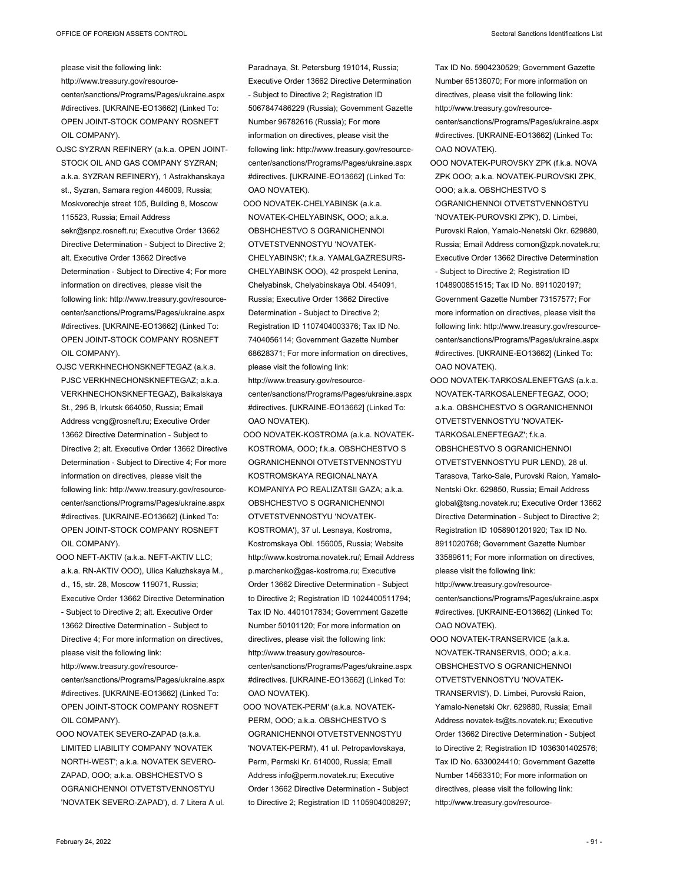please visit the following link: http://www.treasury.gov/resource-center/sanctions/Programs/Pages/ukraine.aspx #directives. [UKRAINE-EO13662] (Linked To: OPEN JOINT-STOCK COMPANY ROSNEFT OIL COMPANY).

OJSC SYZRAN REFINERY (a.k.a. OPEN JOINT-STOCK OIL AND GAS COMPANY SYZRAN; a.k.a. SYZRAN REFINERY), 1 Astrakhanskaya st., Syzran, Samara region 446009, Russia; Moskvorechje street 105, Building 8, Moscow 115523, Russia; Email Address sekr@snpz.rosneft.ru; Executive Order 13662 Directive Determination - Subject to Directive 2; alt. Executive Order 13662 Directive Determination - Subject to Directive 4; For more information on directives, please visit the following link: http://www.treasury.gov/resource-center/sanctions/Programs/Pages/ukraine.aspx #directives. [UKRAINE-EO13662] (Linked To: OPEN JOINT-STOCK COMPANY ROSNEFT OIL COMPANY).

OJSC VERKHNECHONSKNEFTEGAZ (a.k.a. PJSC VERKHNECHONSKNEFTEGAZ; a.k.a. VERKHNECHONSKNEFTEGAZ), Baikalskaya St., 295 B, Irkutsk 664050, Russia; Email Address vcng@rosneft.ru; Executive Order 13662 Directive Determination - Subject to Directive 2; alt. Executive Order 13662 Directive Determination - Subject to Directive 4; For more information on directives, please visit the following link: http://www.treasury.gov/resource-center/sanctions/Programs/Pages/ukraine.aspx #directives. [UKRAINE-EO13662] (Linked To: OPEN JOINT-STOCK COMPANY ROSNEFT OIL COMPANY).

OOO NEFT-AKTIV (a.k.a. NEFT-AKTIV LLC; a.k.a. RN-AKTIV OOO), Ulica Kaluzhskaya M., d., 15, str. 28, Moscow 119071, Russia; Executive Order 13662 Directive Determination - Subject to Directive 2; alt. Executive Order 13662 Directive Determination - Subject to Directive 4; For more information on directives, please visit the following link: http://www.treasury.gov/resource-center/sanctions/Programs/Pages/ukraine.aspx #directives. [UKRAINE-EO13662] (Linked To: OPEN JOINT-STOCK COMPANY ROSNEFT OIL COMPANY).

OOO NOVATEK SEVERO-ZAPAD (a.k.a. LIMITED LIABILITY COMPANY 'NOVATEK NORTH-WEST'; a.k.a. NOVATEK SEVERO-ZAPAD, OOO; a.k.a. OBSHCHESTVO S OGRANICHENNOI OTVETSTVENNOSTYU 'NOVATEK SEVERO-ZAPAD'), d. 7 Litera A ul. Paradnaya, St. Petersburg 191014, Russia; Executive Order 13662 Directive Determination - Subject to Directive 2; Registration ID 5067847486229 (Russia); Government Gazette Number 96782616 (Russia); For more information on directives, please visit the following link: http://www.treasury.gov/resource-center/sanctions/Programs/Pages/ukraine.aspx #directives. [UKRAINE-EO13662] (Linked To: OAO NOVATEK).

OOO NOVATEK-CHELYABINSK (a.k.a. NOVATEK-CHELYABINSK, OOO; a.k.a. OBSHCHESTVO S OGRANICHENNOI OTVETSTVENNOSTYU 'NOVATEK-CHELYABINSK'; f.k.a. YAMALGAZRESURS-CHELYABINSK OOO), 42 prospekt Lenina, Chelyabinsk, Chelyabinskaya Obl. 454091, Russia; Executive Order 13662 Directive Determination - Subject to Directive 2; Registration ID 1107404003376; Tax ID No. 7404056114; Government Gazette Number 68628371; For more information on directives, please visit the following link: http://www.treasury.gov/resource-center/sanctions/Programs/Pages/ukraine.aspx #directives. [UKRAINE-EO13662] (Linked To: OAO NOVATEK).

OOO NOVATEK-KOSTROMA (a.k.a. NOVATEK-KOSTROMA, OOO; f.k.a. OBSHCHESTVO S OGRANICHENNOI OTVETSTVENNOSTYU KOSTROMSKAYA REGIONALNAYA KOMPANIYA PO REALIZATSII GAZA; a.k.a. OBSHCHESTVO S OGRANICHENNOI OTVETSTVENNOSTYU 'NOVATEK-KOSTROMA'), 37 ul. Lesnaya, Kostroma, Kostromskaya Obl. 156005, Russia; Website http://www.kostroma.novatek.ru/; Email Address p.marchenko@gas-kostroma.ru; Executive Order 13662 Directive Determination - Subject to Directive 2; Registration ID 1024400511794; Tax ID No. 4401017834; Government Gazette Number 50101120; For more information on directives, please visit the following link: http://www.treasury.gov/resource-center/sanctions/Programs/Pages/ukraine.aspx #directives. [UKRAINE-EO13662] (Linked To: OAO NOVATEK).

OOO 'NOVATEK-PERM' (a.k.a. NOVATEK-PERM, OOO; a.k.a. OBSHCHESTVO S OGRANICHENNOI OTVETSTVENNOSTYU 'NOVATEK-PERM'), 41 ul. Petropavlovskaya, Perm, Permski Kr. 614000, Russia; Email Address info@perm.novatek.ru; Executive Order 13662 Directive Determination - Subject to Directive 2; Registration ID 1105904008297; Tax ID No. 5904230529; Government Gazette Number 65136070; For more information on directives, please visit the following link: http://www.treasury.gov/resource-center/sanctions/Programs/Pages/ukraine.aspx #directives. [UKRAINE-EO13662] (Linked To: OAO NOVATEK).

OOO NOVATEK-PUROVSKY ZPK (f.k.a. NOVA ZPK OOO; a.k.a. NOVATEK-PUROVSKI ZPK, OOO; a.k.a. OBSHCHESTVO S OGRANICHENNOI OTVETSTVENNOSTYU 'NOVATEK-PUROVSKI ZPK'), D. Limbei, Purovski Raion, Yamalo-Nenetski Okr. 629880, Russia; Email Address comon@zpk.novatek.ru; Executive Order 13662 Directive Determination - Subject to Directive 2; Registration ID 1048900851515; Tax ID No. 8911020197; Government Gazette Number 73157577; For more information on directives, please visit the following link: http://www.treasury.gov/resource-center/sanctions/Programs/Pages/ukraine.aspx #directives. [UKRAINE-EO13662] (Linked To: OAO NOVATEK).

OOO NOVATEK-TARKOSALENEFTGAS (a.k.a. NOVATEK-TARKOSALENEFTEGAZ, OOO; a.k.a. OBSHCHESTVO S OGRANICHENNOI OTVETSTVENNOSTYU 'NOVATEK-TARKOSALENEFTEGAZ'; f.k.a. OBSHCHESTVO S OGRANICHENNOI OTVETSTVENNOSTYU PUR LEND), 28 ul. Tarasova, Tarko-Sale, Purovski Raion, Yamalo-Nentski Okr. 629850, Russia; Email Address global@tsng.novatek.ru; Executive Order 13662 Directive Determination - Subject to Directive 2; Registration ID 1058901201920; Tax ID No. 8911020768; Government Gazette Number 33589611; For more information on directives, please visit the following link: http://www.treasury.gov/resource-center/sanctions/Programs/Pages/ukraine.aspx #directives. [UKRAINE-EO13662] (Linked To: OAO NOVATEK).

OOO NOVATEK-TRANSERVICE (a.k.a. NOVATEK-TRANSERVIS, OOO; a.k.a. OBSHCHESTVO S OGRANICHENNOI OTVETSTVENNOSTYU 'NOVATEK-TRANSERVIS'), D. Limbei, Purovski Raion, Yamalo-Nenetski Okr. 629880, Russia; Email Address novatek-ts@ts.novatek.ru; Executive Order 13662 Directive Determination - Subject to Directive 2; Registration ID 1036301402576; Tax ID No. 6330024410; Government Gazette Number 14563310; For more information on directives, please visit the following link: http://www.treasury.gov/resource-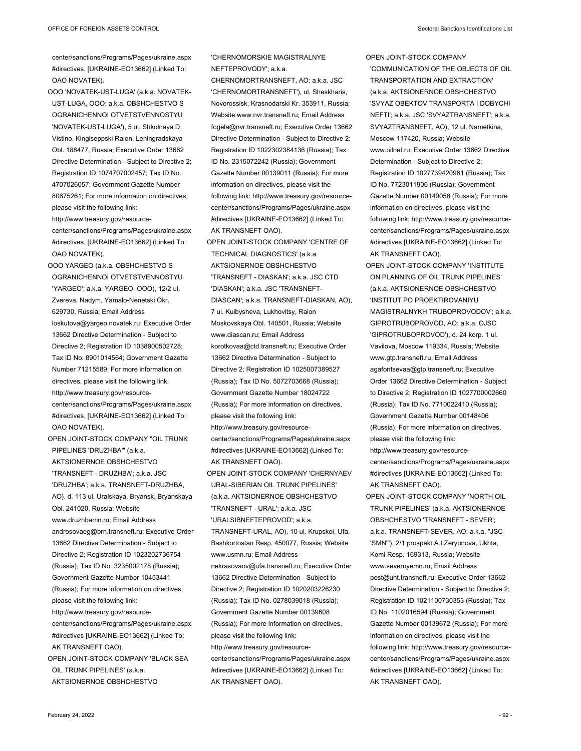center/sanctions/Programs/Pages/ukraine.aspx #directives. [UKRAINE-EO13662] (Linked To: OAO NOVATEK).

OOO 'NOVATEK-UST-LUGA' (a.k.a. NOVATEK-UST-LUGA, OOO; a.k.a. OBSHCHESTVO S OGRANICHENNOI OTVETSTVENNOSTYU 'NOVATEK-UST-LUGA'), 5 ul. Shkolnaya D. Vistino, Kingiseppski Raion, Leningradskaya Obl. 188477, Russia; Executive Order 13662 Directive Determination - Subject to Directive 2; Registration ID 1074707002457; Tax ID No. 4707026057; Government Gazette Number 80675261; For more information on directives, please visit the following link: http://www.treasury.gov/resource-center/sanctions/Programs/Pages/ukraine.aspx #directives. [UKRAINE-EO13662] (Linked To: OAO NOVATEK).

OOO YARGEO (a.k.a. OBSHCHESTVO S OGRANICHENNOI OTVETSTVENNOSTYU 'YARGEO'; a.k.a. YARGEO, OOO), 12/2 ul. Zvereva, Nadym, Yamalo-Nenetski Okr. 629730, Russia; Email Address loskutova@yargeo.novatek.ru; Executive Order 13662 Directive Determination - Subject to Directive 2; Registration ID 1038900502728; Tax ID No. 8901014564; Government Gazette Number 71215589; For more information on directives, please visit the following link: http://www.treasury.gov/resource-center/sanctions/Programs/Pages/ukraine.aspx #directives. [UKRAINE-EO13662] (Linked To: OAO NOVATEK).

OPEN JOINT-STOCK COMPANY "OIL TRUNK PIPELINES 'DRUZHBA'" (a.k.a. AKTSIONERNOE OBSHCHESTVO 'TRANSNEFT - DRUZHBA'; a.k.a. JSC 'DRUZHBA'; a.k.a. TRANSNEFT-DRUZHBA, AO), d. 113 ul. Uralskaya, Bryansk, Bryanskaya Obl. 241020, Russia; Website www.druzhbamn.ru; Email Address androsovaeg@brn.transneft.ru; Executive Order 13662 Directive Determination - Subject to Directive 2; Registration ID 1023202736754 (Russia); Tax ID No. 3235002178 (Russia); Government Gazette Number 10453441 (Russia); For more information on directives, please visit the following link: http://www.treasury.gov/resource-center/sanctions/Programs/Pages/ukraine.aspx #directives [UKRAINE-EO13662] (Linked To: AK TRANSNEFT OAO).

OPEN JOINT-STOCK COMPANY 'BLACK SEA OIL TRUNK PIPELINES' (a.k.a. AKTSIONERNOE OBSHCHESTVO 'CHERNOMORSKIE MAGISTRALNYE NEFTEPROVODY'; a.k.a. CHERNOMORTRANSNEFT, AO; a.k.a. JSC 'CHERNOMORTRANSNEFT'), ul. Sheskharis, Novorossisk, Krasnodarski Kr. 353911, Russia; Website www.nvr.transneft.ru; Email Address fogela@nvr.transneft.ru; Executive Order 13662 Directive Determination - Subject to Directive 2; Registration ID 1022302384136 (Russia); Tax ID No. 2315072242 (Russia); Government Gazette Number 00139011 (Russia); For more information on directives, please visit the following link: http://www.treasury.gov/resource-center/sanctions/Programs/Pages/ukraine.aspx #directives [UKRAINE-EO13662] (Linked To: AK TRANSNEFT OAO).

OPEN JOINT-STOCK COMPANY 'CENTRE OF TECHNICAL DIAGNOSTICS' (a.k.a. AKTSIONERNOE OBSHCHESTVO 'TRANSNEFT - DIASKAN'; a.k.a. JSC CTD 'DIASKAN'; a.k.a. JSC 'TRANSNEFT-DIASCAN'; a.k.a. TRANSNEFT-DIASKAN, AO), 7 ul. Kuibysheva, Lukhovitsy, Raion Moskovskaya Obl. 140501, Russia; Website www.diascan.ru; Email Address korotkovaa@ctd.transneft.ru; Executive Order 13662 Directive Determination - Subject to Directive 2; Registration ID 1025007389527 (Russia); Tax ID No. 5072703668 (Russia); Government Gazette Number 18024722 (Russia); For more information on directives, please visit the following link: http://www.treasury.gov/resource-center/sanctions/Programs/Pages/ukraine.aspx #directives [UKRAINE-EO13662] (Linked To: AK TRANSNEFT OAO).

OPEN JOINT-STOCK COMPANY 'CHERNYAEV URAL-SIBERIAN OIL TRUNK PIPELINES' (a.k.a. AKTSIONERNOE OBSHCHESTVO 'TRANSNEFT - URAL'; a.k.a. JSC 'URALSIBNEFTEPROVOD'; a.k.a. TRANSNEFT-URAL, AO), 10 ul. Krupskoi, Ufa, Bashkortostan Resp. 450077, Russia; Website www.usmn.ru; Email Address nekrasovaov@ufa.transneft.ru; Executive Order 13662 Directive Determination - Subject to Directive 2; Registration ID 1020203226230 (Russia); Tax ID No. 0278039018 (Russia); Government Gazette Number 00139608 (Russia); For more information on directives, please visit the following link: http://www.treasury.gov/resource-center/sanctions/Programs/Pages/ukraine.aspx #directives [UKRAINE-EO13662] (Linked To: AK TRANSNEFT OAO).

OPEN JOINT-STOCK COMPANY 'COMMUNICATION OF THE OBJECTS OF OIL TRANSPORTATION AND EXTRACTION' (a.k.a. AKTSIONERNOE OBSHCHESTVO 'SVYAZ OBEKTOV TRANSPORTA I DOBYCHI NEFTI'; a.k.a. JSC 'SVYAZTRANSNEFT'; a.k.a. SVYAZTRANSNEFT, AO), 12 ul. Nametkina, Moscow 117420, Russia; Website www.oilnet.ru; Executive Order 13662 Directive Determination - Subject to Directive 2; Registration ID 1027739420961 (Russia); Tax ID No. 7723011906 (Russia); Government Gazette Number 00140058 (Russia); For more information on directives, please visit the following link: http://www.treasury.gov/resource-center/sanctions/Programs/Pages/ukraine.aspx #directives [UKRAINE-EO13662] (Linked To: AK TRANSNEFT OAO).

OPEN JOINT-STOCK COMPANY 'INSTITUTE ON PLANNING OF OIL TRUNK PIPELINES' (a.k.a. AKTSIONERNOE OBSHCHESTVO 'INSTITUT PO PROEKTIROVANIYU MAGISTRALNYKH TRUBOPROVODOV'; a.k.a. GIPROTRUBOPROVOD, AO; a.k.a. OJSC 'GIPROTRUBOPROVOD'), d. 24 korp. 1 ul. Vavilova, Moscow 119334, Russia; Website www.gtp.transneft.ru; Email Address agafontsevaa@gtp.transneft.ru; Executive Order 13662 Directive Determination - Subject to Directive 2; Registration ID 1027700002660 (Russia); Tax ID No. 7710022410 (Russia); Government Gazette Number 00148406 (Russia); For more information on directives, please visit the following link: http://www.treasury.gov/resource-center/sanctions/Programs/Pages/ukraine.aspx #directives [UKRAINE-EO13662] (Linked To: AK TRANSNEFT OAO).

OPEN JOINT-STOCK COMPANY 'NORTH OIL TRUNK PIPELINES' (a.k.a. AKTSIONERNOE OBSHCHESTVO 'TRANSNEFT - SEVER'; a.k.a. TRANSNEFT-SEVER, AO; a.k.a. "JSC 'SMN'"), 2/1 prospekt A.I.Zeryunova, Ukhta, Komi Resp. 169313, Russia; Website www.severnyemn.ru; Email Address post@uht.transneft.ru; Executive Order 13662 Directive Determination - Subject to Directive 2; Registration ID 1021100730353 (Russia); Tax ID No. 1102016594 (Russia); Government Gazette Number 00139672 (Russia); For more information on directives, please visit the following link: http://www.treasury.gov/resource-center/sanctions/Programs/Pages/ukraine.aspx #directives [UKRAINE-EO13662] (Linked To: AK TRANSNEFT OAO).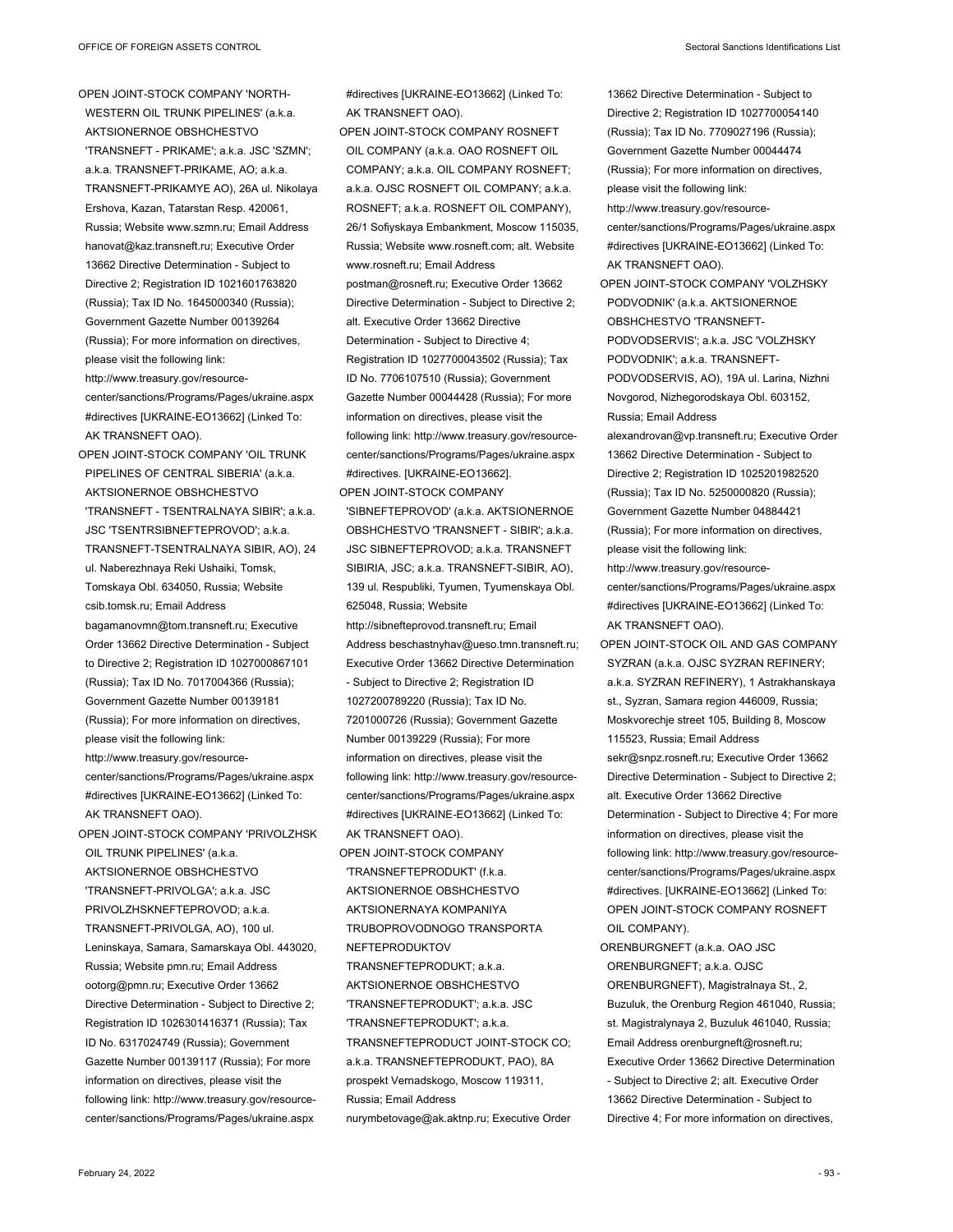OPEN JOINT-STOCK COMPANY 'NORTH-WESTERN OIL TRUNK PIPELINES' (a.k.a. AKTSIONERNOE OBSHCHESTVO 'TRANSNEFT - PRIKAME'; a.k.a. JSC 'SZMN'; a.k.a. TRANSNEFT-PRIKAME, AO; a.k.a. TRANSNEFT-PRIKAMYE AO), 26A ul. Nikolaya Ershova, Kazan, Tatarstan Resp. 420061, Russia; Website www.szmn.ru; Email Address hanovat@kaz.transneft.ru; Executive Order 13662 Directive Determination - Subject to Directive 2; Registration ID 1021601763820 (Russia); Tax ID No. 1645000340 (Russia); Government Gazette Number 00139264 (Russia); For more information on directives, please visit the following link: http://www.treasury.gov/resource-center/sanctions/Programs/Pages/ukraine.aspx#directives [UKRAINE-EO13662] (Linked To: AK TRANSNEFT OAO).

OPEN JOINT-STOCK COMPANY 'OIL TRUNK PIPELINES OF CENTRAL SIBERIA' (a.k.a. AKTSIONERNOE OBSHCHESTVO 'TRANSNEFT - TSENTRALNAYA SIBIR'; a.k.a. JSC 'TSENTRSIBNEFTEPROVOD'; a.k.a. TRANSNEFT-TSENTRALNAYA SIBIR, AO), 24 ul. Naberezhnaya Reki Ushaiki, Tomsk, Tomskaya Obl. 634050, Russia; Website csib.tomsk.ru; Email Address bagamanovmn@tom.transneft.ru; Executive Order 13662 Directive Determination - Subject to Directive 2; Registration ID 1027000867101 (Russia); Tax ID No. 7017004366 (Russia); Government Gazette Number 00139181 (Russia); For more information on directives, please visit the following link: http://www.treasury.gov/resource-center/sanctions/Programs/Pages/ukraine.aspx#directives [UKRAINE-EO13662] (Linked To: AK TRANSNEFT OAO).

OPEN JOINT-STOCK COMPANY 'PRIVOLZHSK OIL TRUNK PIPELINES' (a.k.a. AKTSIONERNOE OBSHCHESTVO 'TRANSNEFT-PRIVOLGA'; a.k.a. JSC PRIVOLZHSKNEFTEPROVOD; a.k.a. TRANSNEFT-PRIVOLGA, AO), 100 ul. Leninskaya, Samara, Samarskaya Obl. 443020, Russia; Website pmn.ru; Email Address ootorg@pmn.ru; Executive Order 13662 Directive Determination - Subject to Directive 2; Registration ID 1026301416371 (Russia); Tax ID No. 6317024749 (Russia); Government Gazette Number 00139117 (Russia); For more information on directives, please visit the following link: http://www.treasury.gov/resource-center/sanctions/Programs/Pages/ukraine.aspx#directives [UKRAINE-EO13662] (Linked To: AK TRANSNEFT OAO).

OPEN JOINT-STOCK COMPANY ROSNEFT OIL COMPANY (a.k.a. OAO ROSNEFT OIL COMPANY; a.k.a. OIL COMPANY ROSNEFT; a.k.a. OJSC ROSNEFT OIL COMPANY; a.k.a. ROSNEFT; a.k.a. ROSNEFT OIL COMPANY), 26/1 Sofiyskaya Embankment, Moscow 115035, Russia; Website www.rosneft.com; alt. Website www.rosneft.ru; Email Address postman@rosneft.ru; Executive Order 13662 Directive Determination - Subject to Directive 2; alt. Executive Order 13662 Directive Determination - Subject to Directive 4; Registration ID 1027700043502 (Russia); Tax ID No. 7706107510 (Russia); Government Gazette Number 00044428 (Russia); For more information on directives, please visit the following link: http://www.treasury.gov/resource-center/sanctions/Programs/Pages/ukraine.aspx#directives. [UKRAINE-EO13662].

OPEN JOINT-STOCK COMPANY 'SIBNEFTEPROVOD' (a.k.a. AKTSIONERNOE OBSHCHESTVO 'TRANSNEFT - SIBIR'; a.k.a. JSC SIBNEFTEPROVOD; a.k.a. TRANSNEFT SIBIRIA, JSC; a.k.a. TRANSNEFT-SIBIR, AO), 139 ul. Respubliki, Tyumen, Tyumenskaya Obl. 625048, Russia; Website http://sibnefteprovod.transneft.ru; Email Address beschastnyhav@ueso.tmn.transneft.ru; Executive Order 13662 Directive Determination - Subject to Directive 2; Registration ID 1027200789220 (Russia); Tax ID No. 7201000726 (Russia); Government Gazette Number 00139229 (Russia); For more information on directives, please visit the following link: http://www.treasury.gov/resource-center/sanctions/Programs/Pages/ukraine.aspx#directives [UKRAINE-EO13662] (Linked To: AK TRANSNEFT OAO).

OPEN JOINT-STOCK COMPANY 'TRANSNEFTEPRODUKT' (f.k.a. AKTSIONERNOE OBSHCHESTVO AKTSIONERNAYA KOMPANIYA TRUBOPROVODNOGO TRANSPORTA NEFTEPRODUKTOV TRANSNEFTEPRODUKT; a.k.a. AKTSIONERNOE OBSHCHESTVO 'TRANSNEFTEPRODUKT'; a.k.a. JSC 'TRANSNEFTEPRODUKT'; a.k.a. TRANSNEFTEPRODUCT JOINT-STOCK CO; a.k.a. TRANSNEFTEPRODUKT, PAO), 8A prospekt Vernadskogo, Moscow 119311, Russia; Email Address nurymbetovage@ak.aktnp.ru; Executive Order 13662 Directive Determination - Subject to Directive 2; Registration ID 1027700054140 (Russia); Tax ID No. 7709027196 (Russia); Government Gazette Number 00044474 (Russia); For more information on directives, please visit the following link: http://www.treasury.gov/resource-center/sanctions/Programs/Pages/ukraine.aspx#directives [UKRAINE-EO13662] (Linked To: AK TRANSNEFT OAO).

OPEN JOINT-STOCK COMPANY 'VOLZHSKY PODVODNIK' (a.k.a. AKTSIONERNOE OBSHCHESTVO 'TRANSNEFT-PODVODSERVIS'; a.k.a. JSC 'VOLZHSKY PODVODNIK'; a.k.a. TRANSNEFT-PODVODSERVIS, AO), 19A ul. Larina, Nizhni Novgorod, Nizhegorodskaya Obl. 603152, Russia; Email Address alexandrovan@vp.transneft.ru; Executive Order 13662 Directive Determination - Subject to Directive 2; Registration ID 1025201982520 (Russia); Tax ID No. 5250000820 (Russia); Government Gazette Number 04884421 (Russia); For more information on directives, please visit the following link: http://www.treasury.gov/resource-center/sanctions/Programs/Pages/ukraine.aspx#directives [UKRAINE-EO13662] (Linked To: AK TRANSNEFT OAO).

OPEN JOINT-STOCK OIL AND GAS COMPANY SYZRAN (a.k.a. OJSC SYZRAN REFINERY; a.k.a. SYZRAN REFINERY), 1 Astrakhanskaya st., Syzran, Samara region 446009, Russia; Moskvorechje street 105, Building 8, Moscow 115523, Russia; Email Address sekr@snpz.rosneft.ru; Executive Order 13662 Directive Determination - Subject to Directive 2; alt. Executive Order 13662 Directive Determination - Subject to Directive 4; For more information on directives, please visit the following link: http://www.treasury.gov/resource-center/sanctions/Programs/Pages/ukraine.aspx#directives. [UKRAINE-EO13662] (Linked To: OPEN JOINT-STOCK COMPANY ROSNEFT OIL COMPANY).

ORENBURGNEFT (a.k.a. OAO JSC ORENBURGNEFT; a.k.a. OJSC ORENBURGNEFT), Magistralnaya St., 2, Buzuluk, the Orenburg Region 461040, Russia; st. Magistralynaya 2, Buzuluk 461040, Russia; Email Address orenburgneft@rosneft.ru; Executive Order 13662 Directive Determination - Subject to Directive 2; alt. Executive Order 13662 Directive Determination - Subject to Directive 4; For more information on directives,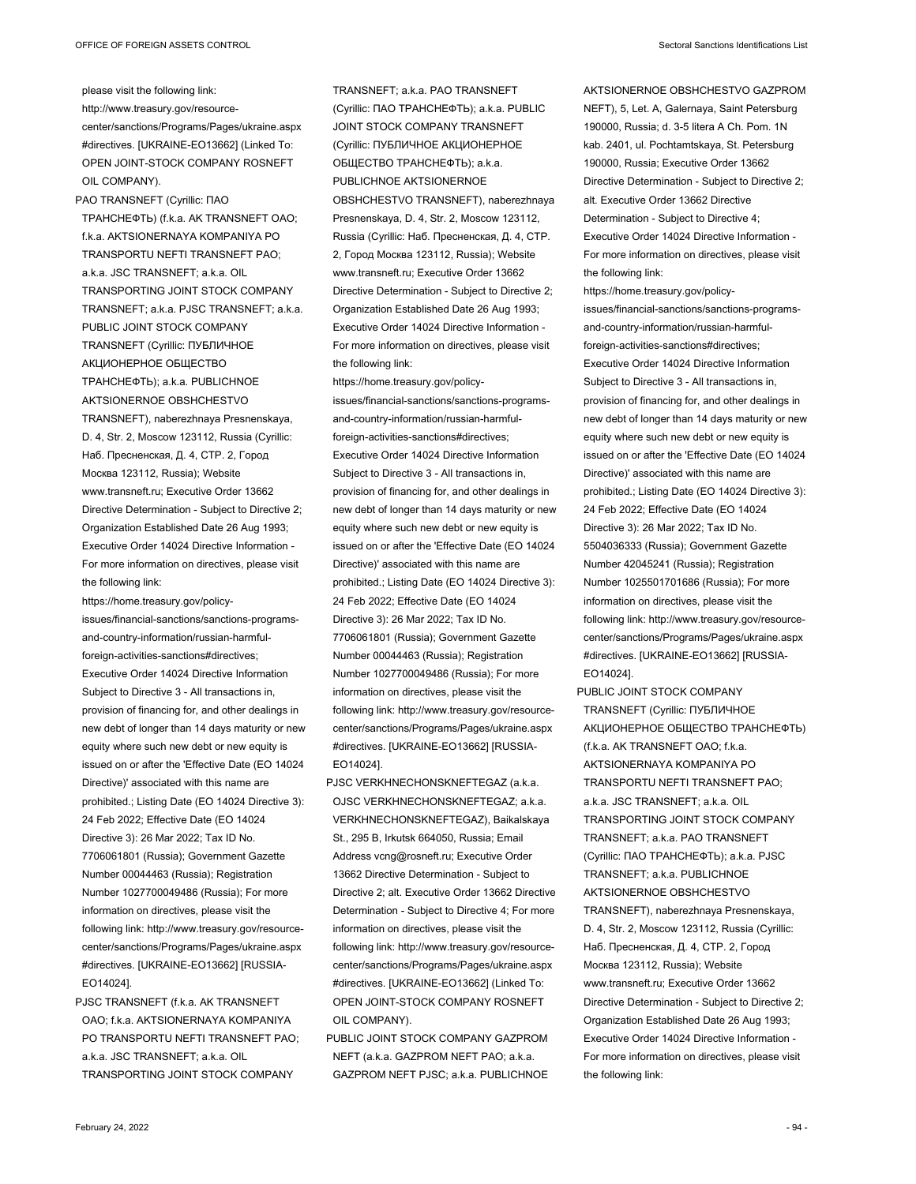please visit the following link: http://www.treasury.gov/resource-center/sanctions/Programs/Pages/ukraine.aspx#directives. [UKRAINE-EO13662] (Linked To: OPEN JOINT-STOCK COMPANY ROSNEFT OIL COMPANY).

PAO TRANSNEFT (Cyrillic: ПАО ТРАНСНЕФТЬ) (f.k.a. AK TRANSNEFT OAO; f.k.a. AKTSIONERNAYA KOMPANIYA PO TRANSPORTU NEFTI TRANSNEFT PAO; a.k.a. JSC TRANSNEFT; a.k.a. OIL TRANSPORTING JOINT STOCK COMPANY TRANSNEFT; a.k.a. PJSC TRANSNEFT; a.k.a. PUBLIC JOINT STOCK COMPANY TRANSNEFT (Cyrillic: ПУБЛИЧНОЕ АКЦИОНЕРНОЕ ОБЩЕСТВО ТРАНСНЕФТЬ); a.k.a. PUBLICHNOE AKTSIONERNOE OBSHCHESTVO TRANSNEFT), naberezhnaya Presnenskaya, D. 4, Str. 2, Moscow 123112, Russia (Cyrillic: Наб. Пресненская, Д. 4, СТР. 2, Город Москва 123112, Russia); Website www.transneft.ru; Executive Order 13662 Directive Determination - Subject to Directive 2; Organization Established Date 26 Aug 1993; Executive Order 14024 Directive Information - For more information on directives, please visit the following link: https://home.treasury.gov/policy-issues/financial-sanctions/sanctions-programs-and-country-information/russian-harmful-foreign-activities-sanctions#directives; Executive Order 14024 Directive Information Subject to Directive 3 - All transactions in, provision of financing for, and other dealings in new debt of longer than 14 days maturity or new equity where such new debt or new equity is issued on or after the 'Effective Date (EO 14024 Directive)' associated with this name are prohibited.; Listing Date (EO 14024 Directive 3): 24 Feb 2022; Effective Date (EO 14024 Directive 3): 26 Mar 2022; Tax ID No. 7706061801 (Russia); Government Gazette Number 00044463 (Russia); Registration Number 1027700049486 (Russia); For more information on directives, please visit the following link: http://www.treasury.gov/resource-center/sanctions/Programs/Pages/ukraine.aspx#directives. [UKRAINE-EO13662] [RUSSIA-EO14024].

PJSC TRANSNEFT (f.k.a. AK TRANSNEFT OAO; f.k.a. AKTSIONERNAYA KOMPANIYA PO TRANSPORTU NEFTI TRANSNEFT PAO; a.k.a. JSC TRANSNEFT; a.k.a. OIL TRANSPORTING JOINT STOCK COMPANY TRANSNEFT; a.k.a. PAO TRANSNEFT (Cyrillic: ПАО ТРАНСНЕФТЬ); a.k.a. PUBLIC JOINT STOCK COMPANY TRANSNEFT (Cyrillic: ПУБЛИЧНОЕ АКЦИОНЕРНОЕ ОБЩЕСТВО ТРАНСНЕФТЬ); a.k.a. PUBLICHNOE AKTSIONERNOE OBSHCHESTVO TRANSNEFT), naberezhnaya Presnenskaya, D. 4, Str. 2, Moscow 123112, Russia (Cyrillic: Наб. Пресненская, Д. 4, СТР. 2, Город Москва 123112, Russia); Website www.transneft.ru; Executive Order 13662 Directive Determination - Subject to Directive 2; Organization Established Date 26 Aug 1993; Executive Order 14024 Directive Information - For more information on directives, please visit the following link: https://home.treasury.gov/policy-issues/financial-sanctions/sanctions-programs-and-country-information/russian-harmful-foreign-activities-sanctions#directives; Executive Order 14024 Directive Information Subject to Directive 3 - All transactions in, provision of financing for, and other dealings in new debt of longer than 14 days maturity or new equity where such new debt or new equity is issued on or after the 'Effective Date (EO 14024 Directive)' associated with this name are prohibited.; Listing Date (EO 14024 Directive 3): 24 Feb 2022; Effective Date (EO 14024 Directive 3): 26 Mar 2022; Tax ID No. 7706061801 (Russia); Government Gazette Number 00044463 (Russia); Registration Number 1027700049486 (Russia); For more information on directives, please visit the following link: http://www.treasury.gov/resource-center/sanctions/Programs/Pages/ukraine.aspx#directives. [UKRAINE-EO13662] [RUSSIA-EO14024].

PJSC VERKHNECHONSKNEFTEGAZ (a.k.a. OJSC VERKHNECHONSKNEFTEGAZ; a.k.a. VERKHNECHONSKNEFTEGAZ), Baikalskaya St., 295 B, Irkutsk 664050, Russia; Email Address vcng@rosneft.ru; Executive Order 13662 Directive Determination - Subject to Directive 2; alt. Executive Order 13662 Directive Determination - Subject to Directive 4; For more information on directives, please visit the following link: http://www.treasury.gov/resource-center/sanctions/Programs/Pages/ukraine.aspx#directives. [UKRAINE-EO13662] (Linked To: OPEN JOINT-STOCK COMPANY ROSNEFT OIL COMPANY).

PUBLIC JOINT STOCK COMPANY GAZPROM NEFT (a.k.a. GAZPROM NEFT PAO; a.k.a. GAZPROM NEFT PJSC; a.k.a. PUBLICHNOE AKTSIONERNOE OBSHCHESTVO GAZPROM NEFT), 5, Let. A, Galernaya, Saint Petersburg 190000, Russia; d. 3-5 litera A Ch. Pom. 1N kab. 2401, ul. Pochtamtskaya, St. Petersburg 190000, Russia; Executive Order 13662 Directive Determination - Subject to Directive 2; alt. Executive Order 13662 Directive Determination - Subject to Directive 4; Executive Order 14024 Directive Information - For more information on directives, please visit the following link: https://home.treasury.gov/policy-issues/financial-sanctions/sanctions-programs-and-country-information/russian-harmful-foreign-activities-sanctions#directives; Executive Order 14024 Directive Information Subject to Directive 3 - All transactions in, provision of financing for, and other dealings in new debt of longer than 14 days maturity or new equity where such new debt or new equity is issued on or after the 'Effective Date (EO 14024 Directive)' associated with this name are prohibited.; Listing Date (EO 14024 Directive 3): 24 Feb 2022; Effective Date (EO 14024 Directive 3): 26 Mar 2022; Tax ID No. 5504036333 (Russia); Government Gazette Number 42045241 (Russia); Registration Number 1025501701686 (Russia); For more information on directives, please visit the following link: http://www.treasury.gov/resource-center/sanctions/Programs/Pages/ukraine.aspx#directives. [UKRAINE-EO13662] [RUSSIA-EO14024].

PUBLIC JOINT STOCK COMPANY TRANSNEFT (Cyrillic: ПУБЛИЧНОЕ АКЦИОНЕРНОЕ ОБЩЕСТВО ТРАНСНЕФТЬ) (f.k.a. AK TRANSNEFT OAO; f.k.a. AKTSIONERNAYA KOMPANIYA PO TRANSPORTU NEFTI TRANSNEFT PAO; a.k.a. JSC TRANSNEFT; a.k.a. OIL TRANSPORTING JOINT STOCK COMPANY TRANSNEFT; a.k.a. PAO TRANSNEFT (Cyrillic: ПАО ТРАНСНЕФТЬ); a.k.a. PJSC TRANSNEFT; a.k.a. PUBLICHNOE AKTSIONERNOE OBSHCHESTVO TRANSNEFT), naberezhnaya Presnenskaya, D. 4, Str. 2, Moscow 123112, Russia (Cyrillic: Наб. Пресненская, Д. 4, СТР. 2, Город Москва 123112, Russia); Website www.transneft.ru; Executive Order 13662 Directive Determination - Subject to Directive 2; Organization Established Date 26 Aug 1993; Executive Order 14024 Directive Information - For more information on directives, please visit the following link: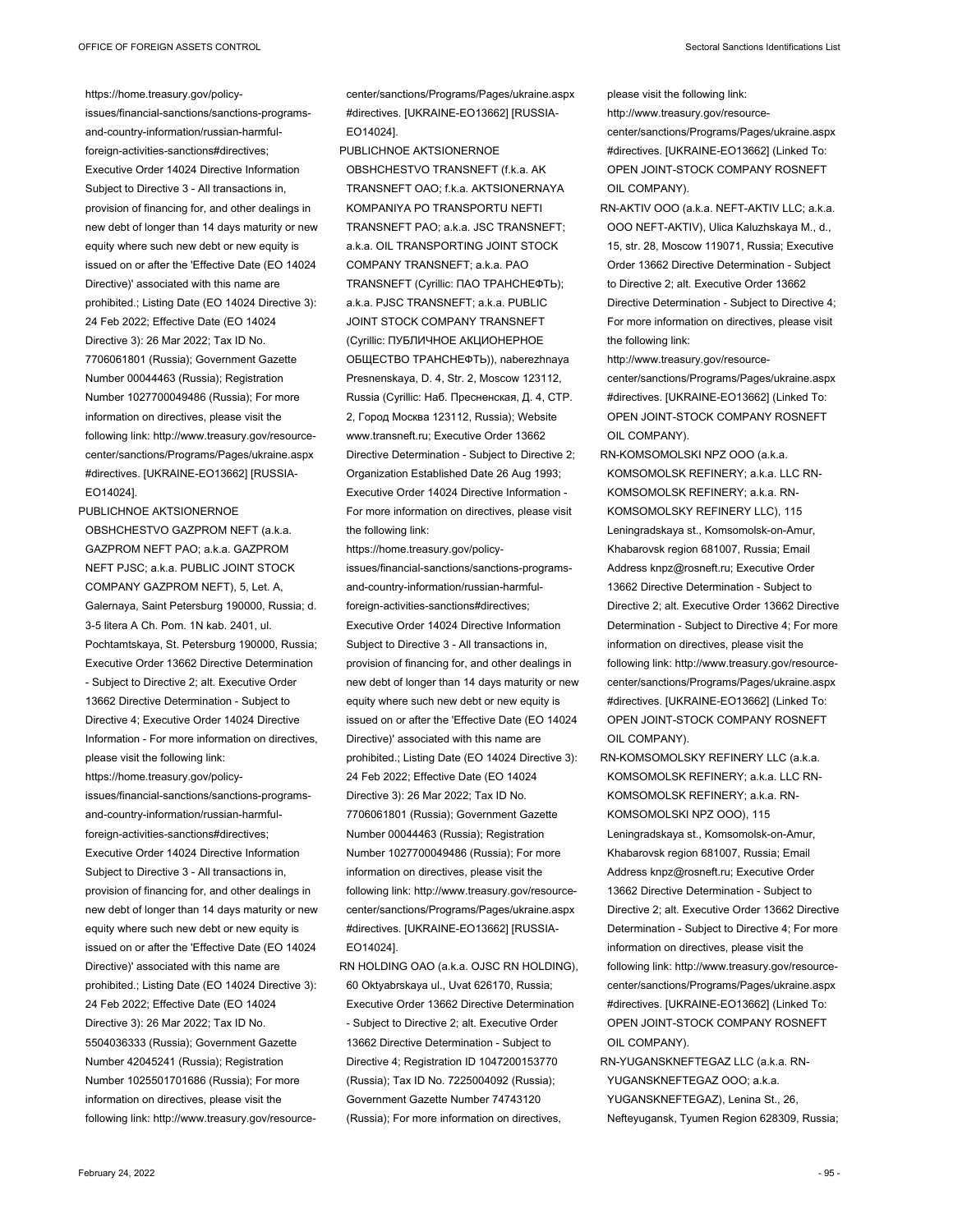https://home.treasury.gov/policy-issues/financial-sanctions/sanctions-programs-and-country-information/russian-harmful-foreign-activities-sanctions#directives; Executive Order 14024 Directive Information Subject to Directive 3 - All transactions in, provision of financing for, and other dealings in new debt of longer than 14 days maturity or new equity where such new debt or new equity is issued on or after the 'Effective Date (EO 14024 Directive)' associated with this name are prohibited.; Listing Date (EO 14024 Directive 3): 24 Feb 2022; Effective Date (EO 14024 Directive 3): 26 Mar 2022; Tax ID No. 7706061801 (Russia); Government Gazette Number 00044463 (Russia); Registration Number 1027700049486 (Russia); For more information on directives, please visit the following link: http://www.treasury.gov/resource-center/sanctions/Programs/Pages/ukraine.aspx#directives. [UKRAINE-EO13662] [RUSSIA-EO14024].

PUBLICHNOE AKTSIONERNOE OBSHCHESTVO GAZPROM NEFT (a.k.a. GAZPROM NEFT PAO; a.k.a. GAZPROM NEFT PJSC; a.k.a. PUBLIC JOINT STOCK COMPANY GAZPROM NEFT), 5, Let. A, Galernaya, Saint Petersburg 190000, Russia; d. 3-5 litera A Ch. Pom. 1N kab. 2401, ul. Pochtamtskaya, St. Petersburg 190000, Russia; Executive Order 13662 Directive Determination - Subject to Directive 2; alt. Executive Order 13662 Directive Determination - Subject to Directive 4; Executive Order 14024 Directive Information - For more information on directives, please visit the following link: https://home.treasury.gov/policy-issues/financial-sanctions/sanctions-programs-and-country-information/russian-harmful-foreign-activities-sanctions#directives; Executive Order 14024 Directive Information Subject to Directive 3 - All transactions in, provision of financing for, and other dealings in new debt of longer than 14 days maturity or new equity where such new debt or new equity is issued on or after the 'Effective Date (EO 14024 Directive)' associated with this name are prohibited.; Listing Date (EO 14024 Directive 3): 24 Feb 2022; Effective Date (EO 14024 Directive 3): 26 Mar 2022; Tax ID No. 5504036333 (Russia); Government Gazette Number 42045241 (Russia); Registration Number 1025501701686 (Russia); For more information on directives, please visit the following link: http://www.treasury.gov/resource-center/sanctions/Programs/Pages/ukraine.aspx#directives. [UKRAINE-EO13662] [RUSSIA-EO14024].

PUBLICHNOE AKTSIONERNOE OBSHCHESTVO TRANSNEFT (f.k.a. AK TRANSNEFT OAO; f.k.a. AKTSIONERNAYA KOMPANIYA PO TRANSPORTU NEFTI TRANSNEFT PAO; a.k.a. JSC TRANSNEFT; a.k.a. OIL TRANSPORTING JOINT STOCK COMPANY TRANSNEFT; a.k.a. PAO TRANSNEFT (Cyrillic: ПАО ТРАНСНЕФТЬ); a.k.a. PJSC TRANSNEFT; a.k.a. PUBLIC JOINT STOCK COMPANY TRANSNEFT (Cyrillic: ПУБЛИЧНОЕ АКЦИОНЕРНОЕ ОБЩЕСТВО ТРАНСНЕФТЬ)), naberezhnaya Presnenskaya, D. 4, Str. 2, Moscow 123112, Russia (Cyrillic: Наб. Пресненская, Д. 4, СТР. 2, Город Москва 123112, Russia); Website www.transneft.ru; Executive Order 13662 Directive Determination - Subject to Directive 2; Organization Established Date 26 Aug 1993; Executive Order 14024 Directive Information - For more information on directives, please visit the following link: https://home.treasury.gov/policy-issues/financial-sanctions/sanctions-programs-and-country-information/russian-harmful-foreign-activities-sanctions#directives; Executive Order 14024 Directive Information Subject to Directive 3 - All transactions in, provision of financing for, and other dealings in new debt of longer than 14 days maturity or new equity where such new debt or new equity is issued on or after the 'Effective Date (EO 14024 Directive)' associated with this name are prohibited.; Listing Date (EO 14024 Directive 3): 24 Feb 2022; Effective Date (EO 14024 Directive 3): 26 Mar 2022; Tax ID No. 7706061801 (Russia); Government Gazette Number 00044463 (Russia); Registration Number 1027700049486 (Russia); For more information on directives, please visit the following link: http://www.treasury.gov/resource-center/sanctions/Programs/Pages/ukraine.aspx#directives. [UKRAINE-EO13662] [RUSSIA-EO14024].

RN HOLDING OAO (a.k.a. OJSC RN HOLDING), 60 Oktyabrskaya ul., Uvat 626170, Russia; Executive Order 13662 Directive Determination - Subject to Directive 2; alt. Executive Order 13662 Directive Determination - Subject to Directive 4; Registration ID 1047200153770 (Russia); Tax ID No. 7225004092 (Russia); Government Gazette Number 74743120 (Russia); For more information on directives, please visit the following link: http://www.treasury.gov/resource-center/sanctions/Programs/Pages/ukraine.aspx#directives. [UKRAINE-EO13662] (Linked To: OPEN JOINT-STOCK COMPANY ROSNEFT OIL COMPANY).

RN-AKTIV OOO (a.k.a. NEFT-AKTIV LLC; a.k.a. OOO NEFT-AKTIV), Ulica Kaluzhskaya M., d., 15, str. 28, Moscow 119071, Russia; Executive Order 13662 Directive Determination - Subject to Directive 2; alt. Executive Order 13662 Directive Determination - Subject to Directive 4; For more information on directives, please visit the following link: http://www.treasury.gov/resource-center/sanctions/Programs/Pages/ukraine.aspx#directives. [UKRAINE-EO13662] (Linked To: OPEN JOINT-STOCK COMPANY ROSNEFT OIL COMPANY).

RN-KOMSOMOLSKI NPZ OOO (a.k.a. KOMSOMOLSK REFINERY; a.k.a. LLC RN-KOMSOMOLSK REFINERY; a.k.a. RN-KOMSOMOLSKY REFINERY LLC), 115 Leningradskaya st., Komsomolsk-on-Amur, Khabarovsk region 681007, Russia; Email Address knpz@rosneft.ru; Executive Order 13662 Directive Determination - Subject to Directive 2; alt. Executive Order 13662 Directive Determination - Subject to Directive 4; For more information on directives, please visit the following link: http://www.treasury.gov/resource-center/sanctions/Programs/Pages/ukraine.aspx#directives. [UKRAINE-EO13662] (Linked To: OPEN JOINT-STOCK COMPANY ROSNEFT OIL COMPANY).

RN-KOMSOMOLSKY REFINERY LLC (a.k.a. KOMSOMOLSK REFINERY; a.k.a. LLC RN-KOMSOMOLSK REFINERY; a.k.a. RN-KOMSOMOLSKI NPZ OOO), 115 Leningradskaya st., Komsomolsk-on-Amur, Khabarovsk region 681007, Russia; Email Address knpz@rosneft.ru; Executive Order 13662 Directive Determination - Subject to Directive 2; alt. Executive Order 13662 Directive Determination - Subject to Directive 4; For more information on directives, please visit the following link: http://www.treasury.gov/resource-center/sanctions/Programs/Pages/ukraine.aspx#directives. [UKRAINE-EO13662] (Linked To: OPEN JOINT-STOCK COMPANY ROSNEFT OIL COMPANY).

RN-YUGANSKNEFTEGAZ LLC (a.k.a. RN-YUGANSKNEFTEGAZ OOO; a.k.a. YUGANSKNEFTEGAZ), Lenina St., 26, Nefteyugansk, Tyumen Region 628309, Russia;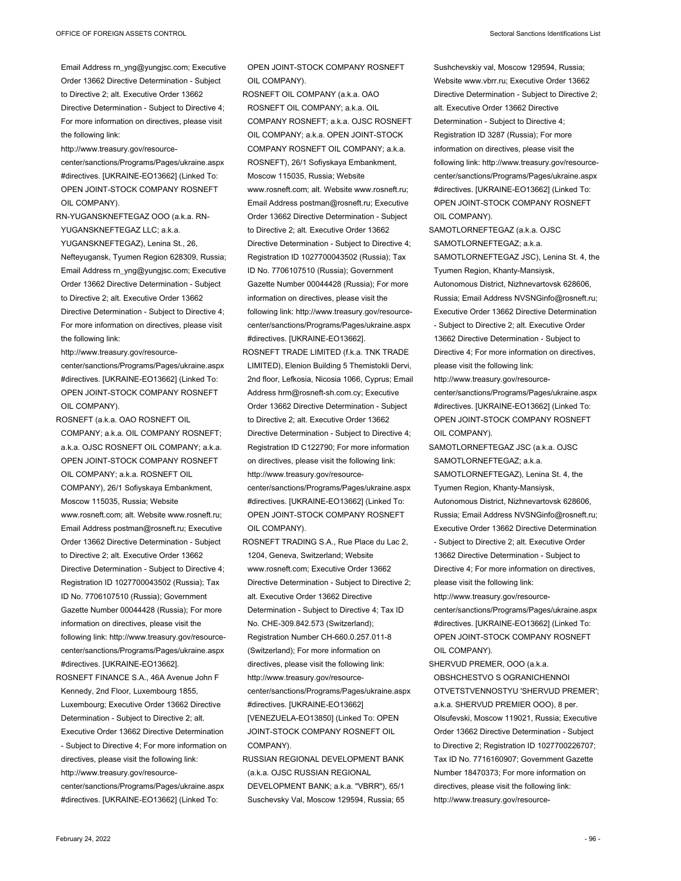Email Address rn_yng@yungjsc.com; Executive Order 13662 Directive Determination - Subject to Directive 2; alt. Executive Order 13662 Directive Determination - Subject to Directive 4; For more information on directives, please visit the following link: http://www.treasury.gov/resource-center/sanctions/Programs/Pages/ukraine.aspx#directives. [UKRAINE-EO13662] (Linked To: OPEN JOINT-STOCK COMPANY ROSNEFT OIL COMPANY).

RN-YUGANSKNEFTEGAZ OOO (a.k.a. RN-YUGANSKNEFTEGAZ LLC; a.k.a. YUGANSKNEFTEGAZ), Lenina St., 26, Nefteyugansk, Tyumen Region 628309, Russia; Email Address rn_yng@yungjsc.com; Executive Order 13662 Directive Determination - Subject to Directive 2; alt. Executive Order 13662 Directive Determination - Subject to Directive 4; For more information on directives, please visit the following link: http://www.treasury.gov/resource-center/sanctions/Programs/Pages/ukraine.aspx#directives. [UKRAINE-EO13662] (Linked To: OPEN JOINT-STOCK COMPANY ROSNEFT OIL COMPANY).

ROSNEFT (a.k.a. OAO ROSNEFT OIL COMPANY; a.k.a. OIL COMPANY ROSNEFT; a.k.a. OJSC ROSNEFT OIL COMPANY; a.k.a. OPEN JOINT-STOCK COMPANY ROSNEFT OIL COMPANY; a.k.a. ROSNEFT OIL COMPANY), 26/1 Sofiyskaya Embankment, Moscow 115035, Russia; Website www.rosneft.com; alt. Website www.rosneft.ru; Email Address postman@rosneft.ru; Executive Order 13662 Directive Determination - Subject to Directive 2; alt. Executive Order 13662 Directive Determination - Subject to Directive 4; Registration ID 1027700043502 (Russia); Tax ID No. 7706107510 (Russia); Government Gazette Number 00044428 (Russia); For more information on directives, please visit the following link: http://www.treasury.gov/resource-center/sanctions/Programs/Pages/ukraine.aspx#directives. [UKRAINE-EO13662].

ROSNEFT FINANCE S.A., 46A Avenue John F Kennedy, 2nd Floor, Luxembourg 1855, Luxembourg; Executive Order 13662 Directive Determination - Subject to Directive 2; alt. Executive Order 13662 Directive Determination - Subject to Directive 4; For more information on directives, please visit the following link: http://www.treasury.gov/resource-center/sanctions/Programs/Pages/ukraine.aspx#directives. [UKRAINE-EO13662] (Linked To: OPEN JOINT-STOCK COMPANY ROSNEFT OIL COMPANY).

ROSNEFT OIL COMPANY (a.k.a. OAO ROSNEFT OIL COMPANY; a.k.a. OIL COMPANY ROSNEFT; a.k.a. OJSC ROSNEFT OIL COMPANY; a.k.a. OPEN JOINT-STOCK COMPANY ROSNEFT OIL COMPANY; a.k.a. ROSNEFT), 26/1 Sofiyskaya Embankment, Moscow 115035, Russia; Website www.rosneft.com; alt. Website www.rosneft.ru; Email Address postman@rosneft.ru; Executive Order 13662 Directive Determination - Subject to Directive 2; alt. Executive Order 13662 Directive Determination - Subject to Directive 4; Registration ID 1027700043502 (Russia); Tax ID No. 7706107510 (Russia); Government Gazette Number 00044428 (Russia); For more information on directives, please visit the following link: http://www.treasury.gov/resource-center/sanctions/Programs/Pages/ukraine.aspx#directives. [UKRAINE-EO13662].

ROSNEFT TRADE LIMITED (f.k.a. TNK TRADE LIMITED), Elenion Building 5 Themistokli Dervi, 2nd floor, Lefkosia, Nicosia 1066, Cyprus; Email Address hrm@rosneft-sh.com.cy; Executive Order 13662 Directive Determination - Subject to Directive 2; alt. Executive Order 13662 Directive Determination - Subject to Directive 4; Registration ID C122790; For more information on directives, please visit the following link: http://www.treasury.gov/resource-center/sanctions/Programs/Pages/ukraine.aspx#directives. [UKRAINE-EO13662] (Linked To: OPEN JOINT-STOCK COMPANY ROSNEFT OIL COMPANY).

ROSNEFT TRADING S.A., Rue Place du Lac 2, 1204, Geneva, Switzerland; Website www.rosneft.com; Executive Order 13662 Directive Determination - Subject to Directive 2; alt. Executive Order 13662 Directive Determination - Subject to Directive 4; Tax ID No. CHE-309.842.573 (Switzerland); Registration Number CH-660.0.257.011-8 (Switzerland); For more information on directives, please visit the following link: http://www.treasury.gov/resource-center/sanctions/Programs/Pages/ukraine.aspx#directives. [UKRAINE-EO13662] [VENEZUELA-EO13850] (Linked To: OPEN JOINT-STOCK COMPANY ROSNEFT OIL COMPANY).

RUSSIAN REGIONAL DEVELOPMENT BANK (a.k.a. OJSC RUSSIAN REGIONAL DEVELOPMENT BANK; a.k.a. "VBRR"), 65/1 Suschevsky Val, Moscow 129594, Russia; 65 Sushchevskiy val, Moscow 129594, Russia; Website www.vbrr.ru; Executive Order 13662 Directive Determination - Subject to Directive 2; alt. Executive Order 13662 Directive Determination - Subject to Directive 4; Registration ID 3287 (Russia); For more information on directives, please visit the following link: http://www.treasury.gov/resource-center/sanctions/Programs/Pages/ukraine.aspx#directives. [UKRAINE-EO13662] (Linked To: OPEN JOINT-STOCK COMPANY ROSNEFT OIL COMPANY).

SAMOTLORNEFTEGAZ (a.k.a. OJSC SAMOTLORNEFTEGAZ; a.k.a. SAMOTLORNEFTEGAZ JSC), Lenina St. 4, the Tyumen Region, Khanty-Mansiysk, Autonomous District, Nizhnevartovsk 628606, Russia; Email Address NVSNGinfo@rosneft.ru; Executive Order 13662 Directive Determination - Subject to Directive 2; alt. Executive Order 13662 Directive Determination - Subject to Directive 4; For more information on directives, please visit the following link: http://www.treasury.gov/resource-center/sanctions/Programs/Pages/ukraine.aspx#directives. [UKRAINE-EO13662] (Linked To: OPEN JOINT-STOCK COMPANY ROSNEFT OIL COMPANY).

SAMOTLORNEFTEGAZ JSC (a.k.a. OJSC SAMOTLORNEFTEGAZ; a.k.a. SAMOTLORNEFTEGAZ), Lenina St. 4, the Tyumen Region, Khanty-Mansiysk, Autonomous District, Nizhnevartovsk 628606, Russia; Email Address NVSNGinfo@rosneft.ru; Executive Order 13662 Directive Determination - Subject to Directive 2; alt. Executive Order 13662 Directive Determination - Subject to Directive 4; For more information on directives, please visit the following link: http://www.treasury.gov/resource-center/sanctions/Programs/Pages/ukraine.aspx#directives. [UKRAINE-EO13662] (Linked To: OPEN JOINT-STOCK COMPANY ROSNEFT OIL COMPANY).

SHERVUD PREMER, OOO (a.k.a. OBSHCHESTVO S OGRANICHENNOI OTVETSTVENNOSTYU 'SHERVUD PREMER'; a.k.a. SHERVUD PREMIER OOO), 8 per. Olsufevski, Moscow 119021, Russia; Executive Order 13662 Directive Determination - Subject to Directive 2; Registration ID 1027700226707; Tax ID No. 7716160907; Government Gazette Number 18470373; For more information on directives, please visit the following link: http://www.treasury.gov/resource-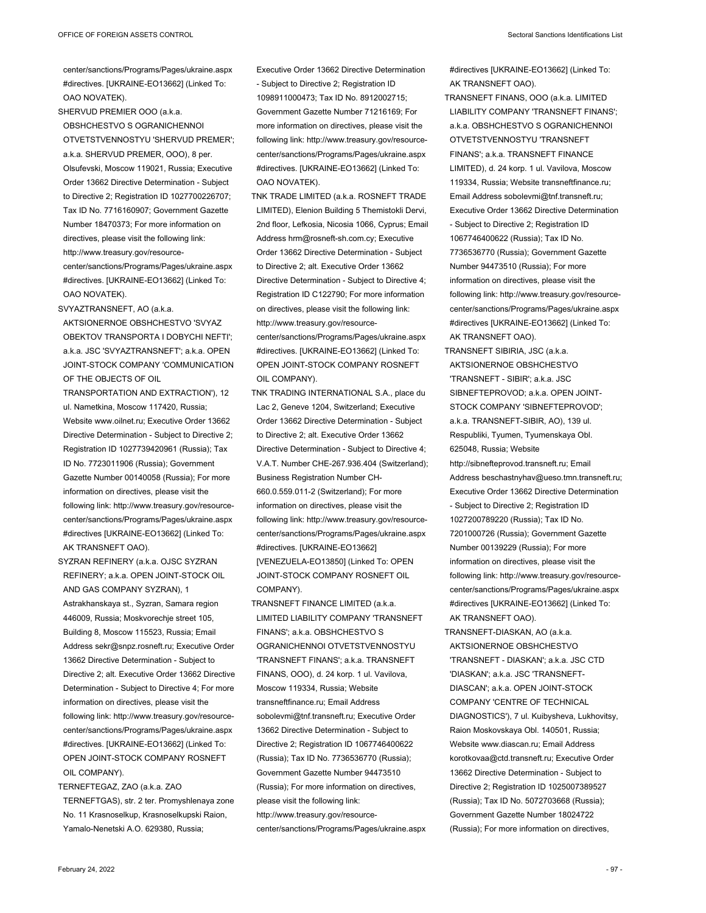center/sanctions/Programs/Pages/ukraine.aspx #directives. [UKRAINE-EO13662] (Linked To: OAO NOVATEK).

SHERVUD PREMIER OOO (a.k.a. OBSHCHESTVO S OGRANICHENNOI OTVETSTVENNOSTYU 'SHERVUD PREMER'; a.k.a. SHERVUD PREMER, OOO), 8 per. Olsufevski, Moscow 119021, Russia; Executive Order 13662 Directive Determination - Subject to Directive 2; Registration ID 1027700226707; Tax ID No. 7716160907; Government Gazette Number 18470373; For more information on directives, please visit the following link: http://www.treasury.gov/resource-center/sanctions/Programs/Pages/ukraine.aspx #directives. [UKRAINE-EO13662] (Linked To: OAO NOVATEK).

SVYAZTRANSNEFT, AO (a.k.a. AKTSIONERNOE OBSHCHESTVO 'SVYAZ OBEKTOV TRANSPORTA I DOBYCHI NEFTI'; a.k.a. JSC 'SVYAZTRANSNEFT'; a.k.a. OPEN JOINT-STOCK COMPANY 'COMMUNICATION OF THE OBJECTS OF OIL TRANSPORTATION AND EXTRACTION'), 12 ul. Nametkina, Moscow 117420, Russia; Website www.oilnet.ru; Executive Order 13662 Directive Determination - Subject to Directive 2; Registration ID 1027739420961 (Russia); Tax ID No. 7723011906 (Russia); Government Gazette Number 00140058 (Russia); For more information on directives, please visit the following link: http://www.treasury.gov/resource-center/sanctions/Programs/Pages/ukraine.aspx #directives [UKRAINE-EO13662] (Linked To: AK TRANSNEFT OAO).

SYZRAN REFINERY (a.k.a. OJSC SYZRAN REFINERY; a.k.a. OPEN JOINT-STOCK OIL AND GAS COMPANY SYZRAN), 1 Astrakhanskaya st., Syzran, Samara region 446009, Russia; Moskvorechje street 105, Building 8, Moscow 115523, Russia; Email Address sekr@snpz.rosneft.ru; Executive Order 13662 Directive Determination - Subject to Directive 2; alt. Executive Order 13662 Directive Determination - Subject to Directive 4; For more information on directives, please visit the following link: http://www.treasury.gov/resource-center/sanctions/Programs/Pages/ukraine.aspx #directives. [UKRAINE-EO13662] (Linked To: OPEN JOINT-STOCK COMPANY ROSNEFT OIL COMPANY).

TERNEFTEGAZ, ZAO (a.k.a. ZAO TERNEFTGAS), str. 2 ter. Promyshlenaya zone No. 11 Krasnoselkup, Krasnoselkupski Raion, Yamalo-Nenetski A.O. 629380, Russia; Executive Order 13662 Directive Determination - Subject to Directive 2; Registration ID 1098911000473; Tax ID No. 8912002715; Government Gazette Number 71216169; For more information on directives, please visit the following link: http://www.treasury.gov/resource-center/sanctions/Programs/Pages/ukraine.aspx #directives. [UKRAINE-EO13662] (Linked To: OAO NOVATEK).

TNK TRADE LIMITED (a.k.a. ROSNEFT TRADE LIMITED), Elenion Building 5 Themistokli Dervi, 2nd floor, Lefkosia, Nicosia 1066, Cyprus; Email Address hrm@rosneft-sh.com.cy; Executive Order 13662 Directive Determination - Subject to Directive 2; alt. Executive Order 13662 Directive Determination - Subject to Directive 4; Registration ID C122790; For more information on directives, please visit the following link: http://www.treasury.gov/resource-center/sanctions/Programs/Pages/ukraine.aspx #directives. [UKRAINE-EO13662] (Linked To: OPEN JOINT-STOCK COMPANY ROSNEFT OIL COMPANY).

TNK TRADING INTERNATIONAL S.A., place du Lac 2, Geneve 1204, Switzerland; Executive Order 13662 Directive Determination - Subject to Directive 2; alt. Executive Order 13662 Directive Determination - Subject to Directive 4; V.A.T. Number CHE-267.936.404 (Switzerland); Business Registration Number CH-660.0.559.011-2 (Switzerland); For more information on directives, please visit the following link: http://www.treasury.gov/resource-center/sanctions/Programs/Pages/ukraine.aspx #directives. [UKRAINE-EO13662] [VENEZUELA-EO13850] (Linked To: OPEN JOINT-STOCK COMPANY ROSNEFT OIL COMPANY).

TRANSNEFT FINANCE LIMITED (a.k.a. LIMITED LIABILITY COMPANY 'TRANSNEFT FINANS'; a.k.a. OBSHCHESTVO S OGRANICHENNOI OTVETSTVENNOSTYU 'TRANSNEFT FINANS'; a.k.a. TRANSNEFT FINANS, OOO), d. 24 korp. 1 ul. Vavilova, Moscow 119334, Russia; Website transneftfinance.ru; Email Address sobolevmi@tnf.transneft.ru; Executive Order 13662 Directive Determination - Subject to Directive 2; Registration ID 1067746400622 (Russia); Tax ID No. 7736536770 (Russia); Government Gazette Number 94473510 (Russia); For more information on directives, please visit the following link: http://www.treasury.gov/resource-center/sanctions/Programs/Pages/ukraine.aspx #directives [UKRAINE-EO13662] (Linked To: AK TRANSNEFT OAO).

TRANSNEFT FINANS, OOO (a.k.a. LIMITED LIABILITY COMPANY 'TRANSNEFT FINANS'; a.k.a. OBSHCHESTVO S OGRANICHENNOI OTVETSTVENNOSTYU 'TRANSNEFT FINANS'; a.k.a. TRANSNEFT FINANCE LIMITED), d. 24 korp. 1 ul. Vavilova, Moscow 119334, Russia; Website transneftfinance.ru; Email Address sobolevmi@tnf.transneft.ru; Executive Order 13662 Directive Determination - Subject to Directive 2; Registration ID 1067746400622 (Russia); Tax ID No. 7736536770 (Russia); Government Gazette Number 94473510 (Russia); For more information on directives, please visit the following link: http://www.treasury.gov/resource-center/sanctions/Programs/Pages/ukraine.aspx #directives [UKRAINE-EO13662] (Linked To: AK TRANSNEFT OAO).

TRANSNEFT SIBIRIA, JSC (a.k.a. AKTSIONERNOE OBSHCHESTVO 'TRANSNEFT - SIBIR'; a.k.a. JSC SIBNEFTEPROVOD; a.k.a. OPEN JOINT-STOCK COMPANY 'SIBNEFTEPROVOD'; a.k.a. TRANSNEFT-SIBIR, AO), 139 ul. Respubliki, Tyumen, Tyumenskaya Obl. 625048, Russia; Website http://sibnefteprovod.transneft.ru; Email Address beschastnyhav@ueso.tmn.transneft.ru; Executive Order 13662 Directive Determination - Subject to Directive 2; Registration ID 1027200789220 (Russia); Tax ID No. 7201000726 (Russia); Government Gazette Number 00139229 (Russia); For more information on directives, please visit the following link: http://www.treasury.gov/resource-center/sanctions/Programs/Pages/ukraine.aspx #directives [UKRAINE-EO13662] (Linked To: AK TRANSNEFT OAO).

TRANSNEFT-DIASKAN, AO (a.k.a. AKTSIONERNOE OBSHCHESTVO 'TRANSNEFT - DIASKAN'; a.k.a. JSC CTD 'DIASKAN'; a.k.a. JSC 'TRANSNEFT-DIASCAN'; a.k.a. OPEN JOINT-STOCK COMPANY 'CENTRE OF TECHNICAL DIAGNOSTICS'), 7 ul. Kuibysheva, Lukhovitsy, Raion Moskovskaya Obl. 140501, Russia; Website www.diascan.ru; Email Address korotkovaa@ctd.transneft.ru; Executive Order 13662 Directive Determination - Subject to Directive 2; Registration ID 1025007389527 (Russia); Tax ID No. 5072703668 (Russia); Government Gazette Number 18024722 (Russia); For more information on directives,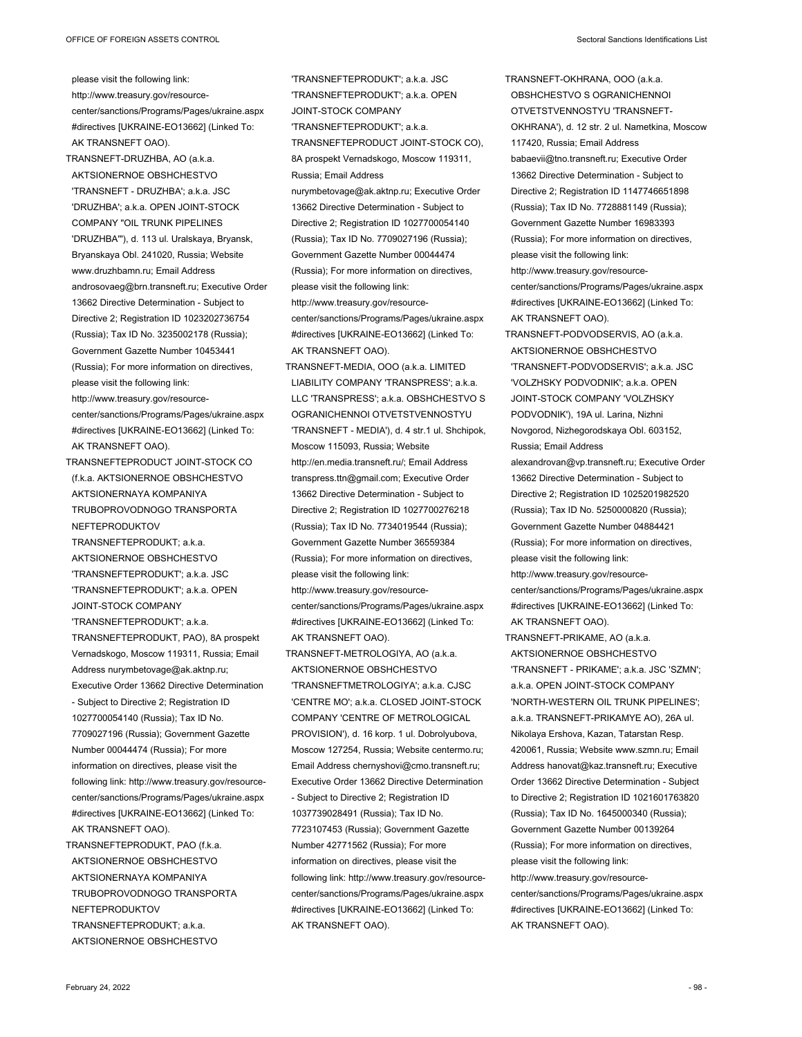please visit the following link: http://www.treasury.gov/resource-center/sanctions/Programs/Pages/ukraine.aspx#directives [UKRAINE-EO13662] (Linked To: AK TRANSNEFT OAO).

TRANSNEFT-DRUZHBA, AO (a.k.a. AKTSIONERNOE OBSHCHESTVO 'TRANSNEFT - DRUZHBA'; a.k.a. JSC 'DRUZHBA'; a.k.a. OPEN JOINT-STOCK COMPANY "OIL TRUNK PIPELINES 'DRUZHBA'"), d. 113 ul. Uralskaya, Bryansk, Bryanskaya Obl. 241020, Russia; Website www.druzhbamn.ru; Email Address androsovaeg@brn.transneft.ru; Executive Order 13662 Directive Determination - Subject to Directive 2; Registration ID 1023202736754 (Russia); Tax ID No. 3235002178 (Russia); Government Gazette Number 10453441 (Russia); For more information on directives, please visit the following link: http://www.treasury.gov/resource-center/sanctions/Programs/Pages/ukraine.aspx#directives [UKRAINE-EO13662] (Linked To: AK TRANSNEFT OAO).

TRANSNEFTEPRODUCT JOINT-STOCK CO (f.k.a. AKTSIONERNOE OBSHCHESTVO AKTSIONERNAYA KOMPANIYA TRUBOPROVODNOGO TRANSPORTA NEFTEPRODUKTOV TRANSNEFTEPRODUKT; a.k.a. AKTSIONERNOE OBSHCHESTVO 'TRANSNEFTEPRODUKT'; a.k.a. JSC 'TRANSNEFTEPRODUKT'; a.k.a. OPEN JOINT-STOCK COMPANY 'TRANSNEFTEPRODUKT'; a.k.a. TRANSNEFTEPRODUKT, PAO), 8A prospekt Vernadskogo, Moscow 119311, Russia; Email Address nurymbetovage@ak.aktnp.ru; Executive Order 13662 Directive Determination - Subject to Directive 2; Registration ID 1027700054140 (Russia); Tax ID No. 7709027196 (Russia); Government Gazette Number 00044474 (Russia); For more information on directives, please visit the following link: http://www.treasury.gov/resource-center/sanctions/Programs/Pages/ukraine.aspx#directives [UKRAINE-EO13662] (Linked To: AK TRANSNEFT OAO).

TRANSNEFTEPRODUKT, PAO (f.k.a. AKTSIONERNOE OBSHCHESTVO AKTSIONERNAYA KOMPANIYA TRUBOPROVODNOGO TRANSPORTA NEFTEPRODUKTOV TRANSNEFTEPRODUKT; a.k.a. AKTSIONERNOE OBSHCHESTVO 'TRANSNEFTEPRODUKT'; a.k.a. JSC 'TRANSNEFTEPRODUKT'; a.k.a. OPEN JOINT-STOCK COMPANY 'TRANSNEFTEPRODUKT'; a.k.a. TRANSNEFTEPRODUCT JOINT-STOCK CO), 8A prospekt Vernadskogo, Moscow 119311, Russia; Email Address nurymbetovage@ak.aktnp.ru; Executive Order 13662 Directive Determination - Subject to Directive 2; Registration ID 1027700054140 (Russia); Tax ID No. 7709027196 (Russia); Government Gazette Number 00044474 (Russia); For more information on directives, please visit the following link: http://www.treasury.gov/resource-center/sanctions/Programs/Pages/ukraine.aspx#directives [UKRAINE-EO13662] (Linked To: AK TRANSNEFT OAO).

TRANSNEFT-MEDIA, OOO (a.k.a. LIMITED LIABILITY COMPANY 'TRANSPRESS'; a.k.a. LLC 'TRANSPRESS'; a.k.a. OBSHCHESTVO S OGRANICHENNOI OTVETSTVENNOSTYU 'TRANSNEFT - MEDIA'), d. 4 str.1 ul. Shchipok, Moscow 115093, Russia; Website http://en.media.transneft.ru/; Email Address transpress.ttn@gmail.com; Executive Order 13662 Directive Determination - Subject to Directive 2; Registration ID 1027700276218 (Russia); Tax ID No. 7734019544 (Russia); Government Gazette Number 36559384 (Russia); For more information on directives, please visit the following link: http://www.treasury.gov/resource-center/sanctions/Programs/Pages/ukraine.aspx#directives [UKRAINE-EO13662] (Linked To: AK TRANSNEFT OAO).

TRANSNEFT-METROLOGIYA, AO (a.k.a. AKTSIONERNOE OBSHCHESTVO 'TRANSNEFTMETROLOGIYA'; a.k.a. CJSC 'CENTRE MO'; a.k.a. CLOSED JOINT-STOCK COMPANY 'CENTRE OF METROLOGICAL PROVISION'), d. 16 korp. 1 ul. Dobrolyubova, Moscow 127254, Russia; Website centermo.ru; Email Address chernyshovi@cmo.transneft.ru; Executive Order 13662 Directive Determination - Subject to Directive 2; Registration ID 1037739028491 (Russia); Tax ID No. 7723107453 (Russia); Government Gazette Number 42771562 (Russia); For more information on directives, please visit the following link: http://www.treasury.gov/resource-center/sanctions/Programs/Pages/ukraine.aspx#directives [UKRAINE-EO13662] (Linked To: AK TRANSNEFT OAO).

TRANSNEFT-OKHRANA, OOO (a.k.a. OBSHCHESTVO S OGRANICHENNOI OTVETSTVENNOSTYU 'TRANSNEFT-OKHRANA'), d. 12 str. 2 ul. Nametkina, Moscow 117420, Russia; Email Address babaevii@tno.transneft.ru; Executive Order 13662 Directive Determination - Subject to Directive 2; Registration ID 1147746651898 (Russia); Tax ID No. 7728881149 (Russia); Government Gazette Number 16983393 (Russia); For more information on directives, please visit the following link: http://www.treasury.gov/resource-center/sanctions/Programs/Pages/ukraine.aspx#directives [UKRAINE-EO13662] (Linked To: AK TRANSNEFT OAO).

TRANSNEFT-PODVODSERVIS, AO (a.k.a. AKTSIONERNOE OBSHCHESTVO 'TRANSNEFT-PODVODSERVIS'; a.k.a. JSC 'VOLZHSKY PODVODNIK'; a.k.a. OPEN JOINT-STOCK COMPANY 'VOLZHSKY PODVODNIK'), 19A ul. Larina, Nizhni Novgorod, Nizhegorodskaya Obl. 603152, Russia; Email Address alexandrovan@vp.transneft.ru; Executive Order 13662 Directive Determination - Subject to Directive 2; Registration ID 1025201982520 (Russia); Tax ID No. 5250000820 (Russia); Government Gazette Number 04884421 (Russia); For more information on directives, please visit the following link: http://www.treasury.gov/resource-center/sanctions/Programs/Pages/ukraine.aspx#directives [UKRAINE-EO13662] (Linked To: AK TRANSNEFT OAO).

TRANSNEFT-PRIKAME, AO (a.k.a. AKTSIONERNOE OBSHCHESTVO 'TRANSNEFT - PRIKAME'; a.k.a. JSC 'SZMN'; a.k.a. OPEN JOINT-STOCK COMPANY 'NORTH-WESTERN OIL TRUNK PIPELINES'; a.k.a. TRANSNEFT-PRIKAMYE AO), 26A ul. Nikolaya Ershova, Kazan, Tatarstan Resp. 420061, Russia; Website www.szmn.ru; Email Address hanovat@kaz.transneft.ru; Executive Order 13662 Directive Determination - Subject to Directive 2; Registration ID 1021601763820 (Russia); Tax ID No. 1645000340 (Russia); Government Gazette Number 00139264 (Russia); For more information on directives, please visit the following link: http://www.treasury.gov/resource-center/sanctions/Programs/Pages/ukraine.aspx#directives [UKRAINE-EO13662] (Linked To: AK TRANSNEFT OAO).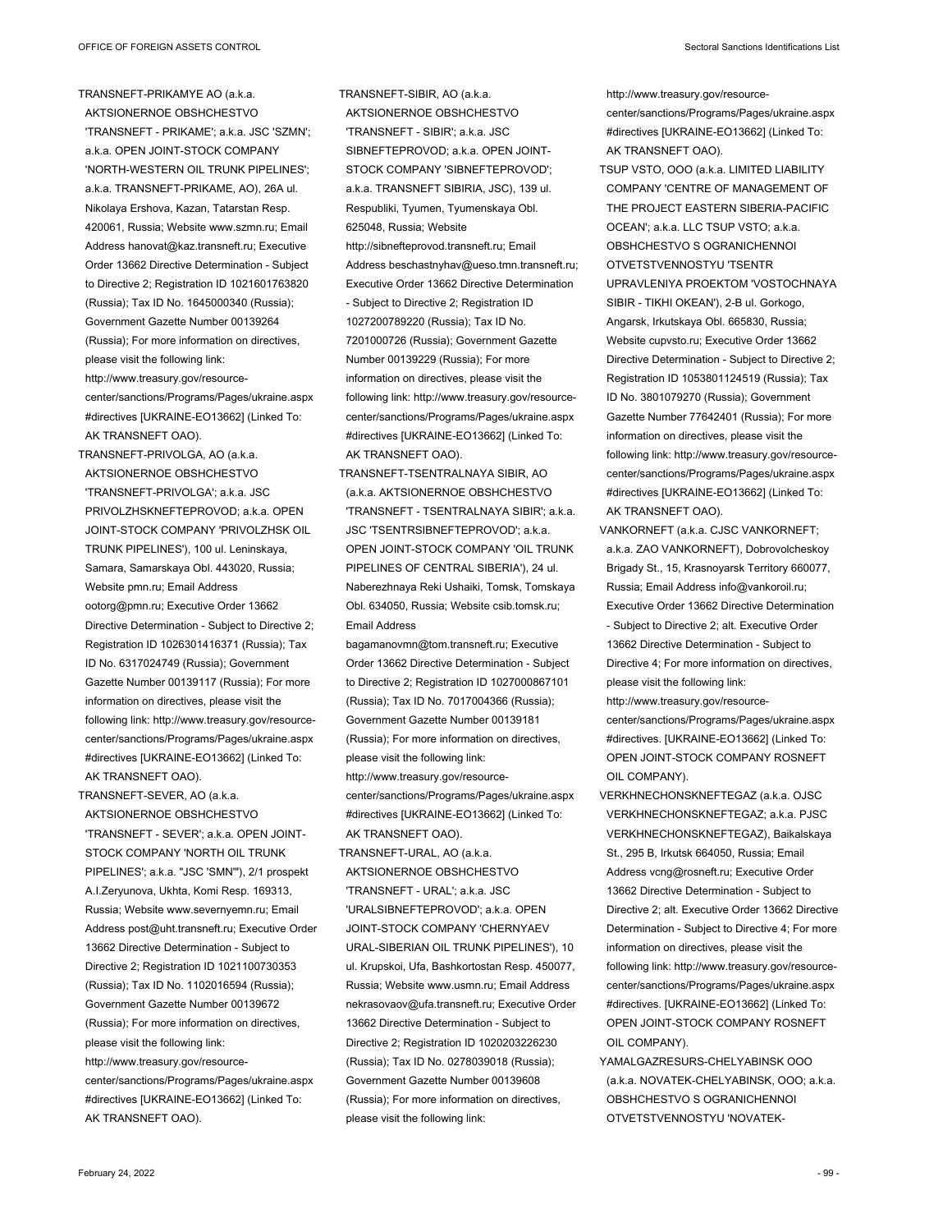TRANSNEFT-PRIKAMYE AO (a.k.a. AKTSIONERNOE OBSHCHESTVO 'TRANSNEFT - PRIKAME'; a.k.a. JSC 'SZMN'; a.k.a. OPEN JOINT-STOCK COMPANY 'NORTH-WESTERN OIL TRUNK PIPELINES'; a.k.a. TRANSNEFT-PRIKAME, AO), 26A ul. Nikolaya Ershova, Kazan, Tatarstan Resp. 420061, Russia; Website www.szmn.ru; Email Address hanovat@kaz.transneft.ru; Executive Order 13662 Directive Determination - Subject to Directive 2; Registration ID 1021601763820 (Russia); Tax ID No. 1645000340 (Russia); Government Gazette Number 00139264 (Russia); For more information on directives, please visit the following link: http://www.treasury.gov/resource-center/sanctions/Programs/Pages/ukraine.aspx#directives [UKRAINE-EO13662] (Linked To: AK TRANSNEFT OAO).

TRANSNEFT-PRIVOLGA, AO (a.k.a. AKTSIONERNOE OBSHCHESTVO 'TRANSNEFT-PRIVOLGA'; a.k.a. JSC PRIVOLZHSKNEFTEPROVOD; a.k.a. OPEN JOINT-STOCK COMPANY 'PRIVOLZHSK OIL TRUNK PIPELINES'), 100 ul. Leninskaya, Samara, Samarskaya Obl. 443020, Russia; Website pmn.ru; Email Address ootorg@pmn.ru; Executive Order 13662 Directive Determination - Subject to Directive 2; Registration ID 1026301416371 (Russia); Tax ID No. 6317024749 (Russia); Government Gazette Number 00139117 (Russia); For more information on directives, please visit the following link: http://www.treasury.gov/resource-center/sanctions/Programs/Pages/ukraine.aspx#directives [UKRAINE-EO13662] (Linked To: AK TRANSNEFT OAO).

TRANSNEFT-SEVER, AO (a.k.a. AKTSIONERNOE OBSHCHESTVO 'TRANSNEFT - SEVER'; a.k.a. OPEN JOINT-STOCK COMPANY 'NORTH OIL TRUNK PIPELINES'; a.k.a. "JSC 'SMN'"), 2/1 prospekt A.I.Zeryunova, Ukhta, Komi Resp. 169313, Russia; Website www.severnyemn.ru; Email Address post@uht.transneft.ru; Executive Order 13662 Directive Determination - Subject to Directive 2; Registration ID 1021100730353 (Russia); Tax ID No. 1102016594 (Russia); Government Gazette Number 00139672 (Russia); For more information on directives, please visit the following link: http://www.treasury.gov/resource-center/sanctions/Programs/Pages/ukraine.aspx#directives [UKRAINE-EO13662] (Linked To: AK TRANSNEFT OAO).

TRANSNEFT-SIBIR, AO (a.k.a. AKTSIONERNOE OBSHCHESTVO 'TRANSNEFT - SIBIR'; a.k.a. JSC SIBNEFTEPROVOD; a.k.a. OPEN JOINT-STOCK COMPANY 'SIBNEFTEPROVOD'; a.k.a. TRANSNEFT SIBIRIA, JSC), 139 ul. Respubliki, Tyumen, Tyumenskaya Obl. 625048, Russia; Website http://sibnefteprovod.transneft.ru; Email Address beschastnyhav@ueso.tmn.transneft.ru; Executive Order 13662 Directive Determination - Subject to Directive 2; Registration ID 1027200789220 (Russia); Tax ID No. 7201000726 (Russia); Government Gazette Number 00139229 (Russia); For more information on directives, please visit the following link: http://www.treasury.gov/resource-center/sanctions/Programs/Pages/ukraine.aspx#directives [UKRAINE-EO13662] (Linked To: AK TRANSNEFT OAO).

TRANSNEFT-TSENTRALNAYA SIBIR, AO (a.k.a. AKTSIONERNOE OBSHCHESTVO 'TRANSNEFT - TSENTRALNAYA SIBIR'; a.k.a. JSC 'TSENTRSIBNEFTEPROVOD'; a.k.a. OPEN JOINT-STOCK COMPANY 'OIL TRUNK PIPELINES OF CENTRAL SIBERIA'), 24 ul. Naberezhnaya Reki Ushaiki, Tomsk, Tomskaya Obl. 634050, Russia; Website csib.tomsk.ru; Email Address bagamanovmn@tom.transneft.ru; Executive Order 13662 Directive Determination - Subject to Directive 2; Registration ID 1027000867101 (Russia); Tax ID No. 7017004366 (Russia); Government Gazette Number 00139181 (Russia); For more information on directives, please visit the following link: http://www.treasury.gov/resource-center/sanctions/Programs/Pages/ukraine.aspx#directives [UKRAINE-EO13662] (Linked To: AK TRANSNEFT OAO).

TRANSNEFT-URAL, AO (a.k.a. AKTSIONERNOE OBSHCHESTVO 'TRANSNEFT - URAL'; a.k.a. JSC 'URALSIBNEFTEPROVOD'; a.k.a. OPEN JOINT-STOCK COMPANY 'CHERNYAEV URAL-SIBERIAN OIL TRUNK PIPELINES'), 10 ul. Krupskoi, Ufa, Bashkortostan Resp. 450077, Russia; Website www.usmn.ru; Email Address nekrasovaov@ufa.transneft.ru; Executive Order 13662 Directive Determination - Subject to Directive 2; Registration ID 1020203226230 (Russia); Tax ID No. 0278039018 (Russia); Government Gazette Number 00139608 (Russia); For more information on directives, please visit the following link: http://www.treasury.gov/resource-center/sanctions/Programs/Pages/ukraine.aspx#directives [UKRAINE-EO13662] (Linked To: AK TRANSNEFT OAO).

TSUP VSTO, OOO (a.k.a. LIMITED LIABILITY COMPANY 'CENTRE OF MANAGEMENT OF THE PROJECT EASTERN SIBERIA-PACIFIC OCEAN'; a.k.a. LLC TSUP VSTO; a.k.a. OBSHCHESTVO S OGRANICHENNOI OTVETSTVENNOSTYU 'TSENTR UPRAVLENIYA PROEKTOM 'VOSTOCHNAYA SIBIR - TIKHI OKEAN'), 2-B ul. Gorkogo, Angarsk, Irkutskaya Obl. 665830, Russia; Website cupvsto.ru; Executive Order 13662 Directive Determination - Subject to Directive 2; Registration ID 1053801124519 (Russia); Tax ID No. 3801079270 (Russia); Government Gazette Number 77642401 (Russia); For more information on directives, please visit the following link: http://www.treasury.gov/resource-center/sanctions/Programs/Pages/ukraine.aspx#directives [UKRAINE-EO13662] (Linked To: AK TRANSNEFT OAO).

VANKORNEFT (a.k.a. CJSC VANKORNEFT; a.k.a. ZAO VANKORNEFT), Dobrovolcheskoy Brigady St., 15, Krasnoyarsk Territory 660077, Russia; Email Address info@vankoroil.ru; Executive Order 13662 Directive Determination - Subject to Directive 2; alt. Executive Order 13662 Directive Determination - Subject to Directive 4; For more information on directives, please visit the following link: http://www.treasury.gov/resource-center/sanctions/Programs/Pages/ukraine.aspx#directives. [UKRAINE-EO13662] (Linked To: OPEN JOINT-STOCK COMPANY ROSNEFT OIL COMPANY).

VERKHNECHONSKNEFTEGAZ (a.k.a. OJSC VERKHNECHONSKNEFTEGAZ; a.k.a. PJSC VERKHNECHONSKNEFTEGAZ), Baikalskaya St., 295 B, Irkutsk 664050, Russia; Email Address vcng@rosneft.ru; Executive Order 13662 Directive Determination - Subject to Directive 2; alt. Executive Order 13662 Directive Determination - Subject to Directive 4; For more information on directives, please visit the following link: http://www.treasury.gov/resource-center/sanctions/Programs/Pages/ukraine.aspx#directives. [UKRAINE-EO13662] (Linked To: OPEN JOINT-STOCK COMPANY ROSNEFT OIL COMPANY).

YAMALGAZRESURS-CHELYABINSK OOO (a.k.a. NOVATEK-CHELYABINSK, OOO; a.k.a. OBSHCHESTVO S OGRANICHENNOI OTVETSTVENNOSTYU 'NOVATEK-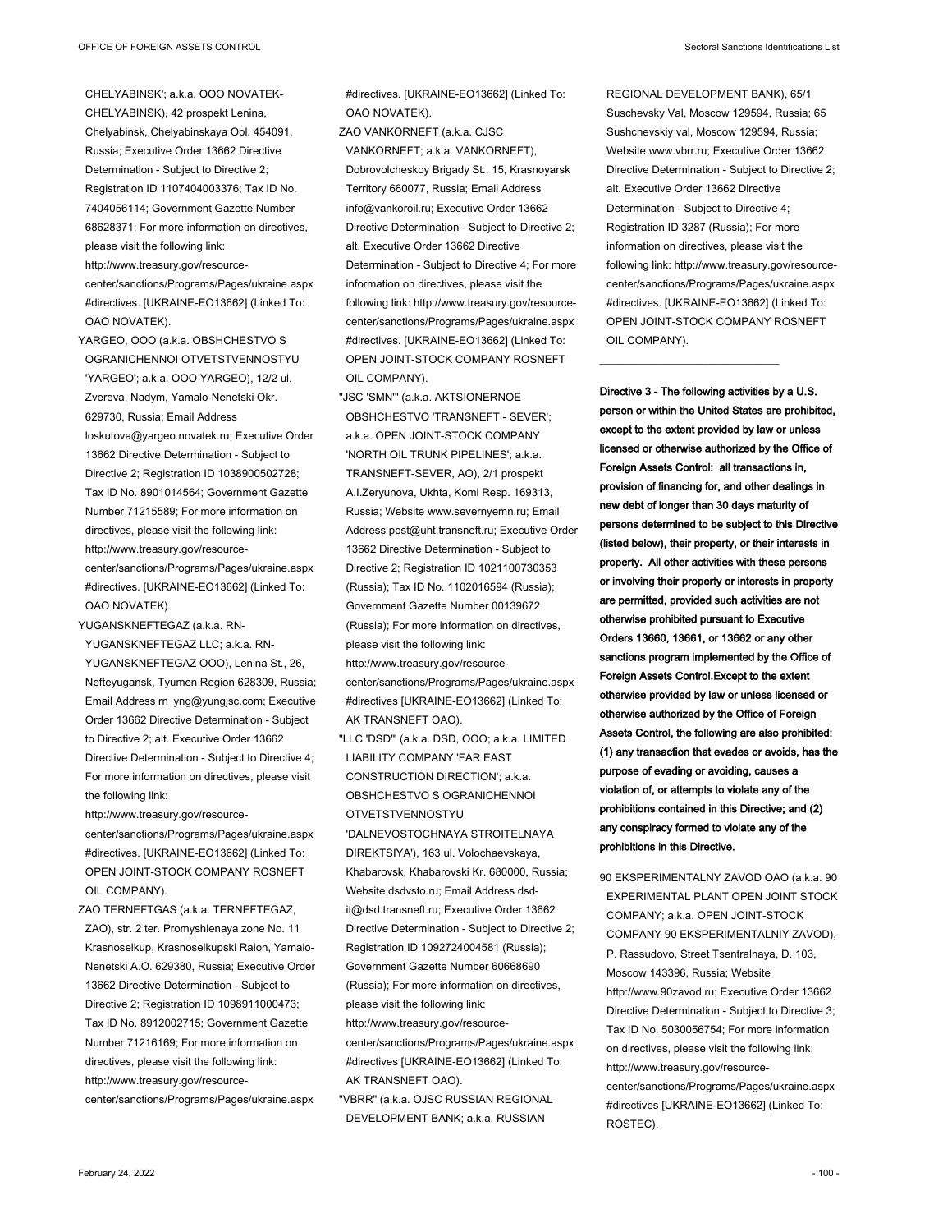CHELYABINSK'; a.k.a. OOO NOVATEK-CHELYABINSK), 42 prospekt Lenina, Chelyabinsk, Chelyabinskaya Obl. 454091, Russia; Executive Order 13662 Directive Determination - Subject to Directive 2; Registration ID 1107404003376; Tax ID No. 7404056114; Government Gazette Number 68628371; For more information on directives, please visit the following link: http://www.treasury.gov/resource-center/sanctions/Programs/Pages/ukraine.aspx#directives. [UKRAINE-EO13662] (Linked To: OAO NOVATEK).

YARGEO, OOO (a.k.a. OBSHCHESTVO S OGRANICHENNOI OTVETSTVENNOSTYU 'YARGEO'; a.k.a. OOO YARGEO), 12/2 ul. Zvereva, Nadym, Yamalo-Nenetski Okr. 629730, Russia; Email Address loskutova@yargeo.novatek.ru; Executive Order 13662 Directive Determination - Subject to Directive 2; Registration ID 1038900502728; Tax ID No. 8901014564; Government Gazette Number 71215589; For more information on directives, please visit the following link: http://www.treasury.gov/resource-center/sanctions/Programs/Pages/ukraine.aspx#directives. [UKRAINE-EO13662] (Linked To: OAO NOVATEK).

YUGANSKNEFTEGAZ (a.k.a. RN-YUGANSKNEFTEGAZ LLC; a.k.a. RN-YUGANSKNEFTEGAZ OOO), Lenina St., 26, Nefteyugansk, Tyumen Region 628309, Russia; Email Address rn_yng@yungjsc.com; Executive Order 13662 Directive Determination - Subject to Directive 2; alt. Executive Order 13662 Directive Determination - Subject to Directive 4; For more information on directives, please visit the following link: http://www.treasury.gov/resource-center/sanctions/Programs/Pages/ukraine.aspx#directives. [UKRAINE-EO13662] (Linked To: OPEN JOINT-STOCK COMPANY ROSNEFT OIL COMPANY).

ZAO TERNEFTGAS (a.k.a. TERNEFTEGAZ, ZAO), str. 2 ter. Promyshlenaya zone No. 11 Krasnoselkup, Krasnoselkupski Raion, Yamalo-Nenetski A.O. 629380, Russia; Executive Order 13662 Directive Determination - Subject to Directive 2; Registration ID 1098911000473; Tax ID No. 8912002715; Government Gazette Number 71216169; For more information on directives, please visit the following link: http://www.treasury.gov/resource-center/sanctions/Programs/Pages/ukraine.aspx#directives. [UKRAINE-EO13662] (Linked To: OAO NOVATEK).

ZAO VANKORNEFT (a.k.a. CJSC VANKORNEFT; a.k.a. VANKORNEFT), Dobrovolcheskoy Brigady St., 15, Krasnoyarsk Territory 660077, Russia; Email Address info@vankoroil.ru; Executive Order 13662 Directive Determination - Subject to Directive 2; alt. Executive Order 13662 Directive Determination - Subject to Directive 4; For more information on directives, please visit the following link: http://www.treasury.gov/resource-center/sanctions/Programs/Pages/ukraine.aspx#directives. [UKRAINE-EO13662] (Linked To: OPEN JOINT-STOCK COMPANY ROSNEFT OIL COMPANY).

"JSC 'SMN'" (a.k.a. AKTSIONERNOE OBSHCHESTVO 'TRANSNEFT - SEVER'; a.k.a. OPEN JOINT-STOCK COMPANY 'NORTH OIL TRUNK PIPELINES'; a.k.a. TRANSNEFT-SEVER, AO), 2/1 prospekt A.I.Zeryunova, Ukhta, Komi Resp. 169313, Russia; Website www.severnyemn.ru; Email Address post@uht.transneft.ru; Executive Order 13662 Directive Determination - Subject to Directive 2; Registration ID 1021100730353 (Russia); Tax ID No. 1102016594 (Russia); Government Gazette Number 00139672 (Russia); For more information on directives, please visit the following link: http://www.treasury.gov/resource-center/sanctions/Programs/Pages/ukraine.aspx#directives [UKRAINE-EO13662] (Linked To: AK TRANSNEFT OAO).

"LLC 'DSD'" (a.k.a. DSD, OOO; a.k.a. LIMITED LIABILITY COMPANY 'FAR EAST CONSTRUCTION DIRECTION'; a.k.a. OBSHCHESTVO S OGRANICHENNOI OTVETSTVENNOSTYU 'DALNEVOSTOCHNAYA STROITELNAYA DIREKTSIYA'), 163 ul. Volochaevskaya, Khabarovsk, Khabarovski Kr. 680000, Russia; Website dsdvsto.ru; Email Address dsd-it@dsd.transneft.ru; Executive Order 13662 Directive Determination - Subject to Directive 2; Registration ID 1092724004581 (Russia); Government Gazette Number 60668690 (Russia); For more information on directives, please visit the following link: http://www.treasury.gov/resource-center/sanctions/Programs/Pages/ukraine.aspx#directives [UKRAINE-EO13662] (Linked To: AK TRANSNEFT OAO).

"VBRR" (a.k.a. OJSC RUSSIAN REGIONAL DEVELOPMENT BANK; a.k.a. RUSSIAN REGIONAL DEVELOPMENT BANK), 65/1 Suschevsky Val, Moscow 129594, Russia; 65 Sushchevskiy val, Moscow 129594, Russia; Website www.vbrr.ru; Executive Order 13662 Directive Determination - Subject to Directive 2; alt. Executive Order 13662 Directive Determination - Subject to Directive 4; Registration ID 3287 (Russia); For more information on directives, please visit the following link: http://www.treasury.gov/resource-center/sanctions/Programs/Pages/ukraine.aspx#directives. [UKRAINE-EO13662] (Linked To: OPEN JOINT-STOCK COMPANY ROSNEFT OIL COMPANY).

---

**Directive 3 - The following activities by a U.S. person or within the United States are prohibited, except to the extent provided by law or unless licensed or otherwise authorized by the Office of Foreign Assets Control: all transactions in, provision of financing for, and other dealings in new debt of longer than 30 days maturity of persons determined to be subject to this Directive (listed below), their property, or their interests in property. All other activities with these persons or involving their property or interests in property are permitted, provided such activities are not otherwise prohibited pursuant to Executive Orders 13660, 13661, or 13662 or any other sanctions program implemented by the Office of Foreign Assets Control.Except to the extent otherwise provided by law or unless licensed or otherwise authorized by the Office of Foreign Assets Control, the following are also prohibited: (1) any transaction that evades or avoids, has the purpose of evading or avoiding, causes a violation of, or attempts to violate any of the prohibitions contained in this Directive; and (2) any conspiracy formed to violate any of the prohibitions in this Directive.**

90 EKSPERIMENTALNY ZAVOD OAO (a.k.a. 90 EXPERIMENTAL PLANT OPEN JOINT STOCK COMPANY; a.k.a. OPEN JOINT-STOCK COMPANY 90 EKSPERIMENTALNIY ZAVOD), P. Rassudovo, Street Tsentralnaya, D. 103, Moscow 143396, Russia; Website http://www.90zavod.ru; Executive Order 13662 Directive Determination - Subject to Directive 3; Tax ID No. 5030056754; For more information on directives, please visit the following link: http://www.treasury.gov/resource-center/sanctions/Programs/Pages/ukraine.aspx#directives [UKRAINE-EO13662] (Linked To: ROSTEC).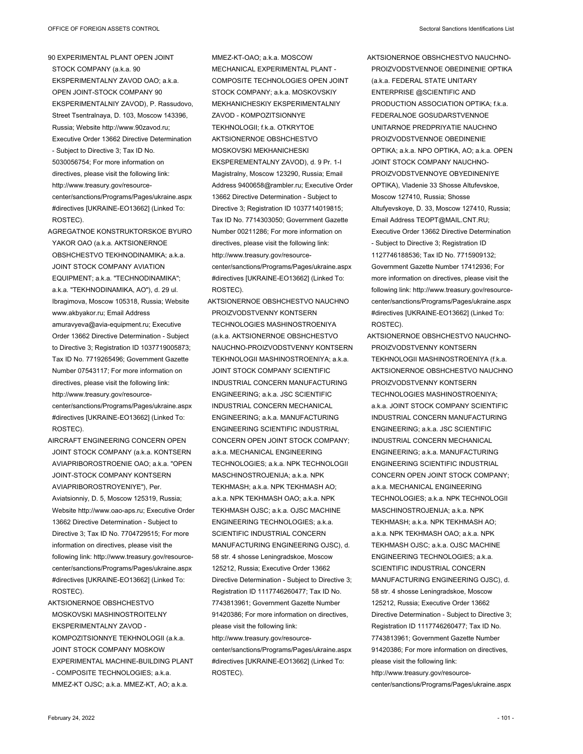90 EXPERIMENTAL PLANT OPEN JOINT STOCK COMPANY (a.k.a. 90 EKSPERIMENTALNY ZAVOD OAO; a.k.a. OPEN JOINT-STOCK COMPANY 90 EKSPERIMENTALNIY ZAVOD), P. Rassudovo, Street Tsentralnaya, D. 103, Moscow 143396, Russia; Website http://www.90zavod.ru; Executive Order 13662 Directive Determination - Subject to Directive 3; Tax ID No. 5030056754; For more information on directives, please visit the following link: http://www.treasury.gov/resource-center/sanctions/Programs/Pages/ukraine.aspx#directives [UKRAINE-EO13662] (Linked To: ROSTEC).

AGREGATNOE KONSTRUKTORSKOE BYURO YAKOR OAO (a.k.a. AKTSIONERNOE OBSHCHESTVO TEKHNODINAMIKA; a.k.a. JOINT STOCK COMPANY AVIATION EQUIPMENT; a.k.a. "TECHNODINAMIKA"; a.k.a. "TEKHNODINAMIKA, AO"), d. 29 ul. Ibragimova, Moscow 105318, Russia; Website www.akbyakor.ru; Email Address amuravyeva@avia-equipment.ru; Executive Order 13662 Directive Determination - Subject to Directive 3; Registration ID 1037719005873; Tax ID No. 7719265496; Government Gazette Number 07543117; For more information on directives, please visit the following link: http://www.treasury.gov/resource-center/sanctions/Programs/Pages/ukraine.aspx#directives [UKRAINE-EO13662] (Linked To: ROSTEC).

AIRCRAFT ENGINEERING CONCERN OPEN JOINT STOCK COMPANY (a.k.a. KONTSERN AVIAPRIBOROSTROENIE OAO; a.k.a. "OPEN JOINT-STOCK COMPANY KONTSERN AVIAPRIBOROSTROYENIYE"), Per. Aviatsionniy, D. 5, Moscow 125319, Russia; Website http://www.oao-aps.ru; Executive Order 13662 Directive Determination - Subject to Directive 3; Tax ID No. 7704729515; For more information on directives, please visit the following link: http://www.treasury.gov/resource-center/sanctions/Programs/Pages/ukraine.aspx#directives [UKRAINE-EO13662] (Linked To: ROSTEC).

AKTSIONERNOE OBSHCHESTVO MOSKOVSKI MASHINOSTROITELNY EKSPERIMENTALNY ZAVOD - KOMPOZITSIONNYE TEKHNOLOGII (a.k.a. JOINT STOCK COMPANY MOSKOW EXPERIMENTAL MACHINE-BUILDING PLANT - COMPOSITE TECHNOLOGIES; a.k.a. MMEZ-KT OJSC; a.k.a. MMEZ-KT, AO; a.k.a. MMEZ-KT-OAO; a.k.a. MOSCOW MECHANICAL EXPERIMENTAL PLANT - COMPOSITE TECHNOLOGIES OPEN JOINT STOCK COMPANY; a.k.a. MOSKOVSKIY MEKHANICHESKIY EKSPERIMENTALNIY ZAVOD - KOMPOZITSIONNYE TEKHNOLOGII; f.k.a. OTKRYTOE AKTSIONERNOE OBSHCHESTVO MOSKOVSKI MEKHANICHESKI EKSPEREMENTALNY ZAVOD), d. 9 Pr. 1-I Magistralny, Moscow 123290, Russia; Email Address 9400658@rambler.ru; Executive Order 13662 Directive Determination - Subject to Directive 3; Registration ID 1037714019815; Tax ID No. 7714303050; Government Gazette Number 00211286; For more information on directives, please visit the following link: http://www.treasury.gov/resource-center/sanctions/Programs/Pages/ukraine.aspx#directives [UKRAINE-EO13662] (Linked To: ROSTEC).

AKTSIONERNOE OBSHCHESTVO NAUCHNO PROIZVODSTVENNY KONTSERN TECHNOLOGIES MASHINOSTROENIYA (a.k.a. AKTSIONERNOE OBSHCHESTVO NAUCHNO-PROIZVODSTVENNY KONTSERN TEKHNOLOGII MASHINOSTROENIYA; a.k.a. JOINT STOCK COMPANY SCIENTIFIC INDUSTRIAL CONCERN MANUFACTURING ENGINEERING; a.k.a. JSC SCIENTIFIC INDUSTRIAL CONCERN MECHANICAL ENGINEERING; a.k.a. MANUFACTURING ENGINEERING SCIENTIFIC INDUSTRIAL CONCERN OPEN JOINT STOCK COMPANY; a.k.a. MECHANICAL ENGINEERING TECHNOLOGIES; a.k.a. NPK TECHNOLOGII MASCHINOSTROJENIJA; a.k.a. NPK TEKHMASH; a.k.a. NPK TEKHMASH AO; a.k.a. NPK TEKHMASH OAO; a.k.a. NPK TEKHMASH OJSC; a.k.a. OJSC MACHINE ENGINEERING TECHNOLOGIES; a.k.a. SCIENTIFIC INDUSTRIAL CONCERN MANUFACTURING ENGINEERING OJSC), d. 58 str. 4 shosse Leningradskoe, Moscow 125212, Russia; Executive Order 13662 Directive Determination - Subject to Directive 3; Registration ID 1117746260477; Tax ID No. 7743813961; Government Gazette Number 91420386; For more information on directives, please visit the following link: http://www.treasury.gov/resource-center/sanctions/Programs/Pages/ukraine.aspx#directives [UKRAINE-EO13662] (Linked To: ROSTEC).

AKTSIONERNOE OBSHCHESTVO NAUCHNO-PROIZVODSTVENNOE OBEDINENIE OPTIKA (a.k.a. FEDERAL STATE UNITARY ENTERPRISE @SCIENTIFIC AND PRODUCTION ASSOCIATION OPTIKA; f.k.a. FEDERALNOE GOSUDARSTVENNOE UNITARNOE PREDPRIYATIE NAUCHNO PROIZVODSTVENNOE OBEDINENIE OPTIKA; a.k.a. NPO OPTIKA, AO; a.k.a. OPEN JOINT STOCK COMPANY NAUCHNO-PROIZVODSTVENNOYE OBYEDINENIYE OPTIKA), Vladenie 33 Shosse Altufevskoe, Moscow 127410, Russia; Shosse Altufyevskoye, D. 33, Moscow 127410, Russia; Email Address TEOPT@MAIL.CNT.RU; Executive Order 13662 Directive Determination - Subject to Directive 3; Registration ID 1127746188536; Tax ID No. 7715909132; Government Gazette Number 17412936; For more information on directives, please visit the following link: http://www.treasury.gov/resource-center/sanctions/Programs/Pages/ukraine.aspx#directives [UKRAINE-EO13662] (Linked To: ROSTEC).

AKTSIONERNOE OBSHCHESTVO NAUCHNO-PROIZVODSTVENNY KONTSERN TEKHNOLOGII MASHINOSTROENIYA (f.k.a. AKTSIONERNOE OBSHCHESTVO NAUCHNO PROIZVODSTVENNY KONTSERN TECHNOLOGIES MASHINOSTROENIYA; a.k.a. JOINT STOCK COMPANY SCIENTIFIC INDUSTRIAL CONCERN MANUFACTURING ENGINEERING; a.k.a. JSC SCIENTIFIC INDUSTRIAL CONCERN MECHANICAL ENGINEERING; a.k.a. MANUFACTURING ENGINEERING SCIENTIFIC INDUSTRIAL CONCERN OPEN JOINT STOCK COMPANY; a.k.a. MECHANICAL ENGINEERING TECHNOLOGIES; a.k.a. NPK TECHNOLOGII MASCHINOSTROJENIJA; a.k.a. NPK TEKHMASH; a.k.a. NPK TEKHMASH AO; a.k.a. NPK TEKHMASH OAO; a.k.a. NPK TEKHMASH OJSC; a.k.a. OJSC MACHINE ENGINEERING TECHNOLOGIES; a.k.a. SCIENTIFIC INDUSTRIAL CONCERN MANUFACTURING ENGINEERING OJSC), d. 58 str. 4 shosse Leningradskoe, Moscow 125212, Russia; Executive Order 13662 Directive Determination - Subject to Directive 3; Registration ID 1117746260477; Tax ID No. 7743813961; Government Gazette Number 91420386; For more information on directives, please visit the following link: http://www.treasury.gov/resource-center/sanctions/Programs/Pages/ukraine.aspx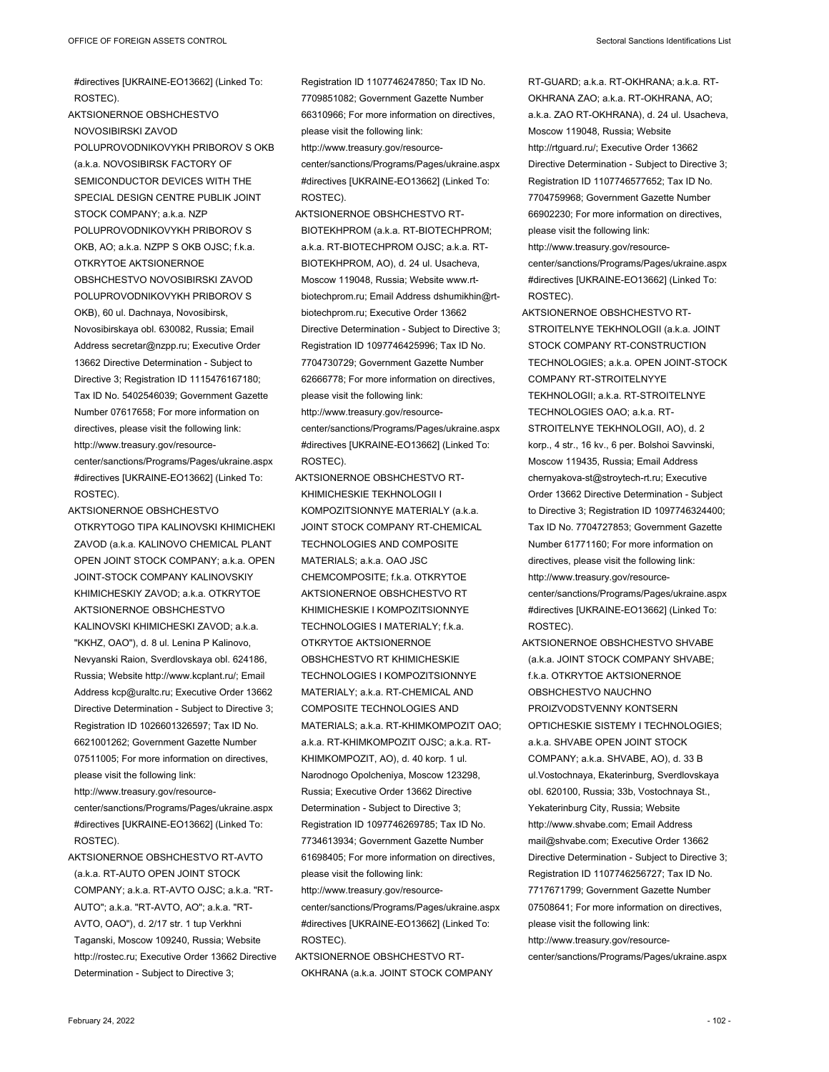#directives [UKRAINE-EO13662] (Linked To: ROSTEC).

AKTSIONERNOE OBSHCHESTVO NOVOSIBIRSKI ZAVOD POLUPROVODNIKOVYKH PRIBOROV S OKB (a.k.a. NOVOSIBIRSK FACTORY OF SEMICONDUCTOR DEVICES WITH THE SPECIAL DESIGN CENTRE PUBLIK JOINT STOCK COMPANY; a.k.a. NZP POLUPROVODNIKOVYKH PRIBOROV S OKB, AO; a.k.a. NZPP S OKB OJSC; f.k.a. OTKRYTOE AKTSIONERNOE OBSHCHESTVO NOVOSIBIRSKI ZAVOD POLUPROVODNIKOVYKH PRIBOROV S OKB), 60 ul. Dachnaya, Novosibirsk, Novosibirskaya obl. 630082, Russia; Email Address secretar@nzpp.ru; Executive Order 13662 Directive Determination - Subject to Directive 3; Registration ID 1115476167180; Tax ID No. 5402546039; Government Gazette Number 07617658; For more information on directives, please visit the following link: http://www.treasury.gov/resource-center/sanctions/Programs/Pages/ukraine.aspx #directives [UKRAINE-EO13662] (Linked To: ROSTEC).

AKTSIONERNOE OBSHCHESTVO OTKRYTOGO TIPA KALINOVSKI KHIMICHEKI ZAVOD (a.k.a. KALINOVO CHEMICAL PLANT OPEN JOINT STOCK COMPANY; a.k.a. OPEN JOINT-STOCK COMPANY KALINOVSKIY KHIMICHESKIY ZAVOD; a.k.a. OTKRYTOE AKTSIONERNOE OBSHCHESTVO KALINOVSKI KHIMICHESKI ZAVOD; a.k.a. "KKHZ, OAO"), d. 8 ul. Lenina P Kalinovo, Nevyanski Raion, Sverdlovskaya obl. 624186, Russia; Website http://www.kcplant.ru/; Email Address kcp@uraltc.ru; Executive Order 13662 Directive Determination - Subject to Directive 3; Registration ID 1026601326597; Tax ID No. 6621001262; Government Gazette Number 07511005; For more information on directives, please visit the following link: http://www.treasury.gov/resource-center/sanctions/Programs/Pages/ukraine.aspx #directives [UKRAINE-EO13662] (Linked To: ROSTEC).

AKTSIONERNOE OBSHCHESTVO RT-AVTO (a.k.a. RT-AUTO OPEN JOINT STOCK COMPANY; a.k.a. RT-AVTO OJSC; a.k.a. "RT-AUTO"; a.k.a. "RT-AVTO, AO"; a.k.a. "RT-AVTO, OAO"), d. 2/17 str. 1 tup Verkhni Taganski, Moscow 109240, Russia; Website http://rostec.ru; Executive Order 13662 Directive Determination - Subject to Directive 3; Registration ID 1107746247850; Tax ID No. 7709851082; Government Gazette Number 66310966; For more information on directives, please visit the following link: http://www.treasury.gov/resource-center/sanctions/Programs/Pages/ukraine.aspx #directives [UKRAINE-EO13662] (Linked To: ROSTEC).

AKTSIONERNOE OBSHCHESTVO RT-BIOTEKHPROM (a.k.a. RT-BIOTECHPROM; a.k.a. RT-BIOTECHPROM OJSC; a.k.a. RT-BIOTEKHPROM, AO), d. 24 ul. Usacheva, Moscow 119048, Russia; Website www.rt-biotechprom.ru; Email Address dshumikhin@rt-biotechprom.ru; Executive Order 13662 Directive Determination - Subject to Directive 3; Registration ID 1097746425996; Tax ID No. 7704730729; Government Gazette Number 62666778; For more information on directives, please visit the following link: http://www.treasury.gov/resource-center/sanctions/Programs/Pages/ukraine.aspx #directives [UKRAINE-EO13662] (Linked To: ROSTEC).

AKTSIONERNOE OBSHCHESTVO RT-KHIMICHESKIE TEKHNOLOGII I KOMPOZITSIONNYE MATERIALY (a.k.a. JOINT STOCK COMPANY RT-CHEMICAL TECHNOLOGIES AND COMPOSITE MATERIALS; a.k.a. OAO JSC CHEMCOMPOSITE; f.k.a. OTKRYTOE AKTSIONERNOE OBSHCHESTVO RT KHIMICHESKIE I KOMPOZITSIONNYE TECHNOLOGIES I MATERIALY; f.k.a. OTKRYTOE AKTSIONERNOE OBSHCHESTVO RT KHIMICHESKIE TECHNOLOGIES I KOMPOZITSIONNYE MATERIALY; a.k.a. RT-CHEMICAL AND COMPOSITE TECHNOLOGIES AND MATERIALS; a.k.a. RT-KHIMKOMPOZIT OAO; a.k.a. RT-KHIMKOMPOZIT OJSC; a.k.a. RT-KHIMKOMPOZIT, AO), d. 40 korp. 1 ul. Narodnogo Opolcheniya, Moscow 123298, Russia; Executive Order 13662 Directive Determination - Subject to Directive 3; Registration ID 1097746269785; Tax ID No. 7734613934; Government Gazette Number 61698405; For more information on directives, please visit the following link: http://www.treasury.gov/resource-center/sanctions/Programs/Pages/ukraine.aspx #directives [UKRAINE-EO13662] (Linked To: ROSTEC).

AKTSIONERNOE OBSHCHESTVO RT-OKHRANA (a.k.a. JOINT STOCK COMPANY RT-GUARD; a.k.a. RT-OKHRANA; a.k.a. RT-OKHRANA ZAO; a.k.a. RT-OKHRANA, AO; a.k.a. ZAO RT-OKHRANA), d. 24 ul. Usacheva, Moscow 119048, Russia; Website http://rtguard.ru/; Executive Order 13662 Directive Determination - Subject to Directive 3; Registration ID 1107746577652; Tax ID No. 7704759968; Government Gazette Number 66902230; For more information on directives, please visit the following link: http://www.treasury.gov/resource-center/sanctions/Programs/Pages/ukraine.aspx #directives [UKRAINE-EO13662] (Linked To: ROSTEC).

AKTSIONERNOE OBSHCHESTVO RT-STROITELNYE TEKHNOLOGII (a.k.a. JOINT STOCK COMPANY RT-CONSTRUCTION TECHNOLOGIES; a.k.a. OPEN JOINT-STOCK COMPANY RT-STROITELNYYE TEKHNOLOGII; a.k.a. RT-STROITELNYE TECHNOLOGIES OAO; a.k.a. RT-STROITELNYE TEKHNOLOGII, AO), d. 2 korp., 4 str., 16 kv., 6 per. Bolshoi Savvinski, Moscow 119435, Russia; Email Address chernyakova-st@stroytech-rt.ru; Executive Order 13662 Directive Determination - Subject to Directive 3; Registration ID 1097746324400; Tax ID No. 7704727853; Government Gazette Number 61771160; For more information on directives, please visit the following link: http://www.treasury.gov/resource-center/sanctions/Programs/Pages/ukraine.aspx #directives [UKRAINE-EO13662] (Linked To: ROSTEC).

AKTSIONERNOE OBSHCHESTVO SHVABE (a.k.a. JOINT STOCK COMPANY SHVABE; f.k.a. OTKRYTOE AKTSIONERNOE OBSHCHESTVO NAUCHNO PROIZVODSTVENNY KONTSERN OPTICHESKIE SISTEMY I TECHNOLOGIES; a.k.a. SHVABE OPEN JOINT STOCK COMPANY; a.k.a. SHVABE, AO), d. 33 B ul.Vostochnaya, Ekaterinburg, Sverdlovskaya obl. 620100, Russia; 33b, Vostochnaya St., Yekaterinburg City, Russia; Website http://www.shvabe.com; Email Address mail@shvabe.com; Executive Order 13662 Directive Determination - Subject to Directive 3; Registration ID 1107746256727; Tax ID No. 7717671799; Government Gazette Number 07508641; For more information on directives, please visit the following link: http://www.treasury.gov/resource-center/sanctions/Programs/Pages/ukraine.aspx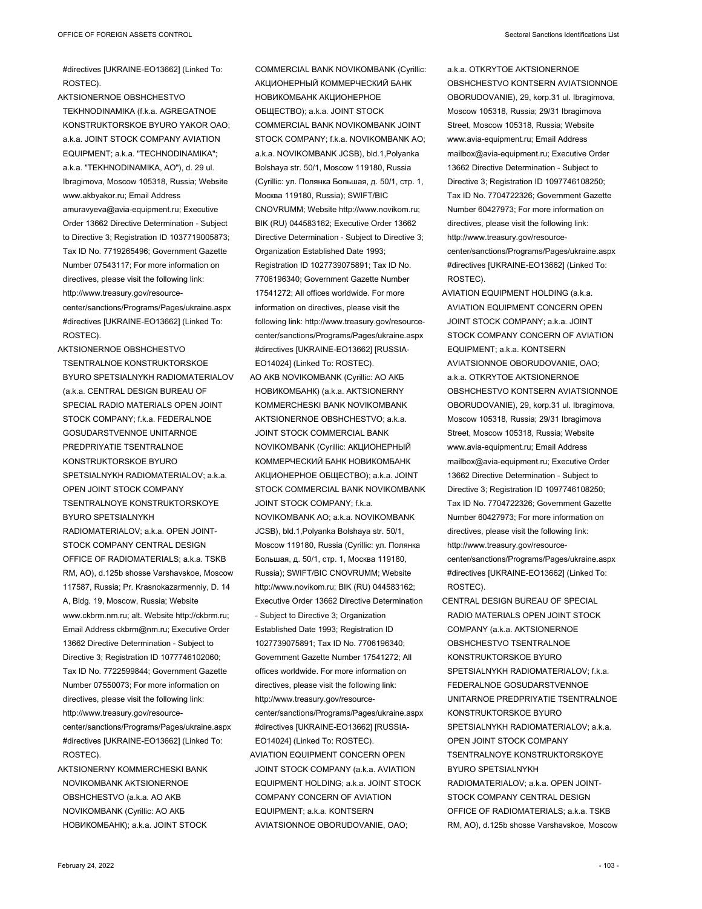#directives [UKRAINE-EO13662] (Linked To: ROSTEC).

AKTSIONERNOE OBSHCHESTVO TEKHNODINAMIKA (f.k.a. AGREGATNOE KONSTRUKTORSKOE BYURO YAKOR OAO; a.k.a. JOINT STOCK COMPANY AVIATION EQUIPMENT; a.k.a. "TECHNODINAMIKA"; a.k.a. "TEKHNODINAMIKA, AO"), d. 29 ul. Ibragimova, Moscow 105318, Russia; Website www.akbyakor.ru; Email Address amuravyeva@avia-equipment.ru; Executive Order 13662 Directive Determination - Subject to Directive 3; Registration ID 1037719005873; Tax ID No. 7719265496; Government Gazette Number 07543117; For more information on directives, please visit the following link: http://www.treasury.gov/resource-center/sanctions/Programs/Pages/ukraine.aspx#directives [UKRAINE-EO13662] (Linked To: ROSTEC).

AKTSIONERNOE OBSHCHESTVO TSENTRALNOE KONSTRUKTORSKOE BYURO SPETSIALNYKH RADIOMATERIALOV (a.k.a. CENTRAL DESIGN BUREAU OF SPECIAL RADIO MATERIALS OPEN JOINT STOCK COMPANY; f.k.a. FEDERALNOE GOSUDARSTVENNOE UNITARNOE PREDPRIYATIE TSENTRALNOE KONSTRUKTORSKOE BYURO SPETSIALNYKH RADIOMATERIALOV; a.k.a. OPEN JOINT STOCK COMPANY TSENTRALNOYE KONSTRUKTORSKOYE BYURO SPETSIALNYKH RADIOMATERIALOV; a.k.a. OPEN JOINT-STOCK COMPANY CENTRAL DESIGN OFFICE OF RADIOMATERIALS; a.k.a. TSKB RM, AO), d.125b shosse Varshavskoe, Moscow 117587, Russia; Pr. Krasnokazarmenniy, D. 14 A, Bldg. 19, Moscow, Russia; Website www.ckbrm.nm.ru; alt. Website http://ckbrm.ru; Email Address ckbrm@nm.ru; Executive Order 13662 Directive Determination - Subject to Directive 3; Registration ID 1077746102060; Tax ID No. 7722599844; Government Gazette Number 07550073; For more information on directives, please visit the following link: http://www.treasury.gov/resource-center/sanctions/Programs/Pages/ukraine.aspx#directives [UKRAINE-EO13662] (Linked To: ROSTEC).

AKTSIONERNY KOMMERCHESKI BANK NOVIKOMBANK AKTSIONERNOE OBSHCHESTVO (a.k.a. AO AKB NOVIKOMBANK (Cyrillic: АО АКБ НОВИКОМБАНК); a.k.a. JOINT STOCK COMMERCIAL BANK NOVIKOMBANK (Cyrillic: АКЦИОНЕРНЫЙ КОММЕРЧЕСКИЙ БАНК НОВИКОМБАНК АКЦИОНЕРНОЕ ОБЩЕСТВО); a.k.a. JOINT STOCK COMMERCIAL BANK NOVIKOMBANK JOINT STOCK COMPANY; f.k.a. NOVIKOMBANK AO; a.k.a. NOVIKOMBANK JCSB), bld.1,Polyanka Bolshaya str. 50/1, Moscow 119180, Russia (Cyrillic: ул. Полянка Большая, д. 50/1, стр. 1, Москва 119180, Russia); SWIFT/BIC CNOVRUMM; Website http://www.novikom.ru; BIK (RU) 044583162; Executive Order 13662 Directive Determination - Subject to Directive 3; Organization Established Date 1993; Registration ID 1027739075891; Tax ID No. 7706196340; Government Gazette Number 17541272; All offices worldwide. For more information on directives, please visit the following link: http://www.treasury.gov/resource-center/sanctions/Programs/Pages/ukraine.aspx#directives [UKRAINE-EO13662] [RUSSIA-EO14024] (Linked To: ROSTEC).

AO AKB NOVIKOMBANK (Cyrillic: АО АКБ НОВИКОМБАНК) (a.k.a. AKTSIONERNY KOMMERCHESKI BANK NOVIKOMBANK AKTSIONERNOE OBSHCHESTVO; a.k.a. JOINT STOCK COMMERCIAL BANK NOVIKOMBANK (Cyrillic: АКЦИОНЕРНЫЙ КОММЕРЧЕСКИЙ БАНК НОВИКОМБАНК АКЦИОНЕРНОЕ ОБЩЕСТВО); a.k.a. JOINT STOCK COMMERCIAL BANK NOVIKOMBANK JOINT STOCK COMPANY; f.k.a. NOVIKOMBANK AO; a.k.a. NOVIKOMBANK JCSB), bld.1,Polyanka Bolshaya str. 50/1, Moscow 119180, Russia (Cyrillic: ул. Полянка Большая, д. 50/1, стр. 1, Москва 119180, Russia); SWIFT/BIC CNOVRUMM; Website http://www.novikom.ru; BIK (RU) 044583162; Executive Order 13662 Directive Determination - Subject to Directive 3; Organization Established Date 1993; Registration ID 1027739075891; Tax ID No. 7706196340; Government Gazette Number 17541272; All offices worldwide. For more information on directives, please visit the following link: http://www.treasury.gov/resource-center/sanctions/Programs/Pages/ukraine.aspx#directives [UKRAINE-EO13662] [RUSSIA-EO14024] (Linked To: ROSTEC).

AVIATION EQUIPMENT CONCERN OPEN JOINT STOCK COMPANY (a.k.a. AVIATION EQUIPMENT HOLDING; a.k.a. JOINT STOCK COMPANY CONCERN OF AVIATION EQUIPMENT; a.k.a. KONTSERN AVIATSIONNOE OBORUDOVANIE, OAO; a.k.a. OTKRYTOE AKTSIONERNOE OBSHCHESTVO KONTSERN AVIATSIONNOE OBORUDOVANIE), 29, korp.31 ul. Ibragimova, Moscow 105318, Russia; 29/31 Ibragimova Street, Moscow 105318, Russia; Website www.avia-equipment.ru; Email Address mailbox@avia-equipment.ru; Executive Order 13662 Directive Determination - Subject to Directive 3; Registration ID 1097746108250; Tax ID No. 7704722326; Government Gazette Number 60427973; For more information on directives, please visit the following link: http://www.treasury.gov/resource-center/sanctions/Programs/Pages/ukraine.aspx#directives [UKRAINE-EO13662] (Linked To: ROSTEC).

AVIATION EQUIPMENT HOLDING (a.k.a. AVIATION EQUIPMENT CONCERN OPEN JOINT STOCK COMPANY; a.k.a. JOINT STOCK COMPANY CONCERN OF AVIATION EQUIPMENT; a.k.a. KONTSERN AVIATSIONNOE OBORUDOVANIE, OAO; a.k.a. OTKRYTOE AKTSIONERNOE OBSHCHESTVO KONTSERN AVIATSIONNOE OBORUDOVANIE), 29, korp.31 ul. Ibragimova, Moscow 105318, Russia; 29/31 Ibragimova Street, Moscow 105318, Russia; Website www.avia-equipment.ru; Email Address mailbox@avia-equipment.ru; Executive Order 13662 Directive Determination - Subject to Directive 3; Registration ID 1097746108250; Tax ID No. 7704722326; Government Gazette Number 60427973; For more information on directives, please visit the following link: http://www.treasury.gov/resource-center/sanctions/Programs/Pages/ukraine.aspx#directives [UKRAINE-EO13662] (Linked To: ROSTEC).

CENTRAL DESIGN BUREAU OF SPECIAL RADIO MATERIALS OPEN JOINT STOCK COMPANY (a.k.a. AKTSIONERNOE OBSHCHESTVO TSENTRALNOE KONSTRUKTORSKOE BYURO SPETSIALNYKH RADIOMATERIALOV; f.k.a. FEDERALNOE GOSUDARSTVENNOE UNITARNOE PREDPRIYATIE TSENTRALNOE KONSTRUKTORSKOE BYURO SPETSIALNYKH RADIOMATERIALOV; a.k.a. OPEN JOINT STOCK COMPANY TSENTRALNOYE KONSTRUKTORSKOYE BYURO SPETSIALNYKH RADIOMATERIALOV; a.k.a. OPEN JOINT-STOCK COMPANY CENTRAL DESIGN OFFICE OF RADIOMATERIALS; a.k.a. TSKB RM, AO), d.125b shosse Varshavskoe, Moscow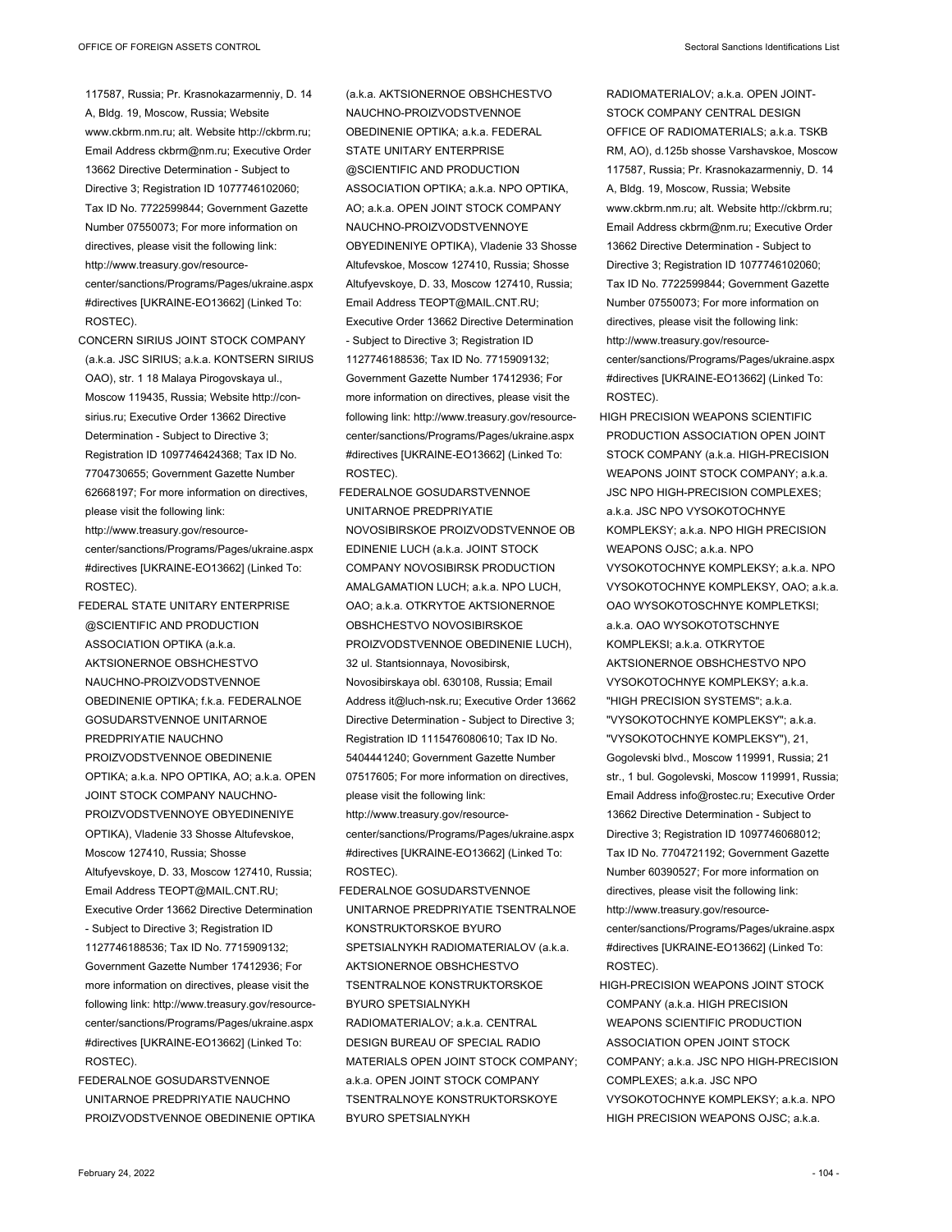117587, Russia; Pr. Krasnokazarmenniy, D. 14 A, Bldg. 19, Moscow, Russia; Website www.ckbrm.nm.ru; alt. Website http://ckbrm.ru; Email Address ckbrm@nm.ru; Executive Order 13662 Directive Determination - Subject to Directive 3; Registration ID 1077746102060; Tax ID No. 7722599844; Government Gazette Number 07550073; For more information on directives, please visit the following link: http://www.treasury.gov/resource-center/sanctions/Programs/Pages/ukraine.aspx #directives [UKRAINE-EO13662] (Linked To: ROSTEC).

CONCERN SIRIUS JOINT STOCK COMPANY (a.k.a. JSC SIRIUS; a.k.a. KONTSERN SIRIUS OAO), str. 1 18 Malaya Pirogovskaya ul., Moscow 119435, Russia; Website http://con-sirius.ru; Executive Order 13662 Directive Determination - Subject to Directive 3; Registration ID 1097746424368; Tax ID No. 7704730655; Government Gazette Number 62668197; For more information on directives, please visit the following link: http://www.treasury.gov/resource-center/sanctions/Programs/Pages/ukraine.aspx #directives [UKRAINE-EO13662] (Linked To: ROSTEC).

FEDERAL STATE UNITARY ENTERPRISE @SCIENTIFIC AND PRODUCTION ASSOCIATION OPTIKA (a.k.a. AKTSIONERNOE OBSHCHESTVO NAUCHNO-PROIZVODSTVENNOE OBEDINENIE OPTIKA; f.k.a. FEDERALNOE GOSUDARSTVENNOE UNITARNOE PREDPRIYATIE NAUCHNO PROIZVODSTVENNOE OBEDINENIE OPTIKA; a.k.a. NPO OPTIKA, AO; a.k.a. OPEN JOINT STOCK COMPANY NAUCHNO-PROIZVODSTVENNOYE OBYEDINENIYE OPTIKA), Vladenie 33 Shosse Altufevskoe, Moscow 127410, Russia; Shosse Altufyevskoye, D. 33, Moscow 127410, Russia; Email Address TEOPT@MAIL.CNT.RU; Executive Order 13662 Directive Determination - Subject to Directive 3; Registration ID 1127746188536; Tax ID No. 7715909132; Government Gazette Number 17412936; For more information on directives, please visit the following link: http://www.treasury.gov/resource-center/sanctions/Programs/Pages/ukraine.aspx #directives [UKRAINE-EO13662] (Linked To: ROSTEC).

FEDERALNOE GOSUDARSTVENNOE UNITARNOE PREDPRIYATIE NAUCHNO PROIZVODSTVENNOE OBEDINENIE OPTIKA (a.k.a. AKTSIONERNOE OBSHCHESTVO NAUCHNO-PROIZVODSTVENNOE OBEDINENIE OPTIKA; a.k.a. FEDERAL STATE UNITARY ENTERPRISE @SCIENTIFIC AND PRODUCTION ASSOCIATION OPTIKA; a.k.a. NPO OPTIKA, AO; a.k.a. OPEN JOINT STOCK COMPANY NAUCHNO-PROIZVODSTVENNOYE OBYEDINENIYE OPTIKA), Vladenie 33 Shosse Altufevskoe, Moscow 127410, Russia; Shosse Altufyevskoye, D. 33, Moscow 127410, Russia; Email Address TEOPT@MAIL.CNT.RU; Executive Order 13662 Directive Determination - Subject to Directive 3; Registration ID 1127746188536; Tax ID No. 7715909132; Government Gazette Number 17412936; For more information on directives, please visit the following link: http://www.treasury.gov/resource-center/sanctions/Programs/Pages/ukraine.aspx #directives [UKRAINE-EO13662] (Linked To: ROSTEC).

FEDERALNOE GOSUDARSTVENNOE UNITARNOE PREDPRIYATIE NOVOSIBIRSKOE PROIZVODSTVENNOE OB EDINENIE LUCH (a.k.a. JOINT STOCK COMPANY NOVOSIBIRSK PRODUCTION AMALGAMATION LUCH; a.k.a. NPO LUCH, OAO; a.k.a. OTKRYTOE AKTSIONERNOE OBSHCHESTVO NOVOSIBIRSKOE PROIZVODSTVENNOE OBEDINENIE LUCH), 32 ul. Stantsionnaya, Novosibirsk, Novosibirskaya obl. 630108, Russia; Email Address it@luch-nsk.ru; Executive Order 13662 Directive Determination - Subject to Directive 3; Registration ID 1115476080610; Tax ID No. 5404441240; Government Gazette Number 07517605; For more information on directives, please visit the following link: http://www.treasury.gov/resource-center/sanctions/Programs/Pages/ukraine.aspx #directives [UKRAINE-EO13662] (Linked To: ROSTEC).

FEDERALNOE GOSUDARSTVENNOE UNITARNOE PREDPRIYATIE TSENTRALNOE KONSTRUKTORSKOE BYURO SPETSIALNYKH RADIOMATERIALOV (a.k.a. AKTSIONERNOE OBSHCHESTVO TSENTRALNOE KONSTRUKTORSKOE BYURO SPETSIALNYKH RADIOMATERIALOV; a.k.a. CENTRAL DESIGN BUREAU OF SPECIAL RADIO MATERIALS OPEN JOINT STOCK COMPANY; a.k.a. OPEN JOINT STOCK COMPANY TSENTRALNOYE KONSTRUKTORSKOYE BYURO SPETSIALNYKH RADIOMATERIALOV; a.k.a. OPEN JOINT-STOCK COMPANY CENTRAL DESIGN OFFICE OF RADIOMATERIALS; a.k.a. TSKB RM, AO), d.125b shosse Varshavskoe, Moscow 117587, Russia; Pr. Krasnokazarmenniy, D. 14 A, Bldg. 19, Moscow, Russia; Website www.ckbrm.nm.ru; alt. Website http://ckbrm.ru; Email Address ckbrm@nm.ru; Executive Order 13662 Directive Determination - Subject to Directive 3; Registration ID 1077746102060; Tax ID No. 7722599844; Government Gazette Number 07550073; For more information on directives, please visit the following link: http://www.treasury.gov/resource-center/sanctions/Programs/Pages/ukraine.aspx #directives [UKRAINE-EO13662] (Linked To: ROSTEC).

HIGH PRECISION WEAPONS SCIENTIFIC PRODUCTION ASSOCIATION OPEN JOINT STOCK COMPANY (a.k.a. HIGH-PRECISION WEAPONS JOINT STOCK COMPANY; a.k.a. JSC NPO HIGH-PRECISION COMPLEXES; a.k.a. JSC NPO VYSOKOTOCHNYE KOMPLEKSY; a.k.a. NPO HIGH PRECISION WEAPONS OJSC; a.k.a. NPO VYSOKOTOCHNYE KOMPLEKSY; a.k.a. NPO VYSOKOTOCHNYE KOMPLEKSY, OAO; a.k.a. OAO WYSOKOTOSCHNYE KOMPLETKSI; a.k.a. OAO WYSOKOTOTSCHNYE KOMPLEKSI; a.k.a. OTKRYTOE AKTSIONERNOE OBSHCHESTVO NPO VYSOKOTOCHNYE KOMPLEKSY; a.k.a. "HIGH PRECISION SYSTEMS"; a.k.a. "VYSOKOTOCHNYE KOMPLEKSY"; a.k.a. "VYSOKOTOCHNYE KOMPLEKSY"), 21, Gogolevski blvd., Moscow 119991, Russia; 21 str., 1 bul. Gogolevski, Moscow 119991, Russia; Email Address info@rostec.ru; Executive Order 13662 Directive Determination - Subject to Directive 3; Registration ID 1097746068012; Tax ID No. 7704721192; Government Gazette Number 60390527; For more information on directives, please visit the following link: http://www.treasury.gov/resource-center/sanctions/Programs/Pages/ukraine.aspx #directives [UKRAINE-EO13662] (Linked To: ROSTEC).

HIGH-PRECISION WEAPONS JOINT STOCK COMPANY (a.k.a. HIGH PRECISION WEAPONS SCIENTIFIC PRODUCTION ASSOCIATION OPEN JOINT STOCK COMPANY; a.k.a. JSC NPO HIGH-PRECISION COMPLEXES; a.k.a. JSC NPO VYSOKOTOCHNYE KOMPLEKSY; a.k.a. NPO HIGH PRECISION WEAPONS OJSC; a.k.a.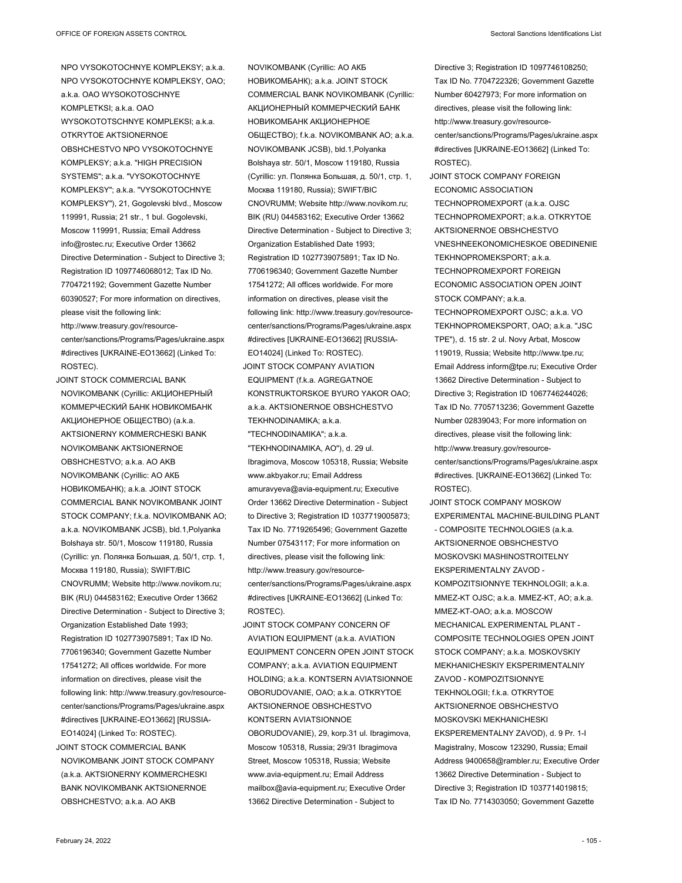NPO VYSOKOTOCHNYE KOMPLEKSY; a.k.a. NPO VYSOKOTOCHNYE KOMPLEKSY, OAO; a.k.a. OAO WYSOKOTOSCHNYE KOMPLETKSI; a.k.a. OAO WYSOKOTOTSCHNYE KOMPLEKSI; a.k.a. OTKRYTOE AKTSIONERNOE OBSHCHESTVO NPO VYSOKOTOCHNYE KOMPLEKSY; a.k.a. "HIGH PRECISION SYSTEMS"; a.k.a. "VYSOKOTOCHNYE KOMPLEKSY"; a.k.a. "VYSOKOTOCHNYE KOMPLEKSY"), 21, Gogolevski blvd., Moscow 119991, Russia; 21 str., 1 bul. Gogolevski, Moscow 119991, Russia; Email Address info@rostec.ru; Executive Order 13662 Directive Determination - Subject to Directive 3; Registration ID 1097746068012; Tax ID No. 7704721192; Government Gazette Number 60390527; For more information on directives, please visit the following link: http://www.treasury.gov/resource-center/sanctions/Programs/Pages/ukraine.aspx#directives [UKRAINE-EO13662] (Linked To: ROSTEC).

JOINT STOCK COMMERCIAL BANK NOVIKOMBANK (Cyrillic: АКЦИОНЕРНЫЙ КОММЕРЧЕСКИЙ БАНК НОВИКОМБАНК АКЦИОНЕРНОЕ ОБЩЕСТВО) (a.k.a. AKTSIONERNY KOMMERCHESKI BANK NOVIKOMBANK AKTSIONERNOE OBSHCHESTVO; a.k.a. AO AKB NOVIKOMBANK (Cyrillic: АО АКБ НОВИКОМБАНК); a.k.a. JOINT STOCK COMMERCIAL BANK NOVIKOMBANK JOINT STOCK COMPANY; f.k.a. NOVIKOMBANK AO; a.k.a. NOVIKOMBANK JCSB), bld.1,Polyanka Bolshaya str. 50/1, Moscow 119180, Russia (Cyrillic: ул. Полянка Большая, д. 50/1, стр. 1, Москва 119180, Russia); SWIFT/BIC CNOVRUMM; Website http://www.novikom.ru; BIK (RU) 044583162; Executive Order 13662 Directive Determination - Subject to Directive 3; Organization Established Date 1993; Registration ID 1027739075891; Tax ID No. 7706196340; Government Gazette Number 17541272; All offices worldwide. For more information on directives, please visit the following link: http://www.treasury.gov/resource-center/sanctions/Programs/Pages/ukraine.aspx#directives [UKRAINE-EO13662] [RUSSIA-EO14024] (Linked To: ROSTEC).

JOINT STOCK COMMERCIAL BANK NOVIKOMBANK JOINT STOCK COMPANY (a.k.a. AKTSIONERNY KOMMERCHESKI BANK NOVIKOMBANK AKTSIONERNOE OBSHCHESTVO; a.k.a. AO AKB NOVIKOMBANK (Cyrillic: АО АКБ НОВИКОМБАНК); a.k.a. JOINT STOCK COMMERCIAL BANK NOVIKOMBANK (Cyrillic: АКЦИОНЕРНЫЙ КОММЕРЧЕСКИЙ БАНК НОВИКОМБАНК АКЦИОНЕРНОЕ ОБЩЕСТВО); f.k.a. NOVIKOMBANK AO; a.k.a. NOVIKOMBANK JCSB), bld.1,Polyanka Bolshaya str. 50/1, Moscow 119180, Russia (Cyrillic: ул. Полянка Большая, д. 50/1, стр. 1, Москва 119180, Russia); SWIFT/BIC CNOVRUMM; Website http://www.novikom.ru; BIK (RU) 044583162; Executive Order 13662 Directive Determination - Subject to Directive 3; Organization Established Date 1993; Registration ID 1027739075891; Tax ID No. 7706196340; Government Gazette Number 17541272; All offices worldwide. For more information on directives, please visit the following link: http://www.treasury.gov/resource-center/sanctions/Programs/Pages/ukraine.aspx#directives [UKRAINE-EO13662] [RUSSIA-EO14024] (Linked To: ROSTEC).

JOINT STOCK COMPANY AVIATION EQUIPMENT (f.k.a. AGREGATNOE KONSTRUKTORSKOE BYURO YAKOR OAO; a.k.a. AKTSIONERNOE OBSHCHESTVO TEKHNODINAMIKA; a.k.a. "TECHNODINAMIKA"; a.k.a. "TEKHNODINAMIKA, AO"), d. 29 ul. Ibragimova, Moscow 105318, Russia; Website www.akbyakor.ru; Email Address amuravyeva@avia-equipment.ru; Executive Order 13662 Directive Determination - Subject to Directive 3; Registration ID 1037719005873; Tax ID No. 7719265496; Government Gazette Number 07543117; For more information on directives, please visit the following link: http://www.treasury.gov/resource-center/sanctions/Programs/Pages/ukraine.aspx#directives [UKRAINE-EO13662] (Linked To: ROSTEC).

JOINT STOCK COMPANY CONCERN OF AVIATION EQUIPMENT (a.k.a. AVIATION EQUIPMENT CONCERN OPEN JOINT STOCK COMPANY; a.k.a. AVIATION EQUIPMENT HOLDING; a.k.a. KONTSERN AVIATSIONNOE OBORUDOVANIE, OAO; a.k.a. OTKRYTOE AKTSIONERNOE OBSHCHESTVO KONTSERN AVIATSIONNOE OBORUDOVANIE), 29, korp.31 ul. Ibragimova, Moscow 105318, Russia; 29/31 Ibragimova Street, Moscow 105318, Russia; Website www.avia-equipment.ru; Email Address mailbox@avia-equipment.ru; Executive Order 13662 Directive Determination - Subject to Directive 3; Registration ID 1097746108250; Tax ID No. 7704722326; Government Gazette Number 60427973; For more information on directives, please visit the following link: http://www.treasury.gov/resource-center/sanctions/Programs/Pages/ukraine.aspx#directives [UKRAINE-EO13662] (Linked To: ROSTEC).

JOINT STOCK COMPANY FOREIGN ECONOMIC ASSOCIATION TECHNOPROMEXPORT (a.k.a. OJSC TECHNOPROMEXPORT; a.k.a. OTKRYTOE AKTSIONERNOE OBSHCHESTVO VNESHNEEKONOMICHESKOE OBEDINENIE TEKHNOPROMEKSPORT; a.k.a. TECHNOPROMEXPORT FOREIGN ECONOMIC ASSOCIATION OPEN JOINT STOCK COMPANY; a.k.a. TECHNOPROMEXPORT OJSC; a.k.a. VO TEKHNOPROMEKSPORT, OAO; a.k.a. "JSC TPE"), d. 15 str. 2 ul. Novy Arbat, Moscow 119019, Russia; Website http://www.tpe.ru; Email Address inform@tpe.ru; Executive Order 13662 Directive Determination - Subject to Directive 3; Registration ID 1067746244026; Tax ID No. 7705713236; Government Gazette Number 02839043; For more information on directives, please visit the following link: http://www.treasury.gov/resource-center/sanctions/Programs/Pages/ukraine.aspx#directives. [UKRAINE-EO13662] (Linked To: ROSTEC).

JOINT STOCK COMPANY MOSKOW EXPERIMENTAL MACHINE-BUILDING PLANT - COMPOSITE TECHNOLOGIES (a.k.a. AKTSIONERNOE OBSHCHESTVO MOSKOVSKI MASHINOSTROITELNY EKSPERIMENTALNY ZAVOD - KOMPOZITSIONNYE TEKHNOLOGII; a.k.a. MMEZ-KT OJSC; a.k.a. MMEZ-KT, AO; a.k.a. MMEZ-KT-OAO; a.k.a. MOSCOW MECHANICAL EXPERIMENTAL PLANT - COMPOSITE TECHNOLOGIES OPEN JOINT STOCK COMPANY; a.k.a. MOSKOVSKIY MEKHANICHESKIY EKSPERIMENTALNIY ZAVOD - KOMPOZITSIONNYE TEKHNOLOGII; f.k.a. OTKRYTOE AKTSIONERNOE OBSHCHESTVO MOSKOVSKI MEKHANICHESKI EKSPEREMENTALNY ZAVOD), d. 9 Pr. 1-I Magistralny, Moscow 123290, Russia; Email Address 9400658@rambler.ru; Executive Order 13662 Directive Determination - Subject to Directive 3; Registration ID 1037714019815; Tax ID No. 7714303050; Government Gazette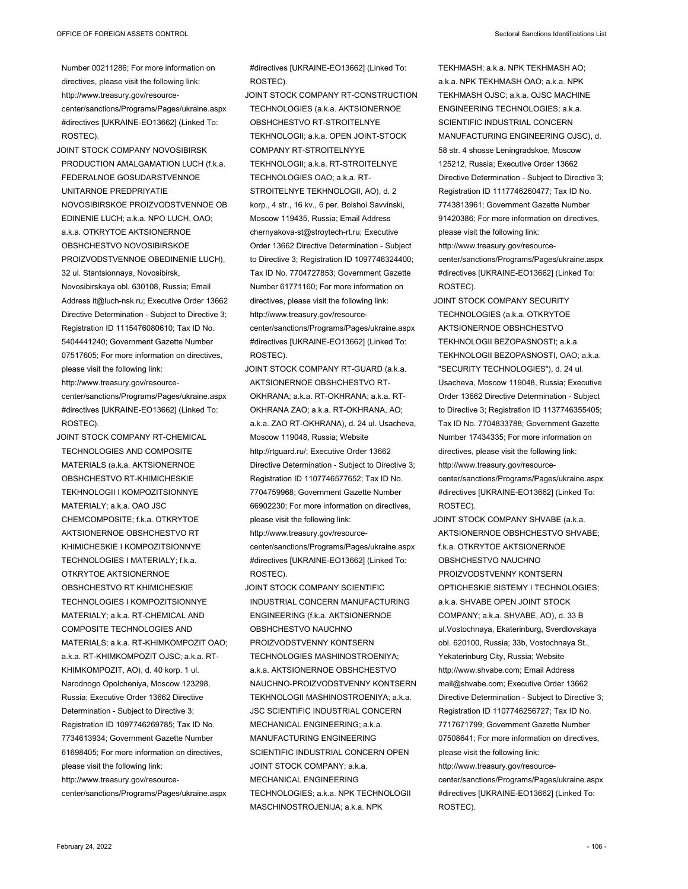Number 00211286; For more information on directives, please visit the following link: http://www.treasury.gov/resource-center/sanctions/Programs/Pages/ukraine.aspx#directives [UKRAINE-EO13662] (Linked To: ROSTEC).

JOINT STOCK COMPANY NOVOSIBIRSK PRODUCTION AMALGAMATION LUCH (f.k.a. FEDERALNOE GOSUDARSTVENNOE UNITARNOE PREDPRIYATIE NOVOSIBIRSKOE PROIZVODSTVENNOE OB EDINENIE LUCH; a.k.a. NPO LUCH, OAO; a.k.a. OTKRYTOE AKTSIONERNOE OBSHCHESTVO NOVOSIBIRSKOE PROIZVODSTVENNOE OBEDINENIE LUCH), 32 ul. Stantsionnaya, Novosibirsk, Novosibirskaya obl. 630108, Russia; Email Address it@luch-nsk.ru; Executive Order 13662 Directive Determination - Subject to Directive 3; Registration ID 1115476080610; Tax ID No. 5404441240; Government Gazette Number 07517605; For more information on directives, please visit the following link: http://www.treasury.gov/resource-center/sanctions/Programs/Pages/ukraine.aspx#directives [UKRAINE-EO13662] (Linked To: ROSTEC).

JOINT STOCK COMPANY RT-CHEMICAL TECHNOLOGIES AND COMPOSITE MATERIALS (a.k.a. AKTSIONERNOE OBSHCHESTVO RT-KHIMICHESKIE TEKHNOLOGII I KOMPOZITSIONNYE MATERIALY; a.k.a. OAO JSC CHEMCOMPOSITE; f.k.a. OTKRYTOE AKTSIONERNOE OBSHCHESTVO RT KHIMICHESKIE I KOMPOZITSIONNYE TECHNOLOGIES I MATERIALY; f.k.a. OTKRYTOE AKTSIONERNOE OBSHCHESTVO RT KHIMICHESKIE TECHNOLOGIES I KOMPOZITSIONNYE MATERIALY; a.k.a. RT-CHEMICAL AND COMPOSITE TECHNOLOGIES AND MATERIALS; a.k.a. RT-KHIMKOMPOZIT OAO; a.k.a. RT-KHIMKOMPOZIT OJSC; a.k.a. RT-KHIMKOMPOZIT, AO), d. 40 korp. 1 ul. Narodnogo Opolcheniya, Moscow 123298, Russia; Executive Order 13662 Directive Determination - Subject to Directive 3; Registration ID 1097746269785; Tax ID No. 7734613934; Government Gazette Number 61698405; For more information on directives, please visit the following link: http://www.treasury.gov/resource-center/sanctions/Programs/Pages/ukraine.aspx#directives [UKRAINE-EO13662] (Linked To: ROSTEC).

JOINT STOCK COMPANY RT-CONSTRUCTION TECHNOLOGIES (a.k.a. AKTSIONERNOE OBSHCHESTVO RT-STROITELNYE TEKHNOLOGII; a.k.a. OPEN JOINT-STOCK COMPANY RT-STROITELNYYE TEKHNOLOGII; a.k.a. RT-STROITELNYE TECHNOLOGIES OAO; a.k.a. RT-STROITELNYE TEKHNOLOGII, AO), d. 2 korp., 4 str., 16 kv., 6 per. Bolshoi Savvinski, Moscow 119435, Russia; Email Address chernyakova-st@stroytech-rt.ru; Executive Order 13662 Directive Determination - Subject to Directive 3; Registration ID 1097746324400; Tax ID No. 7704727853; Government Gazette Number 61771160; For more information on directives, please visit the following link: http://www.treasury.gov/resource-center/sanctions/Programs/Pages/ukraine.aspx#directives [UKRAINE-EO13662] (Linked To: ROSTEC).

JOINT STOCK COMPANY RT-GUARD (a.k.a. AKTSIONERNOE OBSHCHESTVO RT-OKHRANA; a.k.a. RT-OKHRANA; a.k.a. RT-OKHRANA ZAO; a.k.a. RT-OKHRANA, AO; a.k.a. ZAO RT-OKHRANA), d. 24 ul. Usacheva, Moscow 119048, Russia; Website http://rtguard.ru/; Executive Order 13662 Directive Determination - Subject to Directive 3; Registration ID 1107746577652; Tax ID No. 7704759968; Government Gazette Number 66902230; For more information on directives, please visit the following link: http://www.treasury.gov/resource-center/sanctions/Programs/Pages/ukraine.aspx#directives [UKRAINE-EO13662] (Linked To: ROSTEC).

JOINT STOCK COMPANY SCIENTIFIC INDUSTRIAL CONCERN MANUFACTURING ENGINEERING (f.k.a. AKTSIONERNOE OBSHCHESTVO NAUCHNO PROIZVODSTVENNY KONTSERN TECHNOLOGIES MASHINOSTROENIYA; a.k.a. AKTSIONERNOE OBSHCHESTVO NAUCHNO-PROIZVODSTVENNY KONTSERN TEKHNOLOGII MASHINOSTROENIYA; a.k.a. JSC SCIENTIFIC INDUSTRIAL CONCERN MECHANICAL ENGINEERING; a.k.a. MANUFACTURING ENGINEERING SCIENTIFIC INDUSTRIAL CONCERN OPEN JOINT STOCK COMPANY; a.k.a. MECHANICAL ENGINEERING TECHNOLOGIES; a.k.a. NPK TECHNOLOGII MASCHINOSTROJENIJA; a.k.a. NPK TEKHMASH; a.k.a. NPK TEKHMASH AO; a.k.a. NPK TEKHMASH OAO; a.k.a. NPK TEKHMASH OJSC; a.k.a. OJSC MACHINE ENGINEERING TECHNOLOGIES; a.k.a. SCIENTIFIC INDUSTRIAL CONCERN MANUFACTURING ENGINEERING OJSC), d. 58 str. 4 shosse Leningradskoe, Moscow 125212, Russia; Executive Order 13662 Directive Determination - Subject to Directive 3; Registration ID 1117746260477; Tax ID No. 7743813961; Government Gazette Number 91420386; For more information on directives, please visit the following link: http://www.treasury.gov/resource-center/sanctions/Programs/Pages/ukraine.aspx#directives [UKRAINE-EO13662] (Linked To: ROSTEC).

JOINT STOCK COMPANY SECURITY TECHNOLOGIES (a.k.a. OTKRYTOE AKTSIONERNOE OBSHCHESTVO TEKHNOLOGII BEZOPASNOSTI; a.k.a. TEKHNOLOGII BEZOPASNOSTI, OAO; a.k.a. "SECURITY TECHNOLOGIES"), d. 24 ul. Usacheva, Moscow 119048, Russia; Executive Order 13662 Directive Determination - Subject to Directive 3; Registration ID 1137746355405; Tax ID No. 7704833788; Government Gazette Number 17434335; For more information on directives, please visit the following link: http://www.treasury.gov/resource-center/sanctions/Programs/Pages/ukraine.aspx#directives [UKRAINE-EO13662] (Linked To: ROSTEC).

JOINT STOCK COMPANY SHVABE (a.k.a. AKTSIONERNOE OBSHCHESTVO SHVABE; f.k.a. OTKRYTOE AKTSIONERNOE OBSHCHESTVO NAUCHNO PROIZVODSTVENNY KONTSERN OPTICHESKIE SISTEMY I TECHNOLOGIES; a.k.a. SHVABE OPEN JOINT STOCK COMPANY; a.k.a. SHVABE, AO), d. 33 B ul.Vostochnaya, Ekaterinburg, Sverdlovskaya obl. 620100, Russia; 33b, Vostochnaya St., Yekaterinburg City, Russia; Website http://www.shvabe.com; Email Address mail@shvabe.com; Executive Order 13662 Directive Determination - Subject to Directive 3; Registration ID 1107746256727; Tax ID No. 7717671799; Government Gazette Number 07508641; For more information on directives, please visit the following link: http://www.treasury.gov/resource-center/sanctions/Programs/Pages/ukraine.aspx#directives [UKRAINE-EO13662] (Linked To: ROSTEC).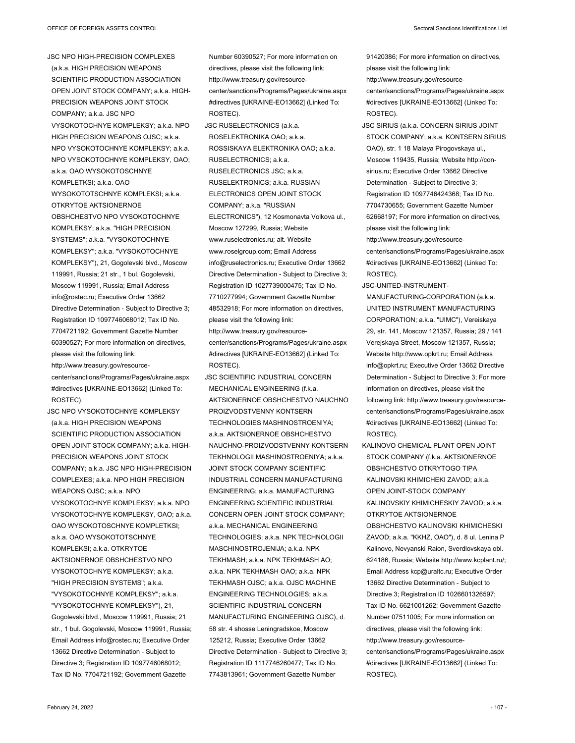JSC NPO HIGH-PRECISION COMPLEXES (a.k.a. HIGH PRECISION WEAPONS SCIENTIFIC PRODUCTION ASSOCIATION OPEN JOINT STOCK COMPANY; a.k.a. HIGH-PRECISION WEAPONS JOINT STOCK COMPANY; a.k.a. JSC NPO VYSOKOTOCHNYE KOMPLEKSY; a.k.a. NPO HIGH PRECISION WEAPONS OJSC; a.k.a. NPO VYSOKOTOCHNYE KOMPLEKSY; a.k.a. NPO VYSOKOTOCHNYE KOMPLEKSY, OAO; a.k.a. OAO WYSOKOTOSCHNYE KOMPLETKSI; a.k.a. OAO WYSOKOTOTSCHNYE KOMPLEKSI; a.k.a. OTKRYTOE AKTSIONERNOE OBSHCHESTVO NPO VYSOKOTOCHNYE KOMPLEKSY; a.k.a. "HIGH PRECISION SYSTEMS"; a.k.a. "VYSOKOTOCHNYE KOMPLEKSY"; a.k.a. "VYSOKOTOCHNYE KOMPLEKSY"), 21, Gogolevski blvd., Moscow 119991, Russia; 21 str., 1 bul. Gogolevski, Moscow 119991, Russia; Email Address info@rostec.ru; Executive Order 13662 Directive Determination - Subject to Directive 3; Registration ID 1097746068012; Tax ID No. 7704721192; Government Gazette Number 60390527; For more information on directives, please visit the following link: http://www.treasury.gov/resource-center/sanctions/Programs/Pages/ukraine.aspx#directives [UKRAINE-EO13662] (Linked To: ROSTEC).

JSC NPO VYSOKOTOCHNYE KOMPLEKSY (a.k.a. HIGH PRECISION WEAPONS SCIENTIFIC PRODUCTION ASSOCIATION OPEN JOINT STOCK COMPANY; a.k.a. HIGH-PRECISION WEAPONS JOINT STOCK COMPANY; a.k.a. JSC NPO HIGH-PRECISION COMPLEXES; a.k.a. NPO HIGH PRECISION WEAPONS OJSC; a.k.a. NPO VYSOKOTOCHNYE KOMPLEKSY; a.k.a. NPO VYSOKOTOCHNYE KOMPLEKSY, OAO; a.k.a. OAO WYSOKOTOSCHNYE KOMPLETKSI; a.k.a. OAO WYSOKOTOTSCHNYE KOMPLEKSI; a.k.a. OTKRYTOE AKTSIONERNOE OBSHCHESTVO NPO VYSOKOTOCHNYE KOMPLEKSY; a.k.a. "HIGH PRECISION SYSTEMS"; a.k.a. "VYSOKOTOCHNYE KOMPLEKSY"; a.k.a. "VYSOKOTOCHNYE KOMPLEKSY"), 21, Gogolevski blvd., Moscow 119991, Russia; 21 str., 1 bul. Gogolevski, Moscow 119991, Russia; Email Address info@rostec.ru; Executive Order 13662 Directive Determination - Subject to Directive 3; Registration ID 1097746068012; Tax ID No. 7704721192; Government Gazette Number 60390527; For more information on directives, please visit the following link: http://www.treasury.gov/resource-center/sanctions/Programs/Pages/ukraine.aspx#directives [UKRAINE-EO13662] (Linked To: ROSTEC).

JSC RUSELECTRONICS (a.k.a. ROSELEKTRONIKA OAO; a.k.a. ROSSISKAYA ELEKTRONIKA OAO; a.k.a. RUSELECTRONICS; a.k.a. RUSELECTRONICS JSC; a.k.a. RUSELEKTRONICS; a.k.a. RUSSIAN ELECTRONICS OPEN JOINT STOCK COMPANY; a.k.a. "RUSSIAN ELECTRONICS"), 12 Kosmonavta Volkova ul., Moscow 127299, Russia; Website www.ruselectronics.ru; alt. Website www.roselgroup.com; Email Address info@ruselectronics.ru; Executive Order 13662 Directive Determination - Subject to Directive 3; Registration ID 1027739000475; Tax ID No. 7710277994; Government Gazette Number 48532918; For more information on directives, please visit the following link: http://www.treasury.gov/resource-center/sanctions/Programs/Pages/ukraine.aspx#directives [UKRAINE-EO13662] (Linked To: ROSTEC).

JSC SCIENTIFIC INDUSTRIAL CONCERN MECHANICAL ENGINEERING (f.k.a. AKTSIONERNOE OBSHCHESTVO NAUCHNO PROIZVODSTVENNY KONTSERN TECHNOLOGIES MASHINOSTROENIYA; a.k.a. AKTSIONERNOE OBSHCHESTVO NAUCHNO-PROIZVODSTVENNY KONTSERN TEKHNOLOGII MASHINOSTROENIYA; a.k.a. JOINT STOCK COMPANY SCIENTIFIC INDUSTRIAL CONCERN MANUFACTURING ENGINEERING; a.k.a. MANUFACTURING ENGINEERING SCIENTIFIC INDUSTRIAL CONCERN OPEN JOINT STOCK COMPANY; a.k.a. MECHANICAL ENGINEERING TECHNOLOGIES; a.k.a. NPK TECHNOLOGII MASCHINOSTROJENIJA; a.k.a. NPK TEKHMASH; a.k.a. NPK TEKHMASH AO; a.k.a. NPK TEKHMASH OAO; a.k.a. NPK TEKHMASH OJSC; a.k.a. OJSC MACHINE ENGINEERING TECHNOLOGIES; a.k.a. SCIENTIFIC INDUSTRIAL CONCERN MANUFACTURING ENGINEERING OJSC), d. 58 str. 4 shosse Leningradskoe, Moscow 125212, Russia; Executive Order 13662 Directive Determination - Subject to Directive 3; Registration ID 1117746260477; Tax ID No. 7743813961; Government Gazette Number 91420386; For more information on directives, please visit the following link: http://www.treasury.gov/resource-center/sanctions/Programs/Pages/ukraine.aspx#directives [UKRAINE-EO13662] (Linked To: ROSTEC).

JSC SIRIUS (a.k.a. CONCERN SIRIUS JOINT STOCK COMPANY; a.k.a. KONTSERN SIRIUS OAO), str. 1 18 Malaya Pirogovskaya ul., Moscow 119435, Russia; Website http://con-sirius.ru; Executive Order 13662 Directive Determination - Subject to Directive 3; Registration ID 1097746424368; Tax ID No. 7704730655; Government Gazette Number 62668197; For more information on directives, please visit the following link: http://www.treasury.gov/resource-center/sanctions/Programs/Pages/ukraine.aspx#directives [UKRAINE-EO13662] (Linked To: ROSTEC).

JSC-UNITED-INSTRUMENT-MANUFACTURING-CORPORATION (a.k.a. UNITED INSTRUMENT MANUFACTURING CORPORATION; a.k.a. "UIMC"), Vereiskaya 29, str. 141, Moscow 121357, Russia; 29 / 141 Verejskaya Street, Moscow 121357, Russia; Website http://www.opkrt.ru; Email Address info@opkrt.ru; Executive Order 13662 Directive Determination - Subject to Directive 3; For more information on directives, please visit the following link: http://www.treasury.gov/resource-center/sanctions/Programs/Pages/ukraine.aspx#directives [UKRAINE-EO13662] (Linked To: ROSTEC).

KALINOVO CHEMICAL PLANT OPEN JOINT STOCK COMPANY (f.k.a. AKTSIONERNOE OBSHCHESTVO OTKRYTOGO TIPA KALINOVSKI KHIMICHEKI ZAVOD; a.k.a. OPEN JOINT-STOCK COMPANY KALINOVSKIY KHIMICHESKIY ZAVOD; a.k.a. OTKRYTOE AKTSIONERNOE OBSHCHESTVO KALINOVSKI KHIMICHESKI ZAVOD; a.k.a. "KKHZ, OAO"), d. 8 ul. Lenina P Kalinovo, Nevyanski Raion, Sverdlovskaya obl. 624186, Russia; Website http://www.kcplant.ru/; Email Address kcp@uraltc.ru; Executive Order 13662 Directive Determination - Subject to Directive 3; Registration ID 1026601326597; Tax ID No. 6621001262; Government Gazette Number 07511005; For more information on directives, please visit the following link: http://www.treasury.gov/resource-center/sanctions/Programs/Pages/ukraine.aspx#directives [UKRAINE-EO13662] (Linked To: ROSTEC).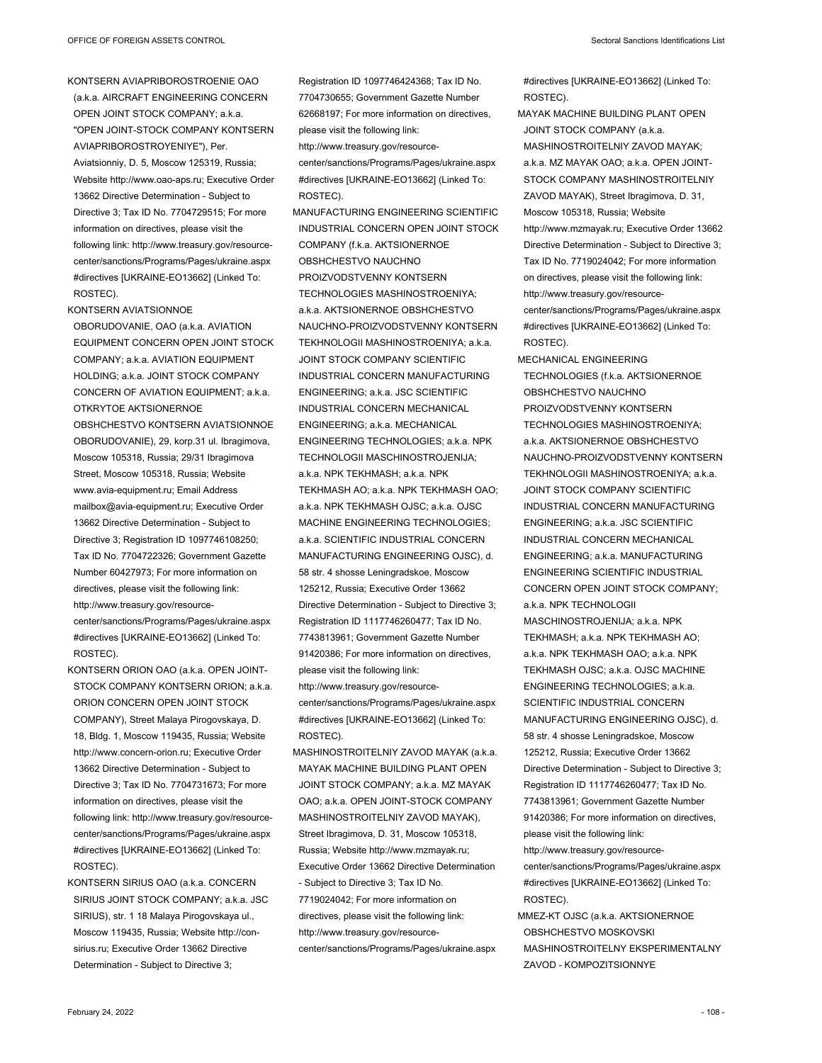KONTSERN AVIAPRIBOROSTROENIE OAO (a.k.a. AIRCRAFT ENGINEERING CONCERN OPEN JOINT STOCK COMPANY; a.k.a. "OPEN JOINT-STOCK COMPANY KONTSERN AVIAPRIBOROSTROYENIYE"), Per. Aviatsionniy, D. 5, Moscow 125319, Russia; Website http://www.oao-aps.ru; Executive Order 13662 Directive Determination - Subject to Directive 3; Tax ID No. 7704729515; For more information on directives, please visit the following link: http://www.treasury.gov/resource-center/sanctions/Programs/Pages/ukraine.aspx #directives [UKRAINE-EO13662] (Linked To: ROSTEC).

KONTSERN AVIATSIONNOE OBORUDOVANIE, OAO (a.k.a. AVIATION EQUIPMENT CONCERN OPEN JOINT STOCK COMPANY; a.k.a. AVIATION EQUIPMENT HOLDING; a.k.a. JOINT STOCK COMPANY CONCERN OF AVIATION EQUIPMENT; a.k.a. OTKRYTOE AKTSIONERNOE OBSHCHESTVO KONTSERN AVIATSIONNOE OBORUDOVANIE), 29, korp.31 ul. Ibragimova, Moscow 105318, Russia; 29/31 Ibragimova Street, Moscow 105318, Russia; Website www.avia-equipment.ru; Email Address mailbox@avia-equipment.ru; Executive Order 13662 Directive Determination - Subject to Directive 3; Registration ID 1097746108250; Tax ID No. 7704722326; Government Gazette Number 60427973; For more information on directives, please visit the following link: http://www.treasury.gov/resource-center/sanctions/Programs/Pages/ukraine.aspx #directives [UKRAINE-EO13662] (Linked To: ROSTEC).

KONTSERN ORION OAO (a.k.a. OPEN JOINT-STOCK COMPANY KONTSERN ORION; a.k.a. ORION CONCERN OPEN JOINT STOCK COMPANY), Street Malaya Pirogovskaya, D. 18, Bldg. 1, Moscow 119435, Russia; Website http://www.concern-orion.ru; Executive Order 13662 Directive Determination - Subject to Directive 3; Tax ID No. 7704731673; For more information on directives, please visit the following link: http://www.treasury.gov/resource-center/sanctions/Programs/Pages/ukraine.aspx #directives [UKRAINE-EO13662] (Linked To: ROSTEC).

KONTSERN SIRIUS OAO (a.k.a. CONCERN SIRIUS JOINT STOCK COMPANY; a.k.a. JSC SIRIUS), str. 1 18 Malaya Pirogovskaya ul., Moscow 119435, Russia; Website http://con-sirius.ru; Executive Order 13662 Directive Determination - Subject to Directive 3; Registration ID 1097746424368; Tax ID No. 7704730655; Government Gazette Number 62668197; For more information on directives, please visit the following link: http://www.treasury.gov/resource-center/sanctions/Programs/Pages/ukraine.aspx #directives [UKRAINE-EO13662] (Linked To: ROSTEC).

MANUFACTURING ENGINEERING SCIENTIFIC INDUSTRIAL CONCERN OPEN JOINT STOCK COMPANY (f.k.a. AKTSIONERNOE OBSHCHESTVO NAUCHNO PROIZVODSTVENNY KONTSERN TECHNOLOGIES MASHINOSTROENIYA; a.k.a. AKTSIONERNOE OBSHCHESTVO NAUCHNO-PROIZVODSTVENNY KONTSERN TEKHNOLOGII MASHINOSTROENIYA; a.k.a. JOINT STOCK COMPANY SCIENTIFIC INDUSTRIAL CONCERN MANUFACTURING ENGINEERING; a.k.a. JSC SCIENTIFIC INDUSTRIAL CONCERN MECHANICAL ENGINEERING; a.k.a. MECHANICAL ENGINEERING TECHNOLOGIES; a.k.a. NPK TECHNOLOGII MASCHINOSTROJENIJA; a.k.a. NPK TEKHMASH; a.k.a. NPK TEKHMASH AO; a.k.a. NPK TEKHMASH OAO; a.k.a. NPK TEKHMASH OJSC; a.k.a. OJSC MACHINE ENGINEERING TECHNOLOGIES; a.k.a. SCIENTIFIC INDUSTRIAL CONCERN MANUFACTURING ENGINEERING OJSC), d. 58 str. 4 shosse Leningradskoe, Moscow 125212, Russia; Executive Order 13662 Directive Determination - Subject to Directive 3; Registration ID 1117746260477; Tax ID No. 7743813961; Government Gazette Number 91420386; For more information on directives, please visit the following link: http://www.treasury.gov/resource-center/sanctions/Programs/Pages/ukraine.aspx #directives [UKRAINE-EO13662] (Linked To: ROSTEC).

MASHINOSTROITELNIY ZAVOD MAYAK (a.k.a. MAYAK MACHINE BUILDING PLANT OPEN JOINT STOCK COMPANY; a.k.a. MZ MAYAK OAO; a.k.a. OPEN JOINT-STOCK COMPANY MASHINOSTROITELNIY ZAVOD MAYAK), Street Ibragimova, D. 31, Moscow 105318, Russia; Website http://www.mzmayak.ru; Executive Order 13662 Directive Determination - Subject to Directive 3; Tax ID No. 7719024042; For more information on directives, please visit the following link: http://www.treasury.gov/resource-center/sanctions/Programs/Pages/ukraine.aspx #directives [UKRAINE-EO13662] (Linked To: ROSTEC).

MAYAK MACHINE BUILDING PLANT OPEN JOINT STOCK COMPANY (a.k.a. MASHINOSTROITELNIY ZAVOD MAYAK; a.k.a. MZ MAYAK OAO; a.k.a. OPEN JOINT-STOCK COMPANY MASHINOSTROITELNIY ZAVOD MAYAK), Street Ibragimova, D. 31, Moscow 105318, Russia; Website http://www.mzmayak.ru; Executive Order 13662 Directive Determination - Subject to Directive 3; Tax ID No. 7719024042; For more information on directives, please visit the following link: http://www.treasury.gov/resource-center/sanctions/Programs/Pages/ukraine.aspx #directives [UKRAINE-EO13662] (Linked To: ROSTEC).

MECHANICAL ENGINEERING TECHNOLOGIES (f.k.a. AKTSIONERNOE OBSHCHESTVO NAUCHNO PROIZVODSTVENNY KONTSERN TECHNOLOGIES MASHINOSTROENIYA; a.k.a. AKTSIONERNOE OBSHCHESTVO NAUCHNO-PROIZVODSTVENNY KONTSERN TEKHNOLOGII MASHINOSTROENIYA; a.k.a. JOINT STOCK COMPANY SCIENTIFIC INDUSTRIAL CONCERN MANUFACTURING ENGINEERING; a.k.a. JSC SCIENTIFIC INDUSTRIAL CONCERN MECHANICAL ENGINEERING; a.k.a. MANUFACTURING ENGINEERING SCIENTIFIC INDUSTRIAL CONCERN OPEN JOINT STOCK COMPANY; a.k.a. NPK TECHNOLOGII MASCHINOSTROJENIJA; a.k.a. NPK TEKHMASH; a.k.a. NPK TEKHMASH AO; a.k.a. NPK TEKHMASH OAO; a.k.a. NPK TEKHMASH OJSC; a.k.a. OJSC MACHINE ENGINEERING TECHNOLOGIES; a.k.a. SCIENTIFIC INDUSTRIAL CONCERN MANUFACTURING ENGINEERING OJSC), d. 58 str. 4 shosse Leningradskoe, Moscow 125212, Russia; Executive Order 13662 Directive Determination - Subject to Directive 3; Registration ID 1117746260477; Tax ID No. 7743813961; Government Gazette Number 91420386; For more information on directives, please visit the following link: http://www.treasury.gov/resource-center/sanctions/Programs/Pages/ukraine.aspx #directives [UKRAINE-EO13662] (Linked To: ROSTEC).

MMEZ-KT OJSC (a.k.a. AKTSIONERNOE OBSHCHESTVO MOSKOVSKI MASHINOSTROITELNY EKSPERIMENTALNY ZAVOD - KOMPOZITSIONNYE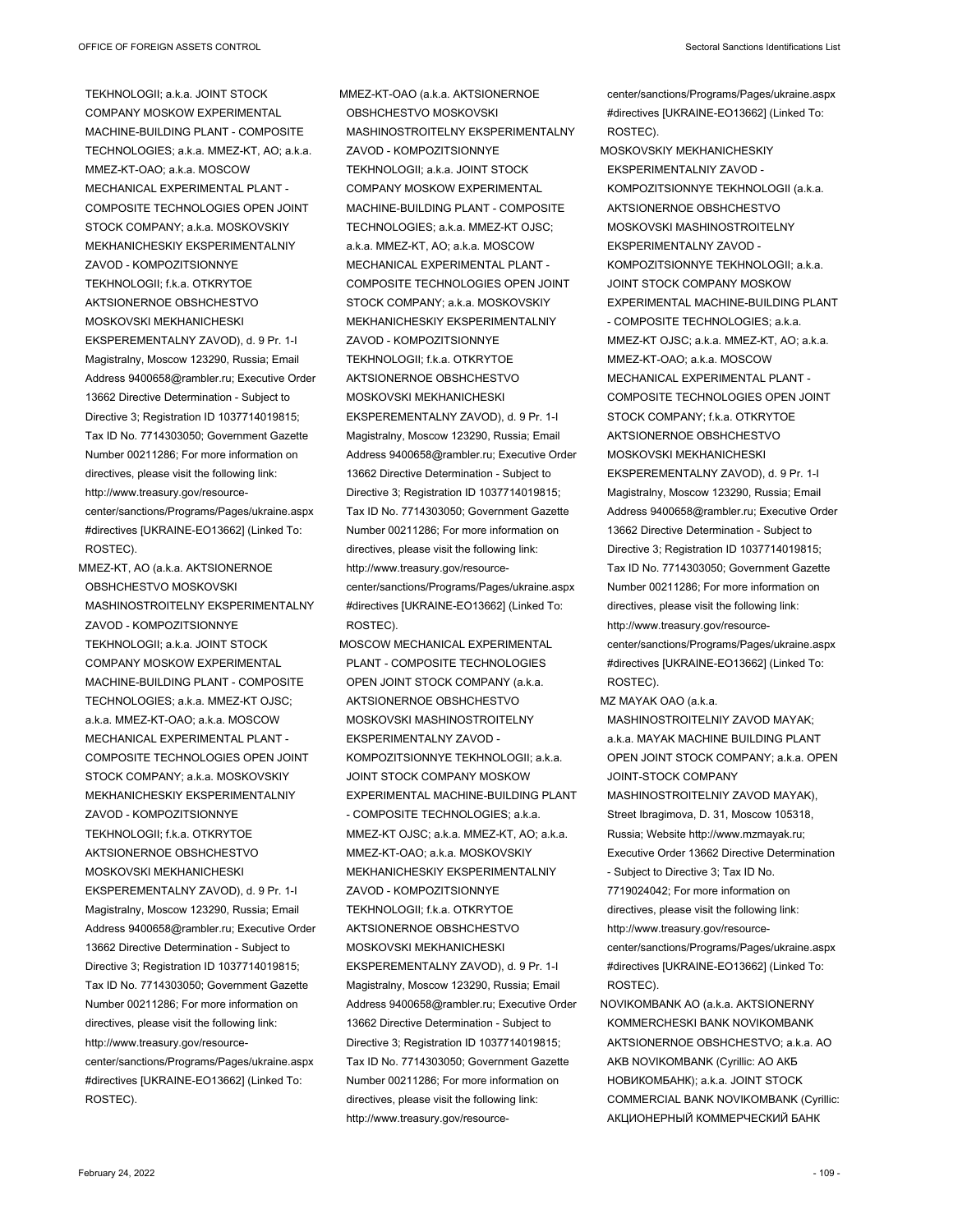TEKHNOLOGII; a.k.a. JOINT STOCK COMPANY MOSKOW EXPERIMENTAL MACHINE-BUILDING PLANT - COMPOSITE TECHNOLOGIES; a.k.a. MMEZ-KT, AO; a.k.a. MMEZ-KT-OAO; a.k.a. MOSCOW MECHANICAL EXPERIMENTAL PLANT - COMPOSITE TECHNOLOGIES OPEN JOINT STOCK COMPANY; a.k.a. MOSKOVSKIY MEKHANICHESKIY EKSPERIMENTALNIY ZAVOD - KOMPOZITSIONNYE TEKHNOLOGII; f.k.a. OTKRYTOE AKTSIONERNOE OBSHCHESTVO MOSKOVSKI MEKHANICHESKI EKSPEREMENTALNY ZAVOD), d. 9 Pr. 1-l Magistralny, Moscow 123290, Russia; Email Address 9400658@rambler.ru; Executive Order 13662 Directive Determination - Subject to Directive 3; Registration ID 1037714019815; Tax ID No. 7714303050; Government Gazette Number 00211286; For more information on directives, please visit the following link: http://www.treasury.gov/resource-center/sanctions/Programs/Pages/ukraine.aspx#directives [UKRAINE-EO13662] (Linked To: ROSTEC).

MMEZ-KT, AO (a.k.a. AKTSIONERNOE OBSHCHESTVO MOSKOVSKI MASHINOSTROITELNY EKSPERIMENTALNY ZAVOD - KOMPOZITSIONNYE TEKHNOLOGII; a.k.a. JOINT STOCK COMPANY MOSKOW EXPERIMENTAL MACHINE-BUILDING PLANT - COMPOSITE TECHNOLOGIES; a.k.a. MMEZ-KT OJSC; a.k.a. MMEZ-KT-OAO; a.k.a. MOSCOW MECHANICAL EXPERIMENTAL PLANT - COMPOSITE TECHNOLOGIES OPEN JOINT STOCK COMPANY; a.k.a. MOSKOVSKIY MEKHANICHESKIY EKSPERIMENTALNIY ZAVOD - KOMPOZITSIONNYE TEKHNOLOGII; f.k.a. OTKRYTOE AKTSIONERNOE OBSHCHESTVO MOSKOVSKI MEKHANICHESKI EKSPEREMENTALNY ZAVOD), d. 9 Pr. 1-l Magistralny, Moscow 123290, Russia; Email Address 9400658@rambler.ru; Executive Order 13662 Directive Determination - Subject to Directive 3; Registration ID 1037714019815; Tax ID No. 7714303050; Government Gazette Number 00211286; For more information on directives, please visit the following link: http://www.treasury.gov/resource-center/sanctions/Programs/Pages/ukraine.aspx#directives [UKRAINE-EO13662] (Linked To: ROSTEC).

MMEZ-KT-OAO (a.k.a. AKTSIONERNOE OBSHCHESTVO MOSKOVSKI MASHINOSTROITELNY EKSPERIMENTALNY ZAVOD - KOMPOZITSIONNYE TEKHNOLOGII; a.k.a. JOINT STOCK COMPANY MOSKOW EXPERIMENTAL MACHINE-BUILDING PLANT - COMPOSITE TECHNOLOGIES; a.k.a. MMEZ-KT OJSC; a.k.a. MMEZ-KT, AO; a.k.a. MOSCOW MECHANICAL EXPERIMENTAL PLANT - COMPOSITE TECHNOLOGIES OPEN JOINT STOCK COMPANY; a.k.a. MOSKOVSKIY MEKHANICHESKIY EKSPERIMENTALNIY ZAVOD - KOMPOZITSIONNYE TEKHNOLOGII; f.k.a. OTKRYTOE AKTSIONERNOE OBSHCHESTVO MOSKOVSKI MEKHANICHESKI EKSPEREMENTALNY ZAVOD), d. 9 Pr. 1-l Magistralny, Moscow 123290, Russia; Email Address 9400658@rambler.ru; Executive Order 13662 Directive Determination - Subject to Directive 3; Registration ID 1037714019815; Tax ID No. 7714303050; Government Gazette Number 00211286; For more information on directives, please visit the following link: http://www.treasury.gov/resource-center/sanctions/Programs/Pages/ukraine.aspx#directives [UKRAINE-EO13662] (Linked To: ROSTEC).

MOSCOW MECHANICAL EXPERIMENTAL PLANT - COMPOSITE TECHNOLOGIES OPEN JOINT STOCK COMPANY (a.k.a. AKTSIONERNOE OBSHCHESTVO MOSKOVSKI MASHINOSTROITELNY EKSPERIMENTALNY ZAVOD - KOMPOZITSIONNYE TEKHNOLOGII; a.k.a. JOINT STOCK COMPANY MOSKOW EXPERIMENTAL MACHINE-BUILDING PLANT - COMPOSITE TECHNOLOGIES; a.k.a. MMEZ-KT OJSC; a.k.a. MMEZ-KT, AO; a.k.a. MMEZ-KT-OAO; a.k.a. MOSKOVSKIY MEKHANICHESKIY EKSPERIMENTALNIY ZAVOD - KOMPOZITSIONNYE TEKHNOLOGII; f.k.a. OTKRYTOE AKTSIONERNOE OBSHCHESTVO MOSKOVSKI MEKHANICHESKI EKSPEREMENTALNY ZAVOD), d. 9 Pr. 1-l Magistralny, Moscow 123290, Russia; Email Address 9400658@rambler.ru; Executive Order 13662 Directive Determination - Subject to Directive 3; Registration ID 1037714019815; Tax ID No. 7714303050; Government Gazette Number 00211286; For more information on directives, please visit the following link: http://www.treasury.gov/resource-center/sanctions/Programs/Pages/ukraine.aspx#directives [UKRAINE-EO13662] (Linked To: ROSTEC).

MOSKOVSKIY MEKHANICHESKIY EKSPERIMENTALNIY ZAVOD - KOMPOZITSIONNYE TEKHNOLOGII (a.k.a. AKTSIONERNOE OBSHCHESTVO MOSKOVSKI MASHINOSTROITELNY EKSPERIMENTALNY ZAVOD - KOMPOZITSIONNYE TEKHNOLOGII; a.k.a. JOINT STOCK COMPANY MOSKOW EXPERIMENTAL MACHINE-BUILDING PLANT - COMPOSITE TECHNOLOGIES; a.k.a. MMEZ-KT OJSC; a.k.a. MMEZ-KT, AO; a.k.a. MMEZ-KT-OAO; a.k.a. MOSCOW MECHANICAL EXPERIMENTAL PLANT - COMPOSITE TECHNOLOGIES OPEN JOINT STOCK COMPANY; f.k.a. OTKRYTOE AKTSIONERNOE OBSHCHESTVO MOSKOVSKI MEKHANICHESKI EKSPEREMENTALNY ZAVOD), d. 9 Pr. 1-l Magistralny, Moscow 123290, Russia; Email Address 9400658@rambler.ru; Executive Order 13662 Directive Determination - Subject to Directive 3; Registration ID 1037714019815; Tax ID No. 7714303050; Government Gazette Number 00211286; For more information on directives, please visit the following link: http://www.treasury.gov/resource-center/sanctions/Programs/Pages/ukraine.aspx#directives [UKRAINE-EO13662] (Linked To: ROSTEC).

MZ MAYAK OAO (a.k.a. MASHINOSTROITELNIY ZAVOD MAYAK; a.k.a. MAYAK MACHINE BUILDING PLANT OPEN JOINT STOCK COMPANY; a.k.a. OPEN JOINT-STOCK COMPANY MASHINOSTROITELNIY ZAVOD MAYAK), Street Ibragimova, D. 31, Moscow 105318, Russia; Website http://www.mzmayak.ru; Executive Order 13662 Directive Determination - Subject to Directive 3; Tax ID No. 7719024042; For more information on directives, please visit the following link: http://www.treasury.gov/resource-center/sanctions/Programs/Pages/ukraine.aspx#directives [UKRAINE-EO13662] (Linked To: ROSTEC).

NOVIKOMBANK AO (a.k.a. AKTSIONERNY KOMMERCHESKI BANK NOVIKOMBANK AKTSIONERNOE OBSHCHESTVO; a.k.a. AO AKB NOVIKOMBANK (Cyrillic: АО АКБ НОВИКОМБАНК); a.k.a. JOINT STOCK COMMERCIAL BANK NOVIKOMBANK (Cyrillic: АКЦИОНЕРНЫЙ КОММЕРЧЕСКИЙ БАНК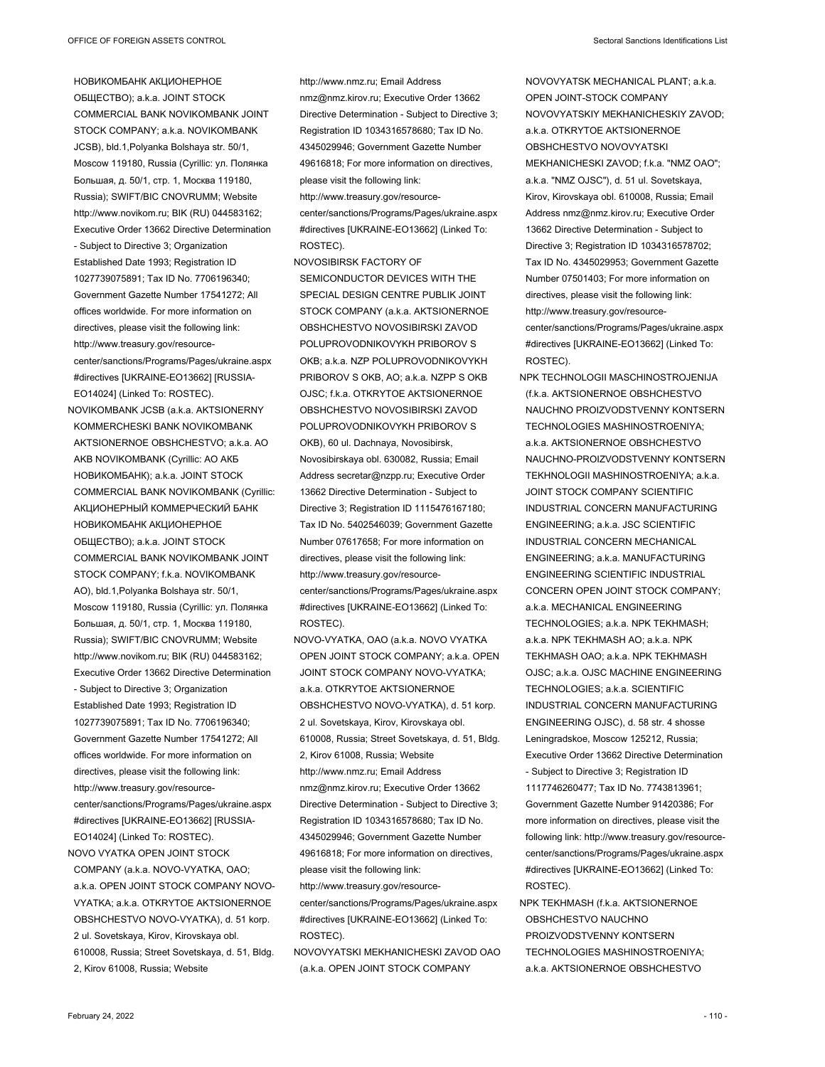НОВИКОМБАНК АКЦИОНЕРНОЕ ОБЩЕСТВО); a.k.a. JOINT STOCK COMMERCIAL BANK NOVIKOMBANK JOINT STOCK COMPANY; a.k.a. NOVIKOMBANK JCSB), bld.1,Polyanka Bolshaya str. 50/1, Moscow 119180, Russia (Cyrillic: ул. Полянка Большая, д. 50/1, стр. 1, Москва 119180, Russia); SWIFT/BIC CNOVRUMM; Website http://www.novikom.ru; BIK (RU) 044583162; Executive Order 13662 Directive Determination - Subject to Directive 3; Organization Established Date 1993; Registration ID 1027739075891; Tax ID No. 7706196340; Government Gazette Number 17541272; All offices worldwide. For more information on directives, please visit the following link: http://www.treasury.gov/resource-center/sanctions/Programs/Pages/ukraine.aspx #directives [UKRAINE-EO13662] [RUSSIA-EO14024] (Linked To: ROSTEC).

NOVIKOMBANK JCSB (a.k.a. AKTSIONERNY KOMMERCHESKI BANK NOVIKOMBANK AKTSIONERNOE OBSHCHESTVO; a.k.a. AO AKB NOVIKOMBANK (Cyrillic: АО АКБ НОВИКОМБАНК); a.k.a. JOINT STOCK COMMERCIAL BANK NOVIKOMBANK (Cyrillic: АКЦИОНЕРНЫЙ КОММЕРЧЕСКИЙ БАНК НОВИКОМБАНК АКЦИОНЕРНОЕ ОБЩЕСТВО); a.k.a. JOINT STOCK COMMERCIAL BANK NOVIKOMBANK JOINT STOCK COMPANY; f.k.a. NOVIKOMBANK AO), bld.1,Polyanka Bolshaya str. 50/1, Moscow 119180, Russia (Cyrillic: ул. Полянка Большая, д. 50/1, стр. 1, Москва 119180, Russia); SWIFT/BIC CNOVRUMM; Website http://www.novikom.ru; BIK (RU) 044583162; Executive Order 13662 Directive Determination - Subject to Directive 3; Organization Established Date 1993; Registration ID 1027739075891; Tax ID No. 7706196340; Government Gazette Number 17541272; All offices worldwide. For more information on directives, please visit the following link: http://www.treasury.gov/resource-center/sanctions/Programs/Pages/ukraine.aspx #directives [UKRAINE-EO13662] [RUSSIA-EO14024] (Linked To: ROSTEC).

NOVO VYATKA OPEN JOINT STOCK COMPANY (a.k.a. NOVO-VYATKA, OAO; a.k.a. OPEN JOINT STOCK COMPANY NOVO-VYATKA; a.k.a. OTKRYTOE AKTSIONERNOE OBSHCHESTVO NOVO-VYATKA), d. 51 korp. 2 ul. Sovetskaya, Kirov, Kirovskaya obl. 610008, Russia; Street Sovetskaya, d. 51, Bldg. 2, Kirov 61008, Russia; Website http://www.nmz.ru; Email Address nmz@nmz.kirov.ru; Executive Order 13662 Directive Determination - Subject to Directive 3; Registration ID 1034316578680; Tax ID No. 4345029946; Government Gazette Number 49616818; For more information on directives, please visit the following link: http://www.treasury.gov/resource-center/sanctions/Programs/Pages/ukraine.aspx #directives [UKRAINE-EO13662] (Linked To: ROSTEC).

NOVOSIBIRSK FACTORY OF SEMICONDUCTOR DEVICES WITH THE SPECIAL DESIGN CENTRE PUBLIK JOINT STOCK COMPANY (a.k.a. AKTSIONERNOE OBSHCHESTVO NOVOSIBIRSKI ZAVOD POLUPROVODNIKOVYKH PRIBOROV S OKB; a.k.a. NZP POLUPROVODNIKOVYKH PRIBOROV S OKB, AO; a.k.a. NZPP S OKB OJSC; f.k.a. OTKRYTOE AKTSIONERNOE OBSHCHESTVO NOVOSIBIRSKI ZAVOD POLUPROVODNIKOVYKH PRIBOROV S OKB), 60 ul. Dachnaya, Novosibirsk, Novosibirskaya obl. 630082, Russia; Email Address secretar@nzpp.ru; Executive Order 13662 Directive Determination - Subject to Directive 3; Registration ID 1115476167180; Tax ID No. 5402546039; Government Gazette Number 07617658; For more information on directives, please visit the following link: http://www.treasury.gov/resource-center/sanctions/Programs/Pages/ukraine.aspx #directives [UKRAINE-EO13662] (Linked To: ROSTEC).

NOVO-VYATKA, OAO (a.k.a. NOVO VYATKA OPEN JOINT STOCK COMPANY; a.k.a. OPEN JOINT STOCK COMPANY NOVO-VYATKA; a.k.a. OTKRYTOE AKTSIONERNOE OBSHCHESTVO NOVO-VYATKA), d. 51 korp. 2 ul. Sovetskaya, Kirov, Kirovskaya obl. 610008, Russia; Street Sovetskaya, d. 51, Bldg. 2, Kirov 61008, Russia; Website http://www.nmz.ru; Email Address nmz@nmz.kirov.ru; Executive Order 13662 Directive Determination - Subject to Directive 3; Registration ID 1034316578680; Tax ID No. 4345029946; Government Gazette Number 49616818; For more information on directives, please visit the following link: http://www.treasury.gov/resource-center/sanctions/Programs/Pages/ukraine.aspx #directives [UKRAINE-EO13662] (Linked To: ROSTEC).

NOVOVYATSKI MEKHANICHESKI ZAVOD OAO (a.k.a. OPEN JOINT STOCK COMPANY NOVOVYATSK MECHANICAL PLANT; a.k.a. OPEN JOINT-STOCK COMPANY NOVOVYATSKIY MEKHANICHESKIY ZAVOD; a.k.a. OTKRYTOE AKTSIONERNOE OBSHCHESTVO NOVOVYATSKI MEKHANICHESKI ZAVOD; f.k.a. "NMZ OAO"; a.k.a. "NMZ OJSC"), d. 51 ul. Sovetskaya, Kirov, Kirovskaya obl. 610008, Russia; Email Address nmz@nmz.kirov.ru; Executive Order 13662 Directive Determination - Subject to Directive 3; Registration ID 1034316578702; Tax ID No. 4345029953; Government Gazette Number 07501403; For more information on directives, please visit the following link: http://www.treasury.gov/resource-center/sanctions/Programs/Pages/ukraine.aspx #directives [UKRAINE-EO13662] (Linked To: ROSTEC).

NPK TECHNOLOGII MASCHINOSTROJENIJA (f.k.a. AKTSIONERNOE OBSHCHESTVO NAUCHNO PROIZVODSTVENNY KONTSERN TECHNOLOGIES MASHINOSTROENIYA; a.k.a. AKTSIONERNOE OBSHCHESTVO NAUCHNO-PROIZVODSTVENNY KONTSERN TEKHNOLOGII MASHINOSTROENIYA; a.k.a. JOINT STOCK COMPANY SCIENTIFIC INDUSTRIAL CONCERN MANUFACTURING ENGINEERING; a.k.a. JSC SCIENTIFIC INDUSTRIAL CONCERN MECHANICAL ENGINEERING; a.k.a. MANUFACTURING ENGINEERING SCIENTIFIC INDUSTRIAL CONCERN OPEN JOINT STOCK COMPANY; a.k.a. MECHANICAL ENGINEERING TECHNOLOGIES; a.k.a. NPK TEKHMASH; a.k.a. NPK TEKHMASH AO; a.k.a. NPK TEKHMASH OAO; a.k.a. NPK TEKHMASH OJSC; a.k.a. OJSC MACHINE ENGINEERING TECHNOLOGIES; a.k.a. SCIENTIFIC INDUSTRIAL CONCERN MANUFACTURING ENGINEERING OJSC), d. 58 str. 4 shosse Leningradskoe, Moscow 125212, Russia; Executive Order 13662 Directive Determination - Subject to Directive 3; Registration ID 1117746260477; Tax ID No. 7743813961; Government Gazette Number 91420386; For more information on directives, please visit the following link: http://www.treasury.gov/resource-center/sanctions/Programs/Pages/ukraine.aspx #directives [UKRAINE-EO13662] (Linked To: ROSTEC).

NPK TEKHMASH (f.k.a. AKTSIONERNOE OBSHCHESTVO NAUCHNO PROIZVODSTVENNY KONTSERN TECHNOLOGIES MASHINOSTROENIYA; a.k.a. AKTSIONERNOE OBSHCHESTVO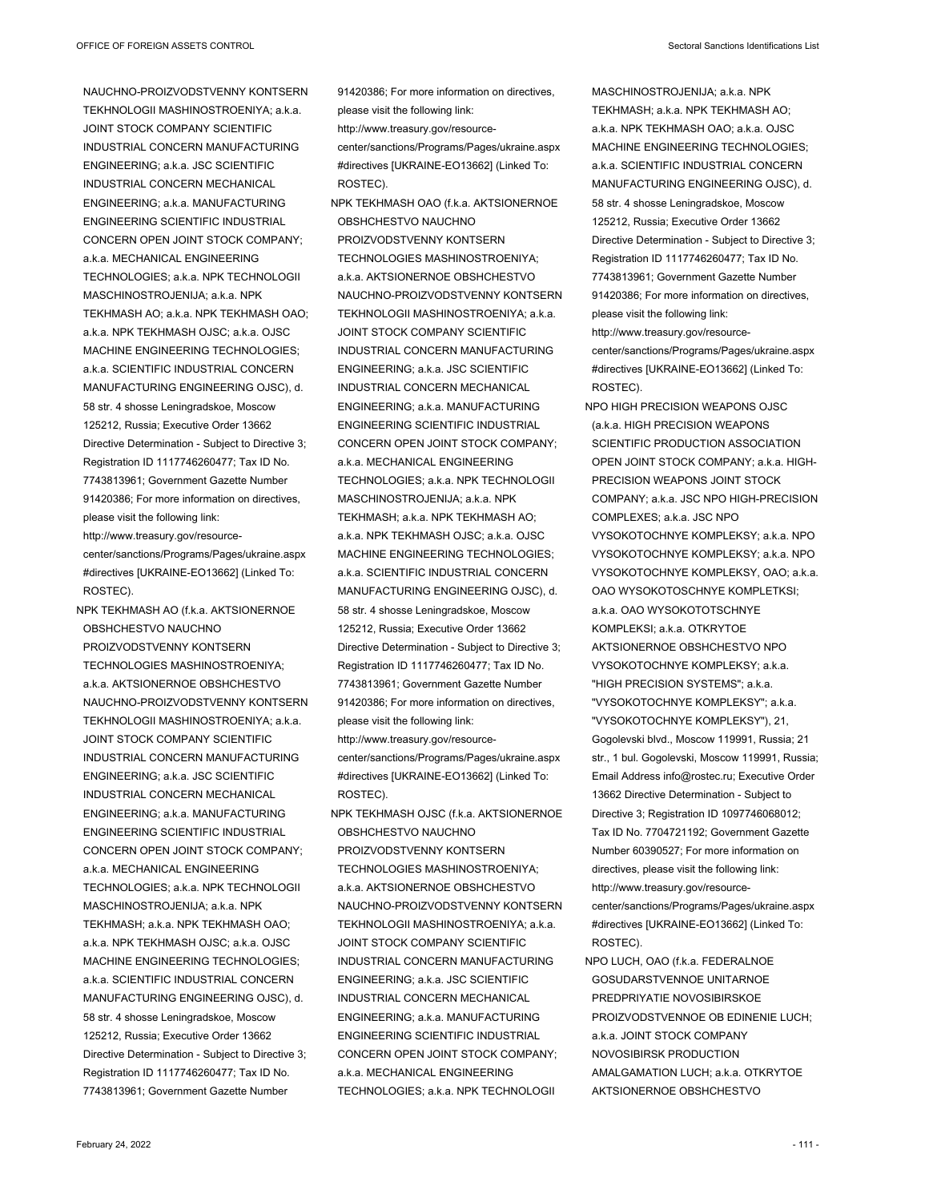NAUCHNO-PROIZVODSTVENNY KONTSERN TEKHNOLOGII MASHINOSTROENIYA; a.k.a. JOINT STOCK COMPANY SCIENTIFIC INDUSTRIAL CONCERN MANUFACTURING ENGINEERING; a.k.a. JSC SCIENTIFIC INDUSTRIAL CONCERN MECHANICAL ENGINEERING; a.k.a. MANUFACTURING ENGINEERING SCIENTIFIC INDUSTRIAL CONCERN OPEN JOINT STOCK COMPANY; a.k.a. MECHANICAL ENGINEERING TECHNOLOGIES; a.k.a. NPK TECHNOLOGII MASCHINOSTROJENIJA; a.k.a. NPK TEKHMASH AO; a.k.a. NPK TEKHMASH OAO; a.k.a. NPK TEKHMASH OJSC; a.k.a. OJSC MACHINE ENGINEERING TECHNOLOGIES; a.k.a. SCIENTIFIC INDUSTRIAL CONCERN MANUFACTURING ENGINEERING OJSC), d. 58 str. 4 shosse Leningradskoe, Moscow 125212, Russia; Executive Order 13662 Directive Determination - Subject to Directive 3; Registration ID 1117746260477; Tax ID No. 7743813961; Government Gazette Number 91420386; For more information on directives, please visit the following link: http://www.treasury.gov/resource-center/sanctions/Programs/Pages/ukraine.aspx#directives [UKRAINE-EO13662] (Linked To: ROSTEC).

NPK TEKHMASH AO (f.k.a. AKTSIONERNOE OBSHCHESTVO NAUCHNO PROIZVODSTVENNY KONTSERN TECHNOLOGIES MASHINOSTROENIYA; a.k.a. AKTSIONERNOE OBSHCHESTVO NAUCHNO-PROIZVODSTVENNY KONTSERN TEKHNOLOGII MASHINOSTROENIYA; a.k.a. JOINT STOCK COMPANY SCIENTIFIC INDUSTRIAL CONCERN MANUFACTURING ENGINEERING; a.k.a. JSC SCIENTIFIC INDUSTRIAL CONCERN MECHANICAL ENGINEERING; a.k.a. MANUFACTURING ENGINEERING SCIENTIFIC INDUSTRIAL CONCERN OPEN JOINT STOCK COMPANY; a.k.a. MECHANICAL ENGINEERING TECHNOLOGIES; a.k.a. NPK TECHNOLOGII MASCHINOSTROJENIJA; a.k.a. NPK TEKHMASH; a.k.a. NPK TEKHMASH OAO; a.k.a. NPK TEKHMASH OJSC; a.k.a. OJSC MACHINE ENGINEERING TECHNOLOGIES; a.k.a. SCIENTIFIC INDUSTRIAL CONCERN MANUFACTURING ENGINEERING OJSC), d. 58 str. 4 shosse Leningradskoe, Moscow 125212, Russia; Executive Order 13662 Directive Determination - Subject to Directive 3; Registration ID 1117746260477; Tax ID No. 7743813961; Government Gazette Number 91420386; For more information on directives, please visit the following link: http://www.treasury.gov/resource-center/sanctions/Programs/Pages/ukraine.aspx#directives [UKRAINE-EO13662] (Linked To: ROSTEC).

NPK TEKHMASH OAO (f.k.a. AKTSIONERNOE OBSHCHESTVO NAUCHNO PROIZVODSTVENNY KONTSERN TECHNOLOGIES MASHINOSTROENIYA; a.k.a. AKTSIONERNOE OBSHCHESTVO NAUCHNO-PROIZVODSTVENNY KONTSERN TEKHNOLOGII MASHINOSTROENIYA; a.k.a. JOINT STOCK COMPANY SCIENTIFIC INDUSTRIAL CONCERN MANUFACTURING ENGINEERING; a.k.a. JSC SCIENTIFIC INDUSTRIAL CONCERN MECHANICAL ENGINEERING; a.k.a. MANUFACTURING ENGINEERING SCIENTIFIC INDUSTRIAL CONCERN OPEN JOINT STOCK COMPANY; a.k.a. MECHANICAL ENGINEERING TECHNOLOGIES; a.k.a. NPK TECHNOLOGII MASCHINOSTROJENIJA; a.k.a. NPK TEKHMASH; a.k.a. NPK TEKHMASH AO; a.k.a. NPK TEKHMASH OJSC; a.k.a. OJSC MACHINE ENGINEERING TECHNOLOGIES; a.k.a. SCIENTIFIC INDUSTRIAL CONCERN MANUFACTURING ENGINEERING OJSC), d. 58 str. 4 shosse Leningradskoe, Moscow 125212, Russia; Executive Order 13662 Directive Determination - Subject to Directive 3; Registration ID 1117746260477; Tax ID No. 7743813961; Government Gazette Number 91420386; For more information on directives, please visit the following link: http://www.treasury.gov/resource-center/sanctions/Programs/Pages/ukraine.aspx#directives [UKRAINE-EO13662] (Linked To: ROSTEC).

NPK TEKHMASH OJSC (f.k.a. AKTSIONERNOE OBSHCHESTVO NAUCHNO PROIZVODSTVENNY KONTSERN TECHNOLOGIES MASHINOSTROENIYA; a.k.a. AKTSIONERNOE OBSHCHESTVO NAUCHNO-PROIZVODSTVENNY KONTSERN TEKHNOLOGII MASHINOSTROENIYA; a.k.a. JOINT STOCK COMPANY SCIENTIFIC INDUSTRIAL CONCERN MANUFACTURING ENGINEERING; a.k.a. JSC SCIENTIFIC INDUSTRIAL CONCERN MECHANICAL ENGINEERING; a.k.a. MANUFACTURING ENGINEERING SCIENTIFIC INDUSTRIAL CONCERN OPEN JOINT STOCK COMPANY; a.k.a. MECHANICAL ENGINEERING TECHNOLOGIES; a.k.a. NPK TECHNOLOGII MASCHINOSTROJENIJA; a.k.a. NPK TEKHMASH; a.k.a. NPK TEKHMASH AO; a.k.a. NPK TEKHMASH OAO; a.k.a. OJSC MACHINE ENGINEERING TECHNOLOGIES; a.k.a. SCIENTIFIC INDUSTRIAL CONCERN MANUFACTURING ENGINEERING OJSC), d. 58 str. 4 shosse Leningradskoe, Moscow 125212, Russia; Executive Order 13662 Directive Determination - Subject to Directive 3; Registration ID 1117746260477; Tax ID No. 7743813961; Government Gazette Number 91420386; For more information on directives, please visit the following link: http://www.treasury.gov/resource-center/sanctions/Programs/Pages/ukraine.aspx#directives [UKRAINE-EO13662] (Linked To: ROSTEC).

NPO HIGH PRECISION WEAPONS OJSC (a.k.a. HIGH PRECISION WEAPONS SCIENTIFIC PRODUCTION ASSOCIATION OPEN JOINT STOCK COMPANY; a.k.a. HIGH-PRECISION WEAPONS JOINT STOCK COMPANY; a.k.a. JSC NPO HIGH-PRECISION COMPLEXES; a.k.a. JSC NPO VYSOKOTOCHNYE KOMPLEKSY; a.k.a. NPO VYSOKOTOCHNYE KOMPLEKSY; a.k.a. NPO VYSOKOTOCHNYE KOMPLEKSY, OAO; a.k.a. OAO WYSOKOTOSCHNYE KOMPLETKSI; a.k.a. OAO WYSOKOTOTSCHNYE KOMPLEKSI; a.k.a. OTKRYTOE AKTSIONERNOE OBSHCHESTVO NPO VYSOKOTOCHNYE KOMPLEKSY; a.k.a. "HIGH PRECISION SYSTEMS"; a.k.a. "VYSOKOTOCHNYE KOMPLEKSY"; a.k.a. "VYSOKOTOCHNYE KOMPLEKSY"), 21, Gogolevski blvd., Moscow 119991, Russia; 21 str., 1 bul. Gogolevski, Moscow 119991, Russia; Email Address info@rostec.ru; Executive Order 13662 Directive Determination - Subject to Directive 3; Registration ID 1097746068012; Tax ID No. 7704721192; Government Gazette Number 60390527; For more information on directives, please visit the following link: http://www.treasury.gov/resource-center/sanctions/Programs/Pages/ukraine.aspx#directives [UKRAINE-EO13662] (Linked To: ROSTEC).

NPO LUCH, OAO (f.k.a. FEDERALNOE GOSUDARSTVENNOE UNITARNOE PREDPRIYATIE NOVOSIBIRSKOE PROIZVODSTVENNOE OB EDINENIE LUCH; a.k.a. JOINT STOCK COMPANY NOVOSIBIRSK PRODUCTION AMALGAMATION LUCH; a.k.a. OTKRYTOE AKTSIONERNOE OBSHCHESTVO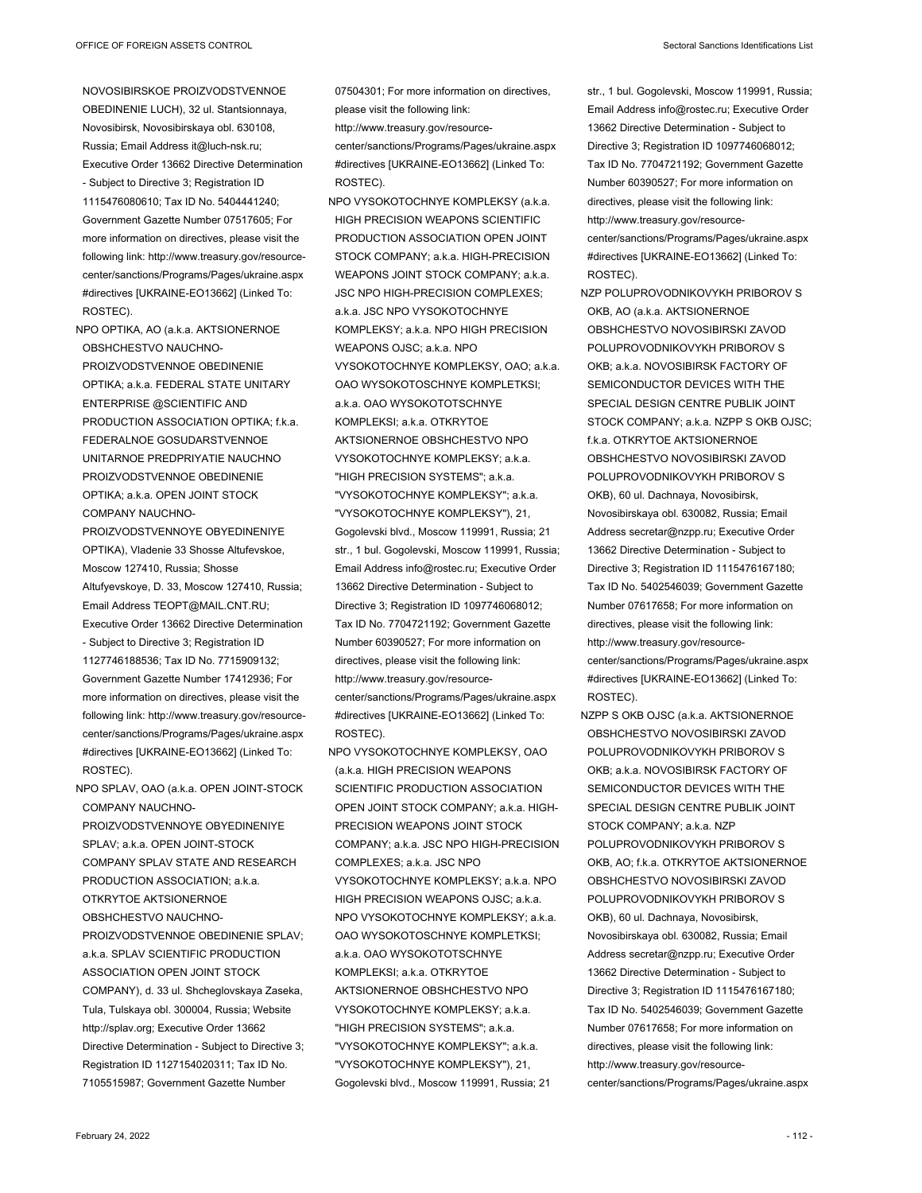NOVOSIBIRSKOE PROIZVODSTVENNOE OBEDINENIE LUCH), 32 ul. Stantsionnaya, Novosibirsk, Novosibirskaya obl. 630108, Russia; Email Address it@luch-nsk.ru; Executive Order 13662 Directive Determination - Subject to Directive 3; Registration ID 1115476080610; Tax ID No. 5404441240; Government Gazette Number 07517605; For more information on directives, please visit the following link: http://www.treasury.gov/resource-center/sanctions/Programs/Pages/ukraine.aspx #directives [UKRAINE-EO13662] (Linked To: ROSTEC).

NPO OPTIKA, AO (a.k.a. AKTSIONERNOE OBSHCHESTVO NAUCHNO-PROIZVODSTVENNOE OBEDINENIE OPTIKA; a.k.a. FEDERAL STATE UNITARY ENTERPRISE @SCIENTIFIC AND PRODUCTION ASSOCIATION OPTIKA; f.k.a. FEDERALNOE GOSUDARSTVENNOE UNITARNOE PREDPRIYATIE NAUCHNO PROIZVODSTVENNOE OBEDINENIE OPTIKA; a.k.a. OPEN JOINT STOCK COMPANY NAUCHNO-PROIZVODSTVENNOYE OBYEDINENIYE OPTIKA), Vladenie 33 Shosse Altufevskoe, Moscow 127410, Russia; Shosse Altufyevskoye, D. 33, Moscow 127410, Russia; Email Address TEOPT@MAIL.CNT.RU; Executive Order 13662 Directive Determination - Subject to Directive 3; Registration ID 1127746188536; Tax ID No. 7715909132; Government Gazette Number 17412936; For more information on directives, please visit the following link: http://www.treasury.gov/resource-center/sanctions/Programs/Pages/ukraine.aspx #directives [UKRAINE-EO13662] (Linked To: ROSTEC).

NPO SPLAV, OAO (a.k.a. OPEN JOINT-STOCK COMPANY NAUCHNO-PROIZVODSTVENNOYE OBYEDINENIYE SPLAV; a.k.a. OPEN JOINT-STOCK COMPANY SPLAV STATE AND RESEARCH PRODUCTION ASSOCIATION; a.k.a. OTKRYTOE AKTSIONERNOE OBSHCHESTVO NAUCHNO-PROIZVODSTVENNOE OBEDINENIE SPLAV; a.k.a. SPLAV SCIENTIFIC PRODUCTION ASSOCIATION OPEN JOINT STOCK COMPANY), d. 33 ul. Shcheglovskaya Zaseka, Tula, Tulskaya obl. 300004, Russia; Website http://splav.org; Executive Order 13662 Directive Determination - Subject to Directive 3; Registration ID 1127154020311; Tax ID No. 7105515987; Government Gazette Number 07504301; For more information on directives, please visit the following link: http://www.treasury.gov/resource-center/sanctions/Programs/Pages/ukraine.aspx #directives [UKRAINE-EO13662] (Linked To: ROSTEC).

NPO VYSOKOTOCHNYE KOMPLEKSY (a.k.a. HIGH PRECISION WEAPONS SCIENTIFIC PRODUCTION ASSOCIATION OPEN JOINT STOCK COMPANY; a.k.a. HIGH-PRECISION WEAPONS JOINT STOCK COMPANY; a.k.a. JSC NPO HIGH-PRECISION COMPLEXES; a.k.a. JSC NPO VYSOKOTOCHNYE KOMPLEKSY; a.k.a. NPO HIGH PRECISION WEAPONS OJSC; a.k.a. NPO VYSOKOTOCHNYE KOMPLEKSY, OAO; a.k.a. OAO WYSOKOTOSCHNYE KOMPLETKSI; a.k.a. OAO WYSOKOTOTSCHNYE KOMPLEKSI; a.k.a. OTKRYTOE AKTSIONERNOE OBSHCHESTVO NPO VYSOKOTOCHNYE KOMPLEKSY; a.k.a. "HIGH PRECISION SYSTEMS"; a.k.a. "VYSOKOTOCHNYE KOMPLEKSY"; a.k.a. "VYSOKOTOCHNYE KOMPLEKSY"), 21, Gogolevski blvd., Moscow 119991, Russia; 21 str., 1 bul. Gogolevski, Moscow 119991, Russia; Email Address info@rostec.ru; Executive Order 13662 Directive Determination - Subject to Directive 3; Registration ID 1097746068012; Tax ID No. 7704721192; Government Gazette Number 60390527; For more information on directives, please visit the following link: http://www.treasury.gov/resource-center/sanctions/Programs/Pages/ukraine.aspx #directives [UKRAINE-EO13662] (Linked To: ROSTEC).

NPO VYSOKOTOCHNYE KOMPLEKSY, OAO (a.k.a. HIGH PRECISION WEAPONS SCIENTIFIC PRODUCTION ASSOCIATION OPEN JOINT STOCK COMPANY; a.k.a. HIGH-PRECISION WEAPONS JOINT STOCK COMPANY; a.k.a. JSC NPO HIGH-PRECISION COMPLEXES; a.k.a. JSC NPO VYSOKOTOCHNYE KOMPLEKSY; a.k.a. NPO HIGH PRECISION WEAPONS OJSC; a.k.a. NPO VYSOKOTOCHNYE KOMPLEKSY; a.k.a. OAO WYSOKOTOSCHNYE KOMPLETKSI; a.k.a. OAO WYSOKOTOTSCHNYE KOMPLEKSI; a.k.a. OTKRYTOE AKTSIONERNOE OBSHCHESTVO NPO VYSOKOTOCHNYE KOMPLEKSY; a.k.a. "HIGH PRECISION SYSTEMS"; a.k.a. "VYSOKOTOCHNYE KOMPLEKSY"; a.k.a. "VYSOKOTOCHNYE KOMPLEKSY"), 21, Gogolevski blvd., Moscow 119991, Russia; 21 str., 1 bul. Gogolevski, Moscow 119991, Russia; Email Address info@rostec.ru; Executive Order 13662 Directive Determination - Subject to Directive 3; Registration ID 1097746068012; Tax ID No. 7704721192; Government Gazette Number 60390527; For more information on directives, please visit the following link: http://www.treasury.gov/resource-center/sanctions/Programs/Pages/ukraine.aspx #directives [UKRAINE-EO13662] (Linked To: ROSTEC).

NZP POLUPROVODNIKOVYKH PRIBOROV S OKB, AO (a.k.a. AKTSIONERNOE OBSHCHESTVO NOVOSIBIRSKI ZAVOD POLUPROVODNIKOVYKH PRIBOROV S OKB; a.k.a. NOVOSIBIRSK FACTORY OF SEMICONDUCTOR DEVICES WITH THE SPECIAL DESIGN CENTRE PUBLIK JOINT STOCK COMPANY; a.k.a. NZPP S OKB OJSC; f.k.a. OTKRYTOE AKTSIONERNOE OBSHCHESTVO NOVOSIBIRSKI ZAVOD POLUPROVODNIKOVYKH PRIBOROV S OKB), 60 ul. Dachnaya, Novosibirsk, Novosibirskaya obl. 630082, Russia; Email Address secretar@nzpp.ru; Executive Order 13662 Directive Determination - Subject to Directive 3; Registration ID 1115476167180; Tax ID No. 5402546039; Government Gazette Number 07617658; For more information on directives, please visit the following link: http://www.treasury.gov/resource-center/sanctions/Programs/Pages/ukraine.aspx #directives [UKRAINE-EO13662] (Linked To: ROSTEC).

NZPP S OKB OJSC (a.k.a. AKTSIONERNOE OBSHCHESTVO NOVOSIBIRSKI ZAVOD POLUPROVODNIKOVYKH PRIBOROV S OKB; a.k.a. NOVOSIBIRSK FACTORY OF SEMICONDUCTOR DEVICES WITH THE SPECIAL DESIGN CENTRE PUBLIK JOINT STOCK COMPANY; a.k.a. NZP POLUPROVODNIKOVYKH PRIBOROV S OKB, AO; f.k.a. OTKRYTOE AKTSIONERNOE OBSHCHESTVO NOVOSIBIRSKI ZAVOD POLUPROVODNIKOVYKH PRIBOROV S OKB), 60 ul. Dachnaya, Novosibirsk, Novosibirskaya obl. 630082, Russia; Email Address secretar@nzpp.ru; Executive Order 13662 Directive Determination - Subject to Directive 3; Registration ID 1115476167180; Tax ID No. 5402546039; Government Gazette Number 07617658; For more information on directives, please visit the following link: http://www.treasury.gov/resource-center/sanctions/Programs/Pages/ukraine.aspx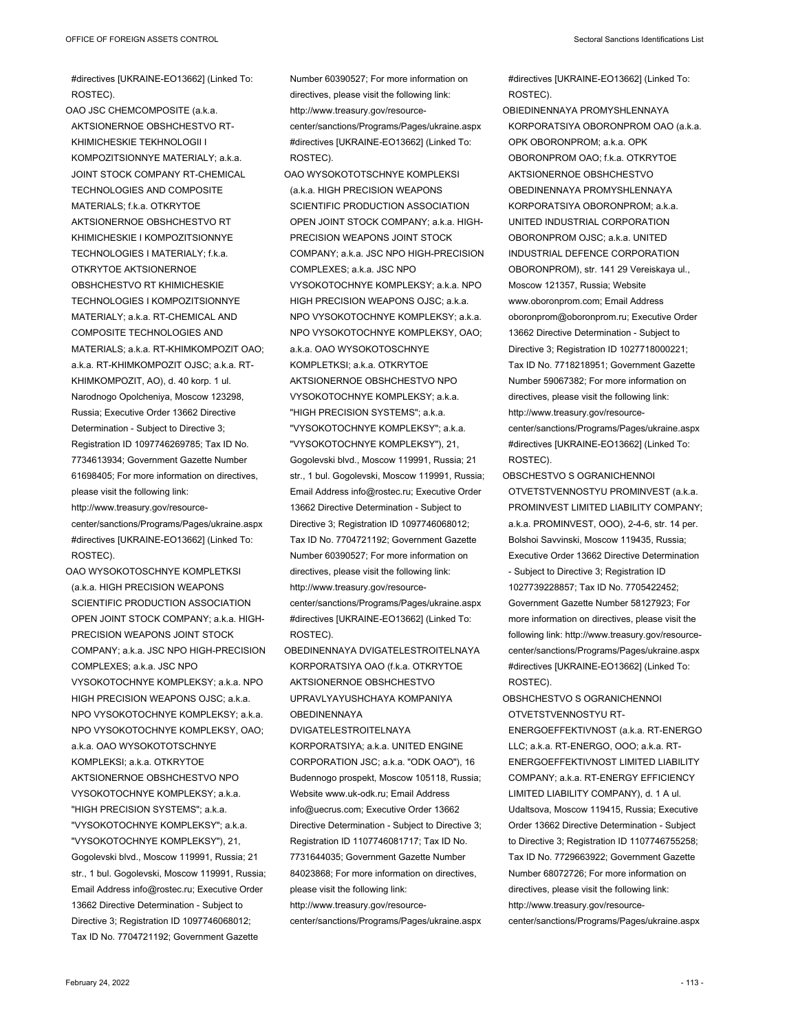#directives [UKRAINE-EO13662] (Linked To: ROSTEC).

OAO JSC CHEMCOMPOSITE (a.k.a. AKTSIONERNOE OBSHCHESTVO RT-KHIMICHESKIE TEKHNOLOGII I KOMPOZITSIONNYE MATERIALY; a.k.a. JOINT STOCK COMPANY RT-CHEMICAL TECHNOLOGIES AND COMPOSITE MATERIALS; f.k.a. OTKRYTOE AKTSIONERNOE OBSHCHESTVO RT KHIMICHESKIE I KOMPOZITSIONNYE TECHNOLOGIES I MATERIALY; f.k.a. OTKRYTOE AKTSIONERNOE OBSHCHESTVO RT KHIMICHESKIE TECHNOLOGIES I KOMPOZITSIONNYE MATERIALY; a.k.a. RT-CHEMICAL AND COMPOSITE TECHNOLOGIES AND MATERIALS; a.k.a. RT-KHIMKOMPOZIT OAO; a.k.a. RT-KHIMKOMPOZIT OJSC; a.k.a. RT-KHIMKOMPOZIT, AO), d. 40 korp. 1 ul. Narodnogo Opolcheniya, Moscow 123298, Russia; Executive Order 13662 Directive Determination - Subject to Directive 3; Registration ID 1097746269785; Tax ID No. 7734613934; Government Gazette Number 61698405; For more information on directives, please visit the following link: http://www.treasury.gov/resource-center/sanctions/Programs/Pages/ukraine.aspx#directives [UKRAINE-EO13662] (Linked To: ROSTEC).

OAO WYSOKOTOSCHNYE KOMPLETKSI (a.k.a. HIGH PRECISION WEAPONS SCIENTIFIC PRODUCTION ASSOCIATION OPEN JOINT STOCK COMPANY; a.k.a. HIGH-PRECISION WEAPONS JOINT STOCK COMPANY; a.k.a. JSC NPO HIGH-PRECISION COMPLEXES; a.k.a. JSC NPO VYSOKOTOCHNYE KOMPLEKSY; a.k.a. NPO HIGH PRECISION WEAPONS OJSC; a.k.a. NPO VYSOKOTOCHNYE KOMPLEKSY; a.k.a. NPO VYSOKOTOCHNYE KOMPLEKSY, OAO; a.k.a. OAO WYSOKOTOTSCHNYE KOMPLEKSI; a.k.a. OTKRYTOE AKTSIONERNOE OBSHCHESTVO NPO VYSOKOTOCHNYE KOMPLEKSY; a.k.a. "HIGH PRECISION SYSTEMS"; a.k.a. "VYSOKOTOCHNYE KOMPLEKSY"; a.k.a. "VYSOKOTOCHNYE KOMPLEKSY"), 21, Gogolevski blvd., Moscow 119991, Russia; 21 str., 1 bul. Gogolevski, Moscow 119991, Russia; Email Address info@rostec.ru; Executive Order 13662 Directive Determination - Subject to Directive 3; Registration ID 1097746068012; Tax ID No. 7704721192; Government Gazette Number 60390527; For more information on directives, please visit the following link: http://www.treasury.gov/resource-center/sanctions/Programs/Pages/ukraine.aspx#directives [UKRAINE-EO13662] (Linked To: ROSTEC).

OAO WYSOKOTOTSCHNYE KOMPLEKSI (a.k.a. HIGH PRECISION WEAPONS SCIENTIFIC PRODUCTION ASSOCIATION OPEN JOINT STOCK COMPANY; a.k.a. HIGH-PRECISION WEAPONS JOINT STOCK COMPANY; a.k.a. JSC NPO HIGH-PRECISION COMPLEXES; a.k.a. JSC NPO VYSOKOTOCHNYE KOMPLEKSY; a.k.a. NPO HIGH PRECISION WEAPONS OJSC; a.k.a. NPO VYSOKOTOCHNYE KOMPLEKSY; a.k.a. NPO VYSOKOTOCHNYE KOMPLEKSY, OAO; a.k.a. OAO WYSOKOTOSCHNYE KOMPLETKSI; a.k.a. OTKRYTOE AKTSIONERNOE OBSHCHESTVO NPO VYSOKOTOCHNYE KOMPLEKSY; a.k.a. "HIGH PRECISION SYSTEMS"; a.k.a. "VYSOKOTOCHNYE KOMPLEKSY"; a.k.a. "VYSOKOTOCHNYE KOMPLEKSY"), 21, Gogolevski blvd., Moscow 119991, Russia; 21 str., 1 bul. Gogolevski, Moscow 119991, Russia; Email Address info@rostec.ru; Executive Order 13662 Directive Determination - Subject to Directive 3; Registration ID 1097746068012; Tax ID No. 7704721192; Government Gazette Number 60390527; For more information on directives, please visit the following link: http://www.treasury.gov/resource-center/sanctions/Programs/Pages/ukraine.aspx#directives [UKRAINE-EO13662] (Linked To: ROSTEC).

OBEDINENNAYA DVIGATELESTROITELNAYA KORPORATSIYA OAO (f.k.a. OTKRYTOE AKTSIONERNOE OBSHCHESTVO UPRAVLYAYUSHCHAYA KOMPANIYA OBEDINENNAYA DVIGATELESTROITELNAYA KORPORATSIYA; a.k.a. UNITED ENGINE CORPORATION JSC; a.k.a. "ODK OAO"), 16 Budennogo prospekt, Moscow 105118, Russia; Website www.uk-odk.ru; Email Address info@uecrus.com; Executive Order 13662 Directive Determination - Subject to Directive 3; Registration ID 1107746081717; Tax ID No. 7731644035; Government Gazette Number 84023868; For more information on directives, please visit the following link: http://www.treasury.gov/resource-center/sanctions/Programs/Pages/ukraine.aspx#directives [UKRAINE-EO13662] (Linked To: ROSTEC).

OBIEDINENNAYA PROMYSHLENNAYA KORPORATSIYA OBORONPROM OAO (a.k.a. OPK OBORONPROM; a.k.a. OPK OBORONPROM OAO; f.k.a. OTKRYTOE AKTSIONERNOE OBSHCHESTVO OBEDINENNAYA PROMYSHLENNAYA KORPORATSIYA OBORONPROM; a.k.a. UNITED INDUSTRIAL CORPORATION OBORONPROM OJSC; a.k.a. UNITED INDUSTRIAL DEFENCE CORPORATION OBORONPROM), str. 141 29 Vereiskaya ul., Moscow 121357, Russia; Website www.oboronprom.com; Email Address oboronprom@oboronprom.ru; Executive Order 13662 Directive Determination - Subject to Directive 3; Registration ID 1027718000221; Tax ID No. 7718218951; Government Gazette Number 59067382; For more information on directives, please visit the following link: http://www.treasury.gov/resource-center/sanctions/Programs/Pages/ukraine.aspx#directives [UKRAINE-EO13662] (Linked To: ROSTEC).

OBSCHESTVO S OGRANICHENNOI OTVETSTVENNOSTYU PROMINVEST (a.k.a. PROMINVEST LIMITED LIABILITY COMPANY; a.k.a. PROMINVEST, OOO), 2-4-6, str. 14 per. Bolshoi Savvinski, Moscow 119435, Russia; Executive Order 13662 Directive Determination - Subject to Directive 3; Registration ID 1027739228857; Tax ID No. 7705422452; Government Gazette Number 58127923; For more information on directives, please visit the following link: http://www.treasury.gov/resource-center/sanctions/Programs/Pages/ukraine.aspx#directives [UKRAINE-EO13662] (Linked To: ROSTEC).

OBSHCHESTVO S OGRANICHENNOI OTVETSTVENNOSTYU RT-ENERGOEFFEKTIVNOST (a.k.a. RT-ENERGO LLC; a.k.a. RT-ENERGO, OOO; a.k.a. RT-ENERGOEFFEKTIVNOST LIMITED LIABILITY COMPANY; a.k.a. RT-ENERGY EFFICIENCY LIMITED LIABILITY COMPANY), d. 1 A ul. Udaltsova, Moscow 119415, Russia; Executive Order 13662 Directive Determination - Subject to Directive 3; Registration ID 1107746755258; Tax ID No. 7729663922; Government Gazette Number 68072726; For more information on directives, please visit the following link: http://www.treasury.gov/resource-center/sanctions/Programs/Pages/ukraine.aspx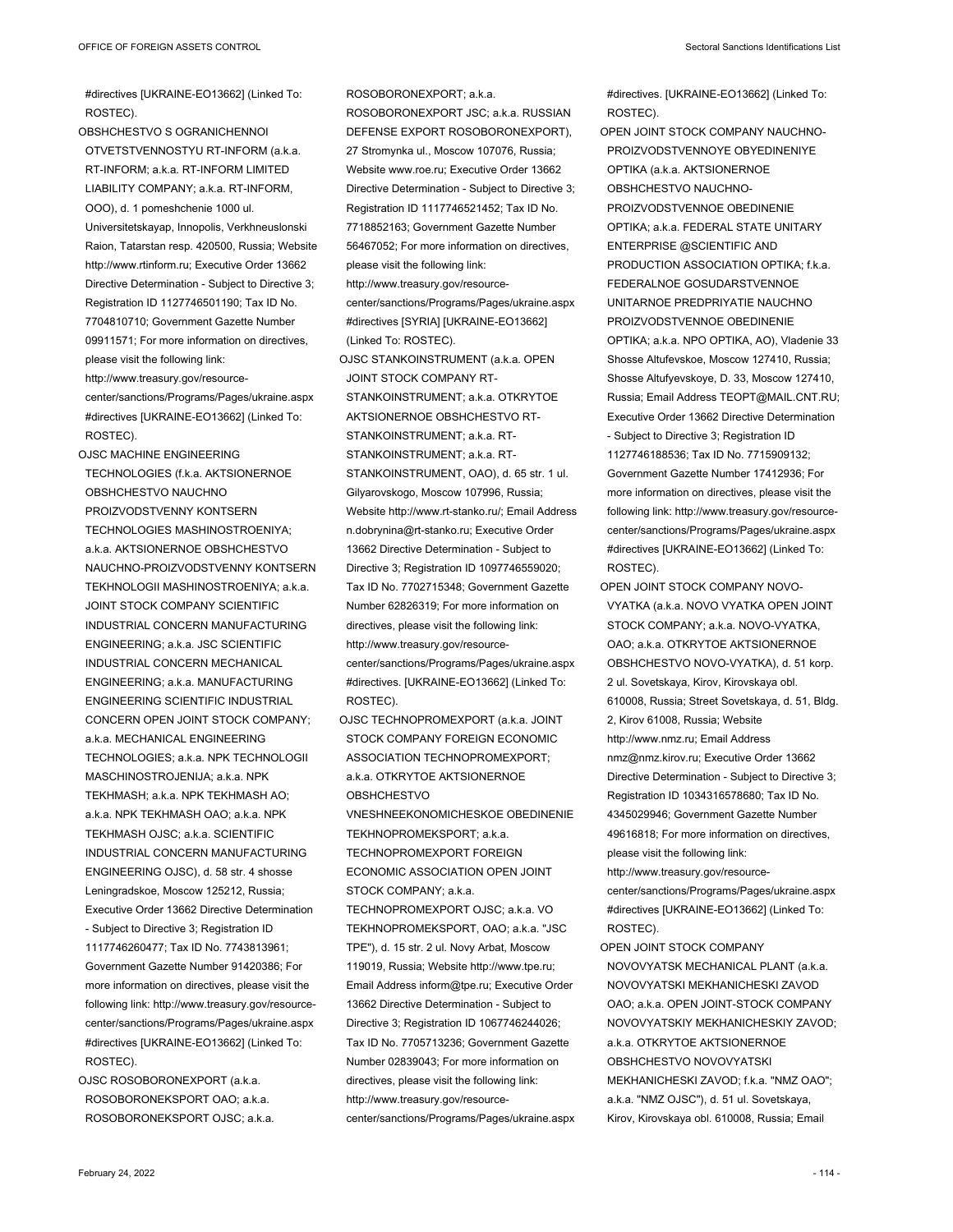#directives [UKRAINE-EO13662] (Linked To: ROSTEC).

OBSHCHESTVO S OGRANICHENNOI OTVETSTVENNOSTYU RT-INFORM (a.k.a. RT-INFORM; a.k.a. RT-INFORM LIMITED LIABILITY COMPANY; a.k.a. RT-INFORM, OOO), d. 1 pomeshchenie 1000 ul. Universitetskayap, Innopolis, Verkhneuslonski Raion, Tatarstan resp. 420500, Russia; Website http://www.rtinform.ru; Executive Order 13662 Directive Determination - Subject to Directive 3; Registration ID 1127746501190; Tax ID No. 7704810710; Government Gazette Number 09911571; For more information on directives, please visit the following link: http://www.treasury.gov/resource-center/sanctions/Programs/Pages/ukraine.aspx #directives [UKRAINE-EO13662] (Linked To: ROSTEC).

OJSC MACHINE ENGINEERING TECHNOLOGIES (f.k.a. AKTSIONERNOE OBSHCHESTVO NAUCHNO PROIZVODSTVENNY KONTSERN TECHNOLOGIES MASHINOSTROENIYA; a.k.a. AKTSIONERNOE OBSHCHESTVO NAUCHNO-PROIZVODSTVENNY KONTSERN TEKHNOLOGII MASHINOSTROENIYA; a.k.a. JOINT STOCK COMPANY SCIENTIFIC INDUSTRIAL CONCERN MANUFACTURING ENGINEERING; a.k.a. JSC SCIENTIFIC INDUSTRIAL CONCERN MECHANICAL ENGINEERING; a.k.a. MANUFACTURING ENGINEERING SCIENTIFIC INDUSTRIAL CONCERN OPEN JOINT STOCK COMPANY; a.k.a. MECHANICAL ENGINEERING TECHNOLOGIES; a.k.a. NPK TECHNOLOGII MASCHINOSTROJENIJA; a.k.a. NPK TEKHMASH; a.k.a. NPK TEKHMASH AO; a.k.a. NPK TEKHMASH OAO; a.k.a. NPK TEKHMASH OJSC; a.k.a. SCIENTIFIC INDUSTRIAL CONCERN MANUFACTURING ENGINEERING OJSC), d. 58 str. 4 shosse Leningradskoe, Moscow 125212, Russia; Executive Order 13662 Directive Determination - Subject to Directive 3; Registration ID 1117746260477; Tax ID No. 7743813961; Government Gazette Number 91420386; For more information on directives, please visit the following link: http://www.treasury.gov/resource-center/sanctions/Programs/Pages/ukraine.aspx #directives [UKRAINE-EO13662] (Linked To: ROSTEC).

OJSC ROSOBORONEXPORT (a.k.a. ROSOBORONEKSPORT OAO; a.k.a. ROSOBORONEKSPORT OJSC; a.k.a. ROSOBORONEXPORT; a.k.a. ROSOBORONEXPORT JSC; a.k.a. RUSSIAN DEFENSE EXPORT ROSOBORONEXPORT), 27 Stromynka ul., Moscow 107076, Russia; Website www.roe.ru; Executive Order 13662 Directive Determination - Subject to Directive 3; Registration ID 1117746521452; Tax ID No. 7718852163; Government Gazette Number 56467052; For more information on directives, please visit the following link: http://www.treasury.gov/resource-center/sanctions/Programs/Pages/ukraine.aspx #directives [SYRIA] [UKRAINE-EO13662] (Linked To: ROSTEC).

OJSC STANKOINSTRUMENT (a.k.a. OPEN JOINT STOCK COMPANY RT-STANKOINSTRUMENT; a.k.a. OTKRYTOE AKTSIONERNOE OBSHCHESTVO RT-STANKOINSTRUMENT; a.k.a. RT-STANKOINSTRUMENT; a.k.a. RT-STANKOINSTRUMENT, OAO), d. 65 str. 1 ul. Gilyarovskogo, Moscow 107996, Russia; Website http://www.rt-stanko.ru/; Email Address n.dobrynina@rt-stanko.ru; Executive Order 13662 Directive Determination - Subject to Directive 3; Registration ID 1097746559020; Tax ID No. 7702715348; Government Gazette Number 62826319; For more information on directives, please visit the following link: http://www.treasury.gov/resource-center/sanctions/Programs/Pages/ukraine.aspx #directives. [UKRAINE-EO13662] (Linked To: ROSTEC).

OJSC TECHNOPROMEXPORT (a.k.a. JOINT STOCK COMPANY FOREIGN ECONOMIC ASSOCIATION TECHNOPROMEXPORT; a.k.a. OTKRYTOE AKTSIONERNOE OBSHCHESTVO VNESHNEEKONOMICHESKOE OBEDINENIE TEKHNOPROMEKSPORT; a.k.a. TECHNOPROMEXPORT FOREIGN ECONOMIC ASSOCIATION OPEN JOINT STOCK COMPANY; a.k.a. TECHNOPROMEXPORT OJSC; a.k.a. VO TEKHNOPROMEKSPORT, OAO; a.k.a. "JSC TPE"), d. 15 str. 2 ul. Novy Arbat, Moscow 119019, Russia; Website http://www.tpe.ru; Email Address inform@tpe.ru; Executive Order 13662 Directive Determination - Subject to Directive 3; Registration ID 1067746244026; Tax ID No. 7705713236; Government Gazette Number 02839043; For more information on directives, please visit the following link: http://www.treasury.gov/resource-center/sanctions/Programs/Pages/ukraine.aspx #directives. [UKRAINE-EO13662] (Linked To: ROSTEC).

OPEN JOINT STOCK COMPANY NAUCHNO-PROIZVODSTVENNOYE OBYEDINENIYE OPTIKA (a.k.a. AKTSIONERNOE OBSHCHESTVO NAUCHNO-PROIZVODSTVENNOE OBEDINENIE OPTIKA; a.k.a. FEDERAL STATE UNITARY ENTERPRISE @SCIENTIFIC AND PRODUCTION ASSOCIATION OPTIKA; f.k.a. FEDERALNOE GOSUDARSTVENNOE UNITARNOE PREDPRIYATIE NAUCHNO PROIZVODSTVENNOE OBEDINENIE OPTIKA; a.k.a. NPO OPTIKA, AO), Vladenie 33 Shosse Altufevskoe, Moscow 127410, Russia; Shosse Altufyevskoye, D. 33, Moscow 127410, Russia; Email Address TEOPT@MAIL.CNT.RU; Executive Order 13662 Directive Determination - Subject to Directive 3; Registration ID 1127746188536; Tax ID No. 7715909132; Government Gazette Number 17412936; For more information on directives, please visit the following link: http://www.treasury.gov/resource-center/sanctions/Programs/Pages/ukraine.aspx #directives [UKRAINE-EO13662] (Linked To: ROSTEC).

OPEN JOINT STOCK COMPANY NOVO-VYATKA (a.k.a. NOVO VYATKA OPEN JOINT STOCK COMPANY; a.k.a. NOVO-VYATKA, OAO; a.k.a. OTKRYTOE AKTSIONERNOE OBSHCHESTVO NOVO-VYATKA), d. 51 korp. 2 ul. Sovetskaya, Kirov, Kirovskaya obl. 610008, Russia; Street Sovetskaya, d. 51, Bldg. 2, Kirov 61008, Russia; Website http://www.nmz.ru; Email Address nmz@nmz.kirov.ru; Executive Order 13662 Directive Determination - Subject to Directive 3; Registration ID 1034316578680; Tax ID No. 4345029946; Government Gazette Number 49616818; For more information on directives, please visit the following link: http://www.treasury.gov/resource-center/sanctions/Programs/Pages/ukraine.aspx #directives [UKRAINE-EO13662] (Linked To: ROSTEC).

OPEN JOINT STOCK COMPANY NOVOVYATSK MECHANICAL PLANT (a.k.a. NOVOVYATSKI MEKHANICHESKI ZAVOD OAO; a.k.a. OPEN JOINT-STOCK COMPANY NOVOVYATSKIY MEKHANICHESKIY ZAVOD; a.k.a. OTKRYTOE AKTSIONERNOE OBSHCHESTVO NOVOVYATSKI MEKHANICHESKI ZAVOD; f.k.a. "NMZ OAO"; a.k.a. "NMZ OJSC"), d. 51 ul. Sovetskaya, Kirov, Kirovskaya obl. 610008, Russia; Email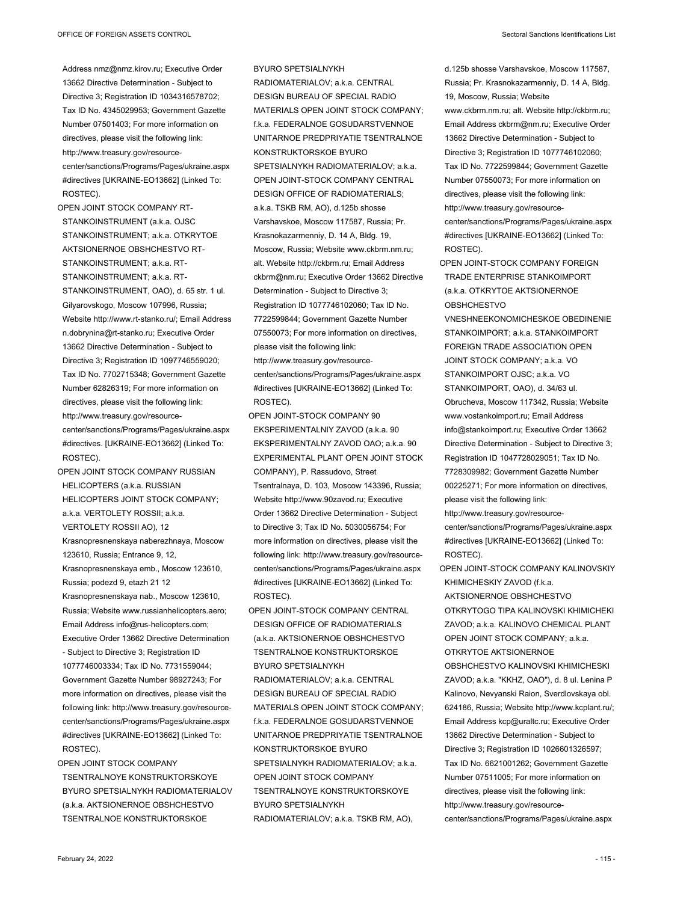Address nmz@nmz.kirov.ru; Executive Order 13662 Directive Determination - Subject to Directive 3; Registration ID 1034316578702; Tax ID No. 4345029953; Government Gazette Number 07501403; For more information on directives, please visit the following link: http://www.treasury.gov/resource-center/sanctions/Programs/Pages/ukraine.aspx#directives [UKRAINE-EO13662] (Linked To: ROSTEC).

OPEN JOINT STOCK COMPANY RT-STANKOINSTRUMENT (a.k.a. OJSC STANKOINSTRUMENT; a.k.a. OTKRYTOE AKTSIONERNOE OBSHCHESTVO RT-STANKOINSTRUMENT; a.k.a. RT-STANKOINSTRUMENT; a.k.a. RT-STANKOINSTRUMENT, OAO), d. 65 str. 1 ul. Gilyarovskogo, Moscow 107996, Russia; Website http://www.rt-stanko.ru/; Email Address n.dobrynina@rt-stanko.ru; Executive Order 13662 Directive Determination - Subject to Directive 3; Registration ID 1097746559020; Tax ID No. 7702715348; Government Gazette Number 62826319; For more information on directives, please visit the following link: http://www.treasury.gov/resource-center/sanctions/Programs/Pages/ukraine.aspx#directives. [UKRAINE-EO13662] (Linked To: ROSTEC).

OPEN JOINT STOCK COMPANY RUSSIAN HELICOPTERS (a.k.a. RUSSIAN HELICOPTERS JOINT STOCK COMPANY; a.k.a. VERTOLETY ROSSII; a.k.a. VERTOLETY ROSSII AO), 12 Krasnopresnenskaya naberezhnaya, Moscow 123610, Russia; Entrance 9, 12, Krasnopresnenskaya emb., Moscow 123610, Russia; podezd 9, etazh 21 12 Krasnopresnenskaya nab., Moscow 123610, Russia; Website www.russianhelicopters.aero; Email Address info@rus-helicopters.com; Executive Order 13662 Directive Determination - Subject to Directive 3; Registration ID 1077746003334; Tax ID No. 7731559044; Government Gazette Number 98927243; For more information on directives, please visit the following link: http://www.treasury.gov/resource-center/sanctions/Programs/Pages/ukraine.aspx#directives [UKRAINE-EO13662] (Linked To: ROSTEC).

OPEN JOINT STOCK COMPANY TSENTRALNOYE KONSTRUKTORSKOYE BYURO SPETSIALNYKH RADIOMATERIALOV (a.k.a. AKTSIONERNOE OBSHCHESTVO TSENTRALNOE KONSTRUKTORSKOE BYURO SPETSIALNYKH RADIOMATERIALOV; a.k.a. CENTRAL DESIGN BUREAU OF SPECIAL RADIO MATERIALS OPEN JOINT STOCK COMPANY; f.k.a. FEDERALNOE GOSUDARSTVENNOE UNITARNOE PREDPRIYATIE TSENTRALNOE KONSTRUKTORSKOE BYURO SPETSIALNYKH RADIOMATERIALOV; a.k.a. OPEN JOINT-STOCK COMPANY CENTRAL DESIGN OFFICE OF RADIOMATERIALS; a.k.a. TSKB RM, AO), d.125b shosse Varshavskoe, Moscow 117587, Russia; Pr. Krasnokazarmenniy, D. 14 A, Bldg. 19, Moscow, Russia; Website www.ckbrm.nm.ru; alt. Website http://ckbrm.ru; Email Address ckbrm@nm.ru; Executive Order 13662 Directive Determination - Subject to Directive 3; Registration ID 1077746102060; Tax ID No. 7722599844; Government Gazette Number 07550073; For more information on directives, please visit the following link: http://www.treasury.gov/resource-center/sanctions/Programs/Pages/ukraine.aspx#directives [UKRAINE-EO13662] (Linked To: ROSTEC).

OPEN JOINT-STOCK COMPANY 90 EKSPERIMENTALNIY ZAVOD (a.k.a. 90 EKSPERIMENTALNY ZAVOD OAO; a.k.a. 90 EXPERIMENTAL PLANT OPEN JOINT STOCK COMPANY), P. Rassudovo, Street Tsentralnaya, D. 103, Moscow 143396, Russia; Website http://www.90zavod.ru; Executive Order 13662 Directive Determination - Subject to Directive 3; Tax ID No. 5030056754; For more information on directives, please visit the following link: http://www.treasury.gov/resource-center/sanctions/Programs/Pages/ukraine.aspx#directives [UKRAINE-EO13662] (Linked To: ROSTEC).

OPEN JOINT-STOCK COMPANY CENTRAL DESIGN OFFICE OF RADIOMATERIALS (a.k.a. AKTSIONERNOE OBSHCHESTVO TSENTRALNOE KONSTRUKTORSKOE BYURO SPETSIALNYKH RADIOMATERIALOV; a.k.a. CENTRAL DESIGN BUREAU OF SPECIAL RADIO MATERIALS OPEN JOINT STOCK COMPANY; f.k.a. FEDERALNOE GOSUDARSTVENNOE UNITARNOE PREDPRIYATIE TSENTRALNOE KONSTRUKTORSKOE BYURO SPETSIALNYKH RADIOMATERIALOV; a.k.a. OPEN JOINT STOCK COMPANY TSENTRALNOYE KONSTRUKTORSKOYE BYURO SPETSIALNYKH RADIOMATERIALOV; a.k.a. TSKB RM, AO), d.125b shosse Varshavskoe, Moscow 117587, Russia; Pr. Krasnokazarmenniy, D. 14 A, Bldg. 19, Moscow, Russia; Website www.ckbrm.nm.ru; alt. Website http://ckbrm.ru; Email Address ckbrm@nm.ru; Executive Order 13662 Directive Determination - Subject to Directive 3; Registration ID 1077746102060; Tax ID No. 7722599844; Government Gazette Number 07550073; For more information on directives, please visit the following link: http://www.treasury.gov/resource-center/sanctions/Programs/Pages/ukraine.aspx#directives [UKRAINE-EO13662] (Linked To: ROSTEC).

OPEN JOINT-STOCK COMPANY FOREIGN TRADE ENTERPRISE STANKOIMPORT (a.k.a. OTKRYTOE AKTSIONERNOE OBSHCHESTVO VNESHNEEKONOMICHESKOE OBEDINENIE STANKOIMPORT; a.k.a. STANKOIMPORT FOREIGN TRADE ASSOCIATION OPEN JOINT STOCK COMPANY; a.k.a. VO STANKOIMPORT OJSC; a.k.a. VO STANKOIMPORT, OAO), d. 34/63 ul. Obrucheva, Moscow 117342, Russia; Website www.vostankoimport.ru; Email Address info@stankoimport.ru; Executive Order 13662 Directive Determination - Subject to Directive 3; Registration ID 1047728029051; Tax ID No. 7728309982; Government Gazette Number 00225271; For more information on directives, please visit the following link: http://www.treasury.gov/resource-center/sanctions/Programs/Pages/ukraine.aspx#directives [UKRAINE-EO13662] (Linked To: ROSTEC).

OPEN JOINT-STOCK COMPANY KALINOVSKIY KHIMICHESKIY ZAVOD (f.k.a. AKTSIONERNOE OBSHCHESTVO OTKRYTOGO TIPA KALINOVSKI KHIMICHEKI ZAVOD; a.k.a. KALINOVO CHEMICAL PLANT OPEN JOINT STOCK COMPANY; a.k.a. OTKRYTOE AKTSIONERNOE OBSHCHESTVO KALINOVSKI KHIMICHESKI ZAVOD; a.k.a. "KKHZ, OAO"), d. 8 ul. Lenina P Kalinovo, Nevyanski Raion, Sverdlovskaya obl. 624186, Russia; Website http://www.kcplant.ru/; Email Address kcp@uraltc.ru; Executive Order 13662 Directive Determination - Subject to Directive 3; Registration ID 1026601326597; Tax ID No. 6621001262; Government Gazette Number 07511005; For more information on directives, please visit the following link: http://www.treasury.gov/resource-center/sanctions/Programs/Pages/ukraine.aspx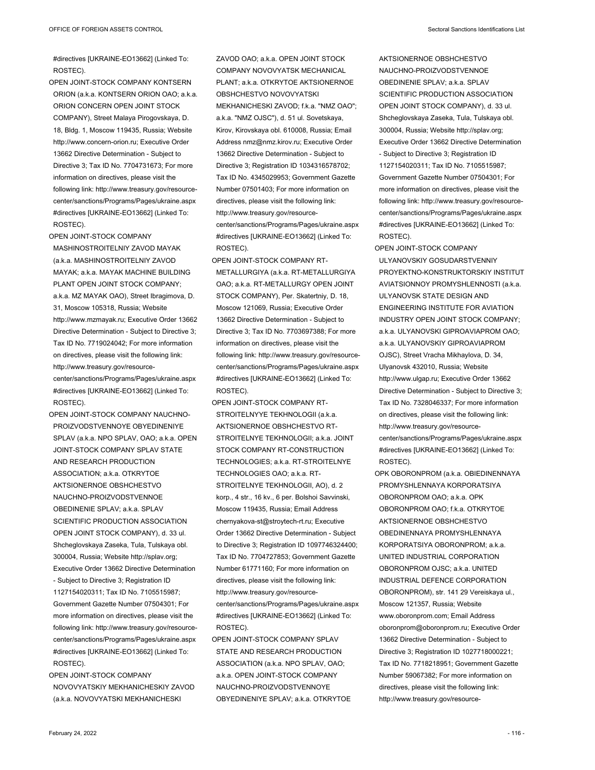#directives [UKRAINE-EO13662] (Linked To: ROSTEC).

OPEN JOINT-STOCK COMPANY KONTSERN ORION (a.k.a. KONTSERN ORION OAO; a.k.a. ORION CONCERN OPEN JOINT STOCK COMPANY), Street Malaya Pirogovskaya, D. 18, Bldg. 1, Moscow 119435, Russia; Website http://www.concern-orion.ru; Executive Order 13662 Directive Determination - Subject to Directive 3; Tax ID No. 7704731673; For more information on directives, please visit the following link: http://www.treasury.gov/resource-center/sanctions/Programs/Pages/ukraine.aspx#directives [UKRAINE-EO13662] (Linked To: ROSTEC).

OPEN JOINT-STOCK COMPANY MASHINOSTROITELNIY ZAVOD MAYAK (a.k.a. MASHINOSTROITELNIY ZAVOD MAYAK; a.k.a. MAYAK MACHINE BUILDING PLANT OPEN JOINT STOCK COMPANY; a.k.a. MZ MAYAK OAO), Street Ibragimova, D. 31, Moscow 105318, Russia; Website http://www.mzmayak.ru; Executive Order 13662 Directive Determination - Subject to Directive 3; Tax ID No. 7719024042; For more information on directives, please visit the following link: http://www.treasury.gov/resource-center/sanctions/Programs/Pages/ukraine.aspx#directives [UKRAINE-EO13662] (Linked To: ROSTEC).

OPEN JOINT-STOCK COMPANY NAUCHNO-PROIZVODSTVENNOYE OBYEDINENIYE SPLAV (a.k.a. NPO SPLAV, OAO; a.k.a. OPEN JOINT-STOCK COMPANY SPLAV STATE AND RESEARCH PRODUCTION ASSOCIATION; a.k.a. OTKRYTOE AKTSIONERNOE OBSHCHESTVO NAUCHNO-PROIZVODSTVENNOE OBEDINENIE SPLAV; a.k.a. SPLAV SCIENTIFIC PRODUCTION ASSOCIATION OPEN JOINT STOCK COMPANY), d. 33 ul. Shcheglovskaya Zaseka, Tula, Tulskaya obl. 300004, Russia; Website http://splav.org; Executive Order 13662 Directive Determination - Subject to Directive 3; Registration ID 1127154020311; Tax ID No. 7105515987; Government Gazette Number 07504301; For more information on directives, please visit the following link: http://www.treasury.gov/resource-center/sanctions/Programs/Pages/ukraine.aspx#directives [UKRAINE-EO13662] (Linked To: ROSTEC).

OPEN JOINT-STOCK COMPANY NOVOVYATSKIY MEKHANICHESKIY ZAVOD (a.k.a. NOVOVYATSKI MEKHANICHESKI ZAVOD OAO; a.k.a. OPEN JOINT STOCK COMPANY NOVOVYATSK MECHANICAL PLANT; a.k.a. OTKRYTOE AKTSIONERNOE OBSHCHESTVO NOVOVYATSKI MEKHANICHESKI ZAVOD; f.k.a. "NMZ OAO"; a.k.a. "NMZ OJSC"), d. 51 ul. Sovetskaya, Kirov, Kirovskaya obl. 610008, Russia; Email Address nmz@nmz.kirov.ru; Executive Order 13662 Directive Determination - Subject to Directive 3; Registration ID 1034316578702; Tax ID No. 4345029953; Government Gazette Number 07501403; For more information on directives, please visit the following link: http://www.treasury.gov/resource-center/sanctions/Programs/Pages/ukraine.aspx#directives [UKRAINE-EO13662] (Linked To: ROSTEC).

OPEN JOINT-STOCK COMPANY RT-METALLURGIYA (a.k.a. RT-METALLURGIYA OAO; a.k.a. RT-METALLURGY OPEN JOINT STOCK COMPANY), Per. Skatertniy, D. 18, Moscow 121069, Russia; Executive Order 13662 Directive Determination - Subject to Directive 3; Tax ID No. 7703697388; For more information on directives, please visit the following link: http://www.treasury.gov/resource-center/sanctions/Programs/Pages/ukraine.aspx#directives [UKRAINE-EO13662] (Linked To: ROSTEC).

OPEN JOINT-STOCK COMPANY RT-STROITELNYYE TEKHNOLOGII (a.k.a. AKTSIONERNOE OBSHCHESTVO RT-STROITELNYE TEKHNOLOGII; a.k.a. JOINT STOCK COMPANY RT-CONSTRUCTION TECHNOLOGIES; a.k.a. RT-STROITELNYE TECHNOLOGIES OAO; a.k.a. RT-STROITELNYE TEKHNOLOGII, AO), d. 2 korp., 4 str., 16 kv., 6 per. Bolshoi Savvinski, Moscow 119435, Russia; Email Address chernyakova-st@stroytech-rt.ru; Executive Order 13662 Directive Determination - Subject to Directive 3; Registration ID 1097746324400; Tax ID No. 7704727853; Government Gazette Number 61771160; For more information on directives, please visit the following link: http://www.treasury.gov/resource-center/sanctions/Programs/Pages/ukraine.aspx#directives [UKRAINE-EO13662] (Linked To: ROSTEC).

OPEN JOINT-STOCK COMPANY SPLAV STATE AND RESEARCH PRODUCTION ASSOCIATION (a.k.a. NPO SPLAV, OAO; a.k.a. OPEN JOINT-STOCK COMPANY NAUCHNO-PROIZVODSTVENNOYE OBYEDINENIYE SPLAV; a.k.a. OTKRYTOE AKTSIONERNOE OBSHCHESTVO NAUCHNO-PROIZVODSTVENNOE OBEDINENIE SPLAV; a.k.a. SPLAV SCIENTIFIC PRODUCTION ASSOCIATION OPEN JOINT STOCK COMPANY), d. 33 ul. Shcheglovskaya Zaseka, Tula, Tulskaya obl. 300004, Russia; Website http://splav.org; Executive Order 13662 Directive Determination - Subject to Directive 3; Registration ID 1127154020311; Tax ID No. 7105515987; Government Gazette Number 07504301; For more information on directives, please visit the following link: http://www.treasury.gov/resource-center/sanctions/Programs/Pages/ukraine.aspx#directives [UKRAINE-EO13662] (Linked To: ROSTEC).

OPEN JOINT-STOCK COMPANY ULYANOVSKIY GOSUDARSTVENNIY PROYEKTNO-KONSTRUKTORSKIY INSTITUT AVIATSIONNOY PROMYSHLENNOSTI (a.k.a. ULYANOVSK STATE DESIGN AND ENGINEERING INSTITUTE FOR AVIATION INDUSTRY OPEN JOINT STOCK COMPANY; a.k.a. ULYANOVSKI GIPROAVIAPROM OAO; a.k.a. ULYANOVSKIY GIPROAVIAPROM OJSC), Street Vracha Mikhaylova, D. 34, Ulyanovsk 432010, Russia; Website http://www.ulgap.ru; Executive Order 13662 Directive Determination - Subject to Directive 3; Tax ID No. 7328046337; For more information on directives, please visit the following link: http://www.treasury.gov/resource-center/sanctions/Programs/Pages/ukraine.aspx#directives [UKRAINE-EO13662] (Linked To: ROSTEC).

OPK OBORONPROM (a.k.a. OBIEDINENNAYA PROMYSHLENNAYA KORPORATSIYA OBORONPROM OAO; a.k.a. OPK OBORONPROM OAO; f.k.a. OTKRYTOE AKTSIONERNOE OBSHCHESTVO OBEDINENNAYA PROMYSHLENNAYA KORPORATSIYA OBORONPROM; a.k.a. UNITED INDUSTRIAL CORPORATION OBORONPROM OJSC; a.k.a. UNITED INDUSTRIAL DEFENCE CORPORATION OBORONPROM), str. 141 29 Vereiskaya ul., Moscow 121357, Russia; Website www.oboronprom.com; Email Address oboronprom@oboronprom.ru; Executive Order 13662 Directive Determination - Subject to Directive 3; Registration ID 1027718000221; Tax ID No. 7718218951; Government Gazette Number 59067382; For more information on directives, please visit the following link: http://www.treasury.gov/resource-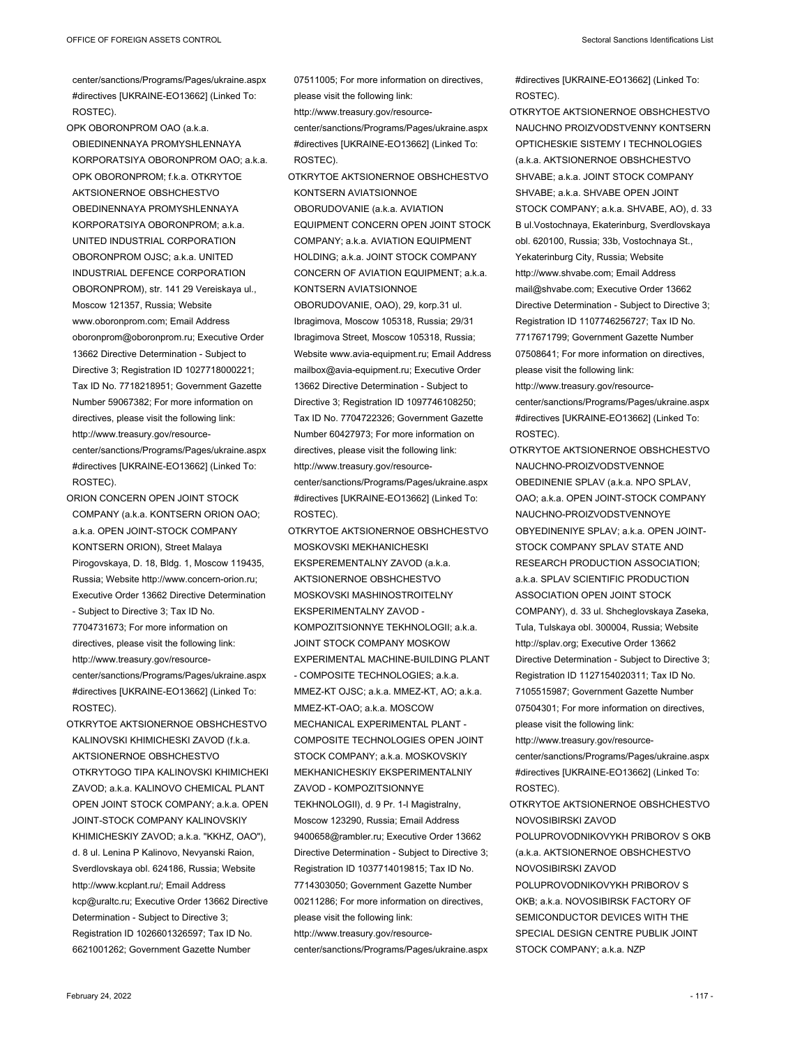center/sanctions/Programs/Pages/ukraine.aspx #directives [UKRAINE-EO13662] (Linked To: ROSTEC).

OPK OBORONPROM OAO (a.k.a. OBIEDINENNAYA PROMYSHLENNAYA KORPORATSIYA OBORONPROM OAO; a.k.a. OPK OBORONPROM; f.k.a. OTKRYTOE AKTSIONERNOE OBSHCHESTVO OBEDINENNAYA PROMYSHLENNAYA KORPORATSIYA OBORONPROM; a.k.a. UNITED INDUSTRIAL CORPORATION OBORONPROM OJSC; a.k.a. UNITED INDUSTRIAL DEFENCE CORPORATION OBORONPROM), str. 141 29 Vereiskaya ul., Moscow 121357, Russia; Website www.oboronprom.com; Email Address oboronprom@oboronprom.ru; Executive Order 13662 Directive Determination - Subject to Directive 3; Registration ID 1027718000221; Tax ID No. 7718218951; Government Gazette Number 59067382; For more information on directives, please visit the following link: http://www.treasury.gov/resource-center/sanctions/Programs/Pages/ukraine.aspx #directives [UKRAINE-EO13662] (Linked To: ROSTEC).

ORION CONCERN OPEN JOINT STOCK COMPANY (a.k.a. KONTSERN ORION OAO; a.k.a. OPEN JOINT-STOCK COMPANY KONTSERN ORION), Street Malaya Pirogovskaya, D. 18, Bldg. 1, Moscow 119435, Russia; Website http://www.concern-orion.ru; Executive Order 13662 Directive Determination - Subject to Directive 3; Tax ID No. 7704731673; For more information on directives, please visit the following link: http://www.treasury.gov/resource-center/sanctions/Programs/Pages/ukraine.aspx #directives [UKRAINE-EO13662] (Linked To: ROSTEC).

OTKRYTOE AKTSIONERNOE OBSHCHESTVO KALINOVSKI KHIMICHESKI ZAVOD (f.k.a. AKTSIONERNOE OBSHCHESTVO OTKRYTOGO TIPA KALINOVSKI KHIMICHEKI ZAVOD; a.k.a. KALINOVO CHEMICAL PLANT OPEN JOINT STOCK COMPANY; a.k.a. OPEN JOINT-STOCK COMPANY KALINOVSKIY KHIMICHESKIY ZAVOD; a.k.a. "KKHZ, OAO"), d. 8 ul. Lenina P Kalinovo, Nevyanski Raion, Sverdlovskaya obl. 624186, Russia; Website http://www.kcplant.ru/; Email Address kcp@uraltc.ru; Executive Order 13662 Directive Determination - Subject to Directive 3; Registration ID 1026601326597; Tax ID No. 6621001262; Government Gazette Number 07511005; For more information on directives, please visit the following link: http://www.treasury.gov/resource-center/sanctions/Programs/Pages/ukraine.aspx #directives [UKRAINE-EO13662] (Linked To: ROSTEC).

OTKRYTOE AKTSIONERNOE OBSHCHESTVO KONTSERN AVIATSIONNOE OBORUDOVANIE (a.k.a. AVIATION EQUIPMENT CONCERN OPEN JOINT STOCK COMPANY; a.k.a. AVIATION EQUIPMENT HOLDING; a.k.a. JOINT STOCK COMPANY CONCERN OF AVIATION EQUIPMENT; a.k.a. KONTSERN AVIATSIONNOE OBORUDOVANIE, OAO), 29, korp.31 ul. Ibragimova, Moscow 105318, Russia; 29/31 Ibragimova Street, Moscow 105318, Russia; Website www.avia-equipment.ru; Email Address mailbox@avia-equipment.ru; Executive Order 13662 Directive Determination - Subject to Directive 3; Registration ID 1097746108250; Tax ID No. 7704722326; Government Gazette Number 60427973; For more information on directives, please visit the following link: http://www.treasury.gov/resource-center/sanctions/Programs/Pages/ukraine.aspx #directives [UKRAINE-EO13662] (Linked To: ROSTEC).

OTKRYTOE AKTSIONERNOE OBSHCHESTVO MOSKOVSKI MEKHANICHESKI EKSPEREMENTALNY ZAVOD (a.k.a. AKTSIONERNOE OBSHCHESTVO MOSKOVSKI MASHINOSTROITELNY EKSPERIMENTALNY ZAVOD - KOMPOZITSIONNYE TEKHNOLOGII; a.k.a. JOINT STOCK COMPANY MOSKOW EXPERIMENTAL MACHINE-BUILDING PLANT - COMPOSITE TECHNOLOGIES; a.k.a. MMEZ-KT OJSC; a.k.a. MMEZ-KT, AO; a.k.a. MMEZ-KT-OAO; a.k.a. MOSCOW MECHANICAL EXPERIMENTAL PLANT - COMPOSITE TECHNOLOGIES OPEN JOINT STOCK COMPANY; a.k.a. MOSKOVSKIY MEKHANICHESKIY EKSPERIMENTALNIY ZAVOD - KOMPOZITSIONNYE TEKHNOLOGII), d. 9 Pr. 1-I Magistralny, Moscow 123290, Russia; Email Address 9400658@rambler.ru; Executive Order 13662 Directive Determination - Subject to Directive 3; Registration ID 1037714019815; Tax ID No. 7714303050; Government Gazette Number 00211286; For more information on directives, please visit the following link: http://www.treasury.gov/resource-center/sanctions/Programs/Pages/ukraine.aspx #directives [UKRAINE-EO13662] (Linked To: ROSTEC).

OTKRYTOE AKTSIONERNOE OBSHCHESTVO NAUCHNO PROIZVODSTVENNY KONTSERN OPTICHESKIE SISTEMY I TECHNOLOGIES (a.k.a. AKTSIONERNOE OBSHCHESTVO SHVABE; a.k.a. JOINT STOCK COMPANY SHVABE; a.k.a. SHVABE OPEN JOINT STOCK COMPANY; a.k.a. SHVABE, AO), d. 33 B ul.Vostochnaya, Ekaterinburg, Sverdlovskaya obl. 620100, Russia; 33b, Vostochnaya St., Yekaterinburg City, Russia; Website http://www.shvabe.com; Email Address mail@shvabe.com; Executive Order 13662 Directive Determination - Subject to Directive 3; Registration ID 1107746256727; Tax ID No. 7717671799; Government Gazette Number 07508641; For more information on directives, please visit the following link: http://www.treasury.gov/resource-center/sanctions/Programs/Pages/ukraine.aspx #directives [UKRAINE-EO13662] (Linked To: ROSTEC).

OTKRYTOE AKTSIONERNOE OBSHCHESTVO NAUCHNO-PROIZVODSTVENNOE OBEDINENIE SPLAV (a.k.a. NPO SPLAV, OAO; a.k.a. OPEN JOINT-STOCK COMPANY NAUCHNO-PROIZVODSTVENNOYE OBYEDINENIYE SPLAV; a.k.a. OPEN JOINT-STOCK COMPANY SPLAV STATE AND RESEARCH PRODUCTION ASSOCIATION; a.k.a. SPLAV SCIENTIFIC PRODUCTION ASSOCIATION OPEN JOINT STOCK COMPANY), d. 33 ul. Shcheglovskaya Zaseka, Tula, Tulskaya obl. 300004, Russia; Website http://splav.org; Executive Order 13662 Directive Determination - Subject to Directive 3; Registration ID 1127154020311; Tax ID No. 7105515987; Government Gazette Number 07504301; For more information on directives, please visit the following link: http://www.treasury.gov/resource-center/sanctions/Programs/Pages/ukraine.aspx #directives [UKRAINE-EO13662] (Linked To: ROSTEC).

OTKRYTOE AKTSIONERNOE OBSHCHESTVO NOVOSIBIRSKI ZAVOD POLUPROVODNIKOVYKH PRIBOROV S OKB (a.k.a. AKTSIONERNOE OBSHCHESTVO NOVOSIBIRSKI ZAVOD POLUPROVODNIKOVYKH PRIBOROV S OKB; a.k.a. NOVOSIBIRSK FACTORY OF SEMICONDUCTOR DEVICES WITH THE SPECIAL DESIGN CENTRE PUBLIK JOINT STOCK COMPANY; a.k.a. NZP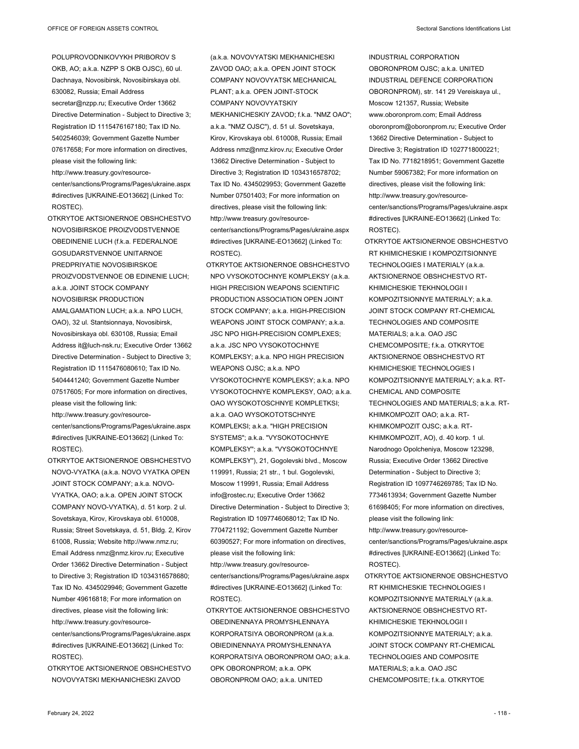POLUPROVODNIKOVYKH PRIBOROV S OKB, AO; a.k.a. NZPP S OKB OJSC), 60 ul. Dachnaya, Novosibirsk, Novosibirskaya obl. 630082, Russia; Email Address secretar@nzpp.ru; Executive Order 13662 Directive Determination - Subject to Directive 3; Registration ID 1115476167180; Tax ID No. 5402546039; Government Gazette Number 07617658; For more information on directives, please visit the following link: http://www.treasury.gov/resource-center/sanctions/Programs/Pages/ukraine.aspx#directives [UKRAINE-EO13662] (Linked To: ROSTEC).

OTKRYTOE AKTSIONERNOE OBSHCHESTVO NOVOSIBIRSKOE PROIZVODSTVENNOE OBEDINENIE LUCH (f.k.a. FEDERALNOE GOSUDARSTVENNOE UNITARNOE PREDPRIYATIE NOVOSIBIRSKOE PROIZVODSTVENNOE OB EDINENIE LUCH; a.k.a. JOINT STOCK COMPANY NOVOSIBIRSK PRODUCTION AMALGAMATION LUCH; a.k.a. NPO LUCH, OAO), 32 ul. Stantsionnaya, Novosibirsk, Novosibirskaya obl. 630108, Russia; Email Address it@luch-nsk.ru; Executive Order 13662 Directive Determination - Subject to Directive 3; Registration ID 1115476080610; Tax ID No. 5404441240; Government Gazette Number 07517605; For more information on directives, please visit the following link: http://www.treasury.gov/resource-center/sanctions/Programs/Pages/ukraine.aspx#directives [UKRAINE-EO13662] (Linked To: ROSTEC).

OTKRYTOE AKTSIONERNOE OBSHCHESTVO NOVO-VYATKA (a.k.a. NOVO VYATKA OPEN JOINT STOCK COMPANY; a.k.a. NOVO-VYATKA, OAO; a.k.a. OPEN JOINT STOCK COMPANY NOVO-VYATKA), d. 51 korp. 2 ul. Sovetskaya, Kirov, Kirovskaya obl. 610008, Russia; Street Sovetskaya, d. 51, Bldg. 2, Kirov 61008, Russia; Website http://www.nmz.ru; Email Address nmz@nmz.kirov.ru; Executive Order 13662 Directive Determination - Subject to Directive 3; Registration ID 1034316578680; Tax ID No. 4345029946; Government Gazette Number 49616818; For more information on directives, please visit the following link: http://www.treasury.gov/resource-center/sanctions/Programs/Pages/ukraine.aspx#directives [UKRAINE-EO13662] (Linked To: ROSTEC).

OTKRYTOE AKTSIONERNOE OBSHCHESTVO NOVOVYATSKI MEKHANICHESKI ZAVOD (a.k.a. NOVOVYATSKI MEKHANICHESKI ZAVOD OAO; a.k.a. OPEN JOINT STOCK COMPANY NOVOVYATSK MECHANICAL PLANT; a.k.a. OPEN JOINT-STOCK COMPANY NOVOVYATSKIY MEKHANICHESKIY ZAVOD; f.k.a. "NMZ OAO"; a.k.a. "NMZ OJSC"), d. 51 ul. Sovetskaya, Kirov, Kirovskaya obl. 610008, Russia; Email Address nmz@nmz.kirov.ru; Executive Order 13662 Directive Determination - Subject to Directive 3; Registration ID 1034316578702; Tax ID No. 4345029953; Government Gazette Number 07501403; For more information on directives, please visit the following link: http://www.treasury.gov/resource-center/sanctions/Programs/Pages/ukraine.aspx#directives [UKRAINE-EO13662] (Linked To: ROSTEC).

OTKRYTOE AKTSIONERNOE OBSHCHESTVO NPO VYSOKOTOCHNYE KOMPLEKSY (a.k.a. HIGH PRECISION WEAPONS SCIENTIFIC PRODUCTION ASSOCIATION OPEN JOINT STOCK COMPANY; a.k.a. HIGH-PRECISION WEAPONS JOINT STOCK COMPANY; a.k.a. JSC NPO HIGH-PRECISION COMPLEXES; a.k.a. JSC NPO VYSOKOTOCHNYE KOMPLEKSY; a.k.a. NPO HIGH PRECISION WEAPONS OJSC; a.k.a. NPO VYSOKOTOCHNYE KOMPLEKSY; a.k.a. NPO VYSOKOTOCHNYE KOMPLEKSY, OAO; a.k.a. OAO WYSOKOTOSCHNYE KOMPLETKSI; a.k.a. OAO WYSOKOTOTSCHNYE KOMPLEKSI; a.k.a. "HIGH PRECISION SYSTEMS"; a.k.a. "VYSOKOTOCHNYE KOMPLEKSY"; a.k.a. "VYSOKOTOCHNYE KOMPLEKSY"), 21, Gogolevski blvd., Moscow 119991, Russia; 21 str., 1 bul. Gogolevski, Moscow 119991, Russia; Email Address info@rostec.ru; Executive Order 13662 Directive Determination - Subject to Directive 3; Registration ID 1097746068012; Tax ID No. 7704721192; Government Gazette Number 60390527; For more information on directives, please visit the following link: http://www.treasury.gov/resource-center/sanctions/Programs/Pages/ukraine.aspx#directives [UKRAINE-EO13662] (Linked To: ROSTEC).

OTKRYTOE AKTSIONERNOE OBSHCHESTVO OBEDINENNAYA PROMYSHLENNAYA KORPORATSIYA OBORONPROM (a.k.a. OBIEDINENNAYA PROMYSHLENNAYA KORPORATSIYA OBORONPROM OAO; a.k.a. OPK OBORONPROM; a.k.a. OPK OBORONPROM OAO; a.k.a. UNITED INDUSTRIAL CORPORATION OBORONPROM OJSC; a.k.a. UNITED INDUSTRIAL DEFENCE CORPORATION OBORONPROM), str. 141 29 Vereiskaya ul., Moscow 121357, Russia; Website www.oboronprom.com; Email Address oboronprom@oboronprom.ru; Executive Order 13662 Directive Determination - Subject to Directive 3; Registration ID 1027718000221; Tax ID No. 7718218951; Government Gazette Number 59067382; For more information on directives, please visit the following link: http://www.treasury.gov/resource-center/sanctions/Programs/Pages/ukraine.aspx#directives [UKRAINE-EO13662] (Linked To: ROSTEC).

OTKRYTOE AKTSIONERNOE OBSHCHESTVO RT KHIMICHESKIE I KOMPOZITSIONNYE TECHNOLOGIES I MATERIALY (a.k.a. AKTSIONERNOE OBSHCHESTVO RT-KHIMICHESKIE TEKHNOLOGII I KOMPOZITSIONNYE MATERIALY; a.k.a. JOINT STOCK COMPANY RT-CHEMICAL TECHNOLOGIES AND COMPOSITE MATERIALS; a.k.a. OAO JSC CHEMCOMPOSITE; f.k.a. OTKRYTOE AKTSIONERNOE OBSHCHESTVO RT KHIMICHESKIE TECHNOLOGIES I KOMPOZITSIONNYE MATERIALY; a.k.a. RT-CHEMICAL AND COMPOSITE TECHNOLOGIES AND MATERIALS; a.k.a. RT-KHIMKOMPOZIT OAO; a.k.a. RT-KHIMKOMPOZIT OJSC; a.k.a. RT-KHIMKOMPOZIT, AO), d. 40 korp. 1 ul. Narodnogo Opolcheniya, Moscow 123298, Russia; Executive Order 13662 Directive Determination - Subject to Directive 3; Registration ID 1097746269785; Tax ID No. 7734613934; Government Gazette Number 61698405; For more information on directives, please visit the following link: http://www.treasury.gov/resource-center/sanctions/Programs/Pages/ukraine.aspx#directives [UKRAINE-EO13662] (Linked To: ROSTEC).

OTKRYTOE AKTSIONERNOE OBSHCHESTVO RT KHIMICHESKIE TECHNOLOGIES I KOMPOZITSIONNYE MATERIALY (a.k.a. AKTSIONERNOE OBSHCHESTVO RT-KHIMICHESKIE TEKHNOLOGII I KOMPOZITSIONNYE MATERIALY; a.k.a. JOINT STOCK COMPANY RT-CHEMICAL TECHNOLOGIES AND COMPOSITE MATERIALS; a.k.a. OAO JSC CHEMCOMPOSITE; f.k.a. OTKRYTOE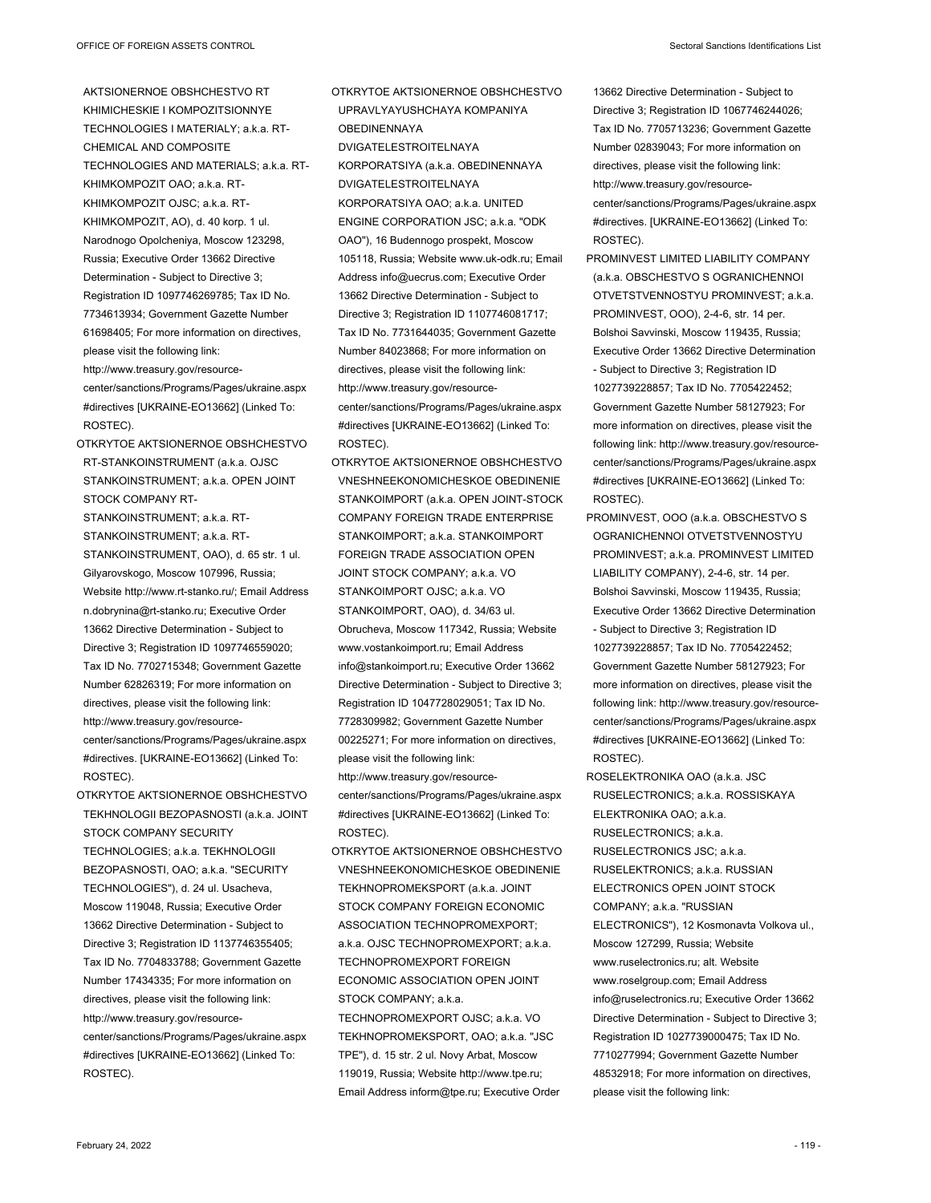AKTSIONERNOE OBSHCHESTVO RT KHIMICHESKIE I KOMPOZITSIONNYE TECHNOLOGIES I MATERIALY; a.k.a. RT-CHEMICAL AND COMPOSITE TECHNOLOGIES AND MATERIALS; a.k.a. RT-KHIMKOMPOZIT OAO; a.k.a. RT-KHIMKOMPOZIT OJSC; a.k.a. RT-KHIMKOMPOZIT, AO), d. 40 korp. 1 ul. Narodnogo Opolcheniya, Moscow 123298, Russia; Executive Order 13662 Directive Determination - Subject to Directive 3; Registration ID 1097746269785; Tax ID No. 7734613934; Government Gazette Number 61698405; For more information on directives, please visit the following link: http://www.treasury.gov/resource-center/sanctions/Programs/Pages/ukraine.aspx#directives [UKRAINE-EO13662] (Linked To: ROSTEC).

OTKRYTOE AKTSIONERNOE OBSHCHESTVO RT-STANKOINSTRUMENT (a.k.a. OJSC STANKOINSTRUMENT; a.k.a. OPEN JOINT STOCK COMPANY RT-STANKOINSTRUMENT; a.k.a. RT-STANKOINSTRUMENT; a.k.a. RT-STANKOINSTRUMENT, OAO), d. 65 str. 1 ul. Gilyarovskogo, Moscow 107996, Russia; Website http://www.rt-stanko.ru/; Email Address n.dobrynina@rt-stanko.ru; Executive Order 13662 Directive Determination - Subject to Directive 3; Registration ID 1097746559020; Tax ID No. 7702715348; Government Gazette Number 62826319; For more information on directives, please visit the following link: http://www.treasury.gov/resource-center/sanctions/Programs/Pages/ukraine.aspx#directives. [UKRAINE-EO13662] (Linked To: ROSTEC).

OTKRYTOE AKTSIONERNOE OBSHCHESTVO TEKHNOLOGII BEZOPASNOSTI (a.k.a. JOINT STOCK COMPANY SECURITY TECHNOLOGIES; a.k.a. TEKHNOLOGII BEZOPASNOSTI, OAO; a.k.a. "SECURITY TECHNOLOGIES"), d. 24 ul. Usacheva, Moscow 119048, Russia; Executive Order 13662 Directive Determination - Subject to Directive 3; Registration ID 1137746355405; Tax ID No. 7704833788; Government Gazette Number 17434335; For more information on directives, please visit the following link: http://www.treasury.gov/resource-center/sanctions/Programs/Pages/ukraine.aspx#directives [UKRAINE-EO13662] (Linked To: ROSTEC).

OTKRYTOE AKTSIONERNOE OBSHCHESTVO UPRAVLYAYUSHCHAYA KOMPANIYA OBEDINENNAYA DVIGATELESTROITELNAYA KORPORATSIYA (a.k.a. OBEDINENNAYA DVIGATELESTROITELNAYA KORPORATSIYA OAO; a.k.a. UNITED ENGINE CORPORATION JSC; a.k.a. "ODK OAO"), 16 Budennogo prospekt, Moscow 105118, Russia; Website www.uk-odk.ru; Email Address info@uecrus.com; Executive Order 13662 Directive Determination - Subject to Directive 3; Registration ID 1107746081717; Tax ID No. 7731644035; Government Gazette Number 84023868; For more information on directives, please visit the following link: http://www.treasury.gov/resource-center/sanctions/Programs/Pages/ukraine.aspx#directives [UKRAINE-EO13662] (Linked To: ROSTEC).

OTKRYTOE AKTSIONERNOE OBSHCHESTVO VNESHNEEKONOMICHESKOE OBEDINENIE STANKOIMPORT (a.k.a. OPEN JOINT-STOCK COMPANY FOREIGN TRADE ENTERPRISE STANKOIMPORT; a.k.a. STANKOIMPORT FOREIGN TRADE ASSOCIATION OPEN JOINT STOCK COMPANY; a.k.a. VO STANKOIMPORT OJSC; a.k.a. VO STANKOIMPORT, OAO), d. 34/63 ul. Obrucheva, Moscow 117342, Russia; Website www.vostankoimport.ru; Email Address info@stankoimport.ru; Executive Order 13662 Directive Determination - Subject to Directive 3; Registration ID 1047728029051; Tax ID No. 7728309982; Government Gazette Number 00225271; For more information on directives, please visit the following link: http://www.treasury.gov/resource-center/sanctions/Programs/Pages/ukraine.aspx#directives [UKRAINE-EO13662] (Linked To: ROSTEC).

OTKRYTOE AKTSIONERNOE OBSHCHESTVO VNESHNEEKONOMICHESKOE OBEDINENIE TEKHNOPROMEKSPORT (a.k.a. JOINT STOCK COMPANY FOREIGN ECONOMIC ASSOCIATION TECHNOPROMEXPORT; a.k.a. OJSC TECHNOPROMEXPORT; a.k.a. TECHNOPROMEXPORT FOREIGN ECONOMIC ASSOCIATION OPEN JOINT STOCK COMPANY; a.k.a. TECHNOPROMEXPORT OJSC; a.k.a. VO TEKHNOPROMEKSPORT, OAO; a.k.a. "JSC TPE"), d. 15 str. 2 ul. Novy Arbat, Moscow 119019, Russia; Website http://www.tpe.ru; Email Address inform@tpe.ru; Executive Order 13662 Directive Determination - Subject to Directive 3; Registration ID 1067746244026; Tax ID No. 7705713236; Government Gazette Number 02839043; For more information on directives, please visit the following link: http://www.treasury.gov/resource-center/sanctions/Programs/Pages/ukraine.aspx#directives. [UKRAINE-EO13662] (Linked To: ROSTEC).

PROMINVEST LIMITED LIABILITY COMPANY (a.k.a. OBSCHESTVO S OGRANICHENNOI OTVETSTVENNOSTYU PROMINVEST; a.k.a. PROMINVEST, OOO), 2-4-6, str. 14 per. Bolshoi Savvinski, Moscow 119435, Russia; Executive Order 13662 Directive Determination - Subject to Directive 3; Registration ID 1027739228857; Tax ID No. 7705422452; Government Gazette Number 58127923; For more information on directives, please visit the following link: http://www.treasury.gov/resource-center/sanctions/Programs/Pages/ukraine.aspx#directives [UKRAINE-EO13662] (Linked To: ROSTEC).

PROMINVEST, OOO (a.k.a. OBSCHESTVO S OGRANICHENNOI OTVETSTVENNOSTYU PROMINVEST; a.k.a. PROMINVEST LIMITED LIABILITY COMPANY), 2-4-6, str. 14 per. Bolshoi Savvinski, Moscow 119435, Russia; Executive Order 13662 Directive Determination - Subject to Directive 3; Registration ID 1027739228857; Tax ID No. 7705422452; Government Gazette Number 58127923; For more information on directives, please visit the following link: http://www.treasury.gov/resource-center/sanctions/Programs/Pages/ukraine.aspx#directives [UKRAINE-EO13662] (Linked To: ROSTEC).

ROSELEKTRONIKA OAO (a.k.a. JSC RUSELECTRONICS; a.k.a. ROSSISKAYA ELEKTRONIKA OAO; a.k.a. RUSELECTRONICS; a.k.a. RUSELECTRONICS JSC; a.k.a. RUSELEKTRONICS; a.k.a. RUSSIAN ELECTRONICS OPEN JOINT STOCK COMPANY; a.k.a. "RUSSIAN ELECTRONICS"), 12 Kosmonavta Volkova ul., Moscow 127299, Russia; Website www.ruselectronics.ru; alt. Website www.roselgroup.com; Email Address info@ruselectronics.ru; Executive Order 13662 Directive Determination - Subject to Directive 3; Registration ID 1027739000475; Tax ID No. 7710277994; Government Gazette Number 48532918; For more information on directives, please visit the following link: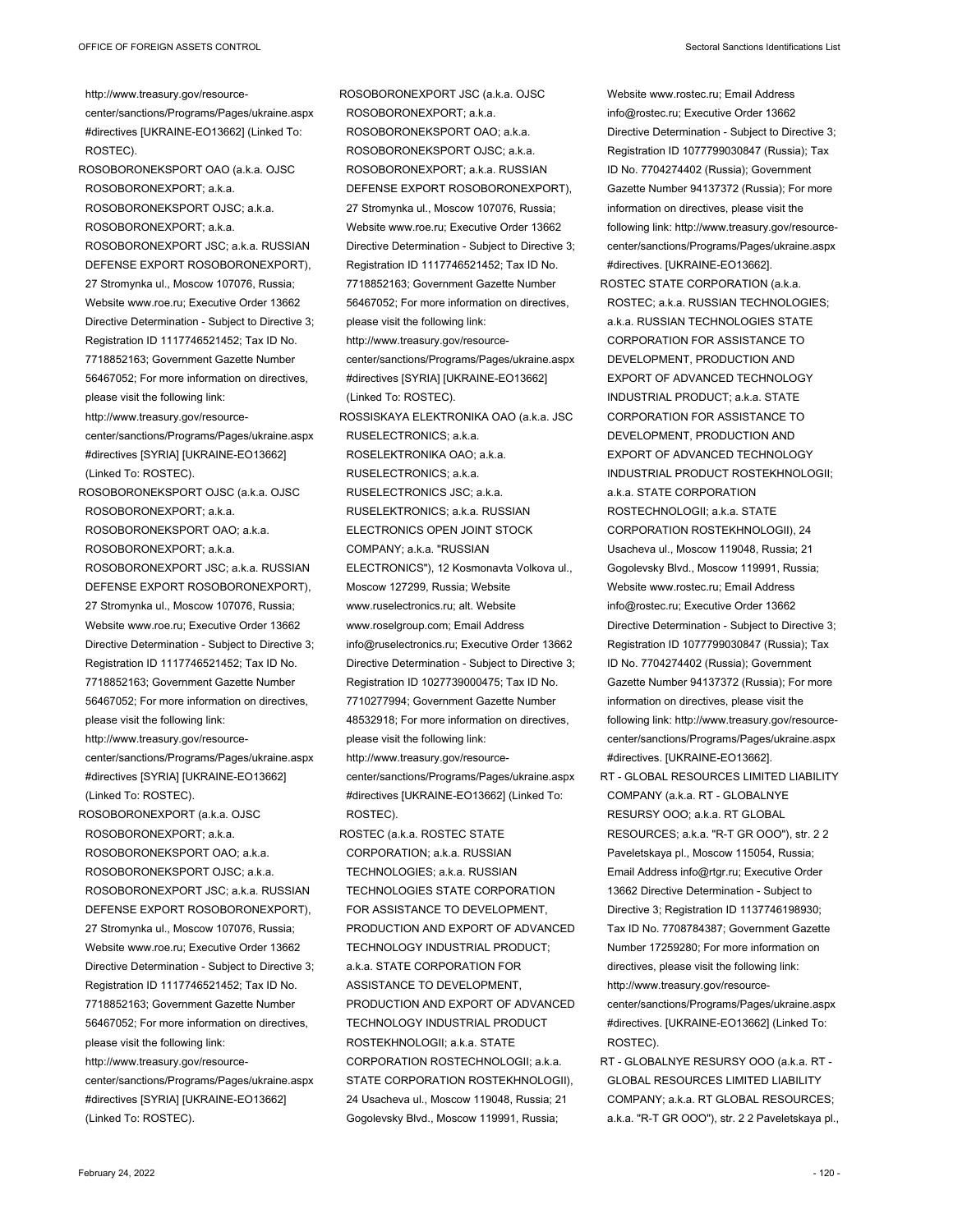http://www.treasury.gov/resource-center/sanctions/Programs/Pages/ukraine.aspx#directives [UKRAINE-EO13662] (Linked To: ROSTEC).

ROSOBORONEKSPORT OAO (a.k.a. OJSC ROSOBORONEXPORT; a.k.a. ROSOBORONEKSPORT OJSC; a.k.a. ROSOBORONEXPORT; a.k.a. ROSOBORONEXPORT JSC; a.k.a. RUSSIAN DEFENSE EXPORT ROSOBORONEXPORT), 27 Stromynka ul., Moscow 107076, Russia; Website www.roe.ru; Executive Order 13662 Directive Determination - Subject to Directive 3; Registration ID 1117746521452; Tax ID No. 7718852163; Government Gazette Number 56467052; For more information on directives, please visit the following link: http://www.treasury.gov/resource-center/sanctions/Programs/Pages/ukraine.aspx#directives [SYRIA] [UKRAINE-EO13662] (Linked To: ROSTEC).

ROSOBORONEKSPORT OJSC (a.k.a. OJSC ROSOBORONEXPORT; a.k.a. ROSOBORONEKSPORT OAO; a.k.a. ROSOBORONEXPORT; a.k.a. ROSOBORONEXPORT JSC; a.k.a. RUSSIAN DEFENSE EXPORT ROSOBORONEXPORT), 27 Stromynka ul., Moscow 107076, Russia; Website www.roe.ru; Executive Order 13662 Directive Determination - Subject to Directive 3; Registration ID 1117746521452; Tax ID No. 7718852163; Government Gazette Number 56467052; For more information on directives, please visit the following link: http://www.treasury.gov/resource-center/sanctions/Programs/Pages/ukraine.aspx#directives [SYRIA] [UKRAINE-EO13662] (Linked To: ROSTEC).

ROSOBORONEXPORT (a.k.a. OJSC ROSOBORONEXPORT; a.k.a. ROSOBORONEKSPORT OAO; a.k.a. ROSOBORONEKSPORT OJSC; a.k.a. ROSOBORONEXPORT JSC; a.k.a. RUSSIAN DEFENSE EXPORT ROSOBORONEXPORT), 27 Stromynka ul., Moscow 107076, Russia; Website www.roe.ru; Executive Order 13662 Directive Determination - Subject to Directive 3; Registration ID 1117746521452; Tax ID No. 7718852163; Government Gazette Number 56467052; For more information on directives, please visit the following link: http://www.treasury.gov/resource-center/sanctions/Programs/Pages/ukraine.aspx#directives [SYRIA] [UKRAINE-EO13662] (Linked To: ROSTEC).

ROSOBORONEXPORT JSC (a.k.a. OJSC ROSOBORONEXPORT; a.k.a. ROSOBORONEKSPORT OAO; a.k.a. ROSOBORONEKSPORT OJSC; a.k.a. ROSOBORONEXPORT; a.k.a. RUSSIAN DEFENSE EXPORT ROSOBORONEXPORT), 27 Stromynka ul., Moscow 107076, Russia; Website www.roe.ru; Executive Order 13662 Directive Determination - Subject to Directive 3; Registration ID 1117746521452; Tax ID No. 7718852163; Government Gazette Number 56467052; For more information on directives, please visit the following link: http://www.treasury.gov/resource-center/sanctions/Programs/Pages/ukraine.aspx#directives [SYRIA] [UKRAINE-EO13662] (Linked To: ROSTEC).

ROSSISKAYA ELEKTRONIKA OAO (a.k.a. JSC RUSELECTRONICS; a.k.a. ROSELEKTRONIKA OAO; a.k.a. RUSELECTRONICS; a.k.a. RUSELECTRONICS JSC; a.k.a. RUSELEKTRONIKS; a.k.a. RUSSIAN ELECTRONICS OPEN JOINT STOCK COMPANY; a.k.a. "RUSSIAN ELECTRONICS"), 12 Kosmonavta Volkova ul., Moscow 127299, Russia; Website www.ruselectronics.ru; alt. Website www.roselgroup.com; Email Address info@ruselectronics.ru; Executive Order 13662 Directive Determination - Subject to Directive 3; Registration ID 1027739000475; Tax ID No. 7710277994; Government Gazette Number 48532918; For more information on directives, please visit the following link: http://www.treasury.gov/resource-center/sanctions/Programs/Pages/ukraine.aspx#directives [UKRAINE-EO13662] (Linked To: ROSTEC).

ROSTEC (a.k.a. ROSTEC STATE CORPORATION; a.k.a. RUSSIAN TECHNOLOGIES; a.k.a. RUSSIAN TECHNOLOGIES STATE CORPORATION FOR ASSISTANCE TO DEVELOPMENT, PRODUCTION AND EXPORT OF ADVANCED TECHNOLOGY INDUSTRIAL PRODUCT; a.k.a. STATE CORPORATION FOR ASSISTANCE TO DEVELOPMENT, PRODUCTION AND EXPORT OF ADVANCED TECHNOLOGY INDUSTRIAL PRODUCT ROSTEKHNOLOGII; a.k.a. STATE CORPORATION ROSTECHNOLOGII; a.k.a. STATE CORPORATION ROSTEKHNOLOGII), 24 Usacheva ul., Moscow 119048, Russia; 21 Gogolevsky Blvd., Moscow 119991, Russia; Website www.rostec.ru; Email Address info@rostec.ru; Executive Order 13662 Directive Determination - Subject to Directive 3; Registration ID 1077799030847 (Russia); Tax ID No. 7704274402 (Russia); Government Gazette Number 94137372 (Russia); For more information on directives, please visit the following link: http://www.treasury.gov/resource-center/sanctions/Programs/Pages/ukraine.aspx#directives. [UKRAINE-EO13662].

ROSTEC STATE CORPORATION (a.k.a. ROSTEC; a.k.a. RUSSIAN TECHNOLOGIES; a.k.a. RUSSIAN TECHNOLOGIES STATE CORPORATION FOR ASSISTANCE TO DEVELOPMENT, PRODUCTION AND EXPORT OF ADVANCED TECHNOLOGY INDUSTRIAL PRODUCT; a.k.a. STATE CORPORATION FOR ASSISTANCE TO DEVELOPMENT, PRODUCTION AND EXPORT OF ADVANCED TECHNOLOGY INDUSTRIAL PRODUCT ROSTEKHNOLOGII; a.k.a. STATE CORPORATION ROSTECHNOLOGII; a.k.a. STATE CORPORATION ROSTEKHNOLOGII), 24 Usacheva ul., Moscow 119048, Russia; 21 Gogolevsky Blvd., Moscow 119991, Russia; Website www.rostec.ru; Email Address info@rostec.ru; Executive Order 13662 Directive Determination - Subject to Directive 3; Registration ID 1077799030847 (Russia); Tax ID No. 7704274402 (Russia); Government Gazette Number 94137372 (Russia); For more information on directives, please visit the following link: http://www.treasury.gov/resource-center/sanctions/Programs/Pages/ukraine.aspx#directives. [UKRAINE-EO13662].

RT - GLOBAL RESOURCES LIMITED LIABILITY COMPANY (a.k.a. RT - GLOBALNYE RESURSY OOO; a.k.a. RT GLOBAL RESOURCES; a.k.a. "R-T GR OOO"), str. 2 2 Paveletskaya pl., Moscow 115054, Russia; Email Address info@rtgr.ru; Executive Order 13662 Directive Determination - Subject to Directive 3; Registration ID 1137746198930; Tax ID No. 7708784387; Government Gazette Number 17259280; For more information on directives, please visit the following link: http://www.treasury.gov/resource-center/sanctions/Programs/Pages/ukraine.aspx#directives. [UKRAINE-EO13662] (Linked To: ROSTEC).

RT - GLOBALNYE RESURSY OOO (a.k.a. RT - GLOBAL RESOURCES LIMITED LIABILITY COMPANY; a.k.a. RT GLOBAL RESOURCES; a.k.a. "R-T GR OOO"), str. 2 2 Paveletskaya pl.,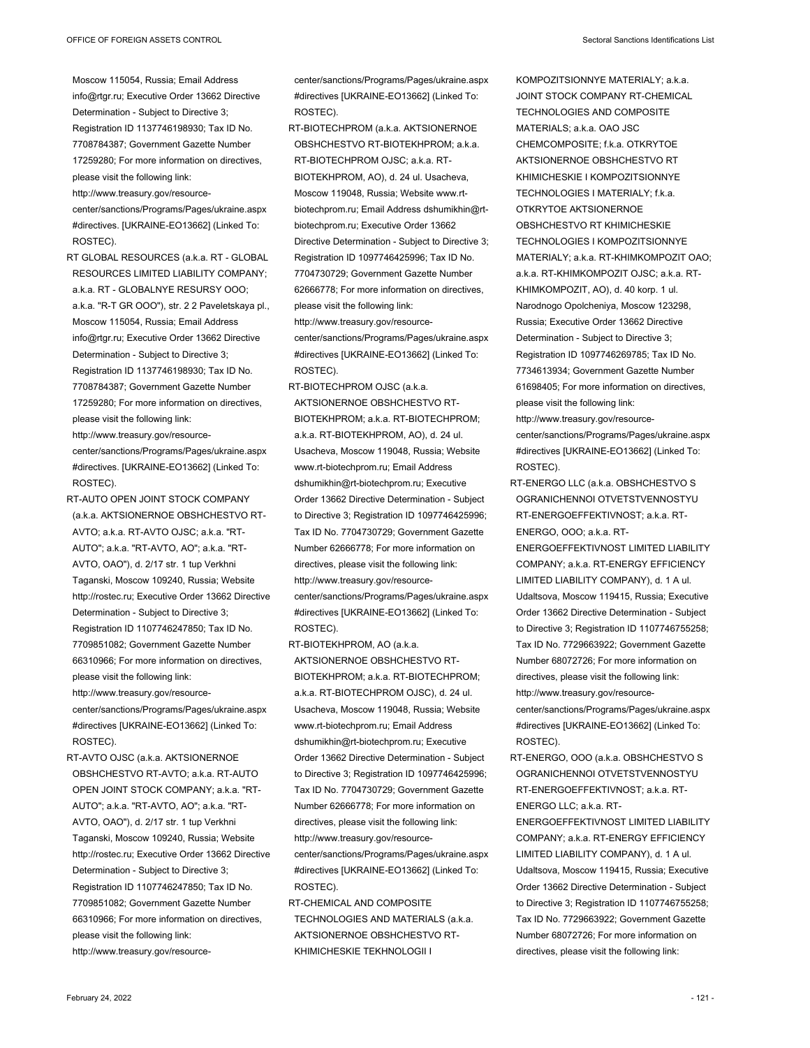Moscow 115054, Russia; Email Address info@rtgr.ru; Executive Order 13662 Directive Determination - Subject to Directive 3; Registration ID 1137746198930; Tax ID No. 7708784387; Government Gazette Number 17259280; For more information on directives, please visit the following link: http://www.treasury.gov/resource-center/sanctions/Programs/Pages/ukraine.aspx #directives. [UKRAINE-EO13662] (Linked To: ROSTEC).

RT GLOBAL RESOURCES (a.k.a. RT - GLOBAL RESOURCES LIMITED LIABILITY COMPANY; a.k.a. RT - GLOBALNYE RESURSY OOO; a.k.a. "R-T GR OOO"), str. 2 2 Paveletskaya pl., Moscow 115054, Russia; Email Address info@rtgr.ru; Executive Order 13662 Directive Determination - Subject to Directive 3; Registration ID 1137746198930; Tax ID No. 7708784387; Government Gazette Number 17259280; For more information on directives, please visit the following link: http://www.treasury.gov/resource-center/sanctions/Programs/Pages/ukraine.aspx #directives. [UKRAINE-EO13662] (Linked To: ROSTEC).

RT-AUTO OPEN JOINT STOCK COMPANY (a.k.a. AKTSIONERNOE OBSHCHESTVO RT-AVTO; a.k.a. RT-AVTO OJSC; a.k.a. "RT-AUTO"; a.k.a. "RT-AVTO, AO"; a.k.a. "RT-AVTO, OAO"), d. 2/17 str. 1 tup Verkhni Taganski, Moscow 109240, Russia; Website http://rostec.ru; Executive Order 13662 Directive Determination - Subject to Directive 3; Registration ID 1107746247850; Tax ID No. 7709851082; Government Gazette Number 66310966; For more information on directives, please visit the following link: http://www.treasury.gov/resource-center/sanctions/Programs/Pages/ukraine.aspx #directives [UKRAINE-EO13662] (Linked To: ROSTEC).

RT-AVTO OJSC (a.k.a. AKTSIONERNOE OBSHCHESTVO RT-AVTO; a.k.a. RT-AUTO OPEN JOINT STOCK COMPANY; a.k.a. "RT-AUTO"; a.k.a. "RT-AVTO, AO"; a.k.a. "RT-AVTO, OAO"), d. 2/17 str. 1 tup Verkhni Taganski, Moscow 109240, Russia; Website http://rostec.ru; Executive Order 13662 Directive Determination - Subject to Directive 3; Registration ID 1107746247850; Tax ID No. 7709851082; Government Gazette Number 66310966; For more information on directives, please visit the following link: http://www.treasury.gov/resource-center/sanctions/Programs/Pages/ukraine.aspx #directives [UKRAINE-EO13662] (Linked To: ROSTEC).

RT-BIOTECHPROM (a.k.a. AKTSIONERNOE OBSHCHESTVO RT-BIOTEKHPROM; a.k.a. RT-BIOTECHPROM OJSC; a.k.a. RT-BIOTEKHPROM, AO), d. 24 ul. Usacheva, Moscow 119048, Russia; Website www.rt-biotechprom.ru; Email Address dshumikhin@rt-biotechprom.ru; Executive Order 13662 Directive Determination - Subject to Directive 3; Registration ID 1097746425996; Tax ID No. 7704730729; Government Gazette Number 62666778; For more information on directives, please visit the following link: http://www.treasury.gov/resource-center/sanctions/Programs/Pages/ukraine.aspx #directives [UKRAINE-EO13662] (Linked To: ROSTEC).

RT-BIOTECHPROM OJSC (a.k.a. AKTSIONERNOE OBSHCHESTVO RT-BIOTEKHPROM; a.k.a. RT-BIOTECHPROM; a.k.a. RT-BIOTEKHPROM, AO), d. 24 ul. Usacheva, Moscow 119048, Russia; Website www.rt-biotechprom.ru; Email Address dshumikhin@rt-biotechprom.ru; Executive Order 13662 Directive Determination - Subject to Directive 3; Registration ID 1097746425996; Tax ID No. 7704730729; Government Gazette Number 62666778; For more information on directives, please visit the following link: http://www.treasury.gov/resource-center/sanctions/Programs/Pages/ukraine.aspx #directives [UKRAINE-EO13662] (Linked To: ROSTEC).

RT-BIOTEKHPROM, AO (a.k.a. AKTSIONERNOE OBSHCHESTVO RT-BIOTEKHPROM; a.k.a. RT-BIOTECHPROM; a.k.a. RT-BIOTECHPROM OJSC), d. 24 ul. Usacheva, Moscow 119048, Russia; Website www.rt-biotechprom.ru; Email Address dshumikhin@rt-biotechprom.ru; Executive Order 13662 Directive Determination - Subject to Directive 3; Registration ID 1097746425996; Tax ID No. 7704730729; Government Gazette Number 62666778; For more information on directives, please visit the following link: http://www.treasury.gov/resource-center/sanctions/Programs/Pages/ukraine.aspx #directives [UKRAINE-EO13662] (Linked To: ROSTEC).

RT-CHEMICAL AND COMPOSITE TECHNOLOGIES AND MATERIALS (a.k.a. AKTSIONERNOE OBSHCHESTVO RT-KHIMICHESKIE TEKHNOLOGII I KOMPOZITSIONNYE MATERIALY; a.k.a. JOINT STOCK COMPANY RT-CHEMICAL TECHNOLOGIES AND COMPOSITE MATERIALS; a.k.a. OAO JSC CHEMCOMPOSITE; f.k.a. OTKRYTOE AKTSIONERNOE OBSHCHESTVO RT KHIMICHESKIE I KOMPOZITSIONNYE TECHNOLOGIES I MATERIALY; f.k.a. OTKRYTOE AKTSIONERNOE OBSHCHESTVO RT KHIMICHESKIE TECHNOLOGIES I KOMPOZITSIONNYE MATERIALY; a.k.a. RT-KHIMKOMPOZIT OAO; a.k.a. RT-KHIMKOMPOZIT OJSC; a.k.a. RT-KHIMKOMPOZIT, AO), d. 40 korp. 1 ul. Narodnogo Opolcheniya, Moscow 123298, Russia; Executive Order 13662 Directive Determination - Subject to Directive 3; Registration ID 1097746269785; Tax ID No. 7734613934; Government Gazette Number 61698405; For more information on directives, please visit the following link: http://www.treasury.gov/resource-center/sanctions/Programs/Pages/ukraine.aspx #directives [UKRAINE-EO13662] (Linked To: ROSTEC).

RT-ENERGO LLC (a.k.a. OBSHCHESTVO S OGRANICHENNOI OTVETSTVENNOSTYU RT-ENERGOEFFEKTIVNOST; a.k.a. RT-ENERGO, OOO; a.k.a. RT-ENERGOEFFEKTIVNOST LIMITED LIABILITY COMPANY; a.k.a. RT-ENERGY EFFICIENCY LIMITED LIABILITY COMPANY), d. 1 A ul. Udaltsova, Moscow 119415, Russia; Executive Order 13662 Directive Determination - Subject to Directive 3; Registration ID 1107746755258; Tax ID No. 7729663922; Government Gazette Number 68072726; For more information on directives, please visit the following link: http://www.treasury.gov/resource-center/sanctions/Programs/Pages/ukraine.aspx #directives [UKRAINE-EO13662] (Linked To: ROSTEC).

RT-ENERGO, OOO (a.k.a. OBSHCHESTVO S OGRANICHENNOI OTVETSTVENNOSTYU RT-ENERGOEFFEKTIVNOST; a.k.a. RT-ENERGO LLC; a.k.a. RT-ENERGOEFFEKTIVNOST LIMITED LIABILITY COMPANY; a.k.a. RT-ENERGY EFFICIENCY LIMITED LIABILITY COMPANY), d. 1 A ul. Udaltsova, Moscow 119415, Russia; Executive Order 13662 Directive Determination - Subject to Directive 3; Registration ID 1107746755258; Tax ID No. 7729663922; Government Gazette Number 68072726; For more information on directives, please visit the following link: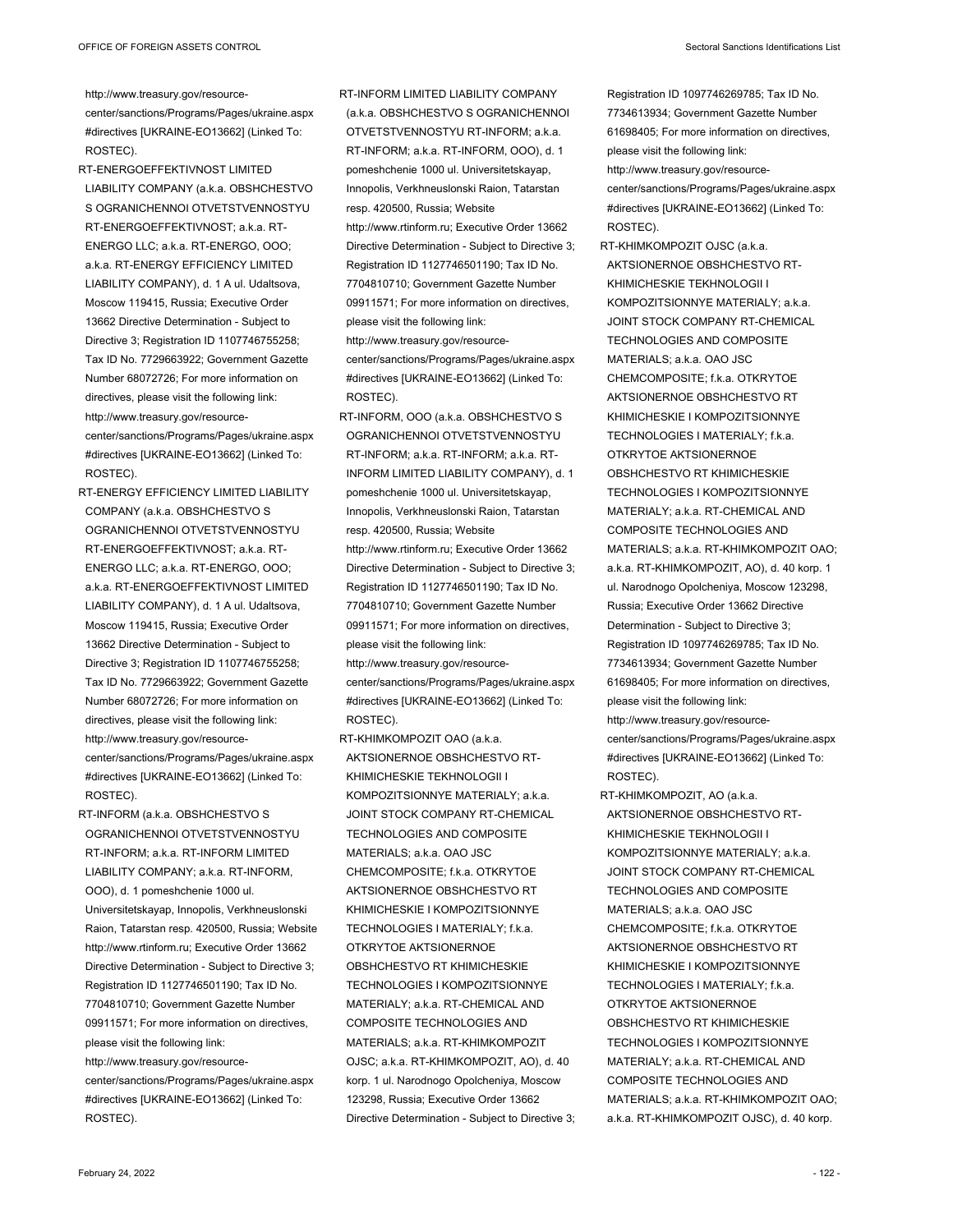http://www.treasury.gov/resource-center/sanctions/Programs/Pages/ukraine.aspx#directives [UKRAINE-EO13662] (Linked To: ROSTEC).

RT-ENERGOEFFEKTIVNOST LIMITED LIABILITY COMPANY (a.k.a. OBSHCHESTVO S OGRANICHENNOI OTVETSTVENNOSTYU RT-ENERGOEFFEKTIVNOST; a.k.a. RT-ENERGO LLC; a.k.a. RT-ENERGO, OOO; a.k.a. RT-ENERGY EFFICIENCY LIMITED LIABILITY COMPANY), d. 1 A ul. Udaltsova, Moscow 119415, Russia; Executive Order 13662 Directive Determination - Subject to Directive 3; Registration ID 1107746755258; Tax ID No. 7729663922; Government Gazette Number 68072726; For more information on directives, please visit the following link: http://www.treasury.gov/resource-center/sanctions/Programs/Pages/ukraine.aspx#directives [UKRAINE-EO13662] (Linked To: ROSTEC).

RT-ENERGY EFFICIENCY LIMITED LIABILITY COMPANY (a.k.a. OBSHCHESTVO S OGRANICHENNOI OTVETSTVENNOSTYU RT-ENERGOEFFEKTIVNOST; a.k.a. RT-ENERGO LLC; a.k.a. RT-ENERGO, OOO; a.k.a. RT-ENERGOEFFEKTIVNOST LIMITED LIABILITY COMPANY), d. 1 A ul. Udaltsova, Moscow 119415, Russia; Executive Order 13662 Directive Determination - Subject to Directive 3; Registration ID 1107746755258; Tax ID No. 7729663922; Government Gazette Number 68072726; For more information on directives, please visit the following link: http://www.treasury.gov/resource-center/sanctions/Programs/Pages/ukraine.aspx#directives [UKRAINE-EO13662] (Linked To: ROSTEC).

RT-INFORM (a.k.a. OBSHCHESTVO S OGRANICHENNOI OTVETSTVENNOSTYU RT-INFORM; a.k.a. RT-INFORM LIMITED LIABILITY COMPANY; a.k.a. RT-INFORM, OOO), d. 1 pomeshchenie 1000 ul. Universitetskayap, Innopolis, Verkhneuslonski Raion, Tatarstan resp. 420500, Russia; Website http://www.rtinform.ru; Executive Order 13662 Directive Determination - Subject to Directive 3; Registration ID 1127746501190; Tax ID No. 7704810710; Government Gazette Number 09911571; For more information on directives, please visit the following link: http://www.treasury.gov/resource-center/sanctions/Programs/Pages/ukraine.aspx#directives [UKRAINE-EO13662] (Linked To: ROSTEC).

RT-INFORM LIMITED LIABILITY COMPANY (a.k.a. OBSHCHESTVO S OGRANICHENNOI OTVETSTVENNOSTYU RT-INFORM; a.k.a. RT-INFORM; a.k.a. RT-INFORM, OOO), d. 1 pomeshchenie 1000 ul. Universitetskayap, Innopolis, Verkhneuslonski Raion, Tatarstan resp. 420500, Russia; Website http://www.rtinform.ru; Executive Order 13662 Directive Determination - Subject to Directive 3; Registration ID 1127746501190; Tax ID No. 7704810710; Government Gazette Number 09911571; For more information on directives, please visit the following link: http://www.treasury.gov/resource-center/sanctions/Programs/Pages/ukraine.aspx#directives [UKRAINE-EO13662] (Linked To: ROSTEC).

RT-INFORM, OOO (a.k.a. OBSHCHESTVO S OGRANICHENNOI OTVETSTVENNOSTYU RT-INFORM; a.k.a. RT-INFORM; a.k.a. RT-INFORM LIMITED LIABILITY COMPANY), d. 1 pomeshchenie 1000 ul. Universitetskayap, Innopolis, Verkhneuslonski Raion, Tatarstan resp. 420500, Russia; Website http://www.rtinform.ru; Executive Order 13662 Directive Determination - Subject to Directive 3; Registration ID 1127746501190; Tax ID No. 7704810710; Government Gazette Number 09911571; For more information on directives, please visit the following link: http://www.treasury.gov/resource-center/sanctions/Programs/Pages/ukraine.aspx#directives [UKRAINE-EO13662] (Linked To: ROSTEC).

RT-KHIMKOMPOZIT OAO (a.k.a. AKTSIONERNOE OBSHCHESTVO RT-KHIMICHESKIE TEKHNOLOGII I KOMPOZITSIONNYE MATERIALY; a.k.a. JOINT STOCK COMPANY RT-CHEMICAL TECHNOLOGIES AND COMPOSITE MATERIALS; a.k.a. OAO JSC CHEMCOMPOSITE; f.k.a. OTKRYTOE AKTSIONERNOE OBSHCHESTVO RT KHIMICHESKIE I KOMPOZITSIONNYE TECHNOLOGIES I MATERIALY; f.k.a. OTKRYTOE AKTSIONERNOE OBSHCHESTVO RT KHIMICHESKIE TECHNOLOGIES I KOMPOZITSIONNYE MATERIALY; a.k.a. RT-CHEMICAL AND COMPOSITE TECHNOLOGIES AND MATERIALS; a.k.a. RT-KHIMKOMPOZIT OJSC; a.k.a. RT-KHIMKOMPOZIT, AO), d. 40 korp. 1 ul. Narodnogo Opolcheniya, Moscow 123298, Russia; Executive Order 13662 Directive Determination - Subject to Directive 3; Registration ID 1097746269785; Tax ID No. 7734613934; Government Gazette Number 61698405; For more information on directives, please visit the following link: http://www.treasury.gov/resource-center/sanctions/Programs/Pages/ukraine.aspx#directives [UKRAINE-EO13662] (Linked To: ROSTEC).

RT-KHIMKOMPOZIT OJSC (a.k.a. AKTSIONERNOE OBSHCHESTVO RT-KHIMICHESKIE TEKHNOLOGII I KOMPOZITSIONNYE MATERIALY; a.k.a. JOINT STOCK COMPANY RT-CHEMICAL TECHNOLOGIES AND COMPOSITE MATERIALS; a.k.a. OAO JSC CHEMCOMPOSITE; f.k.a. OTKRYTOE AKTSIONERNOE OBSHCHESTVO RT KHIMICHESKIE I KOMPOZITSIONNYE TECHNOLOGIES I MATERIALY; f.k.a. OTKRYTOE AKTSIONERNOE OBSHCHESTVO RT KHIMICHESKIE TECHNOLOGIES I KOMPOZITSIONNYE MATERIALY; a.k.a. RT-CHEMICAL AND COMPOSITE TECHNOLOGIES AND MATERIALS; a.k.a. RT-KHIMKOMPOZIT OAO; a.k.a. RT-KHIMKOMPOZIT, AO), d. 40 korp. 1 ul. Narodnogo Opolcheniya, Moscow 123298, Russia; Executive Order 13662 Directive Determination - Subject to Directive 3; Registration ID 1097746269785; Tax ID No. 7734613934; Government Gazette Number 61698405; For more information on directives, please visit the following link: http://www.treasury.gov/resource-center/sanctions/Programs/Pages/ukraine.aspx#directives [UKRAINE-EO13662] (Linked To: ROSTEC).

RT-KHIMKOMPOZIT, AO (a.k.a. AKTSIONERNOE OBSHCHESTVO RT-KHIMICHESKIE TEKHNOLOGII I KOMPOZITSIONNYE MATERIALY; a.k.a. JOINT STOCK COMPANY RT-CHEMICAL TECHNOLOGIES AND COMPOSITE MATERIALS; a.k.a. OAO JSC CHEMCOMPOSITE; f.k.a. OTKRYTOE AKTSIONERNOE OBSHCHESTVO RT KHIMICHESKIE I KOMPOZITSIONNYE TECHNOLOGIES I MATERIALY; f.k.a. OTKRYTOE AKTSIONERNOE OBSHCHESTVO RT KHIMICHESKIE TECHNOLOGIES I KOMPOZITSIONNYE MATERIALY; a.k.a. RT-CHEMICAL AND COMPOSITE TECHNOLOGIES AND MATERIALS; a.k.a. RT-KHIMKOMPOZIT OAO; a.k.a. RT-KHIMKOMPOZIT OJSC), d. 40 korp.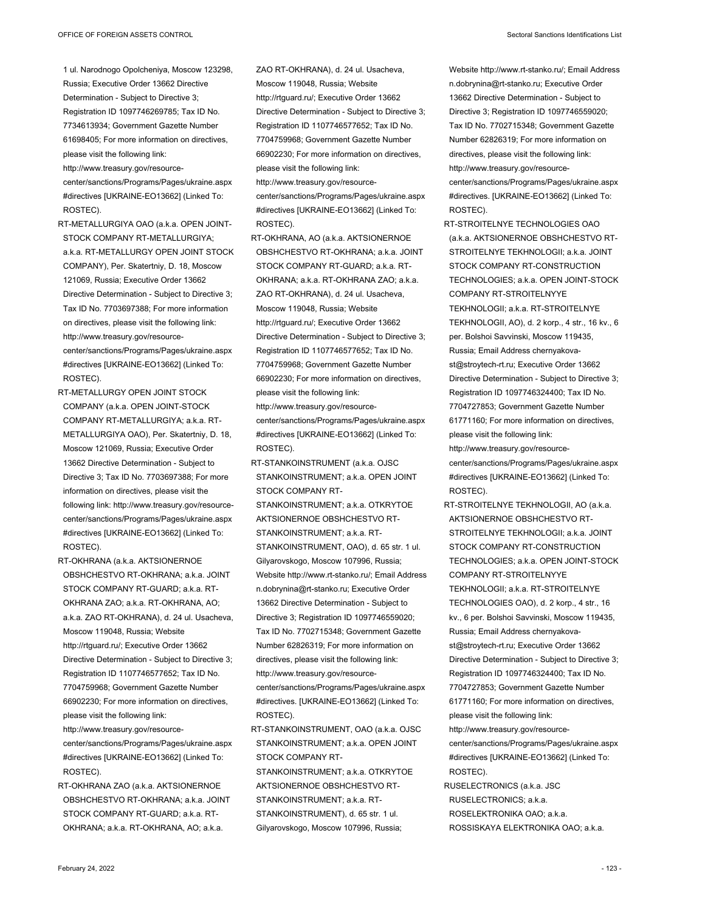1 ul. Narodnogo Opolcheniya, Moscow 123298, Russia; Executive Order 13662 Directive Determination - Subject to Directive 3; Registration ID 1097746269785; Tax ID No. 7734613934; Government Gazette Number 61698405; For more information on directives, please visit the following link: http://www.treasury.gov/resource-center/sanctions/Programs/Pages/ukraine.aspx#directives [UKRAINE-EO13662] (Linked To: ROSTEC).

RT-METALLURGIYA OAO (a.k.a. OPEN JOINT-STOCK COMPANY RT-METALLURGIYA; a.k.a. RT-METALLURGY OPEN JOINT STOCK COMPANY), Per. Skatertniy, D. 18, Moscow 121069, Russia; Executive Order 13662 Directive Determination - Subject to Directive 3; Tax ID No. 7703697388; For more information on directives, please visit the following link: http://www.treasury.gov/resource-center/sanctions/Programs/Pages/ukraine.aspx#directives [UKRAINE-EO13662] (Linked To: ROSTEC).

RT-METALLURGY OPEN JOINT STOCK COMPANY (a.k.a. OPEN JOINT-STOCK COMPANY RT-METALLURGIYA; a.k.a. RT-METALLURGIYA OAO), Per. Skatertniy, D. 18, Moscow 121069, Russia; Executive Order 13662 Directive Determination - Subject to Directive 3; Tax ID No. 7703697388; For more information on directives, please visit the following link: http://www.treasury.gov/resource-center/sanctions/Programs/Pages/ukraine.aspx#directives [UKRAINE-EO13662] (Linked To: ROSTEC).

RT-OKHRANA (a.k.a. AKTSIONERNOE OBSHCHESTVO RT-OKHRANA; a.k.a. JOINT STOCK COMPANY RT-GUARD; a.k.a. RT-OKHRANA ZAO; a.k.a. RT-OKHRANA, AO; a.k.a. ZAO RT-OKHRANA), d. 24 ul. Usacheva, Moscow 119048, Russia; Website http://rtguard.ru/; Executive Order 13662 Directive Determination - Subject to Directive 3; Registration ID 1107746577652; Tax ID No. 7704759968; Government Gazette Number 66902230; For more information on directives, please visit the following link: http://www.treasury.gov/resource-center/sanctions/Programs/Pages/ukraine.aspx#directives [UKRAINE-EO13662] (Linked To: ROSTEC).

RT-OKHRANA ZAO (a.k.a. AKTSIONERNOE OBSHCHESTVO RT-OKHRANA; a.k.a. JOINT STOCK COMPANY RT-GUARD; a.k.a. RT-OKHRANA; a.k.a. RT-OKHRANA, AO; a.k.a. ZAO RT-OKHRANA), d. 24 ul. Usacheva, Moscow 119048, Russia; Website http://rtguard.ru/; Executive Order 13662 Directive Determination - Subject to Directive 3; Registration ID 1107746577652; Tax ID No. 7704759968; Government Gazette Number 66902230; For more information on directives, please visit the following link: http://www.treasury.gov/resource-center/sanctions/Programs/Pages/ukraine.aspx#directives [UKRAINE-EO13662] (Linked To: ROSTEC).

RT-OKHRANA, AO (a.k.a. AKTSIONERNOE OBSHCHESTVO RT-OKHRANA; a.k.a. JOINT STOCK COMPANY RT-GUARD; a.k.a. RT-OKHRANA; a.k.a. RT-OKHRANA ZAO; a.k.a. ZAO RT-OKHRANA), d. 24 ul. Usacheva, Moscow 119048, Russia; Website http://rtguard.ru/; Executive Order 13662 Directive Determination - Subject to Directive 3; Registration ID 1107746577652; Tax ID No. 7704759968; Government Gazette Number 66902230; For more information on directives, please visit the following link: http://www.treasury.gov/resource-center/sanctions/Programs/Pages/ukraine.aspx#directives [UKRAINE-EO13662] (Linked To: ROSTEC).

RT-STANKOINSTRUMENT (a.k.a. OJSC STANKOINSTRUMENT; a.k.a. OPEN JOINT STOCK COMPANY RT-STANKOINSTRUMENT; a.k.a. OTKRYTOE AKTSIONERNOE OBSHCHESTVO RT-STANKOINSTRUMENT; a.k.a. RT-STANKOINSTRUMENT, OAO), d. 65 str. 1 ul. Gilyarovskogo, Moscow 107996, Russia; Website http://www.rt-stanko.ru/; Email Address n.dobrynina@rt-stanko.ru; Executive Order 13662 Directive Determination - Subject to Directive 3; Registration ID 1097746559020; Tax ID No. 7702715348; Government Gazette Number 62826319; For more information on directives, please visit the following link: http://www.treasury.gov/resource-center/sanctions/Programs/Pages/ukraine.aspx#directives. [UKRAINE-EO13662] (Linked To: ROSTEC).

RT-STANKOINSTRUMENT, OAO (a.k.a. OJSC STANKOINSTRUMENT; a.k.a. OPEN JOINT STOCK COMPANY RT-STANKOINSTRUMENT; a.k.a. OTKRYTOE AKTSIONERNOE OBSHCHESTVO RT-STANKOINSTRUMENT; a.k.a. RT-STANKOINSTRUMENT), d. 65 str. 1 ul. Gilyarovskogo, Moscow 107996, Russia; Website http://www.rt-stanko.ru/; Email Address n.dobrynina@rt-stanko.ru; Executive Order 13662 Directive Determination - Subject to Directive 3; Registration ID 1097746559020; Tax ID No. 7702715348; Government Gazette Number 62826319; For more information on directives, please visit the following link: http://www.treasury.gov/resource-center/sanctions/Programs/Pages/ukraine.aspx#directives. [UKRAINE-EO13662] (Linked To: ROSTEC).

RT-STROITELNYE TECHNOLOGIES OAO (a.k.a. AKTSIONERNOE OBSHCHESTVO RT-STROITELNYE TEKHNOLOGII; a.k.a. JOINT STOCK COMPANY RT-CONSTRUCTION TECHNOLOGIES; a.k.a. OPEN JOINT-STOCK COMPANY RT-STROITELNYYE TEKHNOLOGII; a.k.a. RT-STROITELNYE TEKHNOLOGII, AO), d. 2 korp., 4 str., 16 kv., 6 per. Bolshoi Savvinski, Moscow 119435, Russia; Email Address chernyakova-st@stroytech-rt.ru; Executive Order 13662 Directive Determination - Subject to Directive 3; Registration ID 1097746324400; Tax ID No. 7704727853; Government Gazette Number 61771160; For more information on directives, please visit the following link: http://www.treasury.gov/resource-center/sanctions/Programs/Pages/ukraine.aspx#directives [UKRAINE-EO13662] (Linked To: ROSTEC).

RT-STROITELNYE TEKHNOLOGII, AO (a.k.a. AKTSIONERNOE OBSHCHESTVO RT-STROITELNYE TEKHNOLOGII; a.k.a. JOINT STOCK COMPANY RT-CONSTRUCTION TECHNOLOGIES; a.k.a. OPEN JOINT-STOCK COMPANY RT-STROITELNYYE TEKHNOLOGII; a.k.a. RT-STROITELNYE TECHNOLOGIES OAO), d. 2 korp., 4 str., 16 kv., 6 per. Bolshoi Savvinski, Moscow 119435, Russia; Email Address chernyakova-st@stroytech-rt.ru; Executive Order 13662 Directive Determination - Subject to Directive 3; Registration ID 1097746324400; Tax ID No. 7704727853; Government Gazette Number 61771160; For more information on directives, please visit the following link: http://www.treasury.gov/resource-center/sanctions/Programs/Pages/ukraine.aspx#directives [UKRAINE-EO13662] (Linked To: ROSTEC).

RUSELECTRONICS (a.k.a. JSC RUSELECTRONICS; a.k.a. ROSELEKTRONIKA OAO; a.k.a. ROSSISKAYA ELEKTRONIKA OAO; a.k.a.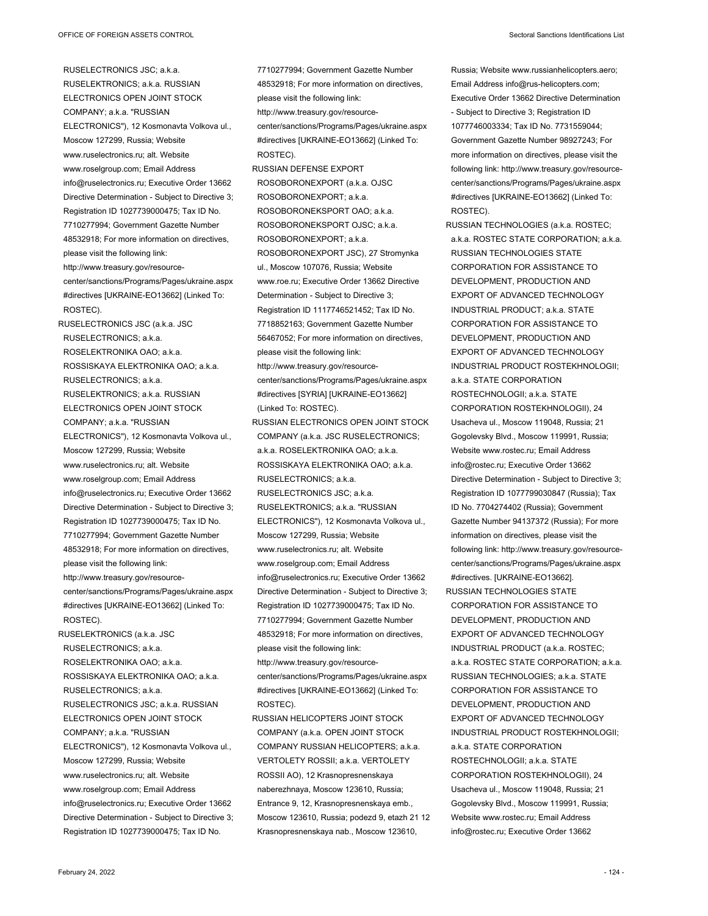RUSELECTRONICS JSC; a.k.a. RUSELEKTRONICS; a.k.a. RUSSIAN ELECTRONICS OPEN JOINT STOCK COMPANY; a.k.a. "RUSSIAN ELECTRONICS"), 12 Kosmonavta Volkova ul., Moscow 127299, Russia; Website www.ruselectronics.ru; alt. Website www.roselgroup.com; Email Address info@ruselectronics.ru; Executive Order 13662 Directive Determination - Subject to Directive 3; Registration ID 1027739000475; Tax ID No. 7710277994; Government Gazette Number 48532918; For more information on directives, please visit the following link: http://www.treasury.gov/resource-center/sanctions/Programs/Pages/ukraine.aspx #directives [UKRAINE-EO13662] (Linked To: ROSTEC).

RUSELECTRONICS JSC (a.k.a. JSC RUSELECTRONICS; a.k.a. ROSELEKTRONIKA OAO; a.k.a. ROSSISKAYA ELEKTRONIKA OAO; a.k.a. RUSELECTRONICS; a.k.a. RUSELEKTRONICS; a.k.a. RUSSIAN ELECTRONICS OPEN JOINT STOCK COMPANY; a.k.a. "RUSSIAN ELECTRONICS"), 12 Kosmonavta Volkova ul., Moscow 127299, Russia; Website www.ruselectronics.ru; alt. Website www.roselgroup.com; Email Address info@ruselectronics.ru; Executive Order 13662 Directive Determination - Subject to Directive 3; Registration ID 1027739000475; Tax ID No. 7710277994; Government Gazette Number 48532918; For more information on directives, please visit the following link: http://www.treasury.gov/resource-center/sanctions/Programs/Pages/ukraine.aspx #directives [UKRAINE-EO13662] (Linked To: ROSTEC).

RUSELEKTRONICS (a.k.a. JSC RUSELECTRONICS; a.k.a. ROSELEKTRONIKA OAO; a.k.a. ROSSISKAYA ELEKTRONIKA OAO; a.k.a. RUSELECTRONICS; a.k.a. RUSELECTRONICS JSC; a.k.a. RUSSIAN ELECTRONICS OPEN JOINT STOCK COMPANY; a.k.a. "RUSSIAN ELECTRONICS"), 12 Kosmonavta Volkova ul., Moscow 127299, Russia; Website www.ruselectronics.ru; alt. Website www.roselgroup.com; Email Address info@ruselectronics.ru; Executive Order 13662 Directive Determination - Subject to Directive 3; Registration ID 1027739000475; Tax ID No. 7710277994; Government Gazette Number 48532918; For more information on directives, please visit the following link: http://www.treasury.gov/resource-center/sanctions/Programs/Pages/ukraine.aspx #directives [UKRAINE-EO13662] (Linked To: ROSTEC).

RUSSIAN DEFENSE EXPORT ROSOBORONEXPORT (a.k.a. OJSC ROSOBORONEXPORT; a.k.a. ROSOBORONEKSPORT OAO; a.k.a. ROSOBORONEKSPORT OJSC; a.k.a. ROSOBORONEXPORT; a.k.a. ROSOBORONEXPORT JSC), 27 Stromynka ul., Moscow 107076, Russia; Website www.roe.ru; Executive Order 13662 Directive Determination - Subject to Directive 3; Registration ID 1117746521452; Tax ID No. 7718852163; Government Gazette Number 56467052; For more information on directives, please visit the following link: http://www.treasury.gov/resource-center/sanctions/Programs/Pages/ukraine.aspx #directives [SYRIA] [UKRAINE-EO13662] (Linked To: ROSTEC).

RUSSIAN ELECTRONICS OPEN JOINT STOCK COMPANY (a.k.a. JSC RUSELECTRONICS; a.k.a. ROSELEKTRONIKA OAO; a.k.a. ROSSISKAYA ELEKTRONIKA OAO; a.k.a. RUSELECTRONICS; a.k.a. RUSELECTRONICS JSC; a.k.a. RUSELEKTRONICS; a.k.a. "RUSSIAN ELECTRONICS"), 12 Kosmonavta Volkova ul., Moscow 127299, Russia; Website www.ruselectronics.ru; alt. Website www.roselgroup.com; Email Address info@ruselectronics.ru; Executive Order 13662 Directive Determination - Subject to Directive 3; Registration ID 1027739000475; Tax ID No. 7710277994; Government Gazette Number 48532918; For more information on directives, please visit the following link: http://www.treasury.gov/resource-center/sanctions/Programs/Pages/ukraine.aspx #directives [UKRAINE-EO13662] (Linked To: ROSTEC).

RUSSIAN HELICOPTERS JOINT STOCK COMPANY (a.k.a. OPEN JOINT STOCK COMPANY RUSSIAN HELICOPTERS; a.k.a. VERTOLETY ROSSII; a.k.a. VERTOLETY ROSSII AO), 12 Krasnopresnenskaya naberezhnaya, Moscow 123610, Russia; Entrance 9, 12, Krasnopresnenskaya emb., Moscow 123610, Russia; podezd 9, etazh 21 12 Krasnopresnenskaya nab., Moscow 123610, Russia; Website www.russianhelicopters.aero; Email Address info@rus-helicopters.com; Executive Order 13662 Directive Determination - Subject to Directive 3; Registration ID 1077746003334; Tax ID No. 7731559044; Government Gazette Number 98927243; For more information on directives, please visit the following link: http://www.treasury.gov/resource-center/sanctions/Programs/Pages/ukraine.aspx #directives [UKRAINE-EO13662] (Linked To: ROSTEC).

RUSSIAN TECHNOLOGIES (a.k.a. ROSTEC; a.k.a. ROSTEC STATE CORPORATION; a.k.a. RUSSIAN TECHNOLOGIES STATE CORPORATION FOR ASSISTANCE TO DEVELOPMENT, PRODUCTION AND EXPORT OF ADVANCED TECHNOLOGY INDUSTRIAL PRODUCT; a.k.a. STATE CORPORATION FOR ASSISTANCE TO DEVELOPMENT, PRODUCTION AND EXPORT OF ADVANCED TECHNOLOGY INDUSTRIAL PRODUCT ROSTEKHNOLOGII; a.k.a. STATE CORPORATION ROSTECHNOLOGII; a.k.a. STATE CORPORATION ROSTEKHNOLOGII), 24 Usacheva ul., Moscow 119048, Russia; 21 Gogolevsky Blvd., Moscow 119991, Russia; Website www.rostec.ru; Email Address info@rostec.ru; Executive Order 13662 Directive Determination - Subject to Directive 3; Registration ID 1077799030847 (Russia); Tax ID No. 7704274402 (Russia); Government Gazette Number 94137372 (Russia); For more information on directives, please visit the following link: http://www.treasury.gov/resource-center/sanctions/Programs/Pages/ukraine.aspx #directives. [UKRAINE-EO13662].

RUSSIAN TECHNOLOGIES STATE CORPORATION FOR ASSISTANCE TO DEVELOPMENT, PRODUCTION AND EXPORT OF ADVANCED TECHNOLOGY INDUSTRIAL PRODUCT (a.k.a. ROSTEC; a.k.a. ROSTEC STATE CORPORATION; a.k.a. RUSSIAN TECHNOLOGIES; a.k.a. STATE CORPORATION FOR ASSISTANCE TO DEVELOPMENT, PRODUCTION AND EXPORT OF ADVANCED TECHNOLOGY INDUSTRIAL PRODUCT ROSTEKHNOLOGII; a.k.a. STATE CORPORATION ROSTECHNOLOGII; a.k.a. STATE CORPORATION ROSTEKHNOLOGII), 24 Usacheva ul., Moscow 119048, Russia; 21 Gogolevsky Blvd., Moscow 119991, Russia; Website www.rostec.ru; Email Address info@rostec.ru; Executive Order 13662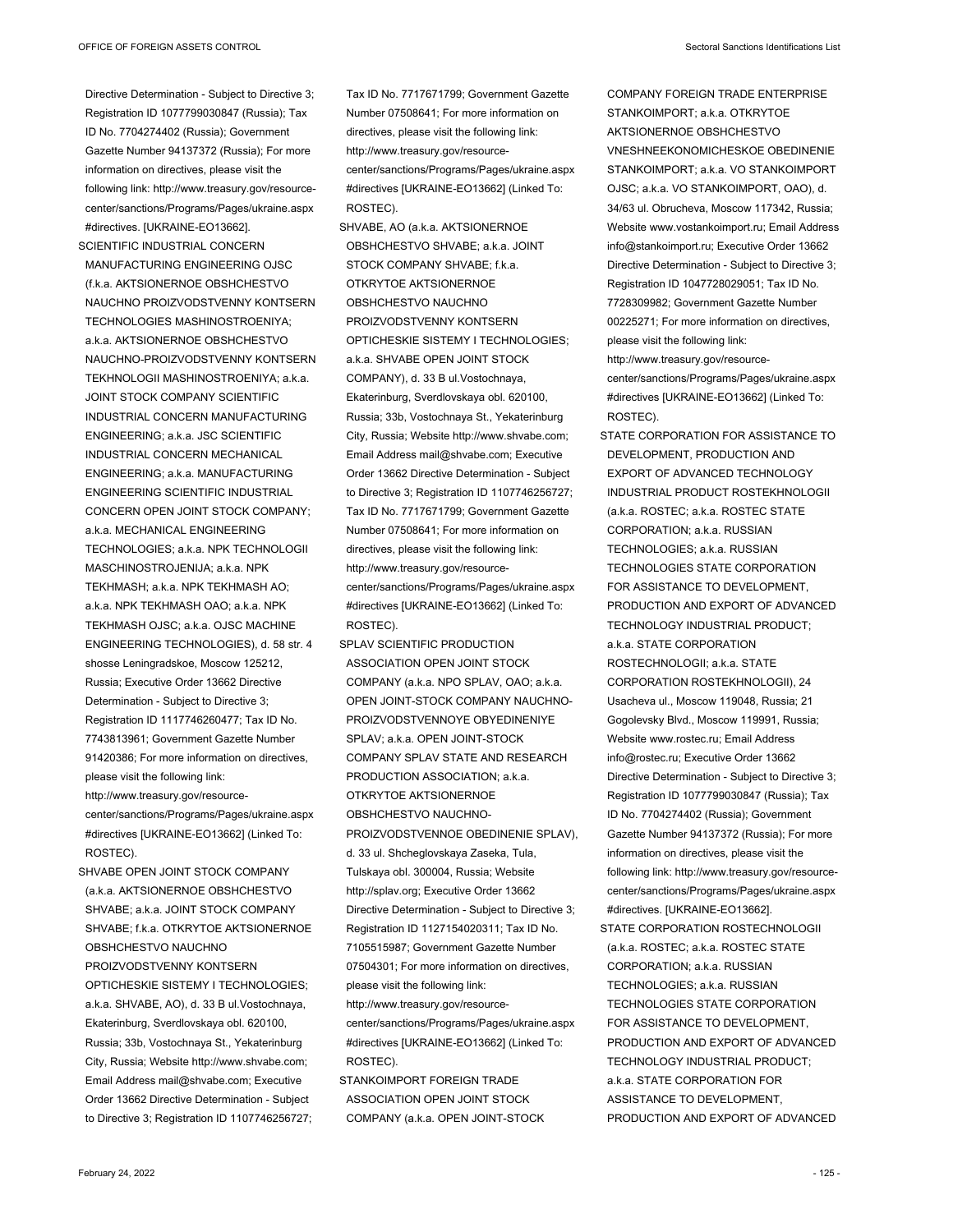Directive Determination - Subject to Directive 3; Registration ID 1077799030847 (Russia); Tax ID No. 7704274402 (Russia); Government Gazette Number 94137372 (Russia); For more information on directives, please visit the following link: http://www.treasury.gov/resource-center/sanctions/Programs/Pages/ukraine.aspx #directives. [UKRAINE-EO13662].

SCIENTIFIC INDUSTRIAL CONCERN MANUFACTURING ENGINEERING OJSC (f.k.a. AKTSIONERNOE OBSHCHESTVO NAUCHNO PROIZVODSTVENNY KONTSERN TECHNOLOGIES MASHINOSTROENIYA; a.k.a. AKTSIONERNOE OBSHCHESTVO NAUCHNO-PROIZVODSTVENNY KONTSERN TEKHNOLOGII MASHINOSTROENIYA; a.k.a. JOINT STOCK COMPANY SCIENTIFIC INDUSTRIAL CONCERN MANUFACTURING ENGINEERING; a.k.a. JSC SCIENTIFIC INDUSTRIAL CONCERN MECHANICAL ENGINEERING; a.k.a. MANUFACTURING ENGINEERING SCIENTIFIC INDUSTRIAL CONCERN OPEN JOINT STOCK COMPANY; a.k.a. MECHANICAL ENGINEERING TECHNOLOGIES; a.k.a. NPK TECHNOLOGII MASCHINOSTROJENIJA; a.k.a. NPK TEKHMASH; a.k.a. NPK TEKHMASH AO; a.k.a. NPK TEKHMASH OAO; a.k.a. NPK TEKHMASH OJSC; a.k.a. OJSC MACHINE ENGINEERING TECHNOLOGIES), d. 58 str. 4 shosse Leningradskoe, Moscow 125212, Russia; Executive Order 13662 Directive Determination - Subject to Directive 3; Registration ID 1117746260477; Tax ID No. 7743813961; Government Gazette Number 91420386; For more information on directives, please visit the following link: http://www.treasury.gov/resource-center/sanctions/Programs/Pages/ukraine.aspx #directives [UKRAINE-EO13662] (Linked To: ROSTEC).

SHVABE OPEN JOINT STOCK COMPANY (a.k.a. AKTSIONERNOE OBSHCHESTVO SHVABE; a.k.a. JOINT STOCK COMPANY SHVABE; f.k.a. OTKRYTOE AKTSIONERNOE OBSHCHESTVO NAUCHNO PROIZVODSTVENNY KONTSERN OPTICHESKIE SISTEMY I TECHNOLOGIES; a.k.a. SHVABE, AO), d. 33 B ul.Vostochnaya, Ekaterinburg, Sverdlovskaya obl. 620100, Russia; 33b, Vostochnaya St., Yekaterinburg City, Russia; Website http://www.shvabe.com; Email Address mail@shvabe.com; Executive Order 13662 Directive Determination - Subject to Directive 3; Registration ID 1107746256727; Tax ID No. 7717671799; Government Gazette Number 07508641; For more information on directives, please visit the following link: http://www.treasury.gov/resource-center/sanctions/Programs/Pages/ukraine.aspx #directives [UKRAINE-EO13662] (Linked To: ROSTEC).

SHVABE, AO (a.k.a. AKTSIONERNOE OBSHCHESTVO SHVABE; a.k.a. JOINT STOCK COMPANY SHVABE; f.k.a. OTKRYTOE AKTSIONERNOE OBSHCHESTVO NAUCHNO PROIZVODSTVENNY KONTSERN OPTICHESKIE SISTEMY I TECHNOLOGIES; a.k.a. SHVABE OPEN JOINT STOCK COMPANY), d. 33 B ul.Vostochnaya, Ekaterinburg, Sverdlovskaya obl. 620100, Russia; 33b, Vostochnaya St., Yekaterinburg City, Russia; Website http://www.shvabe.com; Email Address mail@shvabe.com; Executive Order 13662 Directive Determination - Subject to Directive 3; Registration ID 1107746256727; Tax ID No. 7717671799; Government Gazette Number 07508641; For more information on directives, please visit the following link: http://www.treasury.gov/resource-center/sanctions/Programs/Pages/ukraine.aspx #directives [UKRAINE-EO13662] (Linked To: ROSTEC).

SPLAV SCIENTIFIC PRODUCTION ASSOCIATION OPEN JOINT STOCK COMPANY (a.k.a. NPO SPLAV, OAO; a.k.a. OPEN JOINT-STOCK COMPANY NAUCHNO-PROIZVODSTVENNOYE OBYEDINENIYE SPLAV; a.k.a. OPEN JOINT-STOCK COMPANY SPLAV STATE AND RESEARCH PRODUCTION ASSOCIATION; a.k.a. OTKRYTOE AKTSIONERNOE OBSHCHESTVO NAUCHNO-PROIZVODSTVENNOE OBEDINENIE SPLAV), d. 33 ul. Shcheglovskaya Zaseka, Tula, Tulskaya obl. 300004, Russia; Website http://splav.org; Executive Order 13662 Directive Determination - Subject to Directive 3; Registration ID 1127154020311; Tax ID No. 7105515987; Government Gazette Number 07504301; For more information on directives, please visit the following link: http://www.treasury.gov/resource-center/sanctions/Programs/Pages/ukraine.aspx #directives [UKRAINE-EO13662] (Linked To: ROSTEC).

STANKOIMPORT FOREIGN TRADE ASSOCIATION OPEN JOINT STOCK COMPANY (a.k.a. OPEN JOINT-STOCK COMPANY FOREIGN TRADE ENTERPRISE STANKOIMPORT; a.k.a. OTKRYTOE AKTSIONERNOE OBSHCHESTVO VNESHNEEKONOMICHESKOE OBEDINENIE STANKOIMPORT; a.k.a. VO STANKOIMPORT OJSC; a.k.a. VO STANKOIMPORT, OAO), d. 34/63 ul. Obrucheva, Moscow 117342, Russia; Website www.vostankoimport.ru; Email Address info@stankoimport.ru; Executive Order 13662 Directive Determination - Subject to Directive 3; Registration ID 1047728029051; Tax ID No. 7728309982; Government Gazette Number 00225271; For more information on directives, please visit the following link: http://www.treasury.gov/resource-center/sanctions/Programs/Pages/ukraine.aspx #directives [UKRAINE-EO13662] (Linked To: ROSTEC).

STATE CORPORATION FOR ASSISTANCE TO DEVELOPMENT, PRODUCTION AND EXPORT OF ADVANCED TECHNOLOGY INDUSTRIAL PRODUCT ROSTEKHNOLOGII (a.k.a. ROSTEC; a.k.a. ROSTEC STATE CORPORATION; a.k.a. RUSSIAN TECHNOLOGIES; a.k.a. RUSSIAN TECHNOLOGIES STATE CORPORATION FOR ASSISTANCE TO DEVELOPMENT, PRODUCTION AND EXPORT OF ADVANCED TECHNOLOGY INDUSTRIAL PRODUCT; a.k.a. STATE CORPORATION ROSTECHNOLOGII; a.k.a. STATE CORPORATION ROSTEKHNOLOGII), 24 Usacheva ul., Moscow 119048, Russia; 21 Gogolevsky Blvd., Moscow 119991, Russia; Website www.rostec.ru; Email Address info@rostec.ru; Executive Order 13662 Directive Determination - Subject to Directive 3; Registration ID 1077799030847 (Russia); Tax ID No. 7704274402 (Russia); Government Gazette Number 94137372 (Russia); For more information on directives, please visit the following link: http://www.treasury.gov/resource-center/sanctions/Programs/Pages/ukraine.aspx #directives. [UKRAINE-EO13662].

STATE CORPORATION ROSTECHNOLOGII (a.k.a. ROSTEC; a.k.a. ROSTEC STATE CORPORATION; a.k.a. RUSSIAN TECHNOLOGIES; a.k.a. RUSSIAN TECHNOLOGIES STATE CORPORATION FOR ASSISTANCE TO DEVELOPMENT, PRODUCTION AND EXPORT OF ADVANCED TECHNOLOGY INDUSTRIAL PRODUCT; a.k.a. STATE CORPORATION FOR ASSISTANCE TO DEVELOPMENT, PRODUCTION AND EXPORT OF ADVANCED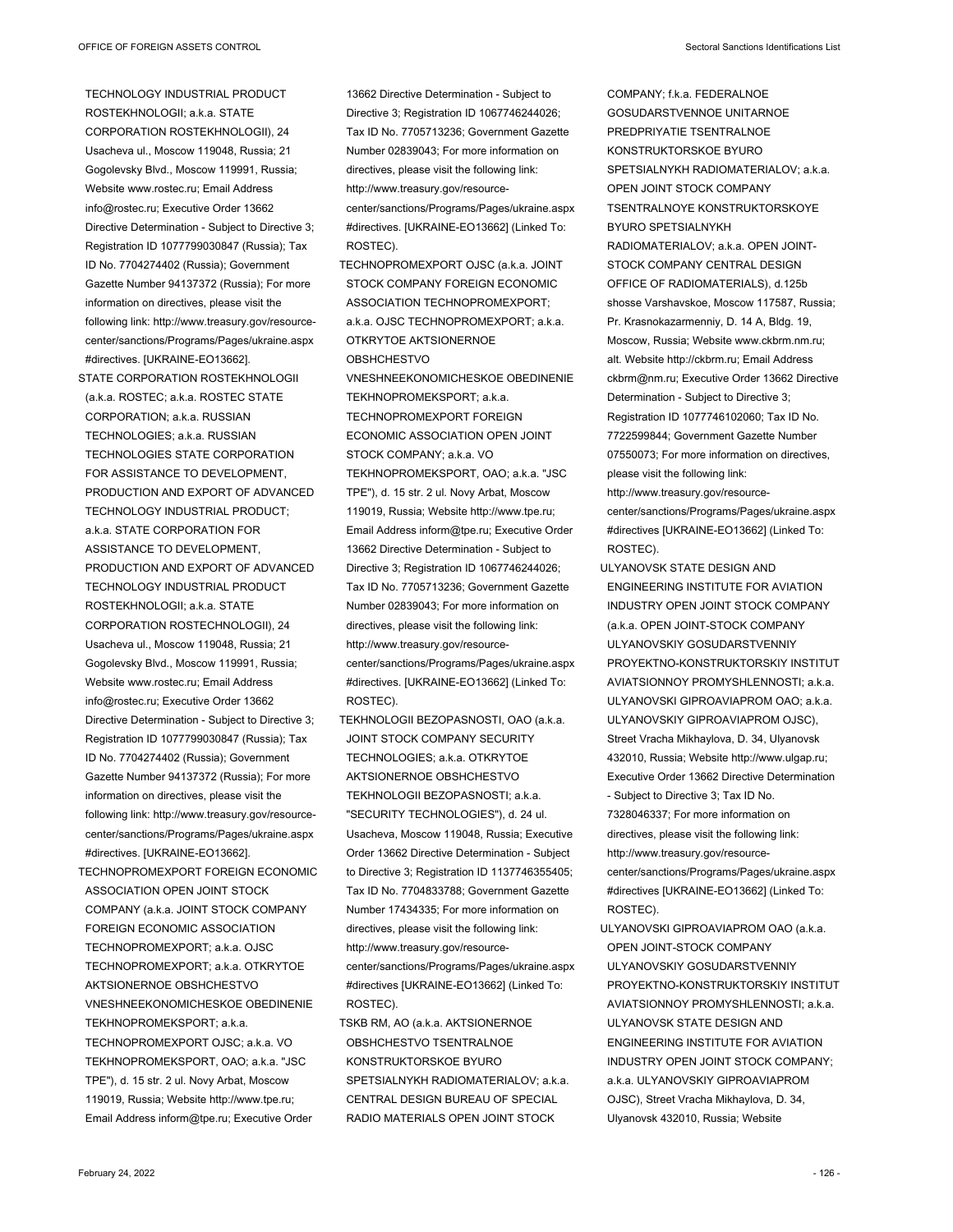TECHNOLOGY INDUSTRIAL PRODUCT ROSTEKHNOLOGII; a.k.a. STATE CORPORATION ROSTEKHNOLOGII), 24 Usacheva ul., Moscow 119048, Russia; 21 Gogolevsky Blvd., Moscow 119991, Russia; Website www.rostec.ru; Email Address info@rostec.ru; Executive Order 13662 Directive Determination - Subject to Directive 3; Registration ID 1077799030847 (Russia); Tax ID No. 7704274402 (Russia); Government Gazette Number 94137372 (Russia); For more information on directives, please visit the following link: http://www.treasury.gov/resource-center/sanctions/Programs/Pages/ukraine.aspx #directives. [UKRAINE-EO13662].

STATE CORPORATION ROSTEKHNOLOGII (a.k.a. ROSTEC; a.k.a. ROSTEC STATE CORPORATION; a.k.a. RUSSIAN TECHNOLOGIES; a.k.a. RUSSIAN TECHNOLOGIES STATE CORPORATION FOR ASSISTANCE TO DEVELOPMENT, PRODUCTION AND EXPORT OF ADVANCED TECHNOLOGY INDUSTRIAL PRODUCT; a.k.a. STATE CORPORATION FOR ASSISTANCE TO DEVELOPMENT, PRODUCTION AND EXPORT OF ADVANCED TECHNOLOGY INDUSTRIAL PRODUCT ROSTEKHNOLOGII; a.k.a. STATE CORPORATION ROSTECHNOLOGII), 24 Usacheva ul., Moscow 119048, Russia; 21 Gogolevsky Blvd., Moscow 119991, Russia; Website www.rostec.ru; Email Address info@rostec.ru; Executive Order 13662 Directive Determination - Subject to Directive 3; Registration ID 1077799030847 (Russia); Tax ID No. 7704274402 (Russia); Government Gazette Number 94137372 (Russia); For more information on directives, please visit the following link: http://www.treasury.gov/resource-center/sanctions/Programs/Pages/ukraine.aspx #directives. [UKRAINE-EO13662].

TECHNOPROMEXPORT FOREIGN ECONOMIC ASSOCIATION OPEN JOINT STOCK COMPANY (a.k.a. JOINT STOCK COMPANY FOREIGN ECONOMIC ASSOCIATION TECHNOPROMEXPORT; a.k.a. OJSC TECHNOPROMEXPORT; a.k.a. OTKRYTOE AKTSIONERNOE OBSHCHESTVO VNESHNEEKONOMICHESKOE OBEDINENIE TEKHNOPROMEKSPORT; a.k.a. TECHNOPROMEXPORT OJSC; a.k.a. VO TEKHNOPROMEKSPORT, OAO; a.k.a. "JSC TPE"), d. 15 str. 2 ul. Novy Arbat, Moscow 119019, Russia; Website http://www.tpe.ru; Email Address inform@tpe.ru; Executive Order 13662 Directive Determination - Subject to Directive 3; Registration ID 1067746244026; Tax ID No. 7705713236; Government Gazette Number 02839043; For more information on directives, please visit the following link: http://www.treasury.gov/resource-center/sanctions/Programs/Pages/ukraine.aspx #directives. [UKRAINE-EO13662] (Linked To: ROSTEC).

TECHNOPROMEXPORT OJSC (a.k.a. JOINT STOCK COMPANY FOREIGN ECONOMIC ASSOCIATION TECHNOPROMEXPORT; a.k.a. OJSC TECHNOPROMEXPORT; a.k.a. OTKRYTOE AKTSIONERNOE OBSHCHESTVO VNESHNEEKONOMICHESKOE OBEDINENIE TEKHNOPROMEKSPORT; a.k.a. TECHNOPROMEXPORT FOREIGN ECONOMIC ASSOCIATION OPEN JOINT STOCK COMPANY; a.k.a. VO TEKHNOPROMEKSPORT, OAO; a.k.a. "JSC TPE"), d. 15 str. 2 ul. Novy Arbat, Moscow 119019, Russia; Website http://www.tpe.ru; Email Address inform@tpe.ru; Executive Order 13662 Directive Determination - Subject to Directive 3; Registration ID 1067746244026; Tax ID No. 7705713236; Government Gazette Number 02839043; For more information on directives, please visit the following link: http://www.treasury.gov/resource-center/sanctions/Programs/Pages/ukraine.aspx #directives. [UKRAINE-EO13662] (Linked To: ROSTEC).

TEKHNOLOGII BEZOPASNOSTI, OAO (a.k.a. JOINT STOCK COMPANY SECURITY TECHNOLOGIES; a.k.a. OTKRYTOE AKTSIONERNOE OBSHCHESTVO TEKHNOLOGII BEZOPASNOSTI; a.k.a. "SECURITY TECHNOLOGIES"), d. 24 ul. Usacheva, Moscow 119048, Russia; Executive Order 13662 Directive Determination - Subject to Directive 3; Registration ID 1137746355405; Tax ID No. 7704833788; Government Gazette Number 17434335; For more information on directives, please visit the following link: http://www.treasury.gov/resource-center/sanctions/Programs/Pages/ukraine.aspx #directives [UKRAINE-EO13662] (Linked To: ROSTEC).

TSKB RM, AO (a.k.a. AKTSIONERNOE OBSHCHESTVO TSENTRALNOE KONSTRUKTORSKOE BYURO SPETSIALNYKH RADIOMATERIALOV; a.k.a. CENTRAL DESIGN BUREAU OF SPECIAL RADIO MATERIALS OPEN JOINT STOCK COMPANY; f.k.a. FEDERALNOE GOSUDARSTVENNOE UNITARNOE PREDPRIYATIE TSENTRALNOE KONSTRUKTORSKOE BYURO SPETSIALNYKH RADIOMATERIALOV; a.k.a. OPEN JOINT STOCK COMPANY TSENTRALNOYE KONSTRUKTORSKOYE BYURO SPETSIALNYKH RADIOMATERIALOV; a.k.a. OPEN JOINT-STOCK COMPANY CENTRAL DESIGN OFFICE OF RADIOMATERIALS), d.125b shosse Varshavskoe, Moscow 117587, Russia; Pr. Krasnokazarmenniy, D. 14 A, Bldg. 19, Moscow, Russia; Website www.ckbrm.nm.ru; alt. Website http://ckbrm.ru; Email Address ckbrm@nm.ru; Executive Order 13662 Directive Determination - Subject to Directive 3; Registration ID 1077746102060; Tax ID No. 7722599844; Government Gazette Number 07550073; For more information on directives, please visit the following link: http://www.treasury.gov/resource-center/sanctions/Programs/Pages/ukraine.aspx #directives [UKRAINE-EO13662] (Linked To: ROSTEC).

ULYANOVSK STATE DESIGN AND ENGINEERING INSTITUTE FOR AVIATION INDUSTRY OPEN JOINT STOCK COMPANY (a.k.a. OPEN JOINT-STOCK COMPANY ULYANOVSKIY GOSUDARSTVENNIY PROYEKTNO-KONSTRUKTORSKIY INSTITUT AVIATSIONNOY PROMYSHLENNOSTI; a.k.a. ULYANOVSKI GIPROAVIAPROM OAO; a.k.a. ULYANOVSKIY GIPROAVIAPROM OJSC), Street Vracha Mikhaylova, D. 34, Ulyanovsk 432010, Russia; Website http://www.ulgap.ru; Executive Order 13662 Directive Determination - Subject to Directive 3; Tax ID No. 7328046337; For more information on directives, please visit the following link: http://www.treasury.gov/resource-center/sanctions/Programs/Pages/ukraine.aspx #directives [UKRAINE-EO13662] (Linked To: ROSTEC).

ULYANOVSKI GIPROAVIAPROM OAO (a.k.a. OPEN JOINT-STOCK COMPANY ULYANOVSKIY GOSUDARSTVENNIY PROYEKTNO-KONSTRUKTORSKIY INSTITUT AVIATSIONNOY PROMYSHLENNOSTI; a.k.a. ULYANOVSK STATE DESIGN AND ENGINEERING INSTITUTE FOR AVIATION INDUSTRY OPEN JOINT STOCK COMPANY; a.k.a. ULYANOVSKIY GIPROAVIAPROM OJSC), Street Vracha Mikhaylova, D. 34, Ulyanovsk 432010, Russia; Website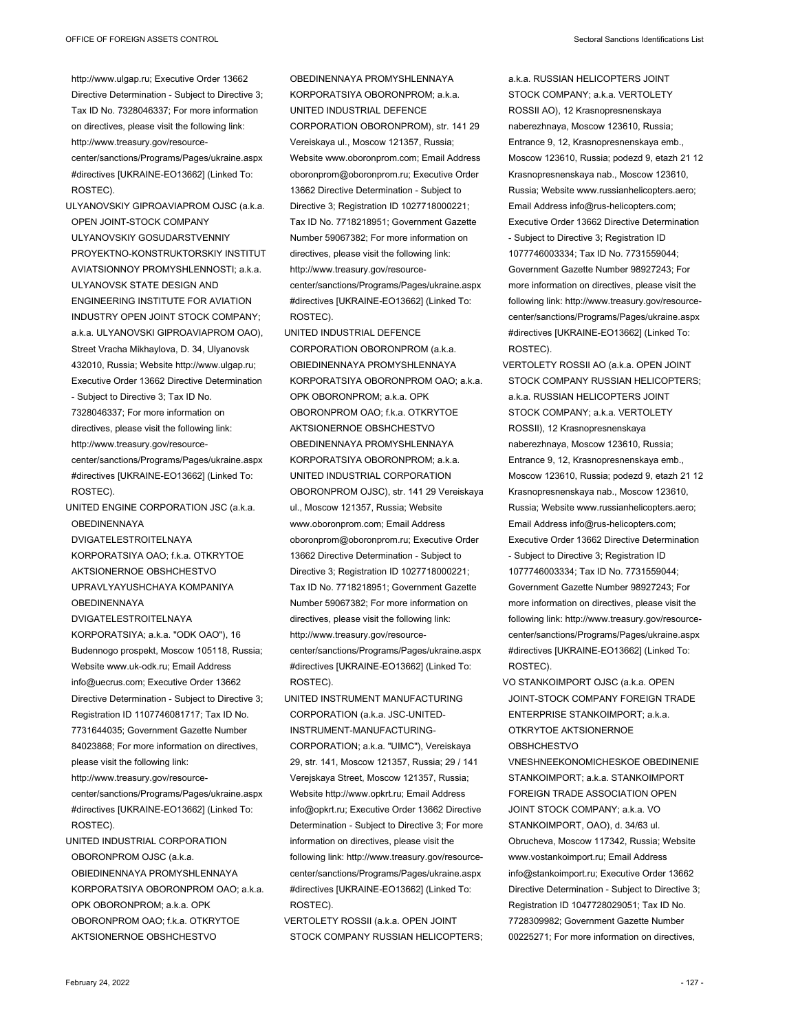http://www.ulgap.ru; Executive Order 13662 Directive Determination - Subject to Directive 3; Tax ID No. 7328046337; For more information on directives, please visit the following link: http://www.treasury.gov/resource-center/sanctions/Programs/Pages/ukraine.aspx#directives [UKRAINE-EO13662] (Linked To: ROSTEC).

ULYANOVSKIY GIPROAVIAPROM OJSC (a.k.a. OPEN JOINT-STOCK COMPANY ULYANOVSKIY GOSUDARSTVENNIY PROYEKTNO-KONSTRUKTORSKIY INSTITUT AVIATSIONNOY PROMYSHLENNOSTI; a.k.a. ULYANOVSK STATE DESIGN AND ENGINEERING INSTITUTE FOR AVIATION INDUSTRY OPEN JOINT STOCK COMPANY; a.k.a. ULYANOVSKI GIPROAVIAPROM OAO), Street Vracha Mikhaylova, D. 34, Ulyanovsk 432010, Russia; Website http://www.ulgap.ru; Executive Order 13662 Directive Determination - Subject to Directive 3; Tax ID No. 7328046337; For more information on directives, please visit the following link: http://www.treasury.gov/resource-center/sanctions/Programs/Pages/ukraine.aspx#directives [UKRAINE-EO13662] (Linked To: ROSTEC).

UNITED ENGINE CORPORATION JSC (a.k.a. OBEDINENNAYA DVIGATELESTROITELNAYA KORPORATSIYA OAO; f.k.a. OTKRYTOE AKTSIONERNOE OBSHCHESTVO UPRAVLYAYUSHCHAYA KOMPANIYA OBEDINENNAYA DVIGATELESTROITELNAYA KORPORATSIYA; a.k.a. "ODK OAO"), 16 Budennogo prospekt, Moscow 105118, Russia; Website www.uk-odk.ru; Email Address info@uecrus.com; Executive Order 13662 Directive Determination - Subject to Directive 3; Registration ID 1107746081717; Tax ID No. 7731644035; Government Gazette Number 84023868; For more information on directives, please visit the following link: http://www.treasury.gov/resource-center/sanctions/Programs/Pages/ukraine.aspx#directives [UKRAINE-EO13662] (Linked To: ROSTEC).

UNITED INDUSTRIAL CORPORATION OBORONPROM OJSC (a.k.a. OBIEDINENNAYA PROMYSHLENNAYA KORPORATSIYA OBORONPROM OAO; a.k.a. OPK OBORONPROM; a.k.a. OPK OBORONPROM OAO; f.k.a. OTKRYTOE AKTSIONERNOE OBSHCHESTVO OBEDINENNAYA PROMYSHLENNAYA KORPORATSIYA OBORONPROM; a.k.a. UNITED INDUSTRIAL DEFENCE CORPORATION OBORONPROM), str. 141 29 Vereiskaya ul., Moscow 121357, Russia; Website www.oboronprom.com; Email Address oboronprom@oboronprom.ru; Executive Order 13662 Directive Determination - Subject to Directive 3; Registration ID 1027718000221; Tax ID No. 7718218951; Government Gazette Number 59067382; For more information on directives, please visit the following link: http://www.treasury.gov/resource-center/sanctions/Programs/Pages/ukraine.aspx#directives [UKRAINE-EO13662] (Linked To: ROSTEC).

UNITED INDUSTRIAL DEFENCE CORPORATION OBORONPROM (a.k.a. OBIEDINENNAYA PROMYSHLENNAYA KORPORATSIYA OBORONPROM OAO; a.k.a. OPK OBORONPROM; a.k.a. OPK OBORONPROM OAO; f.k.a. OTKRYTOE AKTSIONERNOE OBSHCHESTVO OBEDINENNAYA PROMYSHLENNAYA KORPORATSIYA OBORONPROM; a.k.a. UNITED INDUSTRIAL CORPORATION OBORONPROM OJSC), str. 141 29 Vereiskaya ul., Moscow 121357, Russia; Website www.oboronprom.com; Email Address oboronprom@oboronprom.ru; Executive Order 13662 Directive Determination - Subject to Directive 3; Registration ID 1027718000221; Tax ID No. 7718218951; Government Gazette Number 59067382; For more information on directives, please visit the following link: http://www.treasury.gov/resource-center/sanctions/Programs/Pages/ukraine.aspx#directives [UKRAINE-EO13662] (Linked To: ROSTEC).

UNITED INSTRUMENT MANUFACTURING CORPORATION (a.k.a. JSC-UNITED-INSTRUMENT-MANUFACTURING-CORPORATION; a.k.a. "UIMC"), Vereiskaya 29, str. 141, Moscow 121357, Russia; 29 / 141 Verejskaya Street, Moscow 121357, Russia; Website http://www.opkrt.ru; Email Address info@opkrt.ru; Executive Order 13662 Directive Determination - Subject to Directive 3; For more information on directives, please visit the following link: http://www.treasury.gov/resource-center/sanctions/Programs/Pages/ukraine.aspx#directives [UKRAINE-EO13662] (Linked To: ROSTEC).

VERTOLETY ROSSII (a.k.a. OPEN JOINT STOCK COMPANY RUSSIAN HELICOPTERS; a.k.a. RUSSIAN HELICOPTERS JOINT STOCK COMPANY; a.k.a. VERTOLETY ROSSII AO), 12 Krasnopresnenskaya naberezhnaya, Moscow 123610, Russia; Entrance 9, 12, Krasnopresnenskaya emb., Moscow 123610, Russia; podezd 9, etazh 21 12 Krasnopresnenskaya nab., Moscow 123610, Russia; Website www.russianhelicopters.aero; Email Address info@rus-helicopters.com; Executive Order 13662 Directive Determination - Subject to Directive 3; Registration ID 1077746003334; Tax ID No. 7731559044; Government Gazette Number 98927243; For more information on directives, please visit the following link: http://www.treasury.gov/resource-center/sanctions/Programs/Pages/ukraine.aspx#directives [UKRAINE-EO13662] (Linked To: ROSTEC).

VERTOLETY ROSSII AO (a.k.a. OPEN JOINT STOCK COMPANY RUSSIAN HELICOPTERS; a.k.a. RUSSIAN HELICOPTERS JOINT STOCK COMPANY; a.k.a. VERTOLETY ROSSII), 12 Krasnopresnenskaya naberezhnaya, Moscow 123610, Russia; Entrance 9, 12, Krasnopresnenskaya emb., Moscow 123610, Russia; podezd 9, etazh 21 12 Krasnopresnenskaya nab., Moscow 123610, Russia; Website www.russianhelicopters.aero; Email Address info@rus-helicopters.com; Executive Order 13662 Directive Determination - Subject to Directive 3; Registration ID 1077746003334; Tax ID No. 7731559044; Government Gazette Number 98927243; For more information on directives, please visit the following link: http://www.treasury.gov/resource-center/sanctions/Programs/Pages/ukraine.aspx#directives [UKRAINE-EO13662] (Linked To: ROSTEC).

VO STANKOIMPORT OJSC (a.k.a. OPEN JOINT-STOCK COMPANY FOREIGN TRADE ENTERPRISE STANKOIMPORT; a.k.a. OTKRYTOE AKTSIONERNOE OBSHCHESTVO VNESHNEEKONOMICHESKOE OBEDINENIE STANKOIMPORT; a.k.a. STANKOIMPORT FOREIGN TRADE ASSOCIATION OPEN JOINT STOCK COMPANY; a.k.a. VO STANKOIMPORT, OAO), d. 34/63 ul. Obrucheva, Moscow 117342, Russia; Website www.vostankoimport.ru; Email Address info@stankoimport.ru; Executive Order 13662 Directive Determination - Subject to Directive 3; Registration ID 1047728029051; Tax ID No. 7728309982; Government Gazette Number 00225271; For more information on directives,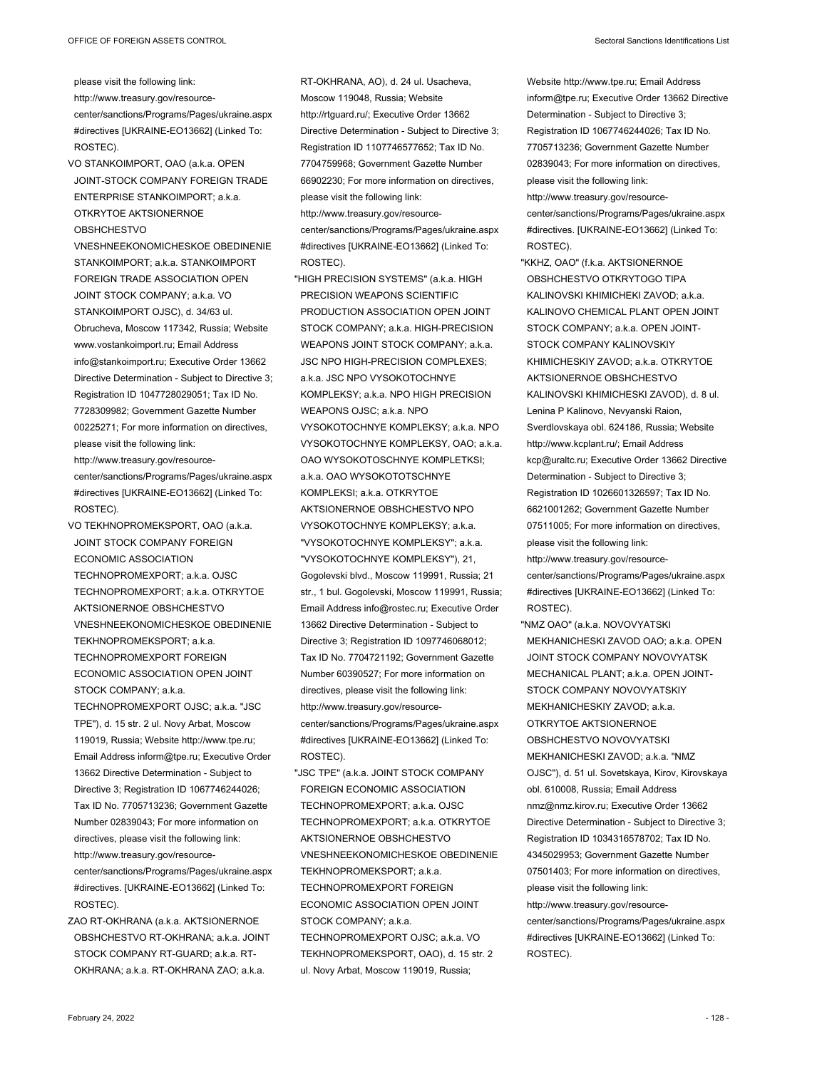please visit the following link: http://www.treasury.gov/resource-center/sanctions/Programs/Pages/ukraine.aspx #directives [UKRAINE-EO13662] (Linked To: ROSTEC).

VO STANKOIMPORT, OAO (a.k.a. OPEN JOINT-STOCK COMPANY FOREIGN TRADE ENTERPRISE STANKOIMPORT; a.k.a. OTKRYTOE AKTSIONERNOE OBSHCHESTVO VNESHNEEKONOMICHESKOE OBEDINENIE STANKOIMPORT; a.k.a. STANKOIMPORT FOREIGN TRADE ASSOCIATION OPEN JOINT STOCK COMPANY; a.k.a. VO STANKOIMPORT OJSC), d. 34/63 ul. Obrucheva, Moscow 117342, Russia; Website www.vostankoimport.ru; Email Address info@stankoimport.ru; Executive Order 13662 Directive Determination - Subject to Directive 3; Registration ID 1047728029051; Tax ID No. 7728309982; Government Gazette Number 00225271; For more information on directives, please visit the following link: http://www.treasury.gov/resource-center/sanctions/Programs/Pages/ukraine.aspx #directives [UKRAINE-EO13662] (Linked To: ROSTEC).

VO TEKHNOPROMEKSPORT, OAO (a.k.a. JOINT STOCK COMPANY FOREIGN ECONOMIC ASSOCIATION TECHNOPROMEXPORT; a.k.a. OJSC TECHNOPROMEXPORT; a.k.a. OTKRYTOE AKTSIONERNOE OBSHCHESTVO VNESHNEEKONOMICHESKOE OBEDINENIE TEKHNOPROMEKSPORT; a.k.a. TECHNOPROMEXPORT FOREIGN ECONOMIC ASSOCIATION OPEN JOINT STOCK COMPANY; a.k.a. TECHNOPROMEXPORT OJSC; a.k.a. "JSC TPE"), d. 15 str. 2 ul. Novy Arbat, Moscow 119019, Russia; Website http://www.tpe.ru; Email Address inform@tpe.ru; Executive Order 13662 Directive Determination - Subject to Directive 3; Registration ID 1067746244026; Tax ID No. 7705713236; Government Gazette Number 02839043; For more information on directives, please visit the following link: http://www.treasury.gov/resource-center/sanctions/Programs/Pages/ukraine.aspx #directives. [UKRAINE-EO13662] (Linked To: ROSTEC).

ZAO RT-OKHRANA (a.k.a. AKTSIONERNOE OBSHCHESTVO RT-OKHRANA; a.k.a. JOINT STOCK COMPANY RT-GUARD; a.k.a. RT-OKHRANA; a.k.a. RT-OKHRANA ZAO; a.k.a. RT-OKHRANA, AO), d. 24 ul. Usacheva, Moscow 119048, Russia; Website http://rtguard.ru/; Executive Order 13662 Directive Determination - Subject to Directive 3; Registration ID 1107746577652; Tax ID No. 7704759968; Government Gazette Number 66902230; For more information on directives, please visit the following link: http://www.treasury.gov/resource-center/sanctions/Programs/Pages/ukraine.aspx #directives [UKRAINE-EO13662] (Linked To: ROSTEC).

"HIGH PRECISION SYSTEMS" (a.k.a. HIGH PRECISION WEAPONS SCIENTIFIC PRODUCTION ASSOCIATION OPEN JOINT STOCK COMPANY; a.k.a. HIGH-PRECISION WEAPONS JOINT STOCK COMPANY; a.k.a. JSC NPO HIGH-PRECISION COMPLEXES; a.k.a. JSC NPO VYSOKOTOCHNYE KOMPLEKSY; a.k.a. NPO HIGH PRECISION WEAPONS OJSC; a.k.a. NPO VYSOKOTOCHNYE KOMPLEKSY; a.k.a. NPO VYSOKOTOCHNYE KOMPLEKSY, OAO; a.k.a. OAO WYSOKOTOSCHNYE KOMPLETKSI; a.k.a. OAO WYSOKOTOTSCHNYE KOMPLEKSI; a.k.a. OTKRYTOE AKTSIONERNOE OBSHCHESTVO NPO VYSOKOTOCHNYE KOMPLEKSY; a.k.a. "VYSOKOTOCHNYE KOMPLEKSY"; a.k.a. "VYSOKOTOCHNYE KOMPLEKSY"), 21, Gogolevski blvd., Moscow 119991, Russia; 21 str., 1 bul. Gogolevski, Moscow 119991, Russia; Email Address info@rostec.ru; Executive Order 13662 Directive Determination - Subject to Directive 3; Registration ID 1097746068012; Tax ID No. 7704721192; Government Gazette Number 60390527; For more information on directives, please visit the following link: http://www.treasury.gov/resource-center/sanctions/Programs/Pages/ukraine.aspx #directives [UKRAINE-EO13662] (Linked To: ROSTEC).

"JSC TPE" (a.k.a. JOINT STOCK COMPANY FOREIGN ECONOMIC ASSOCIATION TECHNOPROMEXPORT; a.k.a. OJSC TECHNOPROMEXPORT; a.k.a. OTKRYTOE AKTSIONERNOE OBSHCHESTVO VNESHNEEKONOMICHESKOE OBEDINENIE TEKHNOPROMEKSPORT; a.k.a. TECHNOPROMEXPORT FOREIGN ECONOMIC ASSOCIATION OPEN JOINT STOCK COMPANY; a.k.a. TECHNOPROMEXPORT OJSC; a.k.a. VO TEKHNOPROMEKSPORT, OAO), d. 15 str. 2 ul. Novy Arbat, Moscow 119019, Russia; Website http://www.tpe.ru; Email Address inform@tpe.ru; Executive Order 13662 Directive Determination - Subject to Directive 3; Registration ID 1067746244026; Tax ID No. 7705713236; Government Gazette Number 02839043; For more information on directives, please visit the following link: http://www.treasury.gov/resource-center/sanctions/Programs/Pages/ukraine.aspx #directives. [UKRAINE-EO13662] (Linked To: ROSTEC).

"KKHZ, OAO" (f.k.a. AKTSIONERNOE OBSHCHESTVO OTKRYTOGO TIPA KALINOVSKI KHIMICHEKI ZAVOD; a.k.a. KALINOVO CHEMICAL PLANT OPEN JOINT STOCK COMPANY; a.k.a. OPEN JOINT-STOCK COMPANY KALINOVSKIY KHIMICHESKIY ZAVOD; a.k.a. OTKRYTOE AKTSIONERNOE OBSHCHESTVO KALINOVSKI KHIMICHESKI ZAVOD), d. 8 ul. Lenina P Kalinovo, Nevyanski Raion, Sverdlovskaya obl. 624186, Russia; Website http://www.kcplant.ru/; Email Address kcp@uraltc.ru; Executive Order 13662 Directive Determination - Subject to Directive 3; Registration ID 1026601326597; Tax ID No. 6621001262; Government Gazette Number 07511005; For more information on directives, please visit the following link: http://www.treasury.gov/resource-center/sanctions/Programs/Pages/ukraine.aspx #directives [UKRAINE-EO13662] (Linked To: ROSTEC).

"NMZ OAO" (a.k.a. NOVOVYATSKI MEKHANICHESKI ZAVOD OAO; a.k.a. OPEN JOINT STOCK COMPANY NOVOVYATSK MECHANICAL PLANT; a.k.a. OPEN JOINT-STOCK COMPANY NOVOVYATSKIY MEKHANICHESKIY ZAVOD; a.k.a. OTKRYTOE AKTSIONERNOE OBSHCHESTVO NOVOVYATSKI MEKHANICHESKI ZAVOD; a.k.a. "NMZ OJSC"), d. 51 ul. Sovetskaya, Kirov, Kirovskaya obl. 610008, Russia; Email Address nmz@nmz.kirov.ru; Executive Order 13662 Directive Determination - Subject to Directive 3; Registration ID 1034316578702; Tax ID No. 4345029953; Government Gazette Number 07501403; For more information on directives, please visit the following link: http://www.treasury.gov/resource-center/sanctions/Programs/Pages/ukraine.aspx #directives [UKRAINE-EO13662] (Linked To: ROSTEC).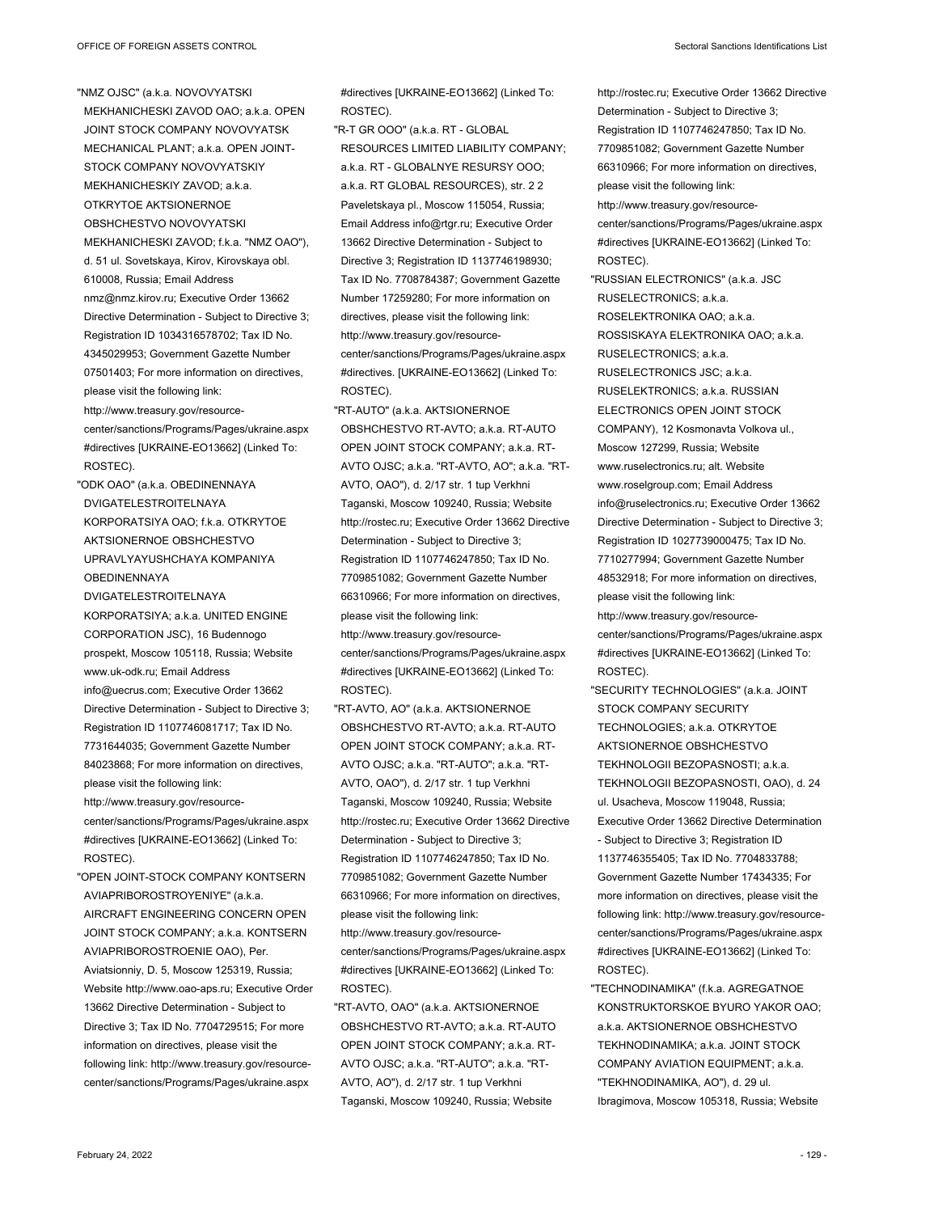"NMZ OJSC" (a.k.a. NOVOVYATSKI MEKHANICHESKI ZAVOD OAO; a.k.a. OPEN JOINT STOCK COMPANY NOVOVYATSK MECHANICAL PLANT; a.k.a. OPEN JOINT-STOCK COMPANY NOVOVYATSKIY MEKHANICHESKIY ZAVOD; a.k.a. OTKRYTOE AKTSIONERNOE OBSHCHESTVO NOVOVYATSKI MEKHANICHESKI ZAVOD; f.k.a. "NMZ OAO"), d. 51 ul. Sovetskaya, Kirov, Kirovskaya obl. 610008, Russia; Email Address nmz@nmz.kirov.ru; Executive Order 13662 Directive Determination - Subject to Directive 3; Registration ID 1034316578702; Tax ID No. 4345029953; Government Gazette Number 07501403; For more information on directives, please visit the following link: http://www.treasury.gov/resource-center/sanctions/Programs/Pages/ukraine.aspx#directives [UKRAINE-EO13662] (Linked To: ROSTEC).

"ODK OAO" (a.k.a. OBEDINENNAYA DVIGATELESTROITELNAYA KORPORATSIYA OAO; f.k.a. OTKRYTOE AKTSIONERNOE OBSHCHESTVO UPRAVLYAYUSHCHAYA KOMPANIYA OBEDINENNAYA DVIGATELESTROITELNAYA KORPORATSIYA; a.k.a. UNITED ENGINE CORPORATION JSC), 16 Budennogo prospekt, Moscow 105118, Russia; Website www.uk-odk.ru; Email Address info@uecrus.com; Executive Order 13662 Directive Determination - Subject to Directive 3; Registration ID 1107746081717; Tax ID No. 7731644035; Government Gazette Number 84023868; For more information on directives, please visit the following link: http://www.treasury.gov/resource-center/sanctions/Programs/Pages/ukraine.aspx#directives [UKRAINE-EO13662] (Linked To: ROSTEC).

"OPEN JOINT-STOCK COMPANY KONTSERN AVIAPRIBOROSTROYENIYE" (a.k.a. AIRCRAFT ENGINEERING CONCERN OPEN JOINT STOCK COMPANY; a.k.a. KONTSERN AVIAPRIBOROSTROENIE OAO), Per. Aviatsionniy, D. 5, Moscow 125319, Russia; Website http://www.oao-aps.ru; Executive Order 13662 Directive Determination - Subject to Directive 3; Tax ID No. 7704729515; For more information on directives, please visit the following link: http://www.treasury.gov/resource-center/sanctions/Programs/Pages/ukraine.aspx#directives [UKRAINE-EO13662] (Linked To: ROSTEC).

"R-T GR OOO" (a.k.a. RT - GLOBAL RESOURCES LIMITED LIABILITY COMPANY; a.k.a. RT - GLOBALNYE RESURSY OOO; a.k.a. RT GLOBAL RESOURCES), str. 2 2 Paveletskaya pl., Moscow 115054, Russia; Email Address info@rtgr.ru; Executive Order 13662 Directive Determination - Subject to Directive 3; Registration ID 1137746198930; Tax ID No. 7708784387; Government Gazette Number 17259280; For more information on directives, please visit the following link: http://www.treasury.gov/resource-center/sanctions/Programs/Pages/ukraine.aspx#directives. [UKRAINE-EO13662] (Linked To: ROSTEC).

"RT-AUTO" (a.k.a. AKTSIONERNOE OBSHCHESTVO RT-AVTO; a.k.a. RT-AUTO OPEN JOINT STOCK COMPANY; a.k.a. RT-AVTO OJSC; a.k.a. "RT-AVTO, AO"; a.k.a. "RT-AVTO, OAO"), d. 2/17 str. 1 tup Verkhni Taganski, Moscow 109240, Russia; Website http://rostec.ru; Executive Order 13662 Directive Determination - Subject to Directive 3; Registration ID 1107746247850; Tax ID No. 7709851082; Government Gazette Number 66310966; For more information on directives, please visit the following link: http://www.treasury.gov/resource-center/sanctions/Programs/Pages/ukraine.aspx#directives [UKRAINE-EO13662] (Linked To: ROSTEC).

"RT-AVTO, AO" (a.k.a. AKTSIONERNOE OBSHCHESTVO RT-AVTO; a.k.a. RT-AUTO OPEN JOINT STOCK COMPANY; a.k.a. RT-AVTO OJSC; a.k.a. "RT-AUTO"; a.k.a. "RT-AVTO, OAO"), d. 2/17 str. 1 tup Verkhni Taganski, Moscow 109240, Russia; Website http://rostec.ru; Executive Order 13662 Directive Determination - Subject to Directive 3; Registration ID 1107746247850; Tax ID No. 7709851082; Government Gazette Number 66310966; For more information on directives, please visit the following link: http://www.treasury.gov/resource-center/sanctions/Programs/Pages/ukraine.aspx#directives [UKRAINE-EO13662] (Linked To: ROSTEC).

"RT-AVTO, OAO" (a.k.a. AKTSIONERNOE OBSHCHESTVO RT-AVTO; a.k.a. RT-AUTO OPEN JOINT STOCK COMPANY; a.k.a. RT-AVTO OJSC; a.k.a. "RT-AUTO"; a.k.a. "RT-AVTO, AO"), d. 2/17 str. 1 tup Verkhni Taganski, Moscow 109240, Russia; Website http://rostec.ru; Executive Order 13662 Directive Determination - Subject to Directive 3; Registration ID 1107746247850; Tax ID No. 7709851082; Government Gazette Number 66310966; For more information on directives, please visit the following link: http://www.treasury.gov/resource-center/sanctions/Programs/Pages/ukraine.aspx#directives [UKRAINE-EO13662] (Linked To: ROSTEC).

"RUSSIAN ELECTRONICS" (a.k.a. JSC RUSELECTRONICS; a.k.a. ROSELEKTRONIKA OAO; a.k.a. ROSSISKAYA ELEKTRONIKA OAO; a.k.a. RUSELECTRONICS; a.k.a. RUSELECTRONICS JSC; a.k.a. RUSELEKTRONIKS; a.k.a. RUSSIAN ELECTRONICS OPEN JOINT STOCK COMPANY), 12 Kosmonavta Volkova ul., Moscow 127299, Russia; Website www.ruselectronics.ru; alt. Website www.roselgroup.com; Email Address info@ruselectronics.ru; Executive Order 13662 Directive Determination - Subject to Directive 3; Registration ID 1027739000475; Tax ID No. 7710277994; Government Gazette Number 48532918; For more information on directives, please visit the following link: http://www.treasury.gov/resource-center/sanctions/Programs/Pages/ukraine.aspx#directives [UKRAINE-EO13662] (Linked To: ROSTEC).

"SECURITY TECHNOLOGIES" (a.k.a. JOINT STOCK COMPANY SECURITY TECHNOLOGIES; a.k.a. OTKRYTOE AKTSIONERNOE OBSHCHESTVO TEKHNOLOGII BEZOPASNOSTI; a.k.a. TEKHNOLOGII BEZOPASNOSTI, OAO), d. 24 ul. Usacheva, Moscow 119048, Russia; Executive Order 13662 Directive Determination - Subject to Directive 3; Registration ID 1137746355405; Tax ID No. 7704833788; Government Gazette Number 17434335; For more information on directives, please visit the following link: http://www.treasury.gov/resource-center/sanctions/Programs/Pages/ukraine.aspx#directives [UKRAINE-EO13662] (Linked To: ROSTEC).

"TECHNODINAMIKA" (f.k.a. AGREGATNOE KONSTRUKTORSKOE BYURO YAKOR OAO; a.k.a. AKTSIONERNOE OBSHCHESTVO TEKHNODINAMIKA; a.k.a. JOINT STOCK COMPANY AVIATION EQUIPMENT; a.k.a. "TEKHNODINAMIKA, AO"), d. 29 ul. Ibragimova, Moscow 105318, Russia; Website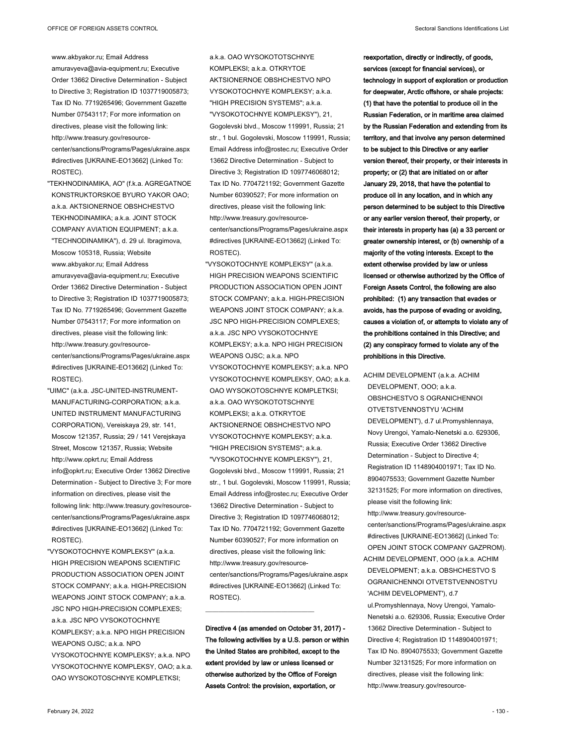www.akbyakor.ru; Email Address amuravyeva@avia-equipment.ru; Executive Order 13662 Directive Determination - Subject to Directive 3; Registration ID 1037719005873; Tax ID No. 7719265496; Government Gazette Number 07543117; For more information on directives, please visit the following link: http://www.treasury.gov/resource-center/sanctions/Programs/Pages/ukraine.aspx#directives [UKRAINE-EO13662] (Linked To: ROSTEC).

"TEKHNODINAMIKA, AO" (f.k.a. AGREGATNOE KONSTRUKTORSKOE BYURO YAKOR OAO; a.k.a. AKTSIONERNOE OBSHCHESTVO TEKHNODINAMIKA; a.k.a. JOINT STOCK COMPANY AVIATION EQUIPMENT; a.k.a. "TECHNODINAMIKA"), d. 29 ul. Ibragimova, Moscow 105318, Russia; Website www.akbyakor.ru; Email Address amuravyeva@avia-equipment.ru; Executive Order 13662 Directive Determination - Subject to Directive 3; Registration ID 1037719005873; Tax ID No. 7719265496; Government Gazette Number 07543117; For more information on directives, please visit the following link: http://www.treasury.gov/resource-center/sanctions/Programs/Pages/ukraine.aspx#directives [UKRAINE-EO13662] (Linked To: ROSTEC).

"UIMC" (a.k.a. JSC-UNITED-INSTRUMENT-MANUFACTURING-CORPORATION; a.k.a. UNITED INSTRUMENT MANUFACTURING CORPORATION), Vereiskaya 29, str. 141, Moscow 121357, Russia; 29 / 141 Verejskaya Street, Moscow 121357, Russia; Website http://www.opkrt.ru; Email Address info@opkrt.ru; Executive Order 13662 Directive Determination - Subject to Directive 3; For more information on directives, please visit the following link: http://www.treasury.gov/resource-center/sanctions/Programs/Pages/ukraine.aspx#directives [UKRAINE-EO13662] (Linked To: ROSTEC).

"VYSOKOTOCHNYE KOMPLEKSY" (a.k.a. HIGH PRECISION WEAPONS SCIENTIFIC PRODUCTION ASSOCIATION OPEN JOINT STOCK COMPANY; a.k.a. HIGH-PRECISION WEAPONS JOINT STOCK COMPANY; a.k.a. JSC NPO HIGH-PRECISION COMPLEXES; a.k.a. JSC NPO VYSOKOTOCHNYE KOMPLEKSY; a.k.a. NPO HIGH PRECISION WEAPONS OJSC; a.k.a. NPO VYSOKOTOCHNYE KOMPLEKSY; a.k.a. NPO VYSOKOTOCHNYE KOMPLEKSY, OAO; a.k.a. OAO WYSOKOTOSCHNYE KOMPLETKSI; a.k.a. OAO WYSOKOTOTSCHNYE KOMPLEKSI; a.k.a. OTKRYTOE AKTSIONERNOE OBSHCHESTVO NPO VYSOKOTOCHNYE KOMPLEKSY; a.k.a. "HIGH PRECISION SYSTEMS"; a.k.a. "VYSOKOTOCHNYE KOMPLEKSY"), 21, Gogolevski blvd., Moscow 119991, Russia; 21 str., 1 bul. Gogolevski, Moscow 119991, Russia; Email Address info@rostec.ru; Executive Order 13662 Directive Determination - Subject to Directive 3; Registration ID 1097746068012; Tax ID No. 7704721192; Government Gazette Number 60390527; For more information on directives, please visit the following link: http://www.treasury.gov/resource-center/sanctions/Programs/Pages/ukraine.aspx#directives [UKRAINE-EO13662] (Linked To: ROSTEC).

"VYSOKOTOCHNYE KOMPLEKSY" (a.k.a. HIGH PRECISION WEAPONS SCIENTIFIC PRODUCTION ASSOCIATION OPEN JOINT STOCK COMPANY; a.k.a. HIGH-PRECISION WEAPONS JOINT STOCK COMPANY; a.k.a. JSC NPO HIGH-PRECISION COMPLEXES; a.k.a. JSC NPO VYSOKOTOCHNYE KOMPLEKSY; a.k.a. NPO HIGH PRECISION WEAPONS OJSC; a.k.a. NPO VYSOKOTOCHNYE KOMPLEKSY; a.k.a. NPO VYSOKOTOCHNYE KOMPLEKSY, OAO; a.k.a. OAO WYSOKOTOSCHNYE KOMPLETKSI; a.k.a. OAO WYSOKOTOTSCHNYE KOMPLEKSI; a.k.a. OTKRYTOE AKTSIONERNOE OBSHCHESTVO NPO VYSOKOTOCHNYE KOMPLEKSY; a.k.a. "HIGH PRECISION SYSTEMS"; a.k.a. "VYSOKOTOCHNYE KOMPLEKSY"), 21, Gogolevski blvd., Moscow 119991, Russia; 21 str., 1 bul. Gogolevski, Moscow 119991, Russia; Email Address info@rostec.ru; Executive Order 13662 Directive Determination - Subject to Directive 3; Registration ID 1097746068012; Tax ID No. 7704721192; Government Gazette Number 60390527; For more information on directives, please visit the following link: http://www.treasury.gov/resource-center/sanctions/Programs/Pages/ukraine.aspx#directives [UKRAINE-EO13662] (Linked To: ROSTEC).

---

**Directive 4 (as amended on October 31, 2017) - The following activities by a U.S. person or within the United States are prohibited, except to the extent provided by law or unless licensed or otherwise authorized by the Office of Foreign Assets Control: the provision, exportation, or reexportation, directly or indirectly, of goods, services (except for financial services), or technology in support of exploration or production for deepwater, Arctic offshore, or shale projects: (1) that have the potential to produce oil in the Russian Federation, or in maritime area claimed by the Russian Federation and extending from its territory, and that involve any person determined to be subject to this Directive or any earlier version thereof, their property, or their interests in property; or (2) that are initiated on or after January 29, 2018, that have the potential to produce oil in any location, and in which any person determined to be subject to this Directive or any earlier version thereof, their property, or their interests in property has (a) a 33 percent or greater ownership interest, or (b) ownership of a majority of the voting interests. Except to the extent otherwise provided by law or unless licensed or otherwise authorized by the Office of Foreign Assets Control, the following are also prohibited: (1) any transaction that evades or avoids, has the purpose of evading or avoiding, causes a violation of, or attempts to violate any of the prohibitions contained in this Directive; and (2) any conspiracy formed to violate any of the prohibitions in this Directive.**

ACHIM DEVELOPMENT (a.k.a. ACHIM DEVELOPMENT, OOO; a.k.a. OBSHCHESTVO S OGRANICHENNOI OTVETSTVENNOSTYU 'ACHIM DEVELOPMENT'), d.7 ul.Promyshlennaya, Novy Urengoi, Yamalo-Nenetski a.o. 629306, Russia; Executive Order 13662 Directive Determination - Subject to Directive 4; Registration ID 1148904001971; Tax ID No. 8904075533; Government Gazette Number 32131525; For more information on directives, please visit the following link: http://www.treasury.gov/resource-center/sanctions/Programs/Pages/ukraine.aspx#directives [UKRAINE-EO13662] (Linked To: OPEN JOINT STOCK COMPANY GAZPROM).

ACHIM DEVELOPMENT, OOO (a.k.a. ACHIM DEVELOPMENT; a.k.a. OBSHCHESTVO S OGRANICHENNOI OTVETSTVENNOSTYU 'ACHIM DEVELOPMENT'), d.7 ul.Promyshlennaya, Novy Urengoi, Yamalo-Nenetski a.o. 629306, Russia; Executive Order 13662 Directive Determination - Subject to Directive 4; Registration ID 1148904001971; Tax ID No. 8904075533; Government Gazette Number 32131525; For more information on directives, please visit the following link: http://www.treasury.gov/resource-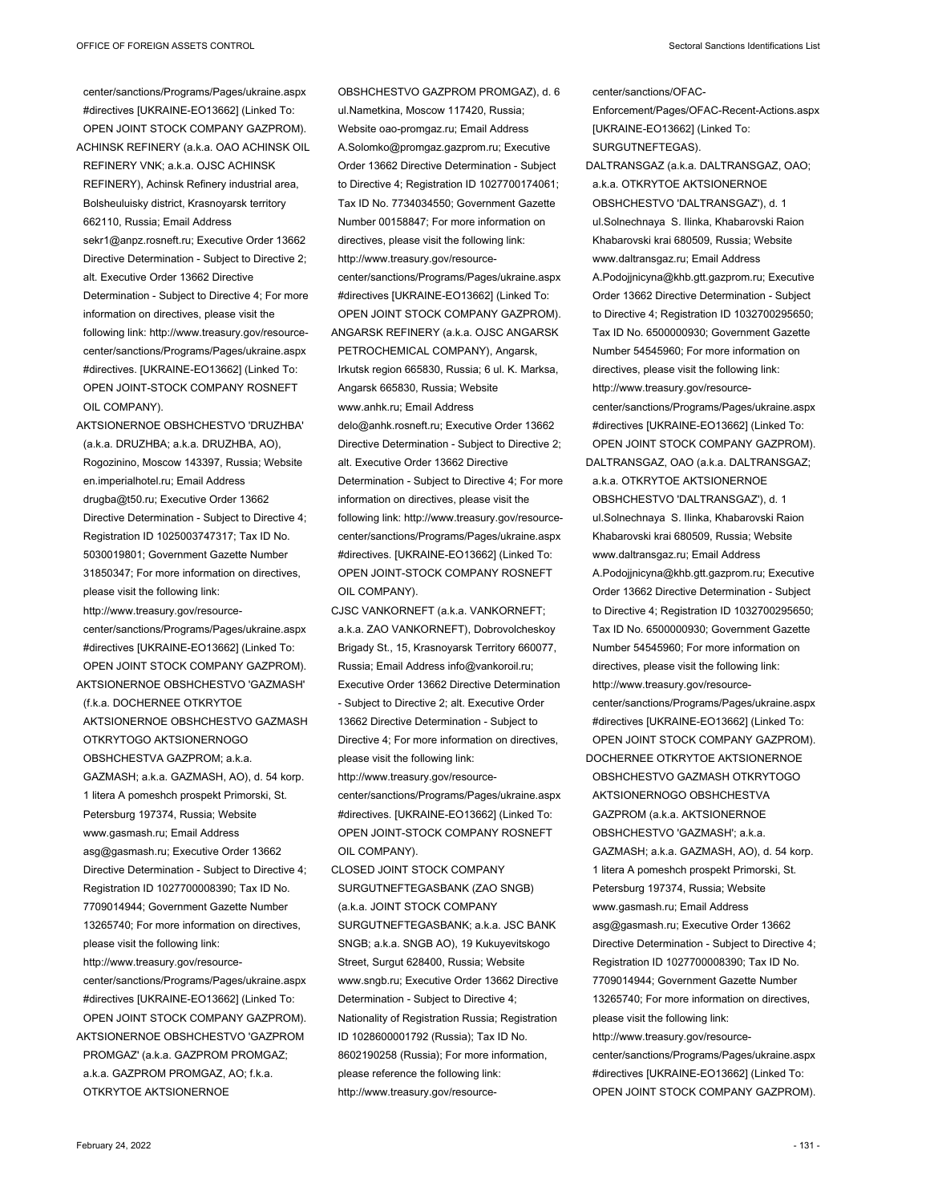center/sanctions/Programs/Pages/ukraine.aspx #directives [UKRAINE-EO13662] (Linked To: OPEN JOINT STOCK COMPANY GAZPROM).

ACHINSK REFINERY (a.k.a. OAO ACHINSK OIL REFINERY VNK; a.k.a. OJSC ACHINSK REFINERY), Achinsk Refinery industrial area, Bolsheuluisky district, Krasnoyarsk territory 662110, Russia; Email Address sekr1@anpz.rosneft.ru; Executive Order 13662 Directive Determination - Subject to Directive 2; alt. Executive Order 13662 Directive Determination - Subject to Directive 4; For more information on directives, please visit the following link: http://www.treasury.gov/resource-center/sanctions/Programs/Pages/ukraine.aspx #directives. [UKRAINE-EO13662] (Linked To: OPEN JOINT-STOCK COMPANY ROSNEFT OIL COMPANY).

AKTSIONERNOE OBSHCHESTVO 'DRUZHBA' (a.k.a. DRUZHBA; a.k.a. DRUZHBA, AO), Rogozinino, Moscow 143397, Russia; Website en.imperialhotel.ru; Email Address drugba@t50.ru; Executive Order 13662 Directive Determination - Subject to Directive 4; Registration ID 1025003747317; Tax ID No. 5030019801; Government Gazette Number 31850347; For more information on directives, please visit the following link: http://www.treasury.gov/resource-center/sanctions/Programs/Pages/ukraine.aspx #directives [UKRAINE-EO13662] (Linked To: OPEN JOINT STOCK COMPANY GAZPROM).

AKTSIONERNOE OBSHCHESTVO 'GAZMASH' (f.k.a. DOCHERNEE OTKRYTOE AKTSIONERNOE OBSHCHESTVO GAZMASH OTKRYTOGO AKTSIONERNOGO OBSHCHESTVA GAZPROM; a.k.a. GAZMASH; a.k.a. GAZMASH, AO), d. 54 korp. 1 litera A pomeshch prospekt Primorski, St. Petersburg 197374, Russia; Website www.gasmash.ru; Email Address asg@gasmash.ru; Executive Order 13662 Directive Determination - Subject to Directive 4; Registration ID 1027700008390; Tax ID No. 7709014944; Government Gazette Number 13265740; For more information on directives, please visit the following link: http://www.treasury.gov/resource-center/sanctions/Programs/Pages/ukraine.aspx #directives [UKRAINE-EO13662] (Linked To: OPEN JOINT STOCK COMPANY GAZPROM).

AKTSIONERNOE OBSHCHESTVO 'GAZPROM PROMGAZ' (a.k.a. GAZPROM PROMGAZ; a.k.a. GAZPROM PROMGAZ, AO; f.k.a. OTKRYTOE AKTSIONERNOE OBSHCHESTVO GAZPROM PROMGAZ), d. 6 ul.Nametkina, Moscow 117420, Russia; Website oao-promgaz.ru; Email Address A.Solomko@promgaz.gazprom.ru; Executive Order 13662 Directive Determination - Subject to Directive 4; Registration ID 1027700174061; Tax ID No. 7734034550; Government Gazette Number 00158847; For more information on directives, please visit the following link: http://www.treasury.gov/resource-center/sanctions/Programs/Pages/ukraine.aspx #directives [UKRAINE-EO13662] (Linked To: OPEN JOINT STOCK COMPANY GAZPROM).

ANGARSK REFINERY (a.k.a. OJSC ANGARSK PETROCHEMICAL COMPANY), Angarsk, Irkutsk region 665830, Russia; 6 ul. K. Marksa, Angarsk 665830, Russia; Website www.anhk.ru; Email Address delo@anhk.rosneft.ru; Executive Order 13662 Directive Determination - Subject to Directive 2; alt. Executive Order 13662 Directive Determination - Subject to Directive 4; For more information on directives, please visit the following link: http://www.treasury.gov/resource-center/sanctions/Programs/Pages/ukraine.aspx #directives. [UKRAINE-EO13662] (Linked To: OPEN JOINT-STOCK COMPANY ROSNEFT OIL COMPANY).

CJSC VANKORNEFT (a.k.a. VANKORNEFT; a.k.a. ZAO VANKORNEFT), Dobrovolcheskoy Brigady St., 15, Krasnoyarsk Territory 660077, Russia; Email Address info@vankoroil.ru; Executive Order 13662 Directive Determination - Subject to Directive 2; alt. Executive Order 13662 Directive Determination - Subject to Directive 4; For more information on directives, please visit the following link: http://www.treasury.gov/resource-center/sanctions/Programs/Pages/ukraine.aspx #directives. [UKRAINE-EO13662] (Linked To: OPEN JOINT-STOCK COMPANY ROSNEFT OIL COMPANY).

CLOSED JOINT STOCK COMPANY SURGUTNEFTEGASBANK (ZAO SNGB) (a.k.a. JOINT STOCK COMPANY SURGUTNEFTEGASBANK; a.k.a. JSC BANK SNGB; a.k.a. SNGB AO), 19 Kukuyevitskogo Street, Surgut 628400, Russia; Website www.sngb.ru; Executive Order 13662 Directive Determination - Subject to Directive 4; Nationality of Registration Russia; Registration ID 1028600001792 (Russia); Tax ID No. 8602190258 (Russia); For more information, please reference the following link: http://www.treasury.gov/resource-center/sanctions/OFAC-Enforcement/Pages/OFAC-Recent-Actions.aspx [UKRAINE-EO13662] (Linked To: SURGUTNEFTEGAS).

DALTRANSGAZ (a.k.a. DALTRANSGAZ, OAO; a.k.a. OTKRYTOE AKTSIONERNOE OBSHCHESTVO 'DALTRANSGAZ'), d. 1 ul.Solnechnaya S. Ilinka, Khabarovski Raion Khabarovski krai 680509, Russia; Website www.daltransgaz.ru; Email Address A.Podojjnicyna@khb.gtt.gazprom.ru; Executive Order 13662 Directive Determination - Subject to Directive 4; Registration ID 1032700295650; Tax ID No. 6500000930; Government Gazette Number 54545960; For more information on directives, please visit the following link: http://www.treasury.gov/resource-center/sanctions/Programs/Pages/ukraine.aspx #directives [UKRAINE-EO13662] (Linked To: OPEN JOINT STOCK COMPANY GAZPROM).

DALTRANSGAZ, OAO (a.k.a. DALTRANSGAZ; a.k.a. OTKRYTOE AKTSIONERNOE OBSHCHESTVO 'DALTRANSGAZ'), d. 1 ul.Solnechnaya S. Ilinka, Khabarovski Raion Khabarovski krai 680509, Russia; Website www.daltransgaz.ru; Email Address A.Podojjnicyna@khb.gtt.gazprom.ru; Executive Order 13662 Directive Determination - Subject to Directive 4; Registration ID 1032700295650; Tax ID No. 6500000930; Government Gazette Number 54545960; For more information on directives, please visit the following link: http://www.treasury.gov/resource-center/sanctions/Programs/Pages/ukraine.aspx #directives [UKRAINE-EO13662] (Linked To: OPEN JOINT STOCK COMPANY GAZPROM).

DOCHERNEE OTKRYTOE AKTSIONERNOE OBSHCHESTVO GAZMASH OTKRYTOGO AKTSIONERNOGO OBSHCHESTVA GAZPROM (a.k.a. AKTSIONERNOE OBSHCHESTVO 'GAZMASH'; a.k.a. GAZMASH; a.k.a. GAZMASH, AO), d. 54 korp. 1 litera A pomeshch prospekt Primorski, St. Petersburg 197374, Russia; Website www.gasmash.ru; Email Address asg@gasmash.ru; Executive Order 13662 Directive Determination - Subject to Directive 4; Registration ID 1027700008390; Tax ID No. 7709014944; Government Gazette Number 13265740; For more information on directives, please visit the following link: http://www.treasury.gov/resource-center/sanctions/Programs/Pages/ukraine.aspx #directives [UKRAINE-EO13662] (Linked To: OPEN JOINT STOCK COMPANY GAZPROM).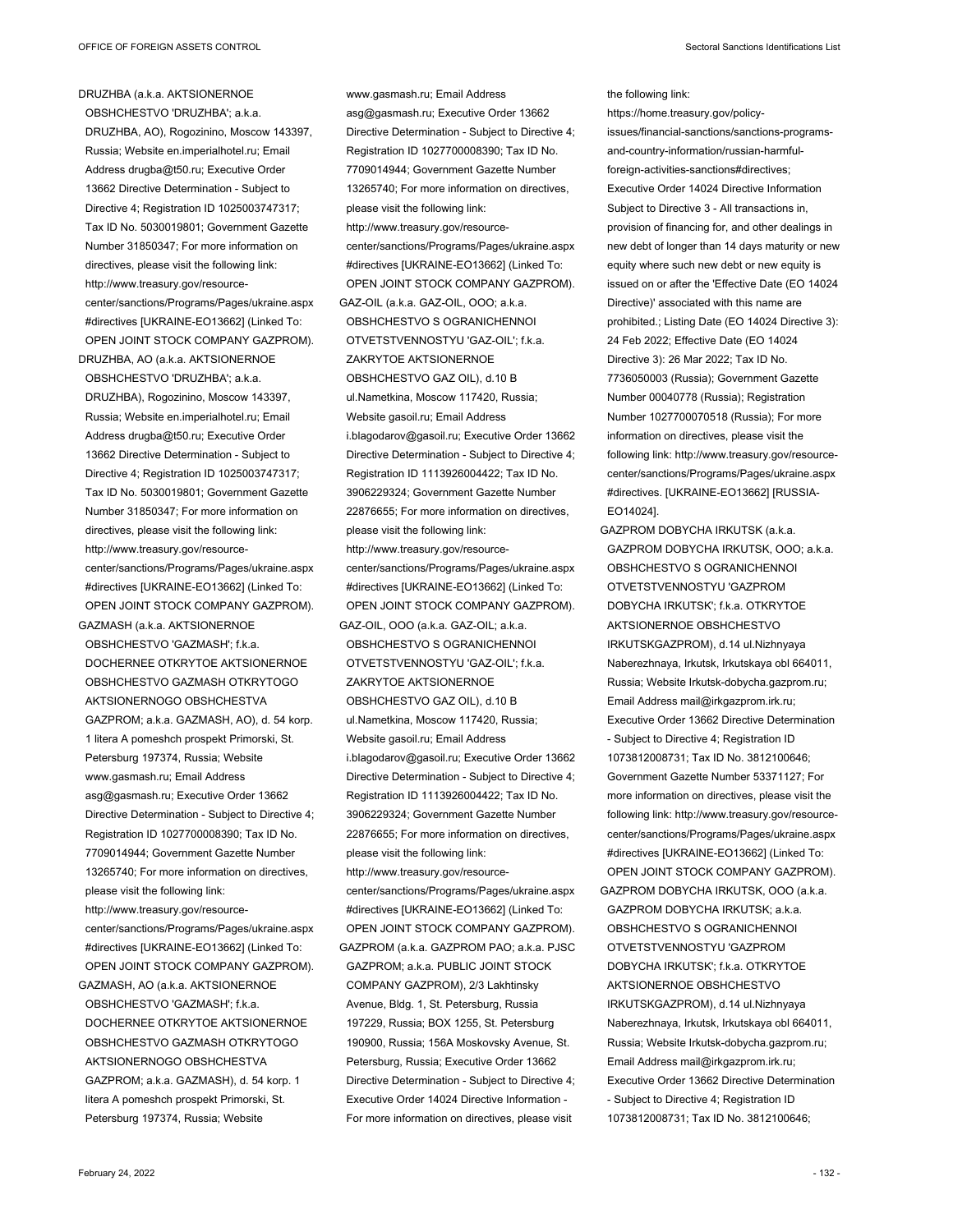DRUZHBA (a.k.a. AKTSIONERNOE OBSHCHESTVO 'DRUZHBA'; a.k.a. DRUZHBA, AO), Rogozinino, Moscow 143397, Russia; Website en.imperialhotel.ru; Email Address drugba@t50.ru; Executive Order 13662 Directive Determination - Subject to Directive 4; Registration ID 1025003747317; Tax ID No. 5030019801; Government Gazette Number 31850347; For more information on directives, please visit the following link: http://www.treasury.gov/resource-center/sanctions/Programs/Pages/ukraine.aspx #directives [UKRAINE-EO13662] (Linked To: OPEN JOINT STOCK COMPANY GAZPROM).

DRUZHBA, AO (a.k.a. AKTSIONERNOE OBSHCHESTVO 'DRUZHBA'; a.k.a. DRUZHBA), Rogozinino, Moscow 143397, Russia; Website en.imperialhotel.ru; Email Address drugba@t50.ru; Executive Order 13662 Directive Determination - Subject to Directive 4; Registration ID 1025003747317; Tax ID No. 5030019801; Government Gazette Number 31850347; For more information on directives, please visit the following link: http://www.treasury.gov/resource-center/sanctions/Programs/Pages/ukraine.aspx #directives [UKRAINE-EO13662] (Linked To: OPEN JOINT STOCK COMPANY GAZPROM).

GAZMASH (a.k.a. AKTSIONERNOE OBSHCHESTVO 'GAZMASH'; f.k.a. DOCHERNEE OTKRYTOE AKTSIONERNOE OBSHCHESTVO GAZMASH OTKRYTOGO AKTSIONERNOGO OBSHCHESTVA GAZPROM; a.k.a. GAZMASH, AO), d. 54 korp. 1 litera A pomeshch prospekt Primorski, St. Petersburg 197374, Russia; Website www.gasmash.ru; Email Address asg@gasmash.ru; Executive Order 13662 Directive Determination - Subject to Directive 4; Registration ID 1027700008390; Tax ID No. 7709014944; Government Gazette Number 13265740; For more information on directives, please visit the following link: http://www.treasury.gov/resource-center/sanctions/Programs/Pages/ukraine.aspx #directives [UKRAINE-EO13662] (Linked To: OPEN JOINT STOCK COMPANY GAZPROM).

GAZMASH, AO (a.k.a. AKTSIONERNOE OBSHCHESTVO 'GAZMASH'; f.k.a. DOCHERNEE OTKRYTOE AKTSIONERNOE OBSHCHESTVO GAZMASH OTKRYTOGO AKTSIONERNOGO OBSHCHESTVA GAZPROM; a.k.a. GAZMASH), d. 54 korp. 1 litera A pomeshch prospekt Primorski, St. Petersburg 197374, Russia; Website www.gasmash.ru; Email Address asg@gasmash.ru; Executive Order 13662 Directive Determination - Subject to Directive 4; Registration ID 1027700008390; Tax ID No. 7709014944; Government Gazette Number 13265740; For more information on directives, please visit the following link: http://www.treasury.gov/resource-center/sanctions/Programs/Pages/ukraine.aspx #directives [UKRAINE-EO13662] (Linked To: OPEN JOINT STOCK COMPANY GAZPROM).

GAZ-OIL (a.k.a. GAZ-OIL, OOO; a.k.a. OBSHCHESTVO S OGRANICHENNOI OTVETSTVENNOSTYU 'GAZ-OIL'; f.k.a. ZAKRYTOE AKTSIONERNOE OBSHCHESTVO GAZ OIL), d.10 B ul.Nametkina, Moscow 117420, Russia; Website gasoil.ru; Email Address i.blagodarov@gasoil.ru; Executive Order 13662 Directive Determination - Subject to Directive 4; Registration ID 1113926004422; Tax ID No. 3906229324; Government Gazette Number 22876655; For more information on directives, please visit the following link: http://www.treasury.gov/resource-center/sanctions/Programs/Pages/ukraine.aspx #directives [UKRAINE-EO13662] (Linked To: OPEN JOINT STOCK COMPANY GAZPROM).

GAZ-OIL, OOO (a.k.a. GAZ-OIL; a.k.a. OBSHCHESTVO S OGRANICHENNOI OTVETSTVENNOSTYU 'GAZ-OIL'; f.k.a. ZAKRYTOE AKTSIONERNOE OBSHCHESTVO GAZ OIL), d.10 B ul.Nametkina, Moscow 117420, Russia; Website gasoil.ru; Email Address i.blagodarov@gasoil.ru; Executive Order 13662 Directive Determination - Subject to Directive 4; Registration ID 1113926004422; Tax ID No. 3906229324; Government Gazette Number 22876655; For more information on directives, please visit the following link: http://www.treasury.gov/resource-center/sanctions/Programs/Pages/ukraine.aspx #directives [UKRAINE-EO13662] (Linked To: OPEN JOINT STOCK COMPANY GAZPROM).

GAZPROM (a.k.a. GAZPROM PAO; a.k.a. PJSC GAZPROM; a.k.a. PUBLIC JOINT STOCK COMPANY GAZPROM), 2/3 Lakhtinsky Avenue, Bldg. 1, St. Petersburg, Russia 197229, Russia; BOX 1255, St. Petersburg 190900, Russia; 156A Moskovsky Avenue, St. Petersburg, Russia; Executive Order 13662 Directive Determination - Subject to Directive 4; Executive Order 14024 Directive Information - For more information on directives, please visit the following link: https://home.treasury.gov/policy-issues/financial-sanctions/sanctions-programs-and-country-information/russian-harmful-foreign-activities-sanctions#directives; Executive Order 14024 Directive Information Subject to Directive 3 - All transactions in, provision of financing for, and other dealings in new debt of longer than 14 days maturity or new equity where such new debt or new equity is issued on or after the 'Effective Date (EO 14024 Directive)' associated with this name are prohibited.; Listing Date (EO 14024 Directive 3): 24 Feb 2022; Effective Date (EO 14024 Directive 3): 26 Mar 2022; Tax ID No. 7736050003 (Russia); Government Gazette Number 00040778 (Russia); Registration Number 1027700070518 (Russia); For more information on directives, please visit the following link: http://www.treasury.gov/resource-center/sanctions/Programs/Pages/ukraine.aspx #directives. [UKRAINE-EO13662] [RUSSIA-EO14024].

GAZPROM DOBYCHA IRKUTSK (a.k.a. GAZPROM DOBYCHA IRKUTSK, OOO; a.k.a. OBSHCHESTVO S OGRANICHENNOI OTVETSTVENNOSTYU 'GAZPROM DOBYCHA IRKUTSK'; f.k.a. OTKRYTOE AKTSIONERNOE OBSHCHESTVO IRKUTSKGAZPROM), d.14 ul.Nizhnyaya Naberezhnaya, Irkutsk, Irkutskaya obl 664011, Russia; Website Irkutsk-dobycha.gazprom.ru; Email Address mail@irkgazprom.irk.ru; Executive Order 13662 Directive Determination - Subject to Directive 4; Registration ID 1073812008731; Tax ID No. 3812100646; Government Gazette Number 53371127; For more information on directives, please visit the following link: http://www.treasury.gov/resource-center/sanctions/Programs/Pages/ukraine.aspx #directives [UKRAINE-EO13662] (Linked To: OPEN JOINT STOCK COMPANY GAZPROM).

GAZPROM DOBYCHA IRKUTSK, OOO (a.k.a. GAZPROM DOBYCHA IRKUTSK; a.k.a. OBSHCHESTVO S OGRANICHENNOI OTVETSTVENNOSTYU 'GAZPROM DOBYCHA IRKUTSK'; f.k.a. OTKRYTOE AKTSIONERNOE OBSHCHESTVO IRKUTSKGAZPROM), d.14 ul.Nizhnyaya Naberezhnaya, Irkutsk, Irkutskaya obl 664011, Russia; Website Irkutsk-dobycha.gazprom.ru; Email Address mail@irkgazprom.irk.ru; Executive Order 13662 Directive Determination - Subject to Directive 4; Registration ID 1073812008731; Tax ID No. 3812100646;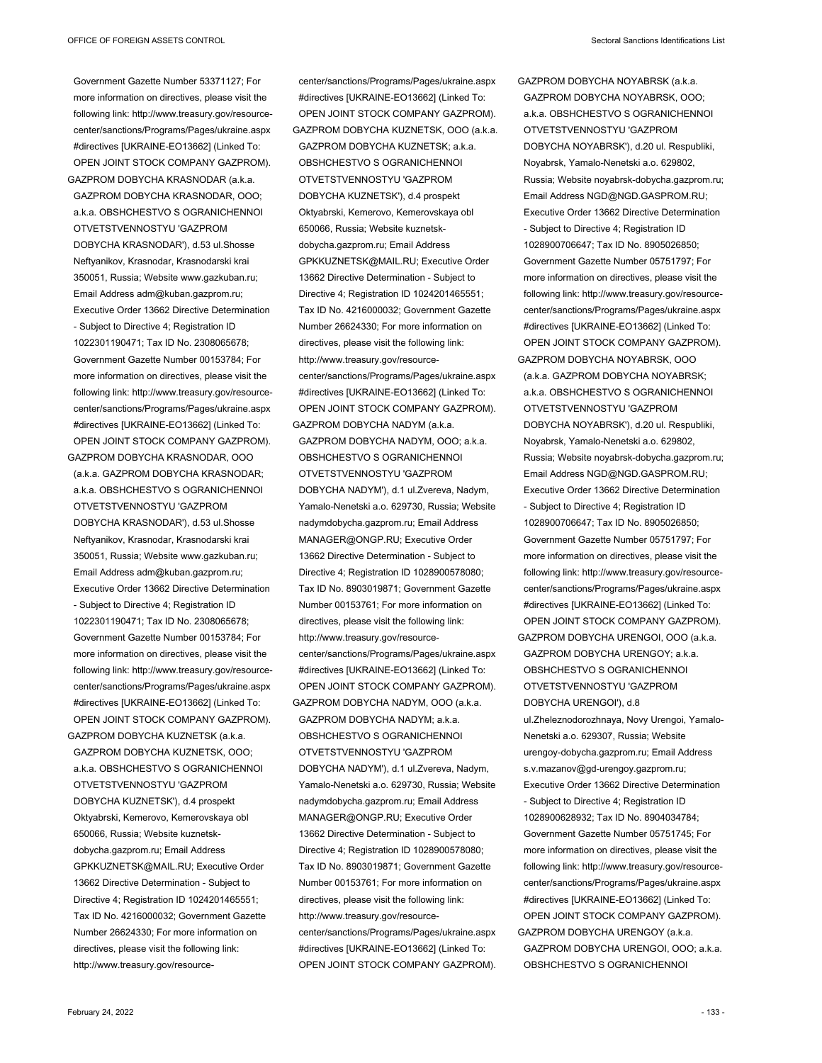Government Gazette Number 53371127; For more information on directives, please visit the following link: http://www.treasury.gov/resource-center/sanctions/Programs/Pages/ukraine.aspx #directives [UKRAINE-EO13662] (Linked To: OPEN JOINT STOCK COMPANY GAZPROM).

GAZPROM DOBYCHA KRASNODAR (a.k.a. GAZPROM DOBYCHA KRASNODAR, OOO; a.k.a. OBSHCHESTVO S OGRANICHENNOI OTVETSTVENNOSTYU 'GAZPROM DOBYCHA KRASNODAR'), d.53 ul.Shosse Neftyanikov, Krasnodar, Krasnodarski krai 350051, Russia; Website www.gazkuban.ru; Email Address adm@kuban.gazprom.ru; Executive Order 13662 Directive Determination - Subject to Directive 4; Registration ID 1022301190471; Tax ID No. 2308065678; Government Gazette Number 00153784; For more information on directives, please visit the following link: http://www.treasury.gov/resource-center/sanctions/Programs/Pages/ukraine.aspx #directives [UKRAINE-EO13662] (Linked To: OPEN JOINT STOCK COMPANY GAZPROM).

GAZPROM DOBYCHA KRASNODAR, OOO (a.k.a. GAZPROM DOBYCHA KRASNODAR; a.k.a. OBSHCHESTVO S OGRANICHENNOI OTVETSTVENNOSTYU 'GAZPROM DOBYCHA KRASNODAR'), d.53 ul.Shosse Neftyanikov, Krasnodar, Krasnodarski krai 350051, Russia; Website www.gazkuban.ru; Email Address adm@kuban.gazprom.ru; Executive Order 13662 Directive Determination - Subject to Directive 4; Registration ID 1022301190471; Tax ID No. 2308065678; Government Gazette Number 00153784; For more information on directives, please visit the following link: http://www.treasury.gov/resource-center/sanctions/Programs/Pages/ukraine.aspx #directives [UKRAINE-EO13662] (Linked To: OPEN JOINT STOCK COMPANY GAZPROM).

GAZPROM DOBYCHA KUZNETSK (a.k.a. GAZPROM DOBYCHA KUZNETSK, OOO; a.k.a. OBSHCHESTVO S OGRANICHENNOI OTVETSTVENNOSTYU 'GAZPROM DOBYCHA KUZNETSK'), d.4 prospekt Oktyabrski, Kemerovo, Kemerovskaya obl 650066, Russia; Website kuznetsk-dobycha.gazprom.ru; Email Address GPKKUZNETSK@MAIL.RU; Executive Order 13662 Directive Determination - Subject to Directive 4; Registration ID 1024201465551; Tax ID No. 4216000032; Government Gazette Number 26624330; For more information on directives, please visit the following link: http://www.treasury.gov/resource-center/sanctions/Programs/Pages/ukraine.aspx #directives [UKRAINE-EO13662] (Linked To: OPEN JOINT STOCK COMPANY GAZPROM).

GAZPROM DOBYCHA KUZNETSK, OOO (a.k.a. GAZPROM DOBYCHA KUZNETSK; a.k.a. OBSHCHESTVO S OGRANICHENNOI OTVETSTVENNOSTYU 'GAZPROM DOBYCHA KUZNETSK'), d.4 prospekt Oktyabrski, Kemerovo, Kemerovskaya obl 650066, Russia; Website kuznetsk-dobycha.gazprom.ru; Email Address GPKKUZNETSK@MAIL.RU; Executive Order 13662 Directive Determination - Subject to Directive 4; Registration ID 1024201465551; Tax ID No. 4216000032; Government Gazette Number 26624330; For more information on directives, please visit the following link: http://www.treasury.gov/resource-center/sanctions/Programs/Pages/ukraine.aspx #directives [UKRAINE-EO13662] (Linked To: OPEN JOINT STOCK COMPANY GAZPROM).

GAZPROM DOBYCHA NADYM (a.k.a. GAZPROM DOBYCHA NADYM, OOO; a.k.a. OBSHCHESTVO S OGRANICHENNOI OTVETSTVENNOSTYU 'GAZPROM DOBYCHA NADYM'), d.1 ul.Zvereva, Nadym, Yamalo-Nenetski a.o. 629730, Russia; Website nadymdobycha.gazprom.ru; Email Address MANAGER@ONGP.RU; Executive Order 13662 Directive Determination - Subject to Directive 4; Registration ID 1028900578080; Tax ID No. 8903019871; Government Gazette Number 00153761; For more information on directives, please visit the following link: http://www.treasury.gov/resource-center/sanctions/Programs/Pages/ukraine.aspx #directives [UKRAINE-EO13662] (Linked To: OPEN JOINT STOCK COMPANY GAZPROM).

GAZPROM DOBYCHA NADYM, OOO (a.k.a. GAZPROM DOBYCHA NADYM; a.k.a. OBSHCHESTVO S OGRANICHENNOI OTVETSTVENNOSTYU 'GAZPROM DOBYCHA NADYM'), d.1 ul.Zvereva, Nadym, Yamalo-Nenetski a.o. 629730, Russia; Website nadymdobycha.gazprom.ru; Email Address MANAGER@ONGP.RU; Executive Order 13662 Directive Determination - Subject to Directive 4; Registration ID 1028900578080; Tax ID No. 8903019871; Government Gazette Number 00153761; For more information on directives, please visit the following link: http://www.treasury.gov/resource-center/sanctions/Programs/Pages/ukraine.aspx #directives [UKRAINE-EO13662] (Linked To: OPEN JOINT STOCK COMPANY GAZPROM).

GAZPROM DOBYCHA NOYABRSK (a.k.a. GAZPROM DOBYCHA NOYABRSK, OOO; a.k.a. OBSHCHESTVO S OGRANICHENNOI OTVETSTVENNOSTYU 'GAZPROM DOBYCHA NOYABRSK'), d.20 ul. Respubliki, Noyabrsk, Yamalo-Nenetski a.o. 629802, Russia; Website noyabrsk-dobycha.gazprom.ru; Email Address NGD@NGD.GASPROM.RU; Executive Order 13662 Directive Determination - Subject to Directive 4; Registration ID 1028900706647; Tax ID No. 8905026850; Government Gazette Number 05751797; For more information on directives, please visit the following link: http://www.treasury.gov/resource-center/sanctions/Programs/Pages/ukraine.aspx #directives [UKRAINE-EO13662] (Linked To: OPEN JOINT STOCK COMPANY GAZPROM).

GAZPROM DOBYCHA NOYABRSK, OOO (a.k.a. GAZPROM DOBYCHA NOYABRSK; a.k.a. OBSHCHESTVO S OGRANICHENNOI OTVETSTVENNOSTYU 'GAZPROM DOBYCHA NOYABRSK'), d.20 ul. Respubliki, Noyabrsk, Yamalo-Nenetski a.o. 629802, Russia; Website noyabrsk-dobycha.gazprom.ru; Email Address NGD@NGD.GASPROM.RU; Executive Order 13662 Directive Determination - Subject to Directive 4; Registration ID 1028900706647; Tax ID No. 8905026850; Government Gazette Number 05751797; For more information on directives, please visit the following link: http://www.treasury.gov/resource-center/sanctions/Programs/Pages/ukraine.aspx #directives [UKRAINE-EO13662] (Linked To: OPEN JOINT STOCK COMPANY GAZPROM).

GAZPROM DOBYCHA URENGOI, OOO (a.k.a. GAZPROM DOBYCHA URENGOY; a.k.a. OBSHCHESTVO S OGRANICHENNOI OTVETSTVENNOSTYU 'GAZPROM DOBYCHA URENGOI'), d.8 ul.Zheleznodorozhnaya, Novy Urengoi, Yamalo-Nenetski a.o. 629307, Russia; Website urengoy-dobycha.gazprom.ru; Email Address s.v.mazanov@gd-urengoy.gazprom.ru; Executive Order 13662 Directive Determination - Subject to Directive 4; Registration ID 1028900628932; Tax ID No. 8904034784; Government Gazette Number 05751745; For more information on directives, please visit the following link: http://www.treasury.gov/resource-center/sanctions/Programs/Pages/ukraine.aspx #directives [UKRAINE-EO13662] (Linked To: OPEN JOINT STOCK COMPANY GAZPROM).

GAZPROM DOBYCHA URENGOY (a.k.a. GAZPROM DOBYCHA URENGOI, OOO; a.k.a. OBSHCHESTVO S OGRANICHENNOI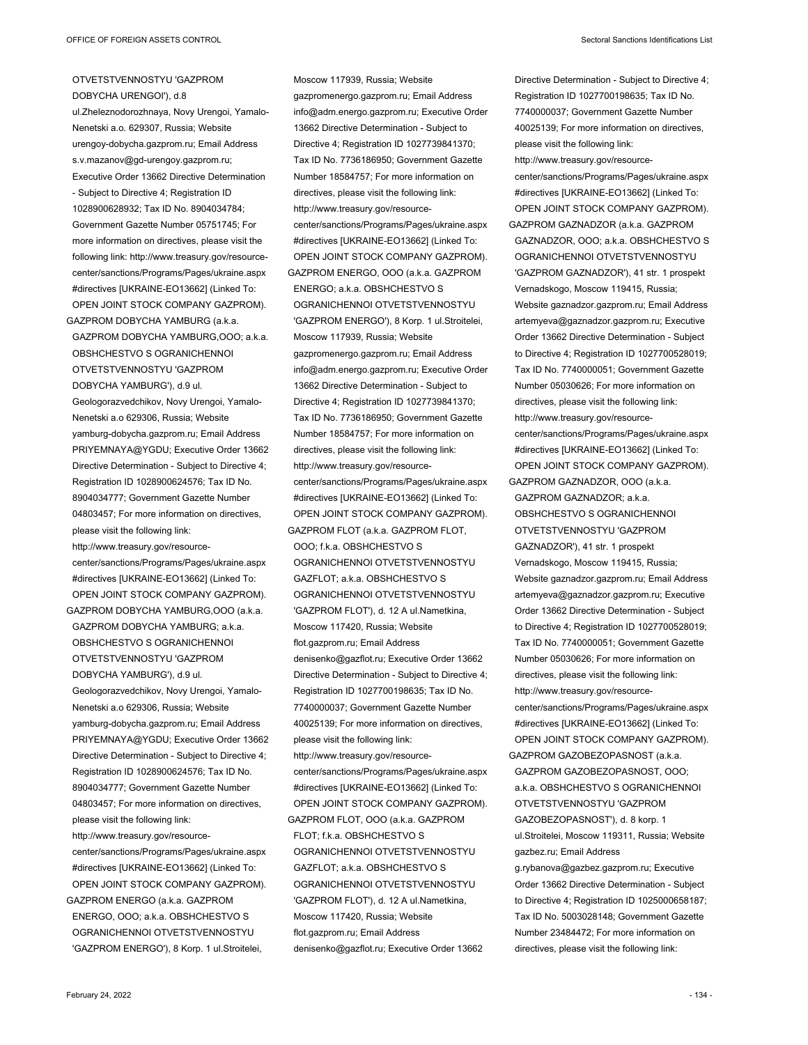OTVETSTVENNOSTYU 'GAZPROM DOBYCHA URENGOI'), d.8 ul.Zheleznodorozhnaya, Novy Urengoi, Yamalo-Nenetski a.o. 629307, Russia; Website urengoy-dobycha.gazprom.ru; Email Address s.v.mazanov@gd-urengoy.gazprom.ru; Executive Order 13662 Directive Determination - Subject to Directive 4; Registration ID 1028900628932; Tax ID No. 8904034784; Government Gazette Number 05751745; For more information on directives, please visit the following link: http://www.treasury.gov/resource-center/sanctions/Programs/Pages/ukraine.aspx #directives [UKRAINE-EO13662] (Linked To: OPEN JOINT STOCK COMPANY GAZPROM).

GAZPROM DOBYCHA YAMBURG (a.k.a. GAZPROM DOBYCHA YAMBURG,OOO; a.k.a. OBSHCHESTVO S OGRANICHENNOI OTVETSTVENNOSTYU 'GAZPROM DOBYCHA YAMBURG'), d.9 ul. Geologorazvedchikov, Novy Urengoi, Yamalo-Nenetski a.o 629306, Russia; Website yamburg-dobycha.gazprom.ru; Email Address PRIYEMNAYA@YGDU; Executive Order 13662 Directive Determination - Subject to Directive 4; Registration ID 1028900624576; Tax ID No. 8904034777; Government Gazette Number 04803457; For more information on directives, please visit the following link: http://www.treasury.gov/resource-center/sanctions/Programs/Pages/ukraine.aspx #directives [UKRAINE-EO13662] (Linked To: OPEN JOINT STOCK COMPANY GAZPROM).

GAZPROM DOBYCHA YAMBURG,OOO (a.k.a. GAZPROM DOBYCHA YAMBURG; a.k.a. OBSHCHESTVO S OGRANICHENNOI OTVETSTVENNOSTYU 'GAZPROM DOBYCHA YAMBURG'), d.9 ul. Geologorazvedchikov, Novy Urengoi, Yamalo-Nenetski a.o 629306, Russia; Website yamburg-dobycha.gazprom.ru; Email Address PRIYEMNAYA@YGDU; Executive Order 13662 Directive Determination - Subject to Directive 4; Registration ID 1028900624576; Tax ID No. 8904034777; Government Gazette Number 04803457; For more information on directives, please visit the following link: http://www.treasury.gov/resource-center/sanctions/Programs/Pages/ukraine.aspx #directives [UKRAINE-EO13662] (Linked To: OPEN JOINT STOCK COMPANY GAZPROM).

GAZPROM ENERGO (a.k.a. GAZPROM ENERGO, OOO; a.k.a. OBSHCHESTVO S OGRANICHENNOI OTVETSTVENNOSTYU 'GAZPROM ENERGO'), 8 Korp. 1 ul.Stroitelei, Moscow 117939, Russia; Website gazpromenergo.gazprom.ru; Email Address info@adm.energo.gazprom.ru; Executive Order 13662 Directive Determination - Subject to Directive 4; Registration ID 1027739841370; Tax ID No. 7736186950; Government Gazette Number 18584757; For more information on directives, please visit the following link: http://www.treasury.gov/resource-center/sanctions/Programs/Pages/ukraine.aspx #directives [UKRAINE-EO13662] (Linked To: OPEN JOINT STOCK COMPANY GAZPROM).

GAZPROM ENERGO, OOO (a.k.a. GAZPROM ENERGO; a.k.a. OBSHCHESTVO S OGRANICHENNOI OTVETSTVENNOSTYU 'GAZPROM ENERGO'), 8 Korp. 1 ul.Stroitelei, Moscow 117939, Russia; Website gazpromenergo.gazprom.ru; Email Address info@adm.energo.gazprom.ru; Executive Order 13662 Directive Determination - Subject to Directive 4; Registration ID 1027739841370; Tax ID No. 7736186950; Government Gazette Number 18584757; For more information on directives, please visit the following link: http://www.treasury.gov/resource-center/sanctions/Programs/Pages/ukraine.aspx #directives [UKRAINE-EO13662] (Linked To: OPEN JOINT STOCK COMPANY GAZPROM).

GAZPROM FLOT (a.k.a. GAZPROM FLOT, OOO; f.k.a. OBSHCHESTVO S OGRANICHENNOI OTVETSTVENNOSTYU GAZFLOT; a.k.a. OBSHCHESTVO S OGRANICHENNOI OTVETSTVENNOSTYU 'GAZPROM FLOT'), d. 12 A ul.Nametkina, Moscow 117420, Russia; Website flot.gazprom.ru; Email Address denisenko@gazflot.ru; Executive Order 13662 Directive Determination - Subject to Directive 4; Registration ID 1027700198635; Tax ID No. 7740000037; Government Gazette Number 40025139; For more information on directives, please visit the following link: http://www.treasury.gov/resource-center/sanctions/Programs/Pages/ukraine.aspx #directives [UKRAINE-EO13662] (Linked To: OPEN JOINT STOCK COMPANY GAZPROM).

GAZPROM FLOT, OOO (a.k.a. GAZPROM FLOT; f.k.a. OBSHCHESTVO S OGRANICHENNOI OTVETSTVENNOSTYU GAZFLOT; a.k.a. OBSHCHESTVO S OGRANICHENNOI OTVETSTVENNOSTYU 'GAZPROM FLOT'), d. 12 A ul.Nametkina, Moscow 117420, Russia; Website flot.gazprom.ru; Email Address denisenko@gazflot.ru; Executive Order 13662 Directive Determination - Subject to Directive 4; Registration ID 1027700198635; Tax ID No. 7740000037; Government Gazette Number 40025139; For more information on directives, please visit the following link: http://www.treasury.gov/resource-center/sanctions/Programs/Pages/ukraine.aspx #directives [UKRAINE-EO13662] (Linked To: OPEN JOINT STOCK COMPANY GAZPROM).

GAZPROM GAZNADZOR (a.k.a. GAZPROM GAZNADZOR, OOO; a.k.a. OBSHCHESTVO S OGRANICHENNOI OTVETSTVENNOSTYU 'GAZPROM GAZNADZOR'), 41 str. 1 prospekt Vernadskogo, Moscow 119415, Russia; Website gaznadzor.gazprom.ru; Email Address artemyeva@gaznadzor.gazprom.ru; Executive Order 13662 Directive Determination - Subject to Directive 4; Registration ID 1027700528019; Tax ID No. 7740000051; Government Gazette Number 05030626; For more information on directives, please visit the following link: http://www.treasury.gov/resource-center/sanctions/Programs/Pages/ukraine.aspx #directives [UKRAINE-EO13662] (Linked To: OPEN JOINT STOCK COMPANY GAZPROM).

GAZPROM GAZNADZOR, OOO (a.k.a. GAZPROM GAZNADZOR; a.k.a. OBSHCHESTVO S OGRANICHENNOI OTVETSTVENNOSTYU 'GAZPROM GAZNADZOR'), 41 str. 1 prospekt Vernadskogo, Moscow 119415, Russia; Website gaznadzor.gazprom.ru; Email Address artemyeva@gaznadzor.gazprom.ru; Executive Order 13662 Directive Determination - Subject to Directive 4; Registration ID 1027700528019; Tax ID No. 7740000051; Government Gazette Number 05030626; For more information on directives, please visit the following link: http://www.treasury.gov/resource-center/sanctions/Programs/Pages/ukraine.aspx #directives [UKRAINE-EO13662] (Linked To: OPEN JOINT STOCK COMPANY GAZPROM).

GAZPROM GAZOBEZOPASNOST (a.k.a. GAZPROM GAZOBEZOPASNOST, OOO; a.k.a. OBSHCHESTVO S OGRANICHENNOI OTVETSTVENNOSTYU 'GAZPROM GAZOBEZOPASNOST'), d. 8 korp. 1 ul.Stroitelei, Moscow 119311, Russia; Website gazbez.ru; Email Address g.rybanova@gazbez.gazprom.ru; Executive Order 13662 Directive Determination - Subject to Directive 4; Registration ID 1025000658187; Tax ID No. 5003028148; Government Gazette Number 23484472; For more information on directives, please visit the following link: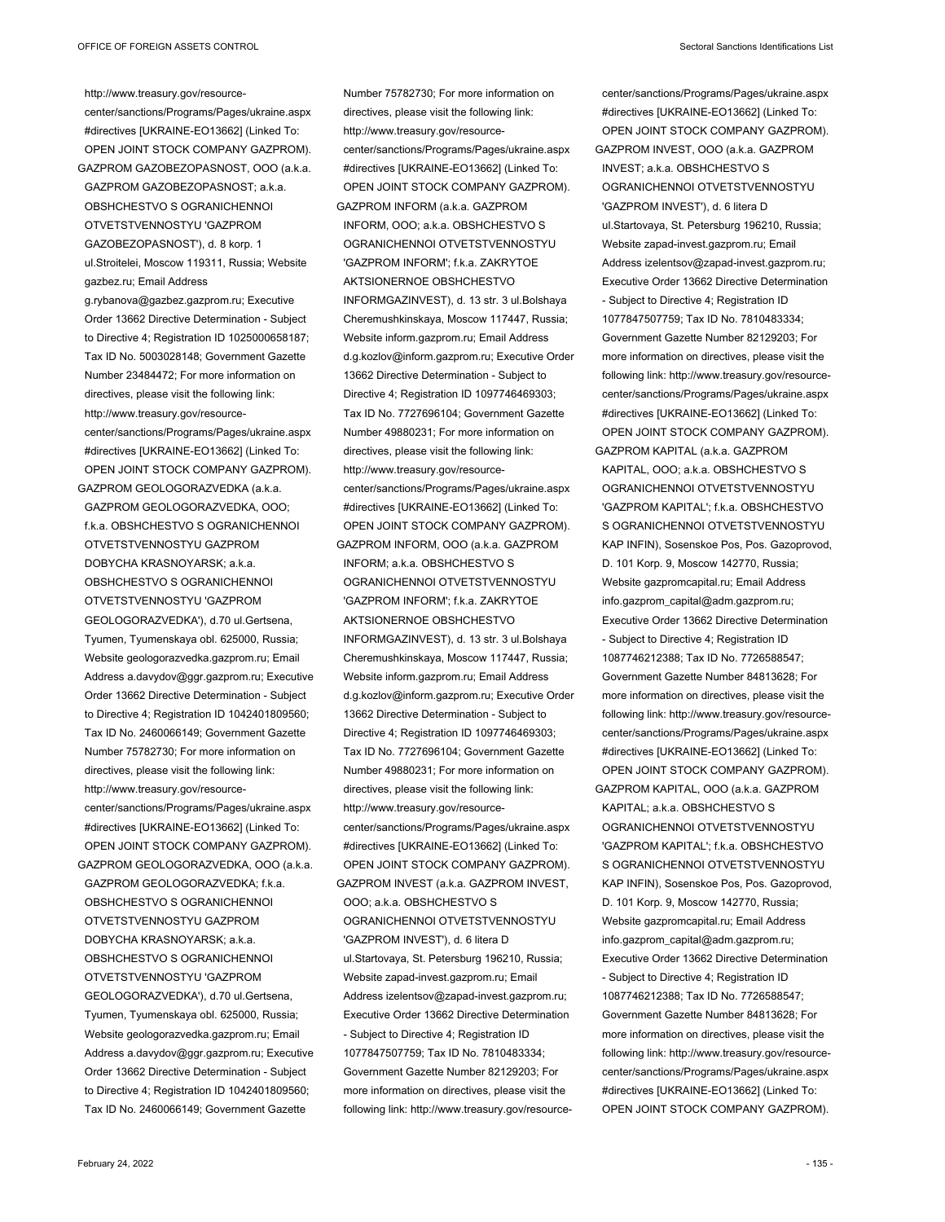http://www.treasury.gov/resource-center/sanctions/Programs/Pages/ukraine.aspx #directives [UKRAINE-EO13662] (Linked To: OPEN JOINT STOCK COMPANY GAZPROM).

GAZPROM GAZOBEZOPASNOST, OOO (a.k.a. GAZPROM GAZOBEZOPASNOST; a.k.a. OBSHCHESTVO S OGRANICHENNOI OTVETSTVENNOSTYU 'GAZPROM GAZOBEZOPASNOST'), d. 8 korp. 1 ul.Stroitelei, Moscow 119311, Russia; Website gazbez.ru; Email Address g.rybanova@gazbez.gazprom.ru; Executive Order 13662 Directive Determination - Subject to Directive 4; Registration ID 1025000658187; Tax ID No. 5003028148; Government Gazette Number 23484472; For more information on directives, please visit the following link: http://www.treasury.gov/resource-center/sanctions/Programs/Pages/ukraine.aspx #directives [UKRAINE-EO13662] (Linked To: OPEN JOINT STOCK COMPANY GAZPROM).

GAZPROM GEOLOGORAZVEDKA (a.k.a. GAZPROM GEOLOGORAZVEDKA, OOO; f.k.a. OBSHCHESTVO S OGRANICHENNOI OTVETSTVENNOSTYU GAZPROM DOBYCHA KRASNOYARSK; a.k.a. OBSHCHESTVO S OGRANICHENNOI OTVETSTVENNOSTYU 'GAZPROM GEOLOGORAZVEDKA'), d.70 ul.Gertsena, Tyumen, Tyumenskaya obl. 625000, Russia; Website geologorazvedka.gazprom.ru; Email Address a.davydov@ggr.gazprom.ru; Executive Order 13662 Directive Determination - Subject to Directive 4; Registration ID 1042401809560; Tax ID No. 2460066149; Government Gazette Number 75782730; For more information on directives, please visit the following link: http://www.treasury.gov/resource-center/sanctions/Programs/Pages/ukraine.aspx #directives [UKRAINE-EO13662] (Linked To: OPEN JOINT STOCK COMPANY GAZPROM).

GAZPROM GEOLOGORAZVEDKA, OOO (a.k.a. GAZPROM GEOLOGORAZVEDKA; f.k.a. OBSHCHESTVO S OGRANICHENNOI OTVETSTVENNOSTYU GAZPROM DOBYCHA KRASNOYARSK; a.k.a. OBSHCHESTVO S OGRANICHENNOI OTVETSTVENNOSTYU 'GAZPROM GEOLOGORAZVEDKA'), d.70 ul.Gertsena, Tyumen, Tyumenskaya obl. 625000, Russia; Website geologorazvedka.gazprom.ru; Email Address a.davydov@ggr.gazprom.ru; Executive Order 13662 Directive Determination - Subject to Directive 4; Registration ID 1042401809560; Tax ID No. 2460066149; Government Gazette Number 75782730; For more information on directives, please visit the following link: http://www.treasury.gov/resource-center/sanctions/Programs/Pages/ukraine.aspx #directives [UKRAINE-EO13662] (Linked To: OPEN JOINT STOCK COMPANY GAZPROM).

GAZPROM INFORM (a.k.a. GAZPROM INFORM, OOO; a.k.a. OBSHCHESTVO S OGRANICHENNOI OTVETSTVENNOSTYU 'GAZPROM INFORM'; f.k.a. ZAKRYTOE AKTSIONERNOE OBSHCHESTVO INFORMGAZINVEST), d. 13 str. 3 ul.Bolshaya Cheremushkinskaya, Moscow 117447, Russia; Website inform.gazprom.ru; Email Address d.g.kozlov@inform.gazprom.ru; Executive Order 13662 Directive Determination - Subject to Directive 4; Registration ID 1097746469303; Tax ID No. 7727696104; Government Gazette Number 49880231; For more information on directives, please visit the following link: http://www.treasury.gov/resource-center/sanctions/Programs/Pages/ukraine.aspx #directives [UKRAINE-EO13662] (Linked To: OPEN JOINT STOCK COMPANY GAZPROM).

GAZPROM INFORM, OOO (a.k.a. GAZPROM INFORM; a.k.a. OBSHCHESTVO S OGRANICHENNOI OTVETSTVENNOSTYU 'GAZPROM INFORM'; f.k.a. ZAKRYTOE AKTSIONERNOE OBSHCHESTVO INFORMGAZINVEST), d. 13 str. 3 ul.Bolshaya Cheremushkinskaya, Moscow 117447, Russia; Website inform.gazprom.ru; Email Address d.g.kozlov@inform.gazprom.ru; Executive Order 13662 Directive Determination - Subject to Directive 4; Registration ID 1097746469303; Tax ID No. 7727696104; Government Gazette Number 49880231; For more information on directives, please visit the following link: http://www.treasury.gov/resource-center/sanctions/Programs/Pages/ukraine.aspx #directives [UKRAINE-EO13662] (Linked To: OPEN JOINT STOCK COMPANY GAZPROM).

GAZPROM INVEST (a.k.a. GAZPROM INVEST, OOO; a.k.a. OBSHCHESTVO S OGRANICHENNOI OTVETSTVENNOSTYU 'GAZPROM INVEST'), d. 6 litera D ul.Startovaya, St. Petersburg 196210, Russia; Website zapad-invest.gazprom.ru; Email Address izelentsov@zapad-invest.gazprom.ru; Executive Order 13662 Directive Determination - Subject to Directive 4; Registration ID 1077847507759; Tax ID No. 7810483334; Government Gazette Number 82129203; For more information on directives, please visit the following link: http://www.treasury.gov/resource-center/sanctions/Programs/Pages/ukraine.aspx #directives [UKRAINE-EO13662] (Linked To: OPEN JOINT STOCK COMPANY GAZPROM).

GAZPROM INVEST, OOO (a.k.a. GAZPROM INVEST; a.k.a. OBSHCHESTVO S OGRANICHENNOI OTVETSTVENNOSTYU 'GAZPROM INVEST'), d. 6 litera D ul.Startovaya, St. Petersburg 196210, Russia; Website zapad-invest.gazprom.ru; Email Address izelentsov@zapad-invest.gazprom.ru; Executive Order 13662 Directive Determination - Subject to Directive 4; Registration ID 1077847507759; Tax ID No. 7810483334; Government Gazette Number 82129203; For more information on directives, please visit the following link: http://www.treasury.gov/resource-center/sanctions/Programs/Pages/ukraine.aspx #directives [UKRAINE-EO13662] (Linked To: OPEN JOINT STOCK COMPANY GAZPROM).

GAZPROM KAPITAL (a.k.a. GAZPROM KAPITAL, OOO; a.k.a. OBSHCHESTVO S OGRANICHENNOI OTVETSTVENNOSTYU 'GAZPROM KAPITAL'; f.k.a. OBSHCHESTVO S OGRANICHENNOI OTVETSTVENNOSTYU KAP INFIN), Sosenskoe Pos, Pos. Gazoprovod, D. 101 Korp. 9, Moscow 142770, Russia; Website gazpromcapital.ru; Email Address info.gazprom_capital@adm.gazprom.ru; Executive Order 13662 Directive Determination - Subject to Directive 4; Registration ID 1087746212388; Tax ID No. 7726588547; Government Gazette Number 84813628; For more information on directives, please visit the following link: http://www.treasury.gov/resource-center/sanctions/Programs/Pages/ukraine.aspx #directives [UKRAINE-EO13662] (Linked To: OPEN JOINT STOCK COMPANY GAZPROM).

GAZPROM KAPITAL, OOO (a.k.a. GAZPROM KAPITAL; a.k.a. OBSHCHESTVO S OGRANICHENNOI OTVETSTVENNOSTYU 'GAZPROM KAPITAL'; f.k.a. OBSHCHESTVO S OGRANICHENNOI OTVETSTVENNOSTYU KAP INFIN), Sosenskoe Pos, Pos. Gazoprovod, D. 101 Korp. 9, Moscow 142770, Russia; Website gazpromcapital.ru; Email Address info.gazprom_capital@adm.gazprom.ru; Executive Order 13662 Directive Determination - Subject to Directive 4; Registration ID 1087746212388; Tax ID No. 7726588547; Government Gazette Number 84813628; For more information on directives, please visit the following link: http://www.treasury.gov/resource-center/sanctions/Programs/Pages/ukraine.aspx #directives [UKRAINE-EO13662] (Linked To: OPEN JOINT STOCK COMPANY GAZPROM).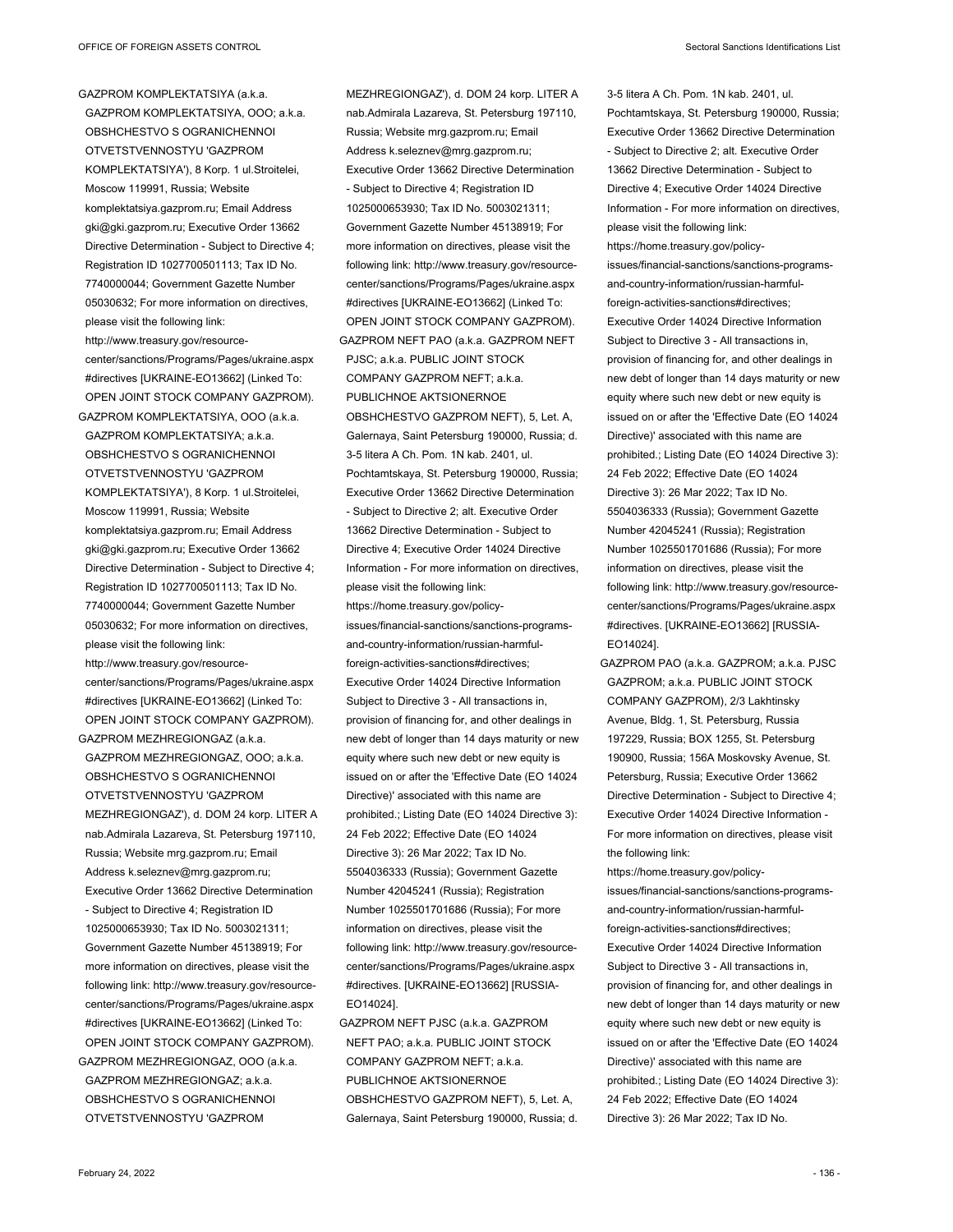GAZPROM KOMPLEKTATSIYA (a.k.a. GAZPROM KOMPLEKTATSIYA, OOO; a.k.a. OBSHCHESTVO S OGRANICHENNOI OTVETSTVENNOSTYU 'GAZPROM KOMPLEKTATSIYA'), 8 Korp. 1 ul.Stroitelei, Moscow 119991, Russia; Website komplektatsiya.gazprom.ru; Email Address gki@gki.gazprom.ru; Executive Order 13662 Directive Determination - Subject to Directive 4; Registration ID 1027700501113; Tax ID No. 7740000044; Government Gazette Number 05030632; For more information on directives, please visit the following link: http://www.treasury.gov/resource-center/sanctions/Programs/Pages/ukraine.aspx#directives [UKRAINE-EO13662] (Linked To: OPEN JOINT STOCK COMPANY GAZPROM).

GAZPROM KOMPLEKTATSIYA, OOO (a.k.a. GAZPROM KOMPLEKTATSIYA; a.k.a. OBSHCHESTVO S OGRANICHENNOI OTVETSTVENNOSTYU 'GAZPROM KOMPLEKTATSIYA'), 8 Korp. 1 ul.Stroitelei, Moscow 119991, Russia; Website komplektatsiya.gazprom.ru; Email Address gki@gki.gazprom.ru; Executive Order 13662 Directive Determination - Subject to Directive 4; Registration ID 1027700501113; Tax ID No. 7740000044; Government Gazette Number 05030632; For more information on directives, please visit the following link: http://www.treasury.gov/resource-center/sanctions/Programs/Pages/ukraine.aspx#directives [UKRAINE-EO13662] (Linked To: OPEN JOINT STOCK COMPANY GAZPROM).

GAZPROM MEZHREGIONGAZ (a.k.a. GAZPROM MEZHREGIONGAZ, OOO; a.k.a. OBSHCHESTVO S OGRANICHENNOI OTVETSTVENNOSTYU 'GAZPROM MEZHREGIONGAZ'), d. DOM 24 korp. LITER A nab.Admirala Lazareva, St. Petersburg 197110, Russia; Website mrg.gazprom.ru; Email Address k.seleznev@mrg.gazprom.ru; Executive Order 13662 Directive Determination - Subject to Directive 4; Registration ID 1025000653930; Tax ID No. 5003021311; Government Gazette Number 45138919; For more information on directives, please visit the following link: http://www.treasury.gov/resource-center/sanctions/Programs/Pages/ukraine.aspx#directives [UKRAINE-EO13662] (Linked To: OPEN JOINT STOCK COMPANY GAZPROM).

GAZPROM MEZHREGIONGAZ, OOO (a.k.a. GAZPROM MEZHREGIONGAZ; a.k.a. OBSHCHESTVO S OGRANICHENNOI OTVETSTVENNOSTYU 'GAZPROM MEZHREGIONGAZ'), d. DOM 24 korp. LITER A nab.Admirala Lazareva, St. Petersburg 197110, Russia; Website mrg.gazprom.ru; Email Address k.seleznev@mrg.gazprom.ru; Executive Order 13662 Directive Determination - Subject to Directive 4; Registration ID 1025000653930; Tax ID No. 5003021311; Government Gazette Number 45138919; For more information on directives, please visit the following link: http://www.treasury.gov/resource-center/sanctions/Programs/Pages/ukraine.aspx#directives [UKRAINE-EO13662] (Linked To: OPEN JOINT STOCK COMPANY GAZPROM).

GAZPROM NEFT PAO (a.k.a. GAZPROM NEFT PJSC; a.k.a. PUBLIC JOINT STOCK COMPANY GAZPROM NEFT; a.k.a. PUBLICHNOE AKTSIONERNOE OBSHCHESTVO GAZPROM NEFT), 5, Let. A, Galernaya, Saint Petersburg 190000, Russia; d. 3-5 litera A Ch. Pom. 1N kab. 2401, ul. Pochtamtskaya, St. Petersburg 190000, Russia; Executive Order 13662 Directive Determination - Subject to Directive 2; alt. Executive Order 13662 Directive Determination - Subject to Directive 4; Executive Order 14024 Directive Information - For more information on directives, please visit the following link: https://home.treasury.gov/policy-issues/financial-sanctions/sanctions-programs-and-country-information/russian-harmful-foreign-activities-sanctions#directives; Executive Order 14024 Directive Information Subject to Directive 3 - All transactions in, provision of financing for, and other dealings in new debt of longer than 14 days maturity or new equity where such new debt or new equity is issued on or after the 'Effective Date (EO 14024 Directive)' associated with this name are prohibited.; Listing Date (EO 14024 Directive 3): 24 Feb 2022; Effective Date (EO 14024 Directive 3): 26 Mar 2022; Tax ID No. 5504036333 (Russia); Government Gazette Number 42045241 (Russia); Registration Number 1025501701686 (Russia); For more information on directives, please visit the following link: http://www.treasury.gov/resource-center/sanctions/Programs/Pages/ukraine.aspx#directives. [UKRAINE-EO13662] [RUSSIA-EO14024].

GAZPROM NEFT PJSC (a.k.a. GAZPROM NEFT PAO; a.k.a. PUBLIC JOINT STOCK COMPANY GAZPROM NEFT; a.k.a. PUBLICHNOE AKTSIONERNOE OBSHCHESTVO GAZPROM NEFT), 5, Let. A, Galernaya, Saint Petersburg 190000, Russia; d. 3-5 litera A Ch. Pom. 1N kab. 2401, ul. Pochtamtskaya, St. Petersburg 190000, Russia; Executive Order 13662 Directive Determination - Subject to Directive 2; alt. Executive Order 13662 Directive Determination - Subject to Directive 4; Executive Order 14024 Directive Information - For more information on directives, please visit the following link: https://home.treasury.gov/policy-issues/financial-sanctions/sanctions-programs-and-country-information/russian-harmful-foreign-activities-sanctions#directives; Executive Order 14024 Directive Information Subject to Directive 3 - All transactions in, provision of financing for, and other dealings in new debt of longer than 14 days maturity or new equity where such new debt or new equity is issued on or after the 'Effective Date (EO 14024 Directive)' associated with this name are prohibited.; Listing Date (EO 14024 Directive 3): 24 Feb 2022; Effective Date (EO 14024 Directive 3): 26 Mar 2022; Tax ID No. 5504036333 (Russia); Government Gazette Number 42045241 (Russia); Registration Number 1025501701686 (Russia); For more information on directives, please visit the following link: http://www.treasury.gov/resource-center/sanctions/Programs/Pages/ukraine.aspx#directives. [UKRAINE-EO13662] [RUSSIA-EO14024].

GAZPROM PAO (a.k.a. GAZPROM; a.k.a. PJSC GAZPROM; a.k.a. PUBLIC JOINT STOCK COMPANY GAZPROM), 2/3 Lakhtinsky Avenue, Bldg. 1, St. Petersburg, Russia 197229, Russia; BOX 1255, St. Petersburg 190900, Russia; 156A Moskovsky Avenue, St. Petersburg, Russia; Executive Order 13662 Directive Determination - Subject to Directive 4; Executive Order 14024 Directive Information - For more information on directives, please visit the following link: https://home.treasury.gov/policy-issues/financial-sanctions/sanctions-programs-and-country-information/russian-harmful-foreign-activities-sanctions#directives; Executive Order 14024 Directive Information Subject to Directive 3 - All transactions in, provision of financing for, and other dealings in new debt of longer than 14 days maturity or new equity where such new debt or new equity is issued on or after the 'Effective Date (EO 14024 Directive)' associated with this name are prohibited.; Listing Date (EO 14024 Directive 3): 24 Feb 2022; Effective Date (EO 14024 Directive 3): 26 Mar 2022; Tax ID No.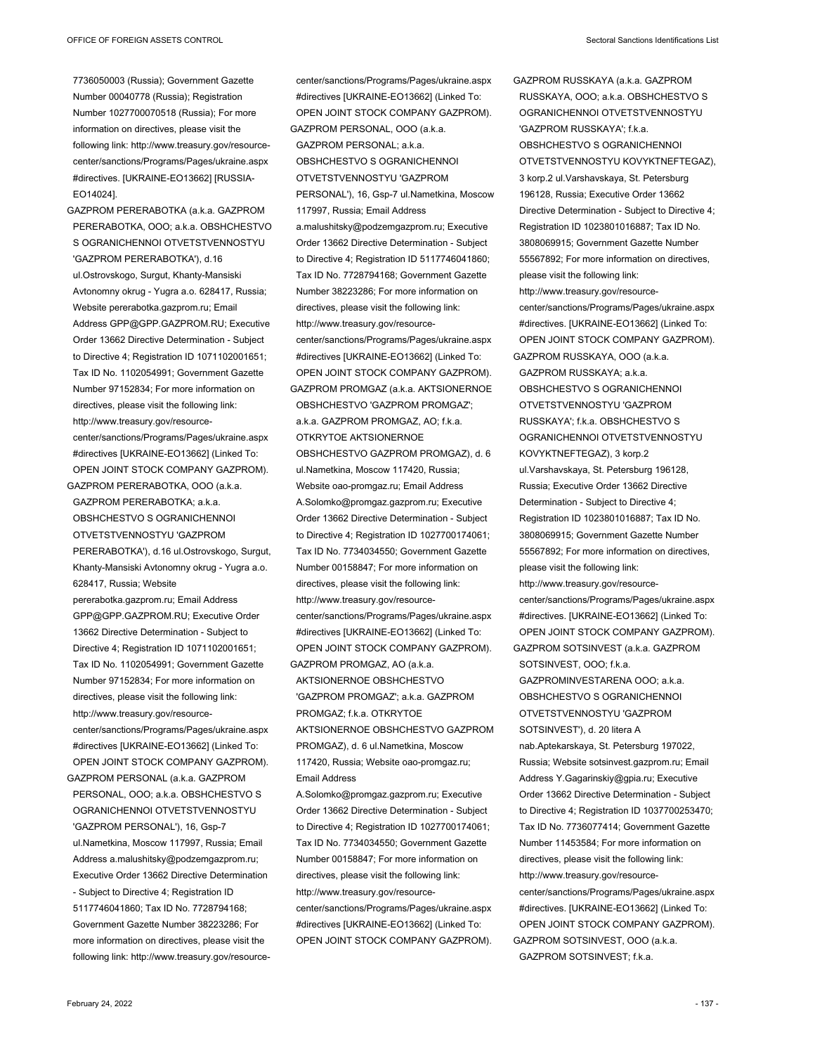7736050003 (Russia); Government Gazette Number 00040778 (Russia); Registration Number 1027700070518 (Russia); For more information on directives, please visit the following link: http://www.treasury.gov/resource-center/sanctions/Programs/Pages/ukraine.aspx#directives. [UKRAINE-EO13662] [RUSSIA-EO14024].

GAZPROM PERERABOTKA (a.k.a. GAZPROM PERERABOTKA, OOO; a.k.a. OBSHCHESTVO S OGRANICHENNOI OTVETSTVENNOSTYU 'GAZPROM PERERABOTKA'), d.16 ul.Ostrovskogo, Surgut, Khanty-Mansiski Avtonomny okrug - Yugra a.o. 628417, Russia; Website pererabotka.gazprom.ru; Email Address GPP@GPP.GAZPROM.RU; Executive Order 13662 Directive Determination - Subject to Directive 4; Registration ID 1071102001651; Tax ID No. 1102054991; Government Gazette Number 97152834; For more information on directives, please visit the following link: http://www.treasury.gov/resource-center/sanctions/Programs/Pages/ukraine.aspx#directives [UKRAINE-EO13662] (Linked To: OPEN JOINT STOCK COMPANY GAZPROM).

GAZPROM PERERABOTKA, OOO (a.k.a. GAZPROM PERERABOTKA; a.k.a. OBSHCHESTVO S OGRANICHENNOI OTVETSTVENNOSTYU 'GAZPROM PERERABOTKA'), d.16 ul.Ostrovskogo, Surgut, Khanty-Mansiski Avtonomny okrug - Yugra a.o. 628417, Russia; Website pererabotka.gazprom.ru; Email Address GPP@GPP.GAZPROM.RU; Executive Order 13662 Directive Determination - Subject to Directive 4; Registration ID 1071102001651; Tax ID No. 1102054991; Government Gazette Number 97152834; For more information on directives, please visit the following link: http://www.treasury.gov/resource-center/sanctions/Programs/Pages/ukraine.aspx#directives [UKRAINE-EO13662] (Linked To: OPEN JOINT STOCK COMPANY GAZPROM).

GAZPROM PERSONAL (a.k.a. GAZPROM PERSONAL, OOO; a.k.a. OBSHCHESTVO S OGRANICHENNOI OTVETSTVENNOSTYU 'GAZPROM PERSONAL'), 16, Gsp-7 ul.Nametkina, Moscow 117997, Russia; Email Address a.malushitsky@podzemgazprom.ru; Executive Order 13662 Directive Determination - Subject to Directive 4; Registration ID 5117746041860; Tax ID No. 7728794168; Government Gazette Number 38223286; For more information on directives, please visit the following link: http://www.treasury.gov/resource-center/sanctions/Programs/Pages/ukraine.aspx#directives [UKRAINE-EO13662] (Linked To: OPEN JOINT STOCK COMPANY GAZPROM).

GAZPROM PERSONAL, OOO (a.k.a. GAZPROM PERSONAL; a.k.a. OBSHCHESTVO S OGRANICHENNOI OTVETSTVENNOSTYU 'GAZPROM PERSONAL'), 16, Gsp-7 ul.Nametkina, Moscow 117997, Russia; Email Address a.malushitsky@podzemgazprom.ru; Executive Order 13662 Directive Determination - Subject to Directive 4; Registration ID 5117746041860; Tax ID No. 7728794168; Government Gazette Number 38223286; For more information on directives, please visit the following link: http://www.treasury.gov/resource-center/sanctions/Programs/Pages/ukraine.aspx#directives [UKRAINE-EO13662] (Linked To: OPEN JOINT STOCK COMPANY GAZPROM).

GAZPROM PROMGAZ (a.k.a. AKTSIONERNOE OBSHCHESTVO 'GAZPROM PROMGAZ'; a.k.a. GAZPROM PROMGAZ, AO; f.k.a. OTKRYTOE AKTSIONERNOE OBSHCHESTVO GAZPROM PROMGAZ), d. 6 ul.Nametkina, Moscow 117420, Russia; Website oao-promgaz.ru; Email Address A.Solomko@promgaz.gazprom.ru; Executive Order 13662 Directive Determination - Subject to Directive 4; Registration ID 1027700174061; Tax ID No. 7734034550; Government Gazette Number 00158847; For more information on directives, please visit the following link: http://www.treasury.gov/resource-center/sanctions/Programs/Pages/ukraine.aspx#directives [UKRAINE-EO13662] (Linked To: OPEN JOINT STOCK COMPANY GAZPROM).

GAZPROM PROMGAZ, AO (a.k.a. AKTSIONERNOE OBSHCHESTVO 'GAZPROM PROMGAZ'; a.k.a. GAZPROM PROMGAZ; f.k.a. OTKRYTOE AKTSIONERNOE OBSHCHESTVO GAZPROM PROMGAZ), d. 6 ul.Nametkina, Moscow 117420, Russia; Website oao-promgaz.ru; Email Address A.Solomko@promgaz.gazprom.ru; Executive Order 13662 Directive Determination - Subject to Directive 4; Registration ID 1027700174061; Tax ID No. 7734034550; Government Gazette Number 00158847; For more information on directives, please visit the following link: http://www.treasury.gov/resource-center/sanctions/Programs/Pages/ukraine.aspx#directives [UKRAINE-EO13662] (Linked To: OPEN JOINT STOCK COMPANY GAZPROM).

GAZPROM RUSSKAYA (a.k.a. GAZPROM RUSSKAYA, OOO; a.k.a. OBSHCHESTVO S OGRANICHENNOI OTVETSTVENNOSTYU 'GAZPROM RUSSKAYA'; f.k.a. OBSHCHESTVO S OGRANICHENNOI OTVETSTVENNOSTYU KOVYKTNEFTEGAZ), 3 korp.2 ul.Varshavskaya, St. Petersburg 196128, Russia; Executive Order 13662 Directive Determination - Subject to Directive 4; Registration ID 1023801016887; Tax ID No. 3808069915; Government Gazette Number 55567892; For more information on directives, please visit the following link: http://www.treasury.gov/resource-center/sanctions/Programs/Pages/ukraine.aspx#directives. [UKRAINE-EO13662] (Linked To: OPEN JOINT STOCK COMPANY GAZPROM).

GAZPROM RUSSKAYA, OOO (a.k.a. GAZPROM RUSSKAYA; a.k.a. OBSHCHESTVO S OGRANICHENNOI OTVETSTVENNOSTYU 'GAZPROM RUSSKAYA'; f.k.a. OBSHCHESTVO S OGRANICHENNOI OTVETSTVENNOSTYU KOVYKTNEFTEGAZ), 3 korp.2 ul.Varshavskaya, St. Petersburg 196128, Russia; Executive Order 13662 Directive Determination - Subject to Directive 4; Registration ID 1023801016887; Tax ID No. 3808069915; Government Gazette Number 55567892; For more information on directives, please visit the following link: http://www.treasury.gov/resource-center/sanctions/Programs/Pages/ukraine.aspx#directives. [UKRAINE-EO13662] (Linked To: OPEN JOINT STOCK COMPANY GAZPROM).

GAZPROM SOTSINVEST (a.k.a. GAZPROM SOTSINVEST, OOO; f.k.a. GAZPROMINVESTARENA OOO; a.k.a. OBSHCHESTVO S OGRANICHENNOI OTVETSTVENNOSTYU 'GAZPROM SOTSINVEST'), d. 20 litera A nab.Aptekarskaya, St. Petersburg 197022, Russia; Website sotsinvest.gazprom.ru; Email Address Y.Gagarinskiy@gpia.ru; Executive Order 13662 Directive Determination - Subject to Directive 4; Registration ID 1037700253470; Tax ID No. 7736077414; Government Gazette Number 11453584; For more information on directives, please visit the following link: http://www.treasury.gov/resource-center/sanctions/Programs/Pages/ukraine.aspx#directives. [UKRAINE-EO13662] (Linked To: OPEN JOINT STOCK COMPANY GAZPROM).

GAZPROM SOTSINVEST, OOO (a.k.a. GAZPROM SOTSINVEST; f.k.a.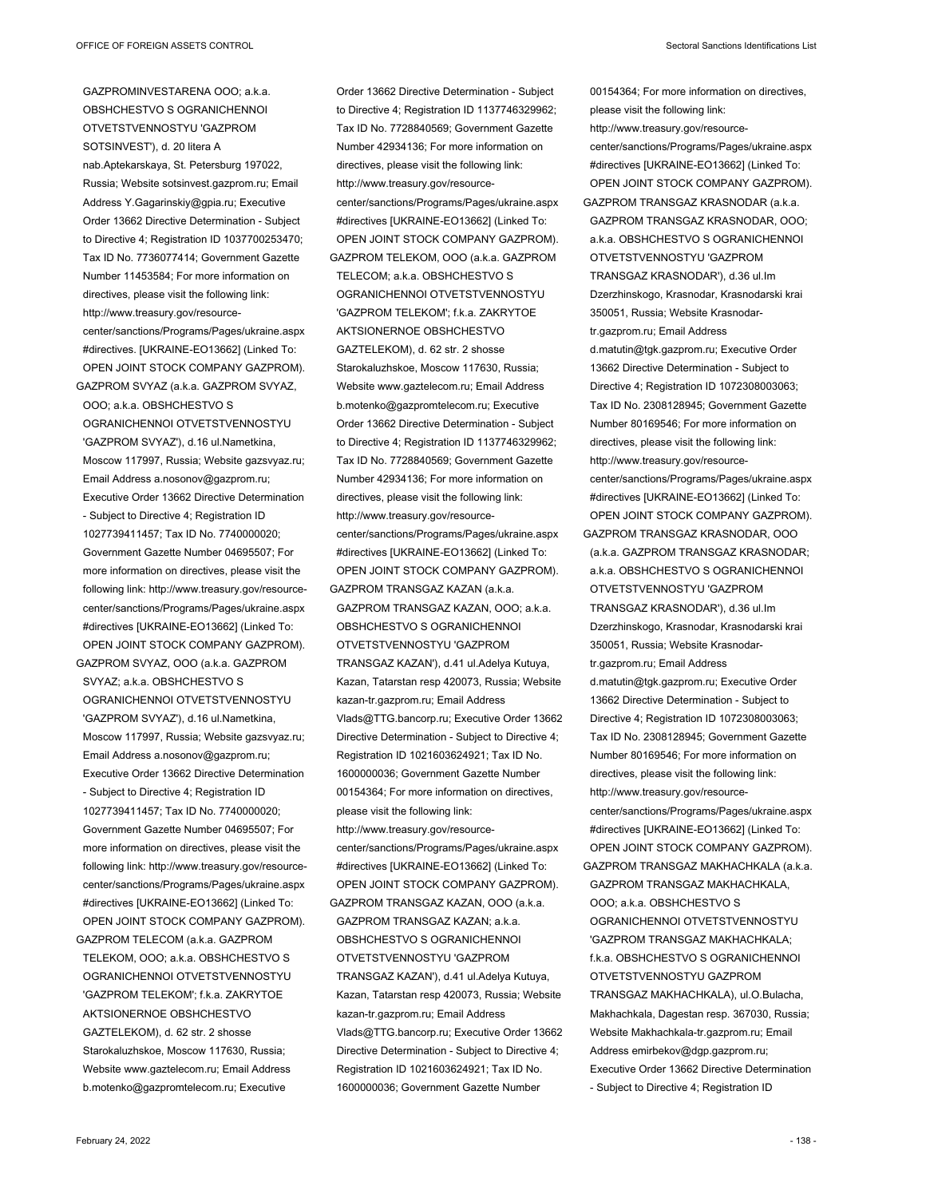GAZPROMINVESTARENA OOO; a.k.a. OBSHCHESTVO S OGRANICHENNOI OTVETSTVENNOSTYU 'GAZPROM SOTSINVEST'), d. 20 litera A nab.Aptekarskaya, St. Petersburg 197022, Russia; Website sotsinvest.gazprom.ru; Email Address Y.Gagarinskiy@gpia.ru; Executive Order 13662 Directive Determination - Subject to Directive 4; Registration ID 1037700253470; Tax ID No. 7736077414; Government Gazette Number 11453584; For more information on directives, please visit the following link: http://www.treasury.gov/resource-center/sanctions/Programs/Pages/ukraine.aspx#directives. [UKRAINE-EO13662] (Linked To: OPEN JOINT STOCK COMPANY GAZPROM).

GAZPROM SVYAZ (a.k.a. GAZPROM SVYAZ, OOO; a.k.a. OBSHCHESTVO S OGRANICHENNOI OTVETSTVENNOSTYU 'GAZPROM SVYAZ'), d.16 ul.Nametkina, Moscow 117997, Russia; Website gazsvyaz.ru; Email Address a.nosonov@gazprom.ru; Executive Order 13662 Directive Determination - Subject to Directive 4; Registration ID 1027739411457; Tax ID No. 7740000020; Government Gazette Number 04695507; For more information on directives, please visit the following link: http://www.treasury.gov/resource-center/sanctions/Programs/Pages/ukraine.aspx#directives [UKRAINE-EO13662] (Linked To: OPEN JOINT STOCK COMPANY GAZPROM).

GAZPROM SVYAZ, OOO (a.k.a. GAZPROM SVYAZ; a.k.a. OBSHCHESTVO S OGRANICHENNOI OTVETSTVENNOSTYU 'GAZPROM SVYAZ'), d.16 ul.Nametkina, Moscow 117997, Russia; Website gazsvyaz.ru; Email Address a.nosonov@gazprom.ru; Executive Order 13662 Directive Determination - Subject to Directive 4; Registration ID 1027739411457; Tax ID No. 7740000020; Government Gazette Number 04695507; For more information on directives, please visit the following link: http://www.treasury.gov/resource-center/sanctions/Programs/Pages/ukraine.aspx#directives [UKRAINE-EO13662] (Linked To: OPEN JOINT STOCK COMPANY GAZPROM).

GAZPROM TELECOM (a.k.a. GAZPROM TELEKOM, OOO; a.k.a. OBSHCHESTVO S OGRANICHENNOI OTVETSTVENNOSTYU 'GAZPROM TELEKOM'; f.k.a. ZAKRYTOE AKTSIONERNOE OBSHCHESTVO GAZTELEKOM), d. 62 str. 2 shosse Starokaluzhskoe, Moscow 117630, Russia; Website www.gaztelecom.ru; Email Address b.motenko@gazpromtelecom.ru; Executive Order 13662 Directive Determination - Subject to Directive 4; Registration ID 1137746329962; Tax ID No. 7728840569; Government Gazette Number 42934136; For more information on directives, please visit the following link: http://www.treasury.gov/resource-center/sanctions/Programs/Pages/ukraine.aspx#directives [UKRAINE-EO13662] (Linked To: OPEN JOINT STOCK COMPANY GAZPROM).

GAZPROM TELEKOM, OOO (a.k.a. GAZPROM TELECOM; a.k.a. OBSHCHESTVO S OGRANICHENNOI OTVETSTVENNOSTYU 'GAZPROM TELEKOM'; f.k.a. ZAKRYTOE AKTSIONERNOE OBSHCHESTVO GAZTELEKOM), d. 62 str. 2 shosse Starokaluzhskoe, Moscow 117630, Russia; Website www.gaztelecom.ru; Email Address b.motenko@gazpromtelecom.ru; Executive Order 13662 Directive Determination - Subject to Directive 4; Registration ID 1137746329962; Tax ID No. 7728840569; Government Gazette Number 42934136; For more information on directives, please visit the following link: http://www.treasury.gov/resource-center/sanctions/Programs/Pages/ukraine.aspx#directives [UKRAINE-EO13662] (Linked To: OPEN JOINT STOCK COMPANY GAZPROM).

GAZPROM TRANSGAZ KAZAN (a.k.a. GAZPROM TRANSGAZ KAZAN, OOO; a.k.a. OBSHCHESTVO S OGRANICHENNOI OTVETSTVENNOSTYU 'GAZPROM TRANSGAZ KAZAN'), d.41 ul.Adelya Kutuya, Kazan, Tatarstan resp 420073, Russia; Website kazan-tr.gazprom.ru; Email Address Vlads@TTG.bancorp.ru; Executive Order 13662 Directive Determination - Subject to Directive 4; Registration ID 1021603624921; Tax ID No. 1600000036; Government Gazette Number 00154364; For more information on directives, please visit the following link: http://www.treasury.gov/resource-center/sanctions/Programs/Pages/ukraine.aspx#directives [UKRAINE-EO13662] (Linked To: OPEN JOINT STOCK COMPANY GAZPROM).

GAZPROM TRANSGAZ KAZAN, OOO (a.k.a. GAZPROM TRANSGAZ KAZAN; a.k.a. OBSHCHESTVO S OGRANICHENNOI OTVETSTVENNOSTYU 'GAZPROM TRANSGAZ KAZAN'), d.41 ul.Adelya Kutuya, Kazan, Tatarstan resp 420073, Russia; Website kazan-tr.gazprom.ru; Email Address Vlads@TTG.bancorp.ru; Executive Order 13662 Directive Determination - Subject to Directive 4; Registration ID 1021603624921; Tax ID No. 1600000036; Government Gazette Number 00154364; For more information on directives, please visit the following link: http://www.treasury.gov/resource-center/sanctions/Programs/Pages/ukraine.aspx#directives [UKRAINE-EO13662] (Linked To: OPEN JOINT STOCK COMPANY GAZPROM).

GAZPROM TRANSGAZ KRASNODAR (a.k.a. GAZPROM TRANSGAZ KRASNODAR, OOO; a.k.a. OBSHCHESTVO S OGRANICHENNOI OTVETSTVENNOSTYU 'GAZPROM TRANSGAZ KRASNODAR'), d.36 ul.Im Dzerzhinskogo, Krasnodar, Krasnodarski krai 350051, Russia; Website Krasnodar-tr.gazprom.ru; Email Address d.matutin@tgk.gazprom.ru; Executive Order 13662 Directive Determination - Subject to Directive 4; Registration ID 1072308003063; Tax ID No. 2308128945; Government Gazette Number 80169546; For more information on directives, please visit the following link: http://www.treasury.gov/resource-center/sanctions/Programs/Pages/ukraine.aspx#directives [UKRAINE-EO13662] (Linked To: OPEN JOINT STOCK COMPANY GAZPROM).

GAZPROM TRANSGAZ KRASNODAR, OOO (a.k.a. GAZPROM TRANSGAZ KRASNODAR; a.k.a. OBSHCHESTVO S OGRANICHENNOI OTVETSTVENNOSTYU 'GAZPROM TRANSGAZ KRASNODAR'), d.36 ul.Im Dzerzhinskogo, Krasnodar, Krasnodarski krai 350051, Russia; Website Krasnodar-tr.gazprom.ru; Email Address d.matutin@tgk.gazprom.ru; Executive Order 13662 Directive Determination - Subject to Directive 4; Registration ID 1072308003063; Tax ID No. 2308128945; Government Gazette Number 80169546; For more information on directives, please visit the following link: http://www.treasury.gov/resource-center/sanctions/Programs/Pages/ukraine.aspx#directives [UKRAINE-EO13662] (Linked To: OPEN JOINT STOCK COMPANY GAZPROM).

GAZPROM TRANSGAZ MAKHACHKALA (a.k.a. GAZPROM TRANSGAZ MAKHACHKALA, OOO; a.k.a. OBSHCHESTVO S OGRANICHENNOI OTVETSTVENNOSTYU 'GAZPROM TRANSGAZ MAKHACHKALA; f.k.a. OBSHCHESTVO S OGRANICHENNOI OTVETSTVENNOSTYU GAZPROM TRANSGAZ MAKHACHKALA), ul.O.Bulacha, Makhachkala, Dagestan resp. 367030, Russia; Website Makhachkala-tr.gazprom.ru; Email Address emirbekov@dgp.gazprom.ru; Executive Order 13662 Directive Determination - Subject to Directive 4; Registration ID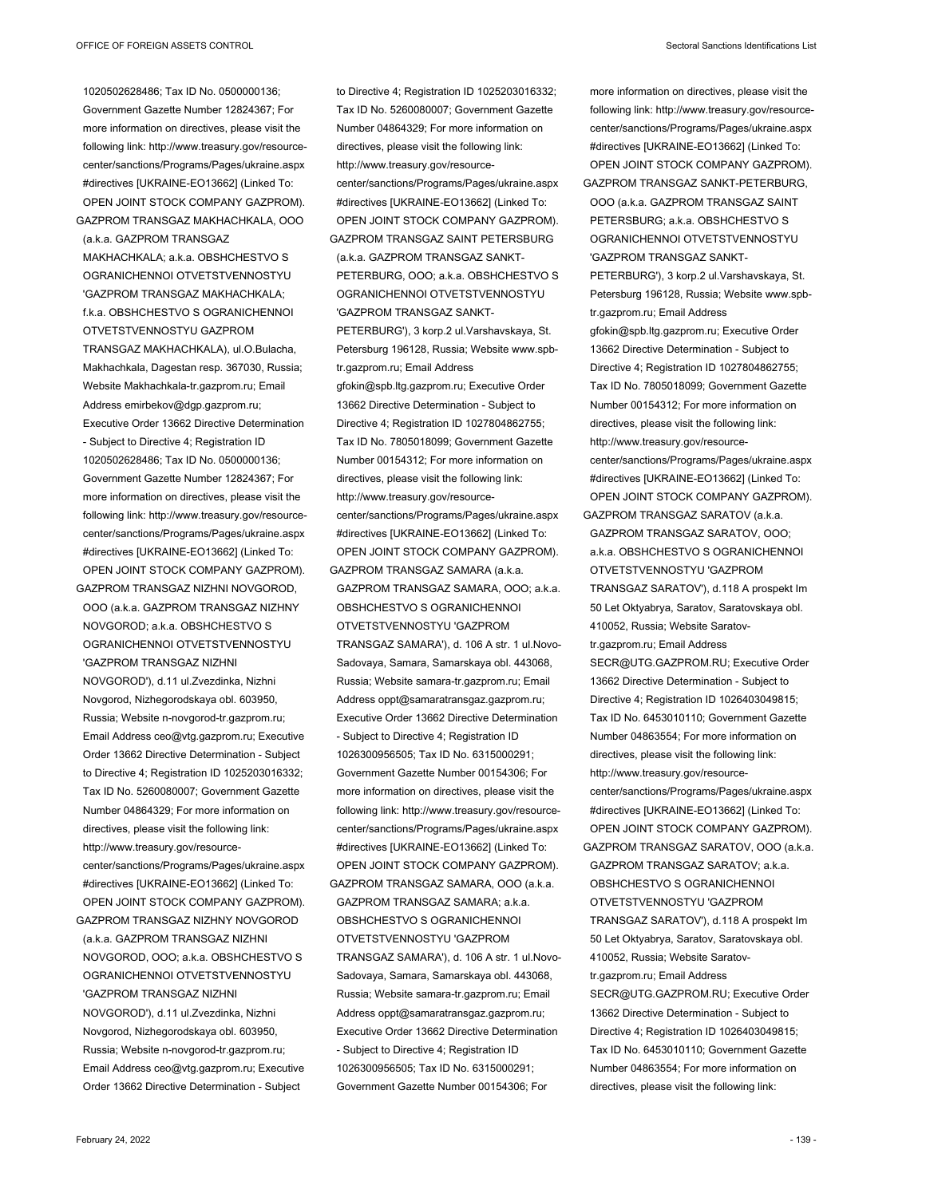1020502628486; Tax ID No. 0500000136; Government Gazette Number 12824367; For more information on directives, please visit the following link: http://www.treasury.gov/resource-center/sanctions/Programs/Pages/ukraine.aspx #directives [UKRAINE-EO13662] (Linked To: OPEN JOINT STOCK COMPANY GAZPROM).

GAZPROM TRANSGAZ MAKHACHKALA, OOO (a.k.a. GAZPROM TRANSGAZ MAKHACHKALA; a.k.a. OBSHCHESTVO S OGRANICHENNOI OTVETSTVENNOSTYU 'GAZPROM TRANSGAZ MAKHACHKALA; f.k.a. OBSHCHESTVO S OGRANICHENNOI OTVETSTVENNOSTYU GAZPROM TRANSGAZ MAKHACHKALA), ul.O.Bulacha, Makhachkala, Dagestan resp. 367030, Russia; Website Makhachkala-tr.gazprom.ru; Email Address emirbekov@dgp.gazprom.ru; Executive Order 13662 Directive Determination - Subject to Directive 4; Registration ID 1020502628486; Tax ID No. 0500000136; Government Gazette Number 12824367; For more information on directives, please visit the following link: http://www.treasury.gov/resource-center/sanctions/Programs/Pages/ukraine.aspx #directives [UKRAINE-EO13662] (Linked To: OPEN JOINT STOCK COMPANY GAZPROM).

GAZPROM TRANSGAZ NIZHNI NOVGOROD, OOO (a.k.a. GAZPROM TRANSGAZ NIZHNY NOVGOROD; a.k.a. OBSHCHESTVO S OGRANICHENNOI OTVETSTVENNOSTYU 'GAZPROM TRANSGAZ NIZHNI NOVGOROD'), d.11 ul.Zvezdinka, Nizhni Novgorod, Nizhegorodskaya obl. 603950, Russia; Website n-novgorod-tr.gazprom.ru; Email Address ceo@vtg.gazprom.ru; Executive Order 13662 Directive Determination - Subject to Directive 4; Registration ID 1025203016332; Tax ID No. 5260080007; Government Gazette Number 04864329; For more information on directives, please visit the following link: http://www.treasury.gov/resource-center/sanctions/Programs/Pages/ukraine.aspx #directives [UKRAINE-EO13662] (Linked To: OPEN JOINT STOCK COMPANY GAZPROM).

GAZPROM TRANSGAZ NIZHNY NOVGOROD (a.k.a. GAZPROM TRANSGAZ NIZHNI NOVGOROD, OOO; a.k.a. OBSHCHESTVO S OGRANICHENNOI OTVETSTVENNOSTYU 'GAZPROM TRANSGAZ NIZHNI NOVGOROD'), d.11 ul.Zvezdinka, Nizhni Novgorod, Nizhegorodskaya obl. 603950, Russia; Website n-novgorod-tr.gazprom.ru; Email Address ceo@vtg.gazprom.ru; Executive Order 13662 Directive Determination - Subject to Directive 4; Registration ID 1025203016332; Tax ID No. 5260080007; Government Gazette Number 04864329; For more information on directives, please visit the following link: http://www.treasury.gov/resource-center/sanctions/Programs/Pages/ukraine.aspx #directives [UKRAINE-EO13662] (Linked To: OPEN JOINT STOCK COMPANY GAZPROM).

GAZPROM TRANSGAZ SAINT PETERSBURG (a.k.a. GAZPROM TRANSGAZ SANKT-PETERBURG, OOO; a.k.a. OBSHCHESTVO S OGRANICHENNOI OTVETSTVENNOSTYU 'GAZPROM TRANSGAZ SANKT-PETERBURG'), 3 korp.2 ul.Varshavskaya, St. Petersburg 196128, Russia; Website www.spb-tr.gazprom.ru; Email Address gfokin@spb.ltg.gazprom.ru; Executive Order 13662 Directive Determination - Subject to Directive 4; Registration ID 1027804862755; Tax ID No. 7805018099; Government Gazette Number 00154312; For more information on directives, please visit the following link: http://www.treasury.gov/resource-center/sanctions/Programs/Pages/ukraine.aspx #directives [UKRAINE-EO13662] (Linked To: OPEN JOINT STOCK COMPANY GAZPROM).

GAZPROM TRANSGAZ SAMARA (a.k.a. GAZPROM TRANSGAZ SAMARA, OOO; a.k.a. OBSHCHESTVO S OGRANICHENNOI OTVETSTVENNOSTYU 'GAZPROM TRANSGAZ SAMARA'), d. 106 A str. 1 ul.Novo-Sadovaya, Samara, Samarskaya obl. 443068, Russia; Website samara-tr.gazprom.ru; Email Address oppt@samaratransgaz.gazprom.ru; Executive Order 13662 Directive Determination - Subject to Directive 4; Registration ID 1026300956505; Tax ID No. 6315000291; Government Gazette Number 00154306; For more information on directives, please visit the following link: http://www.treasury.gov/resource-center/sanctions/Programs/Pages/ukraine.aspx #directives [UKRAINE-EO13662] (Linked To: OPEN JOINT STOCK COMPANY GAZPROM).

GAZPROM TRANSGAZ SAMARA, OOO (a.k.a. GAZPROM TRANSGAZ SAMARA; a.k.a. OBSHCHESTVO S OGRANICHENNOI OTVETSTVENNOSTYU 'GAZPROM TRANSGAZ SAMARA'), d. 106 A str. 1 ul.Novo-Sadovaya, Samara, Samarskaya obl. 443068, Russia; Website samara-tr.gazprom.ru; Email Address oppt@samaratransgaz.gazprom.ru; Executive Order 13662 Directive Determination - Subject to Directive 4; Registration ID 1026300956505; Tax ID No. 6315000291; Government Gazette Number 00154306; For more information on directives, please visit the following link: http://www.treasury.gov/resource-center/sanctions/Programs/Pages/ukraine.aspx #directives [UKRAINE-EO13662] (Linked To: OPEN JOINT STOCK COMPANY GAZPROM).

GAZPROM TRANSGAZ SANKT-PETERBURG, OOO (a.k.a. GAZPROM TRANSGAZ SAINT PETERSBURG; a.k.a. OBSHCHESTVO S OGRANICHENNOI OTVETSTVENNOSTYU 'GAZPROM TRANSGAZ SANKT-PETERBURG'), 3 korp.2 ul.Varshavskaya, St. Petersburg 196128, Russia; Website www.spb-tr.gazprom.ru; Email Address gfokin@spb.ltg.gazprom.ru; Executive Order 13662 Directive Determination - Subject to Directive 4; Registration ID 1027804862755; Tax ID No. 7805018099; Government Gazette Number 00154312; For more information on directives, please visit the following link: http://www.treasury.gov/resource-center/sanctions/Programs/Pages/ukraine.aspx #directives [UKRAINE-EO13662] (Linked To: OPEN JOINT STOCK COMPANY GAZPROM).

GAZPROM TRANSGAZ SARATOV (a.k.a. GAZPROM TRANSGAZ SARATOV, OOO; a.k.a. OBSHCHESTVO S OGRANICHENNOI OTVETSTVENNOSTYU 'GAZPROM TRANSGAZ SARATOV'), d.118 A prospekt Im 50 Let Oktyabrya, Saratov, Saratovskaya obl. 410052, Russia; Website Saratov-tr.gazprom.ru; Email Address SECR@UTG.GAZPROM.RU; Executive Order 13662 Directive Determination - Subject to Directive 4; Registration ID 1026403049815; Tax ID No. 6453010110; Government Gazette Number 04863554; For more information on directives, please visit the following link: http://www.treasury.gov/resource-center/sanctions/Programs/Pages/ukraine.aspx #directives [UKRAINE-EO13662] (Linked To: OPEN JOINT STOCK COMPANY GAZPROM).

GAZPROM TRANSGAZ SARATOV, OOO (a.k.a. GAZPROM TRANSGAZ SARATOV; a.k.a. OBSHCHESTVO S OGRANICHENNOI OTVETSTVENNOSTYU 'GAZPROM TRANSGAZ SARATOV'), d.118 A prospekt Im 50 Let Oktyabrya, Saratov, Saratovskaya obl. 410052, Russia; Website Saratov-tr.gazprom.ru; Email Address SECR@UTG.GAZPROM.RU; Executive Order 13662 Directive Determination - Subject to Directive 4; Registration ID 1026403049815; Tax ID No. 6453010110; Government Gazette Number 04863554; For more information on directives, please visit the following link: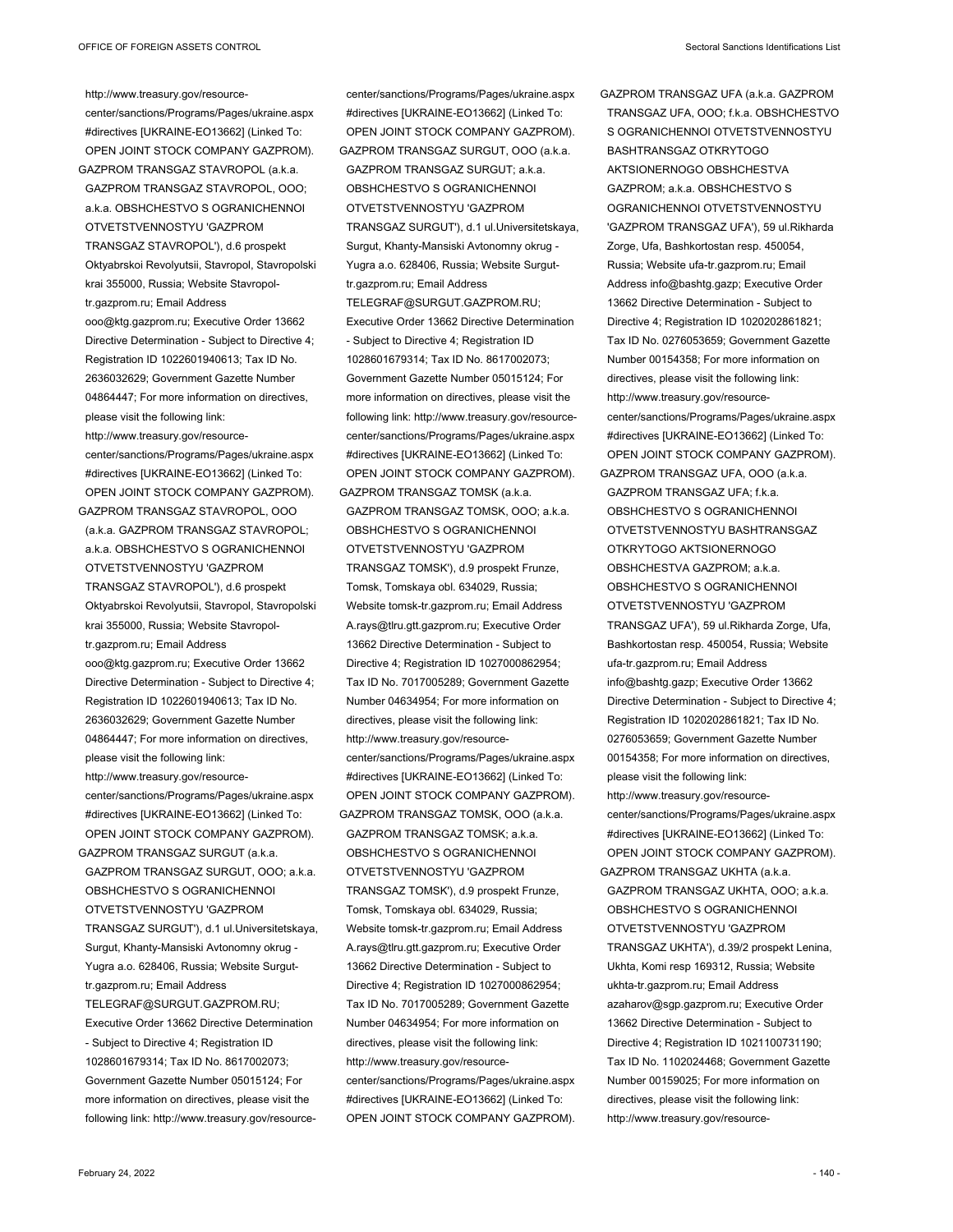http://www.treasury.gov/resource-center/sanctions/Programs/Pages/ukraine.aspx#directives [UKRAINE-EO13662] (Linked To: OPEN JOINT STOCK COMPANY GAZPROM).

GAZPROM TRANSGAZ STAVROPOL (a.k.a. GAZPROM TRANSGAZ STAVROPOL, OOO; a.k.a. OBSHCHESTVO S OGRANICHENNOI OTVETSTVENNOSTYU 'GAZPROM TRANSGAZ STAVROPOL'), d.6 prospekt Oktyabrskoi Revolyutsii, Stavropol, Stavropolski krai 355000, Russia; Website Stavropol-tr.gazprom.ru; Email Address ooo@ktg.gazprom.ru; Executive Order 13662 Directive Determination - Subject to Directive 4; Registration ID 1022601940613; Tax ID No. 2636032629; Government Gazette Number 04864447; For more information on directives, please visit the following link: http://www.treasury.gov/resource-center/sanctions/Programs/Pages/ukraine.aspx#directives [UKRAINE-EO13662] (Linked To: OPEN JOINT STOCK COMPANY GAZPROM).

GAZPROM TRANSGAZ STAVROPOL, OOO (a.k.a. GAZPROM TRANSGAZ STAVROPOL; a.k.a. OBSHCHESTVO S OGRANICHENNOI OTVETSTVENNOSTYU 'GAZPROM TRANSGAZ STAVROPOL'), d.6 prospekt Oktyabrskoi Revolyutsii, Stavropol, Stavropolski krai 355000, Russia; Website Stavropol-tr.gazprom.ru; Email Address ooo@ktg.gazprom.ru; Executive Order 13662 Directive Determination - Subject to Directive 4; Registration ID 1022601940613; Tax ID No. 2636032629; Government Gazette Number 04864447; For more information on directives, please visit the following link: http://www.treasury.gov/resource-center/sanctions/Programs/Pages/ukraine.aspx#directives [UKRAINE-EO13662] (Linked To: OPEN JOINT STOCK COMPANY GAZPROM).

GAZPROM TRANSGAZ SURGUT (a.k.a. GAZPROM TRANSGAZ SURGUT, OOO; a.k.a. OBSHCHESTVO S OGRANICHENNOI OTVETSTVENNOSTYU 'GAZPROM TRANSGAZ SURGUT'), d.1 ul.Universitetskaya, Surgut, Khanty-Mansiski Avtonomny okrug - Yugra a.o. 628406, Russia; Website Surgut-tr.gazprom.ru; Email Address TELEGRAF@SURGUT.GAZPROM.RU; Executive Order 13662 Directive Determination - Subject to Directive 4; Registration ID 1028601679314; Tax ID No. 8617002073; Government Gazette Number 05015124; For more information on directives, please visit the following link: http://www.treasury.gov/resource-center/sanctions/Programs/Pages/ukraine.aspx#directives [UKRAINE-EO13662] (Linked To: OPEN JOINT STOCK COMPANY GAZPROM).

GAZPROM TRANSGAZ SURGUT, OOO (a.k.a. GAZPROM TRANSGAZ SURGUT; a.k.a. OBSHCHESTVO S OGRANICHENNOI OTVETSTVENNOSTYU 'GAZPROM TRANSGAZ SURGUT'), d.1 ul.Universitetskaya, Surgut, Khanty-Mansiski Avtonomny okrug - Yugra a.o. 628406, Russia; Website Surgut-tr.gazprom.ru; Email Address TELEGRAF@SURGUT.GAZPROM.RU; Executive Order 13662 Directive Determination - Subject to Directive 4; Registration ID 1028601679314; Tax ID No. 8617002073; Government Gazette Number 05015124; For more information on directives, please visit the following link: http://www.treasury.gov/resource-center/sanctions/Programs/Pages/ukraine.aspx#directives [UKRAINE-EO13662] (Linked To: OPEN JOINT STOCK COMPANY GAZPROM).

GAZPROM TRANSGAZ TOMSK (a.k.a. GAZPROM TRANSGAZ TOMSK, OOO; a.k.a. OBSHCHESTVO S OGRANICHENNOI OTVETSTVENNOSTYU 'GAZPROM TRANSGAZ TOMSK'), d.9 prospekt Frunze, Tomsk, Tomskaya obl. 634029, Russia; Website tomsk-tr.gazprom.ru; Email Address A.rays@tlru.gtt.gazprom.ru; Executive Order 13662 Directive Determination - Subject to Directive 4; Registration ID 1027000862954; Tax ID No. 7017005289; Government Gazette Number 04634954; For more information on directives, please visit the following link: http://www.treasury.gov/resource-center/sanctions/Programs/Pages/ukraine.aspx#directives [UKRAINE-EO13662] (Linked To: OPEN JOINT STOCK COMPANY GAZPROM).

GAZPROM TRANSGAZ TOMSK, OOO (a.k.a. GAZPROM TRANSGAZ TOMSK; a.k.a. OBSHCHESTVO S OGRANICHENNOI OTVETSTVENNOSTYU 'GAZPROM TRANSGAZ TOMSK'), d.9 prospekt Frunze, Tomsk, Tomskaya obl. 634029, Russia; Website tomsk-tr.gazprom.ru; Email Address A.rays@tlru.gtt.gazprom.ru; Executive Order 13662 Directive Determination - Subject to Directive 4; Registration ID 1027000862954; Tax ID No. 7017005289; Government Gazette Number 04634954; For more information on directives, please visit the following link: http://www.treasury.gov/resource-center/sanctions/Programs/Pages/ukraine.aspx#directives [UKRAINE-EO13662] (Linked To: OPEN JOINT STOCK COMPANY GAZPROM).

GAZPROM TRANSGAZ UFA (a.k.a. GAZPROM TRANSGAZ UFA, OOO; f.k.a. OBSHCHESTVO S OGRANICHENNOI OTVETSTVENNOSTYU BASHTRANSGAZ OTKRYTOGO AKTSIONERNOGO OBSHCHESTVA GAZPROM; a.k.a. OBSHCHESTVO S OGRANICHENNOI OTVETSTVENNOSTYU 'GAZPROM TRANSGAZ UFA'), 59 ul.Rikharda Zorge, Ufa, Bashkortostan resp. 450054, Russia; Website ufa-tr.gazprom.ru; Email Address info@bashtg.gazp; Executive Order 13662 Directive Determination - Subject to Directive 4; Registration ID 1020202861821; Tax ID No. 0276053659; Government Gazette Number 00154358; For more information on directives, please visit the following link: http://www.treasury.gov/resource-center/sanctions/Programs/Pages/ukraine.aspx#directives [UKRAINE-EO13662] (Linked To: OPEN JOINT STOCK COMPANY GAZPROM).

GAZPROM TRANSGAZ UFA, OOO (a.k.a. GAZPROM TRANSGAZ UFA; f.k.a. OBSHCHESTVO S OGRANICHENNOI OTVETSTVENNOSTYU BASHTRANSGAZ OTKRYTOGO AKTSIONERNOGO OBSHCHESTVA GAZPROM; a.k.a. OBSHCHESTVO S OGRANICHENNOI OTVETSTVENNOSTYU 'GAZPROM TRANSGAZ UFA'), 59 ul.Rikharda Zorge, Ufa, Bashkortostan resp. 450054, Russia; Website ufa-tr.gazprom.ru; Email Address info@bashtg.gazp; Executive Order 13662 Directive Determination - Subject to Directive 4; Registration ID 1020202861821; Tax ID No. 0276053659; Government Gazette Number 00154358; For more information on directives, please visit the following link: http://www.treasury.gov/resource-center/sanctions/Programs/Pages/ukraine.aspx#directives [UKRAINE-EO13662] (Linked To: OPEN JOINT STOCK COMPANY GAZPROM).

GAZPROM TRANSGAZ UKHTA (a.k.a. GAZPROM TRANSGAZ UKHTA, OOO; a.k.a. OBSHCHESTVO S OGRANICHENNOI OTVETSTVENNOSTYU 'GAZPROM TRANSGAZ UKHTA'), d.39/2 prospekt Lenina, Ukhta, Komi resp 169312, Russia; Website ukhta-tr.gazprom.ru; Email Address azaharov@sgp.gazprom.ru; Executive Order 13662 Directive Determination - Subject to Directive 4; Registration ID 1021100731190; Tax ID No. 1102024468; Government Gazette Number 00159025; For more information on directives, please visit the following link: http://www.treasury.gov/resource-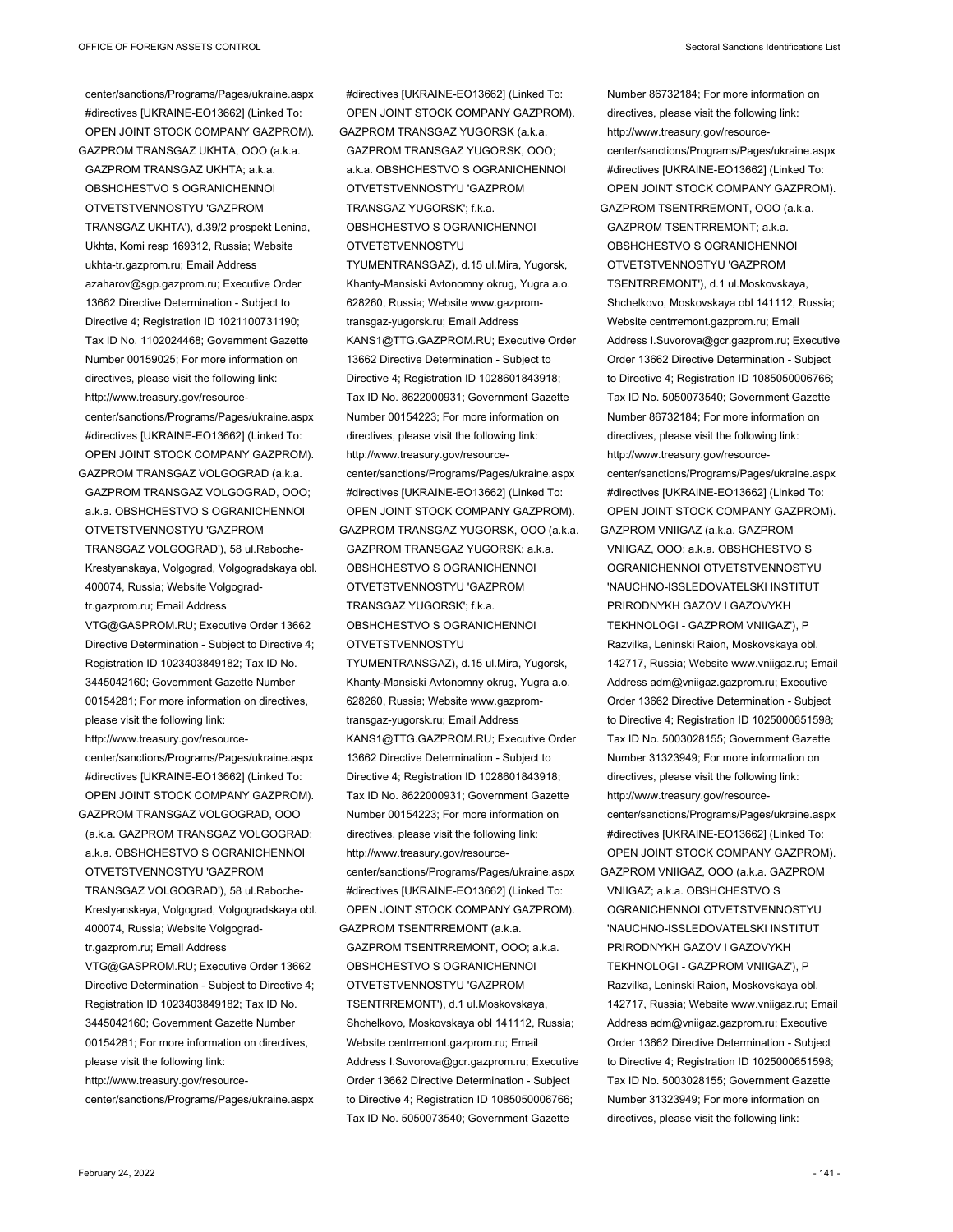center/sanctions/Programs/Pages/ukraine.aspx #directives [UKRAINE-EO13662] (Linked To: OPEN JOINT STOCK COMPANY GAZPROM).

GAZPROM TRANSGAZ UKHTA, OOO (a.k.a. GAZPROM TRANSGAZ UKHTA; a.k.a. OBSHCHESTVO S OGRANICHENNOI OTVETSTVENNOSTYU 'GAZPROM TRANSGAZ UKHTA'), d.39/2 prospekt Lenina, Ukhta, Komi resp 169312, Russia; Website ukhta-tr.gazprom.ru; Email Address azaharov@sgp.gazprom.ru; Executive Order 13662 Directive Determination - Subject to Directive 4; Registration ID 1021100731190; Tax ID No. 1102024468; Government Gazette Number 00159025; For more information on directives, please visit the following link: http://www.treasury.gov/resource-center/sanctions/Programs/Pages/ukraine.aspx #directives [UKRAINE-EO13662] (Linked To: OPEN JOINT STOCK COMPANY GAZPROM).

GAZPROM TRANSGAZ VOLGOGRAD (a.k.a. GAZPROM TRANSGAZ VOLGOGRAD, OOO; a.k.a. OBSHCHESTVO S OGRANICHENNOI OTVETSTVENNOSTYU 'GAZPROM TRANSGAZ VOLGOGRAD'), 58 ul.Raboche-Krestyanskaya, Volgograd, Volgogradskaya obl. 400074, Russia; Website Volgograd-tr.gazprom.ru; Email Address VTG@GASPROM.RU; Executive Order 13662 Directive Determination - Subject to Directive 4; Registration ID 1023403849182; Tax ID No. 3445042160; Government Gazette Number 00154281; For more information on directives, please visit the following link: http://www.treasury.gov/resource-center/sanctions/Programs/Pages/ukraine.aspx #directives [UKRAINE-EO13662] (Linked To: OPEN JOINT STOCK COMPANY GAZPROM).

GAZPROM TRANSGAZ VOLGOGRAD, OOO (a.k.a. GAZPROM TRANSGAZ VOLGOGRAD; a.k.a. OBSHCHESTVO S OGRANICHENNOI OTVETSTVENNOSTYU 'GAZPROM TRANSGAZ VOLGOGRAD'), 58 ul.Raboche-Krestyanskaya, Volgograd, Volgogradskaya obl. 400074, Russia; Website Volgograd-tr.gazprom.ru; Email Address VTG@GASPROM.RU; Executive Order 13662 Directive Determination - Subject to Directive 4; Registration ID 1023403849182; Tax ID No. 3445042160; Government Gazette Number 00154281; For more information on directives, please visit the following link: http://www.treasury.gov/resource-center/sanctions/Programs/Pages/ukraine.aspx #directives [UKRAINE-EO13662] (Linked To: OPEN JOINT STOCK COMPANY GAZPROM).

GAZPROM TRANSGAZ YUGORSK (a.k.a. GAZPROM TRANSGAZ YUGORSK, OOO; a.k.a. OBSHCHESTVO S OGRANICHENNOI OTVETSTVENNOSTYU 'GAZPROM TRANSGAZ YUGORSK'; f.k.a. OBSHCHESTVO S OGRANICHENNOI OTVETSTVENNOSTYU TYUMENTRANSGAZ), d.15 ul.Mira, Yugorsk, Khanty-Mansiski Avtonomny okrug, Yugra a.o. 628260, Russia; Website www.gazprom-transgaz-yugorsk.ru; Email Address KANS1@TTG.GAZPROM.RU; Executive Order 13662 Directive Determination - Subject to Directive 4; Registration ID 1028601843918; Tax ID No. 8622000931; Government Gazette Number 00154223; For more information on directives, please visit the following link: http://www.treasury.gov/resource-center/sanctions/Programs/Pages/ukraine.aspx #directives [UKRAINE-EO13662] (Linked To: OPEN JOINT STOCK COMPANY GAZPROM).

GAZPROM TRANSGAZ YUGORSK, OOO (a.k.a. GAZPROM TRANSGAZ YUGORSK; a.k.a. OBSHCHESTVO S OGRANICHENNOI OTVETSTVENNOSTYU 'GAZPROM TRANSGAZ YUGORSK'; f.k.a. OBSHCHESTVO S OGRANICHENNOI OTVETSTVENNOSTYU TYUMENTRANSGAZ), d.15 ul.Mira, Yugorsk, Khanty-Mansiski Avtonomny okrug, Yugra a.o. 628260, Russia; Website www.gazprom-transgaz-yugorsk.ru; Email Address KANS1@TTG.GAZPROM.RU; Executive Order 13662 Directive Determination - Subject to Directive 4; Registration ID 1028601843918; Tax ID No. 8622000931; Government Gazette Number 00154223; For more information on directives, please visit the following link: http://www.treasury.gov/resource-center/sanctions/Programs/Pages/ukraine.aspx #directives [UKRAINE-EO13662] (Linked To: OPEN JOINT STOCK COMPANY GAZPROM).

GAZPROM TSENTRREMONT (a.k.a. GAZPROM TSENTRREMONT, OOO; a.k.a. OBSHCHESTVO S OGRANICHENNOI OTVETSTVENNOSTYU 'GAZPROM TSENTRREMONT'), d.1 ul.Moskovskaya, Shchelkovo, Moskovskaya obl 141112, Russia; Website centrremont.gazprom.ru; Email Address I.Suvorova@gcr.gazprom.ru; Executive Order 13662 Directive Determination - Subject to Directive 4; Registration ID 1085050006766; Tax ID No. 5050073540; Government Gazette Number 86732184; For more information on directives, please visit the following link: http://www.treasury.gov/resource-center/sanctions/Programs/Pages/ukraine.aspx #directives [UKRAINE-EO13662] (Linked To: OPEN JOINT STOCK COMPANY GAZPROM).

GAZPROM TSENTRREMONT, OOO (a.k.a. GAZPROM TSENTRREMONT; a.k.a. OBSHCHESTVO S OGRANICHENNOI OTVETSTVENNOSTYU 'GAZPROM TSENTRREMONT'), d.1 ul.Moskovskaya, Shchelkovo, Moskovskaya obl 141112, Russia; Website centrremont.gazprom.ru; Email Address I.Suvorova@gcr.gazprom.ru; Executive Order 13662 Directive Determination - Subject to Directive 4; Registration ID 1085050006766; Tax ID No. 5050073540; Government Gazette Number 86732184; For more information on directives, please visit the following link: http://www.treasury.gov/resource-center/sanctions/Programs/Pages/ukraine.aspx #directives [UKRAINE-EO13662] (Linked To: OPEN JOINT STOCK COMPANY GAZPROM).

GAZPROM VNIIGAZ (a.k.a. GAZPROM VNIIGAZ, OOO; a.k.a. OBSHCHESTVO S OGRANICHENNOI OTVETSTVENNOSTYU 'NAUCHNO-ISSLEDOVATELSKI INSTITUT PRIRODNYKH GAZOV I GAZOVYKH TEKHNOLOGI - GAZPROM VNIIGAZ'), P Razvilka, Leninski Raion, Moskovskaya obl. 142717, Russia; Website www.vniigaz.ru; Email Address adm@vniigaz.gazprom.ru; Executive Order 13662 Directive Determination - Subject to Directive 4; Registration ID 1025000651598; Tax ID No. 5003028155; Government Gazette Number 31323949; For more information on directives, please visit the following link: http://www.treasury.gov/resource-center/sanctions/Programs/Pages/ukraine.aspx #directives [UKRAINE-EO13662] (Linked To: OPEN JOINT STOCK COMPANY GAZPROM).

GAZPROM VNIIGAZ, OOO (a.k.a. GAZPROM VNIIGAZ; a.k.a. OBSHCHESTVO S OGRANICHENNOI OTVETSTVENNOSTYU 'NAUCHNO-ISSLEDOVATELSKI INSTITUT PRIRODNYKH GAZOV I GAZOVYKH TEKHNOLOGI - GAZPROM VNIIGAZ'), P Razvilka, Leninski Raion, Moskovskaya obl. 142717, Russia; Website www.vniigaz.ru; Email Address adm@vniigaz.gazprom.ru; Executive Order 13662 Directive Determination - Subject to Directive 4; Registration ID 1025000651598; Tax ID No. 5003028155; Government Gazette Number 31323949; For more information on directives, please visit the following link: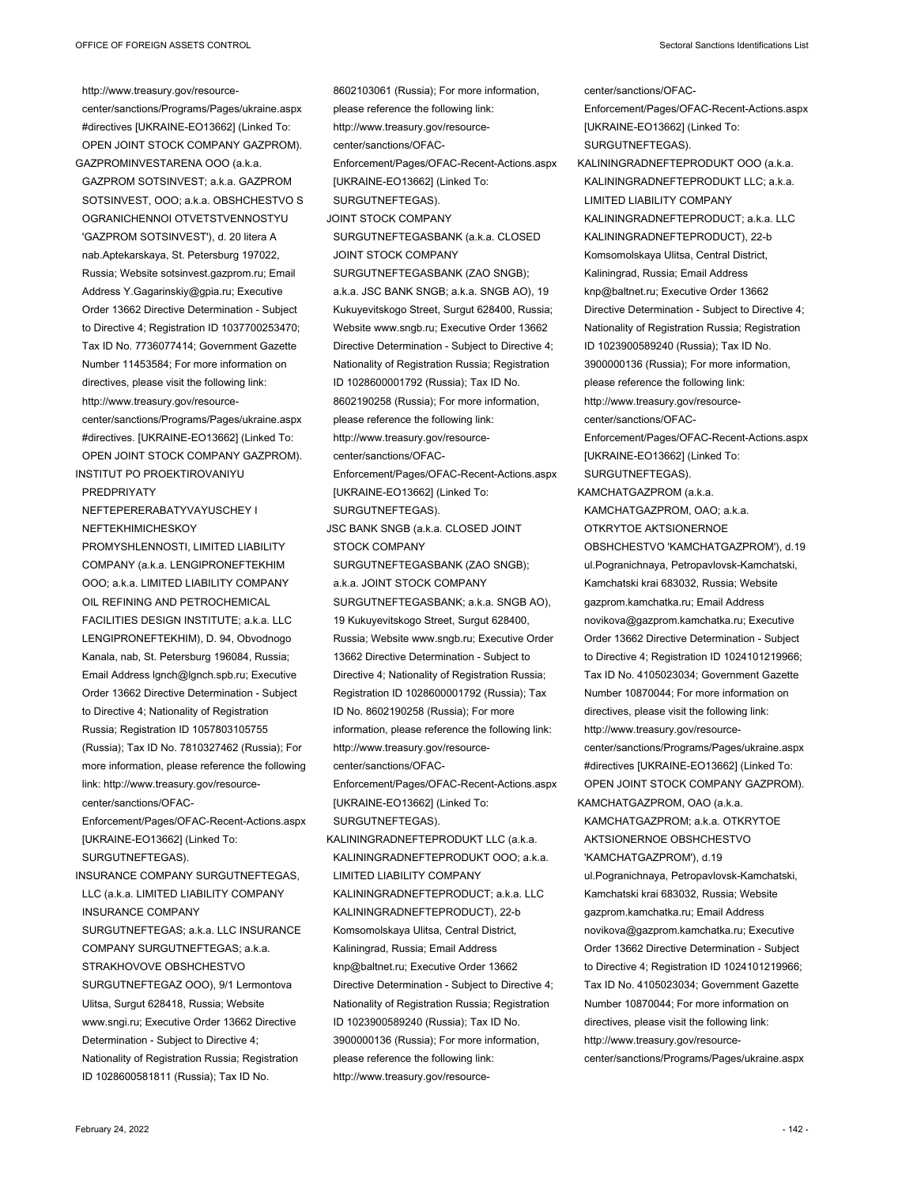http://www.treasury.gov/resource-center/sanctions/Programs/Pages/ukraine.aspx#directives [UKRAINE-EO13662] (Linked To: OPEN JOINT STOCK COMPANY GAZPROM).

GAZPROMINVESTARENA OOO (a.k.a. GAZPROM SOTSINVEST; a.k.a. GAZPROM SOTSINVEST, OOO; a.k.a. OBSHCHESTVO S OGRANICHENNOI OTVETSTVENNOSTYU 'GAZPROM SOTSINVEST'), d. 20 litera A nab.Aptekarskaya, St. Petersburg 197022, Russia; Website sotsinvest.gazprom.ru; Email Address Y.Gagarinskiy@gpia.ru; Executive Order 13662 Directive Determination - Subject to Directive 4; Registration ID 1037700253470; Tax ID No. 7736077414; Government Gazette Number 11453584; For more information on directives, please visit the following link: http://www.treasury.gov/resource-center/sanctions/Programs/Pages/ukraine.aspx#directives. [UKRAINE-EO13662] (Linked To: OPEN JOINT STOCK COMPANY GAZPROM).

INSTITUT PO PROEKTIROVANIYU PREDPRIYATY NEFTEPERERABATYVAYUSCHEY I NEFTEKHIMICHESKOY PROMYSHLENNOSTI, LIMITED LIABILITY COMPANY (a.k.a. LENGIPRONEFTEKHIM OOO; a.k.a. LIMITED LIABILITY COMPANY OIL REFINING AND PETROCHEMICAL FACILITIES DESIGN INSTITUTE; a.k.a. LLC LENGIPRONEFTEKHIM), D. 94, Obvodnogo Kanala, nab, St. Petersburg 196084, Russia; Email Address lgnch@lgnch.spb.ru; Executive Order 13662 Directive Determination - Subject to Directive 4; Nationality of Registration Russia; Registration ID 1057803105755 (Russia); Tax ID No. 7810327462 (Russia); For more information, please reference the following link: http://www.treasury.gov/resource-center/sanctions/OFAC-Enforcement/Pages/OFAC-Recent-Actions.aspx [UKRAINE-EO13662] (Linked To: SURGUTNEFTEGAS).

INSURANCE COMPANY SURGUTNEFTEGAS, LLC (a.k.a. LIMITED LIABILITY COMPANY INSURANCE COMPANY SURGUTNEFTEGAS; a.k.a. LLC INSURANCE COMPANY SURGUTNEFTEGAS; a.k.a. STRAKHOVOVE OBSHCHESTVO SURGUTNEFTEGAZ OOO), 9/1 Lermontova Ulitsa, Surgut 628418, Russia; Website www.sngi.ru; Executive Order 13662 Directive Determination - Subject to Directive 4; Nationality of Registration Russia; Registration ID 1028600581811 (Russia); Tax ID No. 8602103061 (Russia); For more information, please reference the following link: http://www.treasury.gov/resource-center/sanctions/OFAC-Enforcement/Pages/OFAC-Recent-Actions.aspx [UKRAINE-EO13662] (Linked To: SURGUTNEFTEGAS).

JOINT STOCK COMPANY SURGUTNEFTEGASBANK (a.k.a. CLOSED JOINT STOCK COMPANY SURGUTNEFTEGASBANK (ZAO SNGB); a.k.a. JSC BANK SNGB; a.k.a. SNGB AO), 19 Kukuyevitskogo Street, Surgut 628400, Russia; Website www.sngb.ru; Executive Order 13662 Directive Determination - Subject to Directive 4; Nationality of Registration Russia; Registration ID 1028600001792 (Russia); Tax ID No. 8602190258 (Russia); For more information, please reference the following link: http://www.treasury.gov/resource-center/sanctions/OFAC-Enforcement/Pages/OFAC-Recent-Actions.aspx [UKRAINE-EO13662] (Linked To: SURGUTNEFTEGAS).

JSC BANK SNGB (a.k.a. CLOSED JOINT STOCK COMPANY SURGUTNEFTEGASBANK (ZAO SNGB); a.k.a. JOINT STOCK COMPANY SURGUTNEFTEGASBANK; a.k.a. SNGB AO), 19 Kukuyevitskogo Street, Surgut 628400, Russia; Website www.sngb.ru; Executive Order 13662 Directive Determination - Subject to Directive 4; Nationality of Registration Russia; Registration ID 1028600001792 (Russia); Tax ID No. 8602190258 (Russia); For more information, please reference the following link: http://www.treasury.gov/resource-center/sanctions/OFAC-Enforcement/Pages/OFAC-Recent-Actions.aspx [UKRAINE-EO13662] (Linked To: SURGUTNEFTEGAS).

KALININGRADNEFTEPRODUKT LLC (a.k.a. KALININGRADNEFTEPRODUKT OOO; a.k.a. LIMITED LIABILITY COMPANY KALININGRADNEFTEPRODUCT; a.k.a. LLC KALININGRADNEFTEPRODUCT), 22-b Komsomolskaya Ulitsa, Central District, Kaliningrad, Russia; Email Address knp@baltnet.ru; Executive Order 13662 Directive Determination - Subject to Directive 4; Nationality of Registration Russia; Registration ID 1023900589240 (Russia); Tax ID No. 3900000136 (Russia); For more information, please reference the following link: http://www.treasury.gov/resource-center/sanctions/OFAC-Enforcement/Pages/OFAC-Recent-Actions.aspx [UKRAINE-EO13662] (Linked To: SURGUTNEFTEGAS).

KALININGRADNEFTEPRODUKT OOO (a.k.a. KALININGRADNEFTEPRODUKT LLC; a.k.a. LIMITED LIABILITY COMPANY KALININGRADNEFTEPRODUCT; a.k.a. LLC KALININGRADNEFTEPRODUCT), 22-b Komsomolskaya Ulitsa, Central District, Kaliningrad, Russia; Email Address knp@baltnet.ru; Executive Order 13662 Directive Determination - Subject to Directive 4; Nationality of Registration Russia; Registration ID 1023900589240 (Russia); Tax ID No. 3900000136 (Russia); For more information, please reference the following link: http://www.treasury.gov/resource-center/sanctions/OFAC-Enforcement/Pages/OFAC-Recent-Actions.aspx [UKRAINE-EO13662] (Linked To: SURGUTNEFTEGAS).

KAMCHATGAZPROM (a.k.a. KAMCHATGAZPROM, OAO; a.k.a. OTKRYTOE AKTSIONERNOE OBSHCHESTVO 'KAMCHATGAZPROM'), d.19 ul.Pogranichnaya, Petropavlovsk-Kamchatski, Kamchatski krai 683032, Russia; Website gazprom.kamchatka.ru; Email Address novikova@gazprom.kamchatka.ru; Executive Order 13662 Directive Determination - Subject to Directive 4; Registration ID 1024101219966; Tax ID No. 4105023034; Government Gazette Number 10870044; For more information on directives, please visit the following link: http://www.treasury.gov/resource-center/sanctions/Programs/Pages/ukraine.aspx#directives [UKRAINE-EO13662] (Linked To: OPEN JOINT STOCK COMPANY GAZPROM).

KAMCHATGAZPROM, OAO (a.k.a. KAMCHATGAZPROM; a.k.a. OTKRYTOE AKTSIONERNOE OBSHCHESTVO 'KAMCHATGAZPROM'), d.19 ul.Pogranichnaya, Petropavlovsk-Kamchatski, Kamchatski krai 683032, Russia; Website gazprom.kamchatka.ru; Email Address novikova@gazprom.kamchatka.ru; Executive Order 13662 Directive Determination - Subject to Directive 4; Registration ID 1024101219966; Tax ID No. 4105023034; Government Gazette Number 10870044; For more information on directives, please visit the following link: http://www.treasury.gov/resource-center/sanctions/Programs/Pages/ukraine.aspx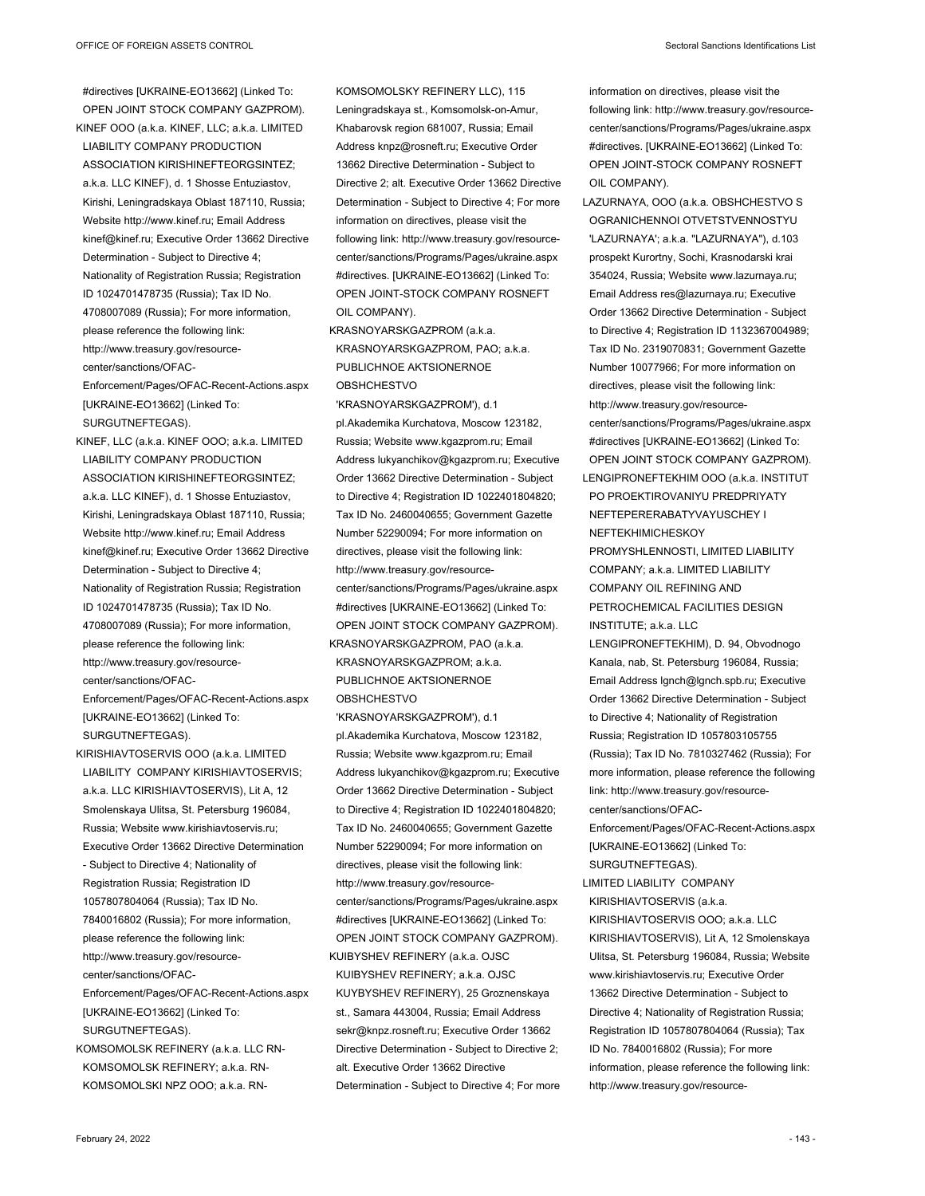#directives [UKRAINE-EO13662] (Linked To: OPEN JOINT STOCK COMPANY GAZPROM).

KINEF OOO (a.k.a. KINEF, LLC; a.k.a. LIMITED LIABILITY COMPANY PRODUCTION ASSOCIATION KIRISHINEFTEORGSINTEZ; a.k.a. LLC KINEF), d. 1 Shosse Entuziastov, Kirishi, Leningradskaya Oblast 187110, Russia; Website http://www.kinef.ru; Email Address kinef@kinef.ru; Executive Order 13662 Directive Determination - Subject to Directive 4; Nationality of Registration Russia; Registration ID 1024701478735 (Russia); Tax ID No. 4708007089 (Russia); For more information, please reference the following link: http://www.treasury.gov/resource-center/sanctions/OFAC-Enforcement/Pages/OFAC-Recent-Actions.aspx [UKRAINE-EO13662] (Linked To: SURGUTNEFTEGAS).

KINEF, LLC (a.k.a. KINEF OOO; a.k.a. LIMITED LIABILITY COMPANY PRODUCTION ASSOCIATION KIRISHINEFTEORGSINTEZ; a.k.a. LLC KINEF), d. 1 Shosse Entuziastov, Kirishi, Leningradskaya Oblast 187110, Russia; Website http://www.kinef.ru; Email Address kinef@kinef.ru; Executive Order 13662 Directive Determination - Subject to Directive 4; Nationality of Registration Russia; Registration ID 1024701478735 (Russia); Tax ID No. 4708007089 (Russia); For more information, please reference the following link: http://www.treasury.gov/resource-center/sanctions/OFAC-Enforcement/Pages/OFAC-Recent-Actions.aspx [UKRAINE-EO13662] (Linked To: SURGUTNEFTEGAS).

KIRISHIAVTOSERVIS OOO (a.k.a. LIMITED LIABILITY COMPANY KIRISHIAVTOSERVIS; a.k.a. LLC KIRISHIAVTOSERVIS), Lit A, 12 Smolenskaya Ulitsa, St. Petersburg 196084, Russia; Website www.kirishiavtoservis.ru; Executive Order 13662 Directive Determination - Subject to Directive 4; Nationality of Registration Russia; Registration ID 1057807804064 (Russia); Tax ID No. 7840016802 (Russia); For more information, please reference the following link: http://www.treasury.gov/resource-center/sanctions/OFAC-Enforcement/Pages/OFAC-Recent-Actions.aspx [UKRAINE-EO13662] (Linked To: SURGUTNEFTEGAS).

KOMSOMOLSK REFINERY (a.k.a. LLC RN-KOMSOMOLSK REFINERY; a.k.a. RN-KOMSOMOLSKI NPZ OOO; a.k.a. RN-KOMSOMOLSKY REFINERY LLC), 115 Leningradskaya st., Komsomolsk-on-Amur, Khabarovsk region 681007, Russia; Email Address knpz@rosneft.ru; Executive Order 13662 Directive Determination - Subject to Directive 2; alt. Executive Order 13662 Directive Determination - Subject to Directive 4; For more information on directives, please visit the following link: http://www.treasury.gov/resource-center/sanctions/Programs/Pages/ukraine.aspx #directives. [UKRAINE-EO13662] (Linked To: OPEN JOINT-STOCK COMPANY ROSNEFT OIL COMPANY).

KRASNOYARSKGAZPROM (a.k.a. KRASNOYARSKGAZPROM, PAO; a.k.a. PUBLICHNOE AKTSIONERNOE OBSHCHESTVO 'KRASNOYARSKGAZPROM'), d.1 pl.Akademika Kurchatova, Moscow 123182, Russia; Website www.kgazprom.ru; Email Address lukyanchikov@kgazprom.ru; Executive Order 13662 Directive Determination - Subject to Directive 4; Registration ID 1022401804820; Tax ID No. 2460040655; Government Gazette Number 52290094; For more information on directives, please visit the following link: http://www.treasury.gov/resource-center/sanctions/Programs/Pages/ukraine.aspx #directives [UKRAINE-EO13662] (Linked To: OPEN JOINT STOCK COMPANY GAZPROM).

KRASNOYARSKGAZPROM, PAO (a.k.a. KRASNOYARSKGAZPROM; a.k.a. PUBLICHNOE AKTSIONERNOE OBSHCHESTVO 'KRASNOYARSKGAZPROM'), d.1 pl.Akademika Kurchatova, Moscow 123182, Russia; Website www.kgazprom.ru; Email Address lukyanchikov@kgazprom.ru; Executive Order 13662 Directive Determination - Subject to Directive 4; Registration ID 1022401804820; Tax ID No. 2460040655; Government Gazette Number 52290094; For more information on directives, please visit the following link: http://www.treasury.gov/resource-center/sanctions/Programs/Pages/ukraine.aspx #directives [UKRAINE-EO13662] (Linked To: OPEN JOINT STOCK COMPANY GAZPROM).

KUIBYSHEV REFINERY (a.k.a. OJSC KUIBYSHEV REFINERY; a.k.a. OJSC KUYBYSHEV REFINERY), 25 Groznenskaya st., Samara 443004, Russia; Email Address sekr@knpz.rosneft.ru; Executive Order 13662 Directive Determination - Subject to Directive 2; alt. Executive Order 13662 Directive Determination - Subject to Directive 4; For more information on directives, please visit the following link: http://www.treasury.gov/resource-center/sanctions/Programs/Pages/ukraine.aspx #directives. [UKRAINE-EO13662] (Linked To: OPEN JOINT-STOCK COMPANY ROSNEFT OIL COMPANY).

LAZURNAYA, OOO (a.k.a. OBSHCHESTVO S OGRANICHENNOI OTVETSTVENNOSTYU 'LAZURNAYA'; a.k.a. "LAZURNAYA"), d.103 prospekt Kurortny, Sochi, Krasnodarski krai 354024, Russia; Website www.lazurnaya.ru; Email Address res@lazurnaya.ru; Executive Order 13662 Directive Determination - Subject to Directive 4; Registration ID 1132367004989; Tax ID No. 2319070831; Government Gazette Number 10077966; For more information on directives, please visit the following link: http://www.treasury.gov/resource-center/sanctions/Programs/Pages/ukraine.aspx #directives [UKRAINE-EO13662] (Linked To: OPEN JOINT STOCK COMPANY GAZPROM).

LENGIPRONEFTEKHIM OOO (a.k.a. INSTITUT PO PROEKTIROVANIYU PREDPRIYATY NEFTEPERERABATYVAYUSCHEY I NEFTEKHIMICHESKOY PROMYSHLENNOSTI, LIMITED LIABILITY COMPANY; a.k.a. LIMITED LIABILITY COMPANY OIL REFINING AND PETROCHEMICAL FACILITIES DESIGN INSTITUTE; a.k.a. LLC LENGIPRONEFTEKHIM), D. 94, Obvodnogo Kanala, nab, St. Petersburg 196084, Russia; Email Address lgnch@lgnch.spb.ru; Executive Order 13662 Directive Determination - Subject to Directive 4; Nationality of Registration Russia; Registration ID 1057803105755 (Russia); Tax ID No. 7810327462 (Russia); For more information, please reference the following link: http://www.treasury.gov/resource-center/sanctions/OFAC-Enforcement/Pages/OFAC-Recent-Actions.aspx [UKRAINE-EO13662] (Linked To: SURGUTNEFTEGAS).

LIMITED LIABILITY COMPANY KIRISHIAVTOSERVIS (a.k.a. KIRISHIAVTOSERVIS OOO; a.k.a. LLC KIRISHIAVTOSERVIS), Lit A, 12 Smolenskaya Ulitsa, St. Petersburg 196084, Russia; Website www.kirishiavtoservis.ru; Executive Order 13662 Directive Determination - Subject to Directive 4; Nationality of Registration Russia; Registration ID 1057807804064 (Russia); Tax ID No. 7840016802 (Russia); For more information, please reference the following link: http://www.treasury.gov/resource-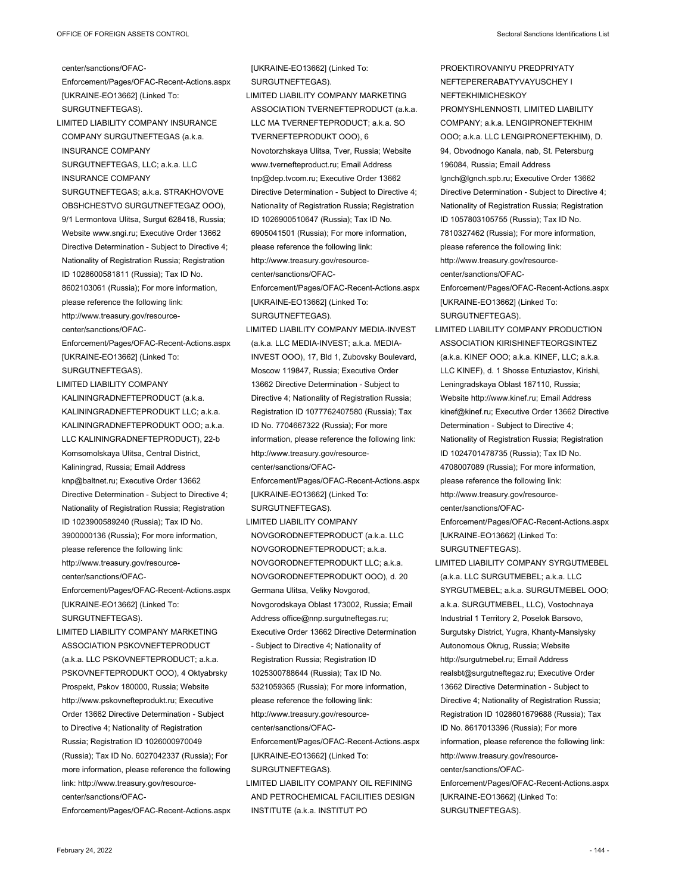center/sanctions/OFAC-Enforcement/Pages/OFAC-Recent-Actions.aspx [UKRAINE-EO13662] (Linked To: SURGUTNEFTEGAS).

LIMITED LIABILITY COMPANY INSURANCE COMPANY SURGUTNEFTEGAS (a.k.a. INSURANCE COMPANY SURGUTNEFTEGAS, LLC; a.k.a. LLC INSURANCE COMPANY SURGUTNEFTEGAS; a.k.a. STRAKHOVOVE OBSHCHESTVO SURGUTNEFTEGAZ OOO), 9/1 Lermontova Ulitsa, Surgut 628418, Russia; Website www.sngi.ru; Executive Order 13662 Directive Determination - Subject to Directive 4; Nationality of Registration Russia; Registration ID 1028600581811 (Russia); Tax ID No. 8602103061 (Russia); For more information, please reference the following link: http://www.treasury.gov/resource-center/sanctions/OFAC-Enforcement/Pages/OFAC-Recent-Actions.aspx [UKRAINE-EO13662] (Linked To: SURGUTNEFTEGAS).

LIMITED LIABILITY COMPANY KALININGRADNEFTEPRODUCT (a.k.a. KALININGRADNEFTEPRODUKT LLC; a.k.a. KALININGRADNEFTEPRODUKT OOO; a.k.a. LLC KALININGRADNEFTEPRODUCT), 22-b Komsomolskaya Ulitsa, Central District, Kaliningrad, Russia; Email Address knp@baltnet.ru; Executive Order 13662 Directive Determination - Subject to Directive 4; Nationality of Registration Russia; Registration ID 1023900589240 (Russia); Tax ID No. 3900000136 (Russia); For more information, please reference the following link: http://www.treasury.gov/resource-center/sanctions/OFAC-Enforcement/Pages/OFAC-Recent-Actions.aspx [UKRAINE-EO13662] (Linked To: SURGUTNEFTEGAS).

LIMITED LIABILITY COMPANY MARKETING ASSOCIATION PSKOVNEFTEPRODUCT (a.k.a. LLC PSKOVNEFTEPRODUCT; a.k.a. PSKOVNEFTEPRODUKT OOO), 4 Oktyabrsky Prospekt, Pskov 180000, Russia; Website http://www.pskovnefteprodukt.ru; Executive Order 13662 Directive Determination - Subject to Directive 4; Nationality of Registration Russia; Registration ID 1026000970049 (Russia); Tax ID No. 6027042337 (Russia); For more information, please reference the following link: http://www.treasury.gov/resource-center/sanctions/OFAC-Enforcement/Pages/OFAC-Recent-Actions.aspx [UKRAINE-EO13662] (Linked To: SURGUTNEFTEGAS).

LIMITED LIABILITY COMPANY MARKETING ASSOCIATION TVERNEFTEPRODUCT (a.k.a. LLC MA TVERNEFTEPRODUCT; a.k.a. SO TVERNEFTEPRODUKT OOO), 6 Novotorzhskaya Ulitsa, Tver, Russia; Website www.tvernefteproduct.ru; Email Address tnp@dep.tvcom.ru; Executive Order 13662 Directive Determination - Subject to Directive 4; Nationality of Registration Russia; Registration ID 1026900510647 (Russia); Tax ID No. 6905041501 (Russia); For more information, please reference the following link: http://www.treasury.gov/resource-center/sanctions/OFAC-Enforcement/Pages/OFAC-Recent-Actions.aspx [UKRAINE-EO13662] (Linked To: SURGUTNEFTEGAS).

LIMITED LIABILITY COMPANY MEDIA-INVEST (a.k.a. LLC MEDIA-INVEST; a.k.a. MEDIA-INVEST OOO), 17, Bld 1, Zubovsky Boulevard, Moscow 119847, Russia; Executive Order 13662 Directive Determination - Subject to Directive 4; Nationality of Registration Russia; Registration ID 1077762407580 (Russia); Tax ID No. 7704667322 (Russia); For more information, please reference the following link: http://www.treasury.gov/resource-center/sanctions/OFAC-Enforcement/Pages/OFAC-Recent-Actions.aspx [UKRAINE-EO13662] (Linked To: SURGUTNEFTEGAS).

LIMITED LIABILITY COMPANY NOVGORODNEFTEPRODUCT (a.k.a. LLC NOVGORODNEFTEPRODUCT; a.k.a. NOVGORODNEFTEPRODUKT LLC; a.k.a. NOVGORODNEFTEPRODUKT OOO), d. 20 Germana Ulitsa, Veliky Novgorod, Novgorodskaya Oblast 173002, Russia; Email Address office@nnp.surgutneftegas.ru; Executive Order 13662 Directive Determination - Subject to Directive 4; Nationality of Registration Russia; Registration ID 1025300788644 (Russia); Tax ID No. 5321059365 (Russia); For more information, please reference the following link: http://www.treasury.gov/resource-center/sanctions/OFAC-Enforcement/Pages/OFAC-Recent-Actions.aspx [UKRAINE-EO13662] (Linked To: SURGUTNEFTEGAS).

LIMITED LIABILITY COMPANY OIL REFINING AND PETROCHEMICAL FACILITIES DESIGN INSTITUTE (a.k.a. INSTITUT PO PROEKTIROVANIYU PREDPRIYATY NEFTEPERERABATYVAYUSCHEY I NEFTEKHIMICHESKOY PROMYSHLENNOSTI, LIMITED LIABILITY COMPANY; a.k.a. LENGIPRONEFTEKHIM OOO; a.k.a. LLC LENGIPRONEFTEKHIM), D. 94, Obvodnogo Kanala, nab, St. Petersburg 196084, Russia; Email Address lgnch@lgnch.spb.ru; Executive Order 13662 Directive Determination - Subject to Directive 4; Nationality of Registration Russia; Registration ID 1057803105755 (Russia); Tax ID No. 7810327462 (Russia); For more information, please reference the following link: http://www.treasury.gov/resource-center/sanctions/OFAC-Enforcement/Pages/OFAC-Recent-Actions.aspx [UKRAINE-EO13662] (Linked To: SURGUTNEFTEGAS).

LIMITED LIABILITY COMPANY PRODUCTION ASSOCIATION KIRISHINEFTEORGSINTEZ (a.k.a. KINEF OOO; a.k.a. KINEF, LLC; a.k.a. LLC KINEF), d. 1 Shosse Entuziastov, Kirishi, Leningradskaya Oblast 187110, Russia; Website http://www.kinef.ru; Email Address kinef@kinef.ru; Executive Order 13662 Directive Determination - Subject to Directive 4; Nationality of Registration Russia; Registration ID 1024701478735 (Russia); Tax ID No. 4708007089 (Russia); For more information, please reference the following link: http://www.treasury.gov/resource-center/sanctions/OFAC-Enforcement/Pages/OFAC-Recent-Actions.aspx [UKRAINE-EO13662] (Linked To: SURGUTNEFTEGAS).

LIMITED LIABILITY COMPANY SYRGUTMEBEL (a.k.a. LLC SURGUTMEBEL; a.k.a. LLC SYRGUTMEBEL; a.k.a. SURGUTMEBEL OOO; a.k.a. SURGUTMEBEL, LLC), Vostochnaya Industrial 1 Territory 2, Poselok Barsovo, Surgutsky District, Yugra, Khanty-Mansiysky Autonomous Okrug, Russia; Website http://surgutmebel.ru; Email Address realsbt@surgutneftegaz.ru; Executive Order 13662 Directive Determination - Subject to Directive 4; Nationality of Registration Russia; Registration ID 1028601679688 (Russia); Tax ID No. 8617013396 (Russia); For more information, please reference the following link: http://www.treasury.gov/resource-center/sanctions/OFAC-Enforcement/Pages/OFAC-Recent-Actions.aspx [UKRAINE-EO13662] (Linked To: SURGUTNEFTEGAS).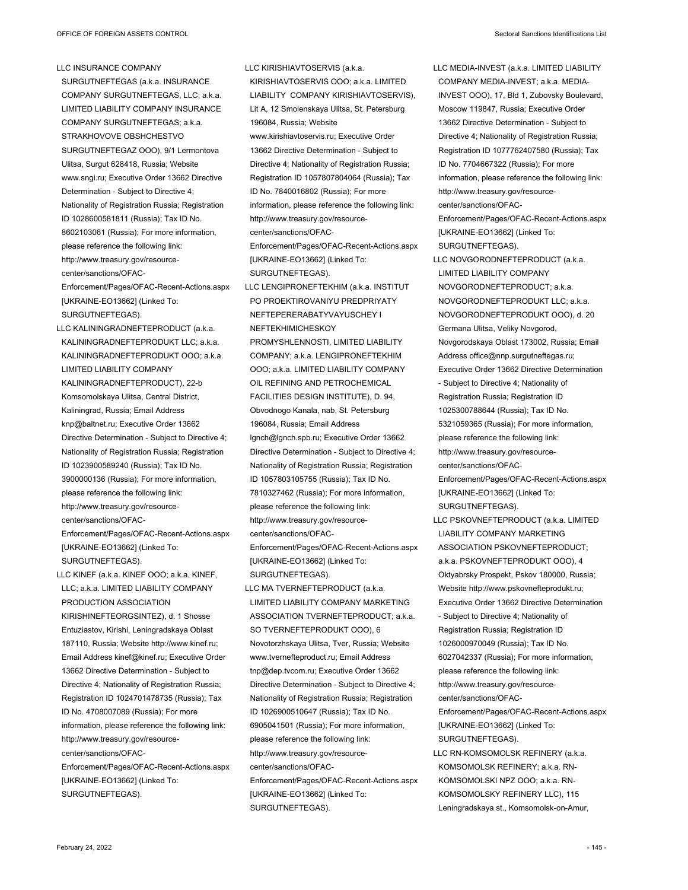LLC INSURANCE COMPANY SURGUTNEFTEGAS (a.k.a. INSURANCE COMPANY SURGUTNEFTEGAS, LLC; a.k.a. LIMITED LIABILITY COMPANY INSURANCE COMPANY SURGUTNEFTEGAS; a.k.a. STRAKHOVOVE OBSHCHESTVO SURGUTNEFTEGAZ OOO), 9/1 Lermontova Ulitsa, Surgut 628418, Russia; Website www.sngi.ru; Executive Order 13662 Directive Determination - Subject to Directive 4; Nationality of Registration Russia; Registration ID 1028600581811 (Russia); Tax ID No. 8602103061 (Russia); For more information, please reference the following link: http://www.treasury.gov/resource-center/sanctions/OFAC-Enforcement/Pages/OFAC-Recent-Actions.aspx [UKRAINE-EO13662] (Linked To: SURGUTNEFTEGAS).

LLC KALININGRADNEFTEPRODUCT (a.k.a. KALININGRADNEFTEPRODUKT LLC; a.k.a. KALININGRADNEFTEPRODUKT OOO; a.k.a. LIMITED LIABILITY COMPANY KALININGRADNEFTEPRODUCT), 22-b Komsomolskaya Ulitsa, Central District, Kaliningrad, Russia; Email Address knp@baltnet.ru; Executive Order 13662 Directive Determination - Subject to Directive 4; Nationality of Registration Russia; Registration ID 1023900589240 (Russia); Tax ID No. 3900000136 (Russia); For more information, please reference the following link: http://www.treasury.gov/resource-center/sanctions/OFAC-Enforcement/Pages/OFAC-Recent-Actions.aspx [UKRAINE-EO13662] (Linked To: SURGUTNEFTEGAS).

LLC KINEF (a.k.a. KINEF OOO; a.k.a. KINEF, LLC; a.k.a. LIMITED LIABILITY COMPANY PRODUCTION ASSOCIATION KIRISHINEFTEORGSINTEZ), d. 1 Shosse Entuziastov, Kirishi, Leningradskaya Oblast 187110, Russia; Website http://www.kinef.ru; Email Address kinef@kinef.ru; Executive Order 13662 Directive Determination - Subject to Directive 4; Nationality of Registration Russia; Registration ID 1024701478735 (Russia); Tax ID No. 4708007089 (Russia); For more information, please reference the following link: http://www.treasury.gov/resource-center/sanctions/OFAC-Enforcement/Pages/OFAC-Recent-Actions.aspx [UKRAINE-EO13662] (Linked To: SURGUTNEFTEGAS).

LLC KIRISHIAVTOSERVIS (a.k.a. KIRISHIAVTOSERVIS OOO; a.k.a. LIMITED LIABILITY COMPANY KIRISHIAVTOSERVIS), Lit A, 12 Smolenskaya Ulitsa, St. Petersburg 196084, Russia; Website www.kirishiavtoservis.ru; Executive Order 13662 Directive Determination - Subject to Directive 4; Nationality of Registration Russia; Registration ID 1057807804064 (Russia); Tax ID No. 7840016802 (Russia); For more information, please reference the following link: http://www.treasury.gov/resource-center/sanctions/OFAC-Enforcement/Pages/OFAC-Recent-Actions.aspx [UKRAINE-EO13662] (Linked To: SURGUTNEFTEGAS).

LLC LENGIPRONEFTEKHIM (a.k.a. INSTITUT PO PROEKTIROVANIYU PREDPRIYATY NEFTEPERERABATYVAYUSCHEY I NEFTEKHIMICHESKOY PROMYSHLENNOSTI, LIMITED LIABILITY COMPANY; a.k.a. LENGIPRONEFTEKHIM OOO; a.k.a. LIMITED LIABILITY COMPANY OIL REFINING AND PETROCHEMICAL FACILITIES DESIGN INSTITUTE), D. 94, Obvodnogo Kanala, nab, St. Petersburg 196084, Russia; Email Address lgnch@lgnch.spb.ru; Executive Order 13662 Directive Determination - Subject to Directive 4; Nationality of Registration Russia; Registration ID 1057803105755 (Russia); Tax ID No. 7810327462 (Russia); For more information, please reference the following link: http://www.treasury.gov/resource-center/sanctions/OFAC-Enforcement/Pages/OFAC-Recent-Actions.aspx [UKRAINE-EO13662] (Linked To: SURGUTNEFTEGAS).

LLC MA TVERNEFTEPRODUCT (a.k.a. LIMITED LIABILITY COMPANY MARKETING ASSOCIATION TVERNEFTEPRODUCT; a.k.a. SO TVERNEFTEPRODUKT OOO), 6 Novotorzhskaya Ulitsa, Tver, Russia; Website www.tvernefteproduct.ru; Email Address tnp@dep.tvcom.ru; Executive Order 13662 Directive Determination - Subject to Directive 4; Nationality of Registration Russia; Registration ID 1026900510647 (Russia); Tax ID No. 6905041501 (Russia); For more information, please reference the following link: http://www.treasury.gov/resource-center/sanctions/OFAC-Enforcement/Pages/OFAC-Recent-Actions.aspx [UKRAINE-EO13662] (Linked To: SURGUTNEFTEGAS).

LLC MEDIA-INVEST (a.k.a. LIMITED LIABILITY COMPANY MEDIA-INVEST; a.k.a. MEDIA-INVEST OOO), 17, Bld 1, Zubovsky Boulevard, Moscow 119847, Russia; Executive Order 13662 Directive Determination - Subject to Directive 4; Nationality of Registration Russia; Registration ID 1077762407580 (Russia); Tax ID No. 7704667322 (Russia); For more information, please reference the following link: http://www.treasury.gov/resource-center/sanctions/OFAC-Enforcement/Pages/OFAC-Recent-Actions.aspx [UKRAINE-EO13662] (Linked To: SURGUTNEFTEGAS).

LLC NOVGORODNEFTEPRODUCT (a.k.a. LIMITED LIABILITY COMPANY NOVGORODNEFTEPRODUCT; a.k.a. NOVGORODNEFTEPRODUKT LLC; a.k.a. NOVGORODNEFTEPRODUKT OOO), d. 20 Germana Ulitsa, Veliky Novgorod, Novgorodskaya Oblast 173002, Russia; Email Address office@nnp.surgutneftegas.ru; Executive Order 13662 Directive Determination - Subject to Directive 4; Nationality of Registration Russia; Registration ID 1025300788644 (Russia); Tax ID No. 5321059365 (Russia); For more information, please reference the following link: http://www.treasury.gov/resource-center/sanctions/OFAC-Enforcement/Pages/OFAC-Recent-Actions.aspx [UKRAINE-EO13662] (Linked To: SURGUTNEFTEGAS).

LLC PSKOVNEFTEPRODUCT (a.k.a. LIMITED LIABILITY COMPANY MARKETING ASSOCIATION PSKOVNEFTEPRODUCT; a.k.a. PSKOVNEFTEPRODUKT OOO), 4 Oktyabrsky Prospekt, Pskov 180000, Russia; Website http://www.pskovnefteprodukt.ru; Executive Order 13662 Directive Determination - Subject to Directive 4; Nationality of Registration Russia; Registration ID 1026000970049 (Russia); Tax ID No. 6027042337 (Russia); For more information, please reference the following link: http://www.treasury.gov/resource-center/sanctions/OFAC-Enforcement/Pages/OFAC-Recent-Actions.aspx [UKRAINE-EO13662] (Linked To: SURGUTNEFTEGAS).

LLC RN-KOMSOMOLSK REFINERY (a.k.a. KOMSOMOLSK REFINERY; a.k.a. RN-KOMSOMOLSKI NPZ OOO; a.k.a. RN-KOMSOMOLSKY REFINERY LLC), 115 Leningradskaya st., Komsomolsk-on-Amur,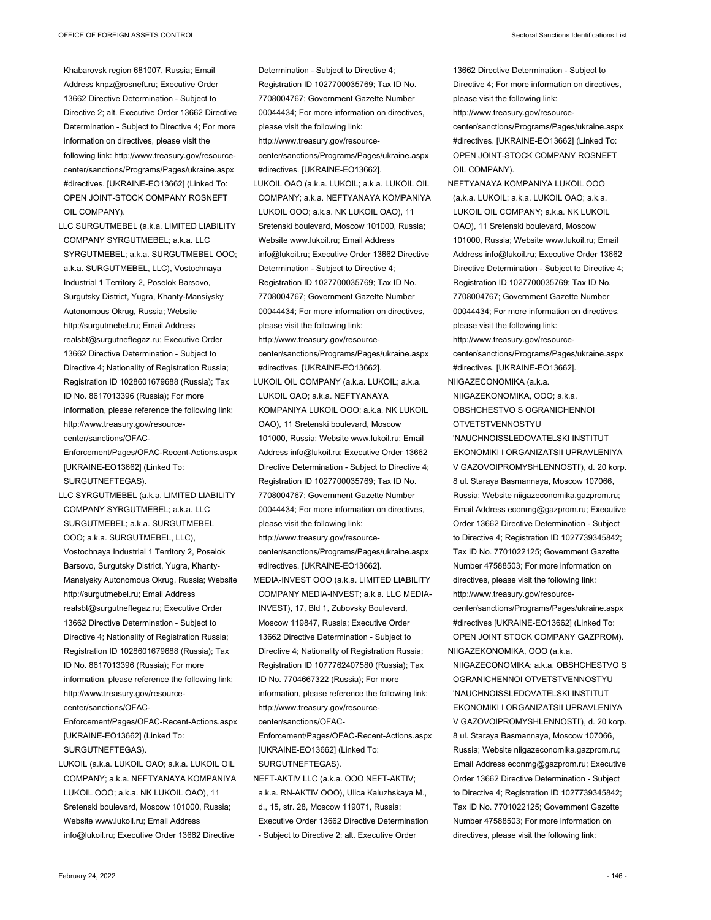Khabarovsk region 681007, Russia; Email Address knpz@rosneft.ru; Executive Order 13662 Directive Determination - Subject to Directive 2; alt. Executive Order 13662 Directive Determination - Subject to Directive 4; For more information on directives, please visit the following link: http://www.treasury.gov/resource-center/sanctions/Programs/Pages/ukraine.aspx#directives. [UKRAINE-EO13662] (Linked To: OPEN JOINT-STOCK COMPANY ROSNEFT OIL COMPANY).

LLC SURGUTMEBEL (a.k.a. LIMITED LIABILITY COMPANY SYRGUTMEBEL; a.k.a. LLC SYRGUTMEBEL; a.k.a. SURGUTMEBEL OOO; a.k.a. SURGUTMEBEL, LLC), Vostochnaya Industrial 1 Territory 2, Poselok Barsovo, Surgutsky District, Yugra, Khanty-Mansiysky Autonomous Okrug, Russia; Website http://surgutmebel.ru; Email Address realsbt@surgutneftegaz.ru; Executive Order 13662 Directive Determination - Subject to Directive 4; Nationality of Registration Russia; Registration ID 1028601679688 (Russia); Tax ID No. 8617013396 (Russia); For more information, please reference the following link: http://www.treasury.gov/resource-center/sanctions/OFAC-Enforcement/Pages/OFAC-Recent-Actions.aspx [UKRAINE-EO13662] (Linked To: SURGUTNEFTEGAS).

LLC SYRGUTMEBEL (a.k.a. LIMITED LIABILITY COMPANY SYRGUTMEBEL; a.k.a. LLC SURGUTMEBEL; a.k.a. SURGUTMEBEL OOO; a.k.a. SURGUTMEBEL, LLC), Vostochnaya Industrial 1 Territory 2, Poselok Barsovo, Surgutsky District, Yugra, Khanty-Mansiysky Autonomous Okrug, Russia; Website http://surgutmebel.ru; Email Address realsbt@surgutneftegaz.ru; Executive Order 13662 Directive Determination - Subject to Directive 4; Nationality of Registration Russia; Registration ID 1028601679688 (Russia); Tax ID No. 8617013396 (Russia); For more information, please reference the following link: http://www.treasury.gov/resource-center/sanctions/OFAC-Enforcement/Pages/OFAC-Recent-Actions.aspx [UKRAINE-EO13662] (Linked To: SURGUTNEFTEGAS).

LUKOIL (a.k.a. LUKOIL OAO; a.k.a. LUKOIL OIL COMPANY; a.k.a. NEFTYANAYA KOMPANIYA LUKOIL OOO; a.k.a. NK LUKOIL OAO), 11 Sretenski boulevard, Moscow 101000, Russia; Website www.lukoil.ru; Email Address info@lukoil.ru; Executive Order 13662 Directive Determination - Subject to Directive 4; Registration ID 1027700035769; Tax ID No. 7708004767; Government Gazette Number 00044434; For more information on directives, please visit the following link: http://www.treasury.gov/resource-center/sanctions/Programs/Pages/ukraine.aspx#directives. [UKRAINE-EO13662].

LUKOIL OAO (a.k.a. LUKOIL; a.k.a. LUKOIL OIL COMPANY; a.k.a. NEFTYANAYA KOMPANIYA LUKOIL OOO; a.k.a. NK LUKOIL OAO), 11 Sretenski boulevard, Moscow 101000, Russia; Website www.lukoil.ru; Email Address info@lukoil.ru; Executive Order 13662 Directive Determination - Subject to Directive 4; Registration ID 1027700035769; Tax ID No. 7708004767; Government Gazette Number 00044434; For more information on directives, please visit the following link: http://www.treasury.gov/resource-center/sanctions/Programs/Pages/ukraine.aspx#directives. [UKRAINE-EO13662].

LUKOIL OIL COMPANY (a.k.a. LUKOIL; a.k.a. LUKOIL OAO; a.k.a. NEFTYANAYA KOMPANIYA LUKOIL OOO; a.k.a. NK LUKOIL OAO), 11 Sretenski boulevard, Moscow 101000, Russia; Website www.lukoil.ru; Email Address info@lukoil.ru; Executive Order 13662 Directive Determination - Subject to Directive 4; Registration ID 1027700035769; Tax ID No. 7708004767; Government Gazette Number 00044434; For more information on directives, please visit the following link: http://www.treasury.gov/resource-center/sanctions/Programs/Pages/ukraine.aspx#directives. [UKRAINE-EO13662].

MEDIA-INVEST OOO (a.k.a. LIMITED LIABILITY COMPANY MEDIA-INVEST; a.k.a. LLC MEDIA-INVEST), 17, Bld 1, Zubovsky Boulevard, Moscow 119847, Russia; Executive Order 13662 Directive Determination - Subject to Directive 4; Nationality of Registration Russia; Registration ID 1077762407580 (Russia); Tax ID No. 7704667322 (Russia); For more information, please reference the following link: http://www.treasury.gov/resource-center/sanctions/OFAC-Enforcement/Pages/OFAC-Recent-Actions.aspx [UKRAINE-EO13662] (Linked To: SURGUTNEFTEGAS).

NEFT-AKTIV LLC (a.k.a. OOO NEFT-AKTIV; a.k.a. RN-AKTIV OOO), Ulica Kaluzhskaya M., d., 15, str. 28, Moscow 119071, Russia; Executive Order 13662 Directive Determination - Subject to Directive 2; alt. Executive Order 13662 Directive Determination - Subject to Directive 4; For more information on directives, please visit the following link: http://www.treasury.gov/resource-center/sanctions/Programs/Pages/ukraine.aspx#directives. [UKRAINE-EO13662] (Linked To: OPEN JOINT-STOCK COMPANY ROSNEFT OIL COMPANY).

NEFTYANAYA KOMPANIYA LUKOIL OOO (a.k.a. LUKOIL; a.k.a. LUKOIL OAO; a.k.a. LUKOIL OIL COMPANY; a.k.a. NK LUKOIL OAO), 11 Sretenski boulevard, Moscow 101000, Russia; Website www.lukoil.ru; Email Address info@lukoil.ru; Executive Order 13662 Directive Determination - Subject to Directive 4; Registration ID 1027700035769; Tax ID No. 7708004767; Government Gazette Number 00044434; For more information on directives, please visit the following link: http://www.treasury.gov/resource-center/sanctions/Programs/Pages/ukraine.aspx#directives. [UKRAINE-EO13662].

NIIGAZECONOMIKA (a.k.a. NIIGAZEKONOMIKA, OOO; a.k.a. OBSHCHESTVO S OGRANICHENNOI OTVETSTVENNOSTYU 'NAUCHNOISSLEDOVATELSKI INSTITUT EKONOMIKI I ORGANIZATSII UPRAVLENIYA V GAZOVOIPROMYSHLENNOSTI'), d. 20 korp. 8 ul. Staraya Basmannaya, Moscow 107066, Russia; Website niigazeconomika.gazprom.ru; Email Address econmg@gazprom.ru; Executive Order 13662 Directive Determination - Subject to Directive 4; Registration ID 1027739345842; Tax ID No. 7701022125; Government Gazette Number 47588503; For more information on directives, please visit the following link: http://www.treasury.gov/resource-center/sanctions/Programs/Pages/ukraine.aspx#directives [UKRAINE-EO13662] (Linked To: OPEN JOINT STOCK COMPANY GAZPROM).

NIIGAZEKONOMIKA, OOO (a.k.a. NIIGAZECONOMIKA; a.k.a. OBSHCHESTVO S OGRANICHENNOI OTVETSTVENNOSTYU 'NAUCHNOISSLEDOVATELSKI INSTITUT EKONOMIKI I ORGANIZATSII UPRAVLENIYA V GAZOVOIPROMYSHLENNOSTI'), d. 20 korp. 8 ul. Staraya Basmannaya, Moscow 107066, Russia; Website niigazeconomika.gazprom.ru; Email Address econmg@gazprom.ru; Executive Order 13662 Directive Determination - Subject to Directive 4; Registration ID 1027739345842; Tax ID No. 7701022125; Government Gazette Number 47588503; For more information on directives, please visit the following link: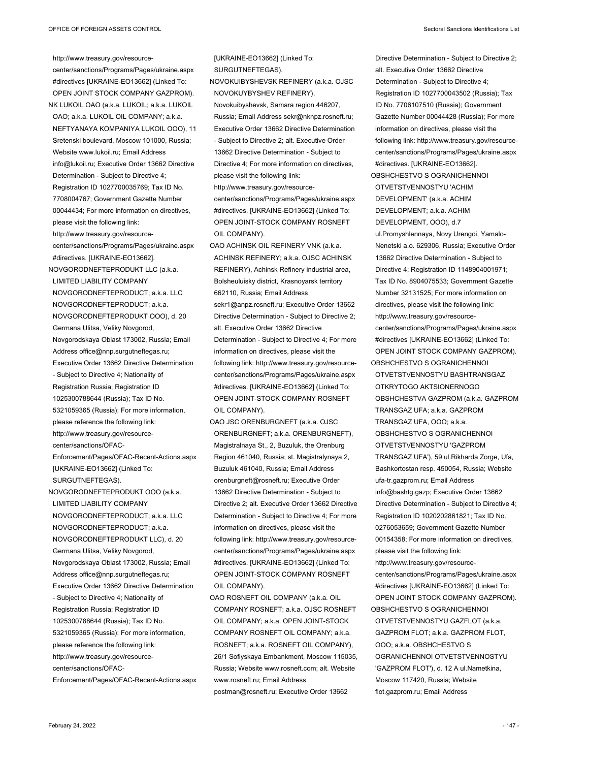http://www.treasury.gov/resource-center/sanctions/Programs/Pages/ukraine.aspx#directives [UKRAINE-EO13662] (Linked To: OPEN JOINT STOCK COMPANY GAZPROM).

NK LUKOIL OAO (a.k.a. LUKOIL; a.k.a. LUKOIL OAO; a.k.a. LUKOIL OIL COMPANY; a.k.a. NEFTYANAYA KOMPANIYA LUKOIL OOO), 11 Sretenski boulevard, Moscow 101000, Russia; Website www.lukoil.ru; Email Address info@lukoil.ru; Executive Order 13662 Directive Determination - Subject to Directive 4; Registration ID 1027700035769; Tax ID No. 7708004767; Government Gazette Number 00044434; For more information on directives, please visit the following link: http://www.treasury.gov/resource-center/sanctions/Programs/Pages/ukraine.aspx#directives. [UKRAINE-EO13662].

NOVGORODNEFTEPRODUKT LLC (a.k.a. LIMITED LIABILITY COMPANY NOVGORODNEFTEPRODUCT; a.k.a. LLC NOVGORODNEFTEPRODUCT; a.k.a. NOVGORODNEFTEPRODUKT OOO), d. 20 Germana Ulitsa, Veliky Novgorod, Novgorodskaya Oblast 173002, Russia; Email Address office@nnp.surgutneftegas.ru; Executive Order 13662 Directive Determination - Subject to Directive 4; Nationality of Registration Russia; Registration ID 1025300788644 (Russia); Tax ID No. 5321059365 (Russia); For more information, please reference the following link: http://www.treasury.gov/resource-center/sanctions/OFAC-Enforcement/Pages/OFAC-Recent-Actions.aspx [UKRAINE-EO13662] (Linked To: SURGUTNEFTEGAS).

NOVGORODNEFTEPRODUKT OOO (a.k.a. LIMITED LIABILITY COMPANY NOVGORODNEFTEPRODUCT; a.k.a. LLC NOVGORODNEFTEPRODUCT; a.k.a. NOVGORODNEFTEPRODUKT LLC), d. 20 Germana Ulitsa, Veliky Novgorod, Novgorodskaya Oblast 173002, Russia; Email Address office@nnp.surgutneftegas.ru; Executive Order 13662 Directive Determination - Subject to Directive 4; Nationality of Registration Russia; Registration ID 1025300788644 (Russia); Tax ID No. 5321059365 (Russia); For more information, please reference the following link: http://www.treasury.gov/resource-center/sanctions/OFAC-Enforcement/Pages/OFAC-Recent-Actions.aspx [UKRAINE-EO13662] (Linked To: SURGUTNEFTEGAS).

NOVOKUIBYSHEVSK REFINERY (a.k.a. OJSC NOVOKUYBYSHEV REFINERY), Novokuibyshevsk, Samara region 446207, Russia; Email Address sekr@nknpz.rosneft.ru; Executive Order 13662 Directive Determination - Subject to Directive 2; alt. Executive Order 13662 Directive Determination - Subject to Directive 4; For more information on directives, please visit the following link: http://www.treasury.gov/resource-center/sanctions/Programs/Pages/ukraine.aspx#directives. [UKRAINE-EO13662] (Linked To: OPEN JOINT-STOCK COMPANY ROSNEFT OIL COMPANY).

OAO ACHINSK OIL REFINERY VNK (a.k.a. ACHINSK REFINERY; a.k.a. OJSC ACHINSK REFINERY), Achinsk Refinery industrial area, Bolsheuluisky district, Krasnoyarsk territory 662110, Russia; Email Address sekr1@anpz.rosneft.ru; Executive Order 13662 Directive Determination - Subject to Directive 2; alt. Executive Order 13662 Directive Determination - Subject to Directive 4; For more information on directives, please visit the following link: http://www.treasury.gov/resource-center/sanctions/Programs/Pages/ukraine.aspx#directives. [UKRAINE-EO13662] (Linked To: OPEN JOINT-STOCK COMPANY ROSNEFT OIL COMPANY).

OAO JSC ORENBURGNEFT (a.k.a. OJSC ORENBURGNEFT; a.k.a. ORENBURGNEFT), Magistralnaya St., 2, Buzuluk, the Orenburg Region 461040, Russia; st. Magistralynaya 2, Buzuluk 461040, Russia; Email Address orenburgneft@rosneft.ru; Executive Order 13662 Directive Determination - Subject to Directive 2; alt. Executive Order 13662 Directive Determination - Subject to Directive 4; For more information on directives, please visit the following link: http://www.treasury.gov/resource-center/sanctions/Programs/Pages/ukraine.aspx#directives. [UKRAINE-EO13662] (Linked To: OPEN JOINT-STOCK COMPANY ROSNEFT OIL COMPANY).

OAO ROSNEFT OIL COMPANY (a.k.a. OIL COMPANY ROSNEFT; a.k.a. OJSC ROSNEFT OIL COMPANY; a.k.a. OPEN JOINT-STOCK COMPANY ROSNEFT OIL COMPANY; a.k.a. ROSNEFT; a.k.a. ROSNEFT OIL COMPANY), 26/1 Sofiyskaya Embankment, Moscow 115035, Russia; Website www.rosneft.com; alt. Website www.rosneft.ru; Email Address postman@rosneft.ru; Executive Order 13662 Directive Determination - Subject to Directive 2; alt. Executive Order 13662 Directive Determination - Subject to Directive 4; Registration ID 1027700043502 (Russia); Tax ID No. 7706107510 (Russia); Government Gazette Number 00044428 (Russia); For more information on directives, please visit the following link: http://www.treasury.gov/resource-center/sanctions/Programs/Pages/ukraine.aspx#directives. [UKRAINE-EO13662].

OBSHCHESTVO S OGRANICHENNOI OTVETSTVENNOSTYU 'ACHIM DEVELOPMENT' (a.k.a. ACHIM DEVELOPMENT; a.k.a. ACHIM DEVELOPMENT, OOO), d.7 ul.Promyshlennaya, Novy Urengoi, Yamalo-Nenetski a.o. 629306, Russia; Executive Order 13662 Directive Determination - Subject to Directive 4; Registration ID 1148904001971; Tax ID No. 8904075533; Government Gazette Number 32131525; For more information on directives, please visit the following link: http://www.treasury.gov/resource-center/sanctions/Programs/Pages/ukraine.aspx#directives [UKRAINE-EO13662] (Linked To: OPEN JOINT STOCK COMPANY GAZPROM).

OBSHCHESTVO S OGRANICHENNOI OTVETSTVENNOSTYU BASHTRANSGAZ OTKRYTOGO AKTSIONERNOGO OBSHCHESTVA GAZPROM (a.k.a. GAZPROM TRANSGAZ UFA; a.k.a. GAZPROM TRANSGAZ UFA, OOO; a.k.a. OBSHCHESTVO S OGRANICHENNOI OTVETSTVENNOSTYU 'GAZPROM TRANSGAZ UFA'), 59 ul.Rikharda Zorge, Ufa, Bashkortostan resp. 450054, Russia; Website ufa-tr.gazprom.ru; Email Address info@bashtg.gazp; Executive Order 13662 Directive Determination - Subject to Directive 4; Registration ID 1020202861821; Tax ID No. 0276053659; Government Gazette Number 00154358; For more information on directives, please visit the following link: http://www.treasury.gov/resource-center/sanctions/Programs/Pages/ukraine.aspx#directives [UKRAINE-EO13662] (Linked To: OPEN JOINT STOCK COMPANY GAZPROM).

OBSHCHESTVO S OGRANICHENNOI OTVETSTVENNOSTYU GAZFLOT (a.k.a. GAZPROM FLOT; a.k.a. GAZPROM FLOT, OOO; a.k.a. OBSHCHESTVO S OGRANICHENNOI OTVETSTVENNOSTYU 'GAZPROM FLOT'), d. 12 A ul.Nametkina, Moscow 117420, Russia; Website flot.gazprom.ru; Email Address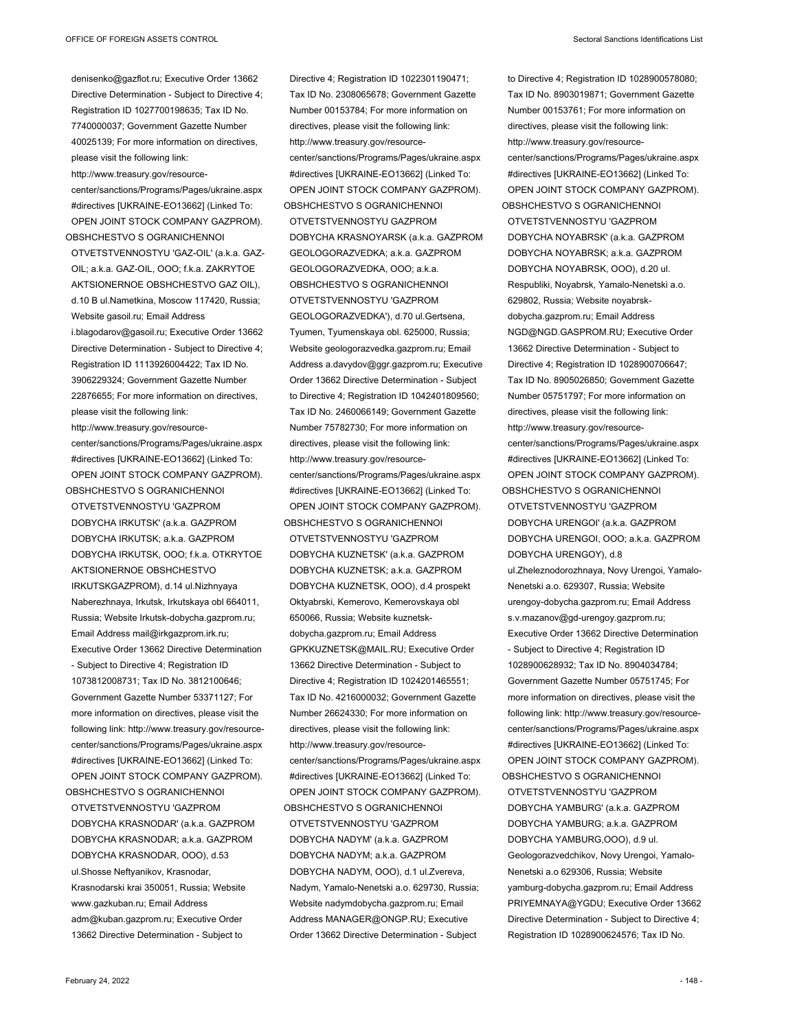denisenko@gazflot.ru; Executive Order 13662 Directive Determination - Subject to Directive 4; Registration ID 1027700198635; Tax ID No. 7740000037; Government Gazette Number 40025139; For more information on directives, please visit the following link: http://www.treasury.gov/resource-center/sanctions/Programs/Pages/ukraine.aspx#directives [UKRAINE-EO13662] (Linked To: OPEN JOINT STOCK COMPANY GAZPROM).

OBSHCHESTVO S OGRANICHENNOI OTVETSTVENNOSTYU 'GAZ-OIL' (a.k.a. GAZ-OIL; a.k.a. GAZ-OIL, OOO; f.k.a. ZAKRYTOE AKTSIONERNOE OBSHCHESTVO GAZ OIL), d.10 B ul.Nametkina, Moscow 117420, Russia; Website gasoil.ru; Email Address i.blagodarov@gasoil.ru; Executive Order 13662 Directive Determination - Subject to Directive 4; Registration ID 1113926004422; Tax ID No. 3906229324; Government Gazette Number 22876655; For more information on directives, please visit the following link: http://www.treasury.gov/resource-center/sanctions/Programs/Pages/ukraine.aspx#directives [UKRAINE-EO13662] (Linked To: OPEN JOINT STOCK COMPANY GAZPROM).

OBSHCHESTVO S OGRANICHENNOI OTVETSTVENNOSTYU 'GAZPROM DOBYCHA IRKUTSK' (a.k.a. GAZPROM DOBYCHA IRKUTSK; a.k.a. GAZPROM DOBYCHA IRKUTSK, OOO; f.k.a. OTKRYTOE AKTSIONERNOE OBSHCHESTVO IRKUTSKGAZPROM), d.14 ul.Nizhnyaya Naberezhnaya, Irkutsk, Irkutskaya obl 664011, Russia; Website Irkutsk-dobycha.gazprom.ru; Email Address mail@irkgazprom.irk.ru; Executive Order 13662 Directive Determination - Subject to Directive 4; Registration ID 1073812008731; Tax ID No. 3812100646; Government Gazette Number 53371127; For more information on directives, please visit the following link: http://www.treasury.gov/resource-center/sanctions/Programs/Pages/ukraine.aspx#directives [UKRAINE-EO13662] (Linked To: OPEN JOINT STOCK COMPANY GAZPROM).

OBSHCHESTVO S OGRANICHENNOI OTVETSTVENNOSTYU 'GAZPROM DOBYCHA KRASNODAR' (a.k.a. GAZPROM DOBYCHA KRASNODAR; a.k.a. GAZPROM DOBYCHA KRASNODAR, OOO), d.53 ul.Shosse Neftyanikov, Krasnodar, Krasnodarski krai 350051, Russia; Website www.gazkuban.ru; Email Address adm@kuban.gazprom.ru; Executive Order 13662 Directive Determination - Subject to Directive 4; Registration ID 1022301190471; Tax ID No. 2308065678; Government Gazette Number 00153784; For more information on directives, please visit the following link: http://www.treasury.gov/resource-center/sanctions/Programs/Pages/ukraine.aspx#directives [UKRAINE-EO13662] (Linked To: OPEN JOINT STOCK COMPANY GAZPROM).

OBSHCHESTVO S OGRANICHENNOI OTVETSTVENNOSTYU GAZPROM DOBYCHA KRASNOYARSK (a.k.a. GAZPROM GEOLOGORAZVEDKA; a.k.a. GAZPROM GEOLOGORAZVEDKA, OOO; a.k.a. OBSHCHESTVO S OGRANICHENNOI OTVETSTVENNOSTYU 'GAZPROM GEOLOGORAZVEDKA'), d.70 ul.Gertsena, Tyumen, Tyumenskaya obl. 625000, Russia; Website geologorazvedka.gazprom.ru; Email Address a.davydov@ggr.gazprom.ru; Executive Order 13662 Directive Determination - Subject to Directive 4; Registration ID 1042401809560; Tax ID No. 2460066149; Government Gazette Number 75782730; For more information on directives, please visit the following link: http://www.treasury.gov/resource-center/sanctions/Programs/Pages/ukraine.aspx#directives [UKRAINE-EO13662] (Linked To: OPEN JOINT STOCK COMPANY GAZPROM).

OBSHCHESTVO S OGRANICHENNOI OTVETSTVENNOSTYU 'GAZPROM DOBYCHA KUZNETSK' (a.k.a. GAZPROM DOBYCHA KUZNETSK; a.k.a. GAZPROM DOBYCHA KUZNETSK, OOO), d.4 prospekt Oktyabrski, Kemerovo, Kemerovskaya obl 650066, Russia; Website kuznetsk-dobycha.gazprom.ru; Email Address GPKKUZNETSK@MAIL.RU; Executive Order 13662 Directive Determination - Subject to Directive 4; Registration ID 1024201465551; Tax ID No. 4216000032; Government Gazette Number 26624330; For more information on directives, please visit the following link: http://www.treasury.gov/resource-center/sanctions/Programs/Pages/ukraine.aspx#directives [UKRAINE-EO13662] (Linked To: OPEN JOINT STOCK COMPANY GAZPROM).

OBSHCHESTVO S OGRANICHENNOI OTVETSTVENNOSTYU 'GAZPROM DOBYCHA NADYM' (a.k.a. GAZPROM DOBYCHA NADYM; a.k.a. GAZPROM DOBYCHA NADYM, OOO), d.1 ul.Zvereva, Nadym, Yamalo-Nenetski a.o. 629730, Russia; Website nadymdobycha.gazprom.ru; Email Address MANAGER@ONGP.RU; Executive Order 13662 Directive Determination - Subject to Directive 4; Registration ID 1028900578080; Tax ID No. 8903019871; Government Gazette Number 00153761; For more information on directives, please visit the following link: http://www.treasury.gov/resource-center/sanctions/Programs/Pages/ukraine.aspx#directives [UKRAINE-EO13662] (Linked To: OPEN JOINT STOCK COMPANY GAZPROM).

OBSHCHESTVO S OGRANICHENNOI OTVETSTVENNOSTYU 'GAZPROM DOBYCHA NOYABRSK' (a.k.a. GAZPROM DOBYCHA NOYABRSK; a.k.a. GAZPROM DOBYCHA NOYABRSK, OOO), d.20 ul. Respubliki, Noyabrsk, Yamalo-Nenetski a.o. 629802, Russia; Website noyabrsk-dobycha.gazprom.ru; Email Address NGD@NGD.GASPROM.RU; Executive Order 13662 Directive Determination - Subject to Directive 4; Registration ID 1028900706647; Tax ID No. 8905026850; Government Gazette Number 05751797; For more information on directives, please visit the following link: http://www.treasury.gov/resource-center/sanctions/Programs/Pages/ukraine.aspx#directives [UKRAINE-EO13662] (Linked To: OPEN JOINT STOCK COMPANY GAZPROM).

OBSHCHESTVO S OGRANICHENNOI OTVETSTVENNOSTYU 'GAZPROM DOBYCHA URENGOI' (a.k.a. GAZPROM DOBYCHA URENGOI, OOO; a.k.a. GAZPROM DOBYCHA URENGOY), d.8 ul.Zheleznodorozhnaya, Novy Urengoi, Yamalo-Nenetski a.o. 629307, Russia; Website urengoy-dobycha.gazprom.ru; Email Address s.v.mazanov@gd-urengoy.gazprom.ru; Executive Order 13662 Directive Determination - Subject to Directive 4; Registration ID 1028900628932; Tax ID No. 8904034784; Government Gazette Number 05751745; For more information on directives, please visit the following link: http://www.treasury.gov/resource-center/sanctions/Programs/Pages/ukraine.aspx#directives [UKRAINE-EO13662] (Linked To: OPEN JOINT STOCK COMPANY GAZPROM).

OBSHCHESTVO S OGRANICHENNOI OTVETSTVENNOSTYU 'GAZPROM DOBYCHA YAMBURG' (a.k.a. GAZPROM DOBYCHA YAMBURG; a.k.a. GAZPROM DOBYCHA YAMBURG,OOO), d.9 ul. Geologorazvedchikov, Novy Urengoi, Yamalo-Nenetski a.o 629306, Russia; Website yamburg-dobycha.gazprom.ru; Email Address PRIYEMNAYA@YGDU; Executive Order 13662 Directive Determination - Subject to Directive 4; Registration ID 1028900624576; Tax ID No.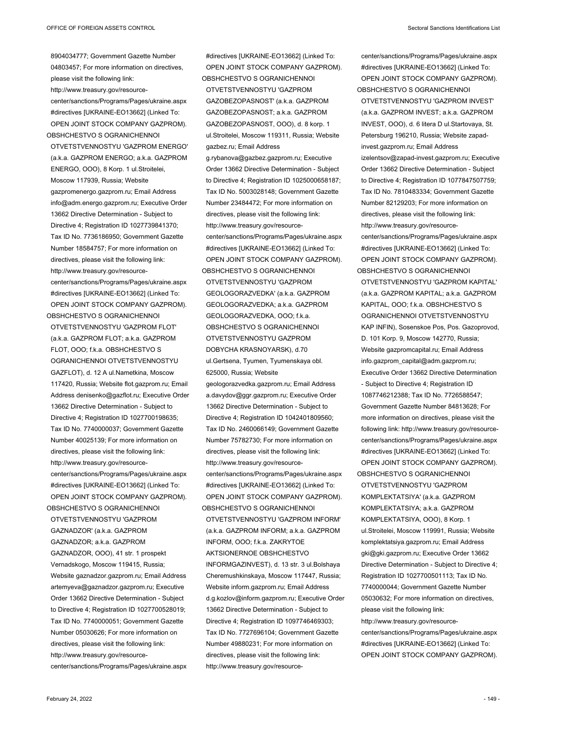8904034777; Government Gazette Number 04803457; For more information on directives, please visit the following link: http://www.treasury.gov/resource-center/sanctions/Programs/Pages/ukraine.aspx#directives [UKRAINE-EO13662] (Linked To: OPEN JOINT STOCK COMPANY GAZPROM).

OBSHCHESTVO S OGRANICHENNOI OTVETSTVENNOSTYU 'GAZPROM ENERGO' (a.k.a. GAZPROM ENERGO; a.k.a. GAZPROM ENERGO, OOO), 8 Korp. 1 ul.Stroitelei, Moscow 117939, Russia; Website gazpromenergo.gazprom.ru; Email Address info@adm.energo.gazprom.ru; Executive Order 13662 Directive Determination - Subject to Directive 4; Registration ID 1027739841370; Tax ID No. 7736186950; Government Gazette Number 18584757; For more information on directives, please visit the following link: http://www.treasury.gov/resource-center/sanctions/Programs/Pages/ukraine.aspx#directives [UKRAINE-EO13662] (Linked To: OPEN JOINT STOCK COMPANY GAZPROM).

OBSHCHESTVO S OGRANICHENNOI OTVETSTVENNOSTYU 'GAZPROM FLOT' (a.k.a. GAZPROM FLOT; a.k.a. GAZPROM FLOT, OOO; f.k.a. OBSHCHESTVO S OGRANICHENNOI OTVETSTVENNOSTYU GAZFLOT), d. 12 A ul.Nametkina, Moscow 117420, Russia; Website flot.gazprom.ru; Email Address denisenko@gazflot.ru; Executive Order 13662 Directive Determination - Subject to Directive 4; Registration ID 1027700198635; Tax ID No. 7740000037; Government Gazette Number 40025139; For more information on directives, please visit the following link: http://www.treasury.gov/resource-center/sanctions/Programs/Pages/ukraine.aspx#directives [UKRAINE-EO13662] (Linked To: OPEN JOINT STOCK COMPANY GAZPROM).

OBSHCHESTVO S OGRANICHENNOI OTVETSTVENNOSTYU 'GAZPROM GAZNADZOR' (a.k.a. GAZPROM GAZNADZOR; a.k.a. GAZPROM GAZNADZOR, OOO), 41 str. 1 prospekt Vernadskogo, Moscow 119415, Russia; Website gaznadzor.gazprom.ru; Email Address artemyeva@gaznadzor.gazprom.ru; Executive Order 13662 Directive Determination - Subject to Directive 4; Registration ID 1027700528019; Tax ID No. 7740000051; Government Gazette Number 05030626; For more information on directives, please visit the following link: http://www.treasury.gov/resource-center/sanctions/Programs/Pages/ukraine.aspx#directives [UKRAINE-EO13662] (Linked To: OPEN JOINT STOCK COMPANY GAZPROM).

OBSHCHESTVO S OGRANICHENNOI OTVETSTVENNOSTYU 'GAZPROM GAZOBEZOPASNOST' (a.k.a. GAZPROM GAZOBEZOPASNOST; a.k.a. GAZPROM GAZOBEZOPASNOST, OOO), d. 8 korp. 1 ul.Stroitelei, Moscow 119311, Russia; Website gazbez.ru; Email Address g.rybanova@gazbez.gazprom.ru; Executive Order 13662 Directive Determination - Subject to Directive 4; Registration ID 1025000658187; Tax ID No. 5003028148; Government Gazette Number 23484472; For more information on directives, please visit the following link: http://www.treasury.gov/resource-center/sanctions/Programs/Pages/ukraine.aspx#directives [UKRAINE-EO13662] (Linked To: OPEN JOINT STOCK COMPANY GAZPROM).

OBSHCHESTVO S OGRANICHENNOI OTVETSTVENNOSTYU 'GAZPROM GEOLOGORAZVEDKA' (a.k.a. GAZPROM GEOLOGORAZVEDKA; a.k.a. GAZPROM GEOLOGORAZVEDKA, OOO; f.k.a. OBSHCHESTVO S OGRANICHENNOI OTVETSTVENNOSTYU GAZPROM DOBYCHA KRASNOYARSK), d.70 ul.Gertsena, Tyumen, Tyumenskaya obl. 625000, Russia; Website geologorazvedka.gazprom.ru; Email Address a.davydov@ggr.gazprom.ru; Executive Order 13662 Directive Determination - Subject to Directive 4; Registration ID 1042401809560; Tax ID No. 2460066149; Government Gazette Number 75782730; For more information on directives, please visit the following link: http://www.treasury.gov/resource-center/sanctions/Programs/Pages/ukraine.aspx#directives [UKRAINE-EO13662] (Linked To: OPEN JOINT STOCK COMPANY GAZPROM).

OBSHCHESTVO S OGRANICHENNOI OTVETSTVENNOSTYU 'GAZPROM INFORM' (a.k.a. GAZPROM INFORM; a.k.a. GAZPROM INFORM, OOO; f.k.a. ZAKRYTOE AKTSIONERNOE OBSHCHESTVO INFORMGAZINVEST), d. 13 str. 3 ul.Bolshaya Cheremushkinskaya, Moscow 117447, Russia; Website inform.gazprom.ru; Email Address d.g.kozlov@inform.gazprom.ru; Executive Order 13662 Directive Determination - Subject to Directive 4; Registration ID 1097746469303; Tax ID No. 7727696104; Government Gazette Number 49880231; For more information on directives, please visit the following link: http://www.treasury.gov/resource-center/sanctions/Programs/Pages/ukraine.aspx#directives [UKRAINE-EO13662] (Linked To: OPEN JOINT STOCK COMPANY GAZPROM).

OBSHCHESTVO S OGRANICHENNOI OTVETSTVENNOSTYU 'GAZPROM INVEST' (a.k.a. GAZPROM INVEST; a.k.a. GAZPROM INVEST, OOO), d. 6 litera D ul.Startovaya, St. Petersburg 196210, Russia; Website zapad-invest.gazprom.ru; Email Address izelentsov@zapad-invest.gazprom.ru; Executive Order 13662 Directive Determination - Subject to Directive 4; Registration ID 1077847507759; Tax ID No. 7810483334; Government Gazette Number 82129203; For more information on directives, please visit the following link: http://www.treasury.gov/resource-center/sanctions/Programs/Pages/ukraine.aspx#directives [UKRAINE-EO13662] (Linked To: OPEN JOINT STOCK COMPANY GAZPROM).

OBSHCHESTVO S OGRANICHENNOI OTVETSTVENNOSTYU 'GAZPROM KAPITAL' (a.k.a. GAZPROM KAPITAL; a.k.a. GAZPROM KAPITAL, OOO; f.k.a. OBSHCHESTVO S OGRANICHENNOI OTVETSTVENNOSTYU KAP INFIN), Sosenskoe Pos, Pos. Gazoprovod, D. 101 Korp. 9, Moscow 142770, Russia; Website gazpromcapital.ru; Email Address info.gazprom_capital@adm.gazprom.ru; Executive Order 13662 Directive Determination - Subject to Directive 4; Registration ID 1087746212388; Tax ID No. 7726588547; Government Gazette Number 84813628; For more information on directives, please visit the following link: http://www.treasury.gov/resource-center/sanctions/Programs/Pages/ukraine.aspx#directives [UKRAINE-EO13662] (Linked To: OPEN JOINT STOCK COMPANY GAZPROM).

OBSHCHESTVO S OGRANICHENNOI OTVETSTVENNOSTYU 'GAZPROM KOMPLEKTATSIYA' (a.k.a. GAZPROM KOMPLEKTATSIYA; a.k.a. GAZPROM KOMPLEKTATSIYA, OOO), 8 Korp. 1 ul.Stroitelei, Moscow 119991, Russia; Website komplektatsiya.gazprom.ru; Email Address gki@gki.gazprom.ru; Executive Order 13662 Directive Determination - Subject to Directive 4; Registration ID 1027700501113; Tax ID No. 7740000044; Government Gazette Number 05030632; For more information on directives, please visit the following link: http://www.treasury.gov/resource-center/sanctions/Programs/Pages/ukraine.aspx#directives [UKRAINE-EO13662] (Linked To: OPEN JOINT STOCK COMPANY GAZPROM).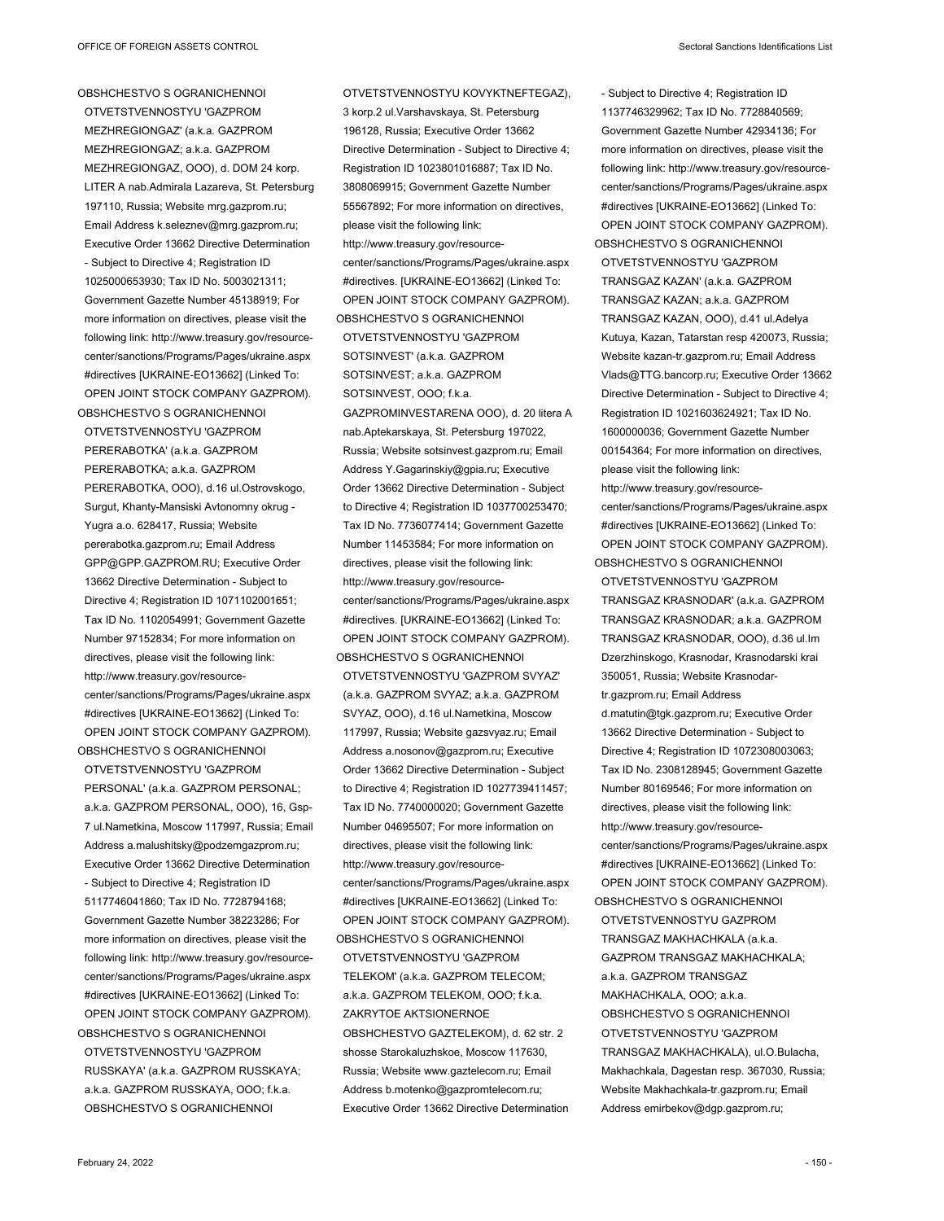OBSHCHESTVO S OGRANICHENNOI OTVETSTVENNOSTYU 'GAZPROM MEZHREGIONGAZ' (a.k.a. GAZPROM MEZHREGIONGAZ; a.k.a. GAZPROM MEZHREGIONGAZ, OOO), d. DOM 24 korp. LITER A nab.Admirala Lazareva, St. Petersburg 197110, Russia; Website mrg.gazprom.ru; Email Address k.seleznev@mrg.gazprom.ru; Executive Order 13662 Directive Determination - Subject to Directive 4; Registration ID 1025000653930; Tax ID No. 5003021311; Government Gazette Number 45138919; For more information on directives, please visit the following link: http://www.treasury.gov/resource-center/sanctions/Programs/Pages/ukraine.aspx #directives [UKRAINE-EO13662] (Linked To: OPEN JOINT STOCK COMPANY GAZPROM).

OBSHCHESTVO S OGRANICHENNOI OTVETSTVENNOSTYU 'GAZPROM PERERABOTKA' (a.k.a. GAZPROM PERERABOTKA; a.k.a. GAZPROM PERERABOTKA, OOO), d.16 ul.Ostrovskogo, Surgut, Khanty-Mansiski Avtonomny okrug - Yugra a.o. 628417, Russia; Website pererabotka.gazprom.ru; Email Address GPP@GPP.GAZPROM.RU; Executive Order 13662 Directive Determination - Subject to Directive 4; Registration ID 1071102001651; Tax ID No. 1102054991; Government Gazette Number 97152834; For more information on directives, please visit the following link: http://www.treasury.gov/resource-center/sanctions/Programs/Pages/ukraine.aspx #directives [UKRAINE-EO13662] (Linked To: OPEN JOINT STOCK COMPANY GAZPROM).

OBSHCHESTVO S OGRANICHENNOI OTVETSTVENNOSTYU 'GAZPROM PERSONAL' (a.k.a. GAZPROM PERSONAL; a.k.a. GAZPROM PERSONAL, OOO), 16, Gsp-7 ul.Nametkina, Moscow 117997, Russia; Email Address a.malushitsky@podzemgazprom.ru; Executive Order 13662 Directive Determination - Subject to Directive 4; Registration ID 5117746041860; Tax ID No. 7728794168; Government Gazette Number 38223286; For more information on directives, please visit the following link: http://www.treasury.gov/resource-center/sanctions/Programs/Pages/ukraine.aspx #directives [UKRAINE-EO13662] (Linked To: OPEN JOINT STOCK COMPANY GAZPROM).

OBSHCHESTVO S OGRANICHENNOI OTVETSTVENNOSTYU 'GAZPROM RUSSKAYA' (a.k.a. GAZPROM RUSSKAYA; a.k.a. GAZPROM RUSSKAYA, OOO; f.k.a. OBSHCHESTVO S OGRANICHENNOI OTVETSTVENNOSTYU KOVYKTNEFTEGAZ), 3 korp.2 ul.Varshavskaya, St. Petersburg 196128, Russia; Executive Order 13662 Directive Determination - Subject to Directive 4; Registration ID 1023801016887; Tax ID No. 3808069915; Government Gazette Number 55567892; For more information on directives, please visit the following link: http://www.treasury.gov/resource-center/sanctions/Programs/Pages/ukraine.aspx #directives. [UKRAINE-EO13662] (Linked To: OPEN JOINT STOCK COMPANY GAZPROM).

OBSHCHESTVO S OGRANICHENNOI OTVETSTVENNOSTYU 'GAZPROM SOTSINVEST' (a.k.a. GAZPROM SOTSINVEST; a.k.a. GAZPROM SOTSINVEST, OOO; f.k.a. GAZPROMINVESTARENA OOO), d. 20 litera A nab.Aptekarskaya, St. Petersburg 197022, Russia; Website sotsinvest.gazprom.ru; Email Address Y.Gagarinskiy@gpia.ru; Executive Order 13662 Directive Determination - Subject to Directive 4; Registration ID 1037700253470; Tax ID No. 7736077414; Government Gazette Number 11453584; For more information on directives, please visit the following link: http://www.treasury.gov/resource-center/sanctions/Programs/Pages/ukraine.aspx #directives. [UKRAINE-EO13662] (Linked To: OPEN JOINT STOCK COMPANY GAZPROM).

OBSHCHESTVO S OGRANICHENNOI OTVETSTVENNOSTYU 'GAZPROM SVYAZ' (a.k.a. GAZPROM SVYAZ; a.k.a. GAZPROM SVYAZ, OOO), d.16 ul.Nametkina, Moscow 117997, Russia; Website gazsvyaz.ru; Email Address a.nosonov@gazprom.ru; Executive Order 13662 Directive Determination - Subject to Directive 4; Registration ID 1027739411457; Tax ID No. 7740000020; Government Gazette Number 04695507; For more information on directives, please visit the following link: http://www.treasury.gov/resource-center/sanctions/Programs/Pages/ukraine.aspx #directives [UKRAINE-EO13662] (Linked To: OPEN JOINT STOCK COMPANY GAZPROM).

OBSHCHESTVO S OGRANICHENNOI OTVETSTVENNOSTYU 'GAZPROM TELEKOM' (a.k.a. GAZPROM TELECOM; a.k.a. GAZPROM TELEKOM, OOO; f.k.a. ZAKRYTOE AKTSIONERNOE OBSHCHESTVO GAZTELEKOM), d. 62 str. 2 shosse Starokaluzhskoe, Moscow 117630, Russia; Website www.gaztelecom.ru; Email Address b.motenko@gazpromtelecom.ru; Executive Order 13662 Directive Determination - Subject to Directive 4; Registration ID 1137746329962; Tax ID No. 7728840569; Government Gazette Number 42934136; For more information on directives, please visit the following link: http://www.treasury.gov/resource-center/sanctions/Programs/Pages/ukraine.aspx #directives [UKRAINE-EO13662] (Linked To: OPEN JOINT STOCK COMPANY GAZPROM).

OBSHCHESTVO S OGRANICHENNOI OTVETSTVENNOSTYU 'GAZPROM TRANSGAZ KAZAN' (a.k.a. GAZPROM TRANSGAZ KAZAN; a.k.a. GAZPROM TRANSGAZ KAZAN, OOO), d.41 ul.Adelya Kutuya, Kazan, Tatarstan resp 420073, Russia; Website kazan-tr.gazprom.ru; Email Address Vlads@TTG.bancorp.ru; Executive Order 13662 Directive Determination - Subject to Directive 4; Registration ID 1021603624921; Tax ID No. 1600000036; Government Gazette Number 00154364; For more information on directives, please visit the following link: http://www.treasury.gov/resource-center/sanctions/Programs/Pages/ukraine.aspx #directives [UKRAINE-EO13662] (Linked To: OPEN JOINT STOCK COMPANY GAZPROM).

OBSHCHESTVO S OGRANICHENNOI OTVETSTVENNOSTYU 'GAZPROM TRANSGAZ KRASNODAR' (a.k.a. GAZPROM TRANSGAZ KRASNODAR; a.k.a. GAZPROM TRANSGAZ KRASNODAR, OOO), d.36 ul.Im Dzerzhinskogo, Krasnodar, Krasnodarski krai 350051, Russia; Website Krasnodar-tr.gazprom.ru; Email Address d.matutin@tgk.gazprom.ru; Executive Order 13662 Directive Determination - Subject to Directive 4; Registration ID 1072308003063; Tax ID No. 2308128945; Government Gazette Number 80169546; For more information on directives, please visit the following link: http://www.treasury.gov/resource-center/sanctions/Programs/Pages/ukraine.aspx #directives [UKRAINE-EO13662] (Linked To: OPEN JOINT STOCK COMPANY GAZPROM).

OBSHCHESTVO S OGRANICHENNOI OTVETSTVENNOSTYU GAZPROM TRANSGAZ MAKHACHKALA (a.k.a. GAZPROM TRANSGAZ MAKHACHKALA; a.k.a. GAZPROM TRANSGAZ MAKHACHKALA, OOO; a.k.a. OBSHCHESTVO S OGRANICHENNOI OTVETSTVENNOSTYU 'GAZPROM TRANSGAZ MAKHACHKALA), ul.O.Bulacha, Makhachkala, Dagestan resp. 367030, Russia; Website Makhachkala-tr.gazprom.ru; Email Address emirbekov@dgp.gazprom.ru;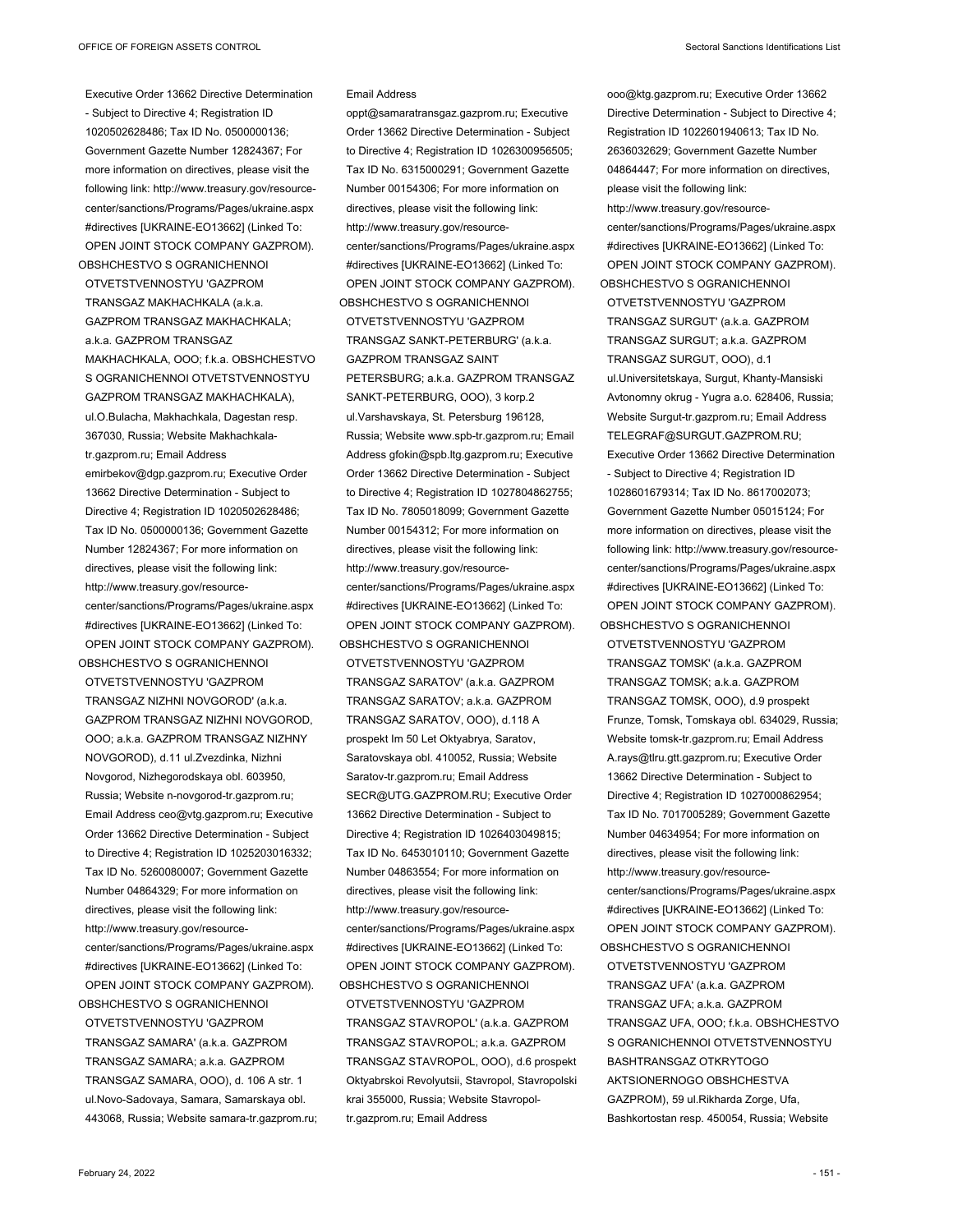Executive Order 13662 Directive Determination - Subject to Directive 4; Registration ID 1020502628486; Tax ID No. 0500000136; Government Gazette Number 12824367; For more information on directives, please visit the following link: http://www.treasury.gov/resource-center/sanctions/Programs/Pages/ukraine.aspx#directives [UKRAINE-EO13662] (Linked To: OPEN JOINT STOCK COMPANY GAZPROM).

OBSHCHESTVO S OGRANICHENNOI OTVETSTVENNOSTYU 'GAZPROM TRANSGAZ MAKHACHKALA (a.k.a. GAZPROM TRANSGAZ MAKHACHKALA; a.k.a. GAZPROM TRANSGAZ MAKHACHKALA, OOO; f.k.a. OBSHCHESTVO S OGRANICHENNOI OTVETSTVENNOSTYU GAZPROM TRANSGAZ MAKHACHKALA), ul.O.Bulacha, Makhachkala, Dagestan resp. 367030, Russia; Website Makhachkala-tr.gazprom.ru; Email Address emirbekov@dgp.gazprom.ru; Executive Order 13662 Directive Determination - Subject to Directive 4; Registration ID 1020502628486; Tax ID No. 0500000136; Government Gazette Number 12824367; For more information on directives, please visit the following link: http://www.treasury.gov/resource-center/sanctions/Programs/Pages/ukraine.aspx#directives [UKRAINE-EO13662] (Linked To: OPEN JOINT STOCK COMPANY GAZPROM).

OBSHCHESTVO S OGRANICHENNOI OTVETSTVENNOSTYU 'GAZPROM TRANSGAZ NIZHNI NOVGOROD' (a.k.a. GAZPROM TRANSGAZ NIZHNI NOVGOROD, OOO; a.k.a. GAZPROM TRANSGAZ NIZHNY NOVGOROD), d.11 ul.Zvezdinka, Nizhni Novgorod, Nizhegorodskaya obl. 603950, Russia; Website n-novgorod-tr.gazprom.ru; Email Address ceo@vtg.gazprom.ru; Executive Order 13662 Directive Determination - Subject to Directive 4; Registration ID 1025203016332; Tax ID No. 5260080007; Government Gazette Number 04864329; For more information on directives, please visit the following link: http://www.treasury.gov/resource-center/sanctions/Programs/Pages/ukraine.aspx#directives [UKRAINE-EO13662] (Linked To: OPEN JOINT STOCK COMPANY GAZPROM).

OBSHCHESTVO S OGRANICHENNOI OTVETSTVENNOSTYU 'GAZPROM TRANSGAZ SAMARA' (a.k.a. GAZPROM TRANSGAZ SAMARA; a.k.a. GAZPROM TRANSGAZ SAMARA, OOO), d. 106 A str. 1 ul.Novo-Sadovaya, Samara, Samarskaya obl. 443068, Russia; Website samara-tr.gazprom.ru; Email Address oppt@samaratransgaz.gazprom.ru; Executive Order 13662 Directive Determination - Subject to Directive 4; Registration ID 1026300956505; Tax ID No. 6315000291; Government Gazette Number 00154306; For more information on directives, please visit the following link: http://www.treasury.gov/resource-center/sanctions/Programs/Pages/ukraine.aspx#directives [UKRAINE-EO13662] (Linked To: OPEN JOINT STOCK COMPANY GAZPROM).

OBSHCHESTVO S OGRANICHENNOI OTVETSTVENNOSTYU 'GAZPROM TRANSGAZ SANKT-PETERBURG' (a.k.a. GAZPROM TRANSGAZ SAINT PETERSBURG; a.k.a. GAZPROM TRANSGAZ SANKT-PETERBURG, OOO), 3 korp.2 ul.Varshavskaya, St. Petersburg 196128, Russia; Website www.spb-tr.gazprom.ru; Email Address gfokin@spb.ltg.gazprom.ru; Executive Order 13662 Directive Determination - Subject to Directive 4; Registration ID 1027804862755; Tax ID No. 7805018099; Government Gazette Number 00154312; For more information on directives, please visit the following link: http://www.treasury.gov/resource-center/sanctions/Programs/Pages/ukraine.aspx#directives [UKRAINE-EO13662] (Linked To: OPEN JOINT STOCK COMPANY GAZPROM).

OBSHCHESTVO S OGRANICHENNOI OTVETSTVENNOSTYU 'GAZPROM TRANSGAZ SARATOV' (a.k.a. GAZPROM TRANSGAZ SARATOV; a.k.a. GAZPROM TRANSGAZ SARATOV, OOO), d.118 A prospekt Im 50 Let Oktyabrya, Saratov, Saratovskaya obl. 410052, Russia; Website Saratov-tr.gazprom.ru; Email Address SECR@UTG.GAZPROM.RU; Executive Order 13662 Directive Determination - Subject to Directive 4; Registration ID 1026403049815; Tax ID No. 6453010110; Government Gazette Number 04863554; For more information on directives, please visit the following link: http://www.treasury.gov/resource-center/sanctions/Programs/Pages/ukraine.aspx#directives [UKRAINE-EO13662] (Linked To: OPEN JOINT STOCK COMPANY GAZPROM).

OBSHCHESTVO S OGRANICHENNOI OTVETSTVENNOSTYU 'GAZPROM TRANSGAZ STAVROPOL' (a.k.a. GAZPROM TRANSGAZ STAVROPOL; a.k.a. GAZPROM TRANSGAZ STAVROPOL, OOO), d.6 prospekt Oktyabrskoi Revolyutsii, Stavropol, Stavropolski krai 355000, Russia; Website Stavropol-tr.gazprom.ru; Email Address ooo@ktg.gazprom.ru; Executive Order 13662 Directive Determination - Subject to Directive 4; Registration ID 1022601940613; Tax ID No. 2636032629; Government Gazette Number 04864447; For more information on directives, please visit the following link: http://www.treasury.gov/resource-center/sanctions/Programs/Pages/ukraine.aspx#directives [UKRAINE-EO13662] (Linked To: OPEN JOINT STOCK COMPANY GAZPROM).

OBSHCHESTVO S OGRANICHENNOI OTVETSTVENNOSTYU 'GAZPROM TRANSGAZ SURGUT' (a.k.a. GAZPROM TRANSGAZ SURGUT; a.k.a. GAZPROM TRANSGAZ SURGUT, OOO), d.1 ul.Universitetskaya, Surgut, Khanty-Mansiski Avtonomny okrug - Yugra a.o. 628406, Russia; Website Surgut-tr.gazprom.ru; Email Address TELEGRAF@SURGUT.GAZPROM.RU; Executive Order 13662 Directive Determination - Subject to Directive 4; Registration ID 1028601679314; Tax ID No. 8617002073; Government Gazette Number 05015124; For more information on directives, please visit the following link: http://www.treasury.gov/resource-center/sanctions/Programs/Pages/ukraine.aspx#directives [UKRAINE-EO13662] (Linked To: OPEN JOINT STOCK COMPANY GAZPROM).

OBSHCHESTVO S OGRANICHENNOI OTVETSTVENNOSTYU 'GAZPROM TRANSGAZ TOMSK' (a.k.a. GAZPROM TRANSGAZ TOMSK; a.k.a. GAZPROM TRANSGAZ TOMSK, OOO), d.9 prospekt Frunze, Tomsk, Tomskaya obl. 634029, Russia; Website tomsk-tr.gazprom.ru; Email Address A.rays@tlru.gtt.gazprom.ru; Executive Order 13662 Directive Determination - Subject to Directive 4; Registration ID 1027000862954; Tax ID No. 7017005289; Government Gazette Number 04634954; For more information on directives, please visit the following link: http://www.treasury.gov/resource-center/sanctions/Programs/Pages/ukraine.aspx#directives [UKRAINE-EO13662] (Linked To: OPEN JOINT STOCK COMPANY GAZPROM).

OBSHCHESTVO S OGRANICHENNOI OTVETSTVENNOSTYU 'GAZPROM TRANSGAZ UFA' (a.k.a. GAZPROM TRANSGAZ UFA; a.k.a. GAZPROM TRANSGAZ UFA, OOO; f.k.a. OBSHCHESTVO S OGRANICHENNOI OTVETSTVENNOSTYU BASHTRANSGAZ OTKRYTOGO AKTSIONERNOGO OBSHCHESTVA GAZPROM), 59 ul.Rikharda Zorge, Ufa, Bashkortostan resp. 450054, Russia; Website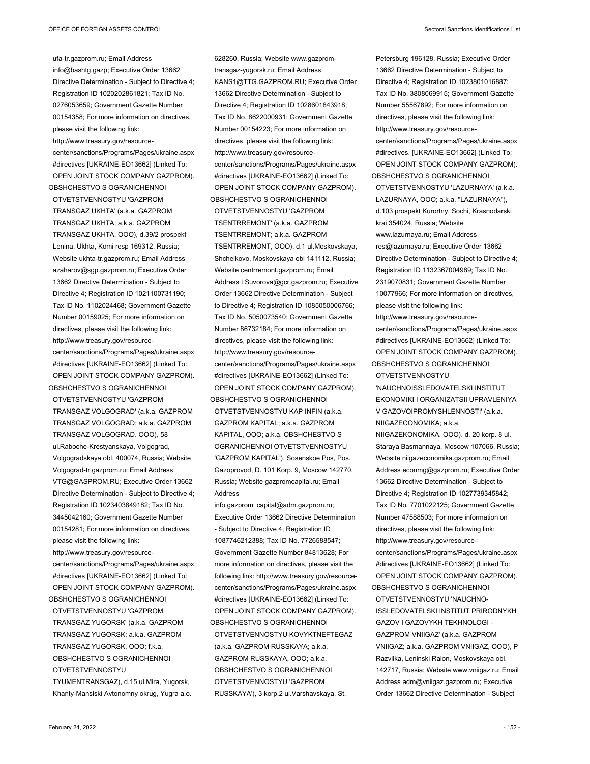ufa-tr.gazprom.ru; Email Address info@bashtg.gazp; Executive Order 13662 Directive Determination - Subject to Directive 4; Registration ID 1020202861821; Tax ID No. 0276053659; Government Gazette Number 00154358; For more information on directives, please visit the following link: http://www.treasury.gov/resource-center/sanctions/Programs/Pages/ukraine.aspx#directives [UKRAINE-EO13662] (Linked To: OPEN JOINT STOCK COMPANY GAZPROM).

OBSHCHESTVO S OGRANICHENNOI OTVETSTVENNOSTYU 'GAZPROM TRANSGAZ UKHTA' (a.k.a. GAZPROM TRANSGAZ UKHTA; a.k.a. GAZPROM TRANSGAZ UKHTA, OOO), d.39/2 prospekt Lenina, Ukhta, Komi resp 169312, Russia; Website ukhta-tr.gazprom.ru; Email Address azaharov@sgp.gazprom.ru; Executive Order 13662 Directive Determination - Subject to Directive 4; Registration ID 1021100731190; Tax ID No. 1102024468; Government Gazette Number 00159025; For more information on directives, please visit the following link: http://www.treasury.gov/resource-center/sanctions/Programs/Pages/ukraine.aspx#directives [UKRAINE-EO13662] (Linked To: OPEN JOINT STOCK COMPANY GAZPROM).

OBSHCHESTVO S OGRANICHENNOI OTVETSTVENNOSTYU 'GAZPROM TRANSGAZ VOLGOGRAD' (a.k.a. GAZPROM TRANSGAZ VOLGOGRAD; a.k.a. GAZPROM TRANSGAZ VOLGOGRAD, OOO), 58 ul.Raboche-Krestyanskaya, Volgograd, Volgogradskaya obl. 400074, Russia; Website Volgograd-tr.gazprom.ru; Email Address VTG@GASPROM.RU; Executive Order 13662 Directive Determination - Subject to Directive 4; Registration ID 1023403849182; Tax ID No. 3445042160; Government Gazette Number 00154281; For more information on directives, please visit the following link: http://www.treasury.gov/resource-center/sanctions/Programs/Pages/ukraine.aspx#directives [UKRAINE-EO13662] (Linked To: OPEN JOINT STOCK COMPANY GAZPROM).

OBSHCHESTVO S OGRANICHENNOI OTVETSTVENNOSTYU 'GAZPROM TRANSGAZ YUGORSK' (a.k.a. GAZPROM TRANSGAZ YUGORSK; a.k.a. GAZPROM TRANSGAZ YUGORSK, OOO; f.k.a. OBSHCHESTVO S OGRANICHENNOI OTVETSTVENNOSTYU TYUMENTRANSGAZ), d.15 ul.Mira, Yugorsk, Khanty-Mansiski Avtonomny okrug, Yugra a.o. 628260, Russia; Website www.gazprom-transgaz-yugorsk.ru; Email Address KANS1@TTG.GAZPROM.RU; Executive Order 13662 Directive Determination - Subject to Directive 4; Registration ID 1028601843918; Tax ID No. 8622000931; Government Gazette Number 00154223; For more information on directives, please visit the following link: http://www.treasury.gov/resource-center/sanctions/Programs/Pages/ukraine.aspx#directives [UKRAINE-EO13662] (Linked To: OPEN JOINT STOCK COMPANY GAZPROM).

OBSHCHESTVO S OGRANICHENNOI OTVETSTVENNOSTYU 'GAZPROM TSENTRREMONT' (a.k.a. GAZPROM TSENTRREMONT; a.k.a. GAZPROM TSENTRREMONT, OOO), d.1 ul.Moskovskaya, Shchelkovo, Moskovskaya obl 141112, Russia; Website centrremont.gazprom.ru; Email Address I.Suvorova@gcr.gazprom.ru; Executive Order 13662 Directive Determination - Subject to Directive 4; Registration ID 1085050006766; Tax ID No. 5050073540; Government Gazette Number 86732184; For more information on directives, please visit the following link: http://www.treasury.gov/resource-center/sanctions/Programs/Pages/ukraine.aspx#directives [UKRAINE-EO13662] (Linked To: OPEN JOINT STOCK COMPANY GAZPROM).

OBSHCHESTVO S OGRANICHENNOI OTVETSTVENNOSTYU KAP INFIN (a.k.a. GAZPROM KAPITAL; a.k.a. GAZPROM KAPITAL, OOO; a.k.a. OBSHCHESTVO S OGRANICHENNOI OTVETSTVENNOSTYU 'GAZPROM KAPITAL'), Sosenskoe Pos, Pos. Gazoprovod, D. 101 Korp. 9, Moscow 142770, Russia; Website gazpromcapital.ru; Email Address info.gazprom_capital@adm.gazprom.ru; Executive Order 13662 Directive Determination - Subject to Directive 4; Registration ID 1087746212388; Tax ID No. 7726588547; Government Gazette Number 84813628; For more information on directives, please visit the following link: http://www.treasury.gov/resource-center/sanctions/Programs/Pages/ukraine.aspx#directives [UKRAINE-EO13662] (Linked To: OPEN JOINT STOCK COMPANY GAZPROM).

OBSHCHESTVO S OGRANICHENNOI OTVETSTVENNOSTYU KOVYKTNEFTEGAZ (a.k.a. GAZPROM RUSSKAYA; a.k.a. GAZPROM RUSSKAYA, OOO; a.k.a. OBSHCHESTVO S OGRANICHENNOI OTVETSTVENNOSTYU 'GAZPROM RUSSKAYA'), 3 korp.2 ul.Varshavskaya, St. Petersburg 196128, Russia; Executive Order 13662 Directive Determination - Subject to Directive 4; Registration ID 1023801016887; Tax ID No. 3808069915; Government Gazette Number 55567892; For more information on directives, please visit the following link: http://www.treasury.gov/resource-center/sanctions/Programs/Pages/ukraine.aspx#directives. [UKRAINE-EO13662] (Linked To: OPEN JOINT STOCK COMPANY GAZPROM).

OBSHCHESTVO S OGRANICHENNOI OTVETSTVENNOSTYU 'LAZURNAYA' (a.k.a. LAZURNAYA, OOO; a.k.a. "LAZURNAYA"), d.103 prospekt Kurortny, Sochi, Krasnodarski krai 354024, Russia; Website www.lazurnaya.ru; Email Address res@lazurnaya.ru; Executive Order 13662 Directive Determination - Subject to Directive 4; Registration ID 1132367004989; Tax ID No. 2319070831; Government Gazette Number 10077966; For more information on directives, please visit the following link: http://www.treasury.gov/resource-center/sanctions/Programs/Pages/ukraine.aspx#directives [UKRAINE-EO13662] (Linked To: OPEN JOINT STOCK COMPANY GAZPROM).

OBSHCHESTVO S OGRANICHENNOI OTVETSTVENNOSTYU 'NAUCHNOISSLEDOVATELSKI INSTITUT EKONOMIKI I ORGANIZATSII UPRAVLENIYA V GAZOVOIPROMYSHLENNOSTI' (a.k.a. NIIGAZECONOMIKA; a.k.a. NIIGAZEKONOMIKA, OOO), d. 20 korp. 8 ul. Staraya Basmannaya, Moscow 107066, Russia; Website niigazeconomika.gazprom.ru; Email Address econmg@gazprom.ru; Executive Order 13662 Directive Determination - Subject to Directive 4; Registration ID 1027739345842; Tax ID No. 7701022125; Government Gazette Number 47588503; For more information on directives, please visit the following link: http://www.treasury.gov/resource-center/sanctions/Programs/Pages/ukraine.aspx#directives [UKRAINE-EO13662] (Linked To: OPEN JOINT STOCK COMPANY GAZPROM).

OBSHCHESTVO S OGRANICHENNOI OTVETSTVENNOSTYU 'NAUCHNO-ISSLEDOVATELSKI INSTITUT PRIRODNYKH GAZOV I GAZOVYKH TEKHNOLOGI - GAZPROM VNIIGAZ' (a.k.a. GAZPROM VNIIGAZ; a.k.a. GAZPROM VNIIGAZ, OOO), P Razvilka, Leninski Raion, Moskovskaya obl. 142717, Russia; Website www.vniigaz.ru; Email Address adm@vniigaz.gazprom.ru; Executive Order 13662 Directive Determination - Subject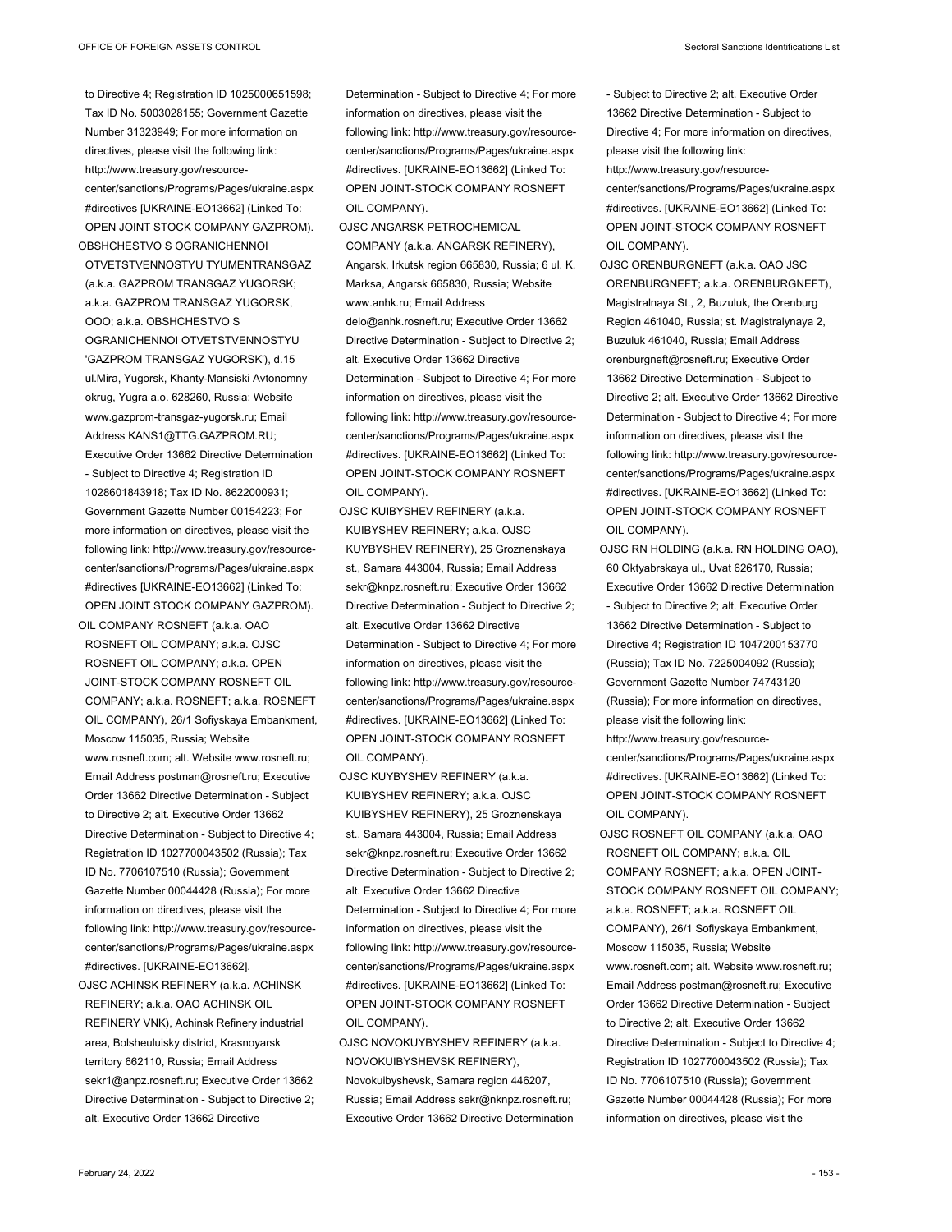to Directive 4; Registration ID 1025000651598; Tax ID No. 5003028155; Government Gazette Number 31323949; For more information on directives, please visit the following link: http://www.treasury.gov/resource-center/sanctions/Programs/Pages/ukraine.aspx #directives [UKRAINE-EO13662] (Linked To: OPEN JOINT STOCK COMPANY GAZPROM).

OBSHCHESTVO S OGRANICHENNOI OTVETSTVENNOSTYU TYUMENTRANSGAZ (a.k.a. GAZPROM TRANSGAZ YUGORSK; a.k.a. GAZPROM TRANSGAZ YUGORSK, OOO; a.k.a. OBSHCHESTVO S OGRANICHENNOI OTVETSTVENNOSTYU 'GAZPROM TRANSGAZ YUGORSK'), d.15 ul.Mira, Yugorsk, Khanty-Mansiski Avtonomny okrug, Yugra a.o. 628260, Russia; Website www.gazprom-transgaz-yugorsk.ru; Email Address KANS1@TTG.GAZPROM.RU; Executive Order 13662 Directive Determination - Subject to Directive 4; Registration ID 1028601843918; Tax ID No. 8622000931; Government Gazette Number 00154223; For more information on directives, please visit the following link: http://www.treasury.gov/resource-center/sanctions/Programs/Pages/ukraine.aspx #directives [UKRAINE-EO13662] (Linked To: OPEN JOINT STOCK COMPANY GAZPROM).

OIL COMPANY ROSNEFT (a.k.a. OAO ROSNEFT OIL COMPANY; a.k.a. OJSC ROSNEFT OIL COMPANY; a.k.a. OPEN JOINT-STOCK COMPANY ROSNEFT OIL COMPANY; a.k.a. ROSNEFT; a.k.a. ROSNEFT OIL COMPANY), 26/1 Sofiyskaya Embankment, Moscow 115035, Russia; Website www.rosneft.com; alt. Website www.rosneft.ru; Email Address postman@rosneft.ru; Executive Order 13662 Directive Determination - Subject to Directive 2; alt. Executive Order 13662 Directive Determination - Subject to Directive 4; Registration ID 1027700043502 (Russia); Tax ID No. 7706107510 (Russia); Government Gazette Number 00044428 (Russia); For more information on directives, please visit the following link: http://www.treasury.gov/resource-center/sanctions/Programs/Pages/ukraine.aspx #directives. [UKRAINE-EO13662].

OJSC ACHINSK REFINERY (a.k.a. ACHINSK REFINERY; a.k.a. OAO ACHINSK OIL REFINERY VNK), Achinsk Refinery industrial area, Bolsheuluisky district, Krasnoyarsk territory 662110, Russia; Email Address sekr1@anpz.rosneft.ru; Executive Order 13662 Directive Determination - Subject to Directive 2; alt. Executive Order 13662 Directive Determination - Subject to Directive 4; For more information on directives, please visit the following link: http://www.treasury.gov/resource-center/sanctions/Programs/Pages/ukraine.aspx #directives. [UKRAINE-EO13662] (Linked To: OPEN JOINT-STOCK COMPANY ROSNEFT OIL COMPANY).

OJSC ANGARSK PETROCHEMICAL COMPANY (a.k.a. ANGARSK REFINERY), Angarsk, Irkutsk region 665830, Russia; 6 ul. K. Marksa, Angarsk 665830, Russia; Website www.anhk.ru; Email Address delo@anhk.rosneft.ru; Executive Order 13662 Directive Determination - Subject to Directive 2; alt. Executive Order 13662 Directive Determination - Subject to Directive 4; For more information on directives, please visit the following link: http://www.treasury.gov/resource-center/sanctions/Programs/Pages/ukraine.aspx #directives. [UKRAINE-EO13662] (Linked To: OPEN JOINT-STOCK COMPANY ROSNEFT OIL COMPANY).

OJSC KUIBYSHEV REFINERY (a.k.a. KUIBYSHEV REFINERY; a.k.a. OJSC KUYBYSHEV REFINERY), 25 Groznenskaya st., Samara 443004, Russia; Email Address sekr@knpz.rosneft.ru; Executive Order 13662 Directive Determination - Subject to Directive 2; alt. Executive Order 13662 Directive Determination - Subject to Directive 4; For more information on directives, please visit the following link: http://www.treasury.gov/resource-center/sanctions/Programs/Pages/ukraine.aspx #directives. [UKRAINE-EO13662] (Linked To: OPEN JOINT-STOCK COMPANY ROSNEFT OIL COMPANY).

OJSC KUYBYSHEV REFINERY (a.k.a. KUIBYSHEV REFINERY; a.k.a. OJSC KUIBYSHEV REFINERY), 25 Groznenskaya st., Samara 443004, Russia; Email Address sekr@knpz.rosneft.ru; Executive Order 13662 Directive Determination - Subject to Directive 2; alt. Executive Order 13662 Directive Determination - Subject to Directive 4; For more information on directives, please visit the following link: http://www.treasury.gov/resource-center/sanctions/Programs/Pages/ukraine.aspx #directives. [UKRAINE-EO13662] (Linked To: OPEN JOINT-STOCK COMPANY ROSNEFT OIL COMPANY).

OJSC NOVOKUYBYSHEV REFINERY (a.k.a. NOVOKUIBYSHEVSK REFINERY), Novokuibyshevsk, Samara region 446207, Russia; Email Address sekr@nknpz.rosneft.ru; Executive Order 13662 Directive Determination - Subject to Directive 2; alt. Executive Order 13662 Directive Determination - Subject to Directive 4; For more information on directives, please visit the following link: http://www.treasury.gov/resource-center/sanctions/Programs/Pages/ukraine.aspx #directives. [UKRAINE-EO13662] (Linked To: OPEN JOINT-STOCK COMPANY ROSNEFT OIL COMPANY).

OJSC ORENBURGNEFT (a.k.a. OAO JSC ORENBURGNEFT; a.k.a. ORENBURGNEFT), Magistralnaya St., 2, Buzuluk, the Orenburg Region 461040, Russia; st. Magistralynaya 2, Buzuluk 461040, Russia; Email Address orenburgneft@rosneft.ru; Executive Order 13662 Directive Determination - Subject to Directive 2; alt. Executive Order 13662 Directive Determination - Subject to Directive 4; For more information on directives, please visit the following link: http://www.treasury.gov/resource-center/sanctions/Programs/Pages/ukraine.aspx #directives. [UKRAINE-EO13662] (Linked To: OPEN JOINT-STOCK COMPANY ROSNEFT OIL COMPANY).

OJSC RN HOLDING (a.k.a. RN HOLDING OAO), 60 Oktyabrskaya ul., Uvat 626170, Russia; Executive Order 13662 Directive Determination - Subject to Directive 2; alt. Executive Order 13662 Directive Determination - Subject to Directive 4; Registration ID 1047200153770 (Russia); Tax ID No. 7225004092 (Russia); Government Gazette Number 74743120 (Russia); For more information on directives, please visit the following link: http://www.treasury.gov/resource-center/sanctions/Programs/Pages/ukraine.aspx #directives. [UKRAINE-EO13662] (Linked To: OPEN JOINT-STOCK COMPANY ROSNEFT OIL COMPANY).

OJSC ROSNEFT OIL COMPANY (a.k.a. OAO ROSNEFT OIL COMPANY; a.k.a. OIL COMPANY ROSNEFT; a.k.a. OPEN JOINT-STOCK COMPANY ROSNEFT OIL COMPANY; a.k.a. ROSNEFT; a.k.a. ROSNEFT OIL COMPANY), 26/1 Sofiyskaya Embankment, Moscow 115035, Russia; Website www.rosneft.com; alt. Website www.rosneft.ru; Email Address postman@rosneft.ru; Executive Order 13662 Directive Determination - Subject to Directive 2; alt. Executive Order 13662 Directive Determination - Subject to Directive 4; Registration ID 1027700043502 (Russia); Tax ID No. 7706107510 (Russia); Government Gazette Number 00044428 (Russia); For more information on directives, please visit the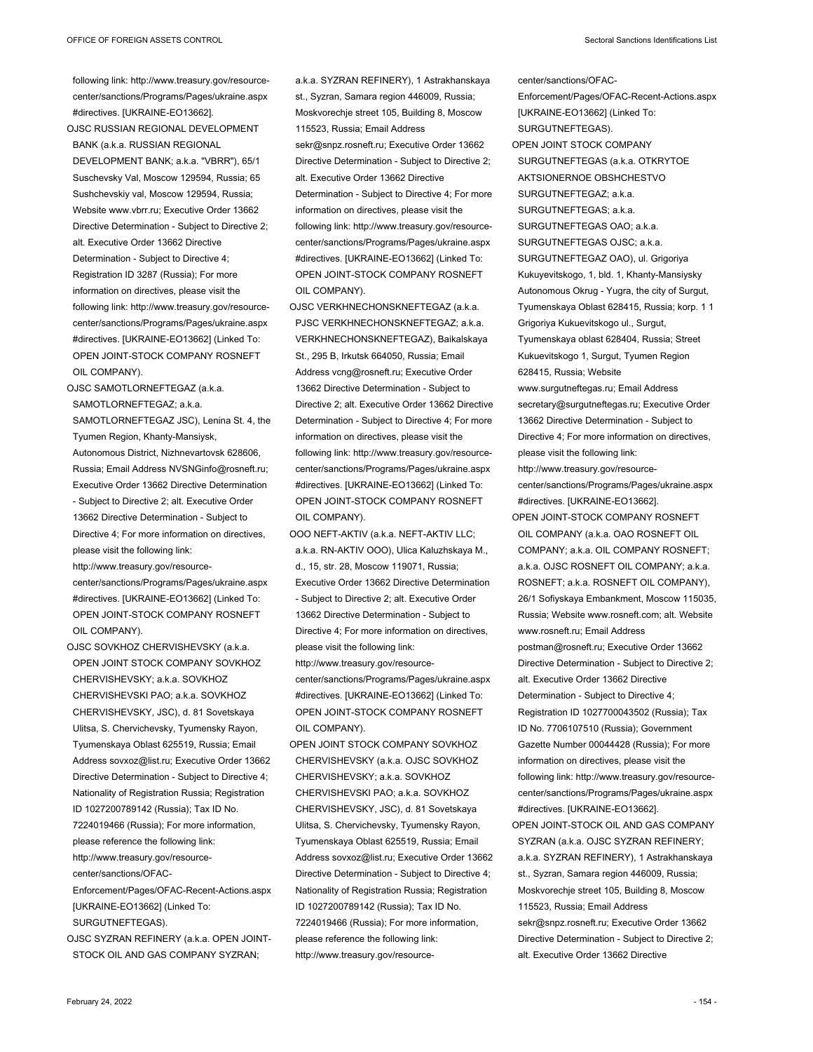following link: http://www.treasury.gov/resource-center/sanctions/Programs/Pages/ukraine.aspx #directives. [UKRAINE-EO13662].

OJSC RUSSIAN REGIONAL DEVELOPMENT BANK (a.k.a. RUSSIAN REGIONAL DEVELOPMENT BANK; a.k.a. "VBRR"), 65/1 Suschevsky Val, Moscow 129594, Russia; 65 Sushchevskiy val, Moscow 129594, Russia; Website www.vbrr.ru; Executive Order 13662 Directive Determination - Subject to Directive 2; alt. Executive Order 13662 Directive Determination - Subject to Directive 4; Registration ID 3287 (Russia); For more information on directives, please visit the following link: http://www.treasury.gov/resource-center/sanctions/Programs/Pages/ukraine.aspx #directives. [UKRAINE-EO13662] (Linked To: OPEN JOINT-STOCK COMPANY ROSNEFT OIL COMPANY).

OJSC SAMOTLORNEFTEGAZ (a.k.a. SAMOTLORNEFTEGAZ; a.k.a. SAMOTLORNEFTEGAZ JSC), Lenina St. 4, the Tyumen Region, Khanty-Mansiysk, Autonomous District, Nizhnevartovsk 628606, Russia; Email Address NVSNGinfo@rosneft.ru; Executive Order 13662 Directive Determination - Subject to Directive 2; alt. Executive Order 13662 Directive Determination - Subject to Directive 4; For more information on directives, please visit the following link: http://www.treasury.gov/resource-center/sanctions/Programs/Pages/ukraine.aspx #directives. [UKRAINE-EO13662] (Linked To: OPEN JOINT-STOCK COMPANY ROSNEFT OIL COMPANY).

OJSC SOVKHOZ CHERVISHEVSKY (a.k.a. OPEN JOINT STOCK COMPANY SOVKHOZ CHERVISHEVSKY; a.k.a. SOVKHOZ CHERVISHEVSKI PAO; a.k.a. SOVKHOZ CHERVISHEVSKY, JSC), d. 81 Sovetskaya Ulitsa, S. Chervichevsky, Tyumensky Rayon, Tyumenskaya Oblast 625519, Russia; Email Address sovxoz@list.ru; Executive Order 13662 Directive Determination - Subject to Directive 4; Nationality of Registration Russia; Registration ID 1027200789142 (Russia); Tax ID No. 7224019466 (Russia); For more information, please reference the following link: http://www.treasury.gov/resource-center/sanctions/OFAC-Enforcement/Pages/OFAC-Recent-Actions.aspx [UKRAINE-EO13662] (Linked To: SURGUTNEFTEGAS).

OJSC SYZRAN REFINERY (a.k.a. OPEN JOINT-STOCK OIL AND GAS COMPANY SYZRAN; a.k.a. SYZRAN REFINERY), 1 Astrakhanskaya st., Syzran, Samara region 446009, Russia; Moskvorechje street 105, Building 8, Moscow 115523, Russia; Email Address sekr@snpz.rosneft.ru; Executive Order 13662 Directive Determination - Subject to Directive 2; alt. Executive Order 13662 Directive Determination - Subject to Directive 4; For more information on directives, please visit the following link: http://www.treasury.gov/resource-center/sanctions/Programs/Pages/ukraine.aspx #directives. [UKRAINE-EO13662] (Linked To: OPEN JOINT-STOCK COMPANY ROSNEFT OIL COMPANY).

OJSC VERKHNECHONSKNEFTEGAZ (a.k.a. PJSC VERKHNECHONSKNEFTEGAZ; a.k.a. VERKHNECHONSKNEFTEGAZ), Baikalskaya St., 295 B, Irkutsk 664050, Russia; Email Address vcng@rosneft.ru; Executive Order 13662 Directive Determination - Subject to Directive 2; alt. Executive Order 13662 Directive Determination - Subject to Directive 4; For more information on directives, please visit the following link: http://www.treasury.gov/resource-center/sanctions/Programs/Pages/ukraine.aspx #directives. [UKRAINE-EO13662] (Linked To: OPEN JOINT-STOCK COMPANY ROSNEFT OIL COMPANY).

OOO NEFT-AKTIV (a.k.a. NEFT-AKTIV LLC; a.k.a. RN-AKTIV OOO), Ulica Kaluzhskaya M., d., 15, str. 28, Moscow 119071, Russia; Executive Order 13662 Directive Determination - Subject to Directive 2; alt. Executive Order 13662 Directive Determination - Subject to Directive 4; For more information on directives, please visit the following link: http://www.treasury.gov/resource-center/sanctions/Programs/Pages/ukraine.aspx #directives. [UKRAINE-EO13662] (Linked To: OPEN JOINT-STOCK COMPANY ROSNEFT OIL COMPANY).

OPEN JOINT STOCK COMPANY SOVKHOZ CHERVISHEVSKY (a.k.a. OJSC SOVKHOZ CHERVISHEVSKY; a.k.a. SOVKHOZ CHERVISHEVSKI PAO; a.k.a. SOVKHOZ CHERVISHEVSKY, JSC), d. 81 Sovetskaya Ulitsa, S. Chervichevsky, Tyumensky Rayon, Tyumenskaya Oblast 625519, Russia; Email Address sovxoz@list.ru; Executive Order 13662 Directive Determination - Subject to Directive 4; Nationality of Registration Russia; Registration ID 1027200789142 (Russia); Tax ID No. 7224019466 (Russia); For more information, please reference the following link: http://www.treasury.gov/resource-center/sanctions/OFAC-Enforcement/Pages/OFAC-Recent-Actions.aspx [UKRAINE-EO13662] (Linked To: SURGUTNEFTEGAS).

OPEN JOINT STOCK COMPANY SURGUTNEFTEGAS (a.k.a. OTKRYTOE AKTSIONERNOE OBSHCHESTVO SURGUTNEFTEGAZ; a.k.a. SURGUTNEFTEGAS; a.k.a. SURGUTNEFTEGAS OAO; a.k.a. SURGUTNEFTEGAS OJSC; a.k.a. SURGUTNEFTEGAZ OAO), ul. Grigoriya Kukuyevitskogo, 1, bld. 1, Khanty-Mansiysky Autonomous Okrug - Yugra, the city of Surgut, Tyumenskaya Oblast 628415, Russia; korp. 1 1 Grigoriya Kukuevitskogo ul., Surgut, Tyumenskaya oblast 628404, Russia; Street Kukuevitskogo 1, Surgut, Tyumen Region 628415, Russia; Website www.surgutneftegas.ru; Email Address secretary@surgutneftegas.ru; Executive Order 13662 Directive Determination - Subject to Directive 4; For more information on directives, please visit the following link: http://www.treasury.gov/resource-center/sanctions/Programs/Pages/ukraine.aspx #directives. [UKRAINE-EO13662].

OPEN JOINT-STOCK COMPANY ROSNEFT OIL COMPANY (a.k.a. OAO ROSNEFT OIL COMPANY; a.k.a. OIL COMPANY ROSNEFT; a.k.a. OJSC ROSNEFT OIL COMPANY; a.k.a. ROSNEFT; a.k.a. ROSNEFT OIL COMPANY), 26/1 Sofiyskaya Embankment, Moscow 115035, Russia; Website www.rosneft.com; alt. Website www.rosneft.ru; Email Address postman@rosneft.ru; Executive Order 13662 Directive Determination - Subject to Directive 2; alt. Executive Order 13662 Directive Determination - Subject to Directive 4; Registration ID 1027700043502 (Russia); Tax ID No. 7706107510 (Russia); Government Gazette Number 00044428 (Russia); For more information on directives, please visit the following link: http://www.treasury.gov/resource-center/sanctions/Programs/Pages/ukraine.aspx #directives. [UKRAINE-EO13662].

OPEN JOINT-STOCK OIL AND GAS COMPANY SYZRAN (a.k.a. OJSC SYZRAN REFINERY; a.k.a. SYZRAN REFINERY), 1 Astrakhanskaya st., Syzran, Samara region 446009, Russia; Moskvorechje street 105, Building 8, Moscow 115523, Russia; Email Address sekr@snpz.rosneft.ru; Executive Order 13662 Directive Determination - Subject to Directive 2; alt. Executive Order 13662 Directive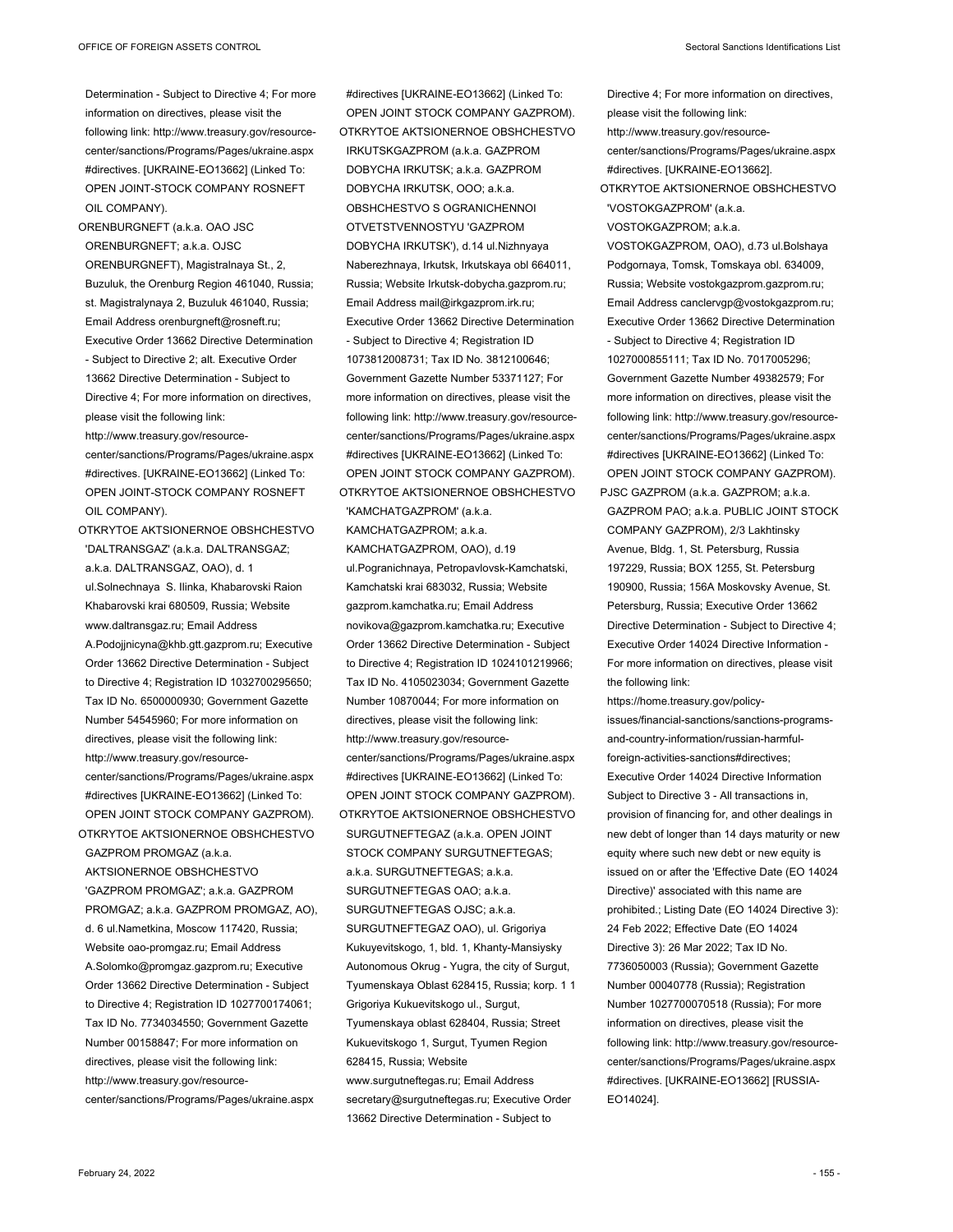Determination - Subject to Directive 4; For more information on directives, please visit the following link: http://www.treasury.gov/resource-center/sanctions/Programs/Pages/ukraine.aspx #directives. [UKRAINE-EO13662] (Linked To: OPEN JOINT-STOCK COMPANY ROSNEFT OIL COMPANY).

ORENBURGNEFT (a.k.a. OAO JSC ORENBURGNEFT; a.k.a. OJSC ORENBURGNEFT), Magistralnaya St., 2, Buzuluk, the Orenburg Region 461040, Russia; st. Magistralynaya 2, Buzuluk 461040, Russia; Email Address orenburgneft@rosneft.ru; Executive Order 13662 Directive Determination - Subject to Directive 2; alt. Executive Order 13662 Directive Determination - Subject to Directive 4; For more information on directives, please visit the following link: http://www.treasury.gov/resource-center/sanctions/Programs/Pages/ukraine.aspx #directives. [UKRAINE-EO13662] (Linked To: OPEN JOINT-STOCK COMPANY ROSNEFT OIL COMPANY).

OTKRYTOE AKTSIONERNOE OBSHCHESTVO 'DALTRANSGAZ' (a.k.a. DALTRANSGAZ; a.k.a. DALTRANSGAZ, OAO), d. 1 ul.Solnechnaya S. Ilinka, Khabarovski Raion Khabarovski krai 680509, Russia; Website www.daltransgaz.ru; Email Address A.Podojjnicyna@khb.gtt.gazprom.ru; Executive Order 13662 Directive Determination - Subject to Directive 4; Registration ID 1032700295650; Tax ID No. 6500000930; Government Gazette Number 54545960; For more information on directives, please visit the following link: http://www.treasury.gov/resource-center/sanctions/Programs/Pages/ukraine.aspx #directives [UKRAINE-EO13662] (Linked To: OPEN JOINT STOCK COMPANY GAZPROM).

OTKRYTOE AKTSIONERNOE OBSHCHESTVO GAZPROM PROMGAZ (a.k.a. AKTSIONERNOE OBSHCHESTVO 'GAZPROM PROMGAZ'; a.k.a. GAZPROM PROMGAZ; a.k.a. GAZPROM PROMGAZ, AO), d. 6 ul.Nametkina, Moscow 117420, Russia; Website oao-promgaz.ru; Email Address A.Solomko@promgaz.gazprom.ru; Executive Order 13662 Directive Determination - Subject to Directive 4; Registration ID 1027700174061; Tax ID No. 7734034550; Government Gazette Number 00158847; For more information on directives, please visit the following link: http://www.treasury.gov/resource-center/sanctions/Programs/Pages/ukraine.aspx #directives [UKRAINE-EO13662] (Linked To: OPEN JOINT STOCK COMPANY GAZPROM).

OTKRYTOE AKTSIONERNOE OBSHCHESTVO IRKUTSKGAZPROM (a.k.a. GAZPROM DOBYCHA IRKUTSK; a.k.a. GAZPROM DOBYCHA IRKUTSK, OOO; a.k.a. OBSHCHESTVO S OGRANICHENNOI OTVETSTVENNOSTYU 'GAZPROM DOBYCHA IRKUTSK'), d.14 ul.Nizhnyaya Naberezhnaya, Irkutsk, Irkutskaya obl 664011, Russia; Website Irkutsk-dobycha.gazprom.ru; Email Address mail@irkgazprom.irk.ru; Executive Order 13662 Directive Determination - Subject to Directive 4; Registration ID 1073812008731; Tax ID No. 3812100646; Government Gazette Number 53371127; For more information on directives, please visit the following link: http://www.treasury.gov/resource-center/sanctions/Programs/Pages/ukraine.aspx #directives [UKRAINE-EO13662] (Linked To: OPEN JOINT STOCK COMPANY GAZPROM).

OTKRYTOE AKTSIONERNOE OBSHCHESTVO 'KAMCHATGAZPROM' (a.k.a. KAMCHATGAZPROM; a.k.a. KAMCHATGAZPROM, OAO), d.19 ul.Pogranichnaya, Petropavlovsk-Kamchatski, Kamchatski krai 683032, Russia; Website gazprom.kamchatka.ru; Email Address novikova@gazprom.kamchatka.ru; Executive Order 13662 Directive Determination - Subject to Directive 4; Registration ID 1024101219966; Tax ID No. 4105023034; Government Gazette Number 10870044; For more information on directives, please visit the following link: http://www.treasury.gov/resource-center/sanctions/Programs/Pages/ukraine.aspx #directives [UKRAINE-EO13662] (Linked To: OPEN JOINT STOCK COMPANY GAZPROM).

OTKRYTOE AKTSIONERNOE OBSHCHESTVO SURGUTNEFTEGAZ (a.k.a. OPEN JOINT STOCK COMPANY SURGUTNEFTEGAS; a.k.a. SURGUTNEFTEGAS; a.k.a. SURGUTNEFTEGAS OAO; a.k.a. SURGUTNEFTEGAS OJSC; a.k.a. SURGUTNEFTEGAZ OAO), ul. Grigoriya Kukuyevitskogo, 1, bld. 1, Khanty-Mansiysky Autonomous Okrug - Yugra, the city of Surgut, Tyumenskaya Oblast 628415, Russia; korp. 1 1 Grigoriya Kukuevitskogo ul., Surgut, Tyumenskaya oblast 628404, Russia; Street Kukuevitskogo 1, Surgut, Tyumen Region 628415, Russia; Website www.surgutneftegas.ru; Email Address secretary@surgutneftegas.ru; Executive Order 13662 Directive Determination - Subject to Directive 4; For more information on directives, please visit the following link: http://www.treasury.gov/resource-center/sanctions/Programs/Pages/ukraine.aspx #directives. [UKRAINE-EO13662].

OTKRYTOE AKTSIONERNOE OBSHCHESTVO 'VOSTOKGAZPROM' (a.k.a. VOSTOKGAZPROM; a.k.a. VOSTOKGAZPROM, OAO), d.73 ul.Bolshaya Podgornaya, Tomsk, Tomskaya obl. 634009, Russia; Website vostokgazprom.gazprom.ru; Email Address canclervgp@vostokgazprom.ru; Executive Order 13662 Directive Determination - Subject to Directive 4; Registration ID 1027000855111; Tax ID No. 7017005296; Government Gazette Number 49382579; For more information on directives, please visit the following link: http://www.treasury.gov/resource-center/sanctions/Programs/Pages/ukraine.aspx #directives [UKRAINE-EO13662] (Linked To: OPEN JOINT STOCK COMPANY GAZPROM).

PJSC GAZPROM (a.k.a. GAZPROM; a.k.a. GAZPROM PAO; a.k.a. PUBLIC JOINT STOCK COMPANY GAZPROM), 2/3 Lakhtinsky Avenue, Bldg. 1, St. Petersburg, Russia 197229, Russia; BOX 1255, St. Petersburg 190900, Russia; 156A Moskovsky Avenue, St. Petersburg, Russia; Executive Order 13662 Directive Determination - Subject to Directive 4; Executive Order 14024 Directive Information - For more information on directives, please visit the following link: https://home.treasury.gov/policy-issues/financial-sanctions/sanctions-programs-and-country-information/russian-harmful-foreign-activities-sanctions#directives; Executive Order 14024 Directive Information Subject to Directive 3 - All transactions in, provision of financing for, and other dealings in new debt of longer than 14 days maturity or new equity where such new debt or new equity is issued on or after the 'Effective Date (EO 14024 Directive)' associated with this name are prohibited.; Listing Date (EO 14024 Directive 3): 24 Feb 2022; Effective Date (EO 14024 Directive 3): 26 Mar 2022; Tax ID No. 7736050003 (Russia); Government Gazette Number 00040778 (Russia); Registration Number 1027700070518 (Russia); For more information on directives, please visit the following link: http://www.treasury.gov/resource-center/sanctions/Programs/Pages/ukraine.aspx #directives. [UKRAINE-EO13662] [RUSSIA-EO14024].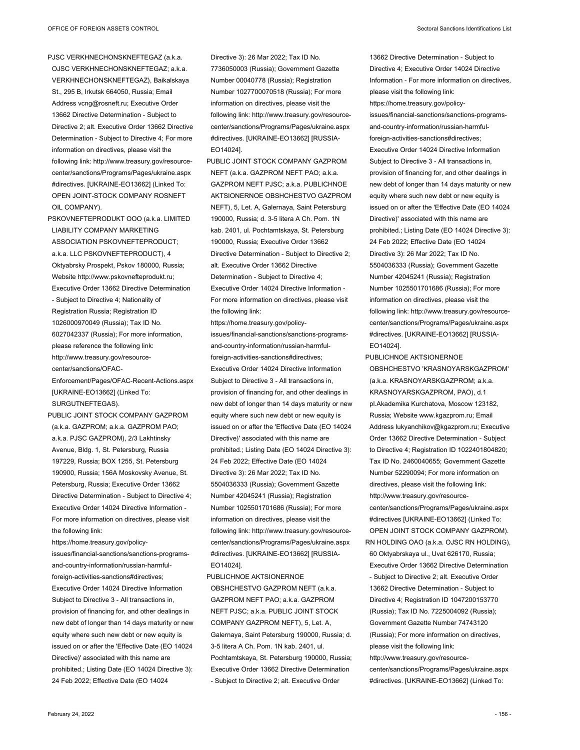PJSC VERKHNECHONSKNEFTEGAZ (a.k.a. OJSC VERKHNECHONSKNEFTEGAZ; a.k.a. VERKHNECHONSKNEFTEGAZ), Baikalskaya St., 295 B, Irkutsk 664050, Russia; Email Address vcng@rosneft.ru; Executive Order 13662 Directive Determination - Subject to Directive 2; alt. Executive Order 13662 Directive Determination - Subject to Directive 4; For more information on directives, please visit the following link: http://www.treasury.gov/resource-center/sanctions/Programs/Pages/ukraine.aspx #directives. [UKRAINE-EO13662] (Linked To: OPEN JOINT-STOCK COMPANY ROSNEFT OIL COMPANY).

PSKOVNEFTEPRODUKT OOO (a.k.a. LIMITED LIABILITY COMPANY MARKETING ASSOCIATION PSKOVNEFTEPRODUCT; a.k.a. LLC PSKOVNEFTEPRODUCT), 4 Oktyabrsky Prospekt, Pskov 180000, Russia; Website http://www.pskovnefteprodukt.ru; Executive Order 13662 Directive Determination - Subject to Directive 4; Nationality of Registration Russia; Registration ID 1026000970049 (Russia); Tax ID No. 6027042337 (Russia); For more information, please reference the following link: http://www.treasury.gov/resource-center/sanctions/OFAC-Enforcement/Pages/OFAC-Recent-Actions.aspx [UKRAINE-EO13662] (Linked To: SURGUTNEFTEGAS).

PUBLIC JOINT STOCK COMPANY GAZPROM (a.k.a. GAZPROM; a.k.a. GAZPROM PAO; a.k.a. PJSC GAZPROM), 2/3 Lakhtinsky Avenue, Bldg. 1, St. Petersburg, Russia 197229, Russia; BOX 1255, St. Petersburg 190900, Russia; 156A Moskovsky Avenue, St. Petersburg, Russia; Executive Order 13662 Directive Determination - Subject to Directive 4; Executive Order 14024 Directive Information - For more information on directives, please visit the following link: https://home.treasury.gov/policy-issues/financial-sanctions/sanctions-programs-and-country-information/russian-harmful-foreign-activities-sanctions#directives; Executive Order 14024 Directive Information Subject to Directive 3 - All transactions in, provision of financing for, and other dealings in new debt of longer than 14 days maturity or new equity where such new debt or new equity is issued on or after the 'Effective Date (EO 14024 Directive)' associated with this name are prohibited.; Listing Date (EO 14024 Directive 3): 24 Feb 2022; Effective Date (EO 14024 Directive 3): 26 Mar 2022; Tax ID No. 7736050003 (Russia); Government Gazette Number 00040778 (Russia); Registration Number 1027700070518 (Russia); For more information on directives, please visit the following link: http://www.treasury.gov/resource-center/sanctions/Programs/Pages/ukraine.aspx #directives. [UKRAINE-EO13662] [RUSSIA-EO14024].

PUBLIC JOINT STOCK COMPANY GAZPROM NEFT (a.k.a. GAZPROM NEFT PAO; a.k.a. GAZPROM NEFT PJSC; a.k.a. PUBLICHNOE AKTSIONERNOE OBSHCHESTVO GAZPROM NEFT), 5, Let. A, Galernaya, Saint Petersburg 190000, Russia; d. 3-5 litera A Ch. Pom. 1N kab. 2401, ul. Pochtamtskaya, St. Petersburg 190000, Russia; Executive Order 13662 Directive Determination - Subject to Directive 2; alt. Executive Order 13662 Directive Determination - Subject to Directive 4; Executive Order 14024 Directive Information - For more information on directives, please visit the following link: https://home.treasury.gov/policy-issues/financial-sanctions/sanctions-programs-and-country-information/russian-harmful-foreign-activities-sanctions#directives; Executive Order 14024 Directive Information Subject to Directive 3 - All transactions in, provision of financing for, and other dealings in new debt of longer than 14 days maturity or new equity where such new debt or new equity is issued on or after the 'Effective Date (EO 14024 Directive)' associated with this name are prohibited.; Listing Date (EO 14024 Directive 3): 24 Feb 2022; Effective Date (EO 14024 Directive 3): 26 Mar 2022; Tax ID No. 5504036333 (Russia); Government Gazette Number 42045241 (Russia); Registration Number 1025501701686 (Russia); For more information on directives, please visit the following link: http://www.treasury.gov/resource-center/sanctions/Programs/Pages/ukraine.aspx #directives. [UKRAINE-EO13662] [RUSSIA-EO14024].

PUBLICHNOE AKTSIONERNOE OBSHCHESTVO GAZPROM NEFT (a.k.a. GAZPROM NEFT PAO; a.k.a. GAZPROM NEFT PJSC; a.k.a. PUBLIC JOINT STOCK COMPANY GAZPROM NEFT), 5, Let. A, Galernaya, Saint Petersburg 190000, Russia; d. 3-5 litera A Ch. Pom. 1N kab. 2401, ul. Pochtamtskaya, St. Petersburg 190000, Russia; Executive Order 13662 Directive Determination - Subject to Directive 2; alt. Executive Order 13662 Directive Determination - Subject to Directive 4; Executive Order 14024 Directive Information - For more information on directives, please visit the following link: https://home.treasury.gov/policy-issues/financial-sanctions/sanctions-programs-and-country-information/russian-harmful-foreign-activities-sanctions#directives; Executive Order 14024 Directive Information Subject to Directive 3 - All transactions in, provision of financing for, and other dealings in new debt of longer than 14 days maturity or new equity where such new debt or new equity is issued on or after the 'Effective Date (EO 14024 Directive)' associated with this name are prohibited.; Listing Date (EO 14024 Directive 3): 24 Feb 2022; Effective Date (EO 14024 Directive 3): 26 Mar 2022; Tax ID No. 5504036333 (Russia); Government Gazette Number 42045241 (Russia); Registration Number 1025501701686 (Russia); For more information on directives, please visit the following link: http://www.treasury.gov/resource-center/sanctions/Programs/Pages/ukraine.aspx #directives. [UKRAINE-EO13662] [RUSSIA-EO14024].

PUBLICHNOE AKTSIONERNOE OBSHCHESTVO 'KRASNOYARSKGAZPROM' (a.k.a. KRASNOYARSKGAZPROM; a.k.a. KRASNOYARSKGAZPROM, PAO), d.1 pl.Akademika Kurchatova, Moscow 123182, Russia; Website www.kgazprom.ru; Email Address lukyanchikov@kgazprom.ru; Executive Order 13662 Directive Determination - Subject to Directive 4; Registration ID 1022401804820; Tax ID No. 2460040655; Government Gazette Number 52290094; For more information on directives, please visit the following link: http://www.treasury.gov/resource-center/sanctions/Programs/Pages/ukraine.aspx #directives [UKRAINE-EO13662] (Linked To: OPEN JOINT STOCK COMPANY GAZPROM).

RN HOLDING OAO (a.k.a. OJSC RN HOLDING), 60 Oktyabrskaya ul., Uvat 626170, Russia; Executive Order 13662 Directive Determination - Subject to Directive 2; alt. Executive Order 13662 Directive Determination - Subject to Directive 4; Registration ID 1047200153770 (Russia); Tax ID No. 7225004092 (Russia); Government Gazette Number 74743120 (Russia); For more information on directives, please visit the following link: http://www.treasury.gov/resource-center/sanctions/Programs/Pages/ukraine.aspx #directives. [UKRAINE-EO13662] (Linked To: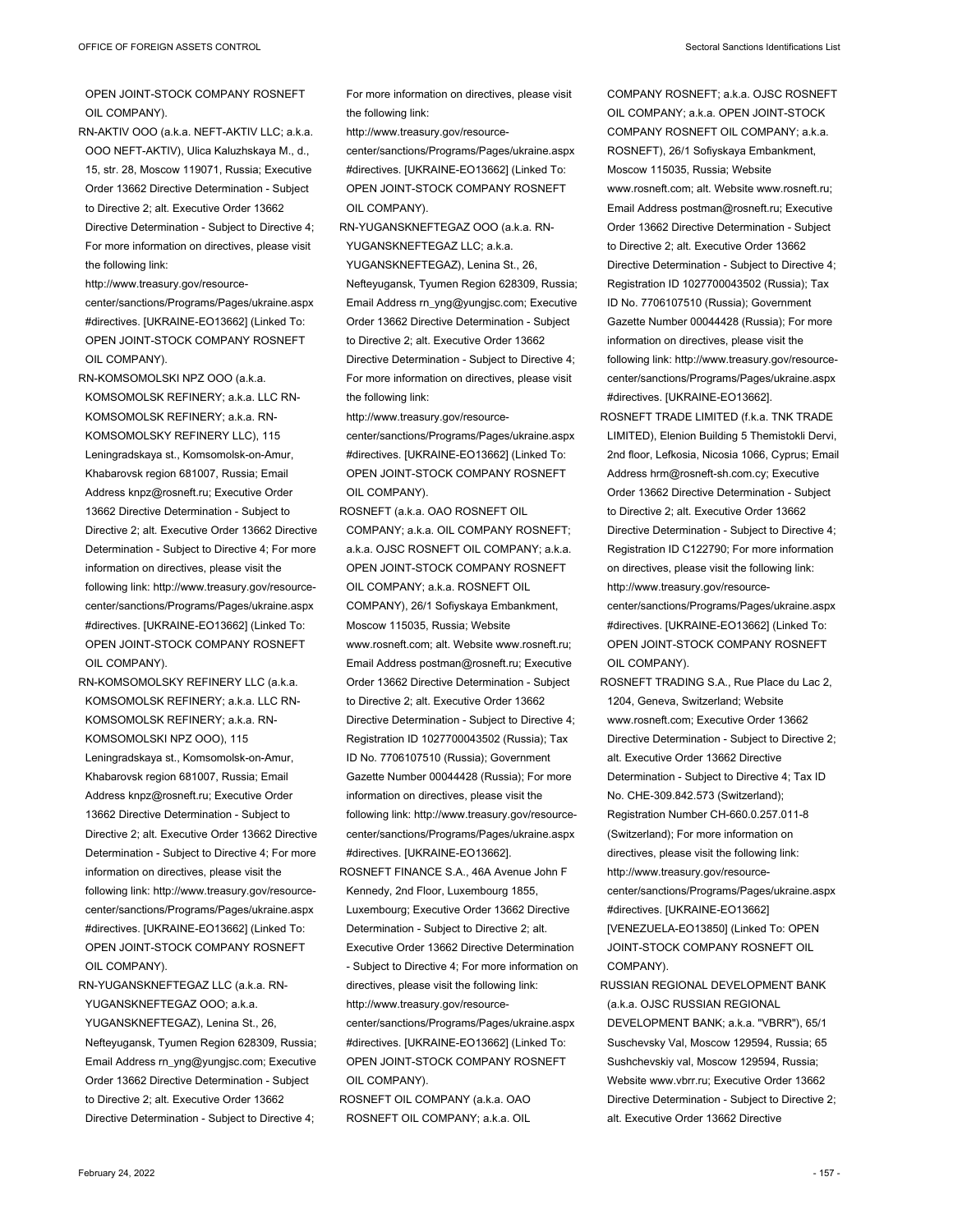OPEN JOINT-STOCK COMPANY ROSNEFT OIL COMPANY).

RN-AKTIV OOO (a.k.a. NEFT-AKTIV LLC; a.k.a. OOO NEFT-AKTIV), Ulica Kaluzhskaya M., d., 15, str. 28, Moscow 119071, Russia; Executive Order 13662 Directive Determination - Subject to Directive 2; alt. Executive Order 13662 Directive Determination - Subject to Directive 4; For more information on directives, please visit the following link: http://www.treasury.gov/resource-center/sanctions/Programs/Pages/ukraine.aspx #directives. [UKRAINE-EO13662] (Linked To: OPEN JOINT-STOCK COMPANY ROSNEFT OIL COMPANY).

RN-KOMSOMOLSKI NPZ OOO (a.k.a. KOMSOMOLSK REFINERY; a.k.a. LLC RN-KOMSOMOLSK REFINERY; a.k.a. RN-KOMSOMOLSKY REFINERY LLC), 115 Leningradskaya st., Komsomolsk-on-Amur, Khabarovsk region 681007, Russia; Email Address knpz@rosneft.ru; Executive Order 13662 Directive Determination - Subject to Directive 2; alt. Executive Order 13662 Directive Determination - Subject to Directive 4; For more information on directives, please visit the following link: http://www.treasury.gov/resource-center/sanctions/Programs/Pages/ukraine.aspx #directives. [UKRAINE-EO13662] (Linked To: OPEN JOINT-STOCK COMPANY ROSNEFT OIL COMPANY).

RN-KOMSOMOLSKY REFINERY LLC (a.k.a. KOMSOMOLSK REFINERY; a.k.a. LLC RN-KOMSOMOLSK REFINERY; a.k.a. RN-KOMSOMOLSKI NPZ OOO), 115 Leningradskaya st., Komsomolsk-on-Amur, Khabarovsk region 681007, Russia; Email Address knpz@rosneft.ru; Executive Order 13662 Directive Determination - Subject to Directive 2; alt. Executive Order 13662 Directive Determination - Subject to Directive 4; For more information on directives, please visit the following link: http://www.treasury.gov/resource-center/sanctions/Programs/Pages/ukraine.aspx #directives. [UKRAINE-EO13662] (Linked To: OPEN JOINT-STOCK COMPANY ROSNEFT OIL COMPANY).

RN-YUGANSKNEFTEGAZ LLC (a.k.a. RN-YUGANSKNEFTEGAZ OOO; a.k.a. YUGANSKNEFTEGAZ), Lenina St., 26, Nefteyugansk, Tyumen Region 628309, Russia; Email Address rn_yng@yungjsc.com; Executive Order 13662 Directive Determination - Subject to Directive 2; alt. Executive Order 13662 Directive Determination - Subject to Directive 4; For more information on directives, please visit the following link: http://www.treasury.gov/resource-center/sanctions/Programs/Pages/ukraine.aspx #directives. [UKRAINE-EO13662] (Linked To: OPEN JOINT-STOCK COMPANY ROSNEFT OIL COMPANY).

RN-YUGANSKNEFTEGAZ OOO (a.k.a. RN-YUGANSKNEFTEGAZ LLC; a.k.a. YUGANSKNEFTEGAZ), Lenina St., 26, Nefteyugansk, Tyumen Region 628309, Russia; Email Address rn_yng@yungjsc.com; Executive Order 13662 Directive Determination - Subject to Directive 2; alt. Executive Order 13662 Directive Determination - Subject to Directive 4; For more information on directives, please visit the following link: http://www.treasury.gov/resource-center/sanctions/Programs/Pages/ukraine.aspx #directives. [UKRAINE-EO13662] (Linked To: OPEN JOINT-STOCK COMPANY ROSNEFT OIL COMPANY).

ROSNEFT (a.k.a. OAO ROSNEFT OIL COMPANY; a.k.a. OIL COMPANY ROSNEFT; a.k.a. OJSC ROSNEFT OIL COMPANY; a.k.a. OPEN JOINT-STOCK COMPANY ROSNEFT OIL COMPANY; a.k.a. ROSNEFT OIL COMPANY), 26/1 Sofiyskaya Embankment, Moscow 115035, Russia; Website www.rosneft.com; alt. Website www.rosneft.ru; Email Address postman@rosneft.ru; Executive Order 13662 Directive Determination - Subject to Directive 2; alt. Executive Order 13662 Directive Determination - Subject to Directive 4; Registration ID 1027700043502 (Russia); Tax ID No. 7706107510 (Russia); Government Gazette Number 00044428 (Russia); For more information on directives, please visit the following link: http://www.treasury.gov/resource-center/sanctions/Programs/Pages/ukraine.aspx #directives. [UKRAINE-EO13662].

ROSNEFT FINANCE S.A., 46A Avenue John F Kennedy, 2nd Floor, Luxembourg 1855, Luxembourg; Executive Order 13662 Directive Determination - Subject to Directive 2; alt. Executive Order 13662 Directive Determination - Subject to Directive 4; For more information on directives, please visit the following link: http://www.treasury.gov/resource-center/sanctions/Programs/Pages/ukraine.aspx #directives. [UKRAINE-EO13662] (Linked To: OPEN JOINT-STOCK COMPANY ROSNEFT OIL COMPANY).

ROSNEFT OIL COMPANY (a.k.a. OAO ROSNEFT OIL COMPANY; a.k.a. OIL COMPANY ROSNEFT; a.k.a. OJSC ROSNEFT OIL COMPANY; a.k.a. OPEN JOINT-STOCK COMPANY ROSNEFT OIL COMPANY; a.k.a. ROSNEFT), 26/1 Sofiyskaya Embankment, Moscow 115035, Russia; Website www.rosneft.com; alt. Website www.rosneft.ru; Email Address postman@rosneft.ru; Executive Order 13662 Directive Determination - Subject to Directive 2; alt. Executive Order 13662 Directive Determination - Subject to Directive 4; Registration ID 1027700043502 (Russia); Tax ID No. 7706107510 (Russia); Government Gazette Number 00044428 (Russia); For more information on directives, please visit the following link: http://www.treasury.gov/resource-center/sanctions/Programs/Pages/ukraine.aspx #directives. [UKRAINE-EO13662].

ROSNEFT TRADE LIMITED (f.k.a. TNK TRADE LIMITED), Elenion Building 5 Themistokli Dervi, 2nd floor, Lefkosia, Nicosia 1066, Cyprus; Email Address hrm@rosneft-sh.com.cy; Executive Order 13662 Directive Determination - Subject to Directive 2; alt. Executive Order 13662 Directive Determination - Subject to Directive 4; Registration ID C122790; For more information on directives, please visit the following link: http://www.treasury.gov/resource-center/sanctions/Programs/Pages/ukraine.aspx #directives. [UKRAINE-EO13662] (Linked To: OPEN JOINT-STOCK COMPANY ROSNEFT OIL COMPANY).

ROSNEFT TRADING S.A., Rue Place du Lac 2, 1204, Geneva, Switzerland; Website www.rosneft.com; Executive Order 13662 Directive Determination - Subject to Directive 2; alt. Executive Order 13662 Directive Determination - Subject to Directive 4; Tax ID No. CHE-309.842.573 (Switzerland); Registration Number CH-660.0.257.011-8 (Switzerland); For more information on directives, please visit the following link: http://www.treasury.gov/resource-center/sanctions/Programs/Pages/ukraine.aspx #directives. [UKRAINE-EO13662] [VENEZUELA-EO13850] (Linked To: OPEN JOINT-STOCK COMPANY ROSNEFT OIL COMPANY).

RUSSIAN REGIONAL DEVELOPMENT BANK (a.k.a. OJSC RUSSIAN REGIONAL DEVELOPMENT BANK; a.k.a. "VBRR"), 65/1 Suschevsky Val, Moscow 129594, Russia; 65 Sushchevskiy val, Moscow 129594, Russia; Website www.vbrr.ru; Executive Order 13662 Directive Determination - Subject to Directive 2; alt. Executive Order 13662 Directive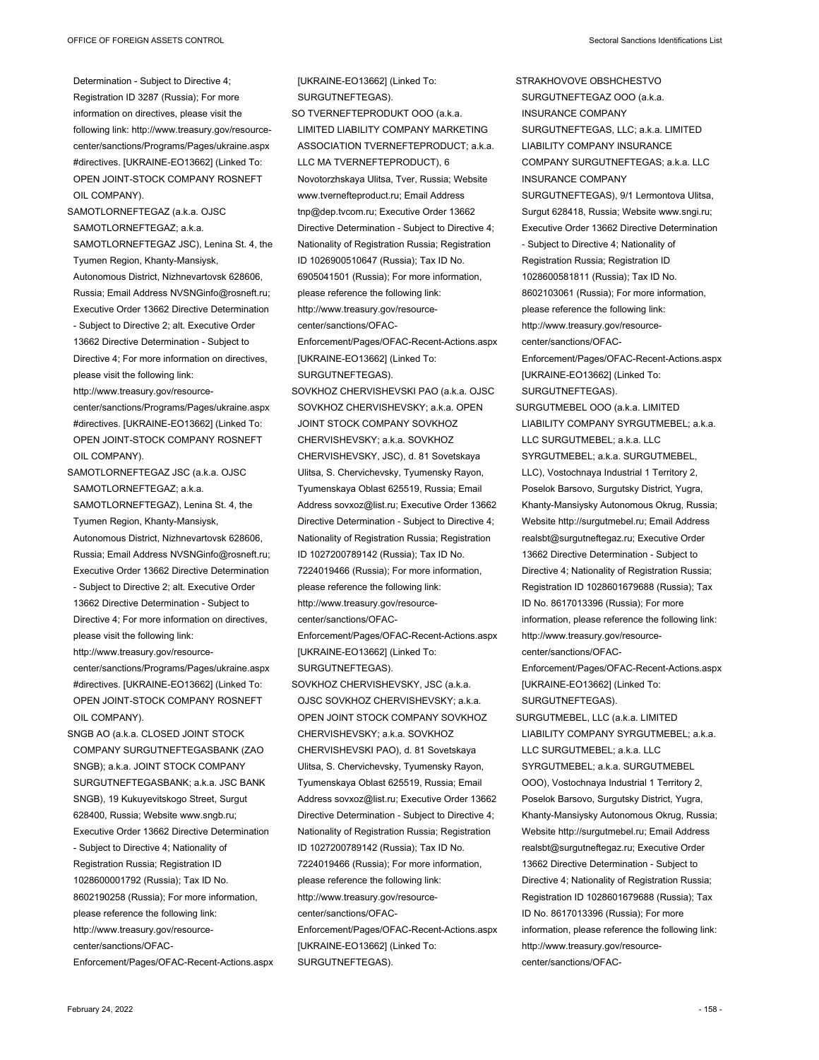Determination - Subject to Directive 4; Registration ID 3287 (Russia); For more information on directives, please visit the following link: http://www.treasury.gov/resource-center/sanctions/Programs/Pages/ukraine.aspx #directives. [UKRAINE-EO13662] (Linked To: OPEN JOINT-STOCK COMPANY ROSNEFT OIL COMPANY).

SAMOTLORNEFTEGAZ (a.k.a. OJSC SAMOTLORNEFTEGAZ; a.k.a. SAMOTLORNEFTEGAZ JSC), Lenina St. 4, the Tyumen Region, Khanty-Mansiysk, Autonomous District, Nizhnevartovsk 628606, Russia; Email Address NVSNGinfo@rosneft.ru; Executive Order 13662 Directive Determination - Subject to Directive 2; alt. Executive Order 13662 Directive Determination - Subject to Directive 4; For more information on directives, please visit the following link: http://www.treasury.gov/resource-center/sanctions/Programs/Pages/ukraine.aspx #directives. [UKRAINE-EO13662] (Linked To: OPEN JOINT-STOCK COMPANY ROSNEFT OIL COMPANY).

SAMOTLORNEFTEGAZ JSC (a.k.a. OJSC SAMOTLORNEFTEGAZ; a.k.a. SAMOTLORNEFTEGAZ), Lenina St. 4, the Tyumen Region, Khanty-Mansiysk, Autonomous District, Nizhnevartovsk 628606, Russia; Email Address NVSNGinfo@rosneft.ru; Executive Order 13662 Directive Determination - Subject to Directive 2; alt. Executive Order 13662 Directive Determination - Subject to Directive 4; For more information on directives, please visit the following link: http://www.treasury.gov/resource-center/sanctions/Programs/Pages/ukraine.aspx #directives. [UKRAINE-EO13662] (Linked To: OPEN JOINT-STOCK COMPANY ROSNEFT OIL COMPANY).

SNGB AO (a.k.a. CLOSED JOINT STOCK COMPANY SURGUTNEFTEGASBANK (ZAO SNGB); a.k.a. JOINT STOCK COMPANY SURGUTNEFTEGASBANK; a.k.a. JSC BANK SNGB), 19 Kukuyevitskogo Street, Surgut 628400, Russia; Website www.sngb.ru; Executive Order 13662 Directive Determination - Subject to Directive 4; Nationality of Registration Russia; Registration ID 1028600001792 (Russia); Tax ID No. 8602190258 (Russia); For more information, please reference the following link: http://www.treasury.gov/resource-center/sanctions/OFAC-Enforcement/Pages/OFAC-Recent-Actions.aspx [UKRAINE-EO13662] (Linked To: SURGUTNEFTEGAS).

SO TVERNEFTEPRODUKT OOO (a.k.a. LIMITED LIABILITY COMPANY MARKETING ASSOCIATION TVERNEFTEPRODUCT; a.k.a. LLC MA TVERNEFTEPRODUCT), 6 Novotorzhskaya Ulitsa, Tver, Russia; Website www.tvernefteproduct.ru; Email Address tnp@dep.tvcom.ru; Executive Order 13662 Directive Determination - Subject to Directive 4; Nationality of Registration Russia; Registration ID 1026900510647 (Russia); Tax ID No. 6905041501 (Russia); For more information, please reference the following link: http://www.treasury.gov/resource-center/sanctions/OFAC-Enforcement/Pages/OFAC-Recent-Actions.aspx [UKRAINE-EO13662] (Linked To: SURGUTNEFTEGAS).

SOVKHOZ CHERVISHEVSKI PAO (a.k.a. OJSC SOVKHOZ CHERVISHEVSKY; a.k.a. OPEN JOINT STOCK COMPANY SOVKHOZ CHERVISHEVSKY; a.k.a. SOVKHOZ CHERVISHEVSKY, JSC), d. 81 Sovetskaya Ulitsa, S. Chervichevsky, Tyumensky Rayon, Tyumenskaya Oblast 625519, Russia; Email Address sovxoz@list.ru; Executive Order 13662 Directive Determination - Subject to Directive 4; Nationality of Registration Russia; Registration ID 1027200789142 (Russia); Tax ID No. 7224019466 (Russia); For more information, please reference the following link: http://www.treasury.gov/resource-center/sanctions/OFAC-Enforcement/Pages/OFAC-Recent-Actions.aspx [UKRAINE-EO13662] (Linked To: SURGUTNEFTEGAS).

SOVKHOZ CHERVISHEVSKY, JSC (a.k.a. OJSC SOVKHOZ CHERVISHEVSKY; a.k.a. OPEN JOINT STOCK COMPANY SOVKHOZ CHERVISHEVSKY; a.k.a. SOVKHOZ CHERVISHEVSKI PAO), d. 81 Sovetskaya Ulitsa, S. Chervichevsky, Tyumensky Rayon, Tyumenskaya Oblast 625519, Russia; Email Address sovxoz@list.ru; Executive Order 13662 Directive Determination - Subject to Directive 4; Nationality of Registration Russia; Registration ID 1027200789142 (Russia); Tax ID No. 7224019466 (Russia); For more information, please reference the following link: http://www.treasury.gov/resource-center/sanctions/OFAC-Enforcement/Pages/OFAC-Recent-Actions.aspx [UKRAINE-EO13662] (Linked To: SURGUTNEFTEGAS).

STRAKHOVOVE OBSHCHESTVO SURGUTNEFTEGAZ OOO (a.k.a. INSURANCE COMPANY SURGUTNEFTEGAS, LLC; a.k.a. LIMITED LIABILITY COMPANY INSURANCE COMPANY SURGUTNEFTEGAS; a.k.a. LLC INSURANCE COMPANY SURGUTNEFTEGAS), 9/1 Lermontova Ulitsa, Surgut 628418, Russia; Website www.sngi.ru; Executive Order 13662 Directive Determination - Subject to Directive 4; Nationality of Registration Russia; Registration ID 1028600581811 (Russia); Tax ID No. 8602103061 (Russia); For more information, please reference the following link: http://www.treasury.gov/resource-center/sanctions/OFAC-Enforcement/Pages/OFAC-Recent-Actions.aspx [UKRAINE-EO13662] (Linked To: SURGUTNEFTEGAS).

SURGUTMEBEL OOO (a.k.a. LIMITED LIABILITY COMPANY SYRGUTMEBEL; a.k.a. LLC SURGUTMEBEL; a.k.a. LLC SYRGUTMEBEL; a.k.a. SURGUTMEBEL, LLC), Vostochnaya Industrial 1 Territory 2, Poselok Barsovo, Surgutsky District, Yugra, Khanty-Mansiysky Autonomous Okrug, Russia; Website http://surgutmebel.ru; Email Address realsbt@surgutneftegaz.ru; Executive Order 13662 Directive Determination - Subject to Directive 4; Nationality of Registration Russia; Registration ID 1028601679688 (Russia); Tax ID No. 8617013396 (Russia); For more information, please reference the following link: http://www.treasury.gov/resource-center/sanctions/OFAC-Enforcement/Pages/OFAC-Recent-Actions.aspx [UKRAINE-EO13662] (Linked To: SURGUTNEFTEGAS).

SURGUTMEBEL, LLC (a.k.a. LIMITED LIABILITY COMPANY SYRGUTMEBEL; a.k.a. LLC SURGUTMEBEL; a.k.a. LLC SYRGUTMEBEL; a.k.a. SURGUTMEBEL OOO), Vostochnaya Industrial 1 Territory 2, Poselok Barsovo, Surgutsky District, Yugra, Khanty-Mansiysky Autonomous Okrug, Russia; Website http://surgutmebel.ru; Email Address realsbt@surgutneftegaz.ru; Executive Order 13662 Directive Determination - Subject to Directive 4; Nationality of Registration Russia; Registration ID 1028601679688 (Russia); Tax ID No. 8617013396 (Russia); For more information, please reference the following link: http://www.treasury.gov/resource-center/sanctions/OFAC-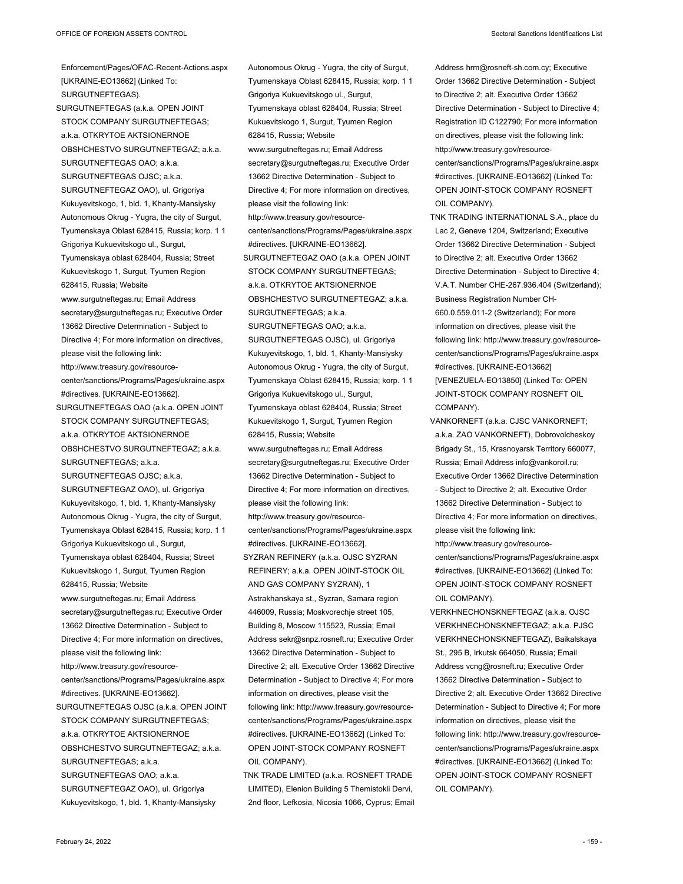Enforcement/Pages/OFAC-Recent-Actions.aspx [UKRAINE-EO13662] (Linked To: SURGUTNEFTEGAS).

SURGUTNEFTEGAS (a.k.a. OPEN JOINT STOCK COMPANY SURGUTNEFTEGAS; a.k.a. OTKRYTOE AKTSIONERNOE OBSHCHESTVO SURGUTNEFTEGAZ; a.k.a. SURGUTNEFTEGAS OAO; a.k.a. SURGUTNEFTEGAS OJSC; a.k.a. SURGUTNEFTEGAZ OAO), ul. Grigoriya Kukuyevitskogo, 1, bld. 1, Khanty-Mansiysky Autonomous Okrug - Yugra, the city of Surgut, Tyumenskaya Oblast 628415, Russia; korp. 1 1 Grigoriya Kukuevitskogo ul., Surgut, Tyumenskaya oblast 628404, Russia; Street Kukuevitskogo 1, Surgut, Tyumen Region 628415, Russia; Website www.surgutneftegas.ru; Email Address secretary@surgutneftegas.ru; Executive Order 13662 Directive Determination - Subject to Directive 4; For more information on directives, please visit the following link: http://www.treasury.gov/resource-center/sanctions/Programs/Pages/ukraine.aspx#directives. [UKRAINE-EO13662].

SURGUTNEFTEGAS OAO (a.k.a. OPEN JOINT STOCK COMPANY SURGUTNEFTEGAS; a.k.a. OTKRYTOE AKTSIONERNOE OBSHCHESTVO SURGUTNEFTEGAZ; a.k.a. SURGUTNEFTEGAS; a.k.a. SURGUTNEFTEGAS OJSC; a.k.a. SURGUTNEFTEGAZ OAO), ul. Grigoriya Kukuyevitskogo, 1, bld. 1, Khanty-Mansiysky Autonomous Okrug - Yugra, the city of Surgut, Tyumenskaya Oblast 628415, Russia; korp. 1 1 Grigoriya Kukuevitskogo ul., Surgut, Tyumenskaya oblast 628404, Russia; Street Kukuevitskogo 1, Surgut, Tyumen Region 628415, Russia; Website www.surgutneftegas.ru; Email Address secretary@surgutneftegas.ru; Executive Order 13662 Directive Determination - Subject to Directive 4; For more information on directives, please visit the following link: http://www.treasury.gov/resource-center/sanctions/Programs/Pages/ukraine.aspx#directives. [UKRAINE-EO13662].

SURGUTNEFTEGAS OJSC (a.k.a. OPEN JOINT STOCK COMPANY SURGUTNEFTEGAS; a.k.a. OTKRYTOE AKTSIONERNOE OBSHCHESTVO SURGUTNEFTEGAZ; a.k.a. SURGUTNEFTEGAS; a.k.a. SURGUTNEFTEGAS OAO; a.k.a. SURGUTNEFTEGAZ OAO), ul. Grigoriya Kukuyevitskogo, 1, bld. 1, Khanty-Mansiysky Autonomous Okrug - Yugra, the city of Surgut, Tyumenskaya Oblast 628415, Russia; korp. 1 1 Grigoriya Kukuevitskogo ul., Surgut, Tyumenskaya oblast 628404, Russia; Street Kukuevitskogo 1, Surgut, Tyumen Region 628415, Russia; Website www.surgutneftegas.ru; Email Address secretary@surgutneftegas.ru; Executive Order 13662 Directive Determination - Subject to Directive 4; For more information on directives, please visit the following link: http://www.treasury.gov/resource-center/sanctions/Programs/Pages/ukraine.aspx#directives. [UKRAINE-EO13662].

SURGUTNEFTEGAZ OAO (a.k.a. OPEN JOINT STOCK COMPANY SURGUTNEFTEGAS; a.k.a. OTKRYTOE AKTSIONERNOE OBSHCHESTVO SURGUTNEFTEGAZ; a.k.a. SURGUTNEFTEGAS; a.k.a. SURGUTNEFTEGAS OAO; a.k.a. SURGUTNEFTEGAS OJSC), ul. Grigoriya Kukuyevitskogo, 1, bld. 1, Khanty-Mansiysky Autonomous Okrug - Yugra, the city of Surgut, Tyumenskaya Oblast 628415, Russia; korp. 1 1 Grigoriya Kukuevitskogo ul., Surgut, Tyumenskaya oblast 628404, Russia; Street Kukuevitskogo 1, Surgut, Tyumen Region 628415, Russia; Website www.surgutneftegas.ru; Email Address secretary@surgutneftegas.ru; Executive Order 13662 Directive Determination - Subject to Directive 4; For more information on directives, please visit the following link: http://www.treasury.gov/resource-center/sanctions/Programs/Pages/ukraine.aspx#directives. [UKRAINE-EO13662].

SYZRAN REFINERY (a.k.a. OJSC SYZRAN REFINERY; a.k.a. OPEN JOINT-STOCK OIL AND GAS COMPANY SYZRAN), 1 Astrakhanskaya st., Syzran, Samara region 446009, Russia; Moskvorechje street 105, Building 8, Moscow 115523, Russia; Email Address sekr@snpz.rosneft.ru; Executive Order 13662 Directive Determination - Subject to Directive 2; alt. Executive Order 13662 Directive Determination - Subject to Directive 4; For more information on directives, please visit the following link: http://www.treasury.gov/resource-center/sanctions/Programs/Pages/ukraine.aspx#directives. [UKRAINE-EO13662] (Linked To: OPEN JOINT-STOCK COMPANY ROSNEFT OIL COMPANY).

TNK TRADE LIMITED (a.k.a. ROSNEFT TRADE LIMITED), Elenion Building 5 Themistokli Dervi, 2nd floor, Lefkosia, Nicosia 1066, Cyprus; Email Address hrm@rosneft-sh.com.cy; Executive Order 13662 Directive Determination - Subject to Directive 2; alt. Executive Order 13662 Directive Determination - Subject to Directive 4; Registration ID C122790; For more information on directives, please visit the following link: http://www.treasury.gov/resource-center/sanctions/Programs/Pages/ukraine.aspx#directives. [UKRAINE-EO13662] (Linked To: OPEN JOINT-STOCK COMPANY ROSNEFT OIL COMPANY).

TNK TRADING INTERNATIONAL S.A., place du Lac 2, Geneve 1204, Switzerland; Executive Order 13662 Directive Determination - Subject to Directive 2; alt. Executive Order 13662 Directive Determination - Subject to Directive 4; V.A.T. Number CHE-267.936.404 (Switzerland); Business Registration Number CH-660.0.559.011-2 (Switzerland); For more information on directives, please visit the following link: http://www.treasury.gov/resource-center/sanctions/Programs/Pages/ukraine.aspx#directives. [UKRAINE-EO13662] [VENEZUELA-EO13850] (Linked To: OPEN JOINT-STOCK COMPANY ROSNEFT OIL COMPANY).

VANKORNEFT (a.k.a. CJSC VANKORNEFT; a.k.a. ZAO VANKORNEFT), Dobrovolcheskoy Brigady St., 15, Krasnoyarsk Territory 660077, Russia; Email Address info@vankoroil.ru; Executive Order 13662 Directive Determination - Subject to Directive 2; alt. Executive Order 13662 Directive Determination - Subject to Directive 4; For more information on directives, please visit the following link: http://www.treasury.gov/resource-center/sanctions/Programs/Pages/ukraine.aspx#directives. [UKRAINE-EO13662] (Linked To: OPEN JOINT-STOCK COMPANY ROSNEFT OIL COMPANY).

VERKHNECHONSKNEFTEGAZ (a.k.a. OJSC VERKHNECHONSKNEFTEGAZ; a.k.a. PJSC VERKHNECHONSKNEFTEGAZ), Baikalskaya St., 295 B, Irkutsk 664050, Russia; Email Address vcng@rosneft.ru; Executive Order 13662 Directive Determination - Subject to Directive 2; alt. Executive Order 13662 Directive Determination - Subject to Directive 4; For more information on directives, please visit the following link: http://www.treasury.gov/resource-center/sanctions/Programs/Pages/ukraine.aspx#directives. [UKRAINE-EO13662] (Linked To: OPEN JOINT-STOCK COMPANY ROSNEFT OIL COMPANY).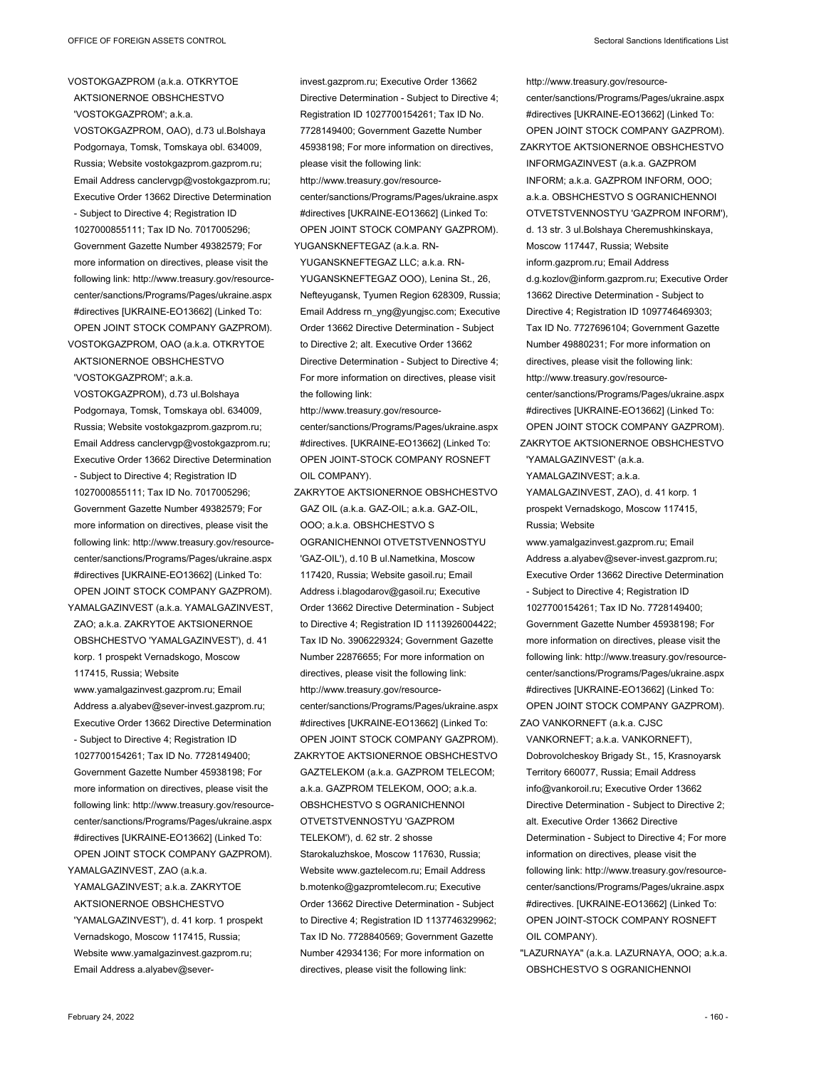VOSTOKGAZPROM (a.k.a. OTKRYTOE AKTSIONERNOE OBSHCHESTVO 'VOSTOKGAZPROM'; a.k.a. VOSTOKGAZPROM, OAO), d.73 ul.Bolshaya Podgornaya, Tomsk, Tomskaya obl. 634009, Russia; Website vostokgazprom.gazprom.ru; Email Address canclervgp@vostokgazprom.ru; Executive Order 13662 Directive Determination - Subject to Directive 4; Registration ID 1027000855111; Tax ID No. 7017005296; Government Gazette Number 49382579; For more information on directives, please visit the following link: http://www.treasury.gov/resource-center/sanctions/Programs/Pages/ukraine.aspx #directives [UKRAINE-EO13662] (Linked To: OPEN JOINT STOCK COMPANY GAZPROM).

VOSTOKGAZPROM, OAO (a.k.a. OTKRYTOE AKTSIONERNOE OBSHCHESTVO 'VOSTOKGAZPROM'; a.k.a. VOSTOKGAZPROM), d.73 ul.Bolshaya Podgornaya, Tomsk, Tomskaya obl. 634009, Russia; Website vostokgazprom.gazprom.ru; Email Address canclervgp@vostokgazprom.ru; Executive Order 13662 Directive Determination - Subject to Directive 4; Registration ID 1027000855111; Tax ID No. 7017005296; Government Gazette Number 49382579; For more information on directives, please visit the following link: http://www.treasury.gov/resource-center/sanctions/Programs/Pages/ukraine.aspx #directives [UKRAINE-EO13662] (Linked To: OPEN JOINT STOCK COMPANY GAZPROM).

YAMALGAZINVEST (a.k.a. YAMALGAZINVEST, ZAO; a.k.a. ZAKRYTOE AKTSIONERNOE OBSHCHESTVO 'YAMALGAZINVEST'), d. 41 korp. 1 prospekt Vernadskogo, Moscow 117415, Russia; Website www.yamalgazinvest.gazprom.ru; Email Address a.alyabev@sever-invest.gazprom.ru; Executive Order 13662 Directive Determination - Subject to Directive 4; Registration ID 1027700154261; Tax ID No. 7728149400; Government Gazette Number 45938198; For more information on directives, please visit the following link: http://www.treasury.gov/resource-center/sanctions/Programs/Pages/ukraine.aspx #directives [UKRAINE-EO13662] (Linked To: OPEN JOINT STOCK COMPANY GAZPROM).

YAMALGAZINVEST, ZAO (a.k.a. YAMALGAZINVEST; a.k.a. ZAKRYTOE AKTSIONERNOE OBSHCHESTVO 'YAMALGAZINVEST'), d. 41 korp. 1 prospekt Vernadskogo, Moscow 117415, Russia; Website www.yamalgazinvest.gazprom.ru; Email Address a.alyabev@sever-invest.gazprom.ru; Executive Order 13662 Directive Determination - Subject to Directive 4; Registration ID 1027700154261; Tax ID No. 7728149400; Government Gazette Number 45938198; For more information on directives, please visit the following link: http://www.treasury.gov/resource-center/sanctions/Programs/Pages/ukraine.aspx #directives [UKRAINE-EO13662] (Linked To: OPEN JOINT STOCK COMPANY GAZPROM).

YUGANSKNEFTEGAZ (a.k.a. RN-YUGANSKNEFTEGAZ LLC; a.k.a. RN-YUGANSKNEFTEGAZ OOO), Lenina St., 26, Nefteyugansk, Tyumen Region 628309, Russia; Email Address rn_yng@yungjsc.com; Executive Order 13662 Directive Determination - Subject to Directive 2; alt. Executive Order 13662 Directive Determination - Subject to Directive 4; For more information on directives, please visit the following link: http://www.treasury.gov/resource-center/sanctions/Programs/Pages/ukraine.aspx #directives. [UKRAINE-EO13662] (Linked To: OPEN JOINT-STOCK COMPANY ROSNEFT OIL COMPANY).

ZAKRYTOE AKTSIONERNOE OBSHCHESTVO GAZ OIL (a.k.a. GAZ-OIL; a.k.a. GAZ-OIL, OOO; a.k.a. OBSHCHESTVO S OGRANICHENNOI OTVETSTVENNOSTYU 'GAZ-OIL'), d.10 B ul.Nametkina, Moscow 117420, Russia; Website gasoil.ru; Email Address i.blagodarov@gasoil.ru; Executive Order 13662 Directive Determination - Subject to Directive 4; Registration ID 1113926004422; Tax ID No. 3906229324; Government Gazette Number 22876655; For more information on directives, please visit the following link: http://www.treasury.gov/resource-center/sanctions/Programs/Pages/ukraine.aspx #directives [UKRAINE-EO13662] (Linked To: OPEN JOINT STOCK COMPANY GAZPROM).

ZAKRYTOE AKTSIONERNOE OBSHCHESTVO GAZTELEKOM (a.k.a. GAZPROM TELECOM; a.k.a. GAZPROM TELEKOM, OOO; a.k.a. OBSHCHESTVO S OGRANICHENNOI OTVETSTVENNOSTYU 'GAZPROM TELEKOM'), d. 62 str. 2 shosse Starokaluzhskoe, Moscow 117630, Russia; Website www.gaztelecom.ru; Email Address b.motenko@gazpromtelecom.ru; Executive Order 13662 Directive Determination - Subject to Directive 4; Registration ID 1137746329962; Tax ID No. 7728840569; Government Gazette Number 42934136; For more information on directives, please visit the following link: http://www.treasury.gov/resource-center/sanctions/Programs/Pages/ukraine.aspx #directives [UKRAINE-EO13662] (Linked To: OPEN JOINT STOCK COMPANY GAZPROM).

ZAKRYTOE AKTSIONERNOE OBSHCHESTVO INFORMGAZINVEST (a.k.a. GAZPROM INFORM; a.k.a. GAZPROM INFORM, OOO; a.k.a. OBSHCHESTVO S OGRANICHENNOI OTVETSTVENNOSTYU 'GAZPROM INFORM'), d. 13 str. 3 ul.Bolshaya Cheremushkinskaya, Moscow 117447, Russia; Website inform.gazprom.ru; Email Address d.g.kozlov@inform.gazprom.ru; Executive Order 13662 Directive Determination - Subject to Directive 4; Registration ID 1097746469303; Tax ID No. 7727696104; Government Gazette Number 49880231; For more information on directives, please visit the following link: http://www.treasury.gov/resource-center/sanctions/Programs/Pages/ukraine.aspx #directives [UKRAINE-EO13662] (Linked To: OPEN JOINT STOCK COMPANY GAZPROM).

ZAKRYTOE AKTSIONERNOE OBSHCHESTVO 'YAMALGAZINVEST' (a.k.a. YAMALGAZINVEST; a.k.a. YAMALGAZINVEST, ZAO), d. 41 korp. 1 prospekt Vernadskogo, Moscow 117415, Russia; Website www.yamalgazinvest.gazprom.ru; Email Address a.alyabev@sever-invest.gazprom.ru; Executive Order 13662 Directive Determination - Subject to Directive 4; Registration ID 1027700154261; Tax ID No. 7728149400; Government Gazette Number 45938198; For more information on directives, please visit the following link: http://www.treasury.gov/resource-center/sanctions/Programs/Pages/ukraine.aspx #directives [UKRAINE-EO13662] (Linked To: OPEN JOINT STOCK COMPANY GAZPROM).

ZAO VANKORNEFT (a.k.a. CJSC VANKORNEFT; a.k.a. VANKORNEFT), Dobrovolcheskoy Brigady St., 15, Krasnoyarsk Territory 660077, Russia; Email Address info@vankoroil.ru; Executive Order 13662 Directive Determination - Subject to Directive 2; alt. Executive Order 13662 Directive Determination - Subject to Directive 4; For more information on directives, please visit the following link: http://www.treasury.gov/resource-center/sanctions/Programs/Pages/ukraine.aspx #directives. [UKRAINE-EO13662] (Linked To: OPEN JOINT-STOCK COMPANY ROSNEFT OIL COMPANY).

"LAZURNAYA" (a.k.a. LAZURNAYA, OOO; a.k.a. OBSHCHESTVO S OGRANICHENNOI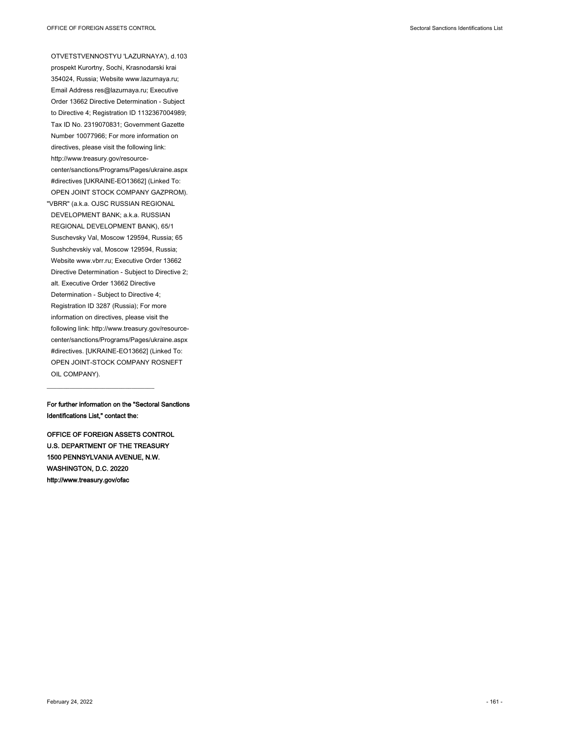OTVETSTVENNOSTYU 'LAZURNAYA'), d.103 prospekt Kurortny, Sochi, Krasnodarski krai 354024, Russia; Website www.lazurnaya.ru; Email Address res@lazurnaya.ru; Executive Order 13662 Directive Determination - Subject to Directive 4; Registration ID 1132367004989; Tax ID No. 2319070831; Government Gazette Number 10077966; For more information on directives, please visit the following link: http://www.treasury.gov/resource-center/sanctions/Programs/Pages/ukraine.aspx#directives [UKRAINE-EO13662] (Linked To: OPEN JOINT STOCK COMPANY GAZPROM).

"VBRR" (a.k.a. OJSC RUSSIAN REGIONAL DEVELOPMENT BANK; a.k.a. RUSSIAN REGIONAL DEVELOPMENT BANK), 65/1 Suschevsky Val, Moscow 129594, Russia; 65 Sushchevskiy val, Moscow 129594, Russia; Website www.vbrr.ru; Executive Order 13662 Directive Determination - Subject to Directive 2; alt. Executive Order 13662 Directive Determination - Subject to Directive 4; Registration ID 3287 (Russia); For more information on directives, please visit the following link: http://www.treasury.gov/resource-center/sanctions/Programs/Pages/ukraine.aspx#directives. [UKRAINE-EO13662] (Linked To: OPEN JOINT-STOCK COMPANY ROSNEFT OIL COMPANY).

---

**For further information on the "Sectoral Sanctions Identifications List," contact the:**

**OFFICE OF FOREIGN ASSETS CONTROL**
**U.S. DEPARTMENT OF THE TREASURY**
**1500 PENNSYLVANIA AVENUE, N.W.**
**WASHINGTON, D.C. 20220**
**http://www.treasury.gov/ofac**